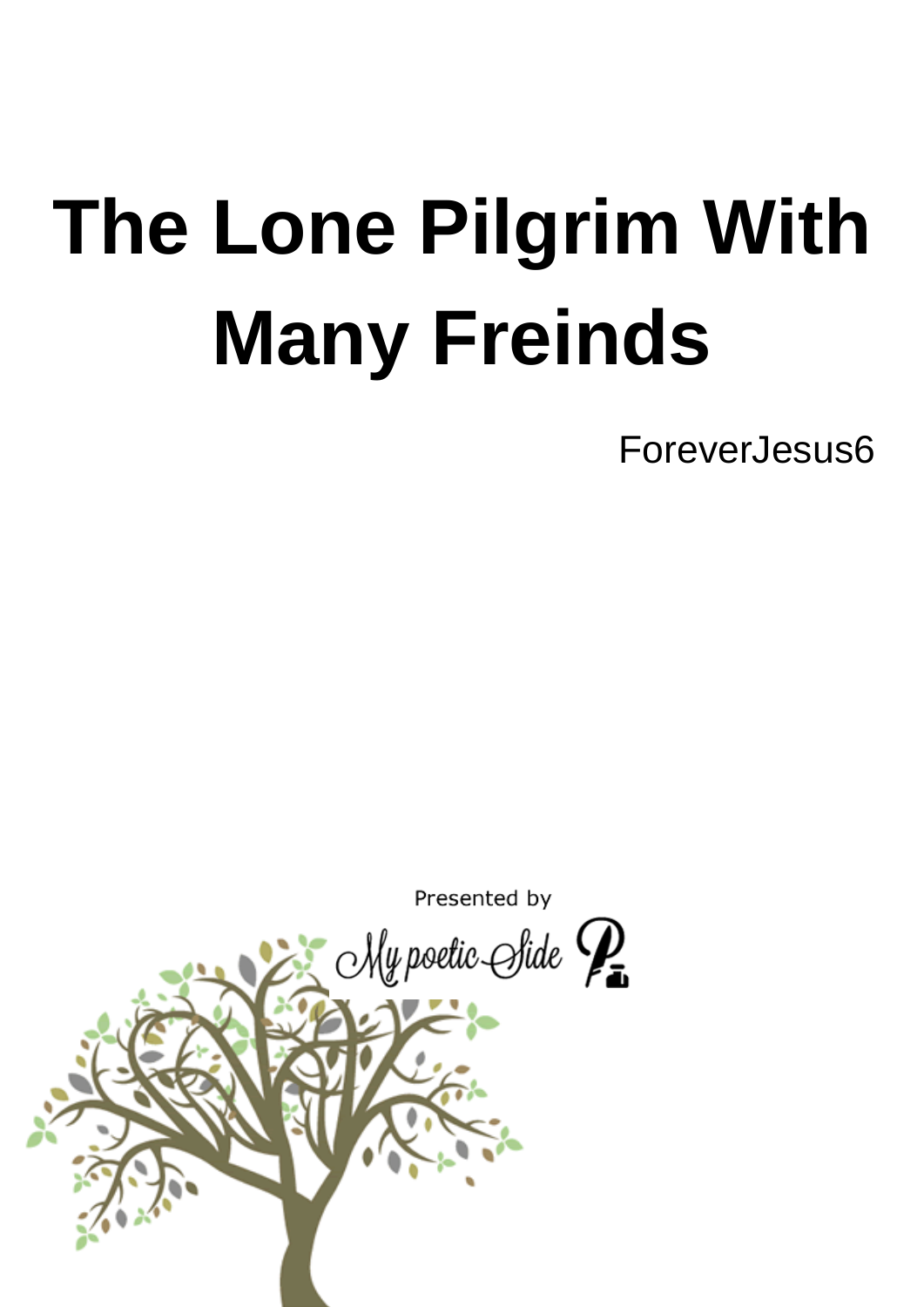# The Lone Pilgrim With Many Freinds

ForeverJesus6

Presented by

My poetic Side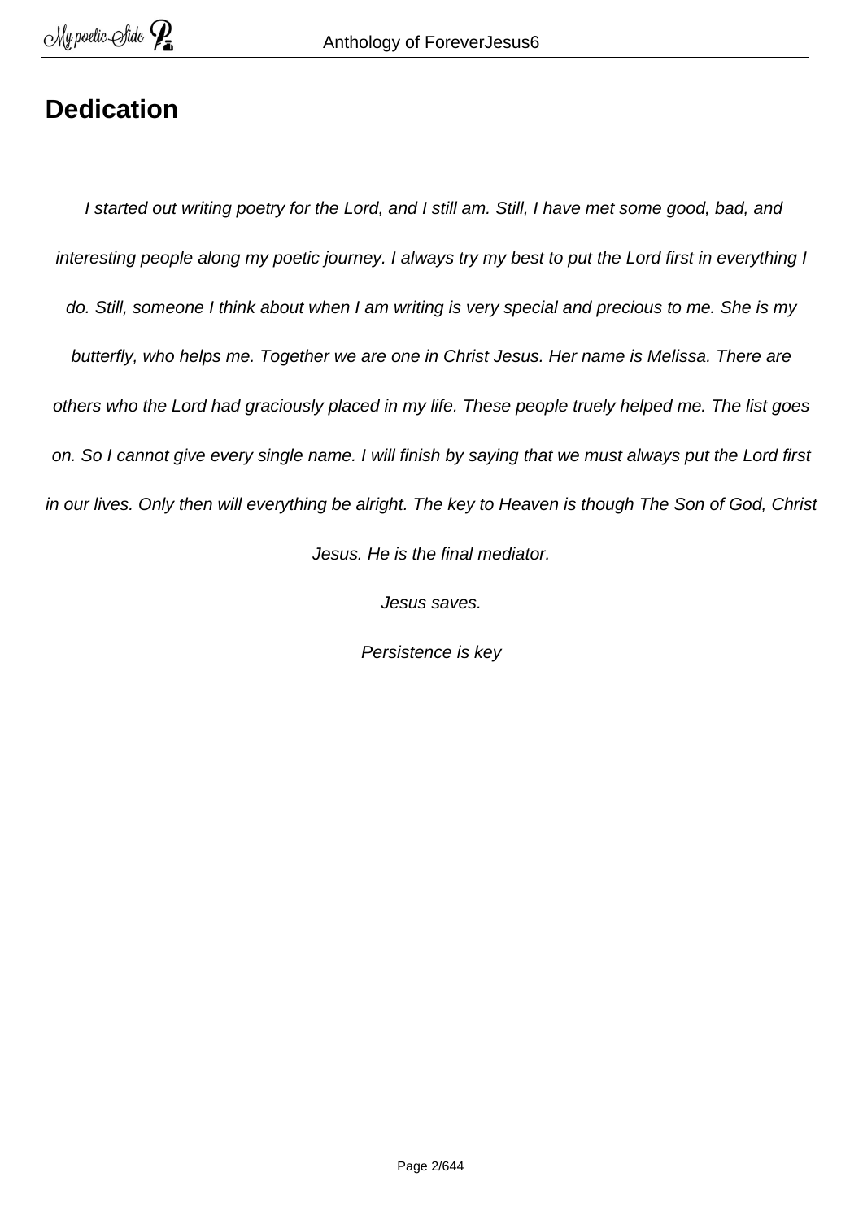# Dedication

*I started out writing poetry for the Lord, and I still am. Still, I have met some good, bad, and interesting people along my poetic journey. I always try my best to put the Lord first in everything I do. Still, someone I think about when I am writing is very special and precious to me. She is my butterfly, who helps me. Together we are one in Christ Jesus. Her name is Melissa. There are others who the Lord had graciously placed in my life. These people truely helped me. The list goes on. So I cannot give every single name. I will finish by saying that we must always put the Lord first in our lives. Only then will everything be alright. The key to Heaven is though The Son of God, Christ Jesus. He is the final mediator.*

*Jesus saves.*

*Persistence is key*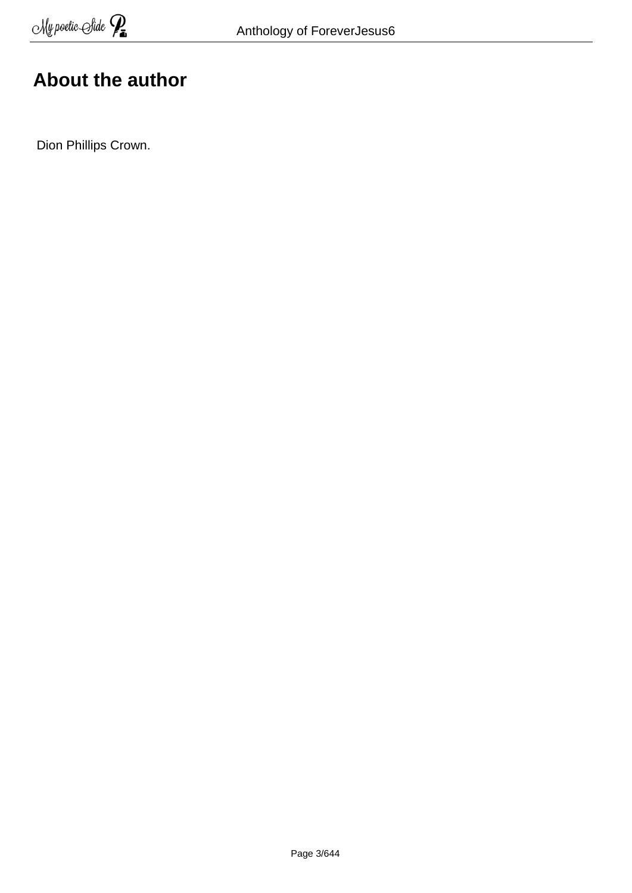# About the author

Dion Phillips Crown.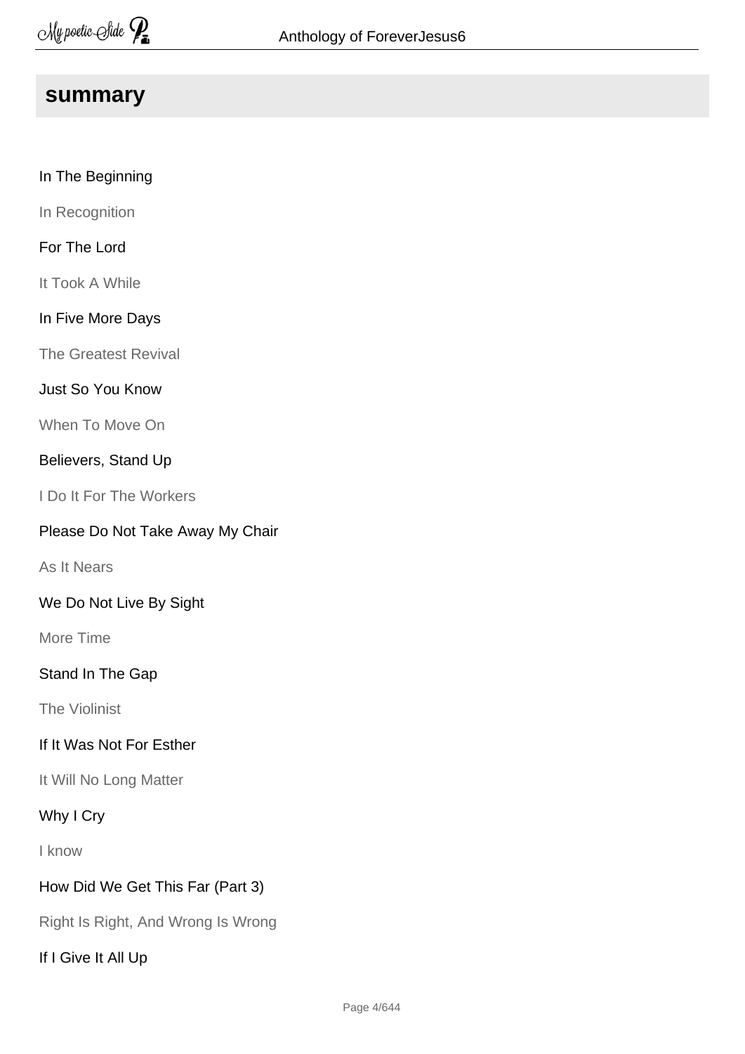## summary

In The Beginning

In Recognition

For The Lord

It Took A While

In Five More Days

The Greatest Revival

Just So You Know

When To Move On

Believers, Stand Up

I Do It For The Workers

Please Do Not Take Away My Chair

As It Nears

We Do Not Live By Sight

More Time

Stand In The Gap

The Violinist

If It Was Not For Esther

It Will No Long Matter

Why I Cry

I know

How Did We Get This Far (Part 3)

Right Is Right, And Wrong Is Wrong

If I Give It All Up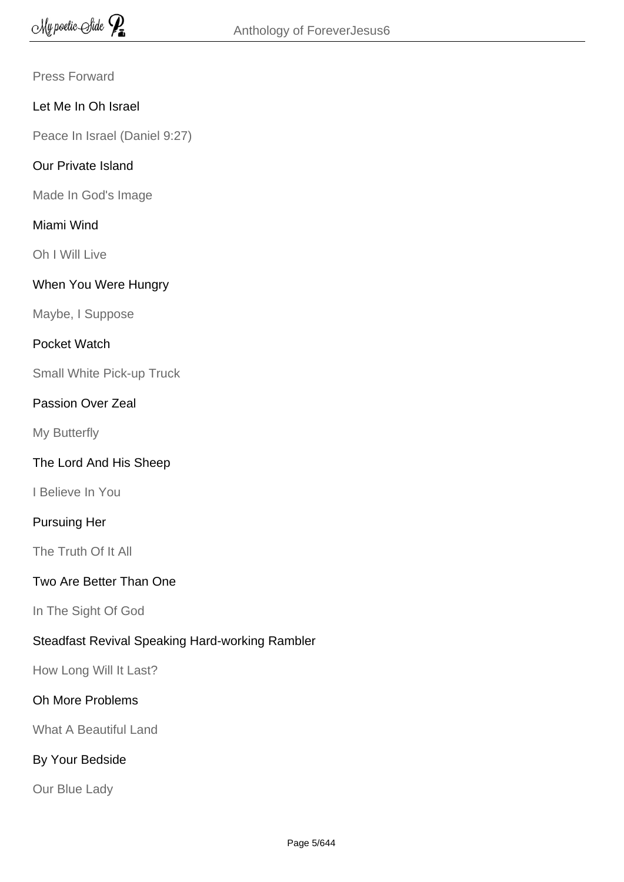Press Forward

Let Me In Oh Israel

Peace In Israel (Daniel 9:27)

Our Private Island

Made In God's Image

Miami Wind

Oh I Will Live

When You Were Hungry

Maybe, I Suppose

Pocket Watch

Small White Pick-up Truck

Passion Over Zeal

My Butterfly

The Lord And His Sheep

I Believe In You

Pursuing Her

The Truth Of It All

Two Are Better Than One

In The Sight Of God

Steadfast Revival Speaking Hard-working Rambler

How Long Will It Last?

Oh More Problems

What A Beautiful Land

By Your Bedside

Our Blue Lady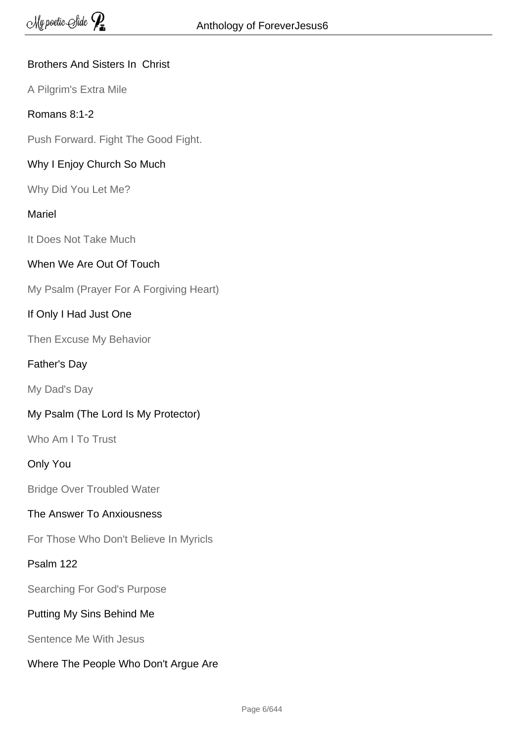Brothers And Sisters In  Christ

A Pilgrim's Extra Mile

Romans 8:1-2

Push Forward. Fight The Good Fight.

Why I Enjoy Church So Much

Why Did You Let Me?

Mariel

It Does Not Take Much

When We Are Out Of Touch

My Psalm (Prayer For A Forgiving Heart)

If Only I Had Just One

Then Excuse My Behavior

Father's Day

My Dad's Day

My Psalm (The Lord Is My Protector)

Who Am I To Trust

Only You

Bridge Over Troubled Water

The Answer To Anxiousness

For Those Who Don't Believe In Myricls

Psalm 122

Searching For God's Purpose

Putting My Sins Behind Me

Sentence Me With Jesus

Where The People Who Don't Argue Are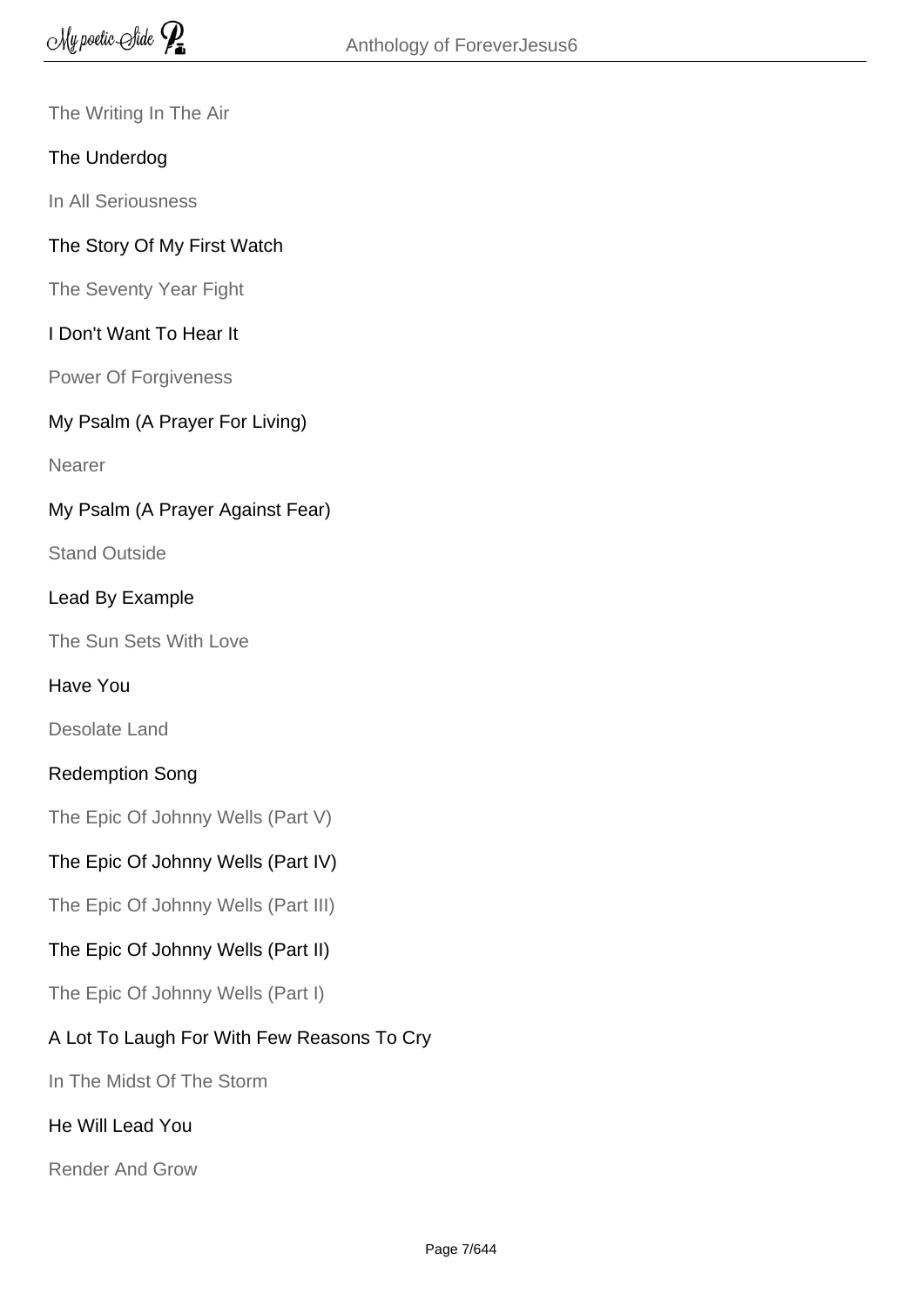The Writing In The Air

The Underdog

In All Seriousness

The Story Of My First Watch

The Seventy Year Fight

I Don't Want To Hear It

Power Of Forgiveness

My Psalm (A Prayer For Living)

Nearer

My Psalm (A Prayer Against Fear)

Stand Outside

Lead By Example

The Sun Sets With Love

Have You

Desolate Land

Redemption Song

The Epic Of Johnny Wells (Part V)

The Epic Of Johnny Wells (Part IV)

The Epic Of Johnny Wells (Part III)

The Epic Of Johnny Wells (Part II)

The Epic Of Johnny Wells (Part I)

A Lot To Laugh For With Few Reasons To Cry

In The Midst Of The Storm

He Will Lead You

Render And Grow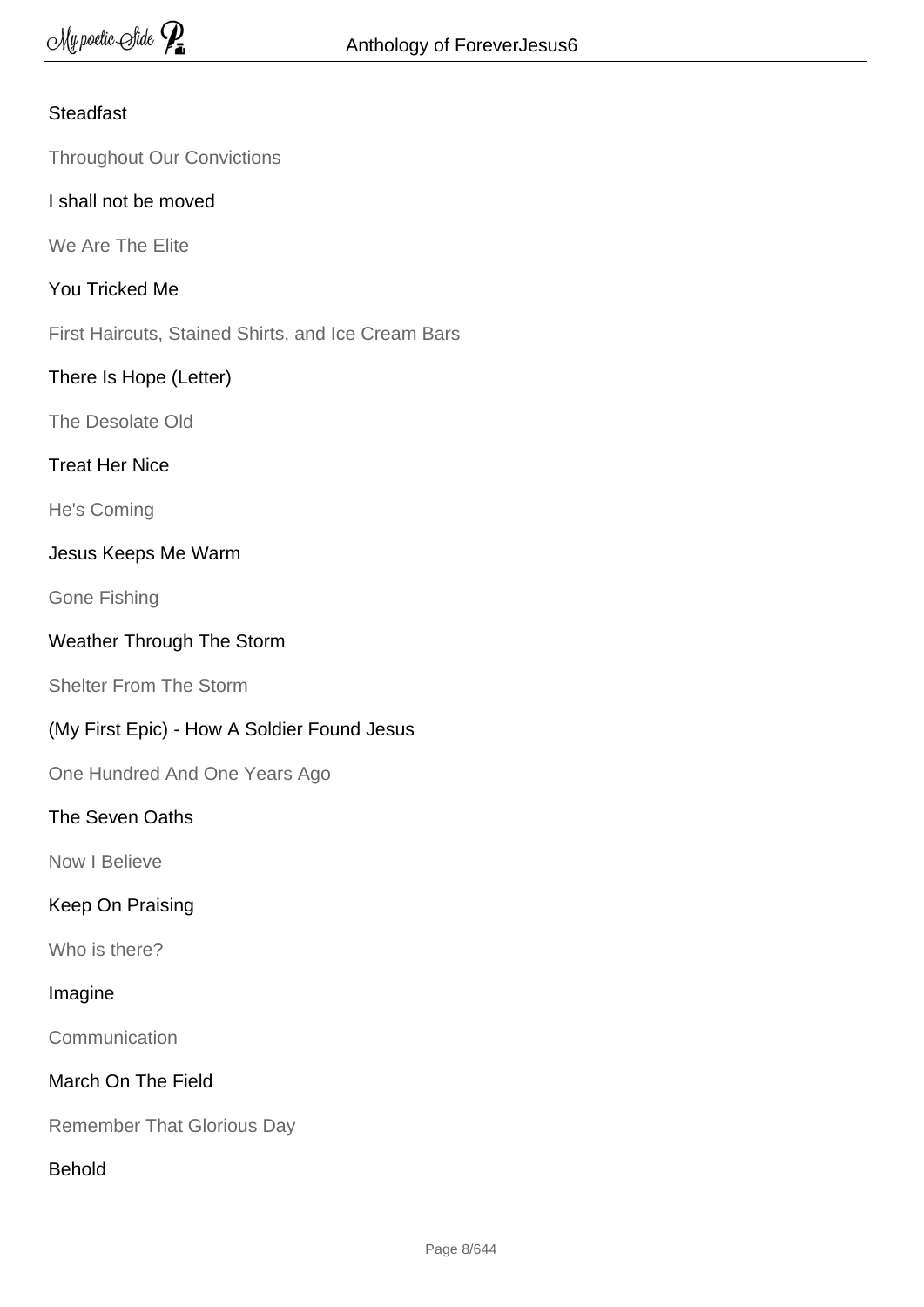Steadfast

Throughout Our Convictions

I shall not be moved

We Are The Elite

You Tricked Me

First Haircuts, Stained Shirts, and Ice Cream Bars

There Is Hope (Letter)

The Desolate Old

Treat Her Nice

He's Coming

Jesus Keeps Me Warm

Gone Fishing

Weather Through The Storm

Shelter From The Storm

(My First Epic) - How A Soldier Found Jesus

One Hundred And One Years Ago

The Seven Oaths

Now I Believe

Keep On Praising

Who is there?

Imagine

Communication

March On The Field

Remember That Glorious Day

Behold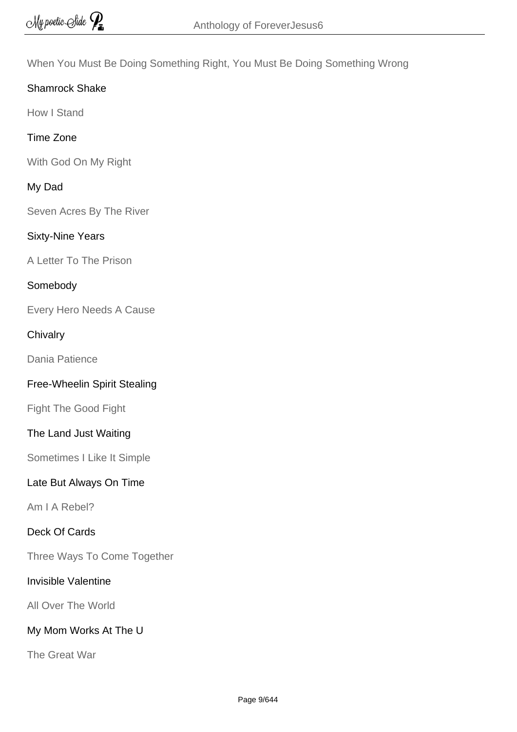When You Must Be Doing Something Right, You Must Be Doing Something Wrong

Shamrock Shake

How I Stand

Time Zone

With God On My Right

My Dad

Seven Acres By The River

Sixty-Nine Years

A Letter To The Prison

Somebody

Every Hero Needs A Cause

Chivalry

Dania Patience

Free-Wheelin Spirit Stealing

Fight The Good Fight

The Land Just Waiting

Sometimes I Like It Simple

Late But Always On Time

Am I A Rebel?

Deck Of Cards

Three Ways To Come Together

Invisible Valentine

All Over The World

My Mom Works At The U

The Great War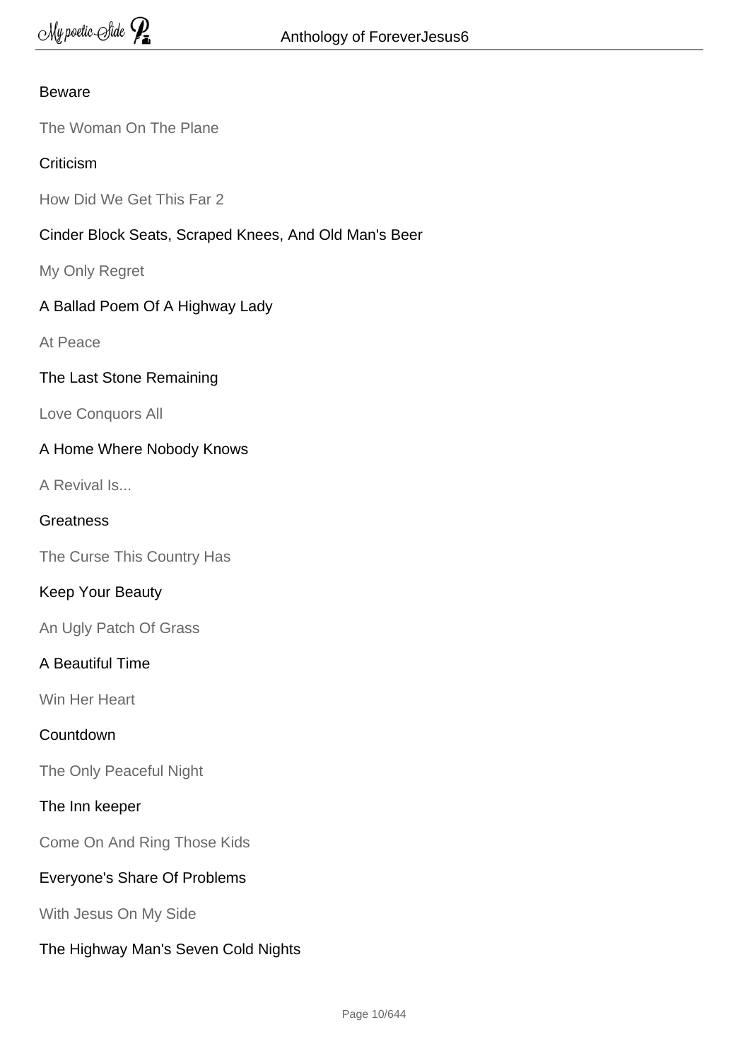Beware

The Woman On The Plane

Criticism

How Did We Get This Far 2

Cinder Block Seats, Scraped Knees, And Old Man's Beer

My Only Regret

A Ballad Poem Of A Highway Lady

At Peace

The Last Stone Remaining

Love Conquors All

A Home Where Nobody Knows

A Revival Is...

Greatness

The Curse This Country Has

Keep Your Beauty

An Ugly Patch Of Grass

A Beautiful Time

Win Her Heart

Countdown

The Only Peaceful Night

The Inn keeper

Come On And Ring Those Kids

Everyone's Share Of Problems

With Jesus On My Side

The Highway Man's Seven Cold Nights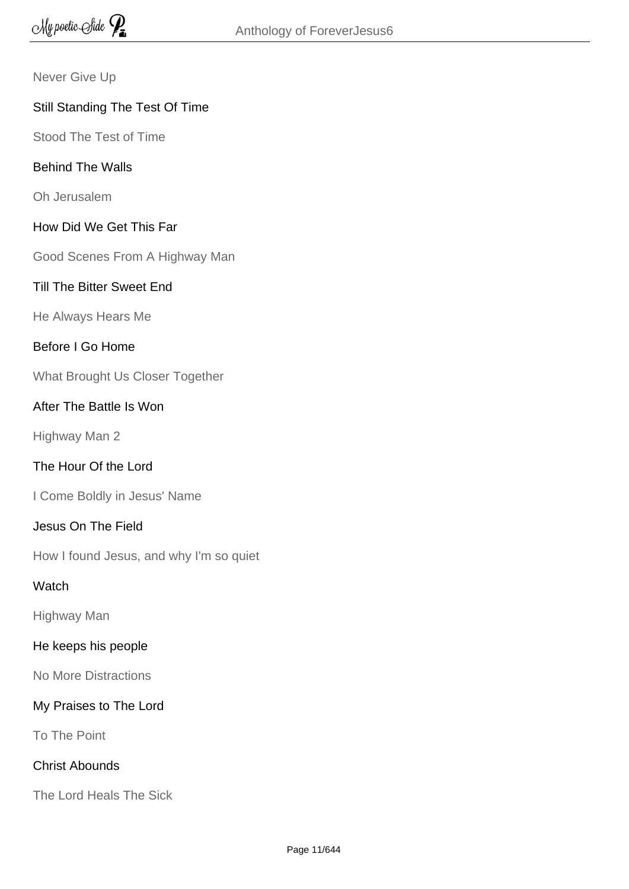Never Give Up

Still Standing The Test Of Time

Stood The Test of Time

Behind The Walls

Oh Jerusalem

How Did We Get This Far

Good Scenes From A Highway Man

Till The Bitter Sweet End

He Always Hears Me

Before I Go Home

What Brought Us Closer Together

After The Battle Is Won

Highway Man 2

The Hour Of the Lord

I Come Boldly in Jesus' Name

Jesus On The Field

How I found Jesus, and why I'm so quiet

Watch

Highway Man

He keeps his people

No More Distractions

My Praises to The Lord

To The Point

Christ Abounds

The Lord Heals The Sick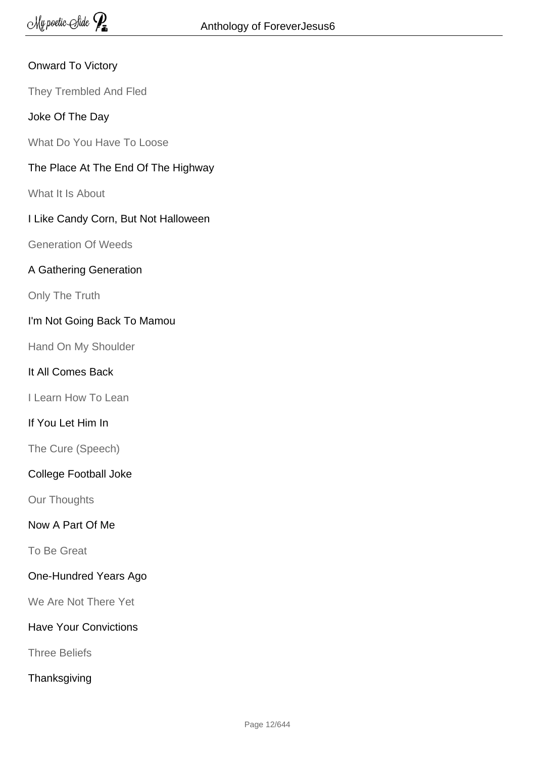Onward To Victory

They Trembled And Fled

Joke Of The Day

What Do You Have To Loose

The Place At The End Of The Highway

What It Is About

I Like Candy Corn, But Not Halloween

Generation Of Weeds

A Gathering Generation

Only The Truth

I'm Not Going Back To Mamou

Hand On My Shoulder

It All Comes Back

I Learn How To Lean

If You Let Him In

The Cure (Speech)

College Football Joke

Our Thoughts

Now A Part Of Me

To Be Great

One-Hundred Years Ago

We Are Not There Yet

Have Your Convictions

Three Beliefs

Thanksgiving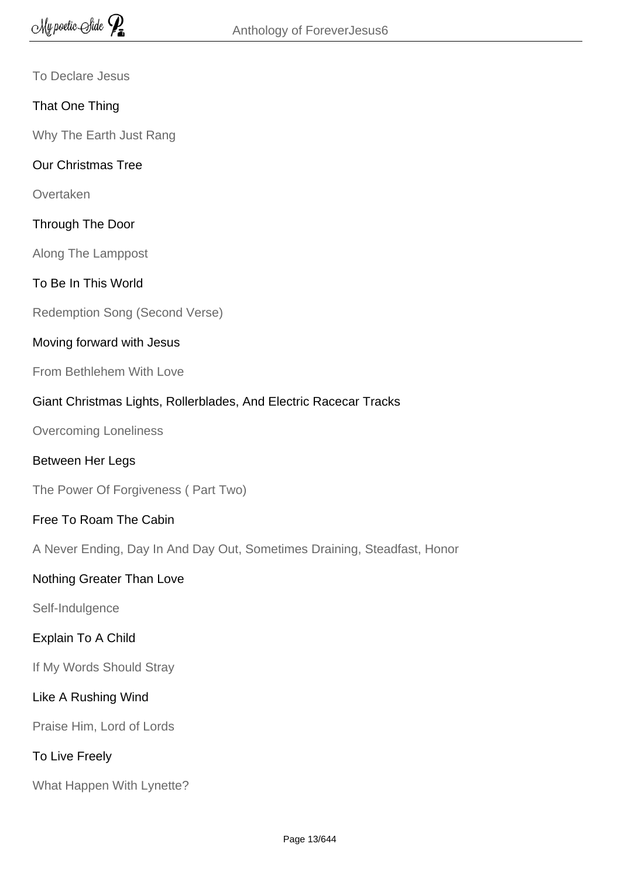To Declare Jesus

That One Thing

Why The Earth Just Rang

Our Christmas Tree

Overtaken

Through The Door

Along The Lamppost

To Be In This World

Redemption Song (Second Verse)

Moving forward with Jesus

From Bethlehem With Love

Giant Christmas Lights, Rollerblades, And Electric Racecar Tracks

Overcoming Loneliness

Between Her Legs

The Power Of Forgiveness ( Part Two)

Free To Roam The Cabin

A Never Ending, Day In And Day Out, Sometimes Draining, Steadfast, Honor

Nothing Greater Than Love

Self-Indulgence

Explain To A Child

If My Words Should Stray

Like A Rushing Wind

Praise Him, Lord of Lords

To Live Freely

What Happen With Lynette?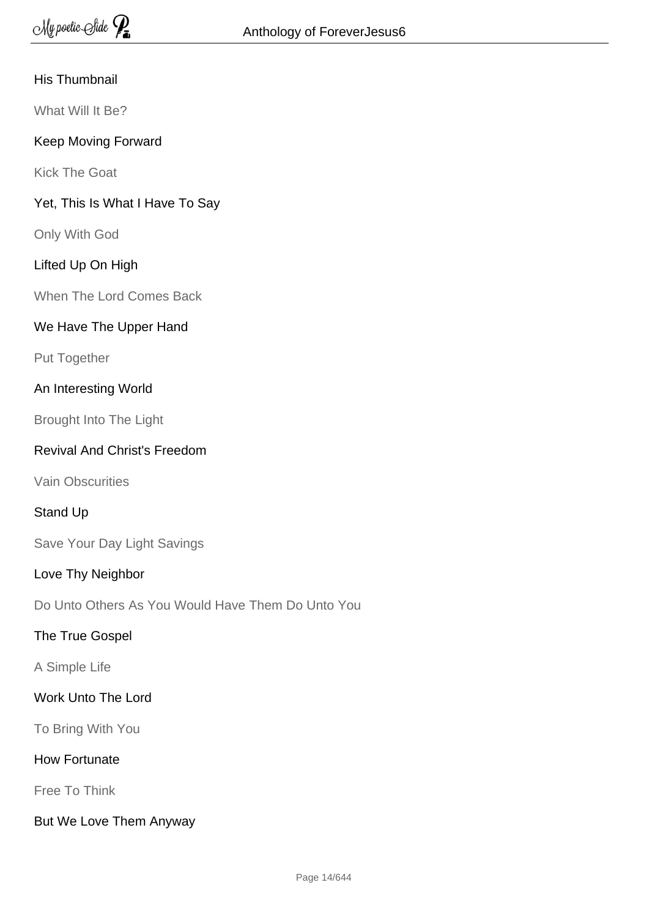His Thumbnail

What Will It Be?

Keep Moving Forward

Kick The Goat

Yet, This Is What I Have To Say

Only With God

Lifted Up On High

When The Lord Comes Back

We Have The Upper Hand

Put Together

An Interesting World

Brought Into The Light

Revival And Christ's Freedom

Vain Obscurities

Stand Up

Save Your Day Light Savings

Love Thy Neighbor

Do Unto Others As You Would Have Them Do Unto You

The True Gospel

A Simple Life

Work Unto The Lord

To Bring With You

How Fortunate

Free To Think

But We Love Them Anyway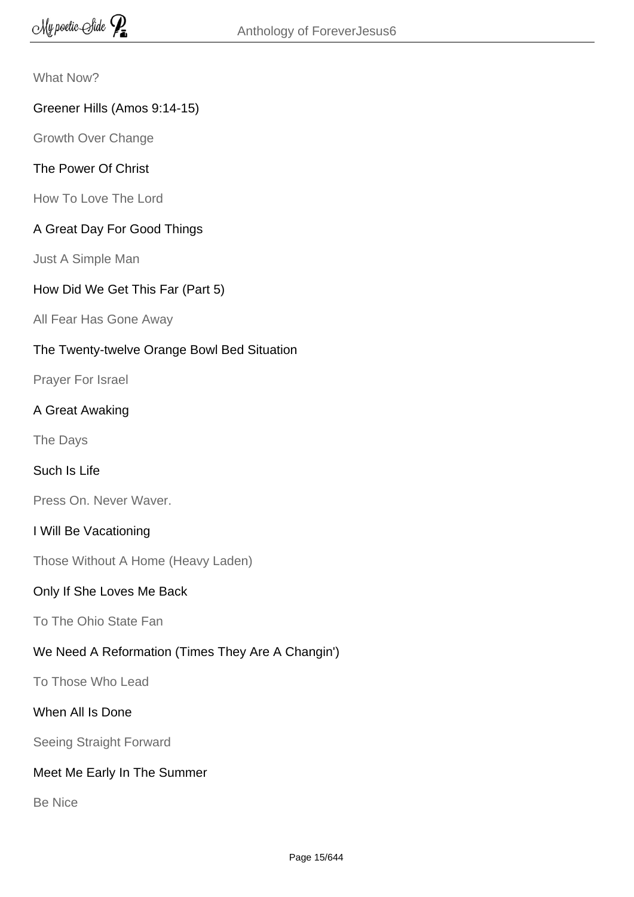What Now?

Greener Hills (Amos 9:14-15)

Growth Over Change

The Power Of Christ

How To Love The Lord

A Great Day For Good Things

Just A Simple Man

How Did We Get This Far (Part 5)

All Fear Has Gone Away

The Twenty-twelve Orange Bowl Bed Situation

Prayer For Israel

A Great Awaking

The Days

Such Is Life

Press On. Never Waver.

I Will Be Vacationing

Those Without A Home (Heavy Laden)

Only If She Loves Me Back

To The Ohio State Fan

We Need A Reformation (Times They Are A Changin')

To Those Who Lead

When All Is Done

Seeing Straight Forward

Meet Me Early In The Summer

Be Nice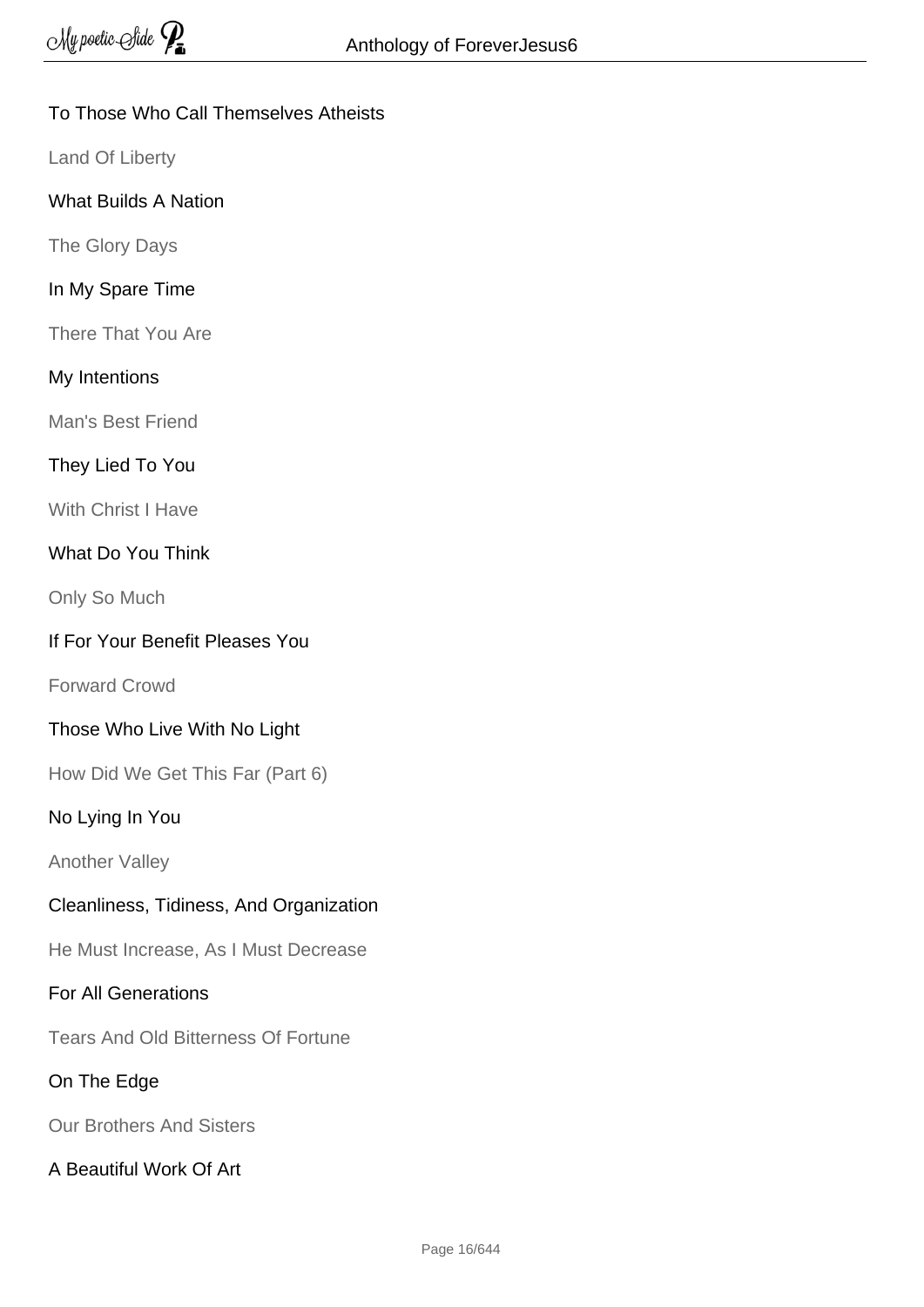To Those Who Call Themselves Atheists

Land Of Liberty

What Builds A Nation

The Glory Days

In My Spare Time

There That You Are

My Intentions

Man's Best Friend

They Lied To You

With Christ I Have

What Do You Think

Only So Much

If For Your Benefit Pleases You

Forward Crowd

Those Who Live With No Light

How Did We Get This Far (Part 6)

No Lying In You

Another Valley

Cleanliness, Tidiness, And Organization

He Must Increase, As I Must Decrease

For All Generations

Tears And Old Bitterness Of Fortune

On The Edge

Our Brothers And Sisters

A Beautiful Work Of Art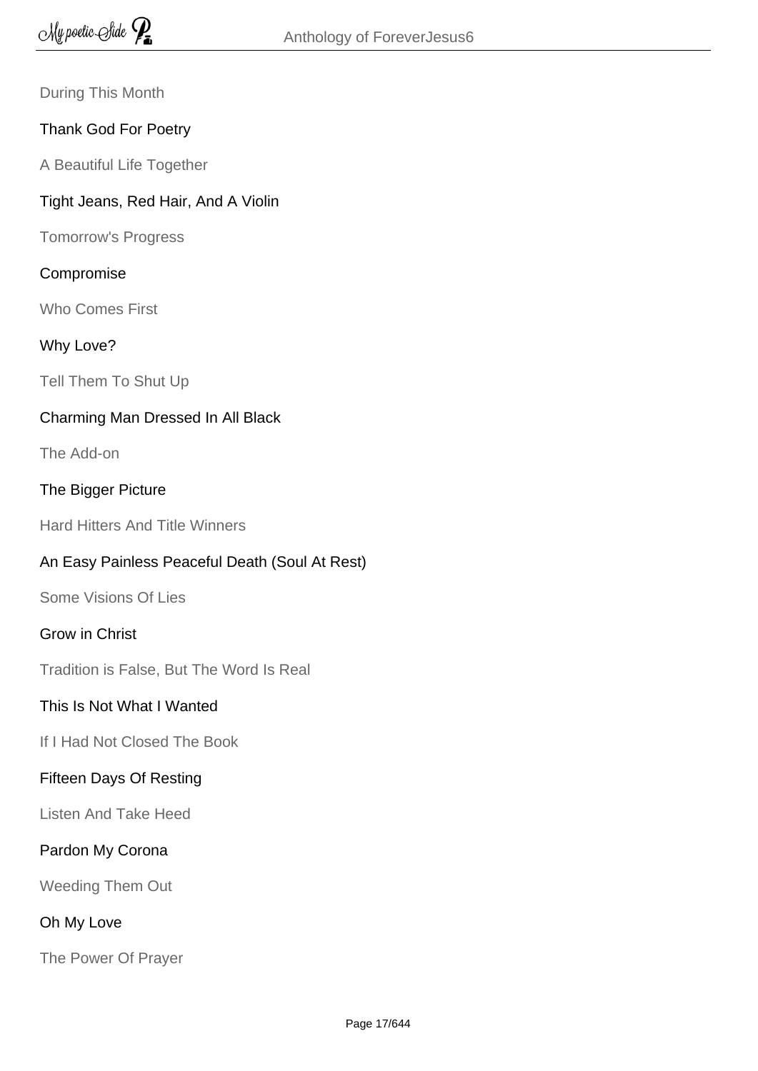During This Month

Thank God For Poetry

A Beautiful Life Together

Tight Jeans, Red Hair, And A Violin

Tomorrow's Progress

Compromise

Who Comes First

Why Love?

Tell Them To Shut Up

Charming Man Dressed In All Black

The Add-on

The Bigger Picture

Hard Hitters And Title Winners

An Easy Painless Peaceful Death (Soul At Rest)

Some Visions Of Lies

Grow in Christ

Tradition is False, But The Word Is Real

This Is Not What I Wanted

If I Had Not Closed The Book

Fifteen Days Of Resting

Listen And Take Heed

Pardon My Corona

Weeding Them Out

Oh My Love

The Power Of Prayer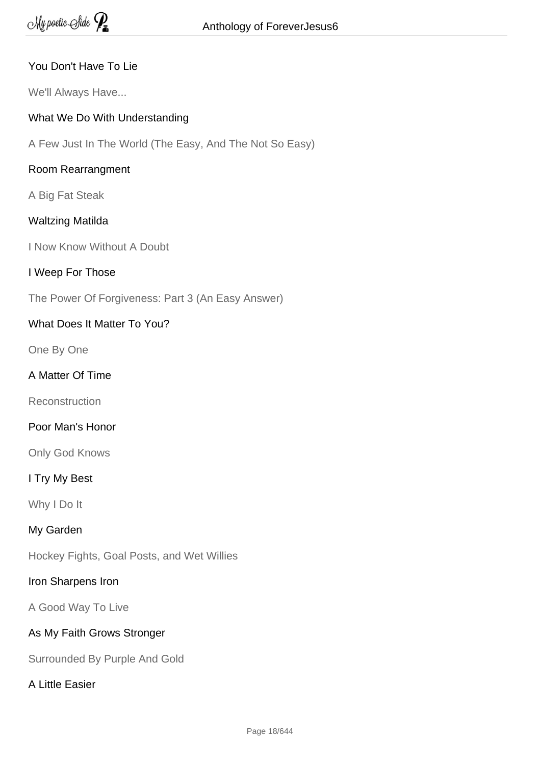You Don't Have To Lie

We'll Always Have...

What We Do With Understanding

A Few Just In The World (The Easy, And The Not So Easy)

Room Rearrangment

A Big Fat Steak

Waltzing Matilda

I Now Know Without A Doubt

I Weep For Those

The Power Of Forgiveness: Part 3 (An Easy Answer)

What Does It Matter To You?

One By One

A Matter Of Time

Reconstruction

Poor Man's Honor

Only God Knows

I Try My Best

Why I Do It

My Garden

Hockey Fights, Goal Posts, and Wet Willies

Iron Sharpens Iron

A Good Way To Live

As My Faith Grows Stronger

Surrounded By Purple And Gold

A Little Easier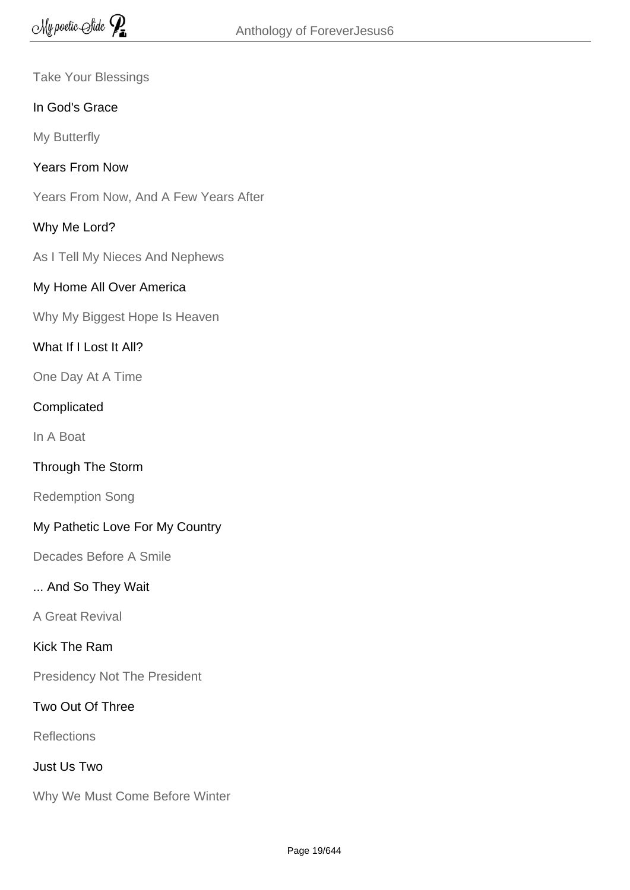Take Your Blessings

In God's Grace

My Butterfly

Years From Now

Years From Now, And A Few Years After

Why Me Lord?

As I Tell My Nieces And Nephews

My Home All Over America

Why My Biggest Hope Is Heaven

What If I Lost It All?

One Day At A Time

Complicated

In A Boat

Through The Storm

Redemption Song

My Pathetic Love For My Country

Decades Before A Smile

... And So They Wait

A Great Revival

Kick The Ram

Presidency Not The President

Two Out Of Three

Reflections

Just Us Two

Why We Must Come Before Winter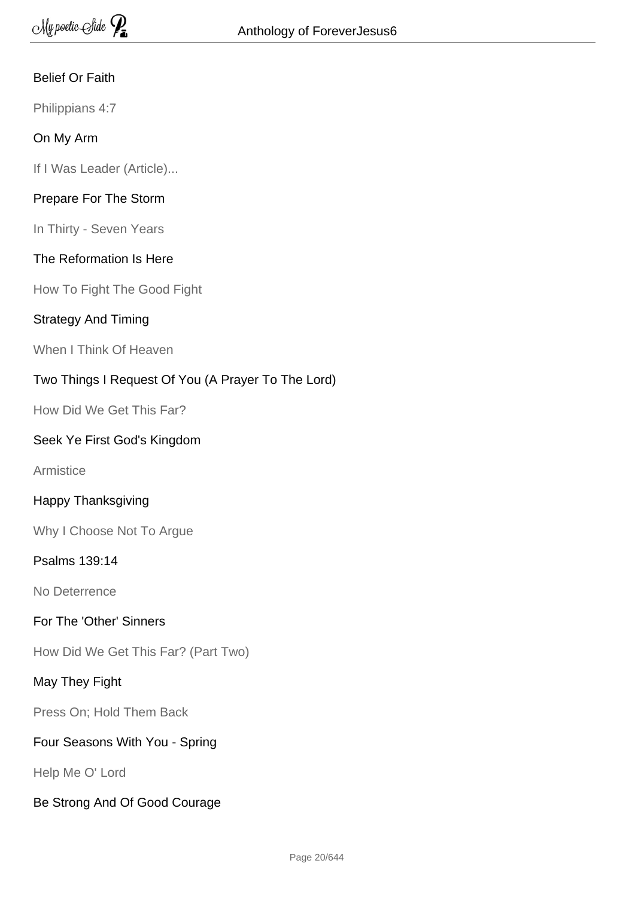Belief Or Faith

Philippians 4:7

On My Arm

If I Was Leader (Article)...

Prepare For The Storm

In Thirty - Seven Years

The Reformation Is Here

How To Fight The Good Fight

Strategy And Timing

When I Think Of Heaven

Two Things I Request Of You (A Prayer To The Lord)

How Did We Get This Far?

Seek Ye First God's Kingdom

Armistice

Happy Thanksgiving

Why I Choose Not To Argue

Psalms 139:14

No Deterrence

For The 'Other' Sinners

How Did We Get This Far? (Part Two)

May They Fight

Press On; Hold Them Back

Four Seasons With You - Spring

Help Me O' Lord

Be Strong And Of Good Courage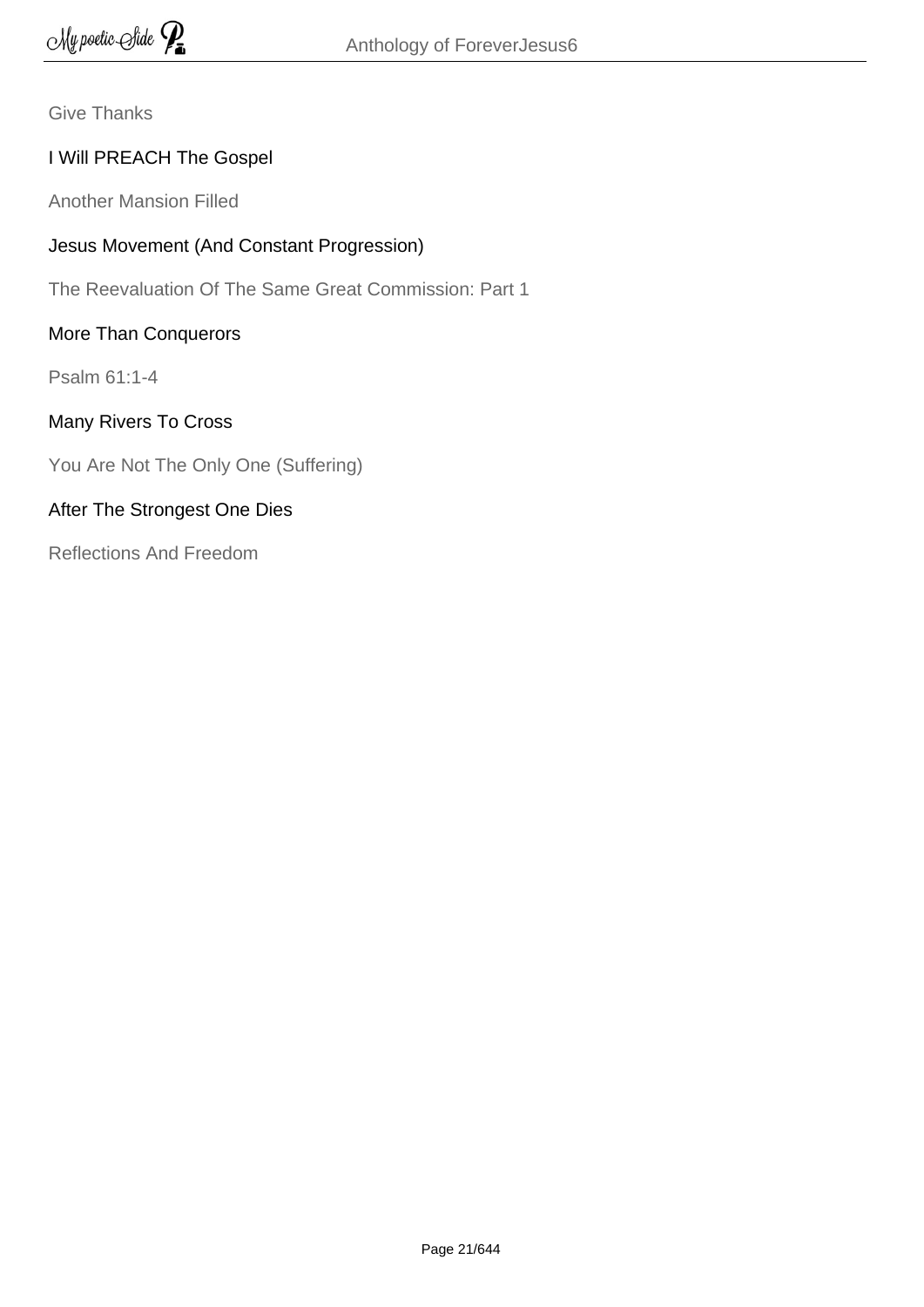Give Thanks

I Will PREACH The Gospel

Another Mansion Filled

Jesus Movement (And Constant Progression)

The Reevaluation Of The Same Great Commission: Part 1

More Than Conquerors

Psalm 61:1-4

Many Rivers To Cross

You Are Not The Only One (Suffering)

After The Strongest One Dies

Reflections And Freedom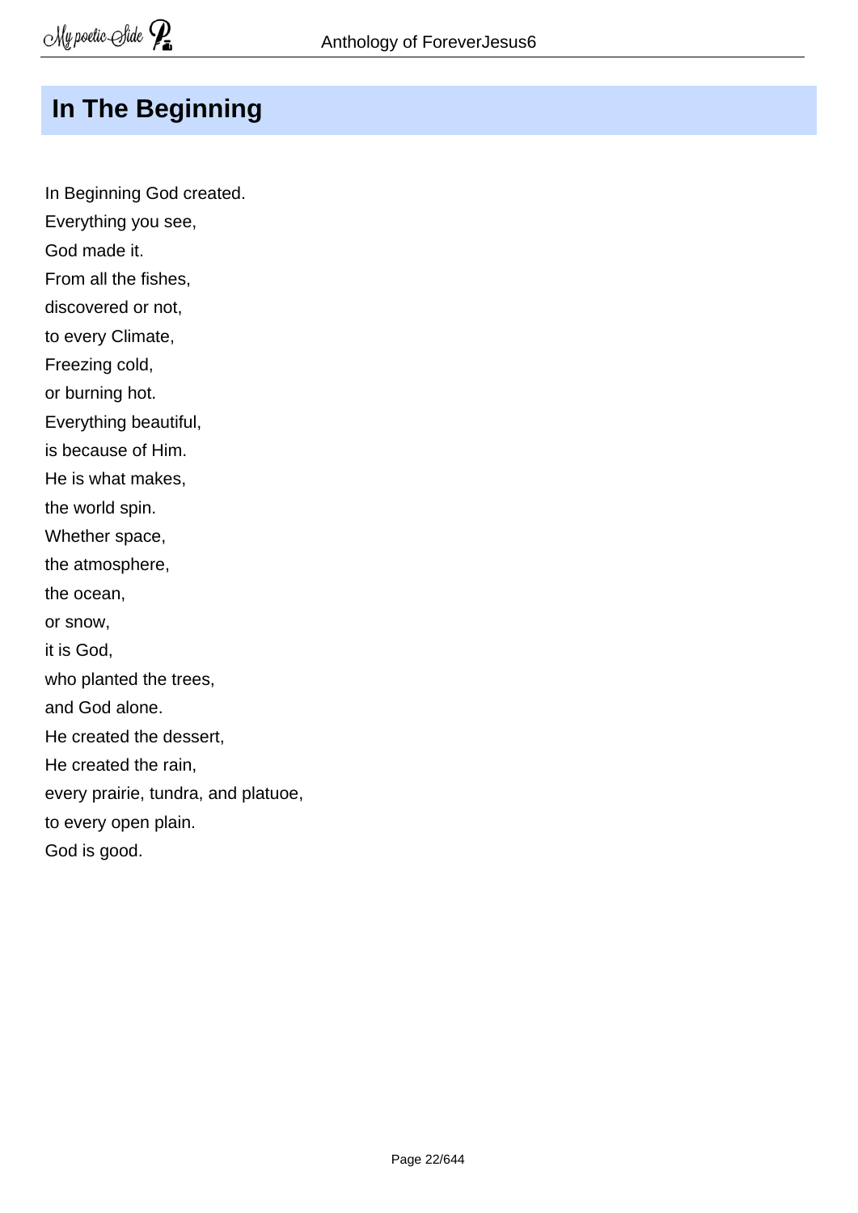## In The Beginning

In Beginning God created.  
Everything you see,  
God made it.  
From all the fishes,  
discovered or not,  
to every Climate,  
Freezing cold,  
or burning hot.  
Everything beautiful,  
is because of Him.  
He is what makes,  
the world spin.  
Whether space,  
the atmosphere,  
the ocean,  
or snow,  
it is God,  
who planted the trees,  
and God alone.  
He created the dessert,  
He created the rain,  
every prairie, tundra, and platuoe,  
to every open plain.  
God is good.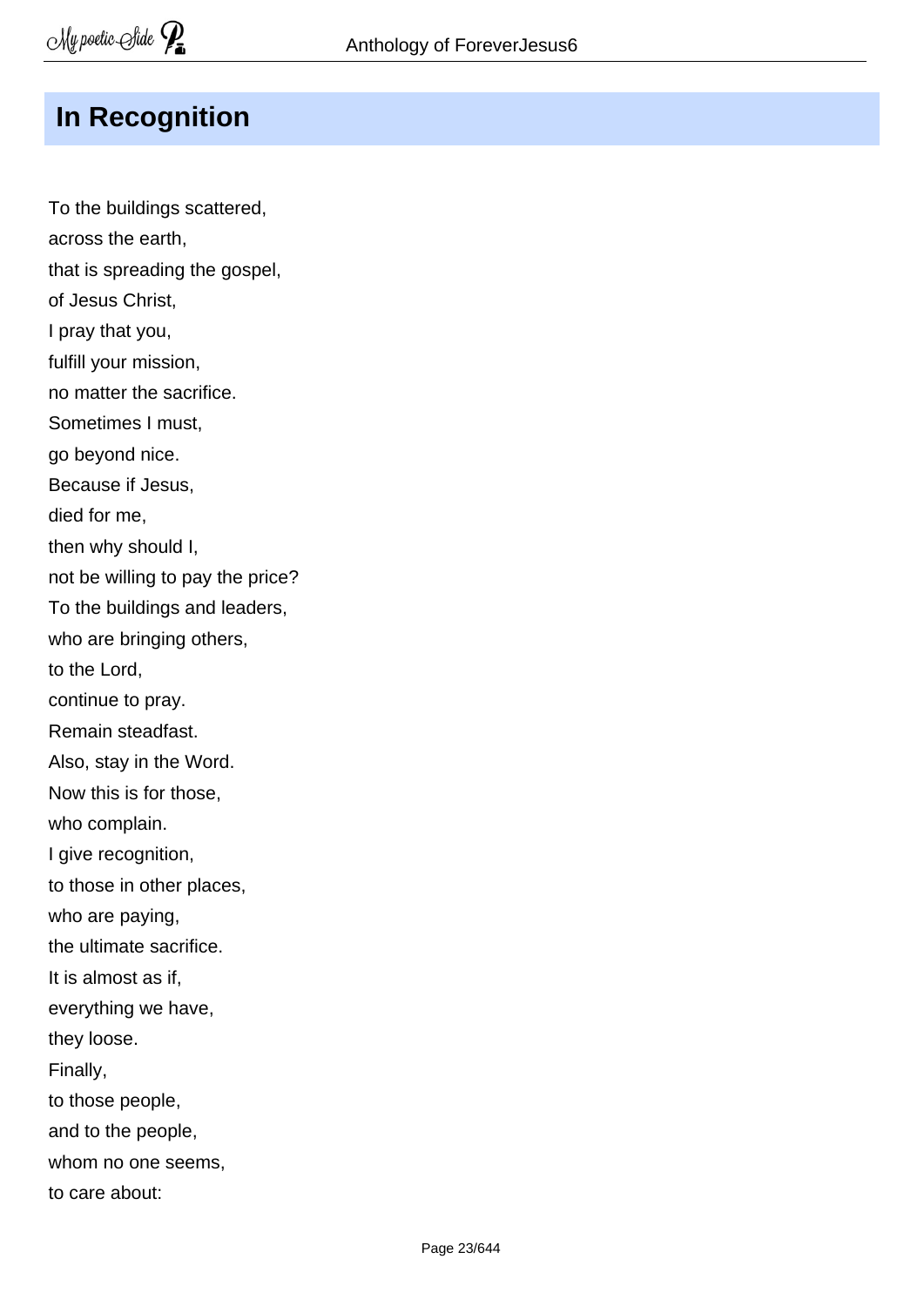## In Recognition

To the buildings scattered,
across the earth,
that is spreading the gospel,
of Jesus Christ,
I pray that you,
fulfill your mission,
no matter the sacrifice.
Sometimes I must,
go beyond nice.
Because if Jesus,
died for me,
then why should I,
not be willing to pay the price?
To the buildings and leaders,
who are bringing others,
to the Lord,
continue to pray.
Remain steadfast.
Also, stay in the Word.
Now this is for those,
who complain.
I give recognition,
to those in other places,
who are paying,
the ultimate sacrifice.
It is almost as if,
everything we have,
they loose.
Finally,
to those people,
and to the people,
whom no one seems,
to care about: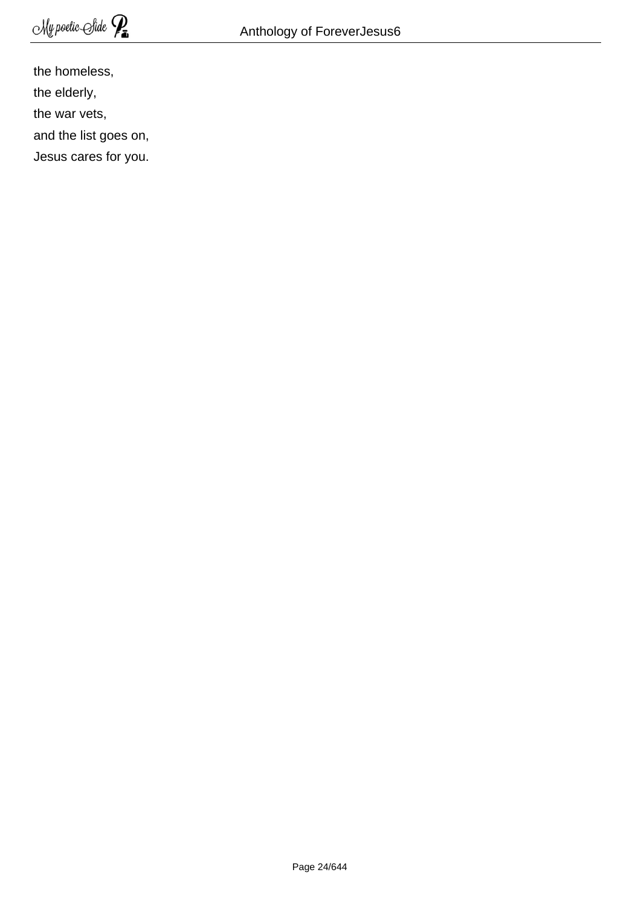the homeless,  
the elderly,  
the war vets,  
and the list goes on,  
Jesus cares for you.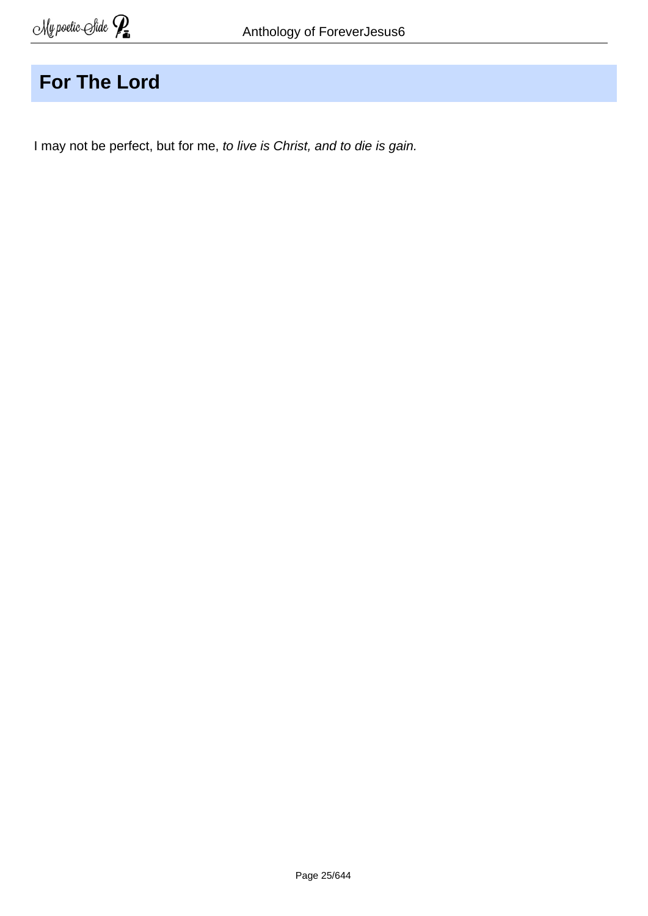# For The Lord

I may not be perfect, but for me, *to live is Christ, and to die is gain.*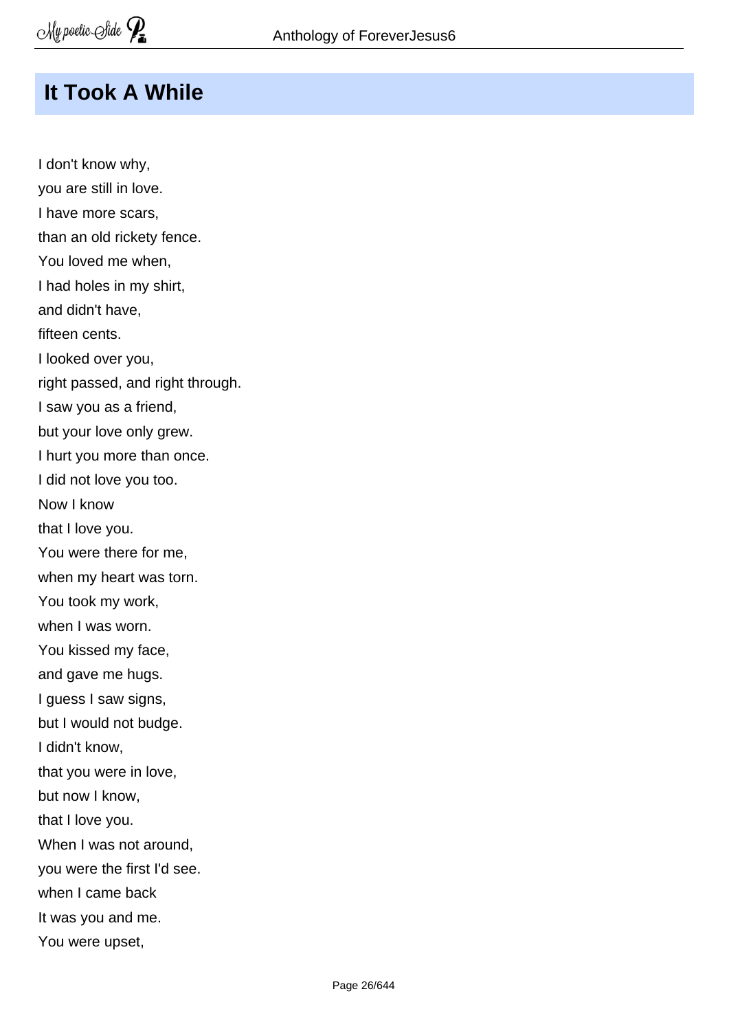## It Took A While

I don't know why,
you are still in love.
I have more scars,
than an old rickety fence.
You loved me when,
I had holes in my shirt,
and didn't have,
fifteen cents.
I looked over you,
right passed, and right through.
I saw you as a friend,
but your love only grew.
I hurt you more than once.
I did not love you too.
Now I know
that I love you.
You were there for me,
when my heart was torn.
You took my work,
when I was worn.
You kissed my face,
and gave me hugs.
I guess I saw signs,
but I would not budge.
I didn't know,
that you were in love,
but now I know,
that I love you.
When I was not around,
you were the first I'd see.
when I came back
It was you and me.
You were upset,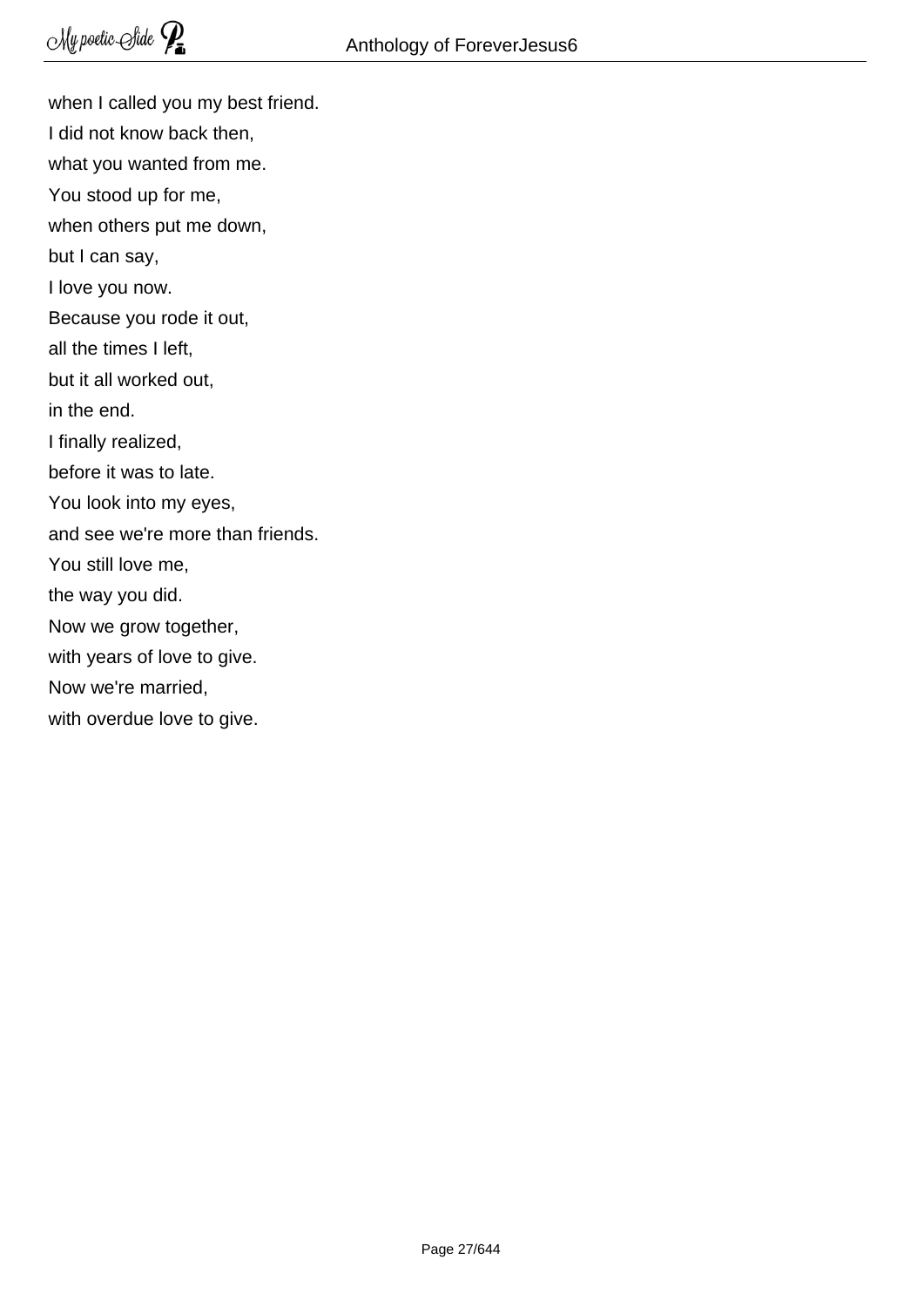when I called you my best friend.
I did not know back then,
what you wanted from me.
You stood up for me,
when others put me down,
but I can say,
I love you now.
Because you rode it out,
all the times I left,
but it all worked out,
in the end.
I finally realized,
before it was to late.
You look into my eyes,
and see we're more than friends.
You still love me,
the way you did.
Now we grow together,
with years of love to give.
Now we're married,
with overdue love to give.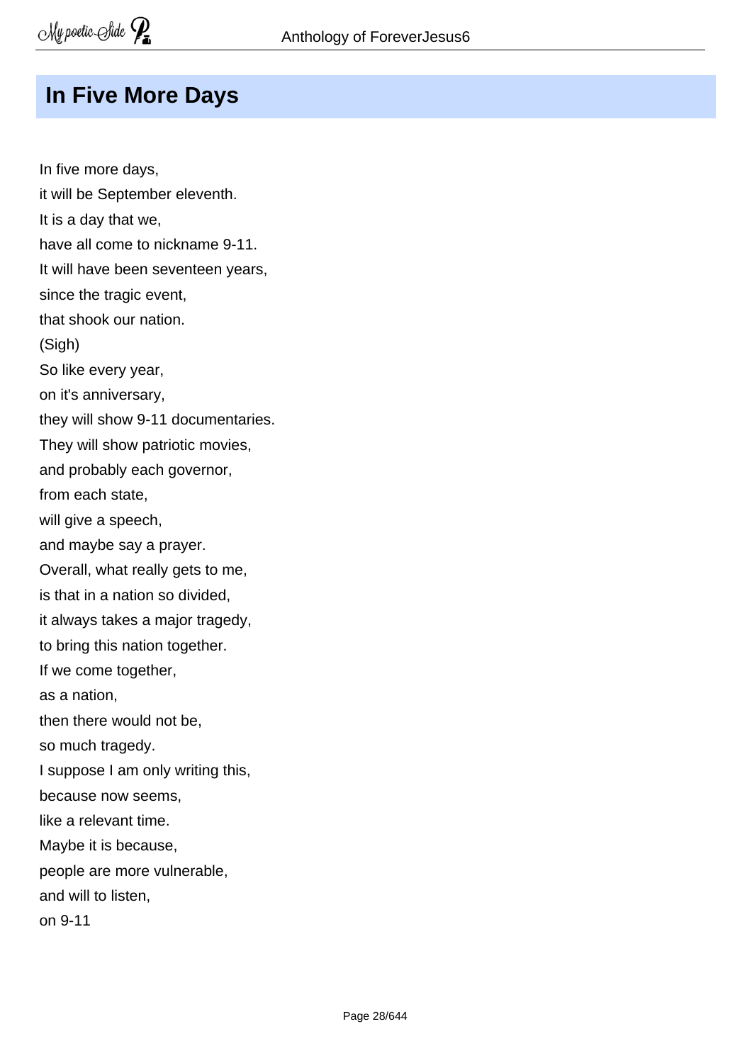# In Five More Days

In five more days,  
it will be September eleventh.  
It is a day that we,  
have all come to nickname 9-11.  
It will have been seventeen years,  
since the tragic event,  
that shook our nation.  
(Sigh)  
So like every year,  
on it's anniversary,  
they will show 9-11 documentaries.  
They will show patriotic movies,  
and probably each governor,  
from each state,  
will give a speech,  
and maybe say a prayer.  
Overall, what really gets to me,  
is that in a nation so divided,  
it always takes a major tragedy,  
to bring this nation together.  
If we come together,  
as a nation,  
then there would not be,  
so much tragedy.  
I suppose I am only writing this,  
because now seems,  
like a relevant time.  
Maybe it is because,  
people are more vulnerable,  
and will to listen,  
on 9-11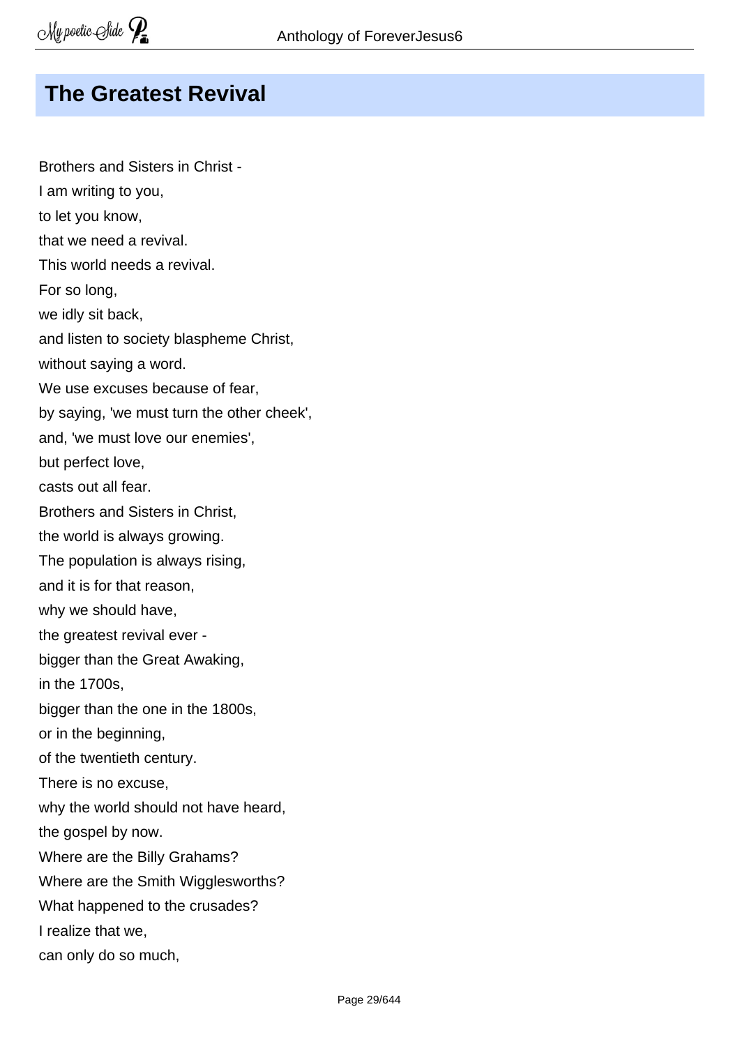## The Greatest Revival

Brothers and Sisters in Christ -  
I am writing to you,  
to let you know,  
that we need a revival.  
This world needs a revival.  
For so long,  
we idly sit back,  
and listen to society blaspheme Christ,  
without saying a word.  
We use excuses because of fear,  
by saying, 'we must turn the other cheek',  
and, 'we must love our enemies',  
but perfect love,  
casts out all fear.  
Brothers and Sisters in Christ,  
the world is always growing.  
The population is always rising,  
and it is for that reason,  
why we should have,  
the greatest revival ever -  
bigger than the Great Awaking,  
in the 1700s,  
bigger than the one in the 1800s,  
or in the beginning,  
of the twentieth century.  
There is no excuse,  
why the world should not have heard,  
the gospel by now.  
Where are the Billy Grahams?  
Where are the Smith Wigglesworths?  
What happened to the crusades?  
I realize that we,  
can only do so much,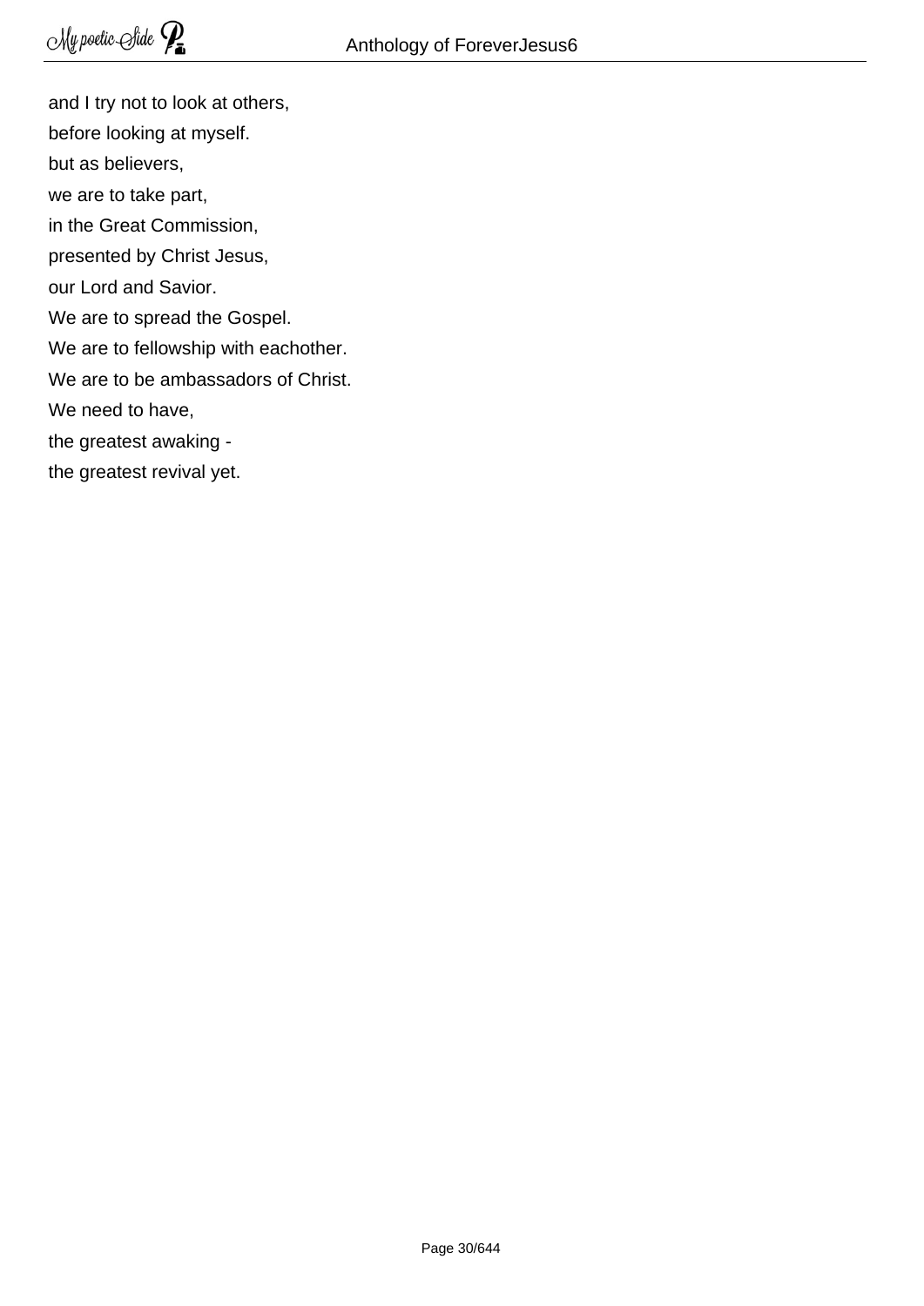and I try not to look at others,  
before looking at myself.  
but as believers,  
we are to take part,  
in the Great Commission,  
presented by Christ Jesus,  
our Lord and Savior.  
We are to spread the Gospel.  
We are to fellowship with eachother.  
We are to be ambassadors of Christ.  
We need to have,  
the greatest awaking -  
the greatest revival yet.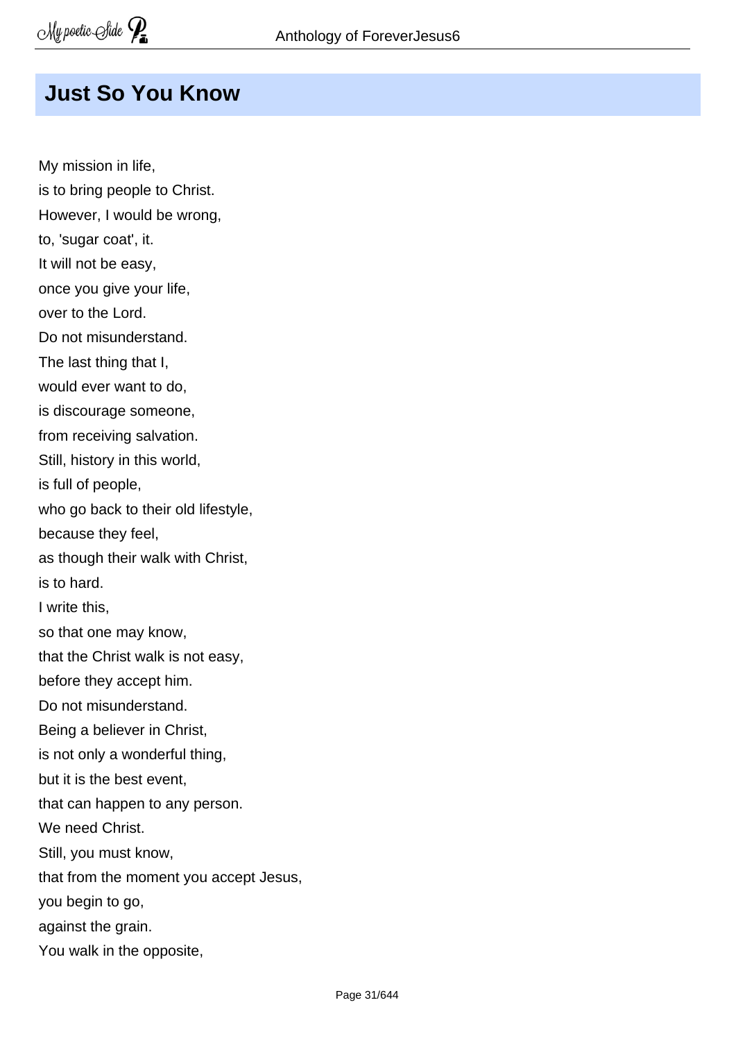## Just So You Know

My mission in life,
is to bring people to Christ.
However, I would be wrong,
to, 'sugar coat', it.
It will not be easy,
once you give your life,
over to the Lord.
Do not misunderstand.
The last thing that I,
would ever want to do,
is discourage someone,
from receiving salvation.
Still, history in this world,
is full of people,
who go back to their old lifestyle,
because they feel,
as though their walk with Christ,
is to hard.
I write this,
so that one may know,
that the Christ walk is not easy,
before they accept him.
Do not misunderstand.
Being a believer in Christ,
is not only a wonderful thing,
but it is the best event,
that can happen to any person.
We need Christ.
Still, you must know,
that from the moment you accept Jesus,
you begin to go,
against the grain.
You walk in the opposite,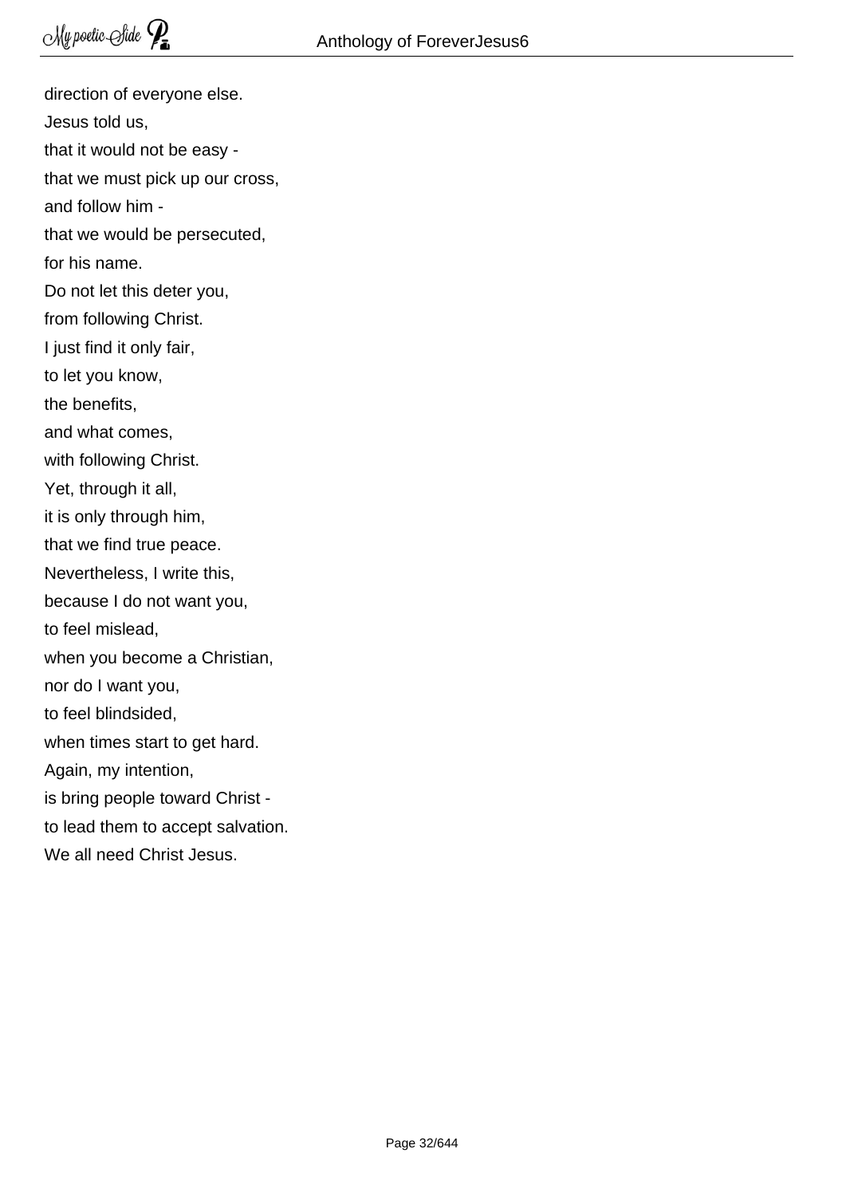direction of everyone else.  
Jesus told us,  
that it would not be easy -  
that we must pick up our cross,  
and follow him -  
that we would be persecuted,  
for his name.  
Do not let this deter you,  
from following Christ.  
I just find it only fair,  
to let you know,  
the benefits,  
and what comes,  
with following Christ.  
Yet, through it all,  
it is only through him,  
that we find true peace.  
Nevertheless, I write this,  
because I do not want you,  
to feel mislead,  
when you become a Christian,  
nor do I want you,  
to feel blindsided,  
when times start to get hard.  
Again, my intention,  
is bring people toward Christ -  
to lead them to accept salvation.  
We all need Christ Jesus.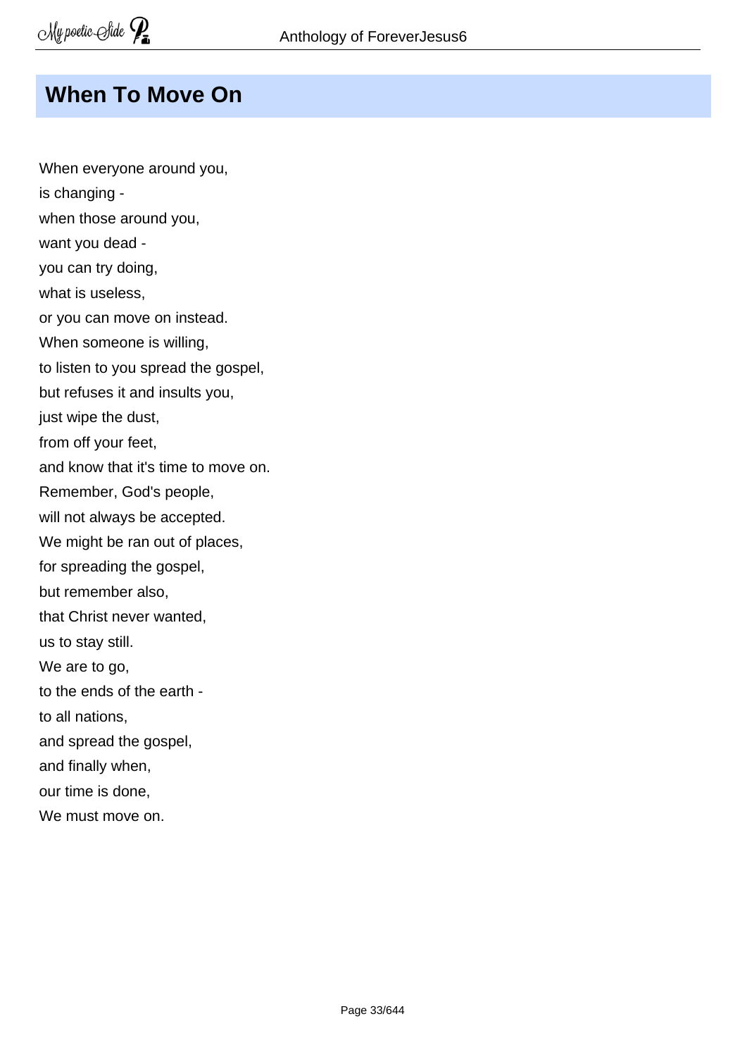## When To Move On

When everyone around you,  
is changing -  
when those around you,  
want you dead -  
you can try doing,  
what is useless,  
or you can move on instead.  
When someone is willing,  
to listen to you spread the gospel,  
but refuses it and insults you,  
just wipe the dust,  
from off your feet,  
and know that it's time to move on.  
Remember, God's people,  
will not always be accepted.  
We might be ran out of places,  
for spreading the gospel,  
but remember also,  
that Christ never wanted,  
us to stay still.  
We are to go,  
to the ends of the earth -  
to all nations,  
and spread the gospel,  
and finally when,  
our time is done,  
We must move on.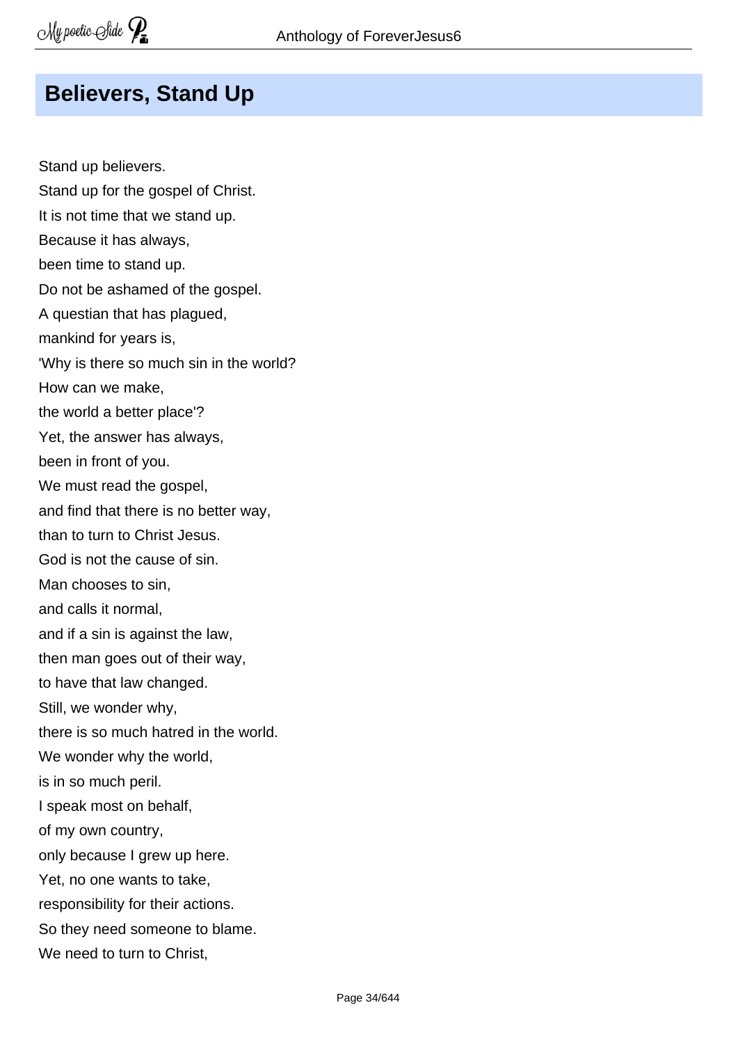## Believers, Stand Up

Stand up believers.  
Stand up for the gospel of Christ.  
It is not time that we stand up.  
Because it has always,  
been time to stand up.  
Do not be ashamed of the gospel.  
A questian that has plagued,  
mankind for years is,  
'Why is there so much sin in the world?  
How can we make,  
the world a better place'?  
Yet, the answer has always,  
been in front of you.  
We must read the gospel,  
and find that there is no better way,  
than to turn to Christ Jesus.  
God is not the cause of sin.  
Man chooses to sin,  
and calls it normal,  
and if a sin is against the law,  
then man goes out of their way,  
to have that law changed.  
Still, we wonder why,  
there is so much hatred in the world.  
We wonder why the world,  
is in so much peril.  
I speak most on behalf,  
of my own country,  
only because I grew up here.  
Yet, no one wants to take,  
responsibility for their actions.  
So they need someone to blame.  
We need to turn to Christ,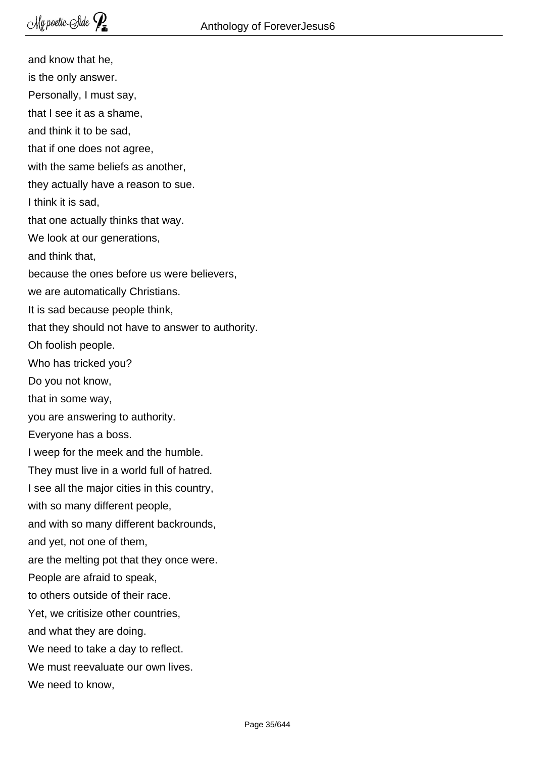and know that he,  
is the only answer.  
Personally, I must say,  
that I see it as a shame,  
and think it to be sad,  
that if one does not agree,  
with the same beliefs as another,  
they actually have a reason to sue.  
I think it is sad,  
that one actually thinks that way.  
We look at our generations,  
and think that,  
because the ones before us were believers,  
we are automatically Christians.  
It is sad because people think,  
that they should not have to answer to authority.  
Oh foolish people.  
Who has tricked you?  
Do you not know,  
that in some way,  
you are answering to authority.  
Everyone has a boss.  
I weep for the meek and the humble.  
They must live in a world full of hatred.  
I see all the major cities in this country,  
with so many different people,  
and with so many different backrounds,  
and yet, not one of them,  
are the melting pot that they once were.  
People are afraid to speak,  
to others outside of their race.  
Yet, we critisize other countries,  
and what they are doing.  
We need to take a day to reflect.  
We must reevaluate our own lives.  
We need to know,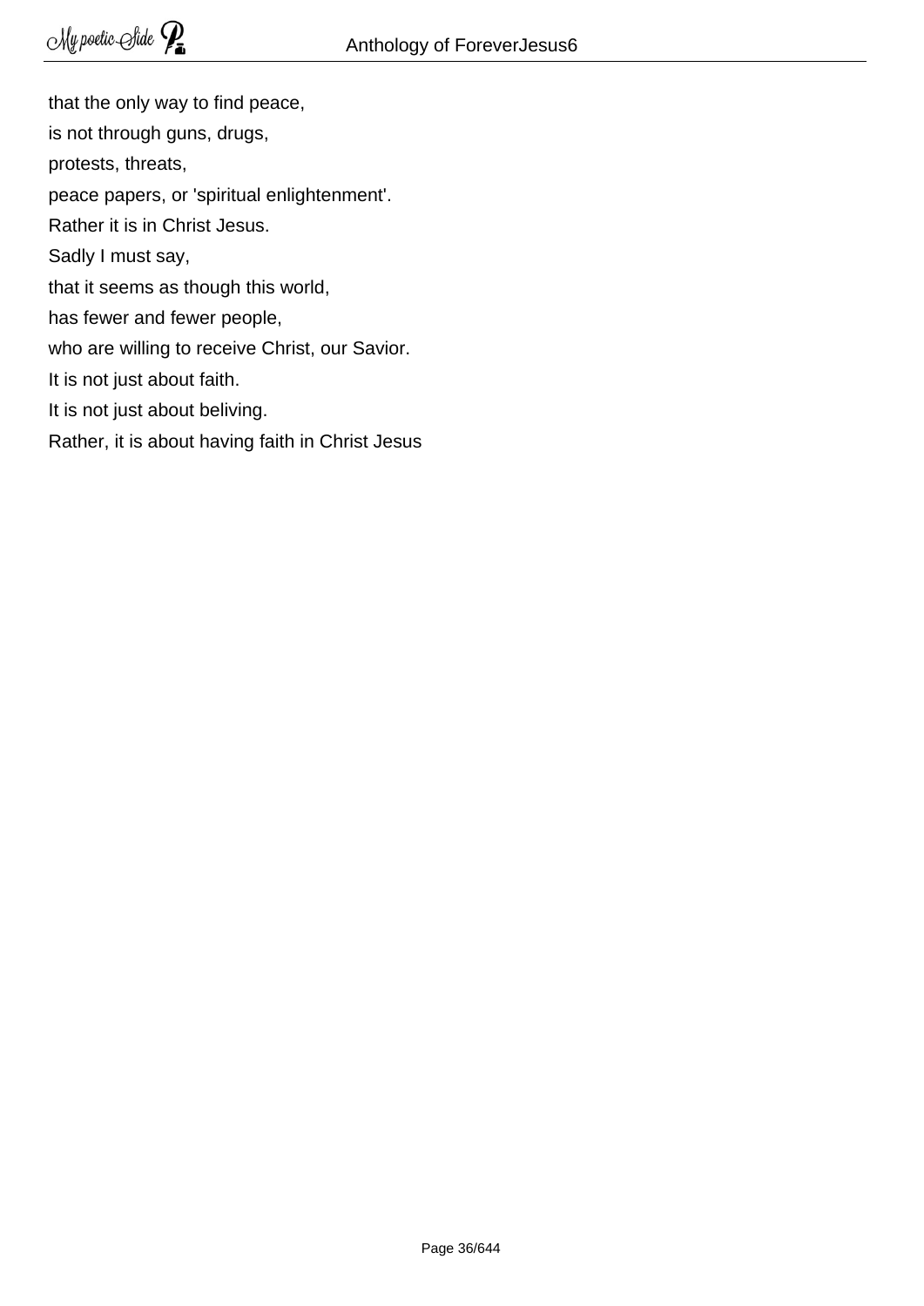that the only way to find peace,
is not through guns, drugs,
protests, threats,
peace papers, or 'spiritual enlightenment'.
Rather it is in Christ Jesus.
Sadly I must say,
that it seems as though this world,
has fewer and fewer people,
who are willing to receive Christ, our Savior.
It is not just about faith.
It is not just about beliving.
Rather, it is about having faith in Christ Jesus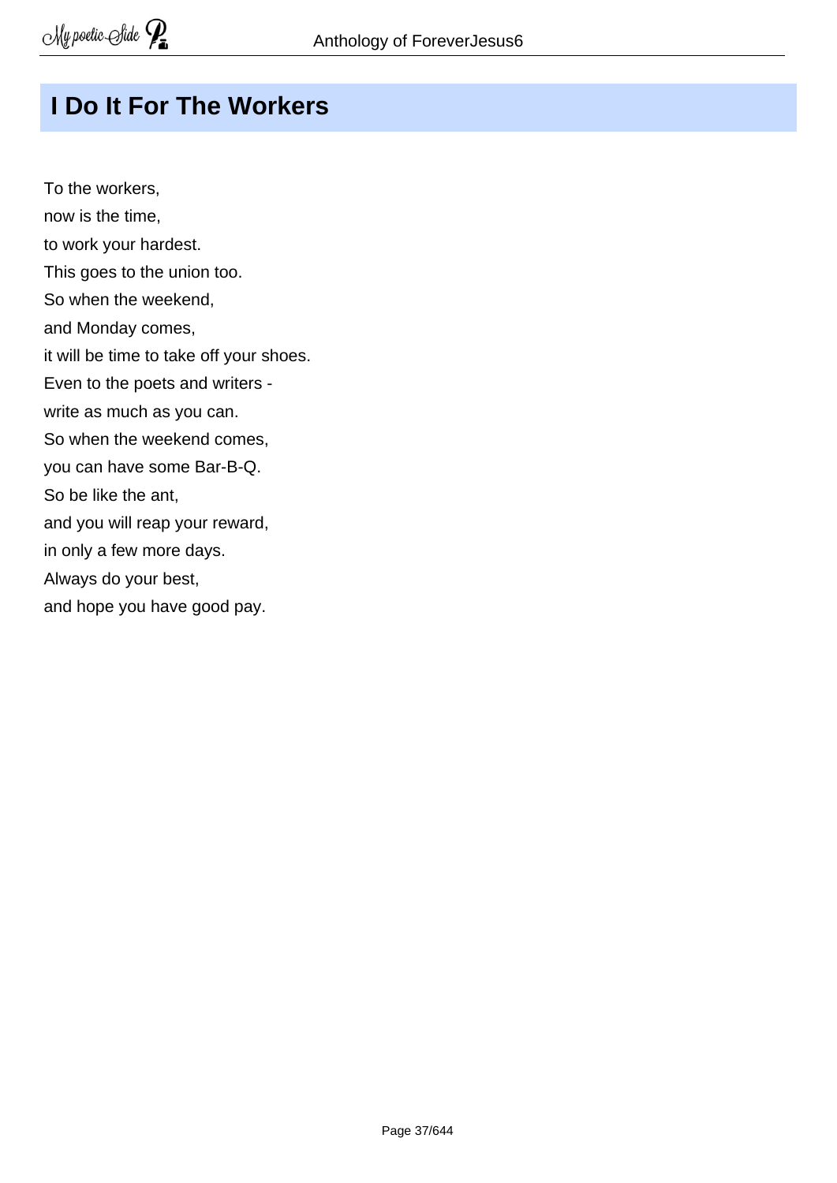## I Do It For The Workers

To the workers,
now is the time,
to work your hardest.
This goes to the union too.
So when the weekend,
and Monday comes,
it will be time to take off your shoes.
Even to the poets and writers -
write as much as you can.
So when the weekend comes,
you can have some Bar-B-Q.
So be like the ant,
and you will reap your reward,
in only a few more days.
Always do your best,
and hope you have good pay.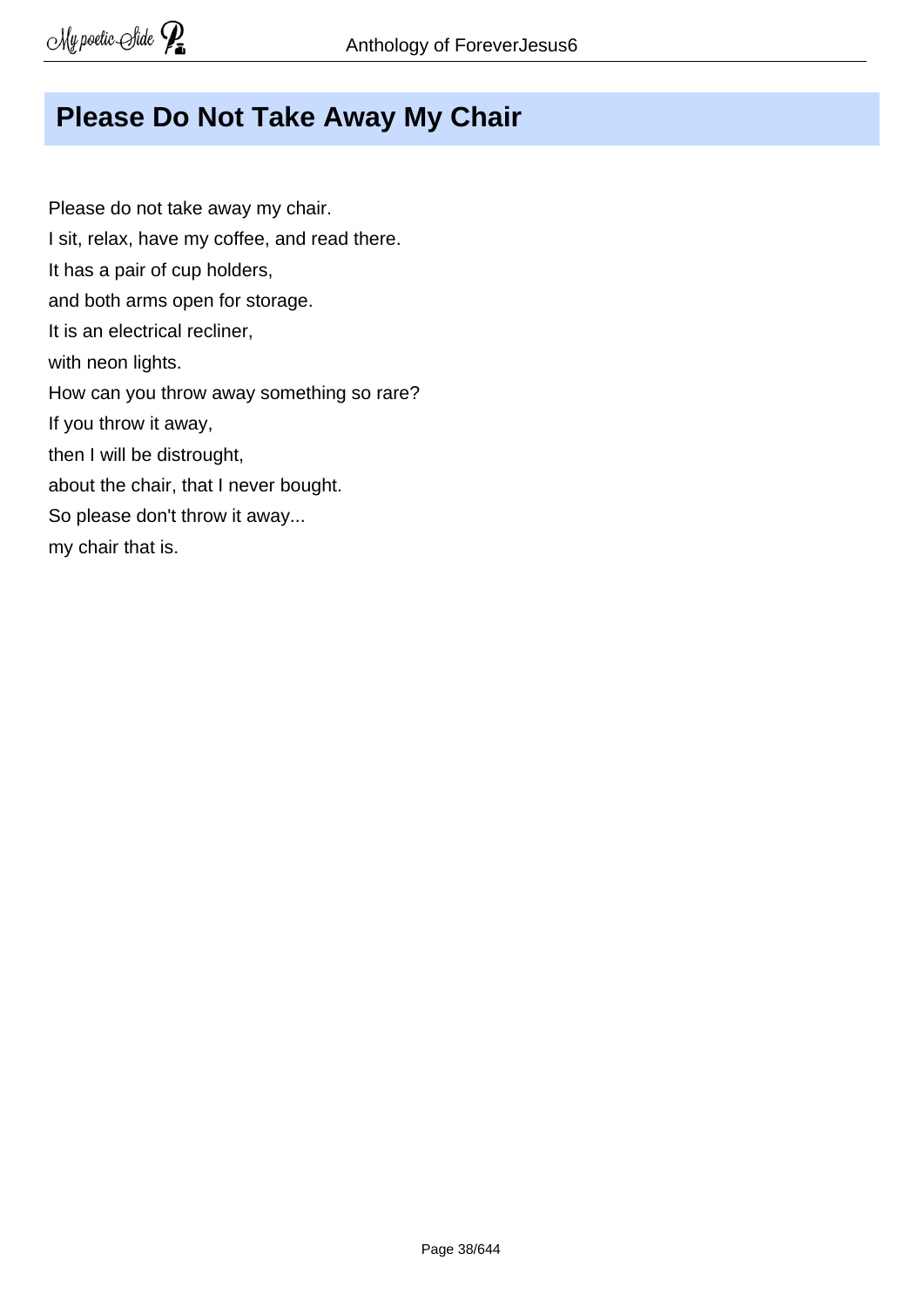## Please Do Not Take Away My Chair

Please do not take away my chair.
I sit, relax, have my coffee, and read there.
It has a pair of cup holders,
and both arms open for storage.
It is an electrical recliner,
with neon lights.
How can you throw away something so rare?
If you throw it away,
then I will be distrought,
about the chair, that I never bought.
So please don't throw it away...
my chair that is.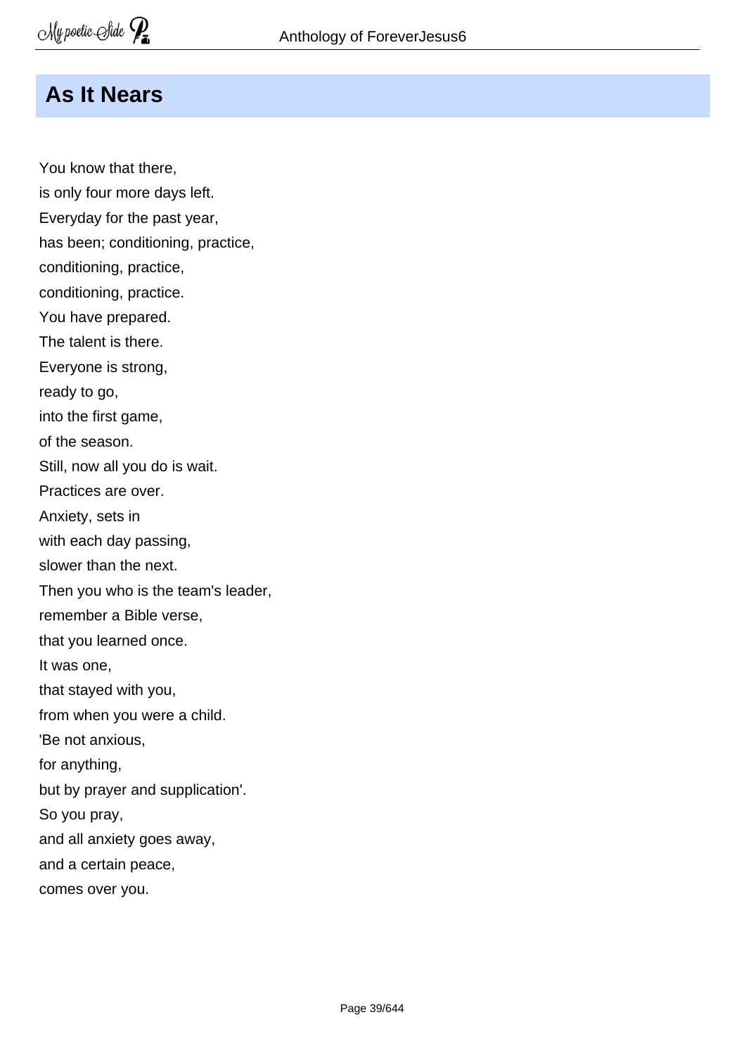## As It Nears

You know that there,  
is only four more days left.  
Everyday for the past year,  
has been; conditioning, practice,  
conditioning, practice,  
conditioning, practice.  
You have prepared.  
The talent is there.  
Everyone is strong,  
ready to go,  
into the first game,  
of the season.  
Still, now all you do is wait.  
Practices are over.  
Anxiety, sets in  
with each day passing,  
slower than the next.  
Then you who is the team's leader,  
remember a Bible verse,  
that you learned once.  
It was one,  
that stayed with you,  
from when you were a child.  
'Be not anxious,  
for anything,  
but by prayer and supplication'.  
So you pray,  
and all anxiety goes away,  
and a certain peace,  
comes over you.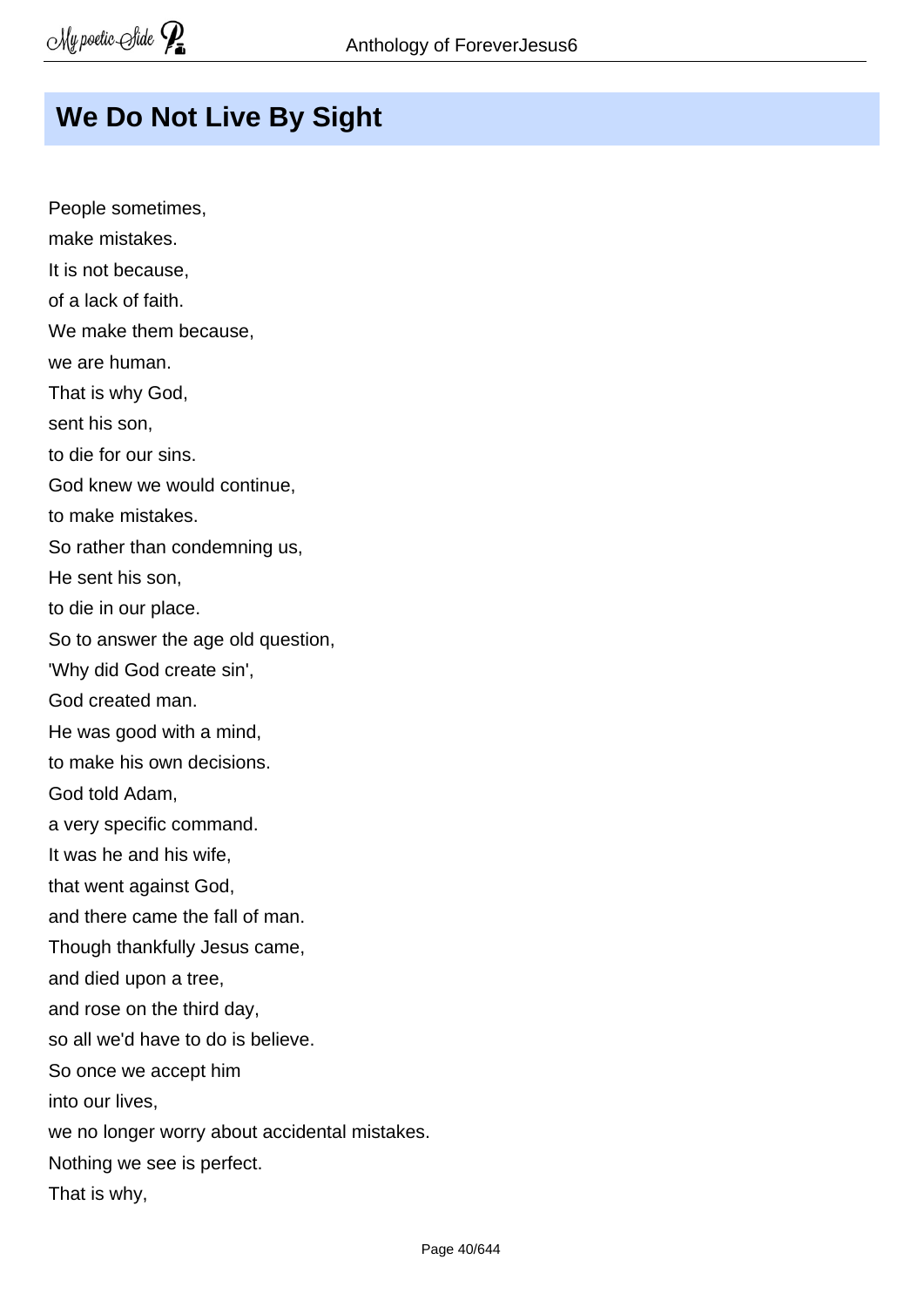## We Do Not Live By Sight

People sometimes,  
make mistakes.  
It is not because,  
of a lack of faith.  
We make them because,  
we are human.  
That is why God,  
sent his son,  
to die for our sins.  
God knew we would continue,  
to make mistakes.  
So rather than condemning us,  
He sent his son,  
to die in our place.  
So to answer the age old question,  
'Why did God create sin',  
God created man.  
He was good with a mind,  
to make his own decisions.  
God told Adam,  
a very specific command.  
It was he and his wife,  
that went against God,  
and there came the fall of man.  
Though thankfully Jesus came,  
and died upon a tree,  
and rose on the third day,  
so all we'd have to do is believe.  
So once we accept him  
into our lives,  
we no longer worry about accidental mistakes.  
Nothing we see is perfect.  
That is why,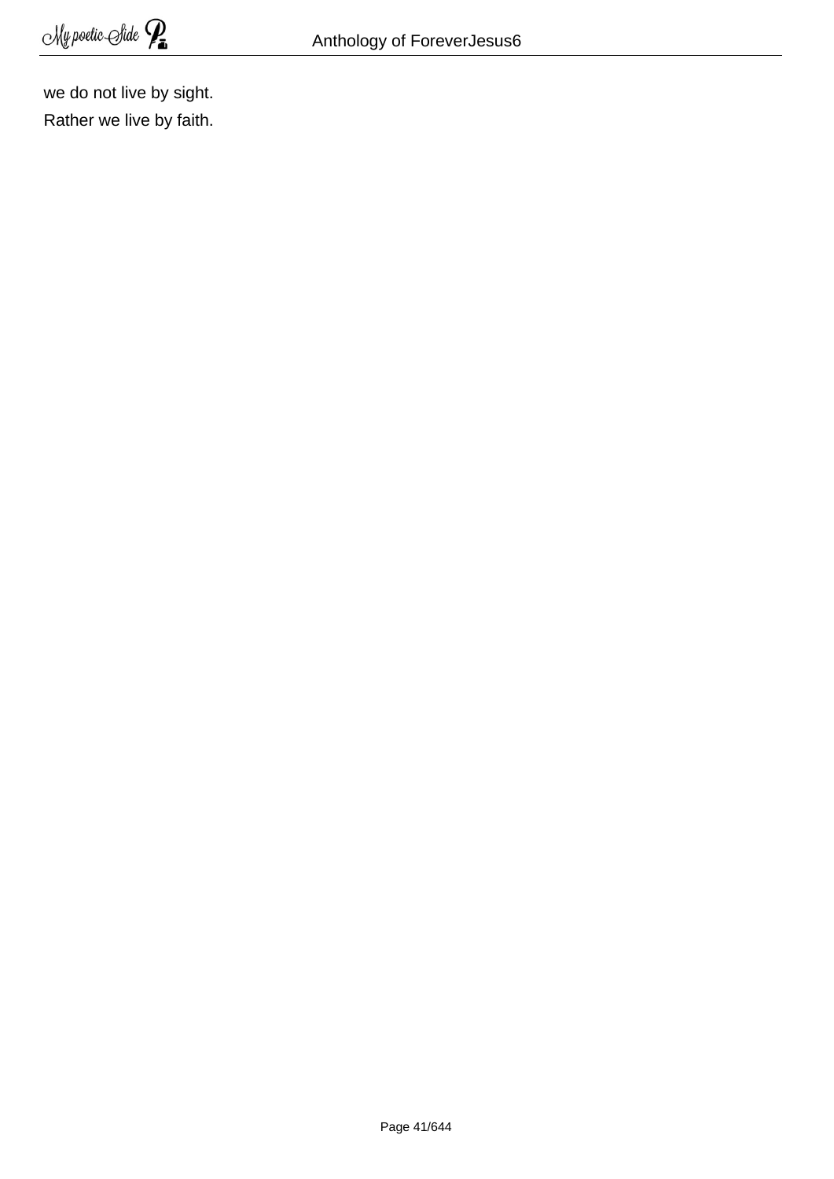we do not live by sight.

Rather we live by faith.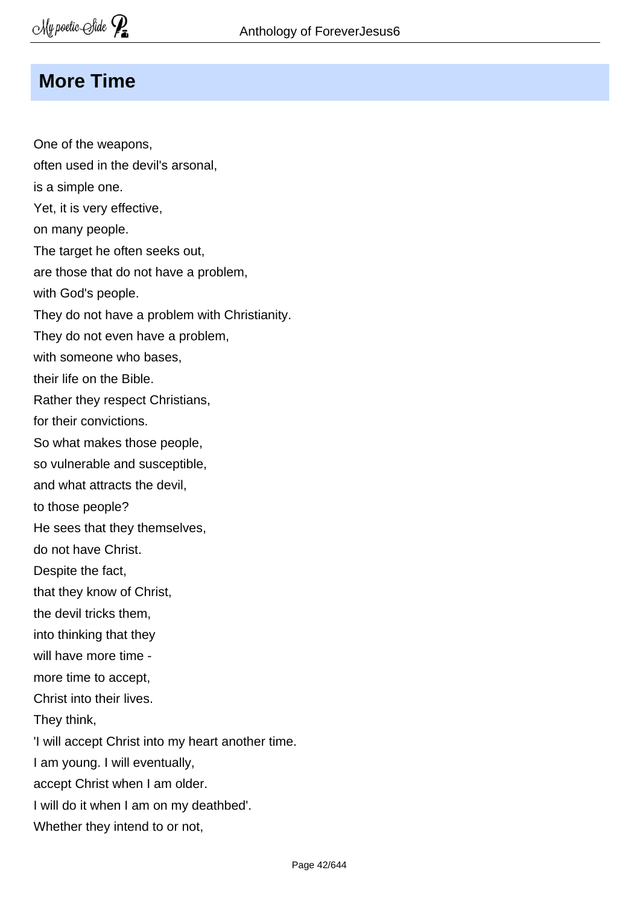## More Time

One of the weapons,  
often used in the devil's arsonal,  
is a simple one.  
Yet, it is very effective,  
on many people.  
The target he often seeks out,  
are those that do not have a problem,  
with God's people.  
They do not have a problem with Christianity.  
They do not even have a problem,  
with someone who bases,  
their life on the Bible.  
Rather they respect Christians,  
for their convictions.  
So what makes those people,  
so vulnerable and susceptible,  
and what attracts the devil,  
to those people?  
He sees that they themselves,  
do not have Christ.  
Despite the fact,  
that they know of Christ,  
the devil tricks them,  
into thinking that they  
will have more time -  
more time to accept,  
Christ into their lives.  
They think,  
'I will accept Christ into my heart another time.  
I am young. I will eventually,  
accept Christ when I am older.  
I will do it when I am on my deathbed'.  
Whether they intend to or not,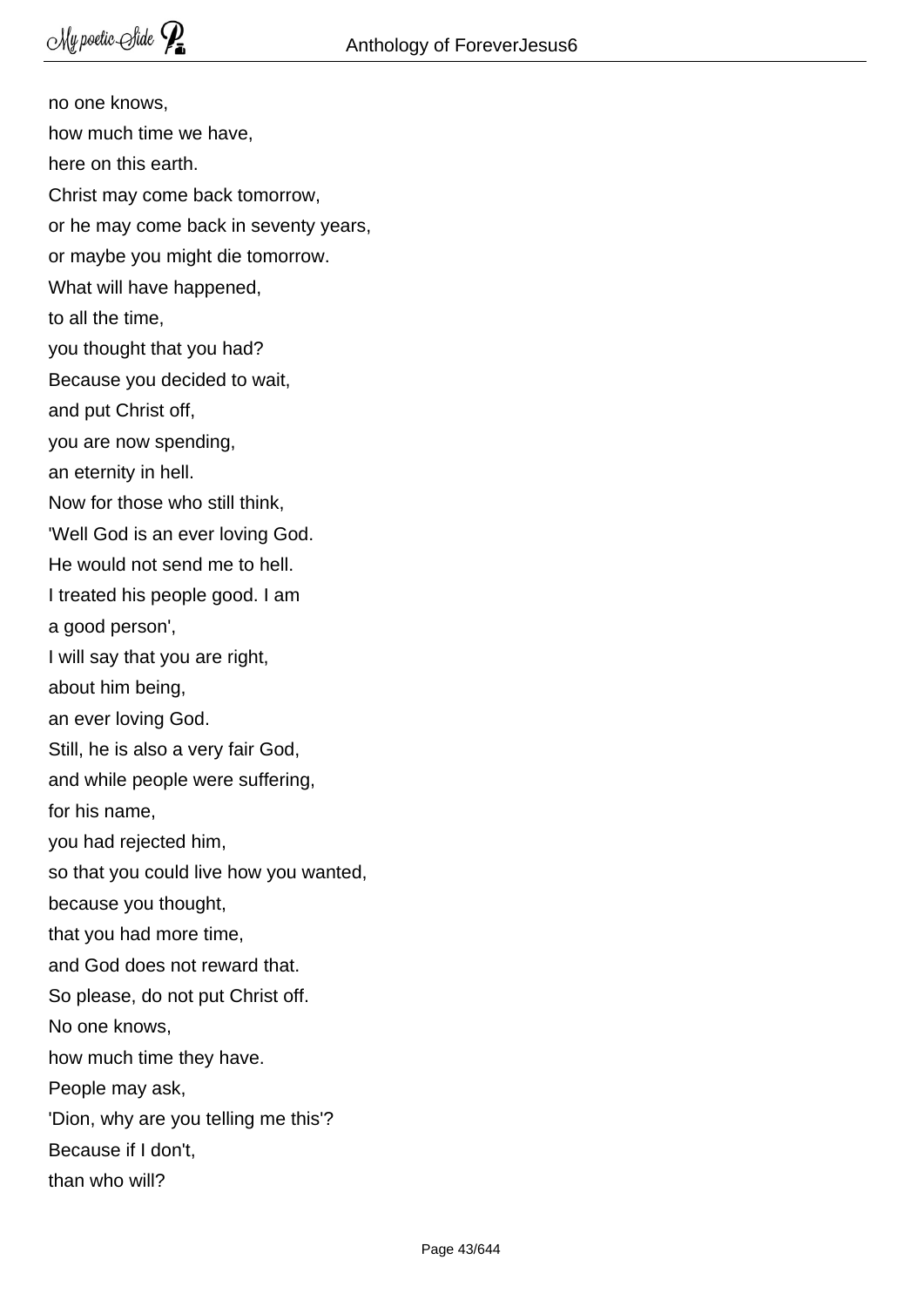no one knows,  
how much time we have,  
here on this earth.  
Christ may come back tomorrow,  
or he may come back in seventy years,  
or maybe you might die tomorrow.  
What will have happened,  
to all the time,  
you thought that you had?  
Because you decided to wait,  
and put Christ off,  
you are now spending,  
an eternity in hell.  
Now for those who still think,  
'Well God is an ever loving God.  
He would not send me to hell.  
I treated his people good. I am  
a good person',  
I will say that you are right,  
about him being,  
an ever loving God.  
Still, he is also a very fair God,  
and while people were suffering,  
for his name,  
you had rejected him,  
so that you could live how you wanted,  
because you thought,  
that you had more time,  
and God does not reward that.  
So please, do not put Christ off.  
No one knows,  
how much time they have.  
People may ask,  
'Dion, why are you telling me this'?  
Because if I don't,  
than who will?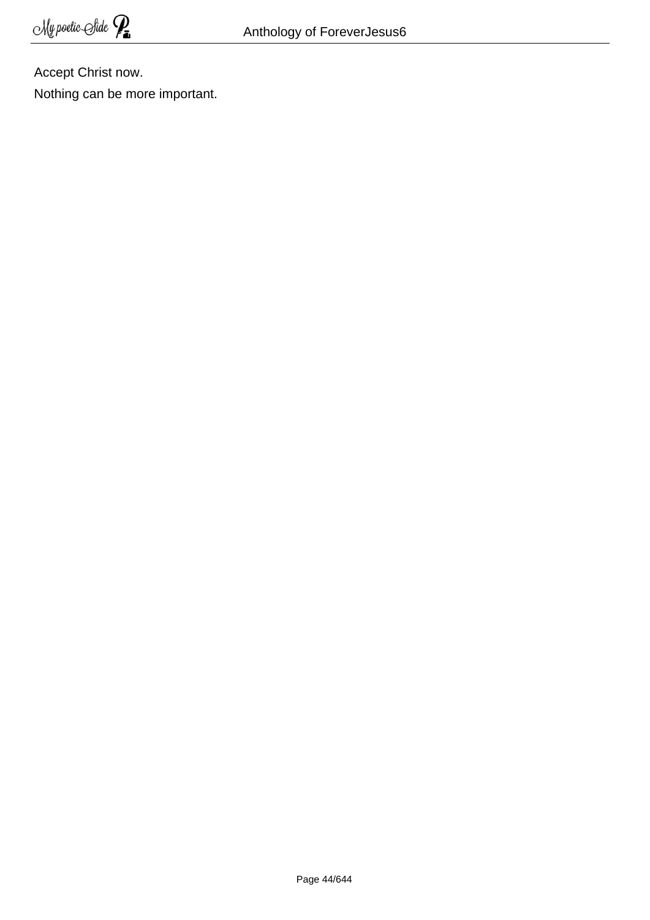Accept Christ now.

Nothing can be more important.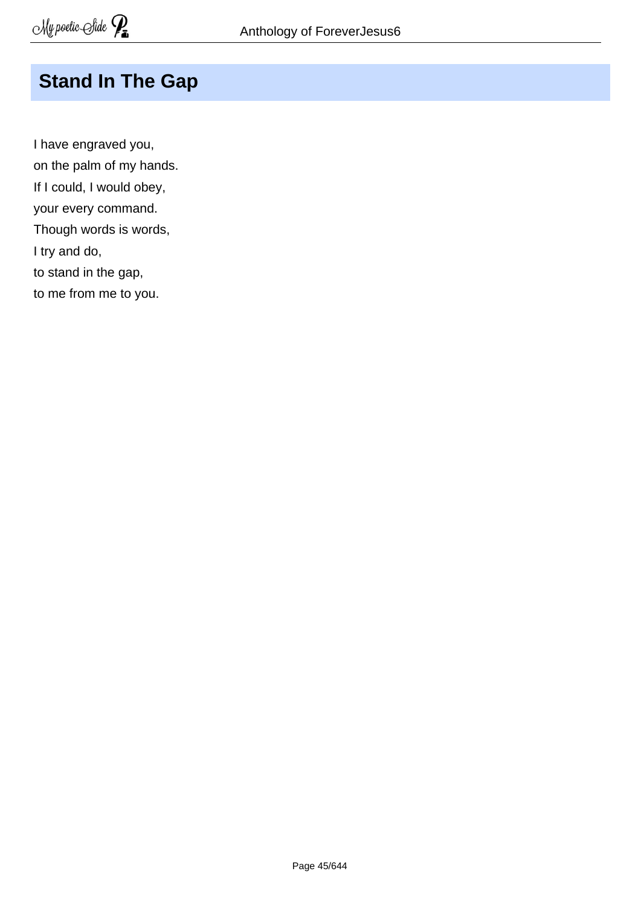## Stand In The Gap

I have engraved you,  
on the palm of my hands.  
If I could, I would obey,  
your every command.  
Though words is words,  
I try and do,  
to stand in the gap,  
to me from me to you.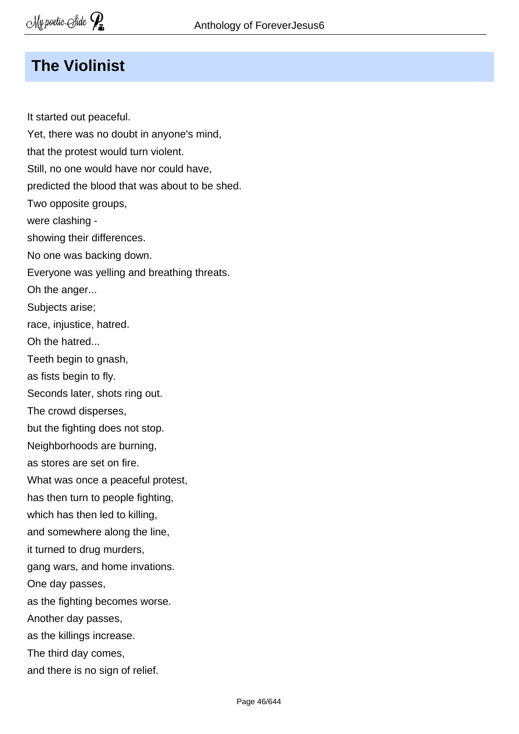## The Violinist

It started out peaceful.  
Yet, there was no doubt in anyone's mind,  
that the protest would turn violent.  
Still, no one would have nor could have,  
predicted the blood that was about to be shed.  
Two opposite groups,  
were clashing -  
showing their differences.  
No one was backing down.  
Everyone was yelling and breathing threats.  
Oh the anger...  
Subjects arise;  
race, injustice, hatred.  
Oh the hatred...  
Teeth begin to gnash,  
as fists begin to fly.  
Seconds later, shots ring out.  
The crowd disperses,  
but the fighting does not stop.  
Neighborhoods are burning,  
as stores are set on fire.  
What was once a peaceful protest,  
has then turn to people fighting,  
which has then led to killing,  
and somewhere along the line,  
it turned to drug murders,  
gang wars, and home invations.  
One day passes,  
as the fighting becomes worse.  
Another day passes,  
as the killings increase.  
The third day comes,  
and there is no sign of relief.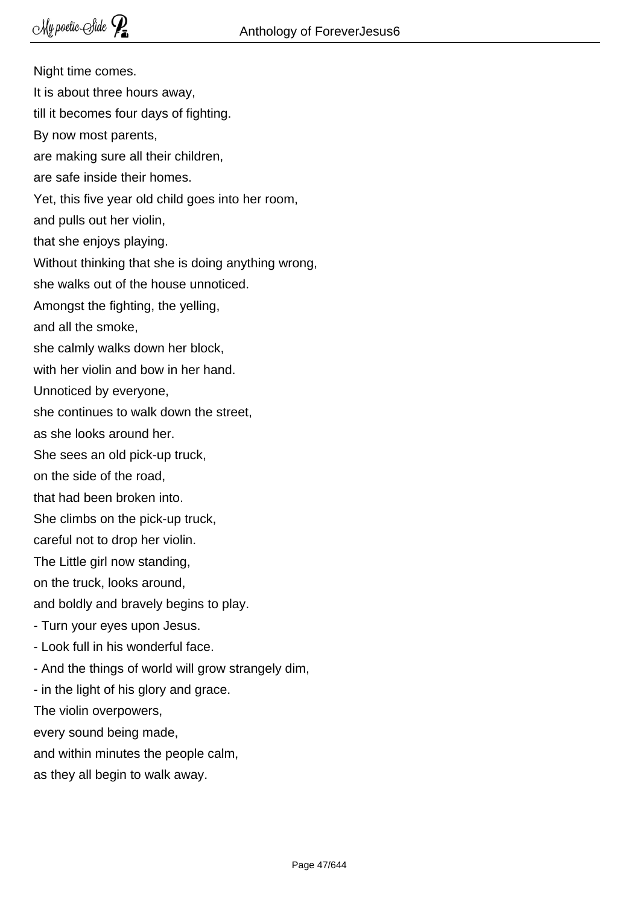Night time comes.  
It is about three hours away,  
till it becomes four days of fighting.  
By now most parents,  
are making sure all their children,  
are safe inside their homes.  
Yet, this five year old child goes into her room,  
and pulls out her violin,  
that she enjoys playing.  
Without thinking that she is doing anything wrong,  
she walks out of the house unnoticed.  
Amongst the fighting, the yelling,  
and all the smoke,  
she calmly walks down her block,  
with her violin and bow in her hand.  
Unnoticed by everyone,  
she continues to walk down the street,  
as she looks around her.  
She sees an old pick-up truck,  
on the side of the road,  
that had been broken into.  
She climbs on the pick-up truck,  
careful not to drop her violin.  
The Little girl now standing,  
on the truck, looks around,  
and boldly and bravely begins to play.

- Turn your eyes upon Jesus.
- Look full in his wonderful face.
- And the things of world will grow strangely dim,
- in the light of his glory and grace.

The violin overpowers,  
every sound being made,  
and within minutes the people calm,  
as they all begin to walk away.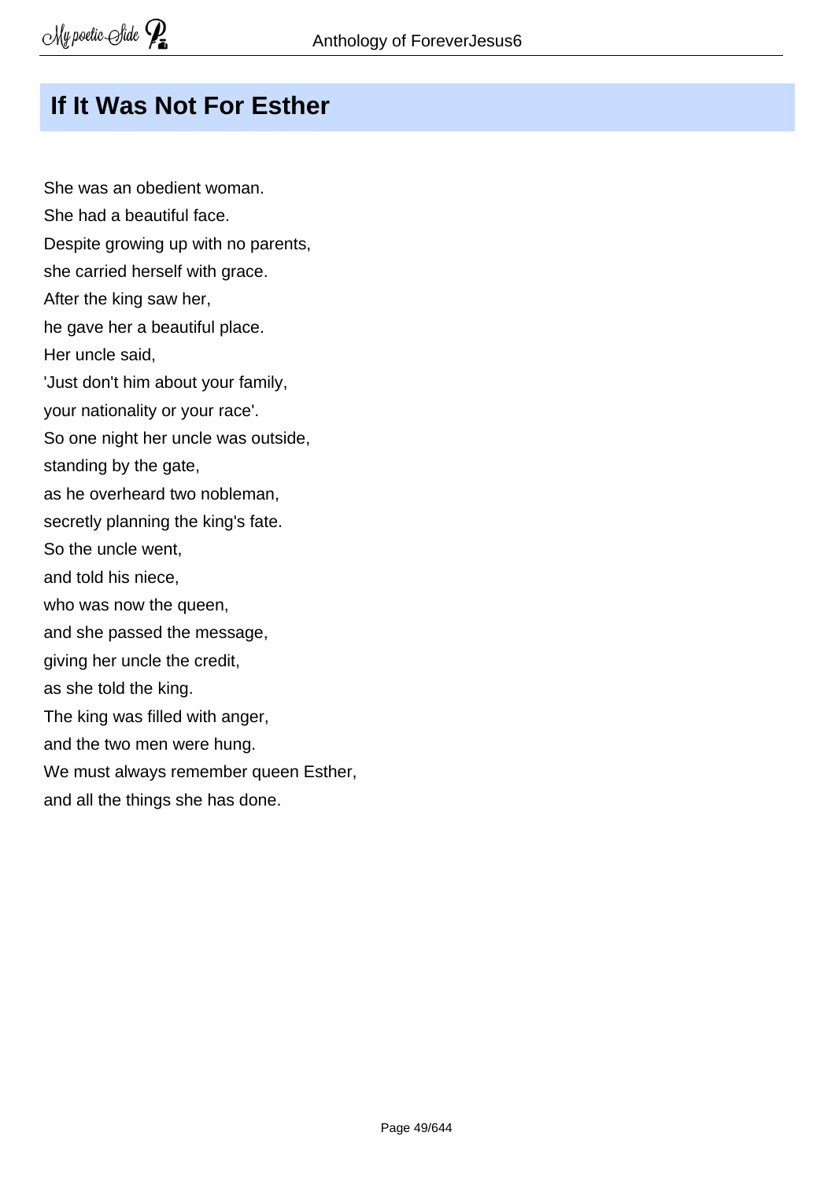# If It Was Not For Esther

She was an obedient woman.
She had a beautiful face.
Despite growing up with no parents,
she carried herself with grace.
After the king saw her,
he gave her a beautiful place.
Her uncle said,
'Just don't him about your family,
your nationality or your race'.
So one night her uncle was outside,
standing by the gate,
as he overheard two nobleman,
secretly planning the king's fate.
So the uncle went,
and told his niece,
who was now the queen,
and she passed the message,
giving her uncle the credit,
as she told the king.
The king was filled with anger,
and the two men were hung.
We must always remember queen Esther,
and all the things she has done.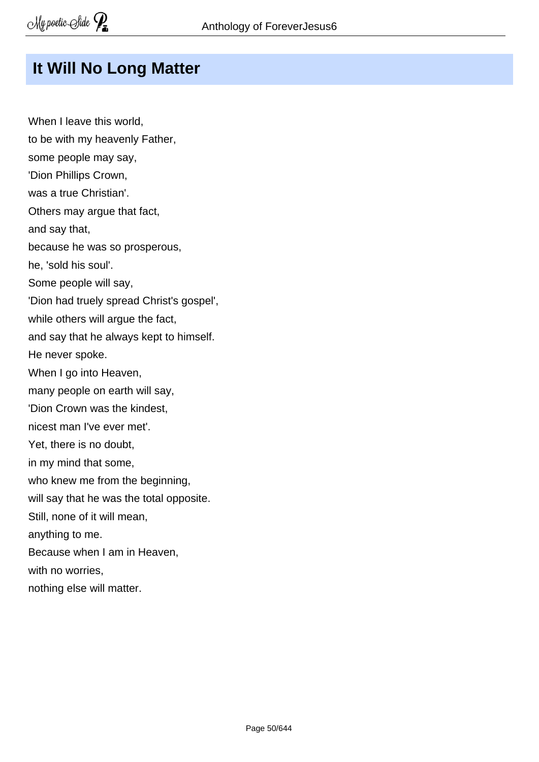# It Will No Long Matter

When I leave this world,
to be with my heavenly Father,
some people may say,
'Dion Phillips Crown,
was a true Christian'.
Others may argue that fact,
and say that,
because he was so prosperous,
he, 'sold his soul'.
Some people will say,
'Dion had truely spread Christ's gospel',
while others will argue the fact,
and say that he always kept to himself.
He never spoke.
When I go into Heaven,
many people on earth will say,
'Dion Crown was the kindest,
nicest man I've ever met'.
Yet, there is no doubt,
in my mind that some,
who knew me from the beginning,
will say that he was the total opposite.
Still, none of it will mean,
anything to me.
Because when I am in Heaven,
with no worries,
nothing else will matter.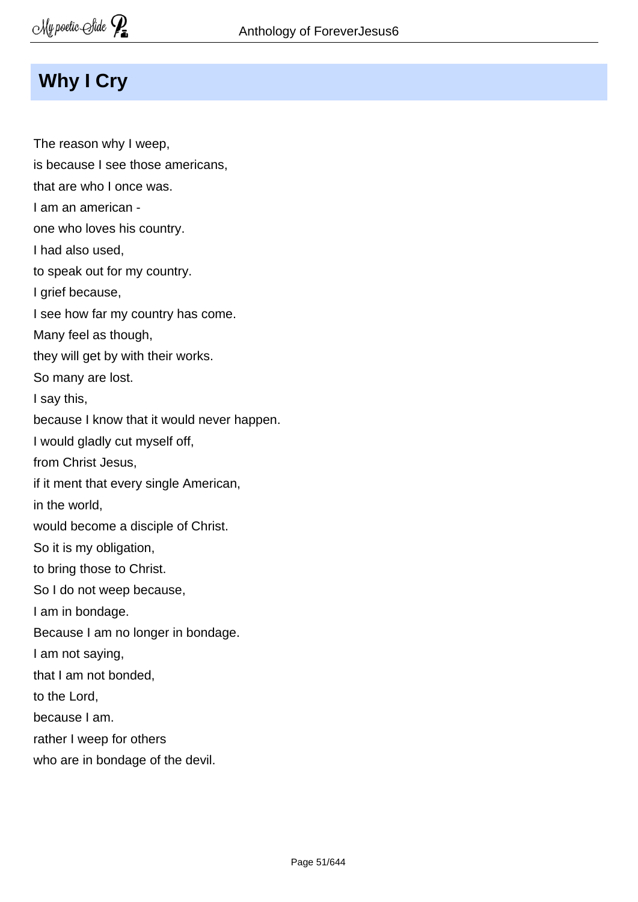## Why I Cry

The reason why I weep,
is because I see those americans,
that are who I once was.
I am an american -
one who loves his country.
I had also used,
to speak out for my country.
I grief because,
I see how far my country has come.
Many feel as though,
they will get by with their works.
So many are lost.
I say this,
because I know that it would never happen.
I would gladly cut myself off,
from Christ Jesus,
if it ment that every single American,
in the world,
would become a disciple of Christ.
So it is my obligation,
to bring those to Christ.
So I do not weep because,
I am in bondage.
Because I am no longer in bondage.
I am not saying,
that I am not bonded,
to the Lord,
because I am.
rather I weep for others
who are in bondage of the devil.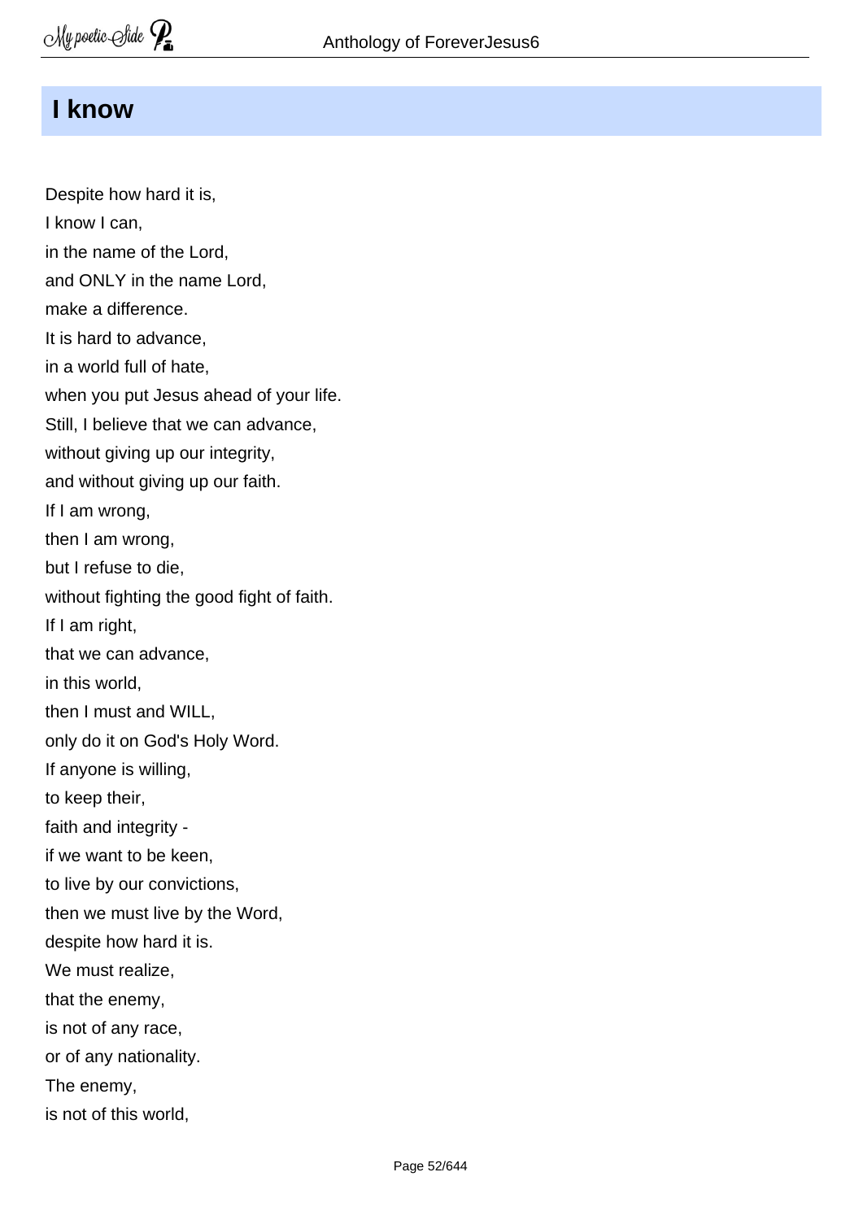# I know

Despite how hard it is,  
I know I can,  
in the name of the Lord,  
and ONLY in the name Lord,  
make a difference.  
It is hard to advance,  
in a world full of hate,  
when you put Jesus ahead of your life.  
Still, I believe that we can advance,  
without giving up our integrity,  
and without giving up our faith.  
If I am wrong,  
then I am wrong,  
but I refuse to die,  
without fighting the good fight of faith.  
If I am right,  
that we can advance,  
in this world,  
then I must and WILL,  
only do it on God's Holy Word.  
If anyone is willing,  
to keep their,  
faith and integrity -  
if we want to be keen,  
to live by our convictions,  
then we must live by the Word,  
despite how hard it is.  
We must realize,  
that the enemy,  
is not of any race,  
or of any nationality.  
The enemy,  
is not of this world,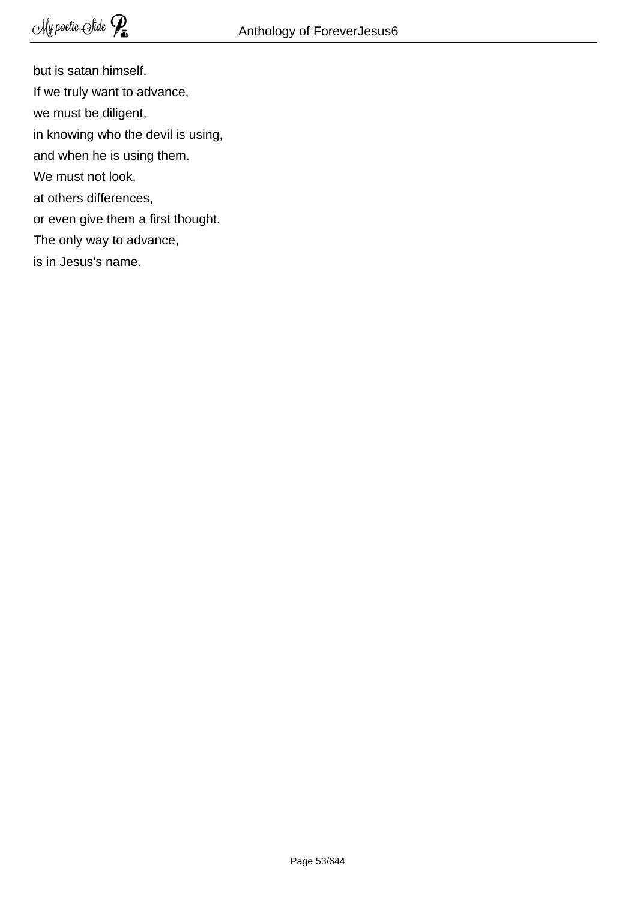but is satan himself.
If we truly want to advance,
we must be diligent,
in knowing who the devil is using,
and when he is using them.
We must not look,
at others differences,
or even give them a first thought.
The only way to advance,
is in Jesus's name.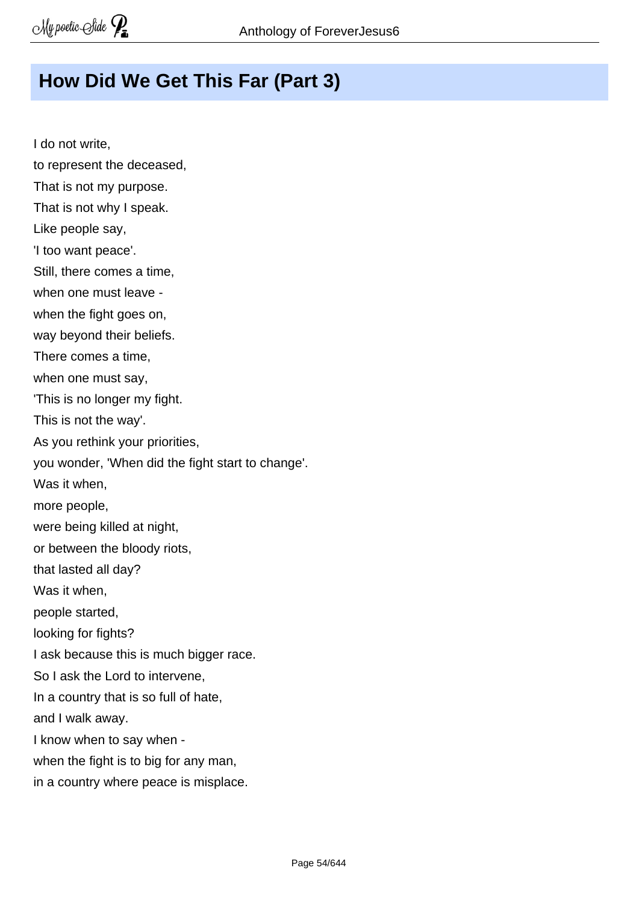# How Did We Get This Far (Part 3)

I do not write,  
to represent the deceased,  
That is not my purpose.  
That is not why I speak.  
Like people say,  
'I too want peace'.  
Still, there comes a time,  
when one must leave -  
when the fight goes on,  
way beyond their beliefs.  
There comes a time,  
when one must say,  
'This is no longer my fight.  
This is not the way'.  
As you rethink your priorities,  
you wonder, 'When did the fight start to change'.  
Was it when,  
more people,  
were being killed at night,  
or between the bloody riots,  
that lasted all day?  
Was it when,  
people started,  
looking for fights?  
I ask because this is much bigger race.  
So I ask the Lord to intervene,  
In a country that is so full of hate,  
and I walk away.  
I know when to say when -  
when the fight is to big for any man,  
in a country where peace is misplace.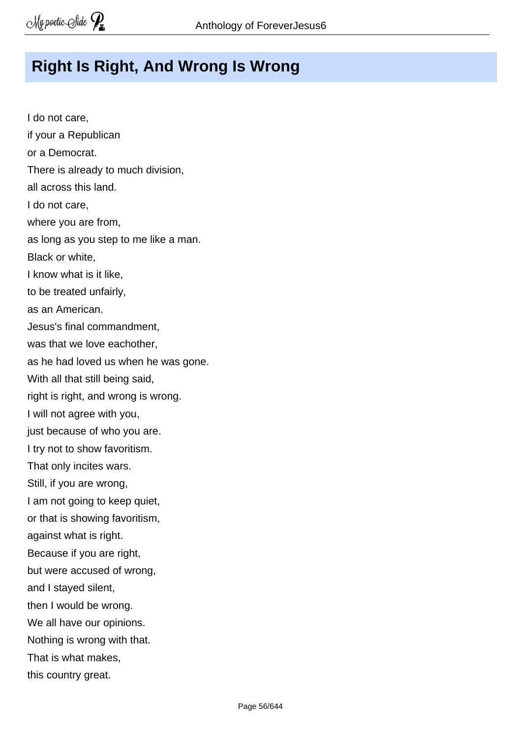## Right Is Right, And Wrong Is Wrong

I do not care,  
if your a Republican  
or a Democrat.  
There is already to much division,  
all across this land.  
I do not care,  
where you are from,  
as long as you step to me like a man.  
Black or white,  
I know what is it like,  
to be treated unfairly,  
as an American.  
Jesus's final commandment,  
was that we love eachother,  
as he had loved us when he was gone.  
With all that still being said,  
right is right, and wrong is wrong.  
I will not agree with you,  
just because of who you are.  
I try not to show favoritism.  
That only incites wars.  
Still, if you are wrong,  
I am not going to keep quiet,  
or that is showing favoritism,  
against what is right.  
Because if you are right,  
but were accused of wrong,  
and I stayed silent,  
then I would be wrong.  
We all have our opinions.  
Nothing is wrong with that.  
That is what makes,  
this country great.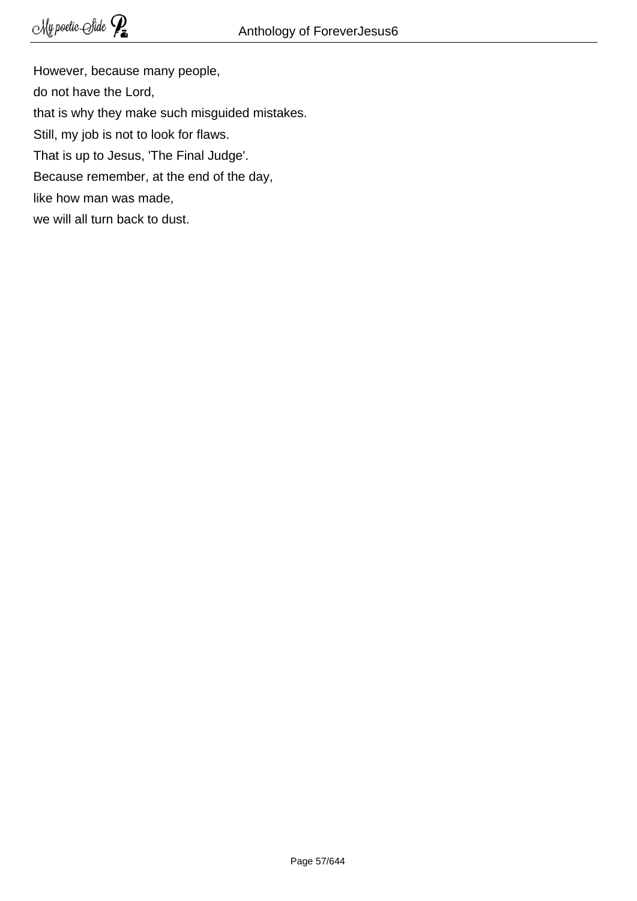However, because many people,

do not have the Lord,

that is why they make such misguided mistakes.

Still, my job is not to look for flaws.

That is up to Jesus, 'The Final Judge'.

Because remember, at the end of the day,

like how man was made,

we will all turn back to dust.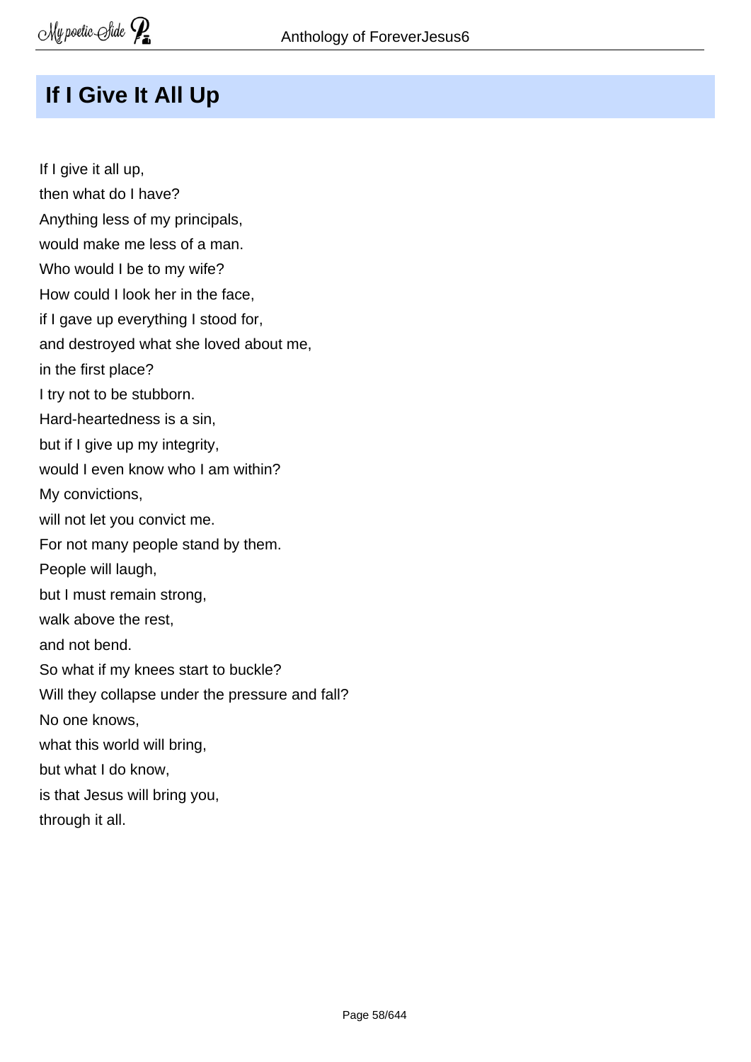## If I Give It All Up

If I give it all up,  
then what do I have?  
Anything less of my principals,  
would make me less of a man.  
Who would I be to my wife?  
How could I look her in the face,  
if I gave up everything I stood for,  
and destroyed what she loved about me,  
in the first place?  
I try not to be stubborn.  
Hard-heartedness is a sin,  
but if I give up my integrity,  
would I even know who I am within?  
My convictions,  
will not let you convict me.  
For not many people stand by them.  
People will laugh,  
but I must remain strong,  
walk above the rest,  
and not bend.  
So what if my knees start to buckle?  
Will they collapse under the pressure and fall?  
No one knows,  
what this world will bring,  
but what I do know,  
is that Jesus will bring you,  
through it all.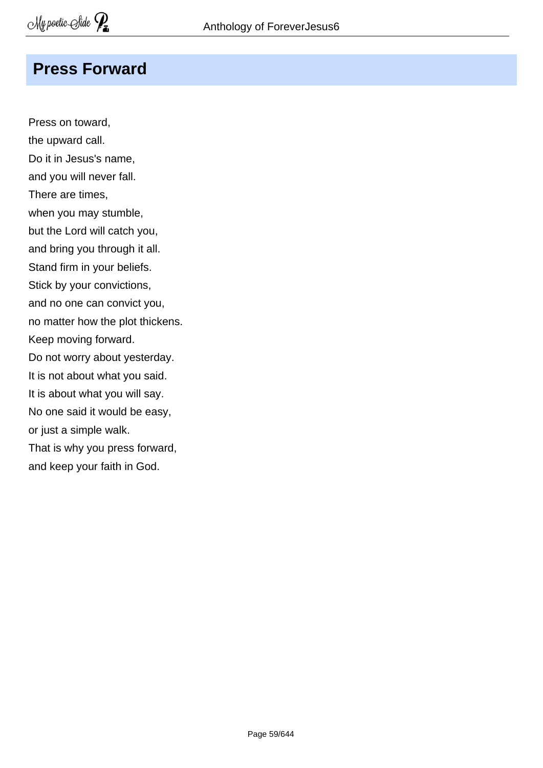# Press Forward

Press on toward,  
the upward call.  
Do it in Jesus's name,  
and you will never fall.  
There are times,  
when you may stumble,  
but the Lord will catch you,  
and bring you through it all.  
Stand firm in your beliefs.  
Stick by your convictions,  
and no one can convict you,  
no matter how the plot thickens.  
Keep moving forward.  
Do not worry about yesterday.  
It is not about what you said.  
It is about what you will say.  
No one said it would be easy,  
or just a simple walk.  
That is why you press forward,  
and keep your faith in God.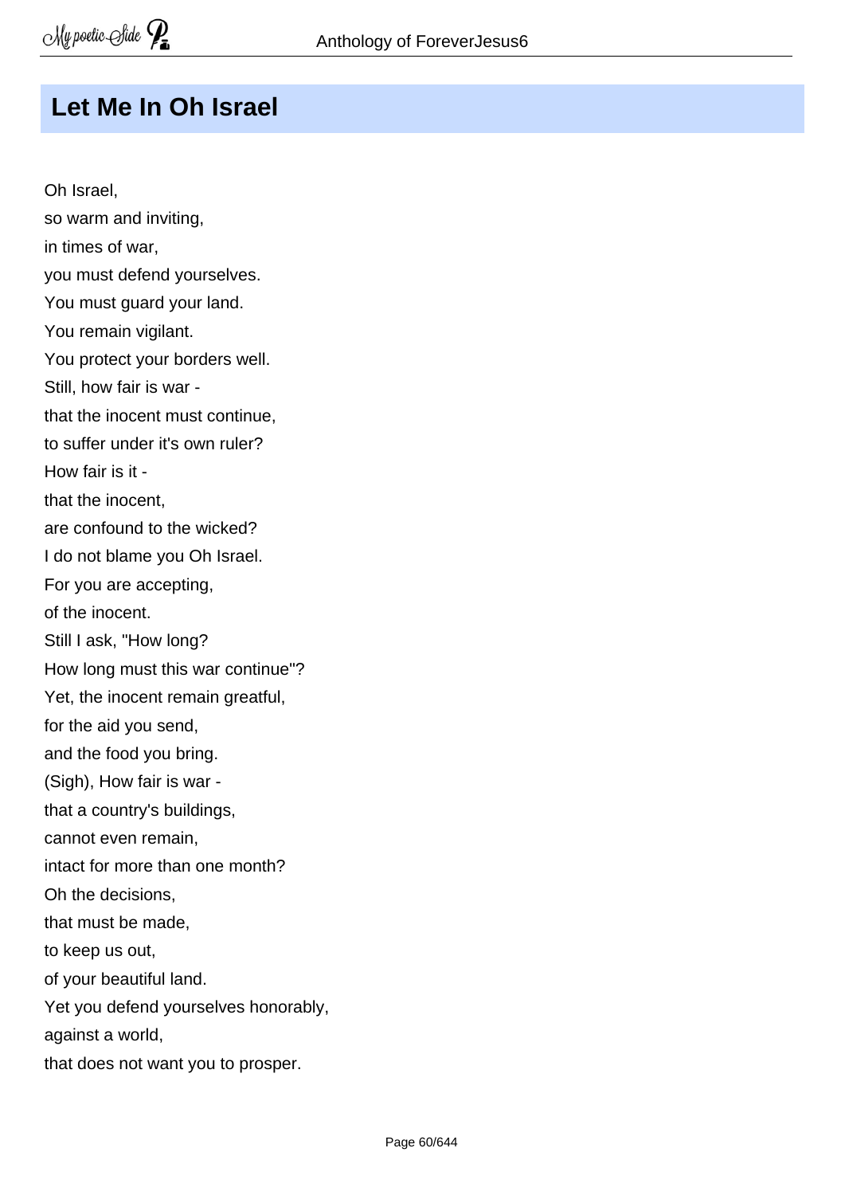## Let Me In Oh Israel

Oh Israel,  
so warm and inviting,  
in times of war,  
you must defend yourselves.  
You must guard your land.  
You remain vigilant.  
You protect your borders well.  
Still, how fair is war -  
that the inocent must continue,  
to suffer under it's own ruler?  
How fair is it -  
that the inocent,  
are confound to the wicked?  
I do not blame you Oh Israel.  
For you are accepting,  
of the inocent.  
Still I ask, "How long?  
How long must this war continue"?  
Yet, the inocent remain greatful,  
for the aid you send,  
and the food you bring.  
(Sigh), How fair is war -  
that a country's buildings,  
cannot even remain,  
intact for more than one month?  
Oh the decisions,  
that must be made,  
to keep us out,  
of your beautiful land.  
Yet you defend yourselves honorably,  
against a world,  
that does not want you to prosper.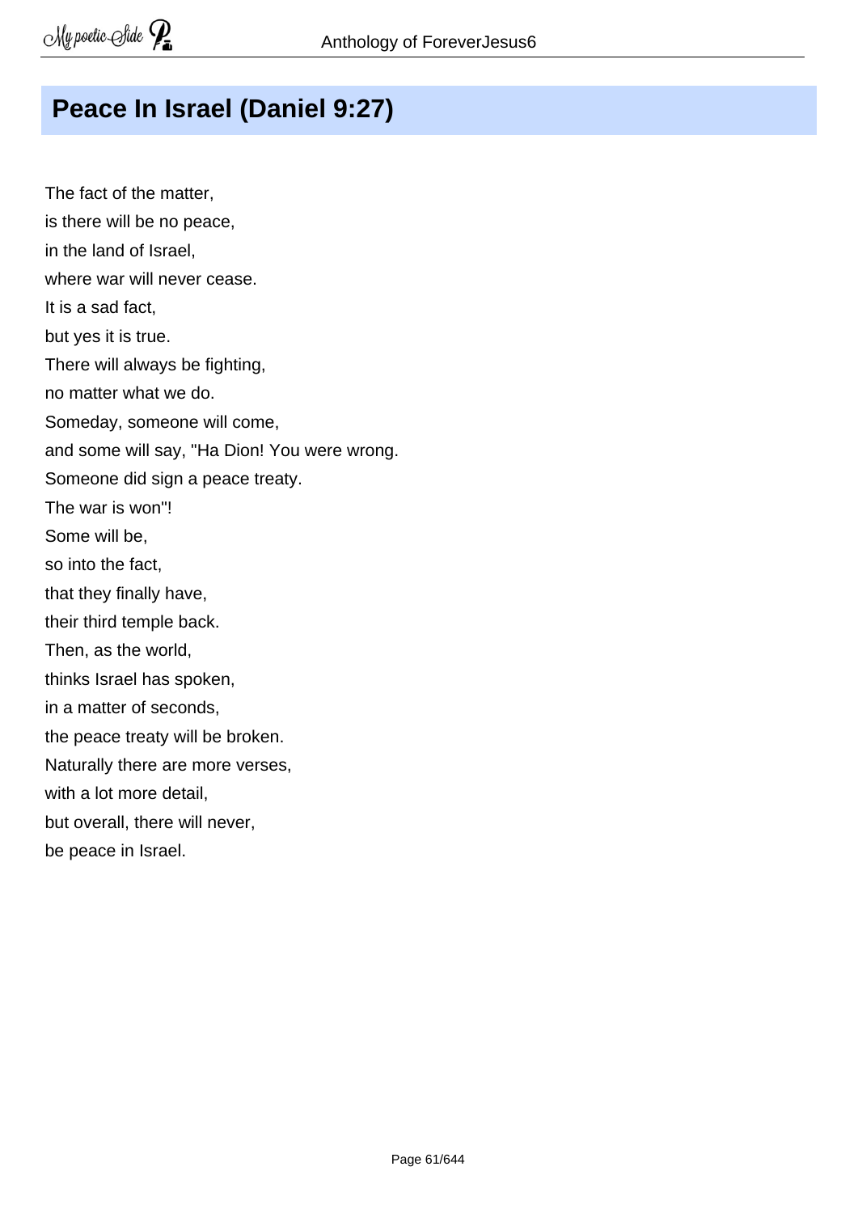## Peace In Israel (Daniel 9:27)

The fact of the matter,  
is there will be no peace,  
in the land of Israel,  
where war will never cease.  
It is a sad fact,  
but yes it is true.  
There will always be fighting,  
no matter what we do.  
Someday, someone will come,  
and some will say, "Ha Dion! You were wrong.  
Someone did sign a peace treaty.  
The war is won"!  
Some will be,  
so into the fact,  
that they finally have,  
their third temple back.  
Then, as the world,  
thinks Israel has spoken,  
in a matter of seconds,  
the peace treaty will be broken.  
Naturally there are more verses,  
with a lot more detail,  
but overall, there will never,  
be peace in Israel.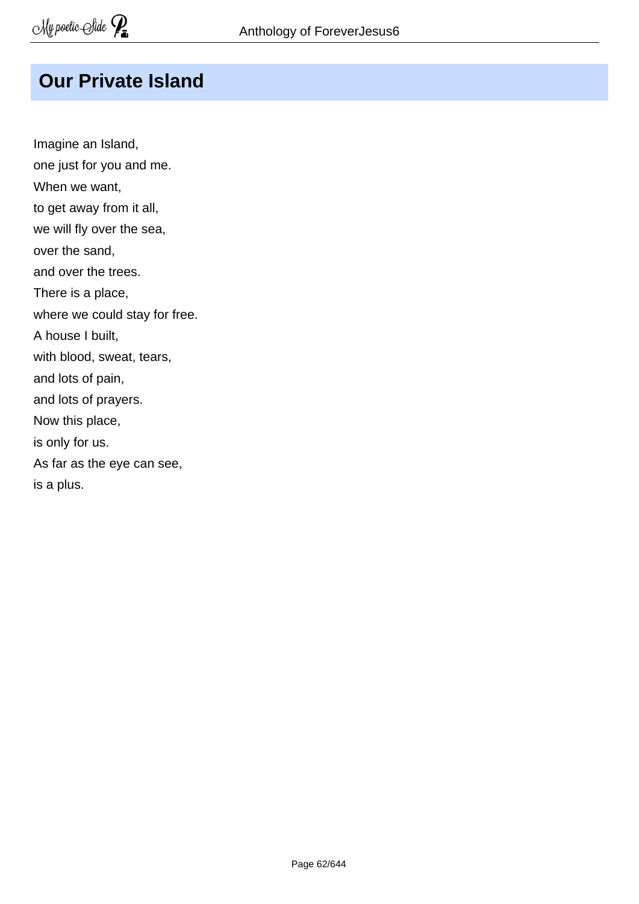## Our Private Island

Imagine an Island,  
one just for you and me.  
When we want,  
to get away from it all,  
we will fly over the sea,  
over the sand,  
and over the trees.  
There is a place,  
where we could stay for free.  
A house I built,  
with blood, sweat, tears,  
and lots of pain,  
and lots of prayers.  
Now this place,  
is only for us.  
As far as the eye can see,  
is a plus.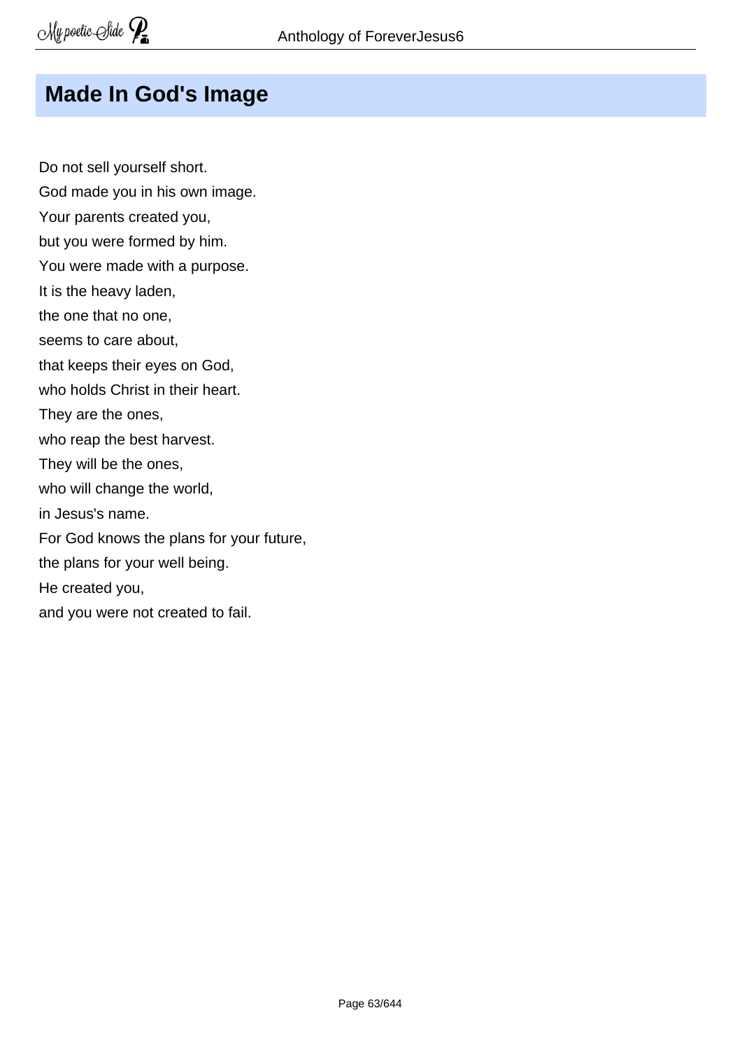## Made In God's Image

Do not sell yourself short.  
God made you in his own image.  
Your parents created you,  
but you were formed by him.  
You were made with a purpose.  
It is the heavy laden,  
the one that no one,  
seems to care about,  
that keeps their eyes on God,  
who holds Christ in their heart.  
They are the ones,  
who reap the best harvest.  
They will be the ones,  
who will change the world,  
in Jesus's name.  
For God knows the plans for your future,  
the plans for your well being.  
He created you,  
and you were not created to fail.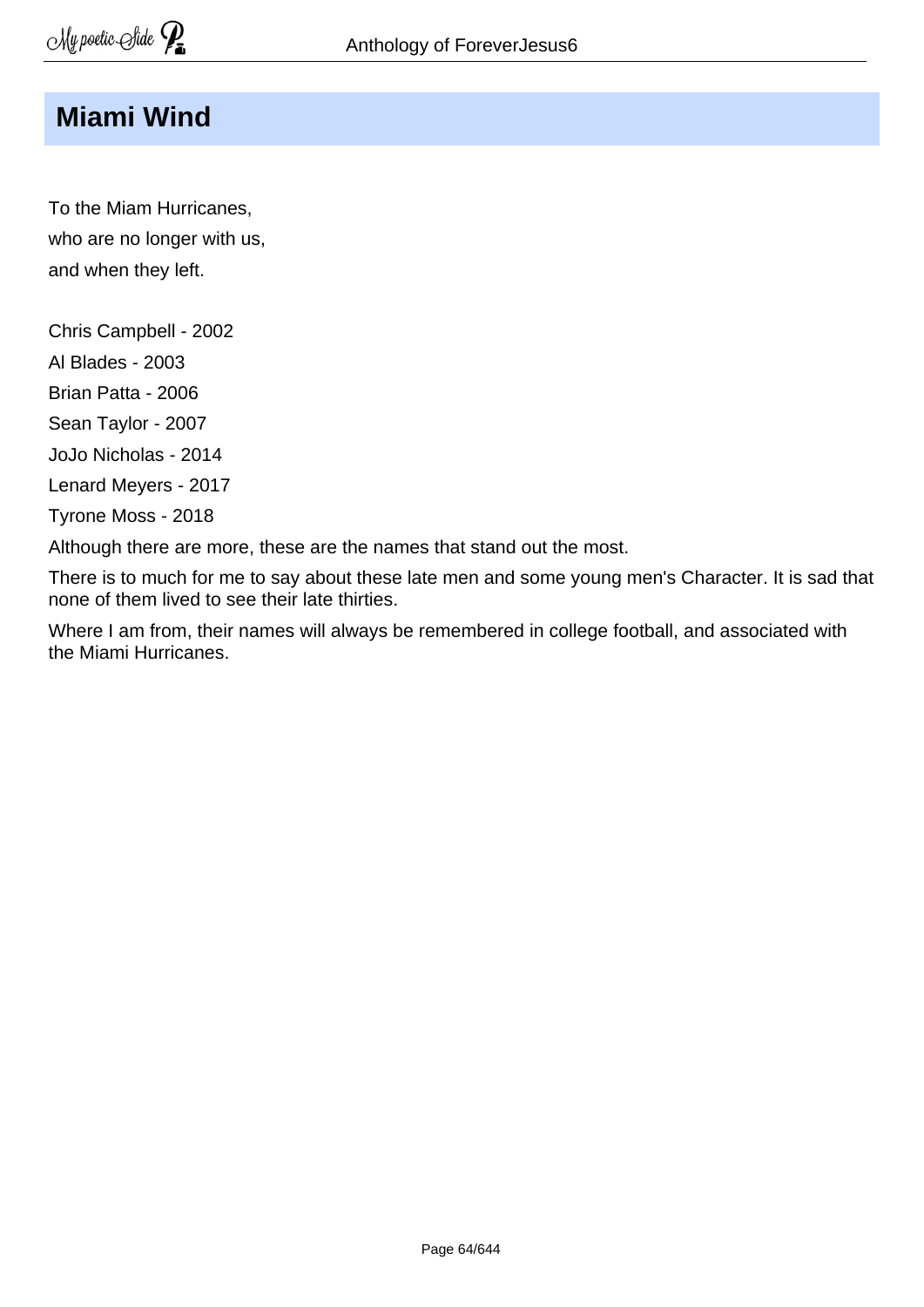# Miami Wind

To the Miam Hurricanes,
who are no longer with us,
and when they left.

Chris Campbell - 2002
Al Blades - 2003
Brian Patta - 2006
Sean Taylor - 2007
JoJo Nicholas - 2014
Lenard Meyers - 2017
Tyrone Moss - 2018

Although there are more, these are the names that stand out the most.

There is to much for me to say about these late men and some young men's Character. It is sad that none of them lived to see their late thirties.

Where I am from, their names will always be remembered in college football, and associated with the Miami Hurricanes.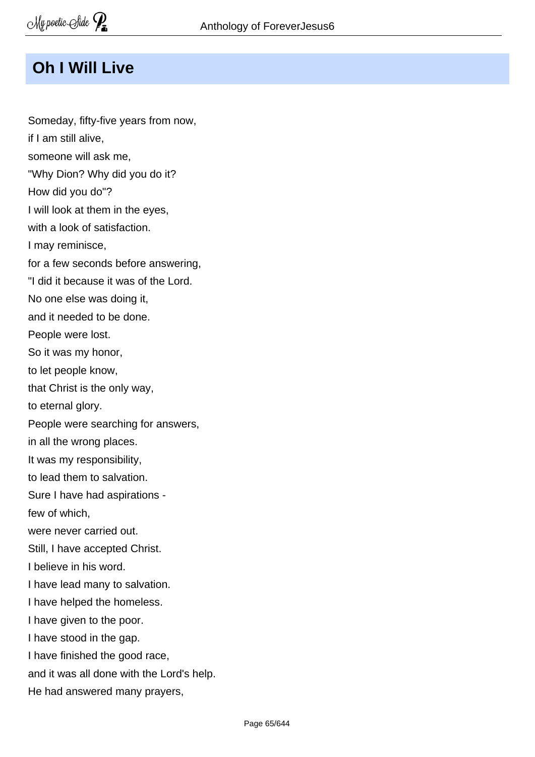## Oh I Will Live

Someday, fifty-five years from now,  
if I am still alive,  
someone will ask me,  
"Why Dion? Why did you do it?  
How did you do"?  
I will look at them in the eyes,  
with a look of satisfaction.  
I may reminisce,  
for a few seconds before answering,  
"I did it because it was of the Lord.  
No one else was doing it,  
and it needed to be done.  
People were lost.  
So it was my honor,  
to let people know,  
that Christ is the only way,  
to eternal glory.  
People were searching for answers,  
in all the wrong places.  
It was my responsibility,  
to lead them to salvation.  
Sure I have had aspirations -  
few of which,  
were never carried out.  
Still, I have accepted Christ.  
I believe in his word.  
I have lead many to salvation.  
I have helped the homeless.  
I have given to the poor.  
I have stood in the gap.  
I have finished the good race,  
and it was all done with the Lord's help.  
He had answered many prayers,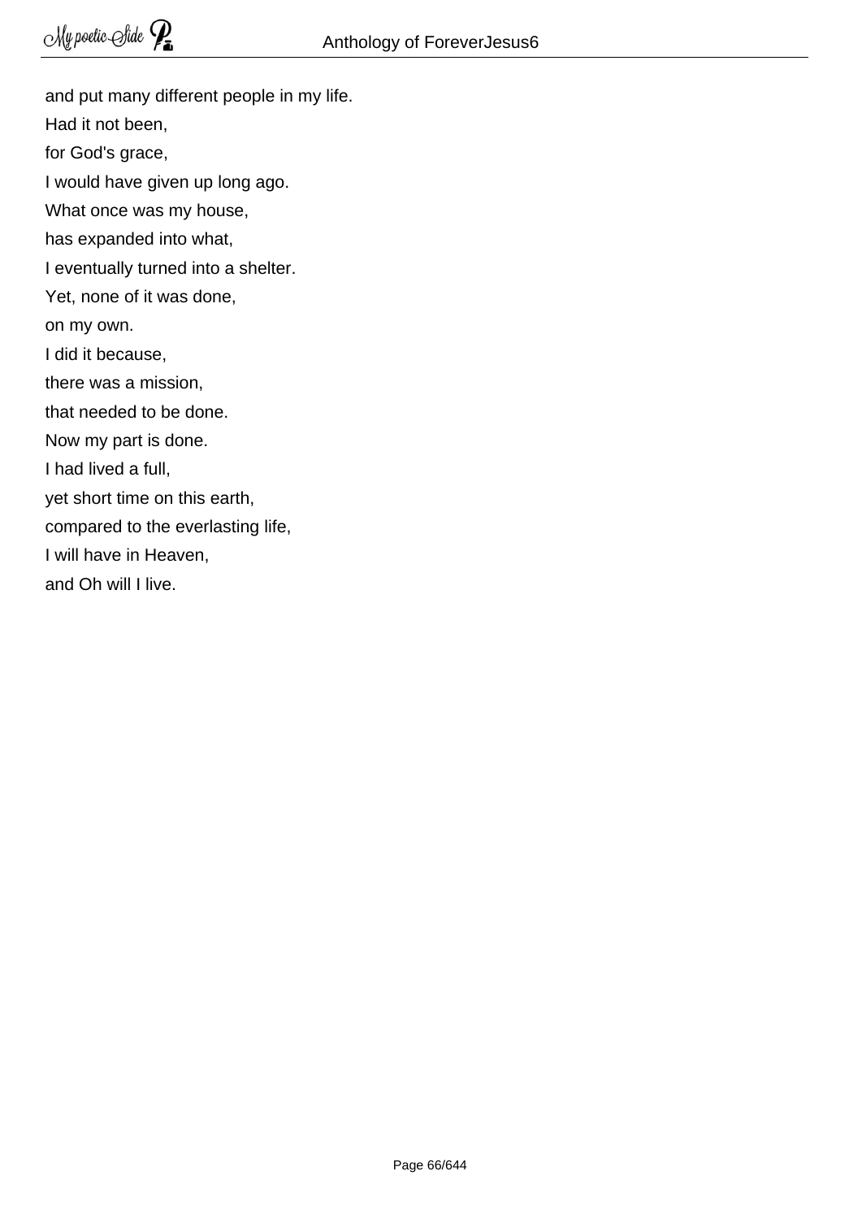and put many different people in my life.
Had it not been,
for God's grace,
I would have given up long ago.
What once was my house,
has expanded into what,
I eventually turned into a shelter.
Yet, none of it was done,
on my own.
I did it because,
there was a mission,
that needed to be done.
Now my part is done.
I had lived a full,
yet short time on this earth,
compared to the everlasting life,
I will have in Heaven,
and Oh will I live.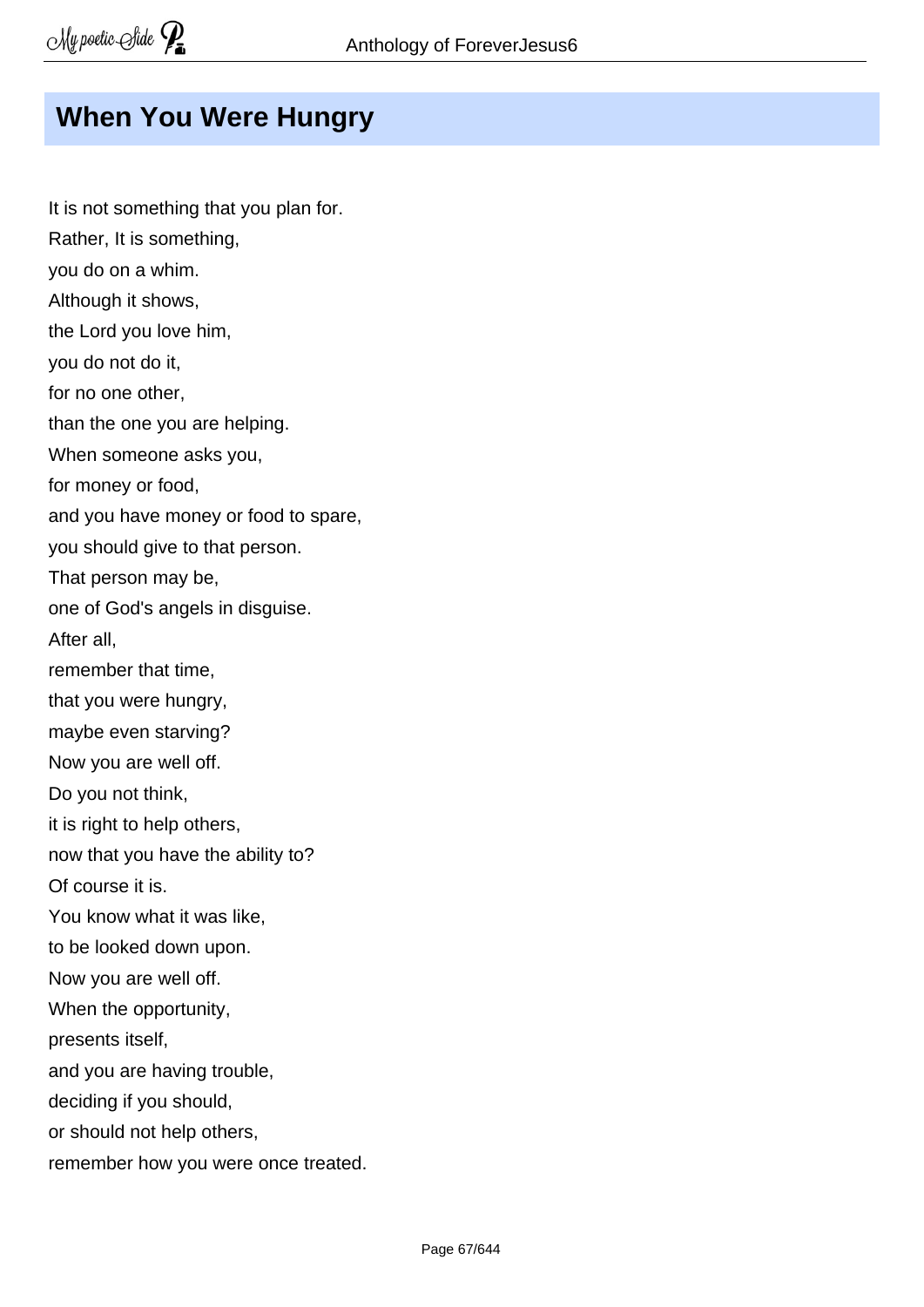# When You Were Hungry

It is not something that you plan for.
Rather, It is something,
you do on a whim.
Although it shows,
the Lord you love him,
you do not do it,
for no one other,
than the one you are helping.
When someone asks you,
for money or food,
and you have money or food to spare,
you should give to that person.
That person may be,
one of God's angels in disguise.
After all,
remember that time,
that you were hungry,
maybe even starving?
Now you are well off.
Do you not think,
it is right to help others,
now that you have the ability to?
Of course it is.
You know what it was like,
to be looked down upon.
Now you are well off.
When the opportunity,
presents itself,
and you are having trouble,
deciding if you should,
or should not help others,
remember how you were once treated.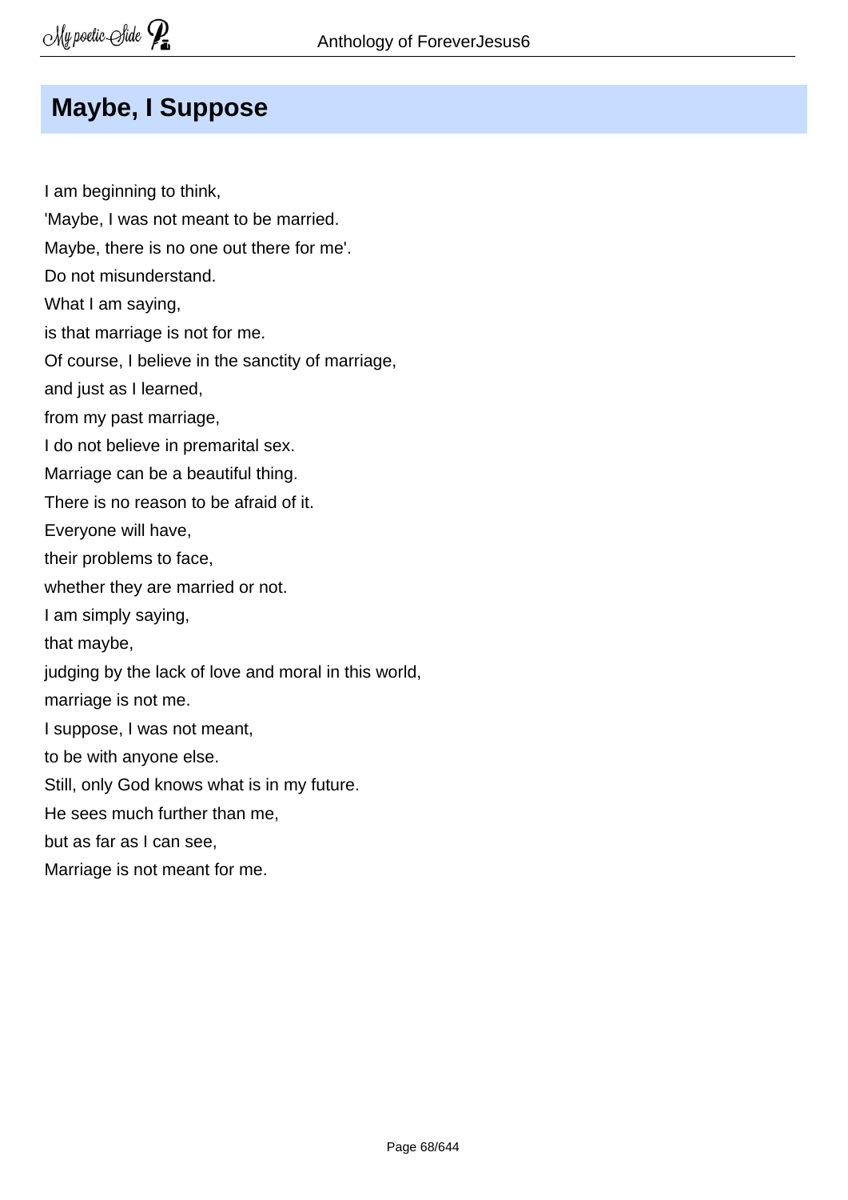## Maybe, I Suppose

I am beginning to think,  
'Maybe, I was not meant to be married.  
Maybe, there is no one out there for me'.  
Do not misunderstand.  
What I am saying,  
is that marriage is not for me.  
Of course, I believe in the sanctity of marriage,  
and just as I learned,  
from my past marriage,  
I do not believe in premarital sex.  
Marriage can be a beautiful thing.  
There is no reason to be afraid of it.  
Everyone will have,  
their problems to face,  
whether they are married or not.  
I am simply saying,  
that maybe,  
judging by the lack of love and moral in this world,  
marriage is not me.  
I suppose, I was not meant,  
to be with anyone else.  
Still, only God knows what is in my future.  
He sees much further than me,  
but as far as I can see,  
Marriage is not meant for me.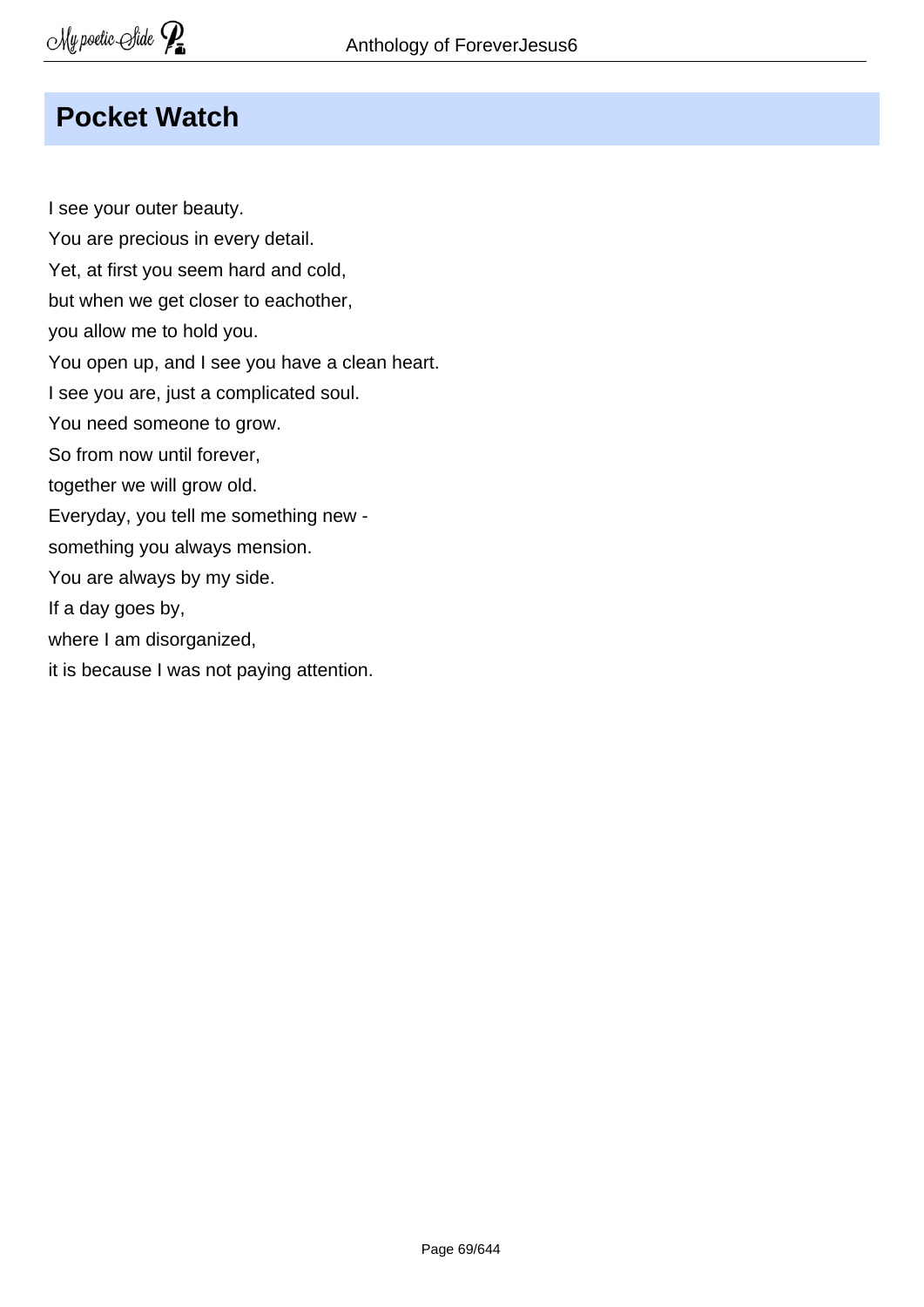# Pocket Watch

I see your outer beauty.  
You are precious in every detail.  
Yet, at first you seem hard and cold,  
but when we get closer to eachother,  
you allow me to hold you.  
You open up, and I see you have a clean heart.  
I see you are, just a complicated soul.  
You need someone to grow.  
So from now until forever,  
together we will grow old.  
Everyday, you tell me something new -  
something you always mension.  
You are always by my side.  
If a day goes by,  
where I am disorganized,  
it is because I was not paying attention.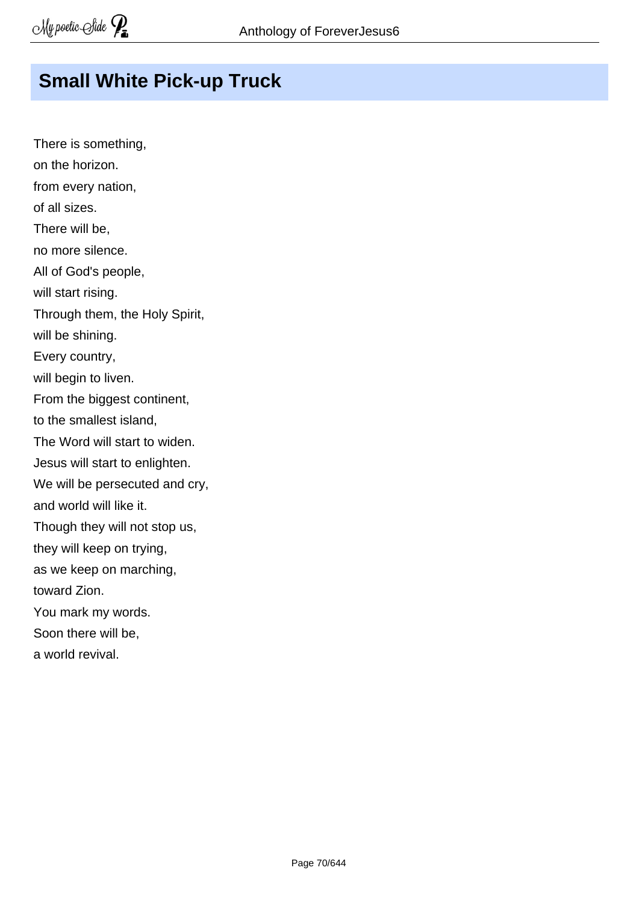## Small White Pick-up Truck

There is something,  
on the horizon.  
from every nation,  
of all sizes.  
There will be,  
no more silence.  
All of God's people,  
will start rising.  
Through them, the Holy Spirit,  
will be shining.  
Every country,  
will begin to liven.  
From the biggest continent,  
to the smallest island,  
The Word will start to widen.  
Jesus will start to enlighten.  
We will be persecuted and cry,  
and world will like it.  
Though they will not stop us,  
they will keep on trying,  
as we keep on marching,  
toward Zion.  
You mark my words.  
Soon there will be,  
a world revival.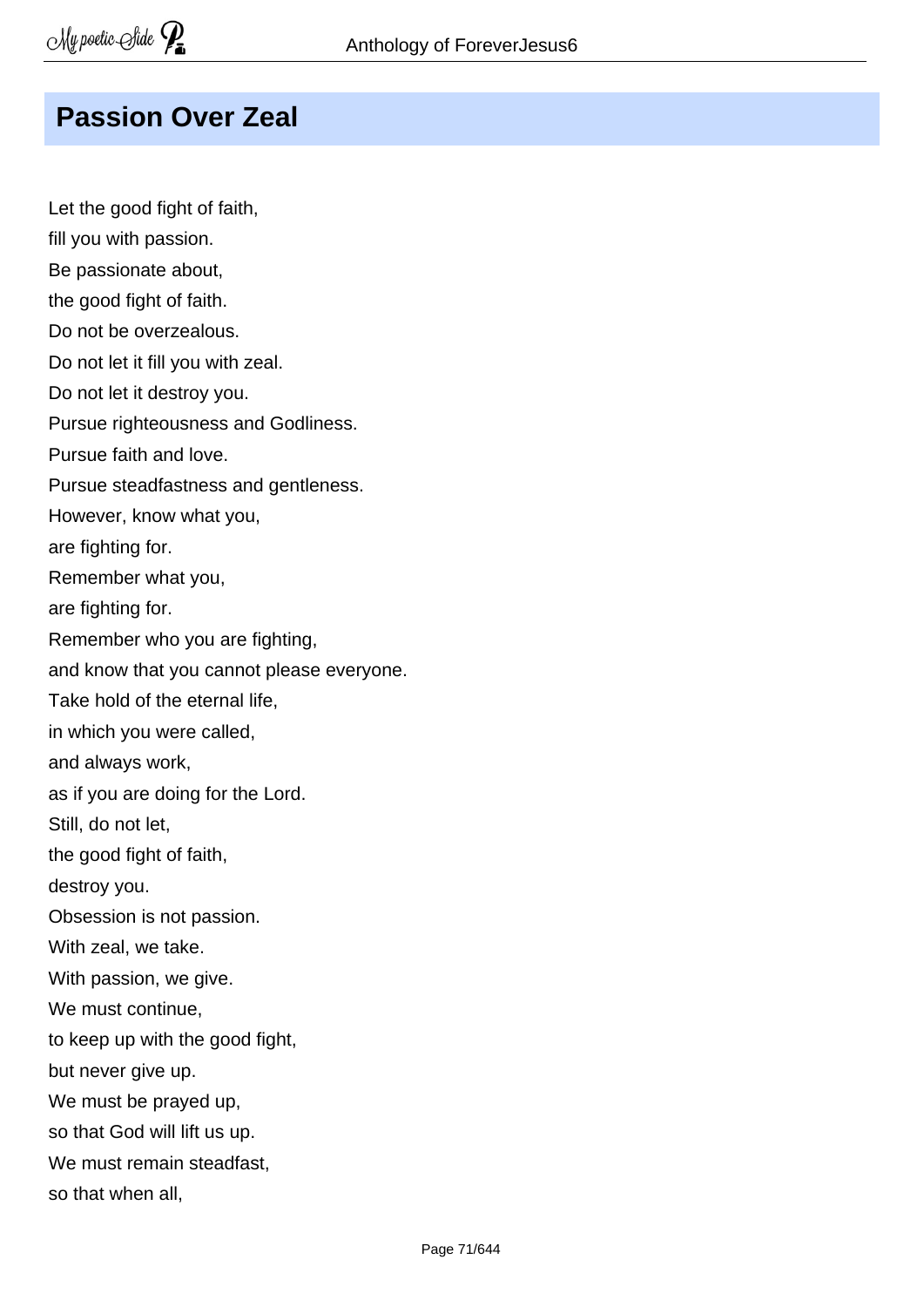## Passion Over Zeal

Let the good fight of faith,
fill you with passion.
Be passionate about,
the good fight of faith.
Do not be overzealous.
Do not let it fill you with zeal.
Do not let it destroy you.
Pursue righteousness and Godliness.
Pursue faith and love.
Pursue steadfastness and gentleness.
However, know what you,
are fighting for.
Remember what you,
are fighting for.
Remember who you are fighting,
and know that you cannot please everyone.
Take hold of the eternal life,
in which you were called,
and always work,
as if you are doing for the Lord.
Still, do not let,
the good fight of faith,
destroy you.
Obsession is not passion.
With zeal, we take.
With passion, we give.
We must continue,
to keep up with the good fight,
but never give up.
We must be prayed up,
so that God will lift us up.
We must remain steadfast,
so that when all,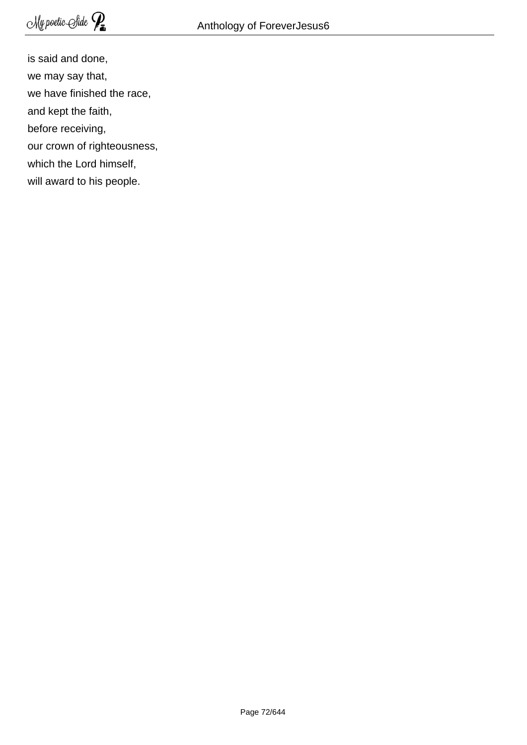is said and done,  
we may say that,  
we have finished the race,  
and kept the faith,  
before receiving,  
our crown of righteousness,  
which the Lord himself,  
will award to his people.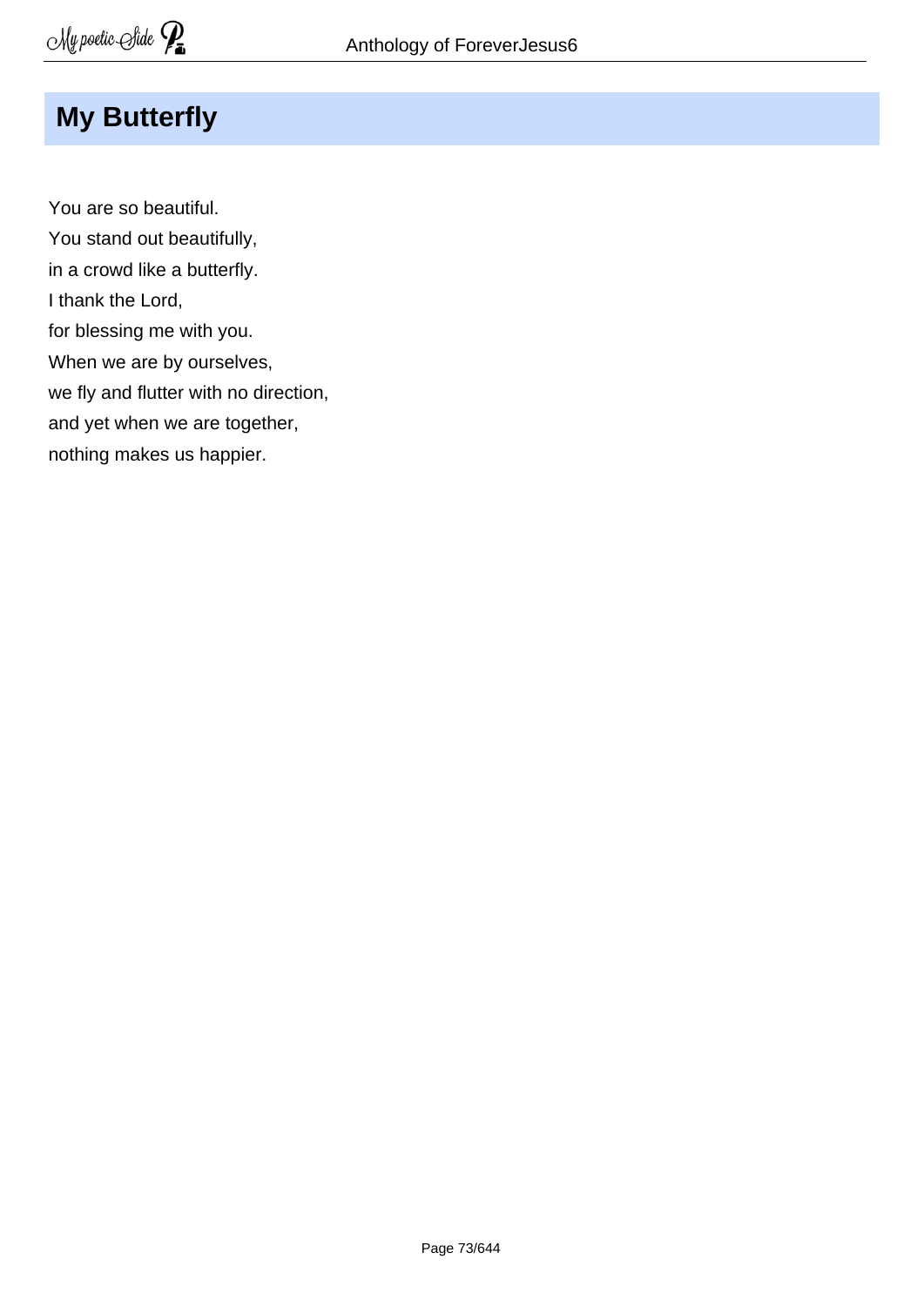## My Butterfly

You are so beautiful.  
You stand out beautifully,  
in a crowd like a butterfly.  
I thank the Lord,  
for blessing me with you.  
When we are by ourselves,  
we fly and flutter with no direction,  
and yet when we are together,  
nothing makes us happier.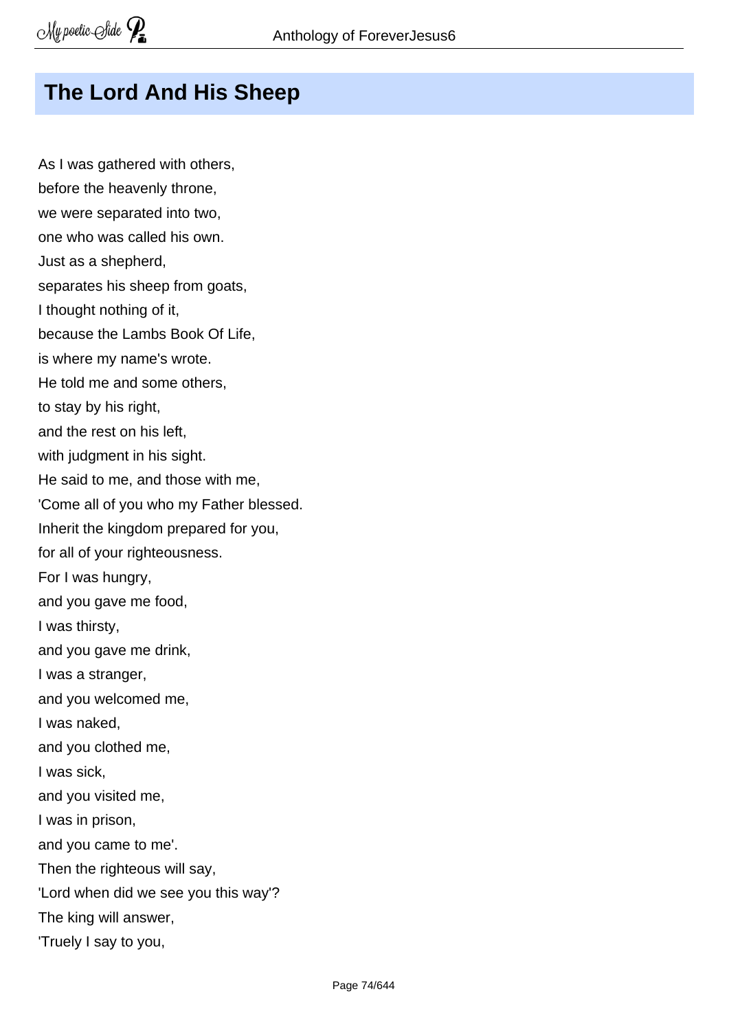## The Lord And His Sheep

As I was gathered with others,  
before the heavenly throne,  
we were separated into two,  
one who was called his own.  
Just as a shepherd,  
separates his sheep from goats,  
I thought nothing of it,  
because the Lambs Book Of Life,  
is where my name's wrote.  
He told me and some others,  
to stay by his right,  
and the rest on his left,  
with judgment in his sight.  
He said to me, and those with me,  
'Come all of you who my Father blessed.  
Inherit the kingdom prepared for you,  
for all of your righteousness.  
For I was hungry,  
and you gave me food,  
I was thirsty,  
and you gave me drink,  
I was a stranger,  
and you welcomed me,  
I was naked,  
and you clothed me,  
I was sick,  
and you visited me,  
I was in prison,  
and you came to me'.  
Then the righteous will say,  
'Lord when did we see you this way'?  
The king will answer,  
'Truely I say to you,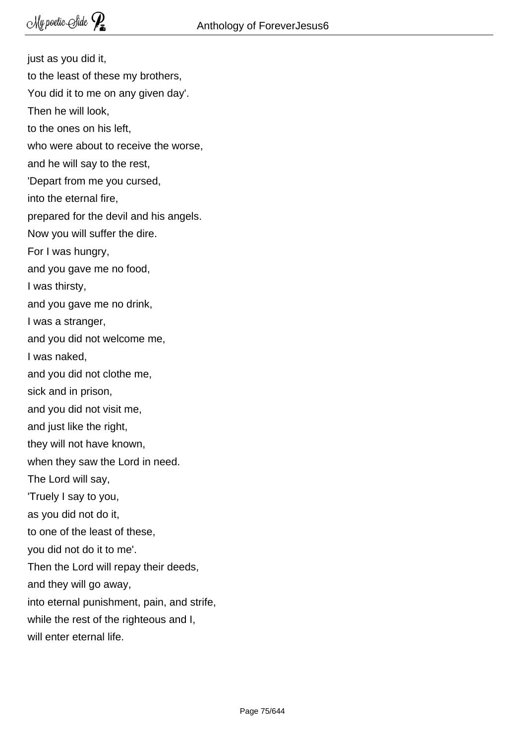just as you did it,
to the least of these my brothers,
You did it to me on any given day'.
Then he will look,
to the ones on his left,
who were about to receive the worse,
and he will say to the rest,
'Depart from me you cursed,
into the eternal fire,
prepared for the devil and his angels.
Now you will suffer the dire.
For I was hungry,
and you gave me no food,
I was thirsty,
and you gave me no drink,
I was a stranger,
and you did not welcome me,
I was naked,
and you did not clothe me,
sick and in prison,
and you did not visit me,
and just like the right,
they will not have known,
when they saw the Lord in need.
The Lord will say,
'Truely I say to you,
as you did not do it,
to one of the least of these,
you did not do it to me'.
Then the Lord will repay their deeds,
and they will go away,
into eternal punishment, pain, and strife,
while the rest of the righteous and I,
will enter eternal life.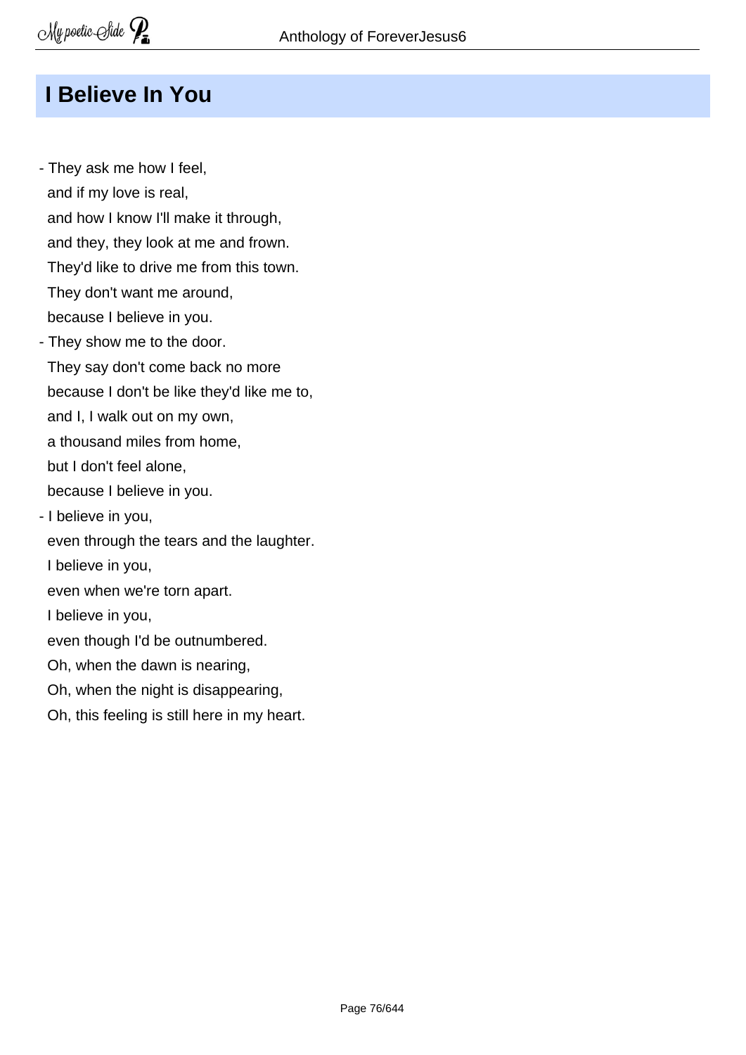## I Believe In You

- They ask me how I feel,  
  and if my love is real,  
  and how I know I'll make it through,  
  and they, they look at me and frown.  
  They'd like to drive me from this town.  
  They don't want me around,  
  because I believe in you.
- They show me to the door.  
  They say don't come back no more  
  because I don't be like they'd like me to,  
  and I, I walk out on my own,  
  a thousand miles from home,  
  but I don't feel alone,  
  because I believe in you.
- I believe in you,  
  even through the tears and the laughter.  
  I believe in you,  
  even when we're torn apart.  
  I believe in you,  
  even though I'd be outnumbered.  
  Oh, when the dawn is nearing,  
  Oh, when the night is disappearing,  
  Oh, this feeling is still here in my heart.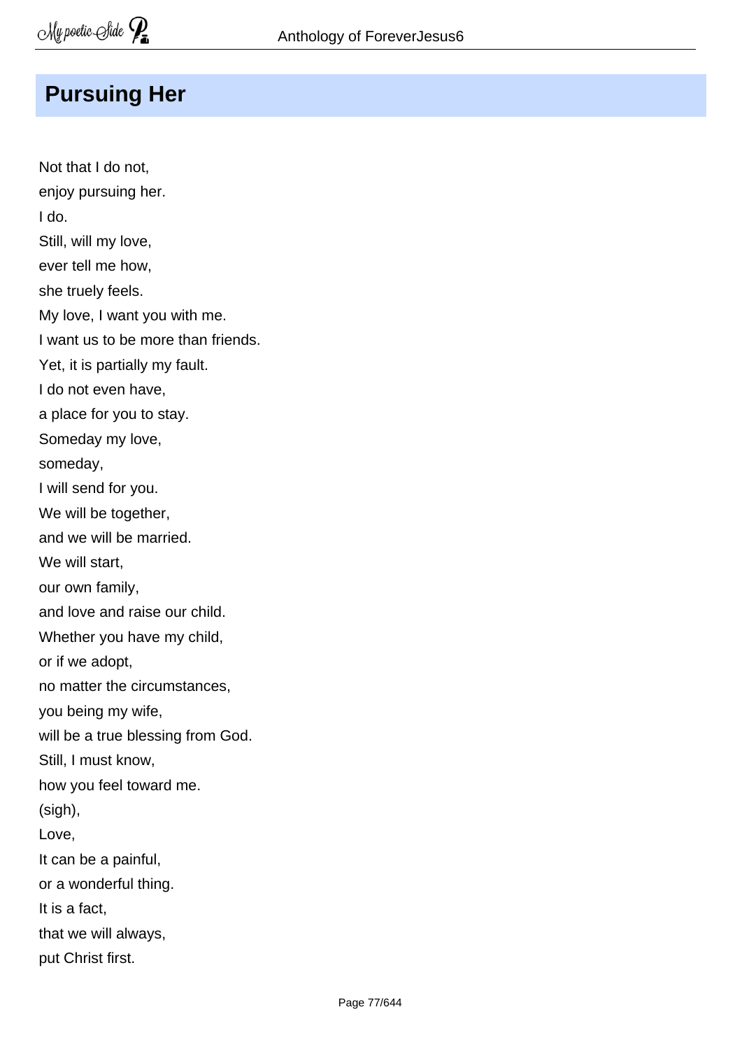# Pursuing Her

Not that I do not,  
enjoy pursuing her.  
I do.  
Still, will my love,  
ever tell me how,  
she truely feels.  
My love, I want you with me.  
I want us to be more than friends.  
Yet, it is partially my fault.  
I do not even have,  
a place for you to stay.  
Someday my love,  
someday,  
I will send for you.  
We will be together,  
and we will be married.  
We will start,  
our own family,  
and love and raise our child.  
Whether you have my child,  
or if we adopt,  
no matter the circumstances,  
you being my wife,  
will be a true blessing from God.  
Still, I must know,  
how you feel toward me.  
(sigh),  
Love,  
It can be a painful,  
or a wonderful thing.  
It is a fact,  
that we will always,  
put Christ first.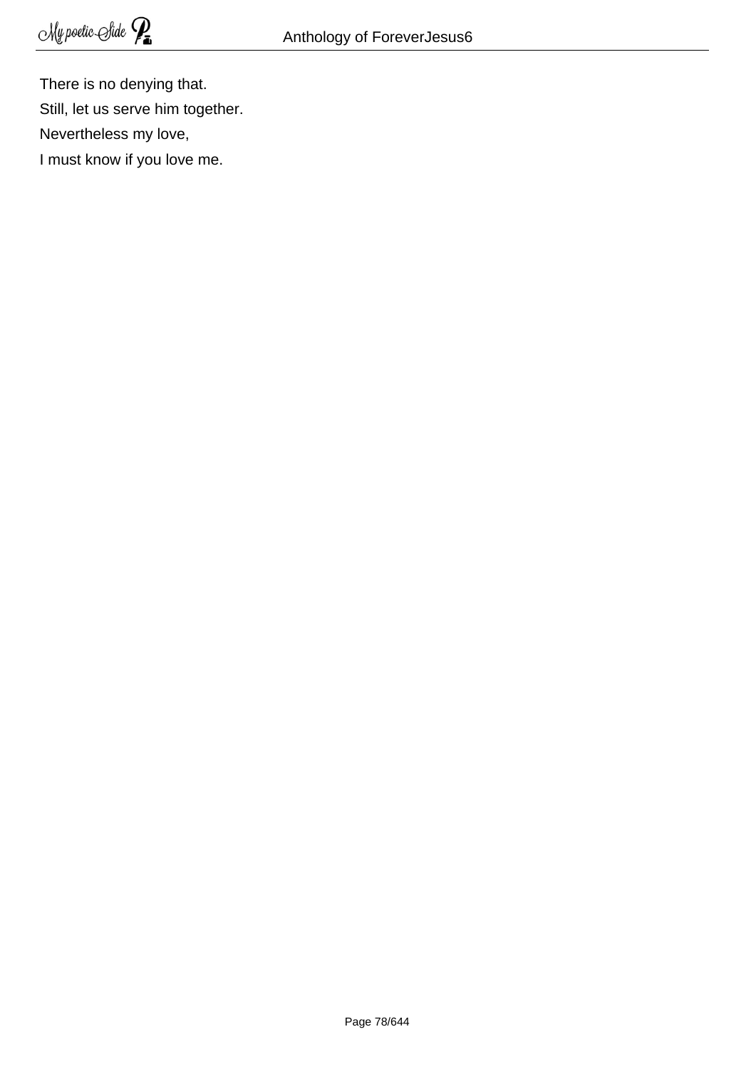There is no denying that.  
Still, let us serve him together.  
Nevertheless my love,  
I must know if you love me.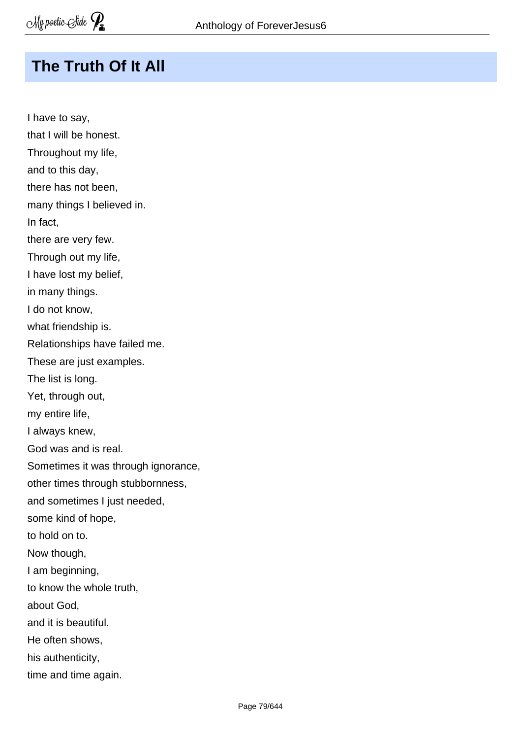## The Truth Of It All

I have to say,  
that I will be honest.  
Throughout my life,  
and to this day,  
there has not been,  
many things I believed in.  
In fact,  
there are very few.  
Through out my life,  
I have lost my belief,  
in many things.  
I do not know,  
what friendship is.  
Relationships have failed me.  
These are just examples.  
The list is long.  
Yet, through out,  
my entire life,  
I always knew,  
God was and is real.  
Sometimes it was through ignorance,  
other times through stubbornness,  
and sometimes I just needed,  
some kind of hope,  
to hold on to.  
Now though,  
I am beginning,  
to know the whole truth,  
about God,  
and it is beautiful.  
He often shows,  
his authenticity,  
time and time again.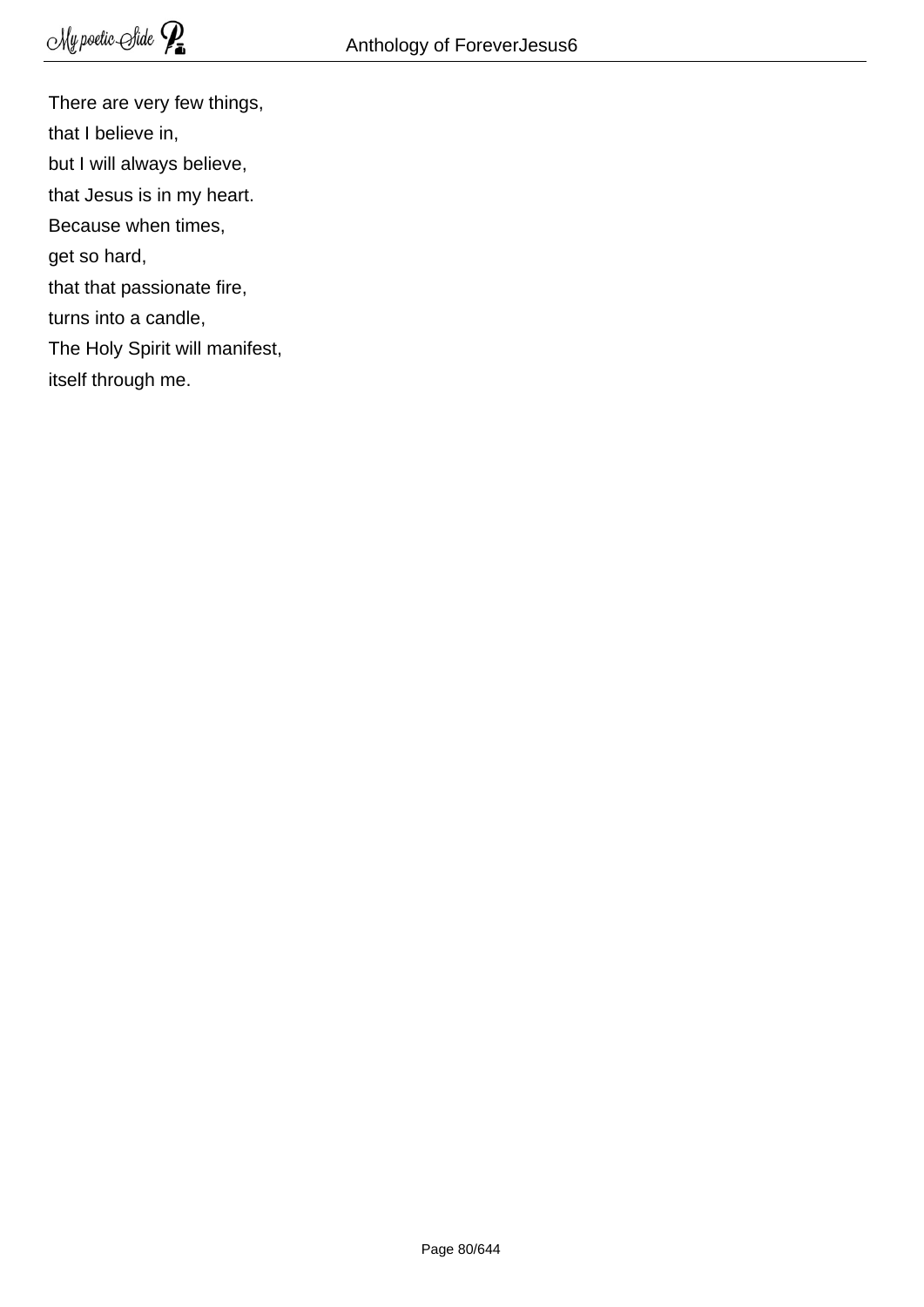There are very few things,  
that I believe in,  
but I will always believe,  
that Jesus is in my heart.  
Because when times,  
get so hard,  
that that passionate fire,  
turns into a candle,  
The Holy Spirit will manifest,  
itself through me.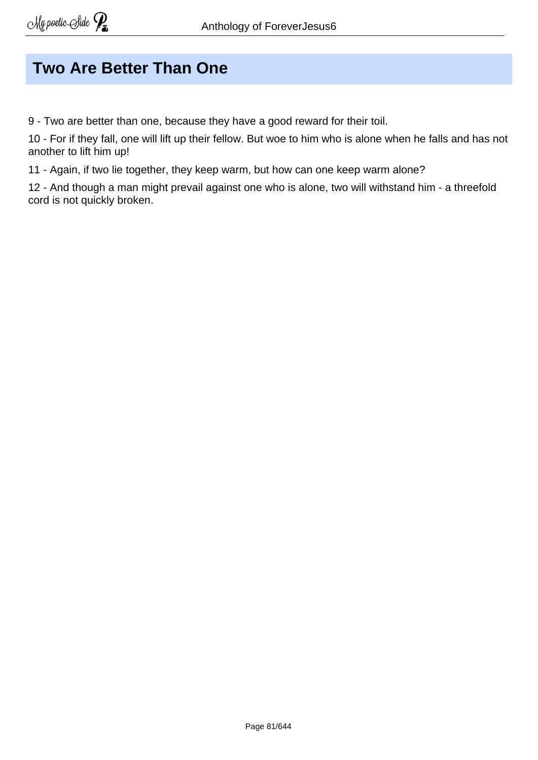## Two Are Better Than One

9 - Two are better than one, because they have a good reward for their toil.

10 - For if they fall, one will lift up their fellow. But woe to him who is alone when he falls and has not another to lift him up!

11 - Again, if two lie together, they keep warm, but how can one keep warm alone?

12 - And though a man might prevail against one who is alone, two will withstand him - a threefold cord is not quickly broken.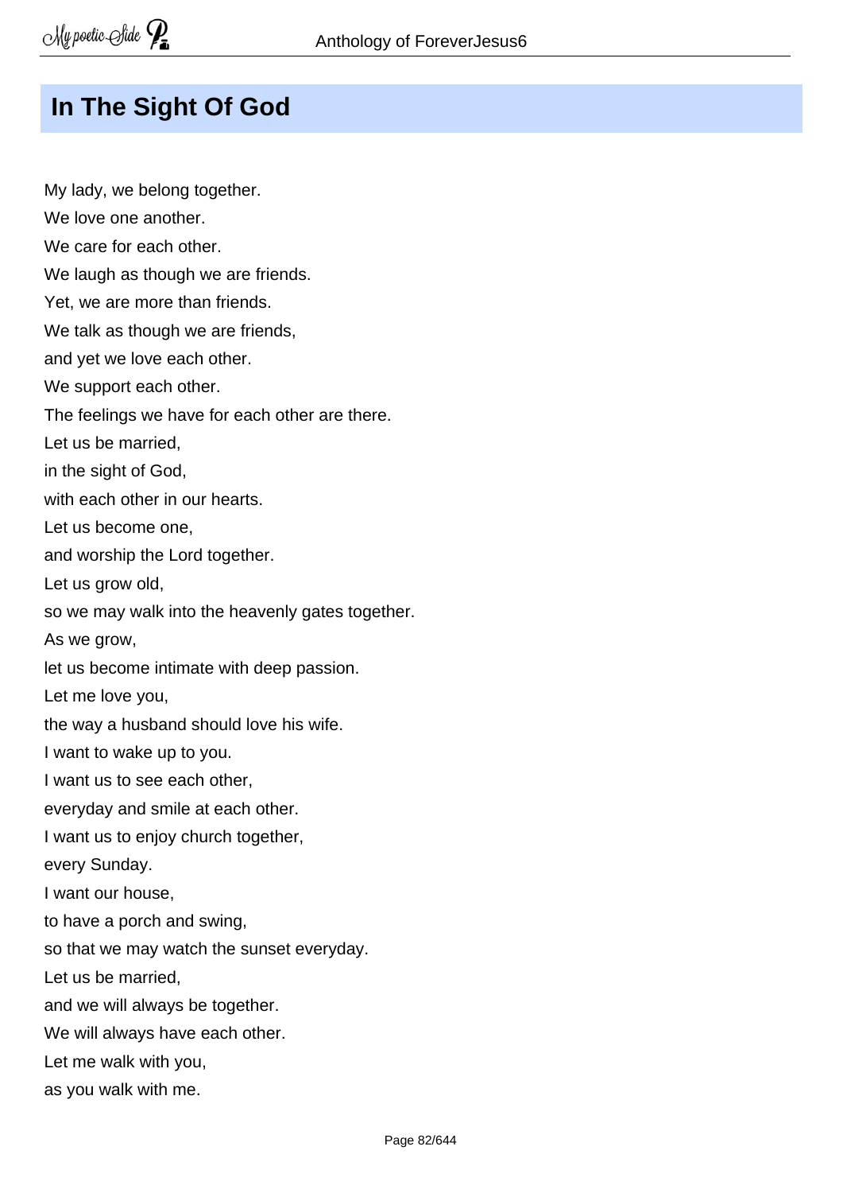# In The Sight Of God

My lady, we belong together.
We love one another.
We care for each other.
We laugh as though we are friends.
Yet, we are more than friends.
We talk as though we are friends,
and yet we love each other.
We support each other.
The feelings we have for each other are there.
Let us be married,
in the sight of God,
with each other in our hearts.
Let us become one,
and worship the Lord together.
Let us grow old,
so we may walk into the heavenly gates together.
As we grow,
let us become intimate with deep passion.
Let me love you,
the way a husband should love his wife.
I want to wake up to you.
I want us to see each other,
everyday and smile at each other.
I want us to enjoy church together,
every Sunday.
I want our house,
to have a porch and swing,
so that we may watch the sunset everyday.
Let us be married,
and we will always be together.
We will always have each other.
Let me walk with you,
as you walk with me.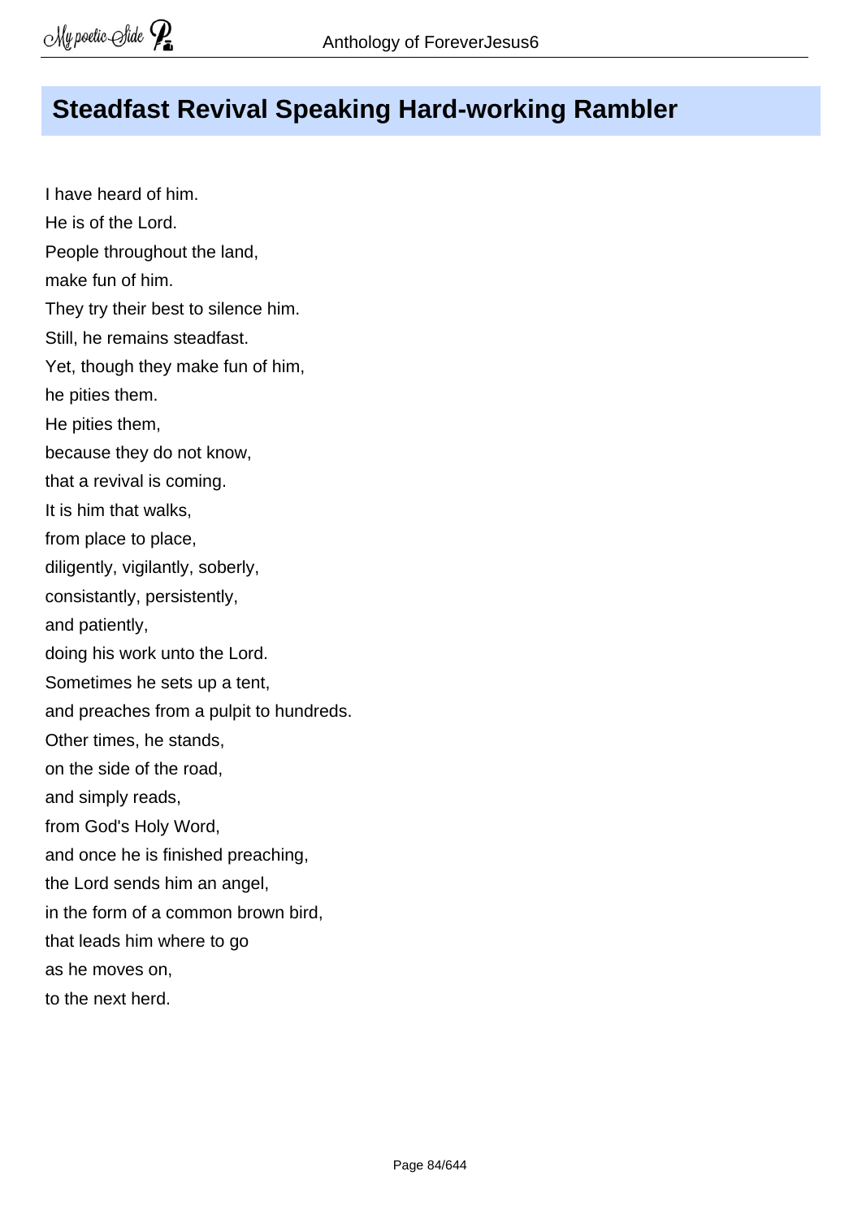## Steadfast Revival Speaking Hard-working Rambler

I have heard of him.  
He is of the Lord.  
People throughout the land,  
make fun of him.  
They try their best to silence him.  
Still, he remains steadfast.  
Yet, though they make fun of him,  
he pities them.  
He pities them,  
because they do not know,  
that a revival is coming.  
It is him that walks,  
from place to place,  
diligently, vigilantly, soberly,  
consistantly, persistently,  
and patiently,  
doing his work unto the Lord.  
Sometimes he sets up a tent,  
and preaches from a pulpit to hundreds.  
Other times, he stands,  
on the side of the road,  
and simply reads,  
from God's Holy Word,  
and once he is finished preaching,  
the Lord sends him an angel,  
in the form of a common brown bird,  
that leads him where to go  
as he moves on,  
to the next herd.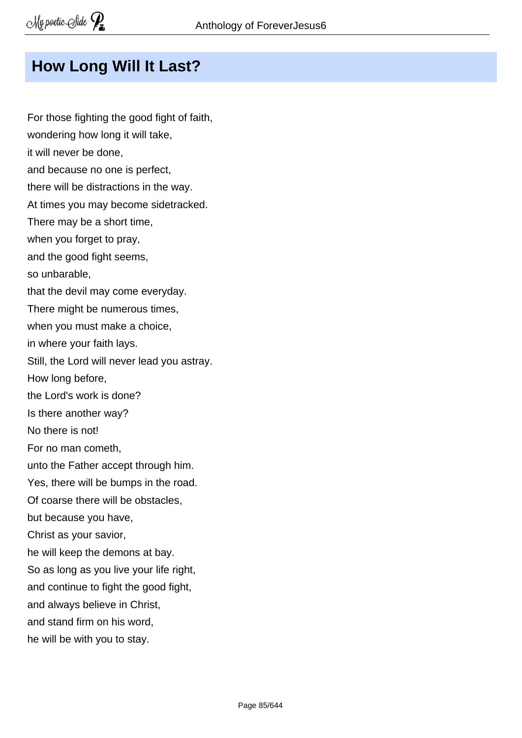# How Long Will It Last?

For those fighting the good fight of faith,  
wondering how long it will take,  
it will never be done,  
and because no one is perfect,  
there will be distractions in the way.  
At times you may become sidetracked.  
There may be a short time,  
when you forget to pray,  
and the good fight seems,  
so unbarable,  
that the devil may come everyday.  
There might be numerous times,  
when you must make a choice,  
in where your faith lays.  
Still, the Lord will never lead you astray.  
How long before,  
the Lord's work is done?  
Is there another way?  
No there is not!  
For no man cometh,  
unto the Father accept through him.  
Yes, there will be bumps in the road.  
Of coarse there will be obstacles,  
but because you have,  
Christ as your savior,  
he will keep the demons at bay.  
So as long as you live your life right,  
and continue to fight the good fight,  
and always believe in Christ,  
and stand firm on his word,  
he will be with you to stay.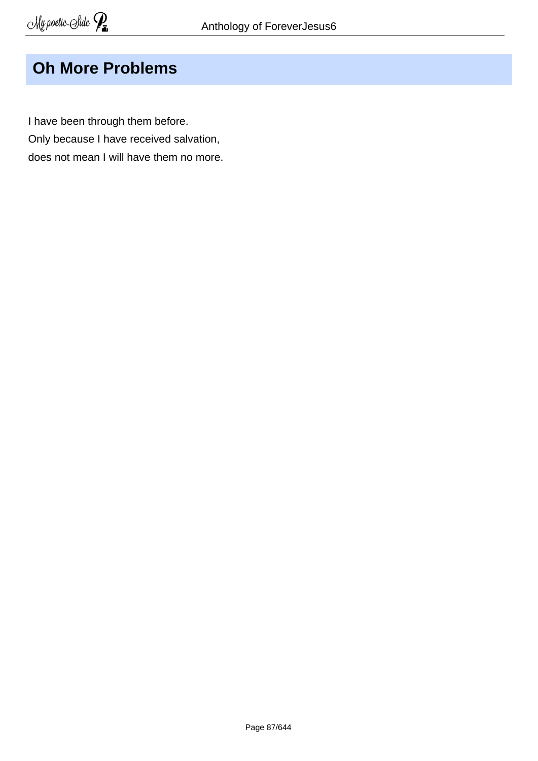## Oh More Problems

I have been through them before.  
Only because I have received salvation,  
does not mean I will have them no more.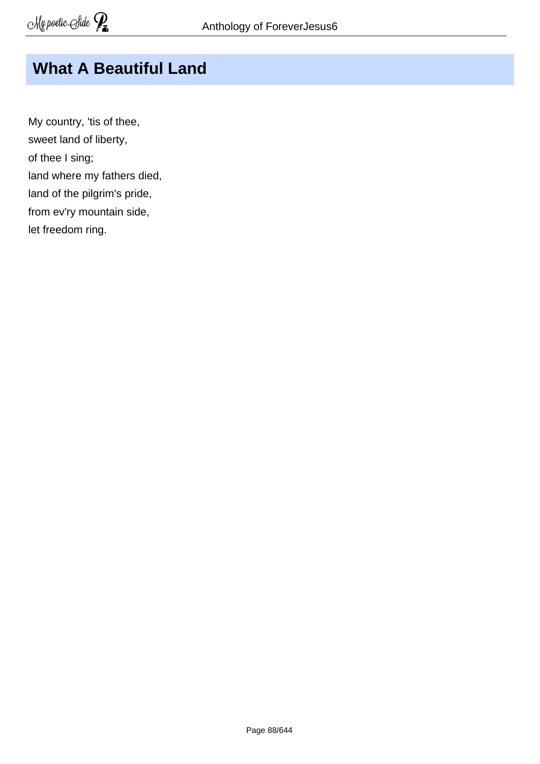## What A Beautiful Land

My country, 'tis of thee,
sweet land of liberty,
of thee I sing;
land where my fathers died,
land of the pilgrim's pride,
from ev'ry mountain side,
let freedom ring.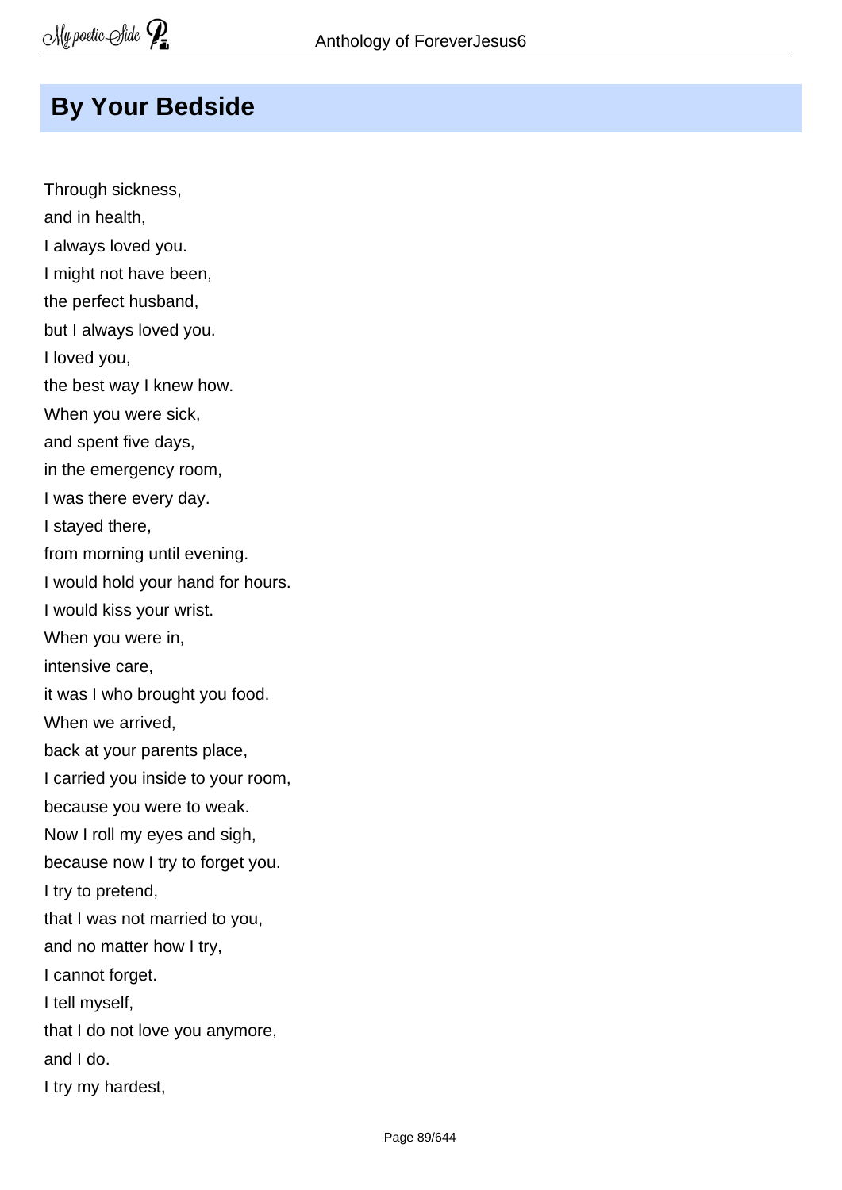## By Your Bedside

Through sickness,  
and in health,  
I always loved you.  
I might not have been,  
the perfect husband,  
but I always loved you.  
I loved you,  
the best way I knew how.  
When you were sick,  
and spent five days,  
in the emergency room,  
I was there every day.  
I stayed there,  
from morning until evening.  
I would hold your hand for hours.  
I would kiss your wrist.  
When you were in,  
intensive care,  
it was I who brought you food.  
When we arrived,  
back at your parents place,  
I carried you inside to your room,  
because you were to weak.  
Now I roll my eyes and sigh,  
because now I try to forget you.  
I try to pretend,  
that I was not married to you,  
and no matter how I try,  
I cannot forget.  
I tell myself,  
that I do not love you anymore,  
and I do.  
I try my hardest,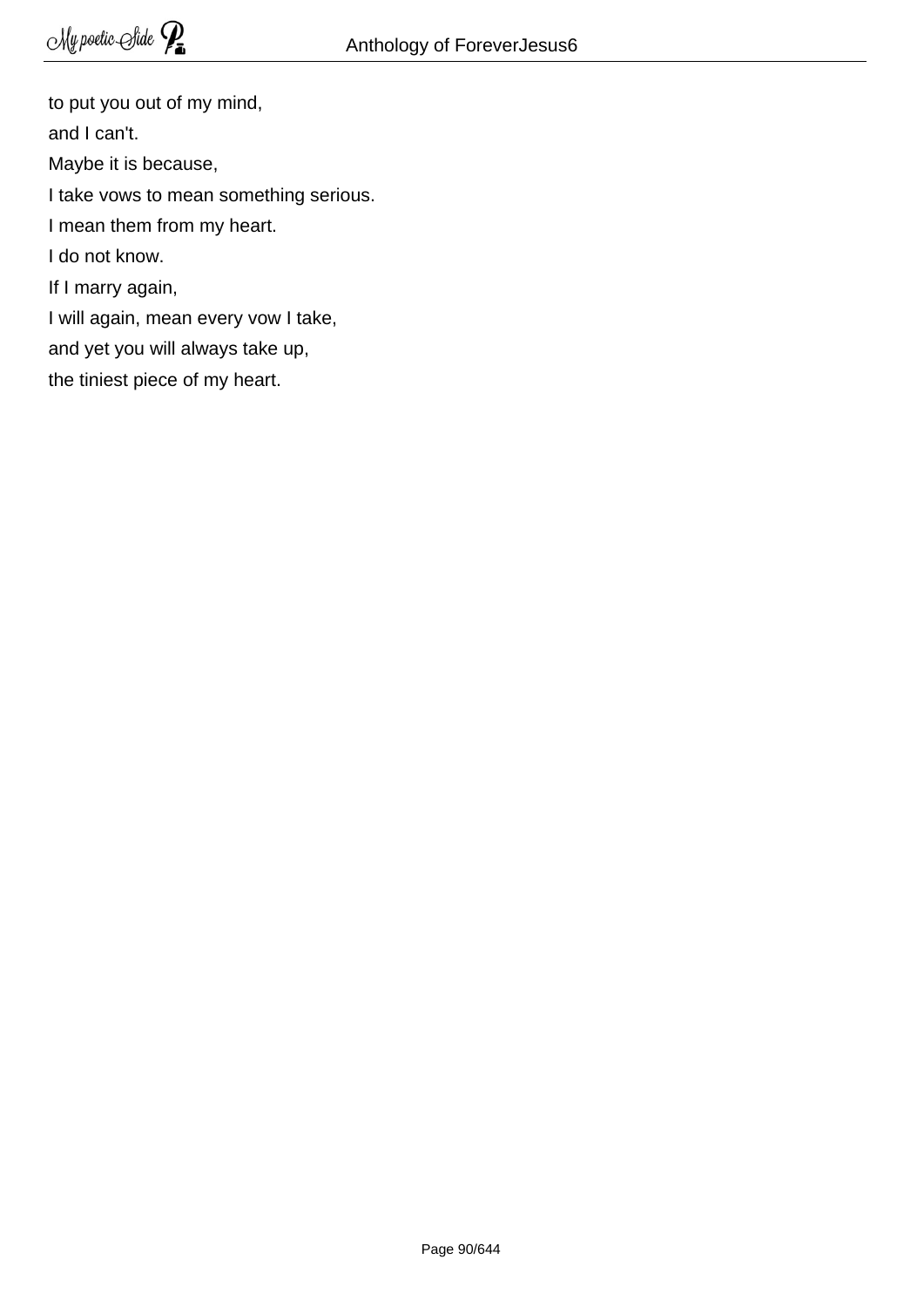to put you out of my mind,  
and I can't.  
Maybe it is because,  
I take vows to mean something serious.  
I mean them from my heart.  
I do not know.  
If I marry again,  
I will again, mean every vow I take,  
and yet you will always take up,  
the tiniest piece of my heart.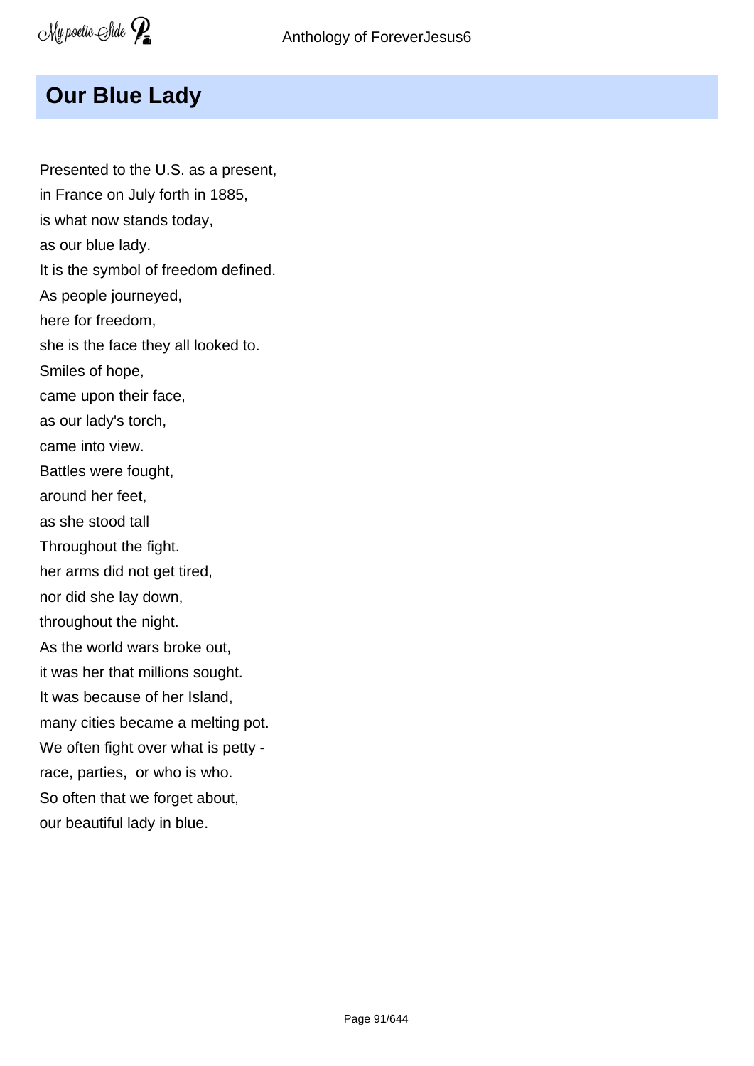# Our Blue Lady

Presented to the U.S. as a present,
in France on July forth in 1885,
is what now stands today,
as our blue lady.
It is the symbol of freedom defined.
As people journeyed,
here for freedom,
she is the face they all looked to.
Smiles of hope,
came upon their face,
as our lady's torch,
came into view.
Battles were fought,
around her feet,
as she stood tall
Throughout the fight.
her arms did not get tired,
nor did she lay down,
throughout the night.
As the world wars broke out,
it was her that millions sought.
It was because of her Island,
many cities became a melting pot.
We often fight over what is petty -
race, parties,  or who is who.
So often that we forget about,
our beautiful lady in blue.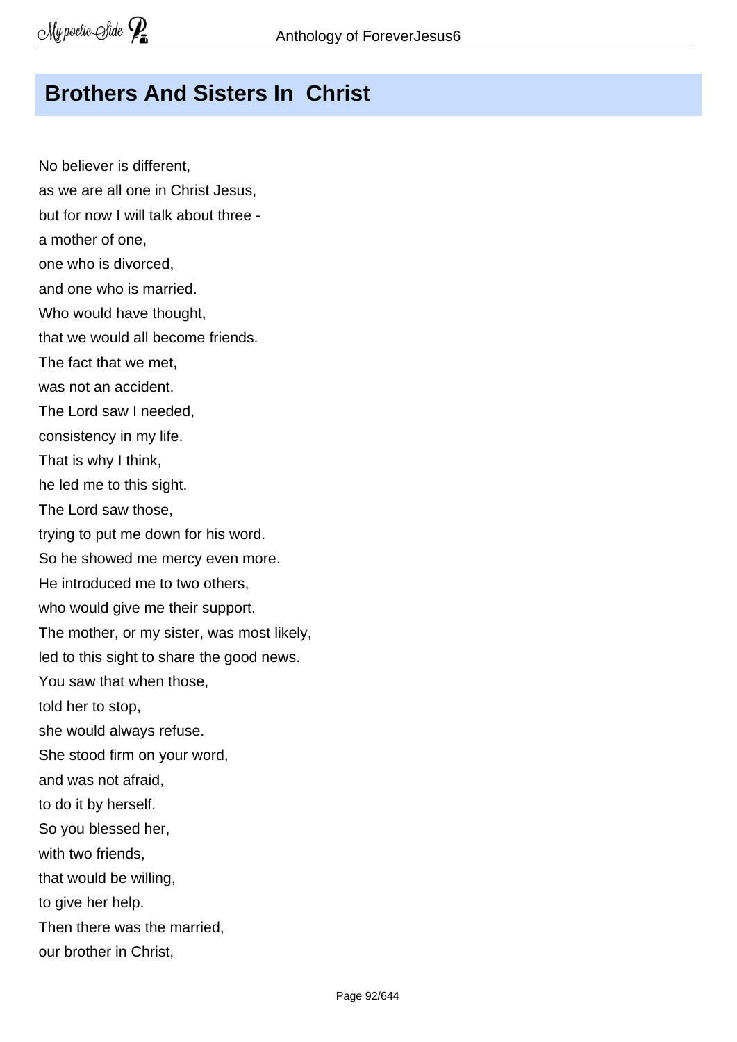## Brothers And Sisters In  Christ

No believer is different,  
as we are all one in Christ Jesus,  
but for now I will talk about three -  
a mother of one,  
one who is divorced,  
and one who is married.  
Who would have thought,  
that we would all become friends.  
The fact that we met,  
was not an accident.  
The Lord saw I needed,  
consistency in my life.  
That is why I think,  
he led me to this sight.  
The Lord saw those,  
trying to put me down for his word.  
So he showed me mercy even more.  
He introduced me to two others,  
who would give me their support.  
The mother, or my sister, was most likely,  
led to this sight to share the good news.  
You saw that when those,  
told her to stop,  
she would always refuse.  
She stood firm on your word,  
and was not afraid,  
to do it by herself.  
So you blessed her,  
with two friends,  
that would be willing,  
to give her help.  
Then there was the married,  
our brother in Christ,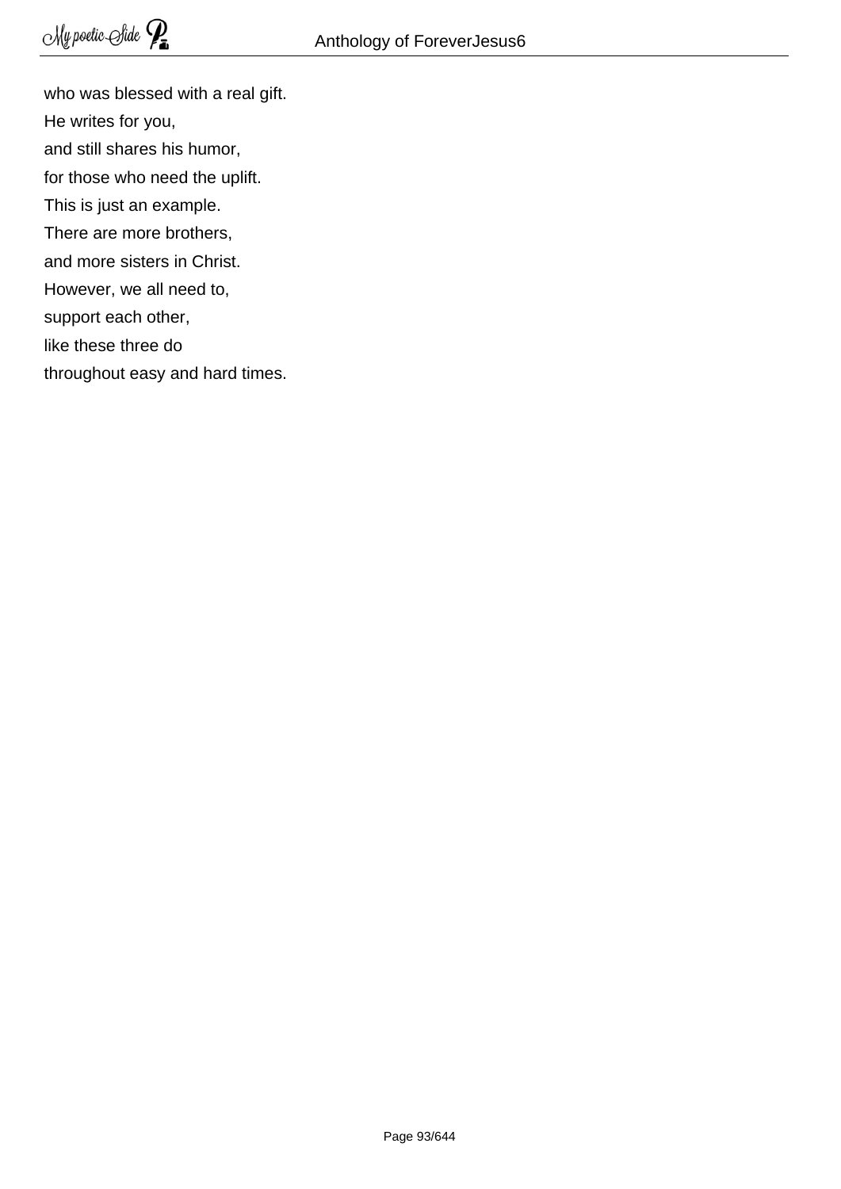who was blessed with a real gift.
He writes for you,
and still shares his humor,
for those who need the uplift.
This is just an example.
There are more brothers,
and more sisters in Christ.
However, we all need to,
support each other,
like these three do
throughout easy and hard times.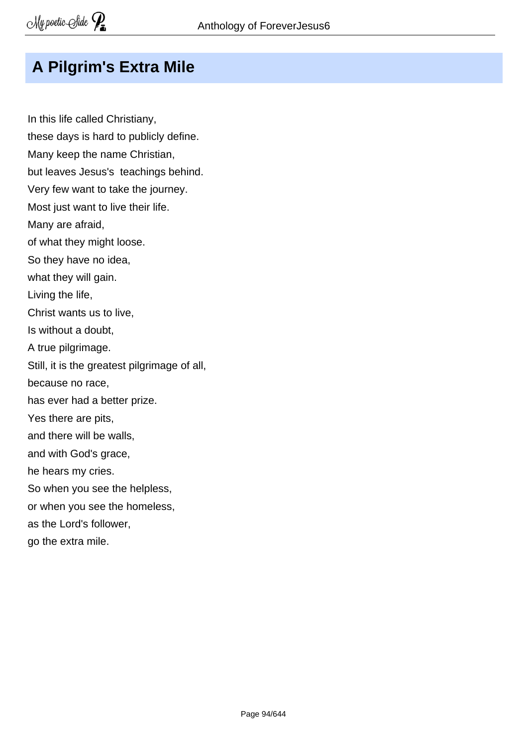# A Pilgrim's Extra Mile

In this life called Christiany,
these days is hard to publicly define.
Many keep the name Christian,
but leaves Jesus's teachings behind.
Very few want to take the journey.
Most just want to live their life.
Many are afraid,
of what they might loose.
So they have no idea,
what they will gain.
Living the life,
Christ wants us to live,
Is without a doubt,
A true pilgrimage.
Still, it is the greatest pilgrimage of all,
because no race,
has ever had a better prize.
Yes there are pits,
and there will be walls,
and with God's grace,
he hears my cries.
So when you see the helpless,
or when you see the homeless,
as the Lord's follower,
go the extra mile.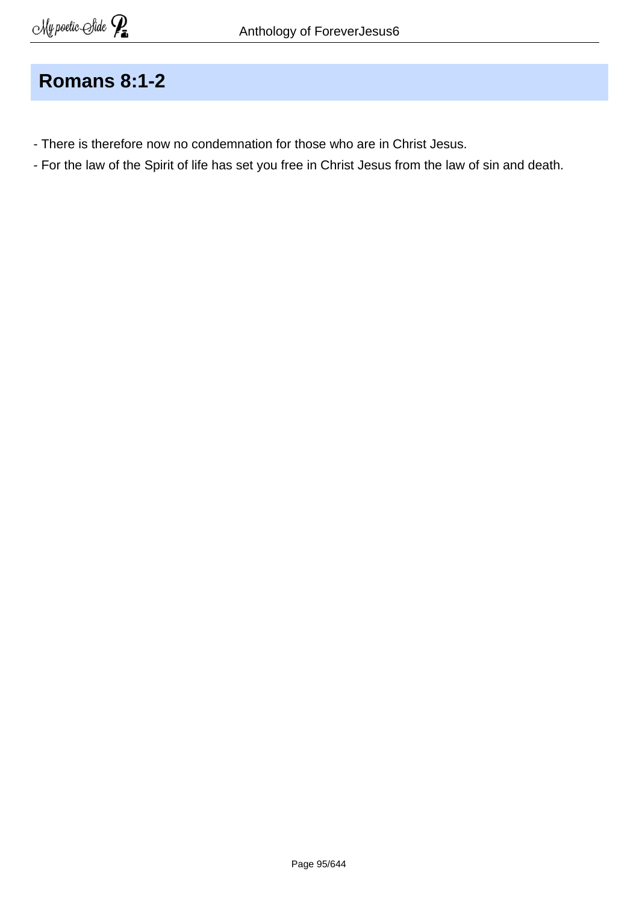## Romans 8:1-2

- There is therefore now no condemnation for those who are in Christ Jesus.
- For the law of the Spirit of life has set you free in Christ Jesus from the law of sin and death.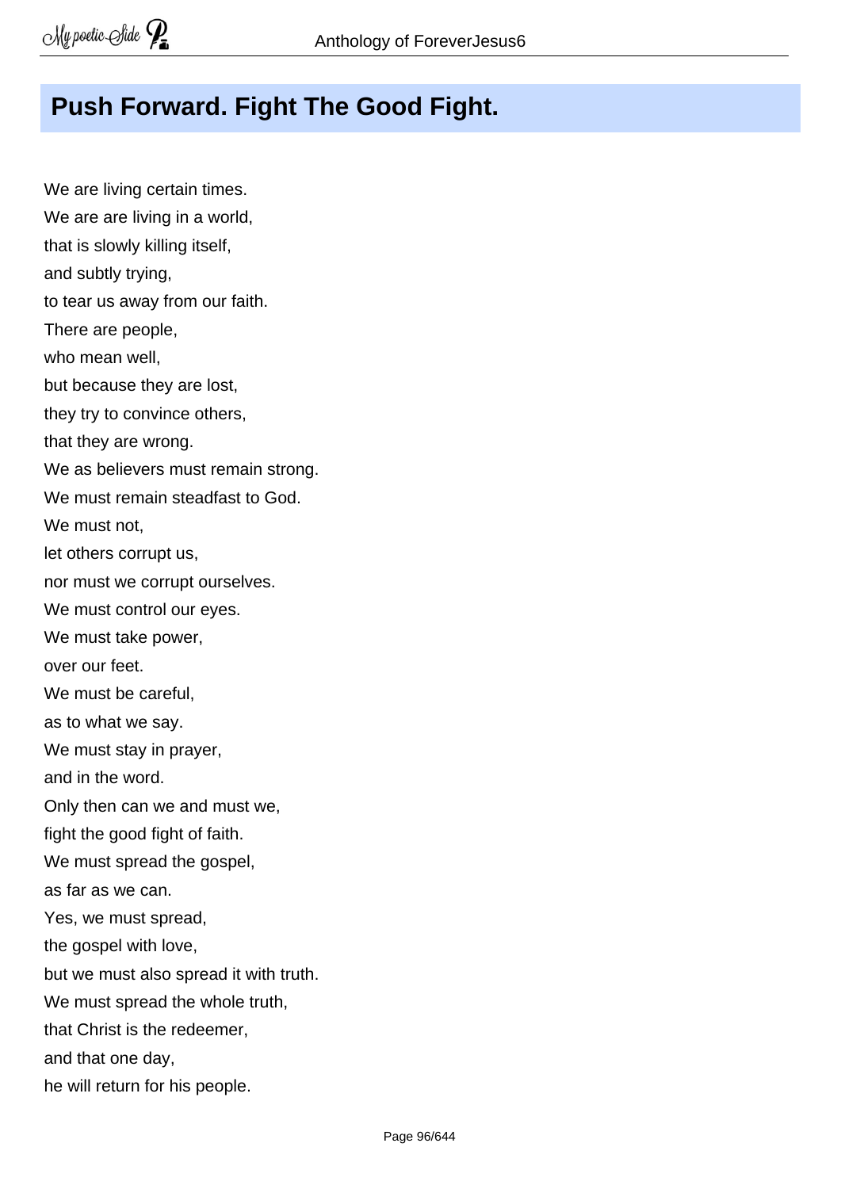# Push Forward. Fight The Good Fight.

We are living certain times.
We are are living in a world,
that is slowly killing itself,
and subtly trying,
to tear us away from our faith.
There are people,
who mean well,
but because they are lost,
they try to convince others,
that they are wrong.
We as believers must remain strong.
We must remain steadfast to God.
We must not,
let others corrupt us,
nor must we corrupt ourselves.
We must control our eyes.
We must take power,
over our feet.
We must be careful,
as to what we say.
We must stay in prayer,
and in the word.
Only then can we and must we,
fight the good fight of faith.
We must spread the gospel,
as far as we can.
Yes, we must spread,
the gospel with love,
but we must also spread it with truth.
We must spread the whole truth,
that Christ is the redeemer,
and that one day,
he will return for his people.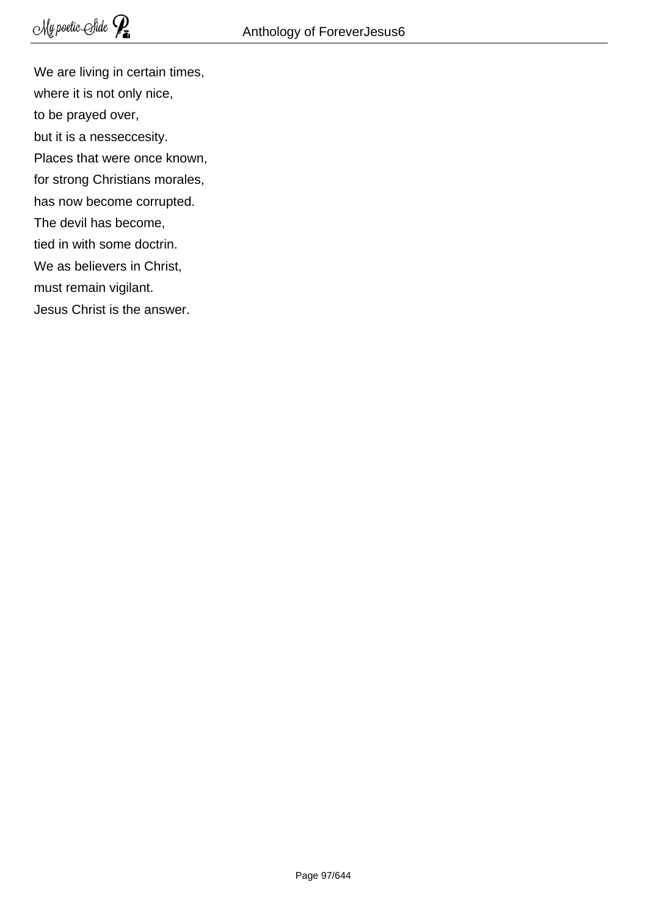We are living in certain times,  
where it is not only nice,  
to be prayed over,  
but it is a nesseccesity.  
Places that were once known,  
for strong Christians morales,  
has now become corrupted.  
The devil has become,  
tied in with some doctrin.  
We as believers in Christ,  
must remain vigilant.  
Jesus Christ is the answer.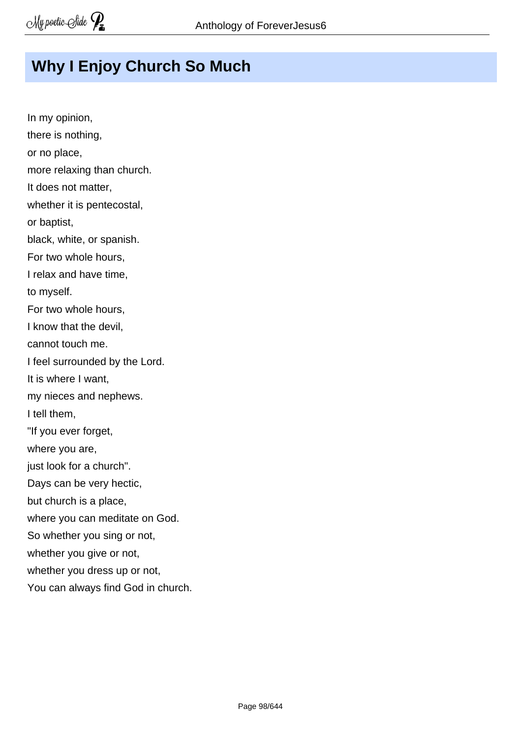## Why I Enjoy Church So Much

In my opinion,
there is nothing,
or no place,
more relaxing than church.
It does not matter,
whether it is pentecostal,
or baptist,
black, white, or spanish.
For two whole hours,
I relax and have time,
to myself.
For two whole hours,
I know that the devil,
cannot touch me.
I feel surrounded by the Lord.
It is where I want,
my nieces and nephews.
I tell them,
"If you ever forget,
where you are,
just look for a church".
Days can be very hectic,
but church is a place,
where you can meditate on God.
So whether you sing or not,
whether you give or not,
whether you dress up or not,
You can always find God in church.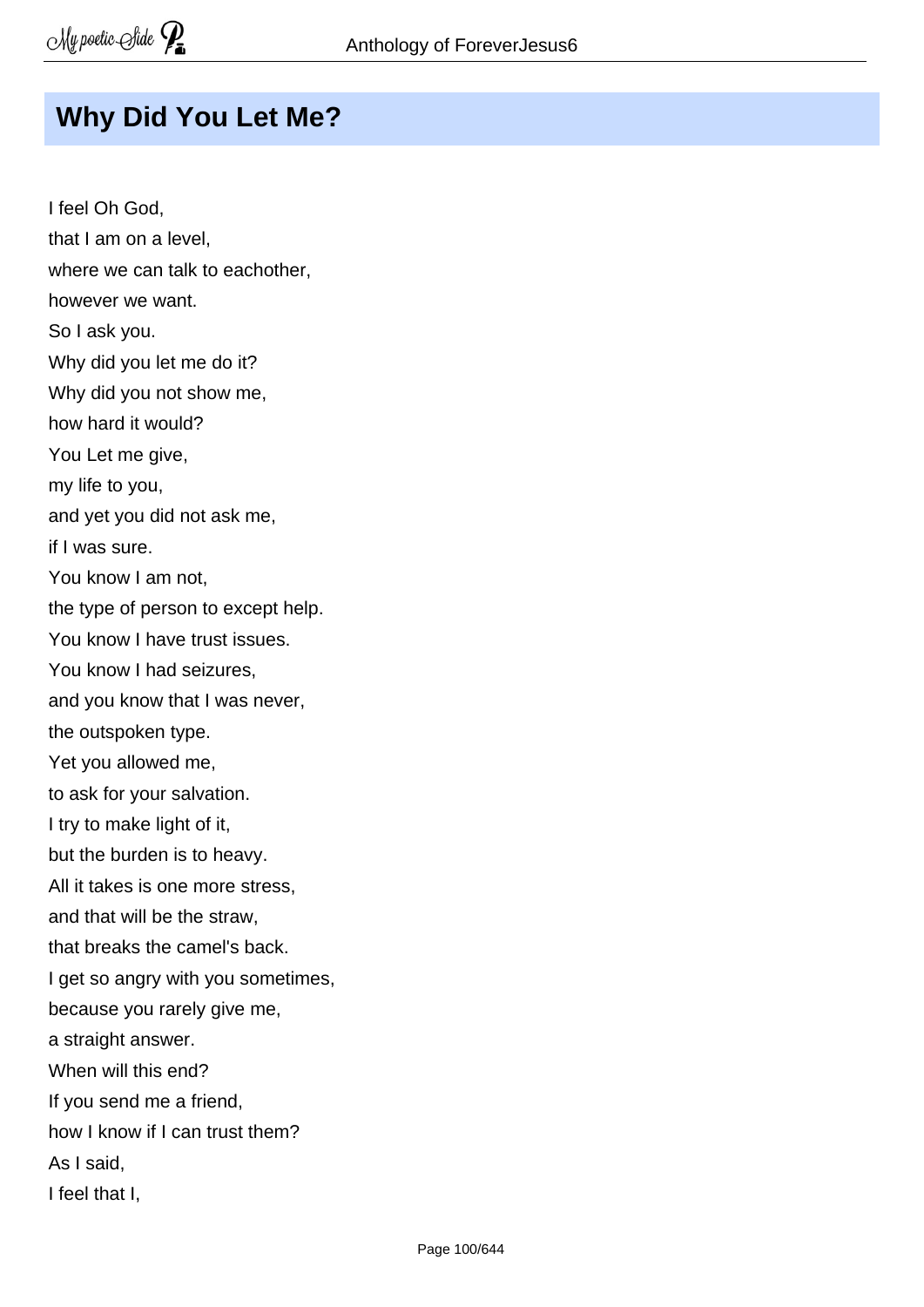## Why Did You Let Me?

I feel Oh God,
that I am on a level,
where we can talk to eachother,
however we want.
So I ask you.
Why did you let me do it?
Why did you not show me,
how hard it would?
You Let me give,
my life to you,
and yet you did not ask me,
if I was sure.
You know I am not,
the type of person to except help.
You know I have trust issues.
You know I had seizures,
and you know that I was never,
the outspoken type.
Yet you allowed me,
to ask for your salvation.
I try to make light of it,
but the burden is to heavy.
All it takes is one more stress,
and that will be the straw,
that breaks the camel's back.
I get so angry with you sometimes,
because you rarely give me,
a straight answer.
When will this end?
If you send me a friend,
how I know if I can trust them?
As I said,
I feel that I,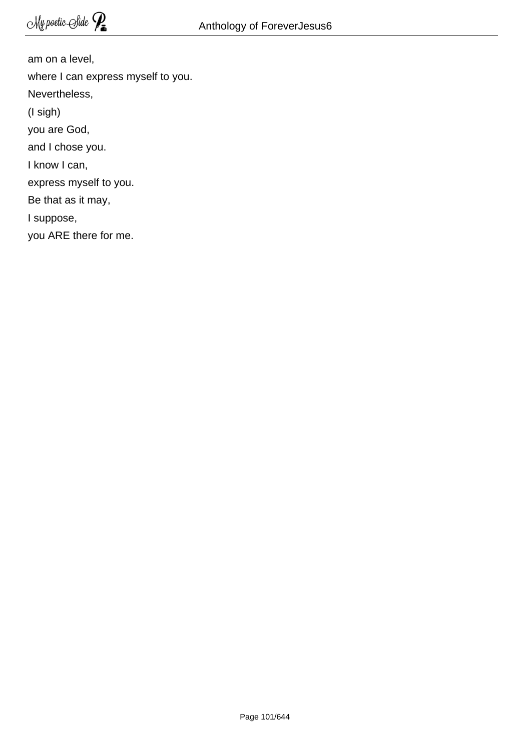am on a level,
where I can express myself to you.
Nevertheless,
(I sigh)
you are God,
and I chose you.
I know I can,
express myself to you.
Be that as it may,
I suppose,
you ARE there for me.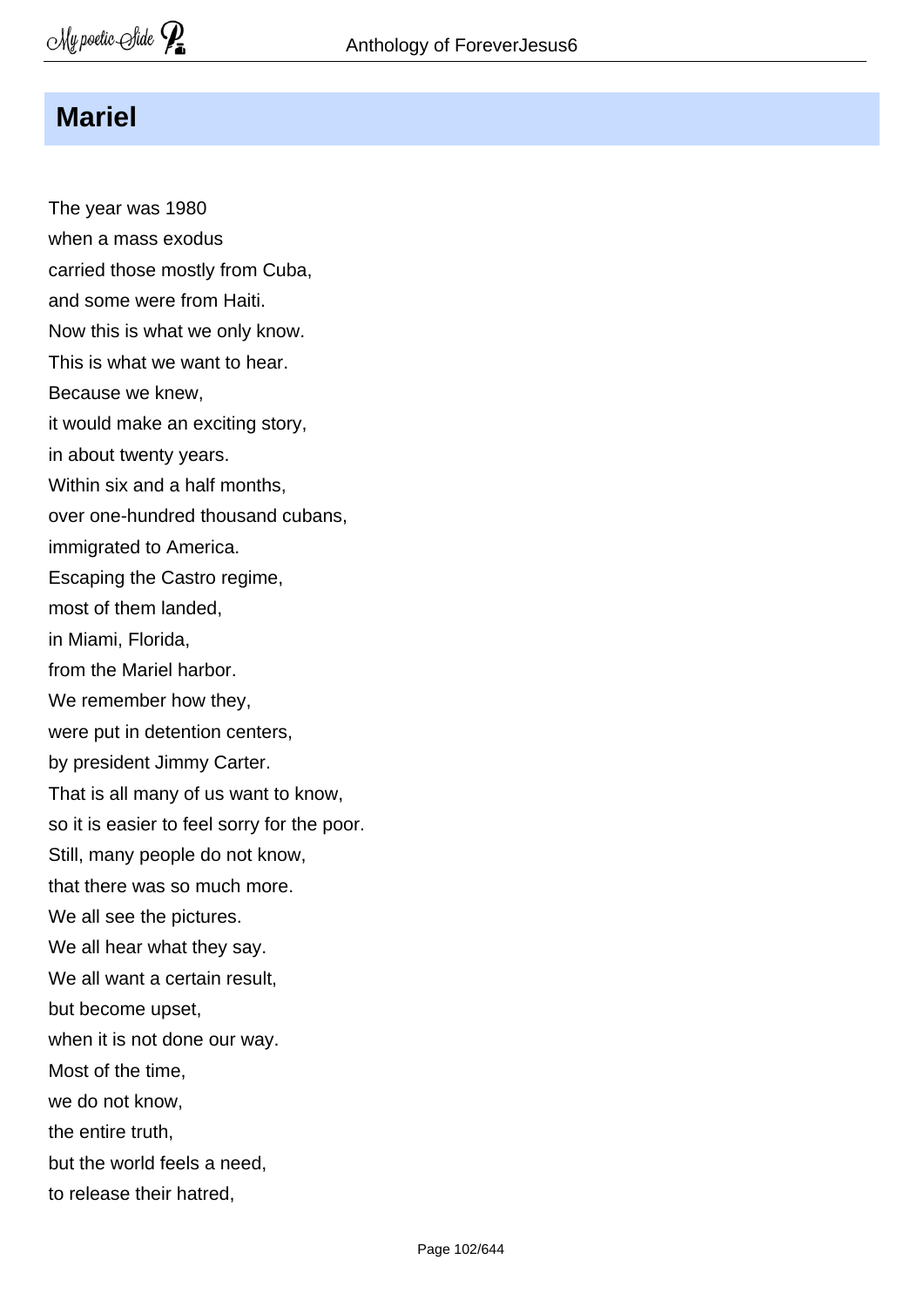# Mariel

The year was 1980  
when a mass exodus  
carried those mostly from Cuba,  
and some were from Haiti.  
Now this is what we only know.  
This is what we want to hear.  
Because we knew,  
it would make an exciting story,  
in about twenty years.  
Within six and a half months,  
over one-hundred thousand cubans,  
immigrated to America.  
Escaping the Castro regime,  
most of them landed,  
in Miami, Florida,  
from the Mariel harbor.  
We remember how they,  
were put in detention centers,  
by president Jimmy Carter.  
That is all many of us want to know,  
so it is easier to feel sorry for the poor.  
Still, many people do not know,  
that there was so much more.  
We all see the pictures.  
We all hear what they say.  
We all want a certain result,  
but become upset,  
when it is not done our way.  
Most of the time,  
we do not know,  
the entire truth,  
but the world feels a need,  
to release their hatred,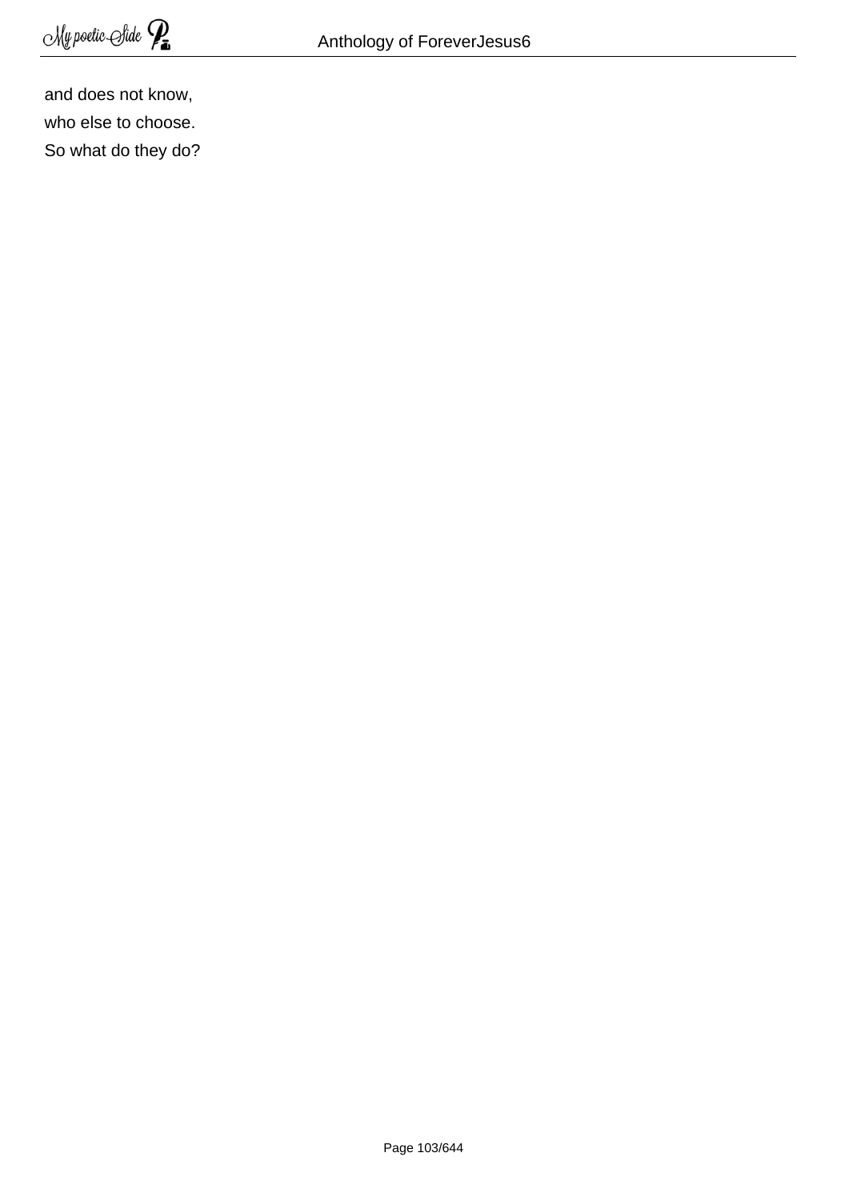and does not know,
who else to choose.
So what do they do?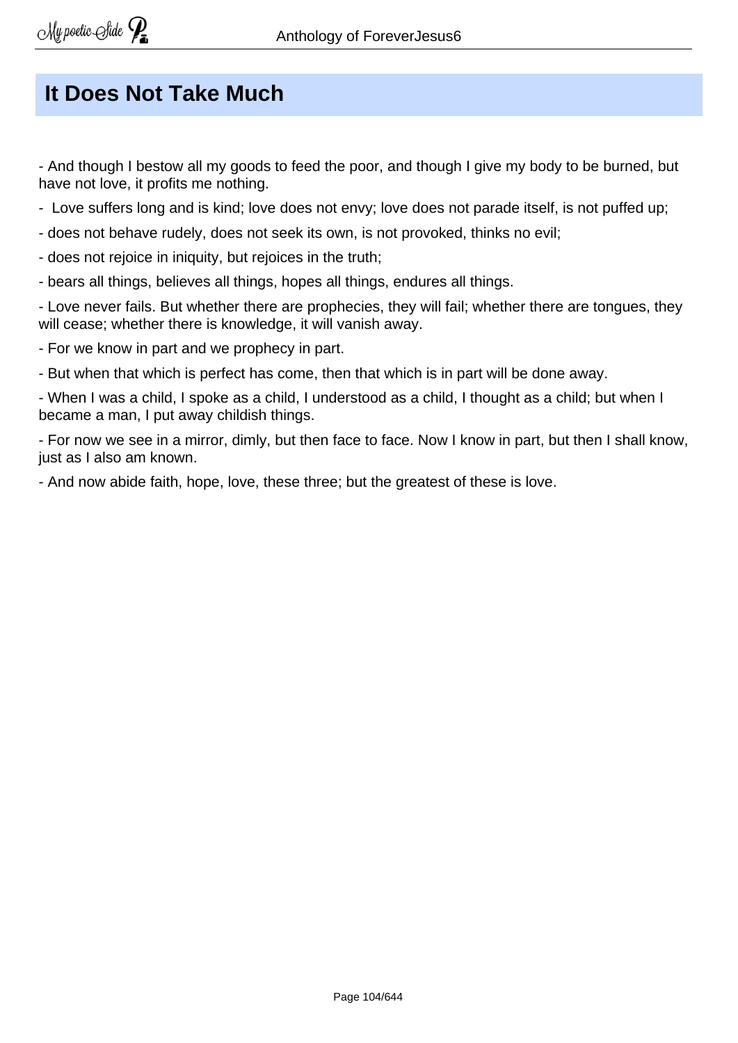# It Does Not Take Much

- And though I bestow all my goods to feed the poor, and though I give my body to be burned, but have not love, it profits me nothing.

- Love suffers long and is kind; love does not envy; love does not parade itself, is not puffed up;

- does not behave rudely, does not seek its own, is not provoked, thinks no evil;

- does not rejoice in iniquity, but rejoices in the truth;

- bears all things, believes all things, hopes all things, endures all things.

- Love never fails. But whether there are prophecies, they will fail; whether there are tongues, they will cease; whether there is knowledge, it will vanish away.

- For we know in part and we prophecy in part.

- But when that which is perfect has come, then that which is in part will be done away.

- When I was a child, I spoke as a child, I understood as a child, I thought as a child; but when I became a man, I put away childish things.

- For now we see in a mirror, dimly, but then face to face. Now I know in part, but then I shall know, just as I also am known.

- And now abide faith, hope, love, these three; but the greatest of these is love.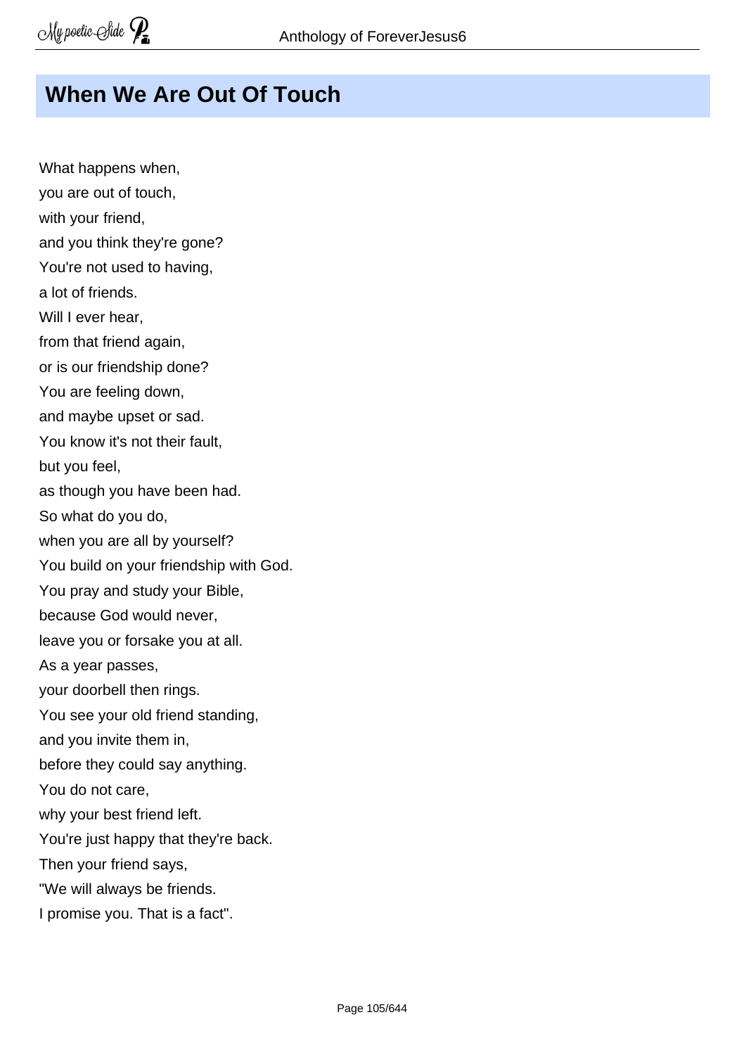## When We Are Out Of Touch

What happens when,  
you are out of touch,  
with your friend,  
and you think they're gone?  
You're not used to having,  
a lot of friends.  
Will I ever hear,  
from that friend again,  
or is our friendship done?  
You are feeling down,  
and maybe upset or sad.  
You know it's not their fault,  
but you feel,  
as though you have been had.  
So what do you do,  
when you are all by yourself?  
You build on your friendship with God.  
You pray and study your Bible,  
because God would never,  
leave you or forsake you at all.  
As a year passes,  
your doorbell then rings.  
You see your old friend standing,  
and you invite them in,  
before they could say anything.  
You do not care,  
why your best friend left.  
You're just happy that they're back.  
Then your friend says,  
"We will always be friends.  
I promise you. That is a fact".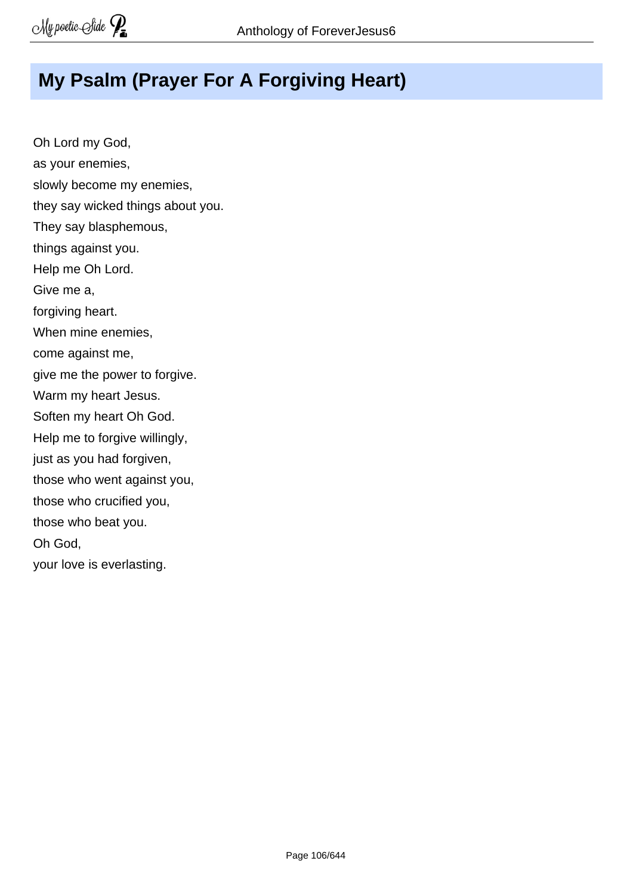# My Psalm (Prayer For A Forgiving Heart)

Oh Lord my God,
as your enemies,
slowly become my enemies,
they say wicked things about you.
They say blasphemous,
things against you.
Help me Oh Lord.
Give me a,
forgiving heart.
When mine enemies,
come against me,
give me the power to forgive.
Warm my heart Jesus.
Soften my heart Oh God.
Help me to forgive willingly,
just as you had forgiven,
those who went against you,
those who crucified you,
those who beat you.
Oh God,
your love is everlasting.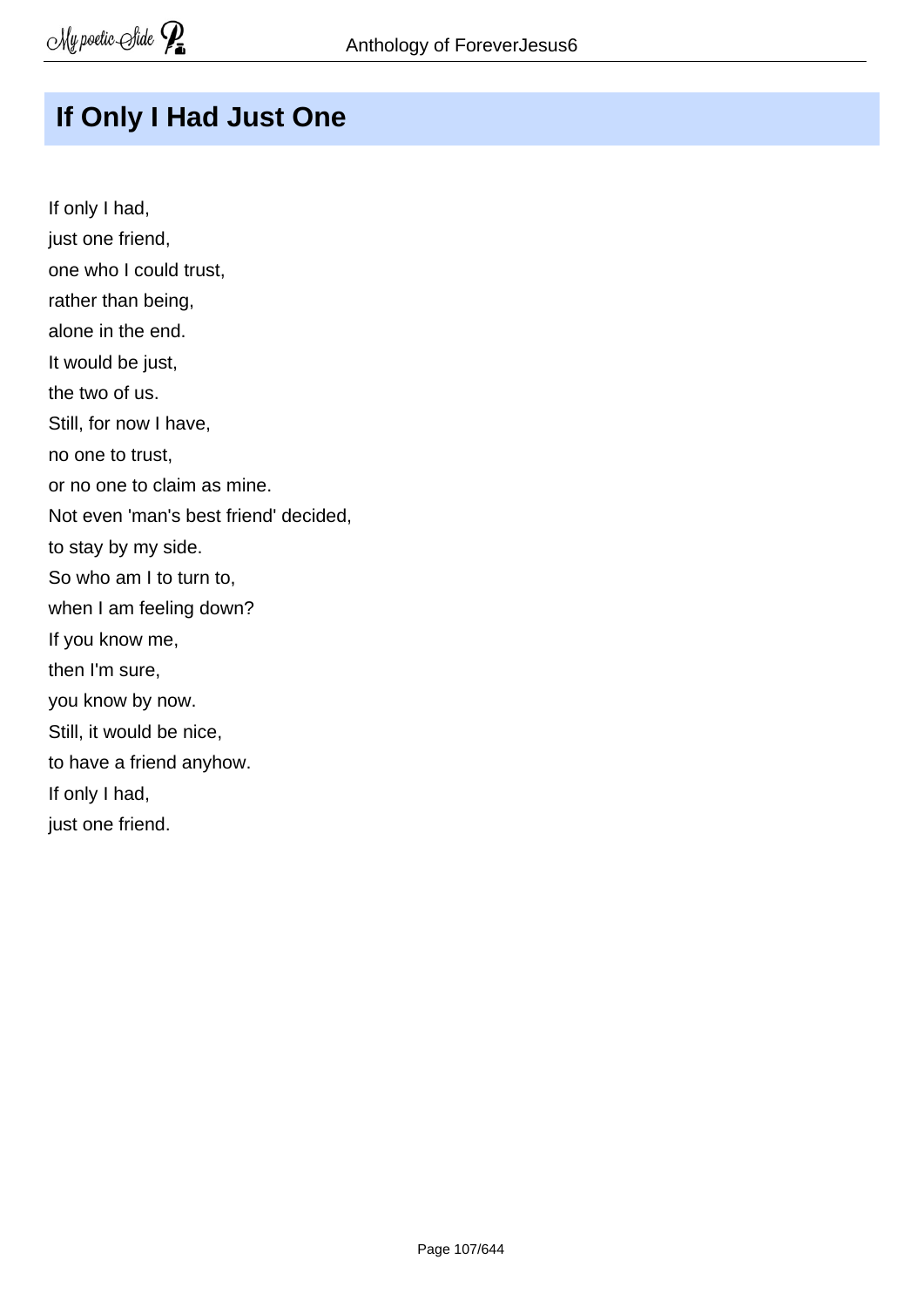## If Only I Had Just One

If only I had,  
just one friend,  
one who I could trust,  
rather than being,  
alone in the end.  
It would be just,  
the two of us.  
Still, for now I have,  
no one to trust,  
or no one to claim as mine.  
Not even 'man's best friend' decided,  
to stay by my side.  
So who am I to turn to,  
when I am feeling down?  
If you know me,  
then I'm sure,  
you know by now.  
Still, it would be nice,  
to have a friend anyhow.  
If only I had,  
just one friend.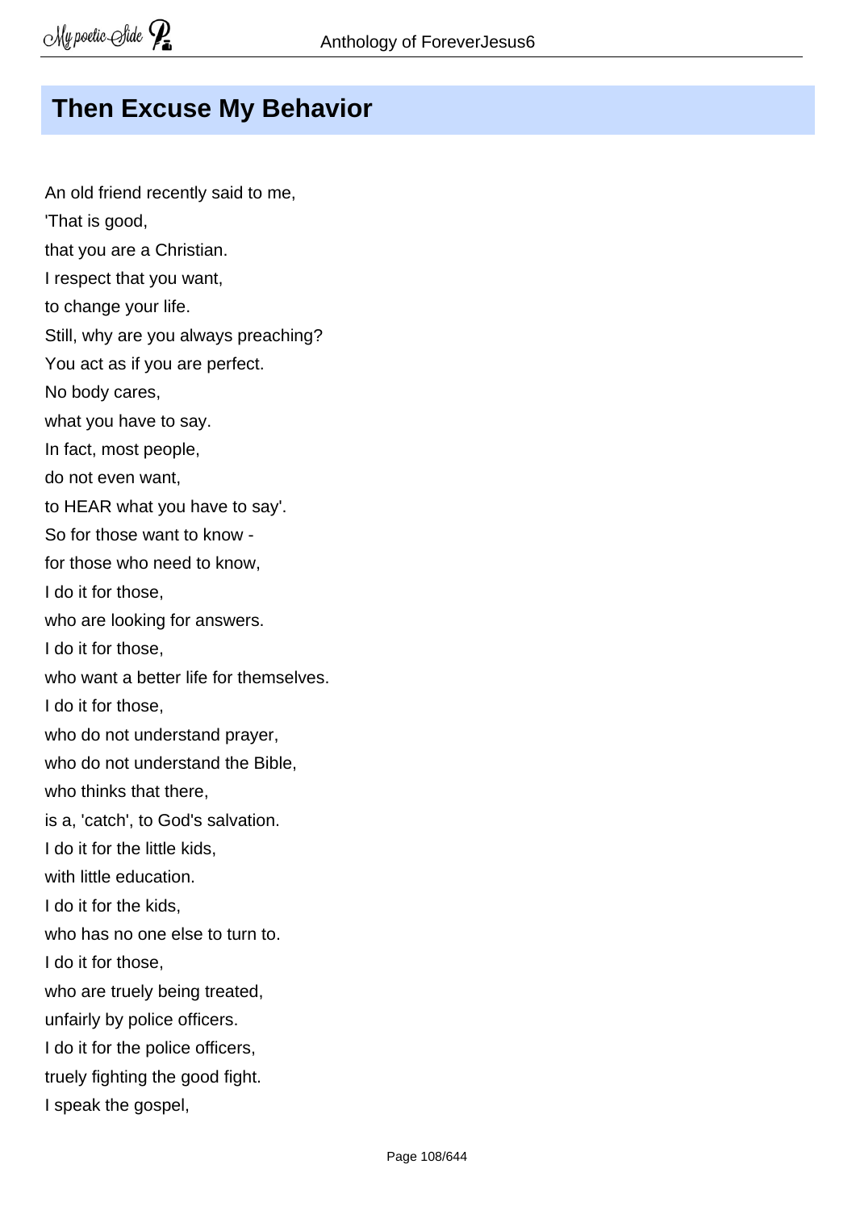## Then Excuse My Behavior

An old friend recently said to me,
'That is good,
that you are a Christian.
I respect that you want,
to change your life.
Still, why are you always preaching?
You act as if you are perfect.
No body cares,
what you have to say.
In fact, most people,
do not even want,
to HEAR what you have to say'.
So for those want to know -
for those who need to know,
I do it for those,
who are looking for answers.
I do it for those,
who want a better life for themselves.
I do it for those,
who do not understand prayer,
who do not understand the Bible,
who thinks that there,
is a, 'catch', to God's salvation.
I do it for the little kids,
with little education.
I do it for the kids,
who has no one else to turn to.
I do it for those,
who are truely being treated,
unfairly by police officers.
I do it for the police officers,
truely fighting the good fight.
I speak the gospel,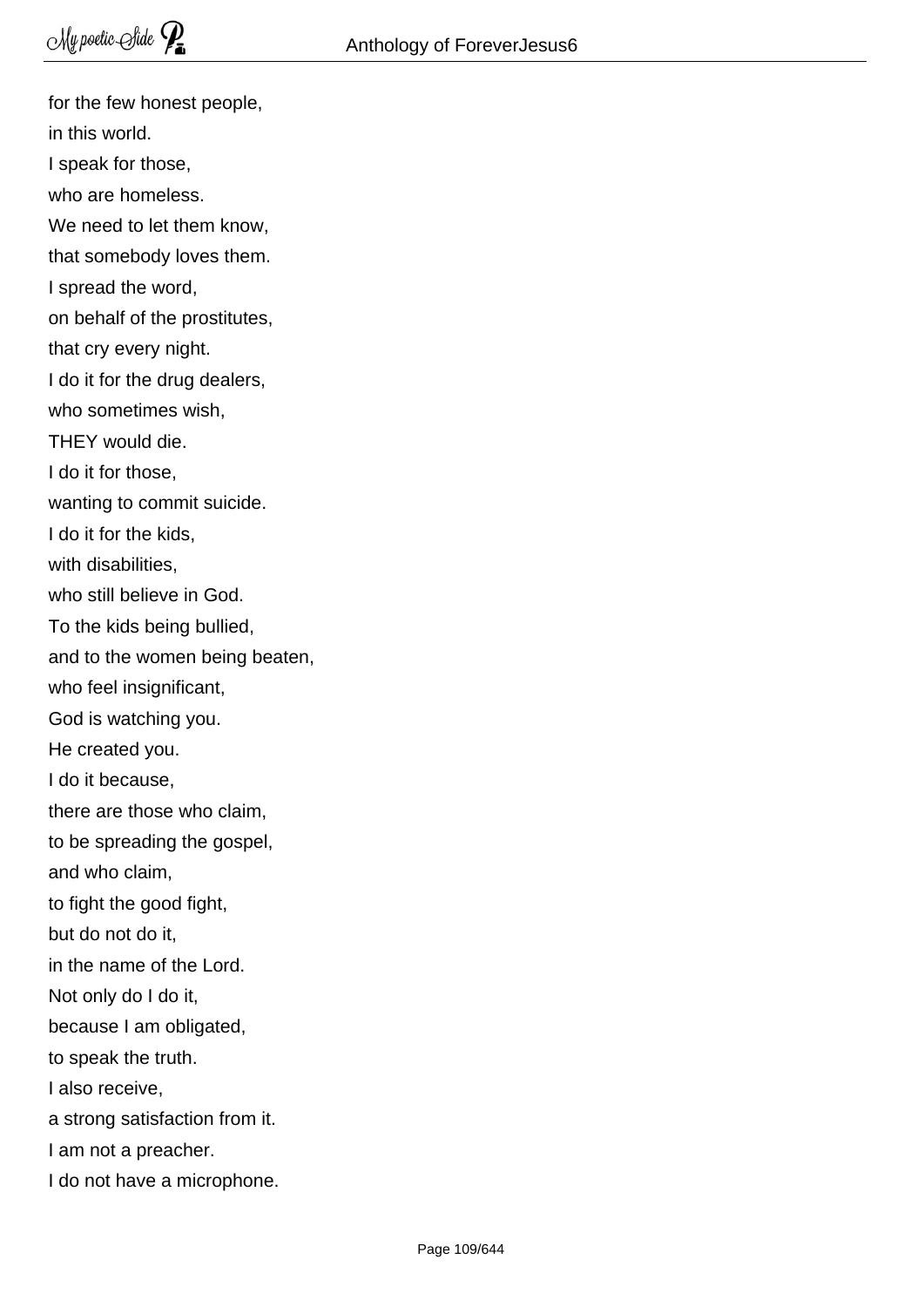for the few honest people,  
in this world.  
I speak for those,  
who are homeless.  
We need to let them know,  
that somebody loves them.  
I spread the word,  
on behalf of the prostitutes,  
that cry every night.  
I do it for the drug dealers,  
who sometimes wish,  
THEY would die.  
I do it for those,  
wanting to commit suicide.  
I do it for the kids,  
with disabilities,  
who still believe in God.  
To the kids being bullied,  
and to the women being beaten,  
who feel insignificant,  
God is watching you.  
He created you.  
I do it because,  
there are those who claim,  
to be spreading the gospel,  
and who claim,  
to fight the good fight,  
but do not do it,  
in the name of the Lord.  
Not only do I do it,  
because I am obligated,  
to speak the truth.  
I also receive,  
a strong satisfaction from it.  
I am not a preacher.  
I do not have a microphone.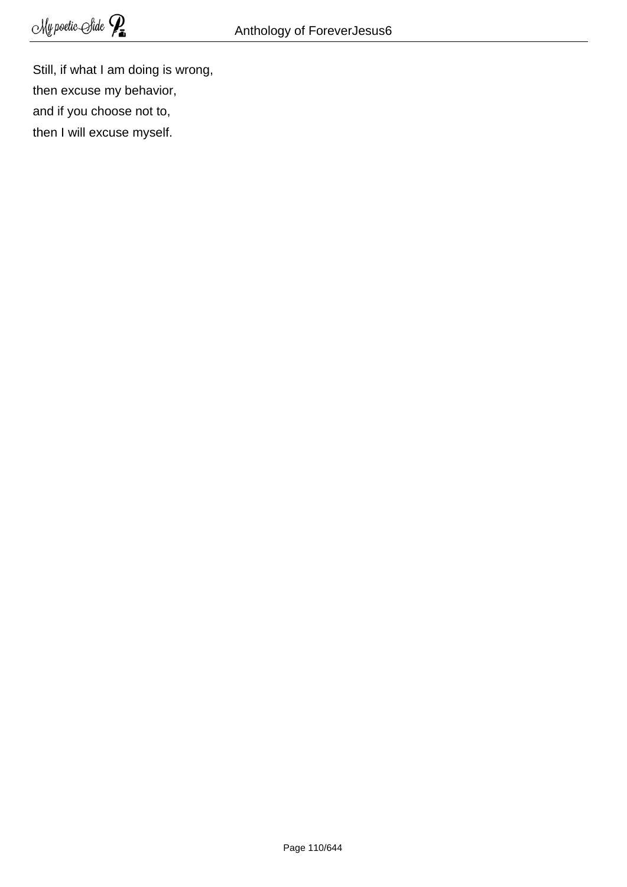Still, if what I am doing is wrong,  
then excuse my behavior,  
and if you choose not to,  
then I will excuse myself.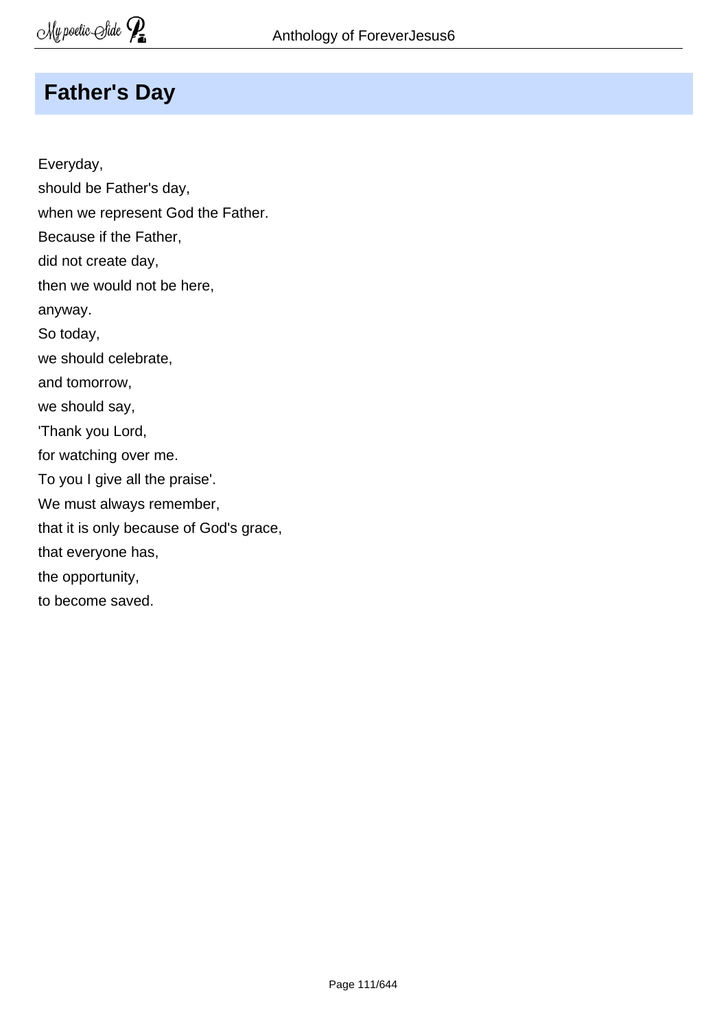## Father's Day

Everyday,  
should be Father's day,  
when we represent God the Father.  
Because if the Father,  
did not create day,  
then we would not be here,  
anyway.  
So today,  
we should celebrate,  
and tomorrow,  
we should say,  
'Thank you Lord,  
for watching over me.  
To you I give all the praise'.  
We must always remember,  
that it is only because of God's grace,  
that everyone has,  
the opportunity,  
to become saved.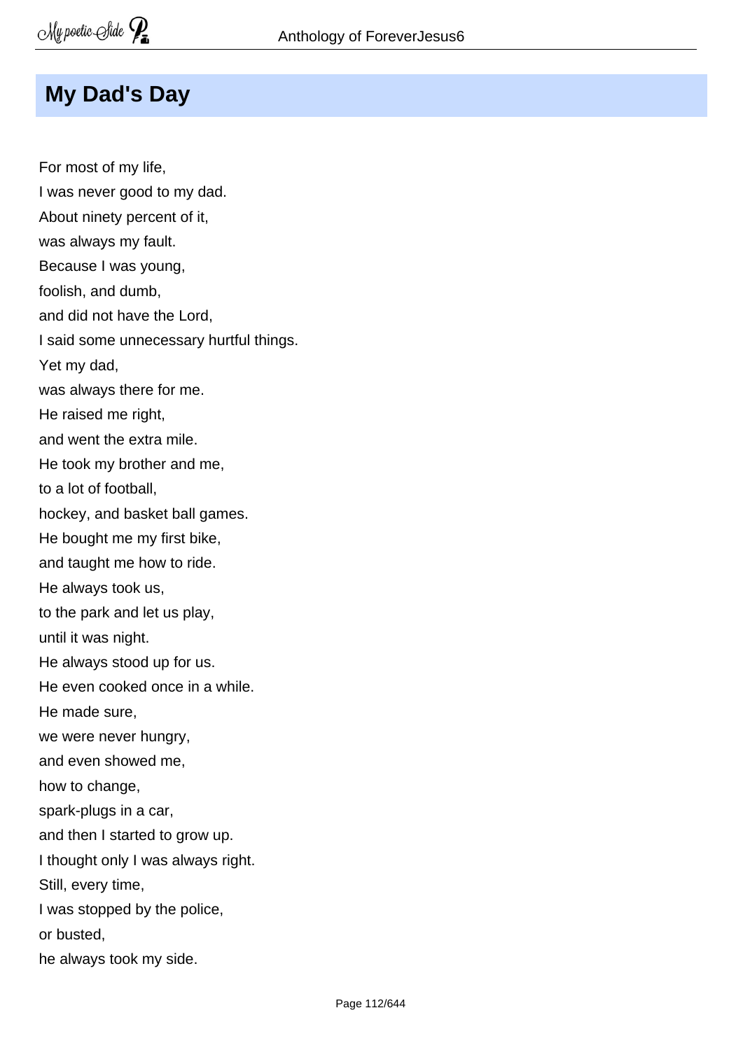## My Dad's Day

For most of my life,  
I was never good to my dad.  
About ninety percent of it,  
was always my fault.  
Because I was young,  
foolish, and dumb,  
and did not have the Lord,  
I said some unnecessary hurtful things.  
Yet my dad,  
was always there for me.  
He raised me right,  
and went the extra mile.  
He took my brother and me,  
to a lot of football,  
hockey, and basket ball games.  
He bought me my first bike,  
and taught me how to ride.  
He always took us,  
to the park and let us play,  
until it was night.  
He always stood up for us.  
He even cooked once in a while.  
He made sure,  
we were never hungry,  
and even showed me,  
how to change,  
spark-plugs in a car,  
and then I started to grow up.  
I thought only I was always right.  
Still, every time,  
I was stopped by the police,  
or busted,  
he always took my side.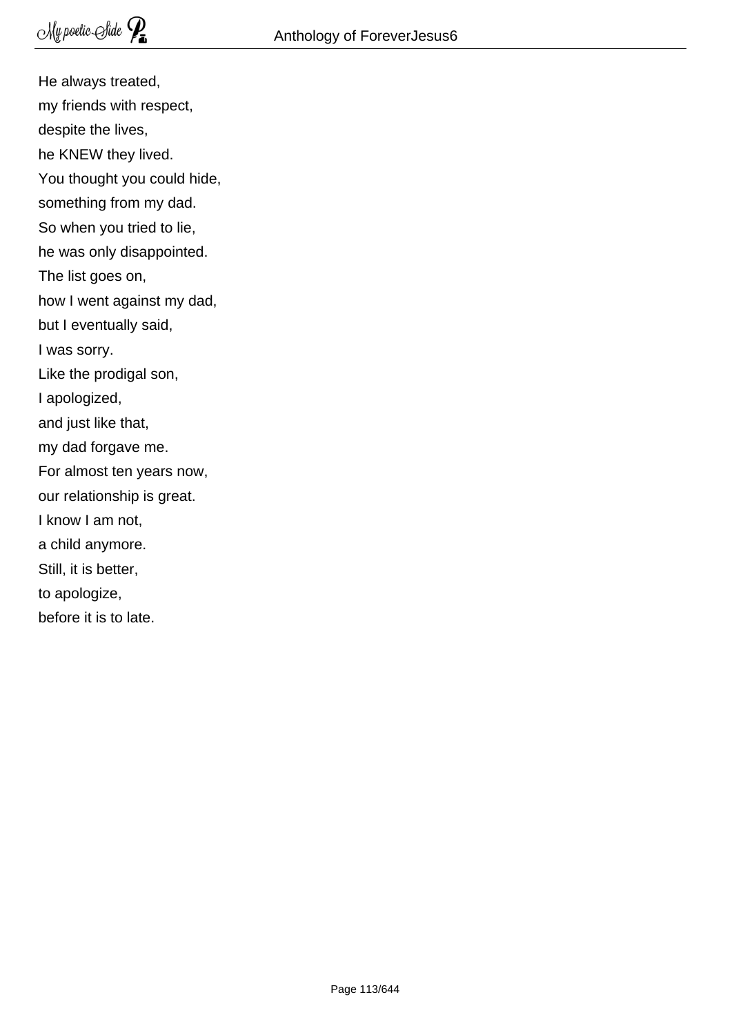He always treated,
my friends with respect,
despite the lives,
he KNEW they lived.
You thought you could hide,
something from my dad.
So when you tried to lie,
he was only disappointed.
The list goes on,
how I went against my dad,
but I eventually said,
I was sorry.
Like the prodigal son,
I apologized,
and just like that,
my dad forgave me.
For almost ten years now,
our relationship is great.
I know I am not,
a child anymore.
Still, it is better,
to apologize,
before it is to late.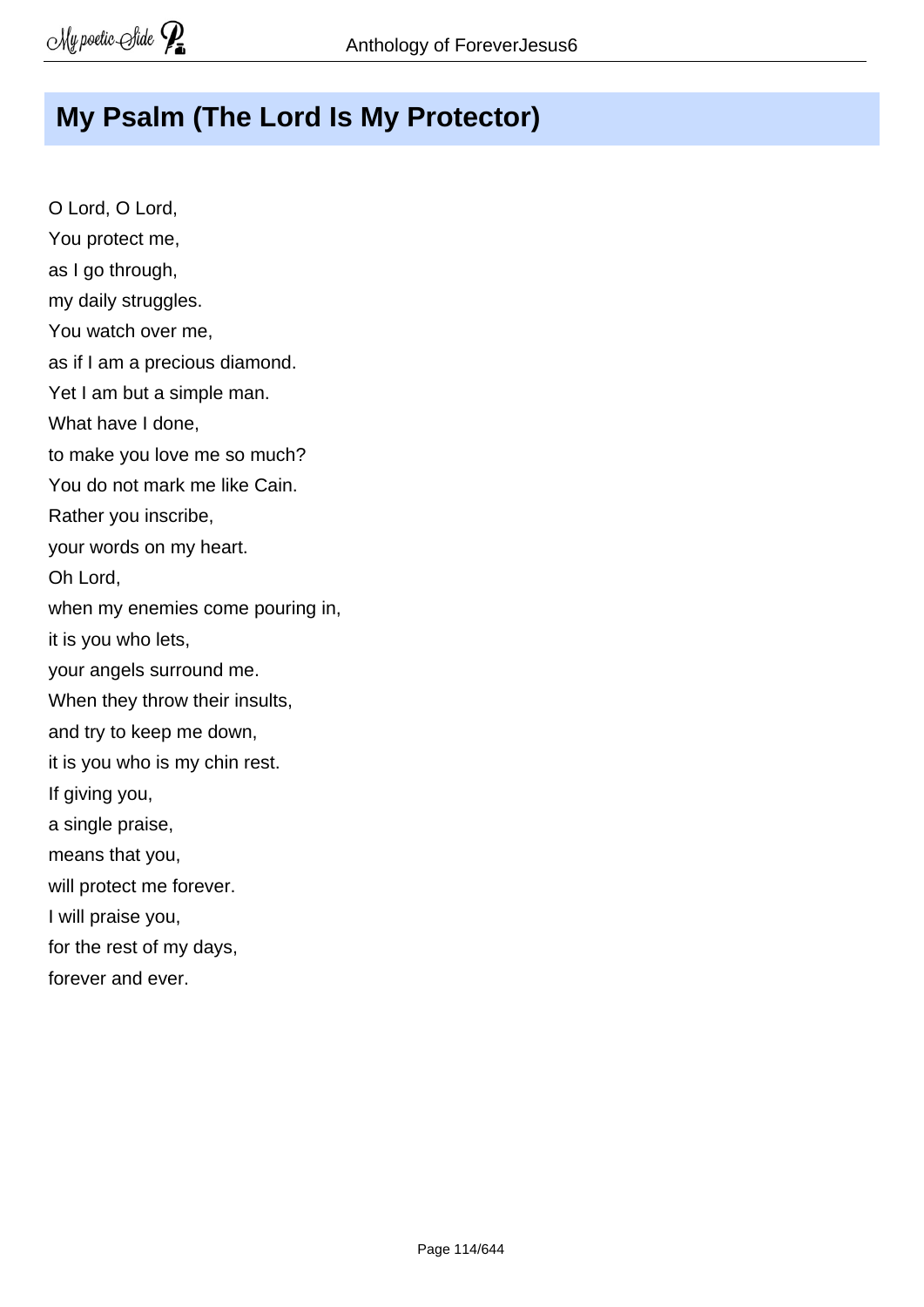# My Psalm (The Lord Is My Protector)

O Lord, O Lord,
You protect me,
as I go through,
my daily struggles.
You watch over me,
as if I am a precious diamond.
Yet I am but a simple man.
What have I done,
to make you love me so much?
You do not mark me like Cain.
Rather you inscribe,
your words on my heart.
Oh Lord,
when my enemies come pouring in,
it is you who lets,
your angels surround me.
When they throw their insults,
and try to keep me down,
it is you who is my chin rest.
If giving you,
a single praise,
means that you,
will protect me forever.
I will praise you,
for the rest of my days,
forever and ever.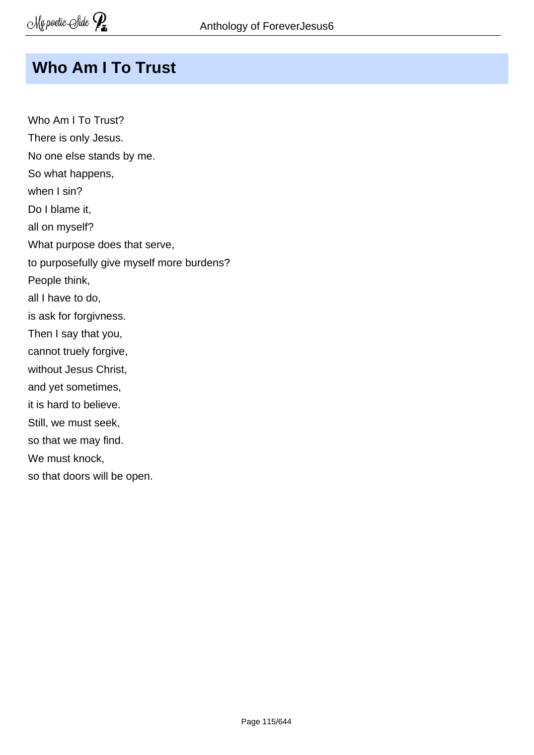## Who Am I To Trust

Who Am I To Trust?  
There is only Jesus.  
No one else stands by me.  
So what happens,  
when I sin?  
Do I blame it,  
all on myself?  
What purpose does that serve,  
to purposefully give myself more burdens?  
People think,  
all I have to do,  
is ask for forgivness.  
Then I say that you,  
cannot truely forgive,  
without Jesus Christ,  
and yet sometimes,  
it is hard to believe.  
Still, we must seek,  
so that we may find.  
We must knock,  
so that doors will be open.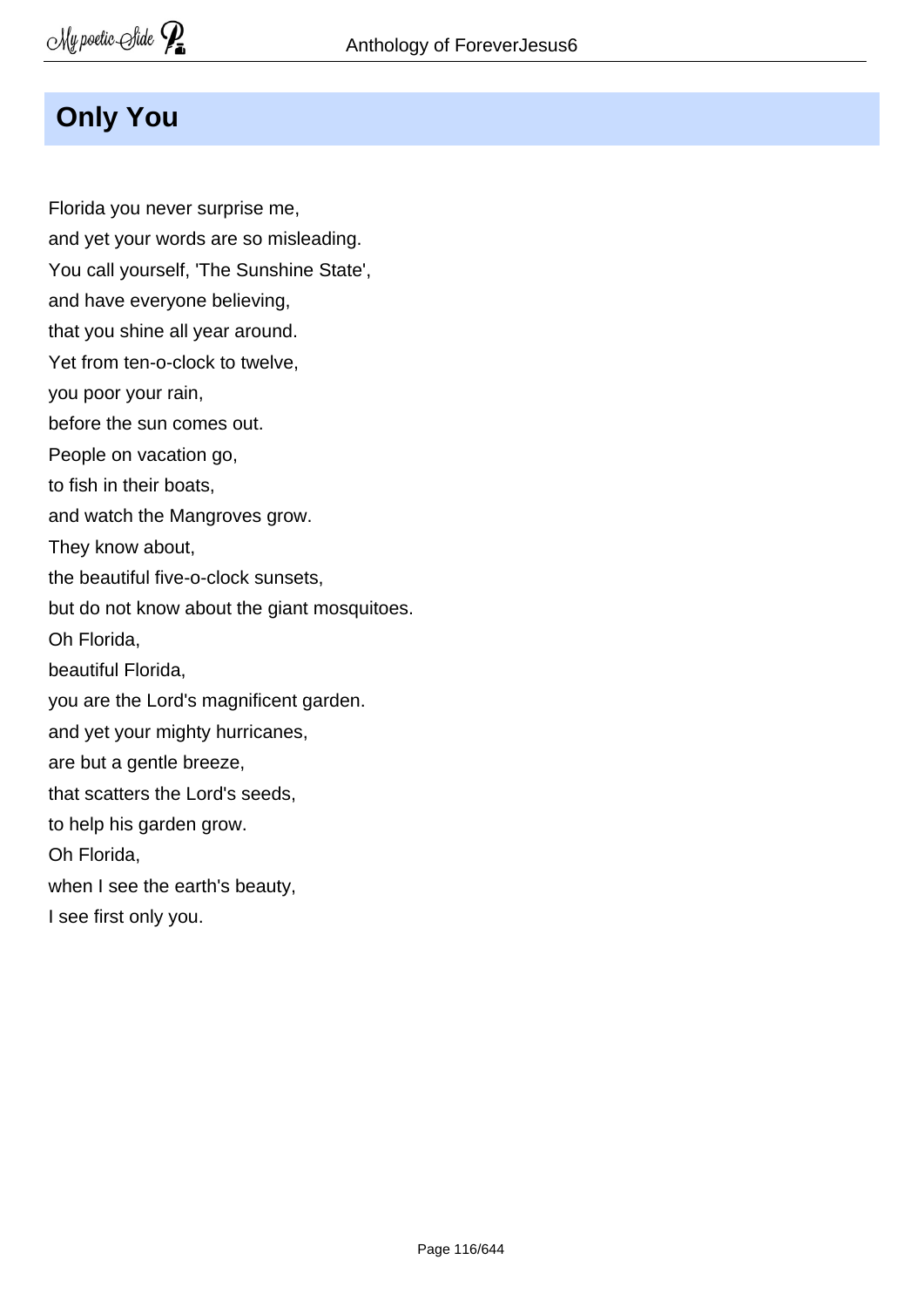## Only You

Florida you never surprise me,  
and yet your words are so misleading.  
You call yourself, 'The Sunshine State',  
and have everyone believing,  
that you shine all year around.  
Yet from ten-o-clock to twelve,  
you poor your rain,  
before the sun comes out.  
People on vacation go,  
to fish in their boats,  
and watch the Mangroves grow.  
They know about,  
the beautiful five-o-clock sunsets,  
but do not know about the giant mosquitoes.  
Oh Florida,  
beautiful Florida,  
you are the Lord's magnificent garden.  
and yet your mighty hurricanes,  
are but a gentle breeze,  
that scatters the Lord's seeds,  
to help his garden grow.  
Oh Florida,  
when I see the earth's beauty,  
I see first only you.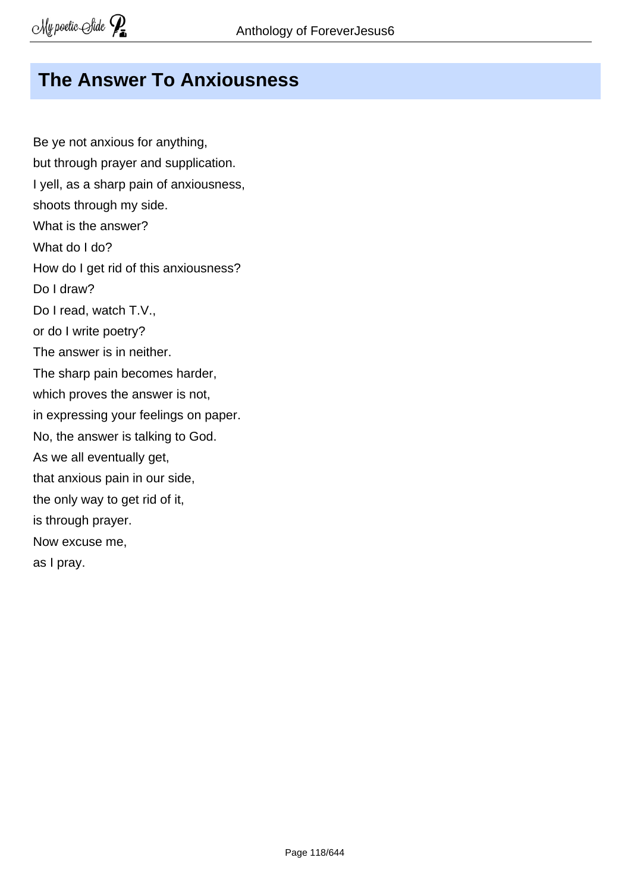## The Answer To Anxiousness

Be ye not anxious for anything,
but through prayer and supplication.
I yell, as a sharp pain of anxiousness,
shoots through my side.
What is the answer?
What do I do?
How do I get rid of this anxiousness?
Do I draw?
Do I read, watch T.V.,
or do I write poetry?
The answer is in neither.
The sharp pain becomes harder,
which proves the answer is not,
in expressing your feelings on paper.
No, the answer is talking to God.
As we all eventually get,
that anxious pain in our side,
the only way to get rid of it,
is through prayer.
Now excuse me,
as I pray.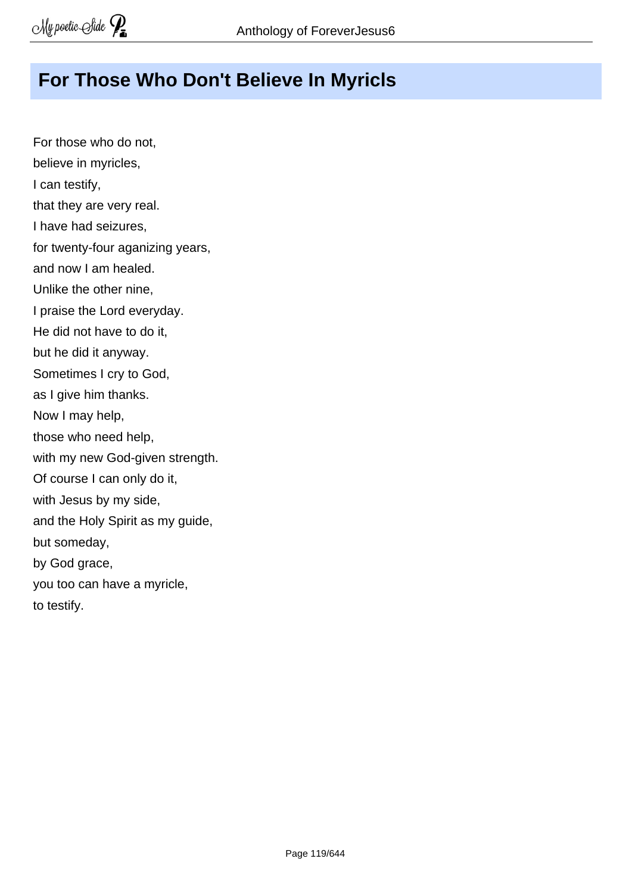## For Those Who Don't Believe In Myricls

For those who do not,
believe in myricles,
I can testify,
that they are very real.
I have had seizures,
for twenty-four aganizing years,
and now I am healed.
Unlike the other nine,
I praise the Lord everyday.
He did not have to do it,
but he did it anyway.
Sometimes I cry to God,
as I give him thanks.
Now I may help,
those who need help,
with my new God-given strength.
Of course I can only do it,
with Jesus by my side,
and the Holy Spirit as my guide,
but someday,
by God grace,
you too can have a myricle,
to testify.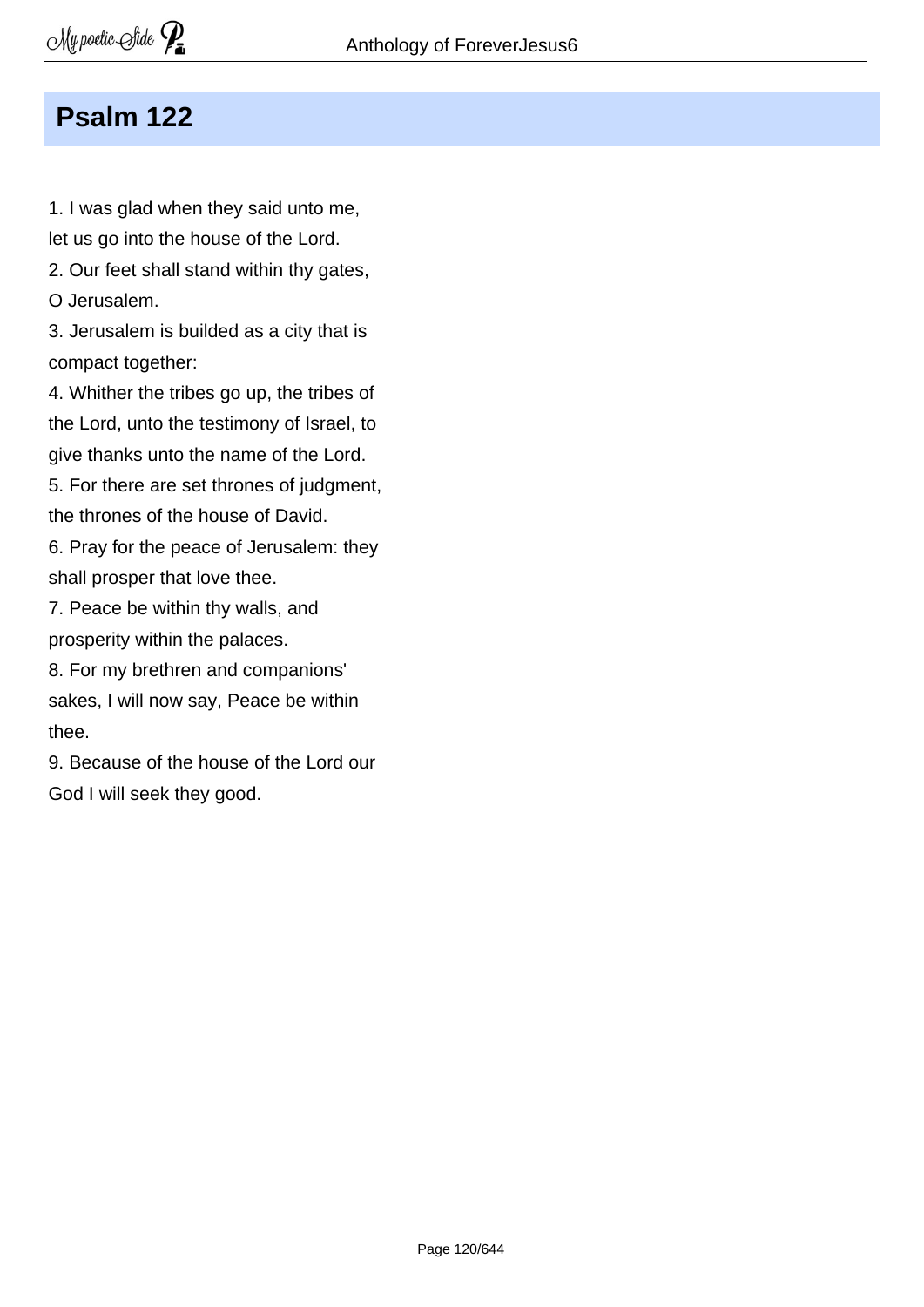## Psalm 122

1. I was glad when they said unto me,
let us go into the house of the Lord.
2. Our feet shall stand within thy gates,
O Jerusalem.
3. Jerusalem is builded as a city that is
compact together:
4. Whither the tribes go up, the tribes of
the Lord, unto the testimony of Israel, to
give thanks unto the name of the Lord.
5. For there are set thrones of judgment,
the thrones of the house of David.
6. Pray for the peace of Jerusalem: they
shall prosper that love thee.
7. Peace be within thy walls, and
prosperity within the palaces.
8. For my brethren and companions'
sakes, I will now say, Peace be within
thee.
9. Because of the house of the Lord our
God I will seek they good.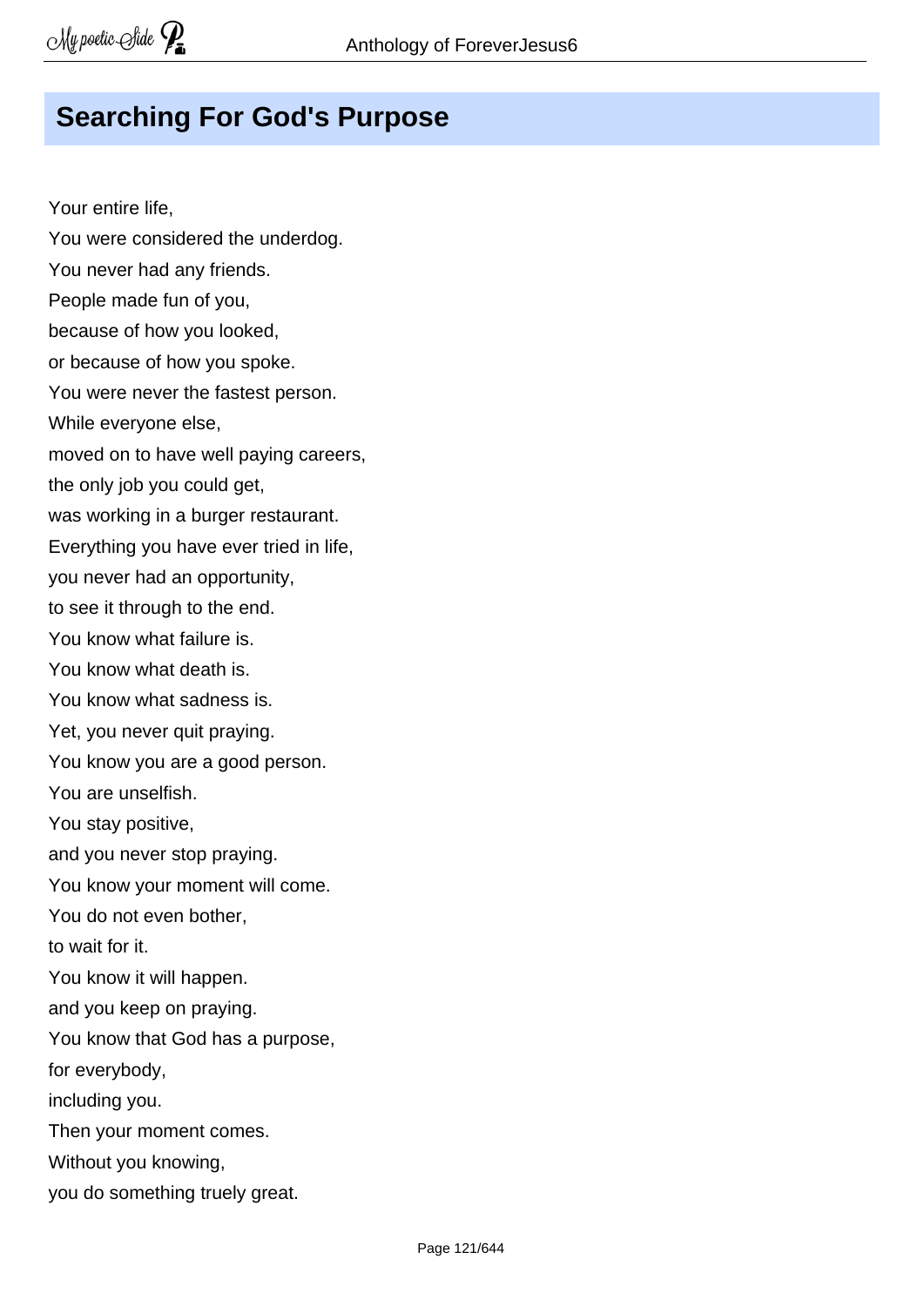# Searching For God's Purpose

Your entire life,  
You were considered the underdog.  
You never had any friends.  
People made fun of you,  
because of how you looked,  
or because of how you spoke.  
You were never the fastest person.  
While everyone else,  
moved on to have well paying careers,  
the only job you could get,  
was working in a burger restaurant.  
Everything you have ever tried in life,  
you never had an opportunity,  
to see it through to the end.  
You know what failure is.  
You know what death is.  
You know what sadness is.  
Yet, you never quit praying.  
You know you are a good person.  
You are unselfish.  
You stay positive,  
and you never stop praying.  
You know your moment will come.  
You do not even bother,  
to wait for it.  
You know it will happen.  
and you keep on praying.  
You know that God has a purpose,  
for everybody,  
including you.  
Then your moment comes.  
Without you knowing,  
you do something truely great.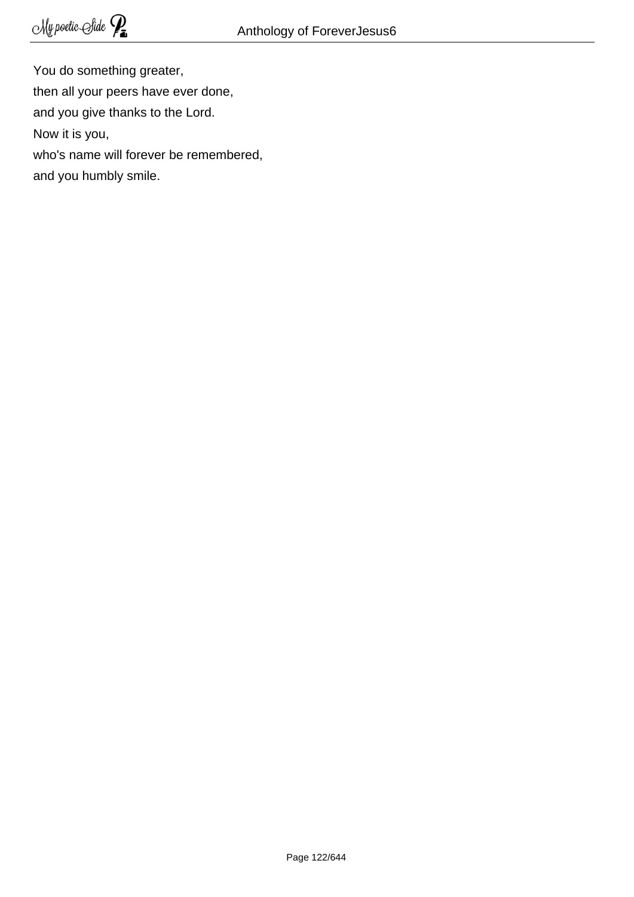You do something greater,  
then all your peers have ever done,  
and you give thanks to the Lord.  
Now it is you,  
who's name will forever be remembered,  
and you humbly smile.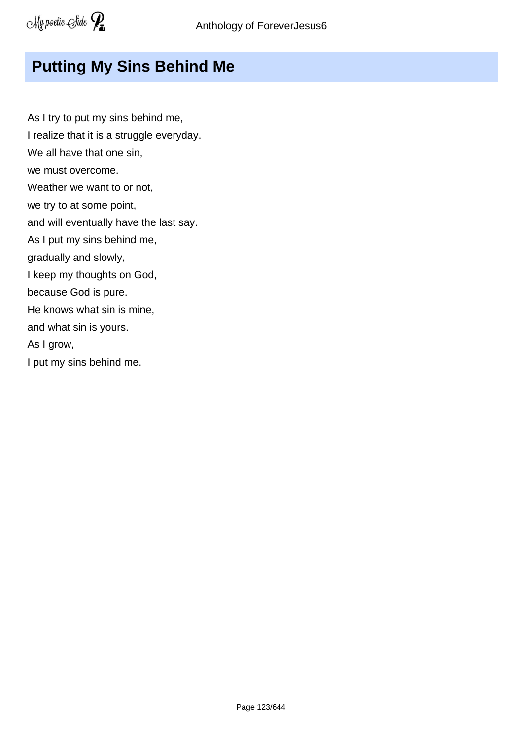## Putting My Sins Behind Me

As I try to put my sins behind me,  
I realize that it is a struggle everyday.  
We all have that one sin,  
we must overcome.  
Weather we want to or not,  
we try to at some point,  
and will eventually have the last say.  
As I put my sins behind me,  
gradually and slowly,  
I keep my thoughts on God,  
because God is pure.  
He knows what sin is mine,  
and what sin is yours.  
As I grow,  
I put my sins behind me.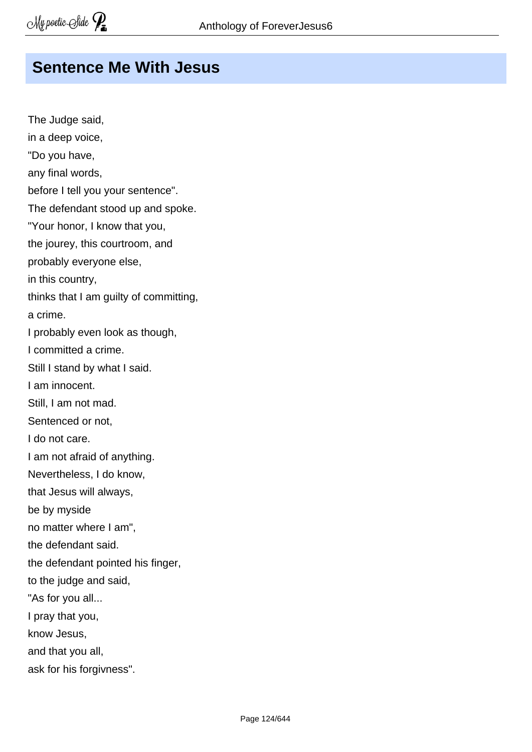## Sentence Me With Jesus

The Judge said,  
in a deep voice,  
"Do you have,  
any final words,  
before I tell you your sentence".  
The defendant stood up and spoke.  
"Your honor, I know that you,  
the jourey, this courtroom, and  
probably everyone else,  
in this country,  
thinks that I am guilty of committing,  
a crime.  
I probably even look as though,  
I committed a crime.  
Still I stand by what I said.  
I am innocent.  
Still, I am not mad.  
Sentenced or not,  
I do not care.  
I am not afraid of anything.  
Nevertheless, I do know,  
that Jesus will always,  
be by myside  
no matter where I am",  
the defendant said.  
the defendant pointed his finger,  
to the judge and said,  
"As for you all...  
I pray that you,  
know Jesus,  
and that you all,  
ask for his forgivness".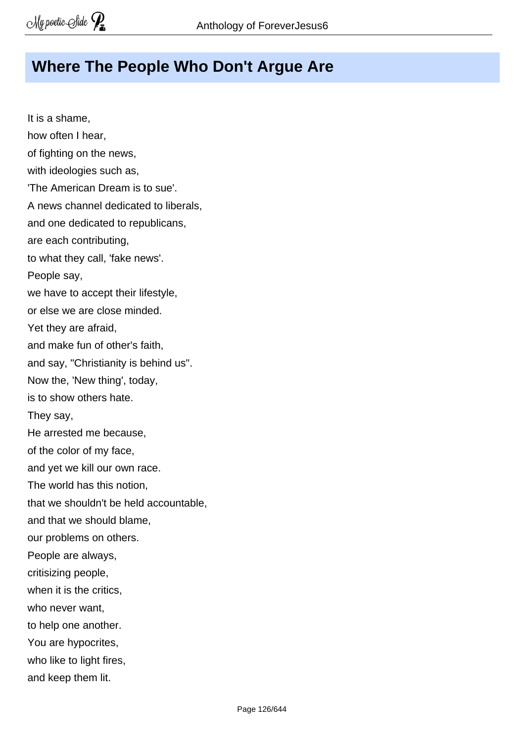## Where The People Who Don't Argue Are

It is a shame,  
how often I hear,  
of fighting on the news,  
with ideologies such as,  
'The American Dream is to sue'.  
A news channel dedicated to liberals,  
and one dedicated to republicans,  
are each contributing,  
to what they call, 'fake news'.  
People say,  
we have to accept their lifestyle,  
or else we are close minded.  
Yet they are afraid,  
and make fun of other's faith,  
and say, "Christianity is behind us".  
Now the, 'New thing', today,  
is to show others hate.  
They say,  
He arrested me because,  
of the color of my face,  
and yet we kill our own race.  
The world has this notion,  
that we shouldn't be held accountable,  
and that we should blame,  
our problems on others.  
People are always,  
critisizing people,  
when it is the critics,  
who never want,  
to help one another.  
You are hypocrites,  
who like to light fires,  
and keep them lit.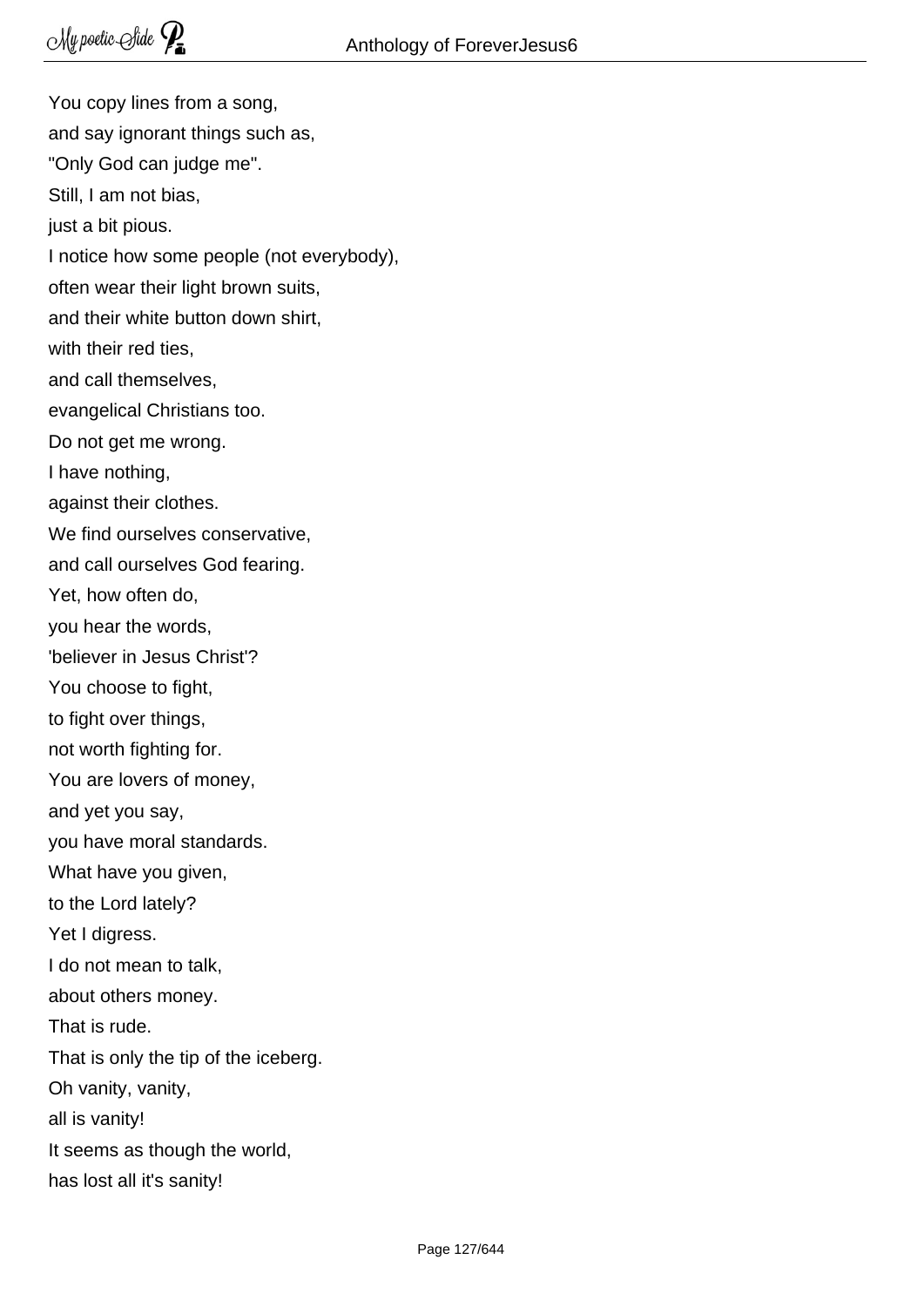You copy lines from a song,  
and say ignorant things such as,  
"Only God can judge me".  
Still, I am not bias,  
just a bit pious.  
I notice how some people (not everybody),  
often wear their light brown suits,  
and their white button down shirt,  
with their red ties,  
and call themselves,  
evangelical Christians too.  
Do not get me wrong.  
I have nothing,  
against their clothes.  
We find ourselves conservative,  
and call ourselves God fearing.  
Yet, how often do,  
you hear the words,  
'believer in Jesus Christ'?  
You choose to fight,  
to fight over things,  
not worth fighting for.  
You are lovers of money,  
and yet you say,  
you have moral standards.  
What have you given,  
to the Lord lately?  
Yet I digress.  
I do not mean to talk,  
about others money.  
That is rude.  
That is only the tip of the iceberg.  
Oh vanity, vanity,  
all is vanity!  
It seems as though the world,  
has lost all it's sanity!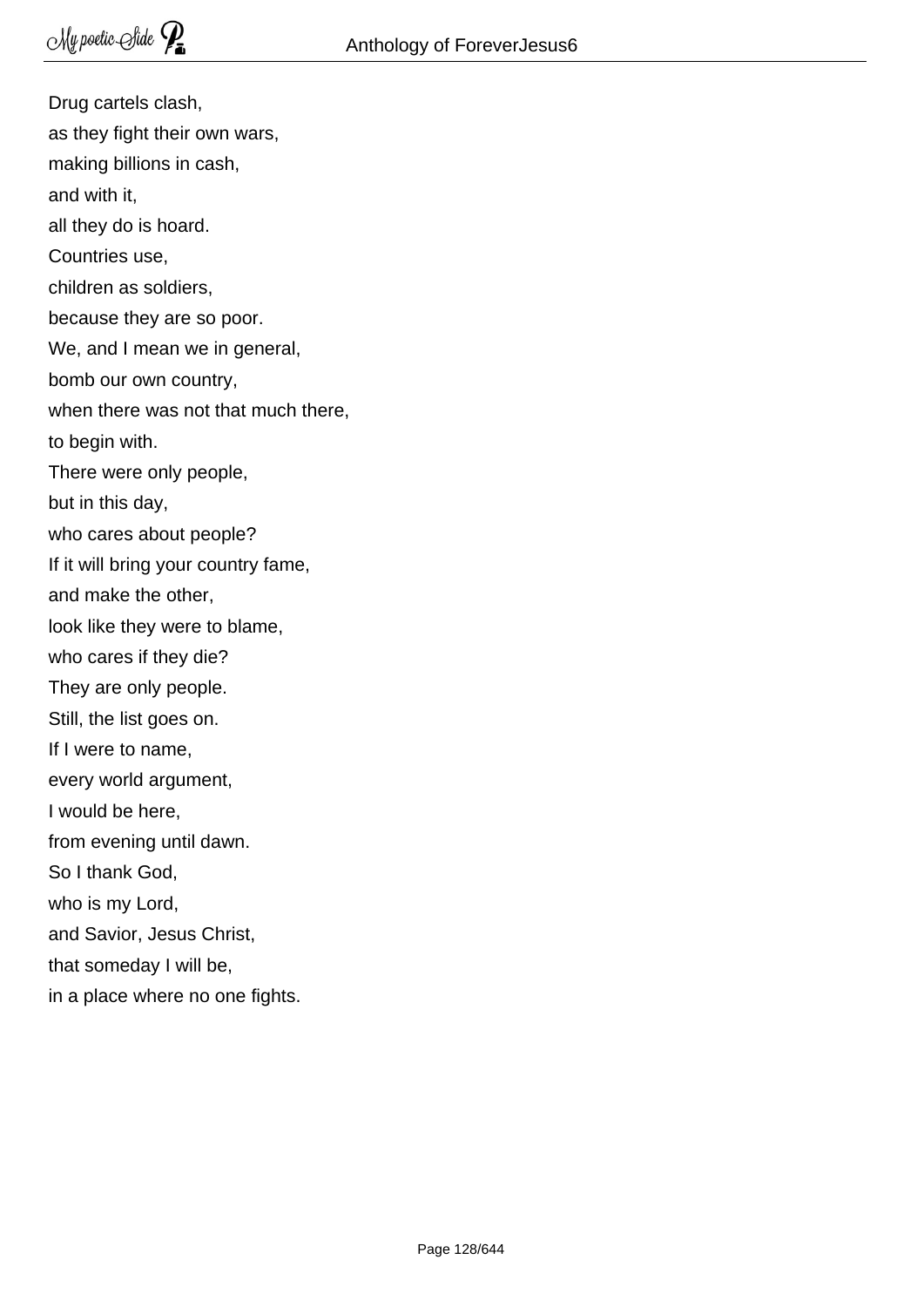Drug cartels clash,  
as they fight their own wars,  
making billions in cash,  
and with it,  
all they do is hoard.  
Countries use,  
children as soldiers,  
because they are so poor.  
We, and I mean we in general,  
bomb our own country,  
when there was not that much there,  
to begin with.  
There were only people,  
but in this day,  
who cares about people?  
If it will bring your country fame,  
and make the other,  
look like they were to blame,  
who cares if they die?  
They are only people.  
Still, the list goes on.  
If I were to name,  
every world argument,  
I would be here,  
from evening until dawn.  
So I thank God,  
who is my Lord,  
and Savior, Jesus Christ,  
that someday I will be,  
in a place where no one fights.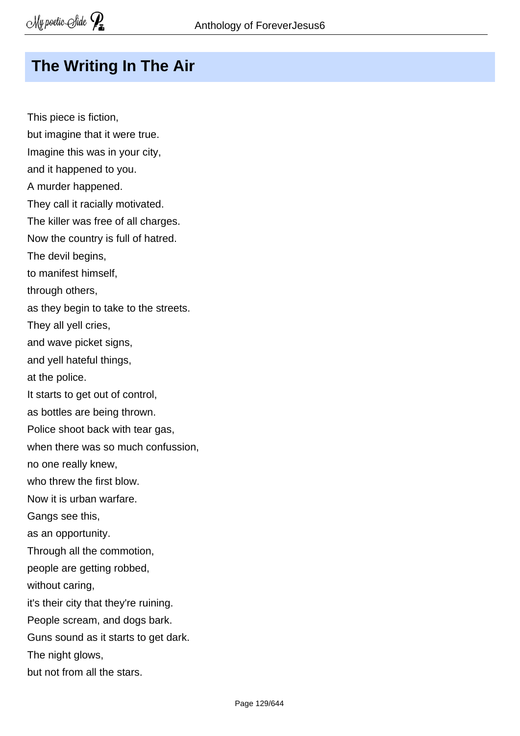# The Writing In The Air

This piece is fiction,  
but imagine that it were true.  
Imagine this was in your city,  
and it happened to you.  
A murder happened.  
They call it racially motivated.  
The killer was free of all charges.  
Now the country is full of hatred.  
The devil begins,  
to manifest himself,  
through others,  
as they begin to take to the streets.  
They all yell cries,  
and wave picket signs,  
and yell hateful things,  
at the police.  
It starts to get out of control,  
as bottles are being thrown.  
Police shoot back with tear gas,  
when there was so much confussion,  
no one really knew,  
who threw the first blow.  
Now it is urban warfare.  
Gangs see this,  
as an opportunity.  
Through all the commotion,  
people are getting robbed,  
without caring,  
it's their city that they're ruining.  
People scream, and dogs bark.  
Guns sound as it starts to get dark.  
The night glows,  
but not from all the stars.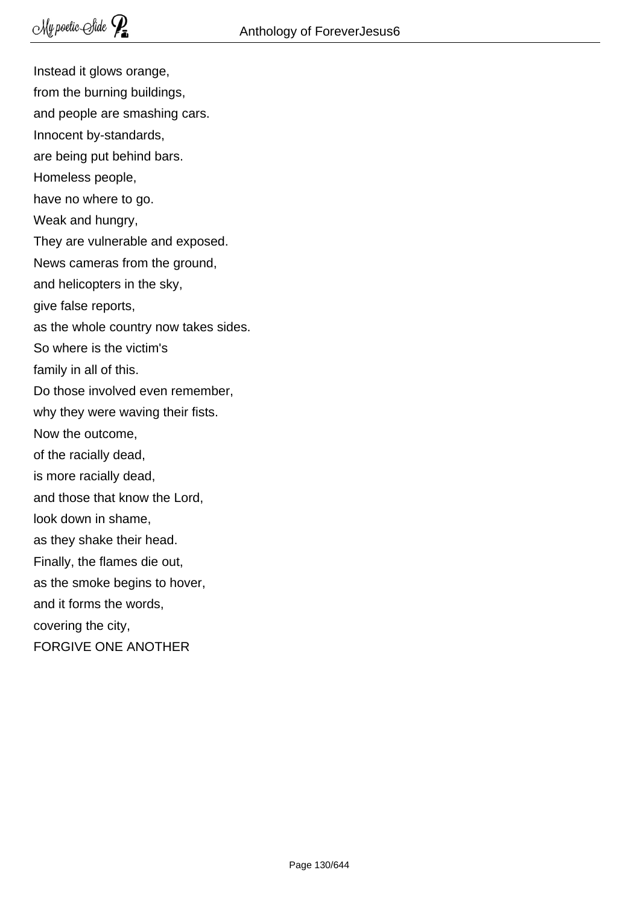Instead it glows orange,  
from the burning buildings,  
and people are smashing cars.  
Innocent by-standards,  
are being put behind bars.  
Homeless people,  
have no where to go.  
Weak and hungry,  
They are vulnerable and exposed.  
News cameras from the ground,  
and helicopters in the sky,  
give false reports,  
as the whole country now takes sides.  
So where is the victim's  
family in all of this.  
Do those involved even remember,  
why they were waving their fists.  
Now the outcome,  
of the racially dead,  
is more racially dead,  
and those that know the Lord,  
look down in shame,  
as they shake their head.  
Finally, the flames die out,  
as the smoke begins to hover,  
and it forms the words,  
covering the city,  
FORGIVE ONE ANOTHER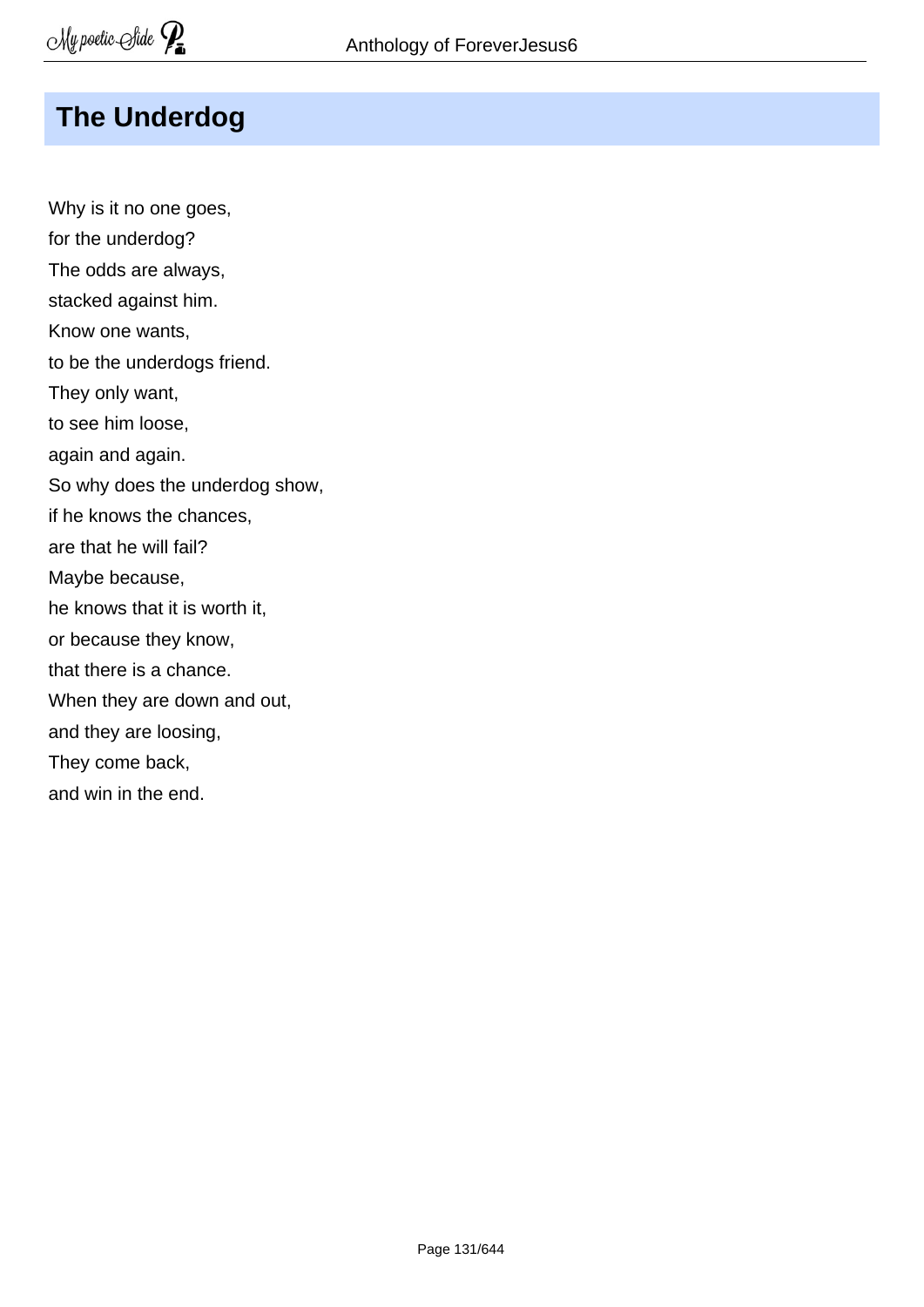## The Underdog

Why is it no one goes,
for the underdog?
The odds are always,
stacked against him.
Know one wants,
to be the underdogs friend.
They only want,
to see him loose,
again and again.
So why does the underdog show,
if he knows the chances,
are that he will fail?
Maybe because,
he knows that it is worth it,
or because they know,
that there is a chance.
When they are down and out,
and they are loosing,
They come back,
and win in the end.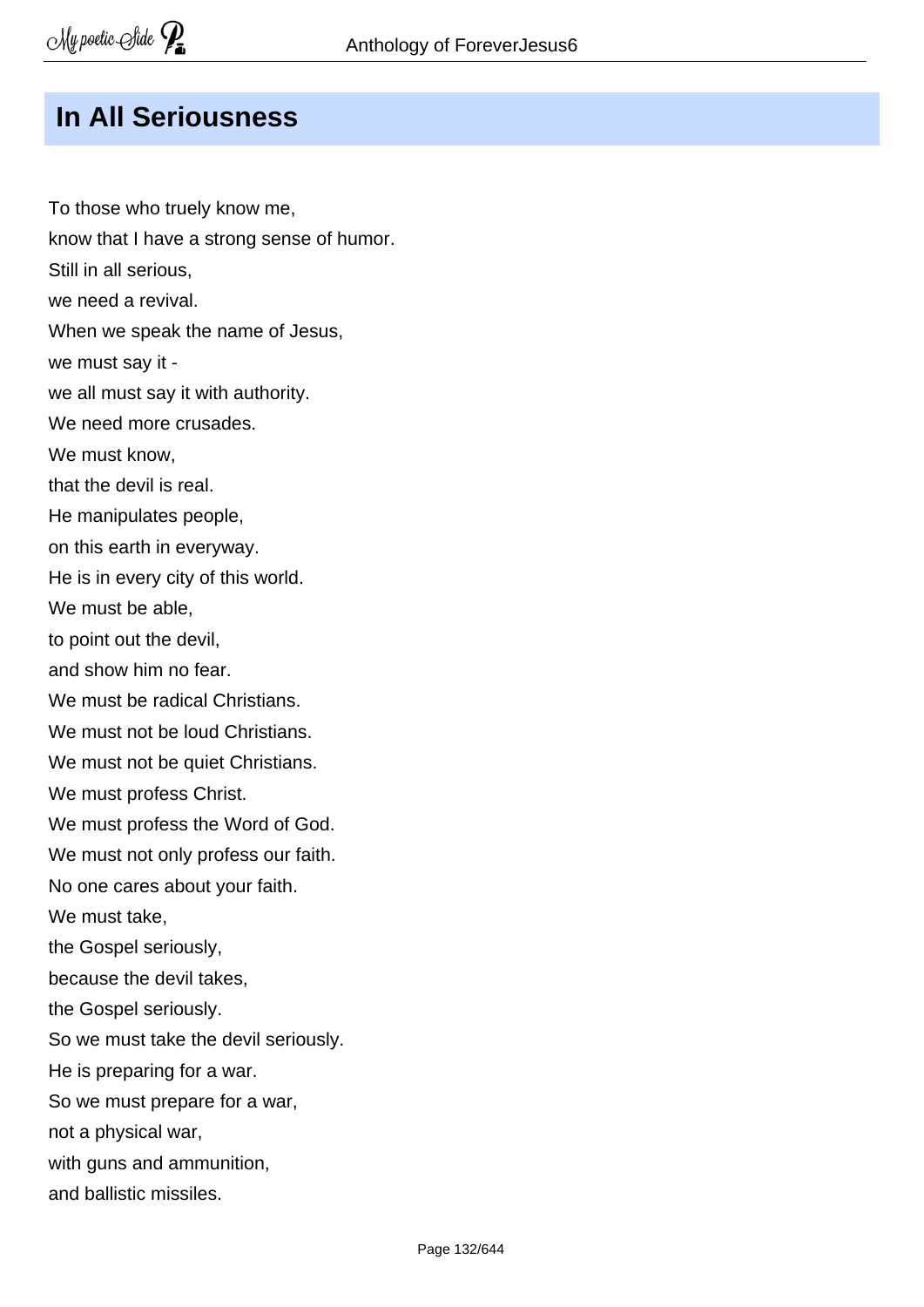## In All Seriousness

To those who truely know me,  
know that I have a strong sense of humor.  
Still in all serious,  
we need a revival.  
When we speak the name of Jesus,  
we must say it -  
we all must say it with authority.  
We need more crusades.  
We must know,  
that the devil is real.  
He manipulates people,  
on this earth in everyway.  
He is in every city of this world.  
We must be able,  
to point out the devil,  
and show him no fear.  
We must be radical Christians.  
We must not be loud Christians.  
We must not be quiet Christians.  
We must profess Christ.  
We must profess the Word of God.  
We must not only profess our faith.  
No one cares about your faith.  
We must take,  
the Gospel seriously,  
because the devil takes,  
the Gospel seriously.  
So we must take the devil seriously.  
He is preparing for a war.  
So we must prepare for a war,  
not a physical war,  
with guns and ammunition,  
and ballistic missiles.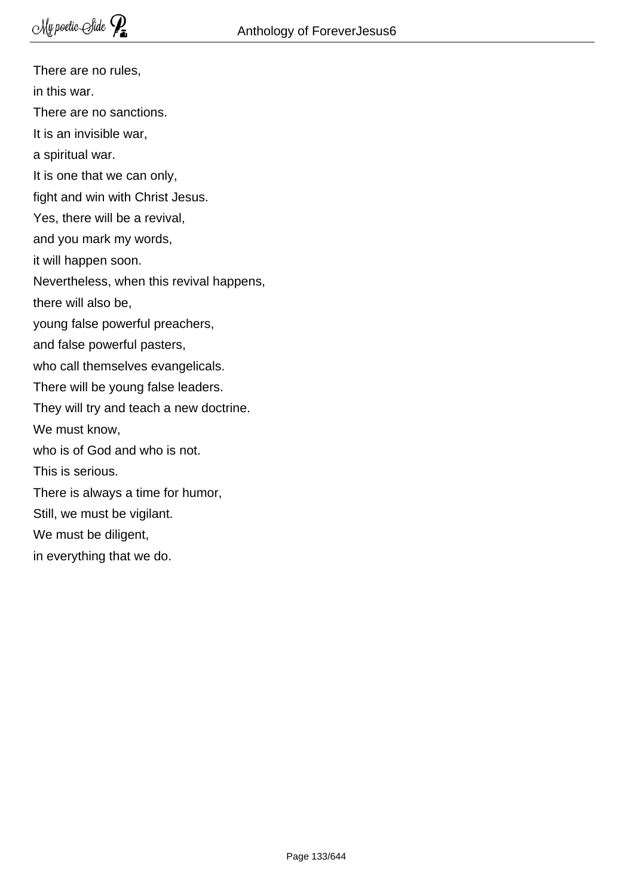There are no rules,  
in this war.  
There are no sanctions.  
It is an invisible war,  
a spiritual war.  
It is one that we can only,  
fight and win with Christ Jesus.  
Yes, there will be a revival,  
and you mark my words,  
it will happen soon.  
Nevertheless, when this revival happens,  
there will also be,  
young false powerful preachers,  
and false powerful pasters,  
who call themselves evangelicals.  
There will be young false leaders.  
They will try and teach a new doctrine.  
We must know,  
who is of God and who is not.  
This is serious.  
There is always a time for humor,  
Still, we must be vigilant.  
We must be diligent,  
in everything that we do.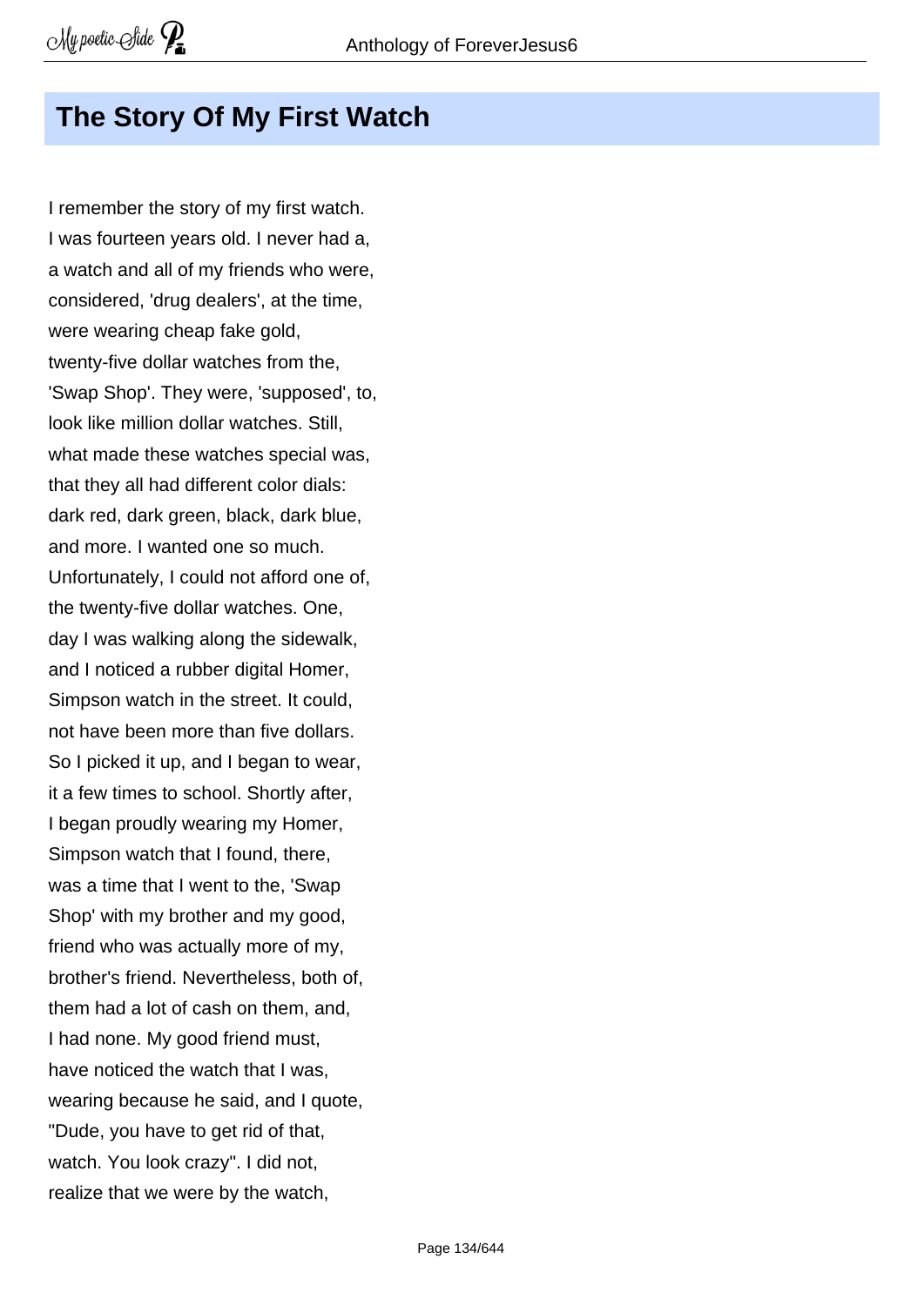# The Story Of My First Watch

I remember the story of my first watch.
I was fourteen years old. I never had a,
a watch and all of my friends who were,
considered, 'drug dealers', at the time,
were wearing cheap fake gold,
twenty-five dollar watches from the,
'Swap Shop'. They were, 'supposed', to,
look like million dollar watches. Still,
what made these watches special was,
that they all had different color dials:
dark red, dark green, black, dark blue,
and more. I wanted one so much.
Unfortunately, I could not afford one of,
the twenty-five dollar watches. One,
day I was walking along the sidewalk,
and I noticed a rubber digital Homer,
Simpson watch in the street. It could,
not have been more than five dollars.
So I picked it up, and I began to wear,
it a few times to school. Shortly after,
I began proudly wearing my Homer,
Simpson watch that I found, there,
was a time that I went to the, 'Swap
Shop' with my brother and my good,
friend who was actually more of my,
brother's friend. Nevertheless, both of,
them had a lot of cash on them, and,
I had none. My good friend must,
have noticed the watch that I was,
wearing because he said, and I quote,
"Dude, you have to get rid of that,
watch. You look crazy". I did not,
realize that we were by the watch,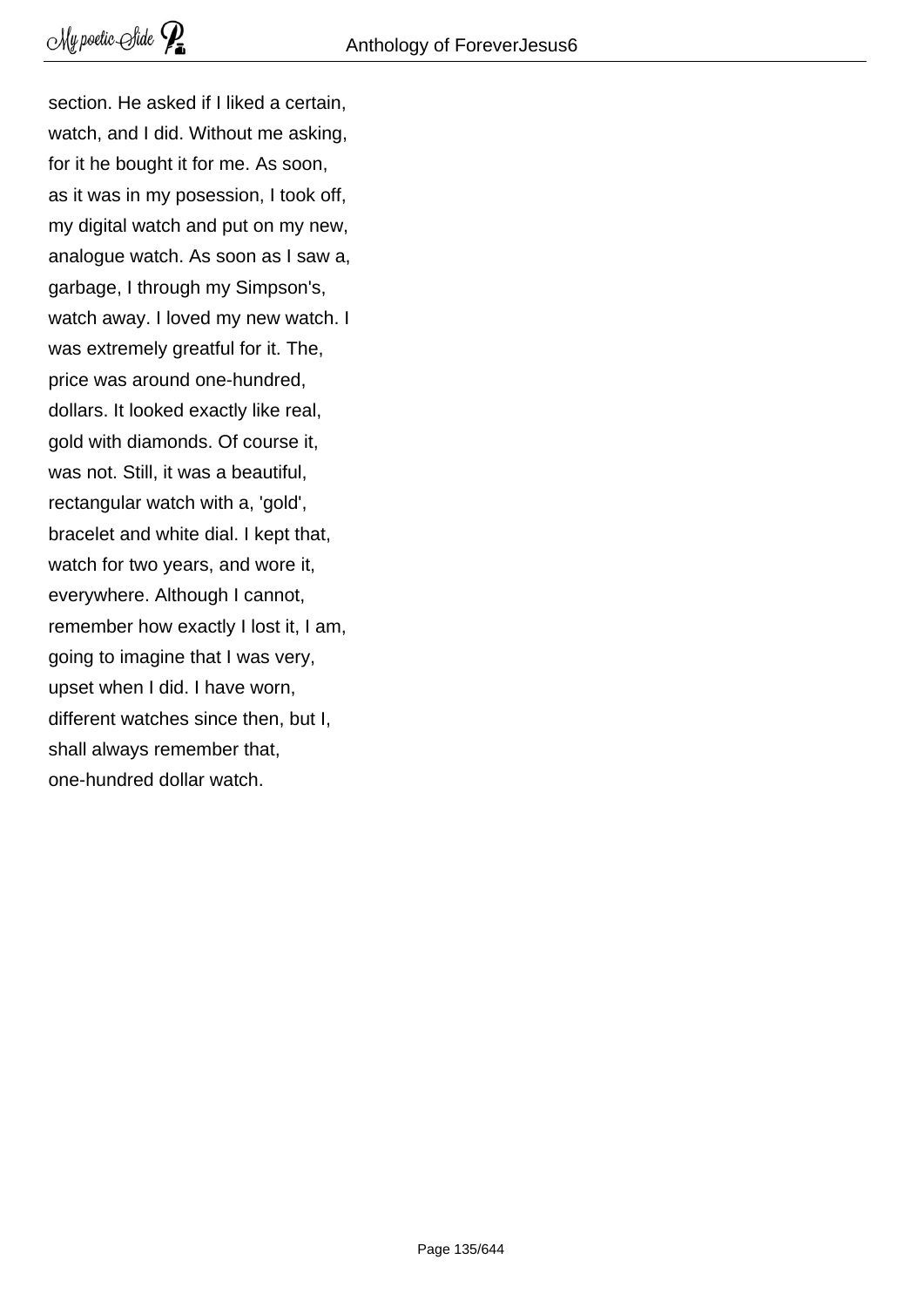section. He asked if I liked a certain,
watch, and I did. Without me asking,
for it he bought it for me. As soon,
as it was in my posession, I took off,
my digital watch and put on my new,
analogue watch. As soon as I saw a,
garbage, I through my Simpson's,
watch away. I loved my new watch. I
was extremely greatful for it. The,
price was around one-hundred,
dollars. It looked exactly like real,
gold with diamonds. Of course it,
was not. Still, it was a beautiful,
rectangular watch with a, 'gold',
bracelet and white dial. I kept that,
watch for two years, and wore it,
everywhere. Although I cannot,
remember how exactly I lost it, I am,
going to imagine that I was very,
upset when I did. I have worn,
different watches since then, but I,
shall always remember that,
one-hundred dollar watch.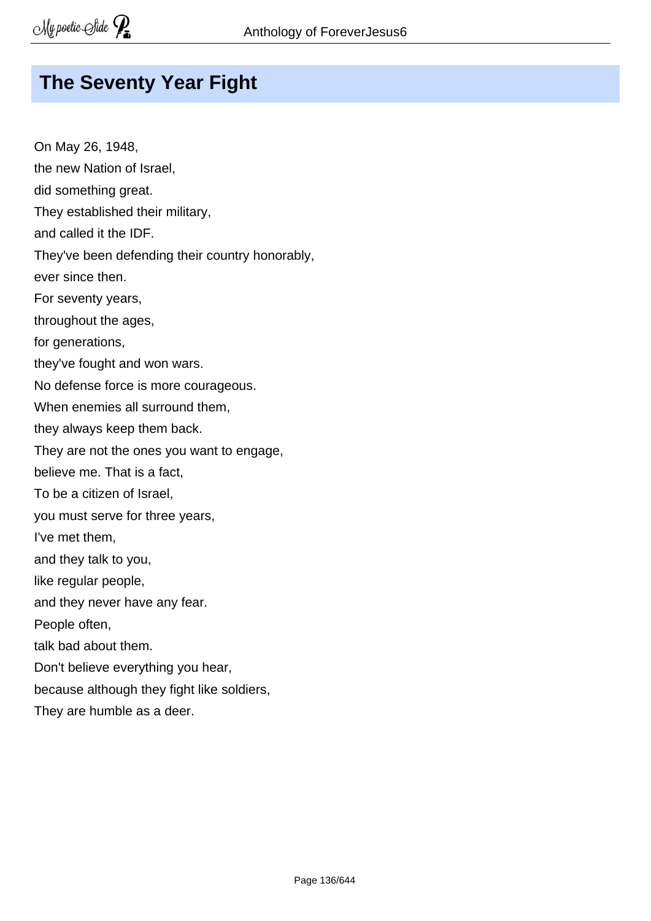# The Seventy Year Fight

On May 26, 1948,
the new Nation of Israel,
did something great.
They established their military,
and called it the IDF.
They've been defending their country honorably,
ever since then.
For seventy years,
throughout the ages,
for generations,
they've fought and won wars.
No defense force is more courageous.
When enemies all surround them,
they always keep them back.
They are not the ones you want to engage,
believe me. That is a fact,
To be a citizen of Israel,
you must serve for three years,
I've met them,
and they talk to you,
like regular people,
and they never have any fear.
People often,
talk bad about them.
Don't believe everything you hear,
because although they fight like soldiers,
They are humble as a deer.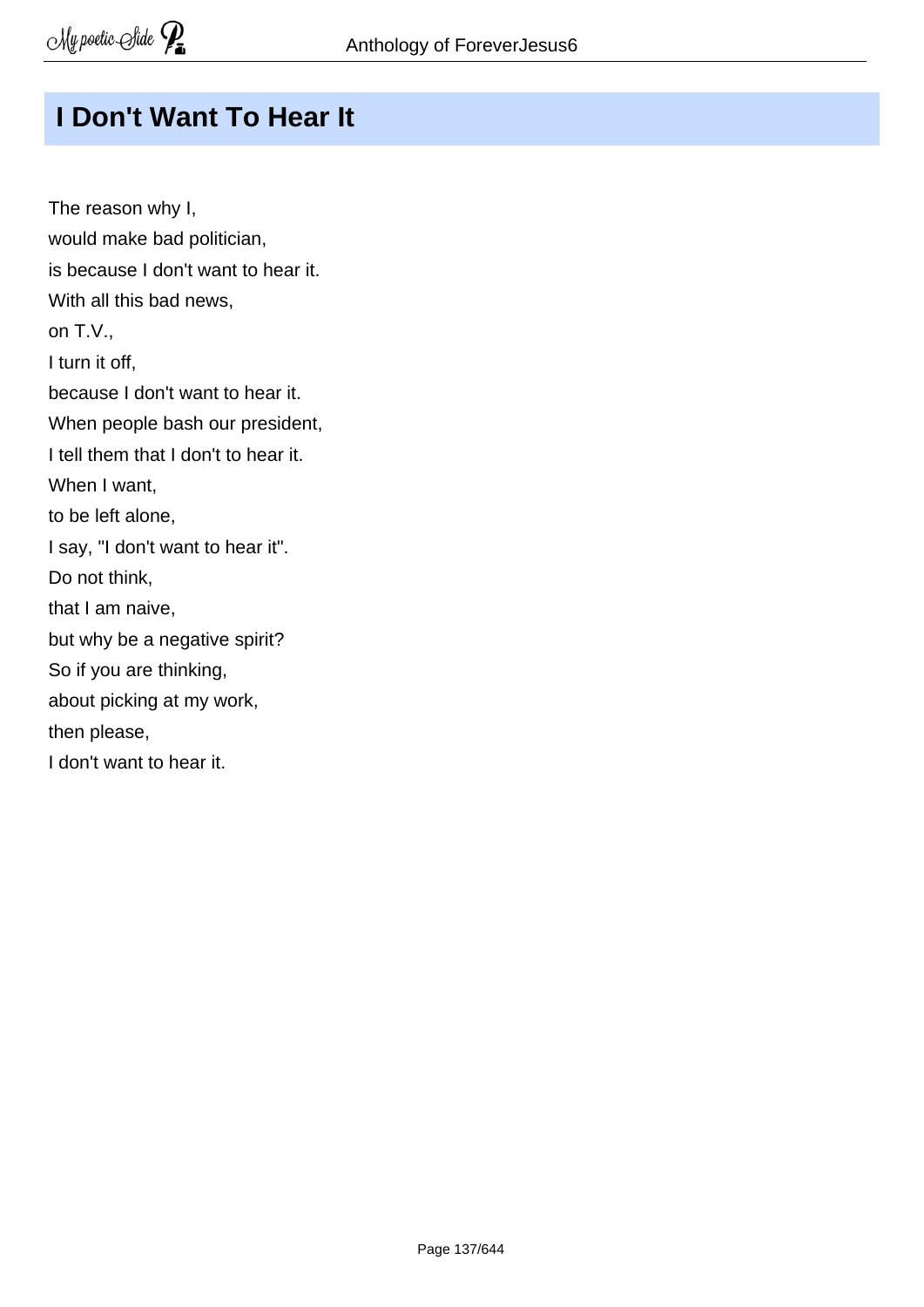## I Don't Want To Hear It

The reason why I,  
would make bad politician,  
is because I don't want to hear it.  
With all this bad news,  
on T.V.,  
I turn it off,  
because I don't want to hear it.  
When people bash our president,  
I tell them that I don't to hear it.  
When I want,  
to be left alone,  
I say, "I don't want to hear it".  
Do not think,  
that I am naive,  
but why be a negative spirit?  
So if you are thinking,  
about picking at my work,  
then please,  
I don't want to hear it.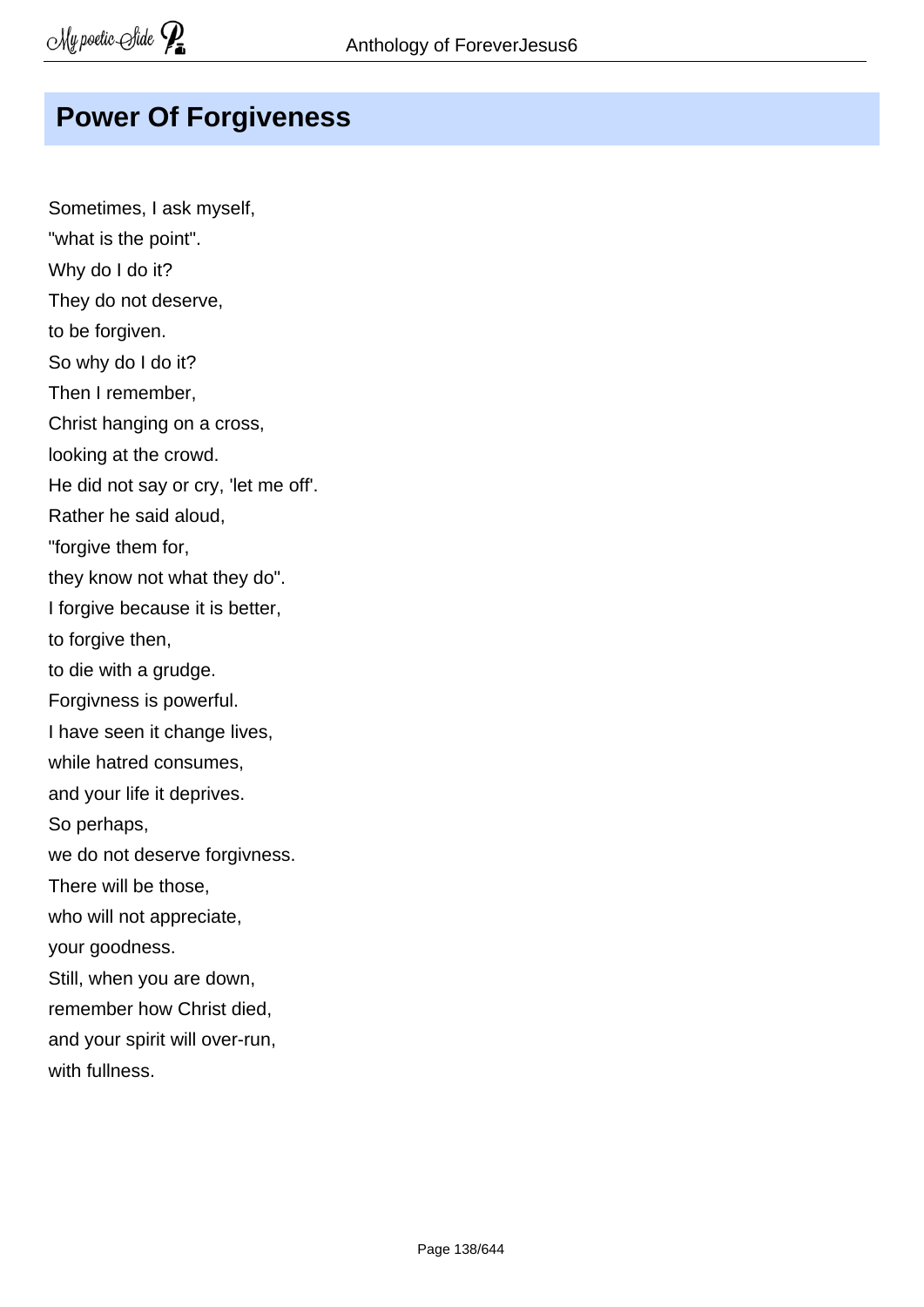## Power Of Forgiveness

Sometimes, I ask myself,  
"what is the point".  
Why do I do it?  
They do not deserve,  
to be forgiven.  
So why do I do it?  
Then I remember,  
Christ hanging on a cross,  
looking at the crowd.  
He did not say or cry, 'let me off'.  
Rather he said aloud,  
"forgive them for,  
they know not what they do".  
I forgive because it is better,  
to forgive then,  
to die with a grudge.  
Forgivness is powerful.  
I have seen it change lives,  
while hatred consumes,  
and your life it deprives.  
So perhaps,  
we do not deserve forgivness.  
There will be those,  
who will not appreciate,  
your goodness.  
Still, when you are down,  
remember how Christ died,  
and your spirit will over-run,  
with fullness.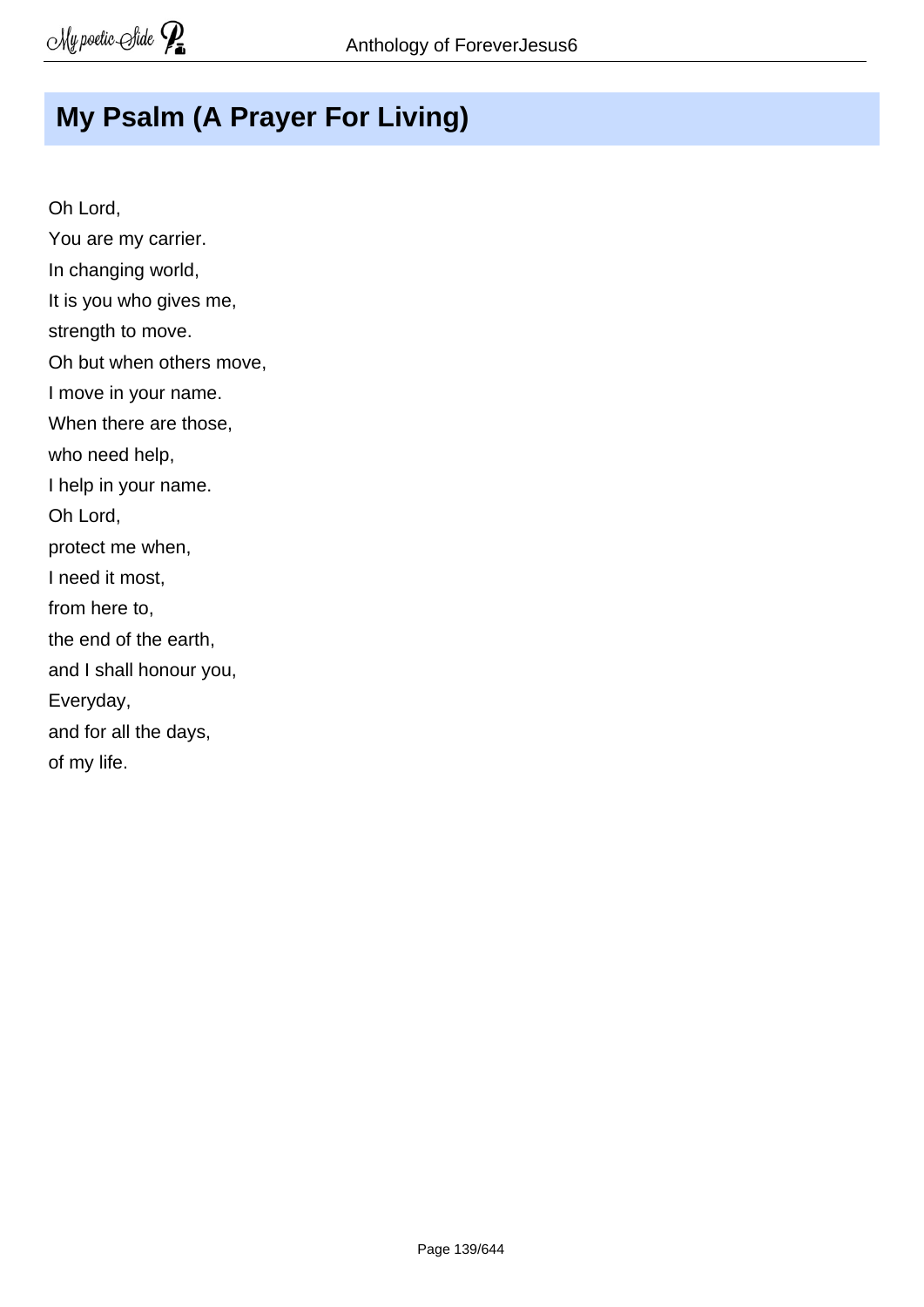# My Psalm (A Prayer For Living)

Oh Lord,  
You are my carrier.  
In changing world,  
It is you who gives me,  
strength to move.  
Oh but when others move,  
I move in your name.  
When there are those,  
who need help,  
I help in your name.  
Oh Lord,  
protect me when,  
I need it most,  
from here to,  
the end of the earth,  
and I shall honour you,  
Everyday,  
and for all the days,  
of my life.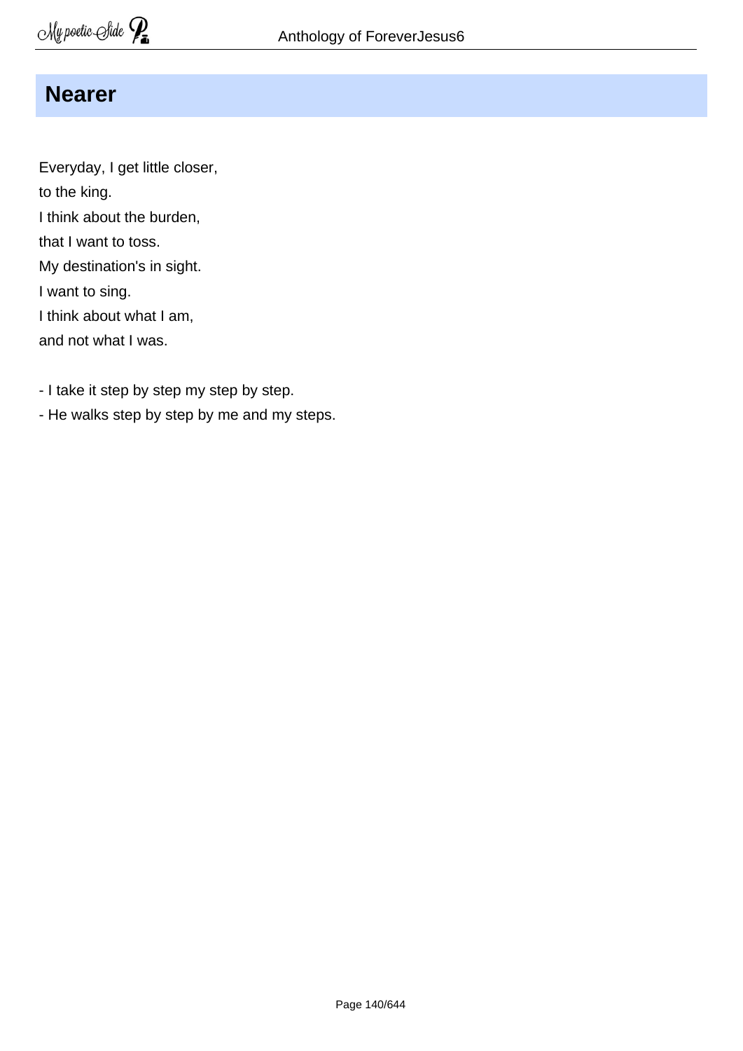## Nearer

Everyday, I get little closer,  
to the king.  
I think about the burden,  
that I want to toss.  
My destination's in sight.  
I want to sing.  
I think about what I am,  
and not what I was.

- I take it step by step my step by step.
- He walks step by step by me and my steps.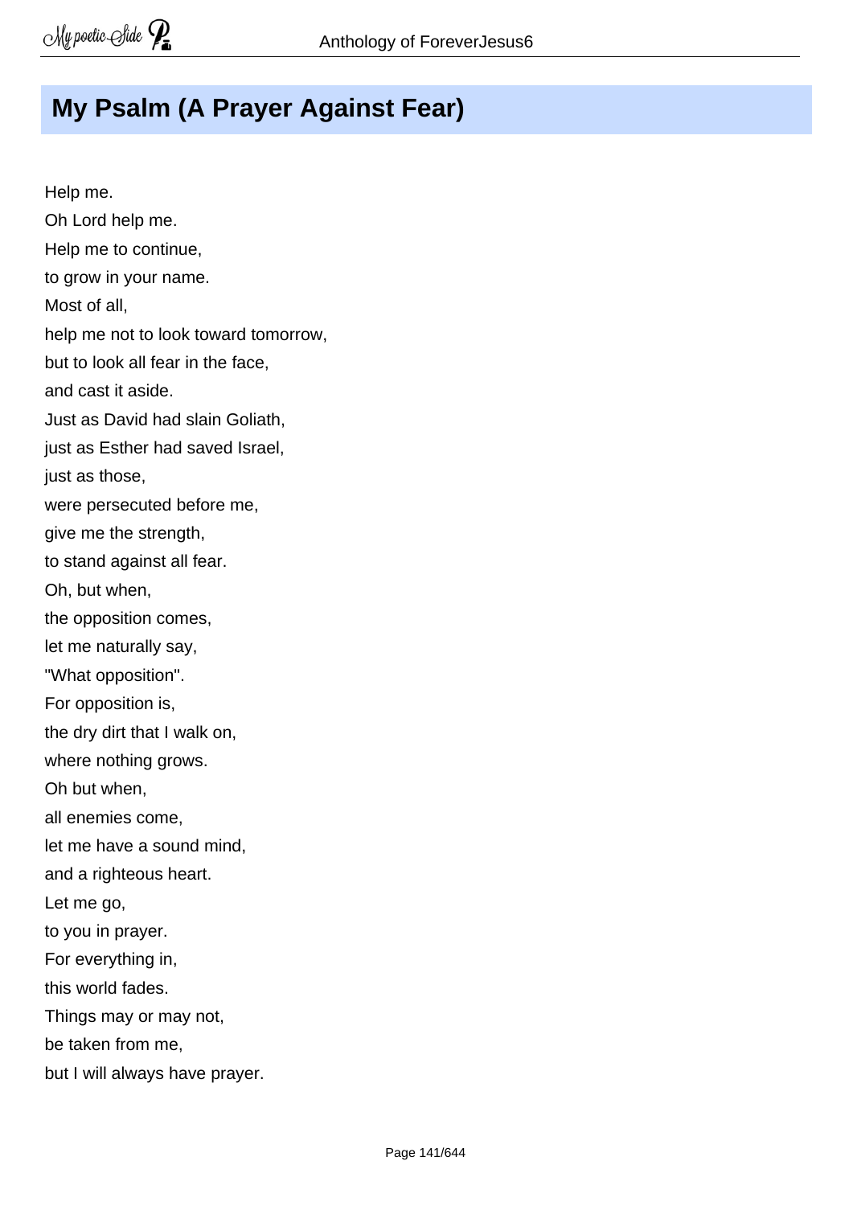## My Psalm (A Prayer Against Fear)

Help me.  
Oh Lord help me.  
Help me to continue,  
to grow in your name.  
Most of all,  
help me not to look toward tomorrow,  
but to look all fear in the face,  
and cast it aside.  
Just as David had slain Goliath,  
just as Esther had saved Israel,  
just as those,  
were persecuted before me,  
give me the strength,  
to stand against all fear.  
Oh, but when,  
the opposition comes,  
let me naturally say,  
"What opposition".  
For opposition is,  
the dry dirt that I walk on,  
where nothing grows.  
Oh but when,  
all enemies come,  
let me have a sound mind,  
and a righteous heart.  
Let me go,  
to you in prayer.  
For everything in,  
this world fades.  
Things may or may not,  
be taken from me,  
but I will always have prayer.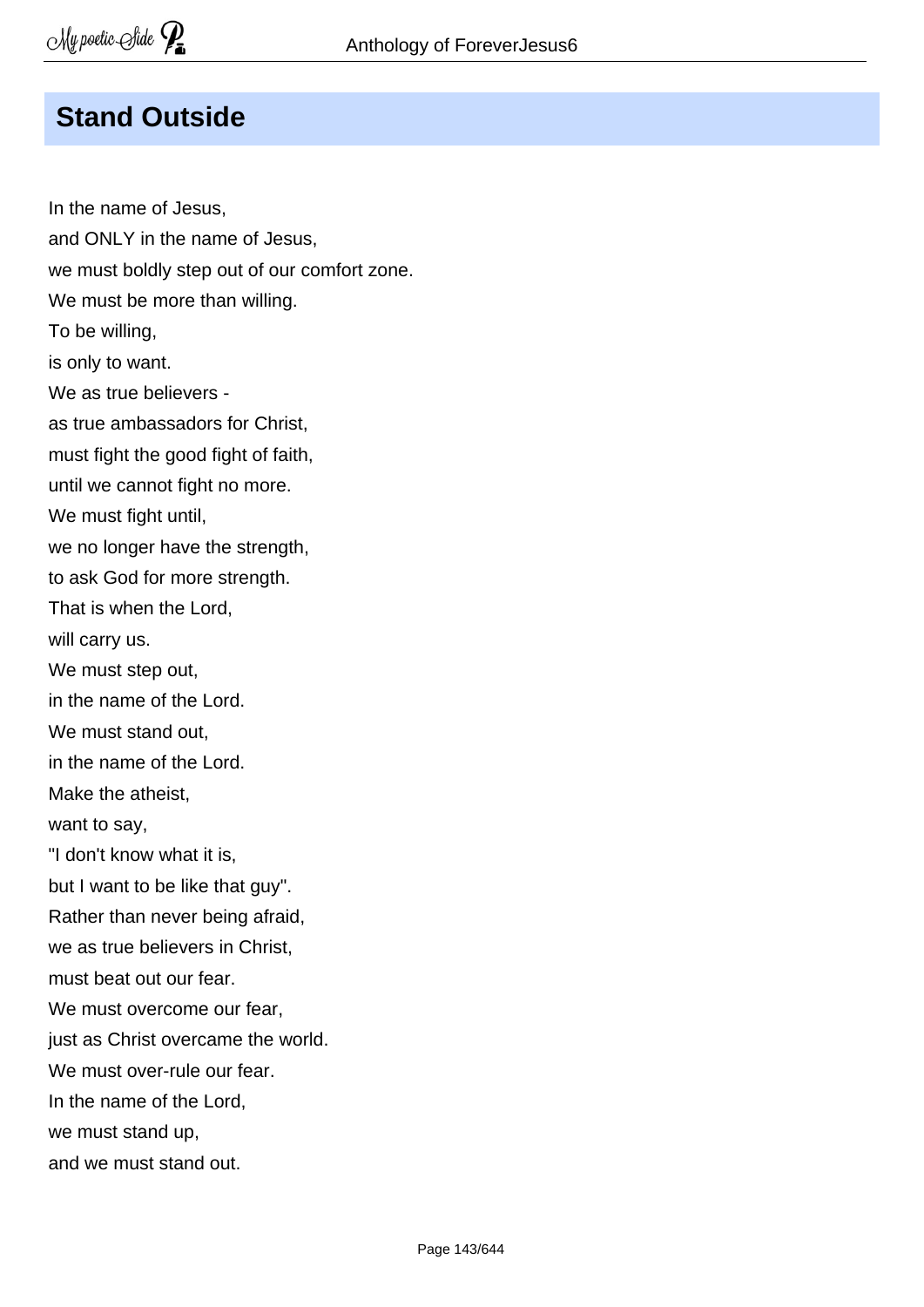## Stand Outside

In the name of Jesus,
and ONLY in the name of Jesus,
we must boldly step out of our comfort zone.
We must be more than willing.
To be willing,
is only to want.
We as true believers -
as true ambassadors for Christ,
must fight the good fight of faith,
until we cannot fight no more.
We must fight until,
we no longer have the strength,
to ask God for more strength.
That is when the Lord,
will carry us.
We must step out,
in the name of the Lord.
We must stand out,
in the name of the Lord.
Make the atheist,
want to say,
"I don't know what it is,
but I want to be like that guy".
Rather than never being afraid,
we as true believers in Christ,
must beat out our fear.
We must overcome our fear,
just as Christ overcame the world.
We must over-rule our fear.
In the name of the Lord,
we must stand up,
and we must stand out.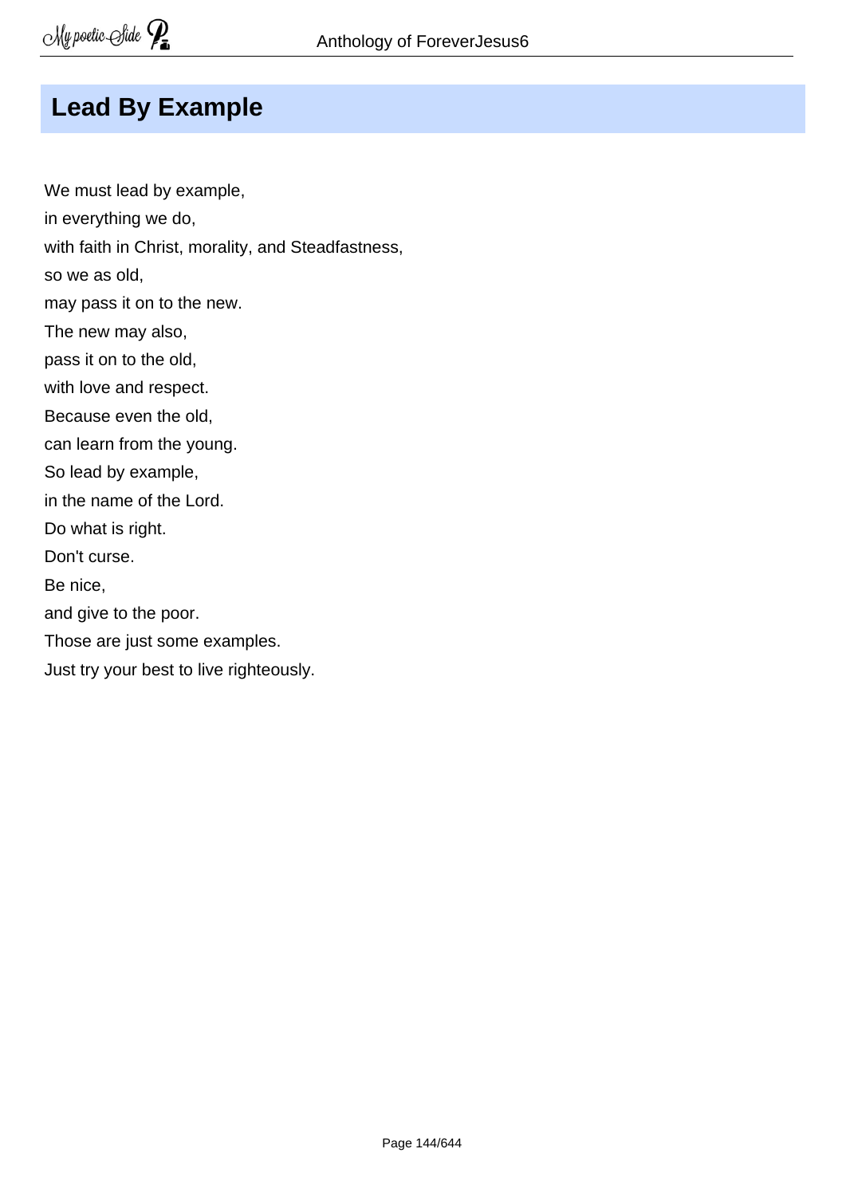## Lead By Example

We must lead by example,
in everything we do,
with faith in Christ, morality, and Steadfastness,
so we as old,
may pass it on to the new.
The new may also,
pass it on to the old,
with love and respect.
Because even the old,
can learn from the young.
So lead by example,
in the name of the Lord.
Do what is right.
Don't curse.
Be nice,
and give to the poor.
Those are just some examples.
Just try your best to live righteously.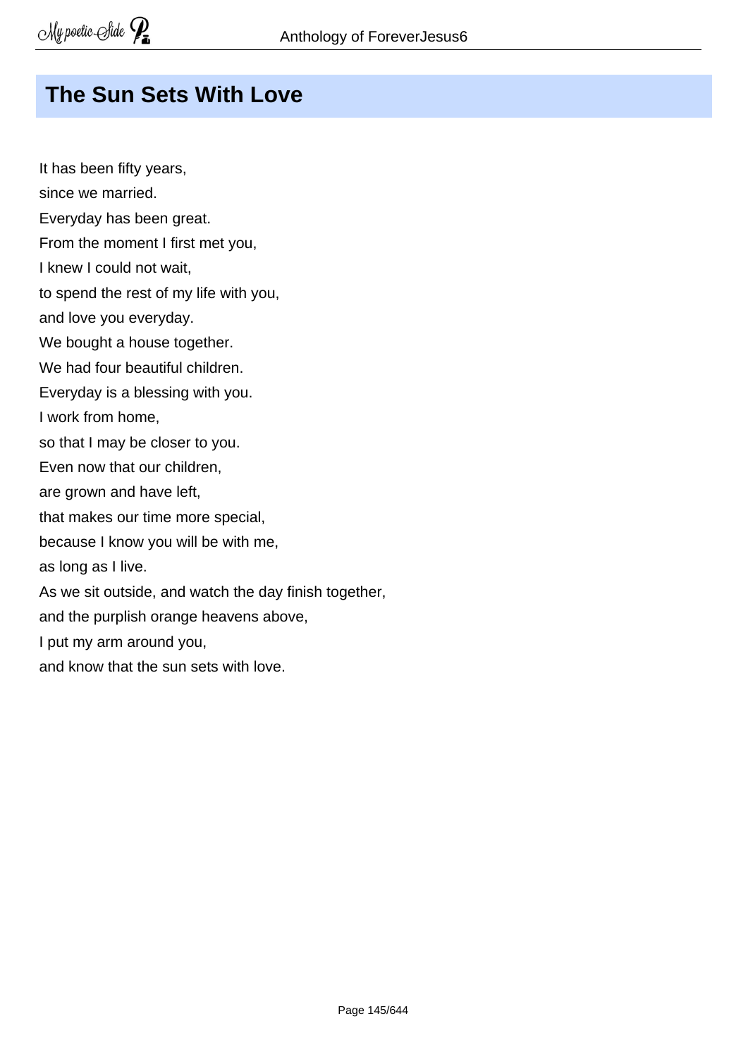## The Sun Sets With Love

It has been fifty years,  
since we married.  
Everyday has been great.  
From the moment I first met you,  
I knew I could not wait,  
to spend the rest of my life with you,  
and love you everyday.  
We bought a house together.  
We had four beautiful children.  
Everyday is a blessing with you.  
I work from home,  
so that I may be closer to you.  
Even now that our children,  
are grown and have left,  
that makes our time more special,  
because I know you will be with me,  
as long as I live.  
As we sit outside, and watch the day finish together,  
and the purplish orange heavens above,  
I put my arm around you,  
and know that the sun sets with love.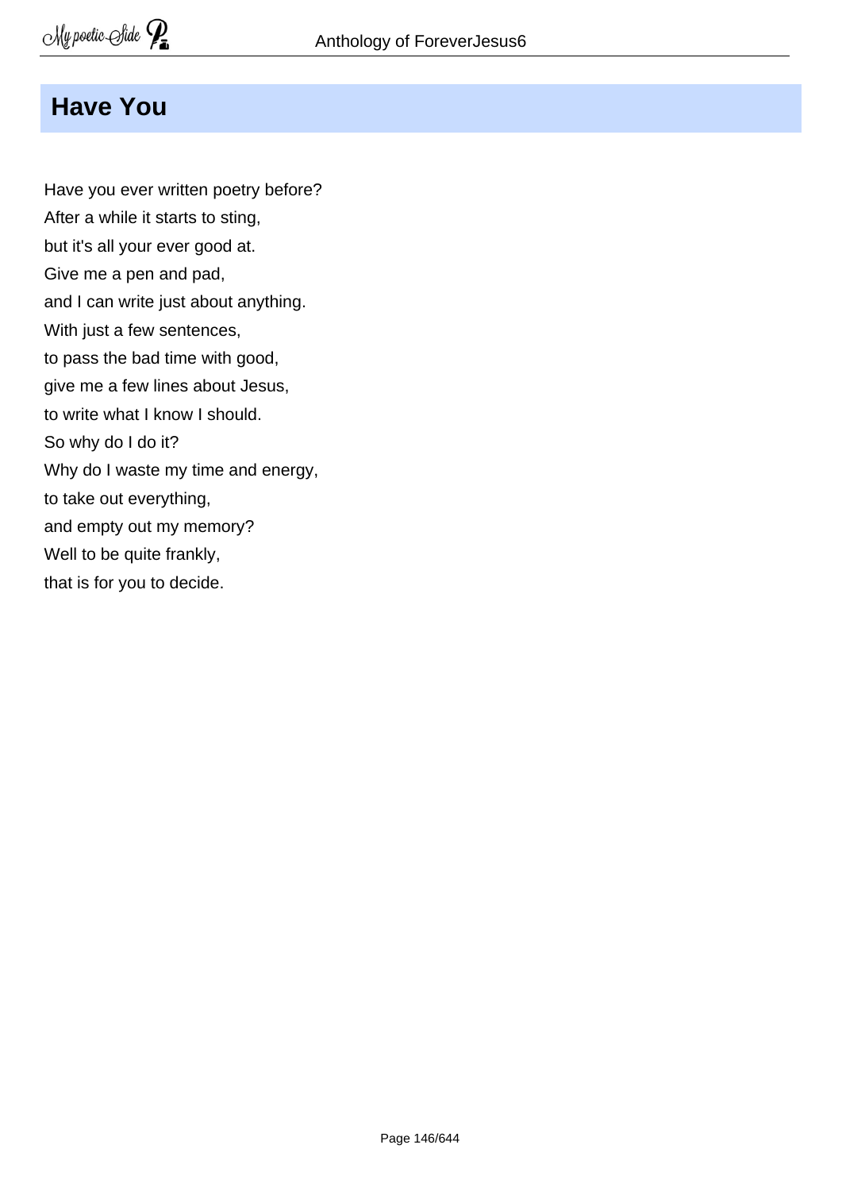## Have You

Have you ever written poetry before?  
After a while it starts to sting,  
but it's all your ever good at.  
Give me a pen and pad,  
and I can write just about anything.  
With just a few sentences,  
to pass the bad time with good,  
give me a few lines about Jesus,  
to write what I know I should.  
So why do I do it?  
Why do I waste my time and energy,  
to take out everything,  
and empty out my memory?  
Well to be quite frankly,  
that is for you to decide.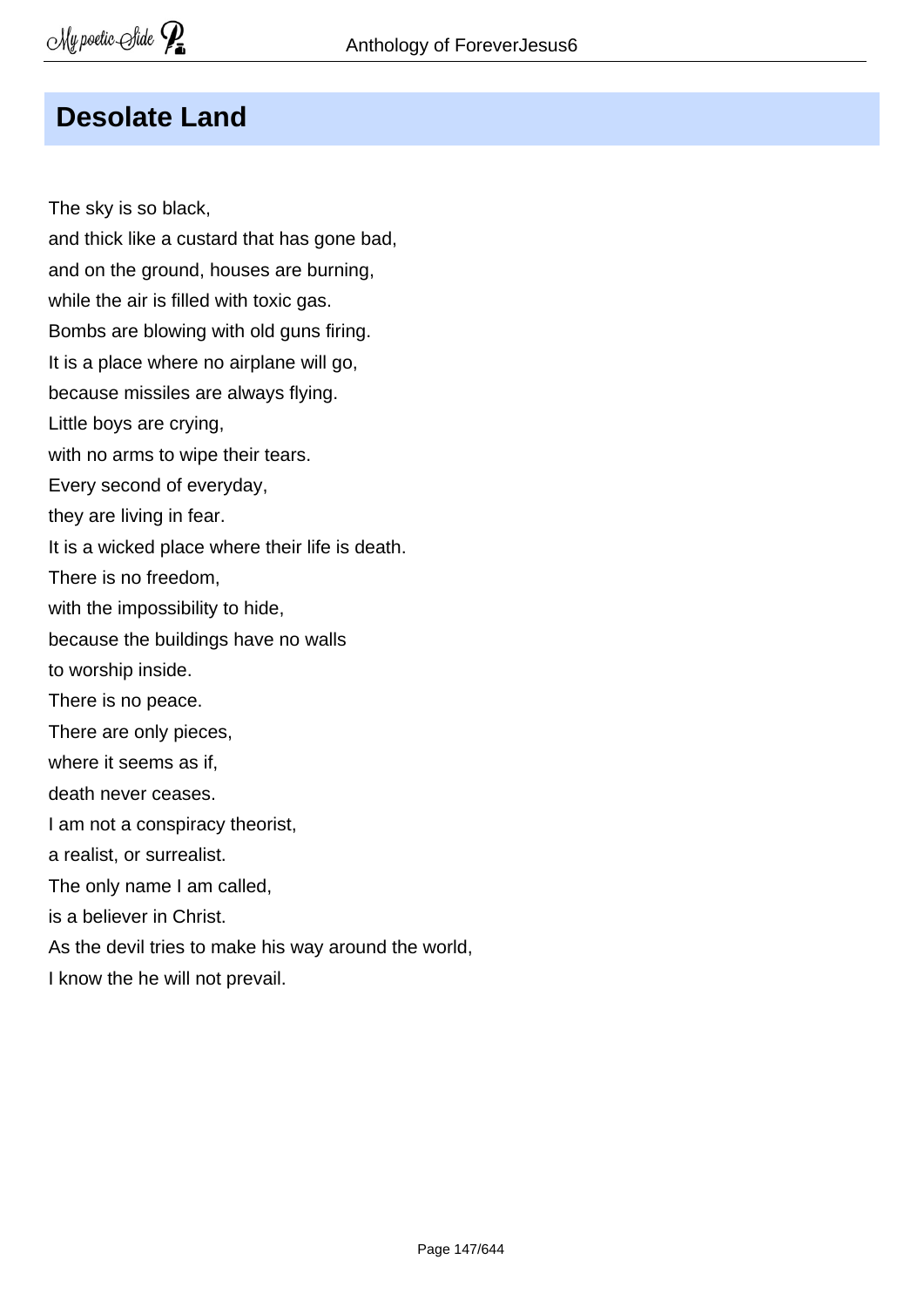## Desolate Land

The sky is so black,  
and thick like a custard that has gone bad,  
and on the ground, houses are burning,  
while the air is filled with toxic gas.  
Bombs are blowing with old guns firing.  
It is a place where no airplane will go,  
because missiles are always flying.  
Little boys are crying,  
with no arms to wipe their tears.  
Every second of everyday,  
they are living in fear.  
It is a wicked place where their life is death.  
There is no freedom,  
with the impossibility to hide,  
because the buildings have no walls  
to worship inside.  
There is no peace.  
There are only pieces,  
where it seems as if,  
death never ceases.  
I am not a conspiracy theorist,  
a realist, or surrealist.  
The only name I am called,  
is a believer in Christ.  
As the devil tries to make his way around the world,  
I know the he will not prevail.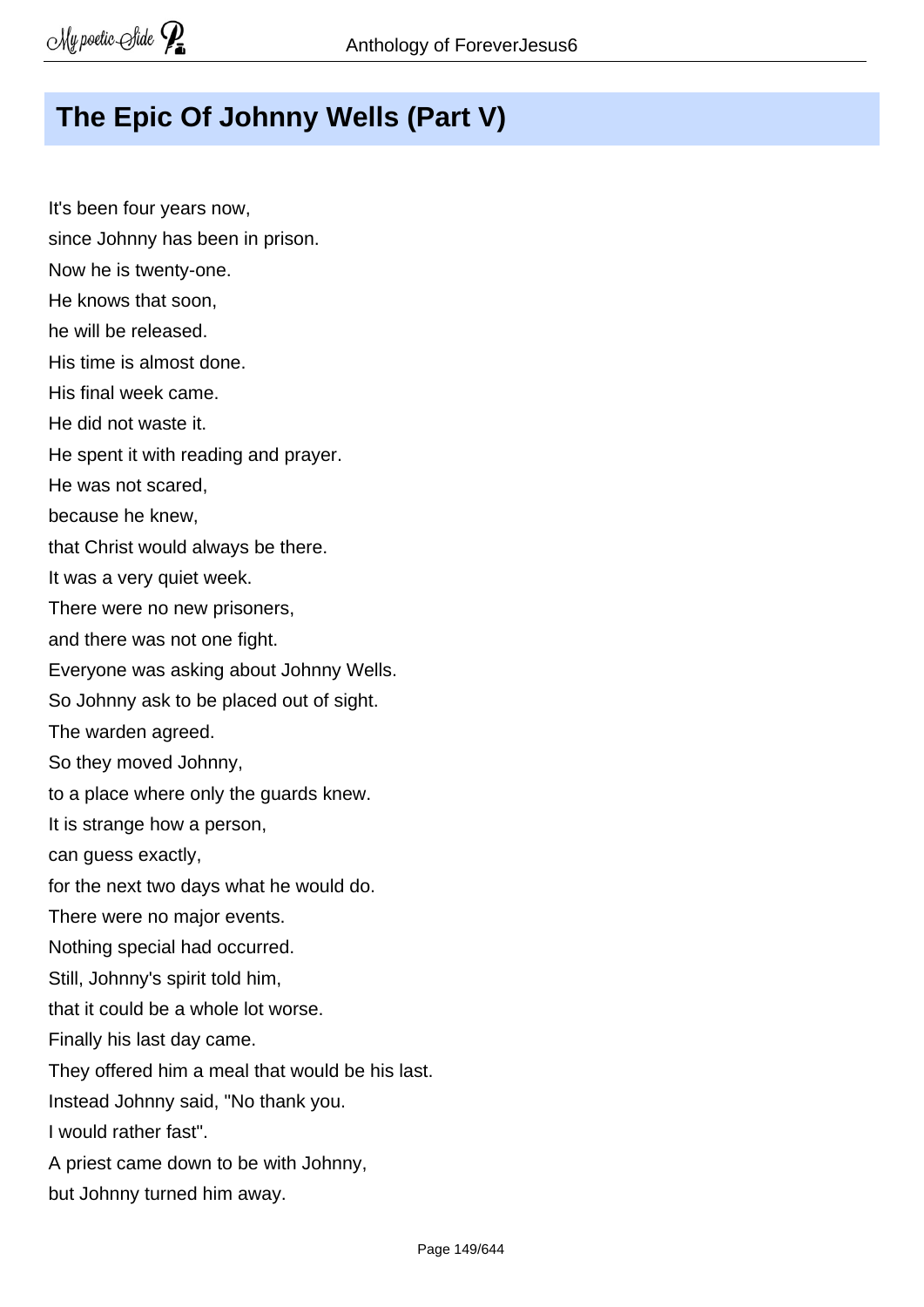## The Epic Of Johnny Wells (Part V)

It's been four years now,
since Johnny has been in prison.
Now he is twenty-one.
He knows that soon,
he will be released.
His time is almost done.
His final week came.
He did not waste it.
He spent it with reading and prayer.
He was not scared,
because he knew,
that Christ would always be there.
It was a very quiet week.
There were no new prisoners,
and there was not one fight.
Everyone was asking about Johnny Wells.
So Johnny ask to be placed out of sight.
The warden agreed.
So they moved Johnny,
to a place where only the guards knew.
It is strange how a person,
can guess exactly,
for the next two days what he would do.
There were no major events.
Nothing special had occurred.
Still, Johnny's spirit told him,
that it could be a whole lot worse.
Finally his last day came.
They offered him a meal that would be his last.
Instead Johnny said, "No thank you.
I would rather fast".
A priest came down to be with Johnny,
but Johnny turned him away.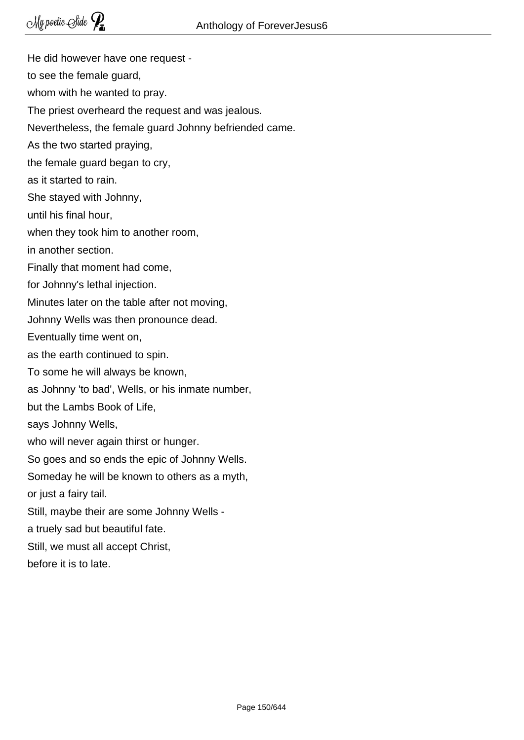He did however have one request -  
to see the female guard,  
whom with he wanted to pray.  
The priest overheard the request and was jealous.  
Nevertheless, the female guard Johnny befriended came.  
As the two started praying,  
the female guard began to cry,  
as it started to rain.  
She stayed with Johnny,  
until his final hour,  
when they took him to another room,  
in another section.  
Finally that moment had come,  
for Johnny's lethal injection.  
Minutes later on the table after not moving,  
Johnny Wells was then pronounce dead.  
Eventually time went on,  
as the earth continued to spin.  
To some he will always be known,  
as Johnny 'to bad', Wells, or his inmate number,  
but the Lambs Book of Life,  
says Johnny Wells,  
who will never again thirst or hunger.  
So goes and so ends the epic of Johnny Wells.  
Someday he will be known to others as a myth,  
or just a fairy tail.  
Still, maybe their are some Johnny Wells -  
a truely sad but beautiful fate.  
Still, we must all accept Christ,  
before it is to late.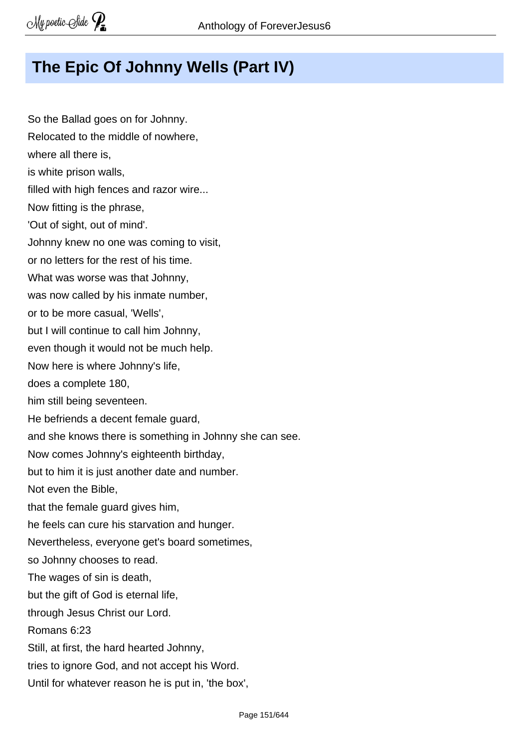## The Epic Of Johnny Wells (Part IV)

So the Ballad goes on for Johnny.  
Relocated to the middle of nowhere,  
where all there is,  
is white prison walls,  
filled with high fences and razor wire...  
Now fitting is the phrase,  
'Out of sight, out of mind'.  
Johnny knew no one was coming to visit,  
or no letters for the rest of his time.  
What was worse was that Johnny,  
was now called by his inmate number,  
or to be more casual, 'Wells',  
but I will continue to call him Johnny,  
even though it would not be much help.  
Now here is where Johnny's life,  
does a complete 180,  
him still being seventeen.  
He befriends a decent female guard,  
and she knows there is something in Johnny she can see.  
Now comes Johnny's eighteenth birthday,  
but to him it is just another date and number.  
Not even the Bible,  
that the female guard gives him,  
he feels can cure his starvation and hunger.  
Nevertheless, everyone get's board sometimes,  
so Johnny chooses to read.  
The wages of sin is death,  
but the gift of God is eternal life,  
through Jesus Christ our Lord.  
Romans 6:23  
Still, at first, the hard hearted Johnny,  
tries to ignore God, and not accept his Word.  
Until for whatever reason he is put in, 'the box',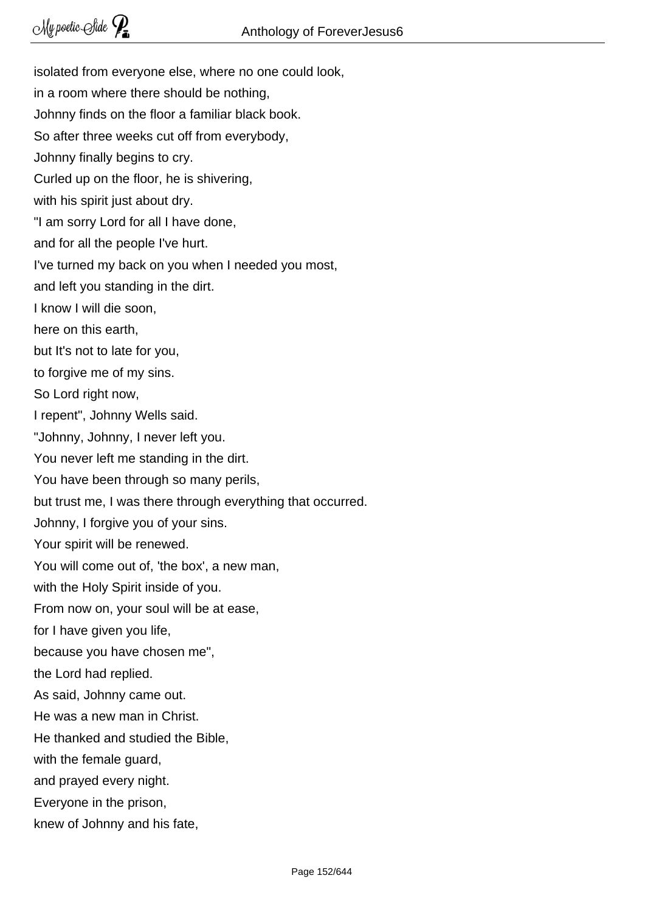isolated from everyone else, where no one could look,
in a room where there should be nothing,
Johnny finds on the floor a familiar black book.
So after three weeks cut off from everybody,
Johnny finally begins to cry.
Curled up on the floor, he is shivering,
with his spirit just about dry.
"I am sorry Lord for all I have done,
and for all the people I've hurt.
I've turned my back on you when I needed you most,
and left you standing in the dirt.
I know I will die soon,
here on this earth,
but It's not to late for you,
to forgive me of my sins.
So Lord right now,
I repent", Johnny Wells said.
"Johnny, Johnny, I never left you.
You never left me standing in the dirt.
You have been through so many perils,
but trust me, I was there through everything that occurred.
Johnny, I forgive you of your sins.
Your spirit will be renewed.
You will come out of, 'the box', a new man,
with the Holy Spirit inside of you.
From now on, your soul will be at ease,
for I have given you life,
because you have chosen me",
the Lord had replied.
As said, Johnny came out.
He was a new man in Christ.
He thanked and studied the Bible,
with the female guard,
and prayed every night.
Everyone in the prison,
knew of Johnny and his fate,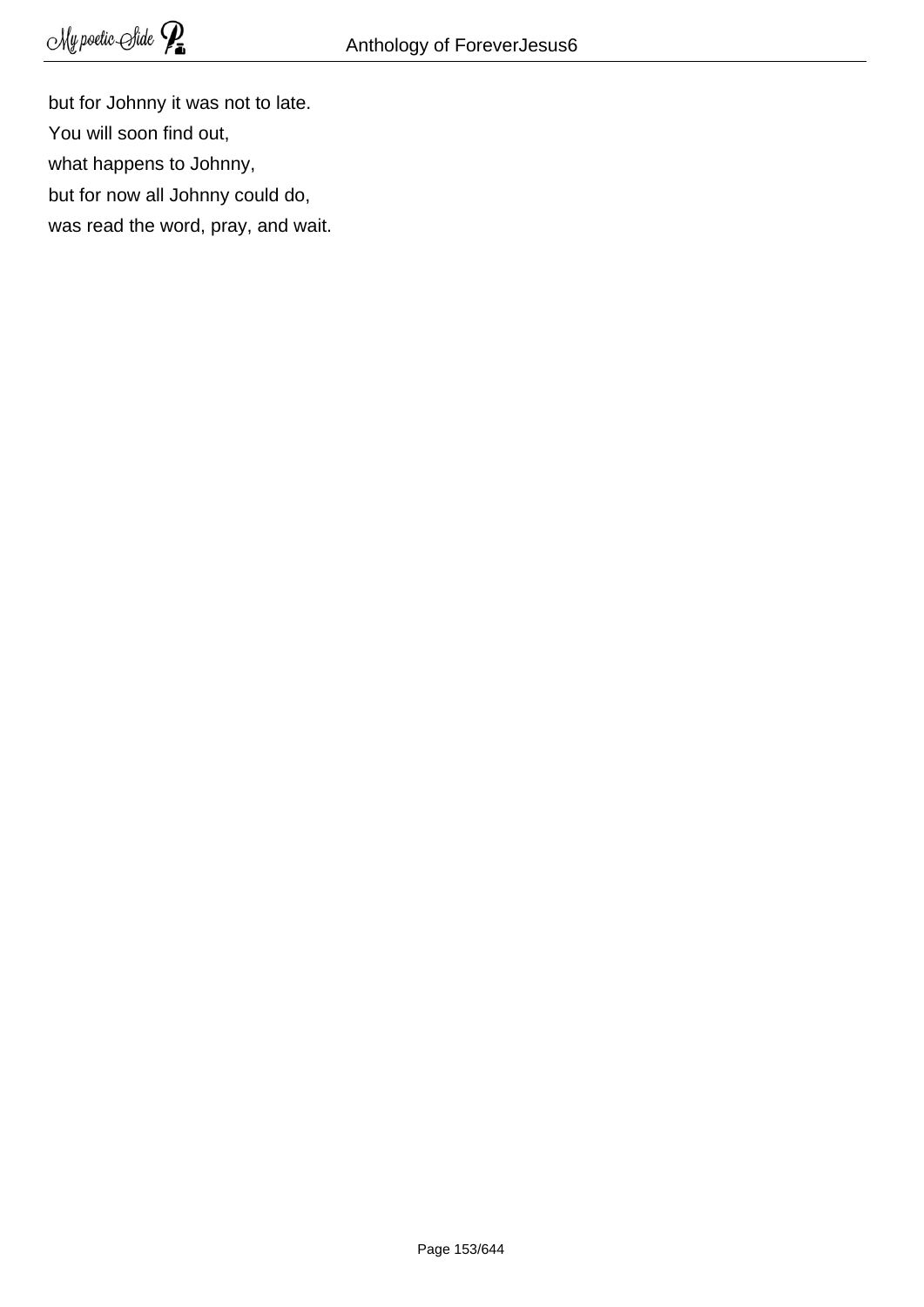but for Johnny it was not to late.  
You will soon find out,  
what happens to Johnny,  
but for now all Johnny could do,  
was read the word, pray, and wait.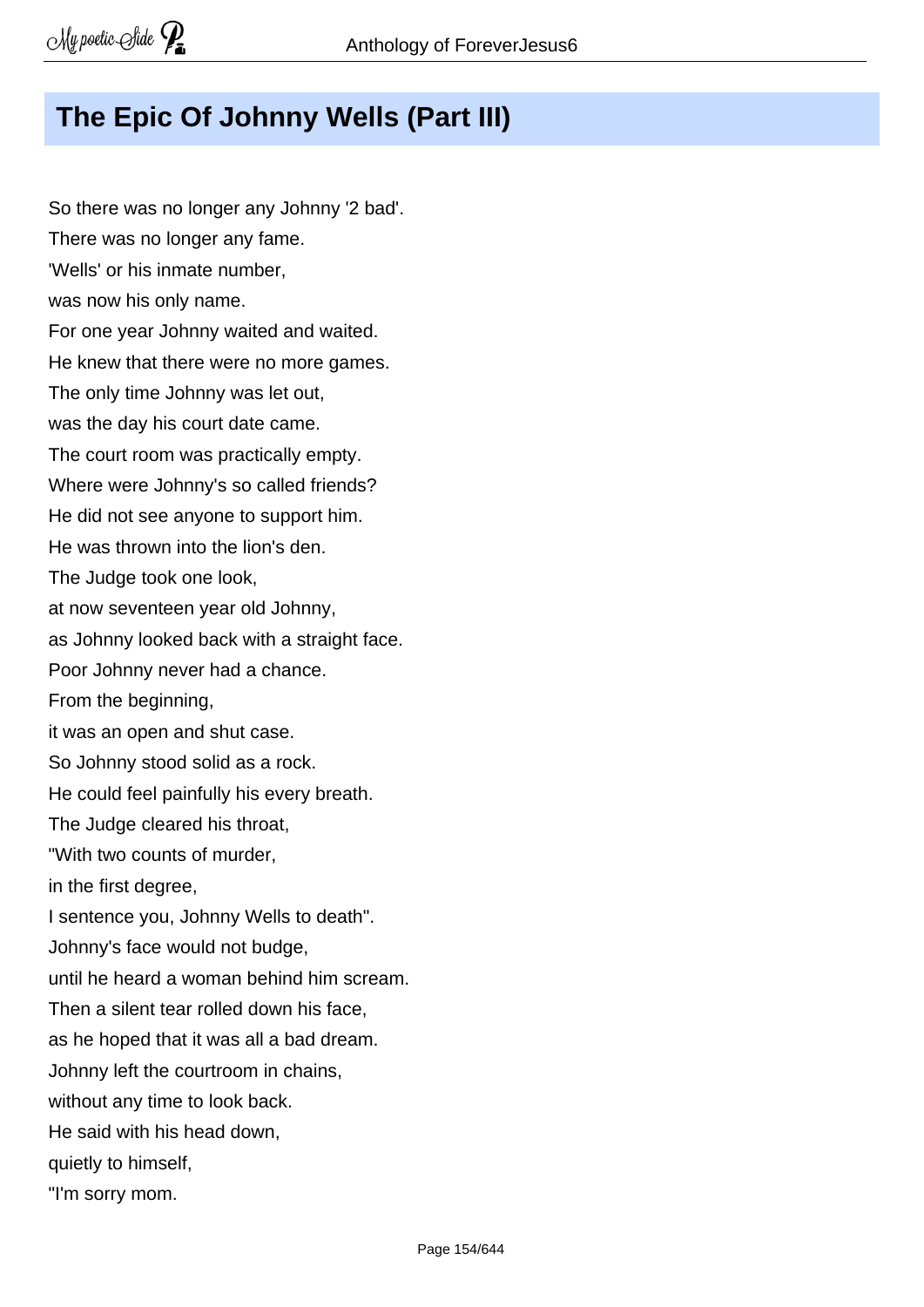## The Epic Of Johnny Wells (Part III)

So there was no longer any Johnny '2 bad'.
There was no longer any fame.
'Wells' or his inmate number,
was now his only name.
For one year Johnny waited and waited.
He knew that there were no more games.
The only time Johnny was let out,
was the day his court date came.
The court room was practically empty.
Where were Johnny's so called friends?
He did not see anyone to support him.
He was thrown into the lion's den.
The Judge took one look,
at now seventeen year old Johnny,
as Johnny looked back with a straight face.
Poor Johnny never had a chance.
From the beginning,
it was an open and shut case.
So Johnny stood solid as a rock.
He could feel painfully his every breath.
The Judge cleared his throat,
"With two counts of murder,
in the first degree,
I sentence you, Johnny Wells to death".
Johnny's face would not budge,
until he heard a woman behind him scream.
Then a silent tear rolled down his face,
as he hoped that it was all a bad dream.
Johnny left the courtroom in chains,
without any time to look back.
He said with his head down,
quietly to himself,
"I'm sorry mom.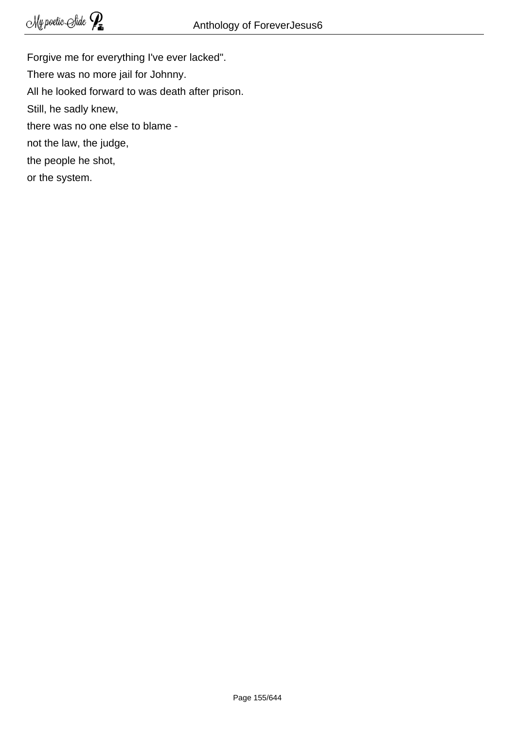Forgive me for everything I've ever lacked".

There was no more jail for Johnny.

All he looked forward to was death after prison.

Still, he sadly knew,

there was no one else to blame -

not the law, the judge,

the people he shot,

or the system.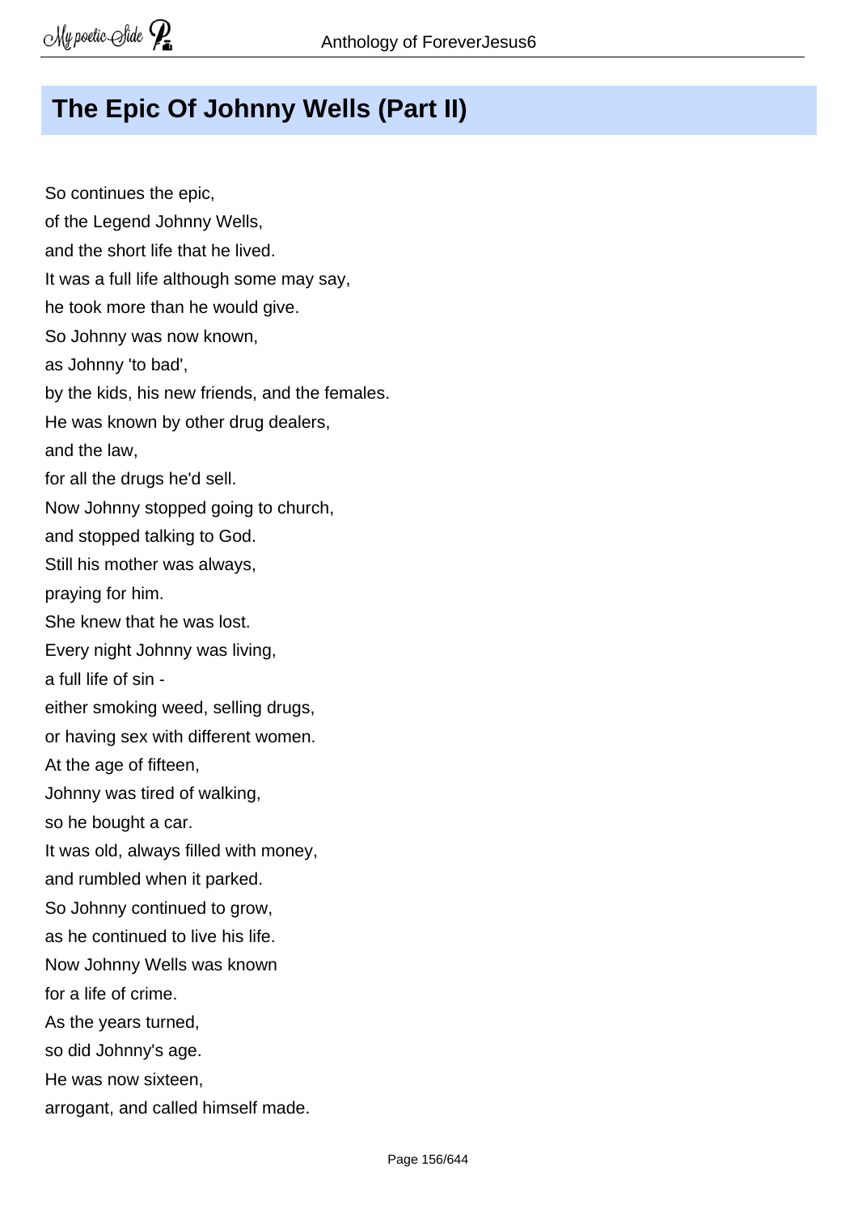# The Epic Of Johnny Wells (Part II)

So continues the epic,
of the Legend Johnny Wells,
and the short life that he lived.
It was a full life although some may say,
he took more than he would give.
So Johnny was now known,
as Johnny 'to bad',
by the kids, his new friends, and the females.
He was known by other drug dealers,
and the law,
for all the drugs he'd sell.
Now Johnny stopped going to church,
and stopped talking to God.
Still his mother was always,
praying for him.
She knew that he was lost.
Every night Johnny was living,
a full life of sin -
either smoking weed, selling drugs,
or having sex with different women.
At the age of fifteen,
Johnny was tired of walking,
so he bought a car.
It was old, always filled with money,
and rumbled when it parked.
So Johnny continued to grow,
as he continued to live his life.
Now Johnny Wells was known
for a life of crime.
As the years turned,
so did Johnny's age.
He was now sixteen,
arrogant, and called himself made.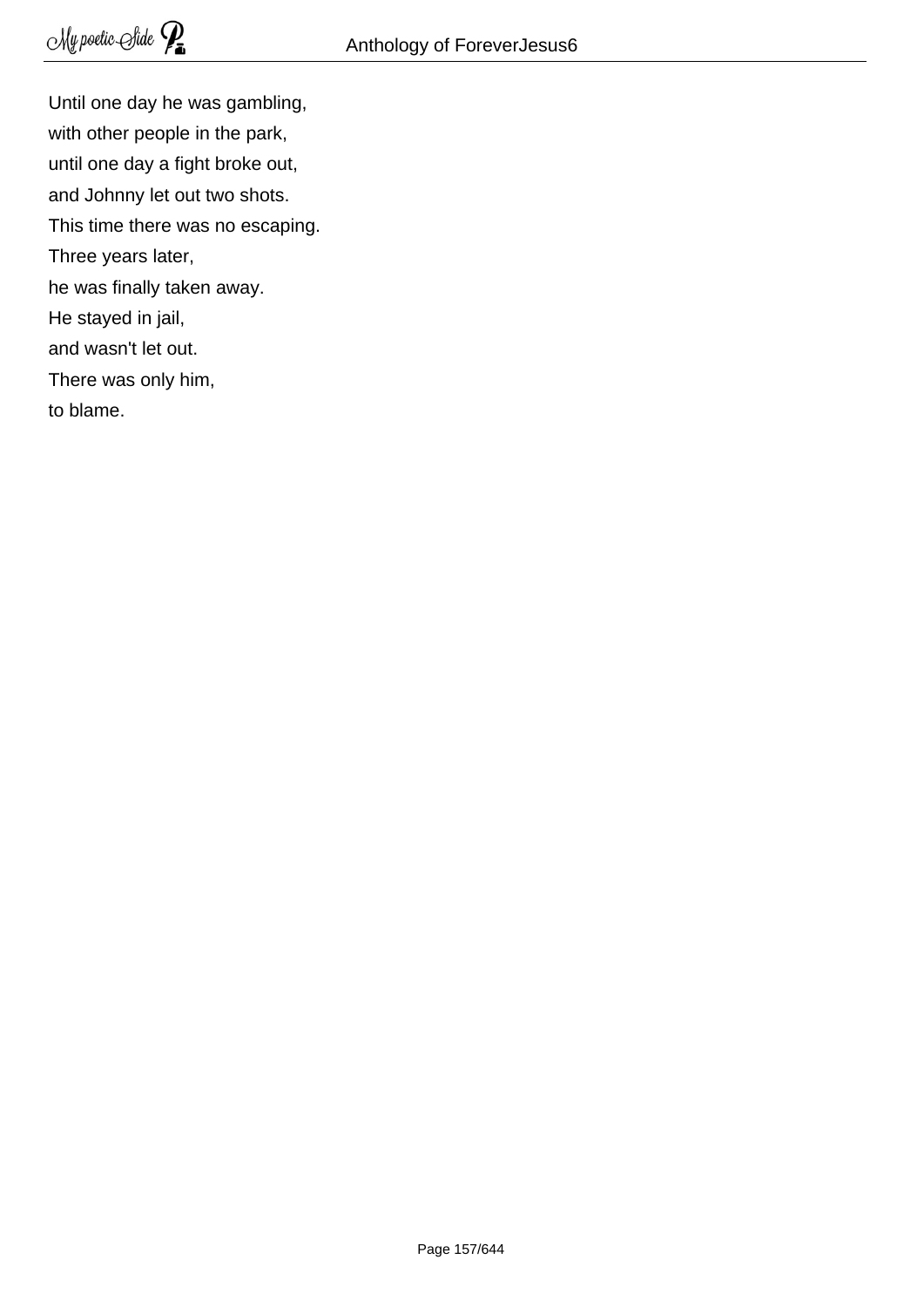Until one day he was gambling,  
with other people in the park,  
until one day a fight broke out,  
and Johnny let out two shots.  
This time there was no escaping.  
Three years later,  
he was finally taken away.  
He stayed in jail,  
and wasn't let out.  
There was only him,  
to blame.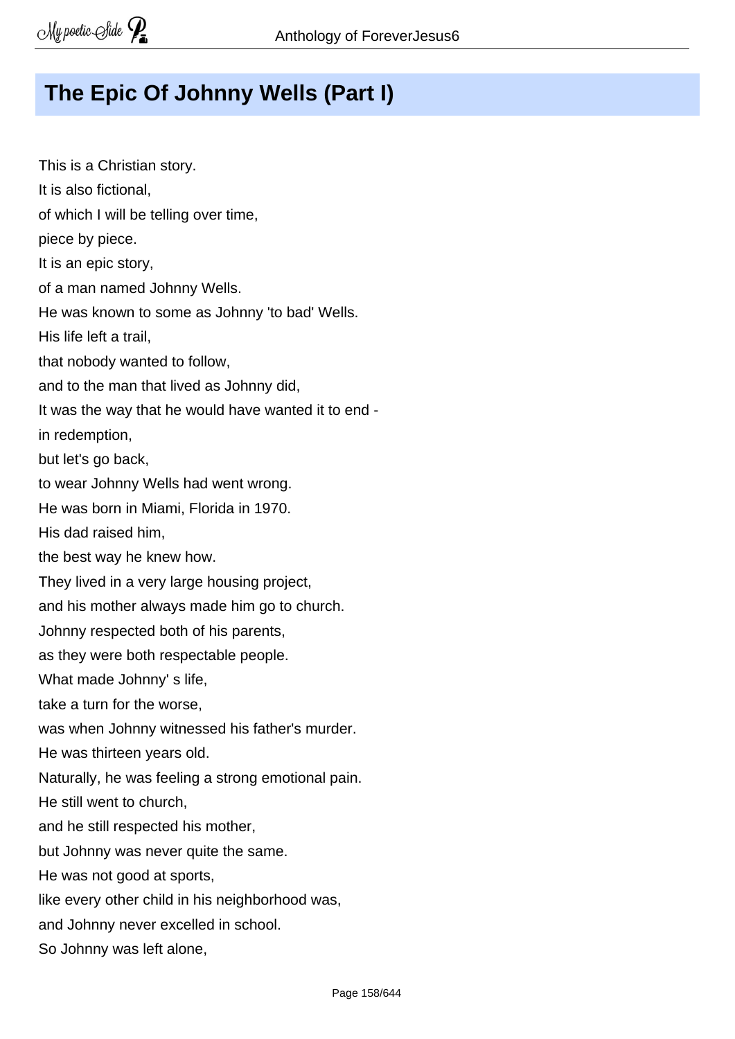## The Epic Of Johnny Wells (Part I)

This is a Christian story.
It is also fictional,
of which I will be telling over time,
piece by piece.
It is an epic story,
of a man named Johnny Wells.
He was known to some as Johnny 'to bad' Wells.
His life left a trail,
that nobody wanted to follow,
and to the man that lived as Johnny did,
It was the way that he would have wanted it to end -
in redemption,
but let's go back,
to wear Johnny Wells had went wrong.
He was born in Miami, Florida in 1970.
His dad raised him,
the best way he knew how.
They lived in a very large housing project,
and his mother always made him go to church.
Johnny respected both of his parents,
as they were both respectable people.
What made Johnny' s life,
take a turn for the worse,
was when Johnny witnessed his father's murder.
He was thirteen years old.
Naturally, he was feeling a strong emotional pain.
He still went to church,
and he still respected his mother,
but Johnny was never quite the same.
He was not good at sports,
like every other child in his neighborhood was,
and Johnny never excelled in school.
So Johnny was left alone,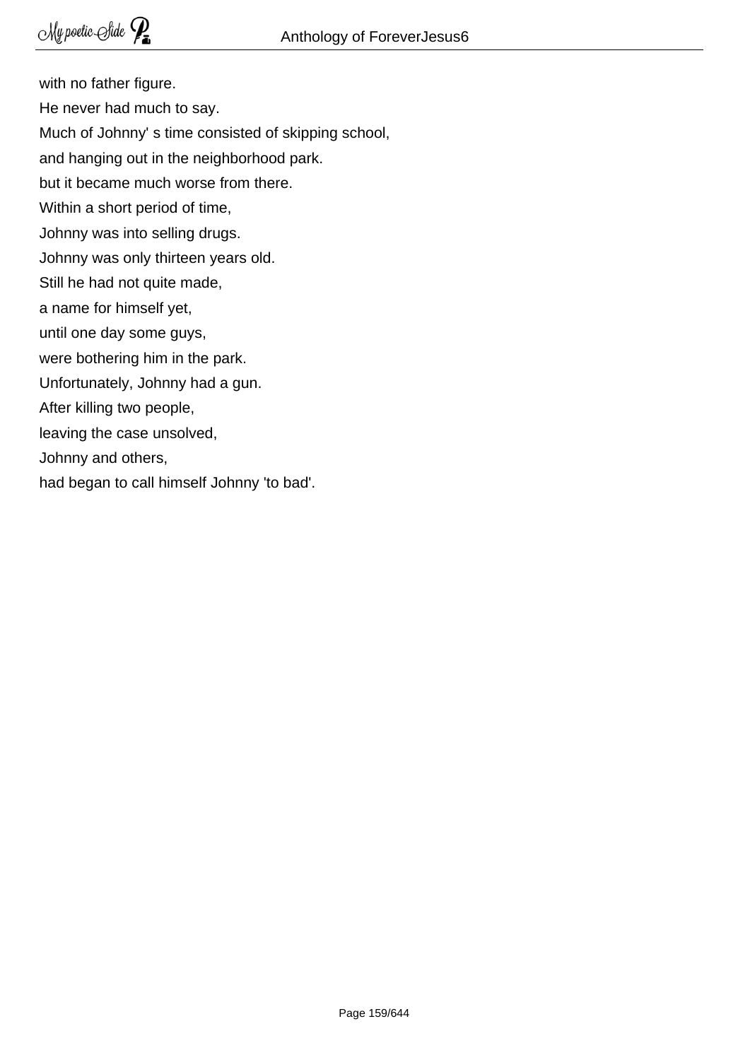with no father figure.  
He never had much to say.  
Much of Johnny' s time consisted of skipping school,  
and hanging out in the neighborhood park.  
but it became much worse from there.  
Within a short period of time,  
Johnny was into selling drugs.  
Johnny was only thirteen years old.  
Still he had not quite made,  
a name for himself yet,  
until one day some guys,  
were bothering him in the park.  
Unfortunately, Johnny had a gun.  
After killing two people,  
leaving the case unsolved,  
Johnny and others,  
had began to call himself Johnny 'to bad'.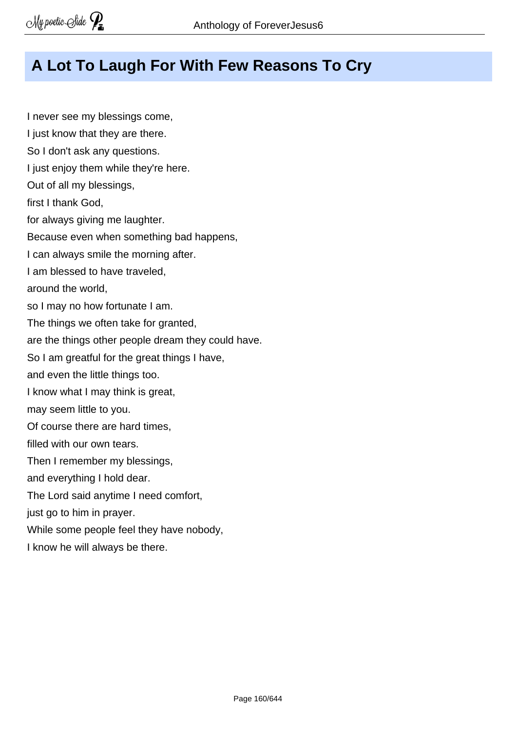# A Lot To Laugh For With Few Reasons To Cry

I never see my blessings come,
I just know that they are there.
So I don't ask any questions.
I just enjoy them while they're here.
Out of all my blessings,
first I thank God,
for always giving me laughter.
Because even when something bad happens,
I can always smile the morning after.
I am blessed to have traveled,
around the world,
so I may no how fortunate I am.
The things we often take for granted,
are the things other people dream they could have.
So I am greatful for the great things I have,
and even the little things too.
I know what I may think is great,
may seem little to you.
Of course there are hard times,
filled with our own tears.
Then I remember my blessings,
and everything I hold dear.
The Lord said anytime I need comfort,
just go to him in prayer.
While some people feel they have nobody,
I know he will always be there.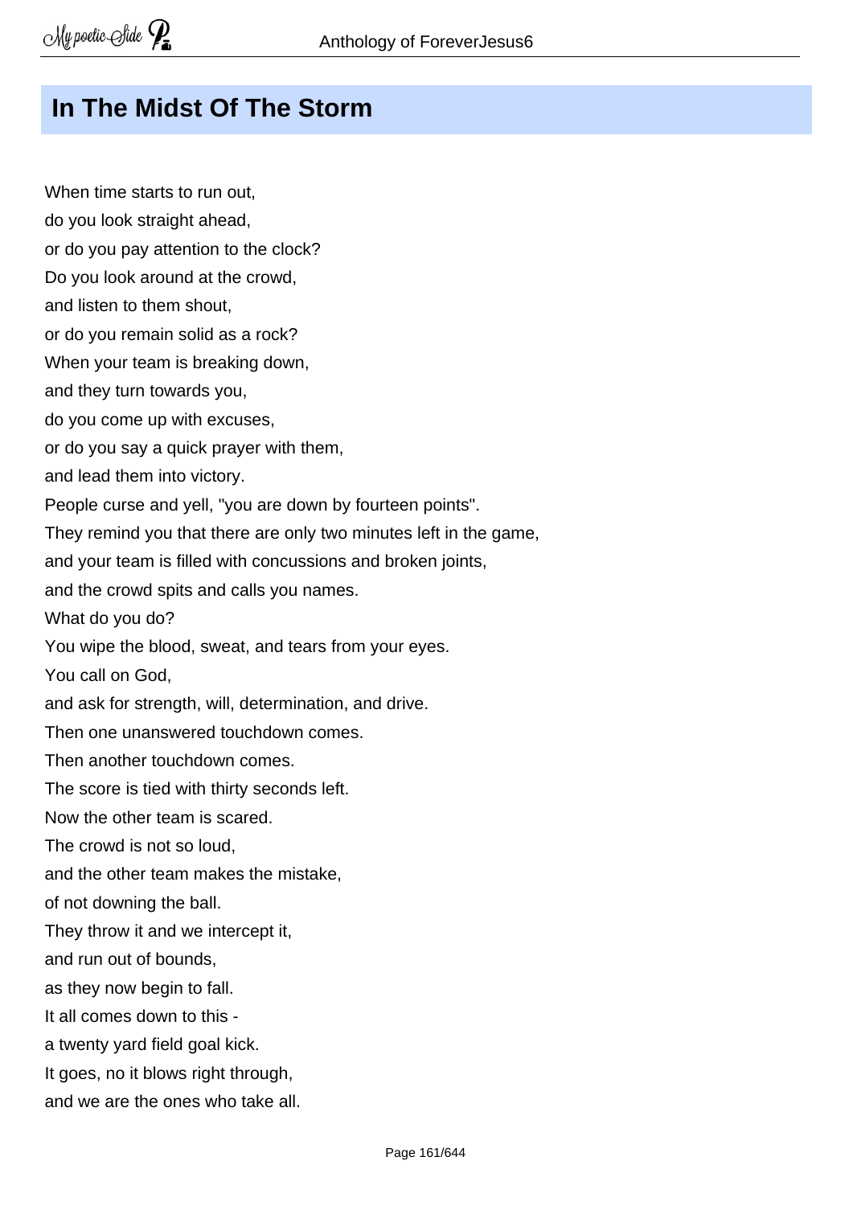## In The Midst Of The Storm

When time starts to run out,
do you look straight ahead,
or do you pay attention to the clock?
Do you look around at the crowd,
and listen to them shout,
or do you remain solid as a rock?
When your team is breaking down,
and they turn towards you,
do you come up with excuses,
or do you say a quick prayer with them,
and lead them into victory.
People curse and yell, "you are down by fourteen points".
They remind you that there are only two minutes left in the game,
and your team is filled with concussions and broken joints,
and the crowd spits and calls you names.
What do you do?
You wipe the blood, sweat, and tears from your eyes.
You call on God,
and ask for strength, will, determination, and drive.
Then one unanswered touchdown comes.
Then another touchdown comes.
The score is tied with thirty seconds left.
Now the other team is scared.
The crowd is not so loud,
and the other team makes the mistake,
of not downing the ball.
They throw it and we intercept it,
and run out of bounds,
as they now begin to fall.
It all comes down to this -
a twenty yard field goal kick.
It goes, no it blows right through,
and we are the ones who take all.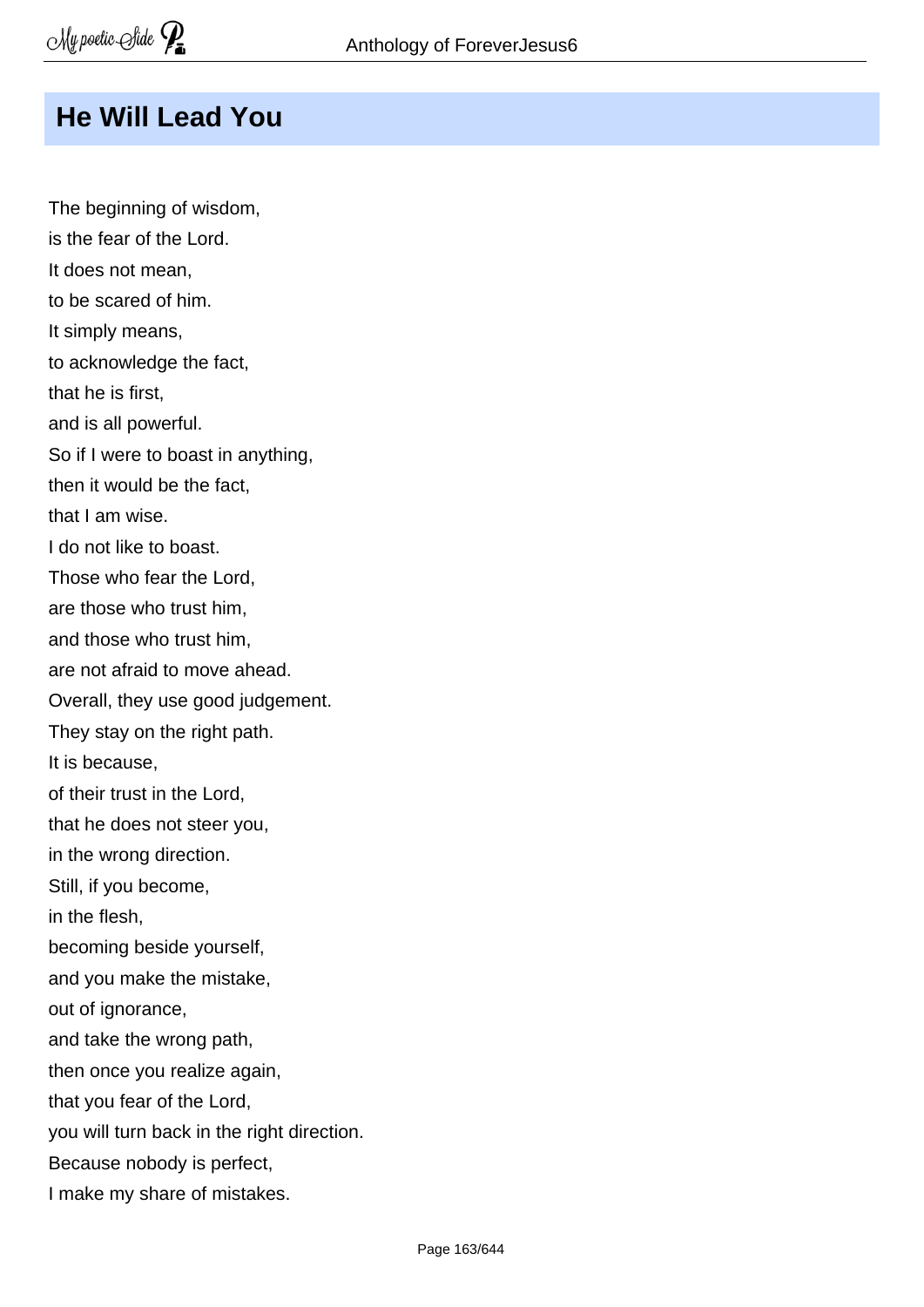## He Will Lead You

The beginning of wisdom,
is the fear of the Lord.
It does not mean,
to be scared of him.
It simply means,
to acknowledge the fact,
that he is first,
and is all powerful.
So if I were to boast in anything,
then it would be the fact,
that I am wise.
I do not like to boast.
Those who fear the Lord,
are those who trust him,
and those who trust him,
are not afraid to move ahead.
Overall, they use good judgement.
They stay on the right path.
It is because,
of their trust in the Lord,
that he does not steer you,
in the wrong direction.
Still, if you become,
in the flesh,
becoming beside yourself,
and you make the mistake,
out of ignorance,
and take the wrong path,
then once you realize again,
that you fear of the Lord,
you will turn back in the right direction.
Because nobody is perfect,
I make my share of mistakes.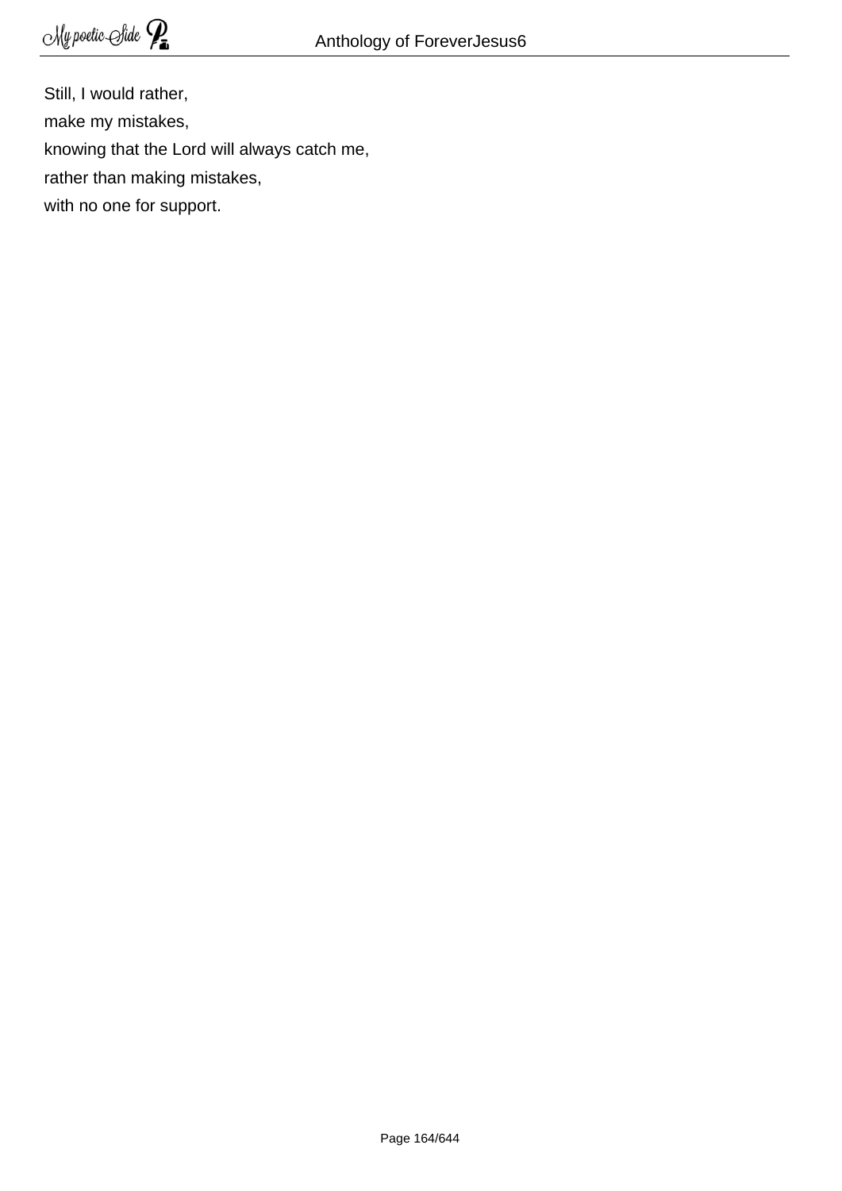Still, I would rather,  
make my mistakes,  
knowing that the Lord will always catch me,  
rather than making mistakes,  
with no one for support.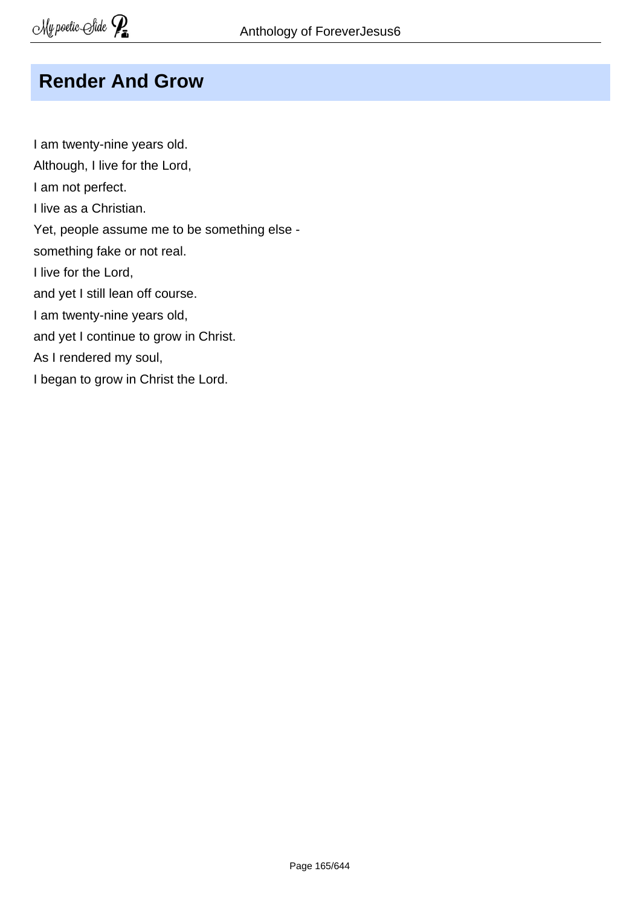# Render And Grow

I am twenty-nine years old.  
Although, I live for the Lord,  
I am not perfect.  
I live as a Christian.  
Yet, people assume me to be something else -  
something fake or not real.  
I live for the Lord,  
and yet I still lean off course.  
I am twenty-nine years old,  
and yet I continue to grow in Christ.  
As I rendered my soul,  
I began to grow in Christ the Lord.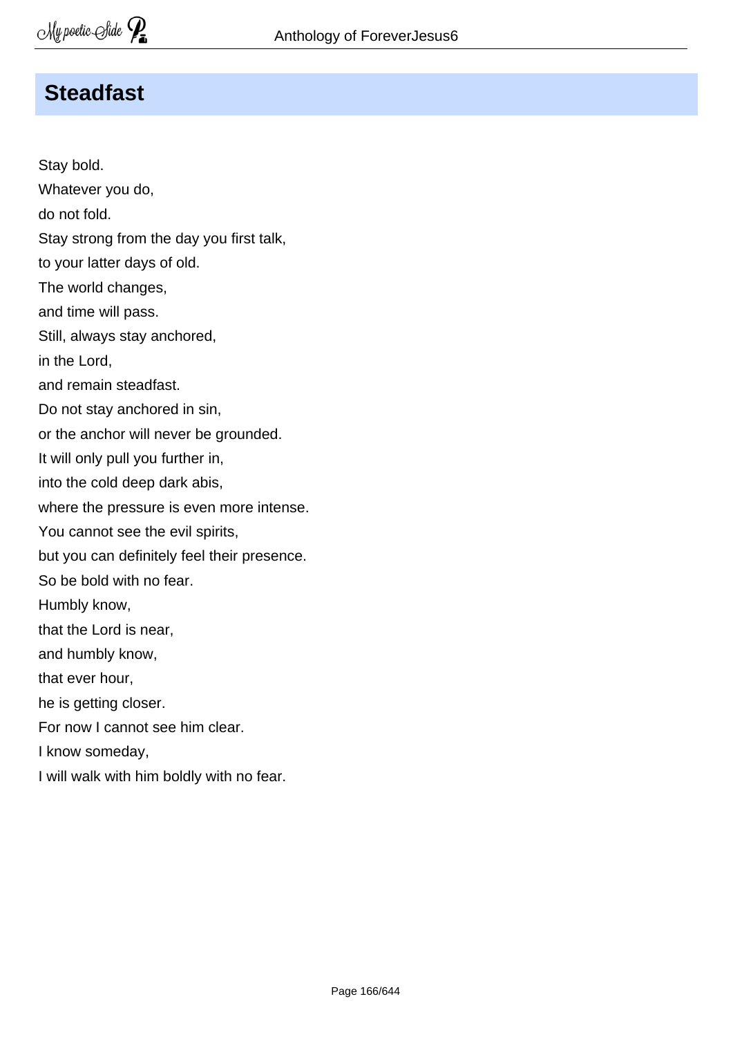## Steadfast

Stay bold.  
Whatever you do,  
do not fold.  
Stay strong from the day you first talk,  
to your latter days of old.  
The world changes,  
and time will pass.  
Still, always stay anchored,  
in the Lord,  
and remain steadfast.  
Do not stay anchored in sin,  
or the anchor will never be grounded.  
It will only pull you further in,  
into the cold deep dark abis,  
where the pressure is even more intense.  
You cannot see the evil spirits,  
but you can definitely feel their presence.  
So be bold with no fear.  
Humbly know,  
that the Lord is near,  
and humbly know,  
that ever hour,  
he is getting closer.  
For now I cannot see him clear.  
I know someday,  
I will walk with him boldly with no fear.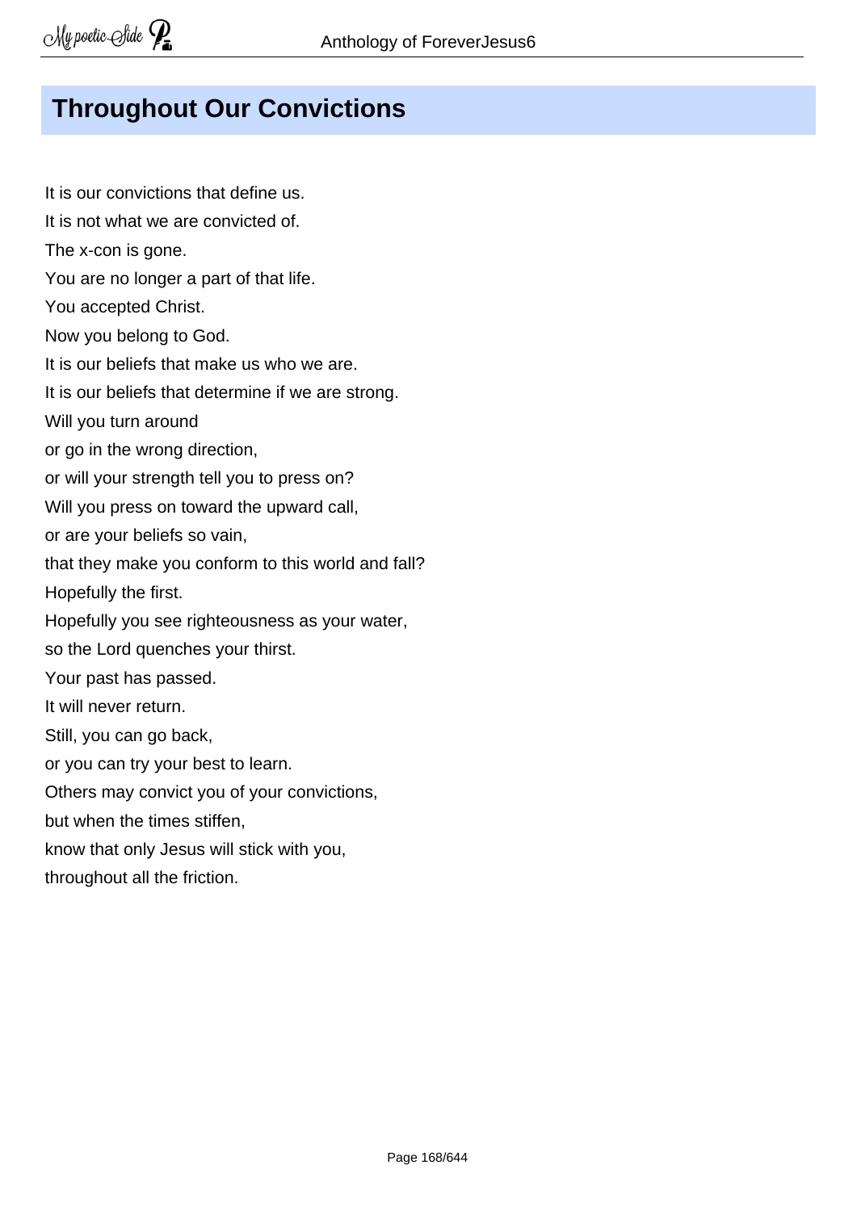# Throughout Our Convictions

It is our convictions that define us.  
It is not what we are convicted of.  
The x-con is gone.  
You are no longer a part of that life.  
You accepted Christ.  
Now you belong to God.  
It is our beliefs that make us who we are.  
It is our beliefs that determine if we are strong.  
Will you turn around  
or go in the wrong direction,  
or will your strength tell you to press on?  
Will you press on toward the upward call,  
or are your beliefs so vain,  
that they make you conform to this world and fall?  
Hopefully the first.  
Hopefully you see righteousness as your water,  
so the Lord quenches your thirst.  
Your past has passed.  
It will never return.  
Still, you can go back,  
or you can try your best to learn.  
Others may convict you of your convictions,  
but when the times stiffen,  
know that only Jesus will stick with you,  
throughout all the friction.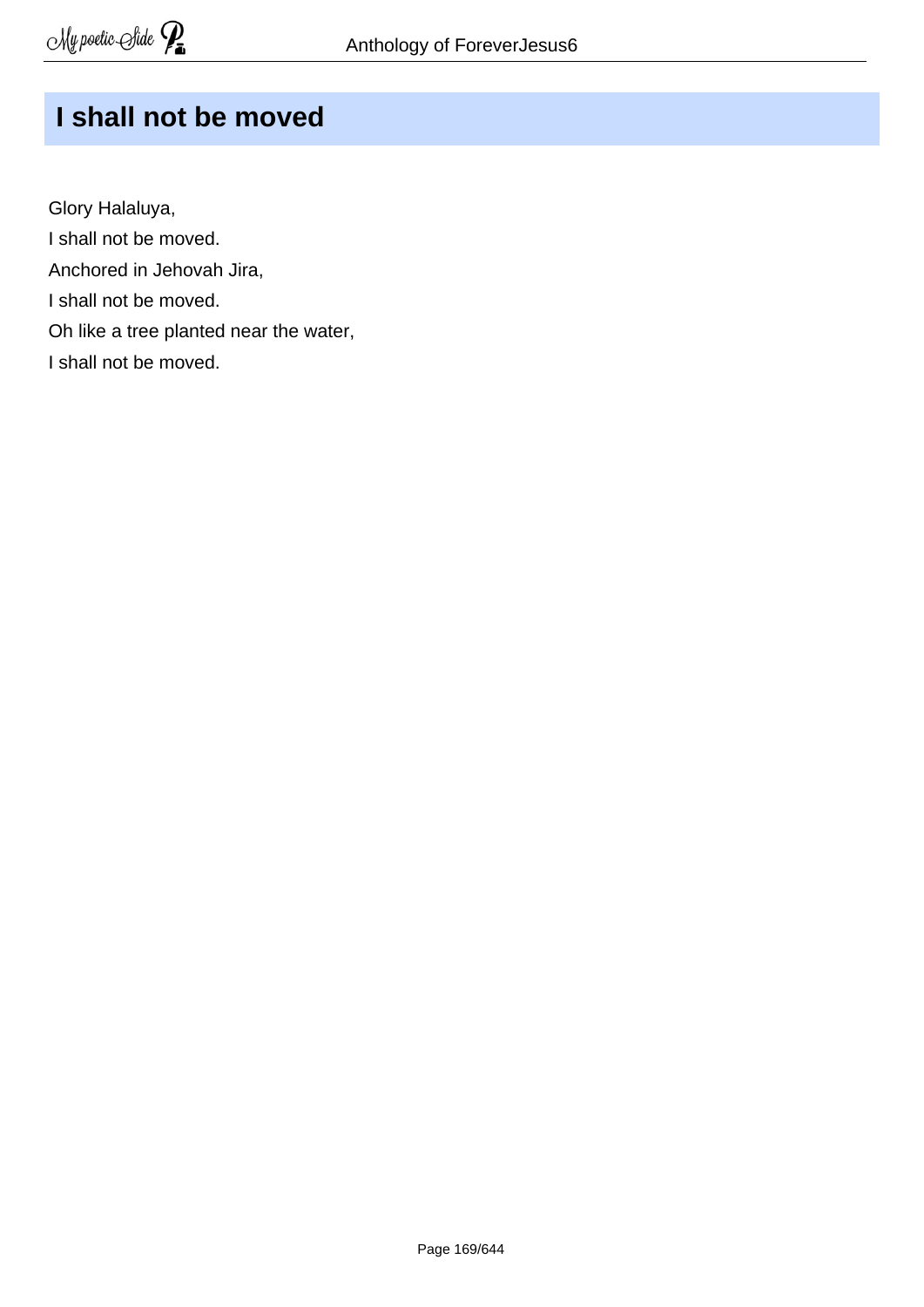# I shall not be moved

Glory Halaluya,
I shall not be moved.
Anchored in Jehovah Jira,
I shall not be moved.
Oh like a tree planted near the water,
I shall not be moved.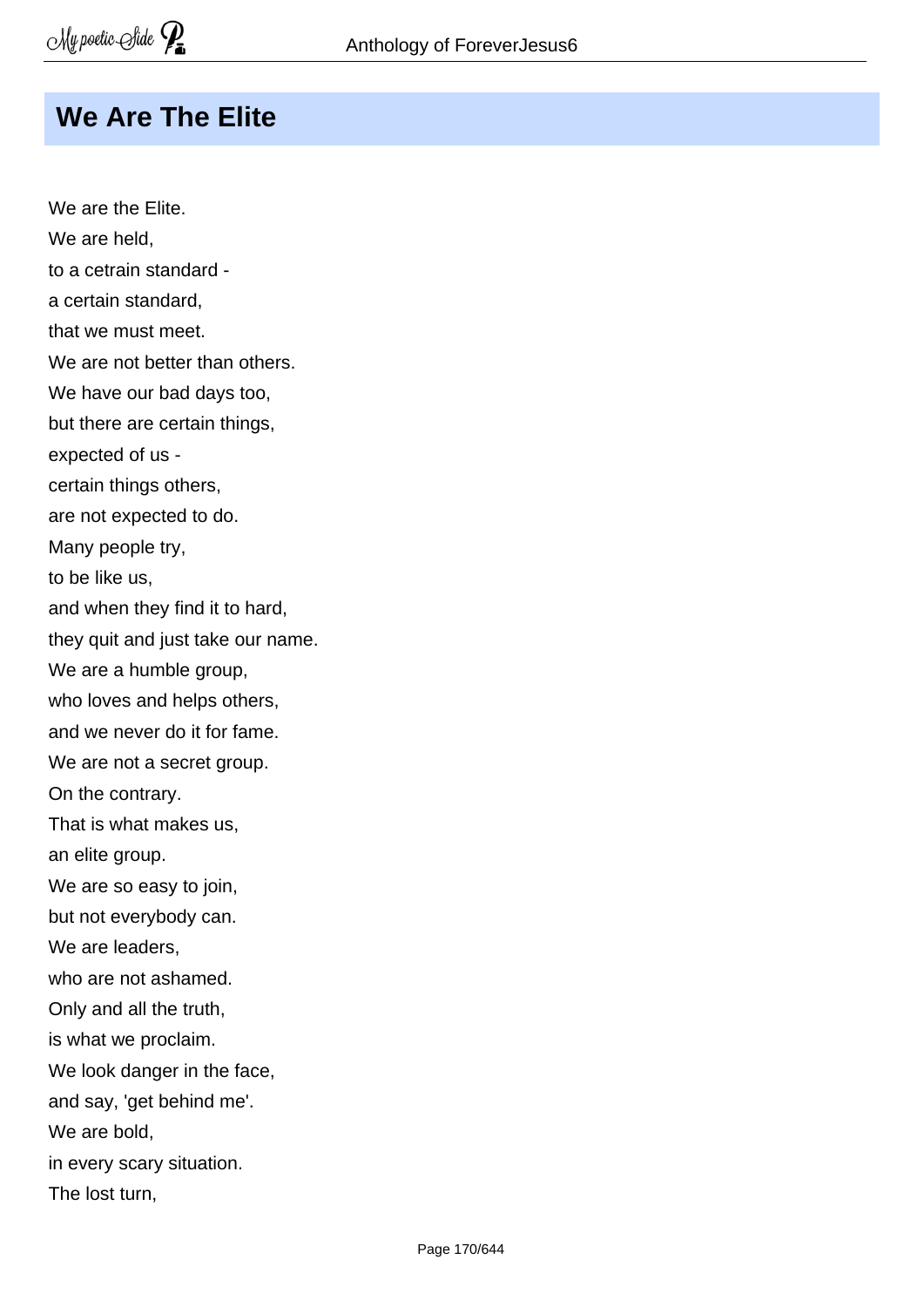## We Are The Elite

We are the Elite.  
We are held,  
to a cetrain standard -  
a certain standard,  
that we must meet.  
We are not better than others.  
We have our bad days too,  
but there are certain things,  
expected of us -  
certain things others,  
are not expected to do.  
Many people try,  
to be like us,  
and when they find it to hard,  
they quit and just take our name.  
We are a humble group,  
who loves and helps others,  
and we never do it for fame.  
We are not a secret group.  
On the contrary.  
That is what makes us,  
an elite group.  
We are so easy to join,  
but not everybody can.  
We are leaders,  
who are not ashamed.  
Only and all the truth,  
is what we proclaim.  
We look danger in the face,  
and say, 'get behind me'.  
We are bold,  
in every scary situation.  
The lost turn,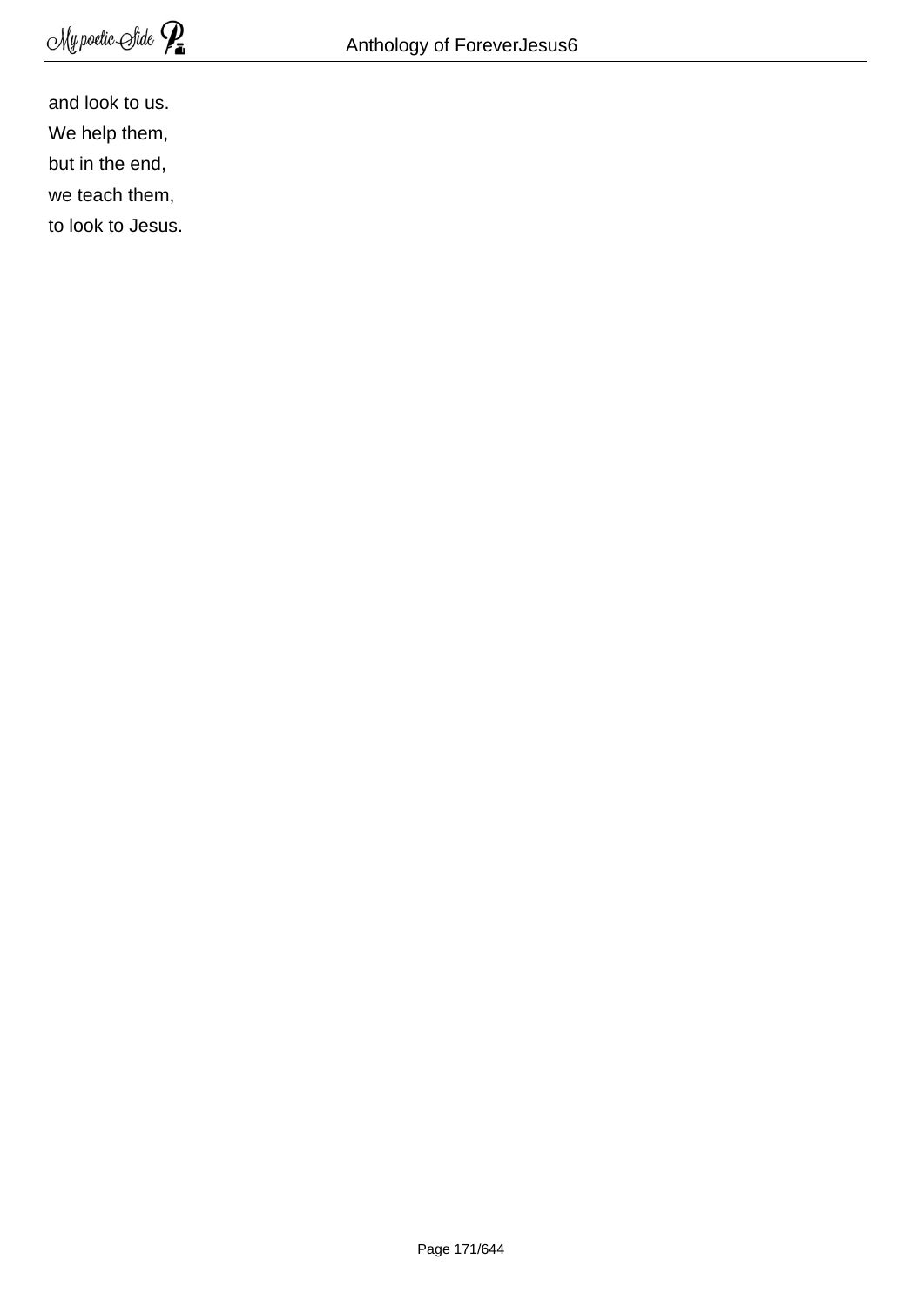and look to us.
We help them,
but in the end,
we teach them,
to look to Jesus.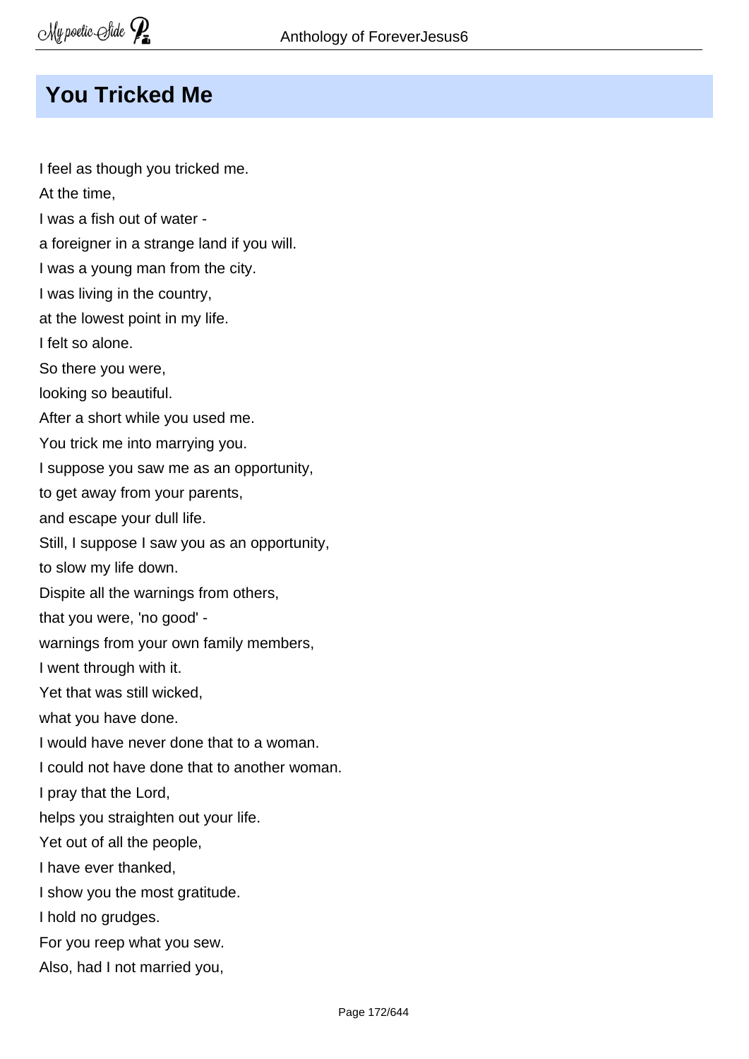# You Tricked Me

I feel as though you tricked me.
At the time,
I was a fish out of water -
a foreigner in a strange land if you will.
I was a young man from the city.
I was living in the country,
at the lowest point in my life.
I felt so alone.
So there you were,
looking so beautiful.
After a short while you used me.
You trick me into marrying you.
I suppose you saw me as an opportunity,
to get away from your parents,
and escape your dull life.
Still, I suppose I saw you as an opportunity,
to slow my life down.
Dispite all the warnings from others,
that you were, 'no good' -
warnings from your own family members,
I went through with it.
Yet that was still wicked,
what you have done.
I would have never done that to a woman.
I could not have done that to another woman.
I pray that the Lord,
helps you straighten out your life.
Yet out of all the people,
I have ever thanked,
I show you the most gratitude.
I hold no grudges.
For you reep what you sew.
Also, had I not married you,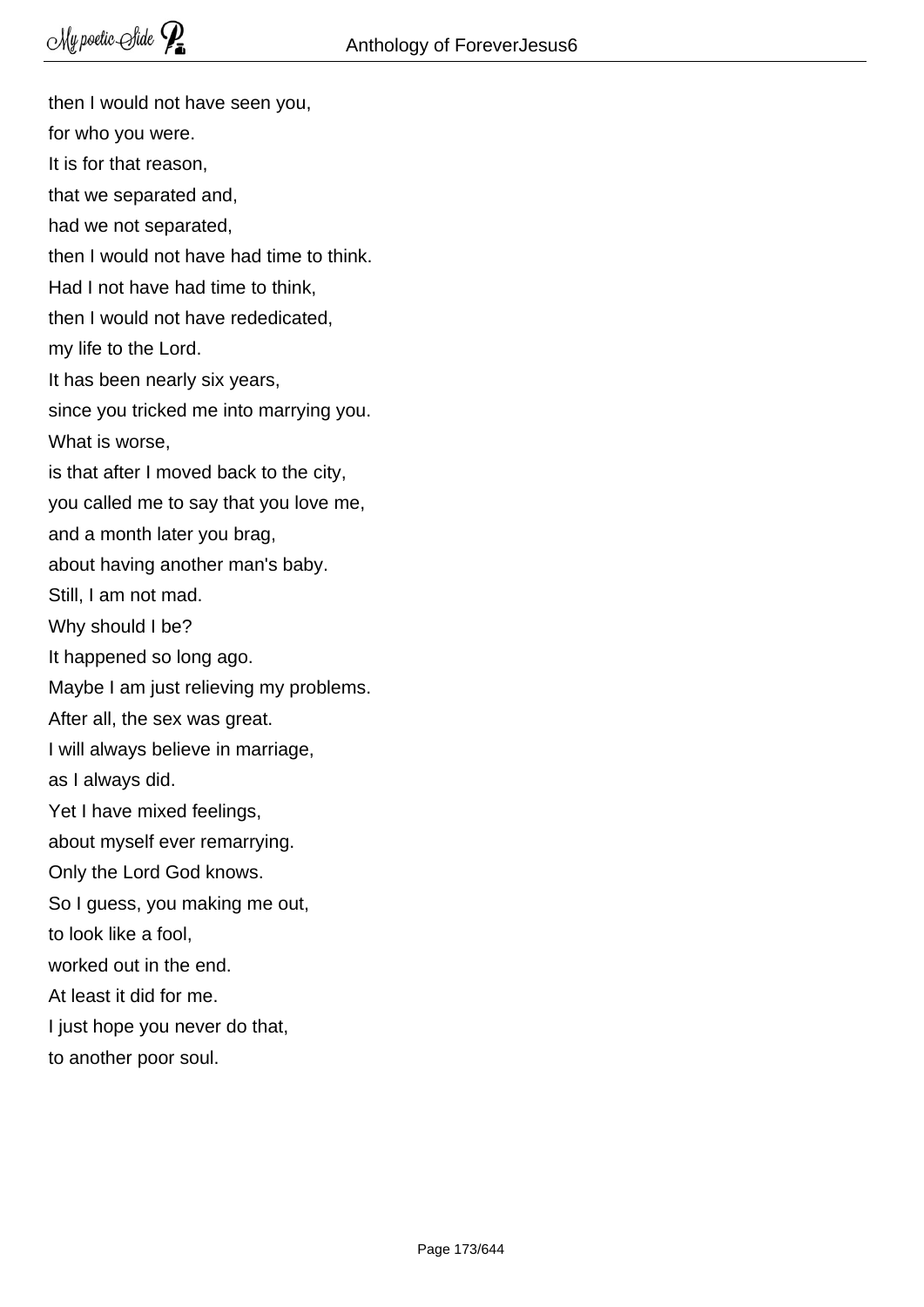then I would not have seen you,  
for who you were.  
It is for that reason,  
that we separated and,  
had we not separated,  
then I would not have had time to think.  
Had I not have had time to think,  
then I would not have rededicated,  
my life to the Lord.  
It has been nearly six years,  
since you tricked me into marrying you.  
What is worse,  
is that after I moved back to the city,  
you called me to say that you love me,  
and a month later you brag,  
about having another man's baby.  
Still, I am not mad.  
Why should I be?  
It happened so long ago.  
Maybe I am just relieving my problems.  
After all, the sex was great.  
I will always believe in marriage,  
as I always did.  
Yet I have mixed feelings,  
about myself ever remarrying.  
Only the Lord God knows.  
So I guess, you making me out,  
to look like a fool,  
worked out in the end.  
At least it did for me.  
I just hope you never do that,  
to another poor soul.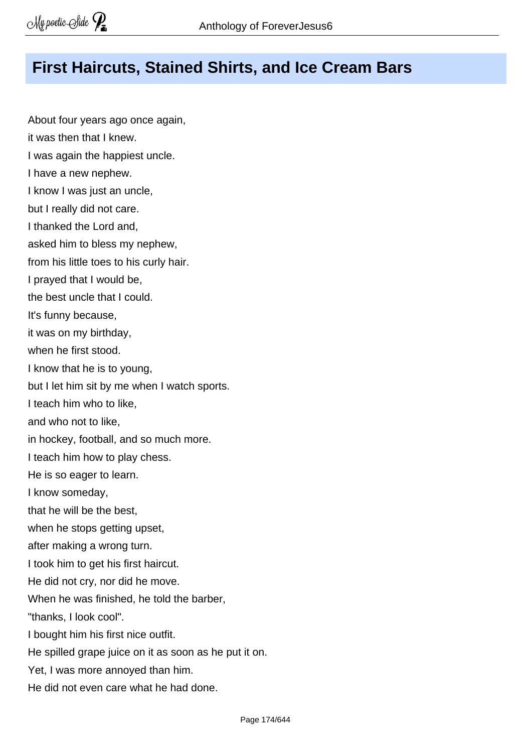## First Haircuts, Stained Shirts, and Ice Cream Bars

About four years ago once again,
it was then that I knew.
I was again the happiest uncle.
I have a new nephew.
I know I was just an uncle,
but I really did not care.
I thanked the Lord and,
asked him to bless my nephew,
from his little toes to his curly hair.
I prayed that I would be,
the best uncle that I could.
It's funny because,
it was on my birthday,
when he first stood.
I know that he is to young,
but I let him sit by me when I watch sports.
I teach him who to like,
and who not to like,
in hockey, football, and so much more.
I teach him how to play chess.
He is so eager to learn.
I know someday,
that he will be the best,
when he stops getting upset,
after making a wrong turn.
I took him to get his first haircut.
He did not cry, nor did he move.
When he was finished, he told the barber,
"thanks, I look cool".
I bought him his first nice outfit.
He spilled grape juice on it as soon as he put it on.
Yet, I was more annoyed than him.
He did not even care what he had done.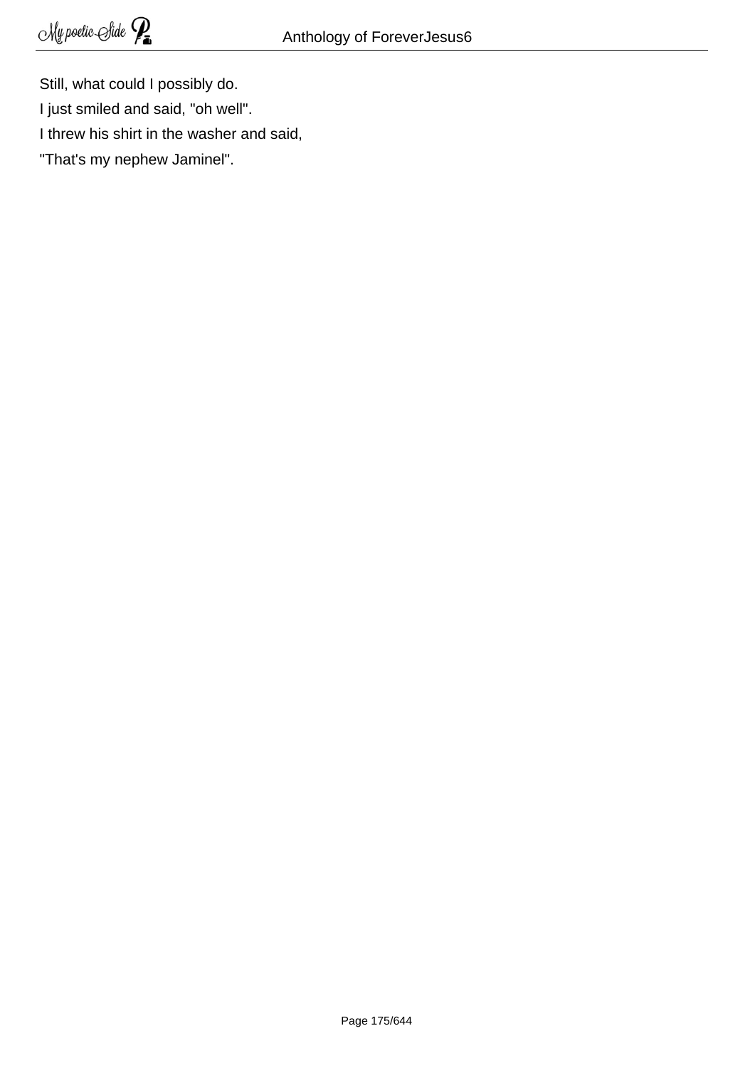Still, what could I possibly do.

I just smiled and said, "oh well".

I threw his shirt in the washer and said,

"That's my nephew Jaminel".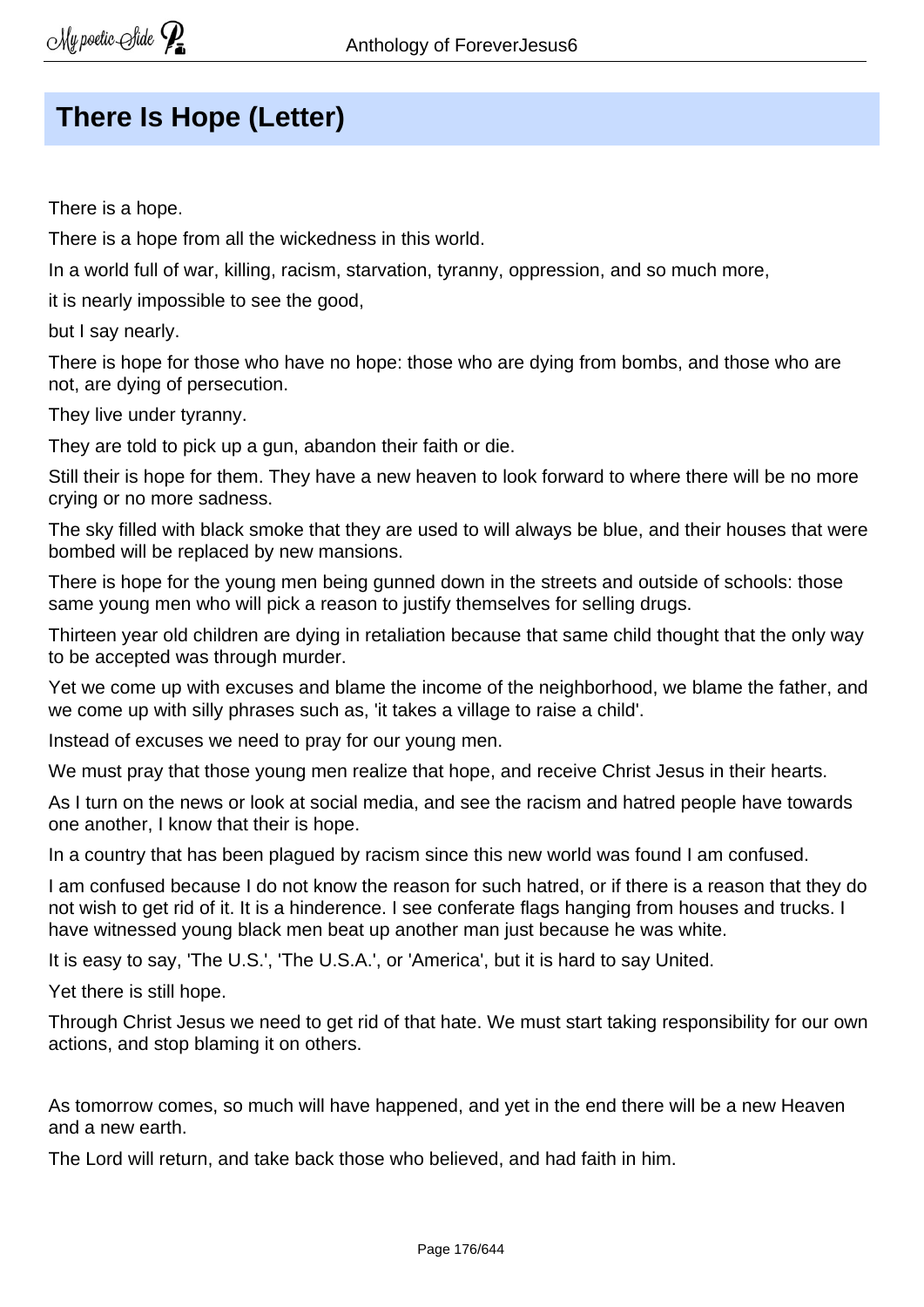## There Is Hope (Letter)

There is a hope.

There is a hope from all the wickedness in this world.

In a world full of war, killing, racism, starvation, tyranny, oppression, and so much more,

it is nearly impossible to see the good,

but I say nearly.

There is hope for those who have no hope: those who are dying from bombs, and those who are not, are dying of persecution.

They live under tyranny.

They are told to pick up a gun, abandon their faith or die.

Still their is hope for them. They have a new heaven to look forward to where there will be no more crying or no more sadness.

The sky filled with black smoke that they are used to will always be blue, and their houses that were bombed will be replaced by new mansions.

There is hope for the young men being gunned down in the streets and outside of schools: those same young men who will pick a reason to justify themselves for selling drugs.

Thirteen year old children are dying in retaliation because that same child thought that the only way to be accepted was through murder.

Yet we come up with excuses and blame the income of the neighborhood, we blame the father, and we come up with silly phrases such as, 'it takes a village to raise a child'.

Instead of excuses we need to pray for our young men.

We must pray that those young men realize that hope, and receive Christ Jesus in their hearts.

As I turn on the news or look at social media, and see the racism and hatred people have towards one another, I know that their is hope.

In a country that has been plagued by racism since this new world was found I am confused.

I am confused because I do not know the reason for such hatred, or if there is a reason that they do not wish to get rid of it. It is a hinderence. I see conferate flags hanging from houses and trucks. I have witnessed young black men beat up another man just because he was white.

It is easy to say, 'The U.S.', 'The U.S.A.', or 'America', but it is hard to say United.

Yet there is still hope.

Through Christ Jesus we need to get rid of that hate. We must start taking responsibility for our own actions, and stop blaming it on others.

As tomorrow comes, so much will have happened, and yet in the end there will be a new Heaven and a new earth.

The Lord will return, and take back those who believed, and had faith in him.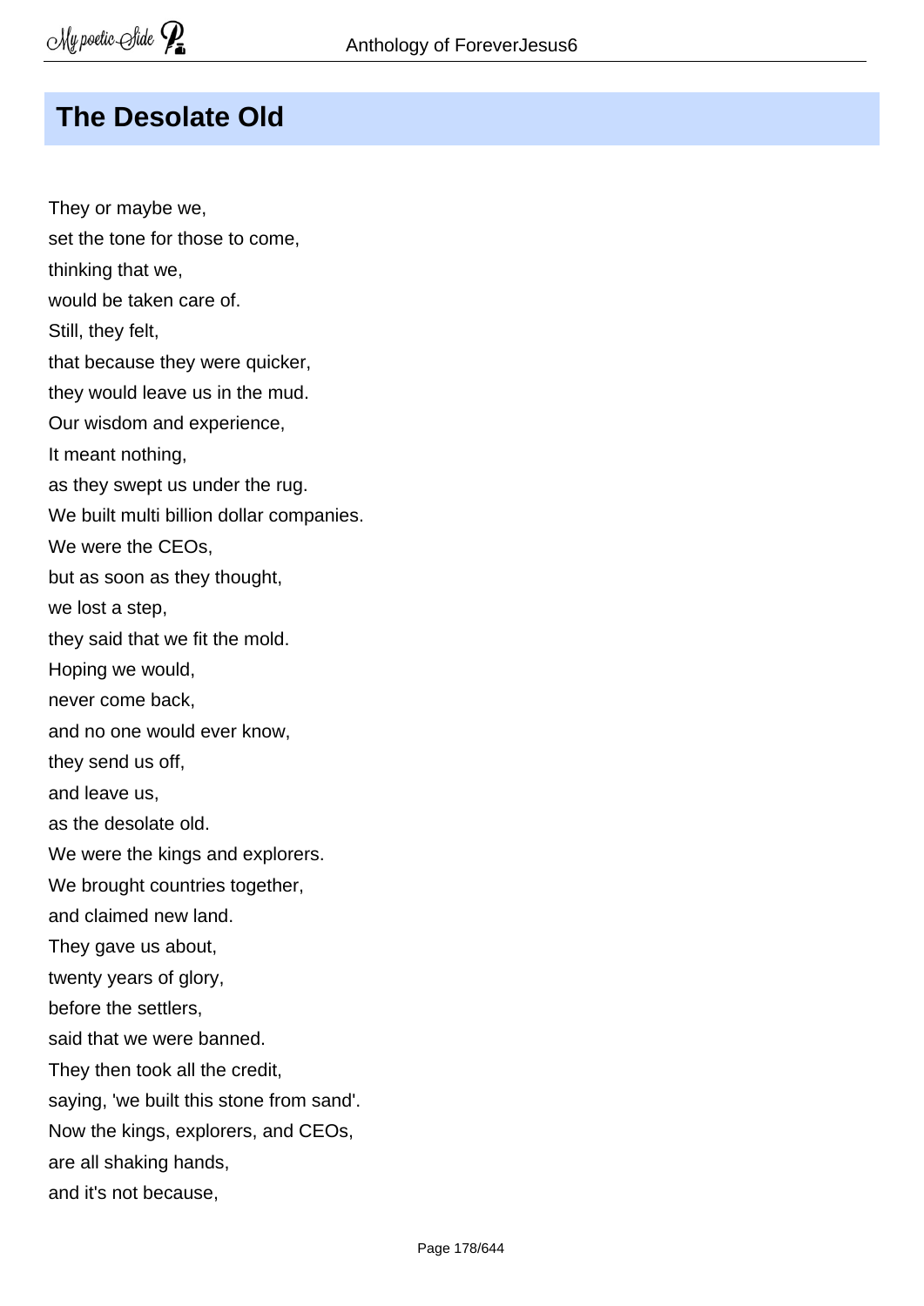## The Desolate Old

They or maybe we,  
set the tone for those to come,  
thinking that we,  
would be taken care of.  
Still, they felt,  
that because they were quicker,  
they would leave us in the mud.  
Our wisdom and experience,  
It meant nothing,  
as they swept us under the rug.  
We built multi billion dollar companies.  
We were the CEOs,  
but as soon as they thought,  
we lost a step,  
they said that we fit the mold.  
Hoping we would,  
never come back,  
and no one would ever know,  
they send us off,  
and leave us,  
as the desolate old.  
We were the kings and explorers.  
We brought countries together,  
and claimed new land.  
They gave us about,  
twenty years of glory,  
before the settlers,  
said that we were banned.  
They then took all the credit,  
saying, 'we built this stone from sand'.  
Now the kings, explorers, and CEOs,  
are all shaking hands,  
and it's not because,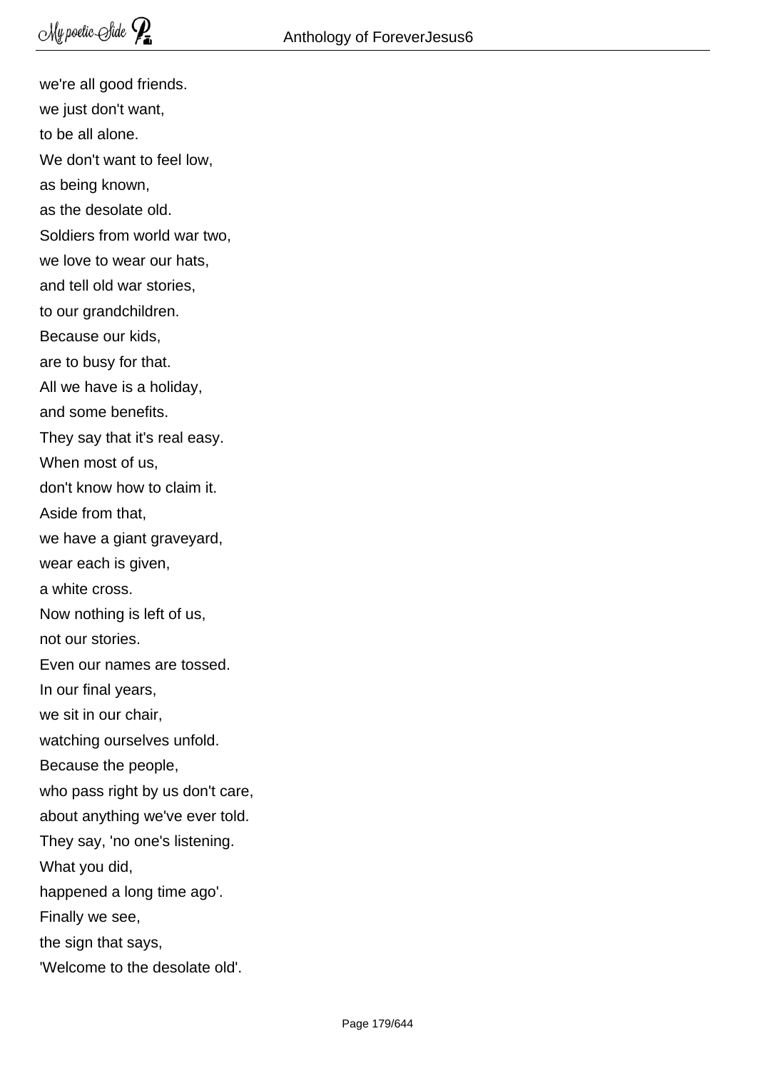we're all good friends.  
we just don't want,  
to be all alone.  
We don't want to feel low,  
as being known,  
as the desolate old.  
Soldiers from world war two,  
we love to wear our hats,  
and tell old war stories,  
to our grandchildren.  
Because our kids,  
are to busy for that.  
All we have is a holiday,  
and some benefits.  
They say that it's real easy.  
When most of us,  
don't know how to claim it.  
Aside from that,  
we have a giant graveyard,  
wear each is given,  
a white cross.  
Now nothing is left of us,  
not our stories.  
Even our names are tossed.  
In our final years,  
we sit in our chair,  
watching ourselves unfold.  
Because the people,  
who pass right by us don't care,  
about anything we've ever told.  
They say, 'no one's listening.  
What you did,  
happened a long time ago'.  
Finally we see,  
the sign that says,  
'Welcome to the desolate old'.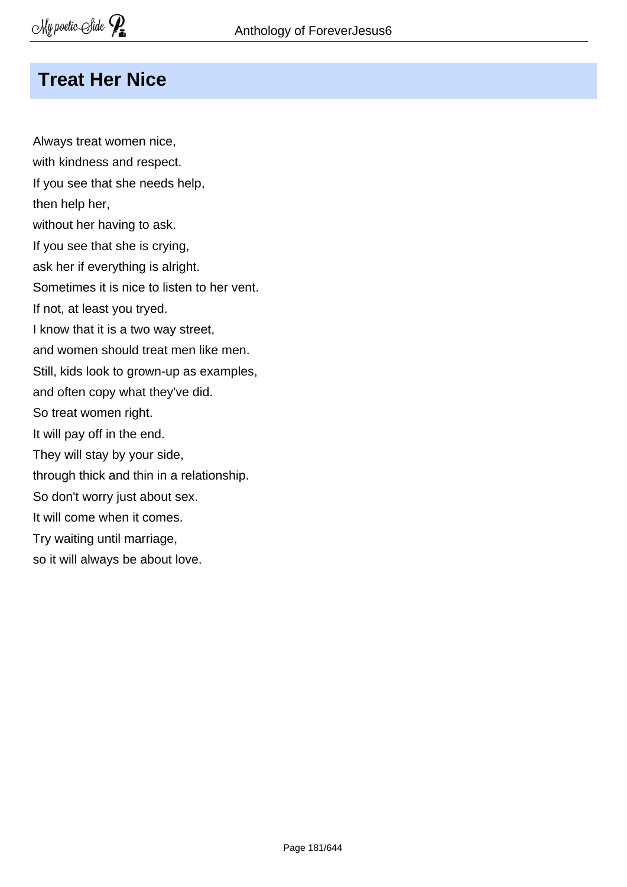## Treat Her Nice

Always treat women nice,
with kindness and respect.
If you see that she needs help,
then help her,
without her having to ask.
If you see that she is crying,
ask her if everything is alright.
Sometimes it is nice to listen to her vent.
If not, at least you tryed.
I know that it is a two way street,
and women should treat men like men.
Still, kids look to grown-up as examples,
and often copy what they've did.
So treat women right.
It will pay off in the end.
They will stay by your side,
through thick and thin in a relationship.
So don't worry just about sex.
It will come when it comes.
Try waiting until marriage,
so it will always be about love.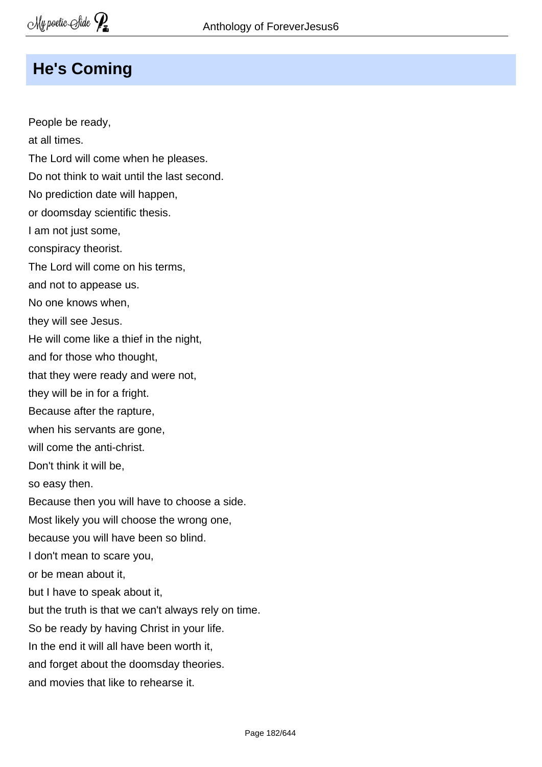## He's Coming

People be ready,  
at all times.  
The Lord will come when he pleases.  
Do not think to wait until the last second.  
No prediction date will happen,  
or doomsday scientific thesis.  
I am not just some,  
conspiracy theorist.  
The Lord will come on his terms,  
and not to appease us.  
No one knows when,  
they will see Jesus.  
He will come like a thief in the night,  
and for those who thought,  
that they were ready and were not,  
they will be in for a fright.  
Because after the rapture,  
when his servants are gone,  
will come the anti-christ.  
Don't think it will be,  
so easy then.  
Because then you will have to choose a side.  
Most likely you will choose the wrong one,  
because you will have been so blind.  
I don't mean to scare you,  
or be mean about it,  
but I have to speak about it,  
but the truth is that we can't always rely on time.  
So be ready by having Christ in your life.  
In the end it will all have been worth it,  
and forget about the doomsday theories.  
and movies that like to rehearse it.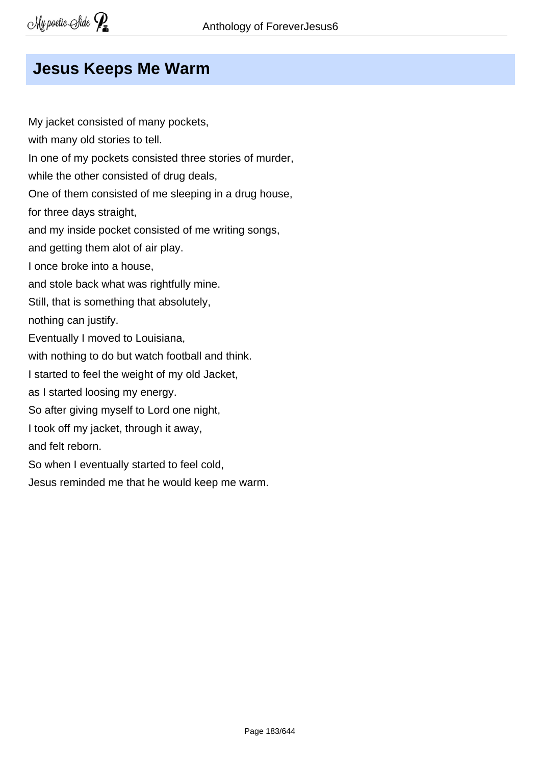## Jesus Keeps Me Warm

My jacket consisted of many pockets,  
with many old stories to tell.  
In one of my pockets consisted three stories of murder,  
while the other consisted of drug deals,  
One of them consisted of me sleeping in a drug house,  
for three days straight,  
and my inside pocket consisted of me writing songs,  
and getting them alot of air play.  
I once broke into a house,  
and stole back what was rightfully mine.  
Still, that is something that absolutely,  
nothing can justify.  
Eventually I moved to Louisiana,  
with nothing to do but watch football and think.  
I started to feel the weight of my old Jacket,  
as I started loosing my energy.  
So after giving myself to Lord one night,  
I took off my jacket, through it away,  
and felt reborn.  
So when I eventually started to feel cold,  
Jesus reminded me that he would keep me warm.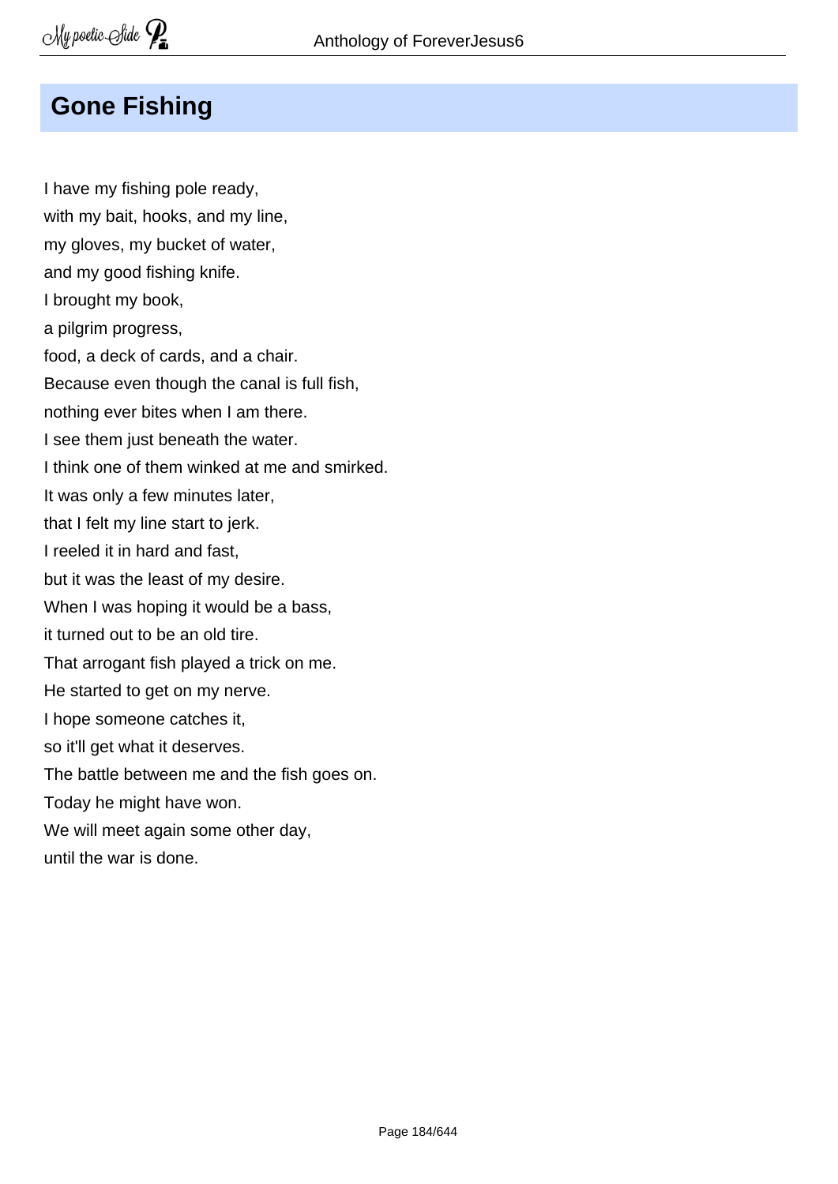## Gone Fishing

I have my fishing pole ready,  
with my bait, hooks, and my line,  
my gloves, my bucket of water,  
and my good fishing knife.  
I brought my book,  
a pilgrim progress,  
food, a deck of cards, and a chair.  
Because even though the canal is full fish,  
nothing ever bites when I am there.  
I see them just beneath the water.  
I think one of them winked at me and smirked.  
It was only a few minutes later,  
that I felt my line start to jerk.  
I reeled it in hard and fast,  
but it was the least of my desire.  
When I was hoping it would be a bass,  
it turned out to be an old tire.  
That arrogant fish played a trick on me.  
He started to get on my nerve.  
I hope someone catches it,  
so it'll get what it deserves.  
The battle between me and the fish goes on.  
Today he might have won.  
We will meet again some other day,  
until the war is done.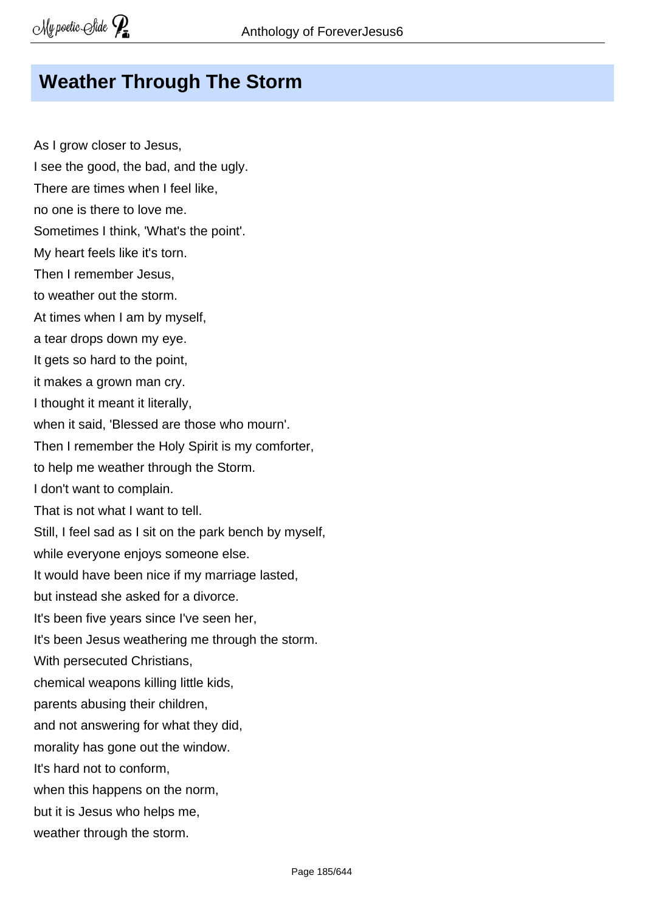## Weather Through The Storm

As I grow closer to Jesus,  
I see the good, the bad, and the ugly.  
There are times when I feel like,  
no one is there to love me.  
Sometimes I think, 'What's the point'.  
My heart feels like it's torn.  
Then I remember Jesus,  
to weather out the storm.  
At times when I am by myself,  
a tear drops down my eye.  
It gets so hard to the point,  
it makes a grown man cry.  
I thought it meant it literally,  
when it said, 'Blessed are those who mourn'.  
Then I remember the Holy Spirit is my comforter,  
to help me weather through the Storm.  
I don't want to complain.  
That is not what I want to tell.  
Still, I feel sad as I sit on the park bench by myself,  
while everyone enjoys someone else.  
It would have been nice if my marriage lasted,  
but instead she asked for a divorce.  
It's been five years since I've seen her,  
It's been Jesus weathering me through the storm.  
With persecuted Christians,  
chemical weapons killing little kids,  
parents abusing their children,  
and not answering for what they did,  
morality has gone out the window.  
It's hard not to conform,  
when this happens on the norm,  
but it is Jesus who helps me,  
weather through the storm.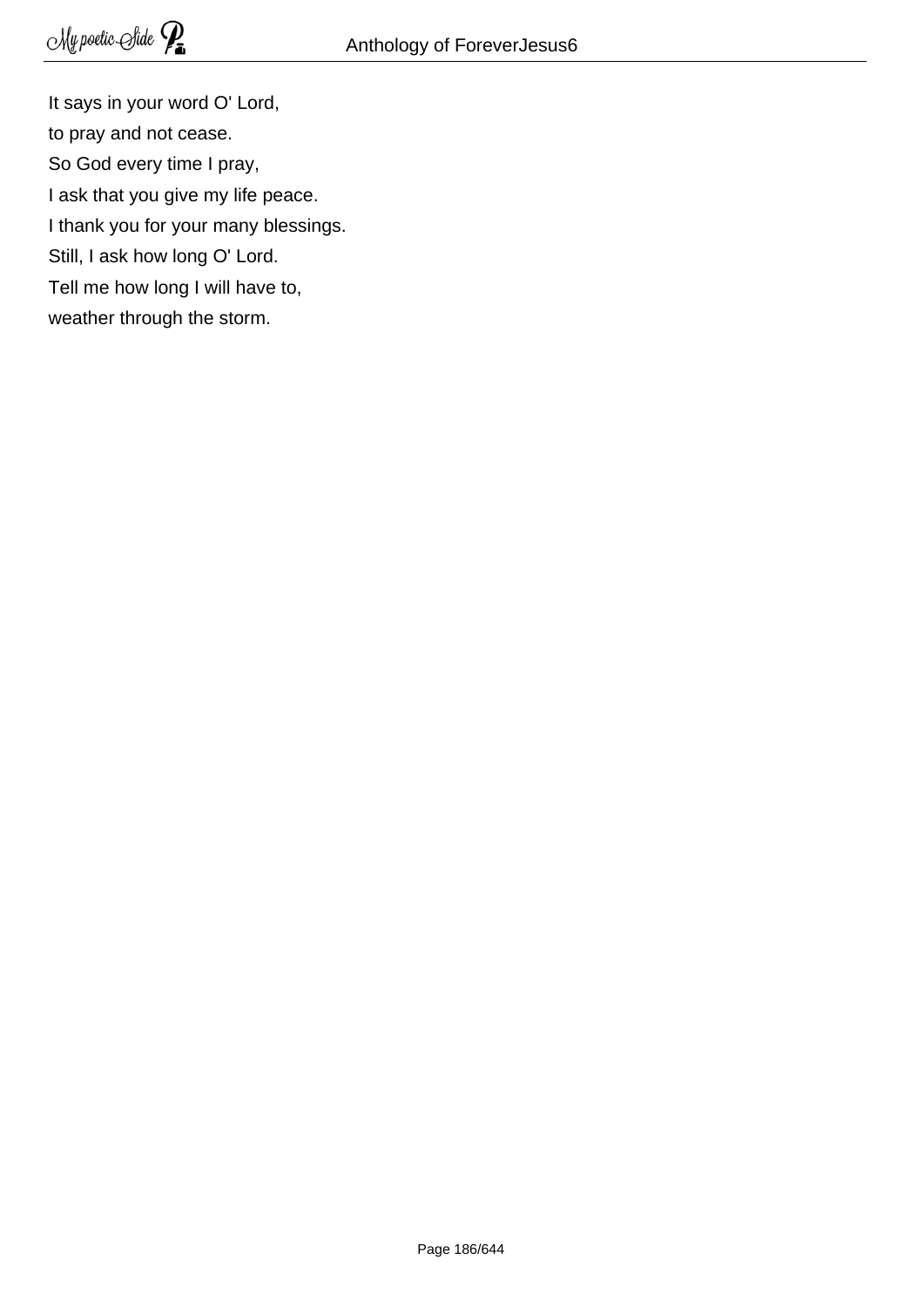It says in your word O' Lord,  
to pray and not cease.  
So God every time I pray,  
I ask that you give my life peace.  
I thank you for your many blessings.  
Still, I ask how long O' Lord.  
Tell me how long I will have to,  
weather through the storm.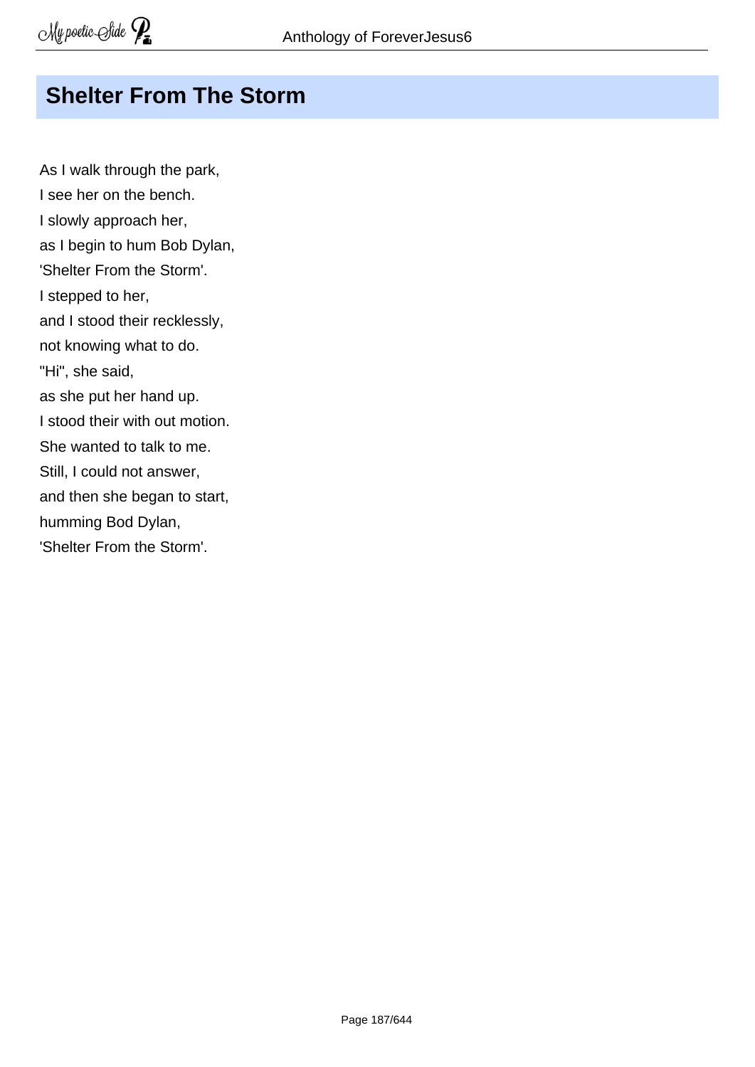# Shelter From The Storm

As I walk through the park,
I see her on the bench.
I slowly approach her,
as I begin to hum Bob Dylan,
'Shelter From the Storm'.
I stepped to her,
and I stood their recklessly,
not knowing what to do.
"Hi", she said,
as she put her hand up.
I stood their with out motion.
She wanted to talk to me.
Still, I could not answer,
and then she began to start,
humming Bod Dylan,
'Shelter From the Storm'.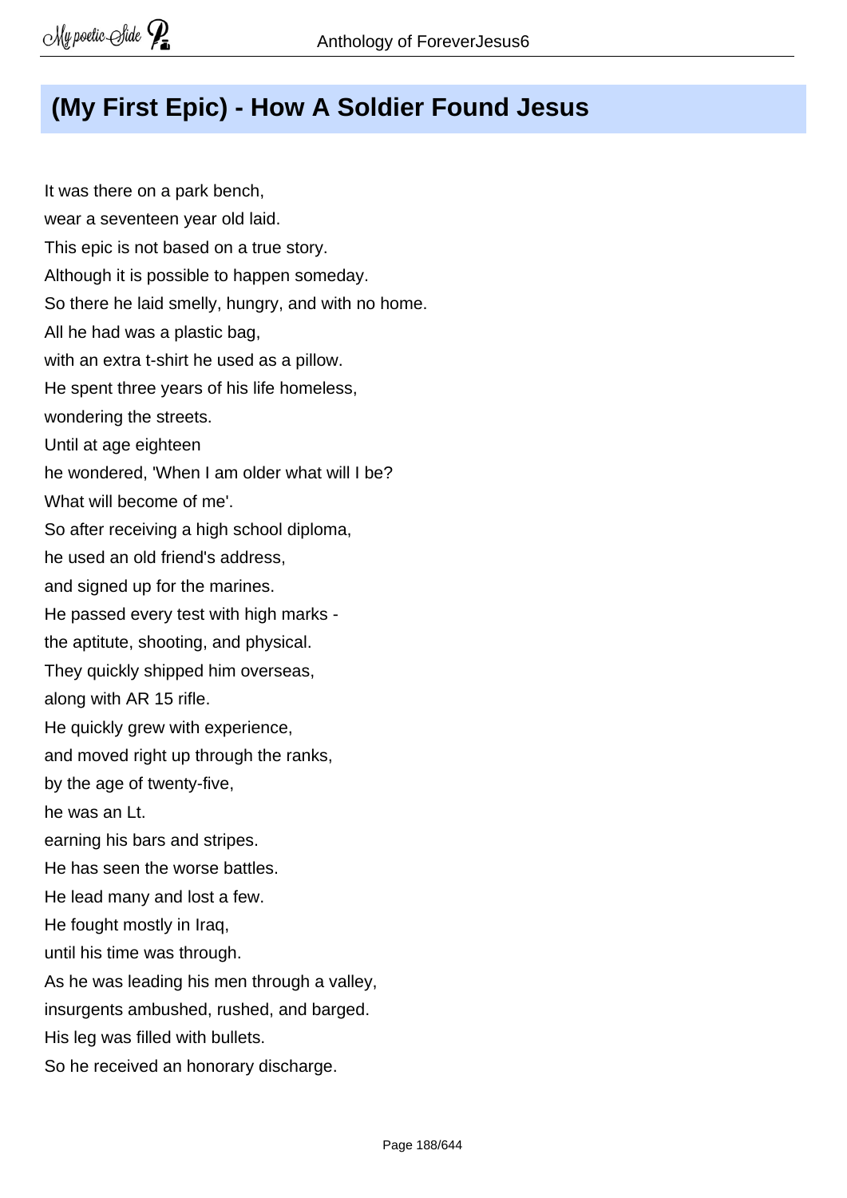## (My First Epic) - How A Soldier Found Jesus

It was there on a park bench,  
wear a seventeen year old laid.  
This epic is not based on a true story.  
Although it is possible to happen someday.  
So there he laid smelly, hungry, and with no home.  
All he had was a plastic bag,  
with an extra t-shirt he used as a pillow.  
He spent three years of his life homeless,  
wondering the streets.  
Until at age eighteen  
he wondered, 'When I am older what will I be?  
What will become of me'.  
So after receiving a high school diploma,  
he used an old friend's address,  
and signed up for the marines.  
He passed every test with high marks -  
the aptitute, shooting, and physical.  
They quickly shipped him overseas,  
along with AR 15 rifle.  
He quickly grew with experience,  
and moved right up through the ranks,  
by the age of twenty-five,  
he was an Lt.  
earning his bars and stripes.  
He has seen the worse battles.  
He lead many and lost a few.  
He fought mostly in Iraq,  
until his time was through.  
As he was leading his men through a valley,  
insurgents ambushed, rushed, and barged.  
His leg was filled with bullets.  
So he received an honorary discharge.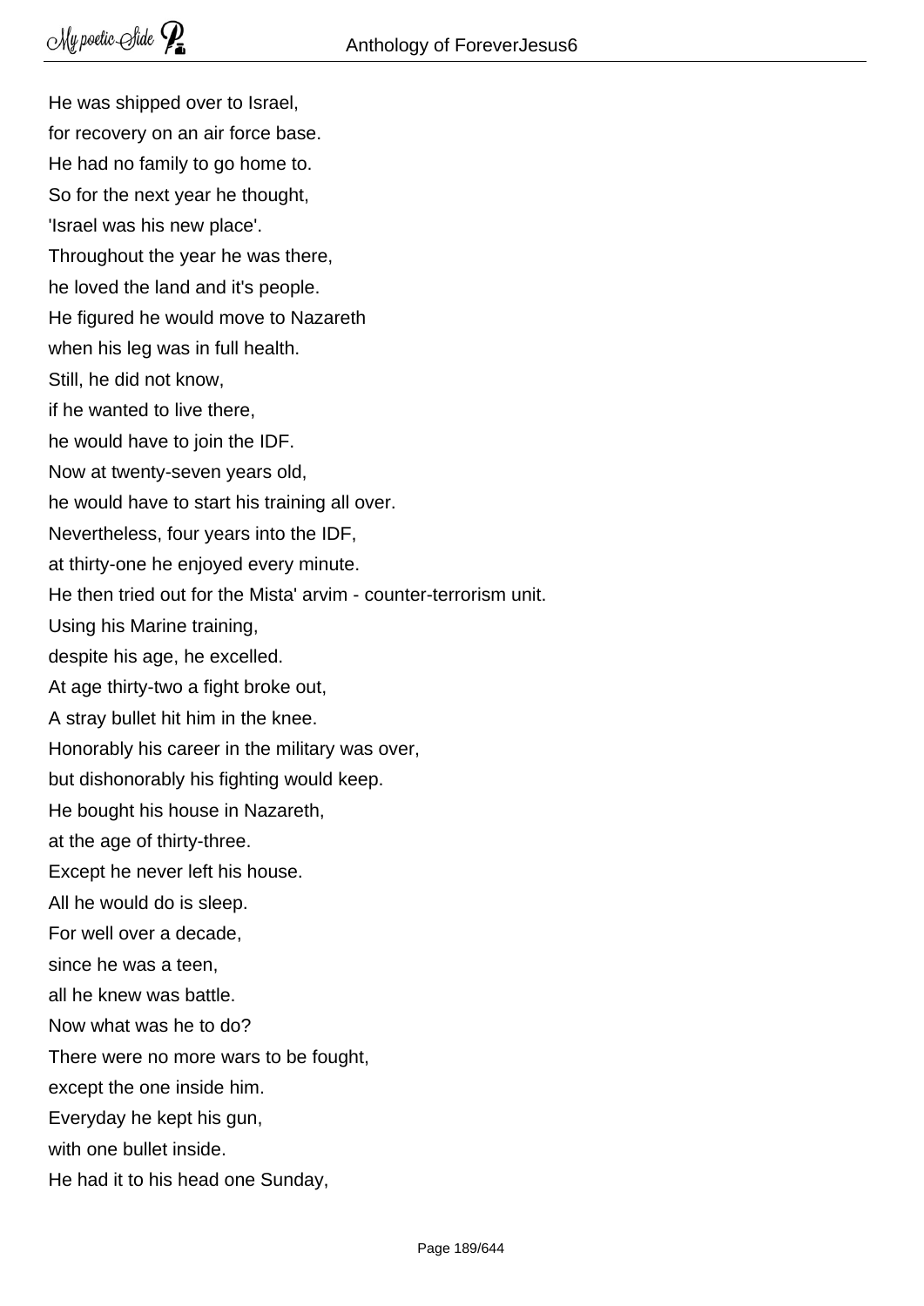He was shipped over to Israel,  
for recovery on an air force base.  
He had no family to go home to.  
So for the next year he thought,  
'Israel was his new place'.  
Throughout the year he was there,  
he loved the land and it's people.  
He figured he would move to Nazareth  
when his leg was in full health.  
Still, he did not know,  
if he wanted to live there,  
he would have to join the IDF.  
Now at twenty-seven years old,  
he would have to start his training all over.  
Nevertheless, four years into the IDF,  
at thirty-one he enjoyed every minute.  
He then tried out for the Mista' arvim - counter-terrorism unit.  
Using his Marine training,  
despite his age, he excelled.  
At age thirty-two a fight broke out,  
A stray bullet hit him in the knee.  
Honorably his career in the military was over,  
but dishonorably his fighting would keep.  
He bought his house in Nazareth,  
at the age of thirty-three.  
Except he never left his house.  
All he would do is sleep.  
For well over a decade,  
since he was a teen,  
all he knew was battle.  
Now what was he to do?  
There were no more wars to be fought,  
except the one inside him.  
Everyday he kept his gun,  
with one bullet inside.  
He had it to his head one Sunday,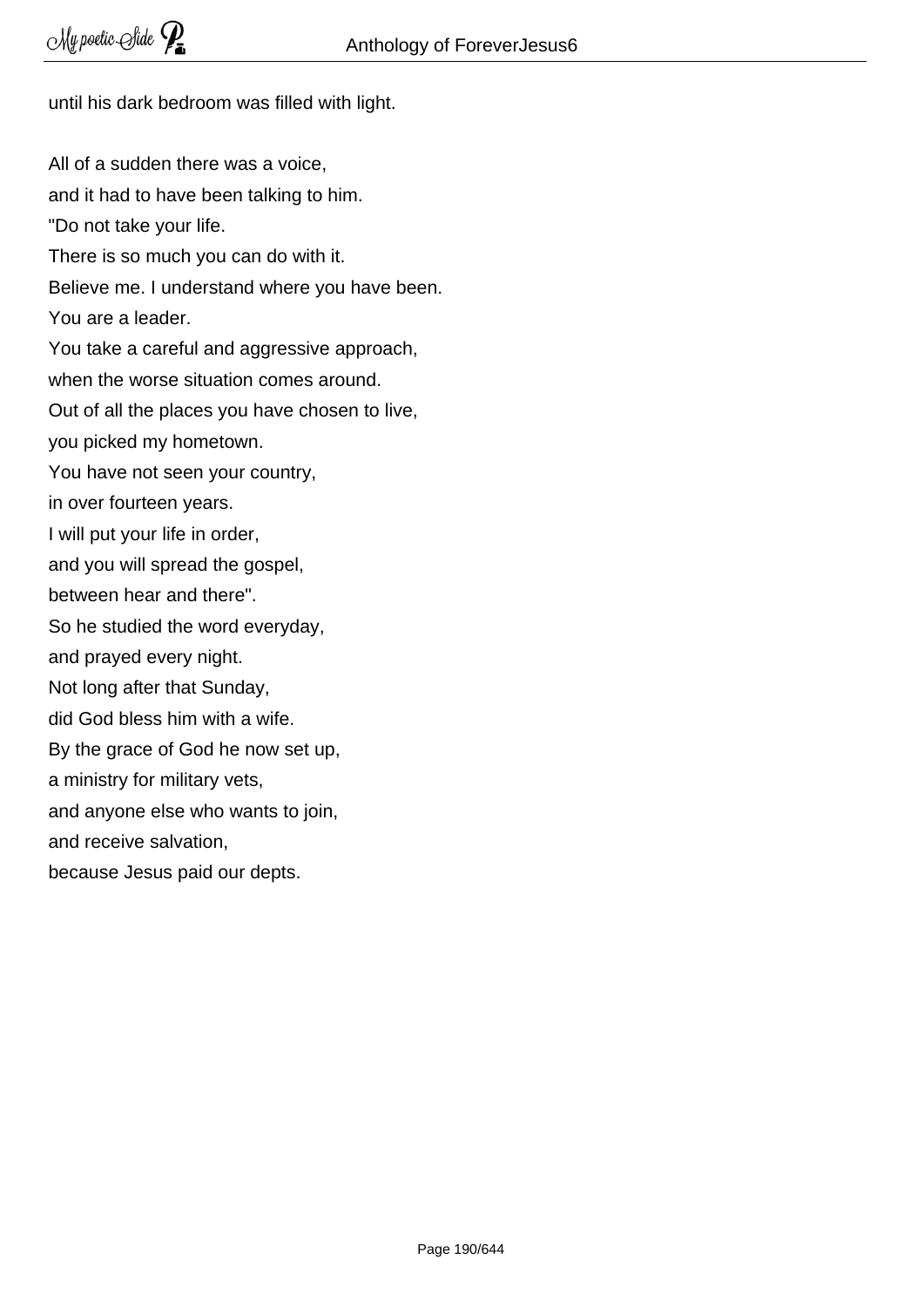until his dark bedroom was filled with light.

All of a sudden there was a voice,
and it had to have been talking to him.
"Do not take your life.
There is so much you can do with it.
Believe me. I understand where you have been.
You are a leader.
You take a careful and aggressive approach,
when the worse situation comes around.
Out of all the places you have chosen to live,
you picked my hometown.
You have not seen your country,
in over fourteen years.
I will put your life in order,
and you will spread the gospel,
between hear and there".
So he studied the word everyday,
and prayed every night.
Not long after that Sunday,
did God bless him with a wife.
By the grace of God he now set up,
a ministry for military vets,
and anyone else who wants to join,
and receive salvation,
because Jesus paid our depts.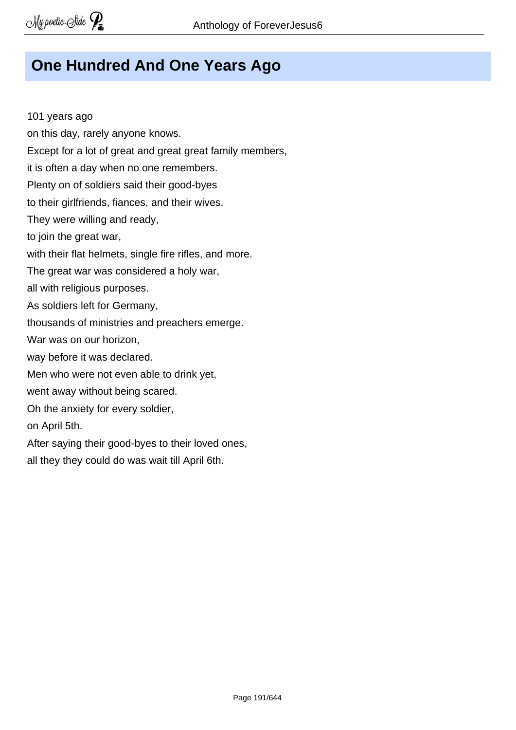# One Hundred And One Years Ago

101 years ago
on this day, rarely anyone knows.
Except for a lot of great and great great family members,
it is often a day when no one remembers.
Plenty on of soldiers said their good-byes
to their girlfriends, fiances, and their wives.
They were willing and ready,
to join the great war,
with their flat helmets, single fire rifles, and more.
The great war was considered a holy war,
all with religious purposes.
As soldiers left for Germany,
thousands of ministries and preachers emerge.
War was on our horizon,
way before it was declared.
Men who were not even able to drink yet,
went away without being scared.
Oh the anxiety for every soldier,
on April 5th.
After saying their good-byes to their loved ones,
all they they could do was wait till April 6th.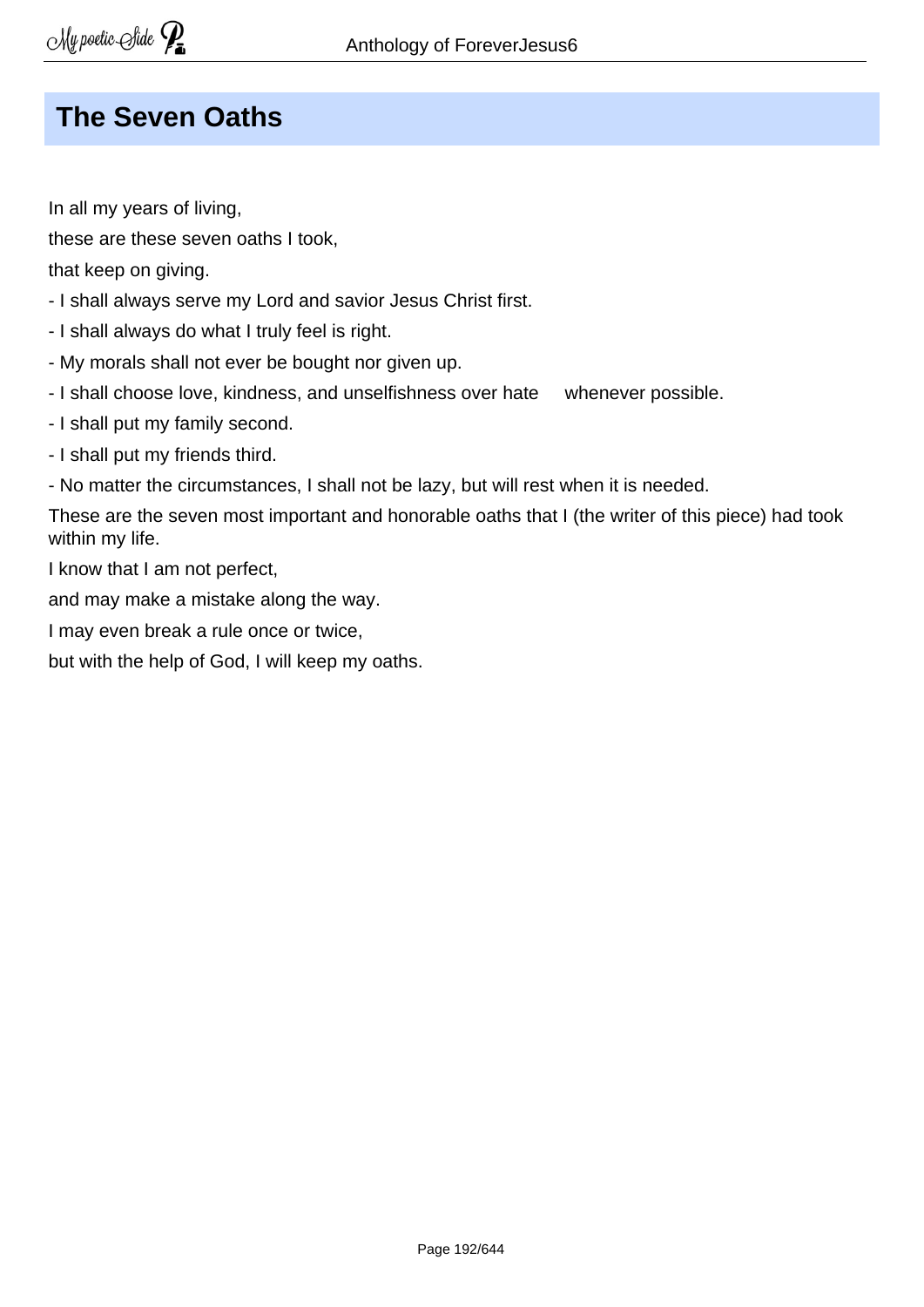## The Seven Oaths

In all my years of living,

these are these seven oaths I took,

that keep on giving.

- I shall always serve my Lord and savior Jesus Christ first.
- I shall always do what I truly feel is right.
- My morals shall not ever be bought nor given up.
- I shall choose love, kindness, and unselfishness over hate whenever possible.
- I shall put my family second.
- I shall put my friends third.
- No matter the circumstances, I shall not be lazy, but will rest when it is needed.

These are the seven most important and honorable oaths that I (the writer of this piece) had took within my life.

I know that I am not perfect,

and may make a mistake along the way.

I may even break a rule once or twice,

but with the help of God, I will keep my oaths.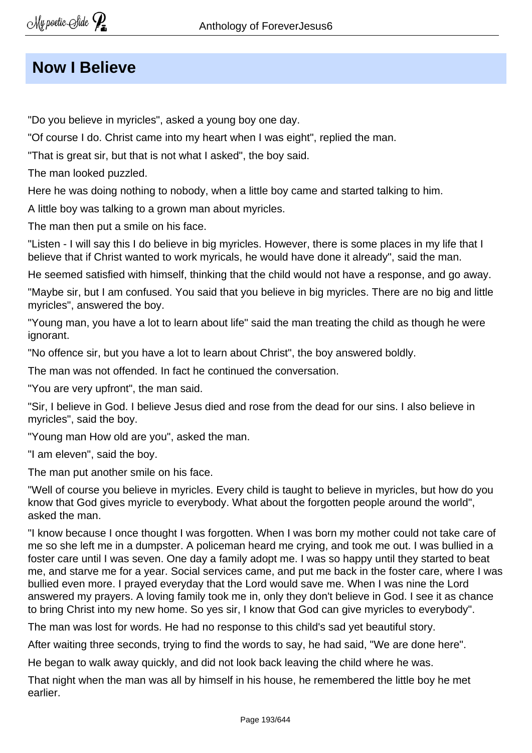## Now I Believe

"Do you believe in myricles", asked a young boy one day.

"Of course I do. Christ came into my heart when I was eight", replied the man.

"That is great sir, but that is not what I asked", the boy said.

The man looked puzzled.

Here he was doing nothing to nobody, when a little boy came and started talking to him.

A little boy was talking to a grown man about myricles.

The man then put a smile on his face.

"Listen - I will say this I do believe in big myricles. However, there is some places in my life that I believe that if Christ wanted to work myricals, he would have done it already", said the man.

He seemed satisfied with himself, thinking that the child would not have a response, and go away.

"Maybe sir, but I am confused. You said that you believe in big myricles. There are no big and little myricles", answered the boy.

"Young man, you have a lot to learn about life" said the man treating the child as though he were ignorant.

"No offence sir, but you have a lot to learn about Christ", the boy answered boldly.

The man was not offended. In fact he continued the conversation.

"You are very upfront", the man said.

"Sir, I believe in God. I believe Jesus died and rose from the dead for our sins. I also believe in myricles", said the boy.

"Young man How old are you", asked the man.

"I am eleven", said the boy.

The man put another smile on his face.

"Well of course you believe in myricles. Every child is taught to believe in myricles, but how do you know that God gives myricle to everybody. What about the forgotten people around the world", asked the man.

"I know because I once thought I was forgotten. When I was born my mother could not take care of me so she left me in a dumpster. A policeman heard me crying, and took me out. I was bullied in a foster care until I was seven. One day a family adopt me. I was so happy until they started to beat me, and starve me for a year. Social services came, and put me back in the foster care, where I was bullied even more. I prayed everyday that the Lord would save me. When I was nine the Lord answered my prayers. A loving family took me in, only they don't believe in God. I see it as chance to bring Christ into my new home. So yes sir, I know that God can give myricles to everybody".

The man was lost for words. He had no response to this child's sad yet beautiful story.

After waiting three seconds, trying to find the words to say, he had said, "We are done here".

He began to walk away quickly, and did not look back leaving the child where he was.

That night when the man was all by himself in his house, he remembered the little boy he met earlier.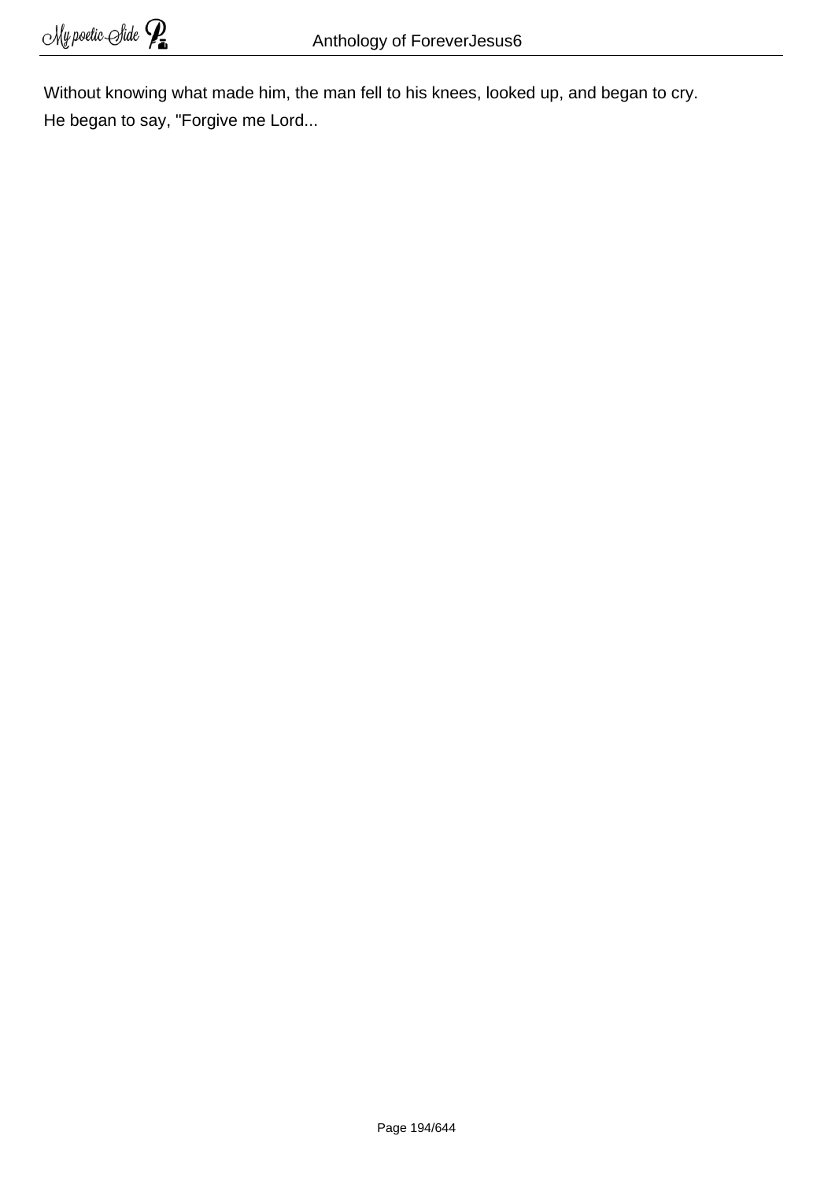Without knowing what made him, the man fell to his knees, looked up, and began to cry.
He began to say, "Forgive me Lord...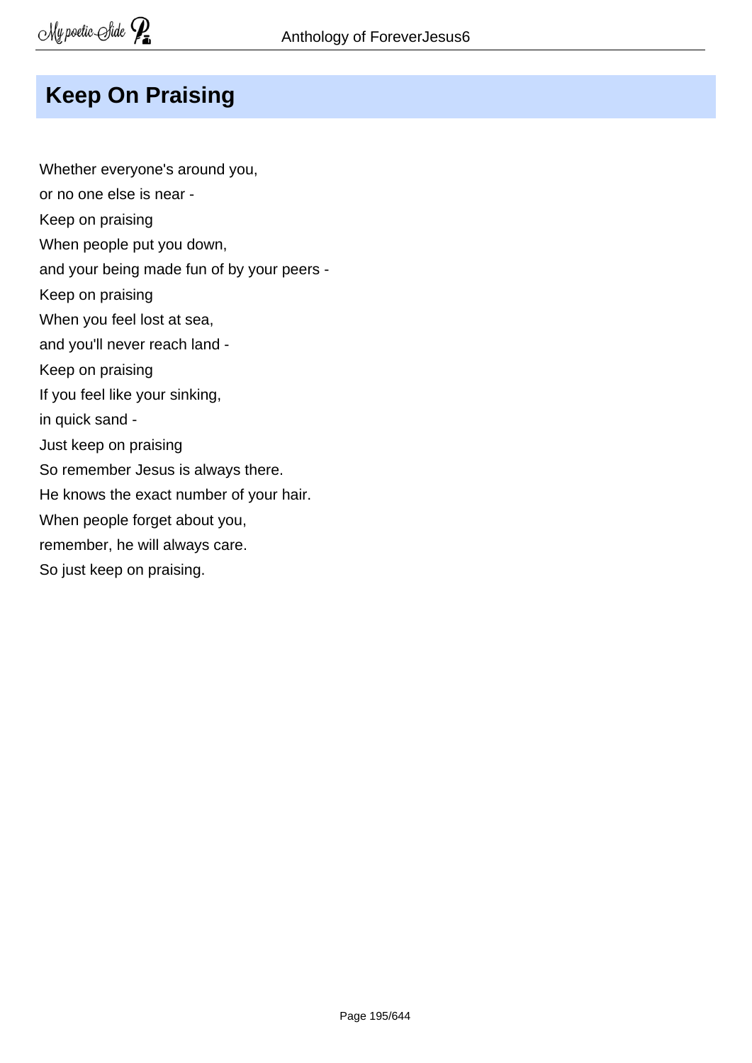## Keep On Praising

Whether everyone's around you,  
or no one else is near -  
Keep on praising  
When people put you down,  
and your being made fun of by your peers -  
Keep on praising  
When you feel lost at sea,  
and you'll never reach land -  
Keep on praising  
If you feel like your sinking,  
in quick sand -  
Just keep on praising  
So remember Jesus is always there.  
He knows the exact number of your hair.  
When people forget about you,  
remember, he will always care.  
So just keep on praising.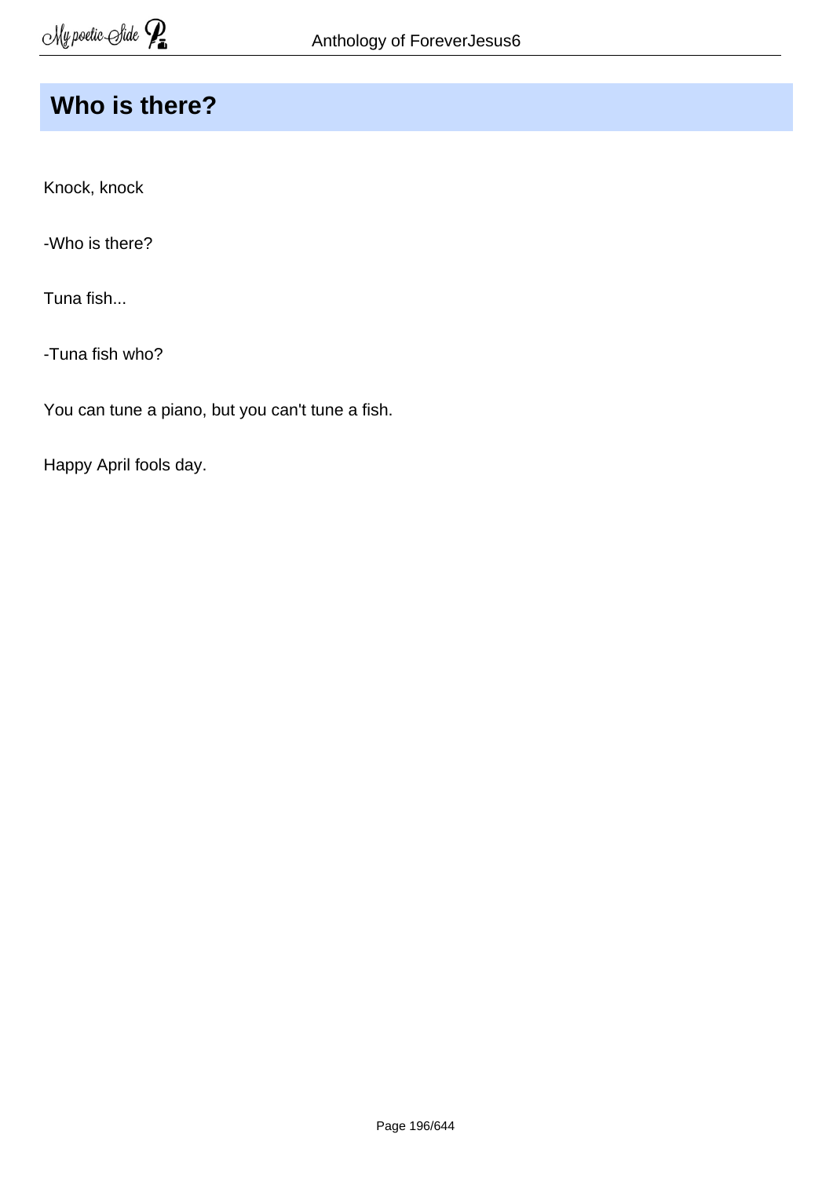## Who is there?

Knock, knock

-Who is there?

Tuna fish...

-Tuna fish who?

You can tune a piano, but you can't tune a fish.

Happy April fools day.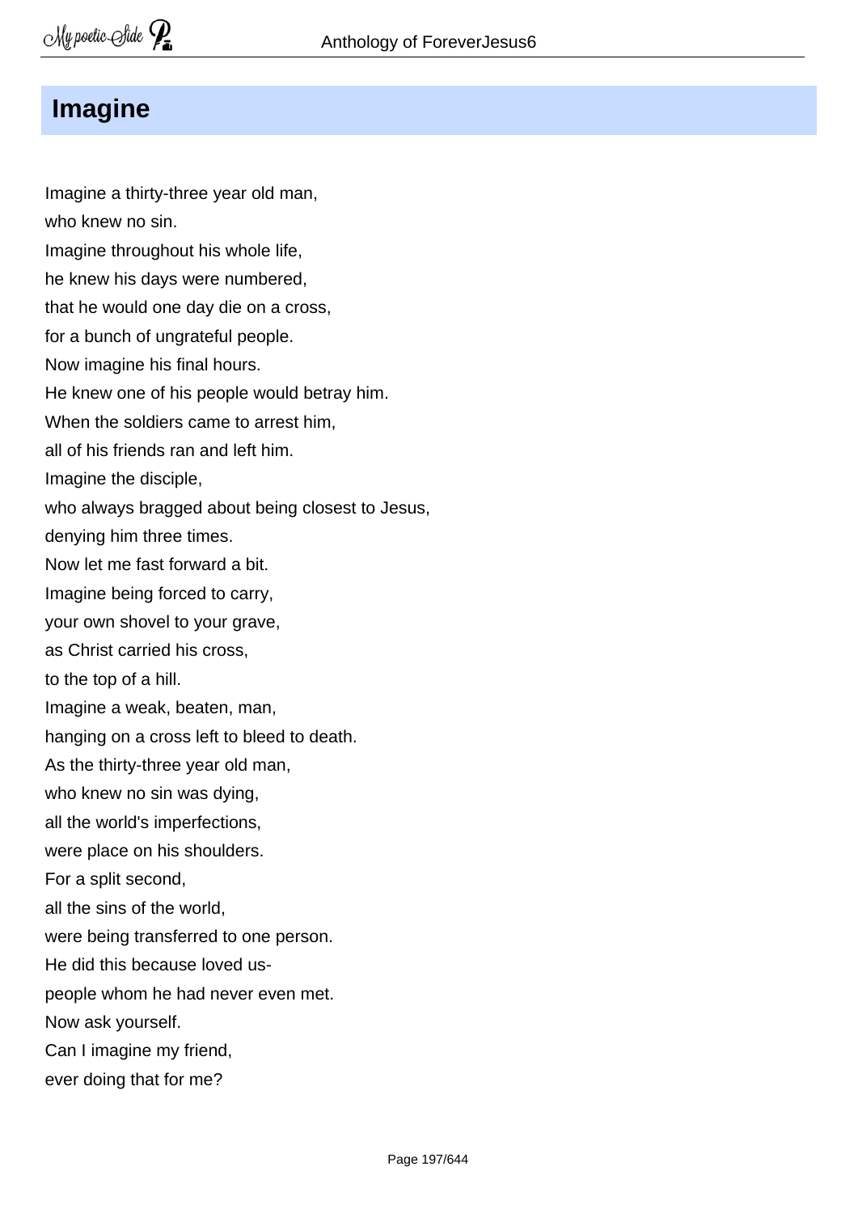# Imagine

Imagine a thirty-three year old man,
who knew no sin.
Imagine throughout his whole life,
he knew his days were numbered,
that he would one day die on a cross,
for a bunch of ungrateful people.
Now imagine his final hours.
He knew one of his people would betray him.
When the soldiers came to arrest him,
all of his friends ran and left him.
Imagine the disciple,
who always bragged about being closest to Jesus,
denying him three times.
Now let me fast forward a bit.
Imagine being forced to carry,
your own shovel to your grave,
as Christ carried his cross,
to the top of a hill.
Imagine a weak, beaten, man,
hanging on a cross left to bleed to death.
As the thirty-three year old man,
who knew no sin was dying,
all the world's imperfections,
were place on his shoulders.
For a split second,
all the sins of the world,
were being transferred to one person.
He did this because loved us-
people whom he had never even met.
Now ask yourself.
Can I imagine my friend,
ever doing that for me?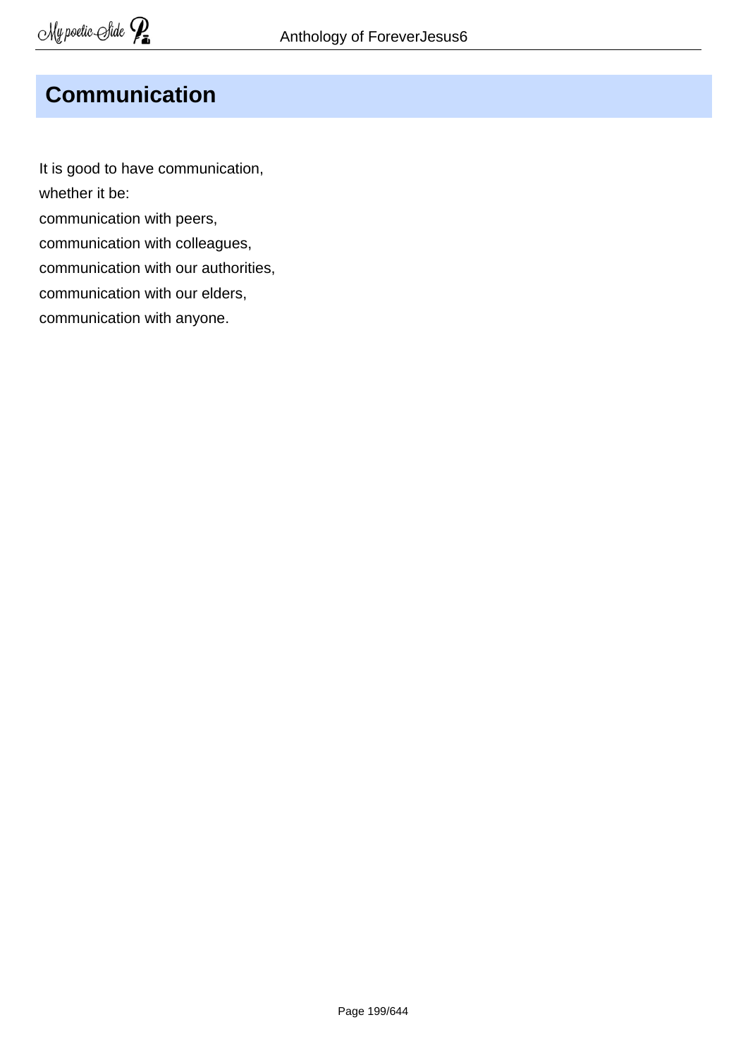## Communication

It is good to have communication,  
whether it be:  
communication with peers,  
communication with colleagues,  
communication with our authorities,  
communication with our elders,  
communication with anyone.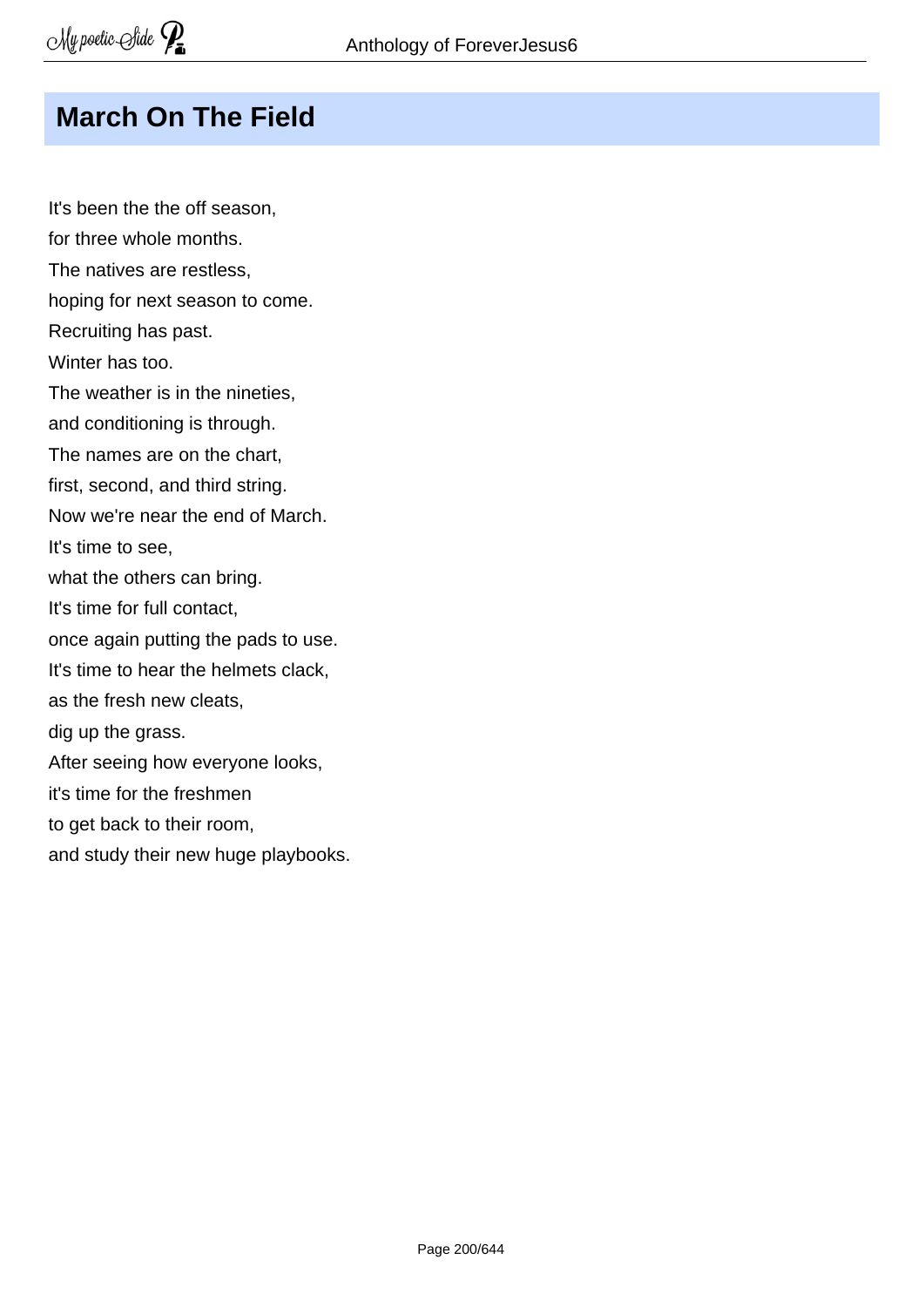## March On The Field

It's been the the off season,  
for three whole months.  
The natives are restless,  
hoping for next season to come.  
Recruiting has past.  
Winter has too.  
The weather is in the nineties,  
and conditioning is through.  
The names are on the chart,  
first, second, and third string.  
Now we're near the end of March.  
It's time to see,  
what the others can bring.  
It's time for full contact,  
once again putting the pads to use.  
It's time to hear the helmets clack,  
as the fresh new cleats,  
dig up the grass.  
After seeing how everyone looks,  
it's time for the freshmen  
to get back to their room,  
and study their new huge playbooks.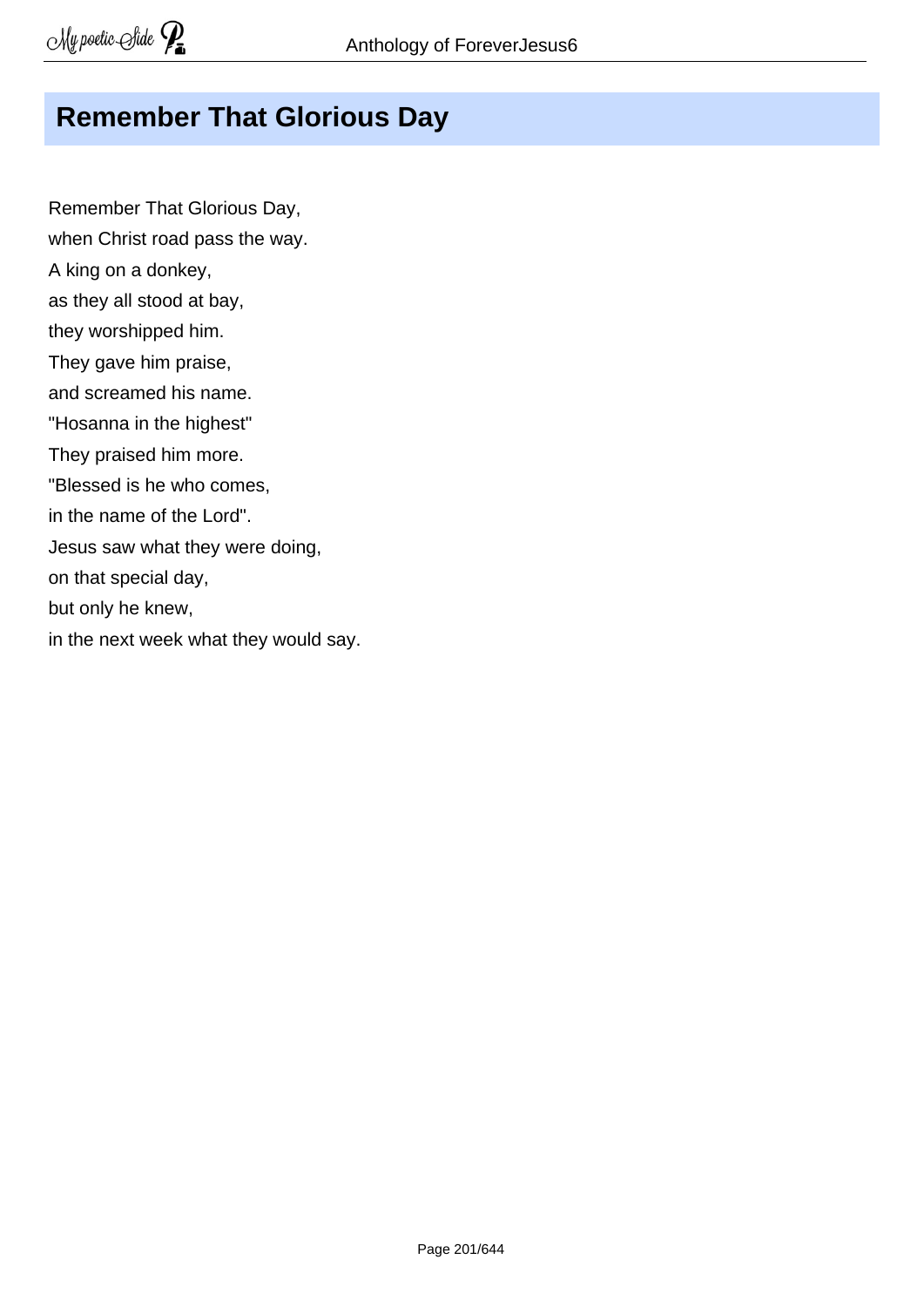# Remember That Glorious Day

Remember That Glorious Day,  
when Christ road pass the way.  
A king on a donkey,  
as they all stood at bay,  
they worshipped him.  
They gave him praise,  
and screamed his name.  
"Hosanna in the highest"  
They praised him more.  
"Blessed is he who comes,  
in the name of the Lord".  
Jesus saw what they were doing,  
on that special day,  
but only he knew,  
in the next week what they would say.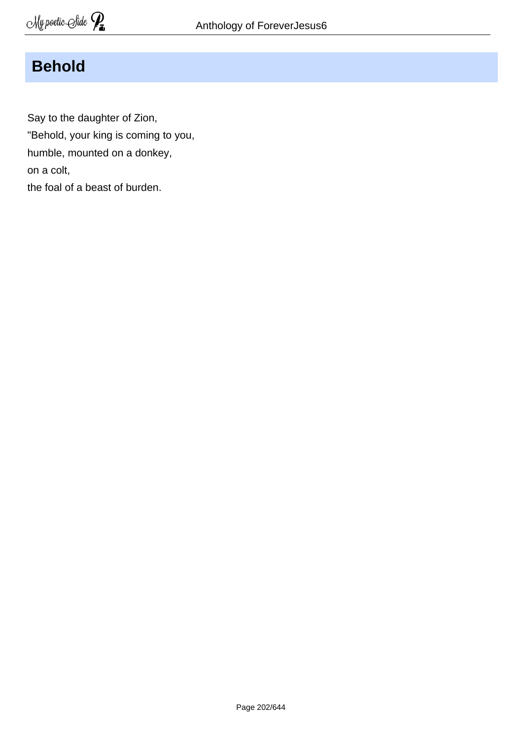## Behold

Say to the daughter of Zion,  
"Behold, your king is coming to you,  
humble, mounted on a donkey,  
on a colt,  
the foal of a beast of burden.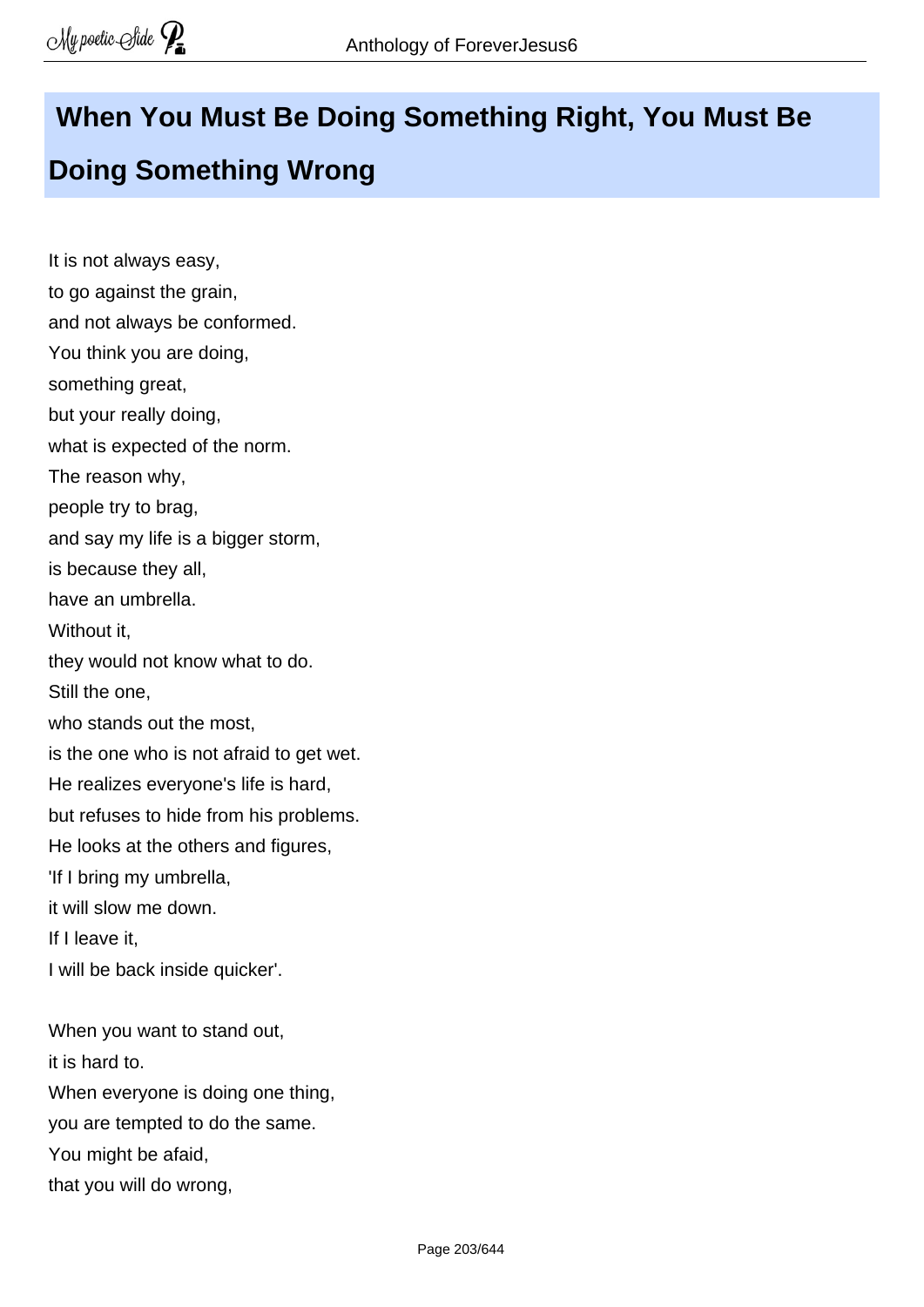## When You Must Be Doing Something Right, You Must Be Doing Something Wrong

It is not always easy,  
to go against the grain,  
and not always be conformed.  
You think you are doing,  
something great,  
but your really doing,  
what is expected of the norm.  
The reason why,  
people try to brag,  
and say my life is a bigger storm,  
is because they all,  
have an umbrella.  
Without it,  
they would not know what to do.  
Still the one,  
who stands out the most,  
is the one who is not afraid to get wet.  
He realizes everyone's life is hard,  
but refuses to hide from his problems.  
He looks at the others and figures,  
'If I bring my umbrella,  
it will slow me down.  
If I leave it,  
I will be back inside quicker'.

When you want to stand out,  
it is hard to.  
When everyone is doing one thing,  
you are tempted to do the same.  
You might be afaid,  
that you will do wrong,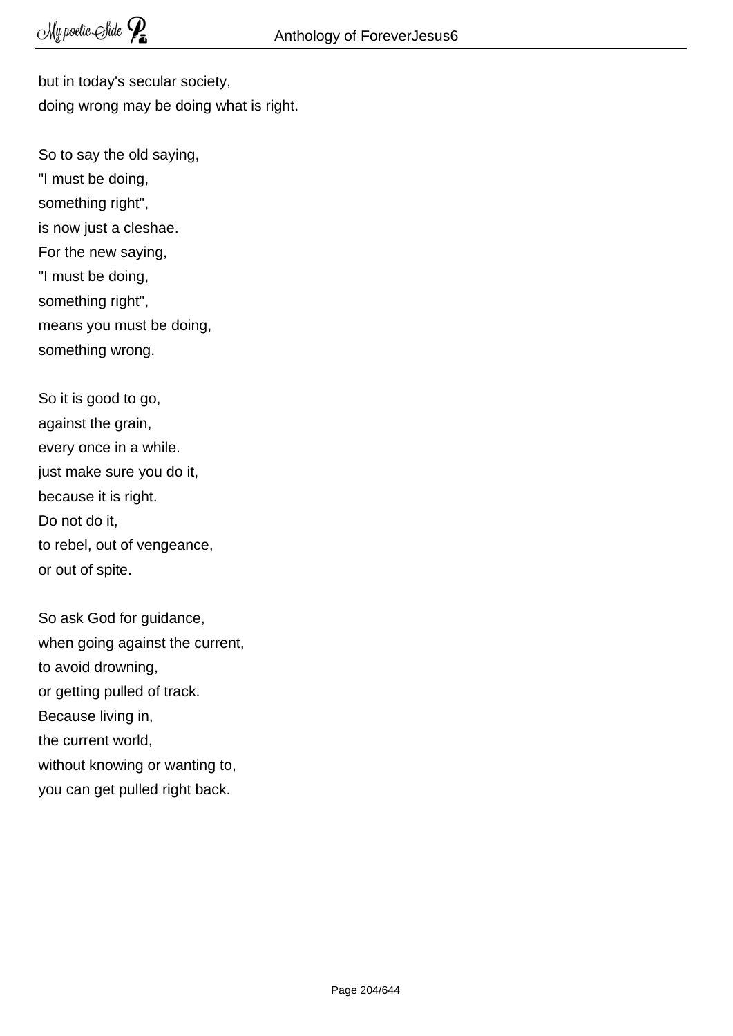but in today's secular society,
doing wrong may be doing what is right.

So to say the old saying,
"I must be doing,
something right",
is now just a cleshae.
For the new saying,
"I must be doing,
something right",
means you must be doing,
something wrong.

So it is good to go,
against the grain,
every once in a while.
just make sure you do it,
because it is right.
Do not do it,
to rebel, out of vengeance,
or out of spite.

So ask God for guidance,
when going against the current,
to avoid drowning,
or getting pulled of track.
Because living in,
the current world,
without knowing or wanting to,
you can get pulled right back.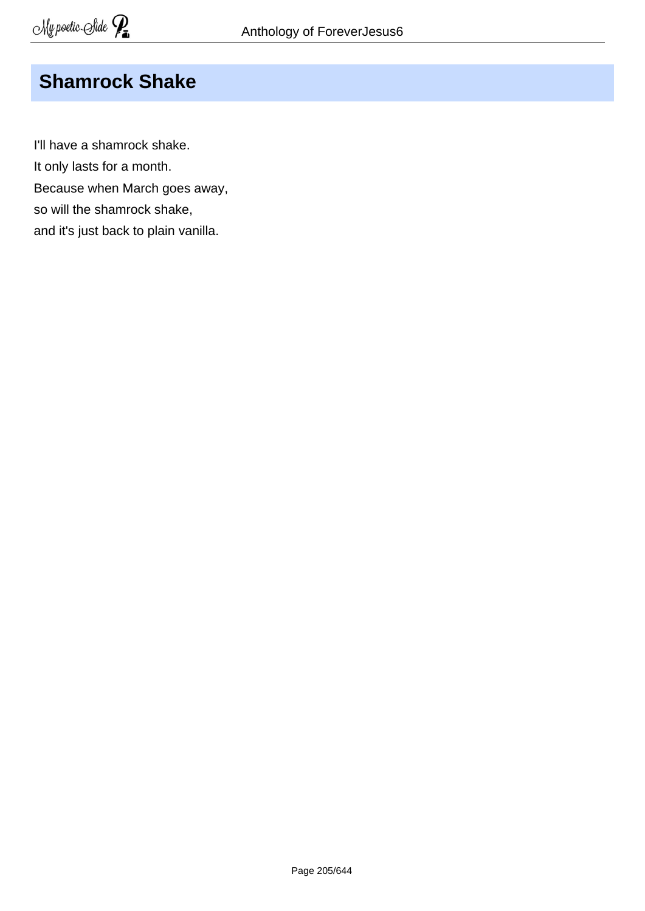## Shamrock Shake

I'll have a shamrock shake.  
It only lasts for a month.  
Because when March goes away,  
so will the shamrock shake,  
and it's just back to plain vanilla.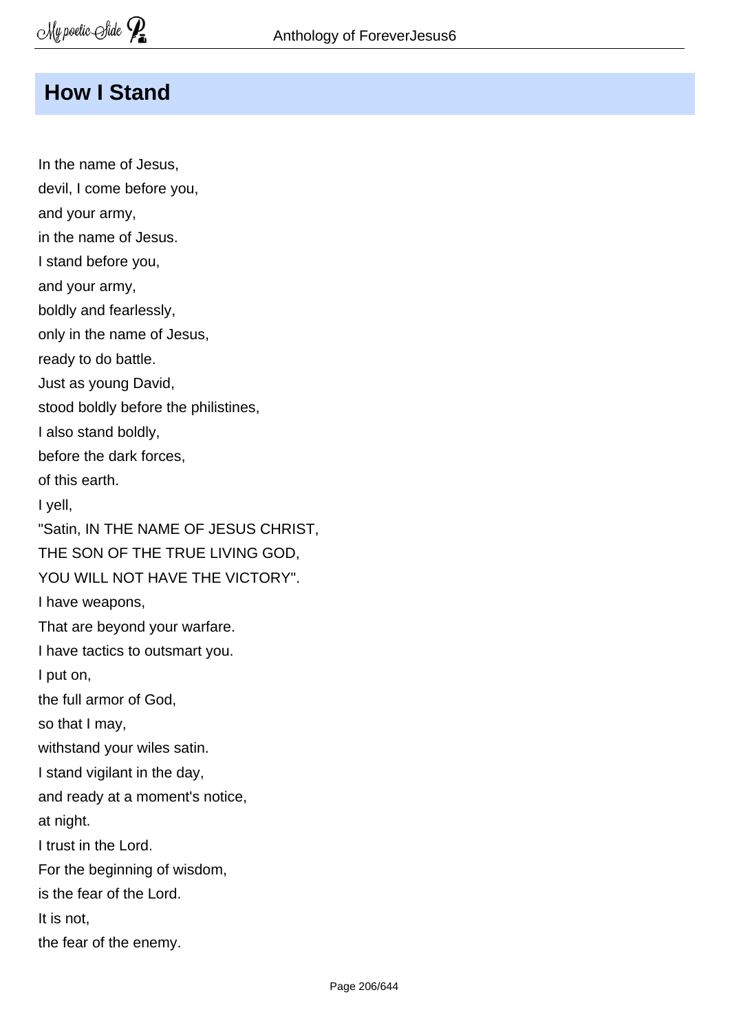## How I Stand

In the name of Jesus,
devil, I come before you,
and your army,
in the name of Jesus.
I stand before you,
and your army,
boldly and fearlessly,
only in the name of Jesus,
ready to do battle.
Just as young David,
stood boldly before the philistines,
I also stand boldly,
before the dark forces,
of this earth.
I yell,
"Satin, IN THE NAME OF JESUS CHRIST,
THE SON OF THE TRUE LIVING GOD,
YOU WILL NOT HAVE THE VICTORY".
I have weapons,
That are beyond your warfare.
I have tactics to outsmart you.
I put on,
the full armor of God,
so that I may,
withstand your wiles satin.
I stand vigilant in the day,
and ready at a moment's notice,
at night.
I trust in the Lord.
For the beginning of wisdom,
is the fear of the Lord.
It is not,
the fear of the enemy.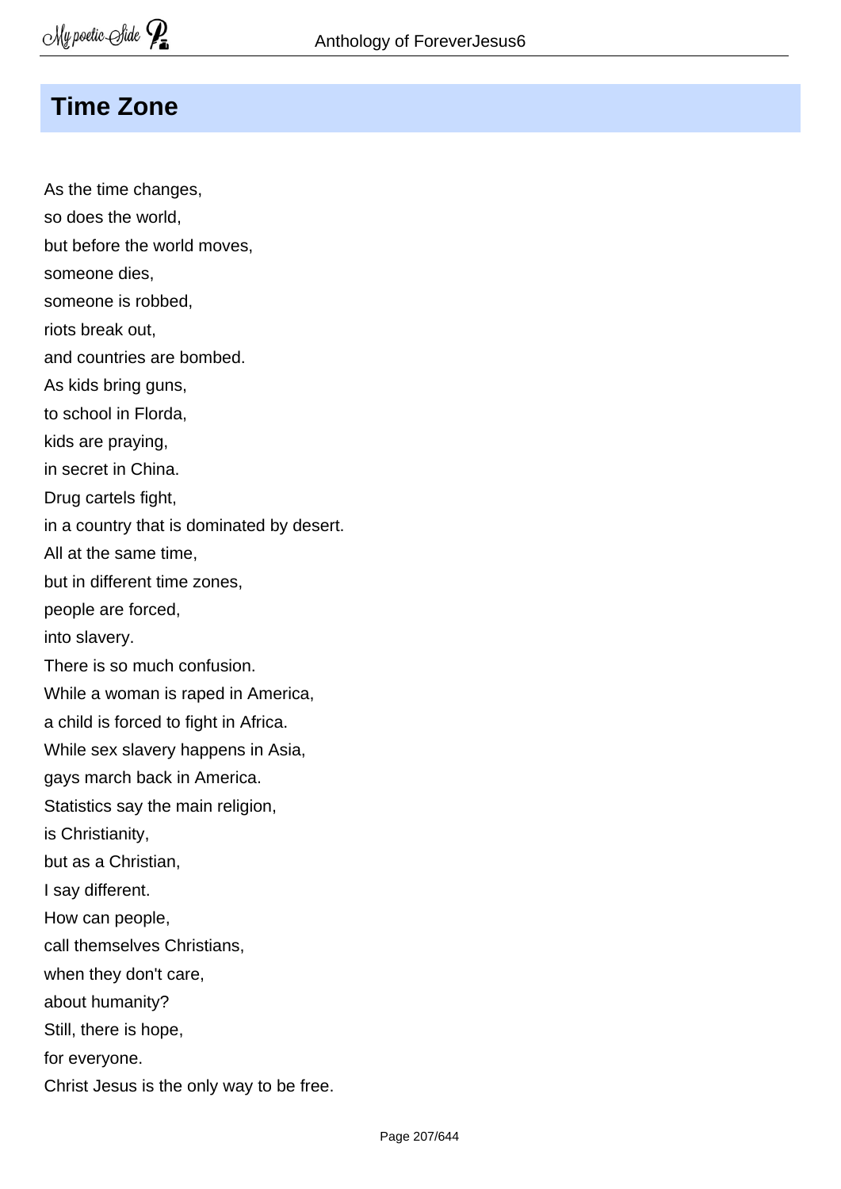## Time Zone

As the time changes,
so does the world,
but before the world moves,
someone dies,
someone is robbed,
riots break out,
and countries are bombed.
As kids bring guns,
to school in Florda,
kids are praying,
in secret in China.
Drug cartels fight,
in a country that is dominated by desert.
All at the same time,
but in different time zones,
people are forced,
into slavery.
There is so much confusion.
While a woman is raped in America,
a child is forced to fight in Africa.
While sex slavery happens in Asia,
gays march back in America.
Statistics say the main religion,
is Christianity,
but as a Christian,
I say different.
How can people,
call themselves Christians,
when they don't care,
about humanity?
Still, there is hope,
for everyone.
Christ Jesus is the only way to be free.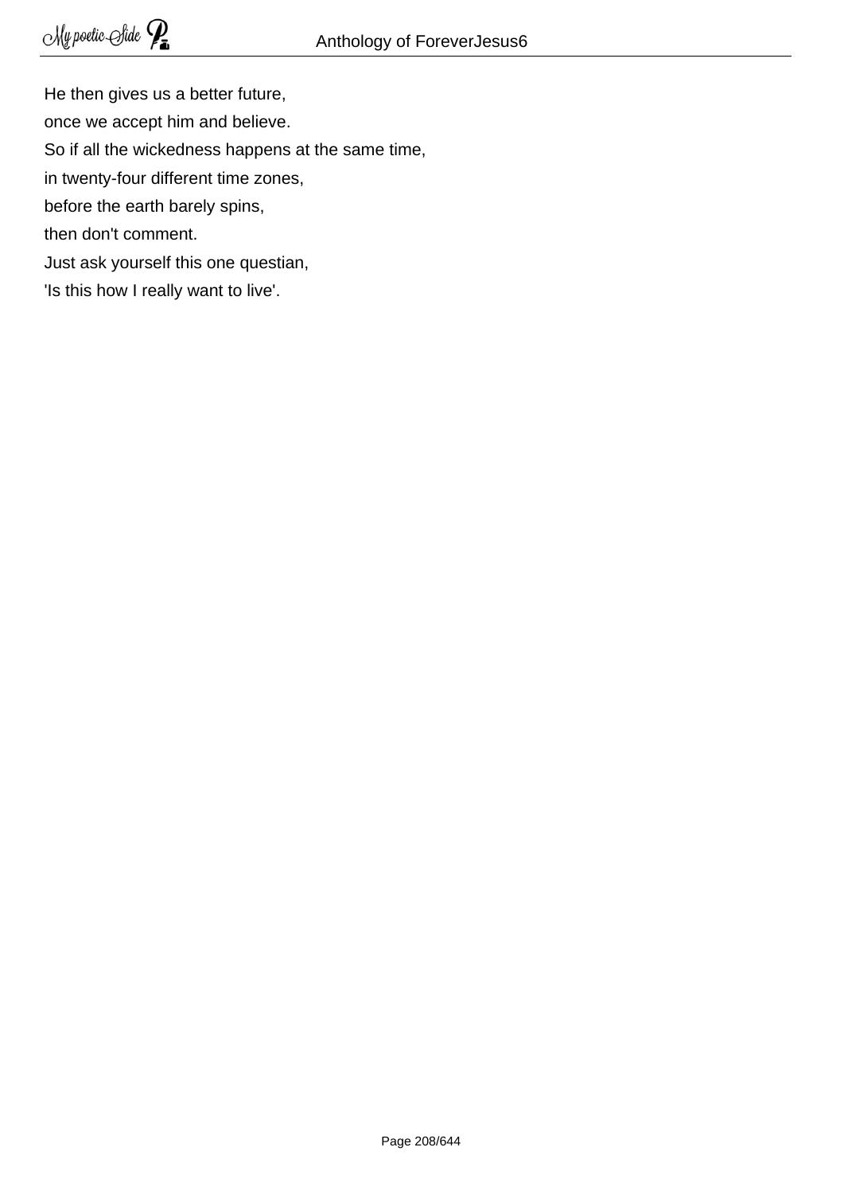He then gives us a better future,  
once we accept him and believe.  
So if all the wickedness happens at the same time,  
in twenty-four different time zones,  
before the earth barely spins,  
then don't comment.  
Just ask yourself this one questian,  
'Is this how I really want to live'.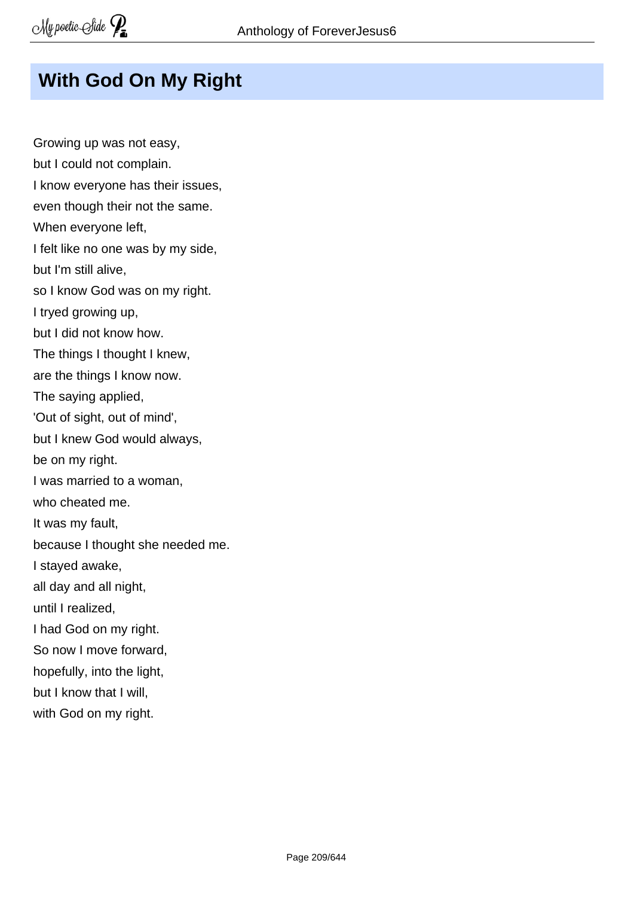# With God On My Right

Growing up was not easy,  
but I could not complain.  
I know everyone has their issues,  
even though their not the same.  
When everyone left,  
I felt like no one was by my side,  
but I'm still alive,  
so I know God was on my right.  
I tryed growing up,  
but I did not know how.  
The things I thought I knew,  
are the things I know now.  
The saying applied,  
'Out of sight, out of mind',  
but I knew God would always,  
be on my right.  
I was married to a woman,  
who cheated me.  
It was my fault,  
because I thought she needed me.  
I stayed awake,  
all day and all night,  
until I realized,  
I had God on my right.  
So now I move forward,  
hopefully, into the light,  
but I know that I will,  
with God on my right.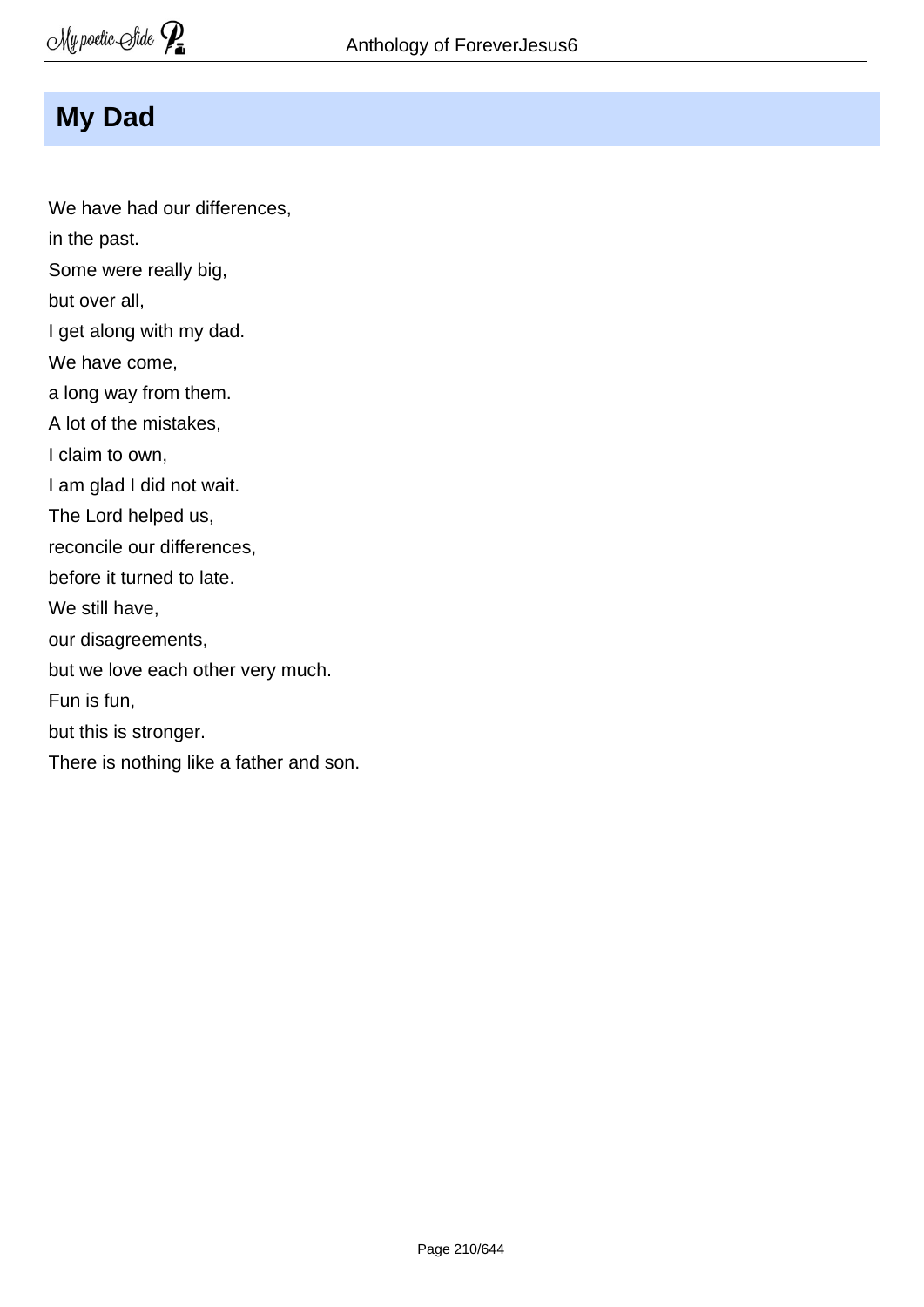## My Dad

We have had our differences,  
in the past.  
Some were really big,  
but over all,  
I get along with my dad.  
We have come,  
a long way from them.  
A lot of the mistakes,  
I claim to own,  
I am glad I did not wait.  
The Lord helped us,  
reconcile our differences,  
before it turned to late.  
We still have,  
our disagreements,  
but we love each other very much.  
Fun is fun,  
but this is stronger.  
There is nothing like a father and son.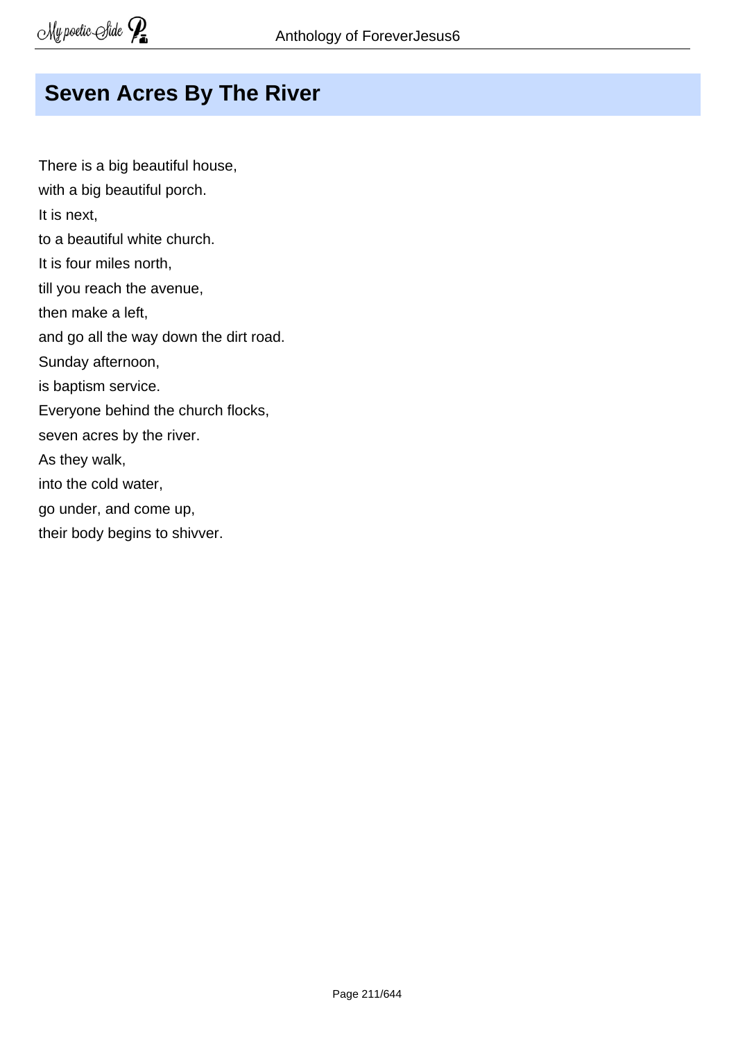# Seven Acres By The River

There is a big beautiful house,  
with a big beautiful porch.  
It is next,  
to a beautiful white church.  
It is four miles north,  
till you reach the avenue,  
then make a left,  
and go all the way down the dirt road.  
Sunday afternoon,  
is baptism service.  
Everyone behind the church flocks,  
seven acres by the river.  
As they walk,  
into the cold water,  
go under, and come up,  
their body begins to shivver.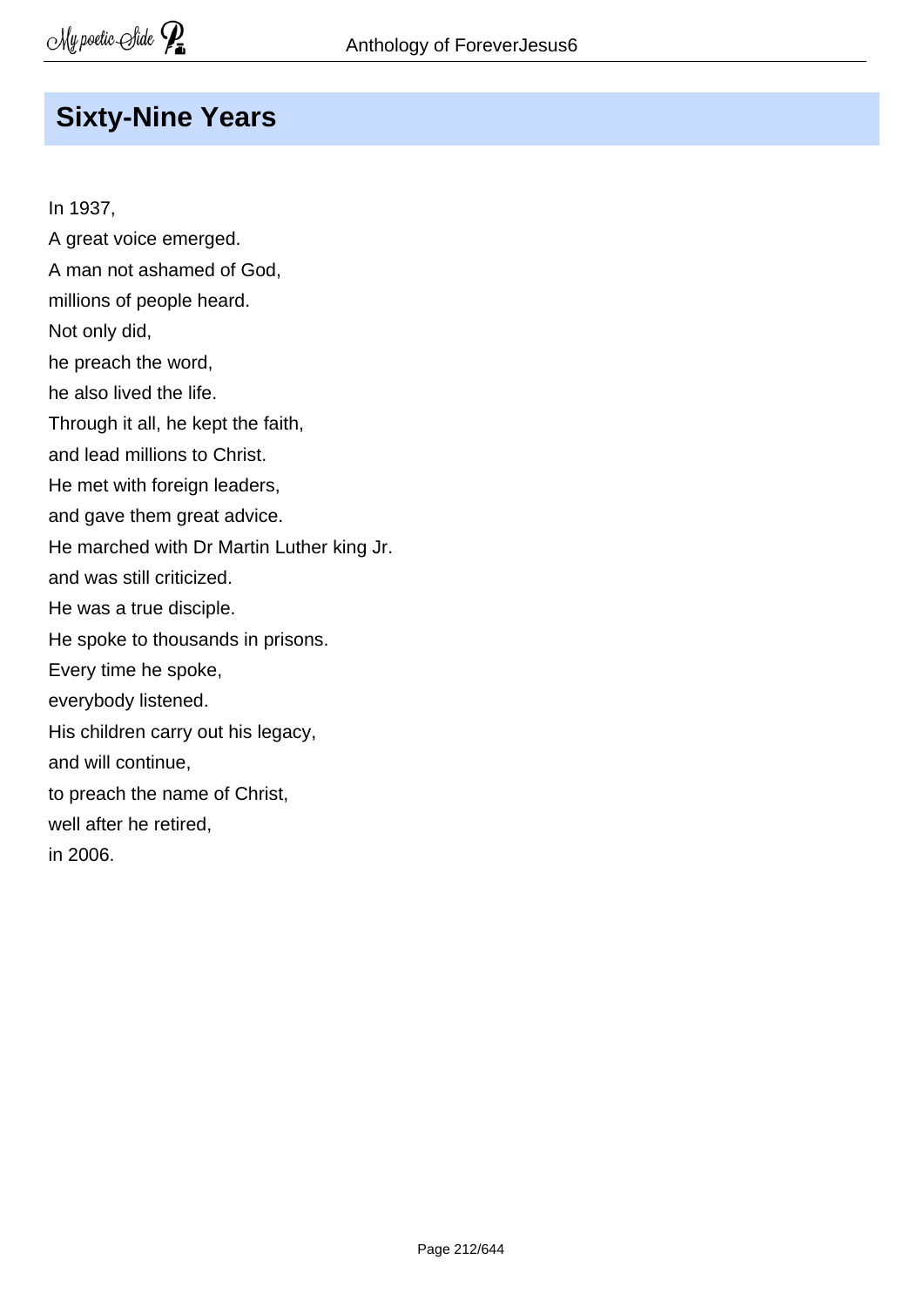## Sixty-Nine Years

In 1937,  
A great voice emerged.  
A man not ashamed of God,  
millions of people heard.  
Not only did,  
he preach the word,  
he also lived the life.  
Through it all, he kept the faith,  
and lead millions to Christ.  
He met with foreign leaders,  
and gave them great advice.  
He marched with Dr Martin Luther king Jr.  
and was still criticized.  
He was a true disciple.  
He spoke to thousands in prisons.  
Every time he spoke,  
everybody listened.  
His children carry out his legacy,  
and will continue,  
to preach the name of Christ,  
well after he retired,  
in 2006.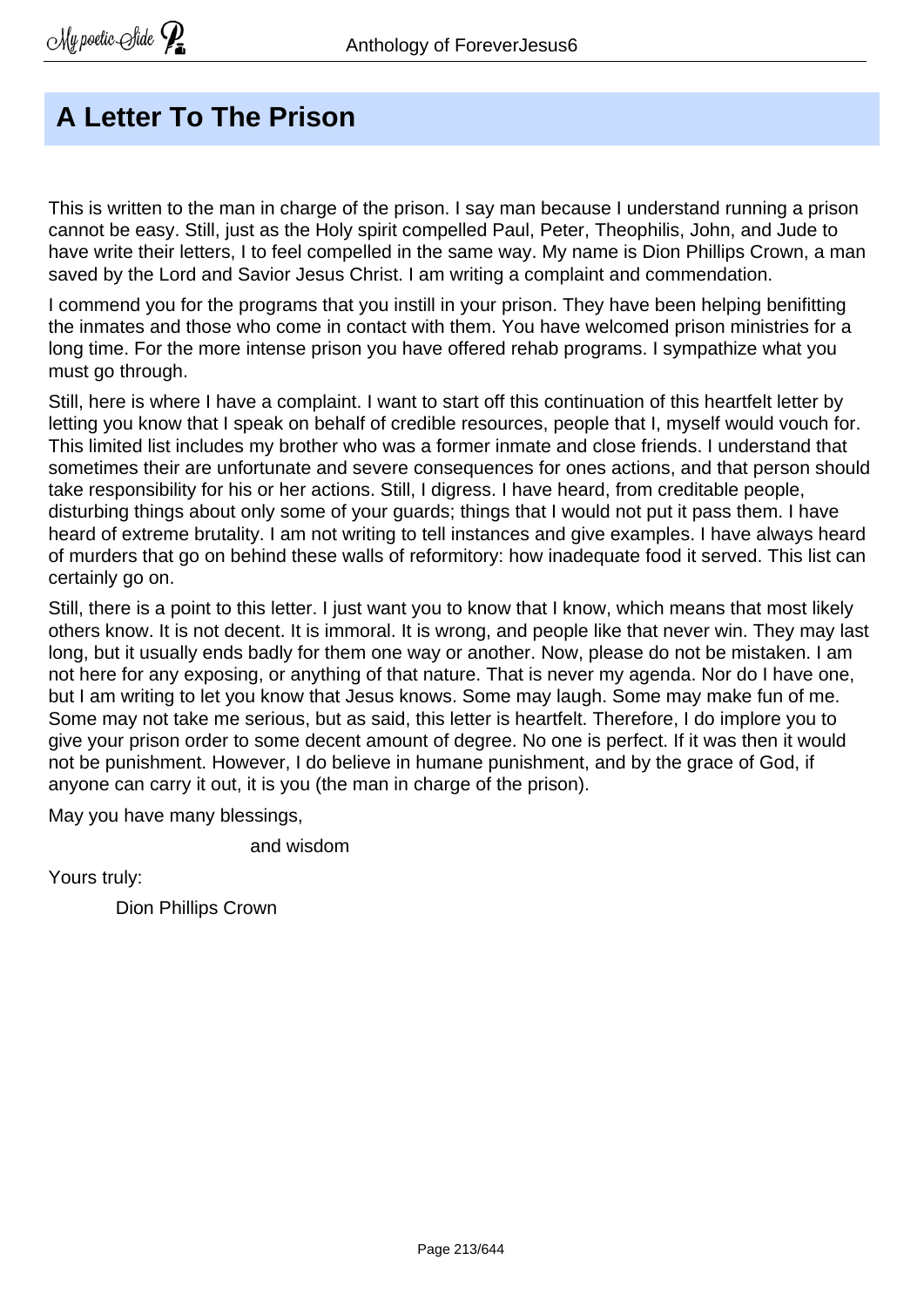# A Letter To The Prison

This is written to the man in charge of the prison. I say man because I understand running a prison cannot be easy. Still, just as the Holy spirit compelled Paul, Peter, Theophilis, John, and Jude to have write their letters, I to feel compelled in the same way. My name is Dion Phillips Crown, a man saved by the Lord and Savior Jesus Christ. I am writing a complaint and commendation.

I commend you for the programs that you instill in your prison. They have been helping benifitting the inmates and those who come in contact with them. You have welcomed prison ministries for a long time. For the more intense prison you have offered rehab programs. I sympathize what you must go through.

Still, here is where I have a complaint. I want to start off this continuation of this heartfelt letter by letting you know that I speak on behalf of credible resources, people that I, myself would vouch for. This limited list includes my brother who was a former inmate and close friends. I understand that sometimes their are unfortunate and severe consequences for ones actions, and that person should take responsibility for his or her actions. Still, I digress. I have heard, from creditable people, disturbing things about only some of your guards; things that I would not put it pass them. I have heard of extreme brutality. I am not writing to tell instances and give examples. I have always heard of murders that go on behind these walls of reformitory: how inadequate food it served. This list can certainly go on.

Still, there is a point to this letter. I just want you to know that I know, which means that most likely others know. It is not decent. It is immoral. It is wrong, and people like that never win. They may last long, but it usually ends badly for them one way or another. Now, please do not be mistaken. I am not here for any exposing, or anything of that nature. That is never my agenda. Nor do I have one, but I am writing to let you know that Jesus knows. Some may laugh. Some may make fun of me. Some may not take me serious, but as said, this letter is heartfelt. Therefore, I do implore you to give your prison order to some decent amount of degree. No one is perfect. If it was then it would not be punishment. However, I do believe in humane punishment, and by the grace of God, if anyone can carry it out, it is you (the man in charge of the prison).

May you have many blessings,

and wisdom

Yours truly:

Dion Phillips Crown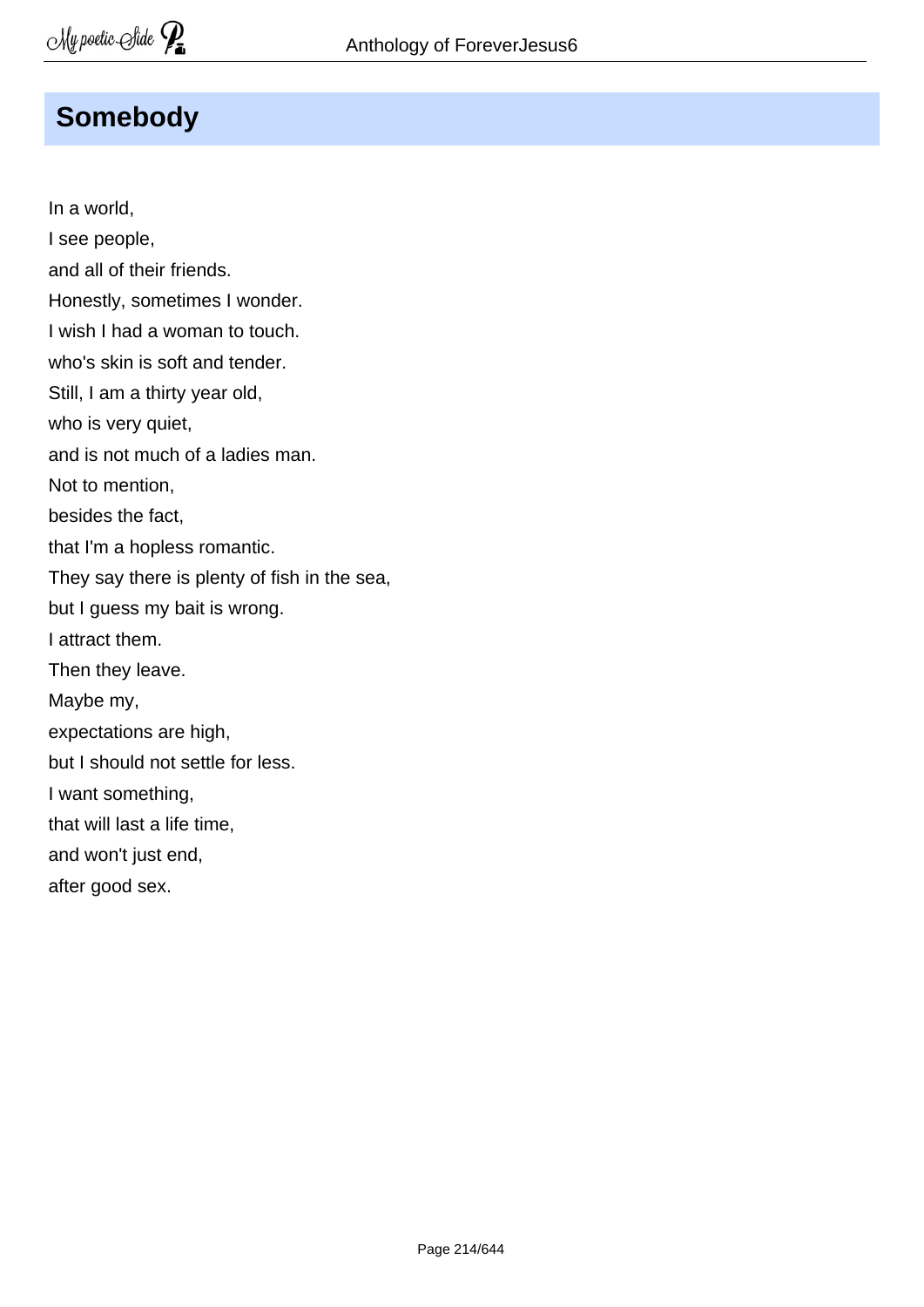## Somebody

In a world,  
I see people,  
and all of their friends.  
Honestly, sometimes I wonder.  
I wish I had a woman to touch.  
who's skin is soft and tender.  
Still, I am a thirty year old,  
who is very quiet,  
and is not much of a ladies man.  
Not to mention,  
besides the fact,  
that I'm a hopless romantic.  
They say there is plenty of fish in the sea,  
but I guess my bait is wrong.  
I attract them.  
Then they leave.  
Maybe my,  
expectations are high,  
but I should not settle for less.  
I want something,  
that will last a life time,  
and won't just end,  
after good sex.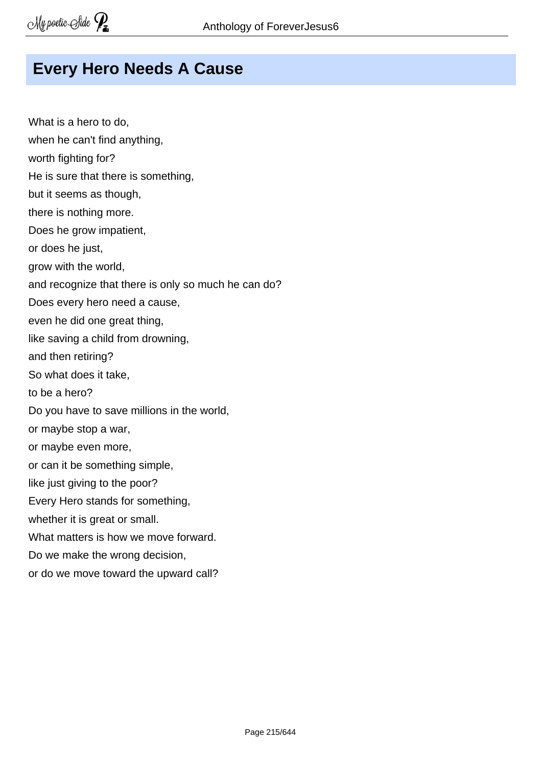# Every Hero Needs A Cause

What is a hero to do,
when he can't find anything,
worth fighting for?
He is sure that there is something,
but it seems as though,
there is nothing more.
Does he grow impatient,
or does he just,
grow with the world,
and recognize that there is only so much he can do?
Does every hero need a cause,
even he did one great thing,
like saving a child from drowning,
and then retiring?
So what does it take,
to be a hero?
Do you have to save millions in the world,
or maybe stop a war,
or maybe even more,
or can it be something simple,
like just giving to the poor?
Every Hero stands for something,
whether it is great or small.
What matters is how we move forward.
Do we make the wrong decision,
or do we move toward the upward call?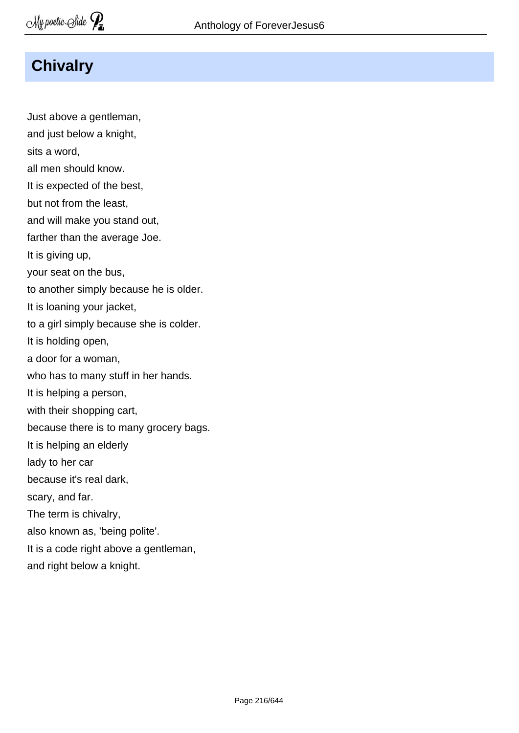## Chivalry

Just above a gentleman,
and just below a knight,
sits a word,
all men should know.
It is expected of the best,
but not from the least,
and will make you stand out,
farther than the average Joe.
It is giving up,
your seat on the bus,
to another simply because he is older.
It is loaning your jacket,
to a girl simply because she is colder.
It is holding open,
a door for a woman,
who has to many stuff in her hands.
It is helping a person,
with their shopping cart,
because there is to many grocery bags.
It is helping an elderly
lady to her car
because it's real dark,
scary, and far.
The term is chivalry,
also known as, 'being polite'.
It is a code right above a gentleman,
and right below a knight.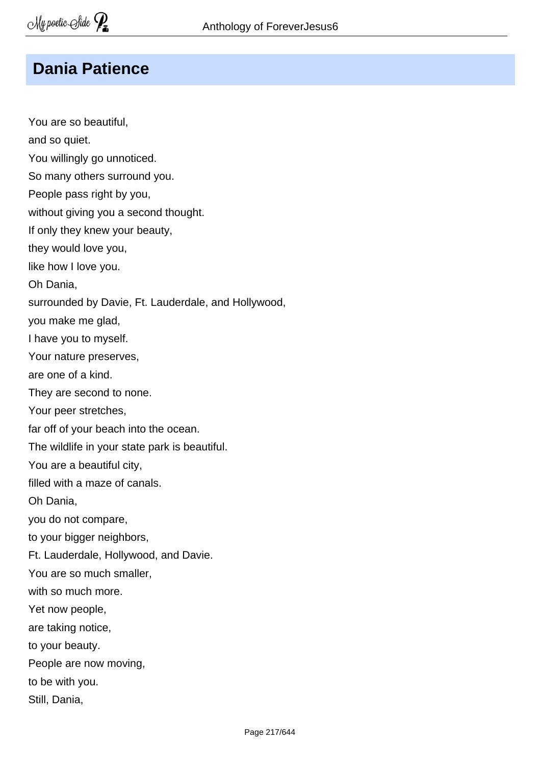## Dania Patience

You are so beautiful,  
and so quiet.  
You willingly go unnoticed.  
So many others surround you.  
People pass right by you,  
without giving you a second thought.  
If only they knew your beauty,  
they would love you,  
like how I love you.  
Oh Dania,  
surrounded by Davie, Ft. Lauderdale, and Hollywood,  
you make me glad,  
I have you to myself.  
Your nature preserves,  
are one of a kind.  
They are second to none.  
Your peer stretches,  
far off of your beach into the ocean.  
The wildlife in your state park is beautiful.  
You are a beautiful city,  
filled with a maze of canals.  
Oh Dania,  
you do not compare,  
to your bigger neighbors,  
Ft. Lauderdale, Hollywood, and Davie.  
You are so much smaller,  
with so much more.  
Yet now people,  
are taking notice,  
to your beauty.  
People are now moving,  
to be with you.  
Still, Dania,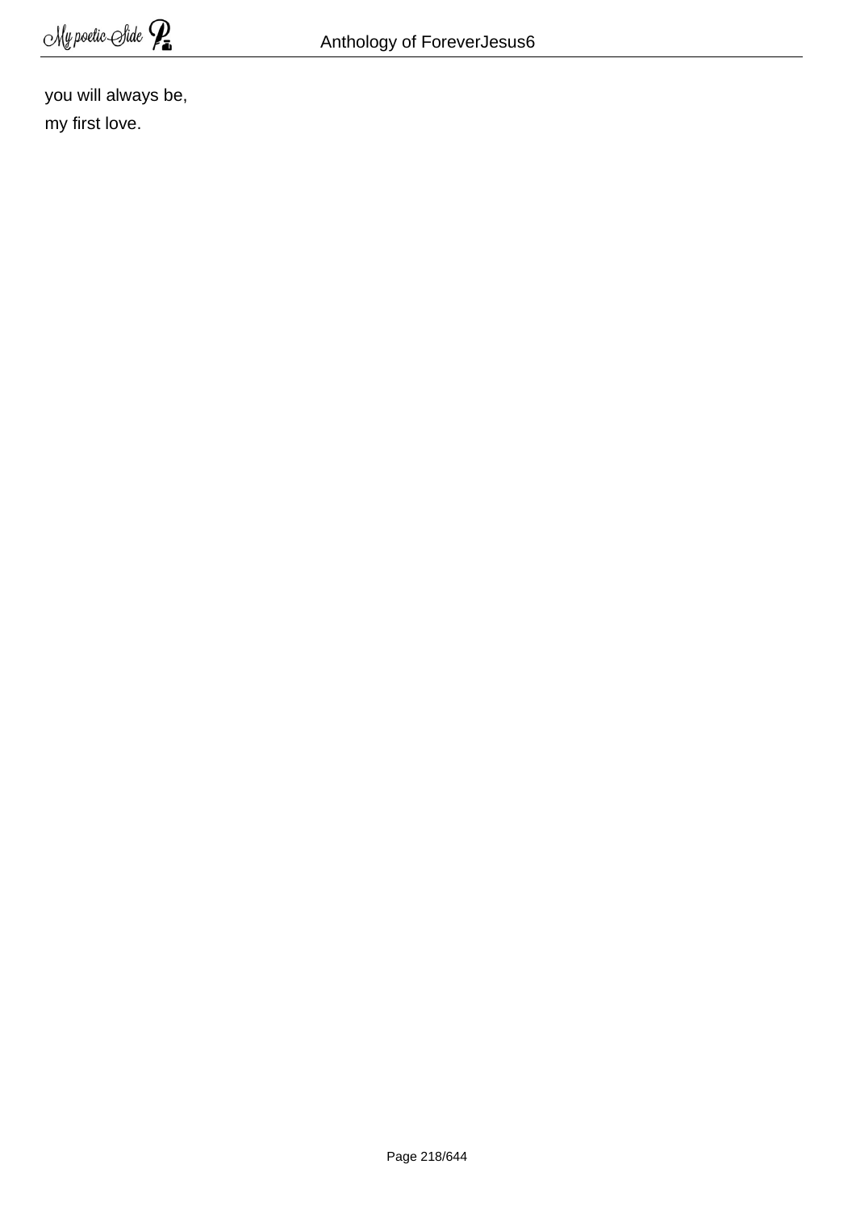you will always be,  
my first love.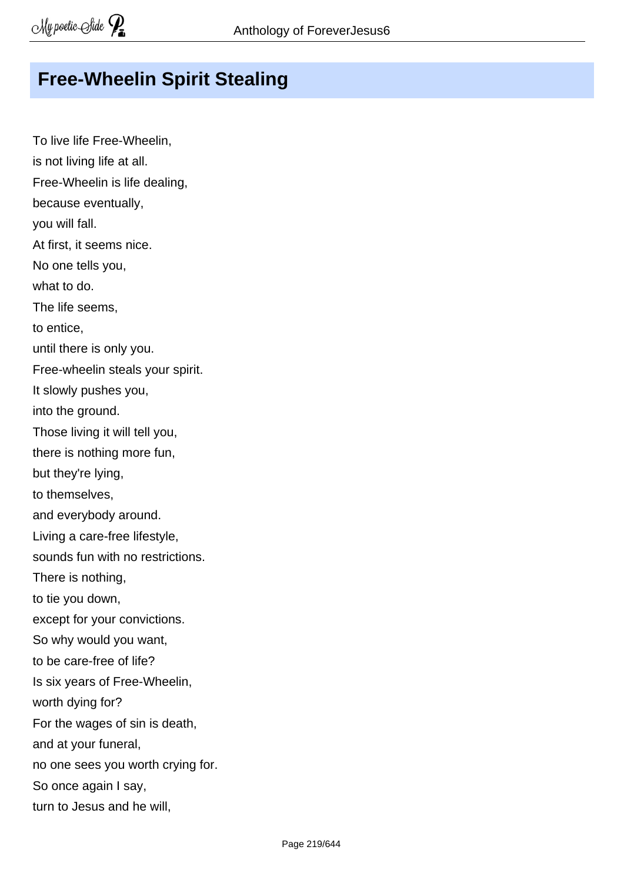## Free-Wheelin Spirit Stealing

To live life Free-Wheelin,  
is not living life at all.  
Free-Wheelin is life dealing,  
because eventually,  
you will fall.  
At first, it seems nice.  
No one tells you,  
what to do.  
The life seems,  
to entice,  
until there is only you.  
Free-wheelin steals your spirit.  
It slowly pushes you,  
into the ground.  
Those living it will tell you,  
there is nothing more fun,  
but they're lying,  
to themselves,  
and everybody around.  
Living a care-free lifestyle,  
sounds fun with no restrictions.  
There is nothing,  
to tie you down,  
except for your convictions.  
So why would you want,  
to be care-free of life?  
Is six years of Free-Wheelin,  
worth dying for?  
For the wages of sin is death,  
and at your funeral,  
no one sees you worth crying for.  
So once again I say,  
turn to Jesus and he will,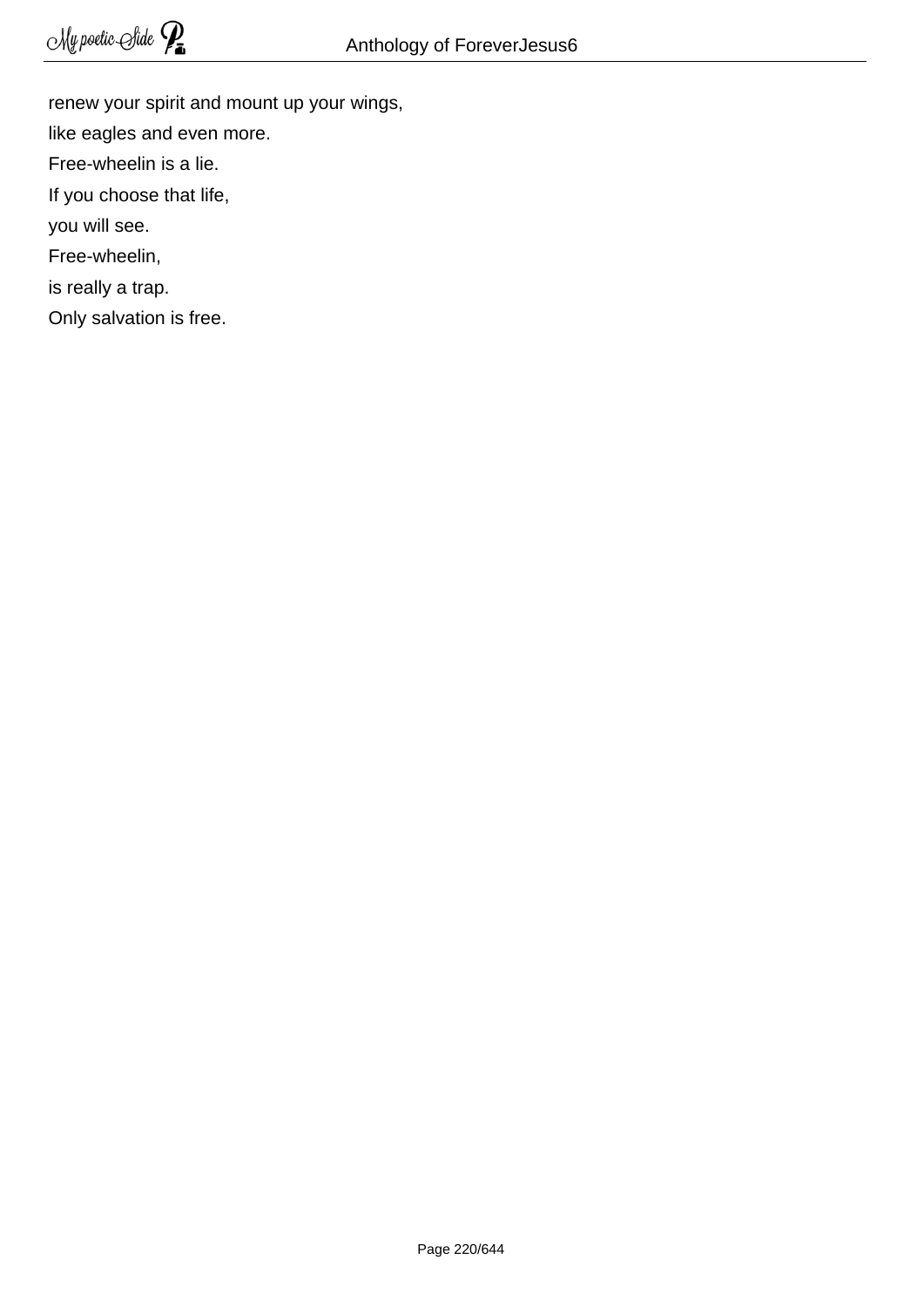renew your spirit and mount up your wings,

like eagles and even more.

Free-wheelin is a lie.

If you choose that life,

you will see.

Free-wheelin,

is really a trap.

Only salvation is free.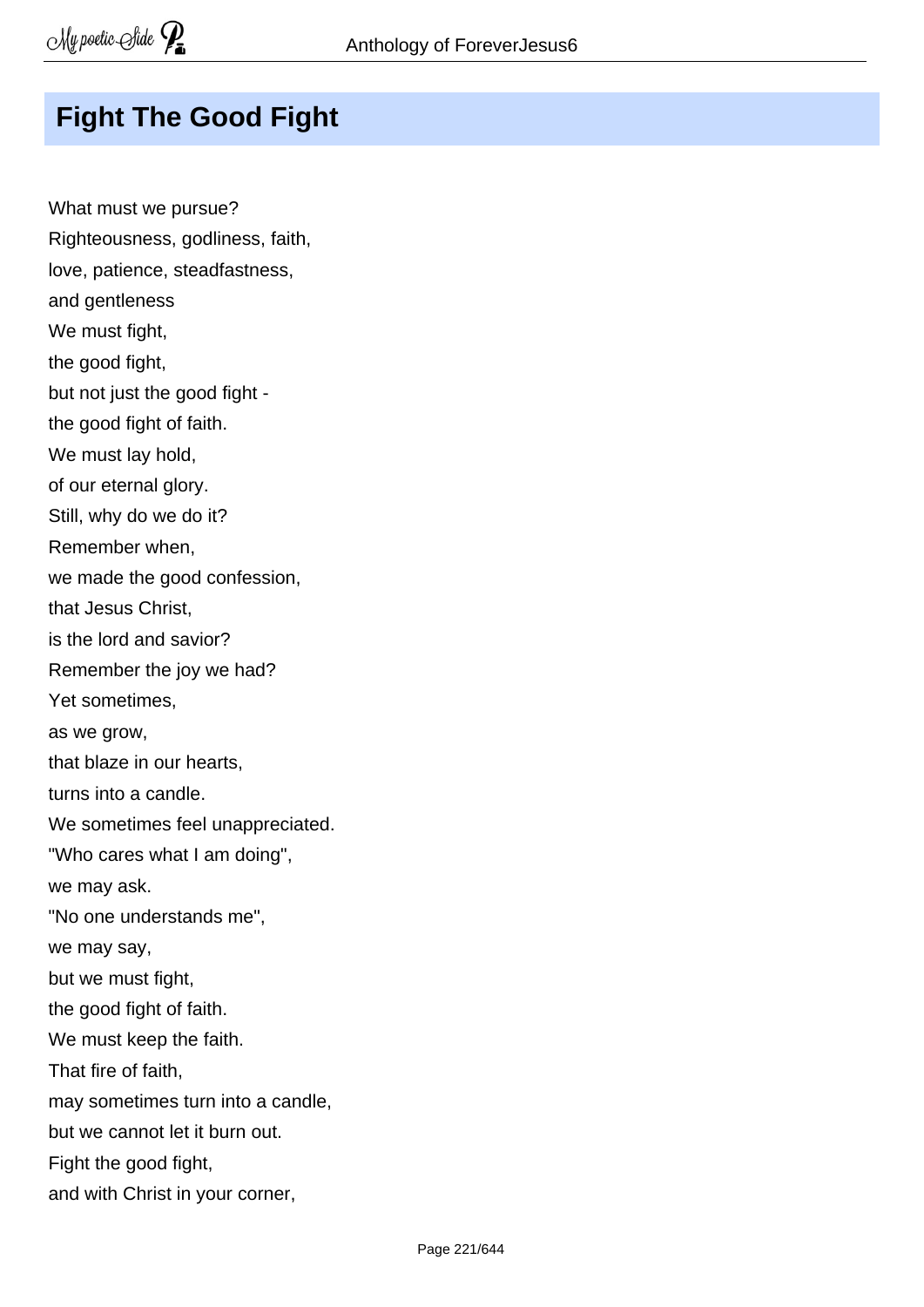## Fight The Good Fight

What must we pursue?
Righteousness, godliness, faith,
love, patience, steadfastness,
and gentleness
We must fight,
the good fight,
but not just the good fight -
the good fight of faith.
We must lay hold,
of our eternal glory.
Still, why do we do it?
Remember when,
we made the good confession,
that Jesus Christ,
is the lord and savior?
Remember the joy we had?
Yet sometimes,
as we grow,
that blaze in our hearts,
turns into a candle.
We sometimes feel unappreciated.
"Who cares what I am doing",
we may ask.
"No one understands me",
we may say,
but we must fight,
the good fight of faith.
We must keep the faith.
That fire of faith,
may sometimes turn into a candle,
but we cannot let it burn out.
Fight the good fight,
and with Christ in your corner,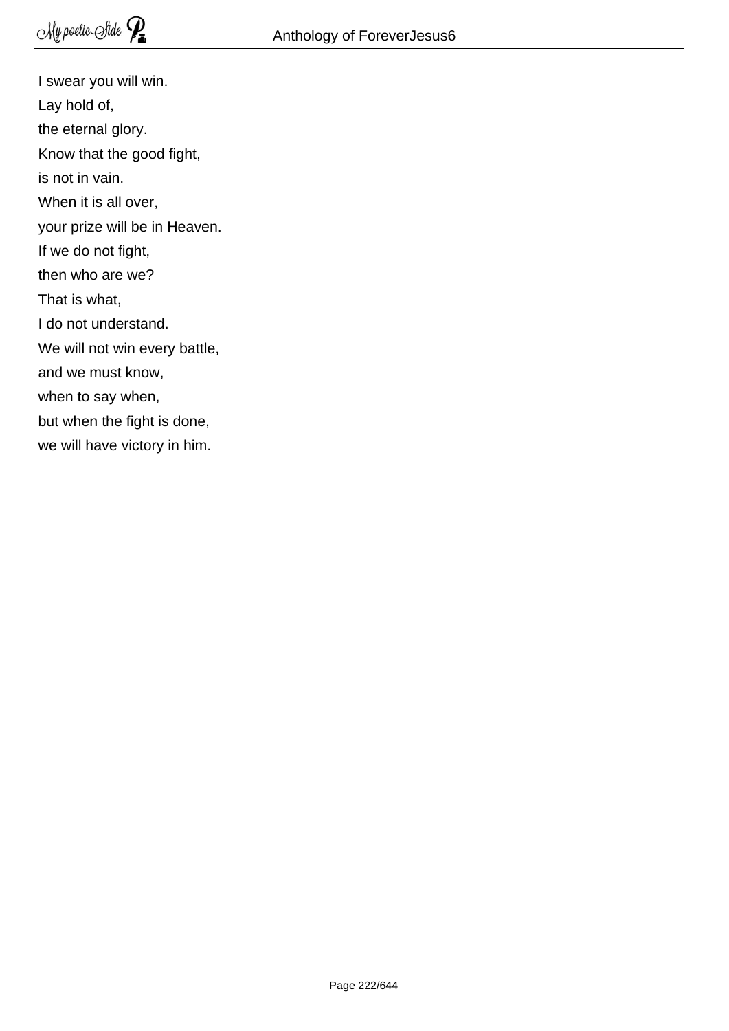I swear you will win.  
Lay hold of,  
the eternal glory.  
Know that the good fight,  
is not in vain.  
When it is all over,  
your prize will be in Heaven.  
If we do not fight,  
then who are we?  
That is what,  
I do not understand.  
We will not win every battle,  
and we must know,  
when to say when,  
but when the fight is done,  
we will have victory in him.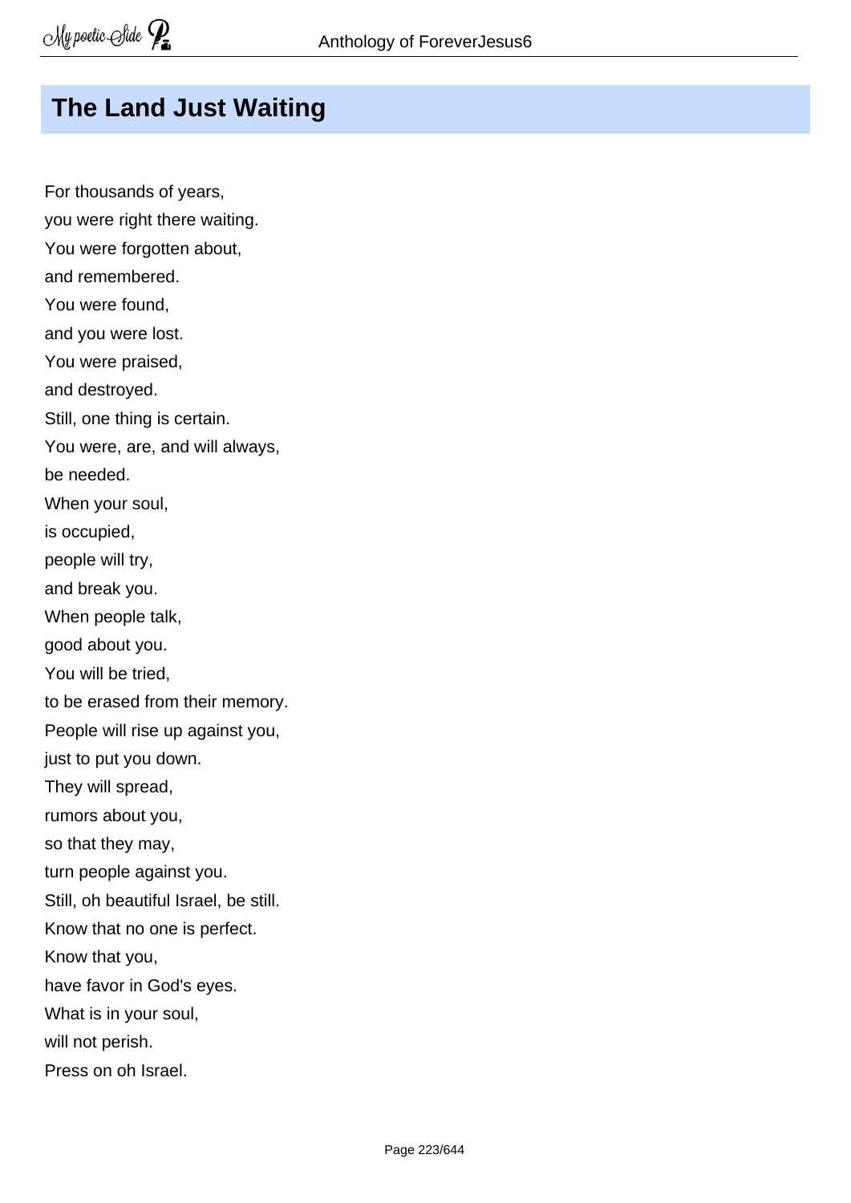# The Land Just Waiting

For thousands of years,  
you were right there waiting.  
You were forgotten about,  
and remembered.  
You were found,  
and you were lost.  
You were praised,  
and destroyed.  
Still, one thing is certain.  
You were, are, and will always,  
be needed.  
When your soul,  
is occupied,  
people will try,  
and break you.  
When people talk,  
good about you.  
You will be tried,  
to be erased from their memory.  
People will rise up against you,  
just to put you down.  
They will spread,  
rumors about you,  
so that they may,  
turn people against you.  
Still, oh beautiful Israel, be still.  
Know that no one is perfect.  
Know that you,  
have favor in God's eyes.  
What is in your soul,  
will not perish.  
Press on oh Israel.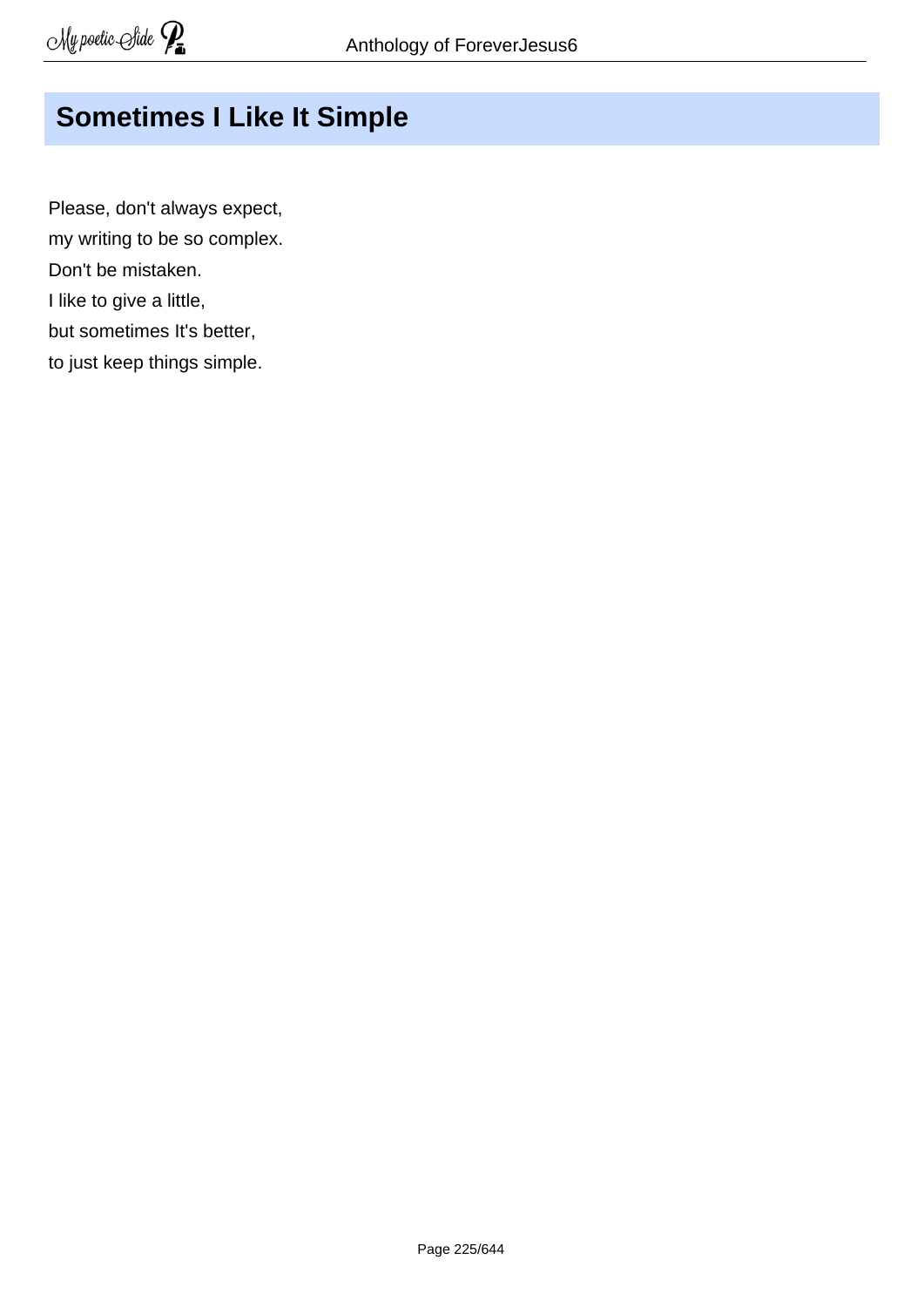## Sometimes I Like It Simple

Please, don't always expect,
my writing to be so complex.
Don't be mistaken.
I like to give a little,
but sometimes It's better,
to just keep things simple.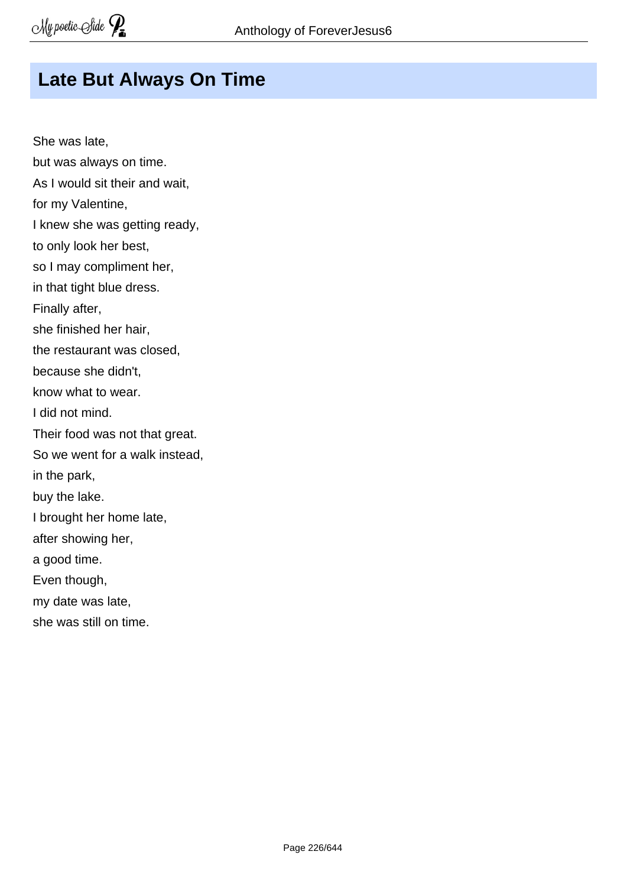## Late But Always On Time

She was late,  
but was always on time.  
As I would sit their and wait,  
for my Valentine,  
I knew she was getting ready,  
to only look her best,  
so I may compliment her,  
in that tight blue dress.  
Finally after,  
she finished her hair,  
the restaurant was closed,  
because she didn't,  
know what to wear.  
I did not mind.  
Their food was not that great.  
So we went for a walk instead,  
in the park,  
buy the lake.  
I brought her home late,  
after showing her,  
a good time.  
Even though,  
my date was late,  
she was still on time.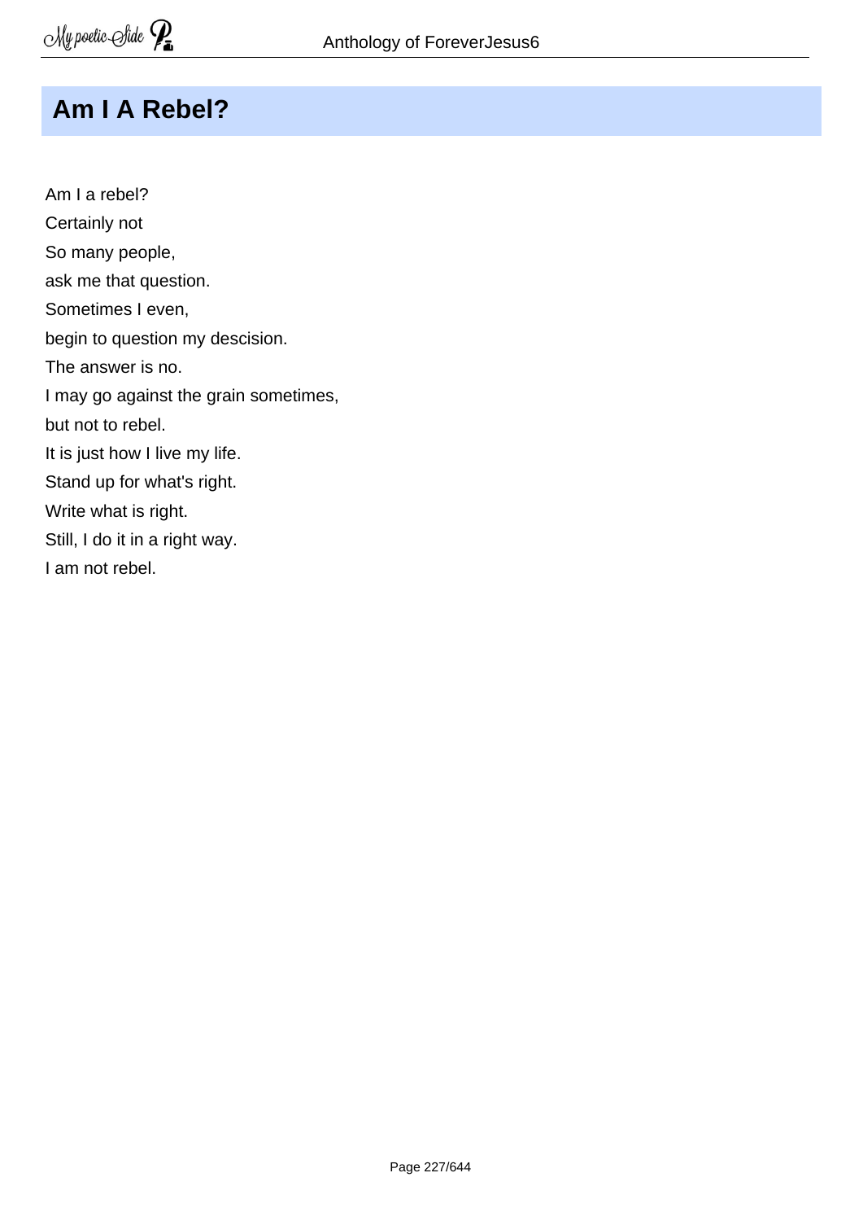## Am I A Rebel?

Am I a rebel?
Certainly not
So many people,
ask me that question.
Sometimes I even,
begin to question my descision.
The answer is no.
I may go against the grain sometimes,
but not to rebel.
It is just how I live my life.
Stand up for what's right.
Write what is right.
Still, I do it in a right way.
I am not rebel.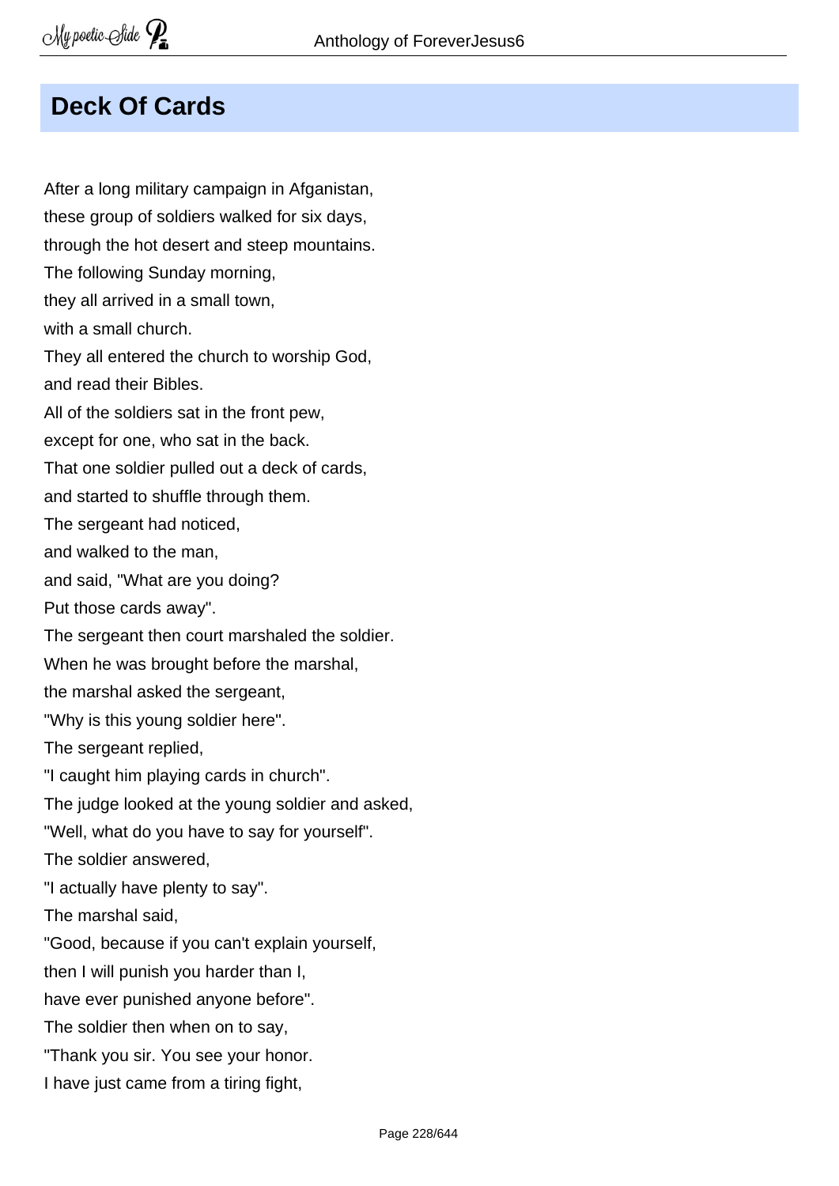## Deck Of Cards

After a long military campaign in Afganistan,  
these group of soldiers walked for six days,  
through the hot desert and steep mountains.  
The following Sunday morning,  
they all arrived in a small town,  
with a small church.  
They all entered the church to worship God,  
and read their Bibles.  
All of the soldiers sat in the front pew,  
except for one, who sat in the back.  
That one soldier pulled out a deck of cards,  
and started to shuffle through them.  
The sergeant had noticed,  
and walked to the man,  
and said, "What are you doing?  
Put those cards away".  
The sergeant then court marshaled the soldier.  
When he was brought before the marshal,  
the marshal asked the sergeant,  
"Why is this young soldier here".  
The sergeant replied,  
"I caught him playing cards in church".  
The judge looked at the young soldier and asked,  
"Well, what do you have to say for yourself".  
The soldier answered,  
"I actually have plenty to say".  
The marshal said,  
"Good, because if you can't explain yourself,  
then I will punish you harder than I,  
have ever punished anyone before".  
The soldier then when on to say,  
"Thank you sir. You see your honor.  
I have just came from a tiring fight,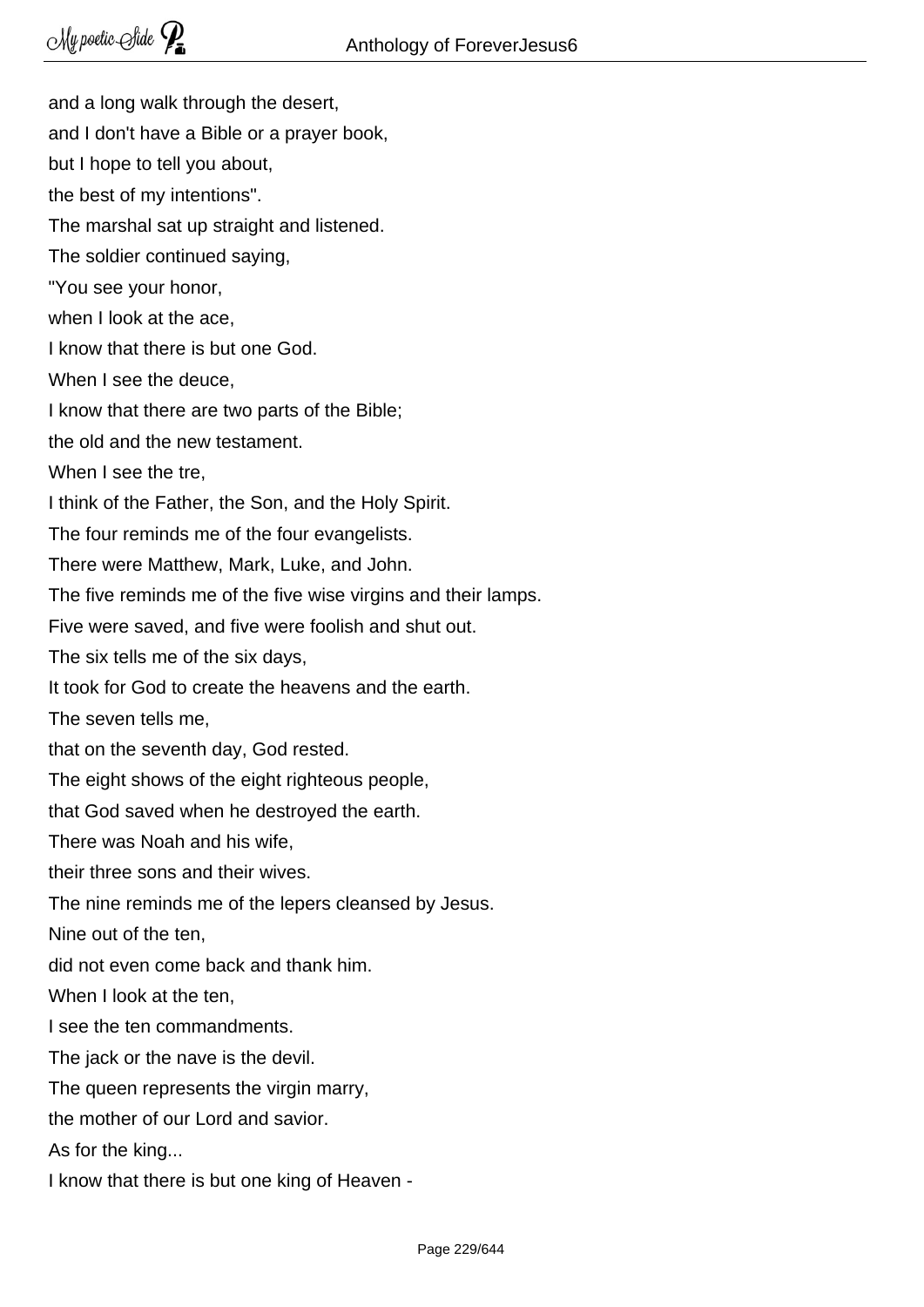and a long walk through the desert,

and I don't have a Bible or a prayer book,

but I hope to tell you about,

the best of my intentions".

The marshal sat up straight and listened.

The soldier continued saying,

"You see your honor,

when I look at the ace,

I know that there is but one God.

When I see the deuce,

I know that there are two parts of the Bible;

the old and the new testament.

When I see the tre,

I think of the Father, the Son, and the Holy Spirit.

The four reminds me of the four evangelists.

There were Matthew, Mark, Luke, and John.

The five reminds me of the five wise virgins and their lamps.

Five were saved, and five were foolish and shut out.

The six tells me of the six days,

It took for God to create the heavens and the earth.

The seven tells me,

that on the seventh day, God rested.

The eight shows of the eight righteous people,

that God saved when he destroyed the earth.

There was Noah and his wife,

their three sons and their wives.

The nine reminds me of the lepers cleansed by Jesus.

Nine out of the ten,

did not even come back and thank him.

When I look at the ten,

I see the ten commandments.

The jack or the nave is the devil.

The queen represents the virgin marry,

the mother of our Lord and savior.

As for the king...

I know that there is but one king of Heaven -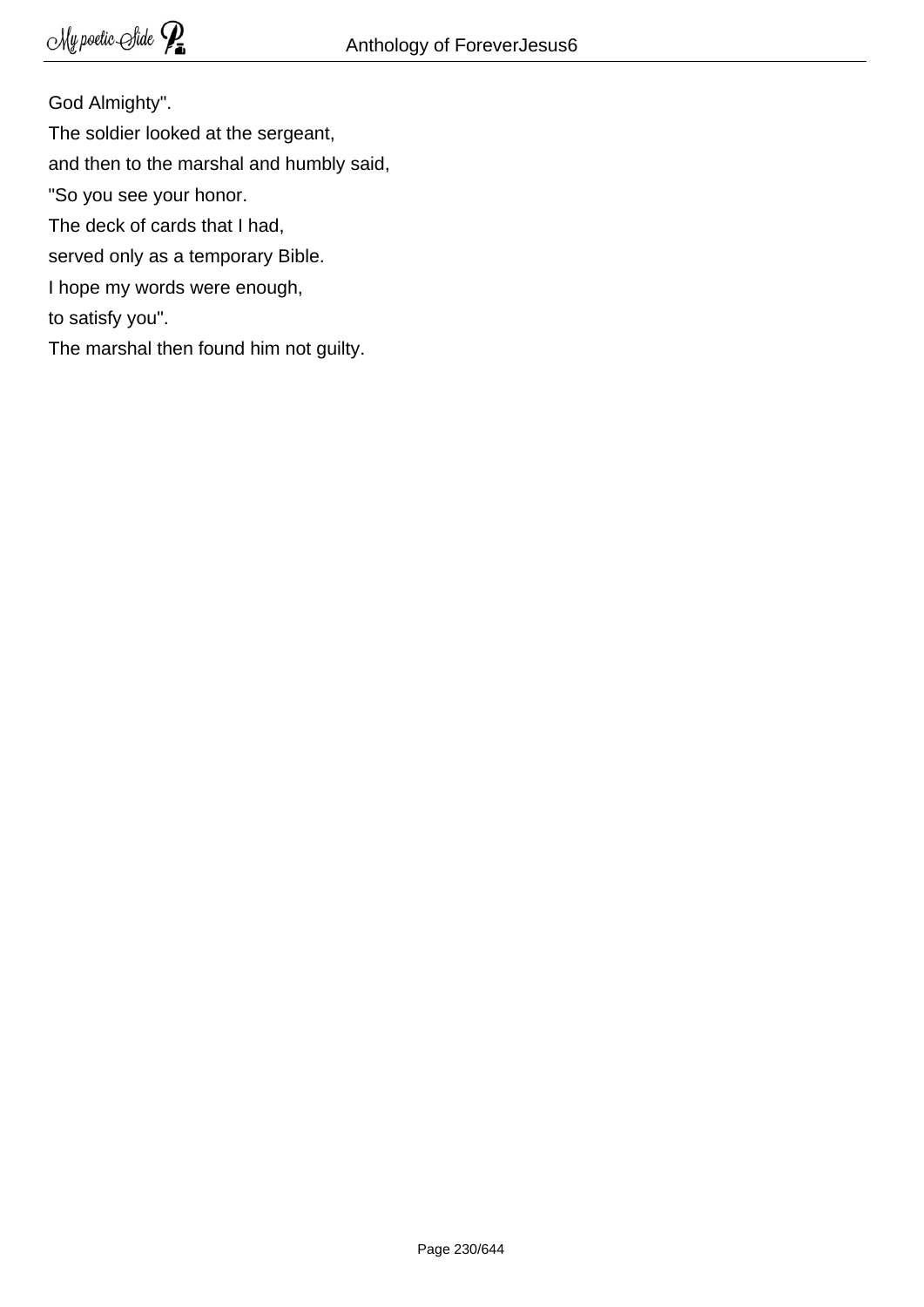God Almighty".

The soldier looked at the sergeant,

and then to the marshal and humbly said,

"So you see your honor.

The deck of cards that I had,

served only as a temporary Bible.

I hope my words were enough,

to satisfy you".

The marshal then found him not guilty.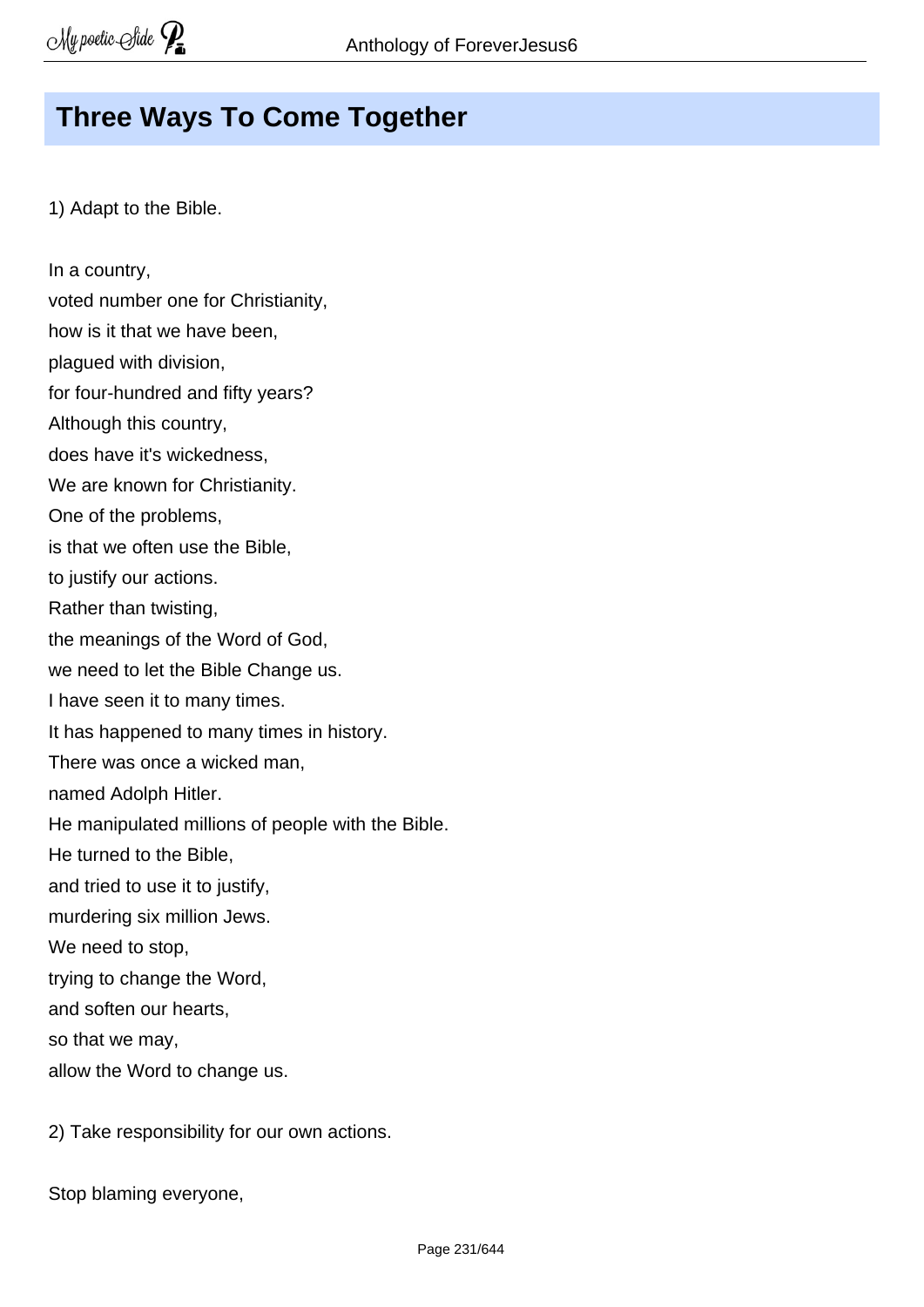## Three Ways To Come Together

1) Adapt to the Bible.

In a country,
voted number one for Christianity,
how is it that we have been,
plagued with division,
for four-hundred and fifty years?
Although this country,
does have it's wickedness,
We are known for Christianity.
One of the problems,
is that we often use the Bible,
to justify our actions.
Rather than twisting,
the meanings of the Word of God,
we need to let the Bible Change us.
I have seen it to many times.
It has happened to many times in history.
There was once a wicked man,
named Adolph Hitler.
He manipulated millions of people with the Bible.
He turned to the Bible,
and tried to use it to justify,
murdering six million Jews.
We need to stop,
trying to change the Word,
and soften our hearts,
so that we may,
allow the Word to change us.

2) Take responsibility for our own actions.

Stop blaming everyone,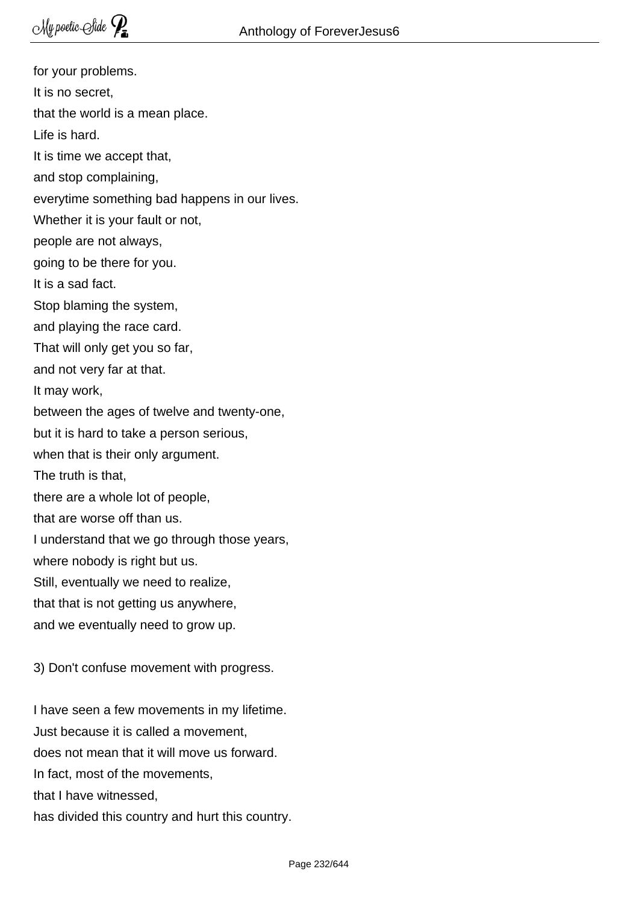for your problems.  
It is no secret,  
that the world is a mean place.  
Life is hard.  
It is time we accept that,  
and stop complaining,  
everytime something bad happens in our lives.  
Whether it is your fault or not,  
people are not always,  
going to be there for you.  
It is a sad fact.  
Stop blaming the system,  
and playing the race card.  
That will only get you so far,  
and not very far at that.  
It may work,  
between the ages of twelve and twenty-one,  
but it is hard to take a person serious,  
when that is their only argument.  
The truth is that,  
there are a whole lot of people,  
that are worse off than us.  
I understand that we go through those years,  
where nobody is right but us.  
Still, eventually we need to realize,  
that that is not getting us anywhere,  
and we eventually need to grow up.

3) Don't confuse movement with progress.

I have seen a few movements in my lifetime.  
Just because it is called a movement,  
does not mean that it will move us forward.  
In fact, most of the movements,  
that I have witnessed,  
has divided this country and hurt this country.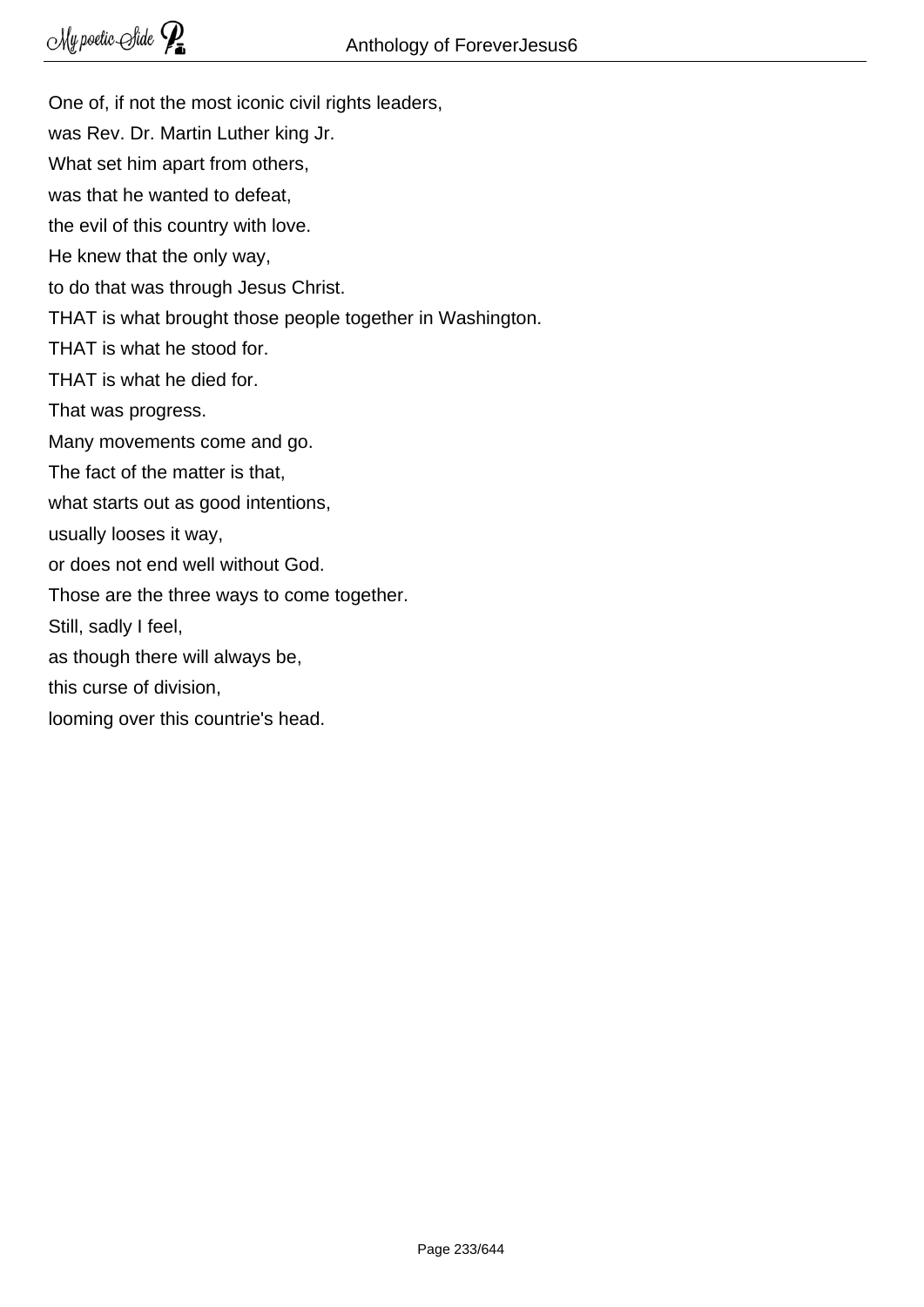One of, if not the most iconic civil rights leaders,  
was Rev. Dr. Martin Luther king Jr.  
What set him apart from others,  
was that he wanted to defeat,  
the evil of this country with love.  
He knew that the only way,  
to do that was through Jesus Christ.  
THAT is what brought those people together in Washington.  
THAT is what he stood for.  
THAT is what he died for.  
That was progress.  
Many movements come and go.  
The fact of the matter is that,  
what starts out as good intentions,  
usually looses it way,  
or does not end well without God.  
Those are the three ways to come together.  
Still, sadly I feel,  
as though there will always be,  
this curse of division,  
looming over this countrie's head.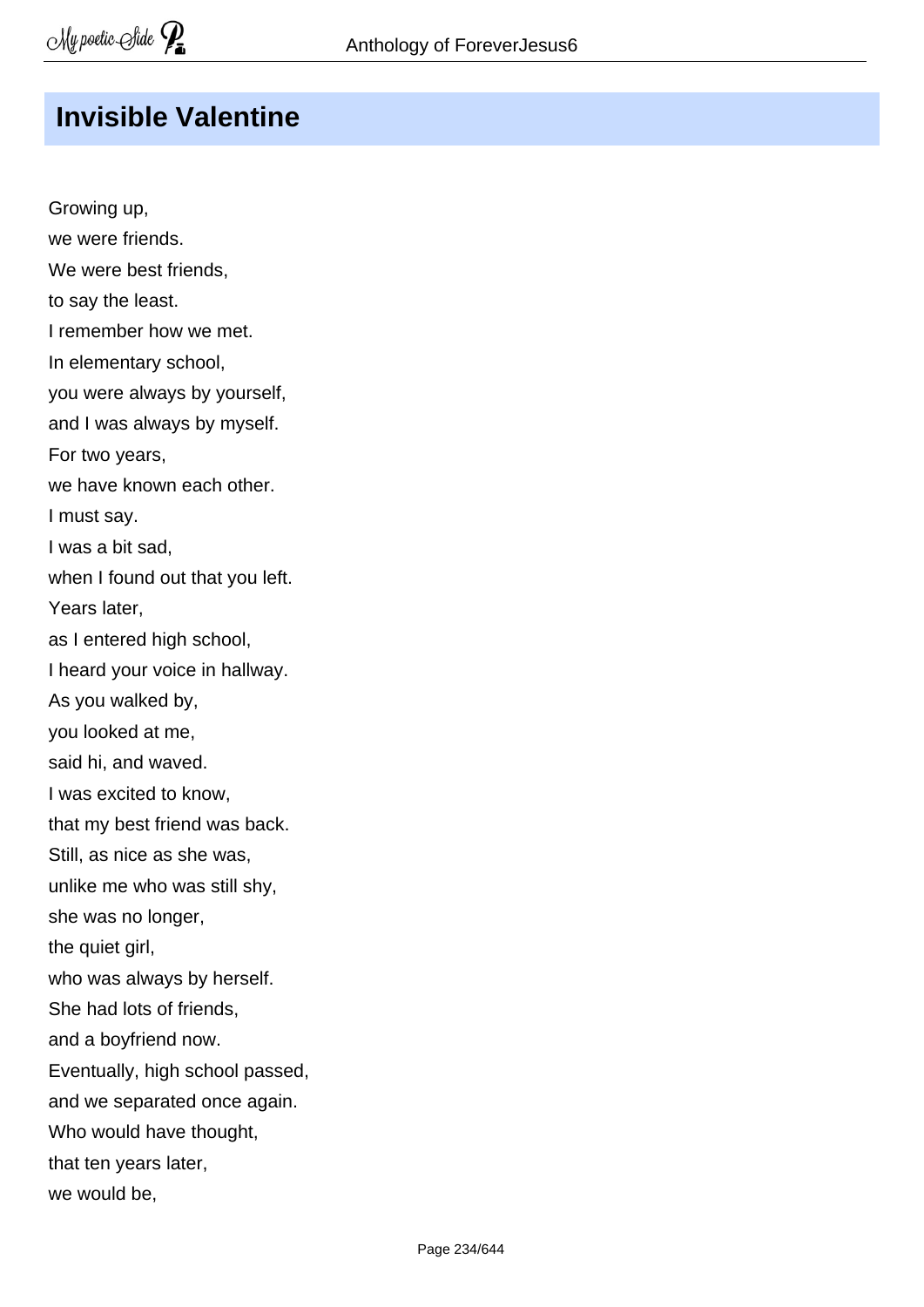## Invisible Valentine

Growing up,  
we were friends.  
We were best friends,  
to say the least.  
I remember how we met.  
In elementary school,  
you were always by yourself,  
and I was always by myself.  
For two years,  
we have known each other.  
I must say.  
I was a bit sad,  
when I found out that you left.  
Years later,  
as I entered high school,  
I heard your voice in hallway.  
As you walked by,  
you looked at me,  
said hi, and waved.  
I was excited to know,  
that my best friend was back.  
Still, as nice as she was,  
unlike me who was still shy,  
she was no longer,  
the quiet girl,  
who was always by herself.  
She had lots of friends,  
and a boyfriend now.  
Eventually, high school passed,  
and we separated once again.  
Who would have thought,  
that ten years later,  
we would be,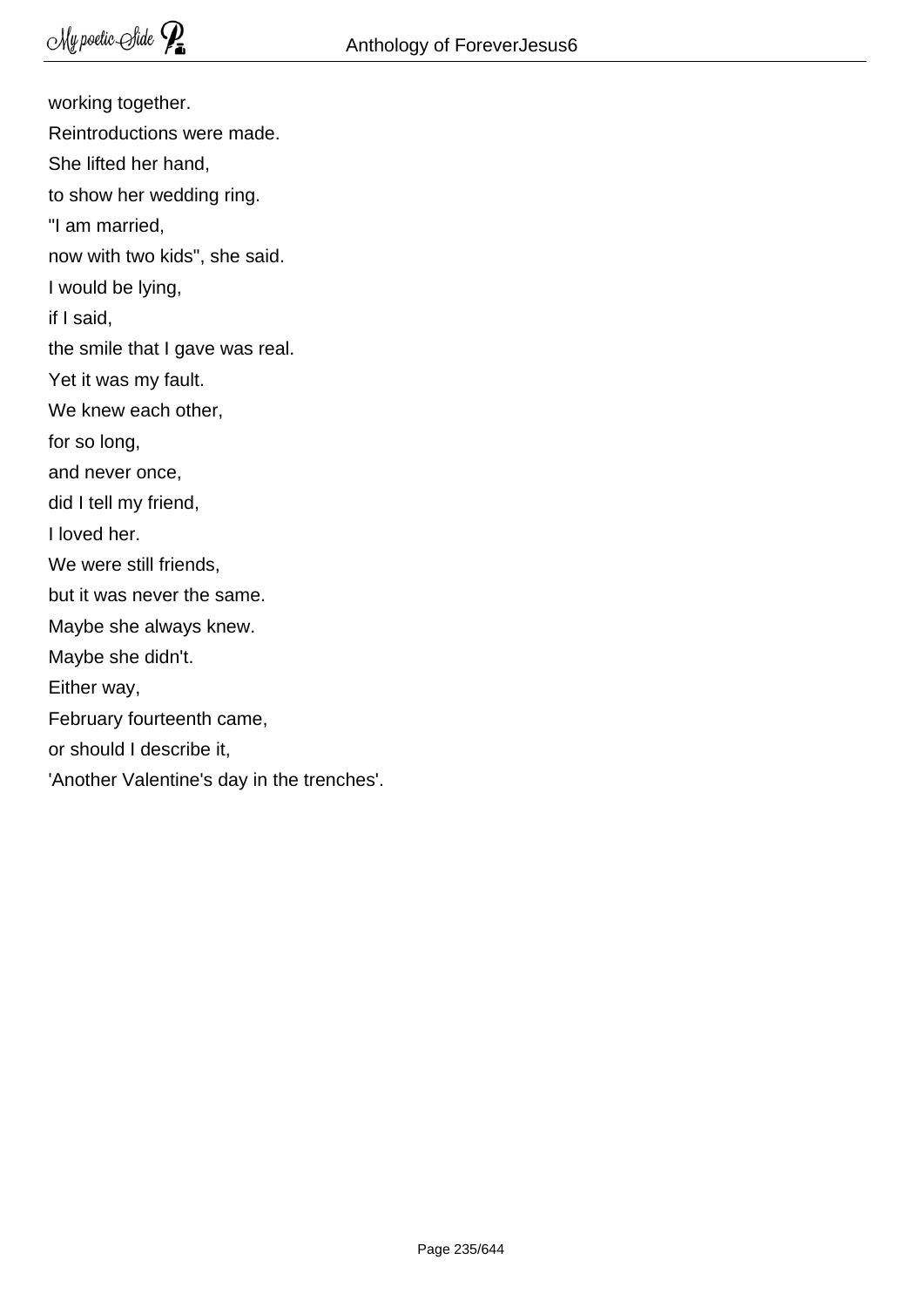working together.  
Reintroductions were made.  
She lifted her hand,  
to show her wedding ring.  
"I am married,  
now with two kids", she said.  
I would be lying,  
if I said,  
the smile that I gave was real.  
Yet it was my fault.  
We knew each other,  
for so long,  
and never once,  
did I tell my friend,  
I loved her.  
We were still friends,  
but it was never the same.  
Maybe she always knew.  
Maybe she didn't.  
Either way,  
February fourteenth came,  
or should I describe it,  
'Another Valentine's day in the trenches'.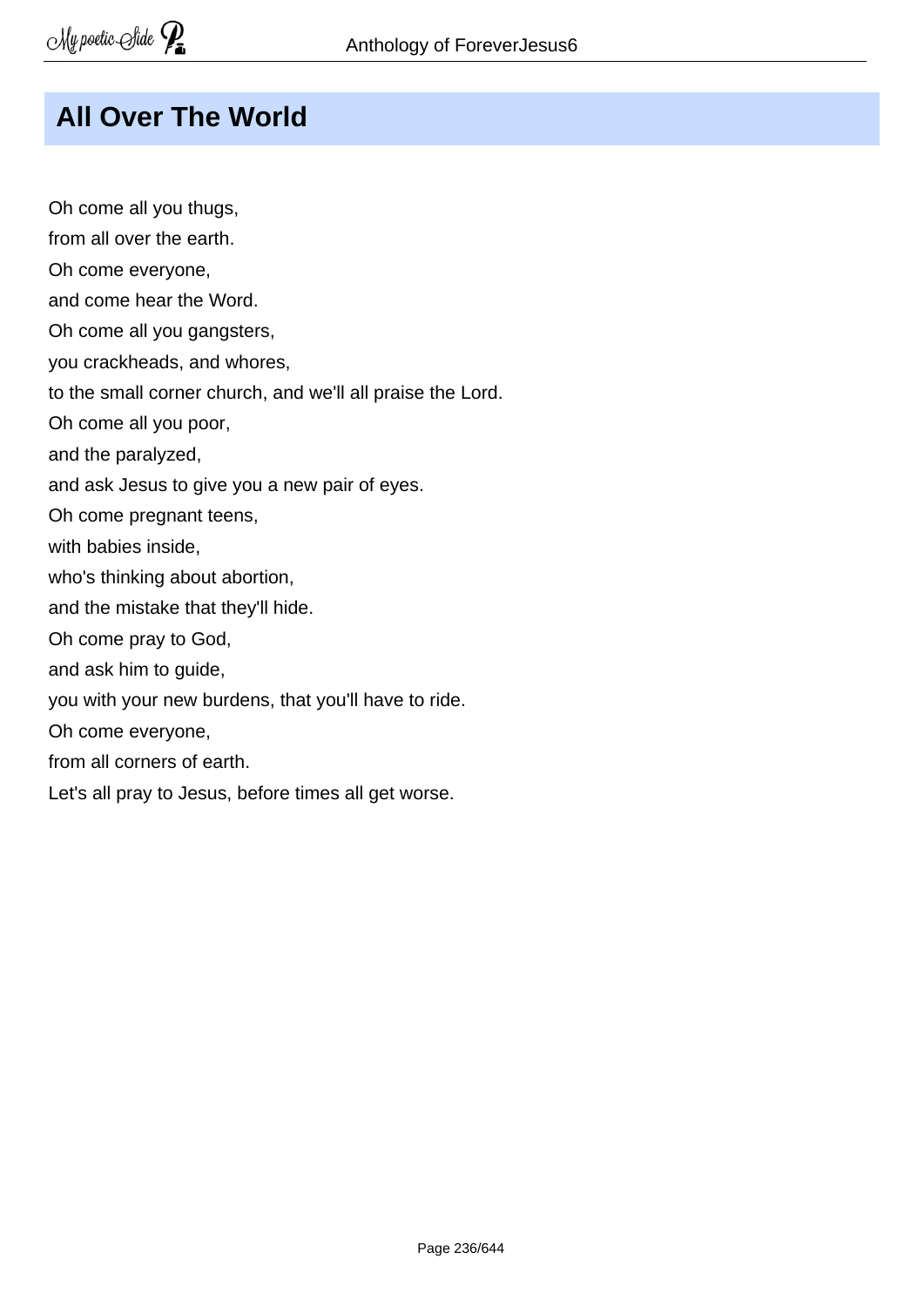# All Over The World

Oh come all you thugs,  
from all over the earth.  
Oh come everyone,  
and come hear the Word.  
Oh come all you gangsters,  
you crackheads, and whores,  
to the small corner church, and we'll all praise the Lord.  
Oh come all you poor,  
and the paralyzed,  
and ask Jesus to give you a new pair of eyes.  
Oh come pregnant teens,  
with babies inside,  
who's thinking about abortion,  
and the mistake that they'll hide.  
Oh come pray to God,  
and ask him to guide,  
you with your new burdens, that you'll have to ride.  
Oh come everyone,  
from all corners of earth.  
Let's all pray to Jesus, before times all get worse.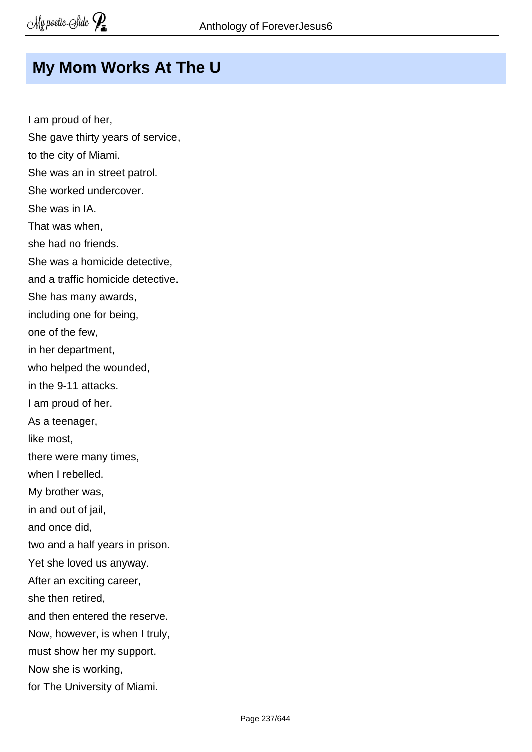## My Mom Works At The U

I am proud of her,  
She gave thirty years of service,  
to the city of Miami.  
She was an in street patrol.  
She worked undercover.  
She was in IA.  
That was when,  
she had no friends.  
She was a homicide detective,  
and a traffic homicide detective.  
She has many awards,  
including one for being,  
one of the few,  
in her department,  
who helped the wounded,  
in the 9-11 attacks.  
I am proud of her.  
As a teenager,  
like most,  
there were many times,  
when I rebelled.  
My brother was,  
in and out of jail,  
and once did,  
two and a half years in prison.  
Yet she loved us anyway.  
After an exciting career,  
she then retired,  
and then entered the reserve.  
Now, however, is when I truly,  
must show her my support.  
Now she is working,  
for The University of Miami.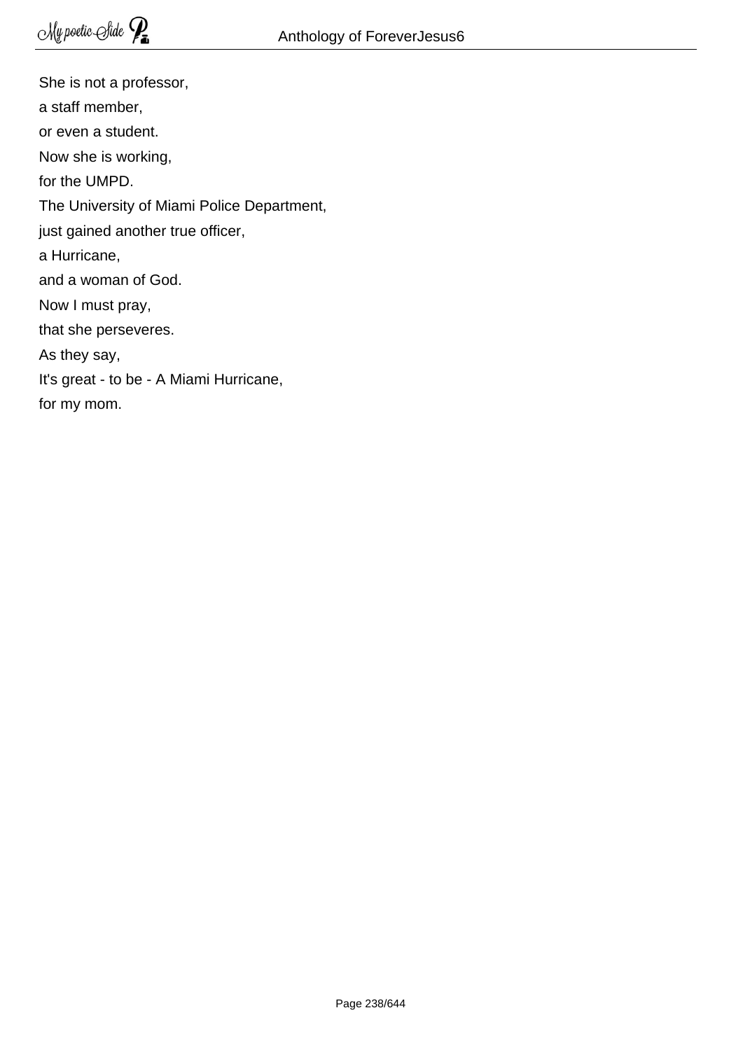She is not a professor,  
a staff member,  
or even a student.  
Now she is working,  
for the UMPD.  
The University of Miami Police Department,  
just gained another true officer,  
a Hurricane,  
and a woman of God.  
Now I must pray,  
that she perseveres.  
As they say,  
It's great - to be - A Miami Hurricane,  
for my mom.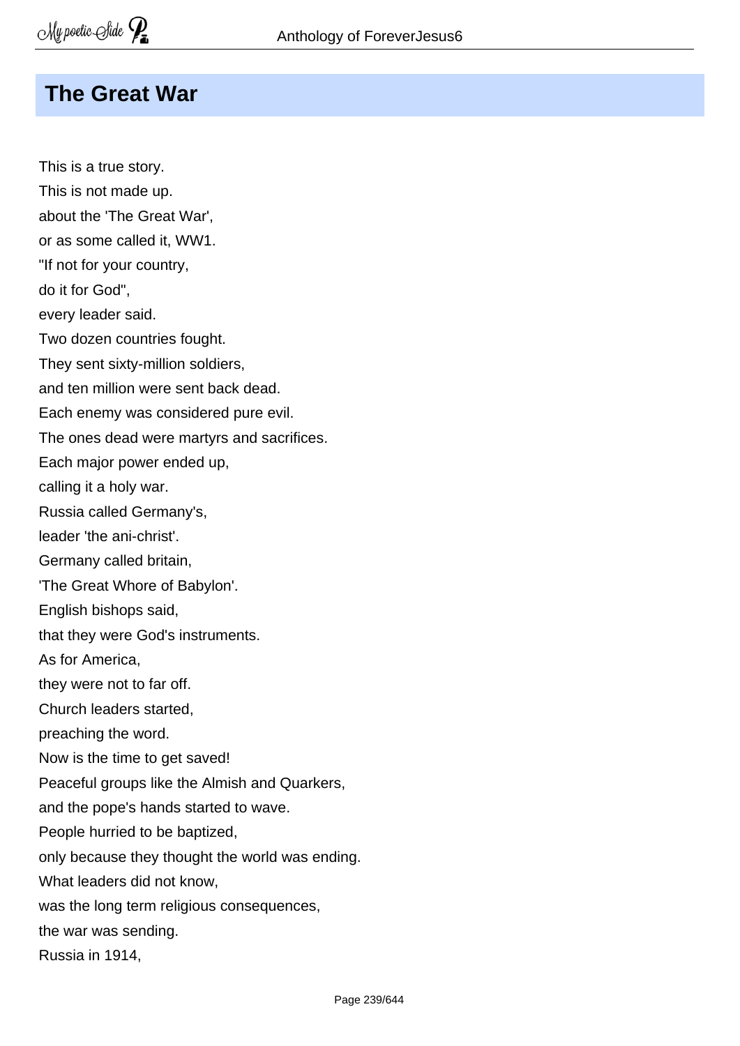## The Great War

This is a true story.
This is not made up.
about the 'The Great War',
or as some called it, WW1.
"If not for your country,
do it for God",
every leader said.
Two dozen countries fought.
They sent sixty-million soldiers,
and ten million were sent back dead.
Each enemy was considered pure evil.
The ones dead were martyrs and sacrifices.
Each major power ended up,
calling it a holy war.
Russia called Germany's,
leader 'the ani-christ'.
Germany called britain,
'The Great Whore of Babylon'.
English bishops said,
that they were God's instruments.
As for America,
they were not to far off.
Church leaders started,
preaching the word.
Now is the time to get saved!
Peaceful groups like the Almish and Quarkers,
and the pope's hands started to wave.
People hurried to be baptized,
only because they thought the world was ending.
What leaders did not know,
was the long term religious consequences,
the war was sending.
Russia in 1914,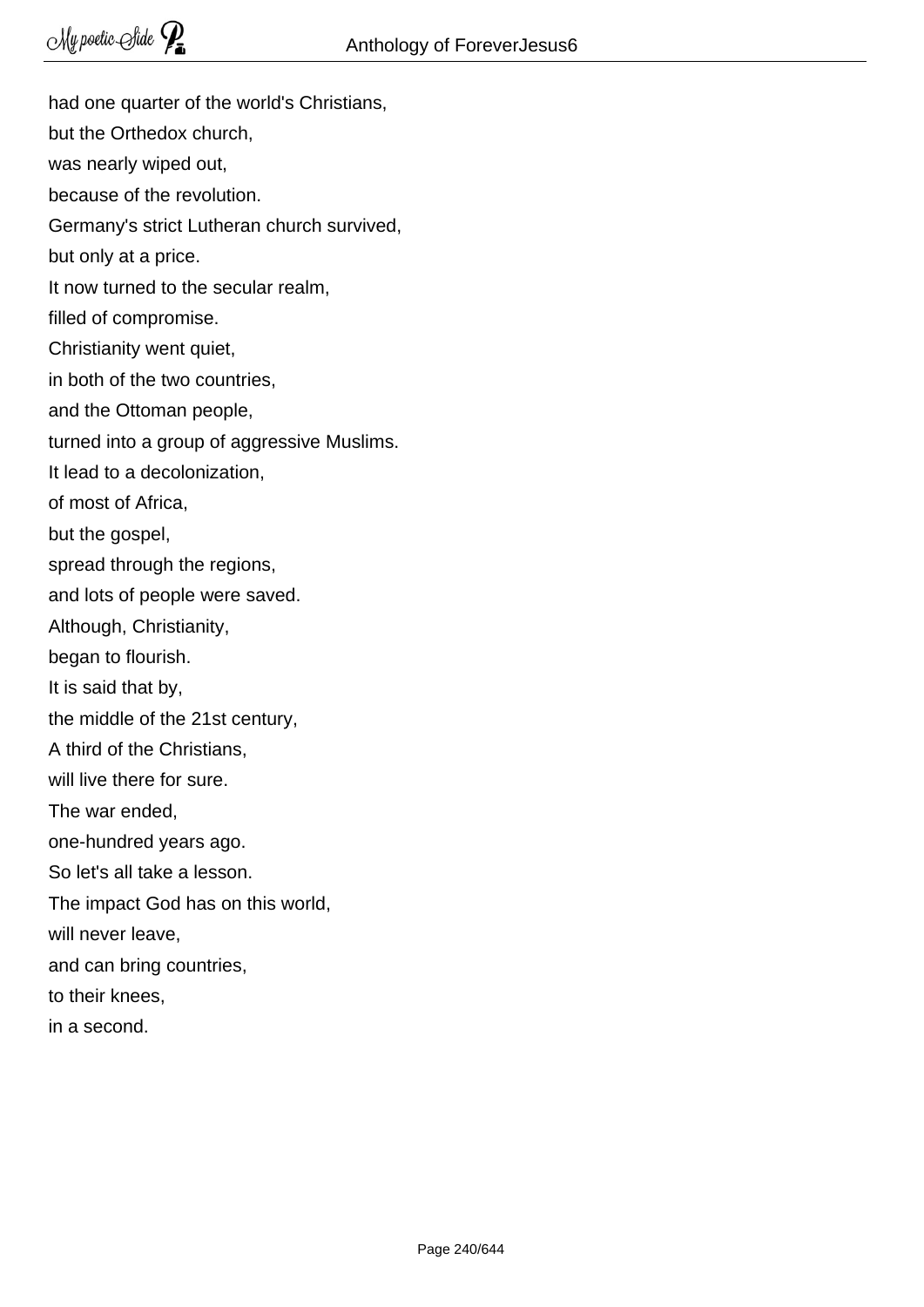had one quarter of the world's Christians,  
but the Orthedox church,  
was nearly wiped out,  
because of the revolution.  
Germany's strict Lutheran church survived,  
but only at a price.  
It now turned to the secular realm,  
filled of compromise.  
Christianity went quiet,  
in both of the two countries,  
and the Ottoman people,  
turned into a group of aggressive Muslims.  
It lead to a decolonization,  
of most of Africa,  
but the gospel,  
spread through the regions,  
and lots of people were saved.  
Although, Christianity,  
began to flourish.  
It is said that by,  
the middle of the 21st century,  
A third of the Christians,  
will live there for sure.  
The war ended,  
one-hundred years ago.  
So let's all take a lesson.  
The impact God has on this world,  
will never leave,  
and can bring countries,  
to their knees,  
in a second.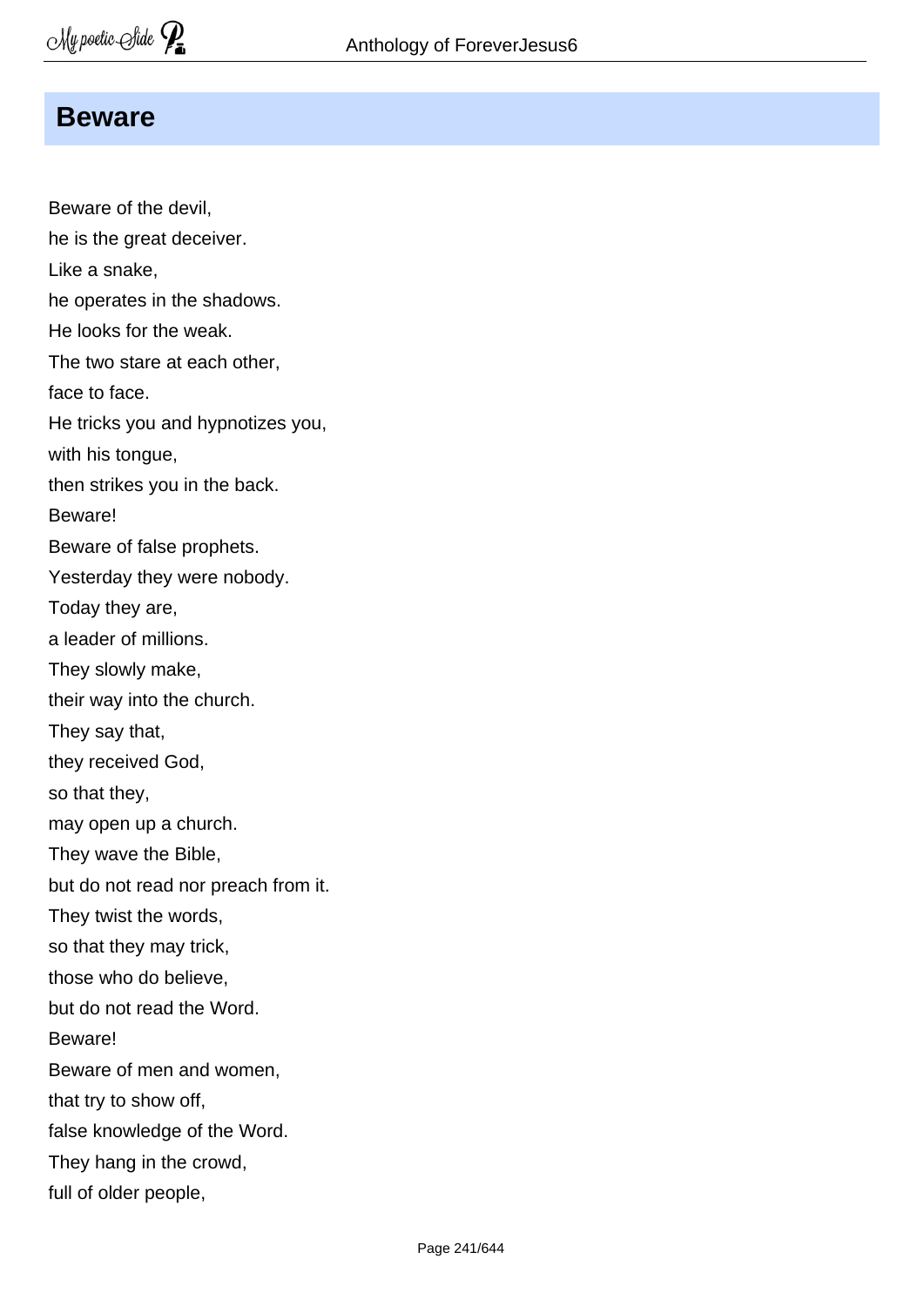## Beware

Beware of the devil,  
he is the great deceiver.  
Like a snake,  
he operates in the shadows.  
He looks for the weak.  
The two stare at each other,  
face to face.  
He tricks you and hypnotizes you,  
with his tongue,  
then strikes you in the back.  
Beware!  
Beware of false prophets.  
Yesterday they were nobody.  
Today they are,  
a leader of millions.  
They slowly make,  
their way into the church.  
They say that,  
they received God,  
so that they,  
may open up a church.  
They wave the Bible,  
but do not read nor preach from it.  
They twist the words,  
so that they may trick,  
those who do believe,  
but do not read the Word.  
Beware!  
Beware of men and women,  
that try to show off,  
false knowledge of the Word.  
They hang in the crowd,  
full of older people,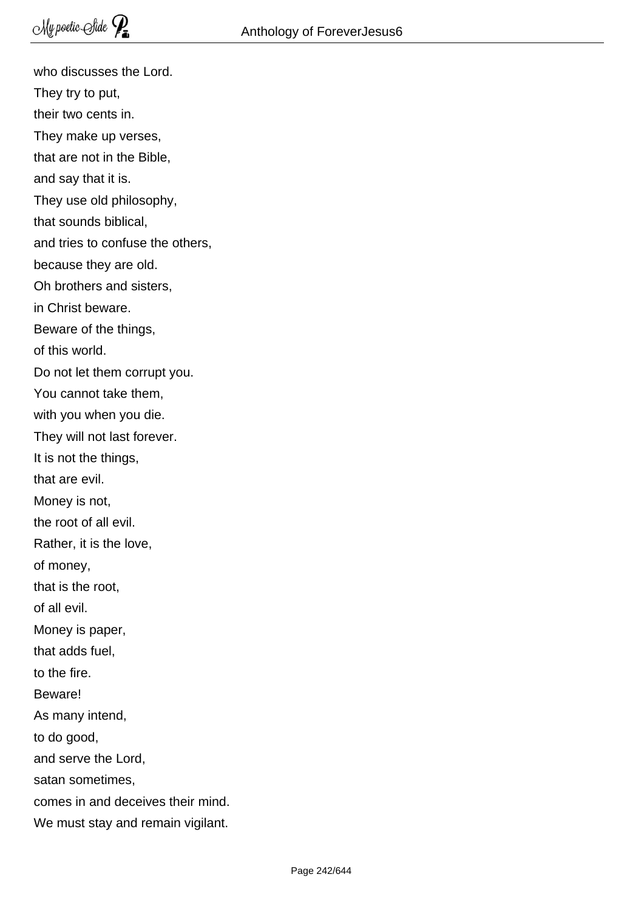who discusses the Lord.
They try to put,
their two cents in.
They make up verses,
that are not in the Bible,
and say that it is.
They use old philosophy,
that sounds biblical,
and tries to confuse the others,
because they are old.
Oh brothers and sisters,
in Christ beware.
Beware of the things,
of this world.
Do not let them corrupt you.
You cannot take them,
with you when you die.
They will not last forever.
It is not the things,
that are evil.
Money is not,
the root of all evil.
Rather, it is the love,
of money,
that is the root,
of all evil.
Money is paper,
that adds fuel,
to the fire.
Beware!
As many intend,
to do good,
and serve the Lord,
satan sometimes,
comes in and deceives their mind.
We must stay and remain vigilant.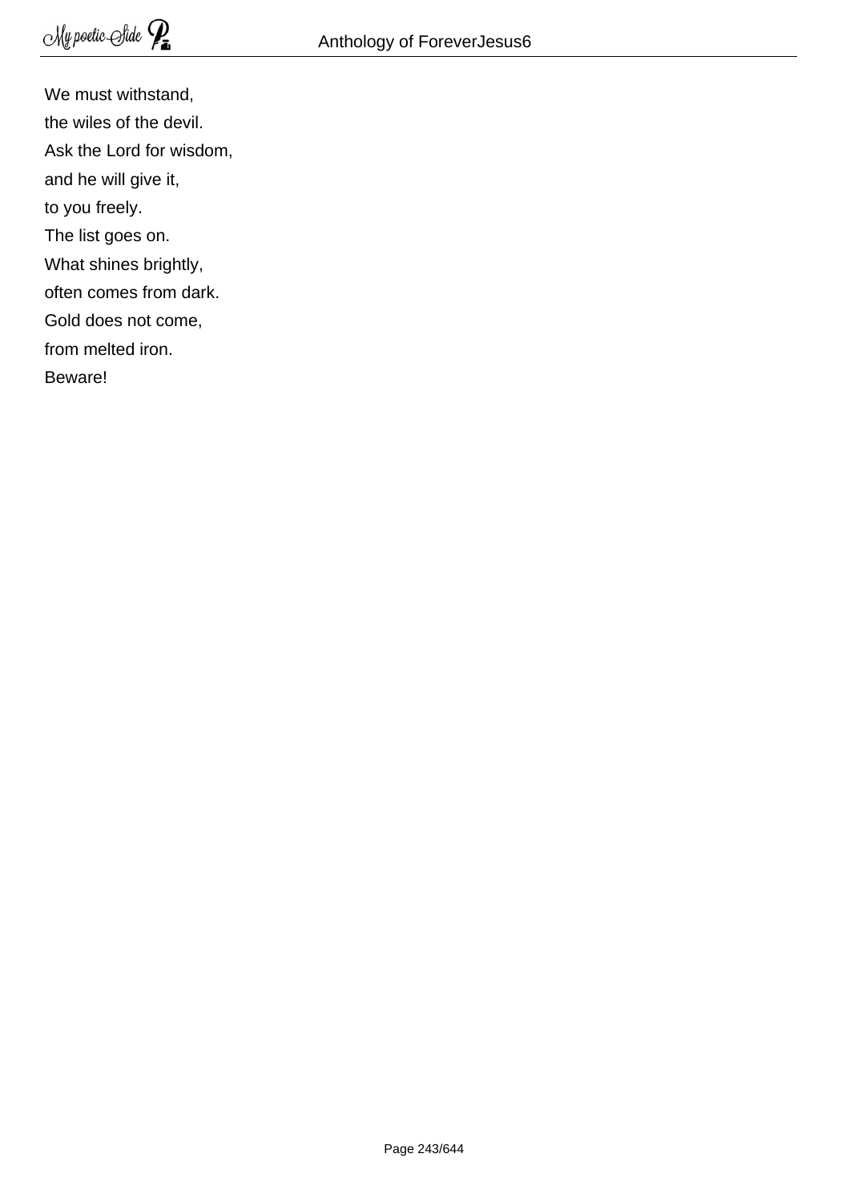We must withstand,  
the wiles of the devil.  
Ask the Lord for wisdom,  
and he will give it,  
to you freely.  
The list goes on.  
What shines brightly,  
often comes from dark.  
Gold does not come,  
from melted iron.  
Beware!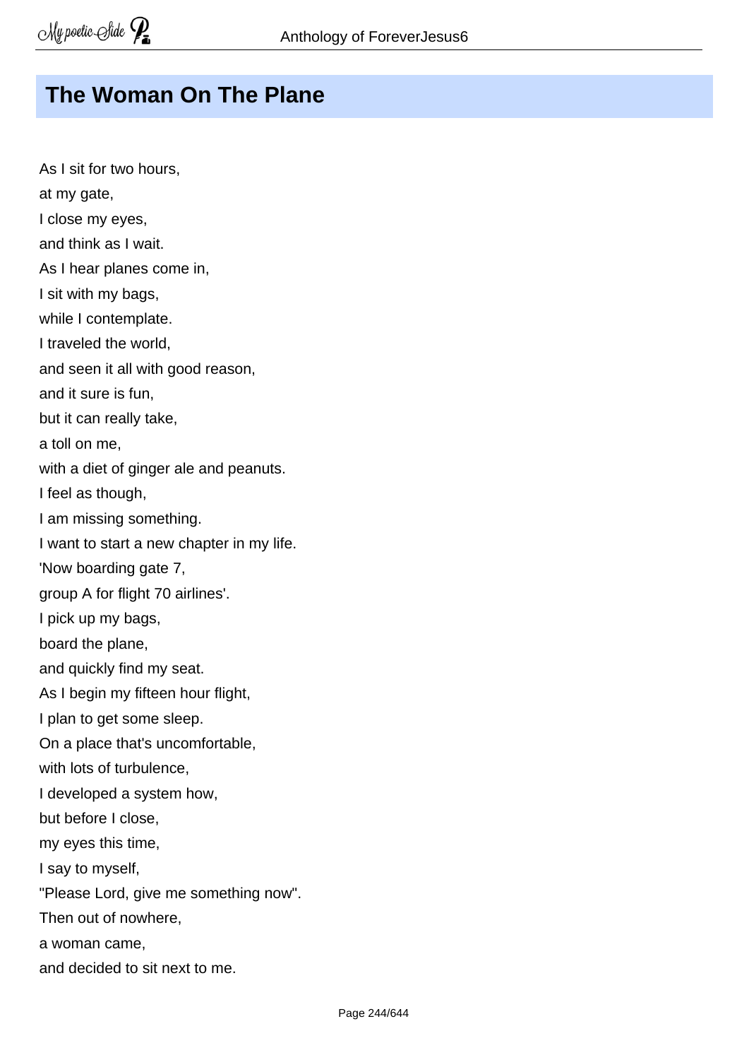## The Woman On The Plane

As I sit for two hours,  
at my gate,  
I close my eyes,  
and think as I wait.  
As I hear planes come in,  
I sit with my bags,  
while I contemplate.  
I traveled the world,  
and seen it all with good reason,  
and it sure is fun,  
but it can really take,  
a toll on me,  
with a diet of ginger ale and peanuts.  
I feel as though,  
I am missing something.  
I want to start a new chapter in my life.  
'Now boarding gate 7,  
group A for flight 70 airlines'.  
I pick up my bags,  
board the plane,  
and quickly find my seat.  
As I begin my fifteen hour flight,  
I plan to get some sleep.  
On a place that's uncomfortable,  
with lots of turbulence,  
I developed a system how,  
but before I close,  
my eyes this time,  
I say to myself,  
"Please Lord, give me something now".  
Then out of nowhere,  
a woman came,  
and decided to sit next to me.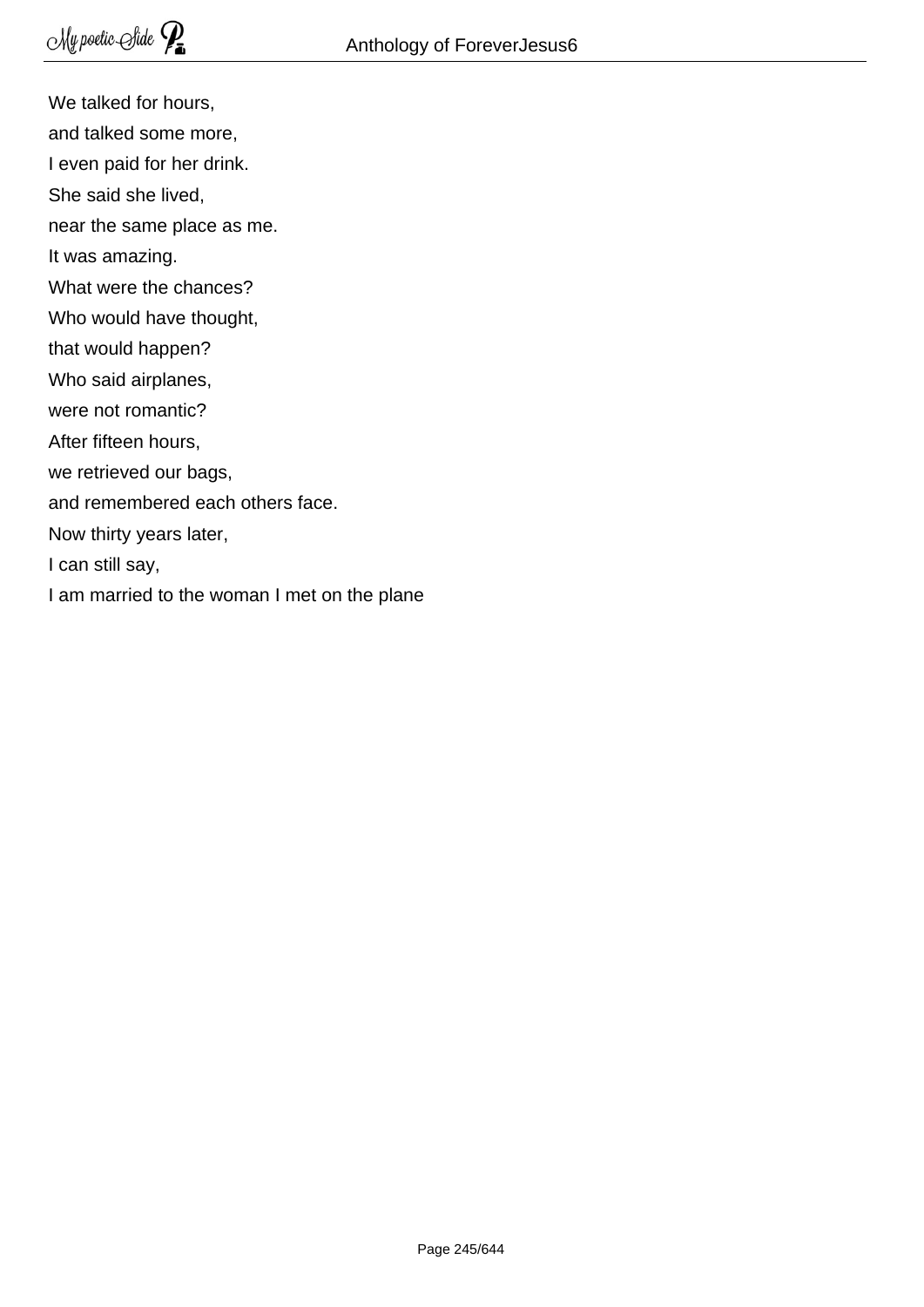We talked for hours,  
and talked some more,  
I even paid for her drink.  
She said she lived,  
near the same place as me.  
It was amazing.  
What were the chances?  
Who would have thought,  
that would happen?  
Who said airplanes,  
were not romantic?  
After fifteen hours,  
we retrieved our bags,  
and remembered each others face.  
Now thirty years later,  
I can still say,  
I am married to the woman I met on the plane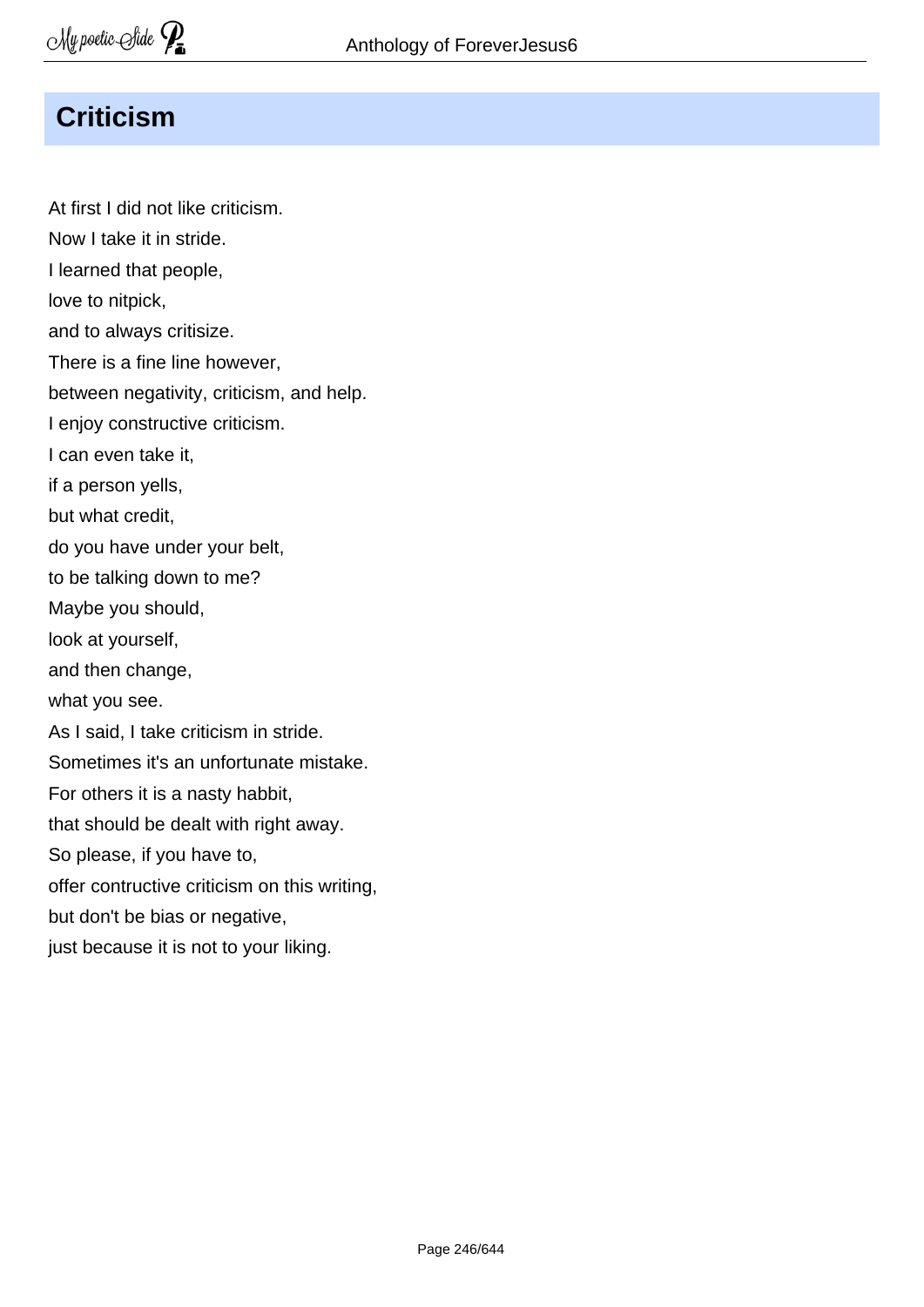# Criticism

At first I did not like criticism.  
Now I take it in stride.  
I learned that people,  
love to nitpick,  
and to always critisize.  
There is a fine line however,  
between negativity, criticism, and help.  
I enjoy constructive criticism.  
I can even take it,  
if a person yells,  
but what credit,  
do you have under your belt,  
to be talking down to me?  
Maybe you should,  
look at yourself,  
and then change,  
what you see.  
As I said, I take criticism in stride.  
Sometimes it's an unfortunate mistake.  
For others it is a nasty habbit,  
that should be dealt with right away.  
So please, if you have to,  
offer contructive criticism on this writing,  
but don't be bias or negative,  
just because it is not to your liking.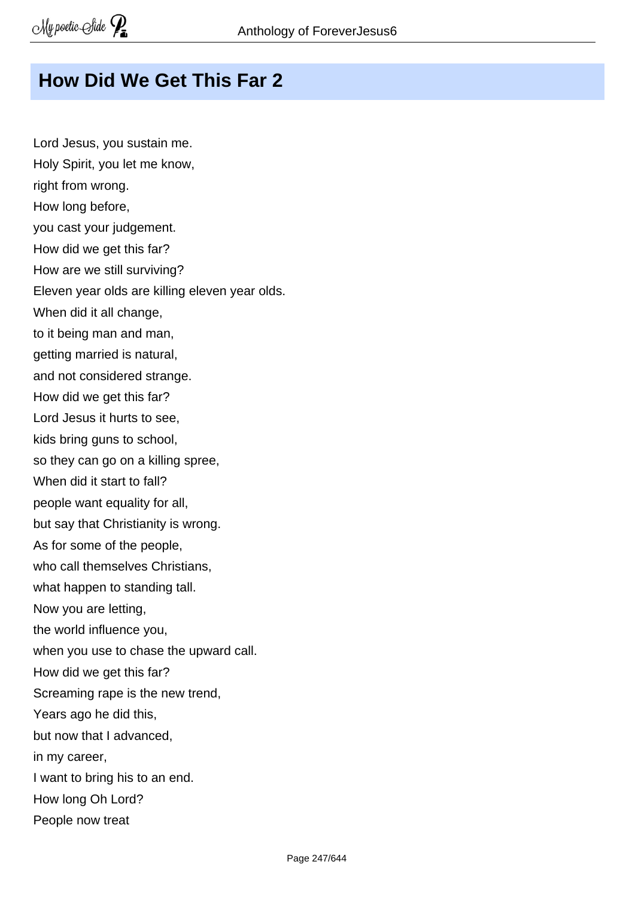## How Did We Get This Far 2

Lord Jesus, you sustain me.
Holy Spirit, you let me know,
right from wrong.
How long before,
you cast your judgement.
How did we get this far?
How are we still surviving?
Eleven year olds are killing eleven year olds.
When did it all change,
to it being man and man,
getting married is natural,
and not considered strange.
How did we get this far?
Lord Jesus it hurts to see,
kids bring guns to school,
so they can go on a killing spree,
When did it start to fall?
people want equality for all,
but say that Christianity is wrong.
As for some of the people,
who call themselves Christians,
what happen to standing tall.
Now you are letting,
the world influence you,
when you use to chase the upward call.
How did we get this far?
Screaming rape is the new trend,
Years ago he did this,
but now that I advanced,
in my career,
I want to bring his to an end.
How long Oh Lord?
People now treat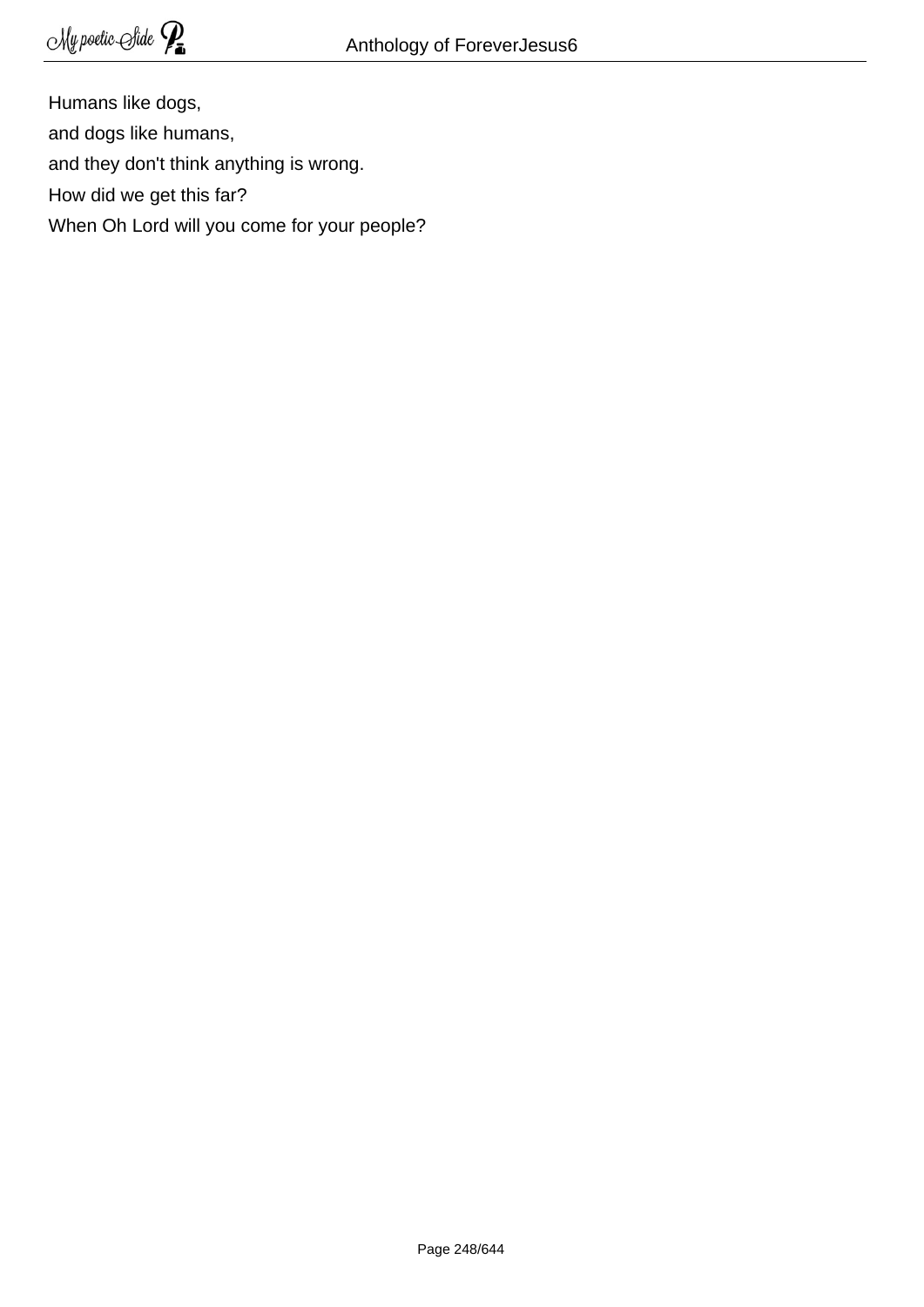Humans like dogs,
and dogs like humans,
and they don't think anything is wrong.
How did we get this far?
When Oh Lord will you come for your people?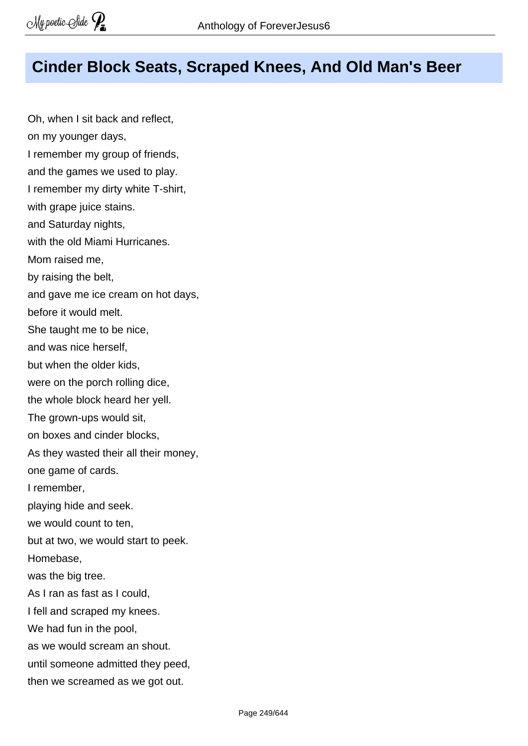# Cinder Block Seats, Scraped Knees, And Old Man's Beer

Oh, when I sit back and reflect,
on my younger days,
I remember my group of friends,
and the games we used to play.
I remember my dirty white T-shirt,
with grape juice stains.
and Saturday nights,
with the old Miami Hurricanes.
Mom raised me,
by raising the belt,
and gave me ice cream on hot days,
before it would melt.
She taught me to be nice,
and was nice herself,
but when the older kids,
were on the porch rolling dice,
the whole block heard her yell.
The grown-ups would sit,
on boxes and cinder blocks,
As they wasted their all their money,
one game of cards.
I remember,
playing hide and seek.
we would count to ten,
but at two, we would start to peek.
Homebase,
was the big tree.
As I ran as fast as I could,
I fell and scraped my knees.
We had fun in the pool,
as we would scream an shout.
until someone admitted they peed,
then we screamed as we got out.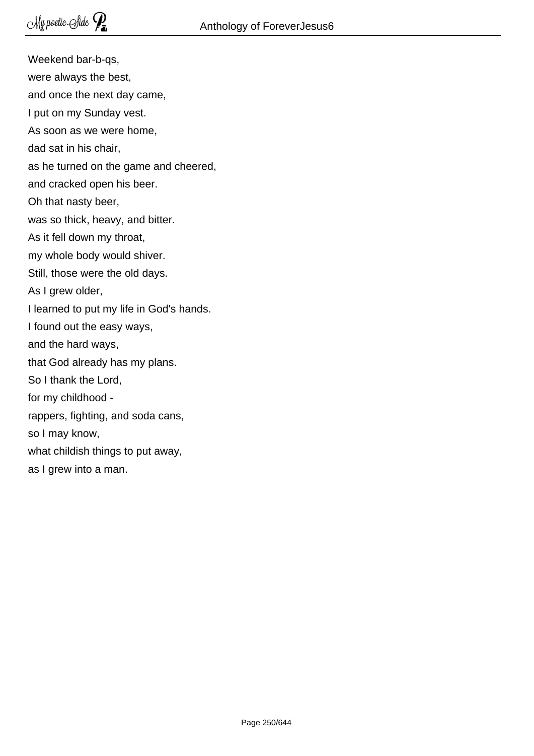Weekend bar-b-qs,  
were always the best,  
and once the next day came,  
I put on my Sunday vest.  
As soon as we were home,  
dad sat in his chair,  
as he turned on the game and cheered,  
and cracked open his beer.  
Oh that nasty beer,  
was so thick, heavy, and bitter.  
As it fell down my throat,  
my whole body would shiver.  
Still, those were the old days.  
As I grew older,  
I learned to put my life in God's hands.  
I found out the easy ways,  
and the hard ways,  
that God already has my plans.  
So I thank the Lord,  
for my childhood -  
rappers, fighting, and soda cans,  
so I may know,  
what childish things to put away,  
as I grew into a man.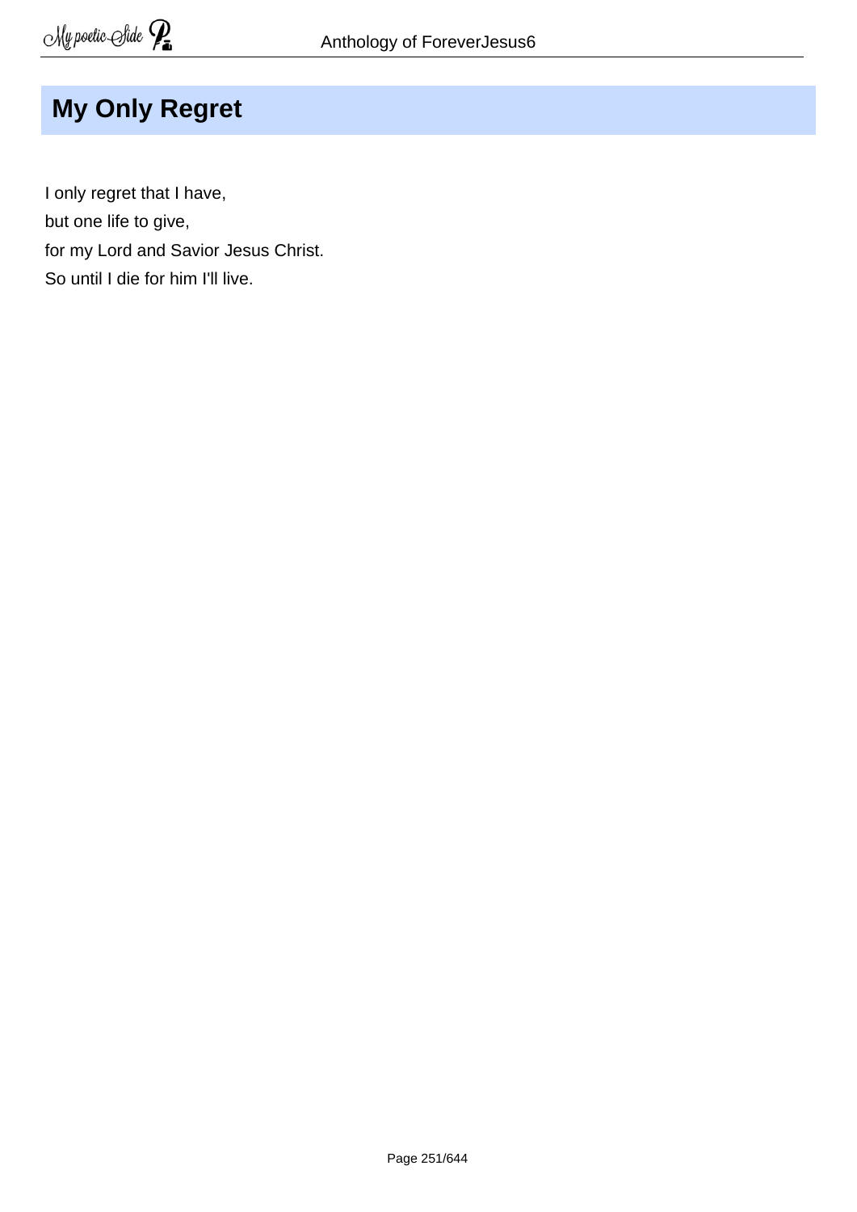# My Only Regret

I only regret that I have,  
but one life to give,  
for my Lord and Savior Jesus Christ.  
So until I die for him I'll live.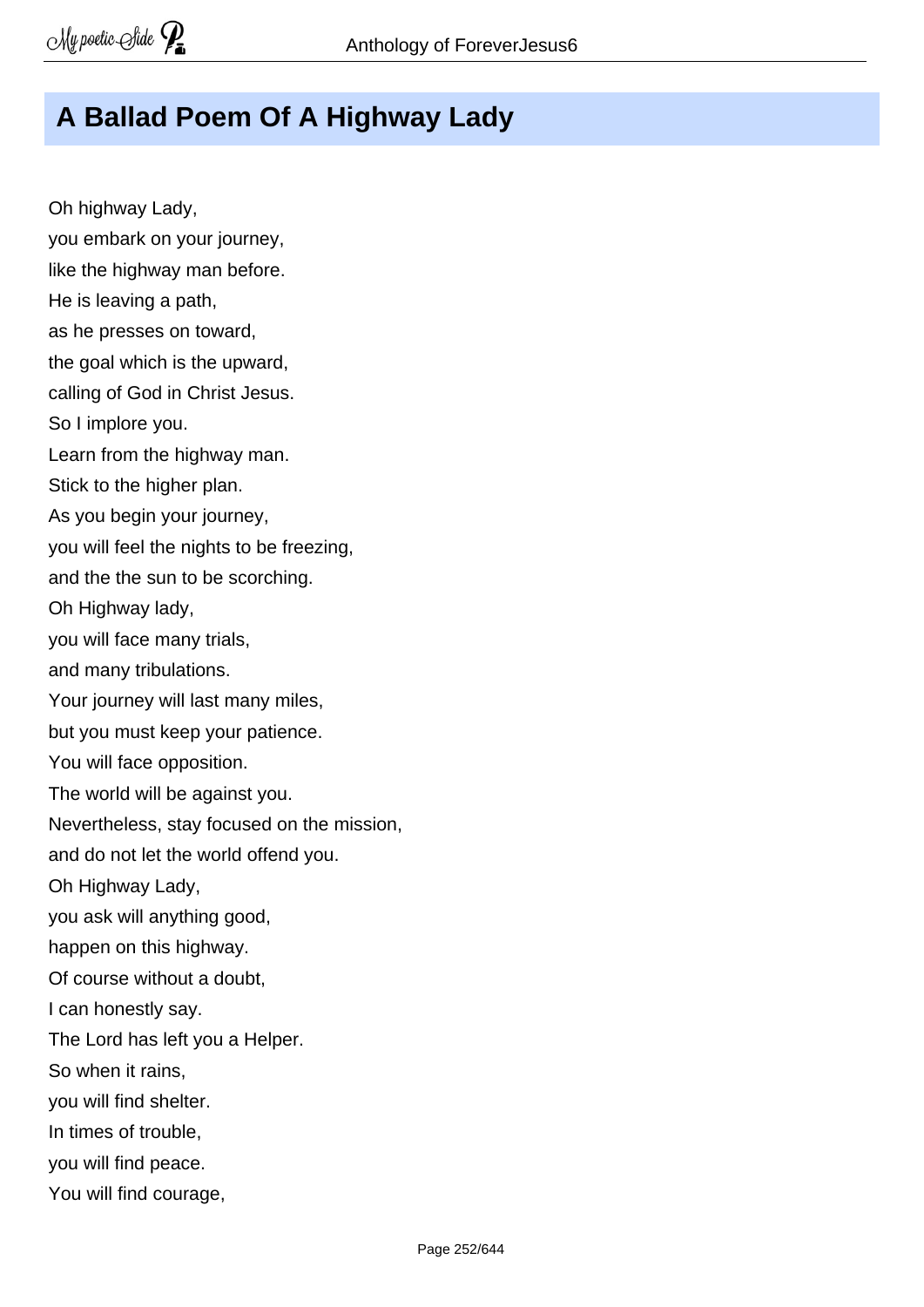## A Ballad Poem Of A Highway Lady

Oh highway Lady,
you embark on your journey,
like the highway man before.
He is leaving a path,
as he presses on toward,
the goal which is the upward,
calling of God in Christ Jesus.
So I implore you.
Learn from the highway man.
Stick to the higher plan.
As you begin your journey,
you will feel the nights to be freezing,
and the the sun to be scorching.
Oh Highway lady,
you will face many trials,
and many tribulations.
Your journey will last many miles,
but you must keep your patience.
You will face opposition.
The world will be against you.
Nevertheless, stay focused on the mission,
and do not let the world offend you.
Oh Highway Lady,
you ask will anything good,
happen on this highway.
Of course without a doubt,
I can honestly say.
The Lord has left you a Helper.
So when it rains,
you will find shelter.
In times of trouble,
you will find peace.
You will find courage,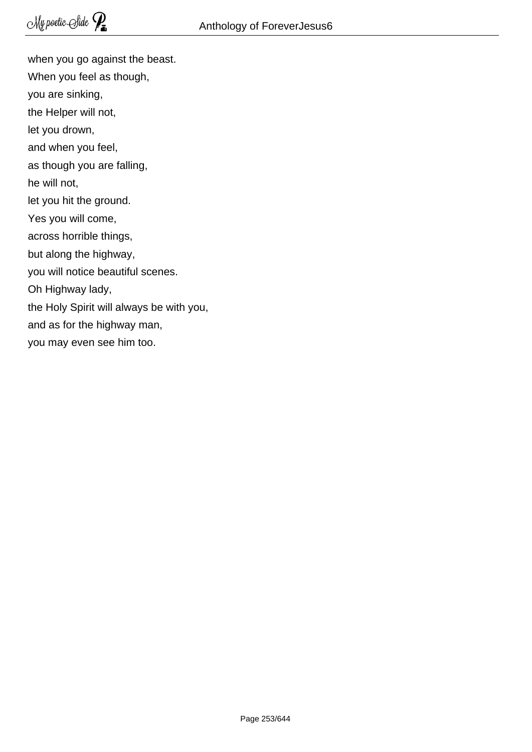when you go against the beast.  
When you feel as though,  
you are sinking,  
the Helper will not,  
let you drown,  
and when you feel,  
as though you are falling,  
he will not,  
let you hit the ground.  
Yes you will come,  
across horrible things,  
but along the highway,  
you will notice beautiful scenes.  
Oh Highway lady,  
the Holy Spirit will always be with you,  
and as for the highway man,  
you may even see him too.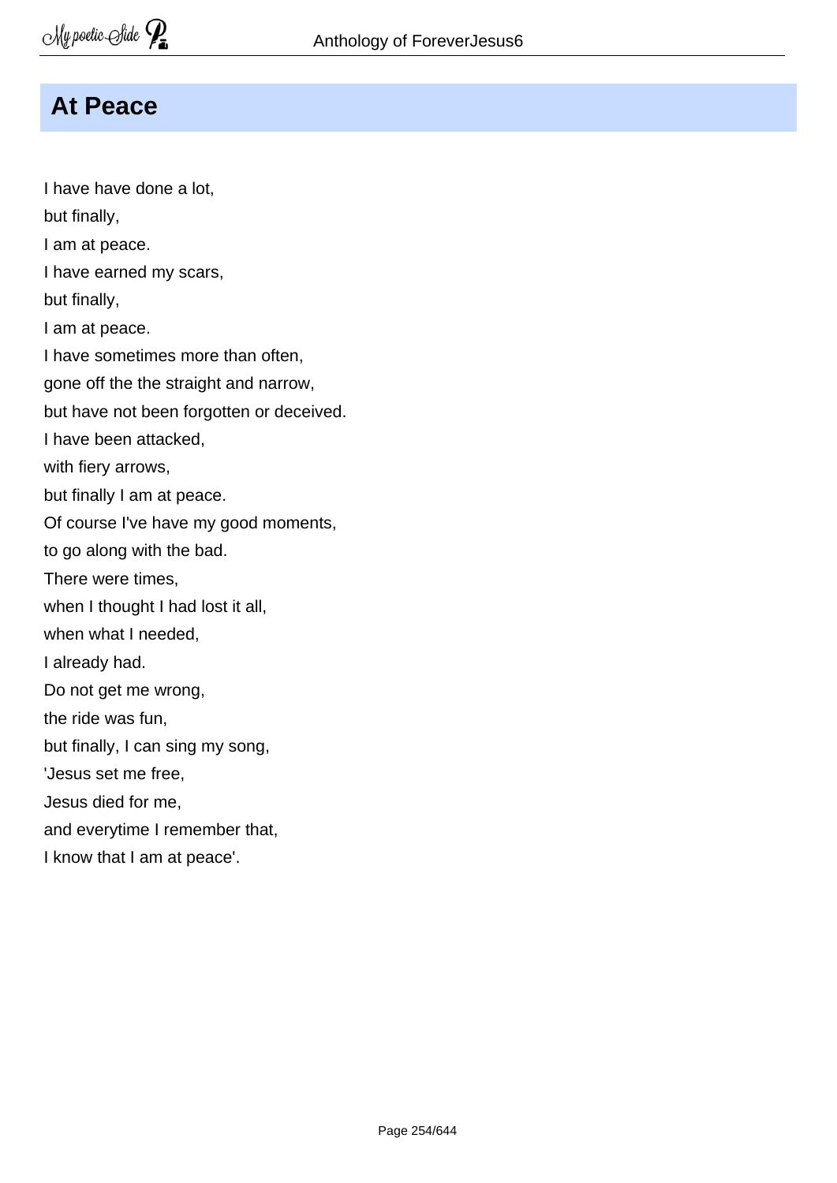## At Peace

I have have done a lot,  
but finally,  
I am at peace.  
I have earned my scars,  
but finally,  
I am at peace.  
I have sometimes more than often,  
gone off the the straight and narrow,  
but have not been forgotten or deceived.  
I have been attacked,  
with fiery arrows,  
but finally I am at peace.  
Of course I've have my good moments,  
to go along with the bad.  
There were times,  
when I thought I had lost it all,  
when what I needed,  
I already had.  
Do not get me wrong,  
the ride was fun,  
but finally, I can sing my song,  
'Jesus set me free,  
Jesus died for me,  
and everytime I remember that,  
I know that I am at peace'.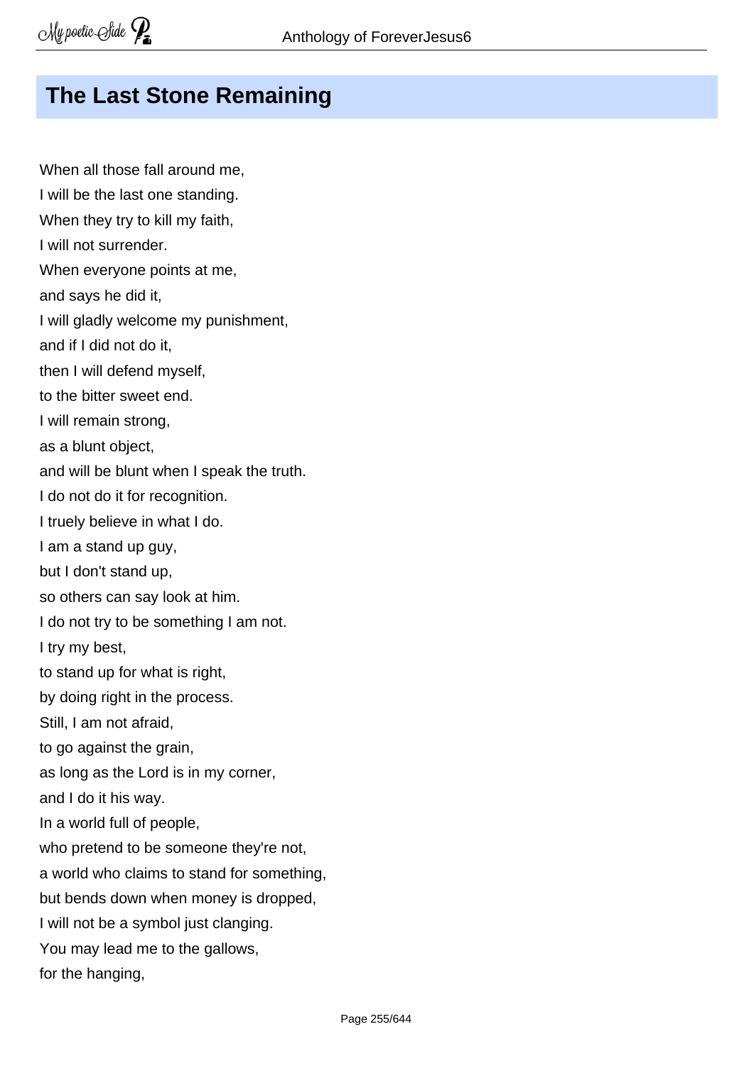# The Last Stone Remaining

When all those fall around me,
I will be the last one standing.
When they try to kill my faith,
I will not surrender.
When everyone points at me,
and says he did it,
I will gladly welcome my punishment,
and if I did not do it,
then I will defend myself,
to the bitter sweet end.
I will remain strong,
as a blunt object,
and will be blunt when I speak the truth.
I do not do it for recognition.
I truely believe in what I do.
I am a stand up guy,
but I don't stand up,
so others can say look at him.
I do not try to be something I am not.
I try my best,
to stand up for what is right,
by doing right in the process.
Still, I am not afraid,
to go against the grain,
as long as the Lord is in my corner,
and I do it his way.
In a world full of people,
who pretend to be someone they're not,
a world who claims to stand for something,
but bends down when money is dropped,
I will not be a symbol just clanging.
You may lead me to the gallows,
for the hanging,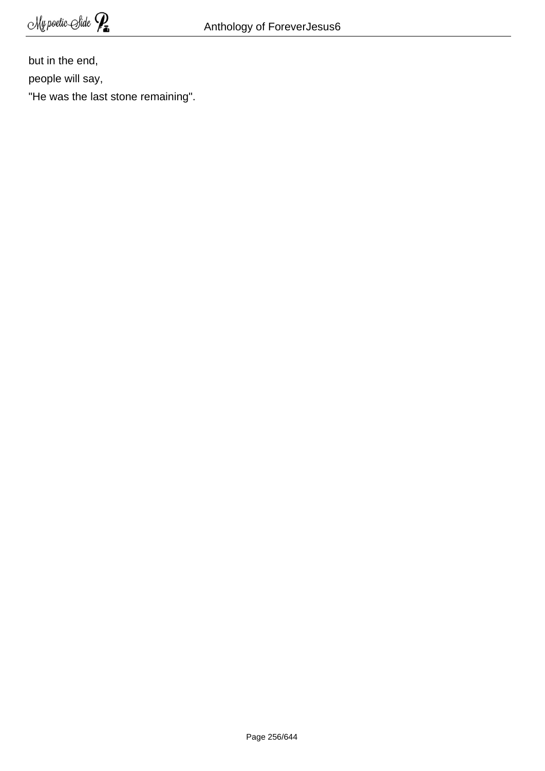but in the end,  
people will say,  
"He was the last stone remaining".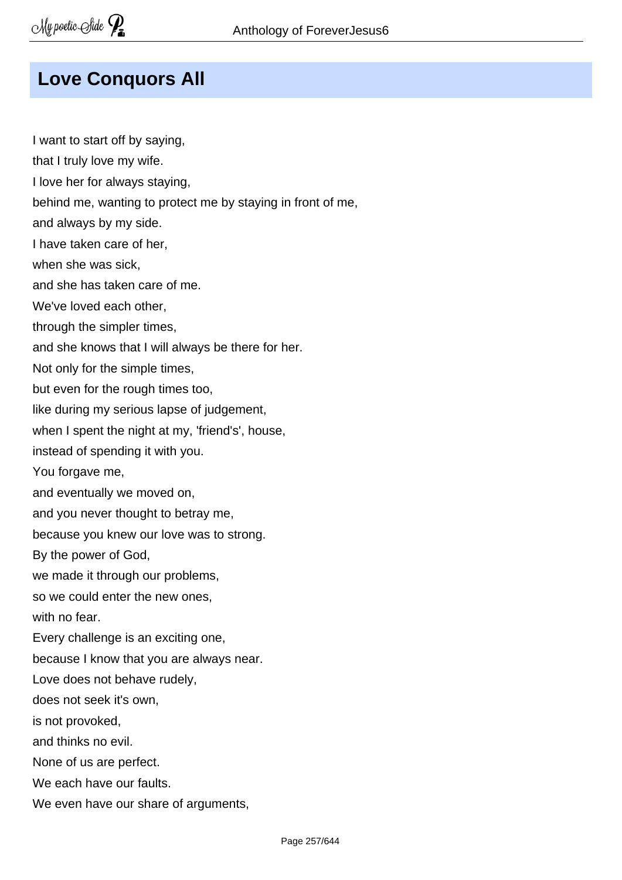## Love Conquors All

I want to start off by saying,  
that I truly love my wife.  
I love her for always staying,  
behind me, wanting to protect me by staying in front of me,  
and always by my side.  
I have taken care of her,  
when she was sick,  
and she has taken care of me.  
We've loved each other,  
through the simpler times,  
and she knows that I will always be there for her.  
Not only for the simple times,  
but even for the rough times too,  
like during my serious lapse of judgement,  
when I spent the night at my, 'friend's', house,  
instead of spending it with you.  
You forgave me,  
and eventually we moved on,  
and you never thought to betray me,  
because you knew our love was to strong.  
By the power of God,  
we made it through our problems,  
so we could enter the new ones,  
with no fear.  
Every challenge is an exciting one,  
because I know that you are always near.  
Love does not behave rudely,  
does not seek it's own,  
is not provoked,  
and thinks no evil.  
None of us are perfect.  
We each have our faults.  
We even have our share of arguments,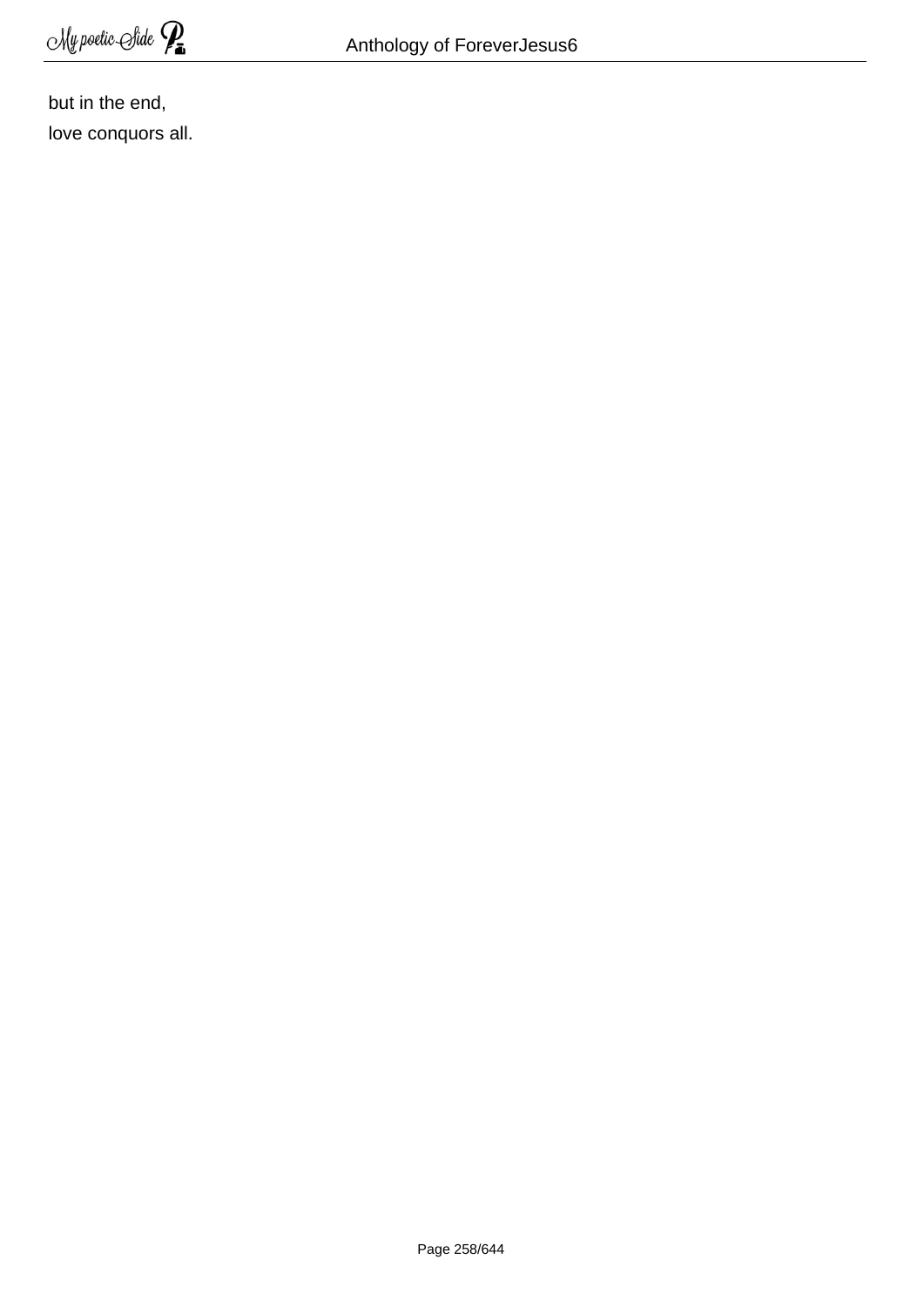but in the end,  
love conquors all.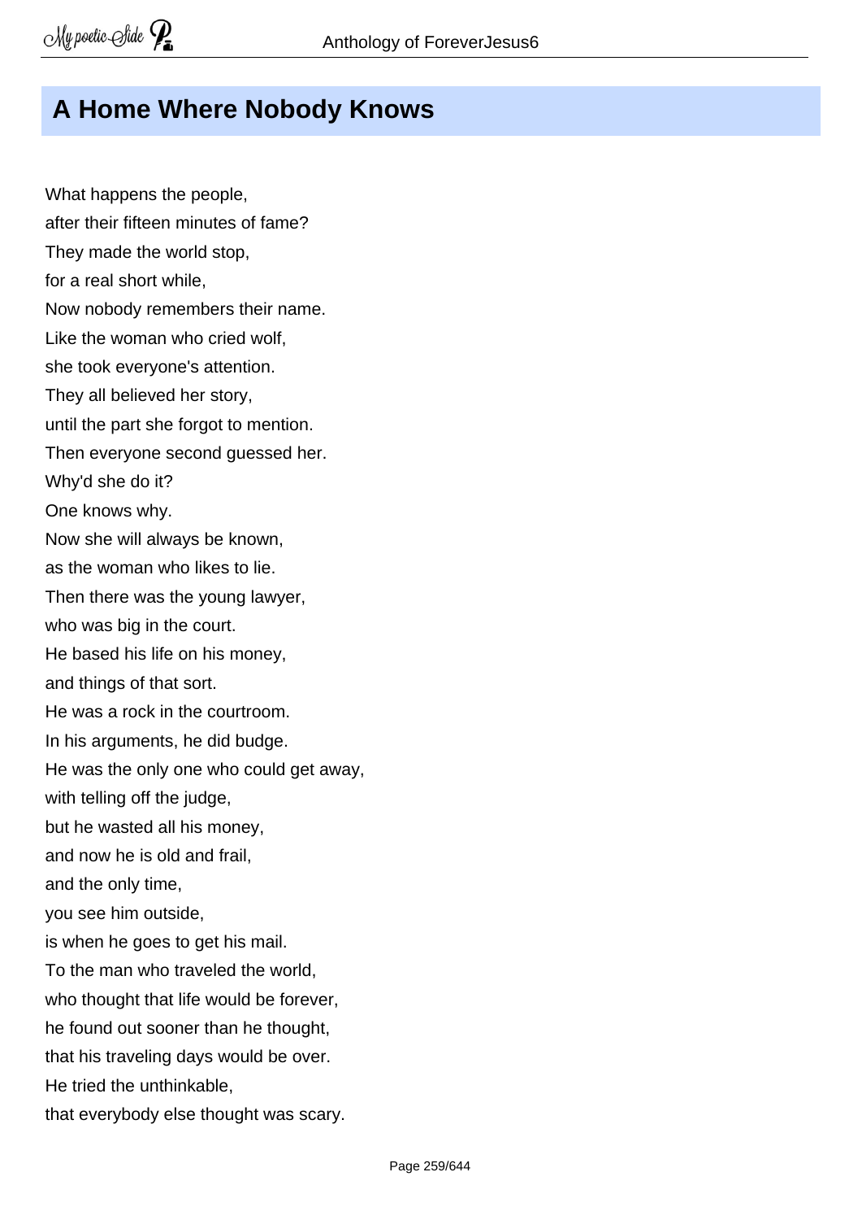## A Home Where Nobody Knows

What happens the people,  
after their fifteen minutes of fame?  
They made the world stop,  
for a real short while,  
Now nobody remembers their name.  
Like the woman who cried wolf,  
she took everyone's attention.  
They all believed her story,  
until the part she forgot to mention.  
Then everyone second guessed her.  
Why'd she do it?  
One knows why.  
Now she will always be known,  
as the woman who likes to lie.  
Then there was the young lawyer,  
who was big in the court.  
He based his life on his money,  
and things of that sort.  
He was a rock in the courtroom.  
In his arguments, he did budge.  
He was the only one who could get away,  
with telling off the judge,  
but he wasted all his money,  
and now he is old and frail,  
and the only time,  
you see him outside,  
is when he goes to get his mail.  
To the man who traveled the world,  
who thought that life would be forever,  
he found out sooner than he thought,  
that his traveling days would be over.  
He tried the unthinkable,  
that everybody else thought was scary.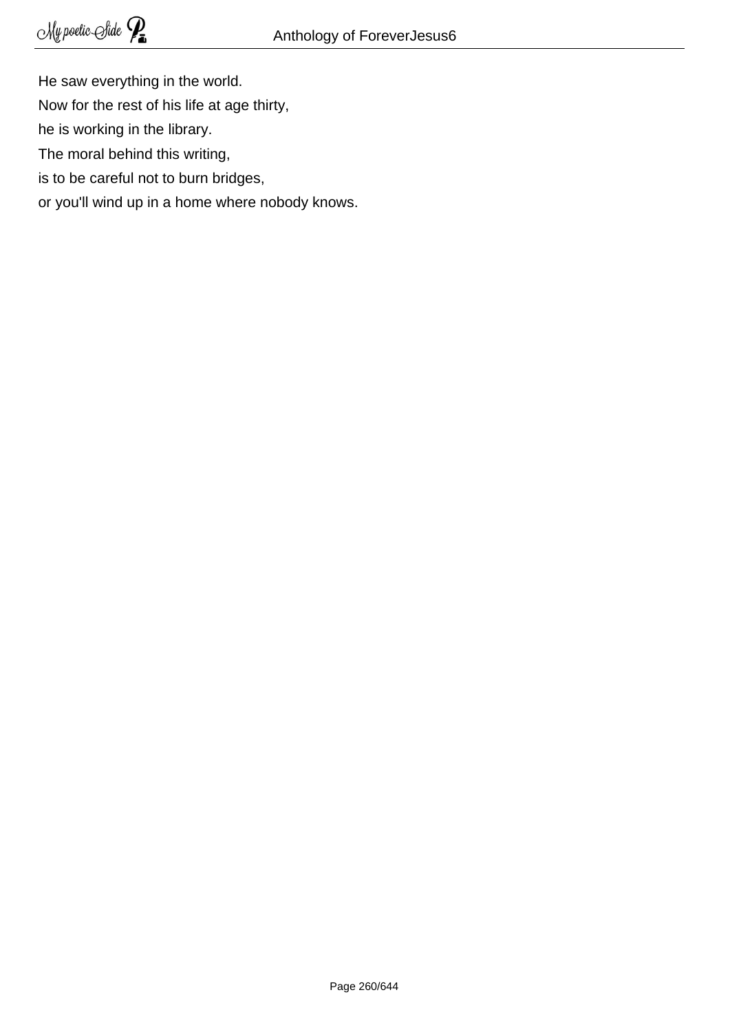He saw everything in the world.  
Now for the rest of his life at age thirty,  
he is working in the library.  
The moral behind this writing,  
is to be careful not to burn bridges,  
or you'll wind up in a home where nobody knows.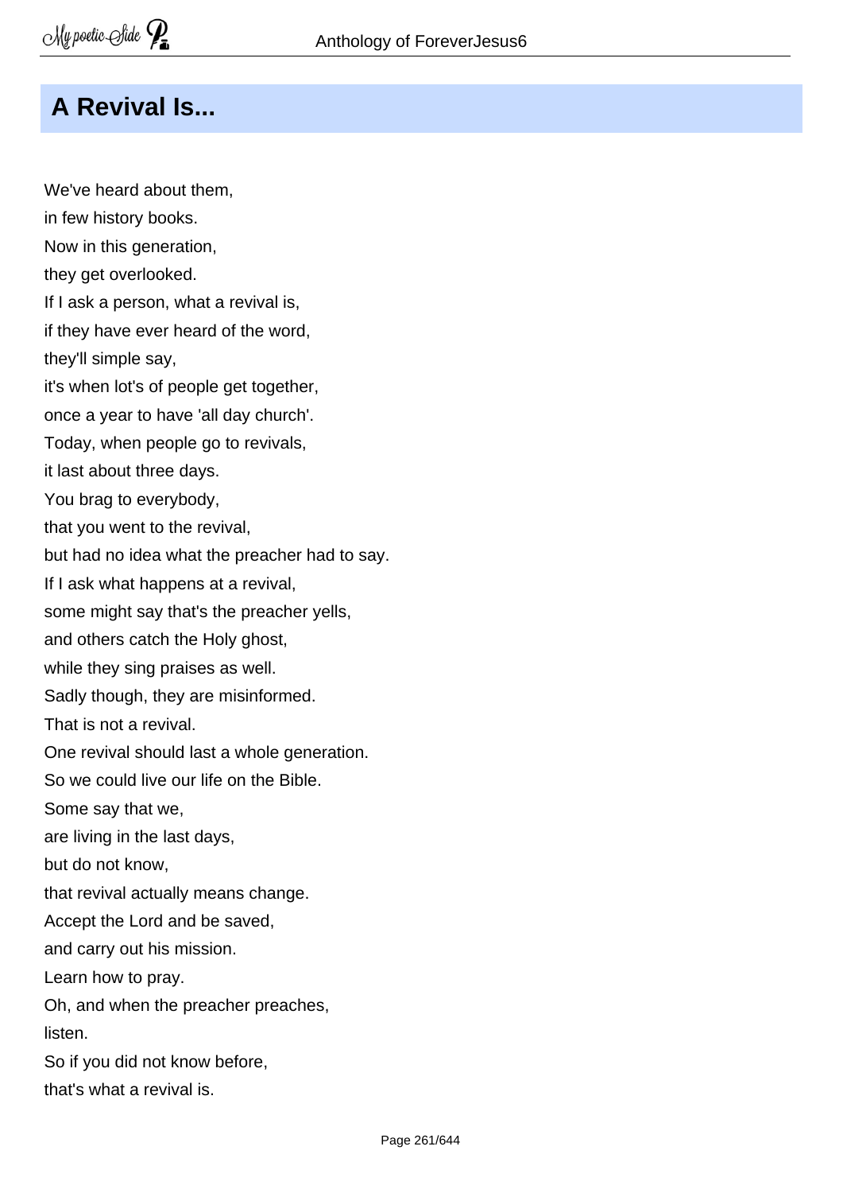# A Revival Is...

We've heard about them,  
in few history books.  
Now in this generation,  
they get overlooked.  
If I ask a person, what a revival is,  
if they have ever heard of the word,  
they'll simple say,  
it's when lot's of people get together,  
once a year to have 'all day church'.  
Today, when people go to revivals,  
it last about three days.  
You brag to everybody,  
that you went to the revival,  
but had no idea what the preacher had to say.  
If I ask what happens at a revival,  
some might say that's the preacher yells,  
and others catch the Holy ghost,  
while they sing praises as well.  
Sadly though, they are misinformed.  
That is not a revival.  
One revival should last a whole generation.  
So we could live our life on the Bible.  
Some say that we,  
are living in the last days,  
but do not know,  
that revival actually means change.  
Accept the Lord and be saved,  
and carry out his mission.  
Learn how to pray.  
Oh, and when the preacher preaches,  
listen.  
So if you did not know before,  
that's what a revival is.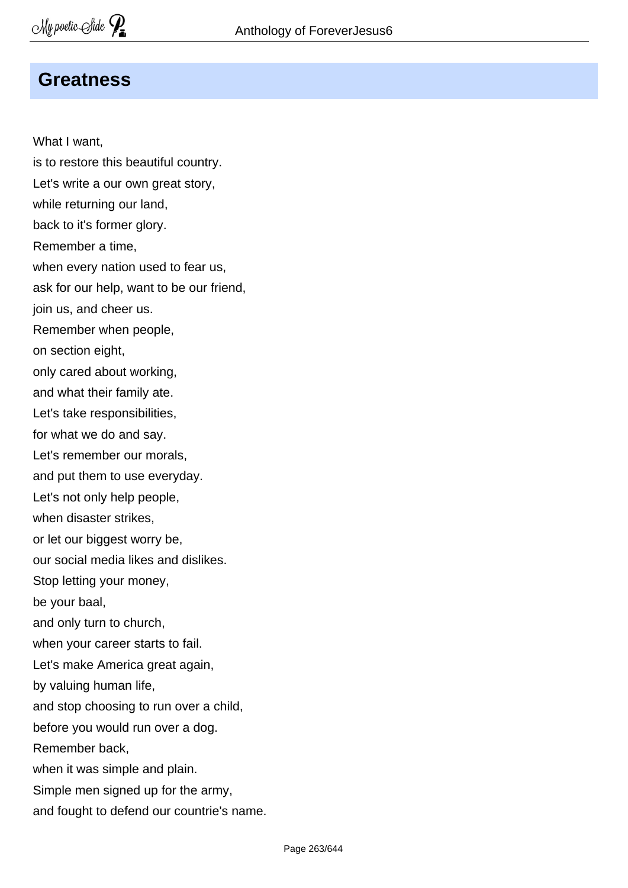## Greatness

What I want,
is to restore this beautiful country.
Let's write a our own great story,
while returning our land,
back to it's former glory.
Remember a time,
when every nation used to fear us,
ask for our help, want to be our friend,
join us, and cheer us.
Remember when people,
on section eight,
only cared about working,
and what their family ate.
Let's take responsibilities,
for what we do and say.
Let's remember our morals,
and put them to use everyday.
Let's not only help people,
when disaster strikes,
or let our biggest worry be,
our social media likes and dislikes.
Stop letting your money,
be your baal,
and only turn to church,
when your career starts to fail.
Let's make America great again,
by valuing human life,
and stop choosing to run over a child,
before you would run over a dog.
Remember back,
when it was simple and plain.
Simple men signed up for the army,
and fought to defend our countrie's name.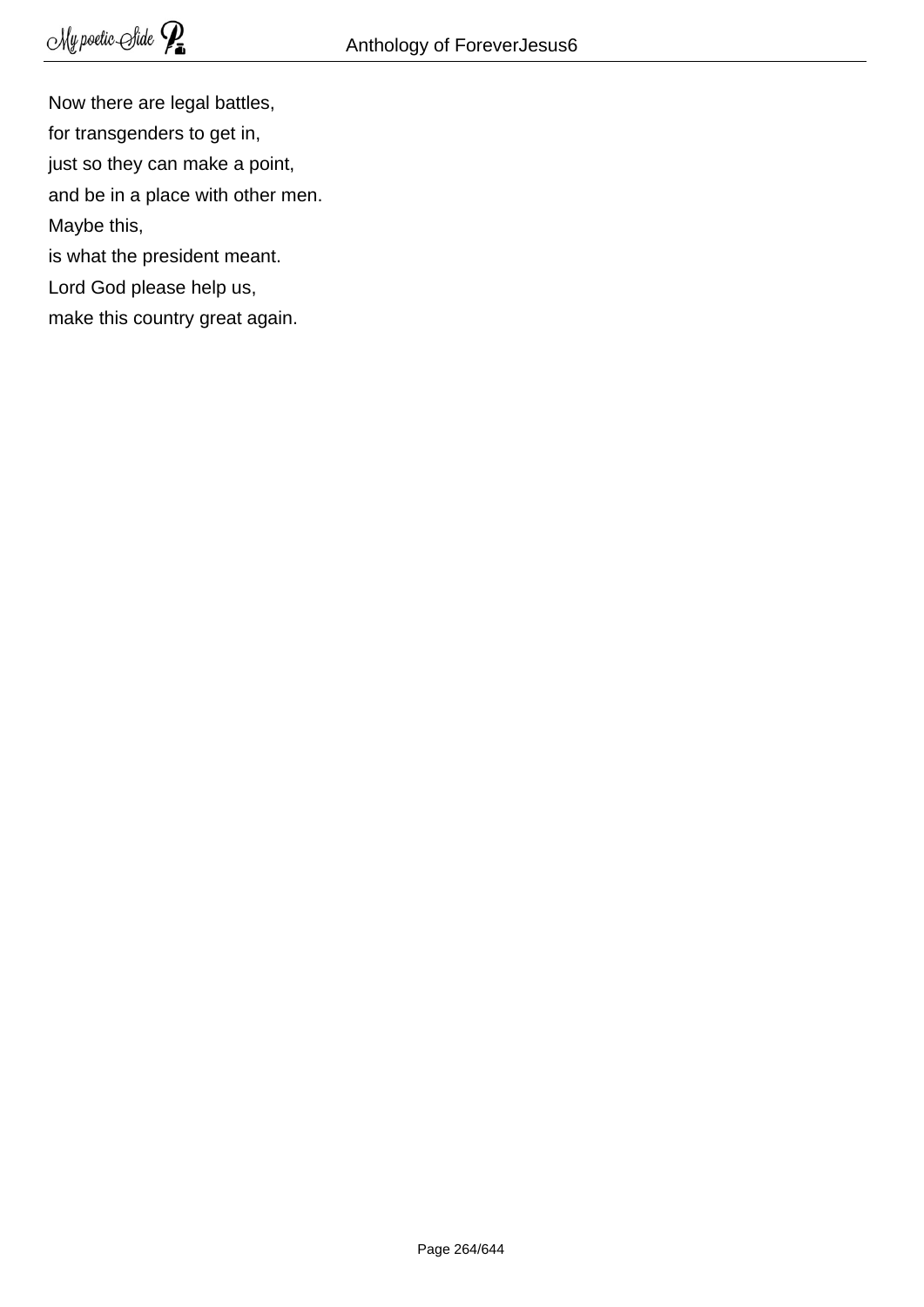Now there are legal battles,  
for transgenders to get in,  
just so they can make a point,  
and be in a place with other men.  
Maybe this,  
is what the president meant.  
Lord God please help us,  
make this country great again.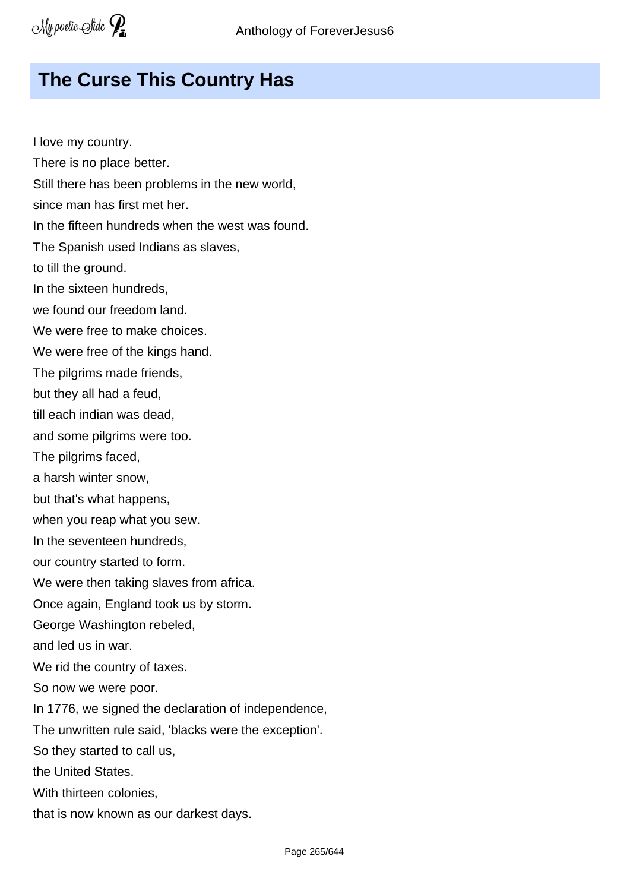# The Curse This Country Has

I love my country.  
There is no place better.  
Still there has been problems in the new world,  
since man has first met her.  
In the fifteen hundreds when the west was found.  
The Spanish used Indians as slaves,  
to till the ground.  
In the sixteen hundreds,  
we found our freedom land.  
We were free to make choices.  
We were free of the kings hand.  
The pilgrims made friends,  
but they all had a feud,  
till each indian was dead,  
and some pilgrims were too.  
The pilgrims faced,  
a harsh winter snow,  
but that's what happens,  
when you reap what you sew.  
In the seventeen hundreds,  
our country started to form.  
We were then taking slaves from africa.  
Once again, England took us by storm.  
George Washington rebeled,  
and led us in war.  
We rid the country of taxes.  
So now we were poor.  
In 1776, we signed the declaration of independence,  
The unwritten rule said, 'blacks were the exception'.  
So they started to call us,  
the United States.  
With thirteen colonies,  
that is now known as our darkest days.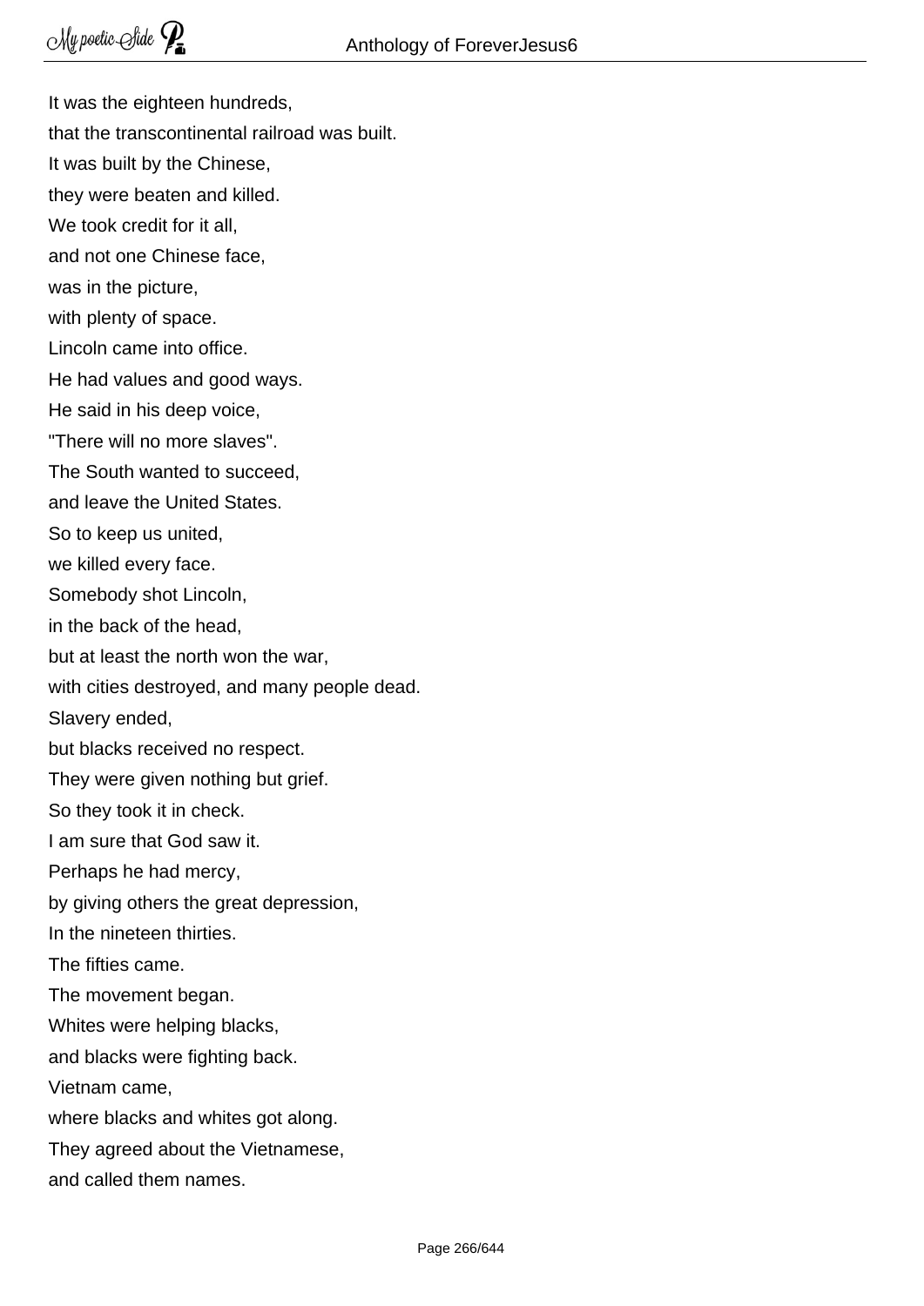It was the eighteen hundreds,  
that the transcontinental railroad was built.  
It was built by the Chinese,  
they were beaten and killed.  
We took credit for it all,  
and not one Chinese face,  
was in the picture,  
with plenty of space.  
Lincoln came into office.  
He had values and good ways.  
He said in his deep voice,  
"There will no more slaves".  
The South wanted to succeed,  
and leave the United States.  
So to keep us united,  
we killed every face.  
Somebody shot Lincoln,  
in the back of the head,  
but at least the north won the war,  
with cities destroyed, and many people dead.  
Slavery ended,  
but blacks received no respect.  
They were given nothing but grief.  
So they took it in check.  
I am sure that God saw it.  
Perhaps he had mercy,  
by giving others the great depression,  
In the nineteen thirties.  
The fifties came.  
The movement began.  
Whites were helping blacks,  
and blacks were fighting back.  
Vietnam came,  
where blacks and whites got along.  
They agreed about the Vietnamese,  
and called them names.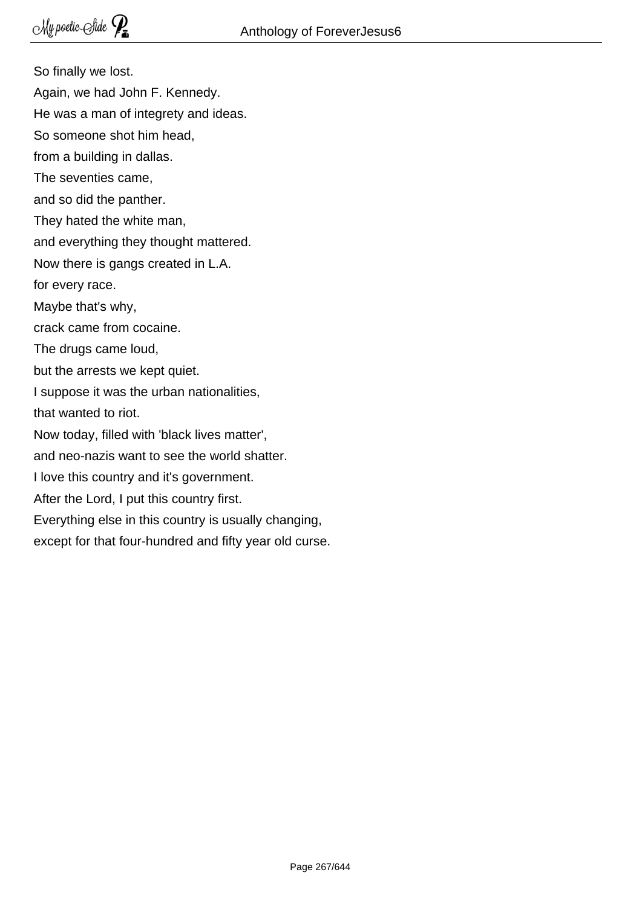So finally we lost.  
Again, we had John F. Kennedy.  
He was a man of integrety and ideas.  
So someone shot him head,  
from a building in dallas.  
The seventies came,  
and so did the panther.  
They hated the white man,  
and everything they thought mattered.  
Now there is gangs created in L.A.  
for every race.  
Maybe that's why,  
crack came from cocaine.  
The drugs came loud,  
but the arrests we kept quiet.  
I suppose it was the urban nationalities,  
that wanted to riot.  
Now today, filled with 'black lives matter',  
and neo-nazis want to see the world shatter.  
I love this country and it's government.  
After the Lord, I put this country first.  
Everything else in this country is usually changing,  
except for that four-hundred and fifty year old curse.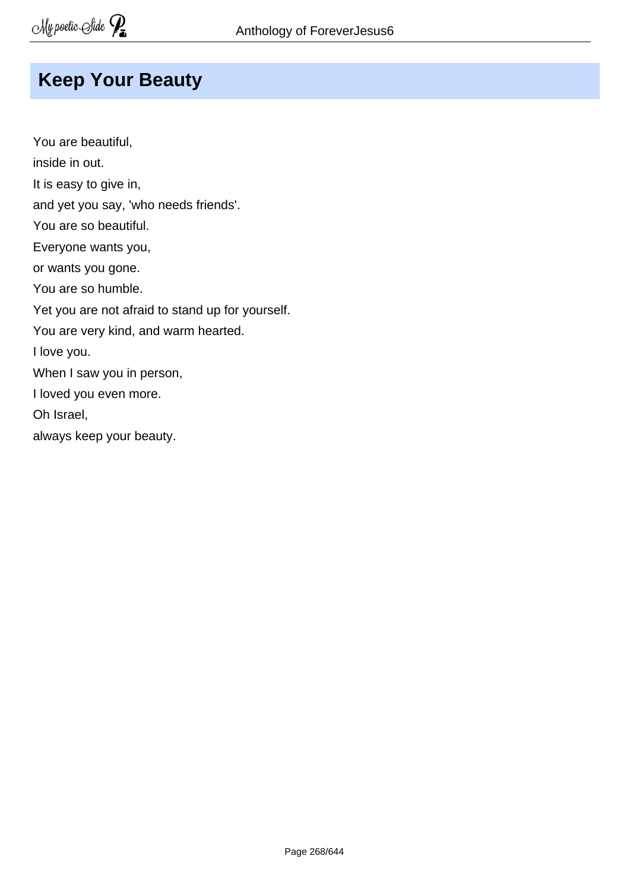## Keep Your Beauty

You are beautiful,  
inside in out.  
It is easy to give in,  
and yet you say, 'who needs friends'.  
You are so beautiful.  
Everyone wants you,  
or wants you gone.  
You are so humble.  
Yet you are not afraid to stand up for yourself.  
You are very kind, and warm hearted.  
I love you.  
When I saw you in person,  
I loved you even more.  
Oh Israel,  
always keep your beauty.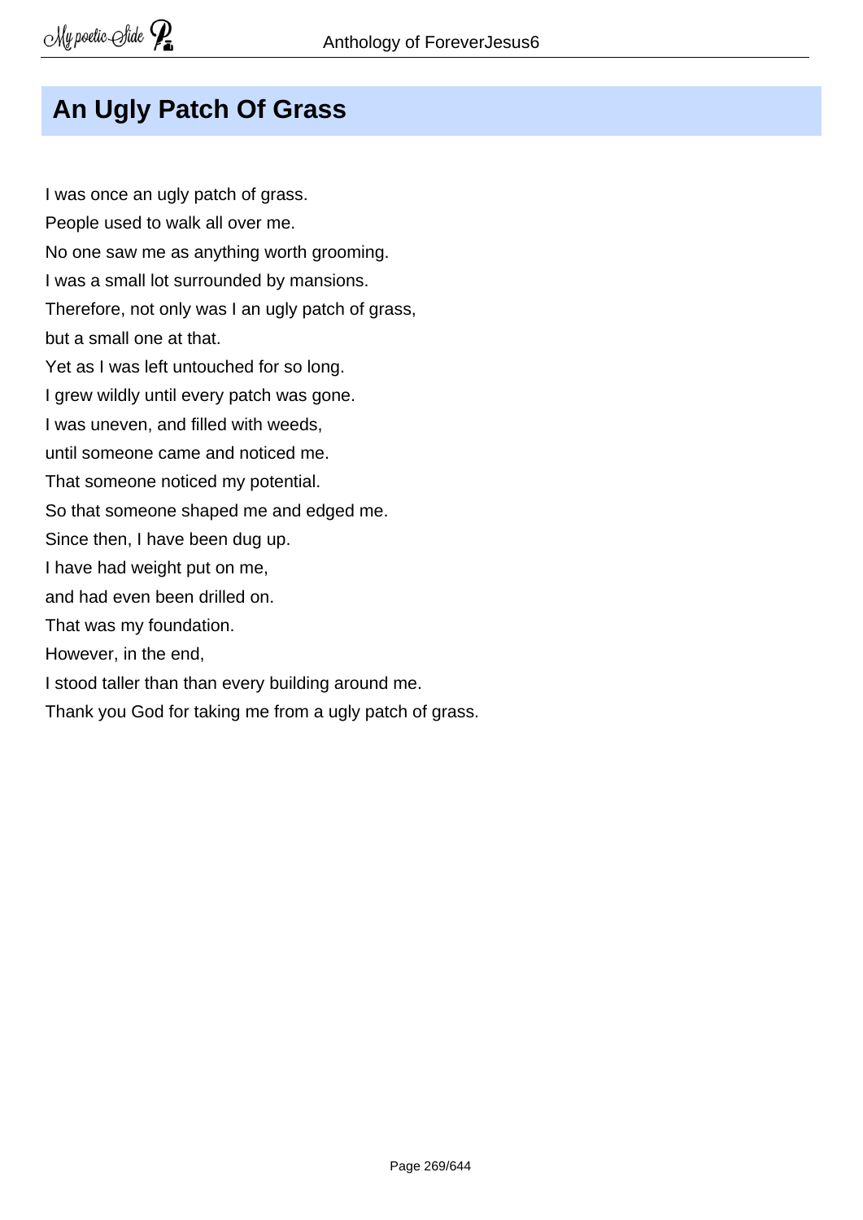# An Ugly Patch Of Grass

I was once an ugly patch of grass.
People used to walk all over me.
No one saw me as anything worth grooming.
I was a small lot surrounded by mansions.
Therefore, not only was I an ugly patch of grass,
but a small one at that.
Yet as I was left untouched for so long.
I grew wildly until every patch was gone.
I was uneven, and filled with weeds,
until someone came and noticed me.
That someone noticed my potential.
So that someone shaped me and edged me.
Since then, I have been dug up.
I have had weight put on me,
and had even been drilled on.
That was my foundation.
However, in the end,
I stood taller than than every building around me.
Thank you God for taking me from a ugly patch of grass.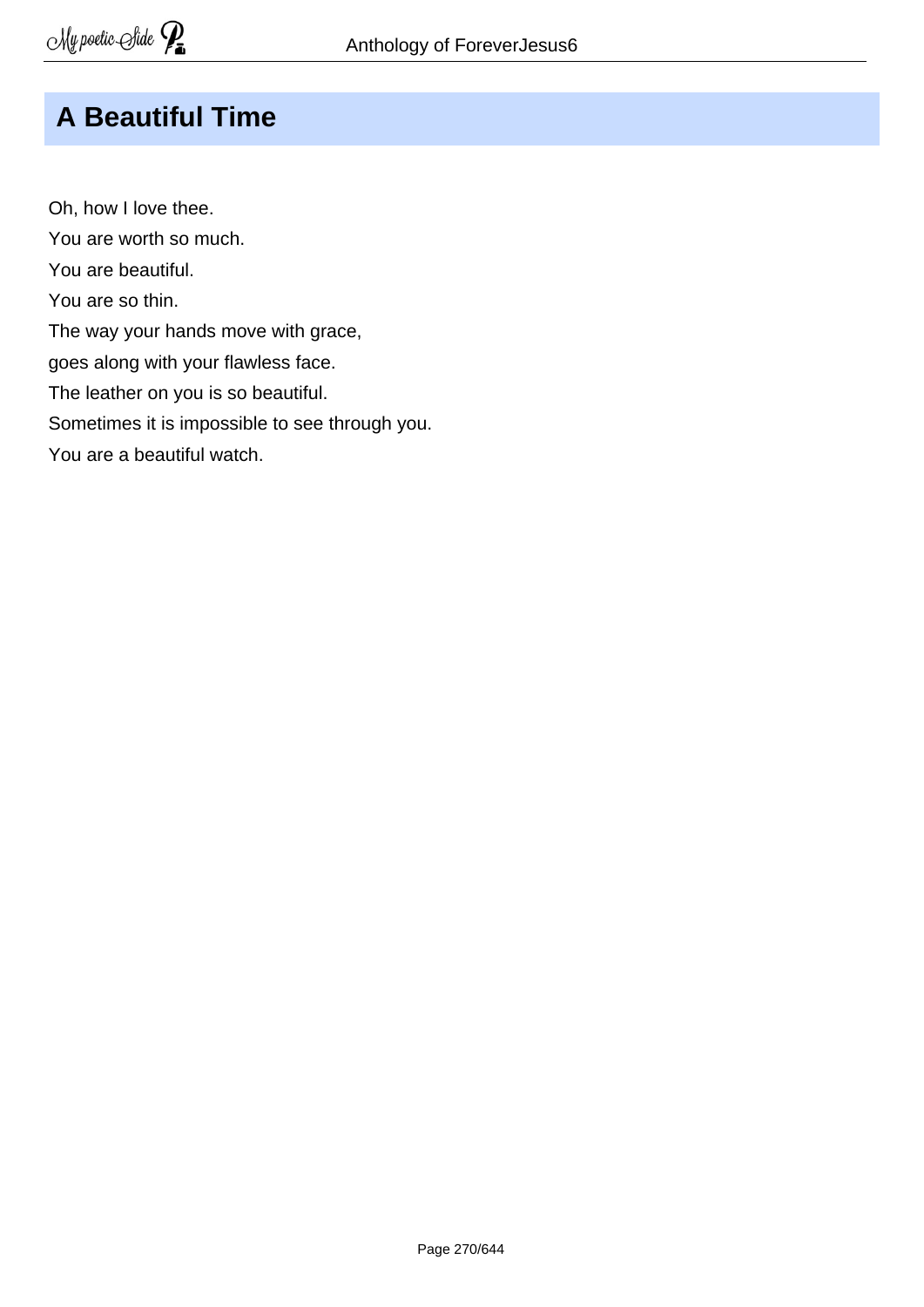# A Beautiful Time

Oh, how I love thee.

You are worth so much.

You are beautiful.

You are so thin.

The way your hands move with grace,

goes along with your flawless face.

The leather on you is so beautiful.

Sometimes it is impossible to see through you.

You are a beautiful watch.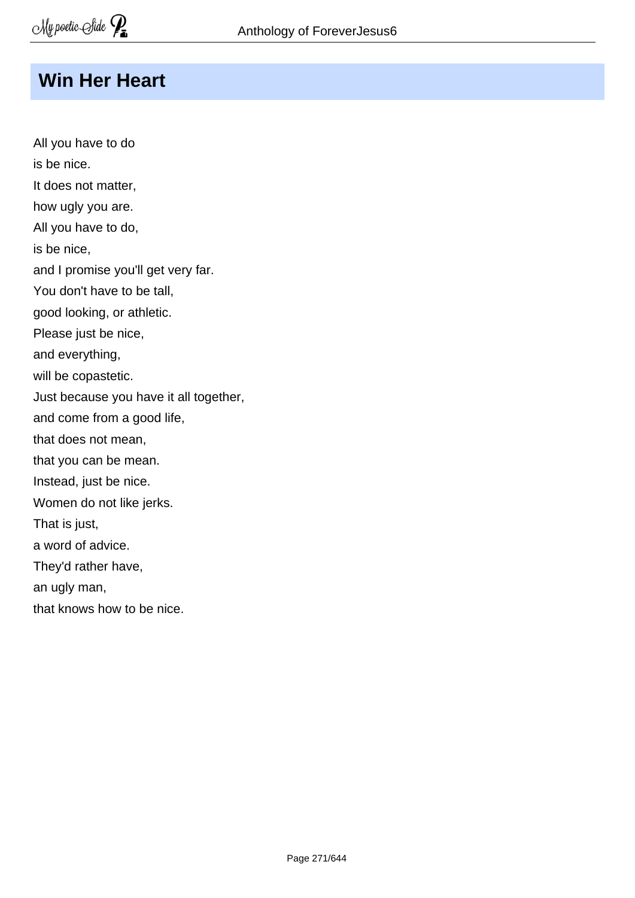# Win Her Heart

All you have to do
is be nice.
It does not matter,
how ugly you are.
All you have to do,
is be nice,
and I promise you'll get very far.
You don't have to be tall,
good looking, or athletic.
Please just be nice,
and everything,
will be copastetic.
Just because you have it all together,
and come from a good life,
that does not mean,
that you can be mean.
Instead, just be nice.
Women do not like jerks.
That is just,
a word of advice.
They'd rather have,
an ugly man,
that knows how to be nice.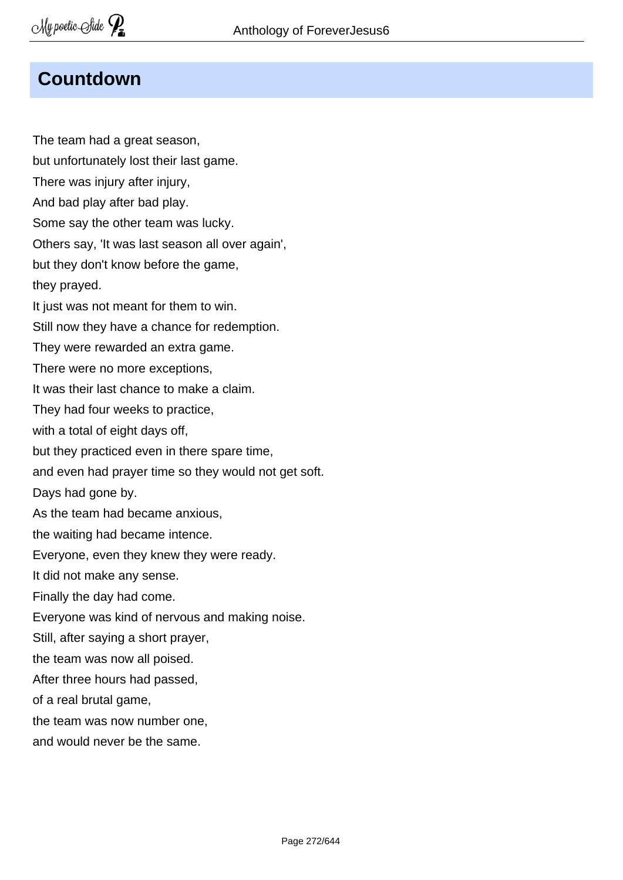# Countdown

The team had a great season,  
but unfortunately lost their last game.  
There was injury after injury,  
And bad play after bad play.  
Some say the other team was lucky.  
Others say, 'It was last season all over again',  
but they don't know before the game,  
they prayed.  
It just was not meant for them to win.  
Still now they have a chance for redemption.  
They were rewarded an extra game.  
There were no more exceptions,  
It was their last chance to make a claim.  
They had four weeks to practice,  
with a total of eight days off,  
but they practiced even in there spare time,  
and even had prayer time so they would not get soft.  
Days had gone by.  
As the team had became anxious,  
the waiting had became intence.  
Everyone, even they knew they were ready.  
It did not make any sense.  
Finally the day had come.  
Everyone was kind of nervous and making noise.  
Still, after saying a short prayer,  
the team was now all poised.  
After three hours had passed,  
of a real brutal game,  
the team was now number one,  
and would never be the same.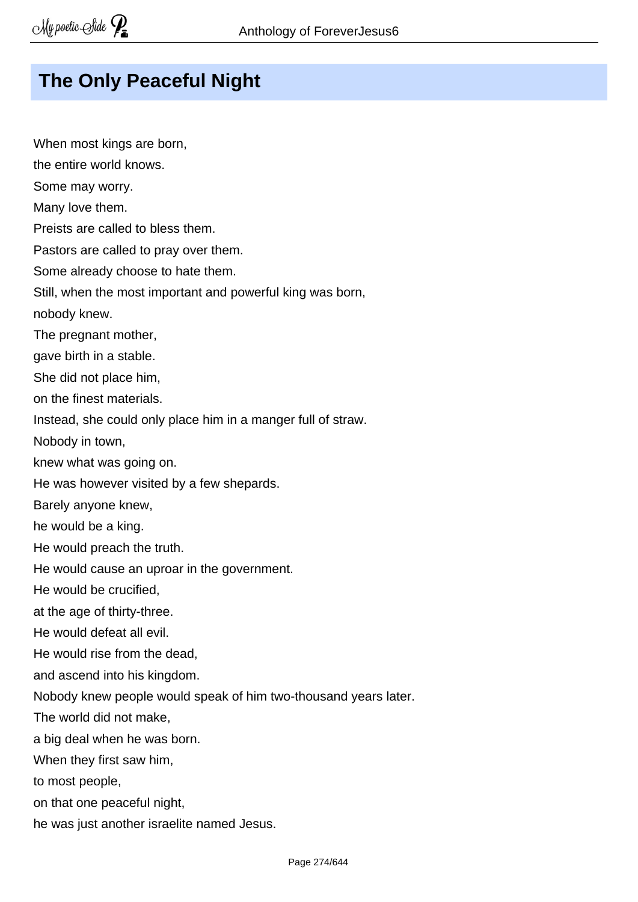## The Only Peaceful Night

When most kings are born,
the entire world knows.
Some may worry.
Many love them.
Preists are called to bless them.
Pastors are called to pray over them.
Some already choose to hate them.
Still, when the most important and powerful king was born,
nobody knew.
The pregnant mother,
gave birth in a stable.
She did not place him,
on the finest materials.
Instead, she could only place him in a manger full of straw.
Nobody in town,
knew what was going on.
He was however visited by a few shepards.
Barely anyone knew,
he would be a king.
He would preach the truth.
He would cause an uproar in the government.
He would be crucified,
at the age of thirty-three.
He would defeat all evil.
He would rise from the dead,
and ascend into his kingdom.
Nobody knew people would speak of him two-thousand years later.
The world did not make,
a big deal when he was born.
When they first saw him,
to most people,
on that one peaceful night,
he was just another israelite named Jesus.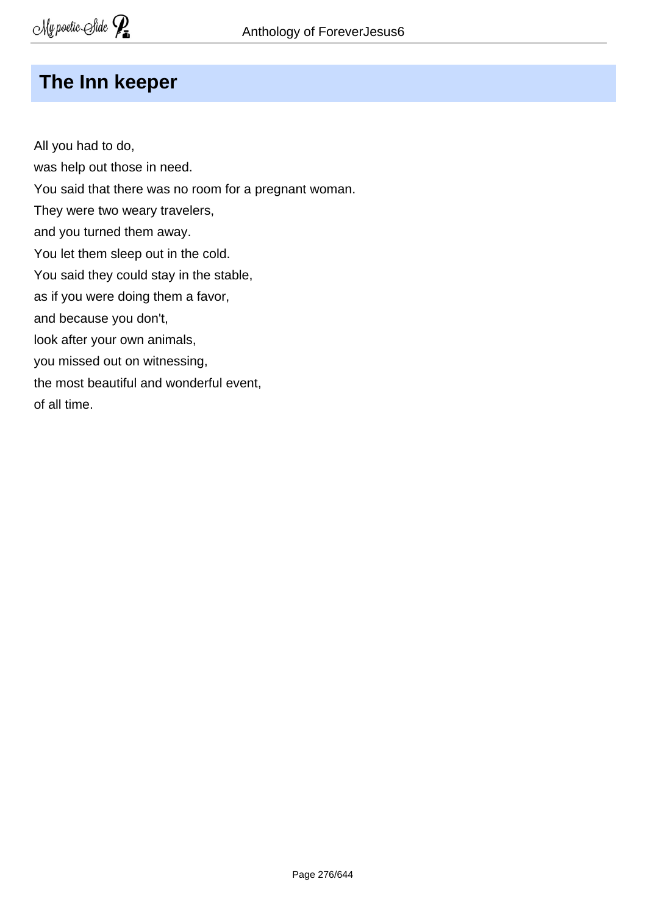## The Inn keeper

All you had to do,  
was help out those in need.  
You said that there was no room for a pregnant woman.  
They were two weary travelers,  
and you turned them away.  
You let them sleep out in the cold.  
You said they could stay in the stable,  
as if you were doing them a favor,  
and because you don't,  
look after your own animals,  
you missed out on witnessing,  
the most beautiful and wonderful event,  
of all time.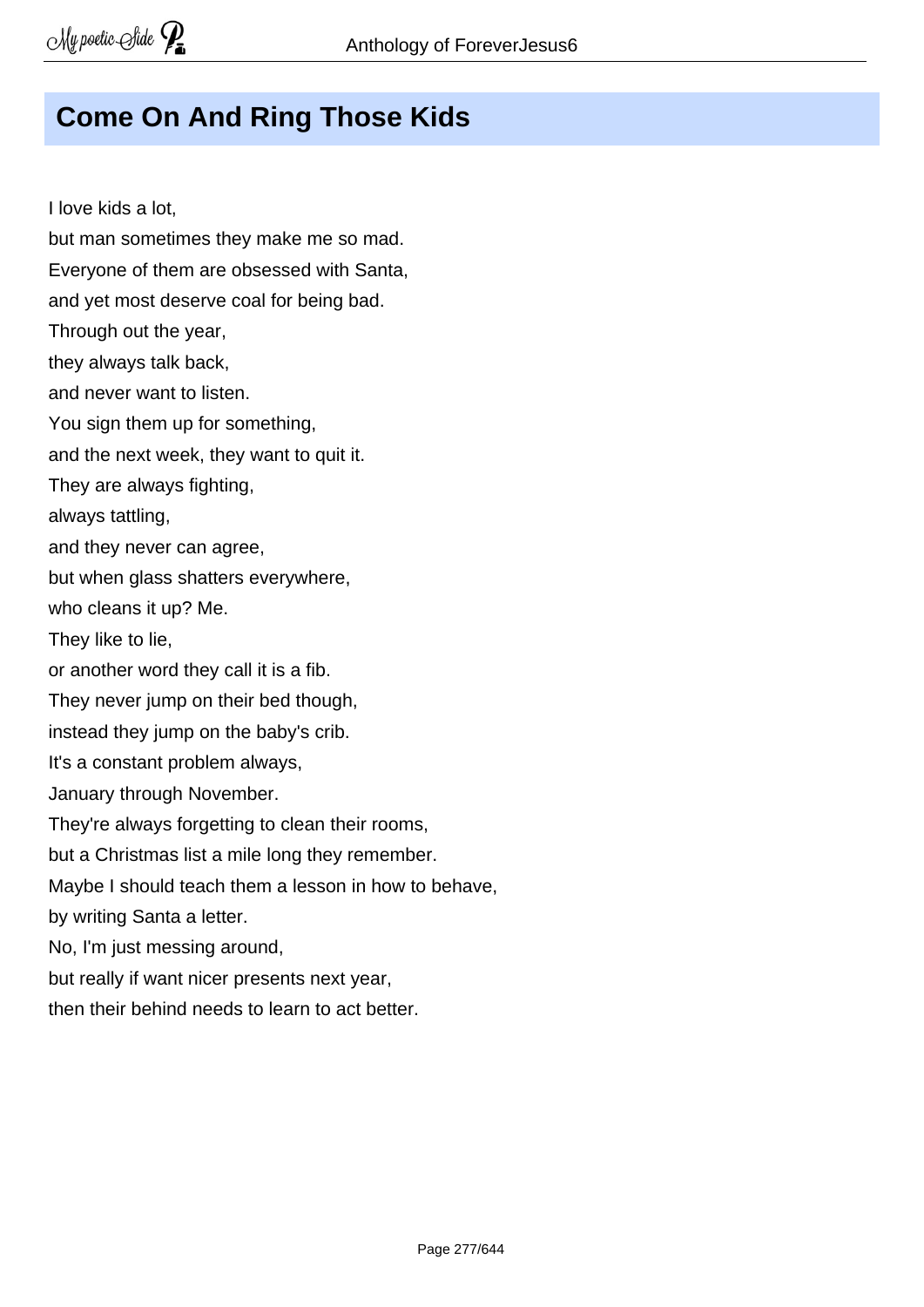# Come On And Ring Those Kids

I love kids a lot,  
but man sometimes they make me so mad.  
Everyone of them are obsessed with Santa,  
and yet most deserve coal for being bad.  
Through out the year,  
they always talk back,  
and never want to listen.  
You sign them up for something,  
and the next week, they want to quit it.  
They are always fighting,  
always tattling,  
and they never can agree,  
but when glass shatters everywhere,  
who cleans it up? Me.  
They like to lie,  
or another word they call it is a fib.  
They never jump on their bed though,  
instead they jump on the baby's crib.  
It's a constant problem always,  
January through November.  
They're always forgetting to clean their rooms,  
but a Christmas list a mile long they remember.  
Maybe I should teach them a lesson in how to behave,  
by writing Santa a letter.  
No, I'm just messing around,  
but really if want nicer presents next year,  
then their behind needs to learn to act better.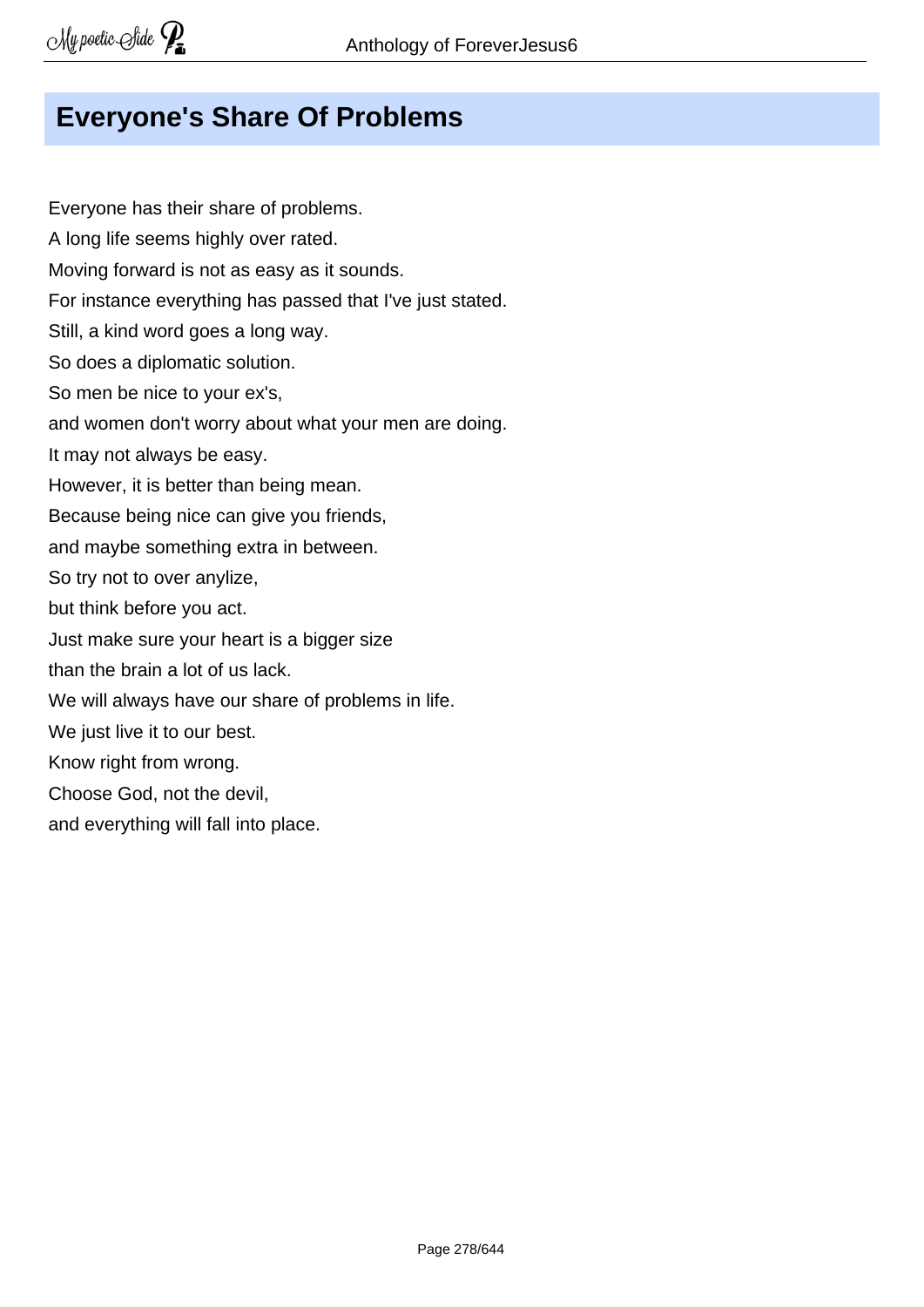# Everyone's Share Of Problems

Everyone has their share of problems.  
A long life seems highly over rated.  
Moving forward is not as easy as it sounds.  
For instance everything has passed that I've just stated.  
Still, a kind word goes a long way.  
So does a diplomatic solution.  
So men be nice to your ex's,  
and women don't worry about what your men are doing.  
It may not always be easy.  
However, it is better than being mean.  
Because being nice can give you friends,  
and maybe something extra in between.  
So try not to over anylize,  
but think before you act.  
Just make sure your heart is a bigger size  
than the brain a lot of us lack.  
We will always have our share of problems in life.  
We just live it to our best.  
Know right from wrong.  
Choose God, not the devil,  
and everything will fall into place.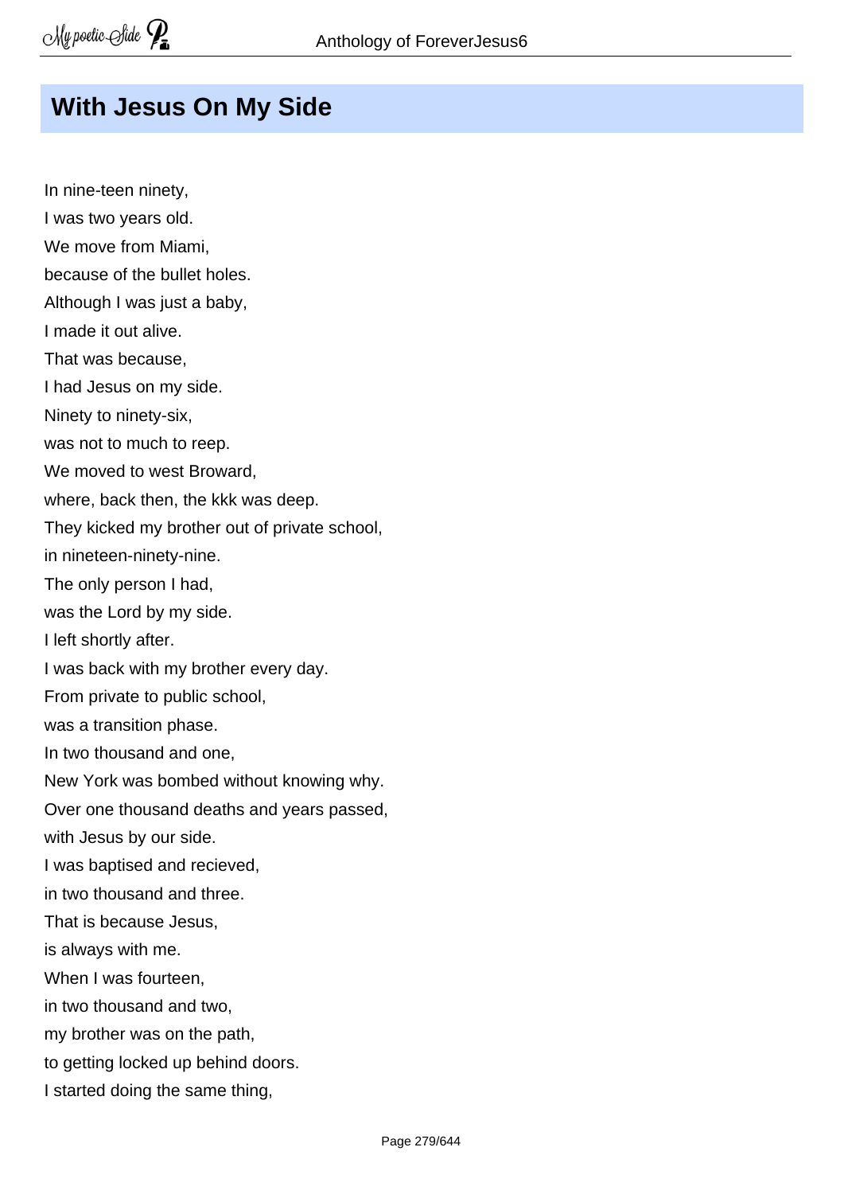## With Jesus On My Side

In nine-teen ninety,
I was two years old.
We move from Miami,
because of the bullet holes.
Although I was just a baby,
I made it out alive.
That was because,
I had Jesus on my side.
Ninety to ninety-six,
was not to much to reep.
We moved to west Broward,
where, back then, the kkk was deep.
They kicked my brother out of private school,
in nineteen-ninety-nine.
The only person I had,
was the Lord by my side.
I left shortly after.
I was back with my brother every day.
From private to public school,
was a transition phase.
In two thousand and one,
New York was bombed without knowing why.
Over one thousand deaths and years passed,
with Jesus by our side.
I was baptised and recieved,
in two thousand and three.
That is because Jesus,
is always with me.
When I was fourteen,
in two thousand and two,
my brother was on the path,
to getting locked up behind doors.
I started doing the same thing,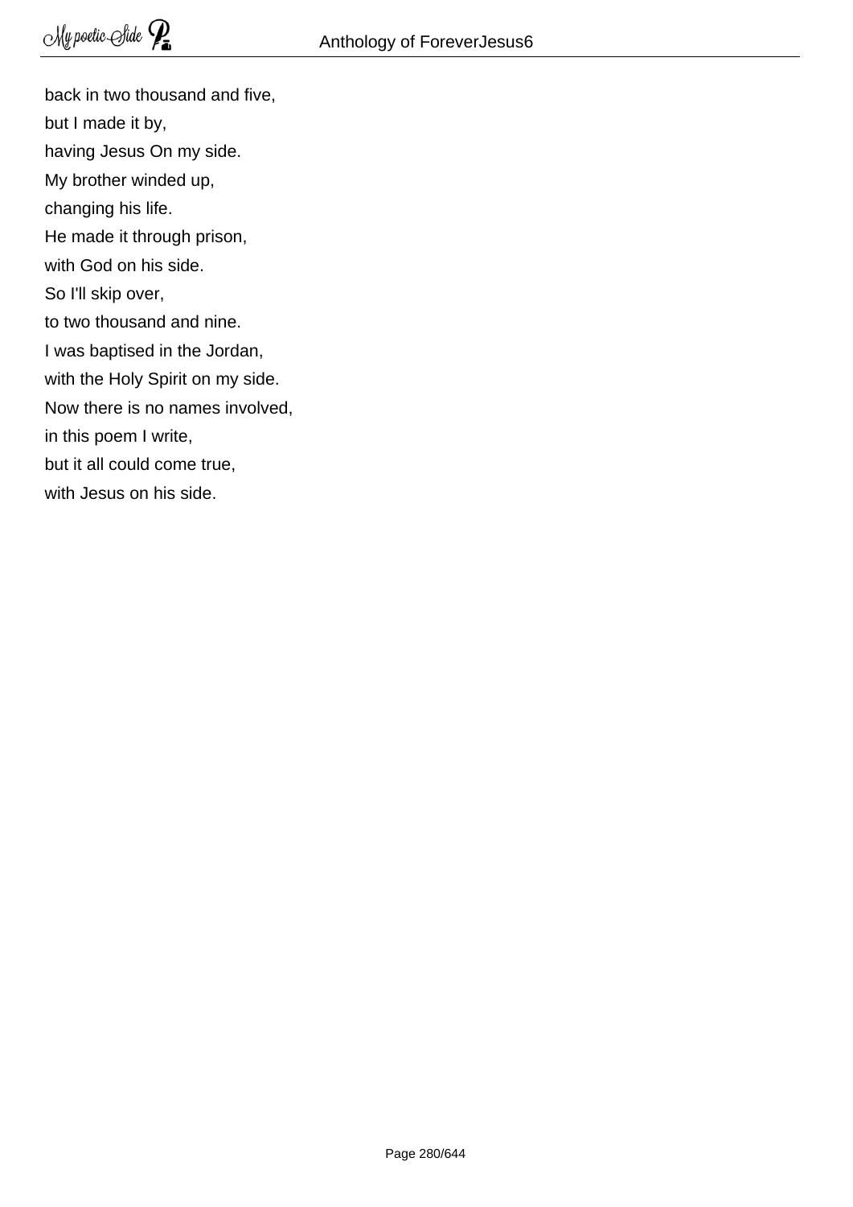back in two thousand and five,  
but I made it by,  
having Jesus On my side.  
My brother winded up,  
changing his life.  
He made it through prison,  
with God on his side.  
So I'll skip over,  
to two thousand and nine.  
I was baptised in the Jordan,  
with the Holy Spirit on my side.  
Now there is no names involved,  
in this poem I write,  
but it all could come true,  
with Jesus on his side.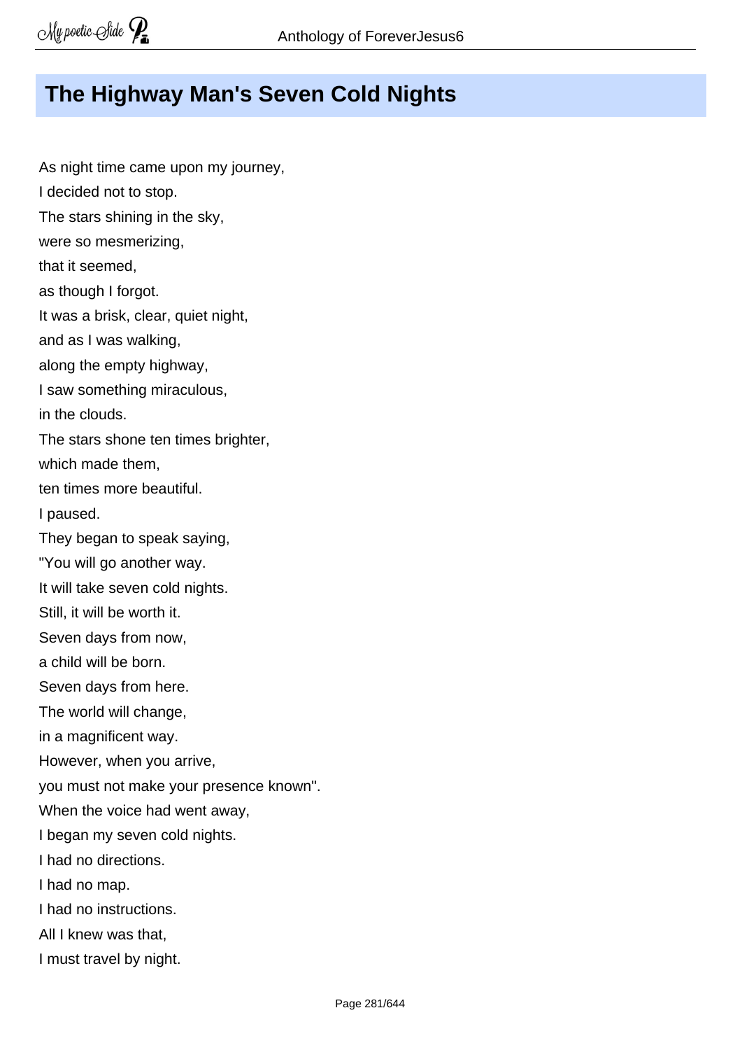## The Highway Man's Seven Cold Nights

As night time came upon my journey,  
I decided not to stop.  
The stars shining in the sky,  
were so mesmerizing,  
that it seemed,  
as though I forgot.  
It was a brisk, clear, quiet night,  
and as I was walking,  
along the empty highway,  
I saw something miraculous,  
in the clouds.  
The stars shone ten times brighter,  
which made them,  
ten times more beautiful.  
I paused.  
They began to speak saying,  
"You will go another way.  
It will take seven cold nights.  
Still, it will be worth it.  
Seven days from now,  
a child will be born.  
Seven days from here.  
The world will change,  
in a magnificent way.  
However, when you arrive,  
you must not make your presence known".  
When the voice had went away,  
I began my seven cold nights.  
I had no directions.  
I had no map.  
I had no instructions.  
All I knew was that,  
I must travel by night.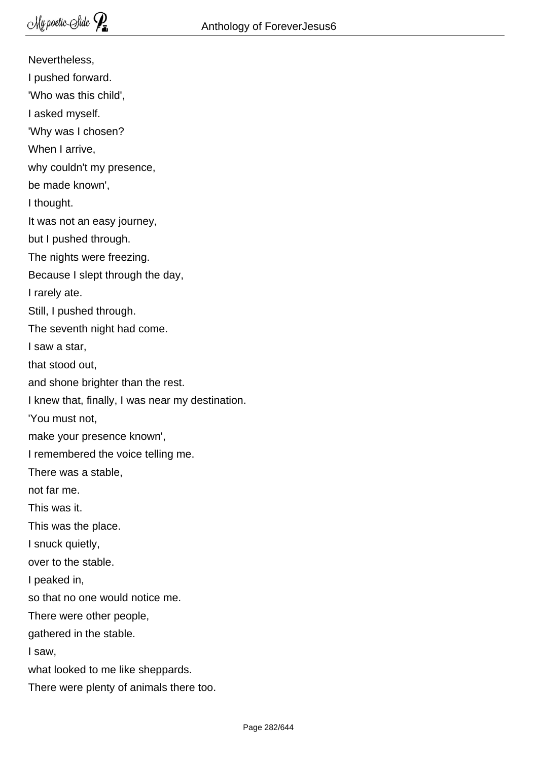Nevertheless,

I pushed forward.

'Who was this child',

I asked myself.

'Why was I chosen?

When I arrive,

why couldn't my presence,

be made known',

I thought.

It was not an easy journey,

but I pushed through.

The nights were freezing.

Because I slept through the day,

I rarely ate.

Still, I pushed through.

The seventh night had come.

I saw a star,

that stood out,

and shone brighter than the rest.

I knew that, finally, I was near my destination.

'You must not,

make your presence known',

I remembered the voice telling me.

There was a stable,

not far me.

This was it.

This was the place.

I snuck quietly,

over to the stable.

I peaked in,

so that no one would notice me.

There were other people,

gathered in the stable.

I saw,

what looked to me like sheppards.

There were plenty of animals there too.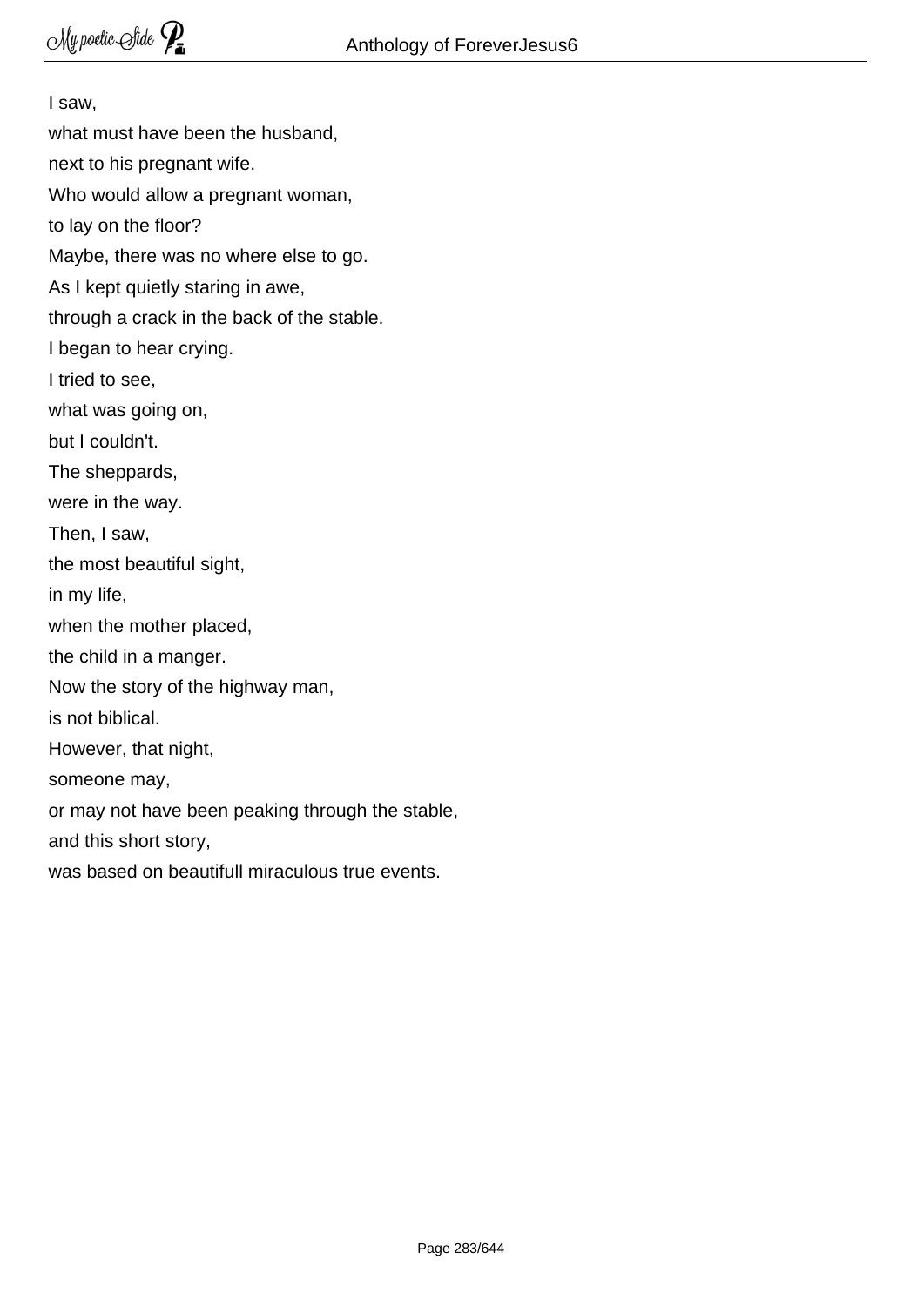I saw,  
what must have been the husband,  
next to his pregnant wife.  
Who would allow a pregnant woman,  
to lay on the floor?  
Maybe, there was no where else to go.  
As I kept quietly staring in awe,  
through a crack in the back of the stable.  
I began to hear crying.  
I tried to see,  
what was going on,  
but I couldn't.  
The sheppards,  
were in the way.  
Then, I saw,  
the most beautiful sight,  
in my life,  
when the mother placed,  
the child in a manger.  
Now the story of the highway man,  
is not biblical.  
However, that night,  
someone may,  
or may not have been peaking through the stable,  
and this short story,  
was based on beautifull miraculous true events.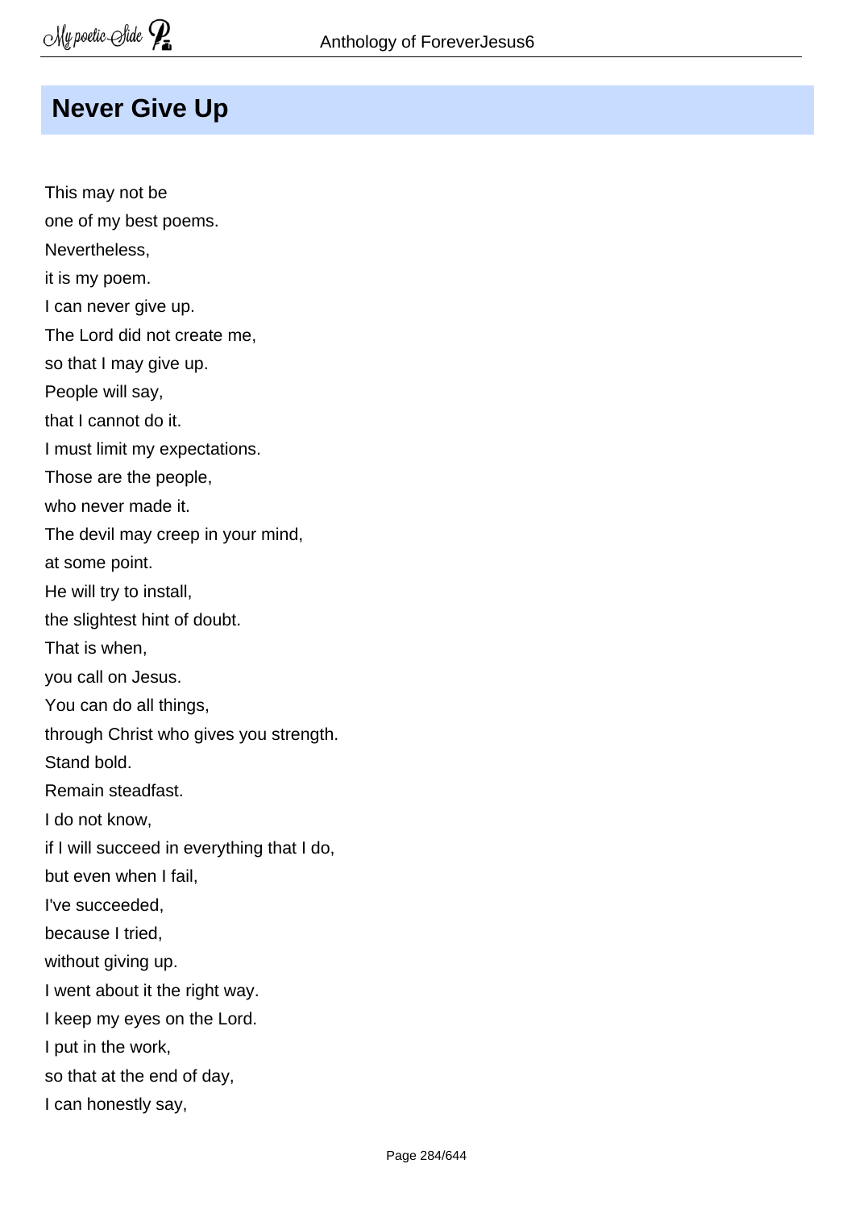## Never Give Up

This may not be
one of my best poems.
Nevertheless,
it is my poem.
I can never give up.
The Lord did not create me,
so that I may give up.
People will say,
that I cannot do it.
I must limit my expectations.
Those are the people,
who never made it.
The devil may creep in your mind,
at some point.
He will try to install,
the slightest hint of doubt.
That is when,
you call on Jesus.
You can do all things,
through Christ who gives you strength.
Stand bold.
Remain steadfast.
I do not know,
if I will succeed in everything that I do,
but even when I fail,
I've succeeded,
because I tried,
without giving up.
I went about it the right way.
I keep my eyes on the Lord.
I put in the work,
so that at the end of day,
I can honestly say,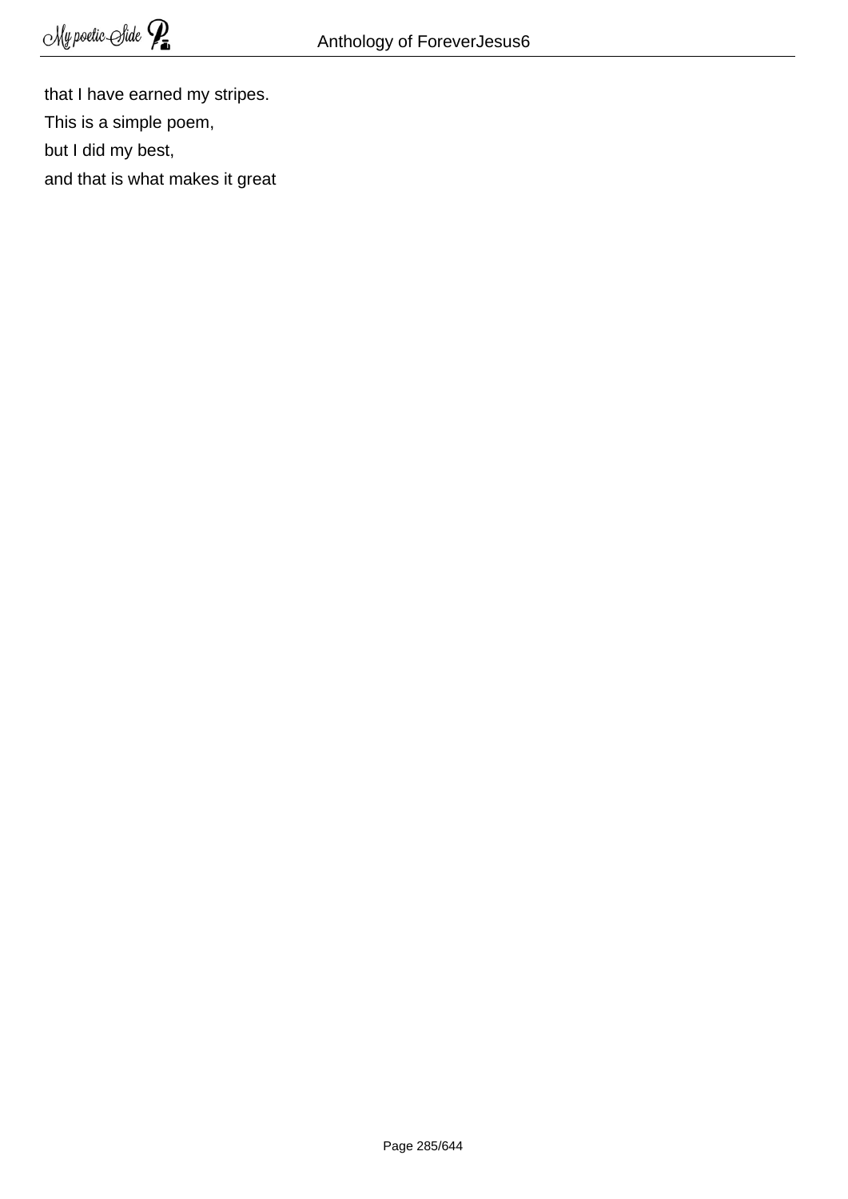that I have earned my stripes.

This is a simple poem,

but I did my best,

and that is what makes it great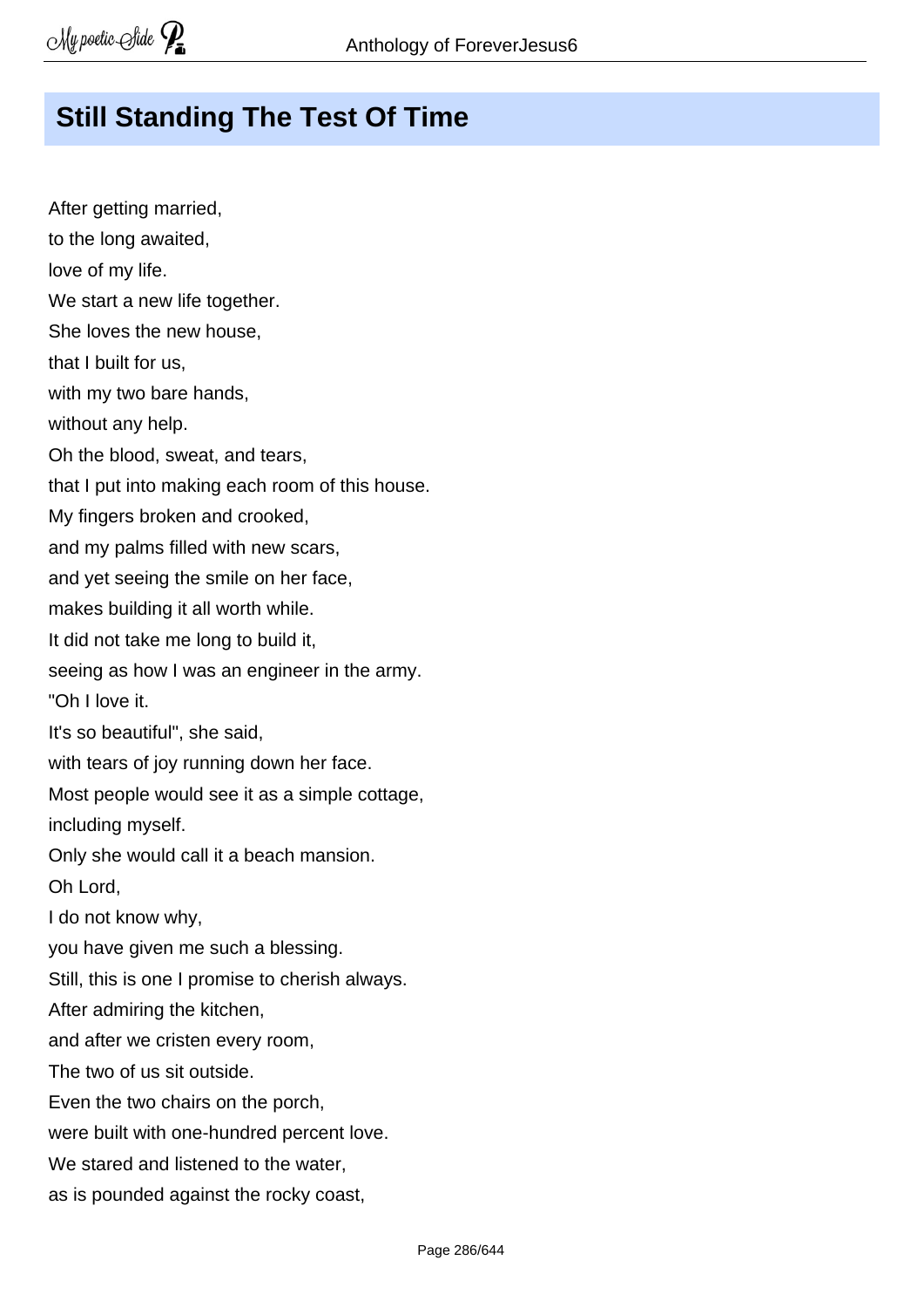## Still Standing The Test Of Time

After getting married,  
to the long awaited,  
love of my life.  
We start a new life together.  
She loves the new house,  
that I built for us,  
with my two bare hands,  
without any help.  
Oh the blood, sweat, and tears,  
that I put into making each room of this house.  
My fingers broken and crooked,  
and my palms filled with new scars,  
and yet seeing the smile on her face,  
makes building it all worth while.  
It did not take me long to build it,  
seeing as how I was an engineer in the army.  
"Oh I love it.  
It's so beautiful", she said,  
with tears of joy running down her face.  
Most people would see it as a simple cottage,  
including myself.  
Only she would call it a beach mansion.  
Oh Lord,  
I do not know why,  
you have given me such a blessing.  
Still, this is one I promise to cherish always.  
After admiring the kitchen,  
and after we cristen every room,  
The two of us sit outside.  
Even the two chairs on the porch,  
were built with one-hundred percent love.  
We stared and listened to the water,  
as is pounded against the rocky coast,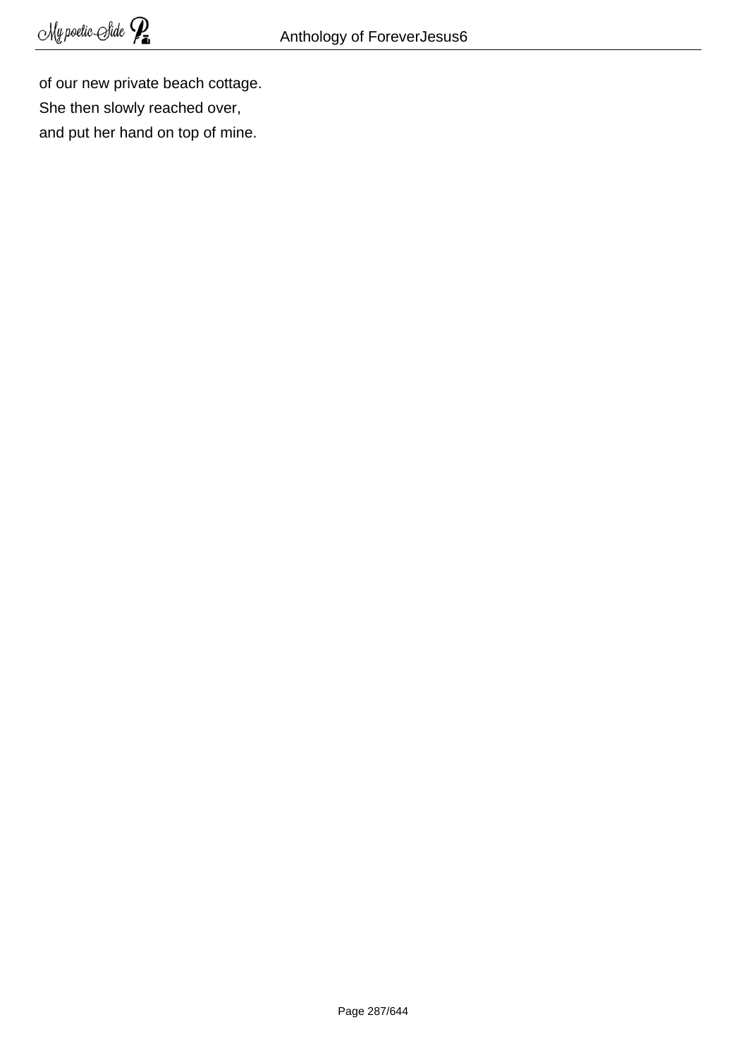of our new private beach cottage.
She then slowly reached over,
and put her hand on top of mine.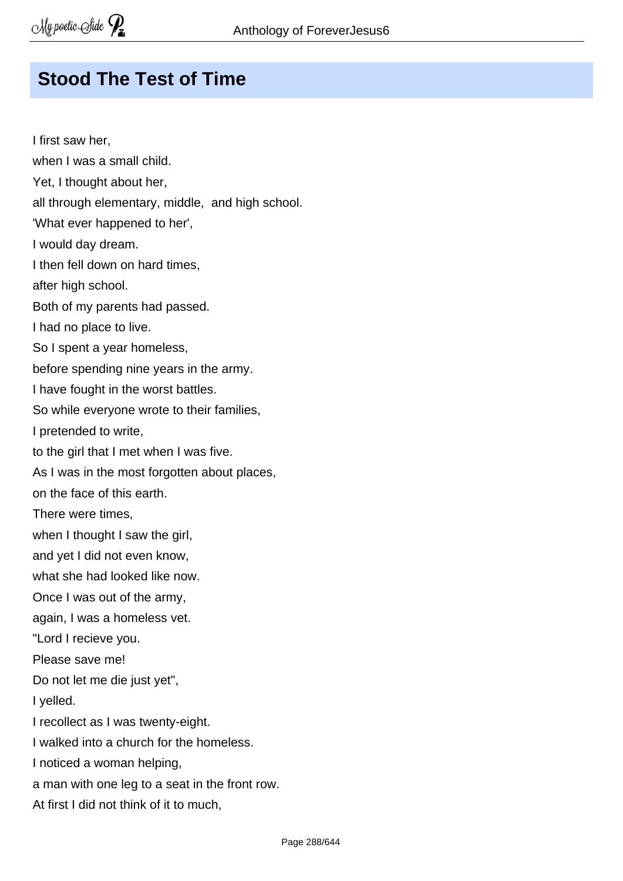## Stood The Test of Time

I first saw her,  
when I was a small child.  
Yet, I thought about her,  
all through elementary, middle,  and high school.  
'What ever happened to her',  
I would day dream.  
I then fell down on hard times,  
after high school.  
Both of my parents had passed.  
I had no place to live.  
So I spent a year homeless,  
before spending nine years in the army.  
I have fought in the worst battles.  
So while everyone wrote to their families,  
I pretended to write,  
to the girl that I met when I was five.  
As I was in the most forgotten about places,  
on the face of this earth.  
There were times,  
when I thought I saw the girl,  
and yet I did not even know,  
what she had looked like now.  
Once I was out of the army,  
again, I was a homeless vet.  
"Lord I recieve you.  
Please save me!  
Do not let me die just yet",  
I yelled.  
I recollect as I was twenty-eight.  
I walked into a church for the homeless.  
I noticed a woman helping,  
a man with one leg to a seat in the front row.  
At first I did not think of it to much,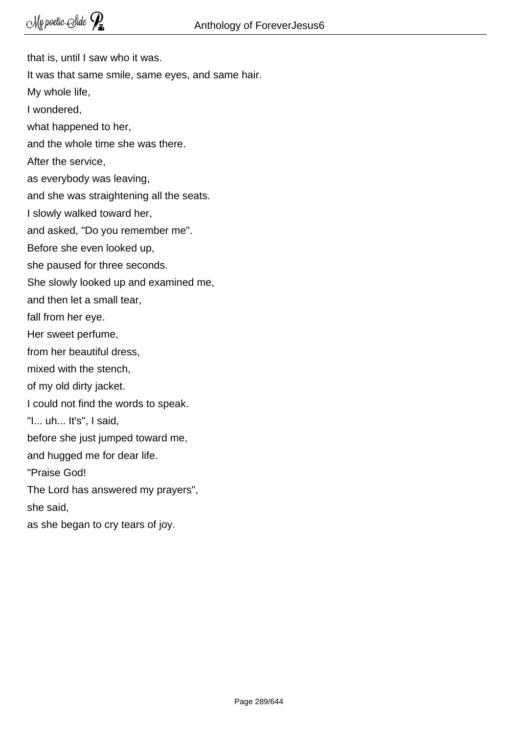that is, until I saw who it was.
It was that same smile, same eyes, and same hair.
My whole life,
I wondered,
what happened to her,
and the whole time she was there.
After the service,
as everybody was leaving,
and she was straightening all the seats.
I slowly walked toward her,
and asked, "Do you remember me".
Before she even looked up,
she paused for three seconds.
She slowly looked up and examined me,
and then let a small tear,
fall from her eye.
Her sweet perfume,
from her beautiful dress,
mixed with the stench,
of my old dirty jacket.
I could not find the words to speak.
"I... uh... It's", I said,
before she just jumped toward me,
and hugged me for dear life.
"Praise God!
The Lord has answered my prayers",
she said,
as she began to cry tears of joy.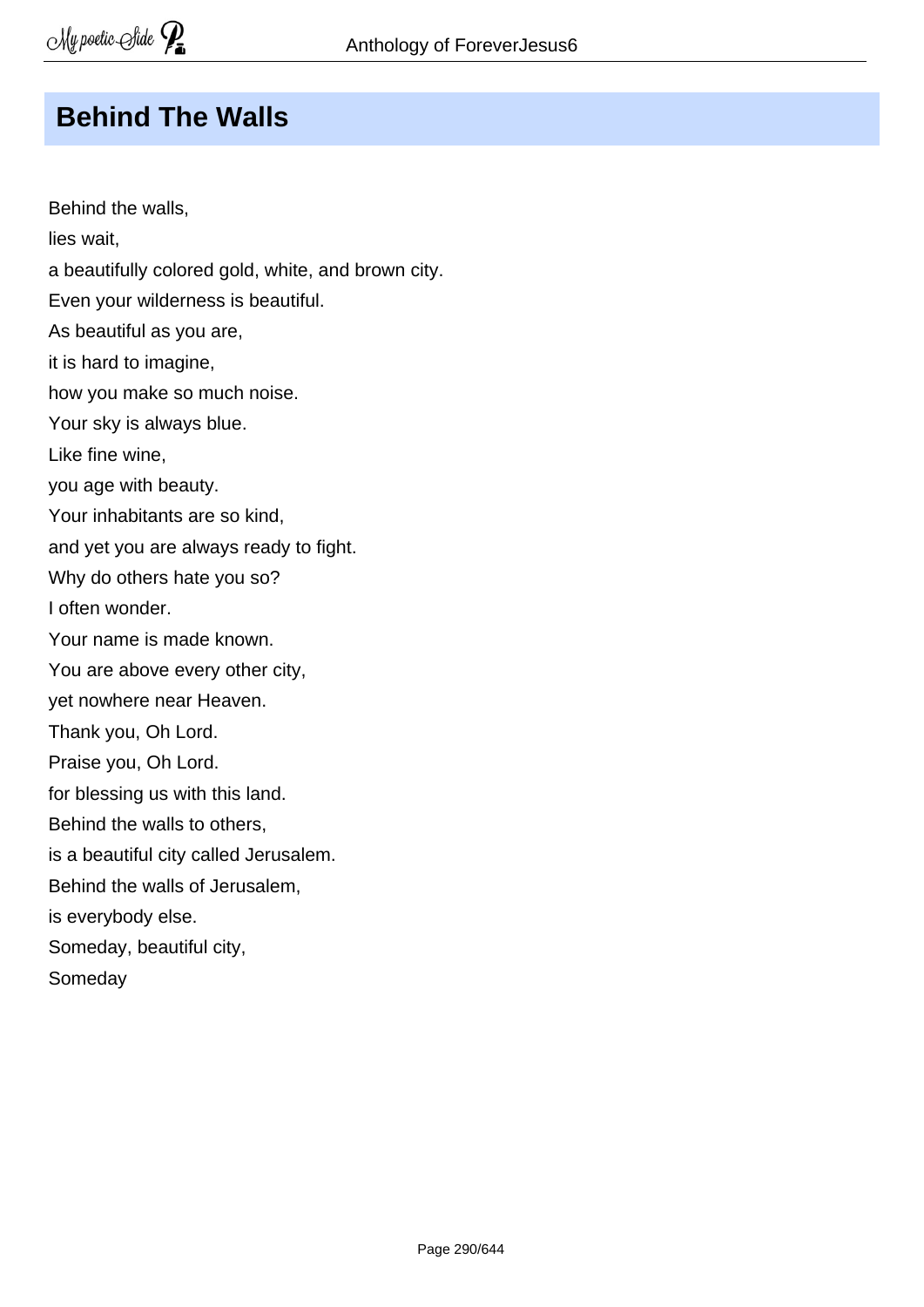## Behind The Walls

Behind the walls,  
lies wait,  
a beautifully colored gold, white, and brown city.  
Even your wilderness is beautiful.  
As beautiful as you are,  
it is hard to imagine,  
how you make so much noise.  
Your sky is always blue.  
Like fine wine,  
you age with beauty.  
Your inhabitants are so kind,  
and yet you are always ready to fight.  
Why do others hate you so?  
I often wonder.  
Your name is made known.  
You are above every other city,  
yet nowhere near Heaven.  
Thank you, Oh Lord.  
Praise you, Oh Lord.  
for blessing us with this land.  
Behind the walls to others,  
is a beautiful city called Jerusalem.  
Behind the walls of Jerusalem,  
is everybody else.  
Someday, beautiful city,  
Someday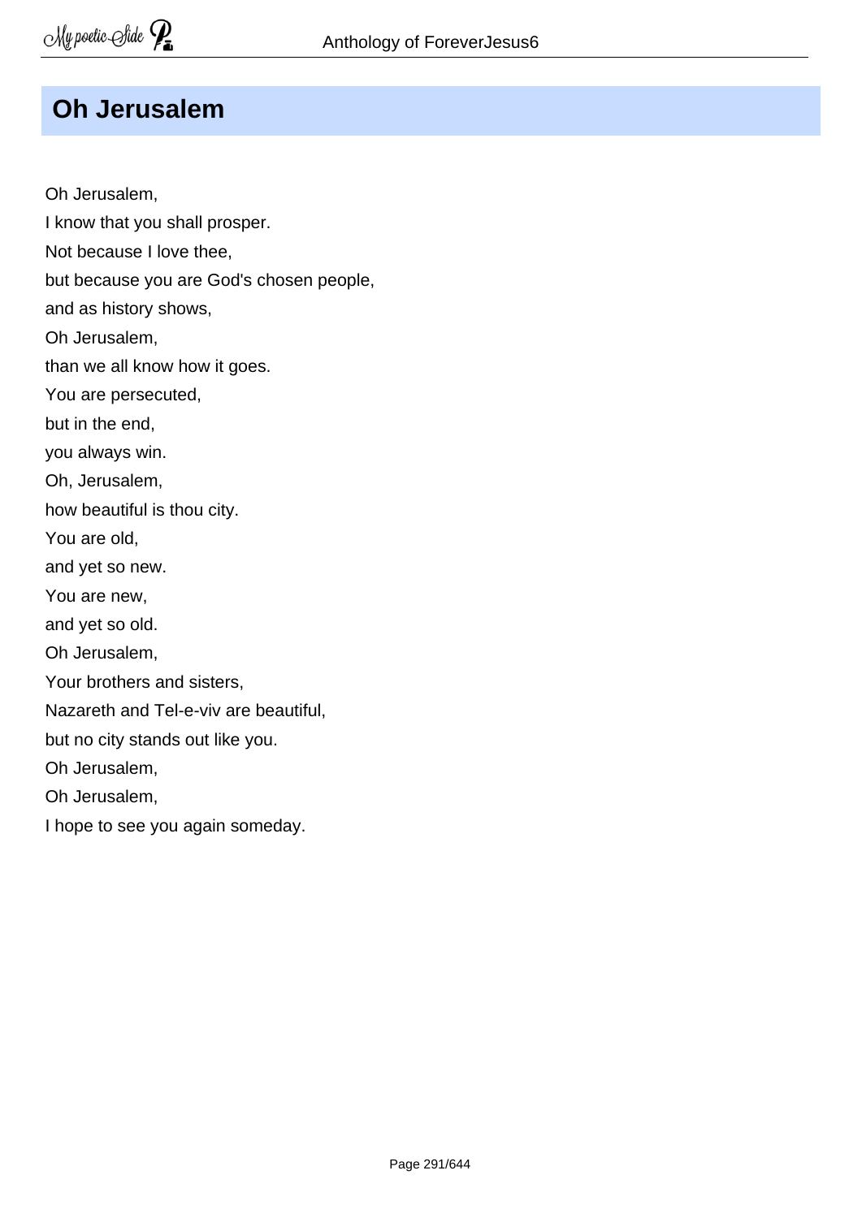## Oh Jerusalem

Oh Jerusalem,  
I know that you shall prosper.  
Not because I love thee,  
but because you are God's chosen people,  
and as history shows,  
Oh Jerusalem,  
than we all know how it goes.  
You are persecuted,  
but in the end,  
you always win.  
Oh, Jerusalem,  
how beautiful is thou city.  
You are old,  
and yet so new.  
You are new,  
and yet so old.  
Oh Jerusalem,  
Your brothers and sisters,  
Nazareth and Tel-e-viv are beautiful,  
but no city stands out like you.  
Oh Jerusalem,  
Oh Jerusalem,  
I hope to see you again someday.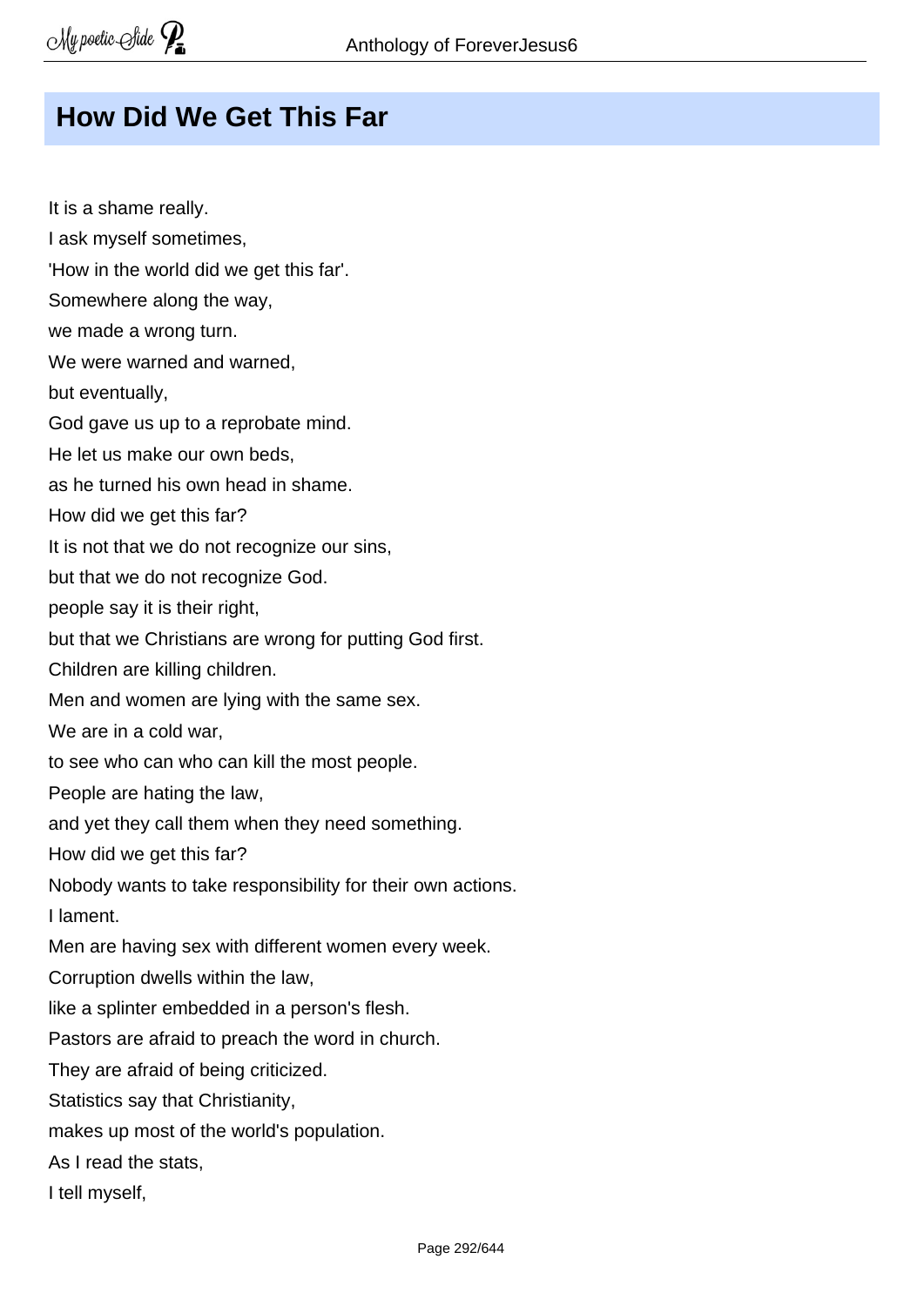## How Did We Get This Far

It is a shame really.  
I ask myself sometimes,  
'How in the world did we get this far'.  
Somewhere along the way,  
we made a wrong turn.  
We were warned and warned,  
but eventually,  
God gave us up to a reprobate mind.  
He let us make our own beds,  
as he turned his own head in shame.  
How did we get this far?  
It is not that we do not recognize our sins,  
but that we do not recognize God.  
people say it is their right,  
but that we Christians are wrong for putting God first.  
Children are killing children.  
Men and women are lying with the same sex.  
We are in a cold war,  
to see who can who can kill the most people.  
People are hating the law,  
and yet they call them when they need something.  
How did we get this far?  
Nobody wants to take responsibility for their own actions.  
I lament.  
Men are having sex with different women every week.  
Corruption dwells within the law,  
like a splinter embedded in a person's flesh.  
Pastors are afraid to preach the word in church.  
They are afraid of being criticized.  
Statistics say that Christianity,  
makes up most of the world's population.  
As I read the stats,  
I tell myself,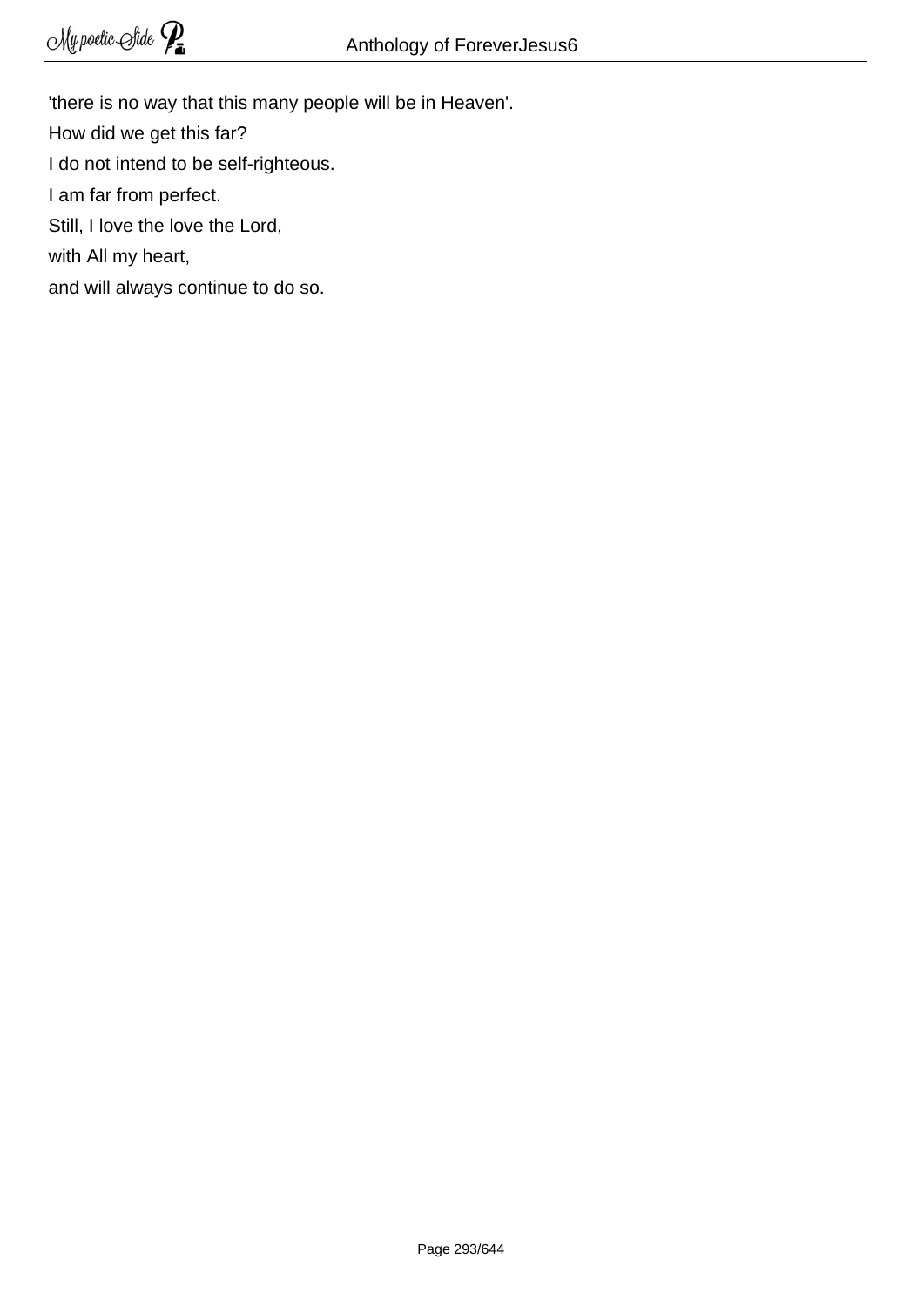'there is no way that this many people will be in Heaven'.

How did we get this far?

I do not intend to be self-righteous.

I am far from perfect.

Still, I love the love the Lord,

with All my heart,

and will always continue to do so.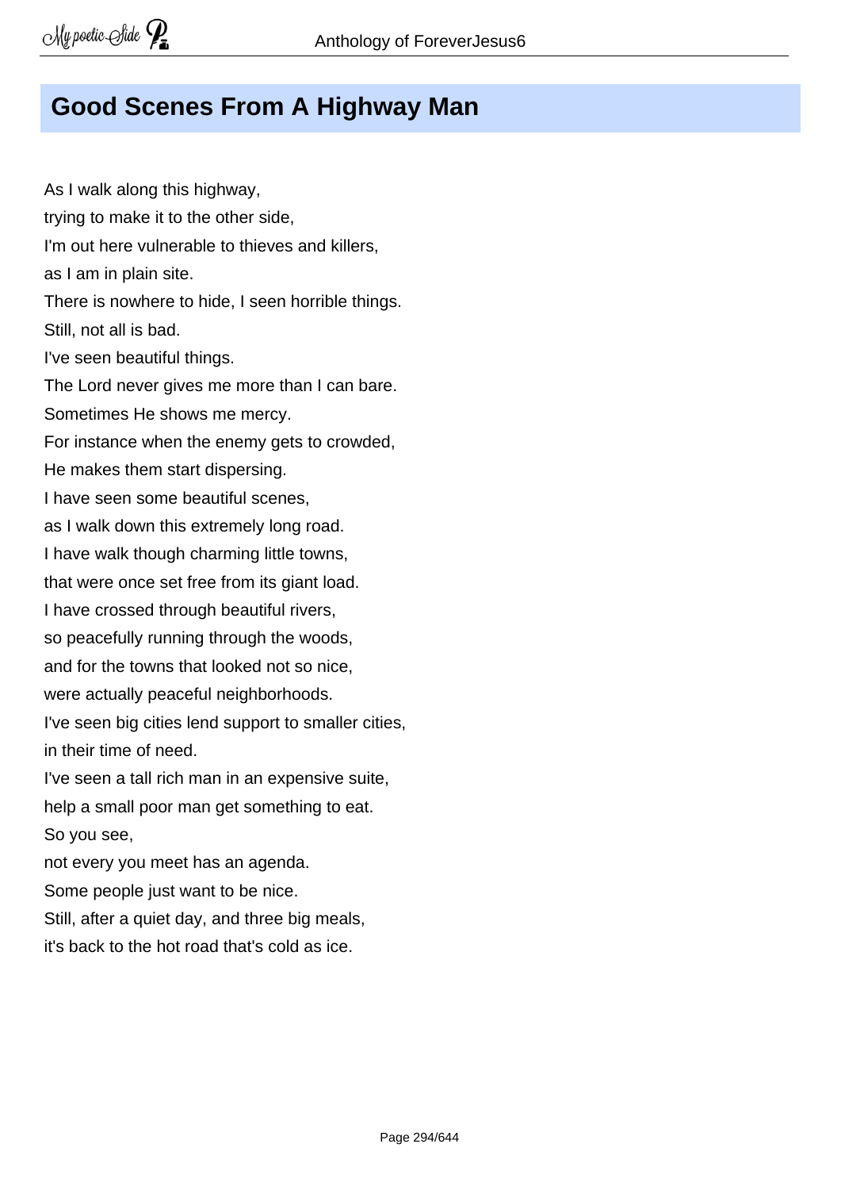# Good Scenes From A Highway Man

As I walk along this highway,
trying to make it to the other side,
I'm out here vulnerable to thieves and killers,
as I am in plain site.
There is nowhere to hide, I seen horrible things.
Still, not all is bad.
I've seen beautiful things.
The Lord never gives me more than I can bare.
Sometimes He shows me mercy.
For instance when the enemy gets to crowded,
He makes them start dispersing.
I have seen some beautiful scenes,
as I walk down this extremely long road.
I have walk though charming little towns,
that were once set free from its giant load.
I have crossed through beautiful rivers,
so peacefully running through the woods,
and for the towns that looked not so nice,
were actually peaceful neighborhoods.
I've seen big cities lend support to smaller cities,
in their time of need.
I've seen a tall rich man in an expensive suite,
help a small poor man get something to eat.
So you see,
not every you meet has an agenda.
Some people just want to be nice.
Still, after a quiet day, and three big meals,
it's back to the hot road that's cold as ice.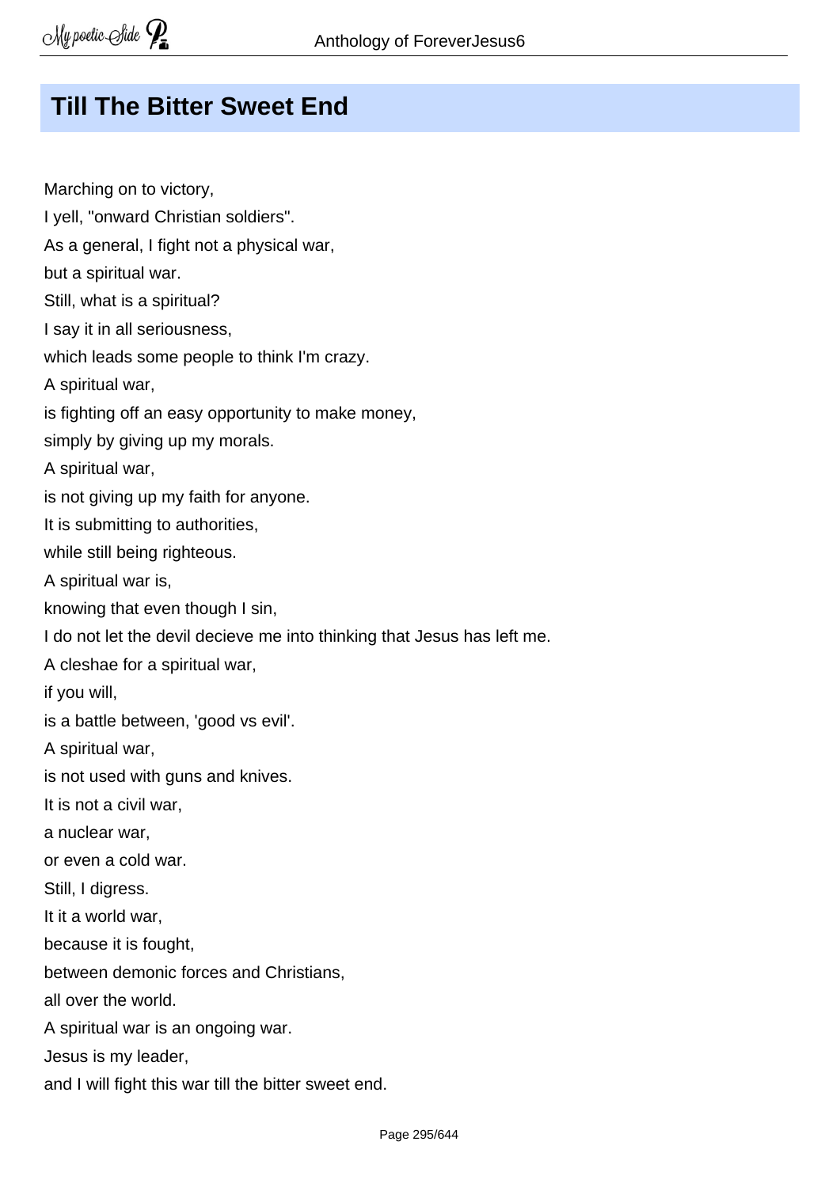## Till The Bitter Sweet End

Marching on to victory,  
I yell, "onward Christian soldiers".  
As a general, I fight not a physical war,  
but a spiritual war.  
Still, what is a spiritual?  
I say it in all seriousness,  
which leads some people to think I'm crazy.  
A spiritual war,  
is fighting off an easy opportunity to make money,  
simply by giving up my morals.  
A spiritual war,  
is not giving up my faith for anyone.  
It is submitting to authorities,  
while still being righteous.  
A spiritual war is,  
knowing that even though I sin,  
I do not let the devil decieve me into thinking that Jesus has left me.  
A cleshae for a spiritual war,  
if you will,  
is a battle between, 'good vs evil'.  
A spiritual war,  
is not used with guns and knives.  
It is not a civil war,  
a nuclear war,  
or even a cold war.  
Still, I digress.  
It it a world war,  
because it is fought,  
between demonic forces and Christians,  
all over the world.  
A spiritual war is an ongoing war.  
Jesus is my leader,  
and I will fight this war till the bitter sweet end.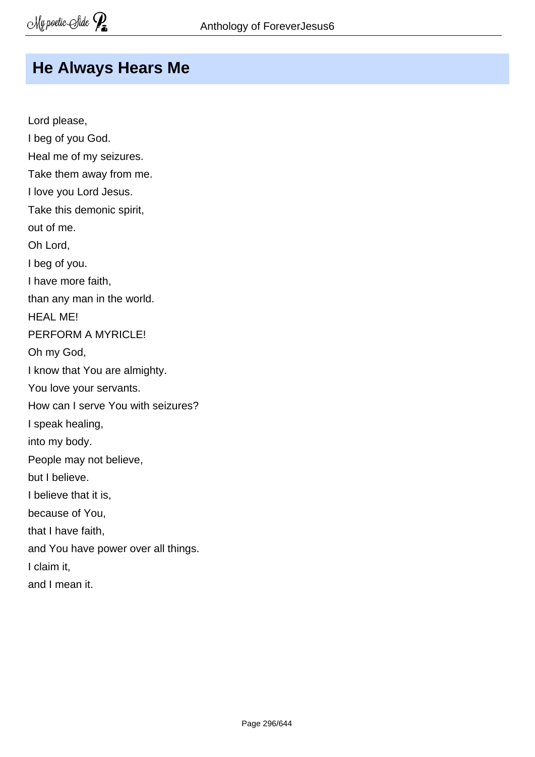## He Always Hears Me

Lord please,  
I beg of you God.  
Heal me of my seizures.  
Take them away from me.  
I love you Lord Jesus.  
Take this demonic spirit,  
out of me.  
Oh Lord,  
I beg of you.  
I have more faith,  
than any man in the world.  
HEAL ME!  
PERFORM A MYRICLE!  
Oh my God,  
I know that You are almighty.  
You love your servants.  
How can I serve You with seizures?  
I speak healing,  
into my body.  
People may not believe,  
but I believe.  
I believe that it is,  
because of You,  
that I have faith,  
and You have power over all things.  
I claim it,  
and I mean it.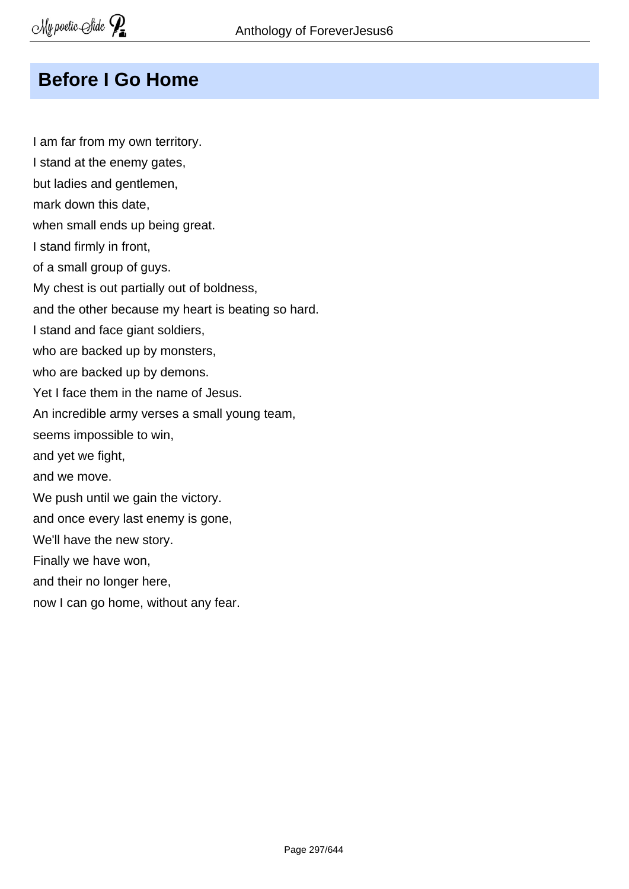## Before I Go Home

I am far from my own territory.  
I stand at the enemy gates,  
but ladies and gentlemen,  
mark down this date,  
when small ends up being great.  
I stand firmly in front,  
of a small group of guys.  
My chest is out partially out of boldness,  
and the other because my heart is beating so hard.  
I stand and face giant soldiers,  
who are backed up by monsters,  
who are backed up by demons.  
Yet I face them in the name of Jesus.  
An incredible army verses a small young team,  
seems impossible to win,  
and yet we fight,  
and we move.  
We push until we gain the victory.  
and once every last enemy is gone,  
We'll have the new story.  
Finally we have won,  
and their no longer here,  
now I can go home, without any fear.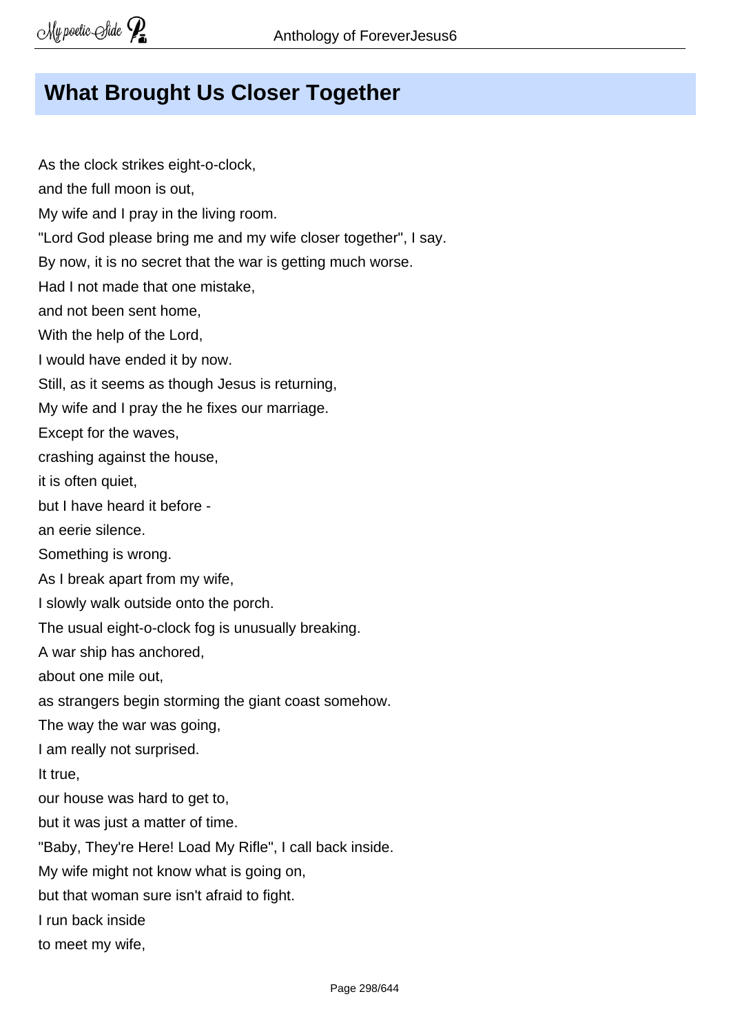# What Brought Us Closer Together

As the clock strikes eight-o-clock,  
and the full moon is out,  
My wife and I pray in the living room.  
"Lord God please bring me and my wife closer together", I say.  
By now, it is no secret that the war is getting much worse.  
Had I not made that one mistake,  
and not been sent home,  
With the help of the Lord,  
I would have ended it by now.  
Still, as it seems as though Jesus is returning,  
My wife and I pray the he fixes our marriage.  
Except for the waves,  
crashing against the house,  
it is often quiet,  
but I have heard it before -  
an eerie silence.  
Something is wrong.  
As I break apart from my wife,  
I slowly walk outside onto the porch.  
The usual eight-o-clock fog is unusually breaking.  
A war ship has anchored,  
about one mile out,  
as strangers begin storming the giant coast somehow.  
The way the war was going,  
I am really not surprised.  
It true,  
our house was hard to get to,  
but it was just a matter of time.  
"Baby, They're Here! Load My Rifle", I call back inside.  
My wife might not know what is going on,  
but that woman sure isn't afraid to fight.  
I run back inside  
to meet my wife,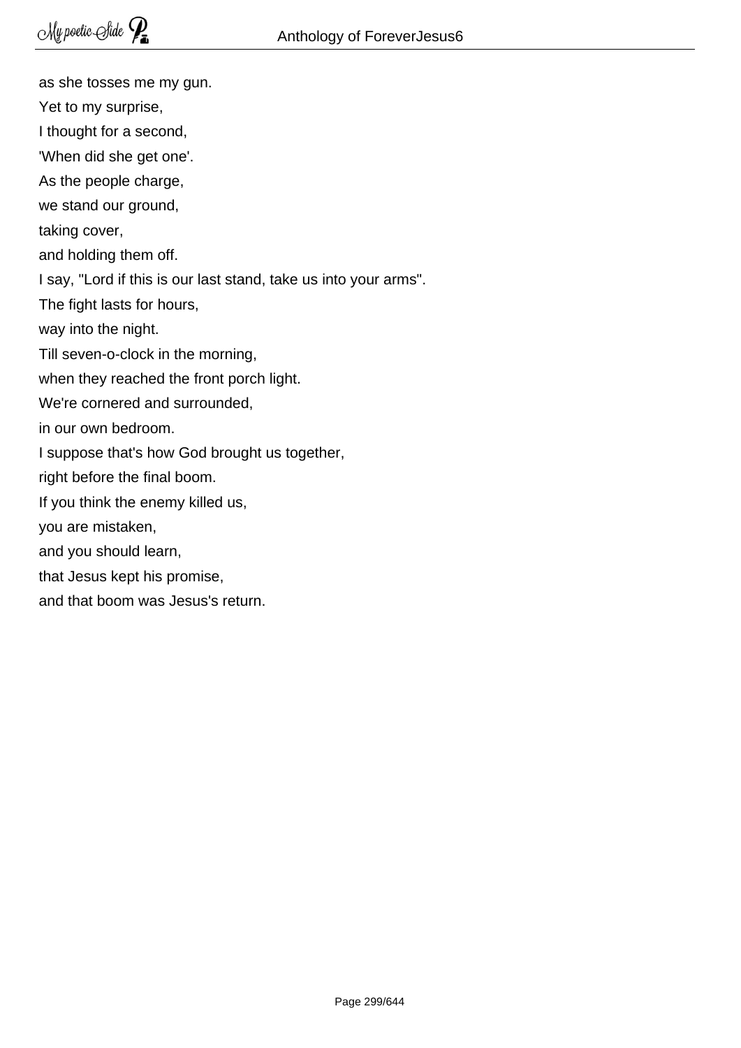as she tosses me my gun.
Yet to my surprise,
I thought for a second,
'When did she get one'.
As the people charge,
we stand our ground,
taking cover,
and holding them off.
I say, "Lord if this is our last stand, take us into your arms".
The fight lasts for hours,
way into the night.
Till seven-o-clock in the morning,
when they reached the front porch light.
We're cornered and surrounded,
in our own bedroom.
I suppose that's how God brought us together,
right before the final boom.
If you think the enemy killed us,
you are mistaken,
and you should learn,
that Jesus kept his promise,
and that boom was Jesus's return.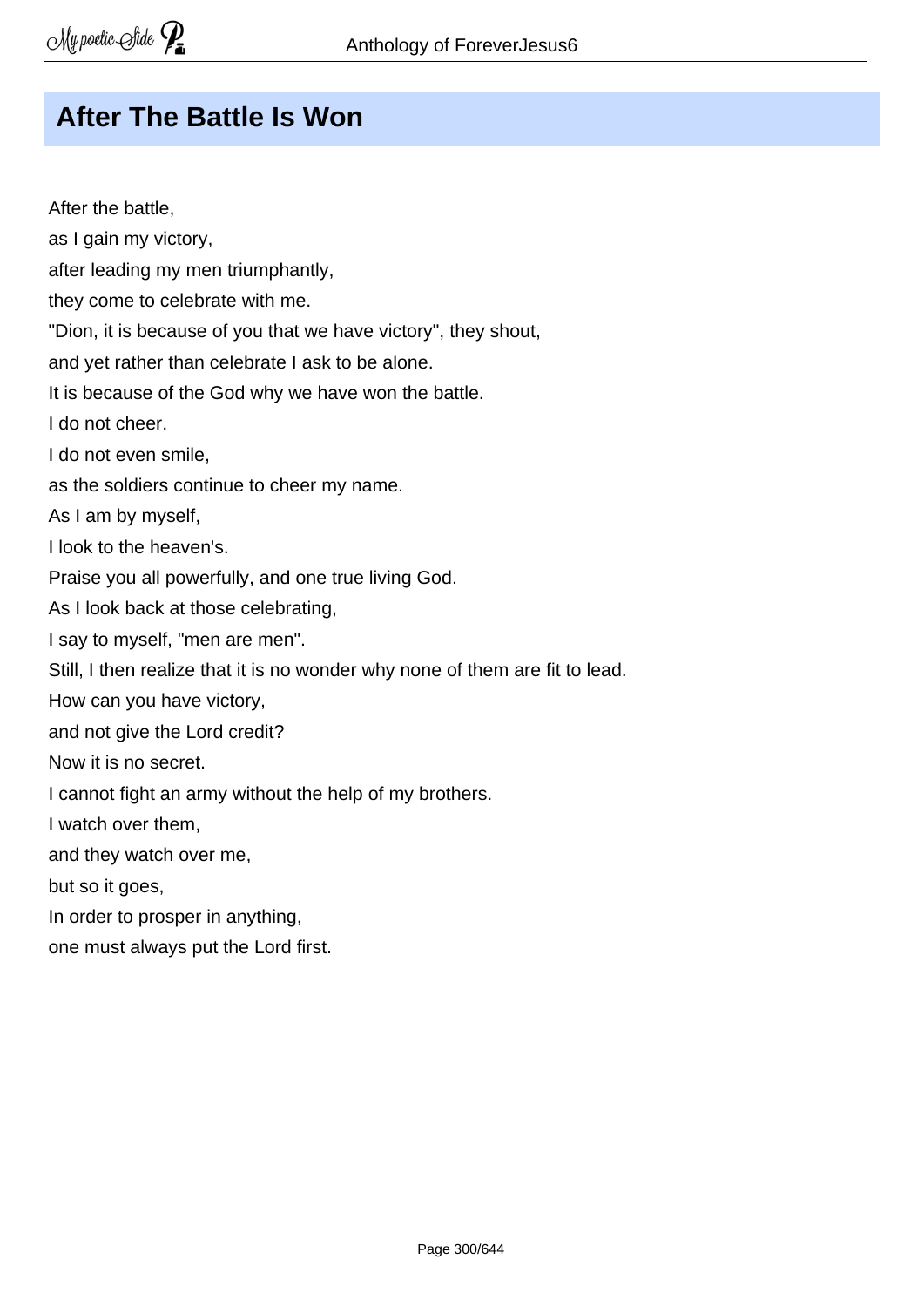## After The Battle Is Won

After the battle,
as I gain my victory,
after leading my men triumphantly,
they come to celebrate with me.
"Dion, it is because of you that we have victory", they shout,
and yet rather than celebrate I ask to be alone.
It is because of the God why we have won the battle.
I do not cheer.
I do not even smile,
as the soldiers continue to cheer my name.
As I am by myself,
I look to the heaven's.
Praise you all powerfully, and one true living God.
As I look back at those celebrating,
I say to myself, "men are men".
Still, I then realize that it is no wonder why none of them are fit to lead.
How can you have victory,
and not give the Lord credit?
Now it is no secret.
I cannot fight an army without the help of my brothers.
I watch over them,
and they watch over me,
but so it goes,
In order to prosper in anything,
one must always put the Lord first.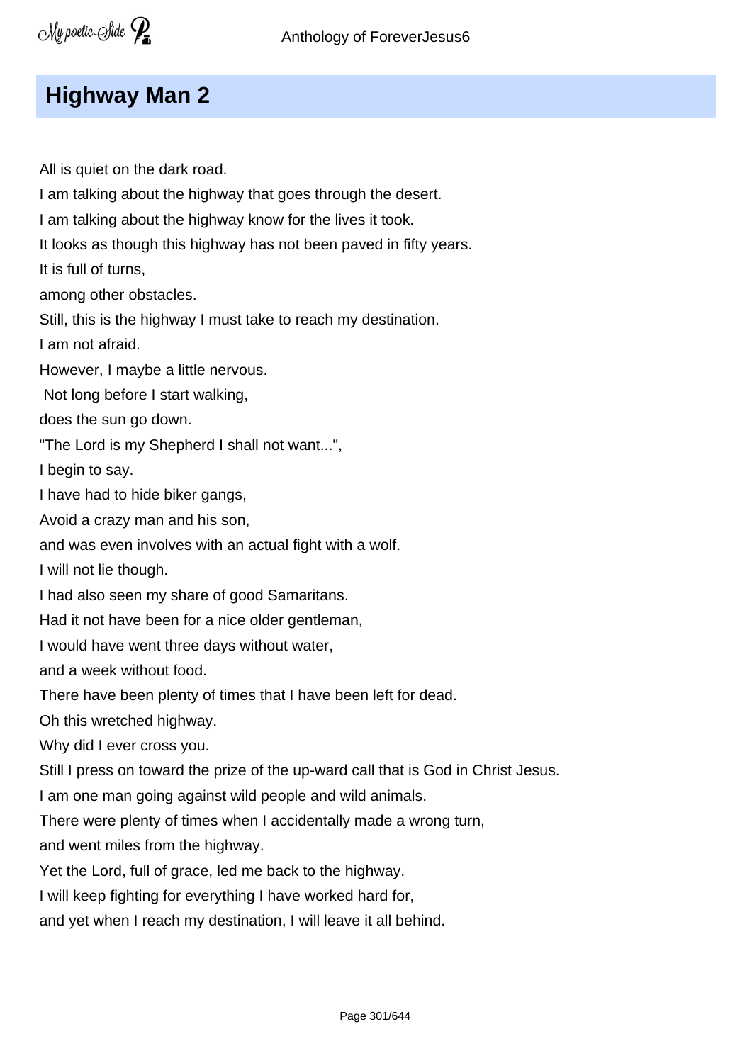# Highway Man 2

All is quiet on the dark road.
I am talking about the highway that goes through the desert.
I am talking about the highway know for the lives it took.
It looks as though this highway has not been paved in fifty years.
It is full of turns,
among other obstacles.
Still, this is the highway I must take to reach my destination.
I am not afraid.
However, I maybe a little nervous.
Not long before I start walking,
does the sun go down.
"The Lord is my Shepherd I shall not want...",
I begin to say.
I have had to hide biker gangs,
Avoid a crazy man and his son,
and was even involves with an actual fight with a wolf.
I will not lie though.
I had also seen my share of good Samaritans.
Had it not have been for a nice older gentleman,
I would have went three days without water,
and a week without food.
There have been plenty of times that I have been left for dead.
Oh this wretched highway.
Why did I ever cross you.
Still I press on toward the prize of the up-ward call that is God in Christ Jesus.
I am one man going against wild people and wild animals.
There were plenty of times when I accidentally made a wrong turn,
and went miles from the highway.
Yet the Lord, full of grace, led me back to the highway.
I will keep fighting for everything I have worked hard for,
and yet when I reach my destination, I will leave it all behind.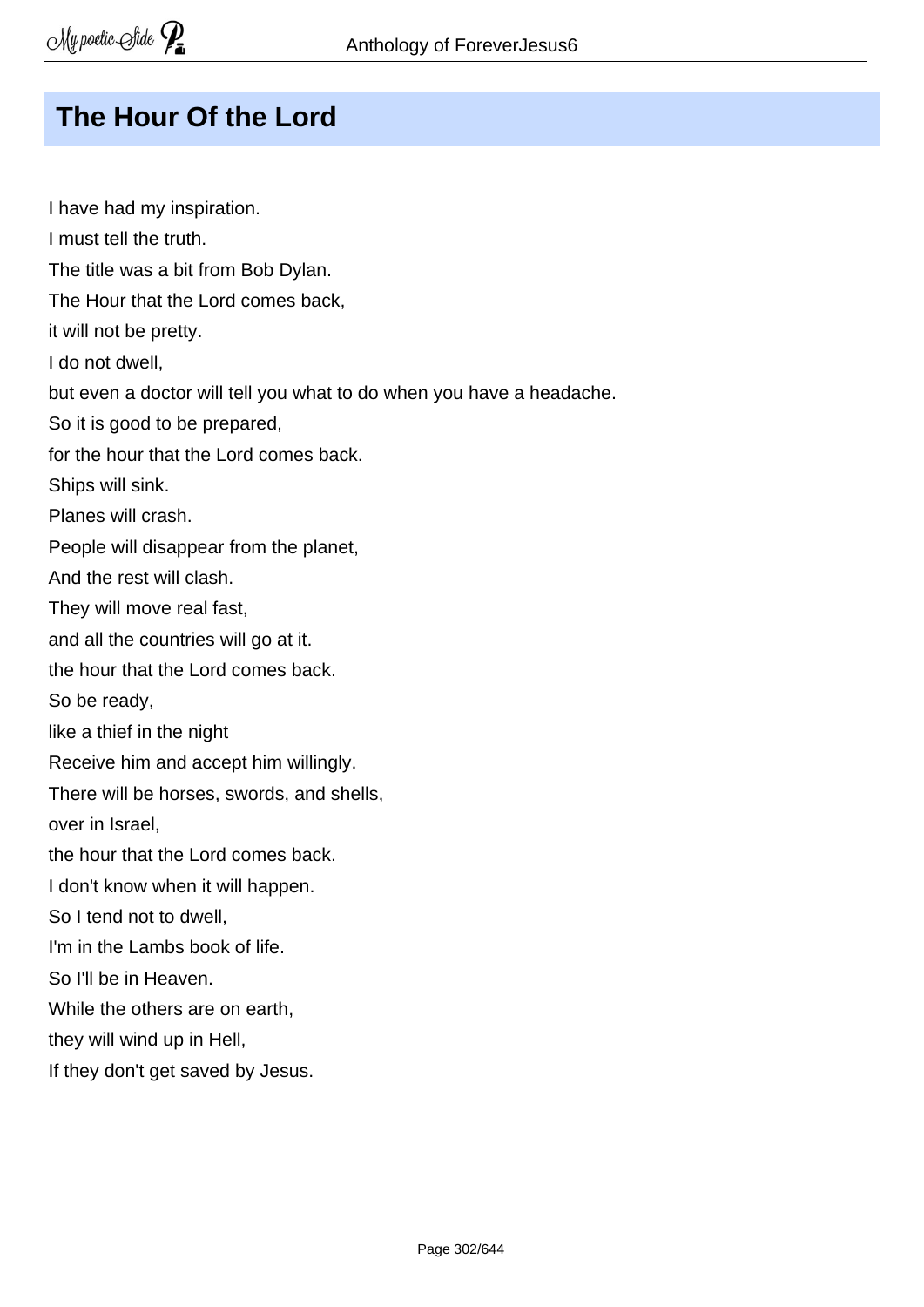## The Hour Of the Lord

I have had my inspiration.
I must tell the truth.
The title was a bit from Bob Dylan.
The Hour that the Lord comes back,
it will not be pretty.
I do not dwell,
but even a doctor will tell you what to do when you have a headache.
So it is good to be prepared,
for the hour that the Lord comes back.
Ships will sink.
Planes will crash.
People will disappear from the planet,
And the rest will clash.
They will move real fast,
and all the countries will go at it.
the hour that the Lord comes back.
So be ready,
like a thief in the night
Receive him and accept him willingly.
There will be horses, swords, and shells,
over in Israel,
the hour that the Lord comes back.
I don't know when it will happen.
So I tend not to dwell,
I'm in the Lambs book of life.
So I'll be in Heaven.
While the others are on earth,
they will wind up in Hell,
If they don't get saved by Jesus.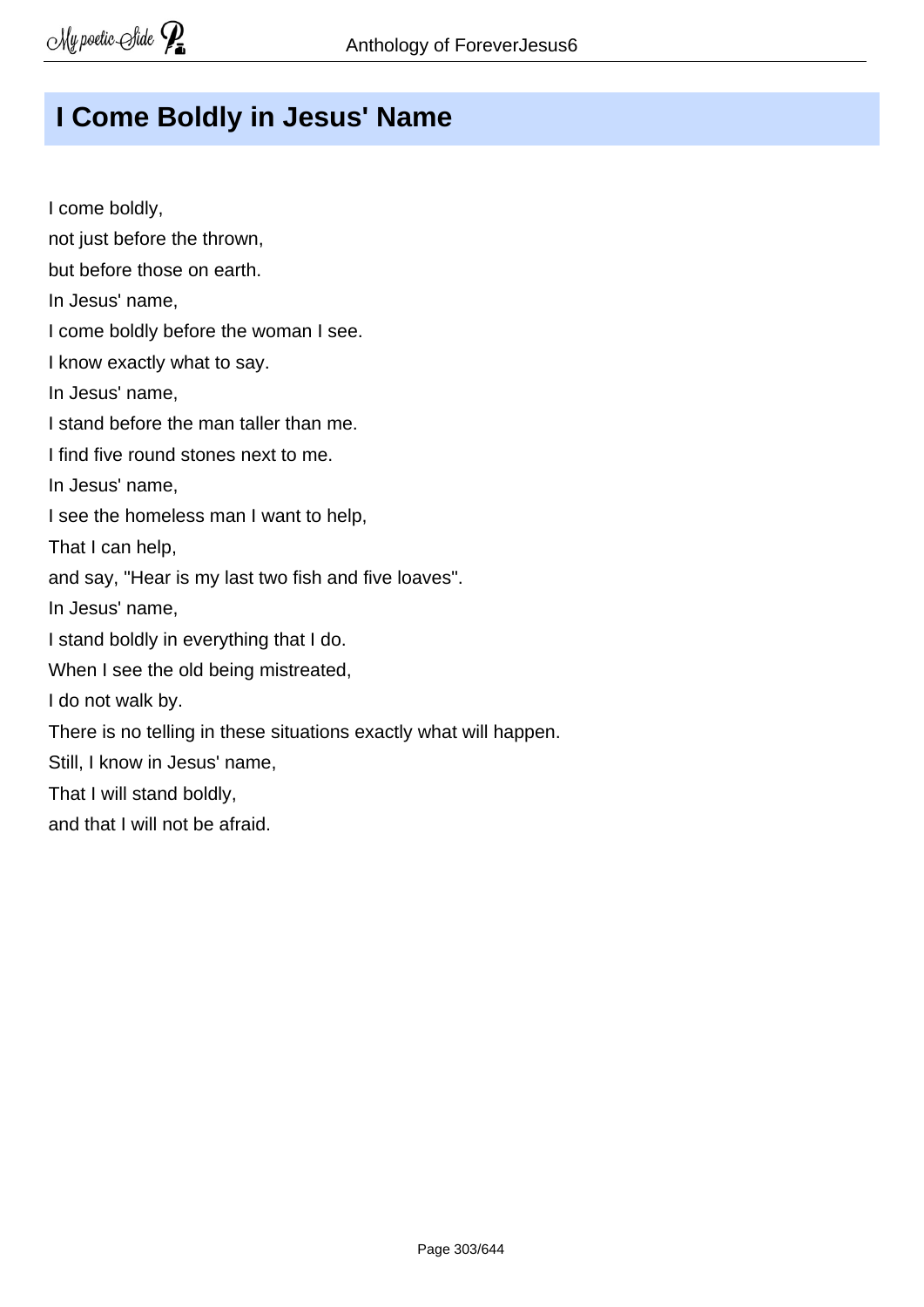# I Come Boldly in Jesus' Name

I come boldly,  
not just before the thrown,  
but before those on earth.  
In Jesus' name,  
I come boldly before the woman I see.  
I know exactly what to say.  
In Jesus' name,  
I stand before the man taller than me.  
I find five round stones next to me.  
In Jesus' name,  
I see the homeless man I want to help,  
That I can help,  
and say, "Hear is my last two fish and five loaves".  
In Jesus' name,  
I stand boldly in everything that I do.  
When I see the old being mistreated,  
I do not walk by.  
There is no telling in these situations exactly what will happen.  
Still, I know in Jesus' name,  
That I will stand boldly,  
and that I will not be afraid.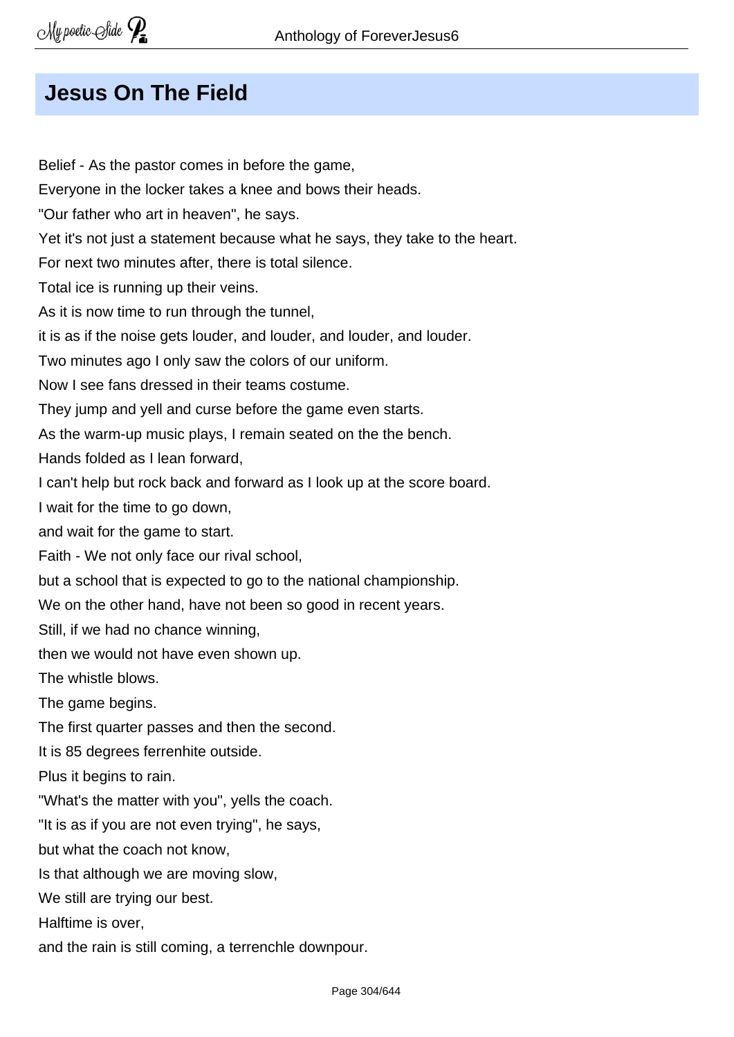# Jesus On The Field

Belief - As the pastor comes in before the game,  
Everyone in the locker takes a knee and bows their heads.  
"Our father who art in heaven", he says.  
Yet it's not just a statement because what he says, they take to the heart.  
For next two minutes after, there is total silence.  
Total ice is running up their veins.  
As it is now time to run through the tunnel,  
it is as if the noise gets louder, and louder, and louder, and louder.  
Two minutes ago I only saw the colors of our uniform.  
Now I see fans dressed in their teams costume.  
They jump and yell and curse before the game even starts.  
As the warm-up music plays, I remain seated on the the bench.  
Hands folded as I lean forward,  
I can't help but rock back and forward as I look up at the score board.  
I wait for the time to go down,  
and wait for the game to start.  
Faith - We not only face our rival school,  
but a school that is expected to go to the national championship.  
We on the other hand, have not been so good in recent years.  
Still, if we had no chance winning,  
then we would not have even shown up.  
The whistle blows.  
The game begins.  
The first quarter passes and then the second.  
It is 85 degrees ferrenhite outside.  
Plus it begins to rain.  
"What's the matter with you", yells the coach.  
"It is as if you are not even trying", he says,  
but what the coach not know,  
Is that although we are moving slow,  
We still are trying our best.  
Halftime is over,  
and the rain is still coming, a terrenchle downpour.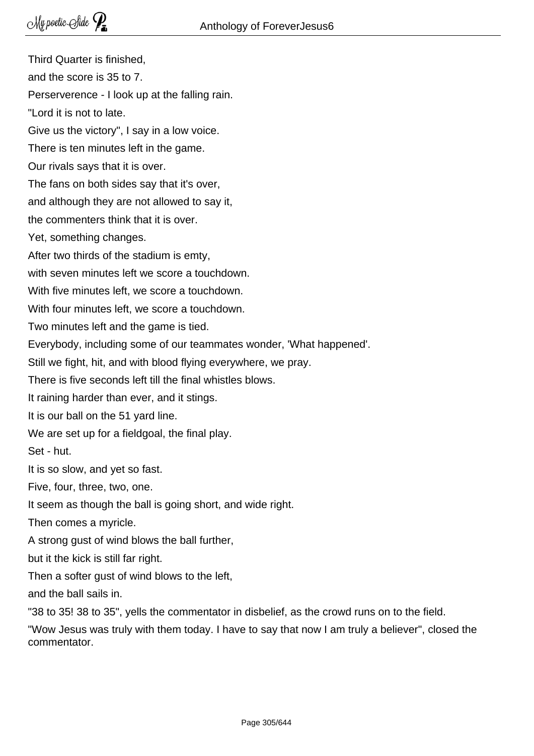Third Quarter is finished,

and the score is 35 to 7.

Perserverence - I look up at the falling rain.

"Lord it is not to late.

Give us the victory", I say in a low voice.

There is ten minutes left in the game.

Our rivals says that it is over.

The fans on both sides say that it's over,

and although they are not allowed to say it,

the commenters think that it is over.

Yet, something changes.

After two thirds of the stadium is emty,

with seven minutes left we score a touchdown.

With five minutes left, we score a touchdown.

With four minutes left, we score a touchdown.

Two minutes left and the game is tied.

Everybody, including some of our teammates wonder, 'What happened'.

Still we fight, hit, and with blood flying everywhere, we pray.

There is five seconds left till the final whistles blows.

It raining harder than ever, and it stings.

It is our ball on the 51 yard line.

We are set up for a fieldgoal, the final play.

Set - hut.

It is so slow, and yet so fast.

Five, four, three, two, one.

It seem as though the ball is going short, and wide right.

Then comes a myricle.

A strong gust of wind blows the ball further,

but it the kick is still far right.

Then a softer gust of wind blows to the left,

and the ball sails in.

"38 to 35! 38 to 35", yells the commentator in disbelief, as the crowd runs on to the field.

"Wow Jesus was truly with them today. I have to say that now I am truly a believer", closed the commentator.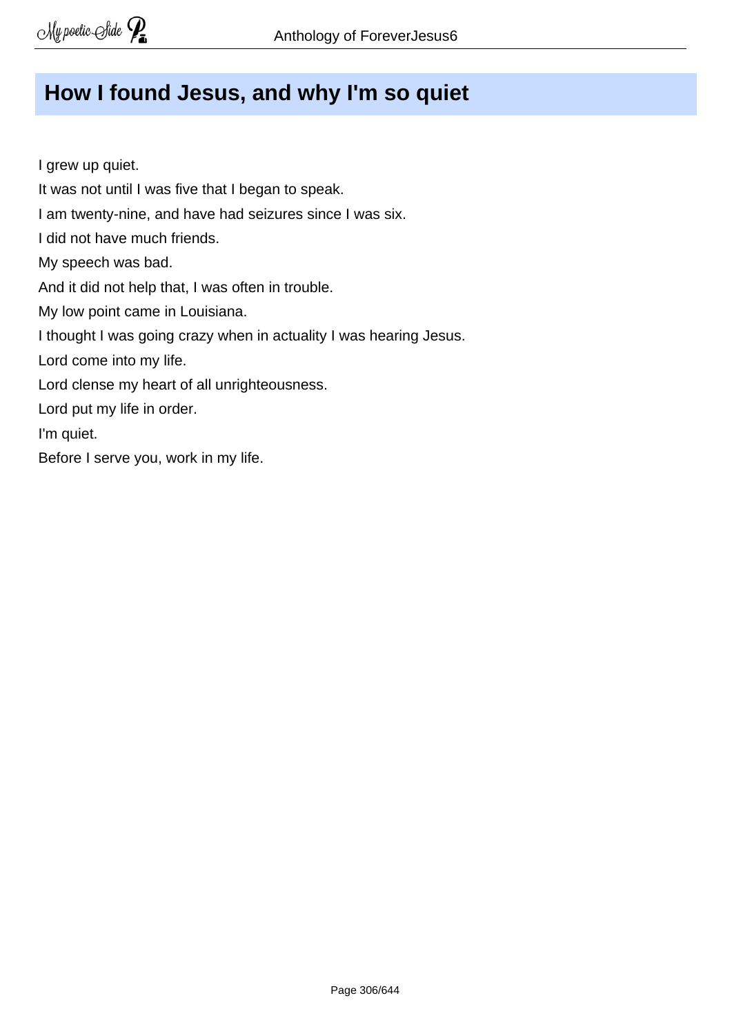## How I found Jesus, and why I'm so quiet

I grew up quiet.
It was not until I was five that I began to speak.
I am twenty-nine, and have had seizures since I was six.
I did not have much friends.
My speech was bad.
And it did not help that, I was often in trouble.
My low point came in Louisiana.
I thought I was going crazy when in actuality I was hearing Jesus.
Lord come into my life.
Lord clense my heart of all unrighteousness.
Lord put my life in order.
I'm quiet.
Before I serve you, work in my life.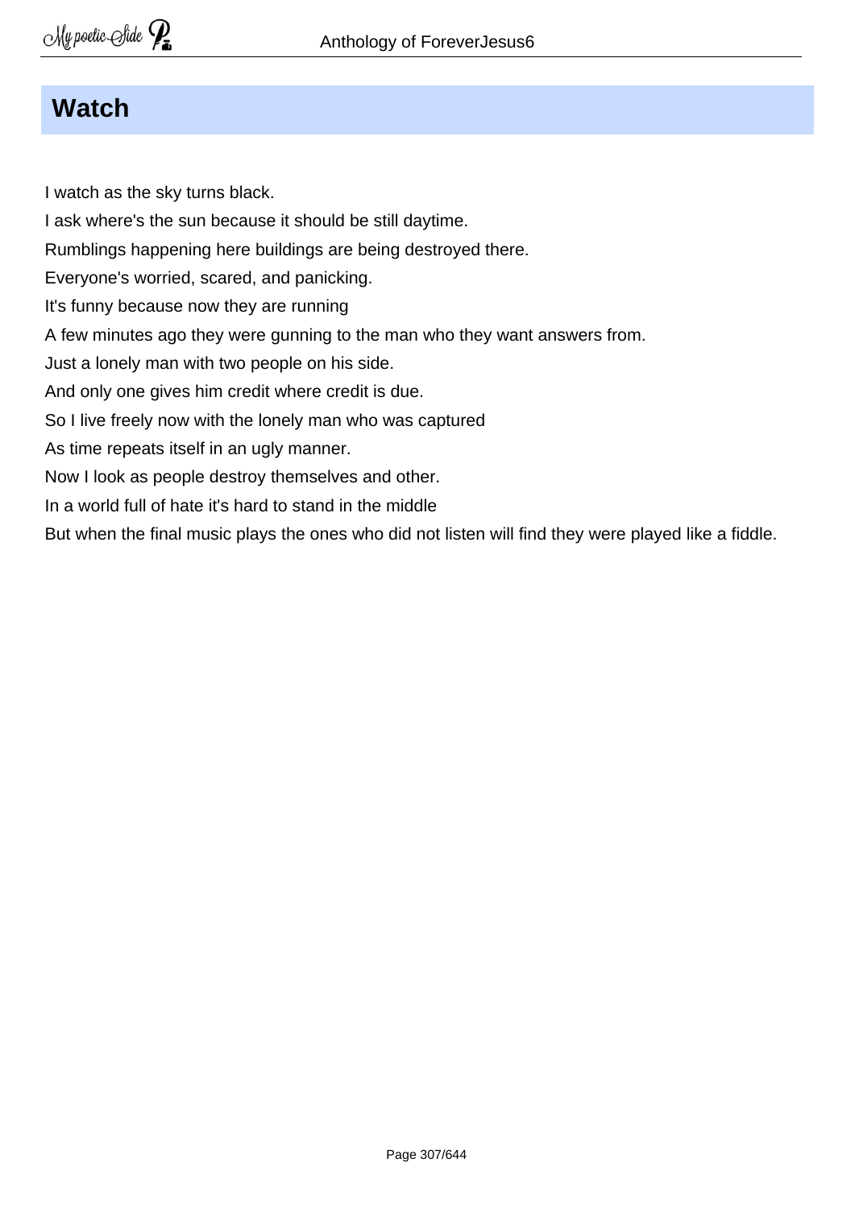# Watch

I watch as the sky turns black.
I ask where's the sun because it should be still daytime.
Rumblings happening here buildings are being destroyed there.
Everyone's worried, scared, and panicking.
It's funny because now they are running
A few minutes ago they were gunning to the man who they want answers from.
Just a lonely man with two people on his side.
And only one gives him credit where credit is due.
So I live freely now with the lonely man who was captured
As time repeats itself in an ugly manner.
Now I look as people destroy themselves and other.
In a world full of hate it's hard to stand in the middle
But when the final music plays the ones who did not listen will find they were played like a fiddle.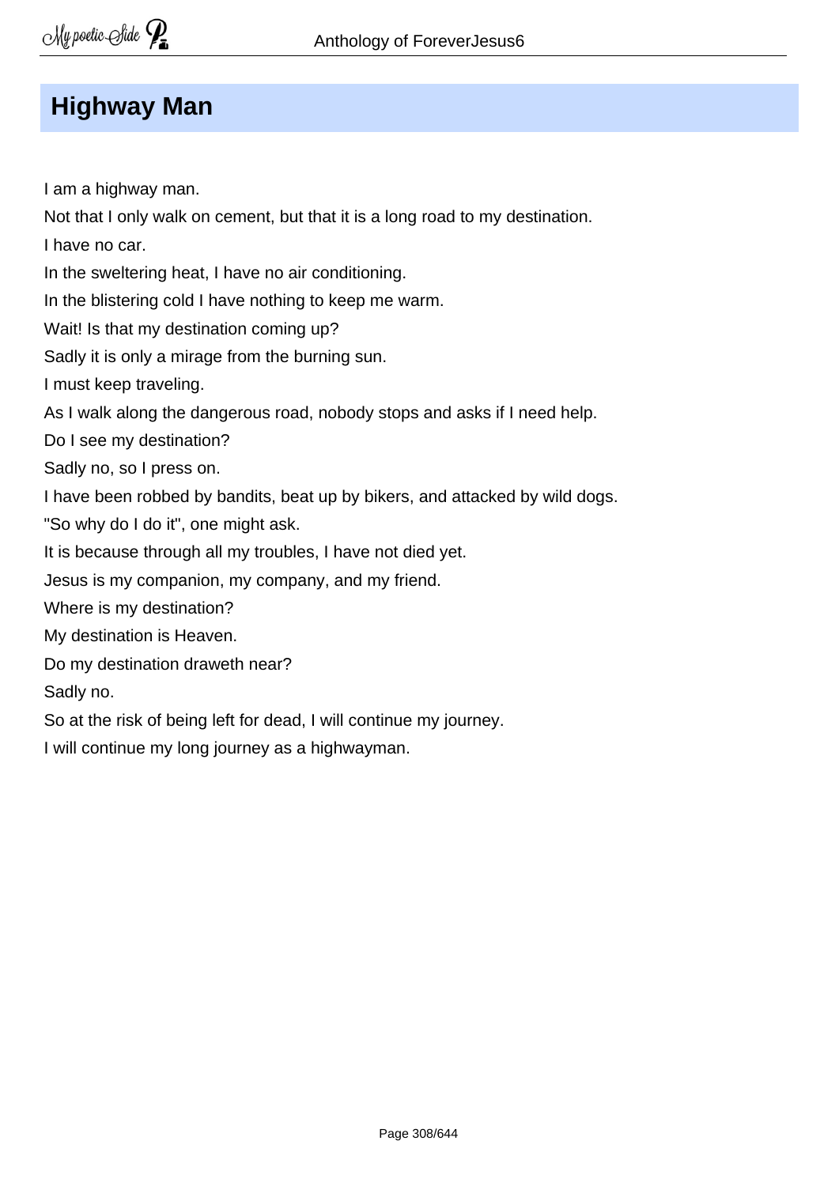# Highway Man

I am a highway man.

Not that I only walk on cement, but that it is a long road to my destination.

I have no car.

In the sweltering heat, I have no air conditioning.

In the blistering cold I have nothing to keep me warm.

Wait! Is that my destination coming up?

Sadly it is only a mirage from the burning sun.

I must keep traveling.

As I walk along the dangerous road, nobody stops and asks if I need help.

Do I see my destination?

Sadly no, so I press on.

I have been robbed by bandits, beat up by bikers, and attacked by wild dogs.

"So why do I do it", one might ask.

It is because through all my troubles, I have not died yet.

Jesus is my companion, my company, and my friend.

Where is my destination?

My destination is Heaven.

Do my destination draweth near?

Sadly no.

So at the risk of being left for dead, I will continue my journey.

I will continue my long journey as a highwayman.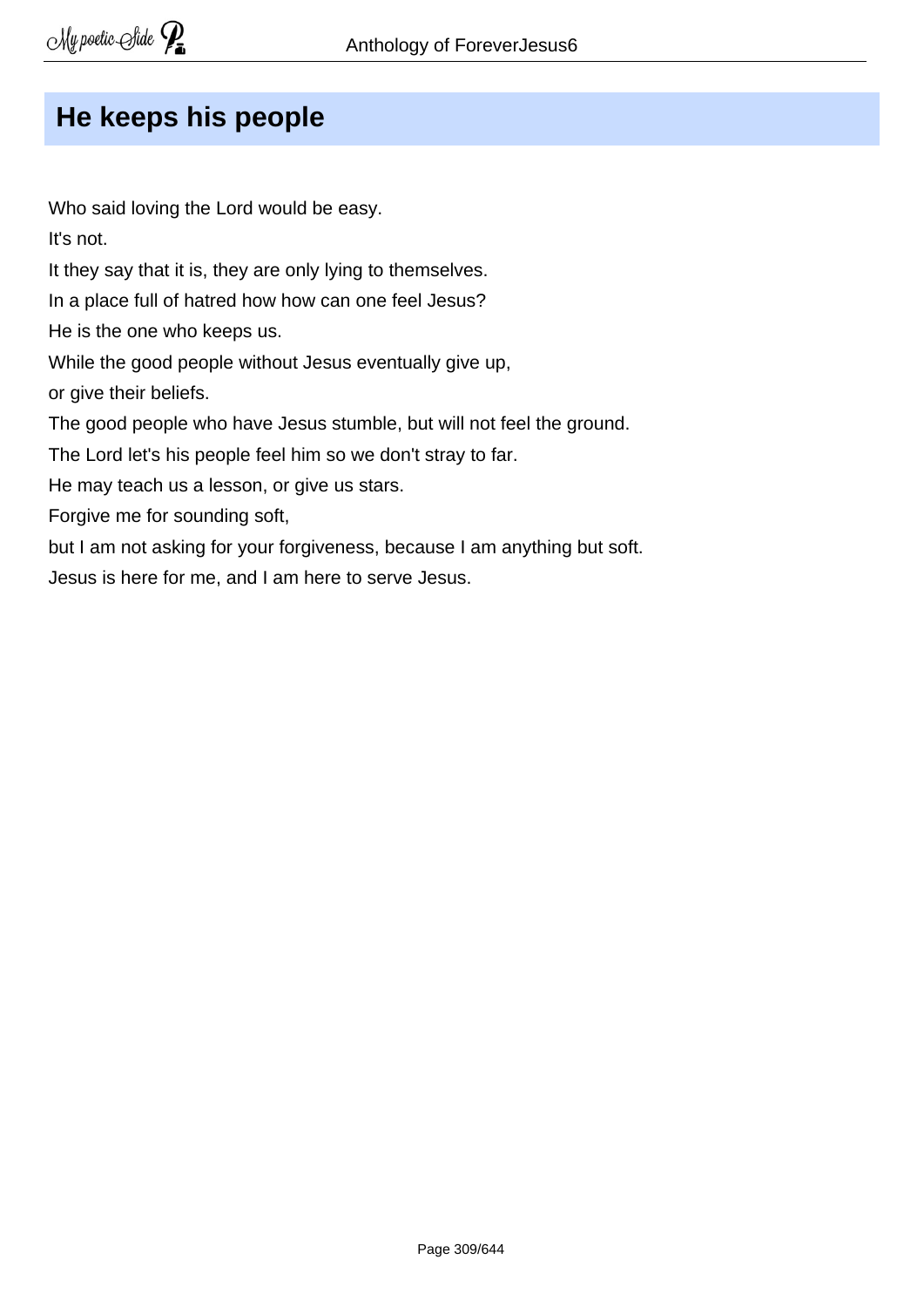## He keeps his people

Who said loving the Lord would be easy.

It's not.

It they say that it is, they are only lying to themselves.

In a place full of hatred how how can one feel Jesus?

He is the one who keeps us.

While the good people without Jesus eventually give up,

or give their beliefs.

The good people who have Jesus stumble, but will not feel the ground.

The Lord let's his people feel him so we don't stray to far.

He may teach us a lesson, or give us stars.

Forgive me for sounding soft,

but I am not asking for your forgiveness, because I am anything but soft.

Jesus is here for me, and I am here to serve Jesus.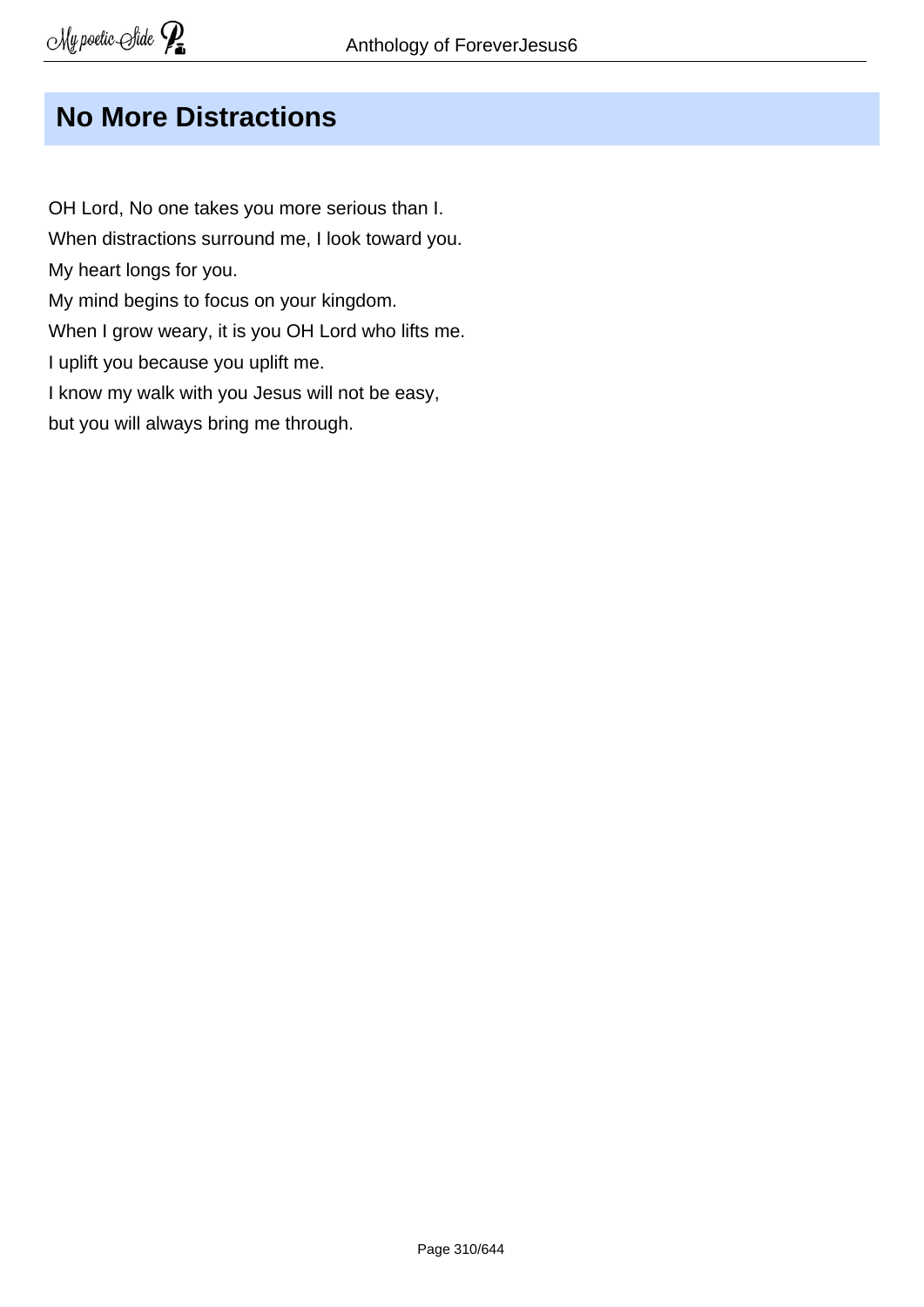## No More Distractions

OH Lord, No one takes you more serious than I.  
When distractions surround me, I look toward you.  
My heart longs for you.  
My mind begins to focus on your kingdom.  
When I grow weary, it is you OH Lord who lifts me.  
I uplift you because you uplift me.  
I know my walk with you Jesus will not be easy,  
but you will always bring me through.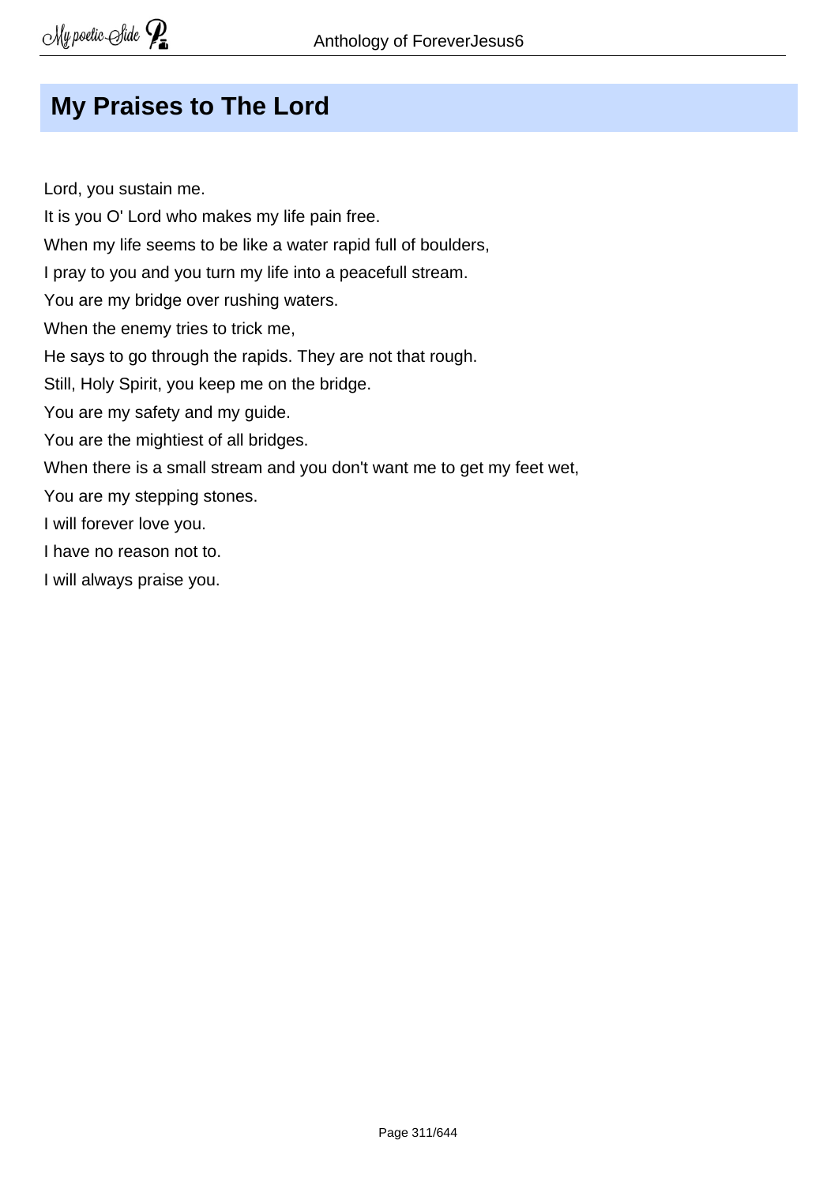## My Praises to The Lord

Lord, you sustain me.
It is you O' Lord who makes my life pain free.
When my life seems to be like a water rapid full of boulders,
I pray to you and you turn my life into a peacefull stream.
You are my bridge over rushing waters.
When the enemy tries to trick me,
He says to go through the rapids. They are not that rough.
Still, Holy Spirit, you keep me on the bridge.
You are my safety and my guide.
You are the mightiest of all bridges.
When there is a small stream and you don't want me to get my feet wet,
You are my stepping stones.
I will forever love you.
I have no reason not to.
I will always praise you.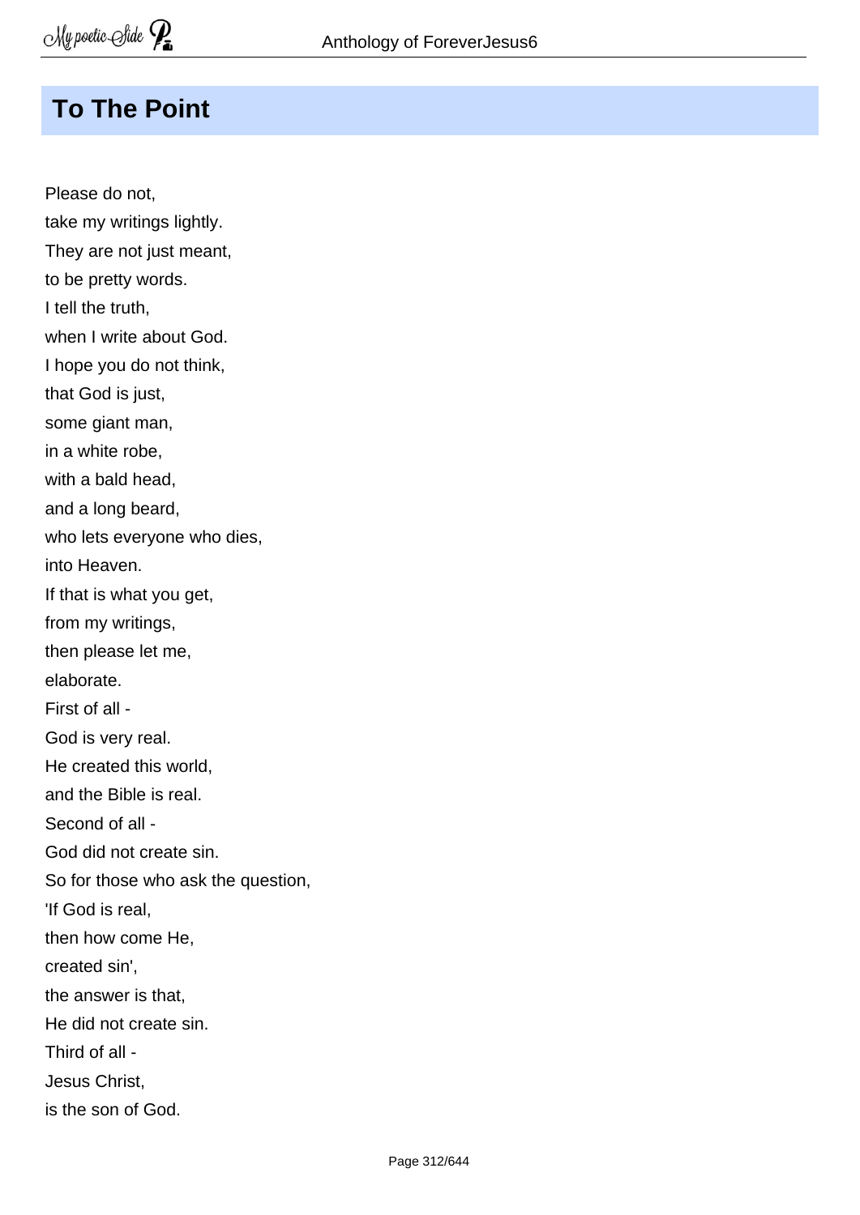## To The Point

Please do not,
take my writings lightly.
They are not just meant,
to be pretty words.
I tell the truth,
when I write about God.
I hope you do not think,
that God is just,
some giant man,
in a white robe,
with a bald head,
and a long beard,
who lets everyone who dies,
into Heaven.
If that is what you get,
from my writings,
then please let me,
elaborate.
First of all -
God is very real.
He created this world,
and the Bible is real.
Second of all -
God did not create sin.
So for those who ask the question,
'If God is real,
then how come He,
created sin',
the answer is that,
He did not create sin.
Third of all -
Jesus Christ,
is the son of God.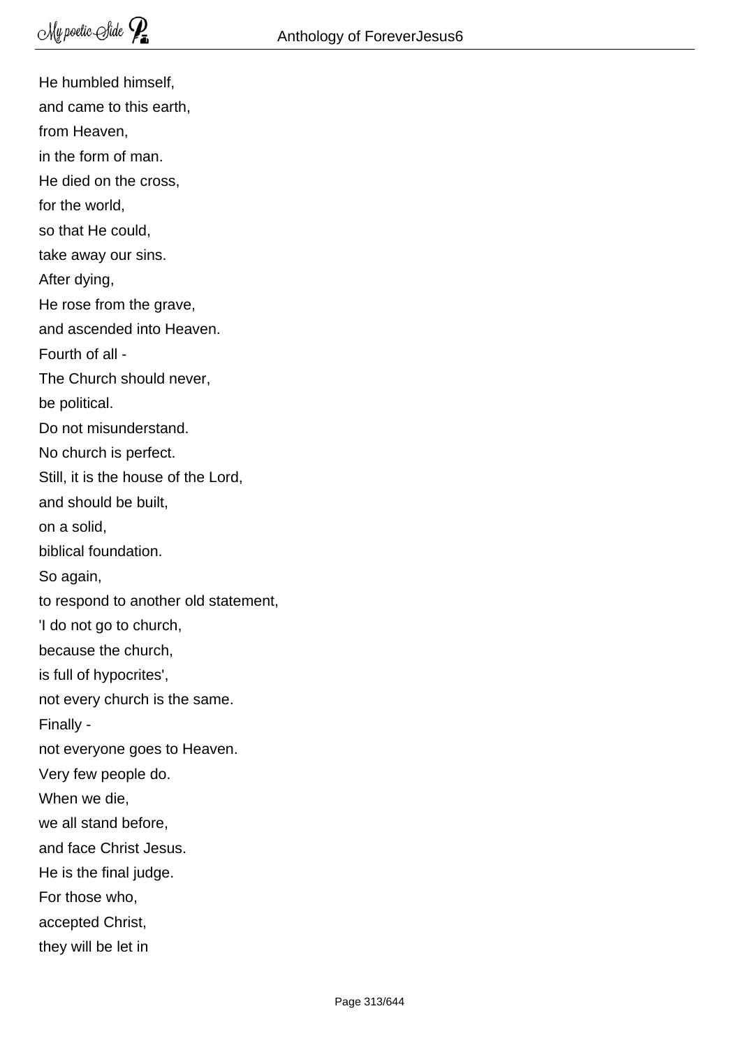He humbled himself,
and came to this earth,
from Heaven,
in the form of man.
He died on the cross,
for the world,
so that He could,
take away our sins.
After dying,
He rose from the grave,
and ascended into Heaven.
Fourth of all -
The Church should never,
be political.
Do not misunderstand.
No church is perfect.
Still, it is the house of the Lord,
and should be built,
on a solid,
biblical foundation.
So again,
to respond to another old statement,
'I do not go to church,
because the church,
is full of hypocrites',
not every church is the same.
Finally -
not everyone goes to Heaven.
Very few people do.
When we die,
we all stand before,
and face Christ Jesus.
He is the final judge.
For those who,
accepted Christ,
they will be let in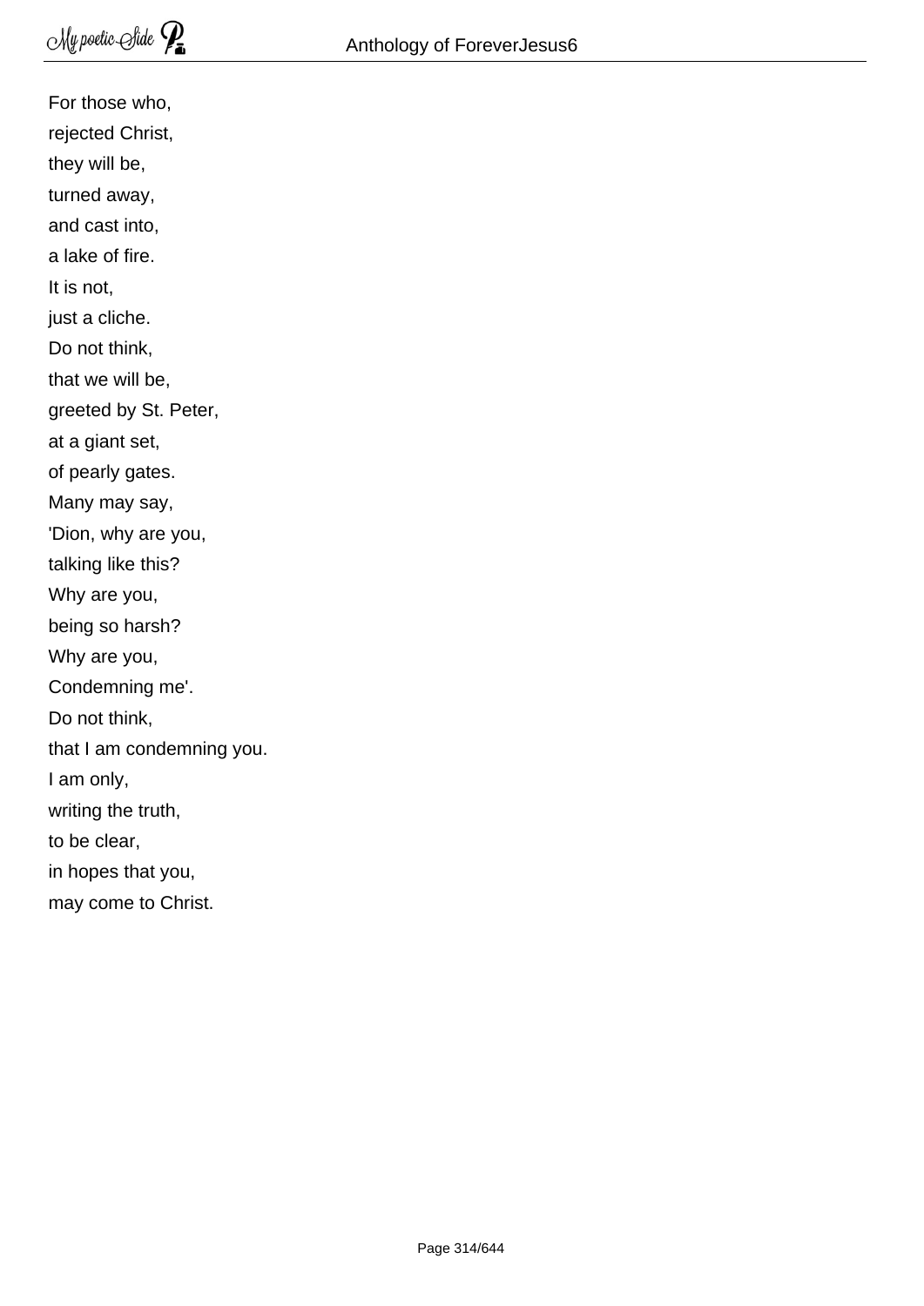For those who,  
rejected Christ,  
they will be,  
turned away,  
and cast into,  
a lake of fire.  
It is not,  
just a cliche.  
Do not think,  
that we will be,  
greeted by St. Peter,  
at a giant set,  
of pearly gates.  
Many may say,  
'Dion, why are you,  
talking like this?  
Why are you,  
being so harsh?  
Why are you,  
Condemning me'.  
Do not think,  
that I am condemning you.  
I am only,  
writing the truth,  
to be clear,  
in hopes that you,  
may come to Christ.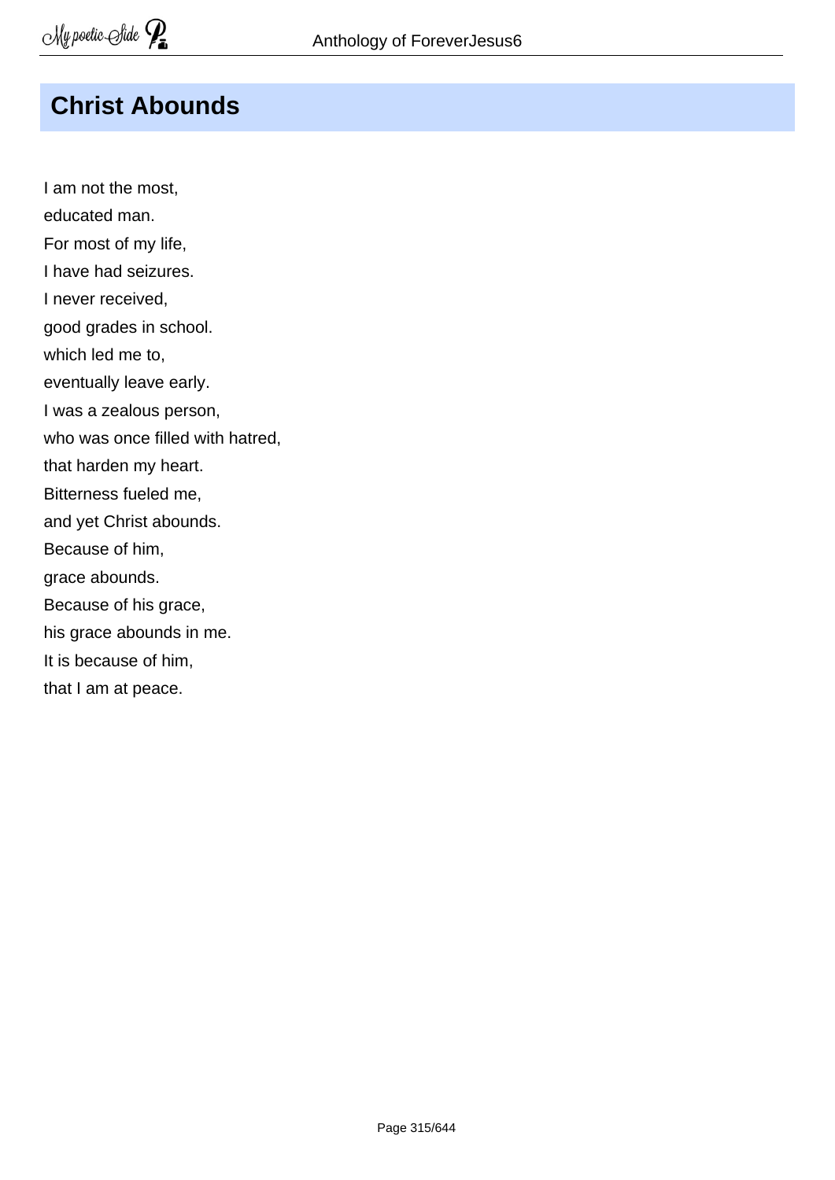# Christ Abounds

I am not the most,  
educated man.  
For most of my life,  
I have had seizures.  
I never received,  
good grades in school.  
which led me to,  
eventually leave early.  
I was a zealous person,  
who was once filled with hatred,  
that harden my heart.  
Bitterness fueled me,  
and yet Christ abounds.  
Because of him,  
grace abounds.  
Because of his grace,  
his grace abounds in me.  
It is because of him,  
that I am at peace.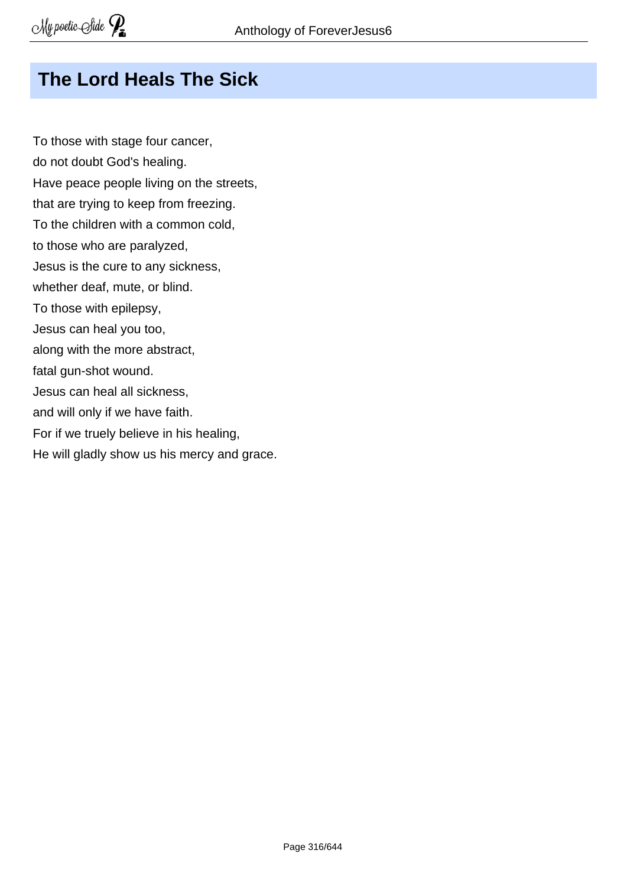## The Lord Heals The Sick

To those with stage four cancer,  
do not doubt God's healing.  
Have peace people living on the streets,  
that are trying to keep from freezing.  
To the children with a common cold,  
to those who are paralyzed,  
Jesus is the cure to any sickness,  
whether deaf, mute, or blind.  
To those with epilepsy,  
Jesus can heal you too,  
along with the more abstract,  
fatal gun-shot wound.  
Jesus can heal all sickness,  
and will only if we have faith.  
For if we truely believe in his healing,  
He will gladly show us his mercy and grace.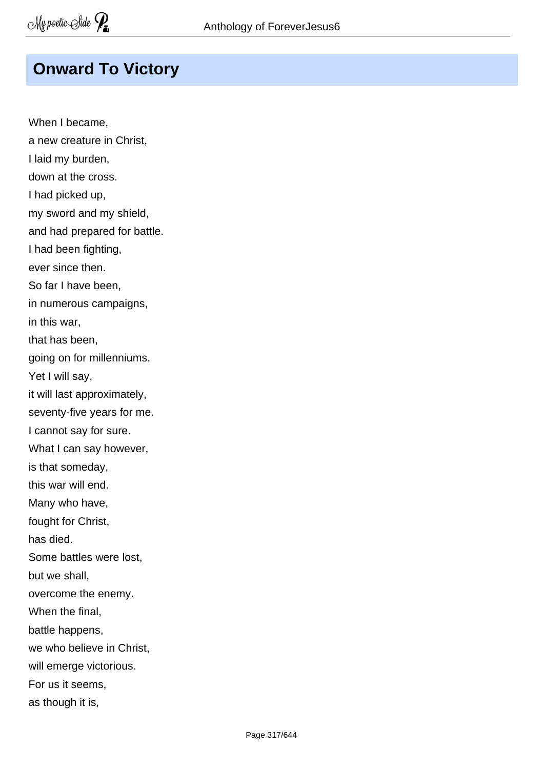## Onward To Victory

When I became,  
a new creature in Christ,  
I laid my burden,  
down at the cross.  
I had picked up,  
my sword and my shield,  
and had prepared for battle.  
I had been fighting,  
ever since then.  
So far I have been,  
in numerous campaigns,  
in this war,  
that has been,  
going on for millenniums.  
Yet I will say,  
it will last approximately,  
seventy-five years for me.  
I cannot say for sure.  
What I can say however,  
is that someday,  
this war will end.  
Many who have,  
fought for Christ,  
has died.  
Some battles were lost,  
but we shall,  
overcome the enemy.  
When the final,  
battle happens,  
we who believe in Christ,  
will emerge victorious.  
For us it seems,  
as though it is,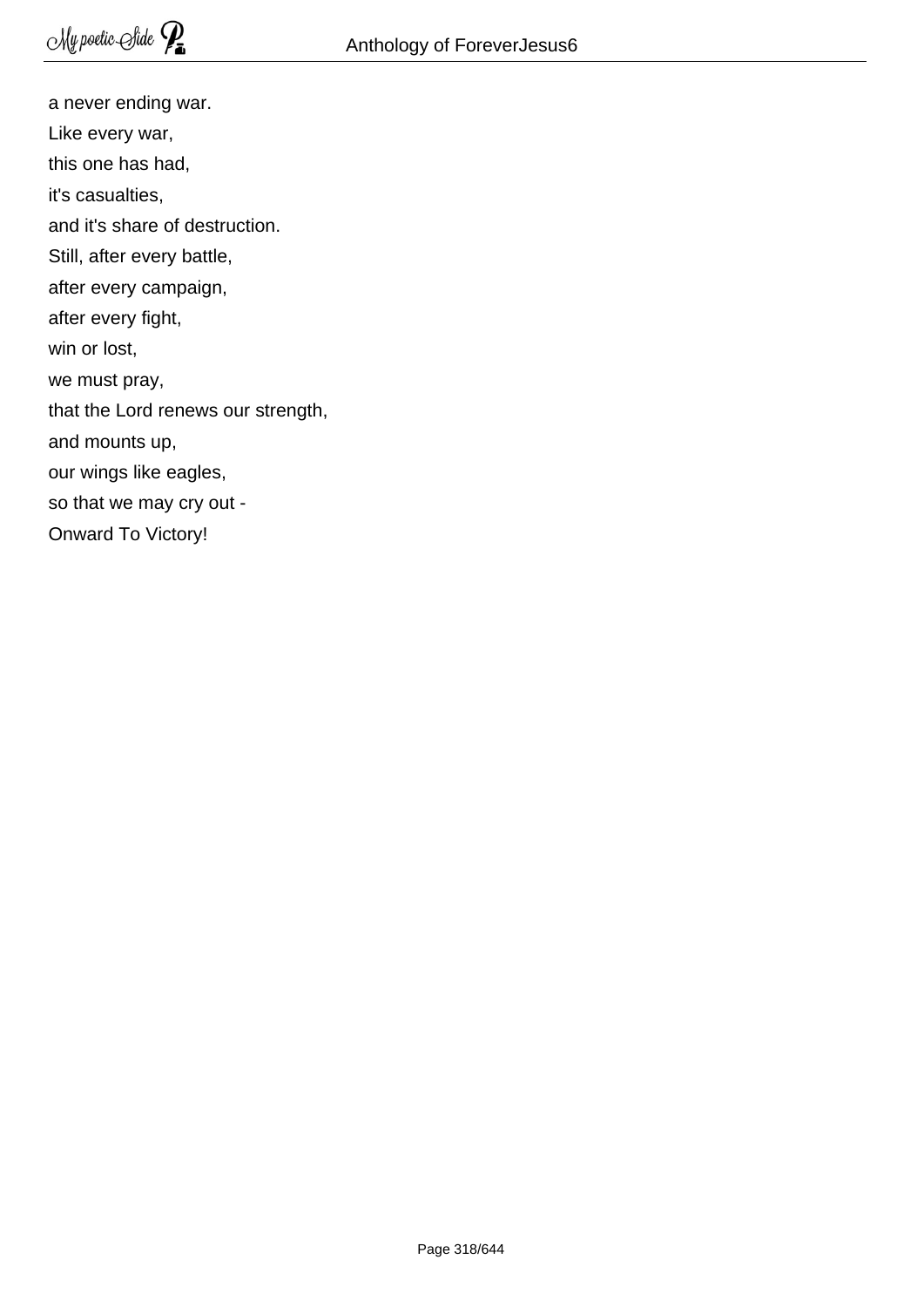a never ending war.  
Like every war,  
this one has had,  
it's casualties,  
and it's share of destruction.  
Still, after every battle,  
after every campaign,  
after every fight,  
win or lost,  
we must pray,  
that the Lord renews our strength,  
and mounts up,  
our wings like eagles,  
so that we may cry out -  
Onward To Victory!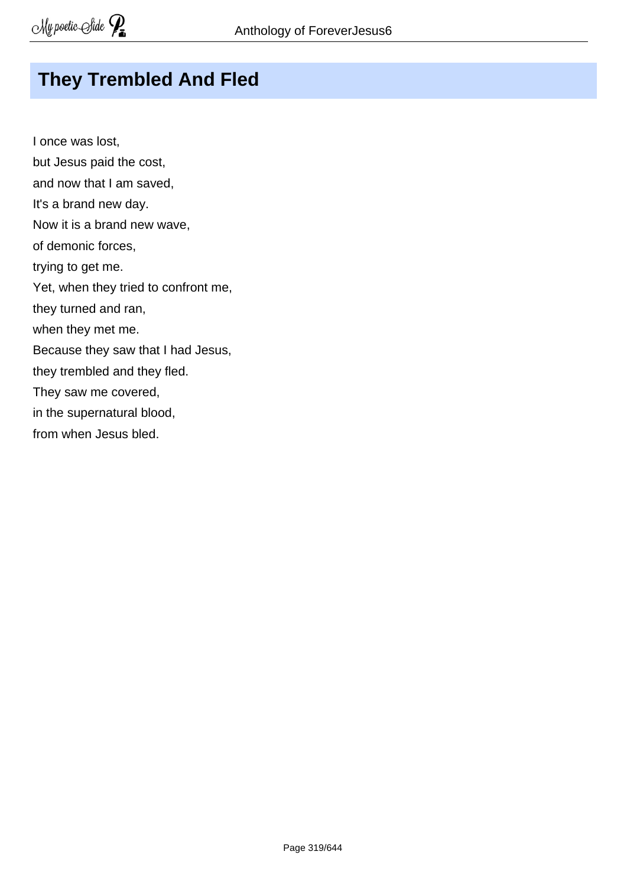## They Trembled And Fled

I once was lost,  
but Jesus paid the cost,  
and now that I am saved,  
It's a brand new day.  
Now it is a brand new wave,  
of demonic forces,  
trying to get me.  
Yet, when they tried to confront me,  
they turned and ran,  
when they met me.  
Because they saw that I had Jesus,  
they trembled and they fled.  
They saw me covered,  
in the supernatural blood,  
from when Jesus bled.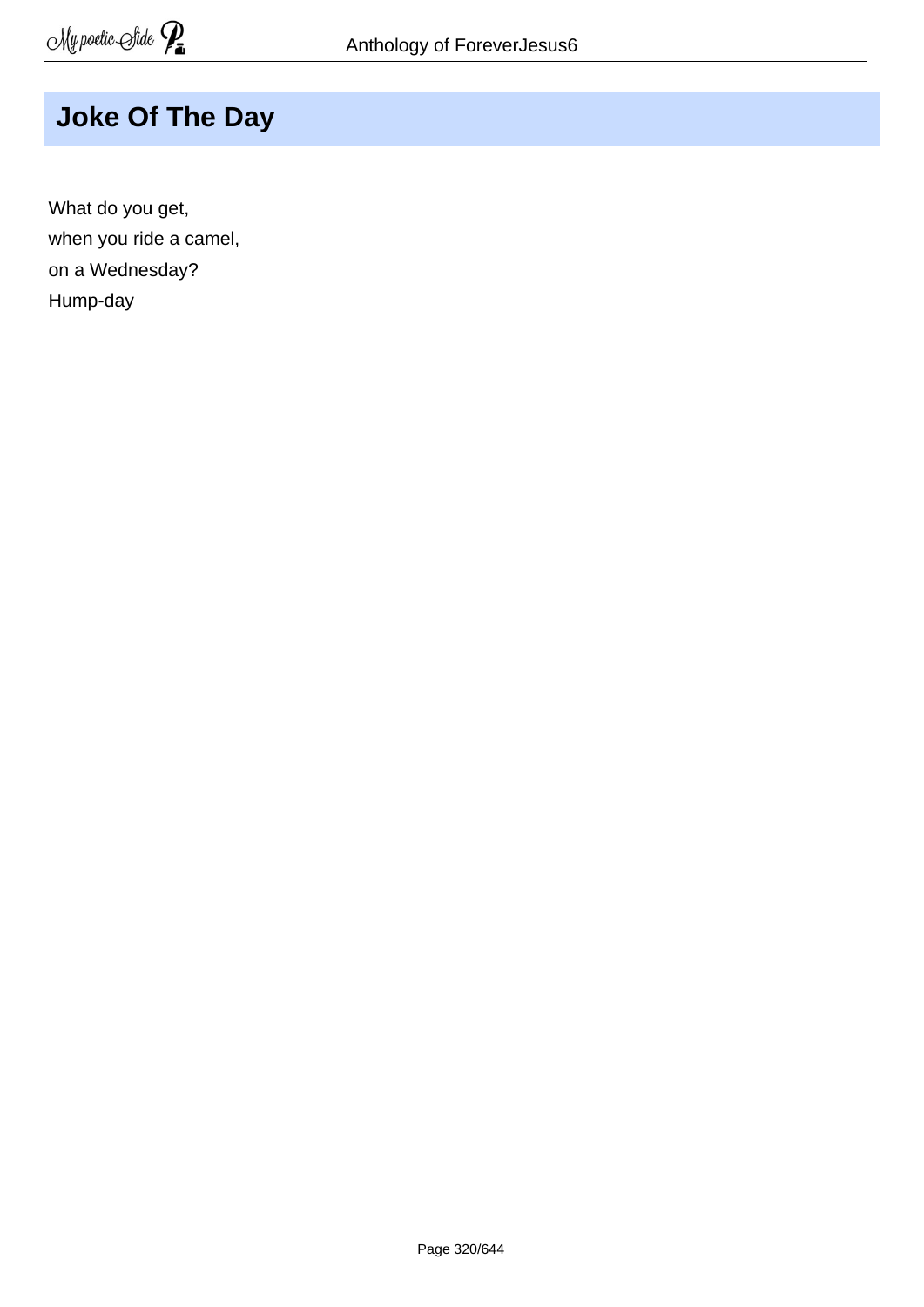# Joke Of The Day

What do you get,
when you ride a camel,
on a Wednesday?
Hump-day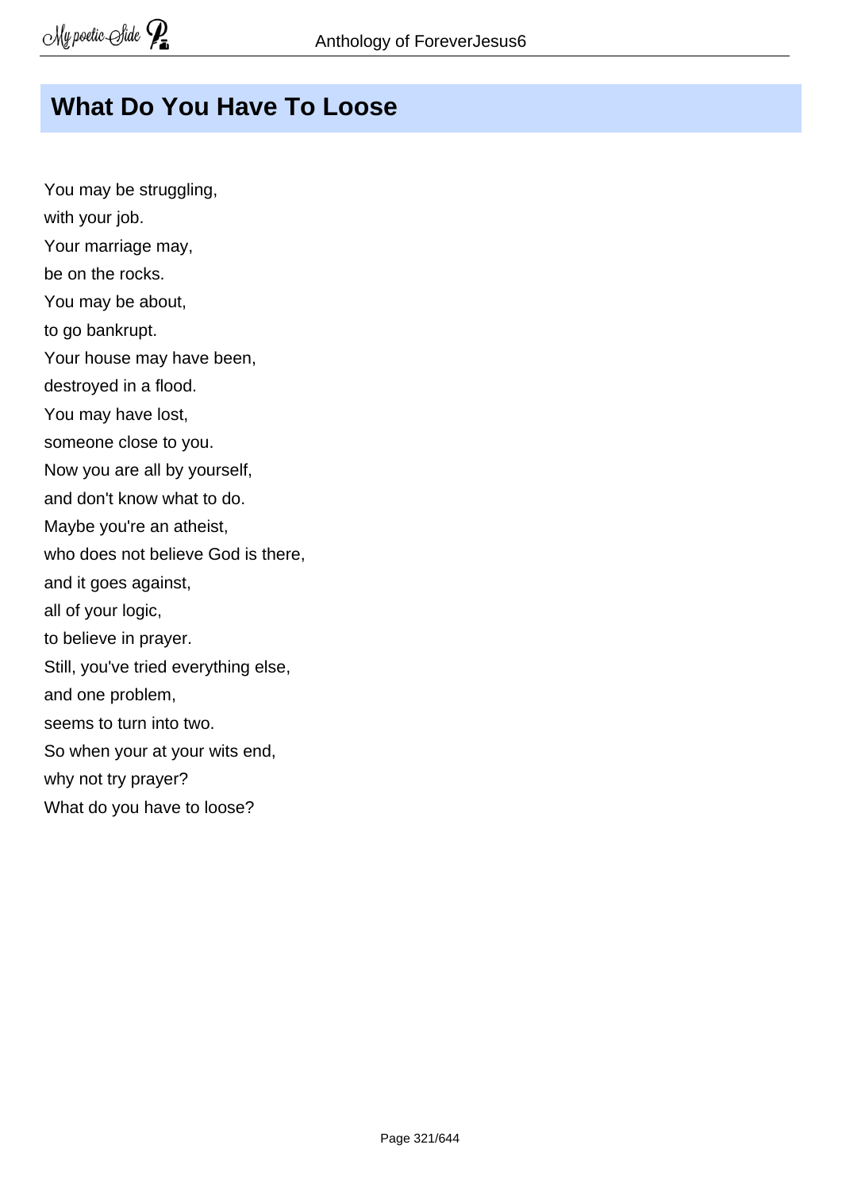## What Do You Have To Loose

You may be struggling,  
with your job.  
Your marriage may,  
be on the rocks.  
You may be about,  
to go bankrupt.  
Your house may have been,  
destroyed in a flood.  
You may have lost,  
someone close to you.  
Now you are all by yourself,  
and don't know what to do.  
Maybe you're an atheist,  
who does not believe God is there,  
and it goes against,  
all of your logic,  
to believe in prayer.  
Still, you've tried everything else,  
and one problem,  
seems to turn into two.  
So when your at your wits end,  
why not try prayer?  
What do you have to loose?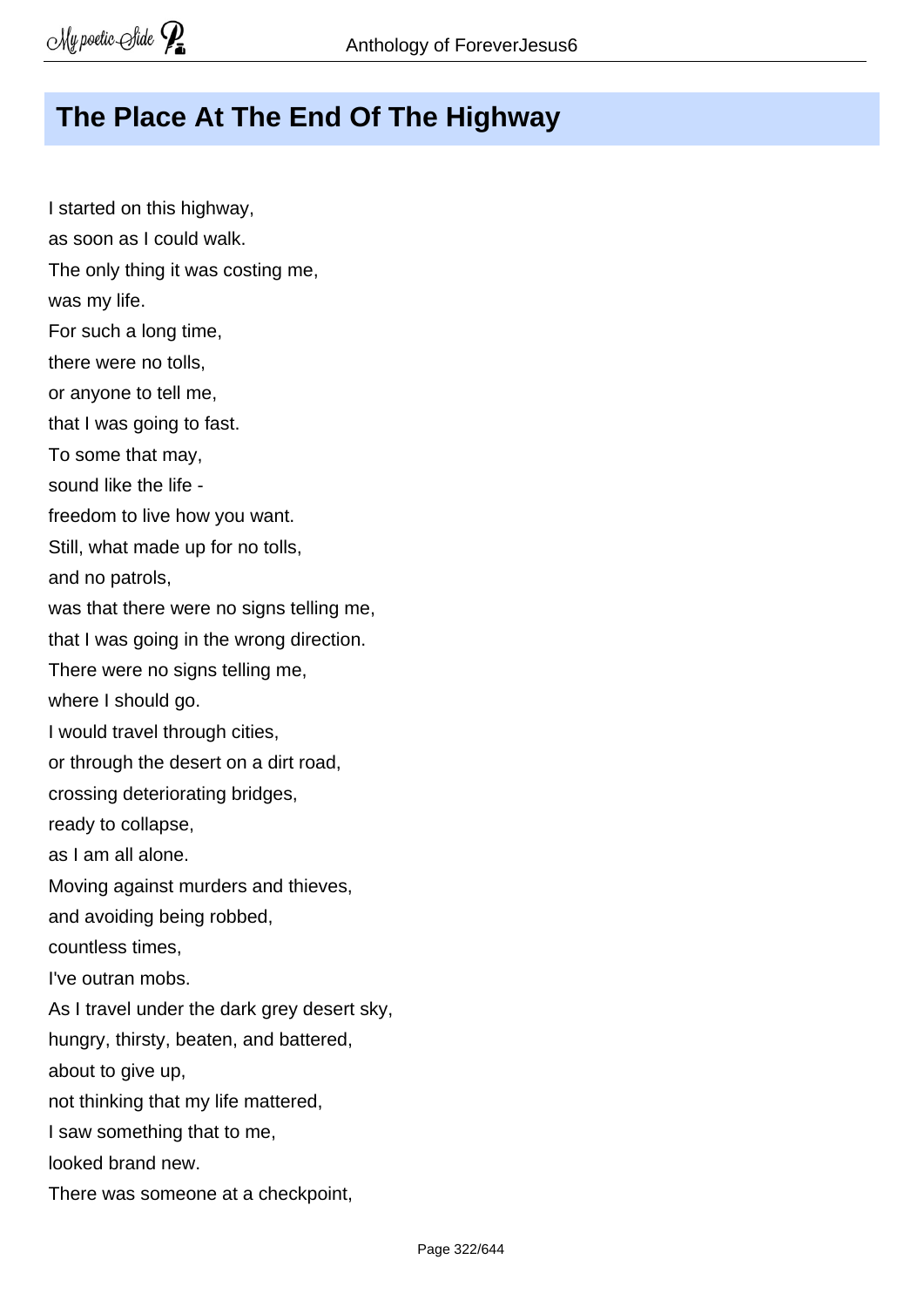## The Place At The End Of The Highway

I started on this highway,  
as soon as I could walk.  
The only thing it was costing me,  
was my life.  
For such a long time,  
there were no tolls,  
or anyone to tell me,  
that I was going to fast.  
To some that may,  
sound like the life -  
freedom to live how you want.  
Still, what made up for no tolls,  
and no patrols,  
was that there were no signs telling me,  
that I was going in the wrong direction.  
There were no signs telling me,  
where I should go.  
I would travel through cities,  
or through the desert on a dirt road,  
crossing deteriorating bridges,  
ready to collapse,  
as I am all alone.  
Moving against murders and thieves,  
and avoiding being robbed,  
countless times,  
I've outran mobs.  
As I travel under the dark grey desert sky,  
hungry, thirsty, beaten, and battered,  
about to give up,  
not thinking that my life mattered,  
I saw something that to me,  
looked brand new.  
There was someone at a checkpoint,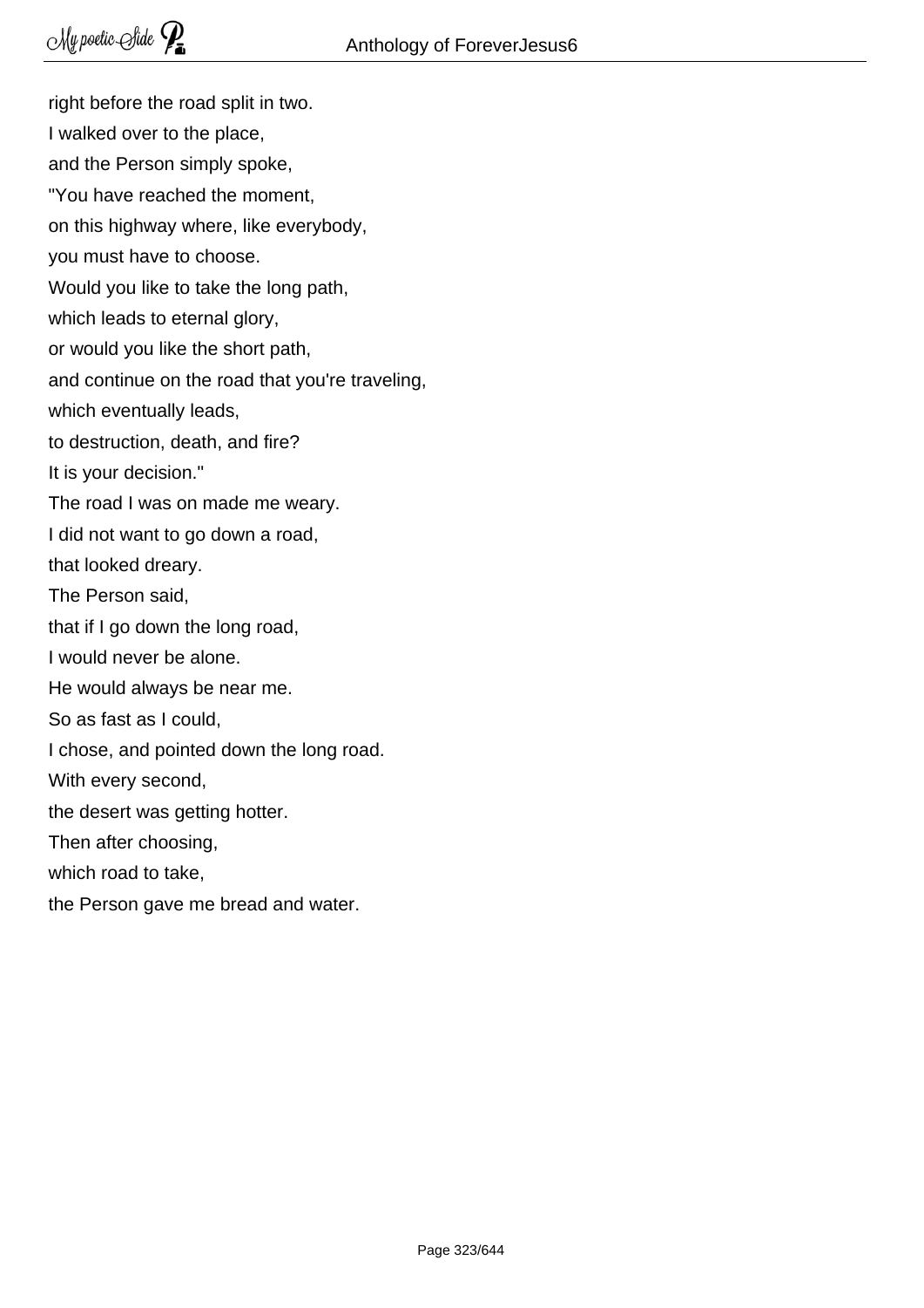right before the road split in two.  
I walked over to the place,  
and the Person simply spoke,  
"You have reached the moment,  
on this highway where, like everybody,  
you must have to choose.  
Would you like to take the long path,  
which leads to eternal glory,  
or would you like the short path,  
and continue on the road that you're traveling,  
which eventually leads,  
to destruction, death, and fire?  
It is your decision."  
The road I was on made me weary.  
I did not want to go down a road,  
that looked dreary.  
The Person said,  
that if I go down the long road,  
I would never be alone.  
He would always be near me.  
So as fast as I could,  
I chose, and pointed down the long road.  
With every second,  
the desert was getting hotter.  
Then after choosing,  
which road to take,  
the Person gave me bread and water.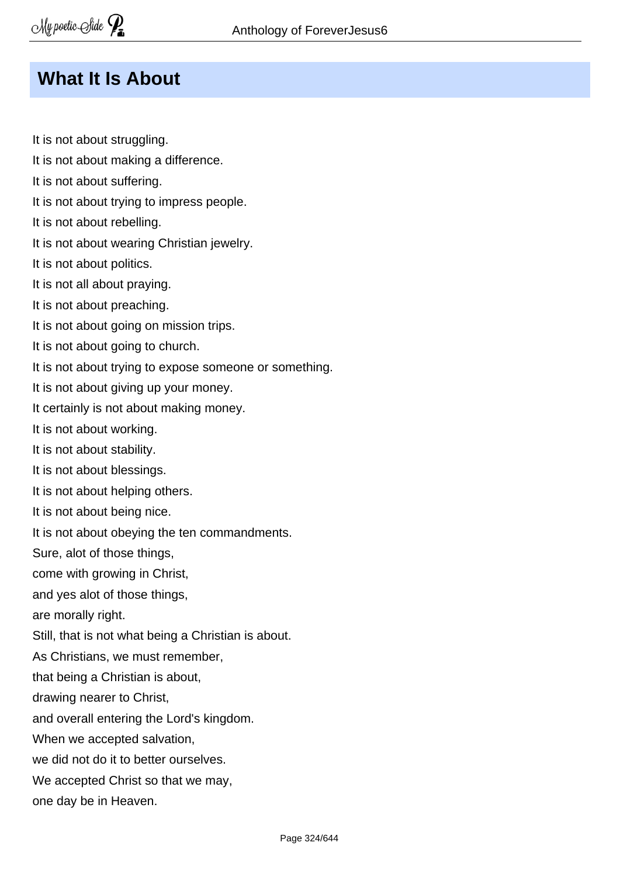## What It Is About

It is not about struggling.  
It is not about making a difference.  
It is not about suffering.  
It is not about trying to impress people.  
It is not about rebelling.  
It is not about wearing Christian jewelry.  
It is not about politics.  
It is not all about praying.  
It is not about preaching.  
It is not about going on mission trips.  
It is not about going to church.  
It is not about trying to expose someone or something.  
It is not about giving up your money.  
It certainly is not about making money.  
It is not about working.  
It is not about stability.  
It is not about blessings.  
It is not about helping others.  
It is not about being nice.  
It is not about obeying the ten commandments.  
Sure, alot of those things,  
come with growing in Christ,  
and yes alot of those things,  
are morally right.  
Still, that is not what being a Christian is about.  
As Christians, we must remember,  
that being a Christian is about,  
drawing nearer to Christ,  
and overall entering the Lord's kingdom.  
When we accepted salvation,  
we did not do it to better ourselves.  
We accepted Christ so that we may,  
one day be in Heaven.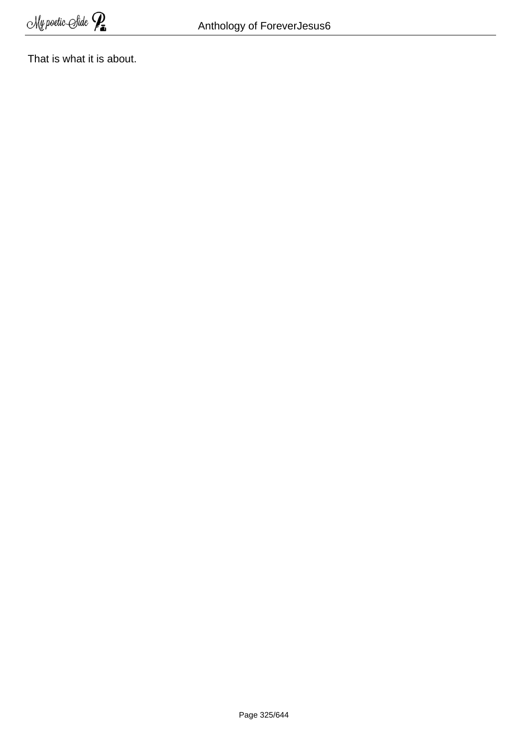That is what it is about.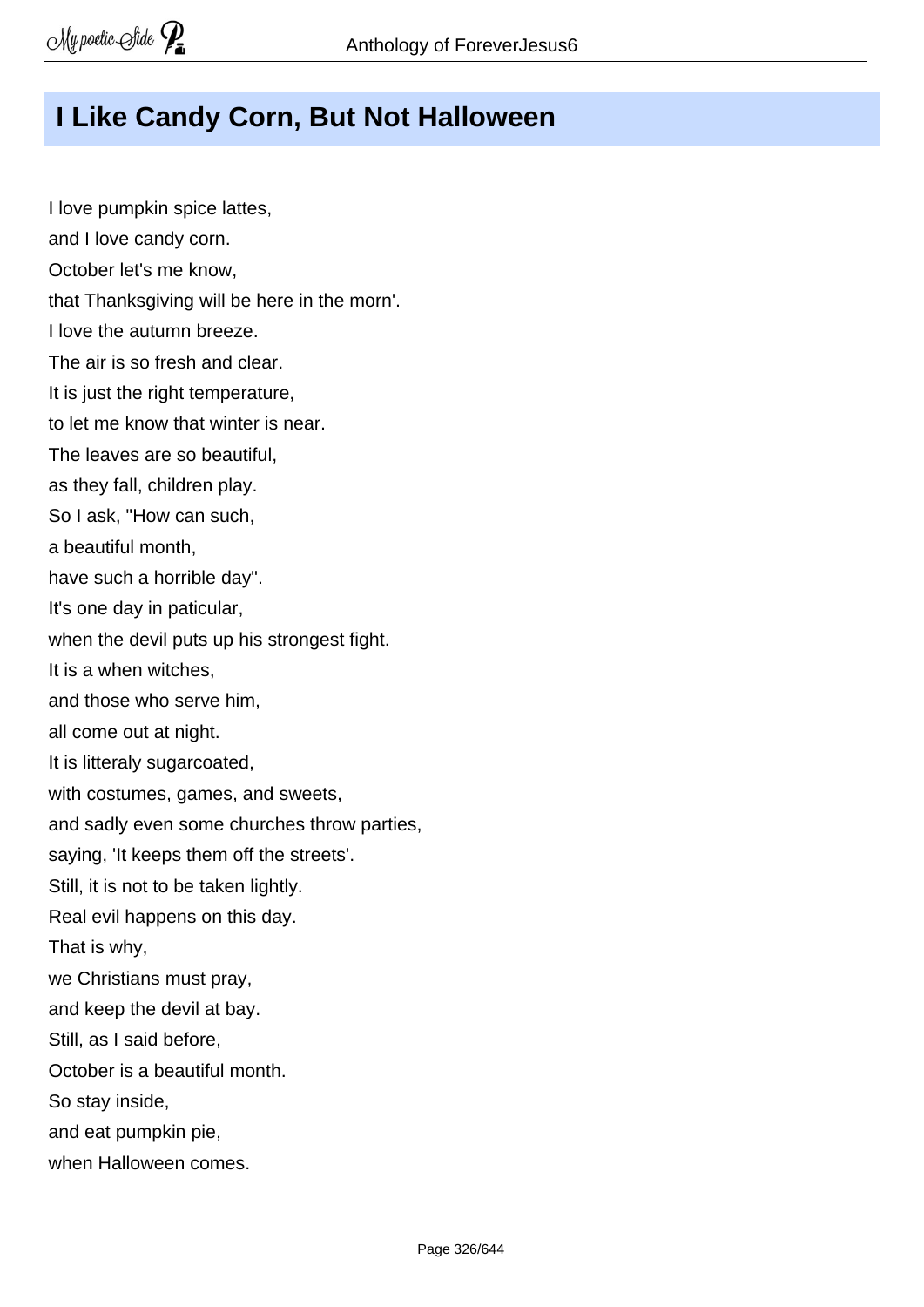## I Like Candy Corn, But Not Halloween

I love pumpkin spice lattes,
and I love candy corn.
October let's me know,
that Thanksgiving will be here in the morn'.
I love the autumn breeze.
The air is so fresh and clear.
It is just the right temperature,
to let me know that winter is near.
The leaves are so beautiful,
as they fall, children play.
So I ask, "How can such,
a beautiful month,
have such a horrible day".
It's one day in paticular,
when the devil puts up his strongest fight.
It is a when witches,
and those who serve him,
all come out at night.
It is litteraly sugarcoated,
with costumes, games, and sweets,
and sadly even some churches throw parties,
saying, 'It keeps them off the streets'.
Still, it is not to be taken lightly.
Real evil happens on this day.
That is why,
we Christians must pray,
and keep the devil at bay.
Still, as I said before,
October is a beautiful month.
So stay inside,
and eat pumpkin pie,
when Halloween comes.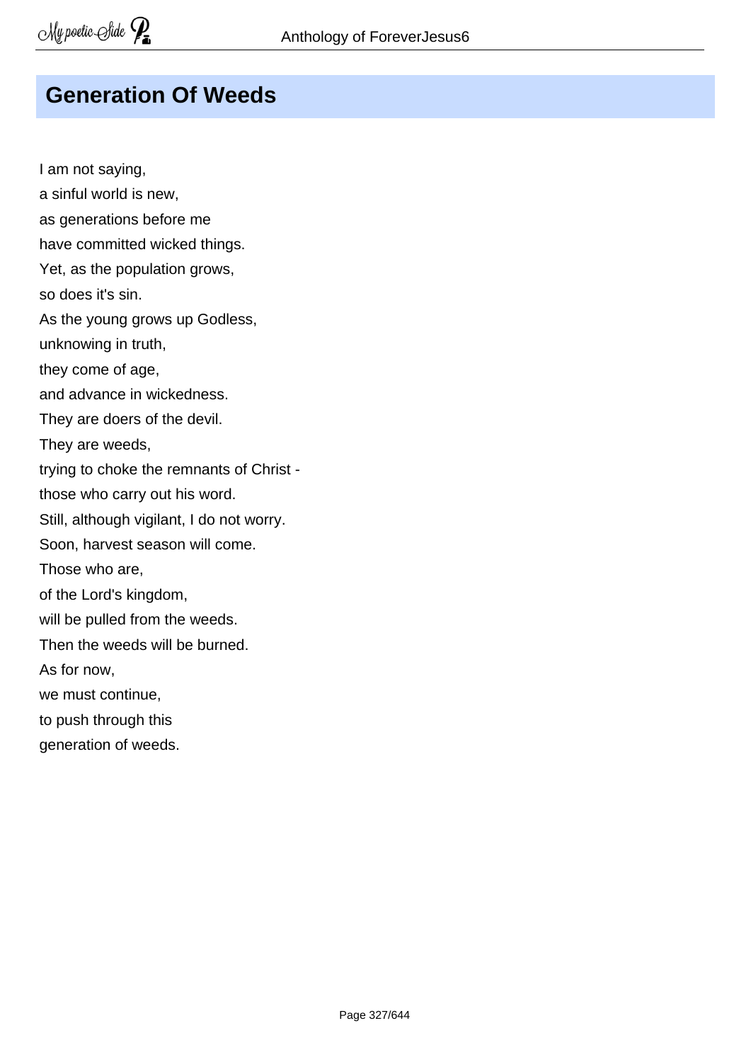## Generation Of Weeds

I am not saying,  
a sinful world is new,  
as generations before me  
have committed wicked things.  
Yet, as the population grows,  
so does it's sin.  
As the young grows up Godless,  
unknowing in truth,  
they come of age,  
and advance in wickedness.  
They are doers of the devil.  
They are weeds,  
trying to choke the remnants of Christ -  
those who carry out his word.  
Still, although vigilant, I do not worry.  
Soon, harvest season will come.  
Those who are,  
of the Lord's kingdom,  
will be pulled from the weeds.  
Then the weeds will be burned.  
As for now,  
we must continue,  
to push through this  
generation of weeds.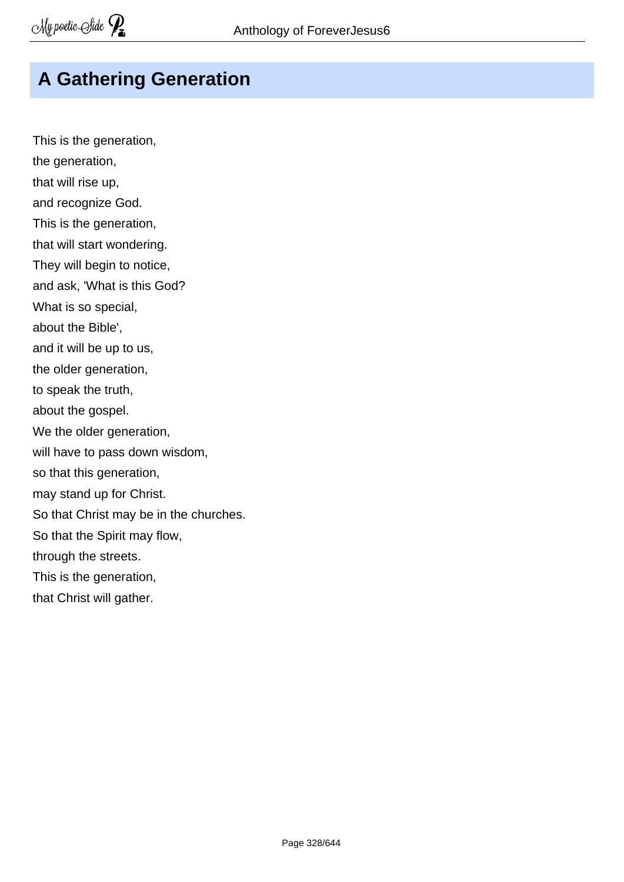# A Gathering Generation

This is the generation,
the generation,
that will rise up,
and recognize God.
This is the generation,
that will start wondering.
They will begin to notice,
and ask, 'What is this God?
What is so special,
about the Bible',
and it will be up to us,
the older generation,
to speak the truth,
about the gospel.
We the older generation,
will have to pass down wisdom,
so that this generation,
may stand up for Christ.
So that Christ may be in the churches.
So that the Spirit may flow,
through the streets.
This is the generation,
that Christ will gather.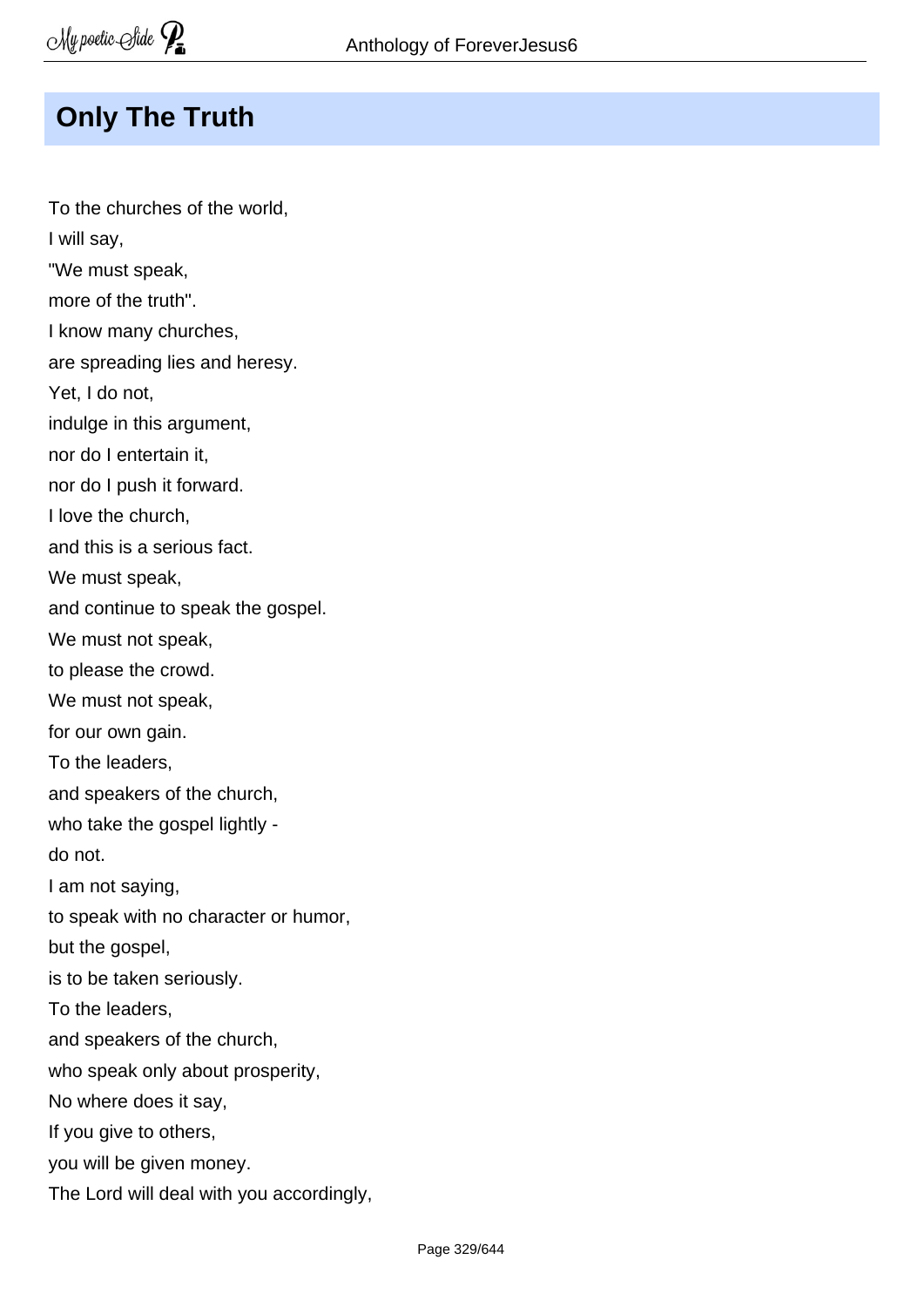## Only The Truth

To the churches of the world,
I will say,
"We must speak,
more of the truth".
I know many churches,
are spreading lies and heresy.
Yet, I do not,
indulge in this argument,
nor do I entertain it,
nor do I push it forward.
I love the church,
and this is a serious fact.
We must speak,
and continue to speak the gospel.
We must not speak,
to please the crowd.
We must not speak,
for our own gain.
To the leaders,
and speakers of the church,
who take the gospel lightly -
do not.
I am not saying,
to speak with no character or humor,
but the gospel,
is to be taken seriously.
To the leaders,
and speakers of the church,
who speak only about prosperity,
No where does it say,
If you give to others,
you will be given money.
The Lord will deal with you accordingly,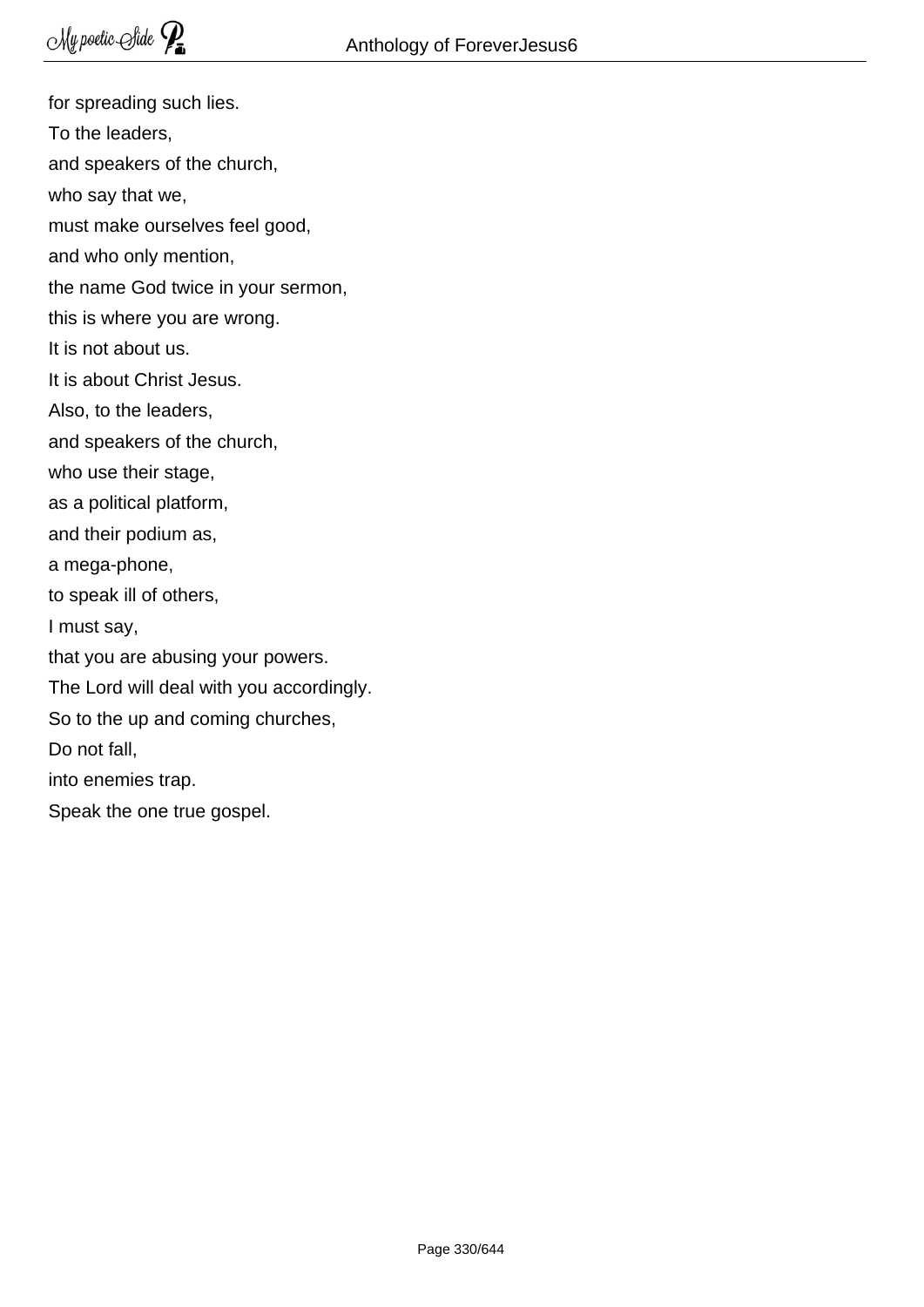for spreading such lies.
To the leaders,
and speakers of the church,
who say that we,
must make ourselves feel good,
and who only mention,
the name God twice in your sermon,
this is where you are wrong.
It is not about us.
It is about Christ Jesus.
Also, to the leaders,
and speakers of the church,
who use their stage,
as a political platform,
and their podium as,
a mega-phone,
to speak ill of others,
I must say,
that you are abusing your powers.
The Lord will deal with you accordingly.
So to the up and coming churches,
Do not fall,
into enemies trap.
Speak the one true gospel.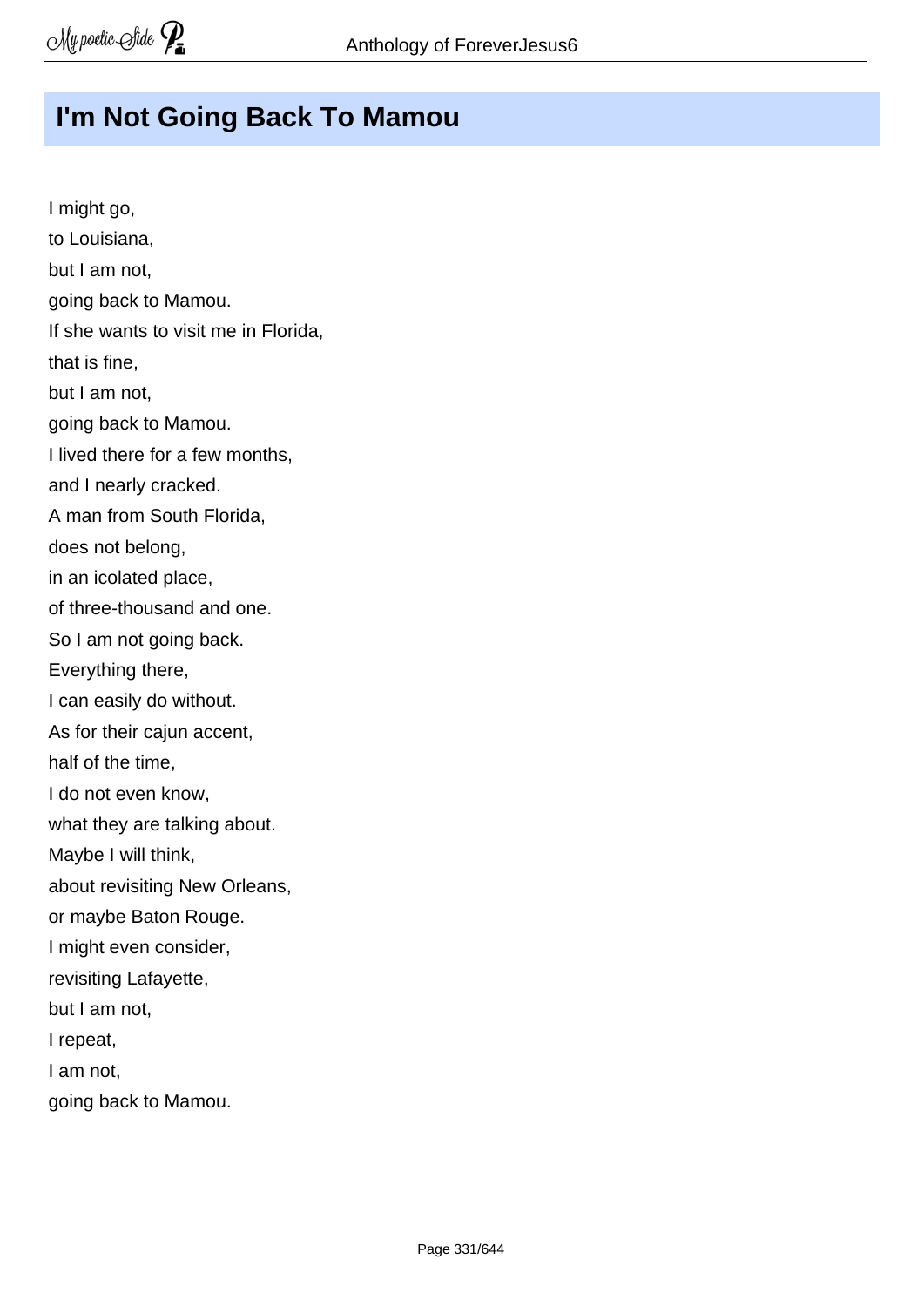# I'm Not Going Back To Mamou

I might go,
to Louisiana,
but I am not,
going back to Mamou.
If she wants to visit me in Florida,
that is fine,
but I am not,
going back to Mamou.
I lived there for a few months,
and I nearly cracked.
A man from South Florida,
does not belong,
in an icolated place,
of three-thousand and one.
So I am not going back.
Everything there,
I can easily do without.
As for their cajun accent,
half of the time,
I do not even know,
what they are talking about.
Maybe I will think,
about revisiting New Orleans,
or maybe Baton Rouge.
I might even consider,
revisiting Lafayette,
but I am not,
I repeat,
I am not,
going back to Mamou.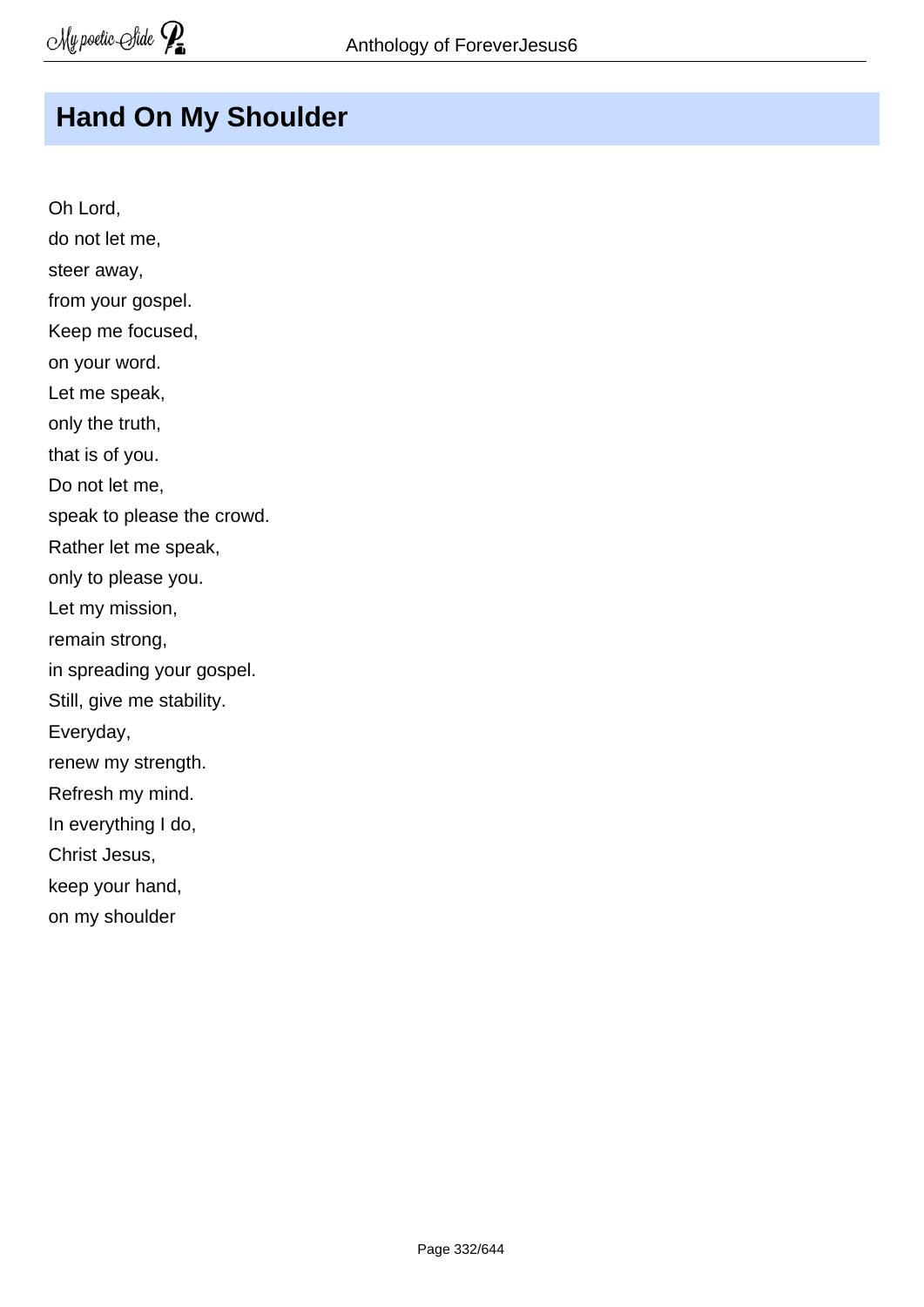## Hand On My Shoulder

Oh Lord,  
do not let me,  
steer away,  
from your gospel.  
Keep me focused,  
on your word.  
Let me speak,  
only the truth,  
that is of you.  
Do not let me,  
speak to please the crowd.  
Rather let me speak,  
only to please you.  
Let my mission,  
remain strong,  
in spreading your gospel.  
Still, give me stability.  
Everyday,  
renew my strength.  
Refresh my mind.  
In everything I do,  
Christ Jesus,  
keep your hand,  
on my shoulder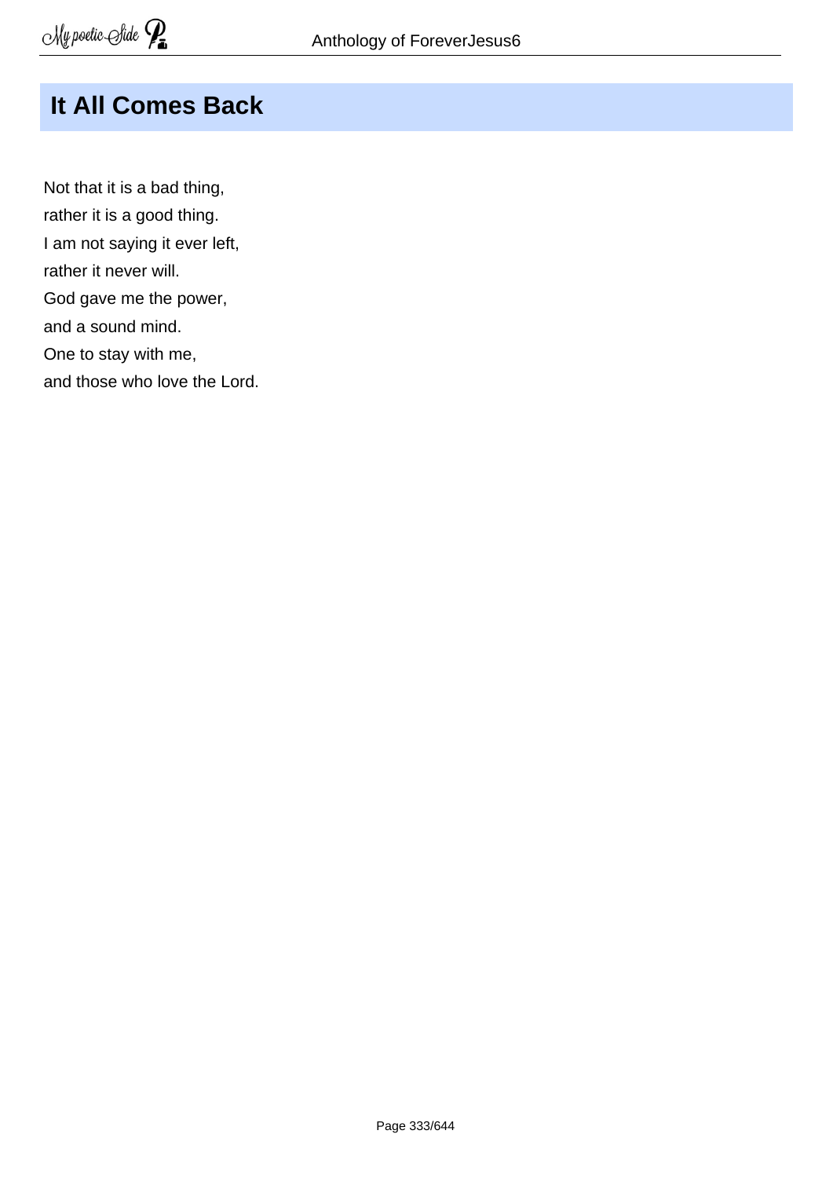## It All Comes Back

Not that it is a bad thing,  
rather it is a good thing.  
I am not saying it ever left,  
rather it never will.  
God gave me the power,  
and a sound mind.  
One to stay with me,  
and those who love the Lord.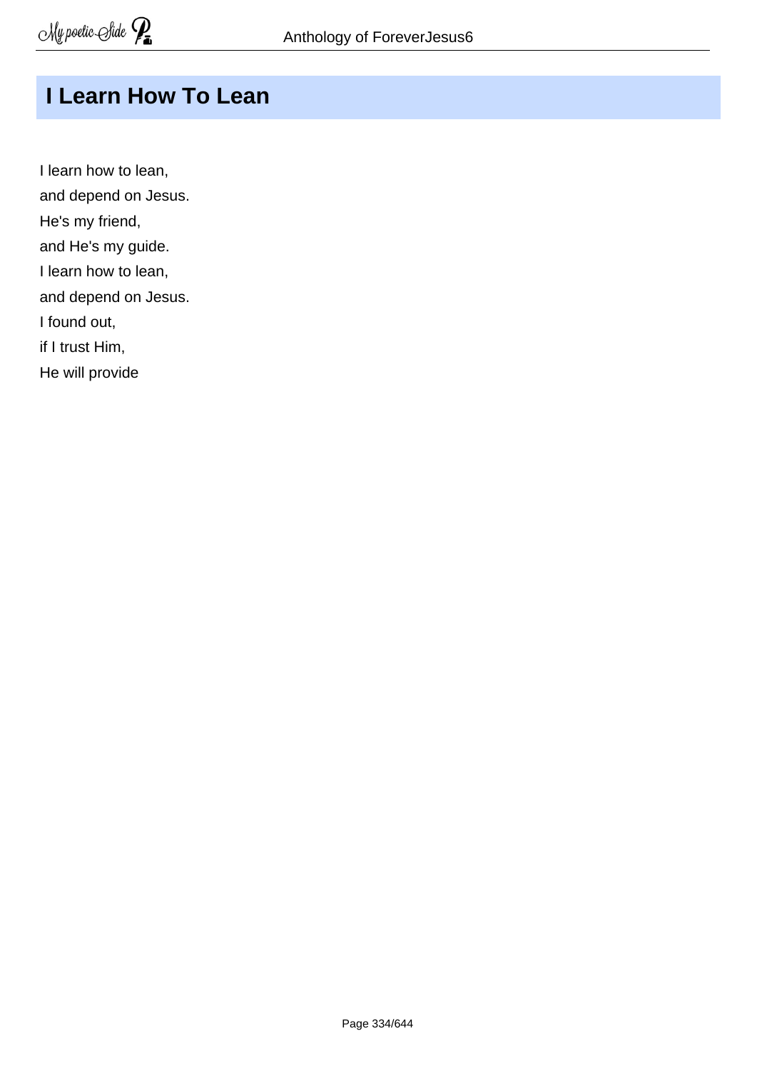# I Learn How To Lean

I learn how to lean,
and depend on Jesus.
He's my friend,
and He's my guide.
I learn how to lean,
and depend on Jesus.
I found out,
if I trust Him,
He will provide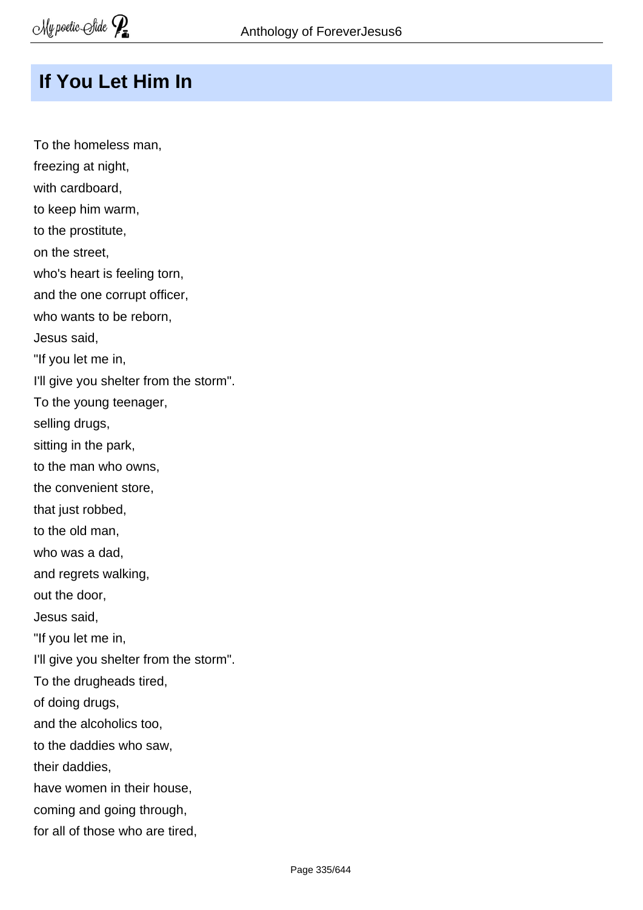## If You Let Him In

To the homeless man,  
freezing at night,  
with cardboard,  
to keep him warm,  
to the prostitute,  
on the street,  
who's heart is feeling torn,  
and the one corrupt officer,  
who wants to be reborn,  
Jesus said,  
"If you let me in,  
I'll give you shelter from the storm".  
To the young teenager,  
selling drugs,  
sitting in the park,  
to the man who owns,  
the convenient store,  
that just robbed,  
to the old man,  
who was a dad,  
and regrets walking,  
out the door,  
Jesus said,  
"If you let me in,  
I'll give you shelter from the storm".  
To the drugheads tired,  
of doing drugs,  
and the alcoholics too,  
to the daddies who saw,  
their daddies,  
have women in their house,  
coming and going through,  
for all of those who are tired,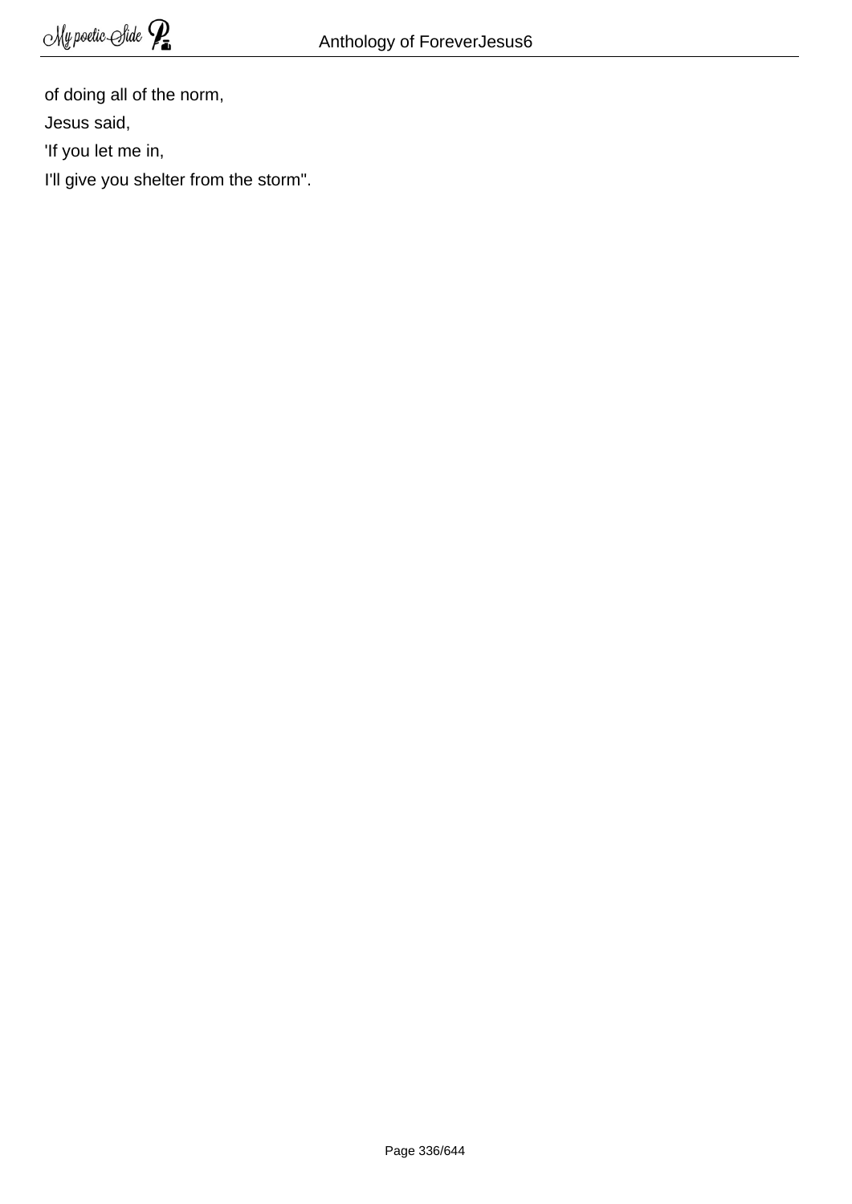of doing all of the norm,

Jesus said,

'If you let me in,

I'll give you shelter from the storm".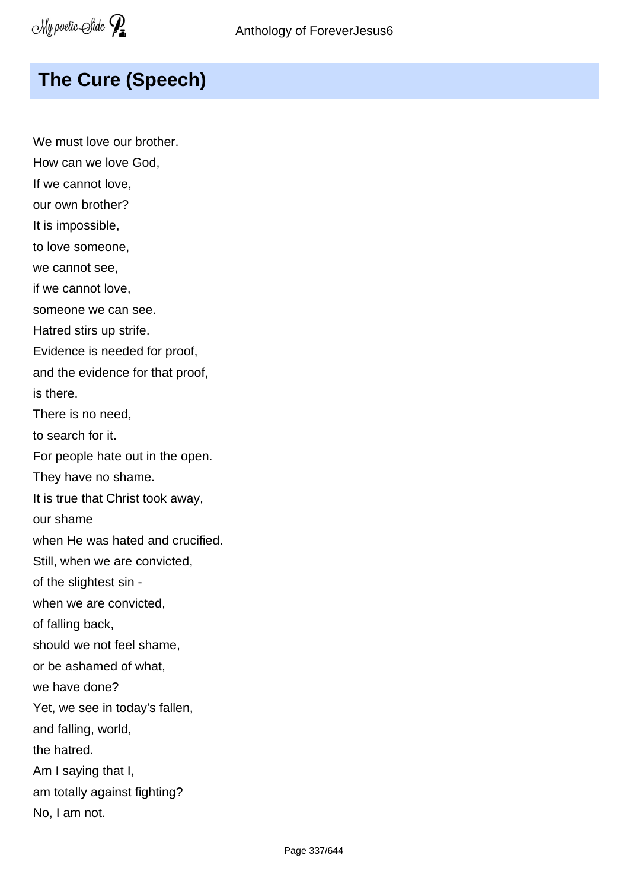## The Cure (Speech)

We must love our brother.  
How can we love God,  
If we cannot love,  
our own brother?  
It is impossible,  
to love someone,  
we cannot see,  
if we cannot love,  
someone we can see.  
Hatred stirs up strife.  
Evidence is needed for proof,  
and the evidence for that proof,  
is there.  
There is no need,  
to search for it.  
For people hate out in the open.  
They have no shame.  
It is true that Christ took away,  
our shame  
when He was hated and crucified.  
Still, when we are convicted,  
of the slightest sin -  
when we are convicted,  
of falling back,  
should we not feel shame,  
or be ashamed of what,  
we have done?  
Yet, we see in today's fallen,  
and falling, world,  
the hatred.  
Am I saying that I,  
am totally against fighting?  
No, I am not.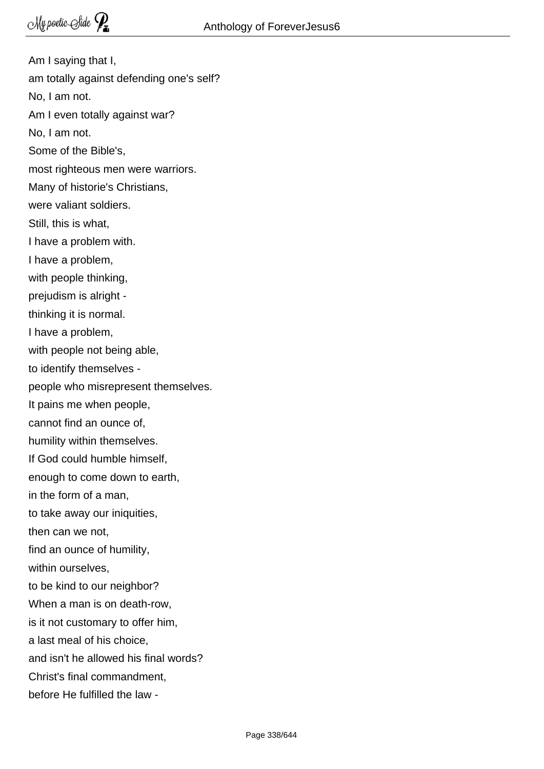Am I saying that I,  
am totally against defending one's self?  
No, I am not.  
Am I even totally against war?  
No, I am not.  
Some of the Bible's,  
most righteous men were warriors.  
Many of historie's Christians,  
were valiant soldiers.  
Still, this is what,  
I have a problem with.  
I have a problem,  
with people thinking,  
prejudism is alright -  
thinking it is normal.  
I have a problem,  
with people not being able,  
to identify themselves -  
people who misrepresent themselves.  
It pains me when people,  
cannot find an ounce of,  
humility within themselves.  
If God could humble himself,  
enough to come down to earth,  
in the form of a man,  
to take away our iniquities,  
then can we not,  
find an ounce of humility,  
within ourselves,  
to be kind to our neighbor?  
When a man is on death-row,  
is it not customary to offer him,  
a last meal of his choice,  
and isn't he allowed his final words?  
Christ's final commandment,  
before He fulfilled the law -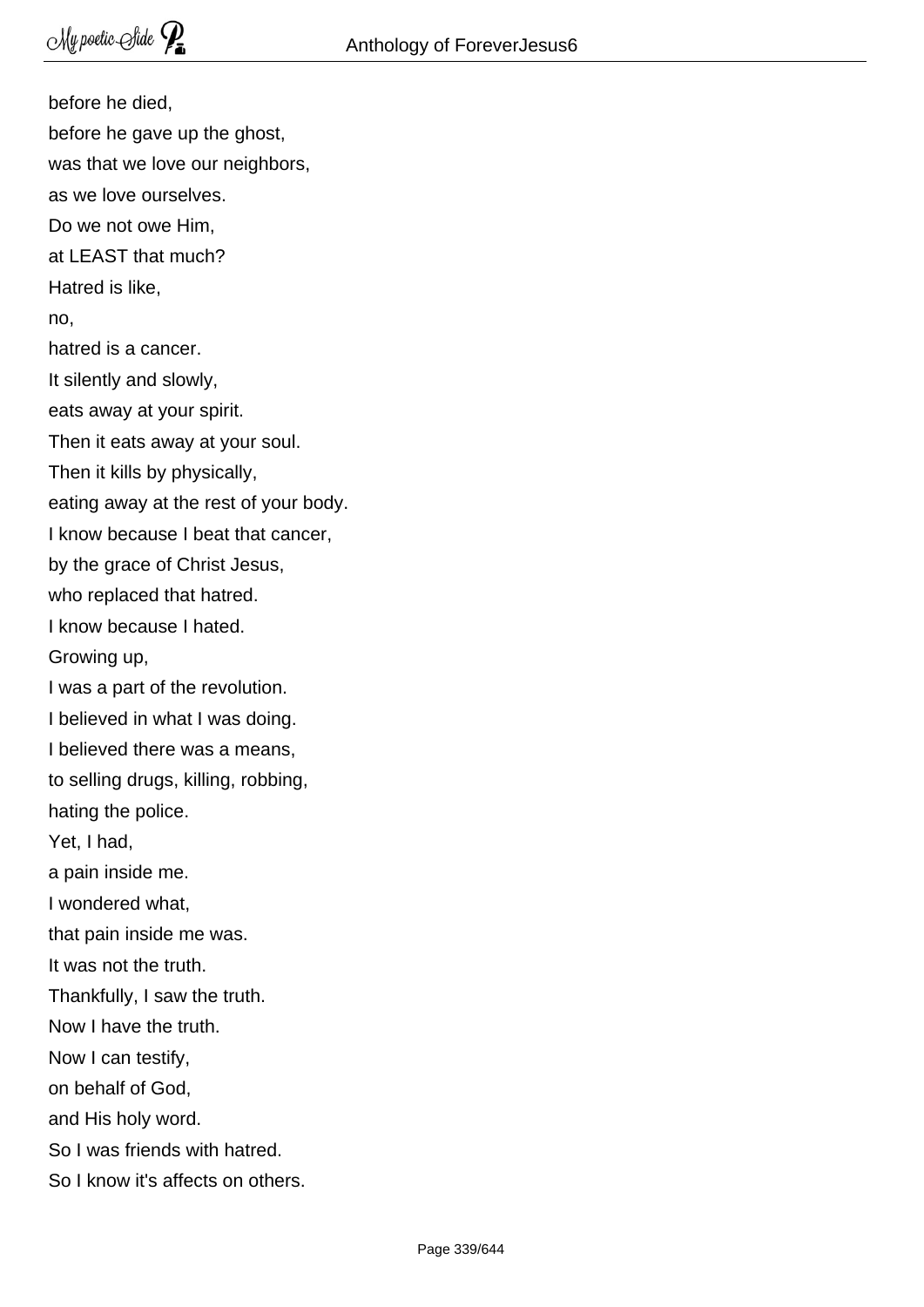before he died,
before he gave up the ghost,
was that we love our neighbors,
as we love ourselves.
Do we not owe Him,
at LEAST that much?
Hatred is like,
no,
hatred is a cancer.
It silently and slowly,
eats away at your spirit.
Then it eats away at your soul.
Then it kills by physically,
eating away at the rest of your body.
I know because I beat that cancer,
by the grace of Christ Jesus,
who replaced that hatred.
I know because I hated.
Growing up,
I was a part of the revolution.
I believed in what I was doing.
I believed there was a means,
to selling drugs, killing, robbing,
hating the police.
Yet, I had,
a pain inside me.
I wondered what,
that pain inside me was.
It was not the truth.
Thankfully, I saw the truth.
Now I have the truth.
Now I can testify,
on behalf of God,
and His holy word.
So I was friends with hatred.
So I know it's affects on others.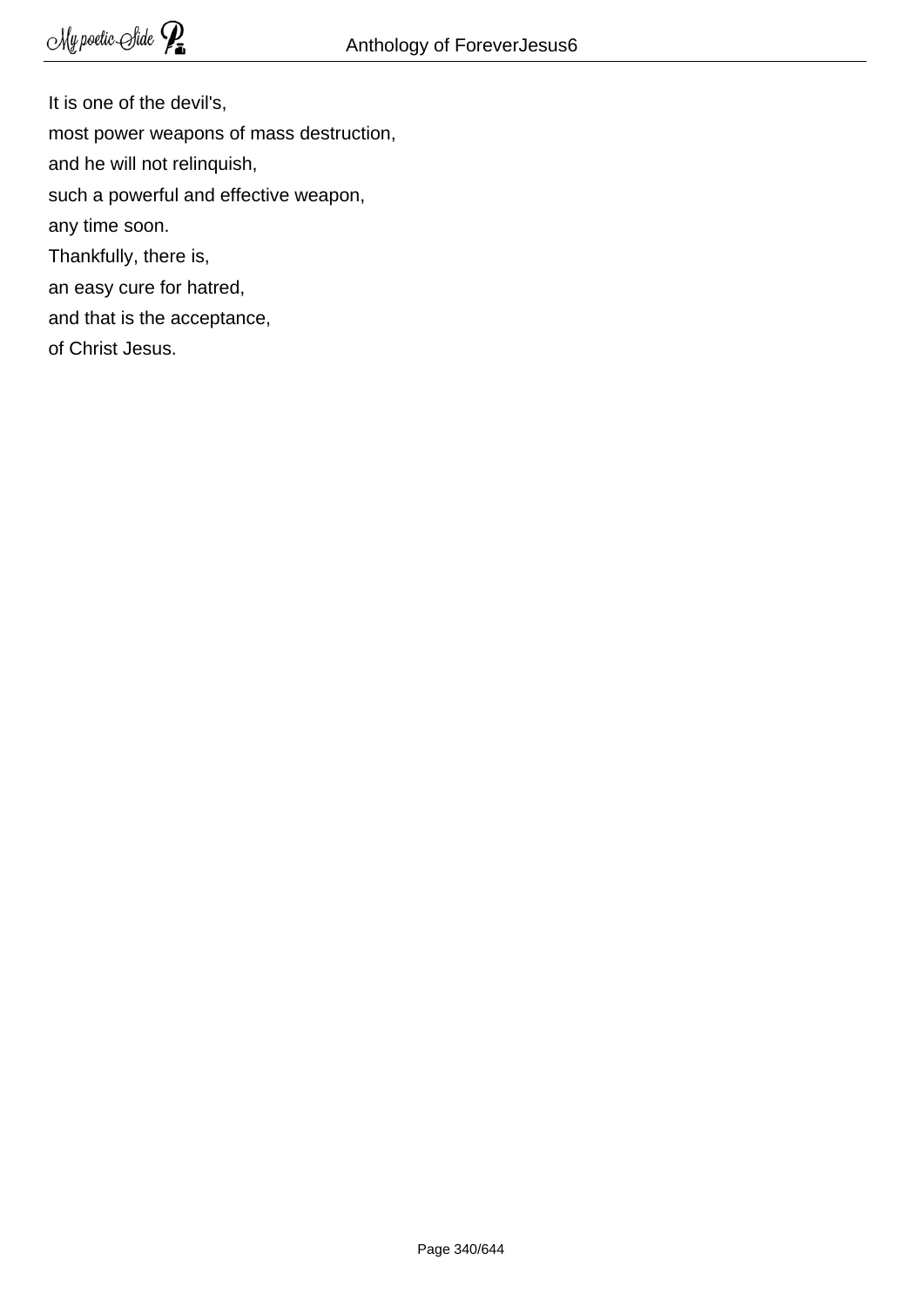It is one of the devil's,  
most power weapons of mass destruction,  
and he will not relinquish,  
such a powerful and effective weapon,  
any time soon.  
Thankfully, there is,  
an easy cure for hatred,  
and that is the acceptance,  
of Christ Jesus.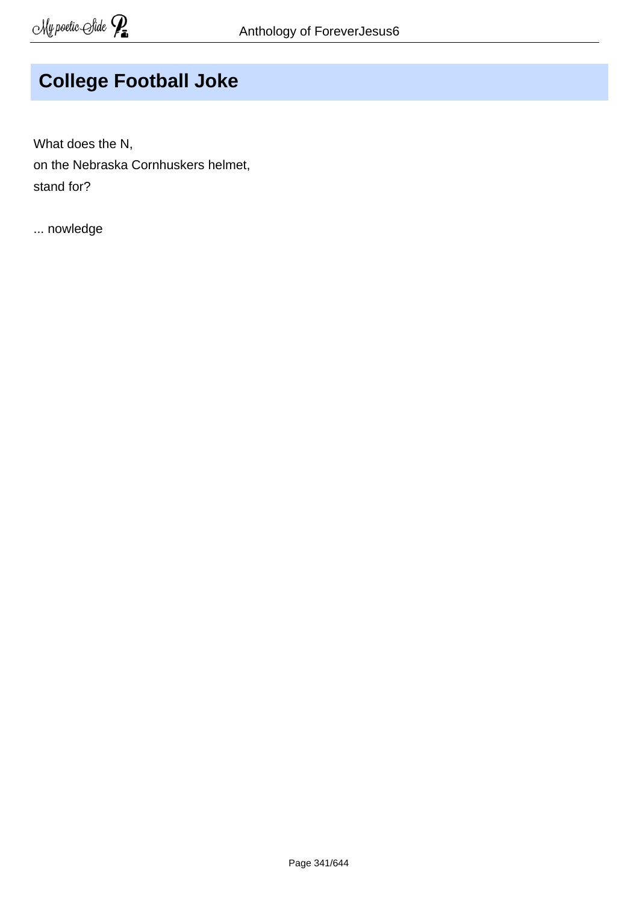# College Football Joke

What does the N,
on the Nebraska Cornhuskers helmet,
stand for?

... nowledge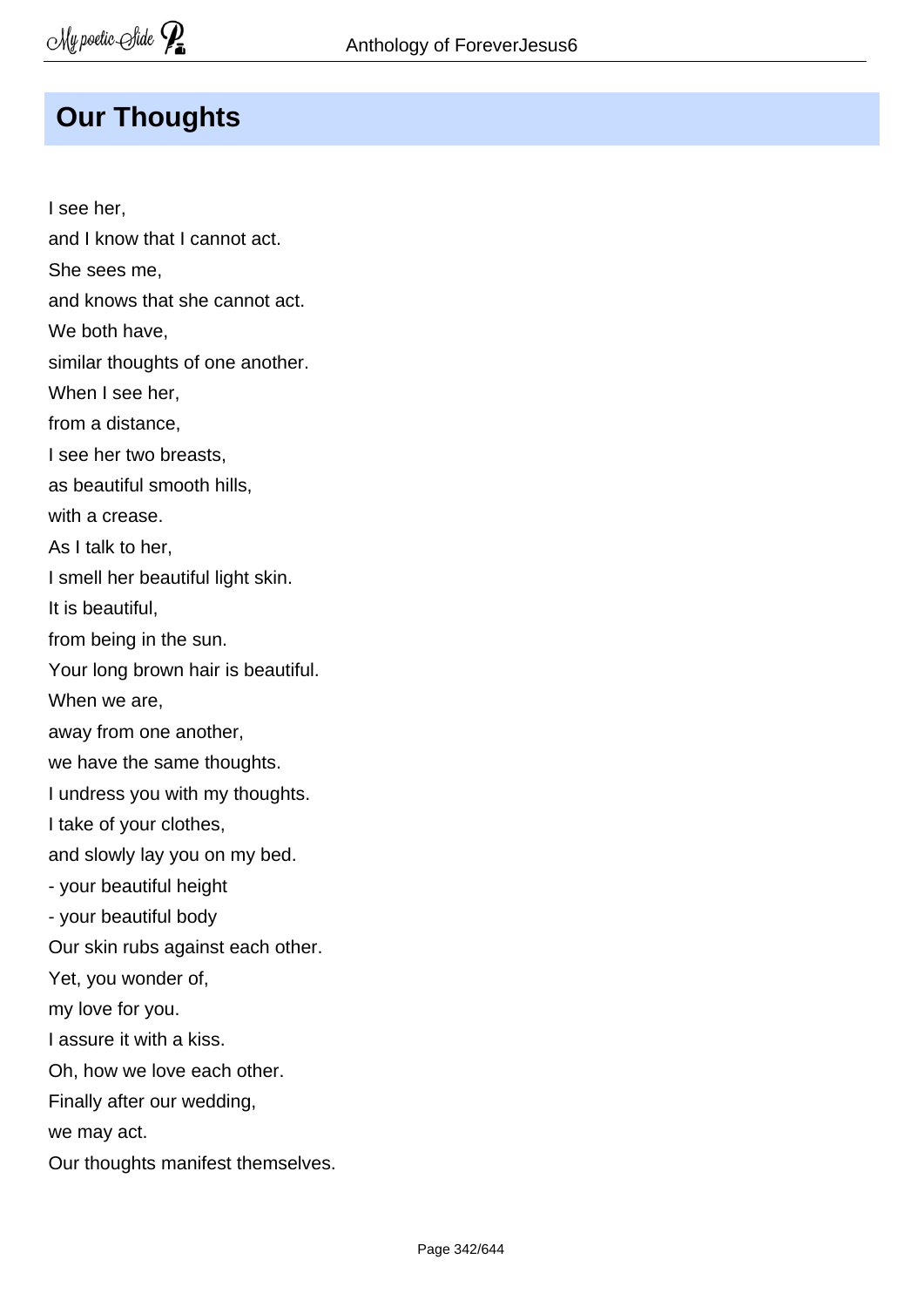## Our Thoughts

I see her,  
and I know that I cannot act.  
She sees me,  
and knows that she cannot act.  
We both have,  
similar thoughts of one another.  
When I see her,  
from a distance,  
I see her two breasts,  
as beautiful smooth hills,  
with a crease.  
As I talk to her,  
I smell her beautiful light skin.  
It is beautiful,  
from being in the sun.  
Your long brown hair is beautiful.  
When we are,  
away from one another,  
we have the same thoughts.  
I undress you with my thoughts.  
I take of your clothes,  
and slowly lay you on my bed.  
- your beautiful height  
- your beautiful body  
Our skin rubs against each other.  
Yet, you wonder of,  
my love for you.  
I assure it with a kiss.  
Oh, how we love each other.  
Finally after our wedding,  
we may act.  
Our thoughts manifest themselves.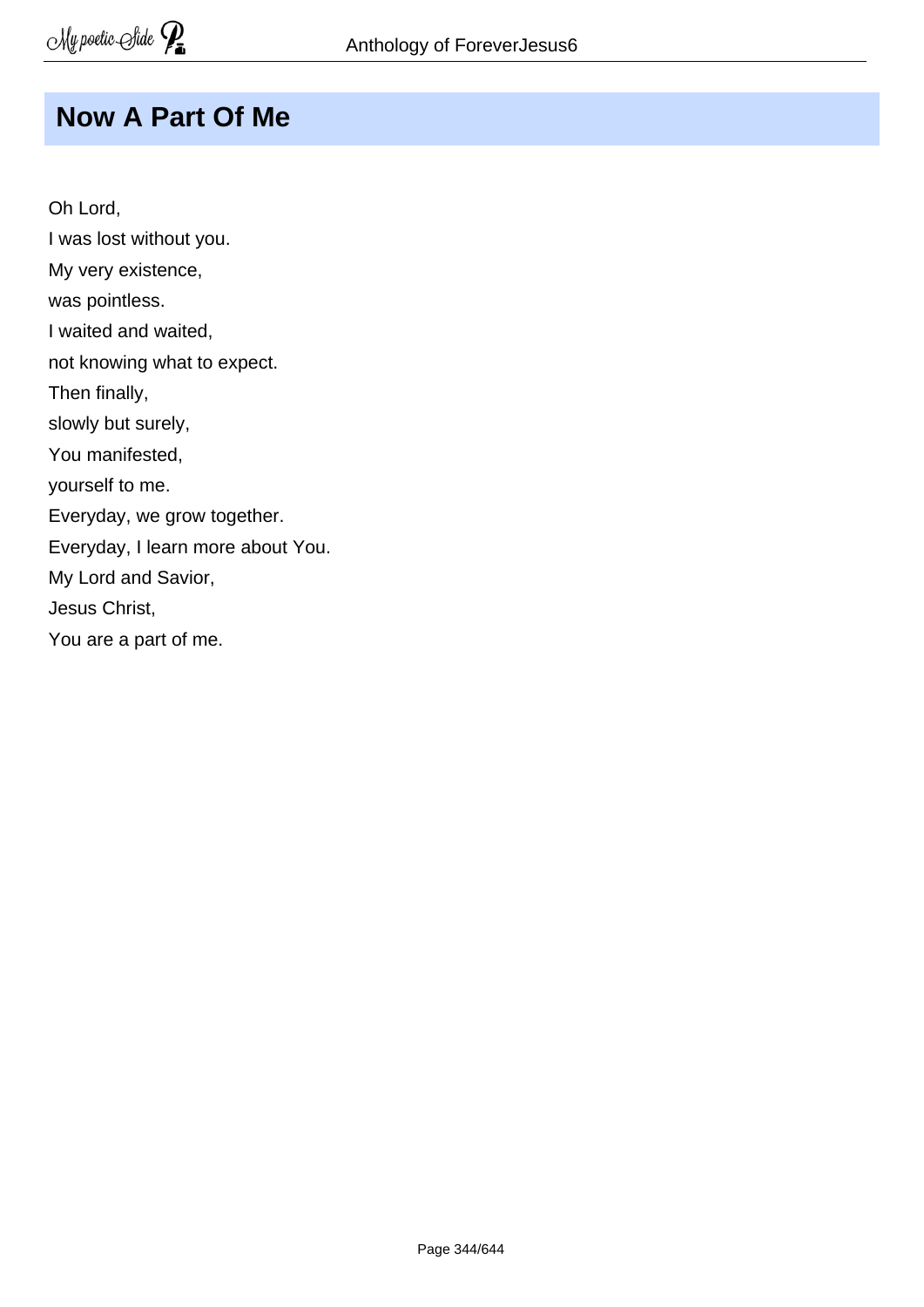## Now A Part Of Me

Oh Lord,  
I was lost without you.  
My very existence,  
was pointless.  
I waited and waited,  
not knowing what to expect.  
Then finally,  
slowly but surely,  
You manifested,  
yourself to me.  
Everyday, we grow together.  
Everyday, I learn more about You.  
My Lord and Savior,  
Jesus Christ,  
You are a part of me.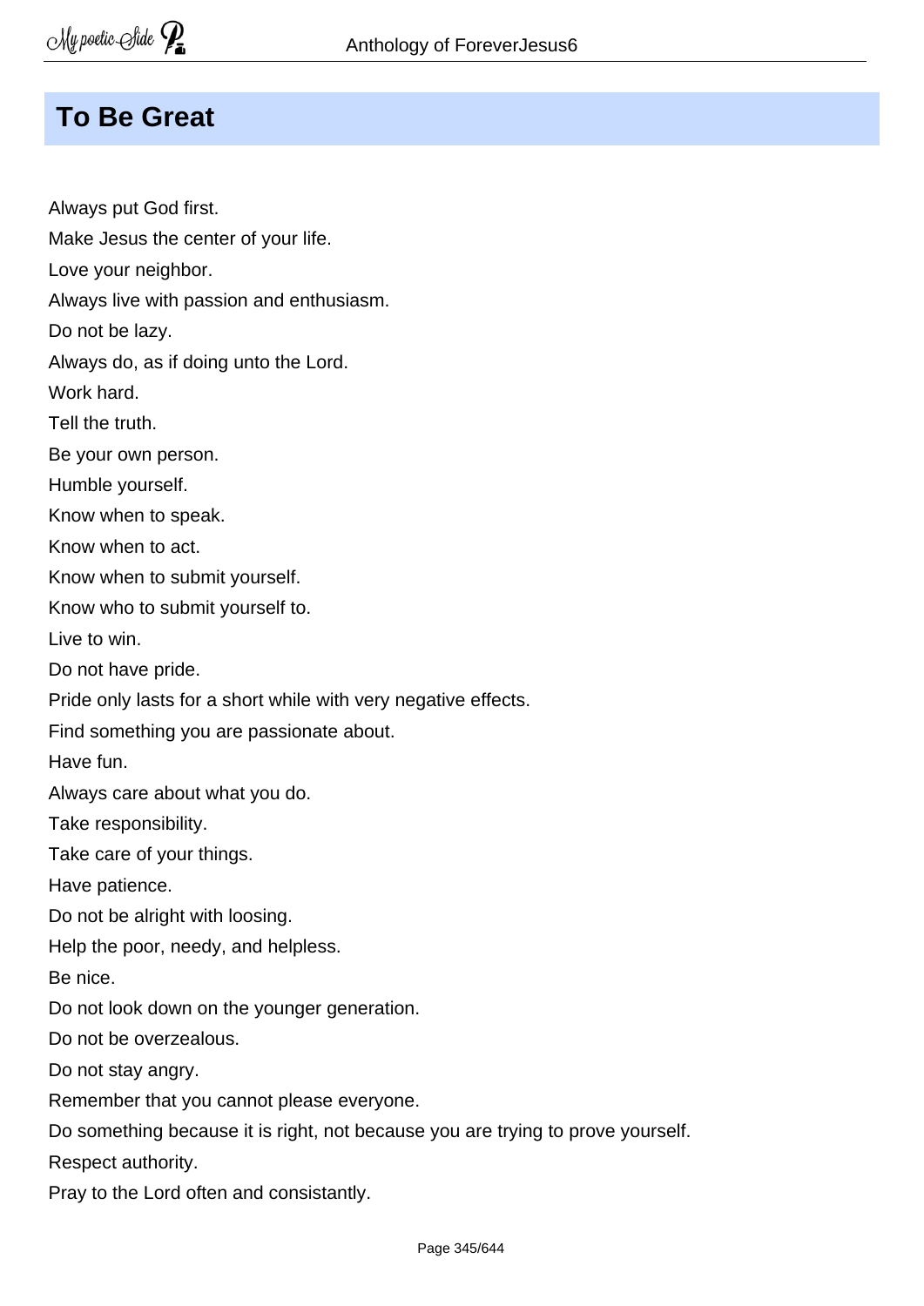## To Be Great

Always put God first.
Make Jesus the center of your life.
Love your neighbor.
Always live with passion and enthusiasm.
Do not be lazy.
Always do, as if doing unto the Lord.
Work hard.
Tell the truth.
Be your own person.
Humble yourself.
Know when to speak.
Know when to act.
Know when to submit yourself.
Know who to submit yourself to.
Live to win.
Do not have pride.
Pride only lasts for a short while with very negative effects.
Find something you are passionate about.
Have fun.
Always care about what you do.
Take responsibility.
Take care of your things.
Have patience.
Do not be alright with loosing.
Help the poor, needy, and helpless.
Be nice.
Do not look down on the younger generation.
Do not be overzealous.
Do not stay angry.
Remember that you cannot please everyone.
Do something because it is right, not because you are trying to prove yourself.
Respect authority.
Pray to the Lord often and consistantly.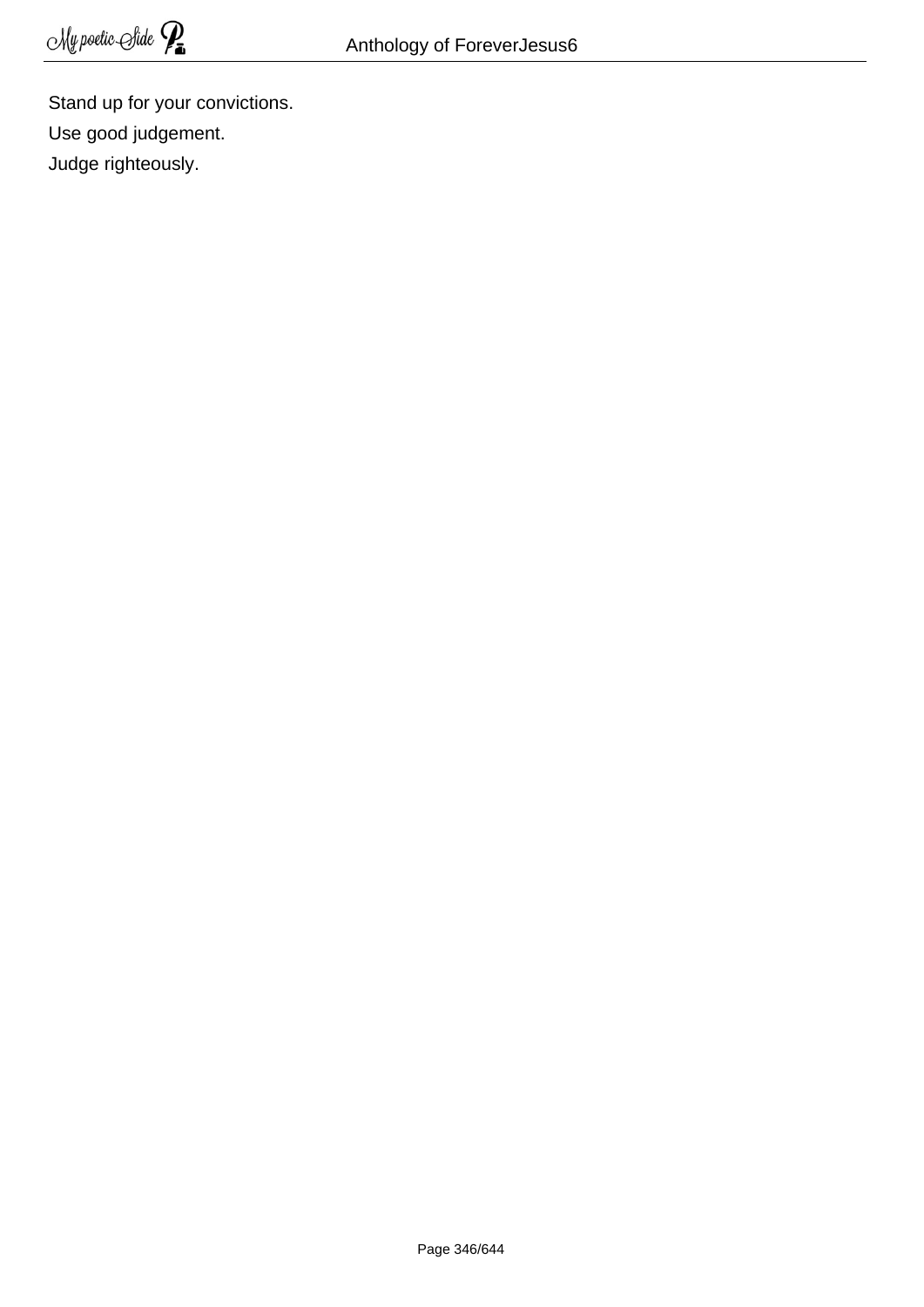Stand up for your convictions.

Use good judgement.

Judge righteously.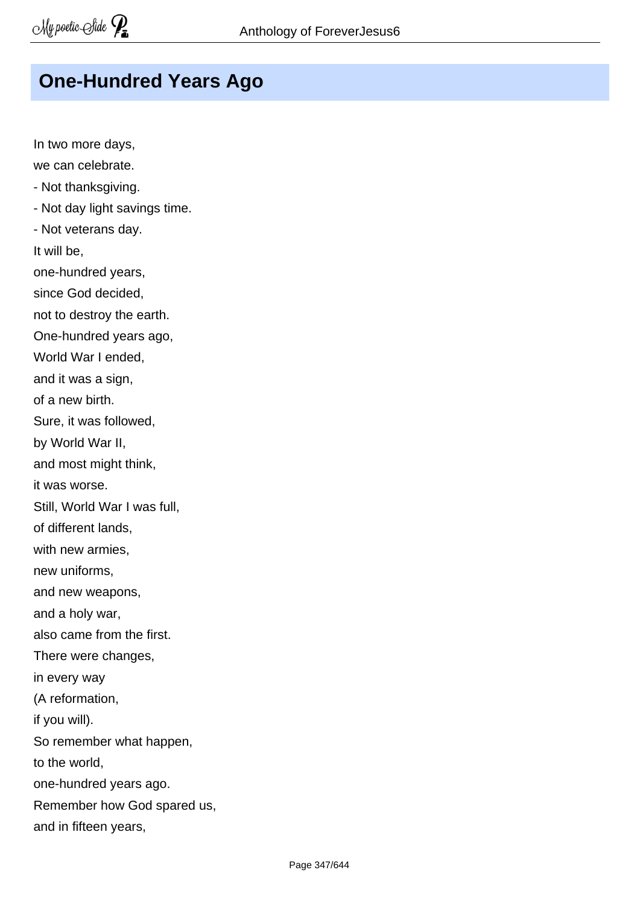## One-Hundred Years Ago

In two more days,  
we can celebrate.  
- Not thanksgiving.  
- Not day light savings time.  
- Not veterans day.  

It will be,  
one-hundred years,  
since God decided,  
not to destroy the earth.  
One-hundred years ago,  
World War I ended,  
and it was a sign,  
of a new birth.  
Sure, it was followed,  
by World War II,  
and most might think,  
it was worse.  
Still, World War I was full,  
of different lands,  
with new armies,  
new uniforms,  
and new weapons,  
and a holy war,  
also came from the first.  
There were changes,  
in every way  
(A reformation,  
if you will).  
So remember what happen,  
to the world,  
one-hundred years ago.  
Remember how God spared us,  
and in fifteen years,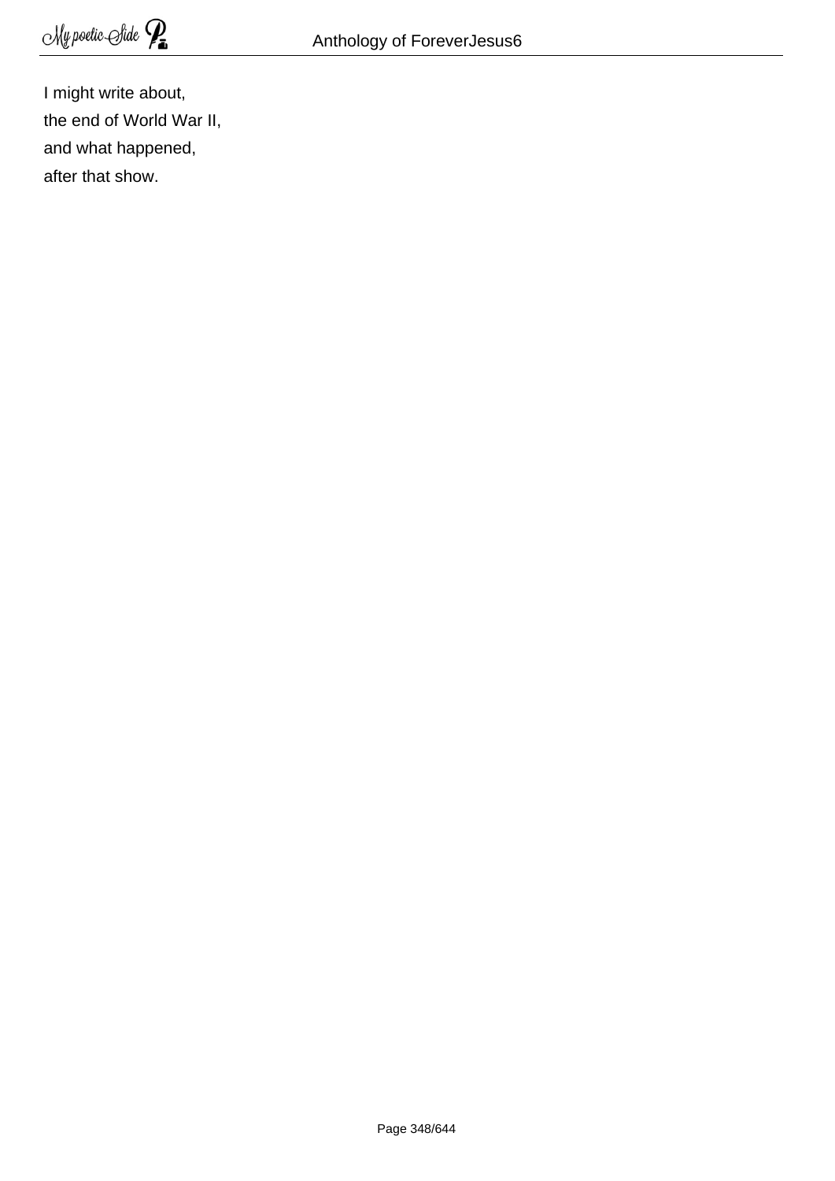I might write about,  
the end of World War II,  
and what happened,  
after that show.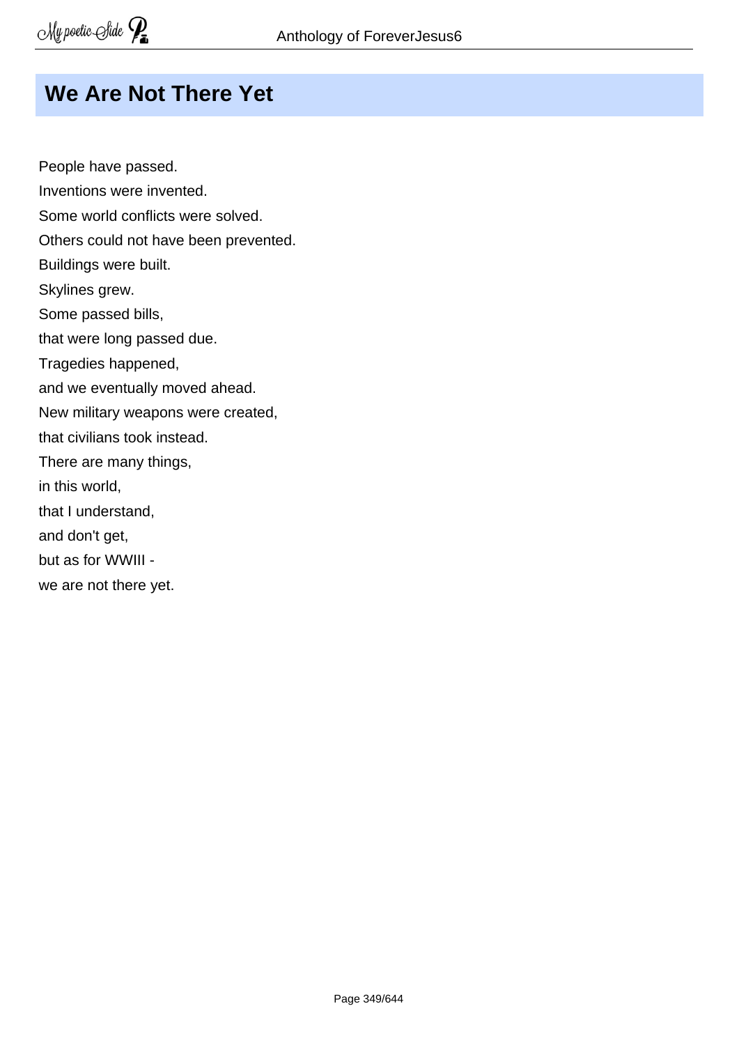## We Are Not There Yet

People have passed.  
Inventions were invented.  
Some world conflicts were solved.  
Others could not have been prevented.  
Buildings were built.  
Skylines grew.  
Some passed bills,  
that were long passed due.  
Tragedies happened,  
and we eventually moved ahead.  
New military weapons were created,  
that civilians took instead.  
There are many things,  
in this world,  
that I understand,  
and don't get,  
but as for WWIII -  
we are not there yet.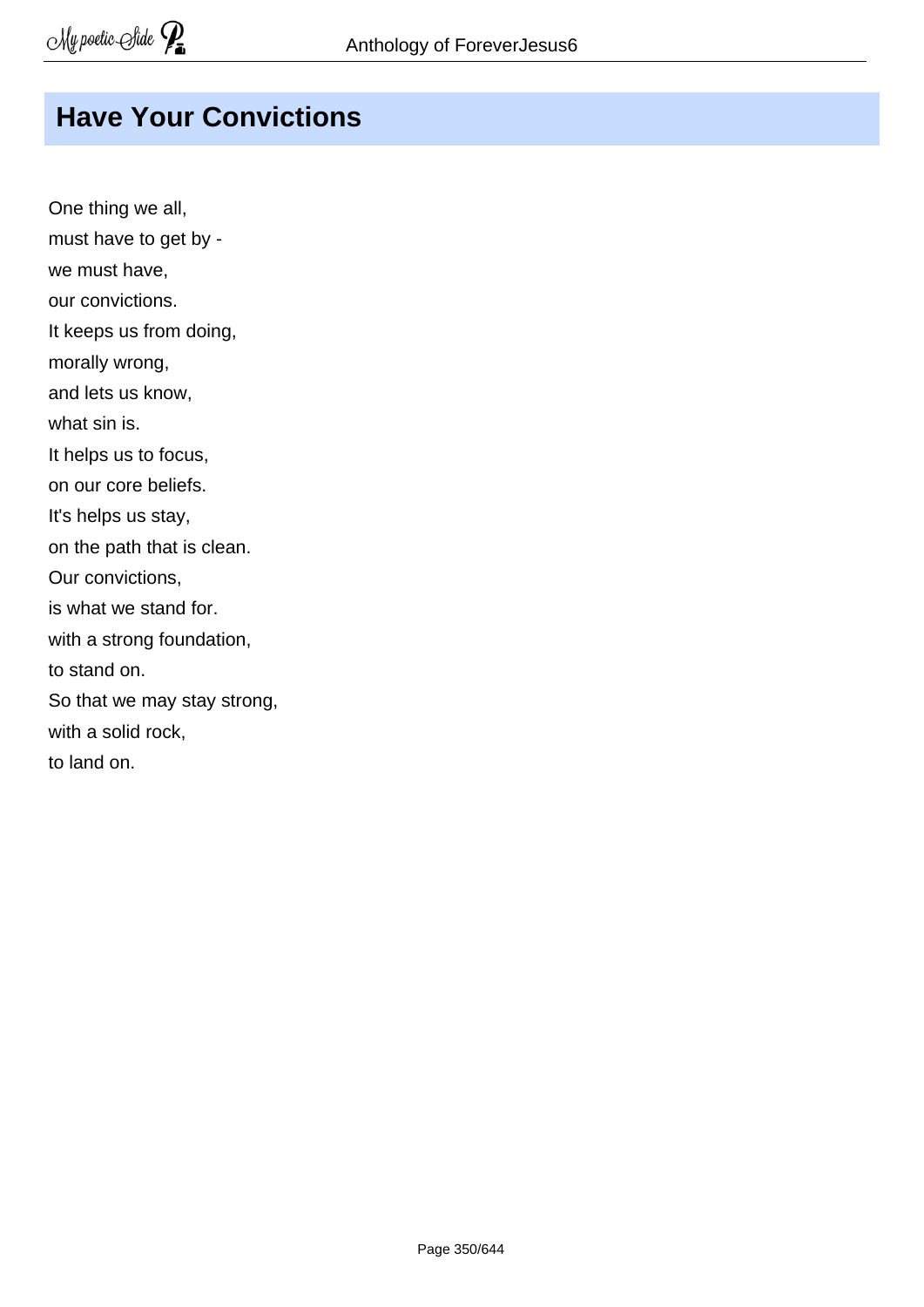## Have Your Convictions

One thing we all,  
must have to get by -  
we must have,  
our convictions.  
It keeps us from doing,  
morally wrong,  
and lets us know,  
what sin is.  
It helps us to focus,  
on our core beliefs.  
It's helps us stay,  
on the path that is clean.  
Our convictions,  
is what we stand for.  
with a strong foundation,  
to stand on.  
So that we may stay strong,  
with a solid rock,  
to land on.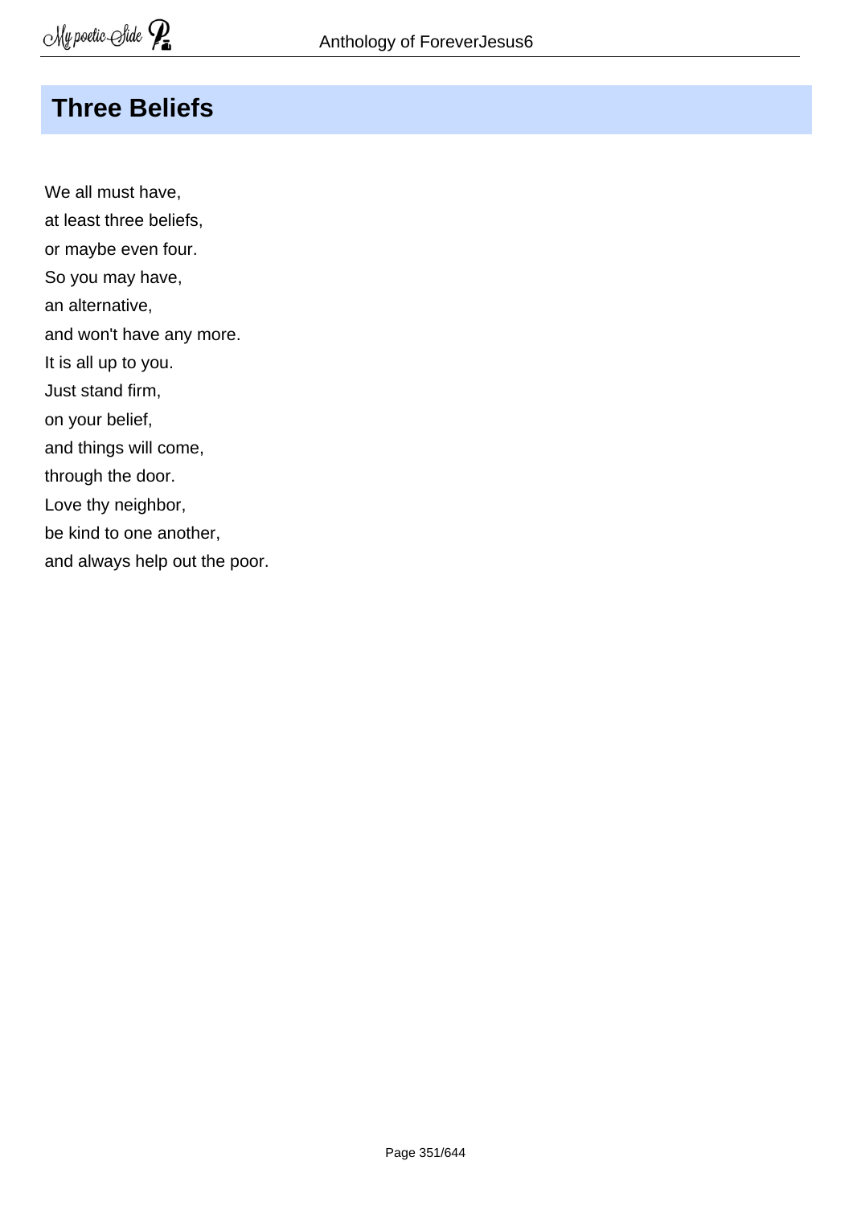## Three Beliefs

We all must have,  
at least three beliefs,  
or maybe even four.  
So you may have,  
an alternative,  
and won't have any more.  
It is all up to you.  
Just stand firm,  
on your belief,  
and things will come,  
through the door.  
Love thy neighbor,  
be kind to one another,  
and always help out the poor.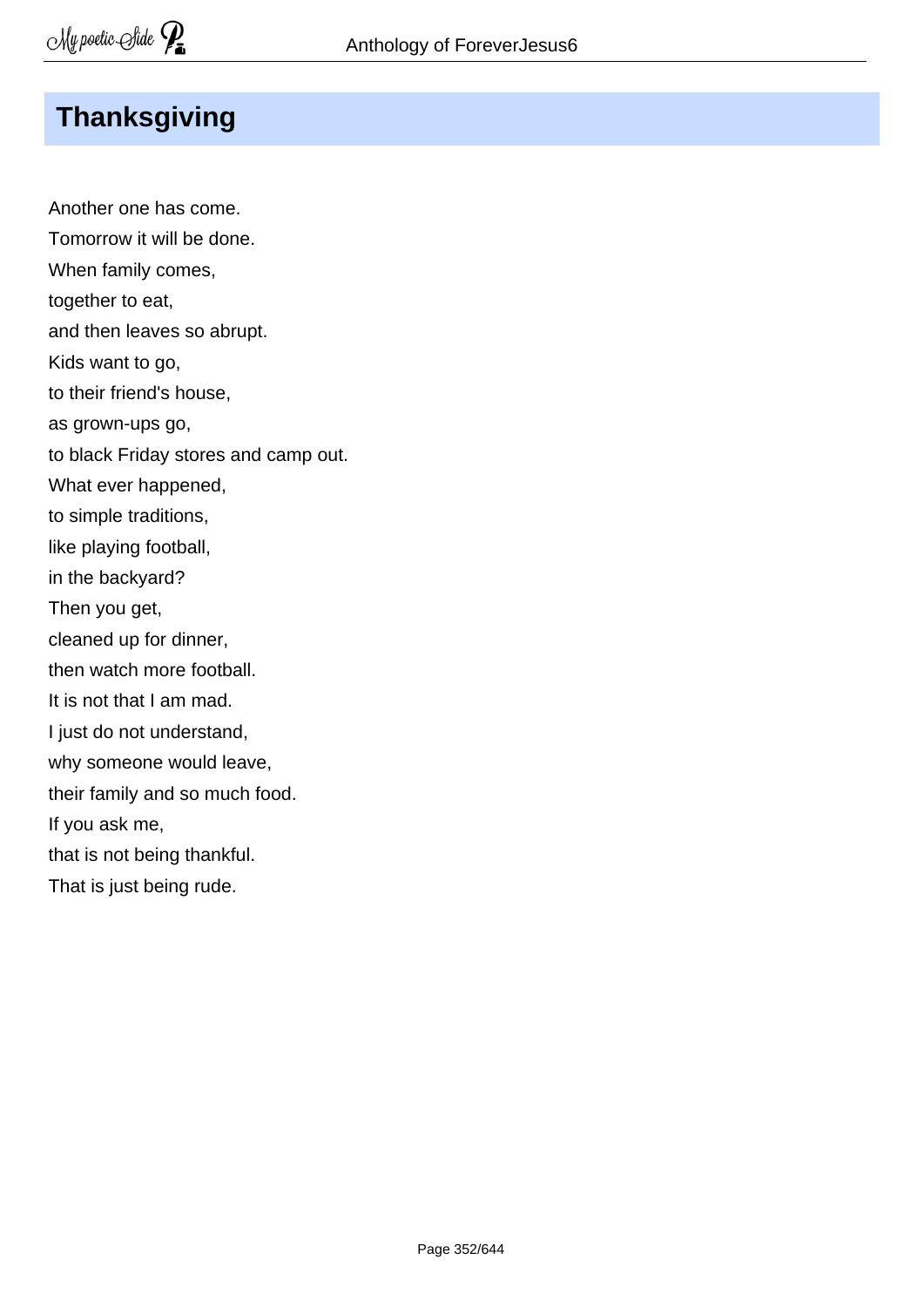## Thanksgiving

Another one has come.  
Tomorrow it will be done.  
When family comes,  
together to eat,  
and then leaves so abrupt.  
Kids want to go,  
to their friend's house,  
as grown-ups go,  
to black Friday stores and camp out.  
What ever happened,  
to simple traditions,  
like playing football,  
in the backyard?  
Then you get,  
cleaned up for dinner,  
then watch more football.  
It is not that I am mad.  
I just do not understand,  
why someone would leave,  
their family and so much food.  
If you ask me,  
that is not being thankful.  
That is just being rude.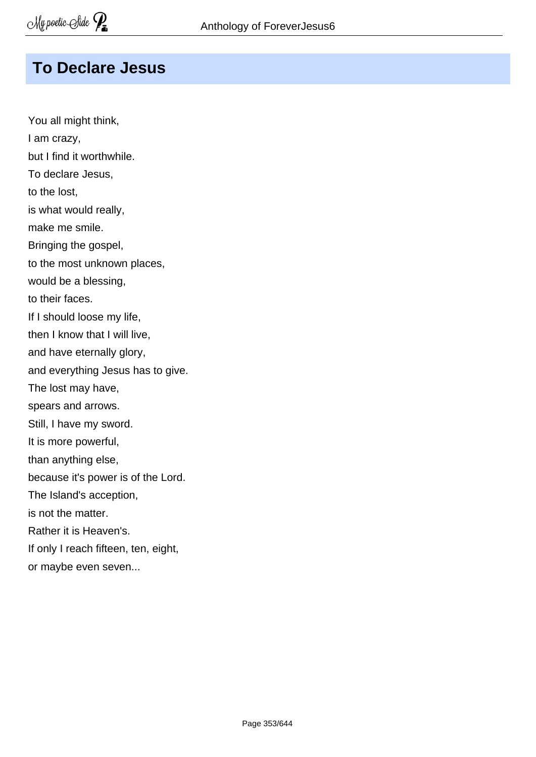## To Declare Jesus

You all might think,  
I am crazy,  
but I find it worthwhile.  
To declare Jesus,  
to the lost,  
is what would really,  
make me smile.  
Bringing the gospel,  
to the most unknown places,  
would be a blessing,  
to their faces.  
If I should loose my life,  
then I know that I will live,  
and have eternally glory,  
and everything Jesus has to give.  
The lost may have,  
spears and arrows.  
Still, I have my sword.  
It is more powerful,  
than anything else,  
because it's power is of the Lord.  
The Island's acception,  
is not the matter.  
Rather it is Heaven's.  
If only I reach fifteen, ten, eight,  
or maybe even seven...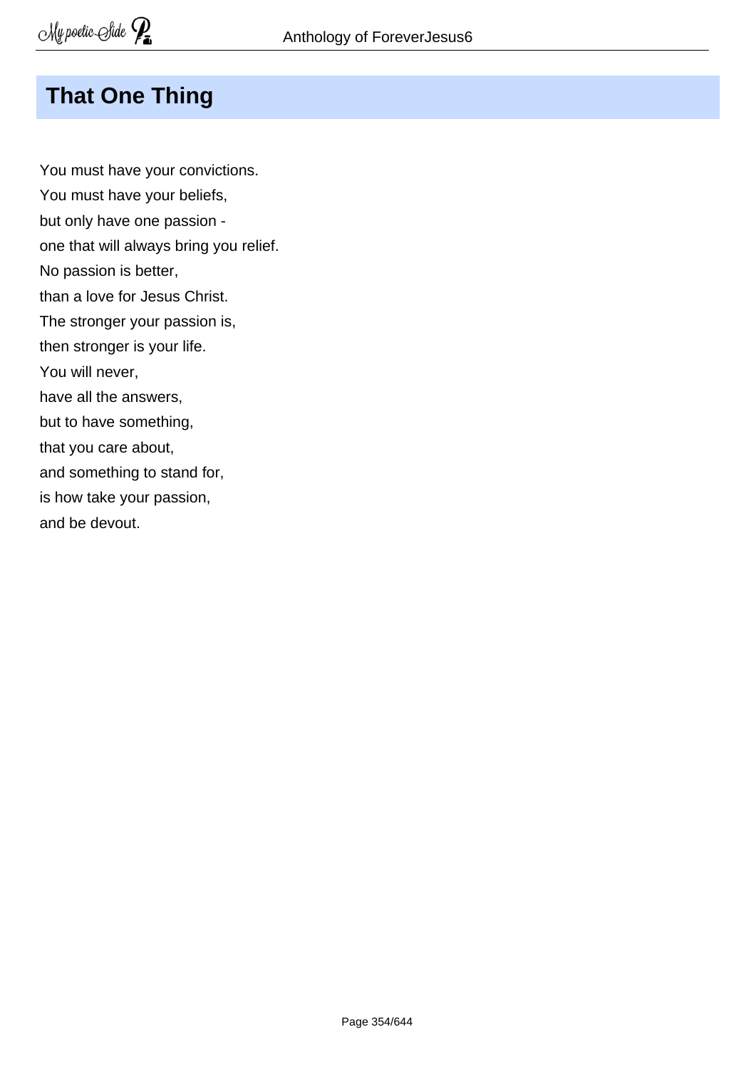## That One Thing

You must have your convictions.
You must have your beliefs,
but only have one passion -
one that will always bring you relief.
No passion is better,
than a love for Jesus Christ.
The stronger your passion is,
then stronger is your life.
You will never,
have all the answers,
but to have something,
that you care about,
and something to stand for,
is how take your passion,
and be devout.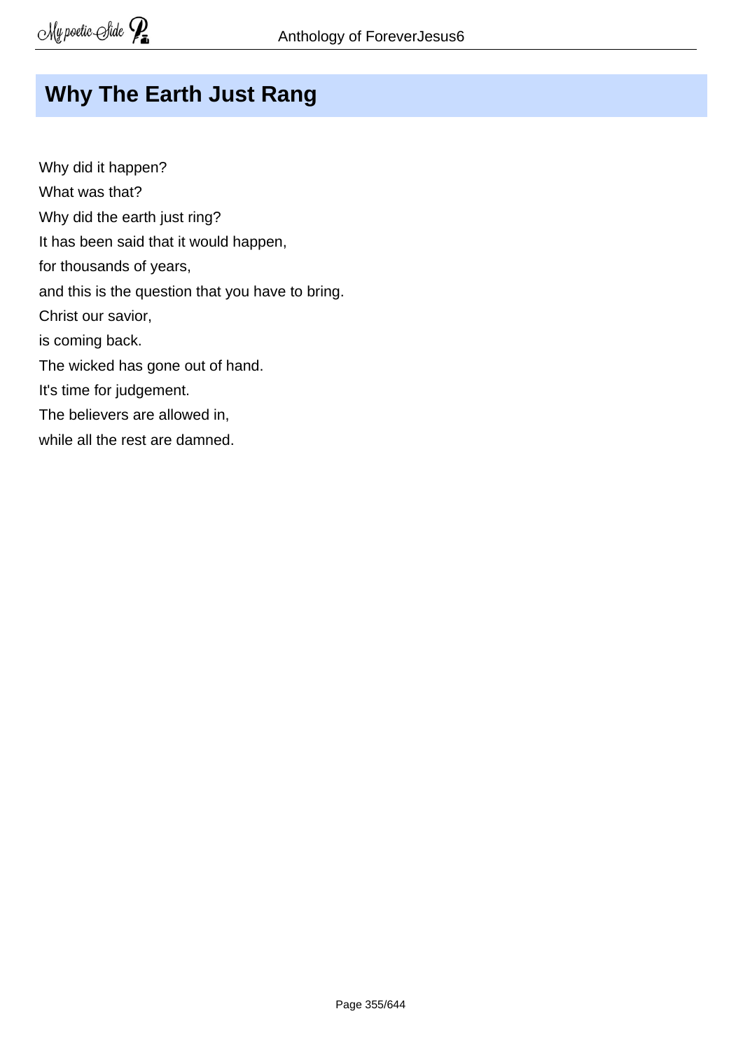## Why The Earth Just Rang

Why did it happen?
What was that?
Why did the earth just ring?
It has been said that it would happen,
for thousands of years,
and this is the question that you have to bring.
Christ our savior,
is coming back.
The wicked has gone out of hand.
It's time for judgement.
The believers are allowed in,
while all the rest are damned.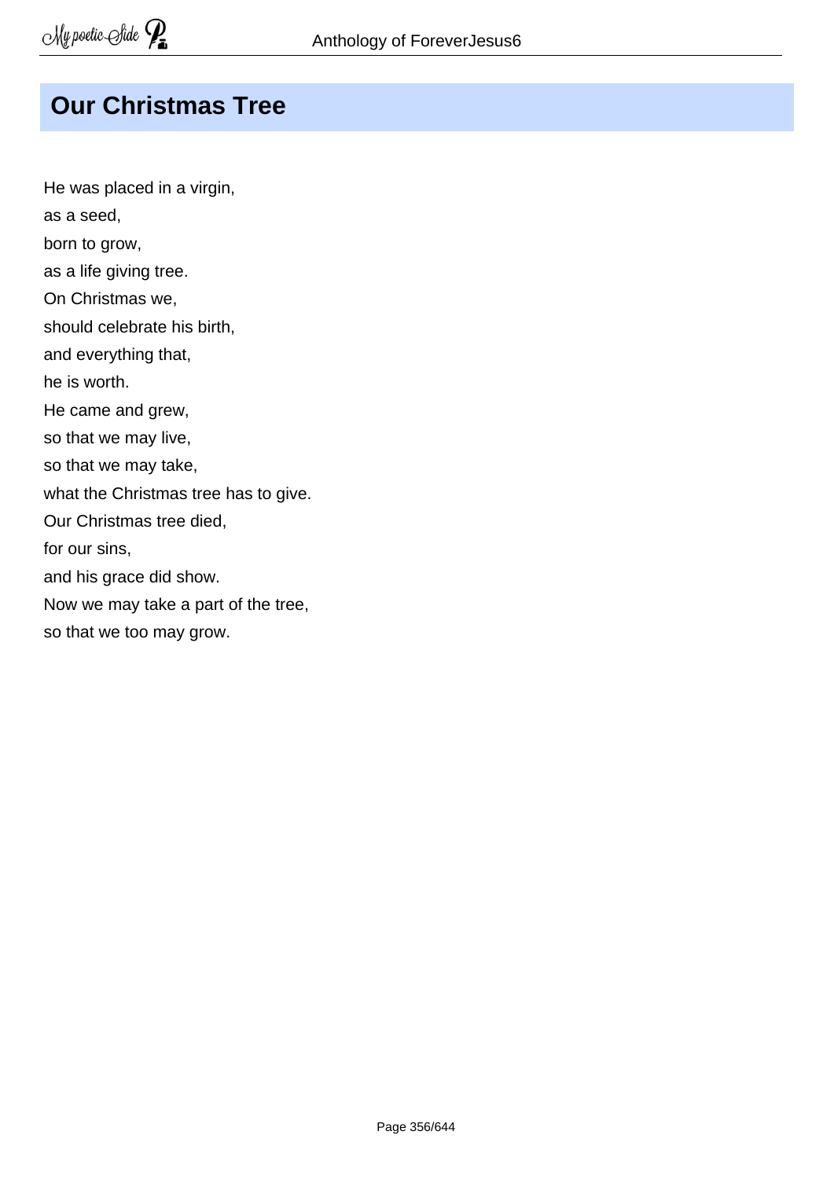## Our Christmas Tree

He was placed in a virgin,  
as a seed,  
born to grow,  
as a life giving tree.  
On Christmas we,  
should celebrate his birth,  
and everything that,  
he is worth.  
He came and grew,  
so that we may live,  
so that we may take,  
what the Christmas tree has to give.  
Our Christmas tree died,  
for our sins,  
and his grace did show.  
Now we may take a part of the tree,  
so that we too may grow.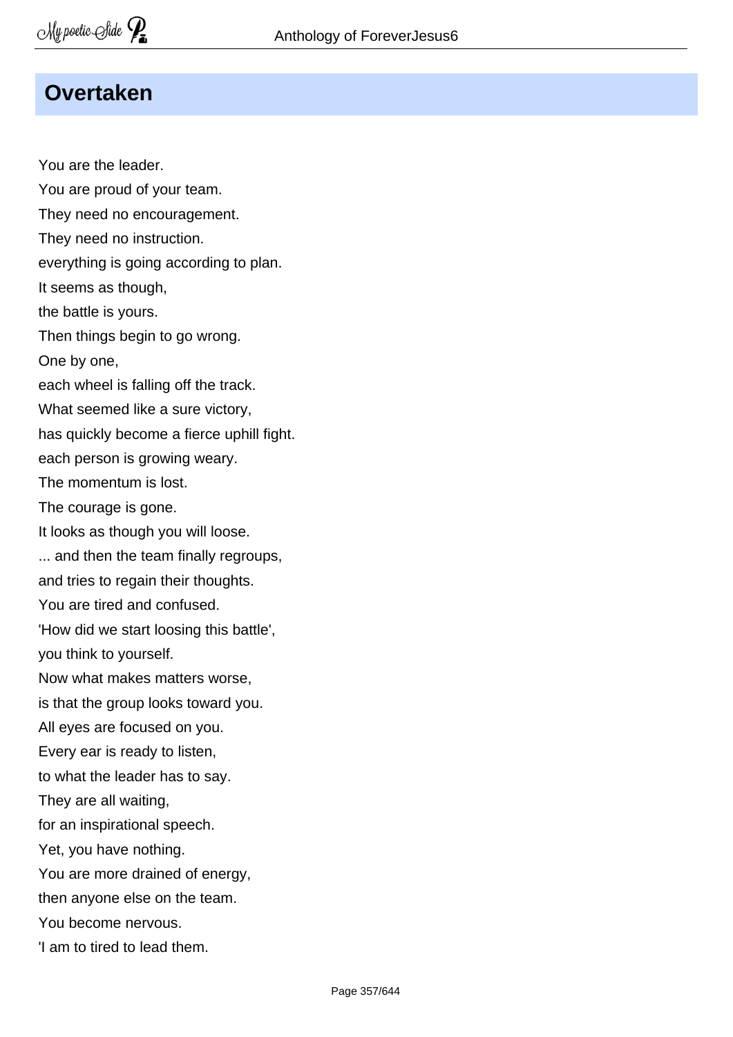## Overtaken

You are the leader.
You are proud of your team.
They need no encouragement.
They need no instruction.
everything is going according to plan.
It seems as though,
the battle is yours.
Then things begin to go wrong.
One by one,
each wheel is falling off the track.
What seemed like a sure victory,
has quickly become a fierce uphill fight.
each person is growing weary.
The momentum is lost.
The courage is gone.
It looks as though you will loose.
... and then the team finally regroups,
and tries to regain their thoughts.
You are tired and confused.
'How did we start loosing this battle',
you think to yourself.
Now what makes matters worse,
is that the group looks toward you.
All eyes are focused on you.
Every ear is ready to listen,
to what the leader has to say.
They are all waiting,
for an inspirational speech.
Yet, you have nothing.
You are more drained of energy,
then anyone else on the team.
You become nervous.
'I am to tired to lead them.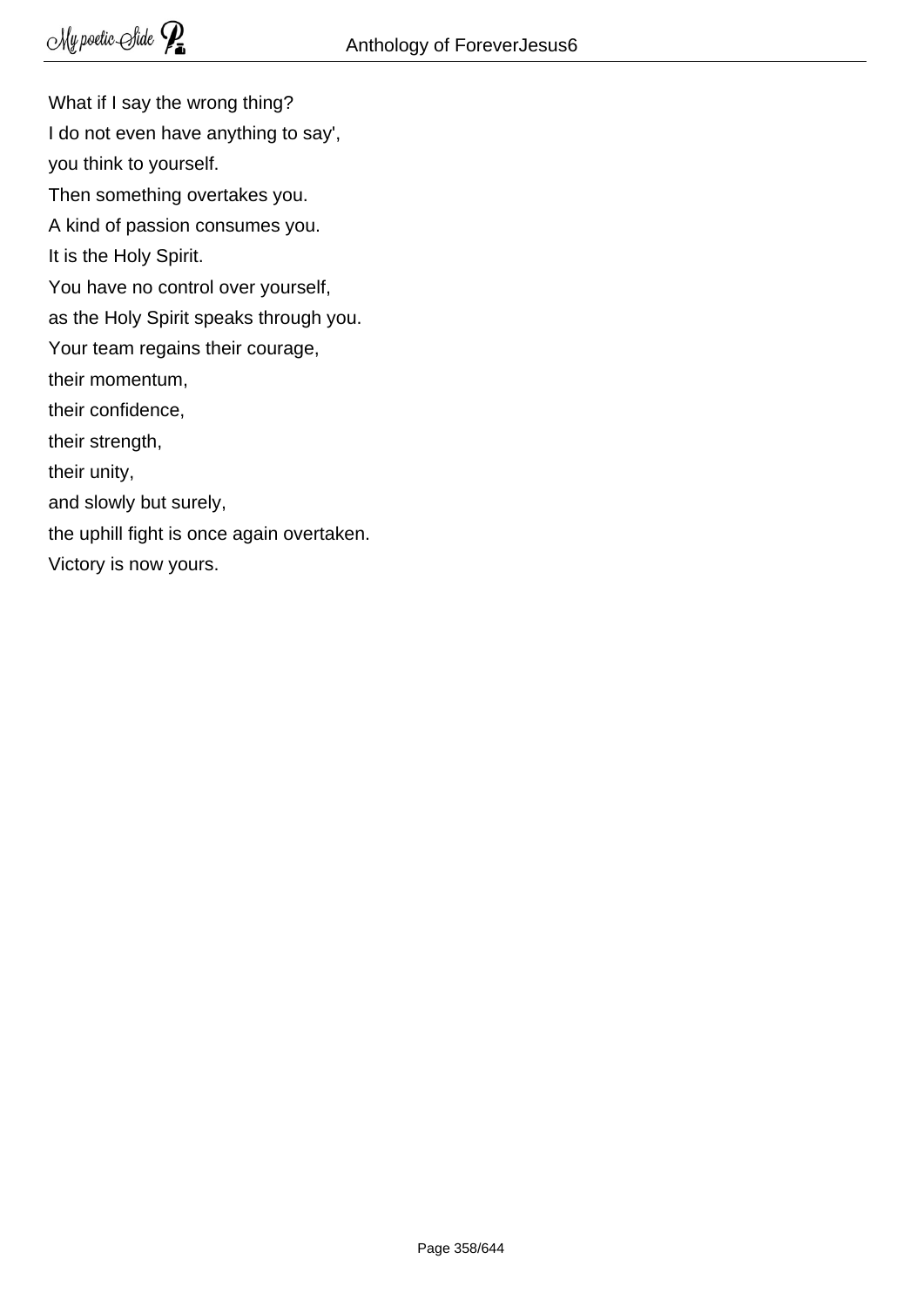What if I say the wrong thing?  
I do not even have anything to say',  
you think to yourself.  
Then something overtakes you.  
A kind of passion consumes you.  
It is the Holy Spirit.  
You have no control over yourself,  
as the Holy Spirit speaks through you.  
Your team regains their courage,  
their momentum,  
their confidence,  
their strength,  
their unity,  
and slowly but surely,  
the uphill fight is once again overtaken.  
Victory is now yours.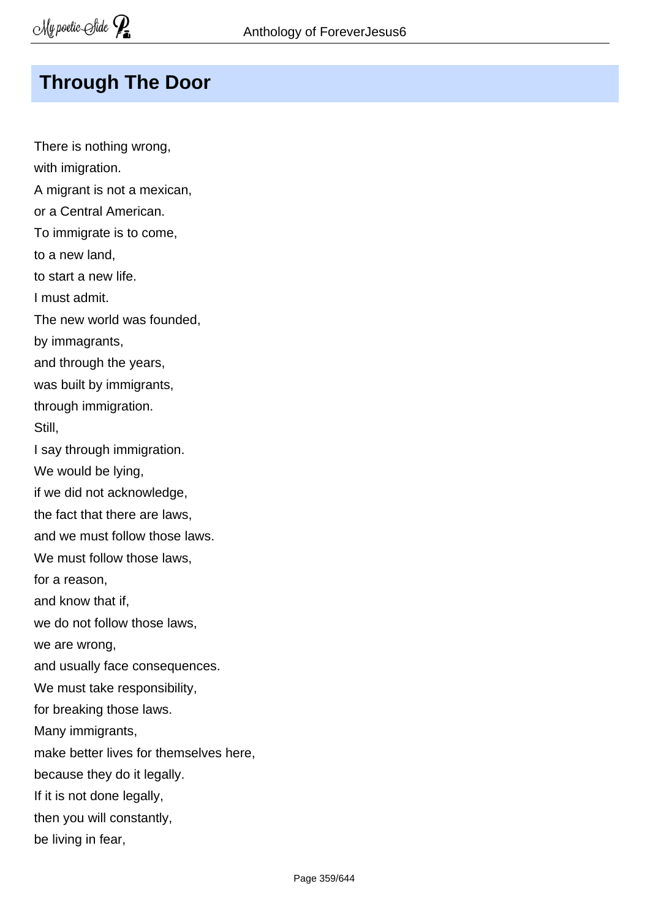## Through The Door

There is nothing wrong,  
with imigration.  
A migrant is not a mexican,  
or a Central American.  
To immigrate is to come,  
to a new land,  
to start a new life.  
I must admit.  
The new world was founded,  
by immagrants,  
and through the years,  
was built by immigrants,  
through immigration.  
Still,  
I say through immigration.  
We would be lying,  
if we did not acknowledge,  
the fact that there are laws,  
and we must follow those laws.  
We must follow those laws,  
for a reason,  
and know that if,  
we do not follow those laws,  
we are wrong,  
and usually face consequences.  
We must take responsibility,  
for breaking those laws.  
Many immigrants,  
make better lives for themselves here,  
because they do it legally.  
If it is not done legally,  
then you will constantly,  
be living in fear,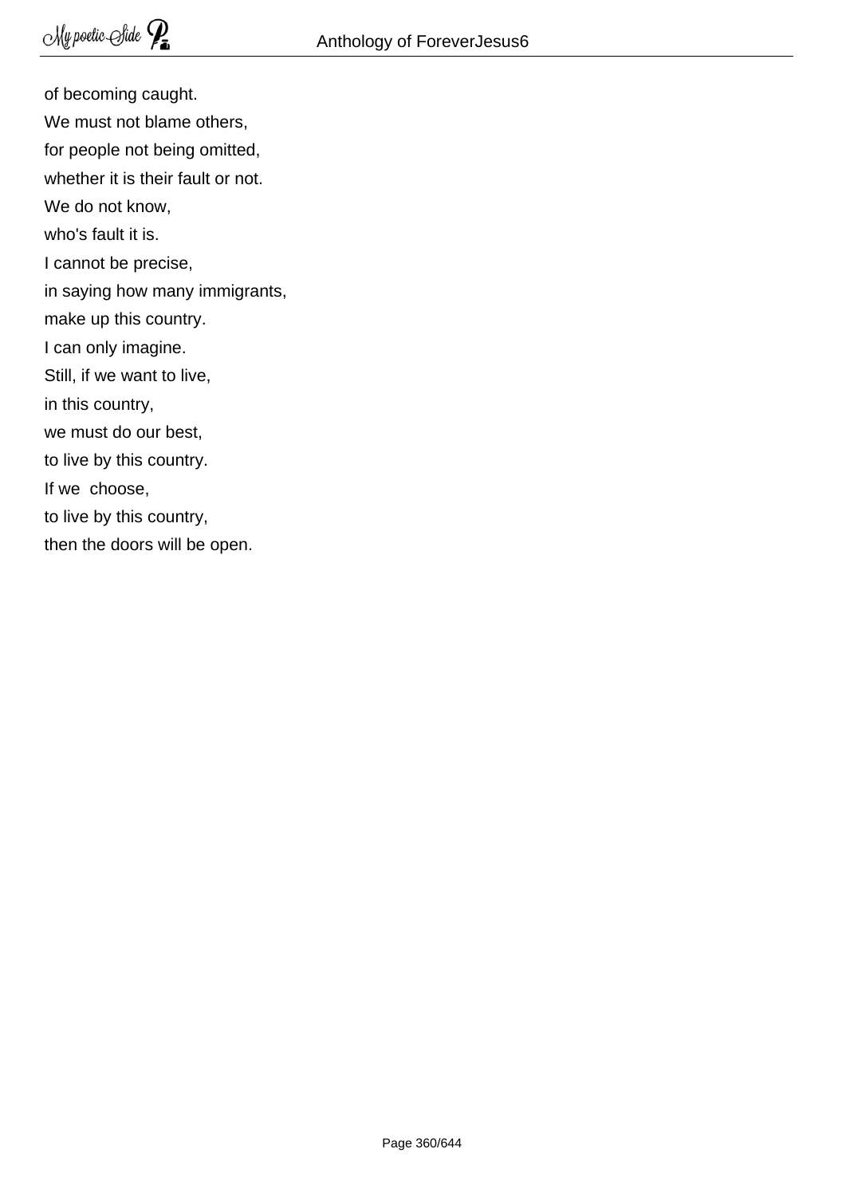of becoming caught.
We must not blame others,
for people not being omitted,
whether it is their fault or not.
We do not know,
who's fault it is.
I cannot be precise,
in saying how many immigrants,
make up this country.
I can only imagine.
Still, if we want to live,
in this country,
we must do our best,
to live by this country.
If we choose,
to live by this country,
then the doors will be open.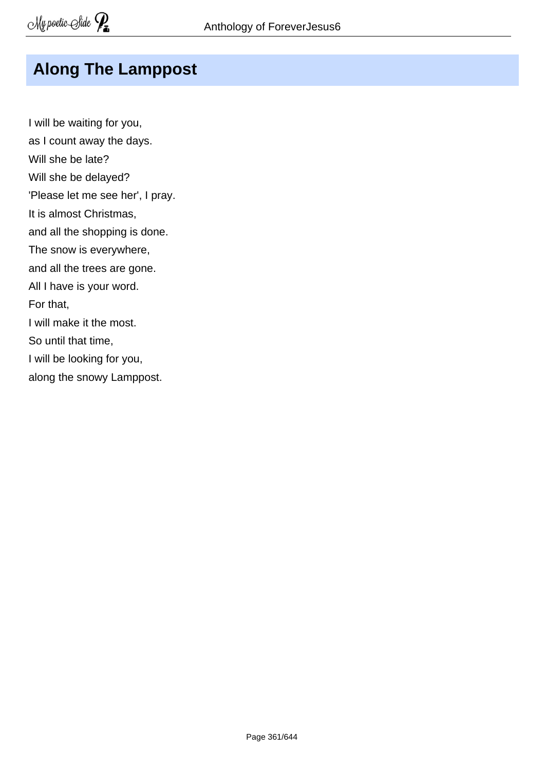## Along The Lamppost

I will be waiting for you,  
as I count away the days.  
Will she be late?  
Will she be delayed?  
'Please let me see her', I pray.  
It is almost Christmas,  
and all the shopping is done.  
The snow is everywhere,  
and all the trees are gone.  
All I have is your word.  
For that,  
I will make it the most.  
So until that time,  
I will be looking for you,  
along the snowy Lamppost.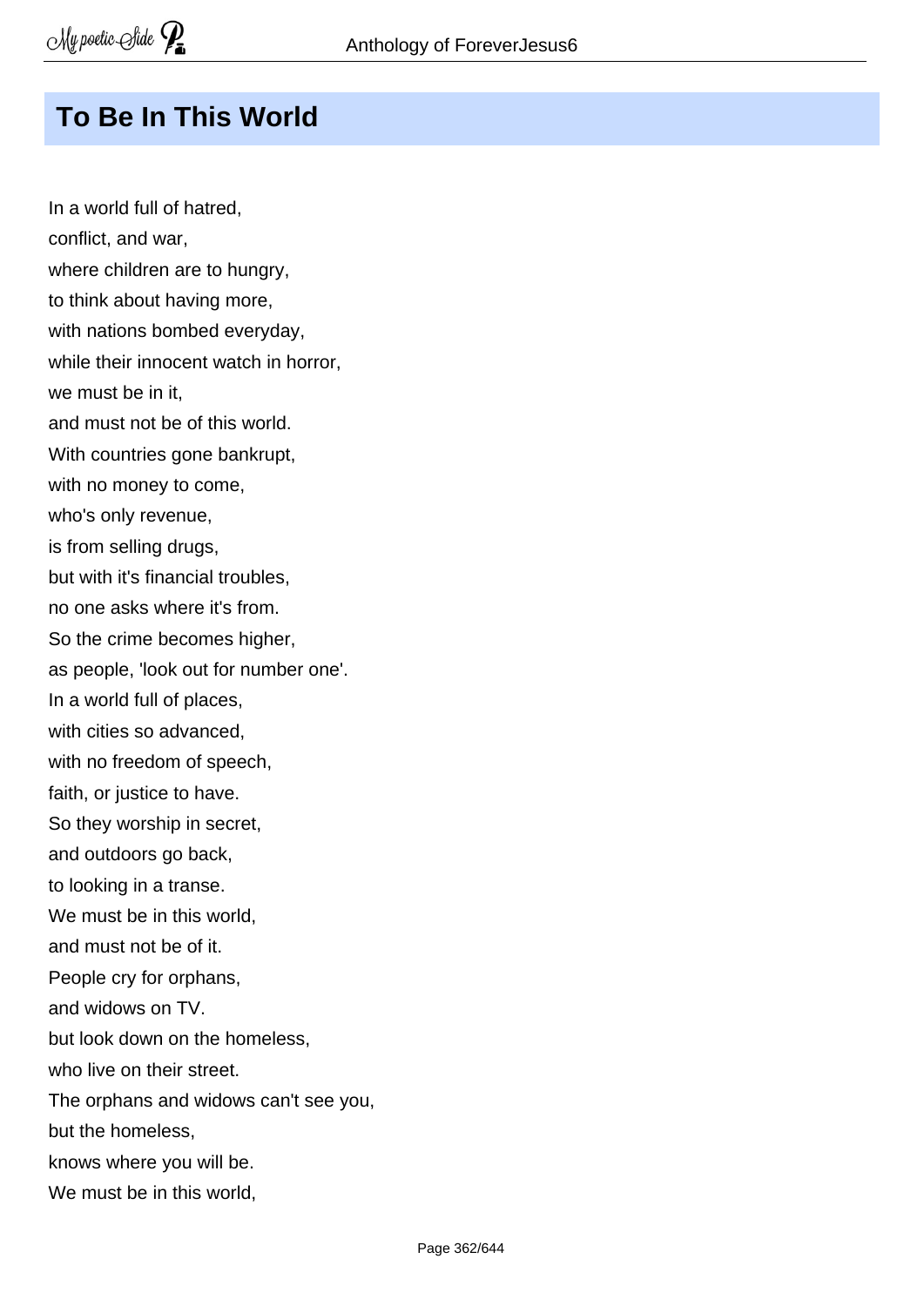## To Be In This World

In a world full of hatred,
conflict, and war,
where children are to hungry,
to think about having more,
with nations bombed everyday,
while their innocent watch in horror,
we must be in it,
and must not be of this world.
With countries gone bankrupt,
with no money to come,
who's only revenue,
is from selling drugs,
but with it's financial troubles,
no one asks where it's from.
So the crime becomes higher,
as people, 'look out for number one'.
In a world full of places,
with cities so advanced,
with no freedom of speech,
faith, or justice to have.
So they worship in secret,
and outdoors go back,
to looking in a transe.
We must be in this world,
and must not be of it.
People cry for orphans,
and widows on TV.
but look down on the homeless,
who live on their street.
The orphans and widows can't see you,
but the homeless,
knows where you will be.
We must be in this world,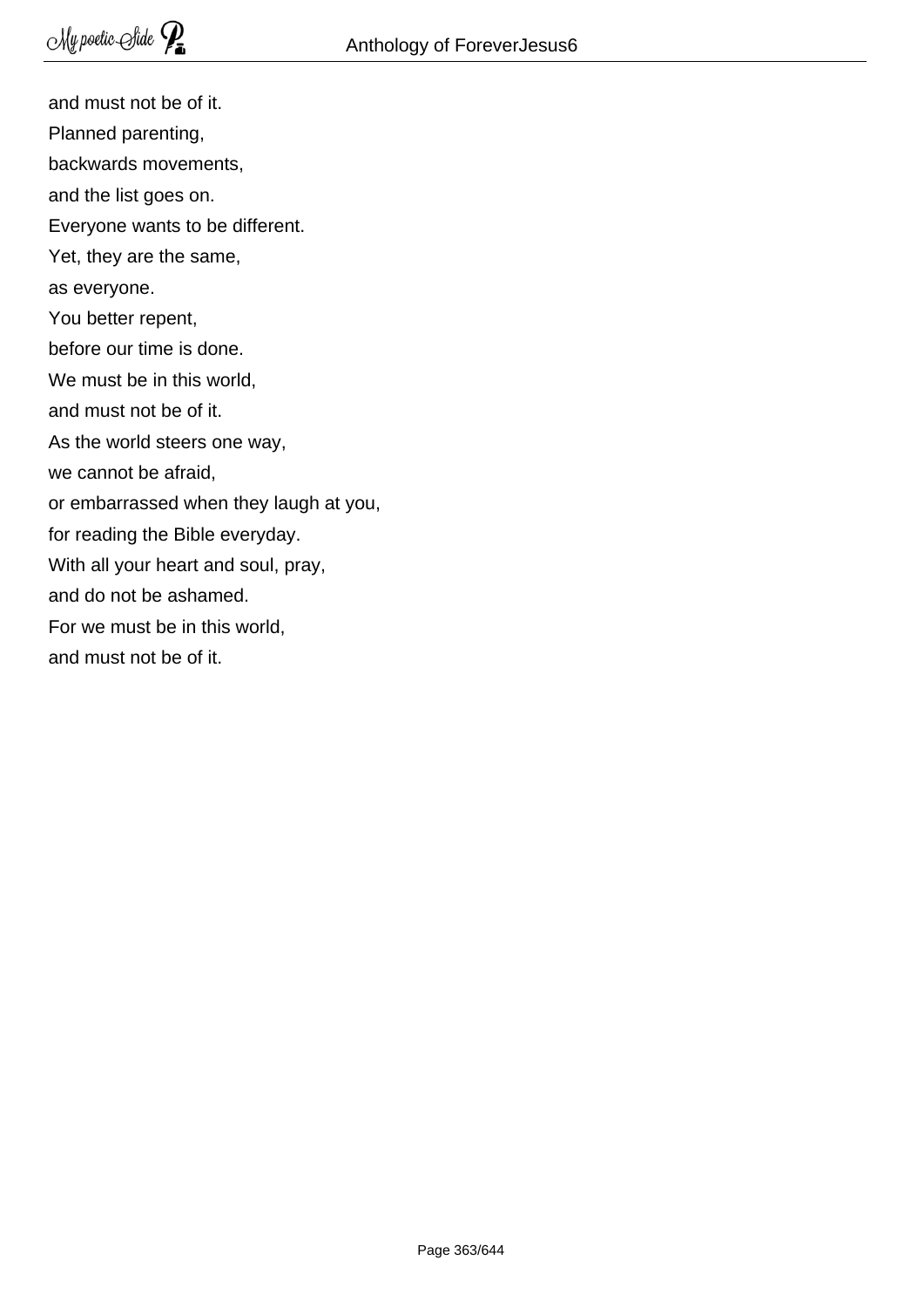and must not be of it.  
Planned parenting,  
backwards movements,  
and the list goes on.  
Everyone wants to be different.  
Yet, they are the same,  
as everyone.  
You better repent,  
before our time is done.  
We must be in this world,  
and must not be of it.  
As the world steers one way,  
we cannot be afraid,  
or embarrassed when they laugh at you,  
for reading the Bible everyday.  
With all your heart and soul, pray,  
and do not be ashamed.  
For we must be in this world,  
and must not be of it.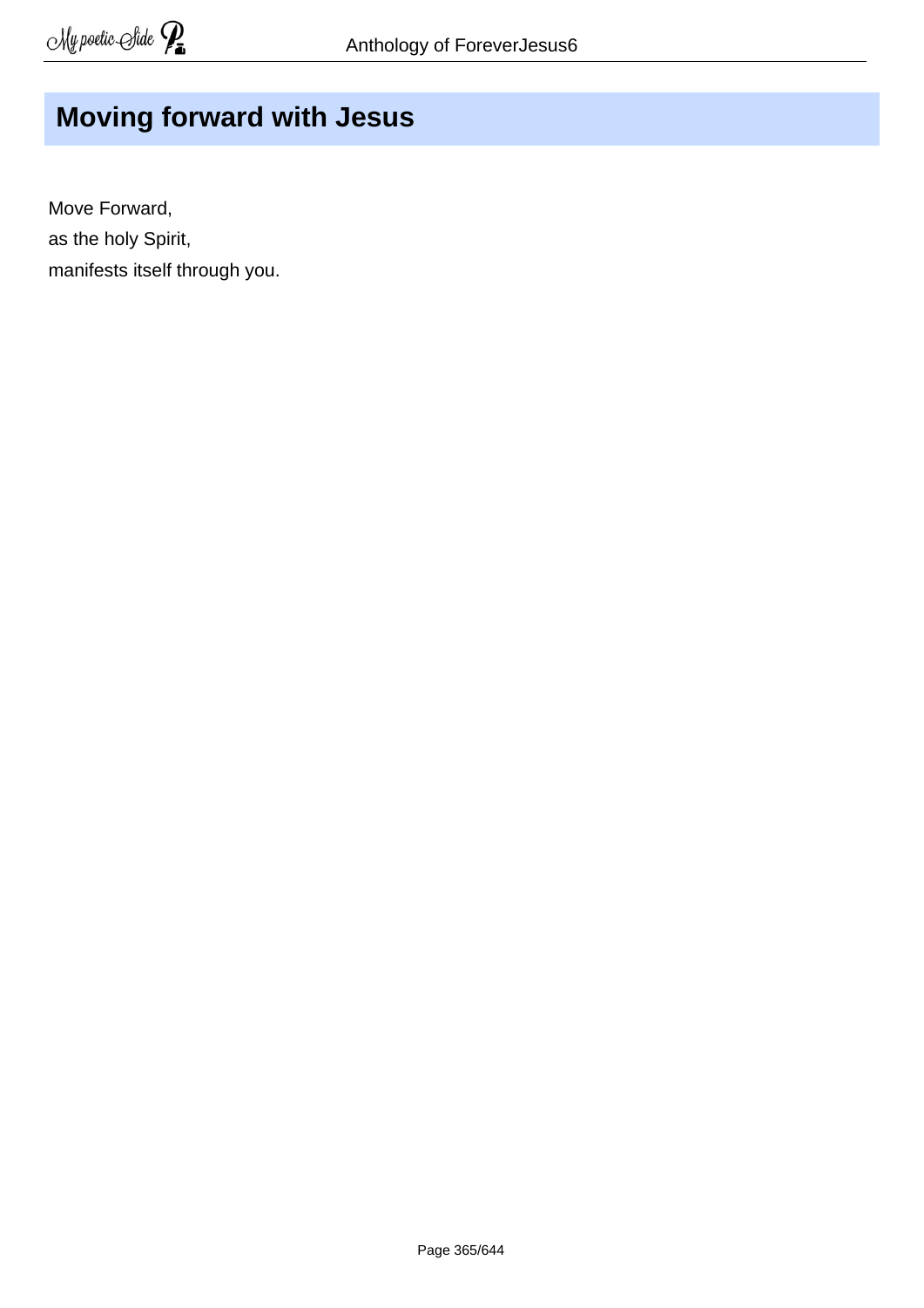## Moving forward with Jesus

Move Forward,  
as the holy Spirit,  
manifests itself through you.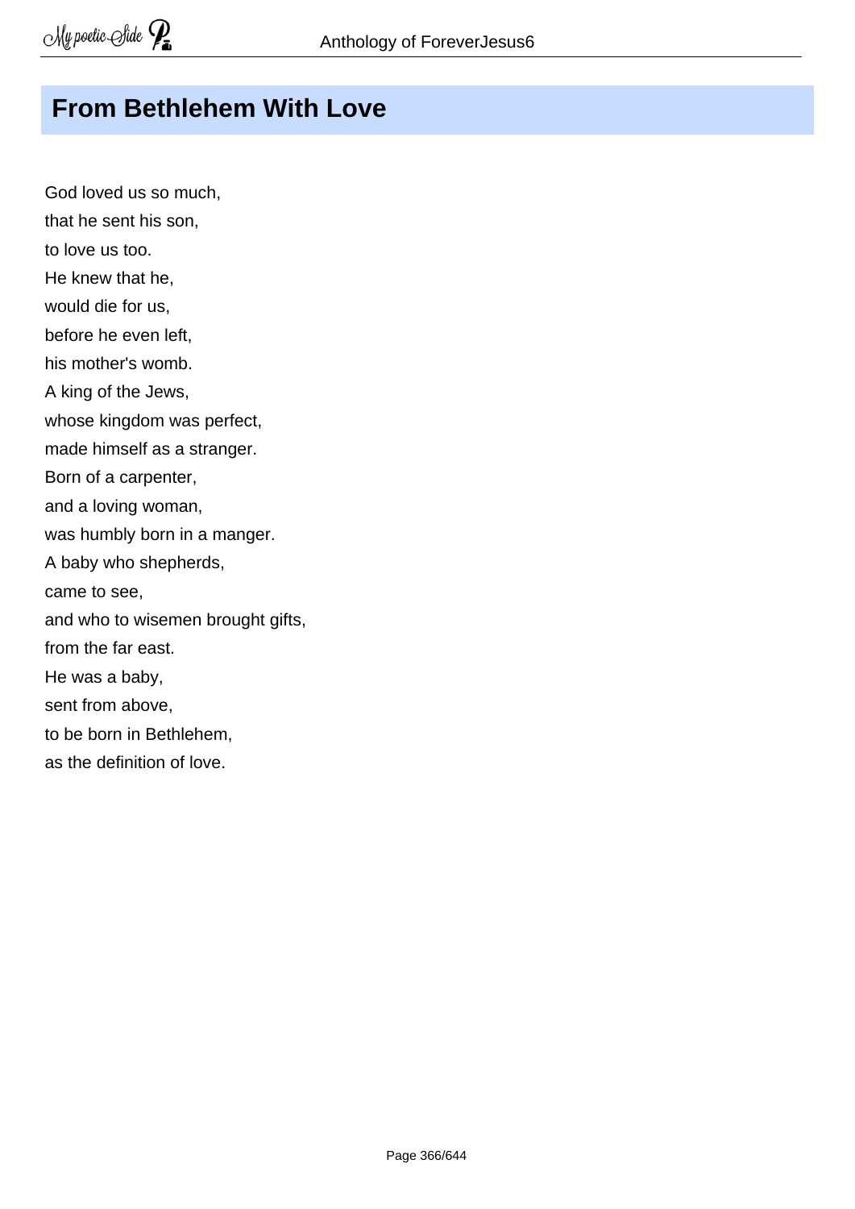## From Bethlehem With Love

God loved us so much,  
that he sent his son,  
to love us too.  
He knew that he,  
would die for us,  
before he even left,  
his mother's womb.  
A king of the Jews,  
whose kingdom was perfect,  
made himself as a stranger.  
Born of a carpenter,  
and a loving woman,  
was humbly born in a manger.  
A baby who shepherds,  
came to see,  
and who to wisemen brought gifts,  
from the far east.  
He was a baby,  
sent from above,  
to be born in Bethlehem,  
as the definition of love.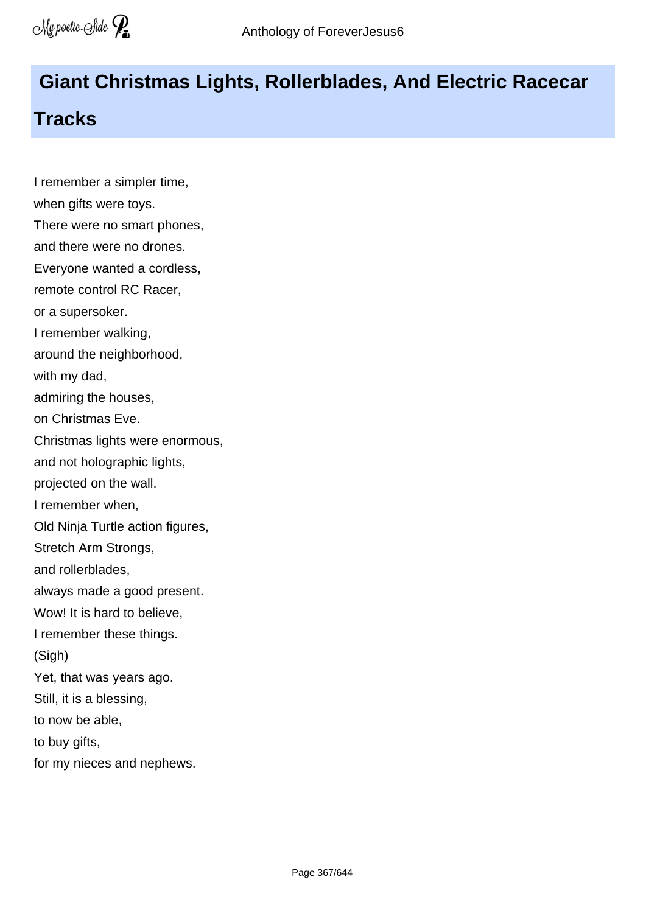## Giant Christmas Lights, Rollerblades, And Electric Racecar Tracks

I remember a simpler time,  
when gifts were toys.  
There were no smart phones,  
and there were no drones.  
Everyone wanted a cordless,  
remote control RC Racer,  
or a supersoker.  
I remember walking,  
around the neighborhood,  
with my dad,  
admiring the houses,  
on Christmas Eve.  
Christmas lights were enormous,  
and not holographic lights,  
projected on the wall.  
I remember when,  
Old Ninja Turtle action figures,  
Stretch Arm Strongs,  
and rollerblades,  
always made a good present.  
Wow! It is hard to believe,  
I remember these things.  
(Sigh)  
Yet, that was years ago.  
Still, it is a blessing,  
to now be able,  
to buy gifts,  
for my nieces and nephews.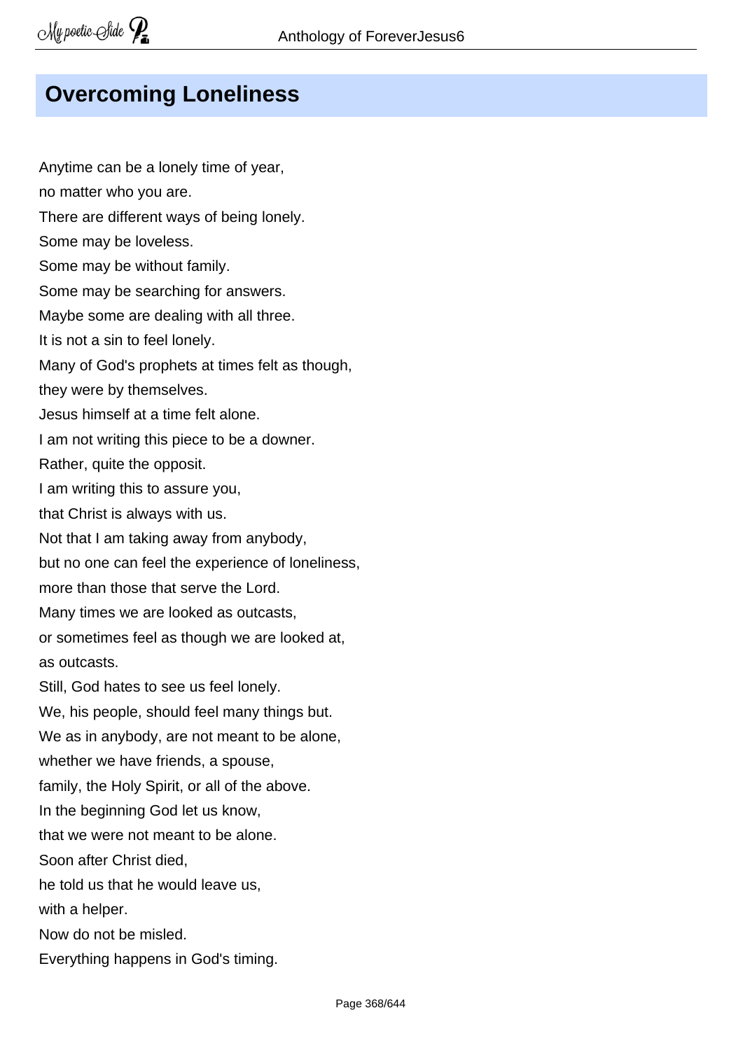# Overcoming Loneliness

Anytime can be a lonely time of year,  
no matter who you are.  
There are different ways of being lonely.  
Some may be loveless.  
Some may be without family.  
Some may be searching for answers.  
Maybe some are dealing with all three.  
It is not a sin to feel lonely.  
Many of God's prophets at times felt as though,  
they were by themselves.  
Jesus himself at a time felt alone.  
I am not writing this piece to be a downer.  
Rather, quite the opposit.  
I am writing this to assure you,  
that Christ is always with us.  
Not that I am taking away from anybody,  
but no one can feel the experience of loneliness,  
more than those that serve the Lord.  
Many times we are looked as outcasts,  
or sometimes feel as though we are looked at,  
as outcasts.  
Still, God hates to see us feel lonely.  
We, his people, should feel many things but.  
We as in anybody, are not meant to be alone,  
whether we have friends, a spouse,  
family, the Holy Spirit, or all of the above.  
In the beginning God let us know,  
that we were not meant to be alone.  
Soon after Christ died,  
he told us that he would leave us,  
with a helper.  
Now do not be misled.  
Everything happens in God's timing.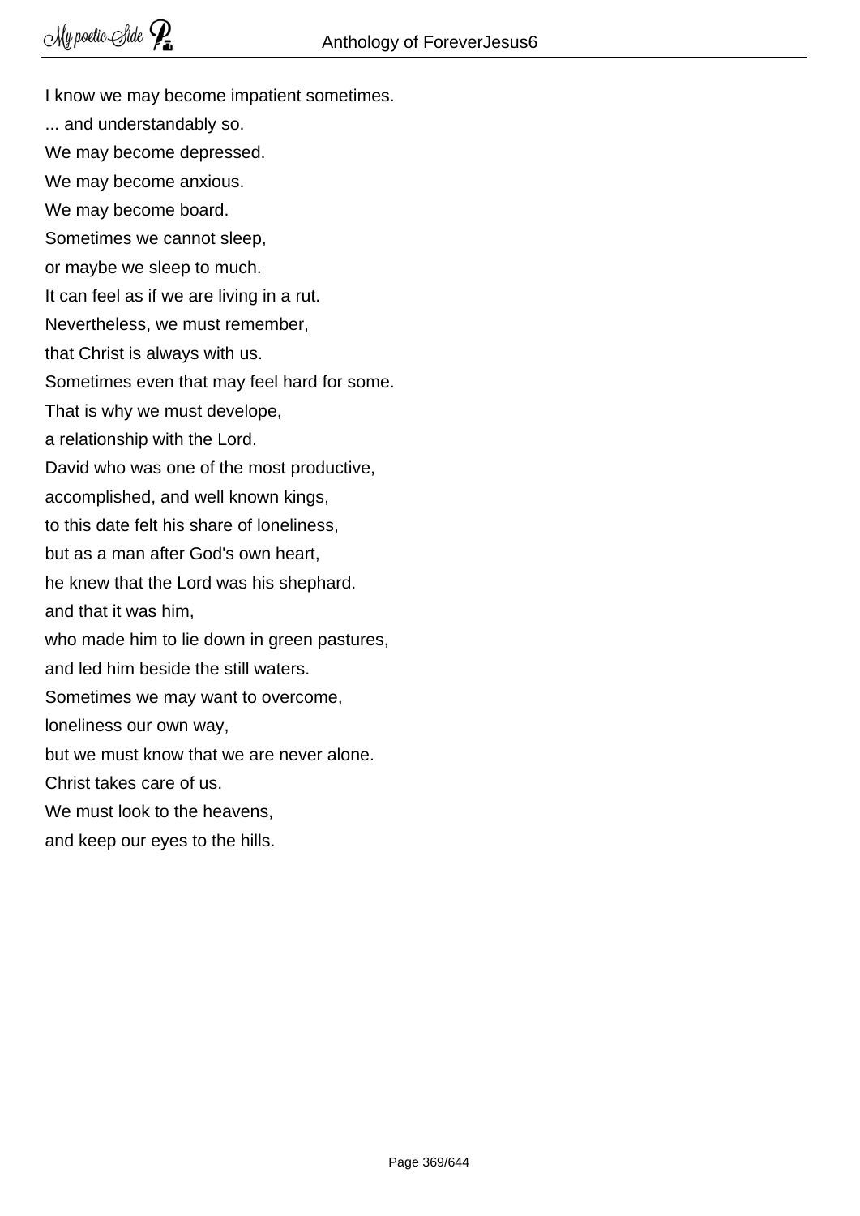I know we may become impatient sometimes.

... and understandably so.

We may become depressed.

We may become anxious.

We may become board.

Sometimes we cannot sleep,

or maybe we sleep to much.

It can feel as if we are living in a rut.

Nevertheless, we must remember,

that Christ is always with us.

Sometimes even that may feel hard for some.

That is why we must develope,

a relationship with the Lord.

David who was one of the most productive,

accomplished, and well known kings,

to this date felt his share of loneliness,

but as a man after God's own heart,

he knew that the Lord was his shephard.

and that it was him,

who made him to lie down in green pastures,

and led him beside the still waters.

Sometimes we may want to overcome,

loneliness our own way,

but we must know that we are never alone.

Christ takes care of us.

We must look to the heavens,

and keep our eyes to the hills.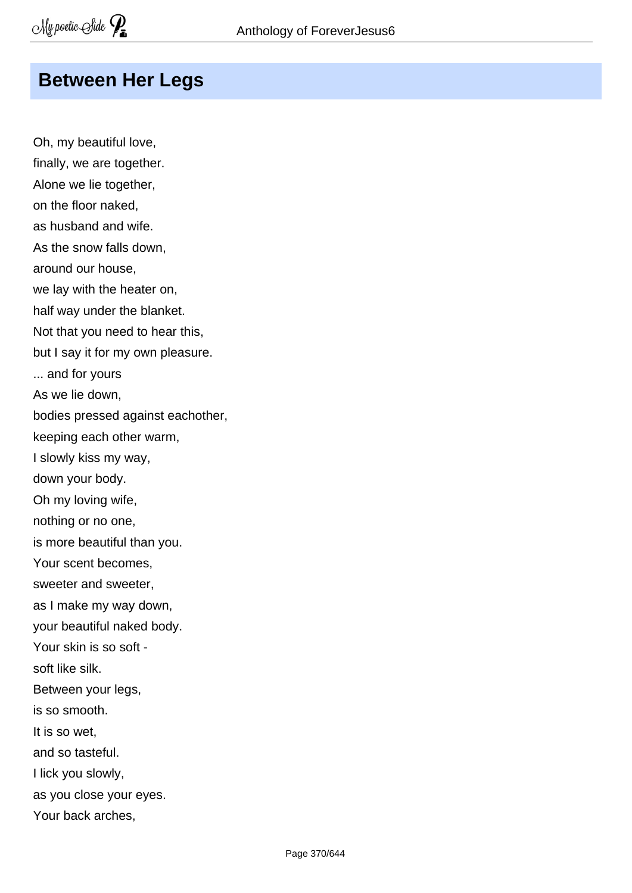## Between Her Legs

Oh, my beautiful love,
finally, we are together.
Alone we lie together,
on the floor naked,
as husband and wife.
As the snow falls down,
around our house,
we lay with the heater on,
half way under the blanket.
Not that you need to hear this,
but I say it for my own pleasure.
... and for yours
As we lie down,
bodies pressed against eachother,
keeping each other warm,
I slowly kiss my way,
down your body.
Oh my loving wife,
nothing or no one,
is more beautiful than you.
Your scent becomes,
sweeter and sweeter,
as I make my way down,
your beautiful naked body.
Your skin is so soft -
soft like silk.
Between your legs,
is so smooth.
It is so wet,
and so tasteful.
I lick you slowly,
as you close your eyes.
Your back arches,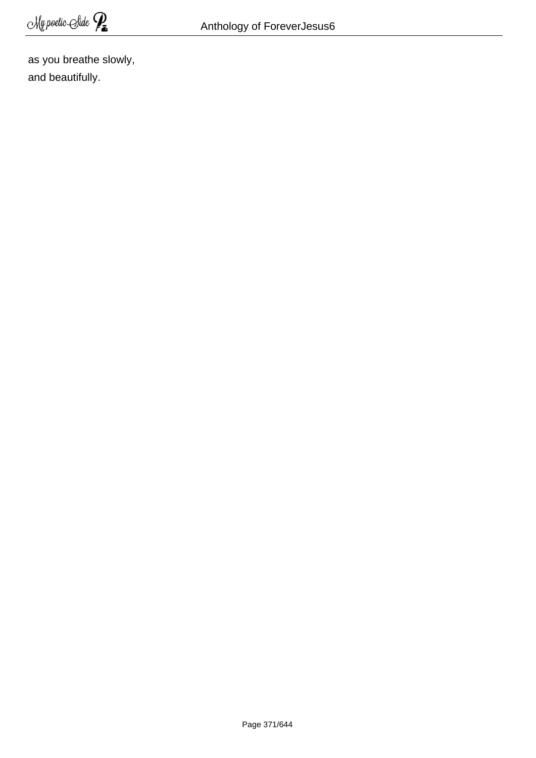as you breathe slowly,
and beautifully.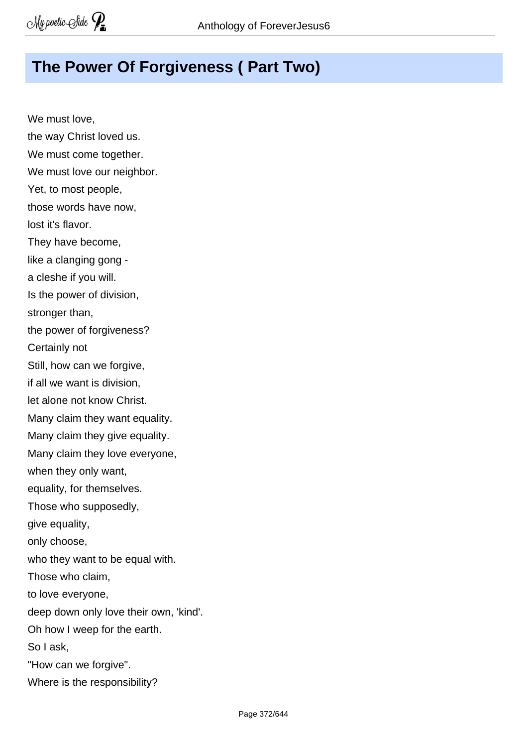## The Power Of Forgiveness ( Part Two)

We must love,
the way Christ loved us.
We must come together.
We must love our neighbor.
Yet, to most people,
those words have now,
lost it's flavor.
They have become,
like a clanging gong -
a cleshe if you will.
Is the power of division,
stronger than,
the power of forgiveness?
Certainly not
Still, how can we forgive,
if all we want is division,
let alone not know Christ.
Many claim they want equality.
Many claim they give equality.
Many claim they love everyone,
when they only want,
equality, for themselves.
Those who supposedly,
give equality,
only choose,
who they want to be equal with.
Those who claim,
to love everyone,
deep down only love their own, 'kind'.
Oh how I weep for the earth.
So I ask,
"How can we forgive".
Where is the responsibility?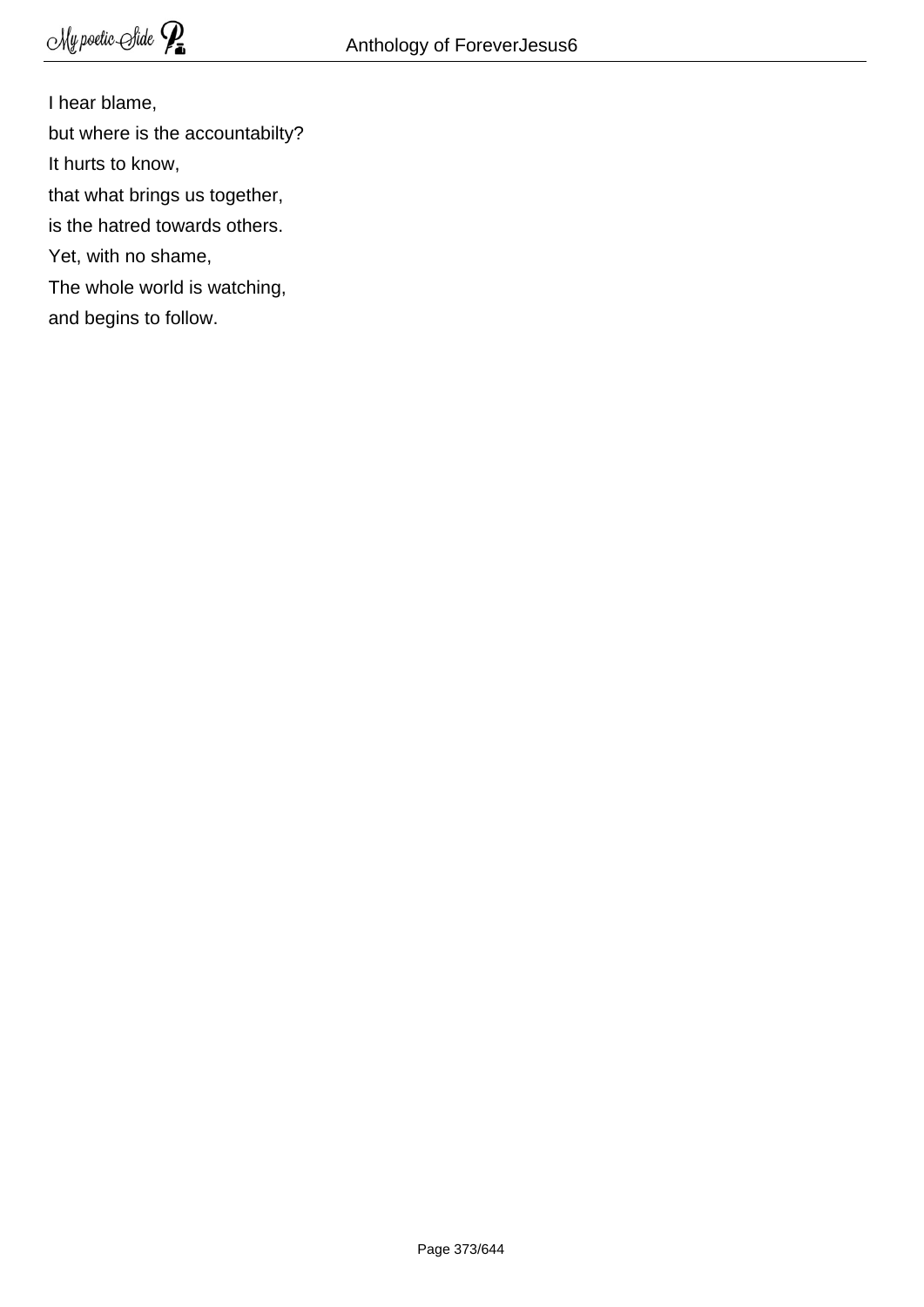I hear blame,  
but where is the accountabilty?  
It hurts to know,  
that what brings us together,  
is the hatred towards others.  
Yet, with no shame,  
The whole world is watching,  
and begins to follow.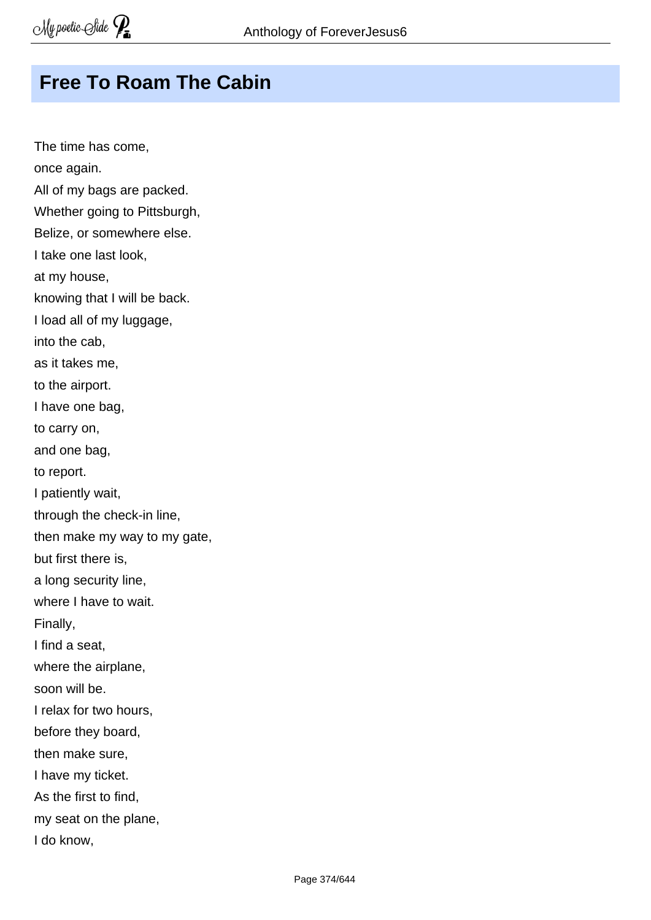## Free To Roam The Cabin

The time has come,
once again.
All of my bags are packed.
Whether going to Pittsburgh,
Belize, or somewhere else.
I take one last look,
at my house,
knowing that I will be back.
I load all of my luggage,
into the cab,
as it takes me,
to the airport.
I have one bag,
to carry on,
and one bag,
to report.
I patiently wait,
through the check-in line,
then make my way to my gate,
but first there is,
a long security line,
where I have to wait.
Finally,
I find a seat,
where the airplane,
soon will be.
I relax for two hours,
before they board,
then make sure,
I have my ticket.
As the first to find,
my seat on the plane,
I do know,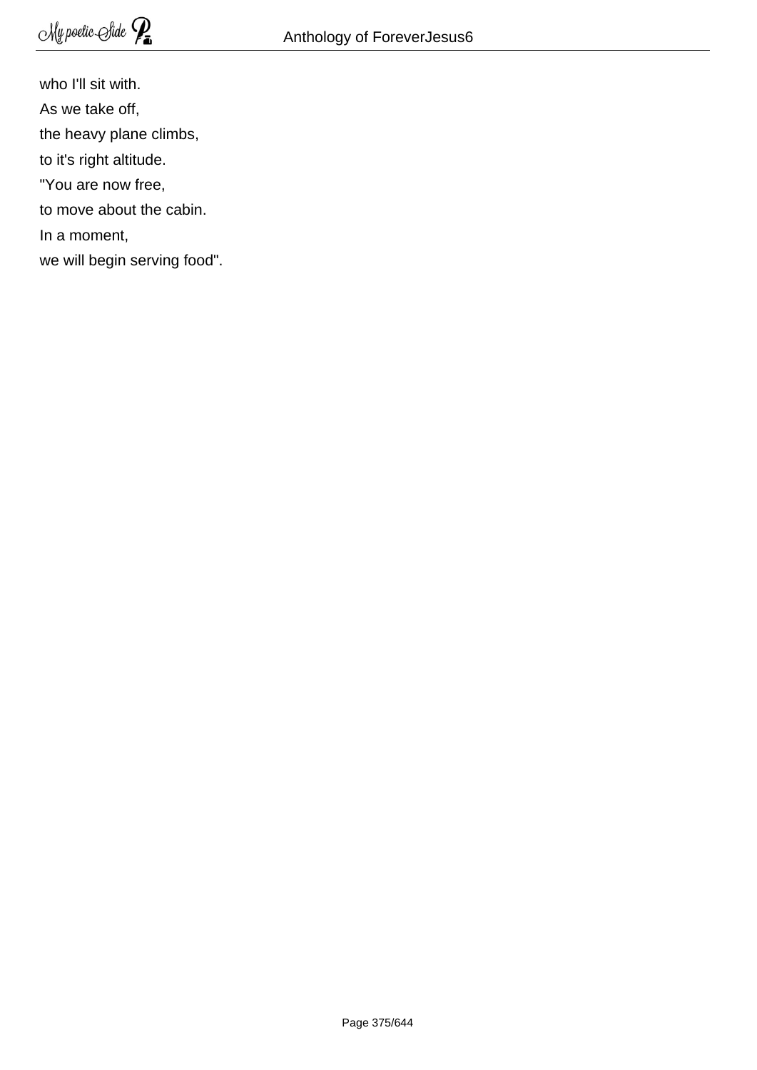who I'll sit with.

As we take off,

the heavy plane climbs,

to it's right altitude.

"You are now free,

to move about the cabin.

In a moment,

we will begin serving food".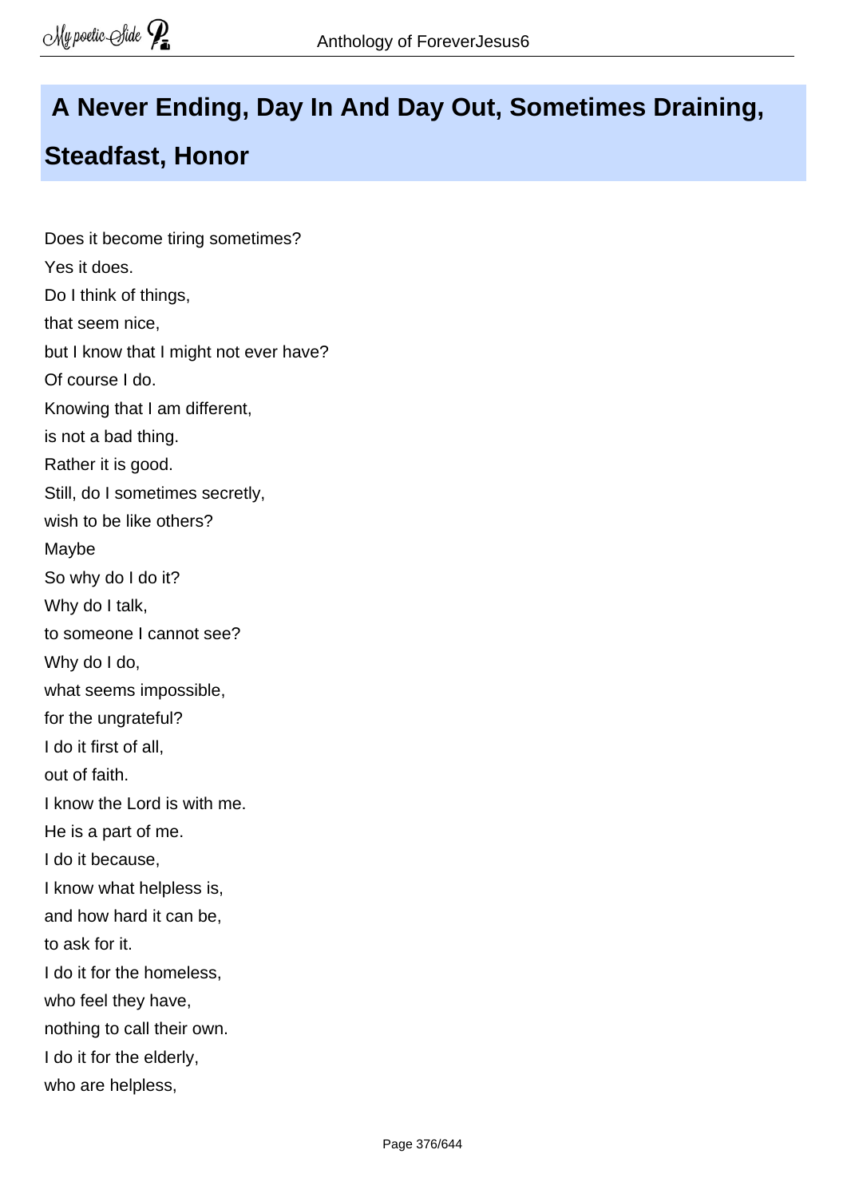## A Never Ending, Day In And Day Out, Sometimes Draining, Steadfast, Honor

Does it become tiring sometimes?
Yes it does.
Do I think of things,
that seem nice,
but I know that I might not ever have?
Of course I do.
Knowing that I am different,
is not a bad thing.
Rather it is good.
Still, do I sometimes secretly,
wish to be like others?
Maybe
So why do I do it?
Why do I talk,
to someone I cannot see?
Why do I do,
what seems impossible,
for the ungrateful?
I do it first of all,
out of faith.
I know the Lord is with me.
He is a part of me.
I do it because,
I know what helpless is,
and how hard it can be,
to ask for it.
I do it for the homeless,
who feel they have,
nothing to call their own.
I do it for the elderly,
who are helpless,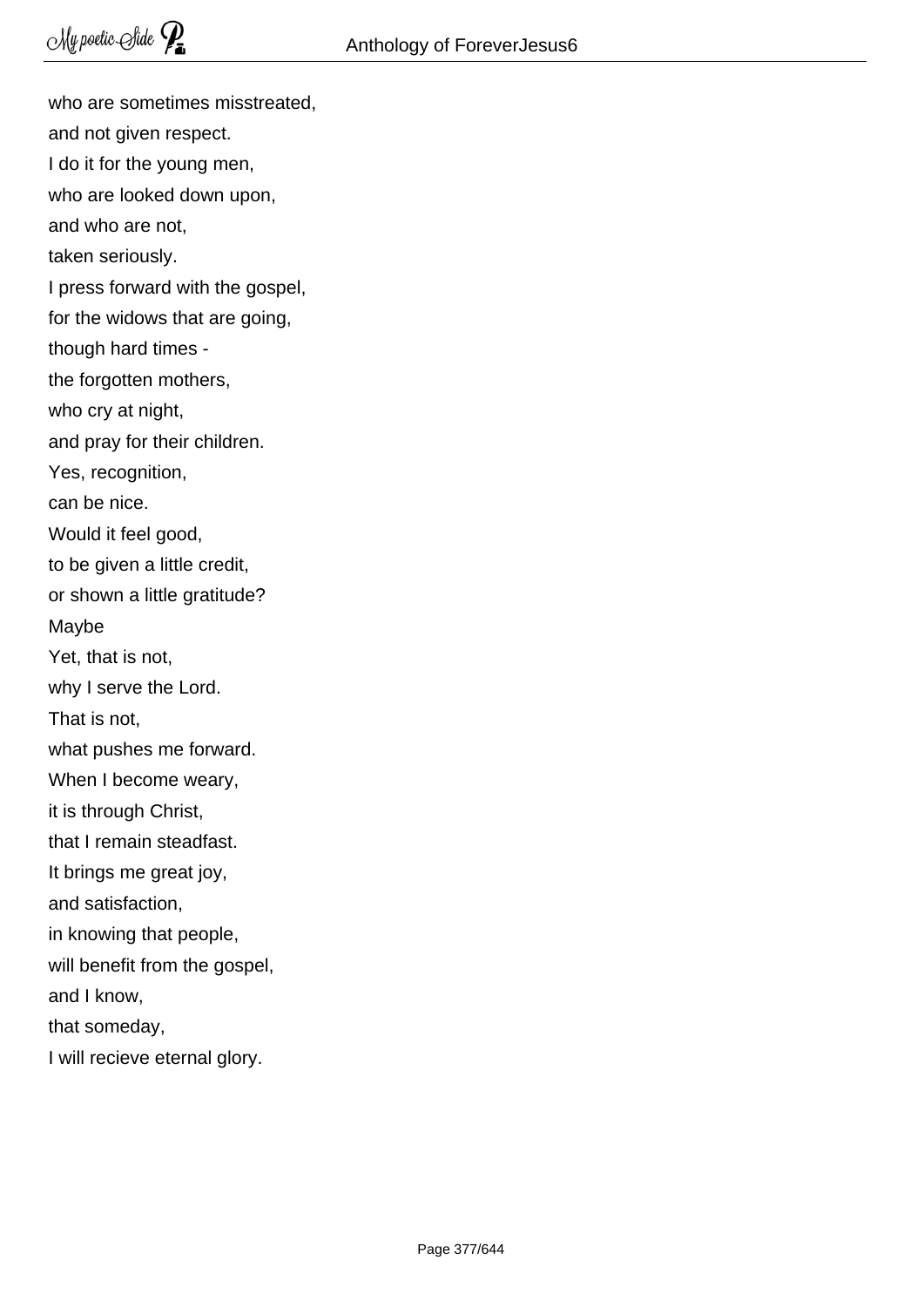who are sometimes misstreated,  
and not given respect.  
I do it for the young men,  
who are looked down upon,  
and who are not,  
taken seriously.  
I press forward with the gospel,  
for the widows that are going,  
though hard times -  
the forgotten mothers,  
who cry at night,  
and pray for their children.  
Yes, recognition,  
can be nice.  
Would it feel good,  
to be given a little credit,  
or shown a little gratitude?  
Maybe  
Yet, that is not,  
why I serve the Lord.  
That is not,  
what pushes me forward.  
When I become weary,  
it is through Christ,  
that I remain steadfast.  
It brings me great joy,  
and satisfaction,  
in knowing that people,  
will benefit from the gospel,  
and I know,  
that someday,  
I will recieve eternal glory.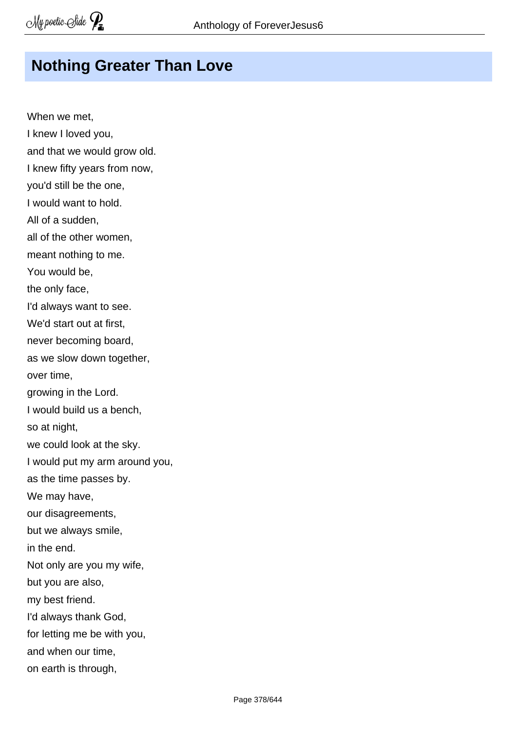## Nothing Greater Than Love

When we met,  
I knew I loved you,  
and that we would grow old.  
I knew fifty years from now,  
you'd still be the one,  
I would want to hold.  
All of a sudden,  
all of the other women,  
meant nothing to me.  
You would be,  
the only face,  
I'd always want to see.  
We'd start out at first,  
never becoming board,  
as we slow down together,  
over time,  
growing in the Lord.  
I would build us a bench,  
so at night,  
we could look at the sky.  
I would put my arm around you,  
as the time passes by.  
We may have,  
our disagreements,  
but we always smile,  
in the end.  
Not only are you my wife,  
but you are also,  
my best friend.  
I'd always thank God,  
for letting me be with you,  
and when our time,  
on earth is through,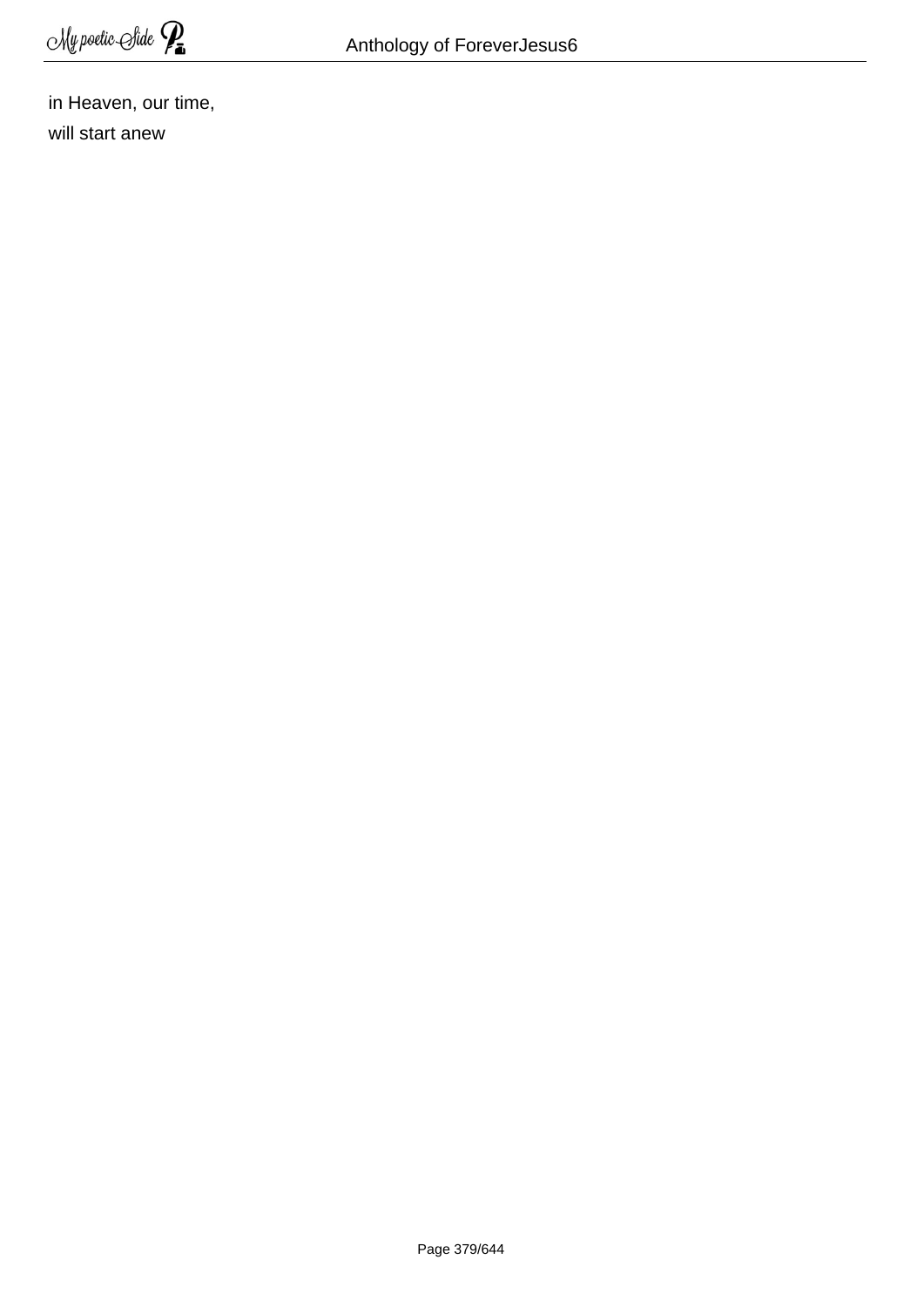in Heaven, our time,

will start anew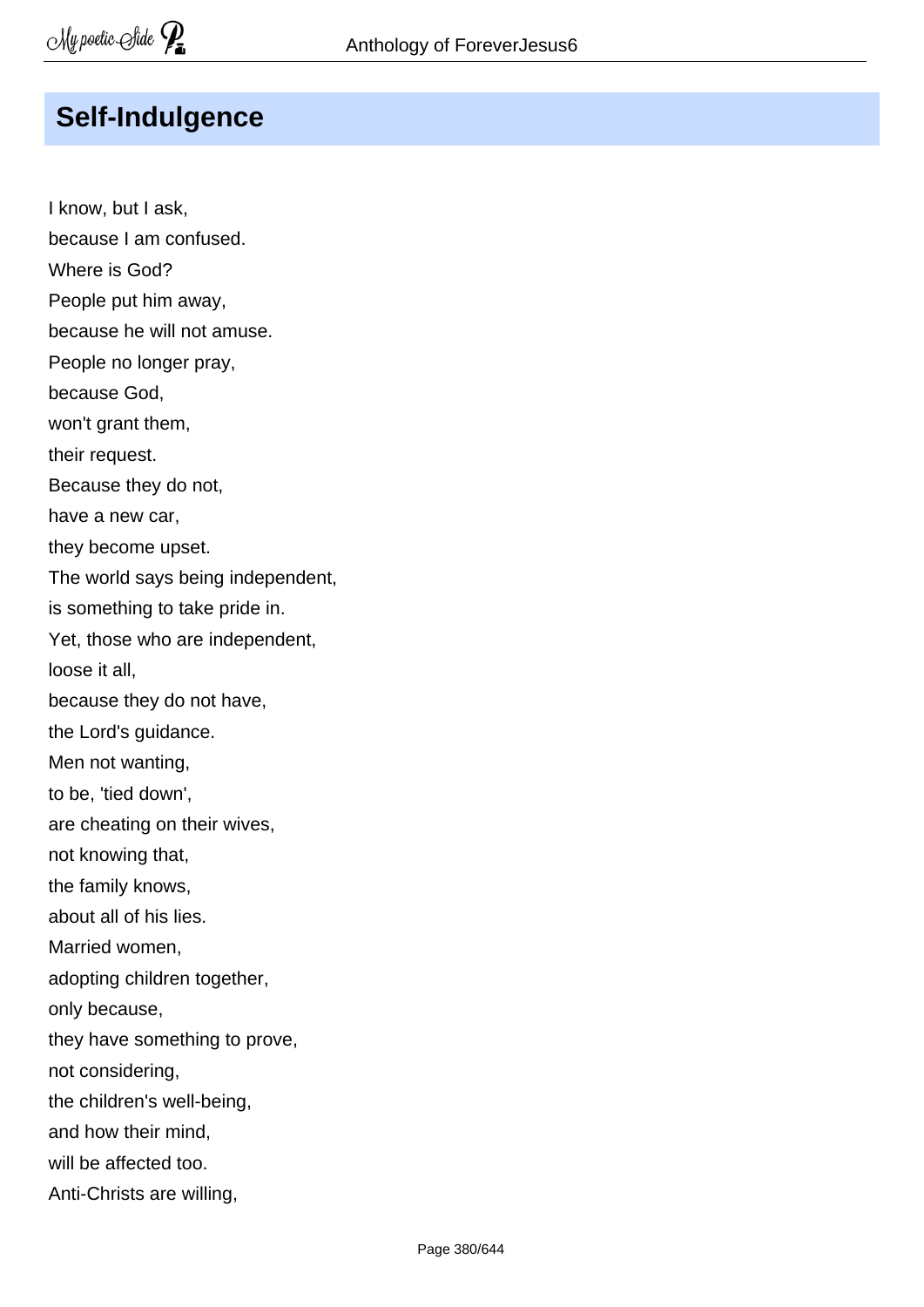# Self-Indulgence

I know, but I ask,
because I am confused.
Where is God?
People put him away,
because he will not amuse.
People no longer pray,
because God,
won't grant them,
their request.
Because they do not,
have a new car,
they become upset.
The world says being independent,
is something to take pride in.
Yet, those who are independent,
loose it all,
because they do not have,
the Lord's guidance.
Men not wanting,
to be, 'tied down',
are cheating on their wives,
not knowing that,
the family knows,
about all of his lies.
Married women,
adopting children together,
only because,
they have something to prove,
not considering,
the children's well-being,
and how their mind,
will be affected too.
Anti-Christs are willing,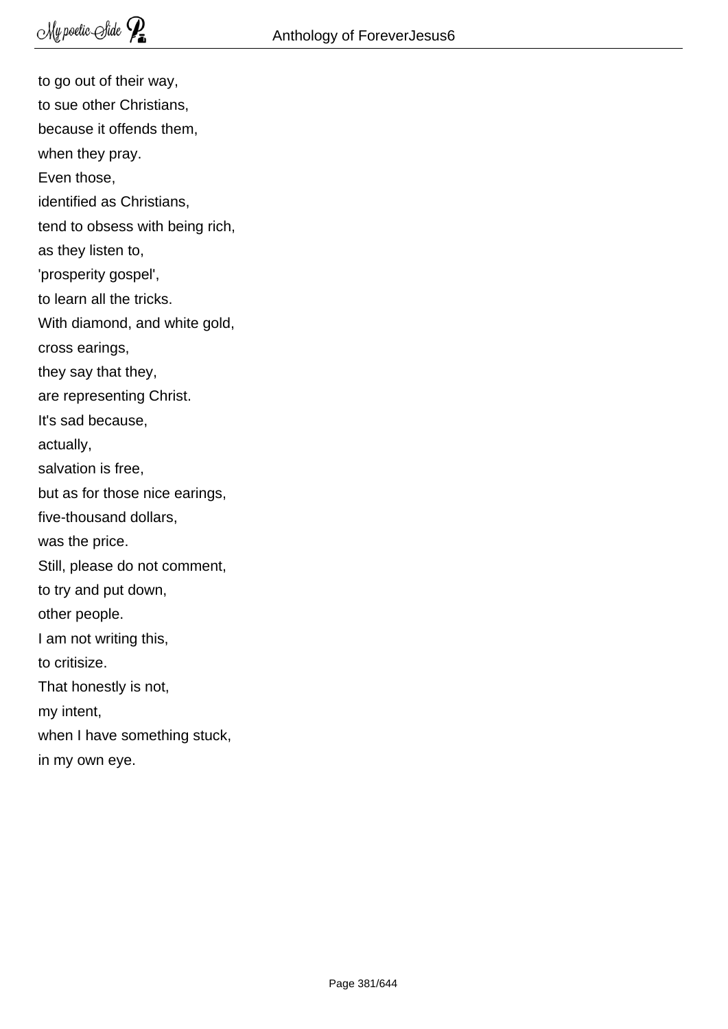to go out of their way,
to sue other Christians,
because it offends them,
when they pray.
Even those,
identified as Christians,
tend to obsess with being rich,
as they listen to,
'prosperity gospel',
to learn all the tricks.
With diamond, and white gold,
cross earings,
they say that they,
are representing Christ.
It's sad because,
actually,
salvation is free,
but as for those nice earings,
five-thousand dollars,
was the price.
Still, please do not comment,
to try and put down,
other people.
I am not writing this,
to critisize.
That honestly is not,
my intent,
when I have something stuck,
in my own eye.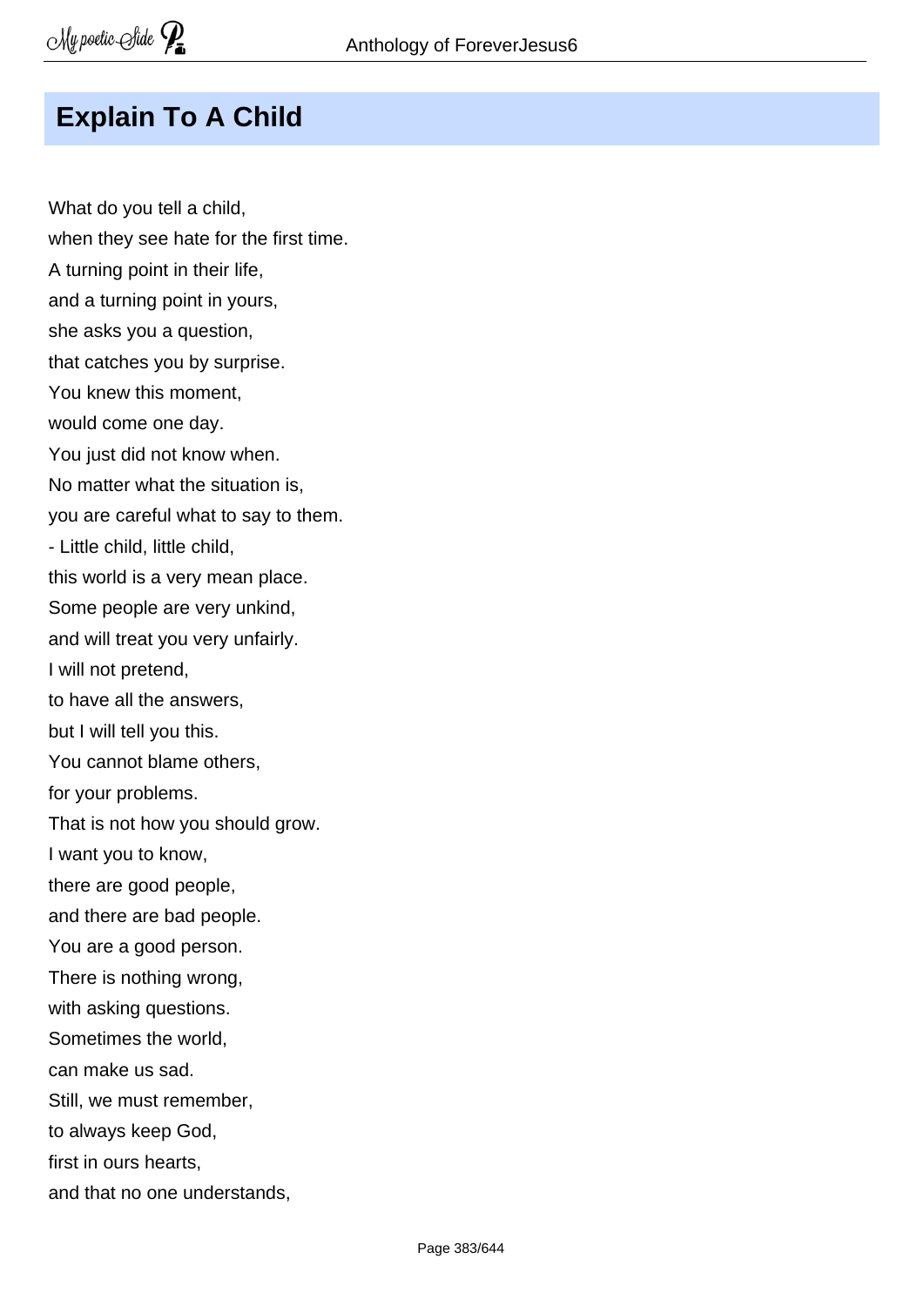## Explain To A Child

What do you tell a child,
when they see hate for the first time.
A turning point in their life,
and a turning point in yours,
she asks you a question,
that catches you by surprise.
You knew this moment,
would come one day.
You just did not know when.
No matter what the situation is,
you are careful what to say to them.
- Little child, little child,
this world is a very mean place.
Some people are very unkind,
and will treat you very unfairly.
I will not pretend,
to have all the answers,
but I will tell you this.
You cannot blame others,
for your problems.
That is not how you should grow.
I want you to know,
there are good people,
and there are bad people.
You are a good person.
There is nothing wrong,
with asking questions.
Sometimes the world,
can make us sad.
Still, we must remember,
to always keep God,
first in ours hearts,
and that no one understands,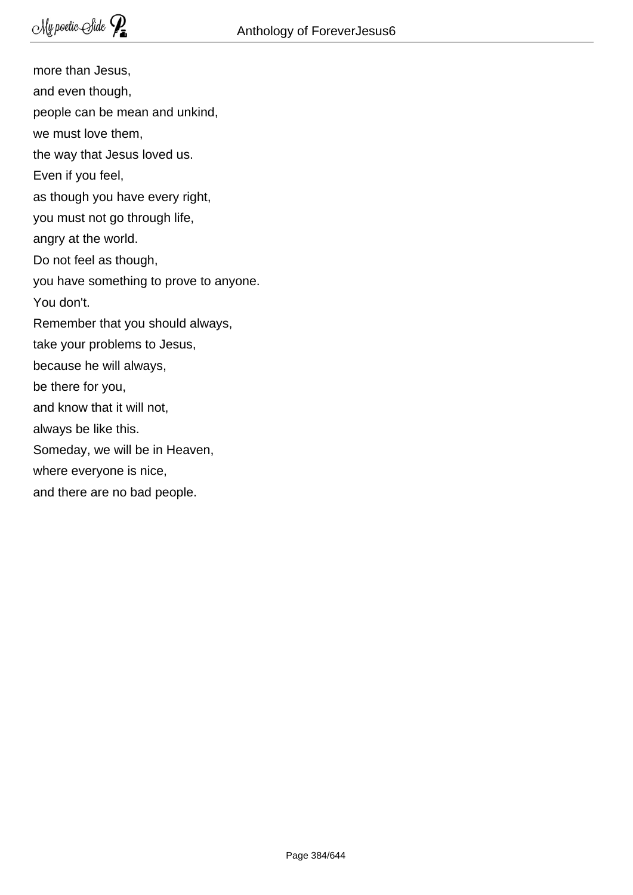more than Jesus,
and even though,
people can be mean and unkind,
we must love them,
the way that Jesus loved us.
Even if you feel,
as though you have every right,
you must not go through life,
angry at the world.
Do not feel as though,
you have something to prove to anyone.
You don't.
Remember that you should always,
take your problems to Jesus,
because he will always,
be there for you,
and know that it will not,
always be like this.
Someday, we will be in Heaven,
where everyone is nice,
and there are no bad people.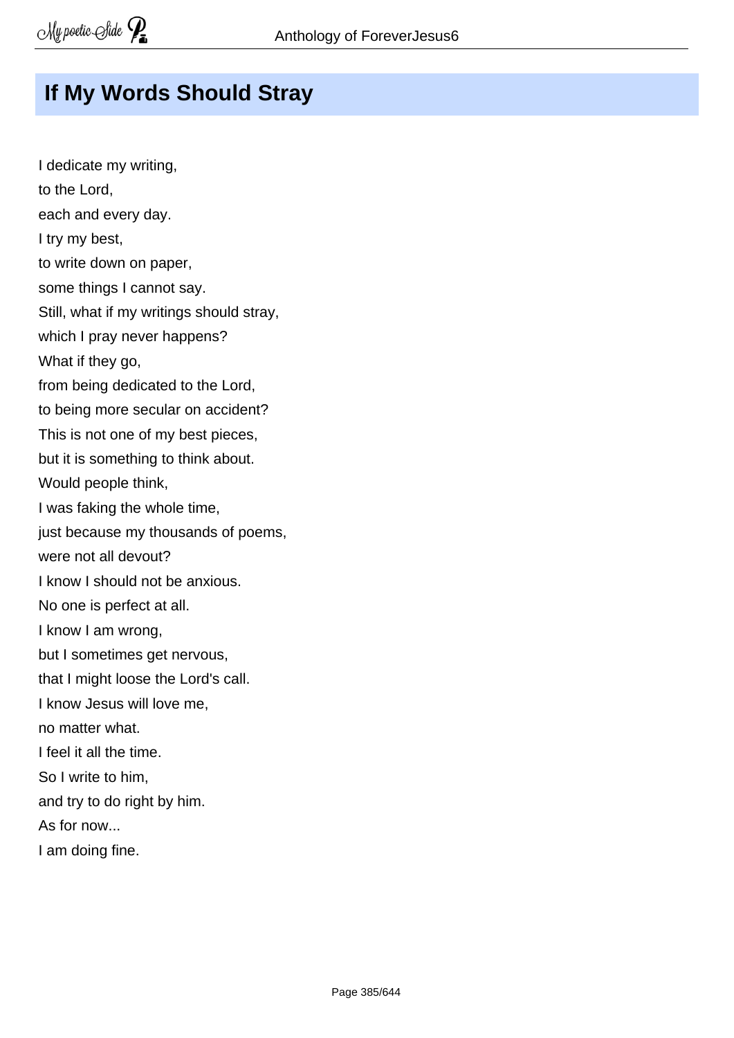## If My Words Should Stray

I dedicate my writing,  
to the Lord,  
each and every day.  
I try my best,  
to write down on paper,  
some things I cannot say.  
Still, what if my writings should stray,  
which I pray never happens?  
What if they go,  
from being dedicated to the Lord,  
to being more secular on accident?  
This is not one of my best pieces,  
but it is something to think about.  
Would people think,  
I was faking the whole time,  
just because my thousands of poems,  
were not all devout?  
I know I should not be anxious.  
No one is perfect at all.  
I know I am wrong,  
but I sometimes get nervous,  
that I might loose the Lord's call.  
I know Jesus will love me,  
no matter what.  
I feel it all the time.  
So I write to him,  
and try to do right by him.  
As for now...  
I am doing fine.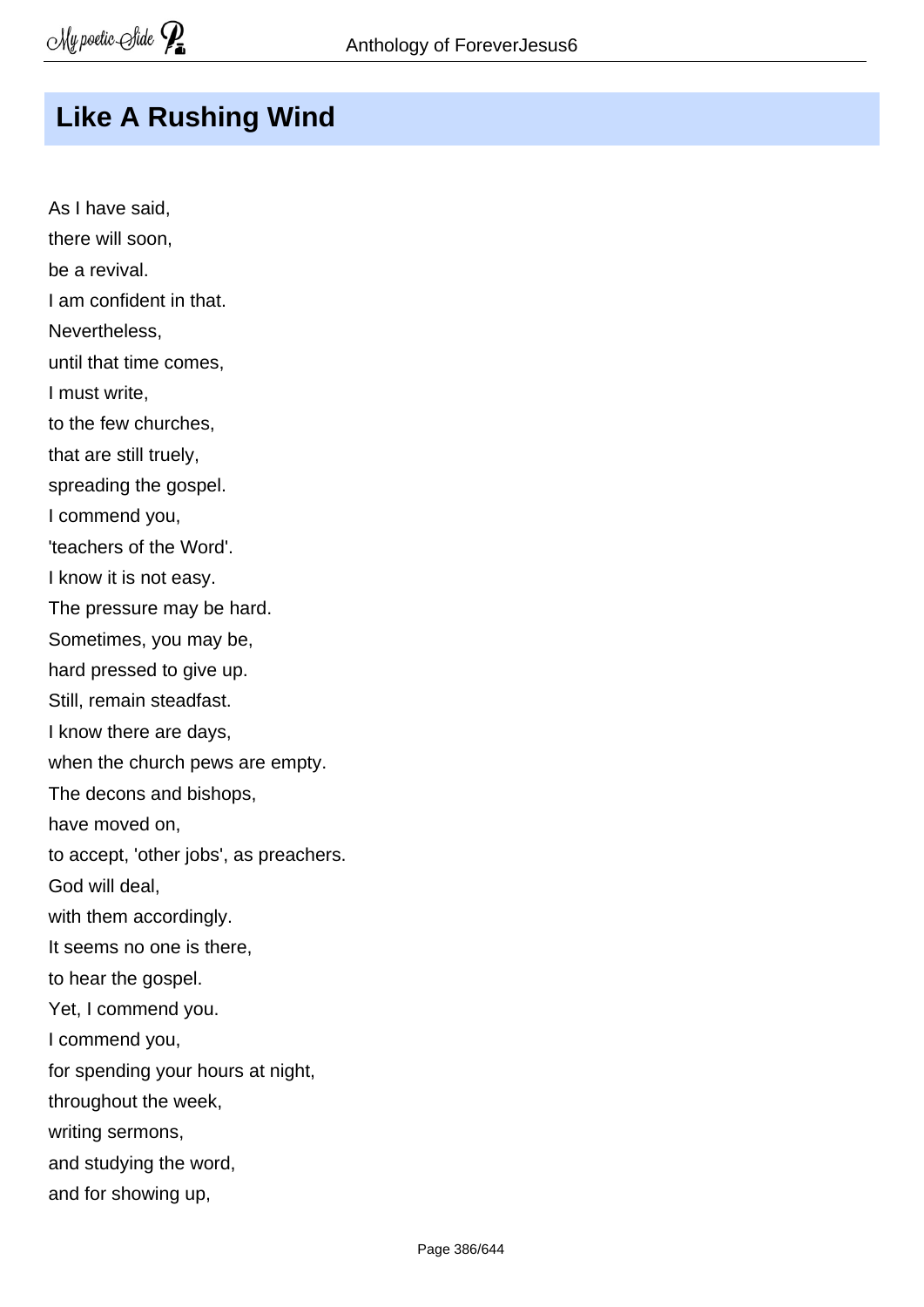## Like A Rushing Wind

As I have said,
there will soon,
be a revival.
I am confident in that.
Nevertheless,
until that time comes,
I must write,
to the few churches,
that are still truely,
spreading the gospel.
I commend you,
'teachers of the Word'.
I know it is not easy.
The pressure may be hard.
Sometimes, you may be,
hard pressed to give up.
Still, remain steadfast.
I know there are days,
when the church pews are empty.
The decons and bishops,
have moved on,
to accept, 'other jobs', as preachers.
God will deal,
with them accordingly.
It seems no one is there,
to hear the gospel.
Yet, I commend you.
I commend you,
for spending your hours at night,
throughout the week,
writing sermons,
and studying the word,
and for showing up,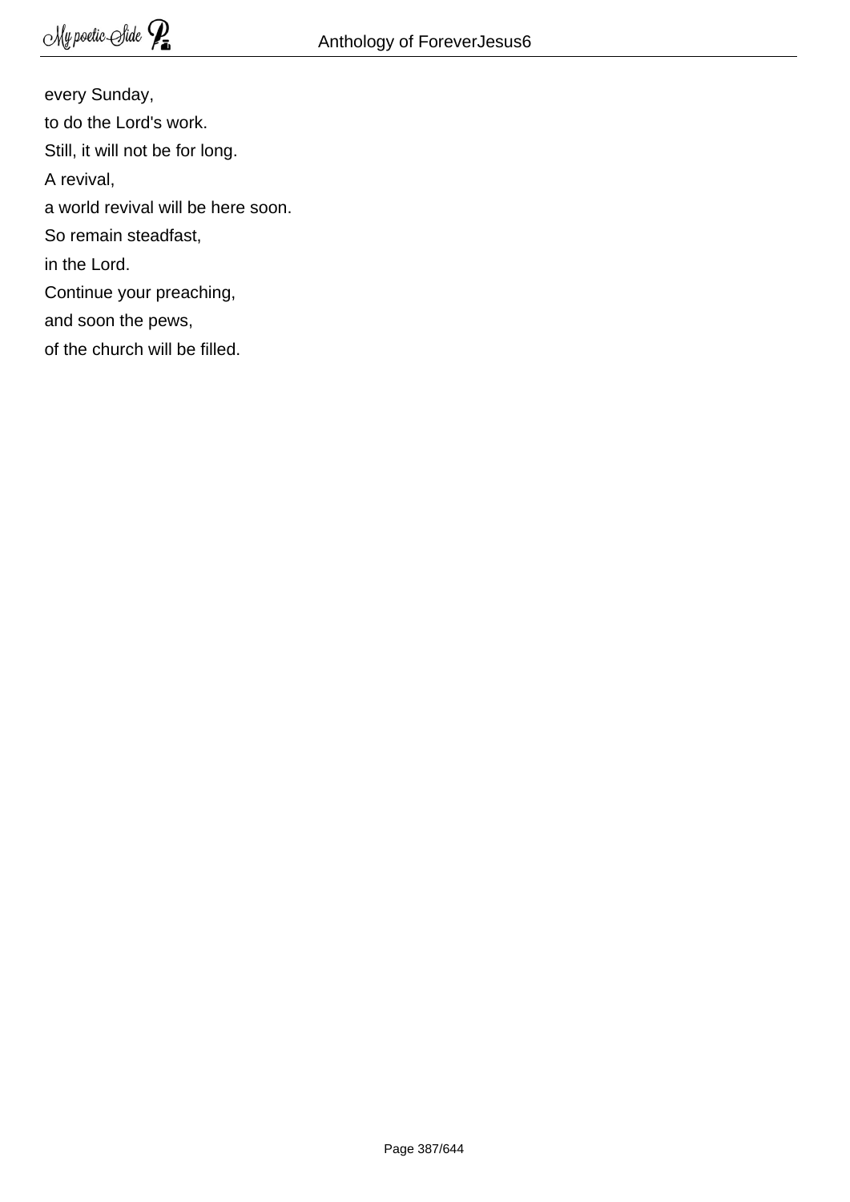every Sunday,  
to do the Lord's work.  
Still, it will not be for long.  
A revival,  
a world revival will be here soon.  
So remain steadfast,  
in the Lord.  
Continue your preaching,  
and soon the pews,  
of the church will be filled.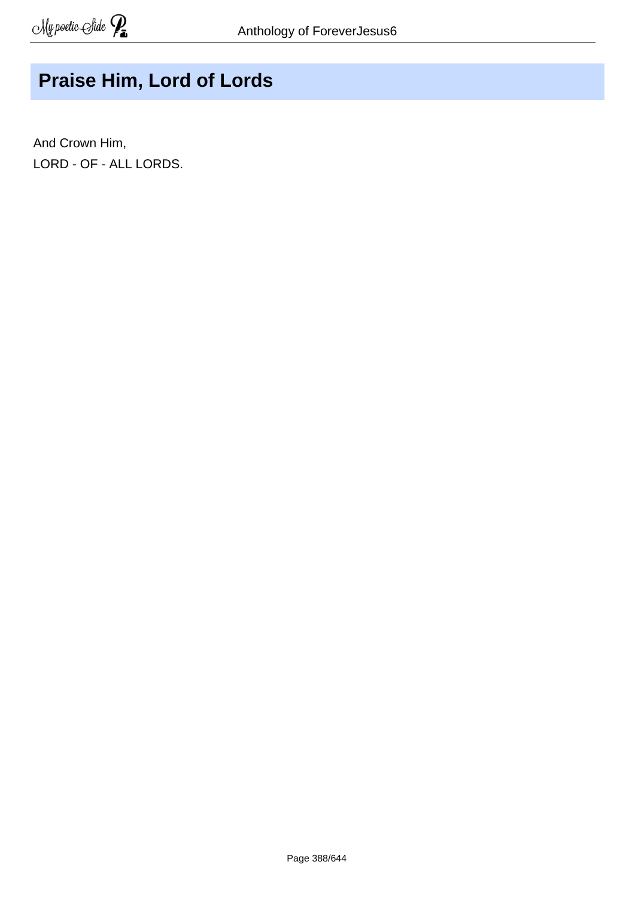# Praise Him, Lord of Lords

And Crown Him,
LORD - OF - ALL LORDS.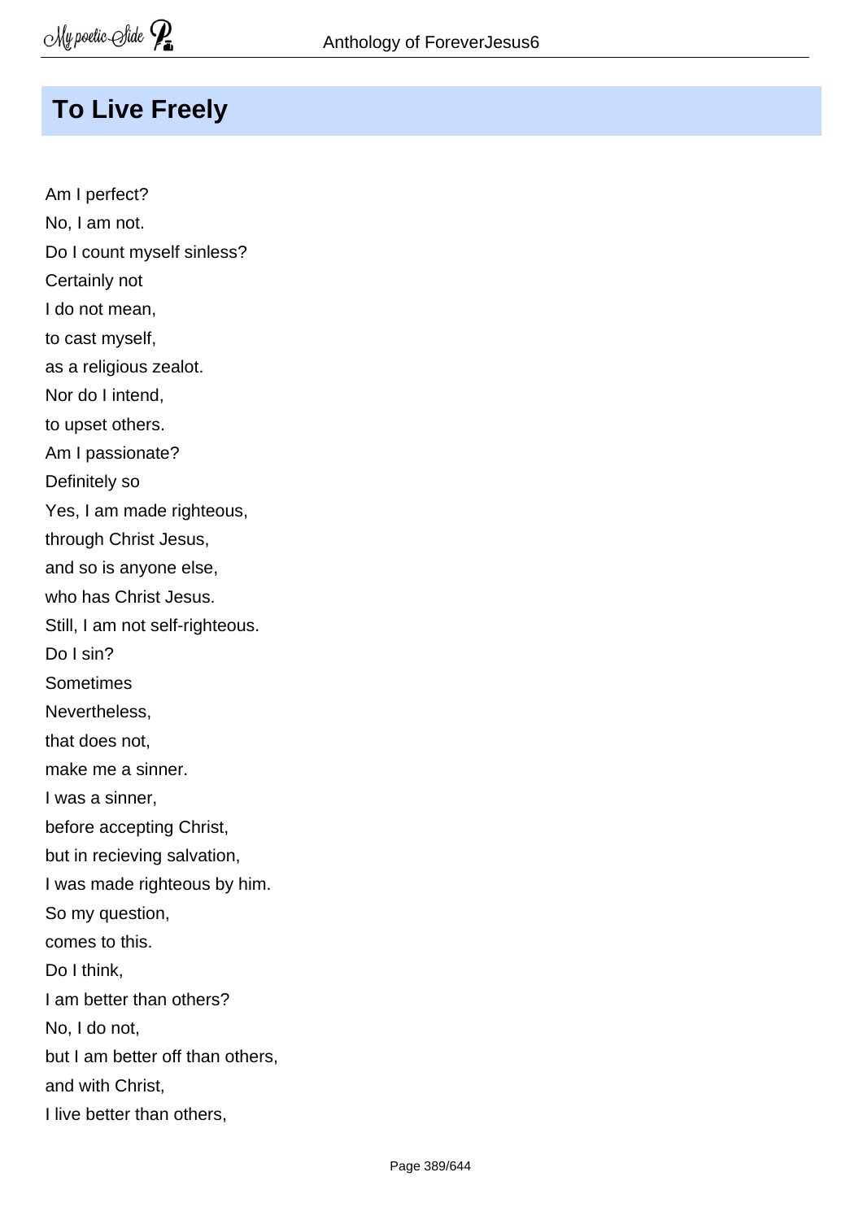## To Live Freely

Am I perfect?
No, I am not.
Do I count myself sinless?
Certainly not
I do not mean,
to cast myself,
as a religious zealot.
Nor do I intend,
to upset others.
Am I passionate?
Definitely so
Yes, I am made righteous,
through Christ Jesus,
and so is anyone else,
who has Christ Jesus.
Still, I am not self-righteous.
Do I sin?
Sometimes
Nevertheless,
that does not,
make me a sinner.
I was a sinner,
before accepting Christ,
but in recieving salvation,
I was made righteous by him.
So my question,
comes to this.
Do I think,
I am better than others?
No, I do not,
but I am better off than others,
and with Christ,
I live better than others,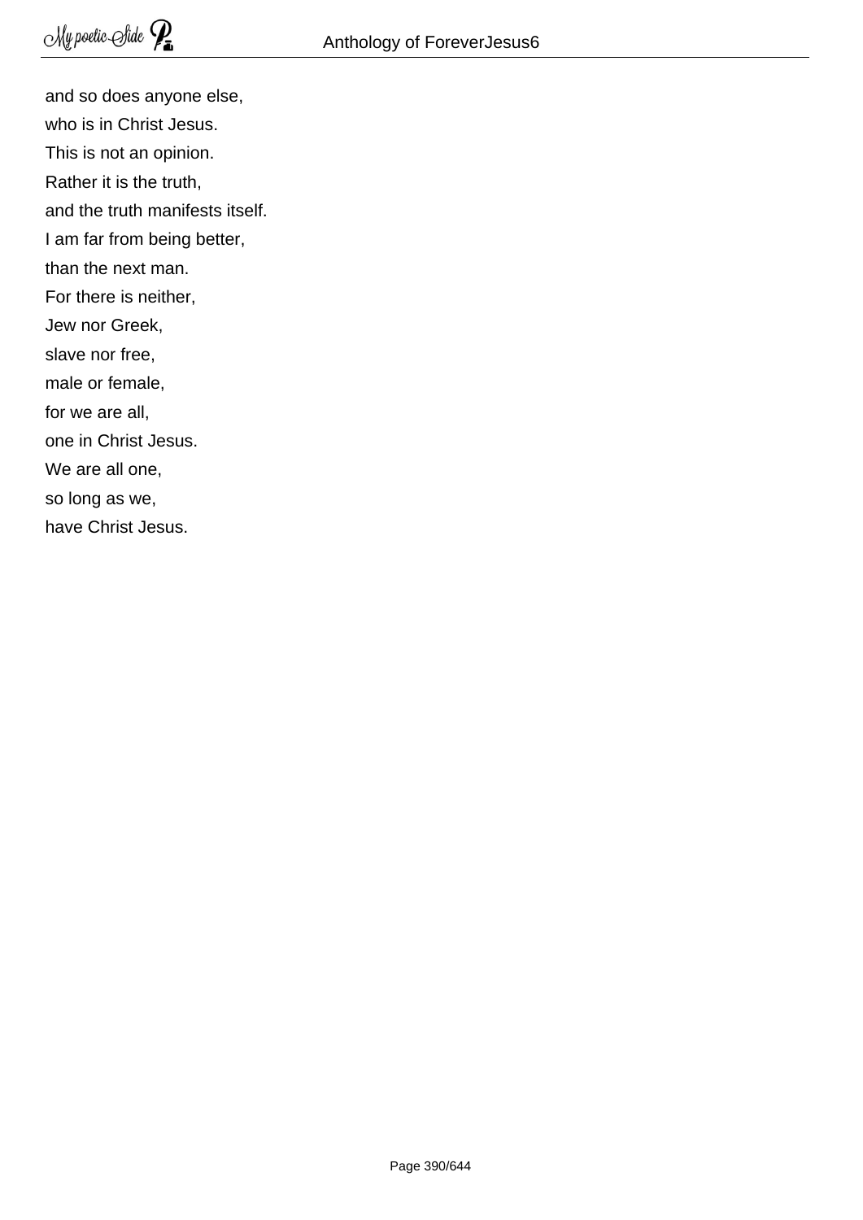and so does anyone else,
who is in Christ Jesus.
This is not an opinion.
Rather it is the truth,
and the truth manifests itself.
I am far from being better,
than the next man.
For there is neither,
Jew nor Greek,
slave nor free,
male or female,
for we are all,
one in Christ Jesus.
We are all one,
so long as we,
have Christ Jesus.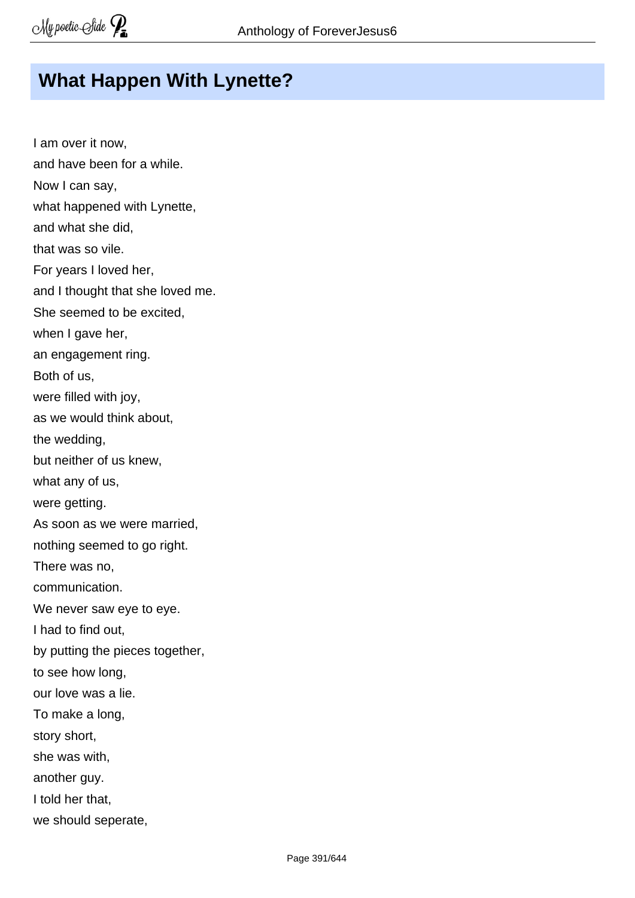## What Happen With Lynette?

I am over it now,
and have been for a while.
Now I can say,
what happened with Lynette,
and what she did,
that was so vile.
For years I loved her,
and I thought that she loved me.
She seemed to be excited,
when I gave her,
an engagement ring.
Both of us,
were filled with joy,
as we would think about,
the wedding,
but neither of us knew,
what any of us,
were getting.
As soon as we were married,
nothing seemed to go right.
There was no,
communication.
We never saw eye to eye.
I had to find out,
by putting the pieces together,
to see how long,
our love was a lie.
To make a long,
story short,
she was with,
another guy.
I told her that,
we should seperate,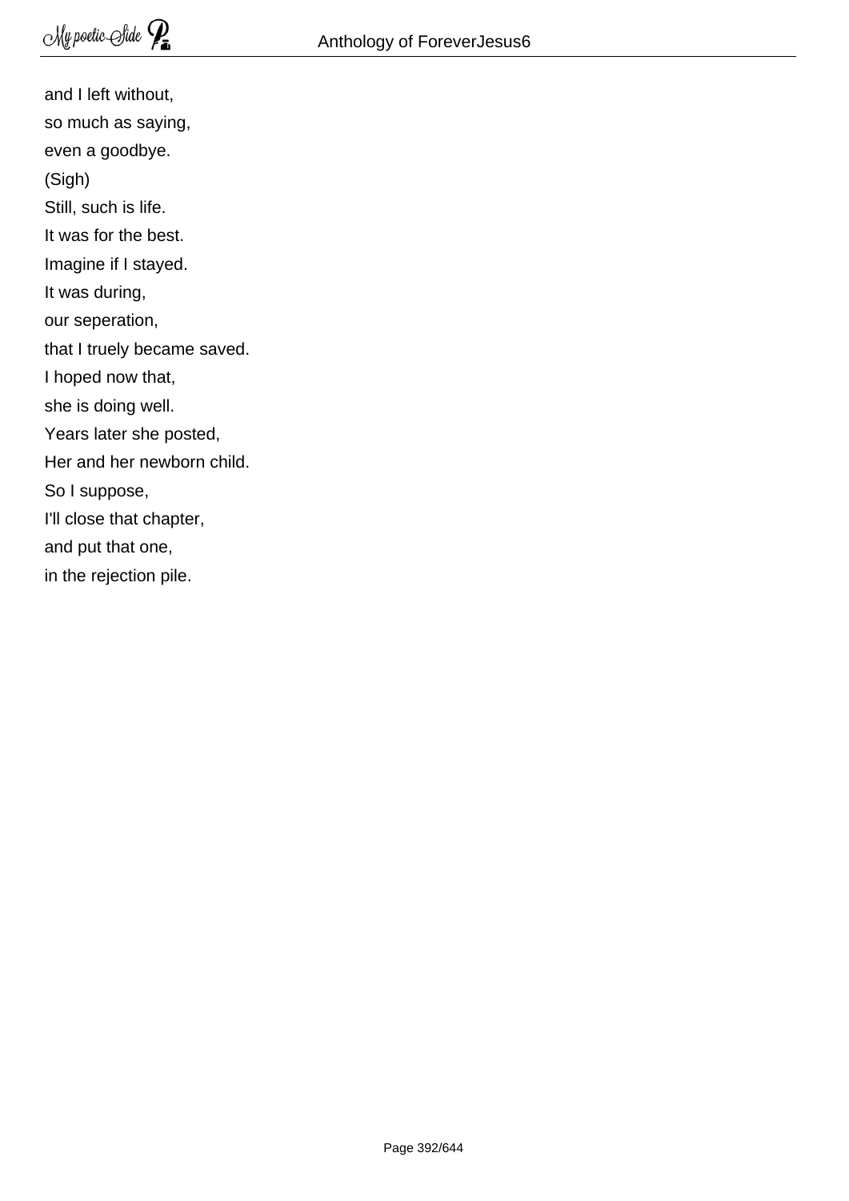and I left without,
so much as saying,
even a goodbye.
(Sigh)
Still, such is life.
It was for the best.
Imagine if I stayed.
It was during,
our seperation,
that I truely became saved.
I hoped now that,
she is doing well.
Years later she posted,
Her and her newborn child.
So I suppose,
I'll close that chapter,
and put that one,
in the rejection pile.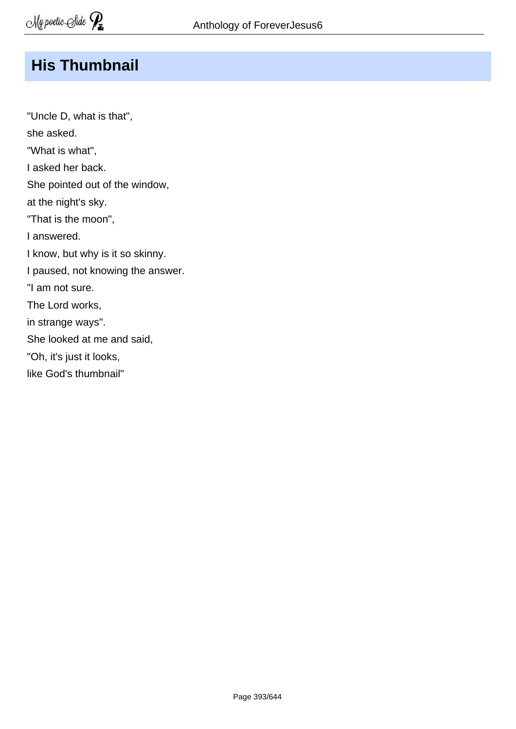## His Thumbnail

"Uncle D, what is that",  
she asked.  
"What is what",  
I asked her back.  
She pointed out of the window,  
at the night's sky.  
"That is the moon",  
I answered.  
I know, but why is it so skinny.  
I paused, not knowing the answer.  
"I am not sure.  
The Lord works,  
in strange ways".  
She looked at me and said,  
"Oh, it's just it looks,  
like God's thumbnail"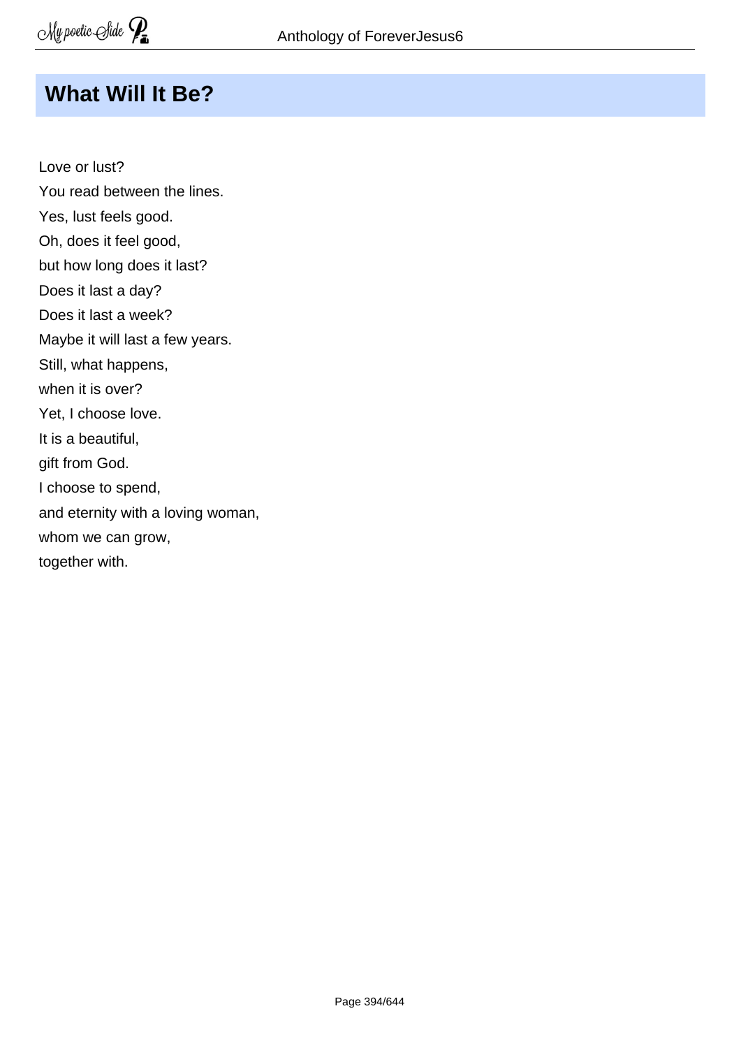## What Will It Be?

Love or lust?  
You read between the lines.  
Yes, lust feels good.  
Oh, does it feel good,  
but how long does it last?  
Does it last a day?  
Does it last a week?  
Maybe it will last a few years.  
Still, what happens,  
when it is over?  
Yet, I choose love.  
It is a beautiful,  
gift from God.  
I choose to spend,  
and eternity with a loving woman,  
whom we can grow,  
together with.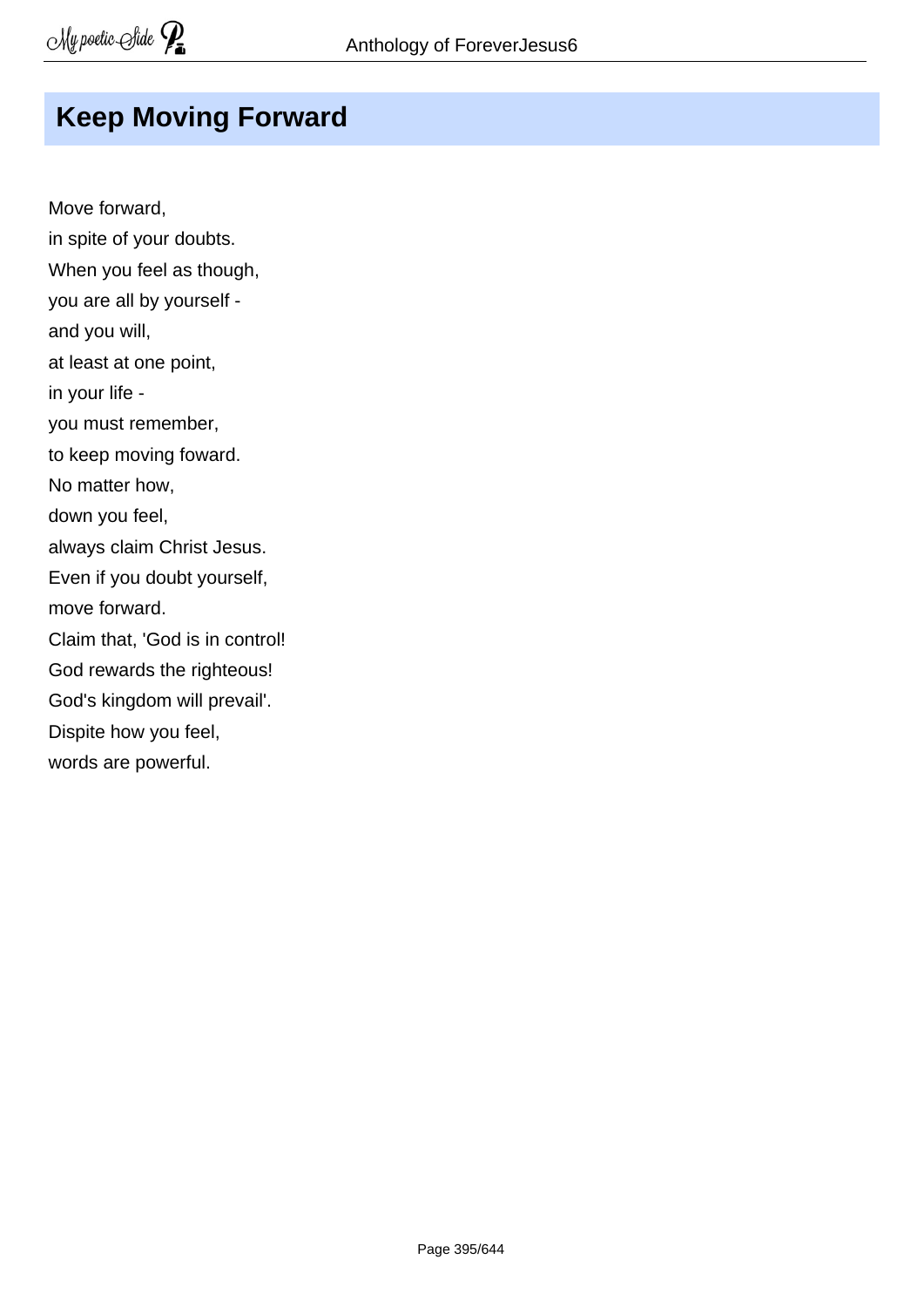## Keep Moving Forward

Move forward,  
in spite of your doubts.  
When you feel as though,  
you are all by yourself -  
and you will,  
at least at one point,  
in your life -  
you must remember,  
to keep moving foward.  
No matter how,  
down you feel,  
always claim Christ Jesus.  
Even if you doubt yourself,  
move forward.  
Claim that, 'God is in control!  
God rewards the righteous!  
God's kingdom will prevail'.  
Dispite how you feel,  
words are powerful.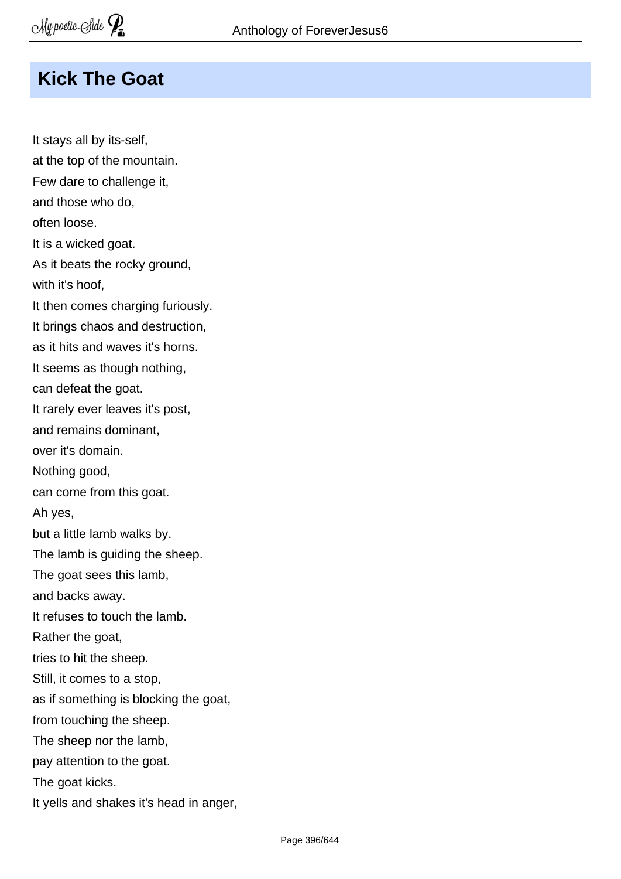## Kick The Goat

It stays all by its-self,  
at the top of the mountain.  
Few dare to challenge it,  
and those who do,  
often loose.  
It is a wicked goat.  
As it beats the rocky ground,  
with it's hoof,  
It then comes charging furiously.  
It brings chaos and destruction,  
as it hits and waves it's horns.  
It seems as though nothing,  
can defeat the goat.  
It rarely ever leaves it's post,  
and remains dominant,  
over it's domain.  
Nothing good,  
can come from this goat.  
Ah yes,  
but a little lamb walks by.  
The lamb is guiding the sheep.  
The goat sees this lamb,  
and backs away.  
It refuses to touch the lamb.  
Rather the goat,  
tries to hit the sheep.  
Still, it comes to a stop,  
as if something is blocking the goat,  
from touching the sheep.  
The sheep nor the lamb,  
pay attention to the goat.  
The goat kicks.  
It yells and shakes it's head in anger,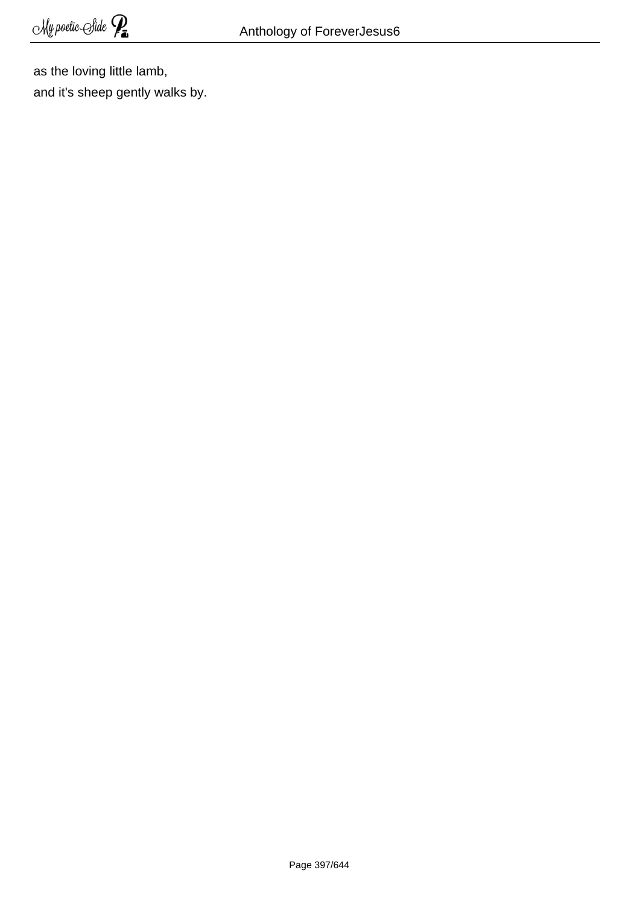as the loving little lamb,  
and it's sheep gently walks by.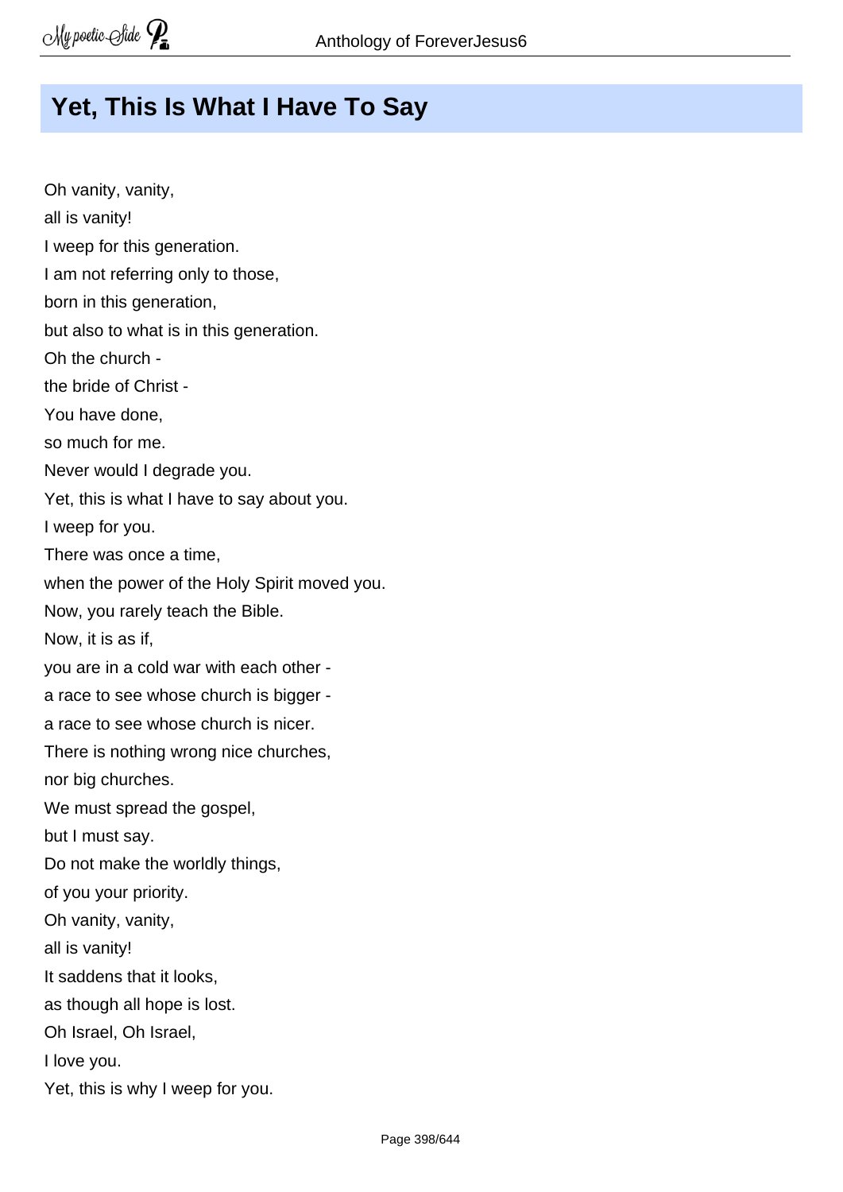# Yet, This Is What I Have To Say

Oh vanity, vanity,
all is vanity!
I weep for this generation.
I am not referring only to those,
born in this generation,
but also to what is in this generation.
Oh the church -
the bride of Christ -
You have done,
so much for me.
Never would I degrade you.
Yet, this is what I have to say about you.
I weep for you.
There was once a time,
when the power of the Holy Spirit moved you.
Now, you rarely teach the Bible.
Now, it is as if,
you are in a cold war with each other -
a race to see whose church is bigger -
a race to see whose church is nicer.
There is nothing wrong nice churches,
nor big churches.
We must spread the gospel,
but I must say.
Do not make the worldly things,
of you your priority.
Oh vanity, vanity,
all is vanity!
It saddens that it looks,
as though all hope is lost.
Oh Israel, Oh Israel,
I love you.
Yet, this is why I weep for you.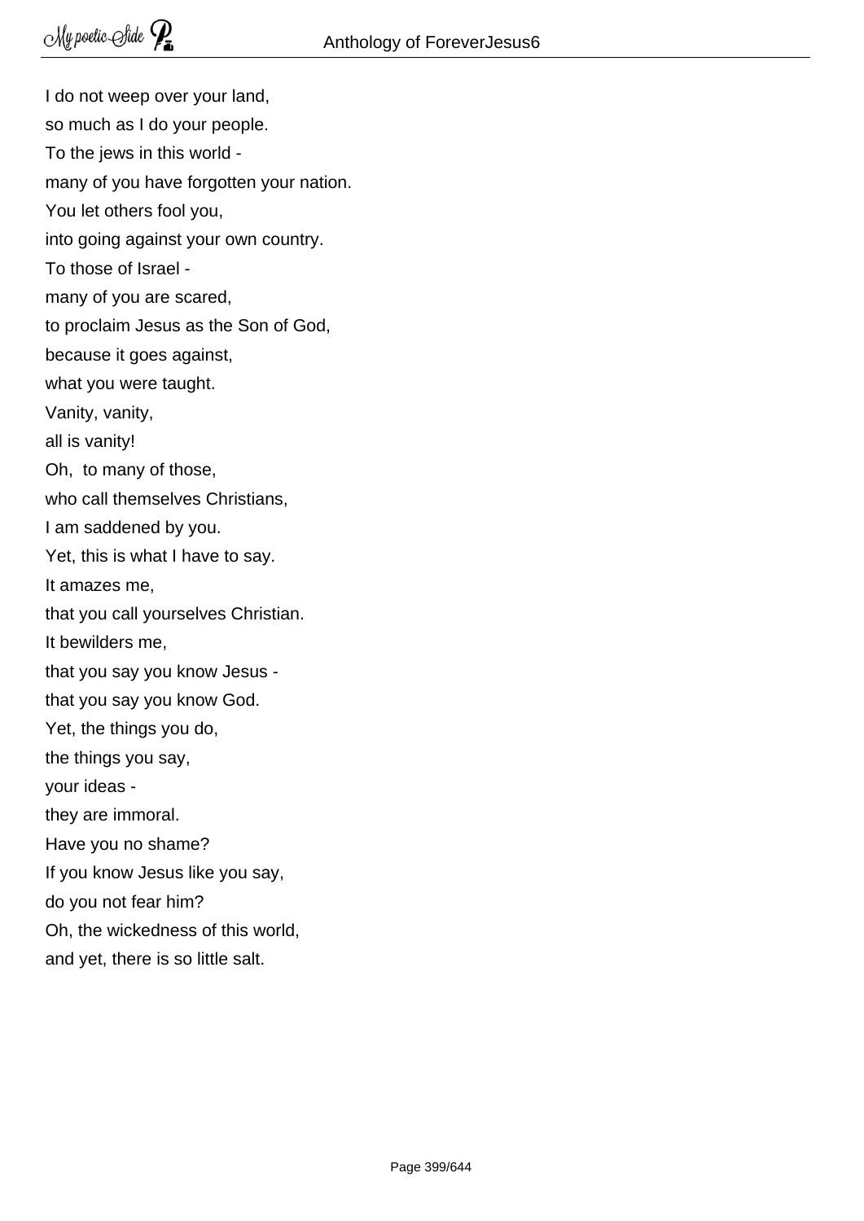I do not weep over your land,
so much as I do your people.
To the jews in this world -
many of you have forgotten your nation.
You let others fool you,
into going against your own country.
To those of Israel -
many of you are scared,
to proclaim Jesus as the Son of God,
because it goes against,
what you were taught.
Vanity, vanity,
all is vanity!
Oh, to many of those,
who call themselves Christians,
I am saddened by you.
Yet, this is what I have to say.
It amazes me,
that you call yourselves Christian.
It bewilders me,
that you say you know Jesus -
that you say you know God.
Yet, the things you do,
the things you say,
your ideas -
they are immoral.
Have you no shame?
If you know Jesus like you say,
do you not fear him?
Oh, the wickedness of this world,
and yet, there is so little salt.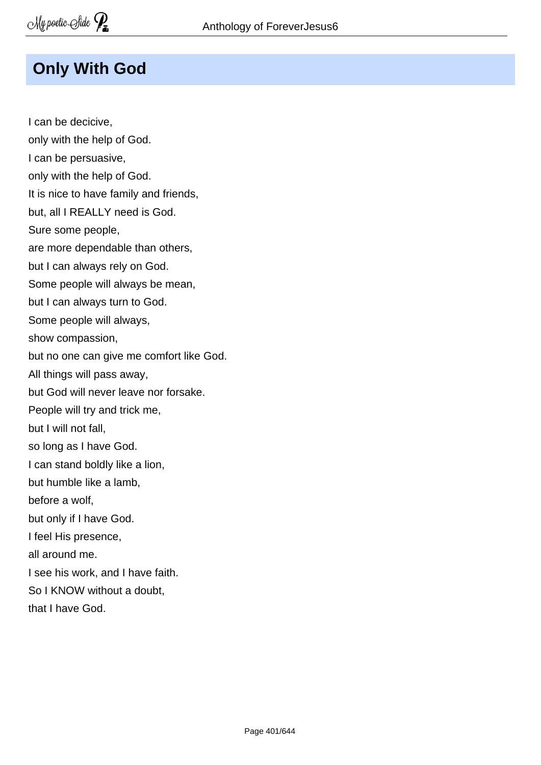## Only With God

I can be decicive,  
only with the help of God.  
I can be persuasive,  
only with the help of God.  
It is nice to have family and friends,  
but, all I REALLY need is God.  
Sure some people,  
are more dependable than others,  
but I can always rely on God.  
Some people will always be mean,  
but I can always turn to God.  
Some people will always,  
show compassion,  
but no one can give me comfort like God.  
All things will pass away,  
but God will never leave nor forsake.  
People will try and trick me,  
but I will not fall,  
so long as I have God.  
I can stand boldly like a lion,  
but humble like a lamb,  
before a wolf,  
but only if I have God.  
I feel His presence,  
all around me.  
I see his work, and I have faith.  
So I KNOW without a doubt,  
that I have God.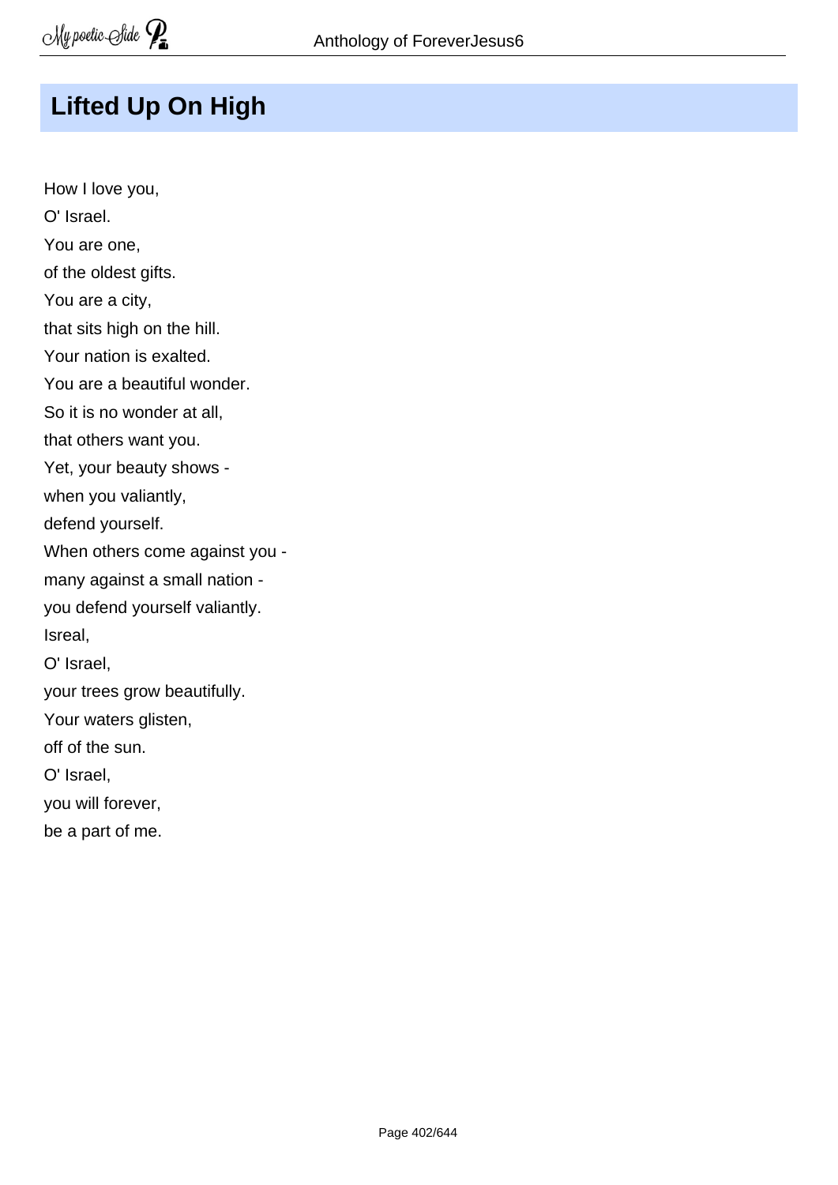## Lifted Up On High

How I love you,  
O' Israel.  
You are one,  
of the oldest gifts.  
You are a city,  
that sits high on the hill.  
Your nation is exalted.  
You are a beautiful wonder.  
So it is no wonder at all,  
that others want you.  
Yet, your beauty shows -  
when you valiantly,  
defend yourself.  
When others come against you -  
many against a small nation -  
you defend yourself valiantly.  
Isreal,  
O' Israel,  
your trees grow beautifully.  
Your waters glisten,  
off of the sun.  
O' Israel,  
you will forever,  
be a part of me.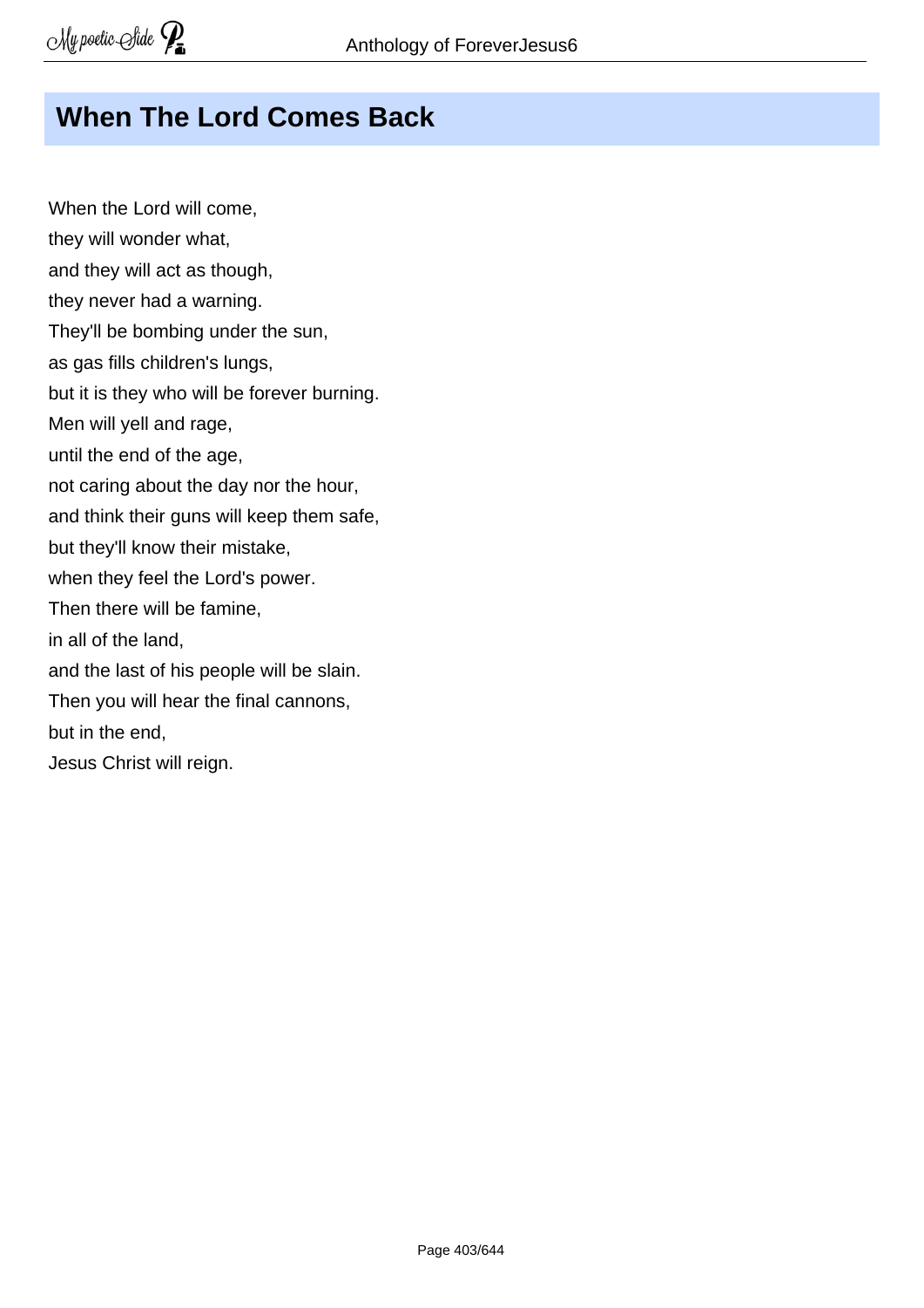# When The Lord Comes Back

When the Lord will come,  
they will wonder what,  
and they will act as though,  
they never had a warning.  
They'll be bombing under the sun,  
as gas fills children's lungs,  
but it is they who will be forever burning.  
Men will yell and rage,  
until the end of the age,  
not caring about the day nor the hour,  
and think their guns will keep them safe,  
but they'll know their mistake,  
when they feel the Lord's power.  
Then there will be famine,  
in all of the land,  
and the last of his people will be slain.  
Then you will hear the final cannons,  
but in the end,  
Jesus Christ will reign.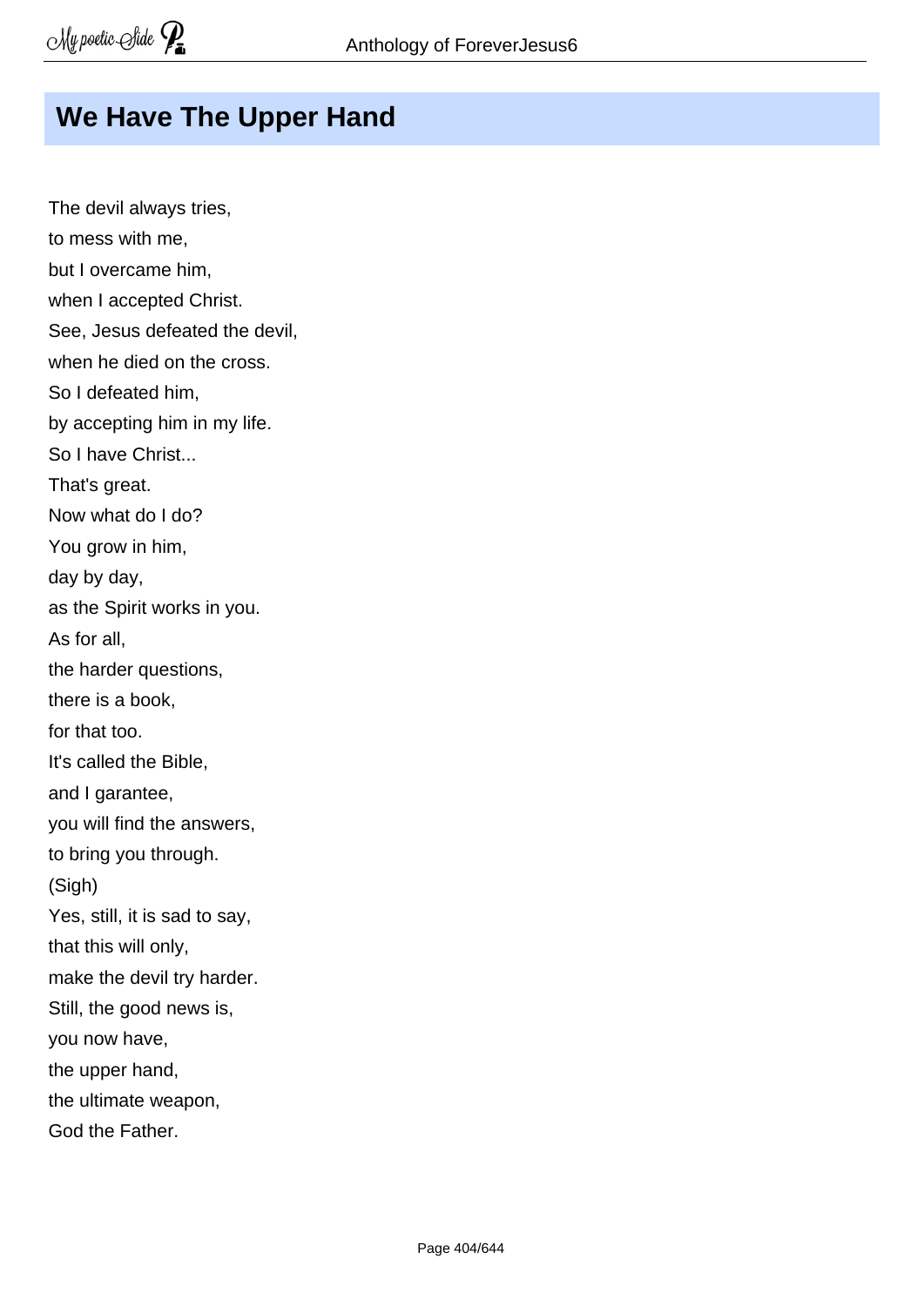# We Have The Upper Hand

The devil always tries,  
to mess with me,  
but I overcame him,  
when I accepted Christ.  
See, Jesus defeated the devil,  
when he died on the cross.  
So I defeated him,  
by accepting him in my life.  
So I have Christ...  
That's great.  
Now what do I do?  
You grow in him,  
day by day,  
as the Spirit works in you.  
As for all,  
the harder questions,  
there is a book,  
for that too.  
It's called the Bible,  
and I garantee,  
you will find the answers,  
to bring you through.  
(Sigh)  
Yes, still, it is sad to say,  
that this will only,  
make the devil try harder.  
Still, the good news is,  
you now have,  
the upper hand,  
the ultimate weapon,  
God the Father.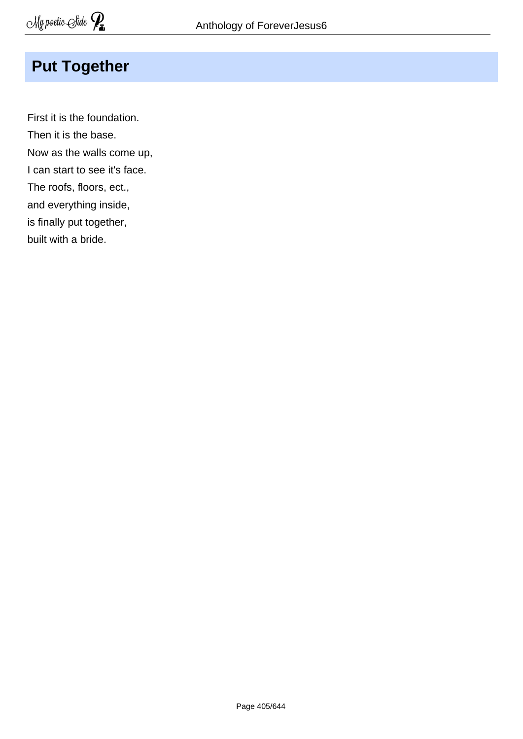## Put Together

First it is the foundation.
Then it is the base.
Now as the walls come up,
I can start to see it's face.
The roofs, floors, ect.,
and everything inside,
is finally put together,
built with a bride.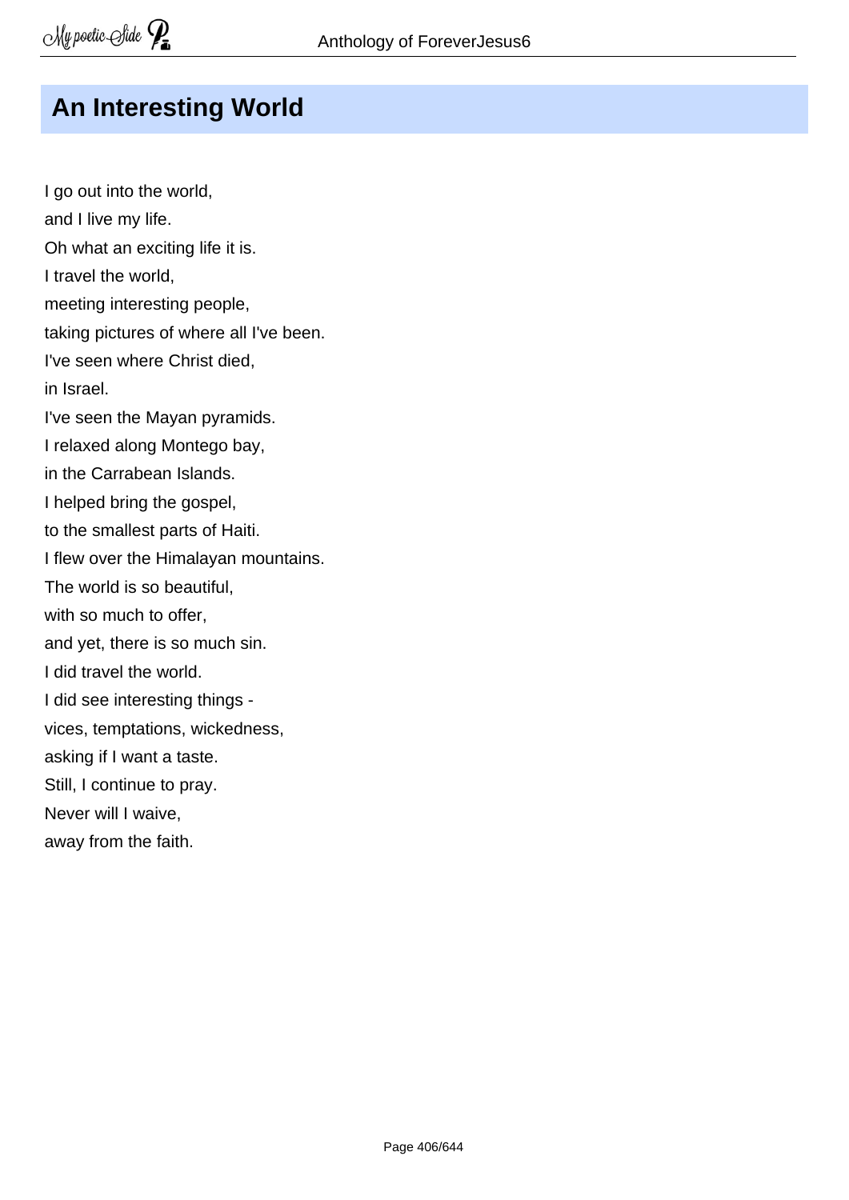## An Interesting World

I go out into the world,
and I live my life.
Oh what an exciting life it is.
I travel the world,
meeting interesting people,
taking pictures of where all I've been.
I've seen where Christ died,
in Israel.
I've seen the Mayan pyramids.
I relaxed along Montego bay,
in the Carrabean Islands.
I helped bring the gospel,
to the smallest parts of Haiti.
I flew over the Himalayan mountains.
The world is so beautiful,
with so much to offer,
and yet, there is so much sin.
I did travel the world.
I did see interesting things -
vices, temptations, wickedness,
asking if I want a taste.
Still, I continue to pray.
Never will I waive,
away from the faith.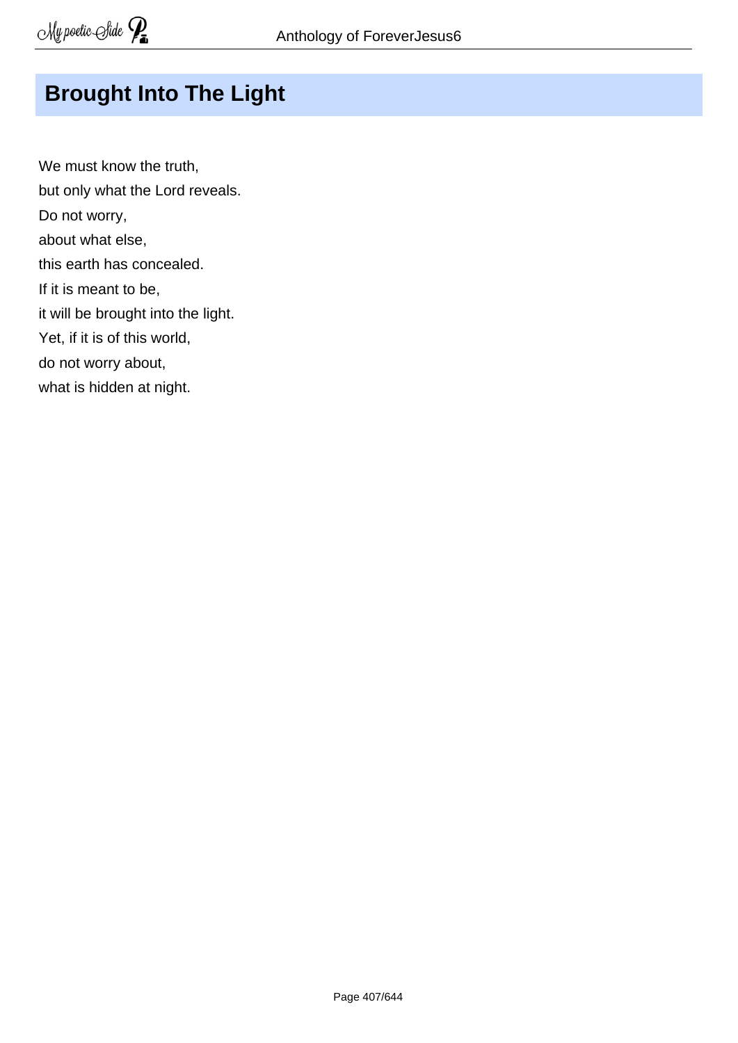## Brought Into The Light

We must know the truth,  
but only what the Lord reveals.  
Do not worry,  
about what else,  
this earth has concealed.  
If it is meant to be,  
it will be brought into the light.  
Yet, if it is of this world,  
do not worry about,  
what is hidden at night.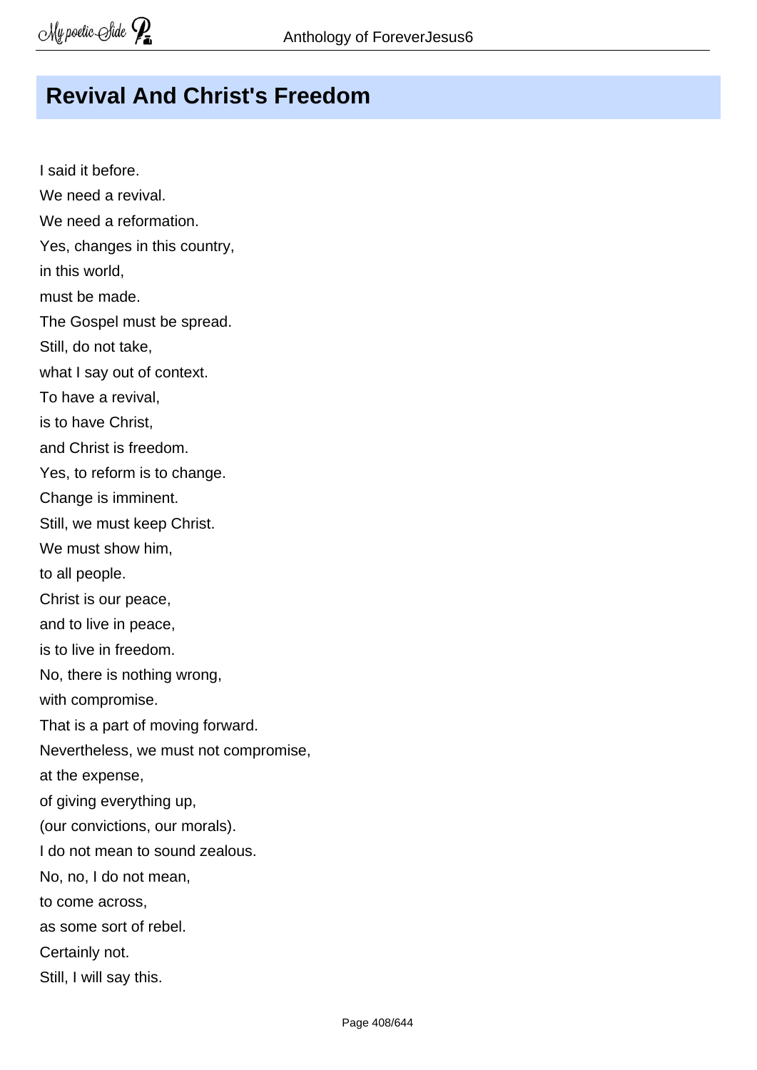## Revival And Christ's Freedom

I said it before.  
We need a revival.  
We need a reformation.  
Yes, changes in this country,  
in this world,  
must be made.  
The Gospel must be spread.  
Still, do not take,  
what I say out of context.  
To have a revival,  
is to have Christ,  
and Christ is freedom.  
Yes, to reform is to change.  
Change is imminent.  
Still, we must keep Christ.  
We must show him,  
to all people.  
Christ is our peace,  
and to live in peace,  
is to live in freedom.  
No, there is nothing wrong,  
with compromise.  
That is a part of moving forward.  
Nevertheless, we must not compromise,  
at the expense,  
of giving everything up,  
(our convictions, our morals).  
I do not mean to sound zealous.  
No, no, I do not mean,  
to come across,  
as some sort of rebel.  
Certainly not.  
Still, I will say this.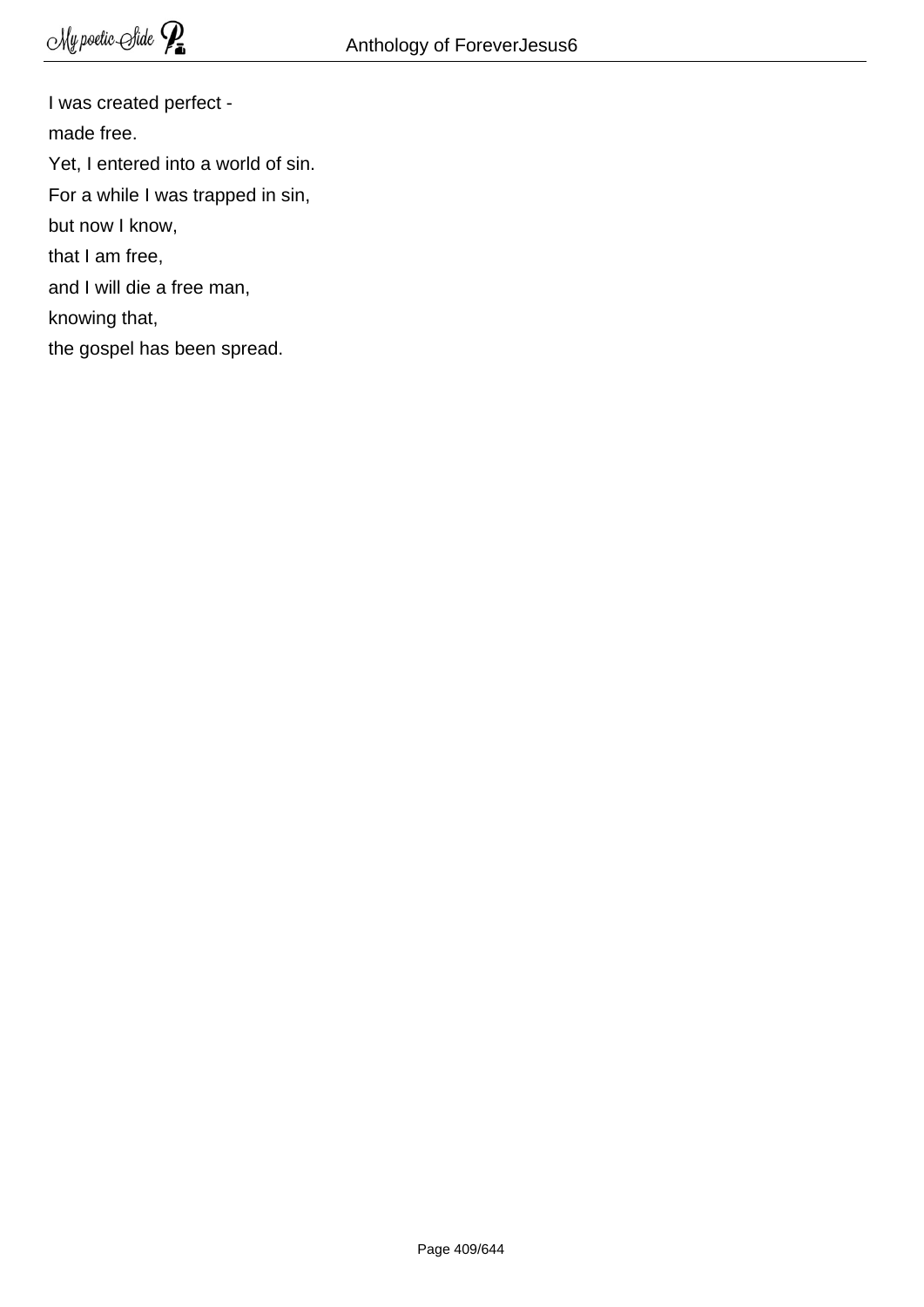I was created perfect -  
made free.  
Yet, I entered into a world of sin.  
For a while I was trapped in sin,  
but now I know,  
that I am free,  
and I will die a free man,  
knowing that,  
the gospel has been spread.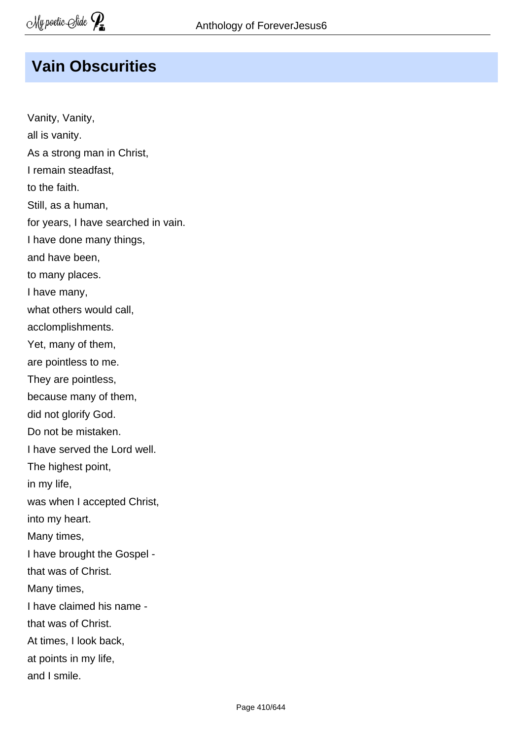## Vain Obscurities

Vanity, Vanity,  
all is vanity.  
As a strong man in Christ,  
I remain steadfast,  
to the faith.  
Still, as a human,  
for years, I have searched in vain.  
I have done many things,  
and have been,  
to many places.  
I have many,  
what others would call,  
acclomplishments.  
Yet, many of them,  
are pointless to me.  
They are pointless,  
because many of them,  
did not glorify God.  
Do not be mistaken.  
I have served the Lord well.  
The highest point,  
in my life,  
was when I accepted Christ,  
into my heart.  
Many times,  
I have brought the Gospel -  
that was of Christ.  
Many times,  
I have claimed his name -  
that was of Christ.  
At times, I look back,  
at points in my life,  
and I smile.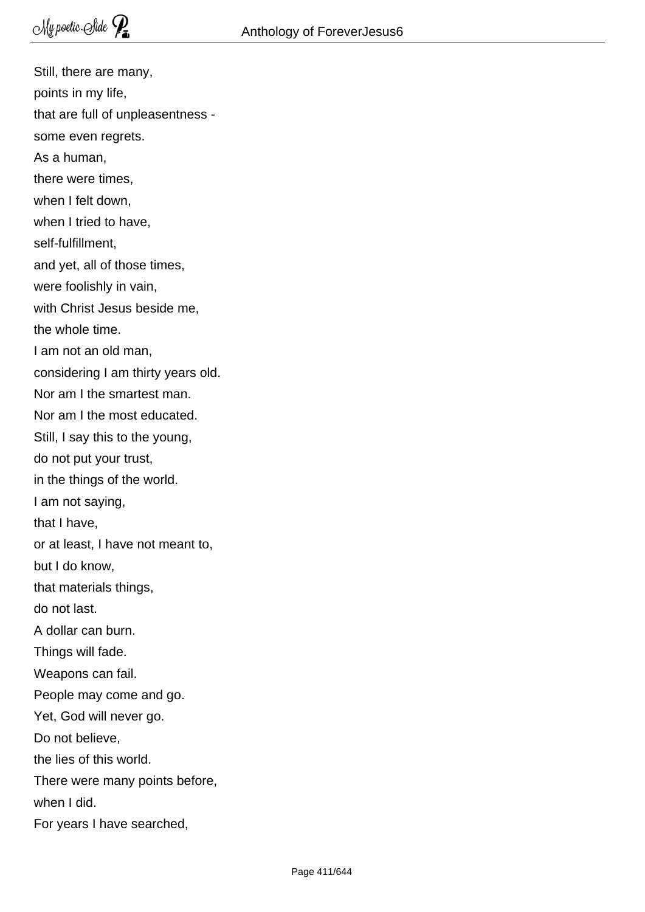Still, there are many,  
points in my life,  
that are full of unpleasentness -  
some even regrets.  
As a human,  
there were times,  
when I felt down,  
when I tried to have,  
self-fulfillment,  
and yet, all of those times,  
were foolishly in vain,  
with Christ Jesus beside me,  
the whole time.  
I am not an old man,  
considering I am thirty years old.  
Nor am I the smartest man.  
Nor am I the most educated.  
Still, I say this to the young,  
do not put your trust,  
in the things of the world.  
I am not saying,  
that I have,  
or at least, I have not meant to,  
but I do know,  
that materials things,  
do not last.  
A dollar can burn.  
Things will fade.  
Weapons can fail.  
People may come and go.  
Yet, God will never go.  
Do not believe,  
the lies of this world.  
There were many points before,  
when I did.  
For years I have searched,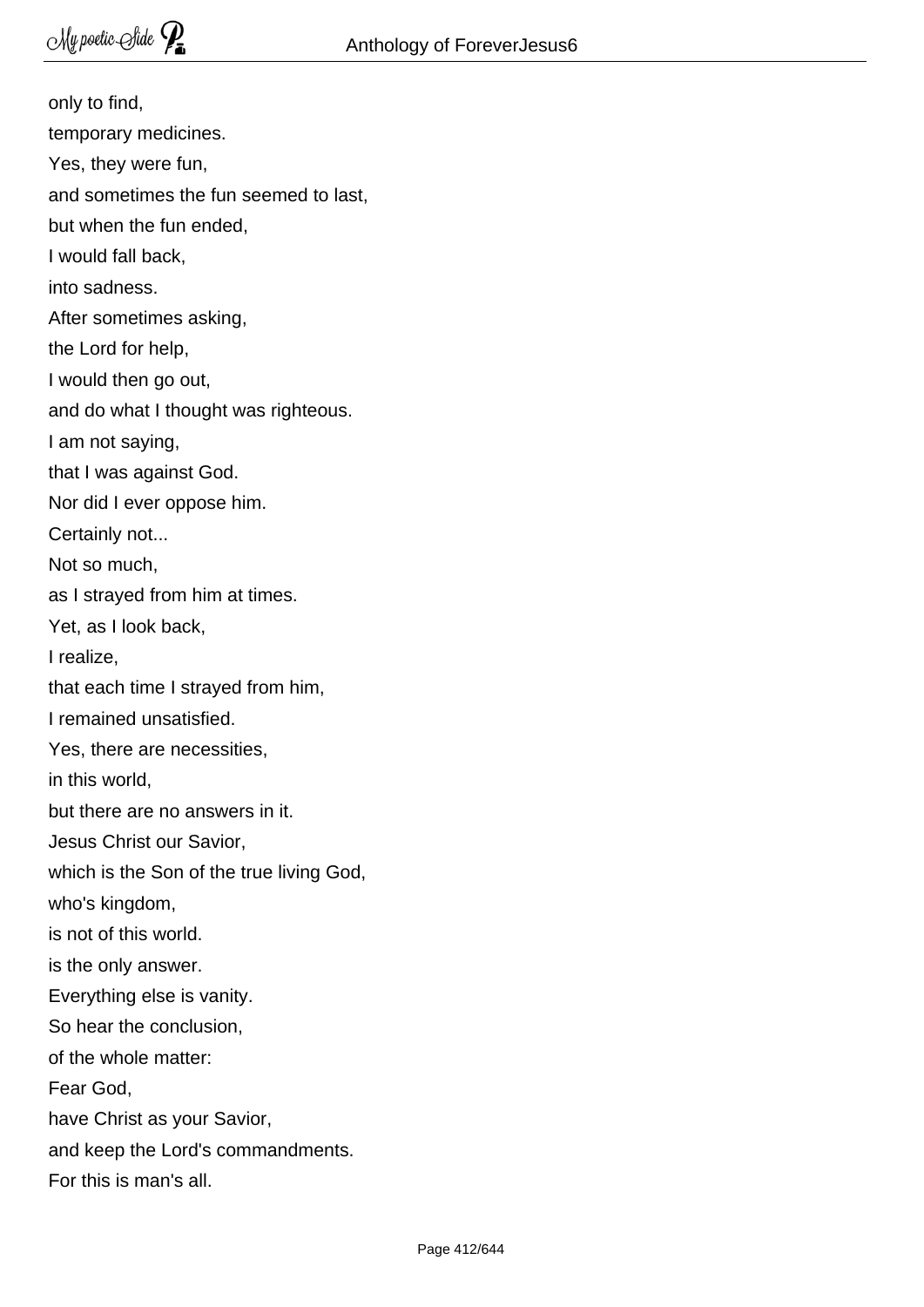only to find,
temporary medicines.
Yes, they were fun,
and sometimes the fun seemed to last,
but when the fun ended,
I would fall back,
into sadness.
After sometimes asking,
the Lord for help,
I would then go out,
and do what I thought was righteous.
I am not saying,
that I was against God.
Nor did I ever oppose him.
Certainly not...
Not so much,
as I strayed from him at times.
Yet, as I look back,
I realize,
that each time I strayed from him,
I remained unsatisfied.
Yes, there are necessities,
in this world,
but there are no answers in it.
Jesus Christ our Savior,
which is the Son of the true living God,
who's kingdom,
is not of this world.
is the only answer.
Everything else is vanity.
So hear the conclusion,
of the whole matter:
Fear God,
have Christ as your Savior,
and keep the Lord's commandments.
For this is man's all.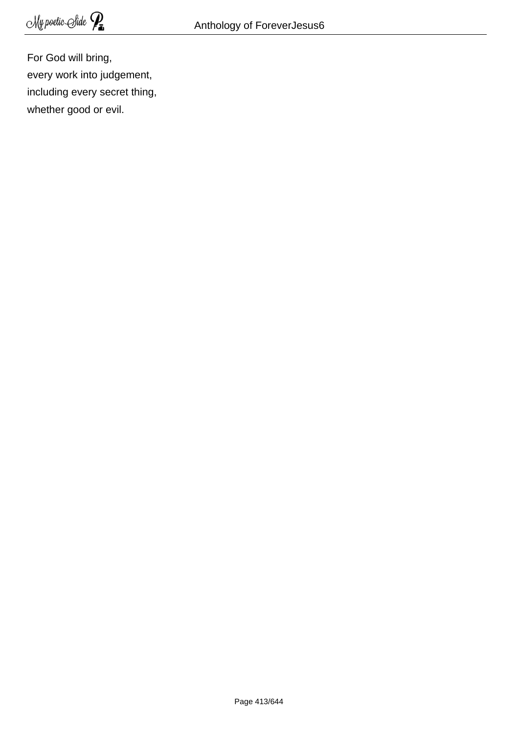For God will bring,
every work into judgement,
including every secret thing,
whether good or evil.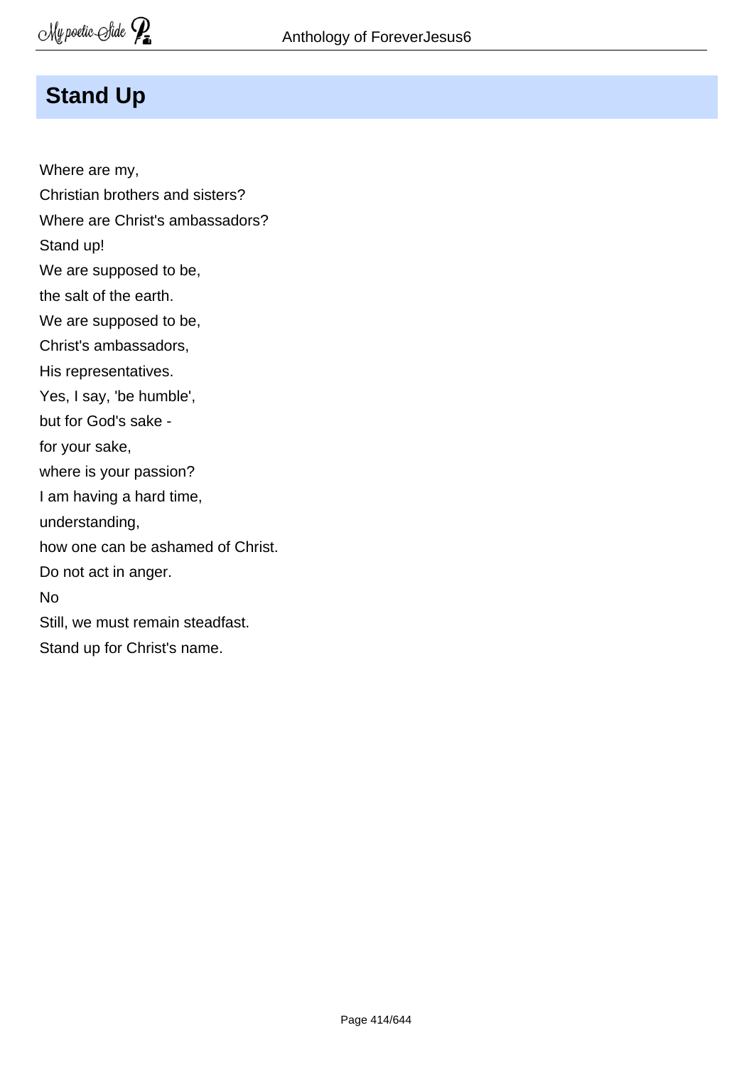## Stand Up

Where are my,  
Christian brothers and sisters?  
Where are Christ's ambassadors?  
Stand up!  
We are supposed to be,  
the salt of the earth.  
We are supposed to be,  
Christ's ambassadors,  
His representatives.  
Yes, I say, 'be humble',  
but for God's sake -  
for your sake,  
where is your passion?  
I am having a hard time,  
understanding,  
how one can be ashamed of Christ.  
Do not act in anger.  
No  
Still, we must remain steadfast.  
Stand up for Christ's name.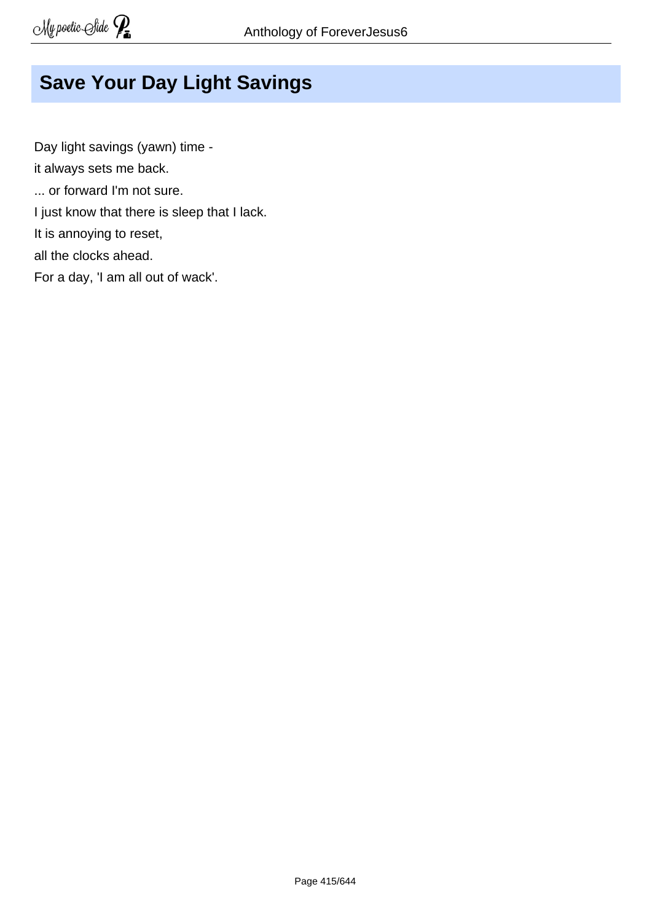## Save Your Day Light Savings

Day light savings (yawn) time -

it always sets me back.

... or forward I'm not sure.

I just know that there is sleep that I lack.

It is annoying to reset,

all the clocks ahead.

For a day, 'I am all out of wack'.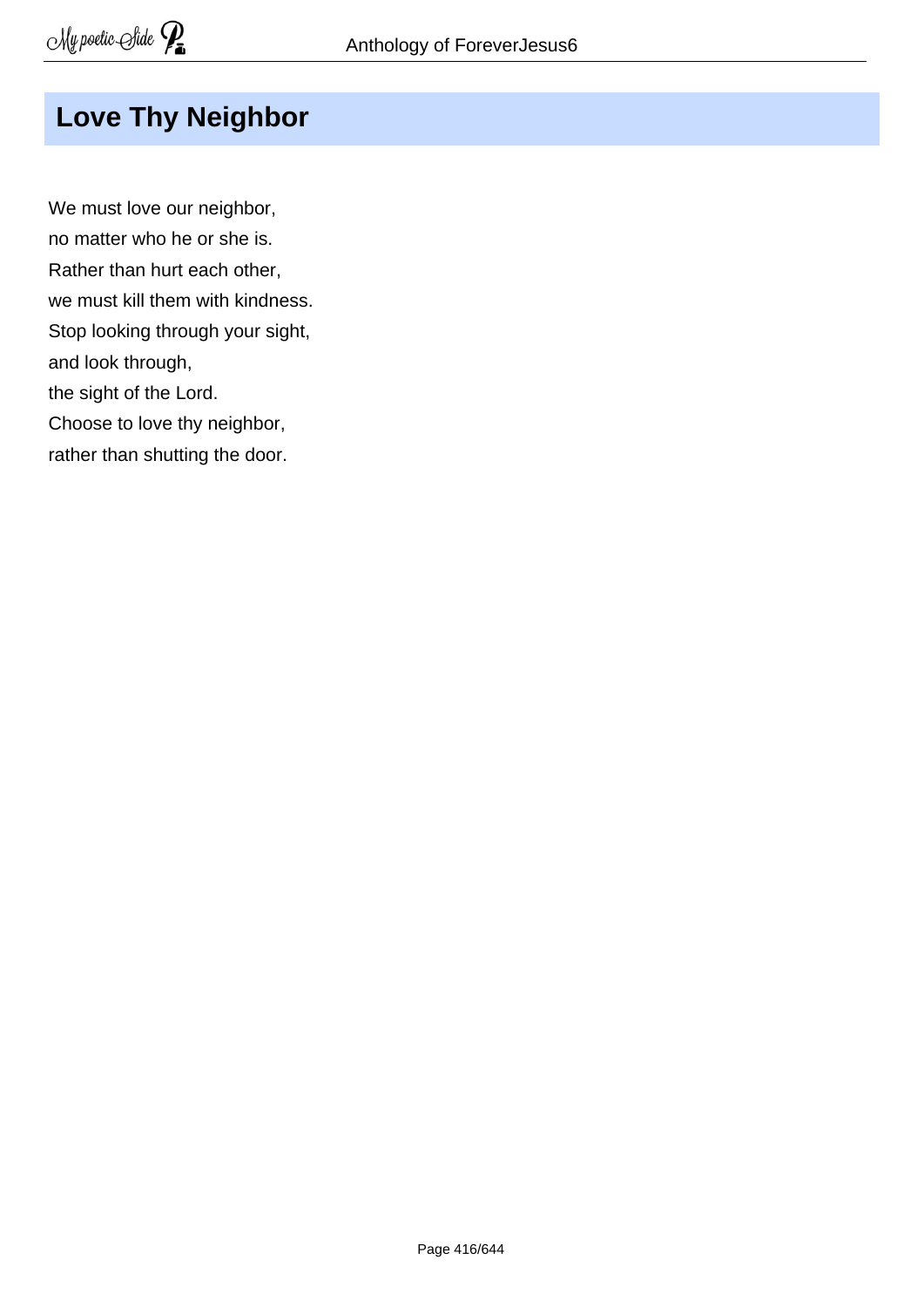# Love Thy Neighbor

We must love our neighbor,
no matter who he or she is.
Rather than hurt each other,
we must kill them with kindness.
Stop looking through your sight,
and look through,
the sight of the Lord.
Choose to love thy neighbor,
rather than shutting the door.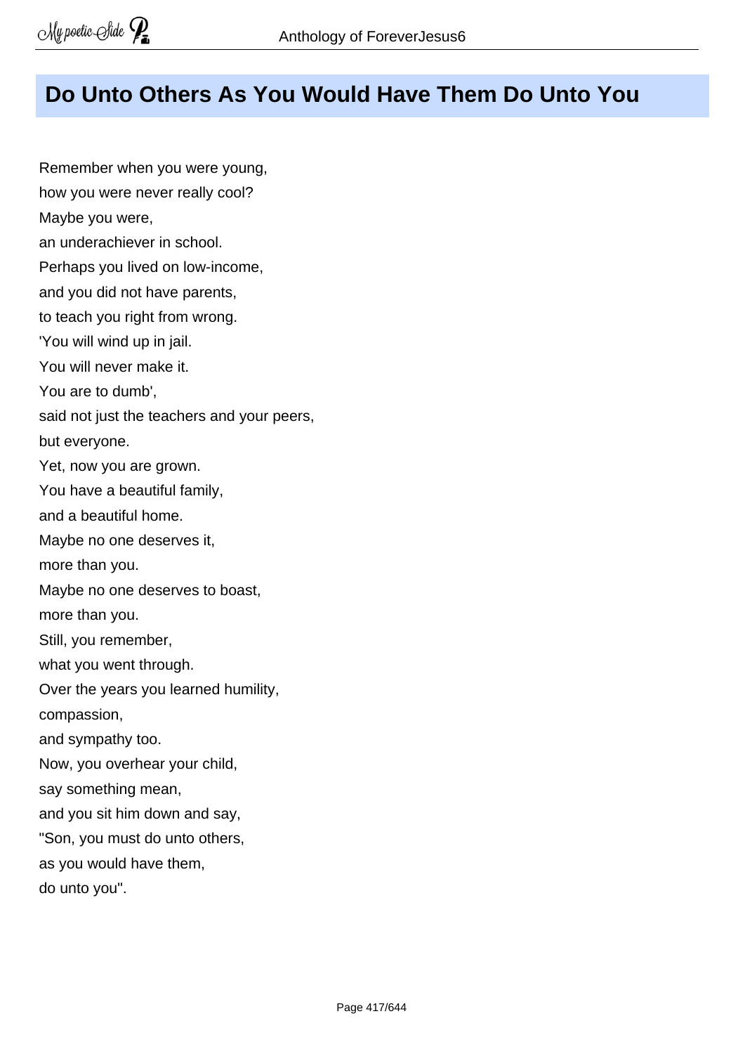## Do Unto Others As You Would Have Them Do Unto You

Remember when you were young,  
how you were never really cool?  
Maybe you were,  
an underachiever in school.  
Perhaps you lived on low-income,  
and you did not have parents,  
to teach you right from wrong.  
'You will wind up in jail.  
You will never make it.  
You are to dumb',  
said not just the teachers and your peers,  
but everyone.  
Yet, now you are grown.  
You have a beautiful family,  
and a beautiful home.  
Maybe no one deserves it,  
more than you.  
Maybe no one deserves to boast,  
more than you.  
Still, you remember,  
what you went through.  
Over the years you learned humility,  
compassion,  
and sympathy too.  
Now, you overhear your child,  
say something mean,  
and you sit him down and say,  
"Son, you must do unto others,  
as you would have them,  
do unto you".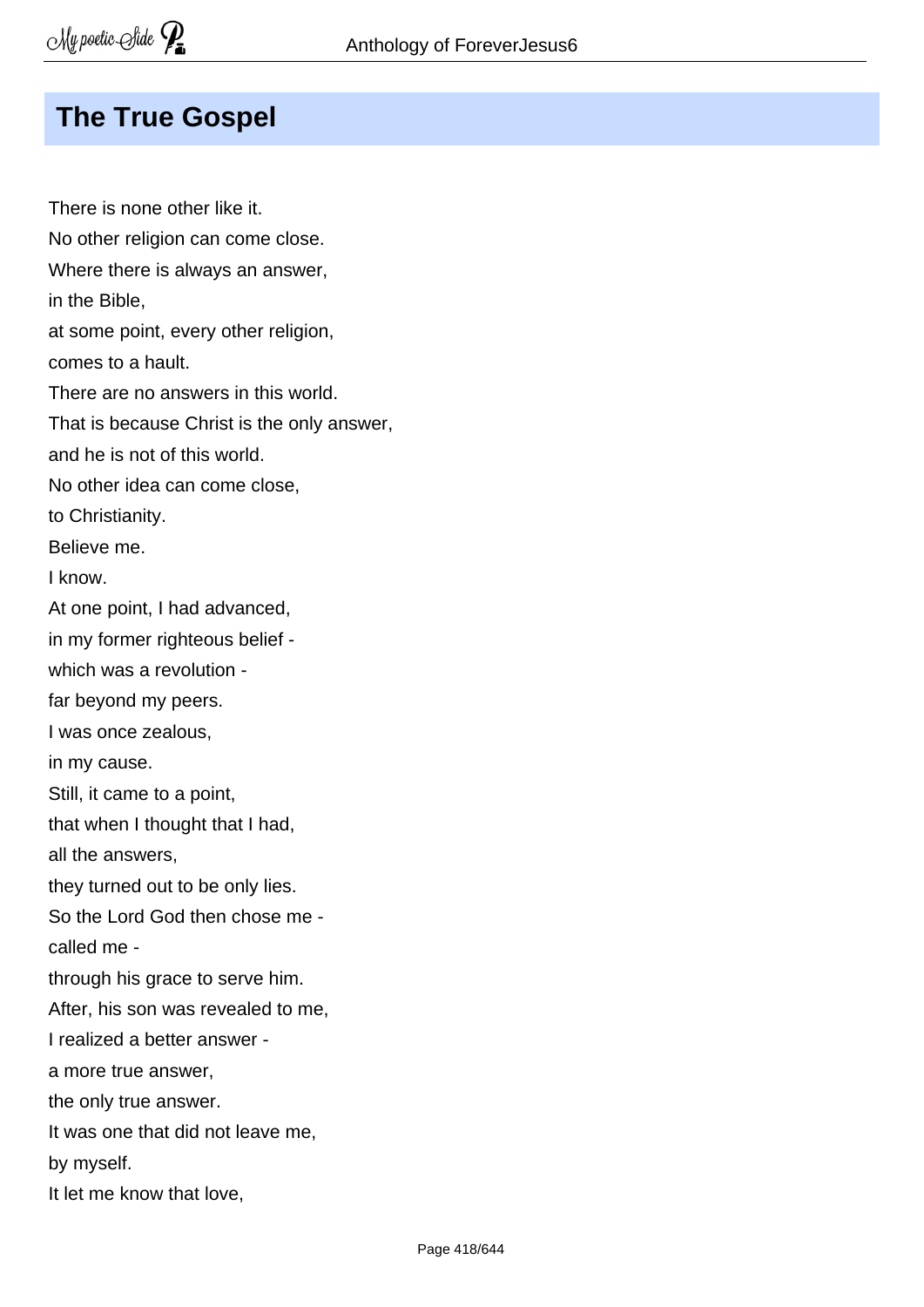## The True Gospel

There is none other like it.
No other religion can come close.
Where there is always an answer,
in the Bible,
at some point, every other religion,
comes to a hault.
There are no answers in this world.
That is because Christ is the only answer,
and he is not of this world.
No other idea can come close,
to Christianity.
Believe me.
I know.
At one point, I had advanced,
in my former righteous belief -
which was a revolution -
far beyond my peers.
I was once zealous,
in my cause.
Still, it came to a point,
that when I thought that I had,
all the answers,
they turned out to be only lies.
So the Lord God then chose me -
called me -
through his grace to serve him.
After, his son was revealed to me,
I realized a better answer -
a more true answer,
the only true answer.
It was one that did not leave me,
by myself.
It let me know that love,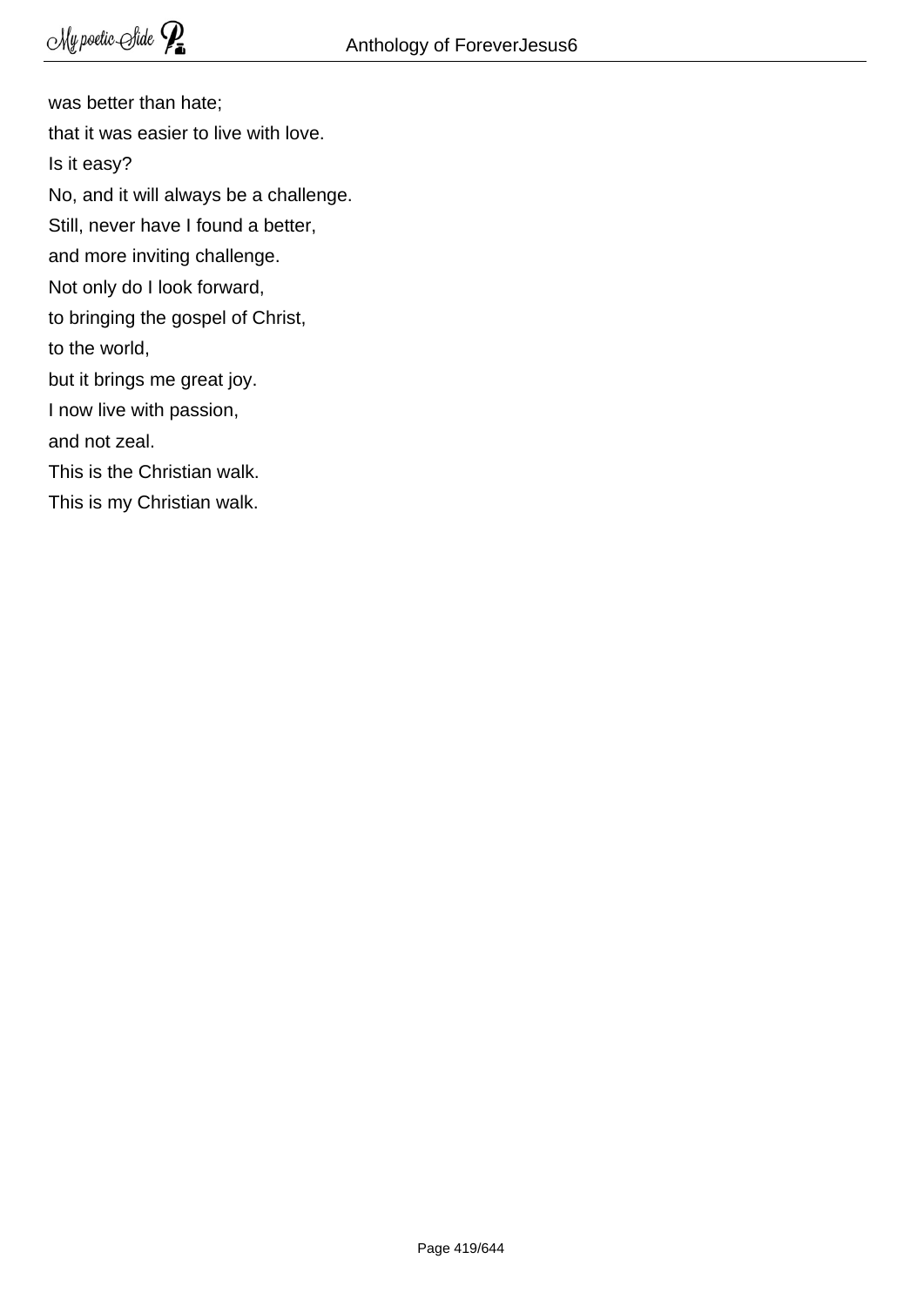was better than hate;  
that it was easier to live with love.  
Is it easy?  
No, and it will always be a challenge.  
Still, never have I found a better,  
and more inviting challenge.  
Not only do I look forward,  
to bringing the gospel of Christ,  
to the world,  
but it brings me great joy.  
I now live with passion,  
and not zeal.  
This is the Christian walk.  
This is my Christian walk.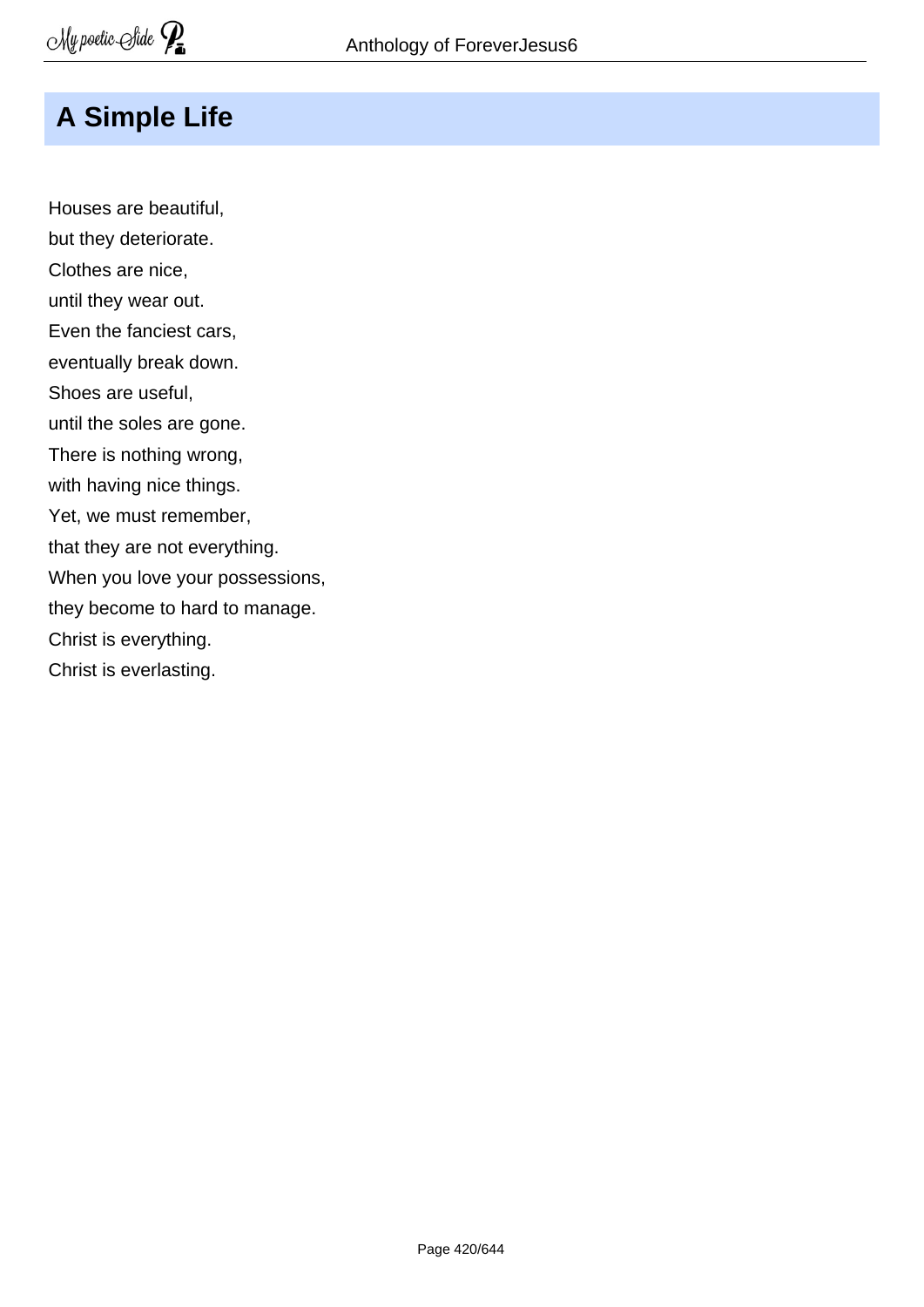# A Simple Life

Houses are beautiful,
but they deteriorate.
Clothes are nice,
until they wear out.
Even the fanciest cars,
eventually break down.
Shoes are useful,
until the soles are gone.
There is nothing wrong,
with having nice things.
Yet, we must remember,
that they are not everything.
When you love your possessions,
they become to hard to manage.
Christ is everything.
Christ is everlasting.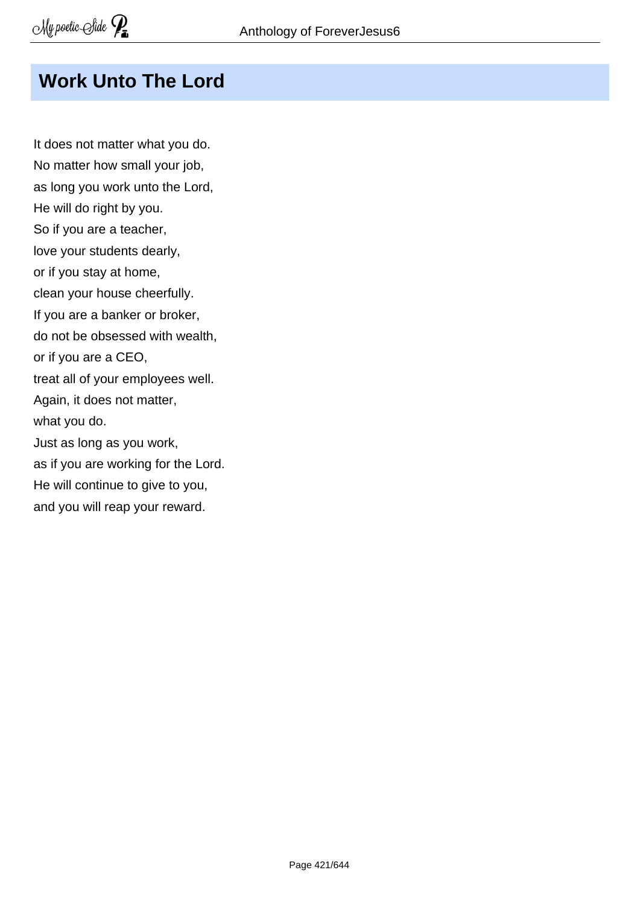# Work Unto The Lord

It does not matter what you do.
No matter how small your job,
as long you work unto the Lord,
He will do right by you.
So if you are a teacher,
love your students dearly,
or if you stay at home,
clean your house cheerfully.
If you are a banker or broker,
do not be obsessed with wealth,
or if you are a CEO,
treat all of your employees well.
Again, it does not matter,
what you do.
Just as long as you work,
as if you are working for the Lord.
He will continue to give to you,
and you will reap your reward.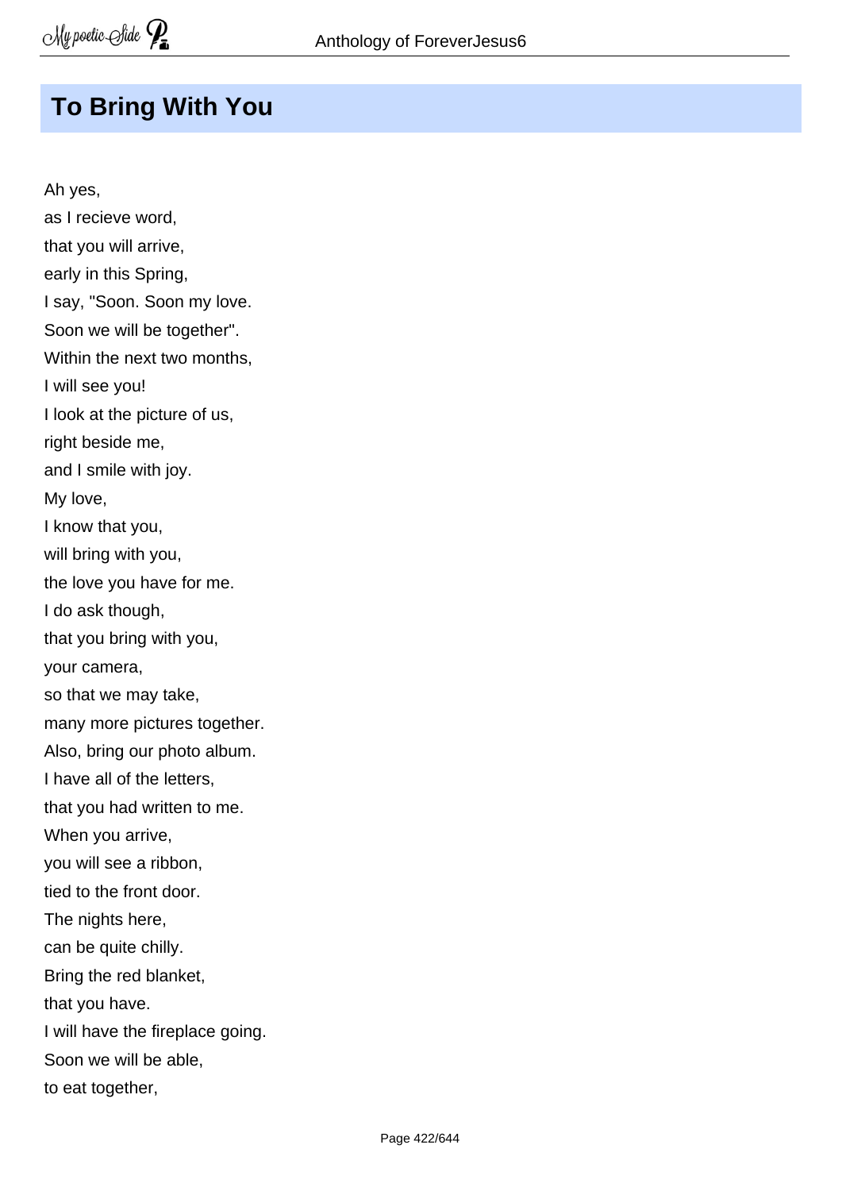## To Bring With You

Ah yes,
as I recieve word,
that you will arrive,
early in this Spring,
I say, "Soon. Soon my love.
Soon we will be together".
Within the next two months,
I will see you!
I look at the picture of us,
right beside me,
and I smile with joy.
My love,
I know that you,
will bring with you,
the love you have for me.
I do ask though,
that you bring with you,
your camera,
so that we may take,
many more pictures together.
Also, bring our photo album.
I have all of the letters,
that you had written to me.
When you arrive,
you will see a ribbon,
tied to the front door.
The nights here,
can be quite chilly.
Bring the red blanket,
that you have.
I will have the fireplace going.
Soon we will be able,
to eat together,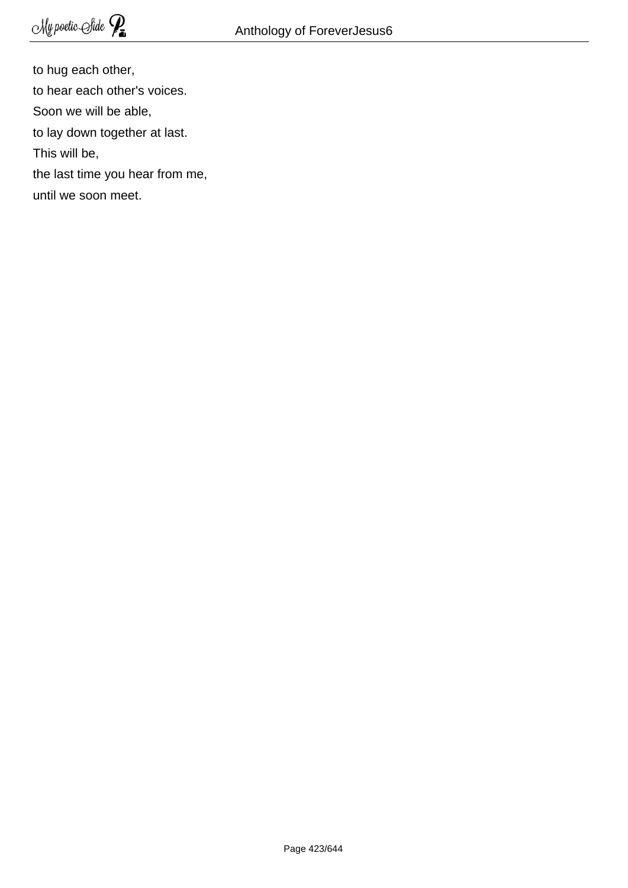to hug each other,  
to hear each other's voices.  
Soon we will be able,  
to lay down together at last.  
This will be,  
the last time you hear from me,  
until we soon meet.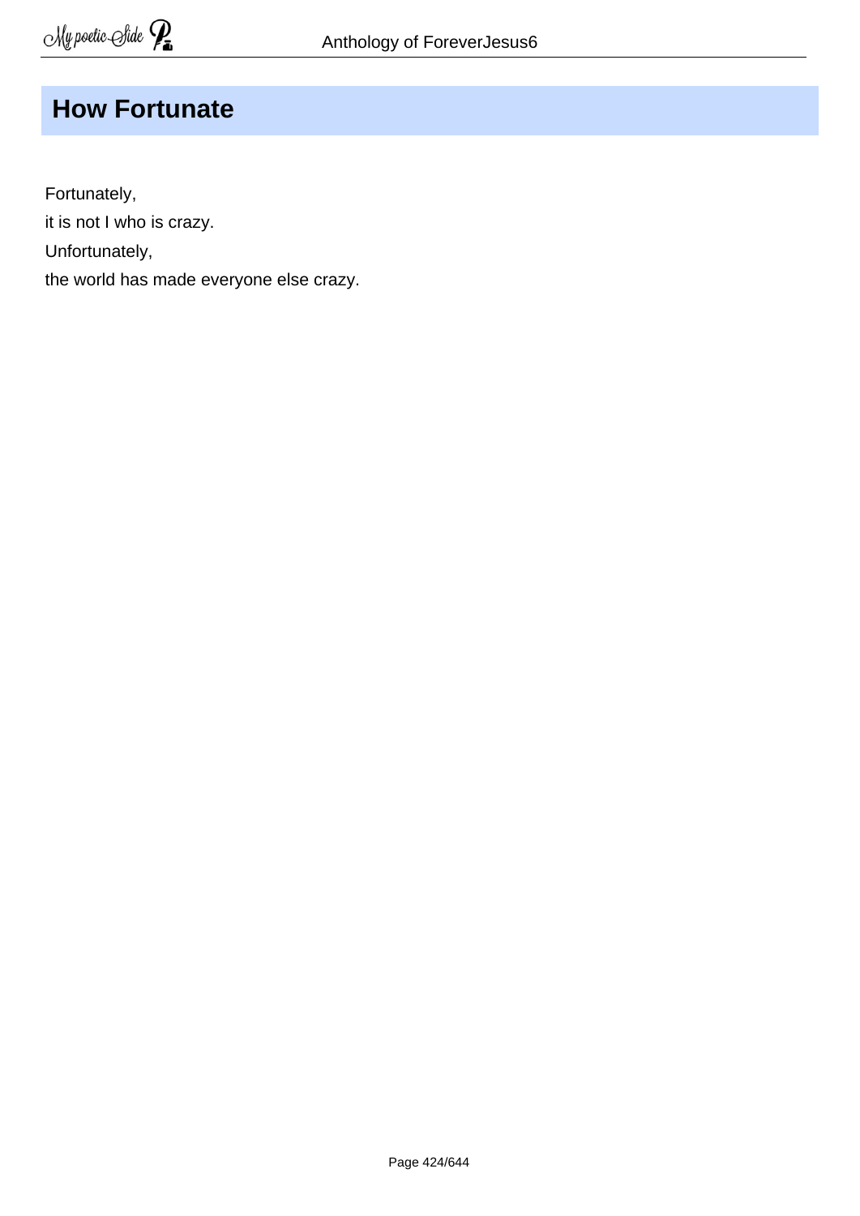## How Fortunate

Fortunately,
it is not I who is crazy.
Unfortunately,
the world has made everyone else crazy.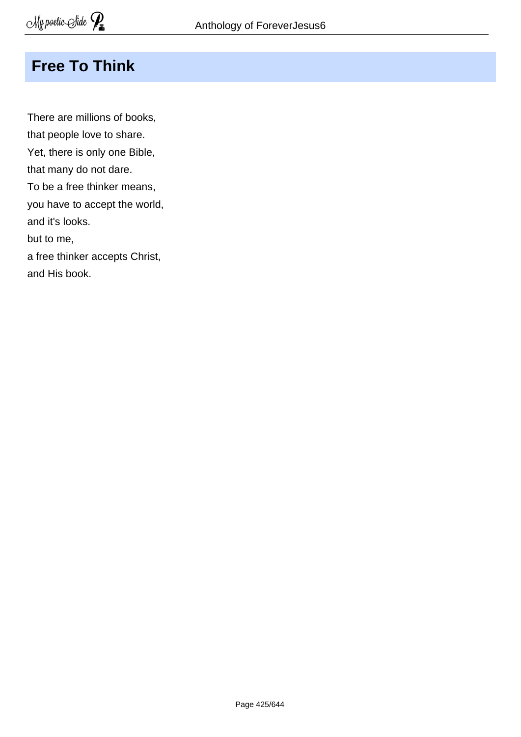# Free To Think

There are millions of books,
that people love to share.
Yet, there is only one Bible,
that many do not dare.
To be a free thinker means,
you have to accept the world,
and it's looks.
but to me,
a free thinker accepts Christ,
and His book.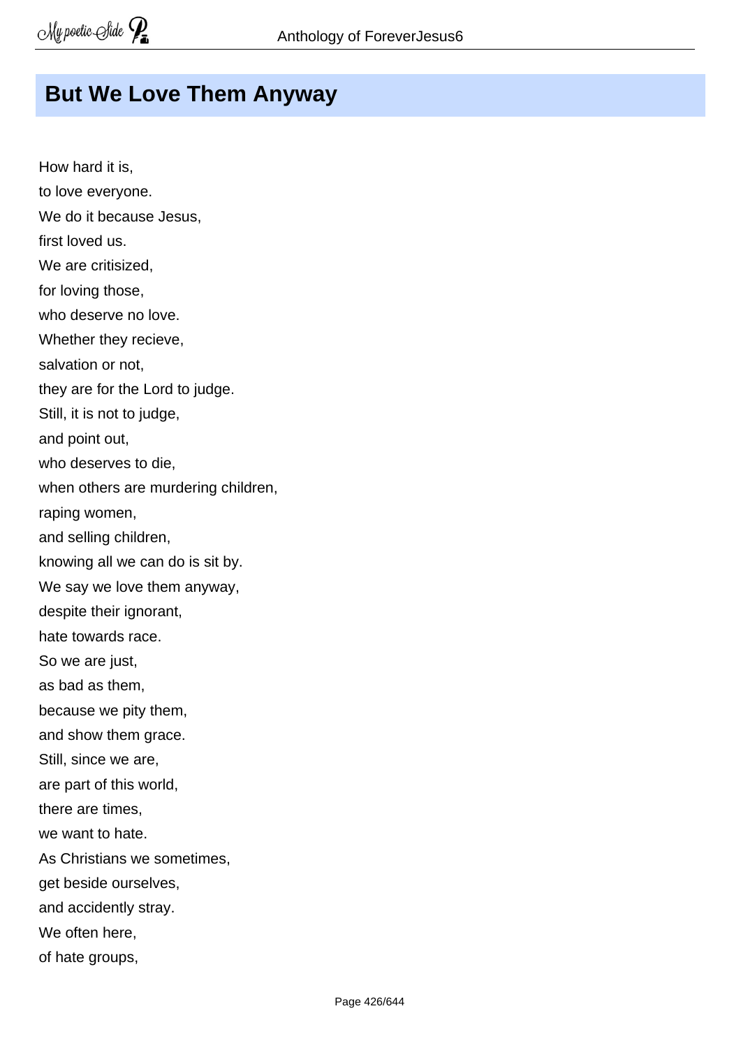## But We Love Them Anyway

How hard it is,
to love everyone.
We do it because Jesus,
first loved us.
We are critisized,
for loving those,
who deserve no love.
Whether they recieve,
salvation or not,
they are for the Lord to judge.
Still, it is not to judge,
and point out,
who deserves to die,
when others are murdering children,
raping women,
and selling children,
knowing all we can do is sit by.
We say we love them anyway,
despite their ignorant,
hate towards race.
So we are just,
as bad as them,
because we pity them,
and show them grace.
Still, since we are,
are part of this world,
there are times,
we want to hate.
As Christians we sometimes,
get beside ourselves,
and accidently stray.
We often here,
of hate groups,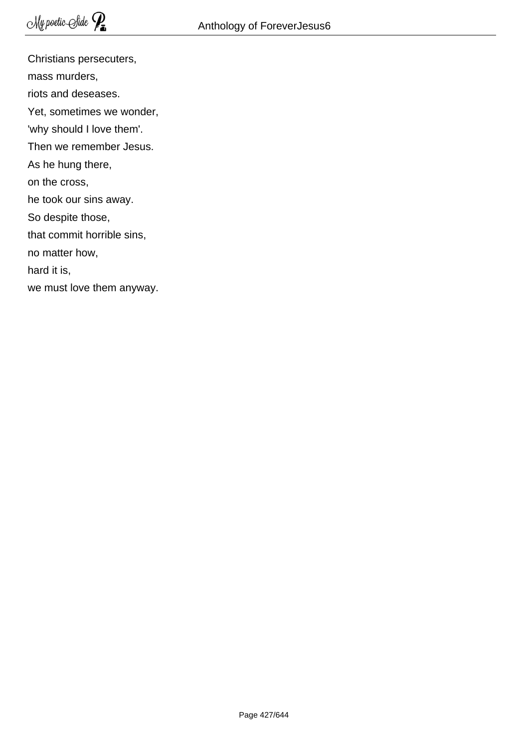Christians persecuters,  
mass murders,  
riots and deseases.  
Yet, sometimes we wonder,  
'why should I love them'.  
Then we remember Jesus.  
As he hung there,  
on the cross,  
he took our sins away.  
So despite those,  
that commit horrible sins,  
no matter how,  
hard it is,  
we must love them anyway.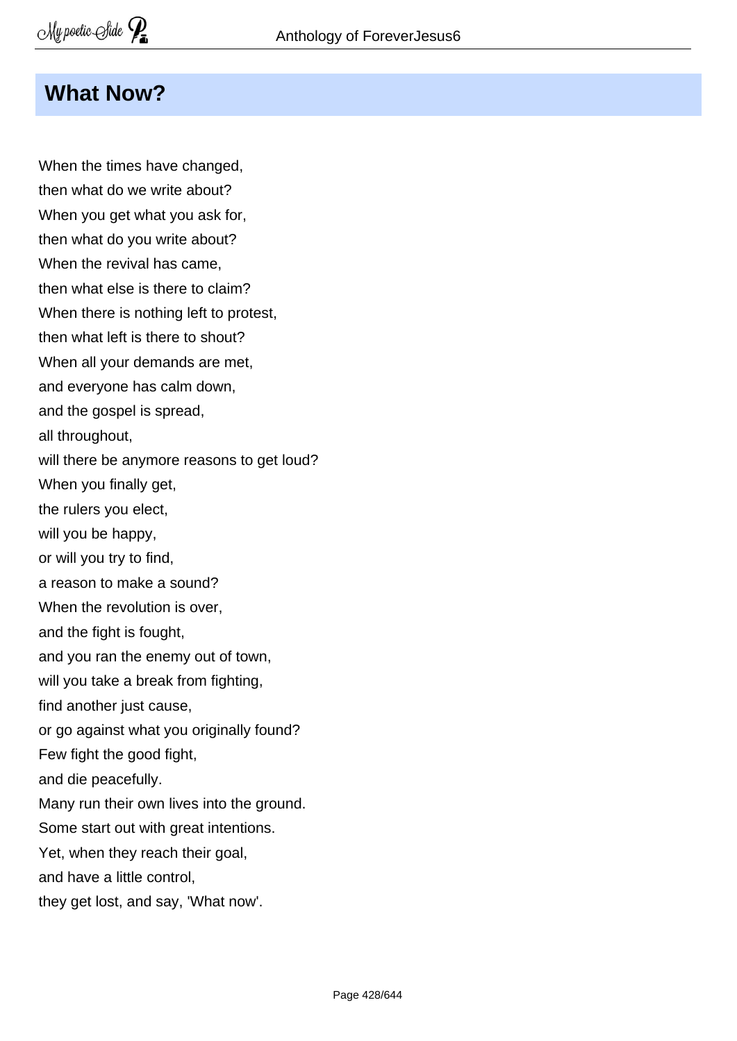## What Now?

When the times have changed,  
then what do we write about?  
When you get what you ask for,  
then what do you write about?  
When the revival has came,  
then what else is there to claim?  
When there is nothing left to protest,  
then what left is there to shout?  
When all your demands are met,  
and everyone has calm down,  
and the gospel is spread,  
all throughout,  
will there be anymore reasons to get loud?  
When you finally get,  
the rulers you elect,  
will you be happy,  
or will you try to find,  
a reason to make a sound?  
When the revolution is over,  
and the fight is fought,  
and you ran the enemy out of town,  
will you take a break from fighting,  
find another just cause,  
or go against what you originally found?  
Few fight the good fight,  
and die peacefully.  
Many run their own lives into the ground.  
Some start out with great intentions.  
Yet, when they reach their goal,  
and have a little control,  
they get lost, and say, 'What now'.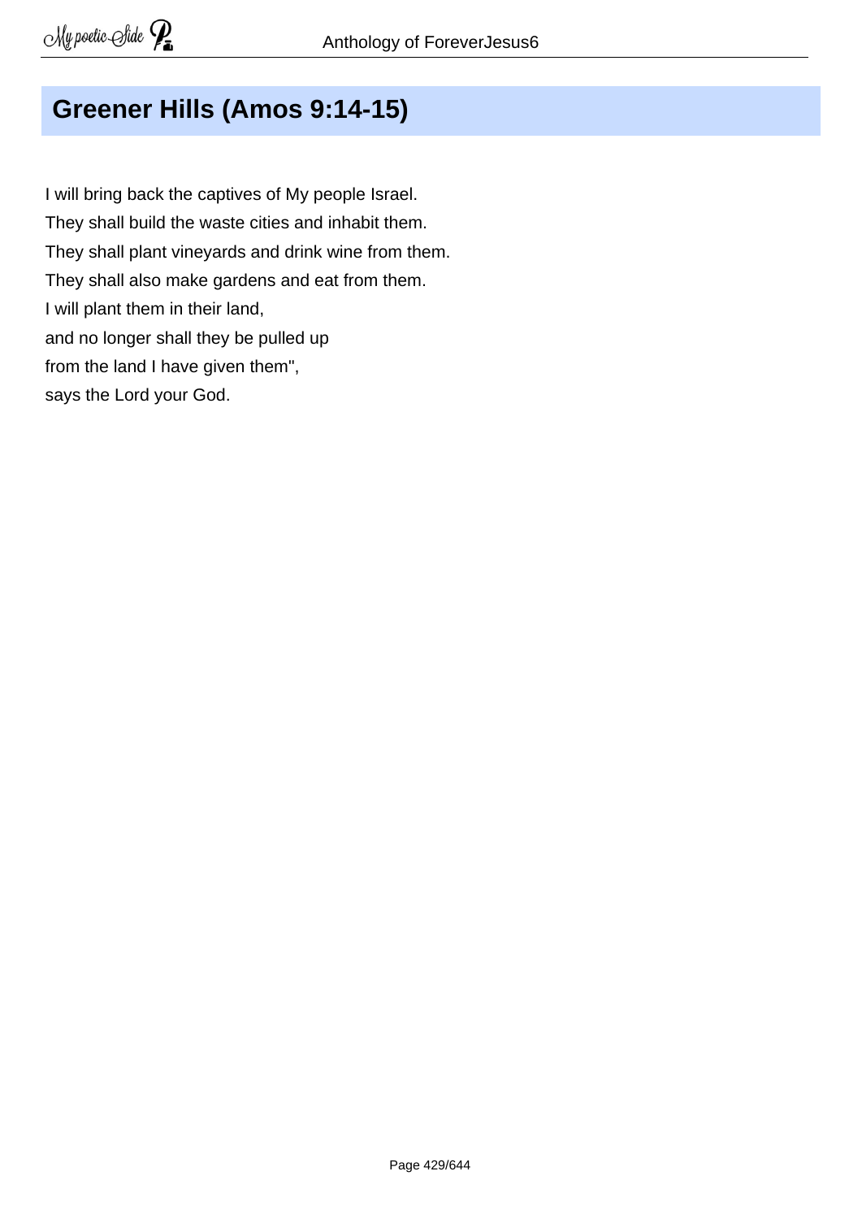## Greener Hills (Amos 9:14-15)

I will bring back the captives of My people Israel.  
They shall build the waste cities and inhabit them.  
They shall plant vineyards and drink wine from them.  
They shall also make gardens and eat from them.  
I will plant them in their land,  
and no longer shall they be pulled up  
from the land I have given them",  
says the Lord your God.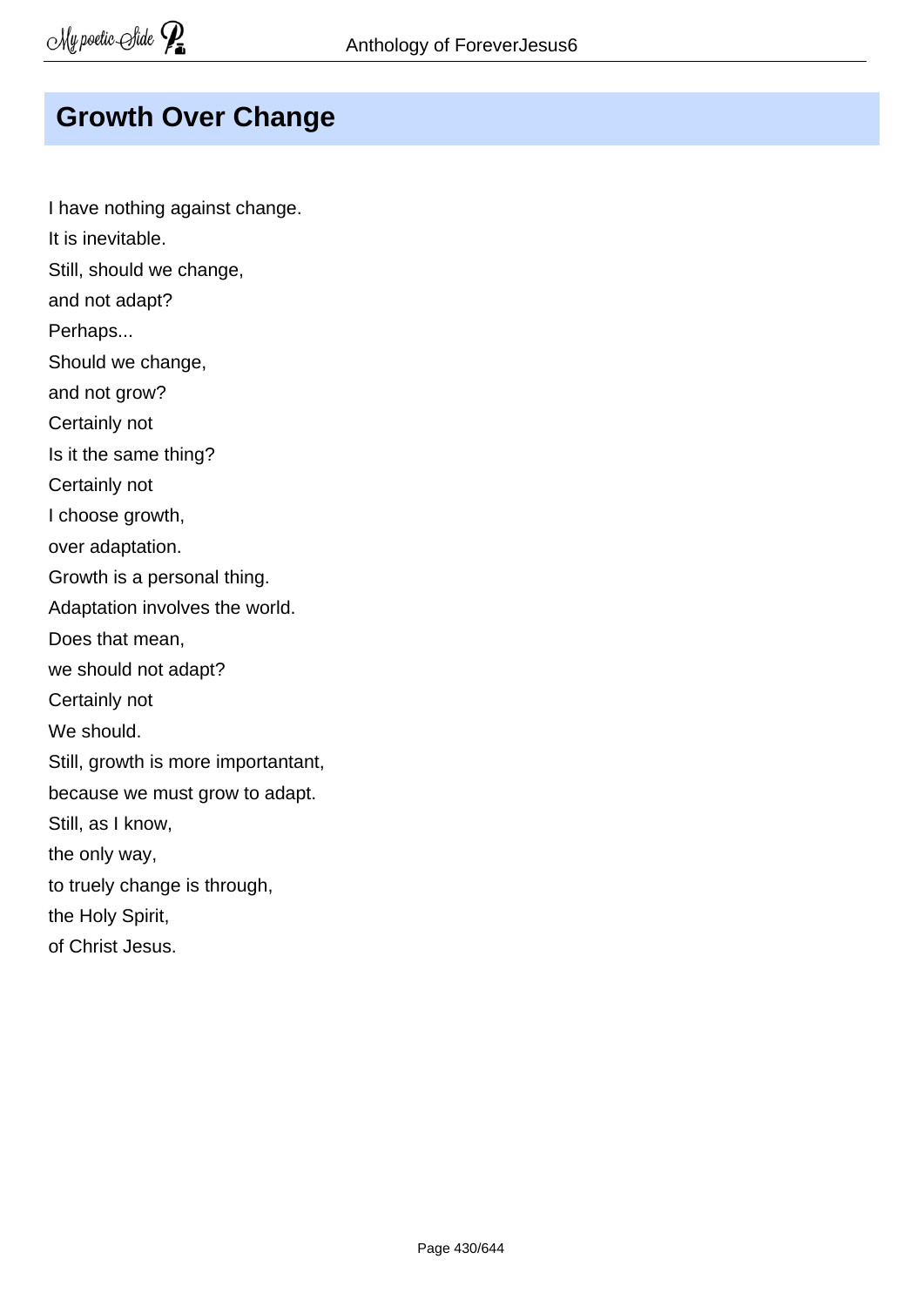## Growth Over Change

I have nothing against change.  
It is inevitable.  
Still, should we change,  
and not adapt?  
Perhaps...  
Should we change,  
and not grow?  
Certainly not  
Is it the same thing?  
Certainly not  
I choose growth,  
over adaptation.  
Growth is a personal thing.  
Adaptation involves the world.  
Does that mean,  
we should not adapt?  
Certainly not  
We should.  
Still, growth is more importantant,  
because we must grow to adapt.  
Still, as I know,  
the only way,  
to truely change is through,  
the Holy Spirit,  
of Christ Jesus.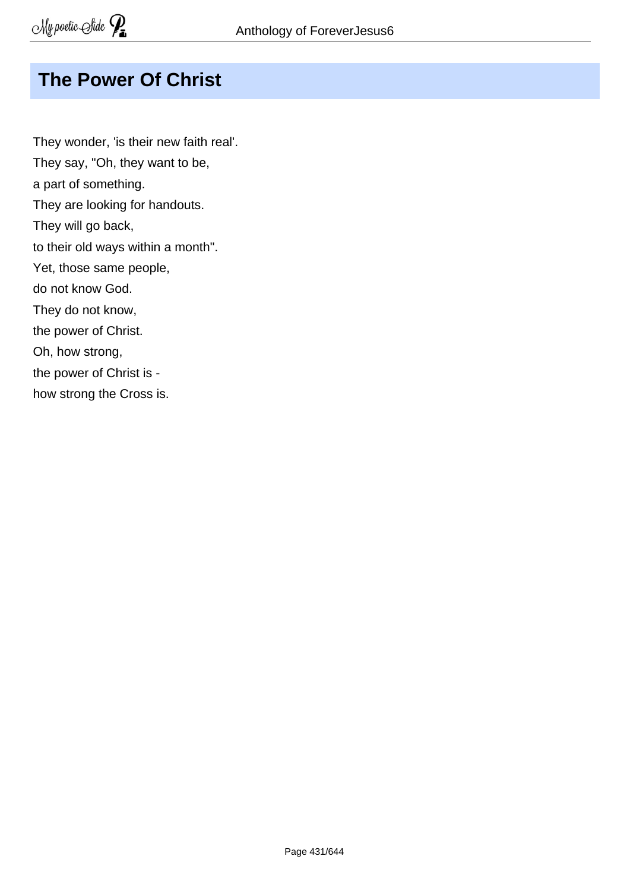## The Power Of Christ

They wonder, 'is their new faith real'.  
They say, "Oh, they want to be,  
a part of something.  
They are looking for handouts.  
They will go back,  
to their old ways within a month".  
Yet, those same people,  
do not know God.  
They do not know,  
the power of Christ.  
Oh, how strong,  
the power of Christ is -  
how strong the Cross is.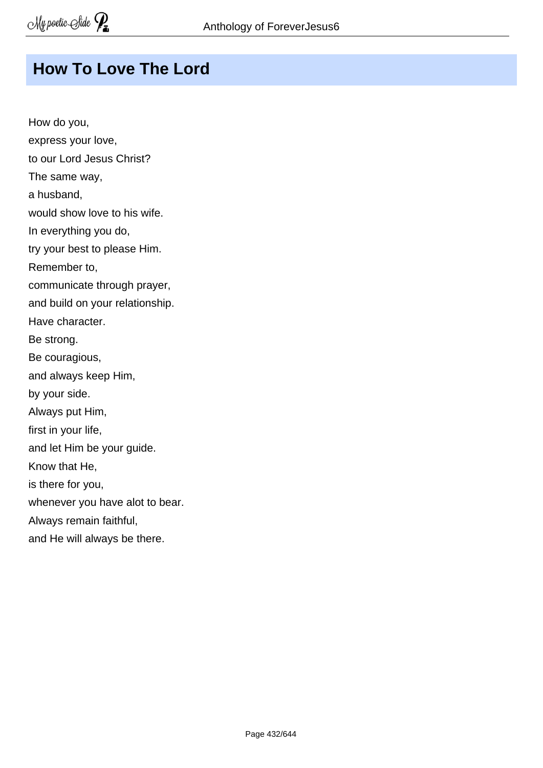## How To Love The Lord

How do you,  
express your love,  
to our Lord Jesus Christ?  
The same way,  
a husband,  
would show love to his wife.  
In everything you do,  
try your best to please Him.  
Remember to,  
communicate through prayer,  
and build on your relationship.  
Have character.  
Be strong.  
Be couragious,  
and always keep Him,  
by your side.  
Always put Him,  
first in your life,  
and let Him be your guide.  
Know that He,  
is there for you,  
whenever you have alot to bear.  
Always remain faithful,  
and He will always be there.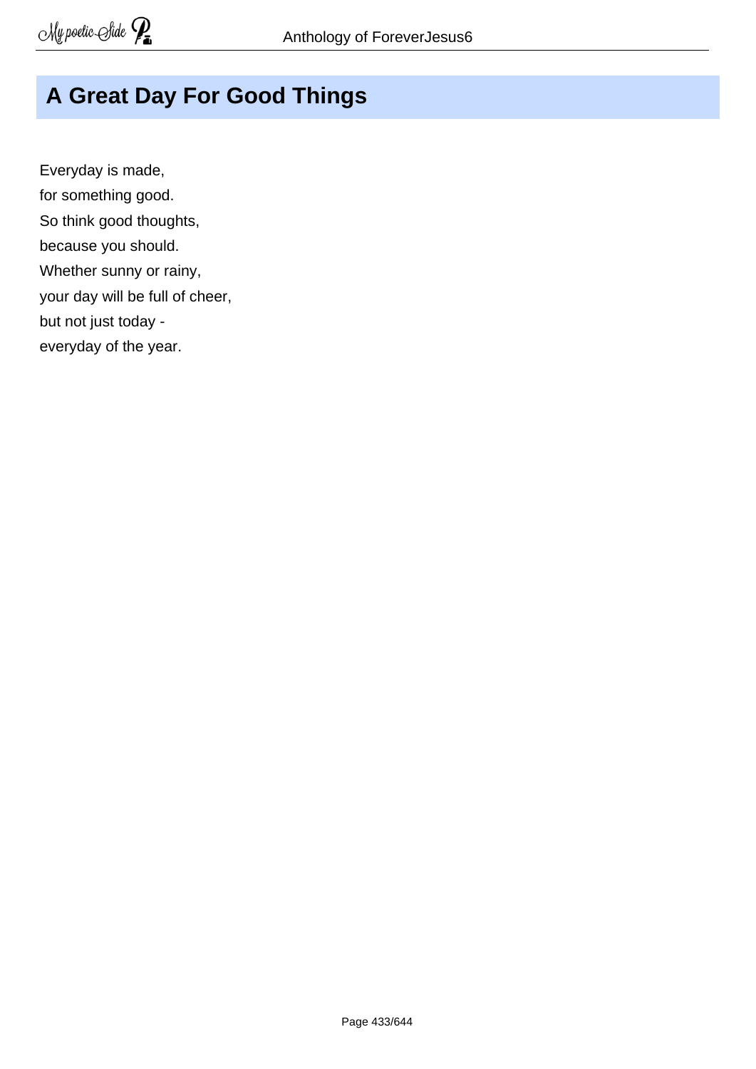# A Great Day For Good Things

Everyday is made,  
for something good.  
So think good thoughts,  
because you should.  
Whether sunny or rainy,  
your day will be full of cheer,  
but not just today -  
everyday of the year.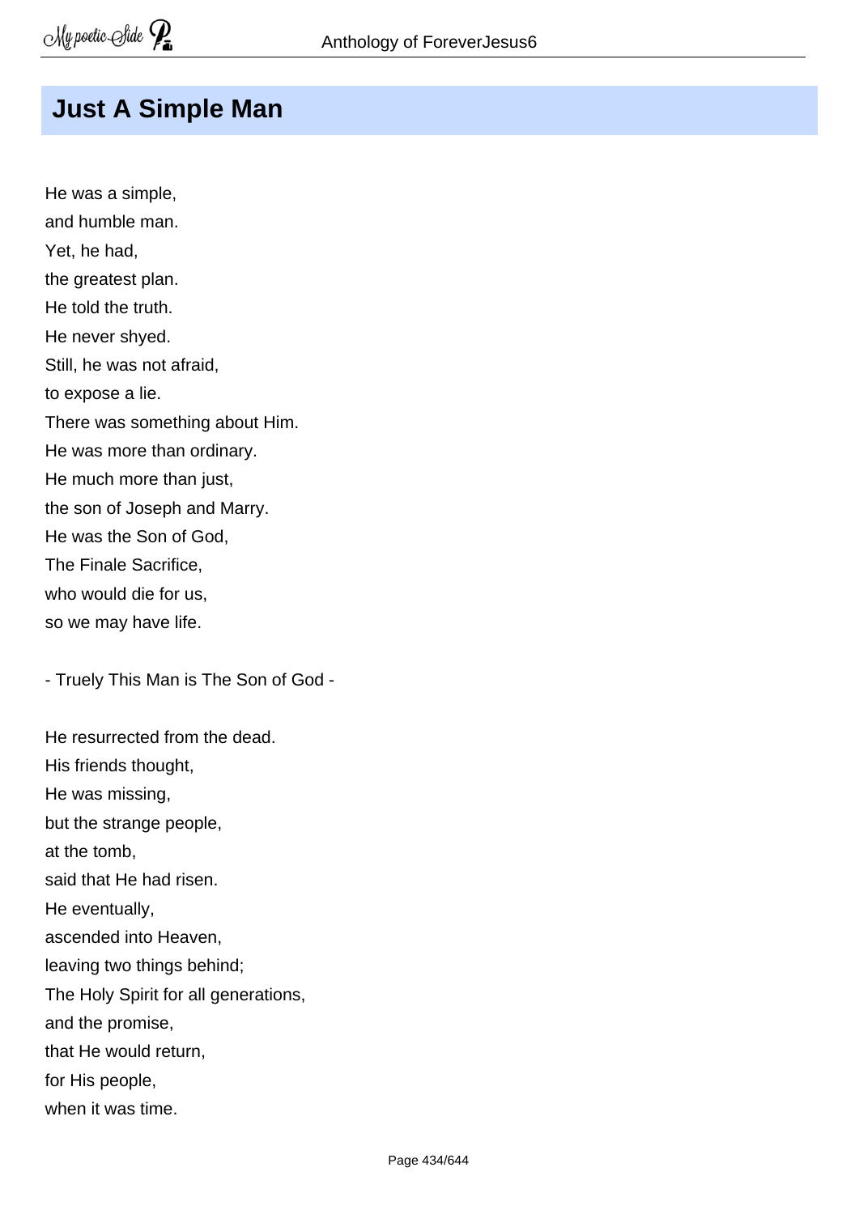# Just A Simple Man

He was a simple,
and humble man.
Yet, he had,
the greatest plan.
He told the truth.
He never shyed.
Still, he was not afraid,
to expose a lie.
There was something about Him.
He was more than ordinary.
He much more than just,
the son of Joseph and Marry.
He was the Son of God,
The Finale Sacrifice,
who would die for us,
so we may have life.

- Truely This Man is The Son of God -

He resurrected from the dead.
His friends thought,
He was missing,
but the strange people,
at the tomb,
said that He had risen.
He eventually,
ascended into Heaven,
leaving two things behind;
The Holy Spirit for all generations,
and the promise,
that He would return,
for His people,
when it was time.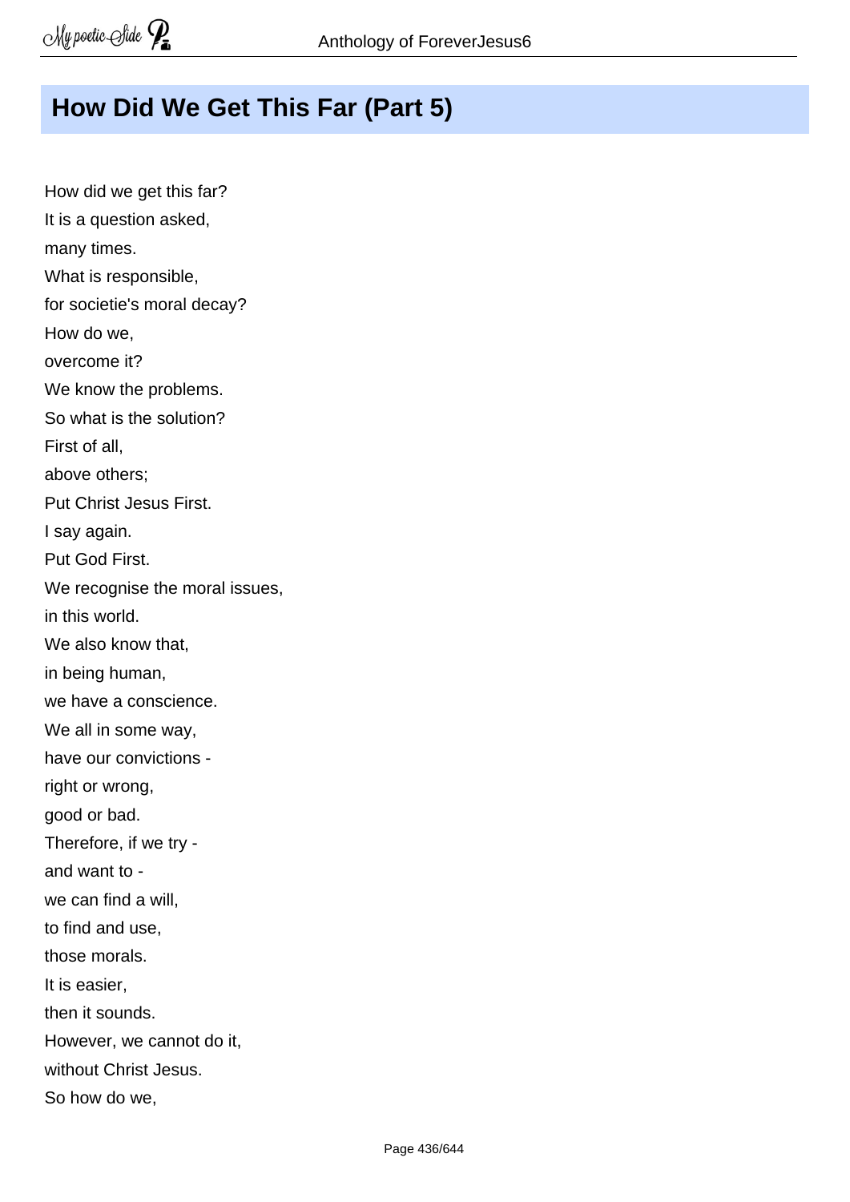## How Did We Get This Far (Part 5)

How did we get this far?  
It is a question asked,  
many times.  
What is responsible,  
for societie's moral decay?  
How do we,  
overcome it?  
We know the problems.  
So what is the solution?  
First of all,  
above others;  
Put Christ Jesus First.  
I say again.  
Put God First.  
We recognise the moral issues,  
in this world.  
We also know that,  
in being human,  
we have a conscience.  
We all in some way,  
have our convictions -  
right or wrong,  
good or bad.  
Therefore, if we try -  
and want to -  
we can find a will,  
to find and use,  
those morals.  
It is easier,  
then it sounds.  
However, we cannot do it,  
without Christ Jesus.  
So how do we,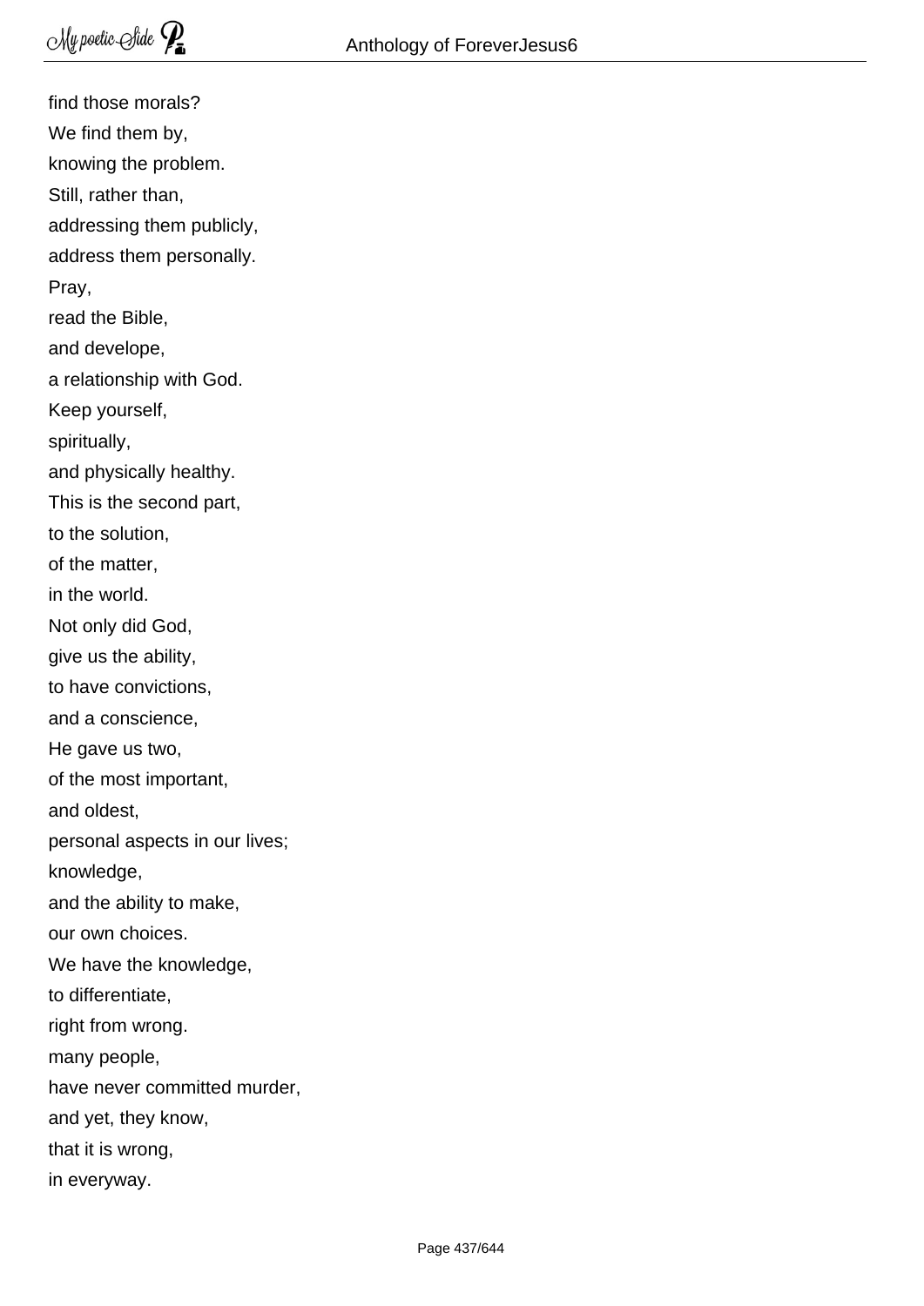find those morals?  
We find them by,  
knowing the problem.  
Still, rather than,  
addressing them publicly,  
address them personally.  
Pray,  
read the Bible,  
and develope,  
a relationship with God.  
Keep yourself,  
spiritually,  
and physically healthy.  
This is the second part,  
to the solution,  
of the matter,  
in the world.  
Not only did God,  
give us the ability,  
to have convictions,  
and a conscience,  
He gave us two,  
of the most important,  
and oldest,  
personal aspects in our lives;  
knowledge,  
and the ability to make,  
our own choices.  
We have the knowledge,  
to differentiate,  
right from wrong.  
many people,  
have never committed murder,  
and yet, they know,  
that it is wrong,  
in everyway.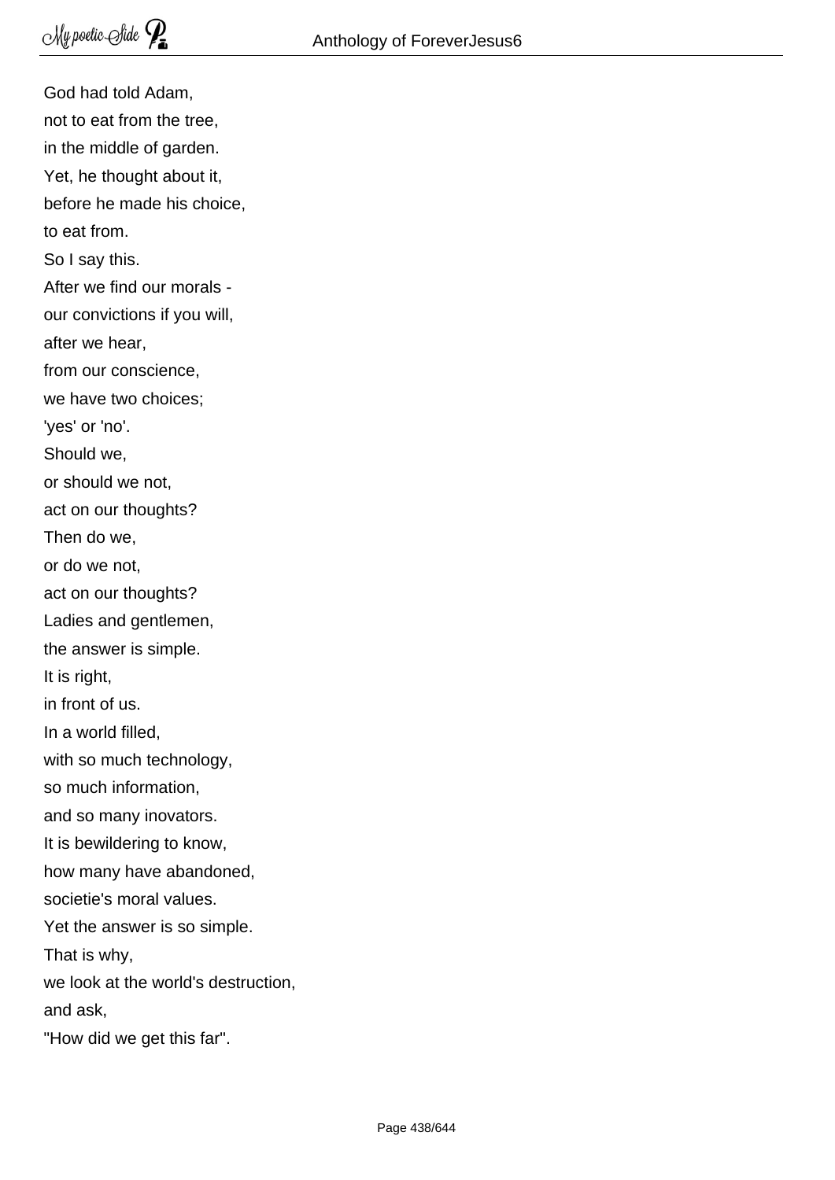God had told Adam,
not to eat from the tree,
in the middle of garden.
Yet, he thought about it,
before he made his choice,
to eat from.
So I say this.
After we find our morals -
our convictions if you will,
after we hear,
from our conscience,
we have two choices;
'yes' or 'no'.
Should we,
or should we not,
act on our thoughts?
Then do we,
or do we not,
act on our thoughts?
Ladies and gentlemen,
the answer is simple.
It is right,
in front of us.
In a world filled,
with so much technology,
so much information,
and so many inovators.
It is bewildering to know,
how many have abandoned,
societie's moral values.
Yet the answer is so simple.
That is why,
we look at the world's destruction,
and ask,
"How did we get this far".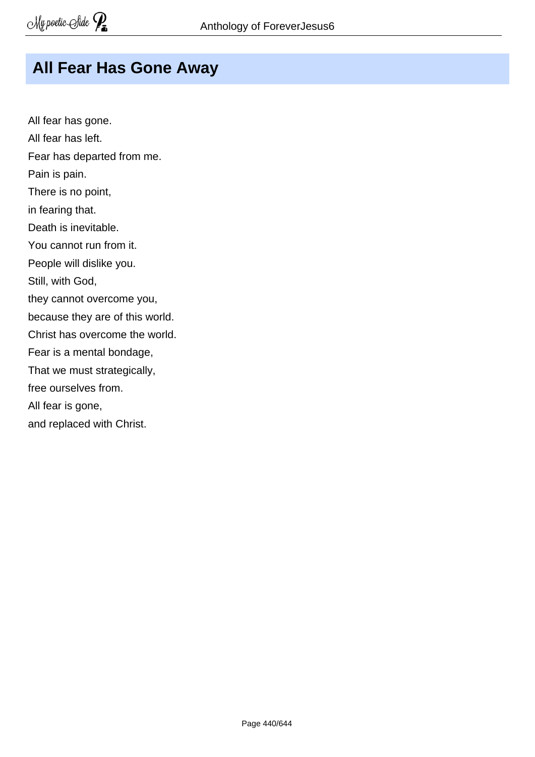# All Fear Has Gone Away

All fear has gone.
All fear has left.
Fear has departed from me.
Pain is pain.
There is no point,
in fearing that.
Death is inevitable.
You cannot run from it.
People will dislike you.
Still, with God,
they cannot overcome you,
because they are of this world.
Christ has overcome the world.
Fear is a mental bondage,
That we must strategically,
free ourselves from.
All fear is gone,
and replaced with Christ.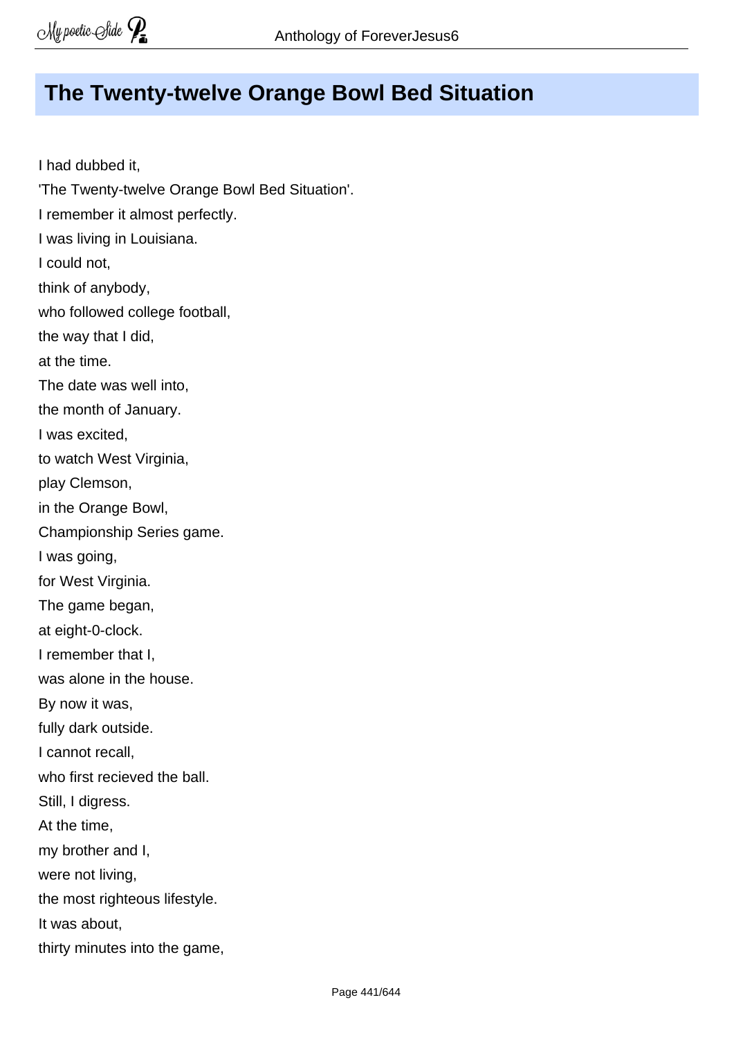# The Twenty-twelve Orange Bowl Bed Situation

I had dubbed it,
'The Twenty-twelve Orange Bowl Bed Situation'.
I remember it almost perfectly.
I was living in Louisiana.
I could not,
think of anybody,
who followed college football,
the way that I did,
at the time.
The date was well into,
the month of January.
I was excited,
to watch West Virginia,
play Clemson,
in the Orange Bowl,
Championship Series game.
I was going,
for West Virginia.
The game began,
at eight-0-clock.
I remember that I,
was alone in the house.
By now it was,
fully dark outside.
I cannot recall,
who first recieved the ball.
Still, I digress.
At the time,
my brother and I,
were not living,
the most righteous lifestyle.
It was about,
thirty minutes into the game,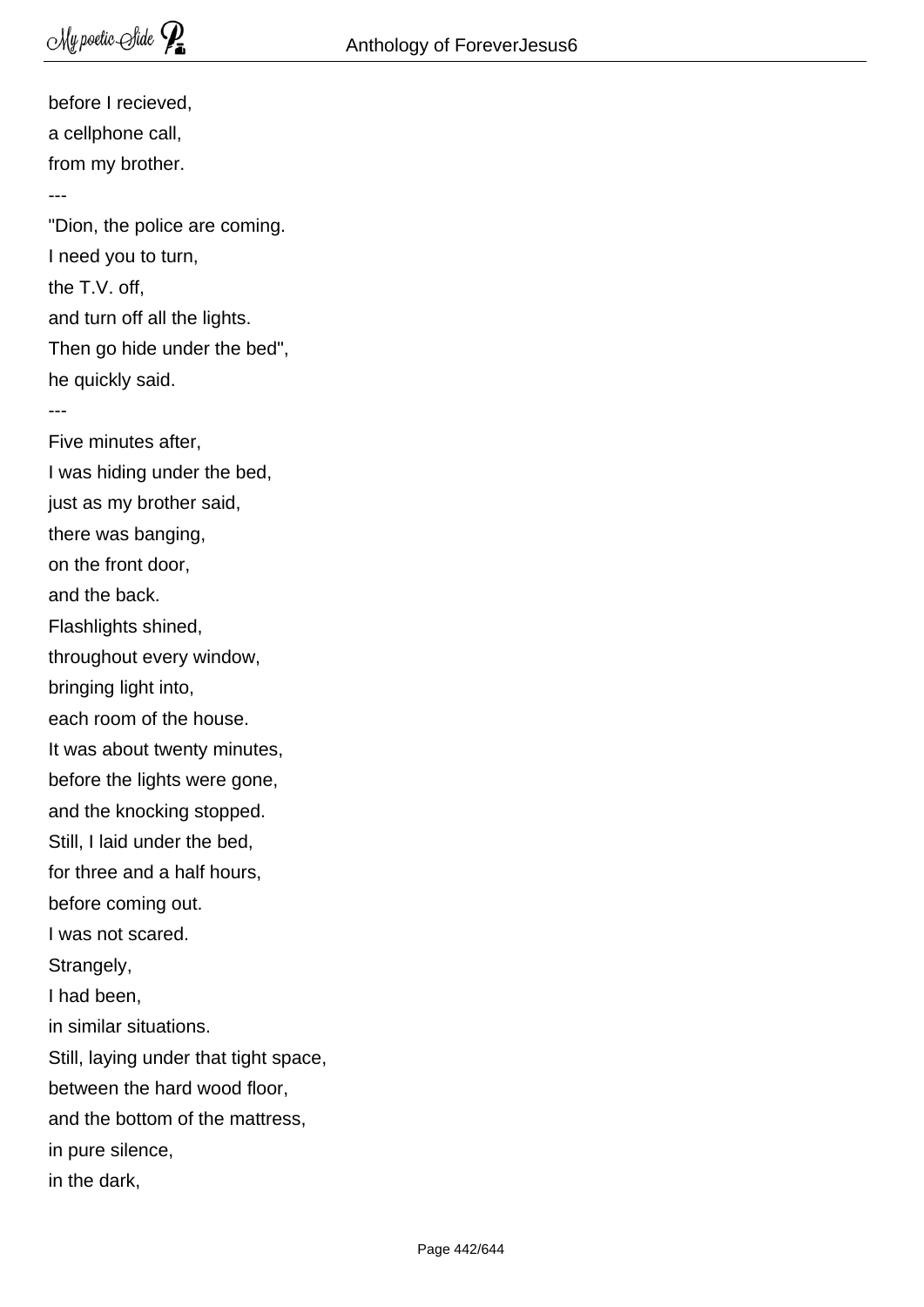before I recieved,
a cellphone call,
from my brother.
---
"Dion, the police are coming.
I need you to turn,
the T.V. off,
and turn off all the lights.
Then go hide under the bed",
he quickly said.
---
Five minutes after,
I was hiding under the bed,
just as my brother said,
there was banging,
on the front door,
and the back.
Flashlights shined,
throughout every window,
bringing light into,
each room of the house.
It was about twenty minutes,
before the lights were gone,
and the knocking stopped.
Still, I laid under the bed,
for three and a half hours,
before coming out.
I was not scared.
Strangely,
I had been,
in similar situations.
Still, laying under that tight space,
between the hard wood floor,
and the bottom of the mattress,
in pure silence,
in the dark,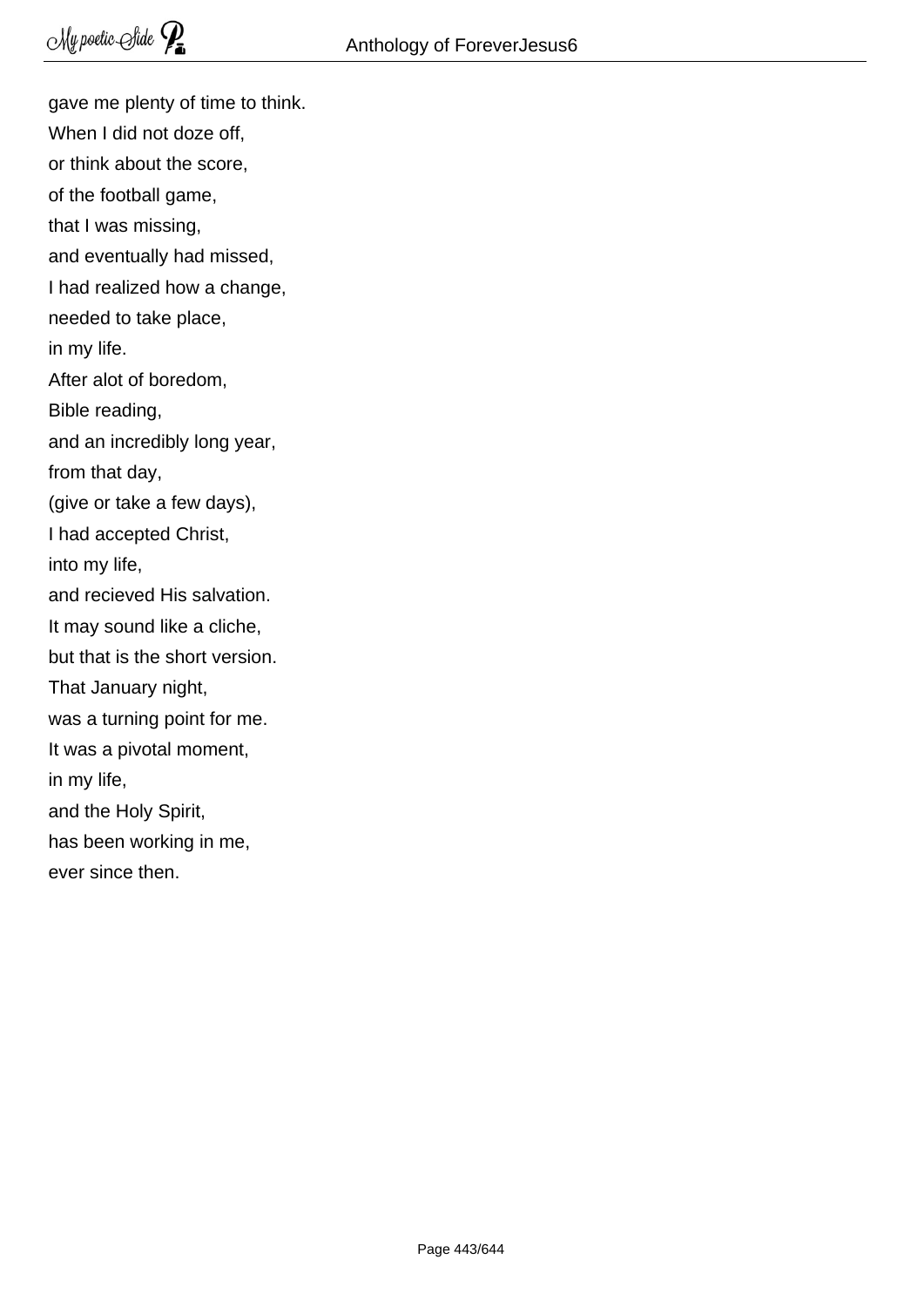gave me plenty of time to think.  
When I did not doze off,  
or think about the score,  
of the football game,  
that I was missing,  
and eventually had missed,  
I had realized how a change,  
needed to take place,  
in my life.  
After alot of boredom,  
Bible reading,  
and an incredibly long year,  
from that day,  
(give or take a few days),  
I had accepted Christ,  
into my life,  
and recieved His salvation.  
It may sound like a cliche,  
but that is the short version.  
That January night,  
was a turning point for me.  
It was a pivotal moment,  
in my life,  
and the Holy Spirit,  
has been working in me,  
ever since then.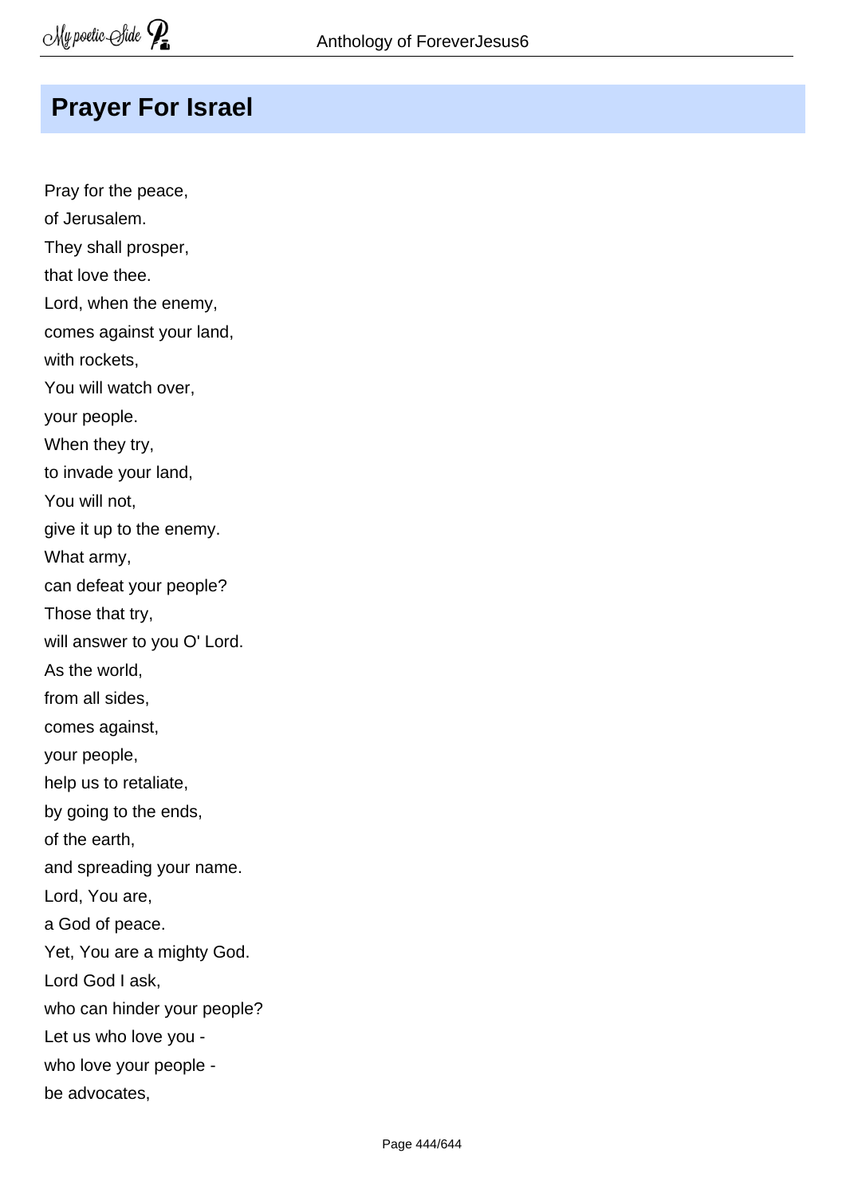## Prayer For Israel

Pray for the peace,
of Jerusalem.
They shall prosper,
that love thee.
Lord, when the enemy,
comes against your land,
with rockets,
You will watch over,
your people.
When they try,
to invade your land,
You will not,
give it up to the enemy.
What army,
can defeat your people?
Those that try,
will answer to you O' Lord.
As the world,
from all sides,
comes against,
your people,
help us to retaliate,
by going to the ends,
of the earth,
and spreading your name.
Lord, You are,
a God of peace.
Yet, You are a mighty God.
Lord God I ask,
who can hinder your people?
Let us who love you -
who love your people -
be advocates,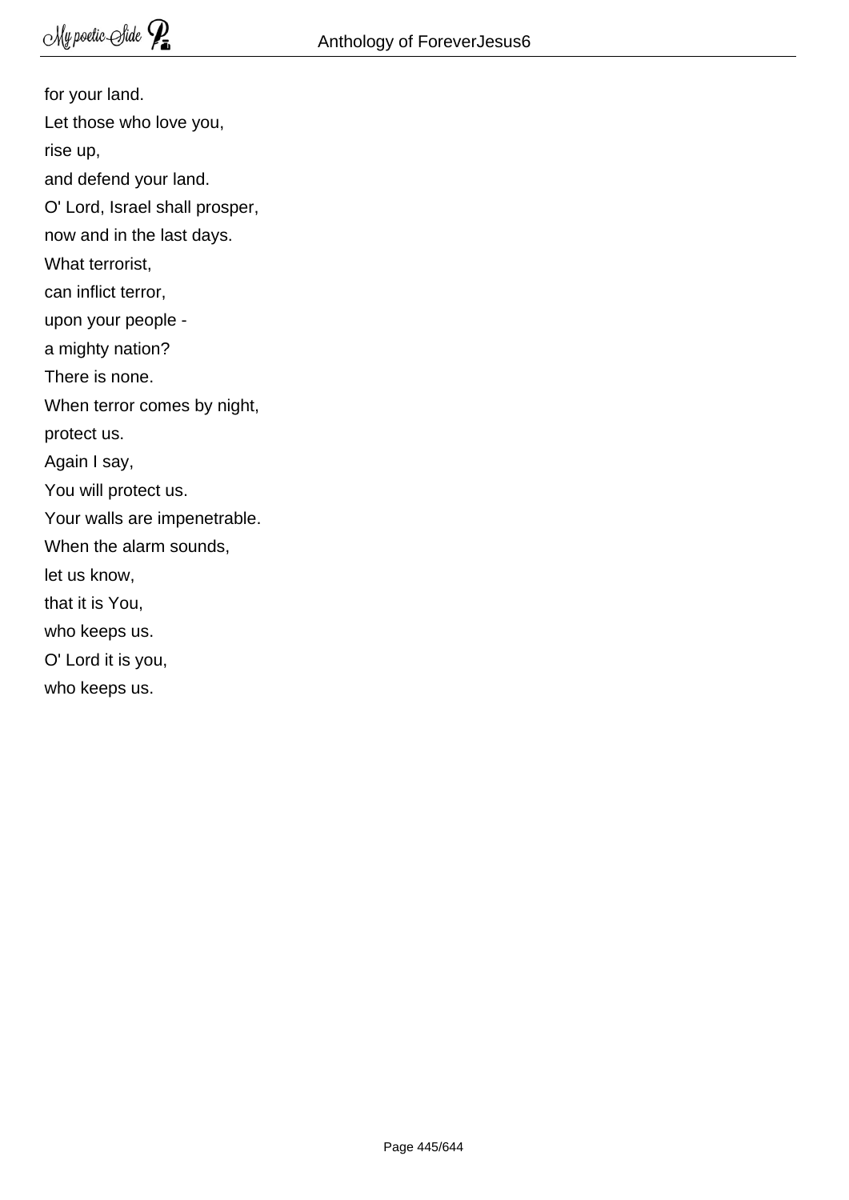for your land.  
Let those who love you,  
rise up,  
and defend your land.  
O' Lord, Israel shall prosper,  
now and in the last days.  
What terrorist,  
can inflict terror,  
upon your people -  
a mighty nation?  
There is none.  
When terror comes by night,  
protect us.  
Again I say,  
You will protect us.  
Your walls are impenetrable.  
When the alarm sounds,  
let us know,  
that it is You,  
who keeps us.  
O' Lord it is you,  
who keeps us.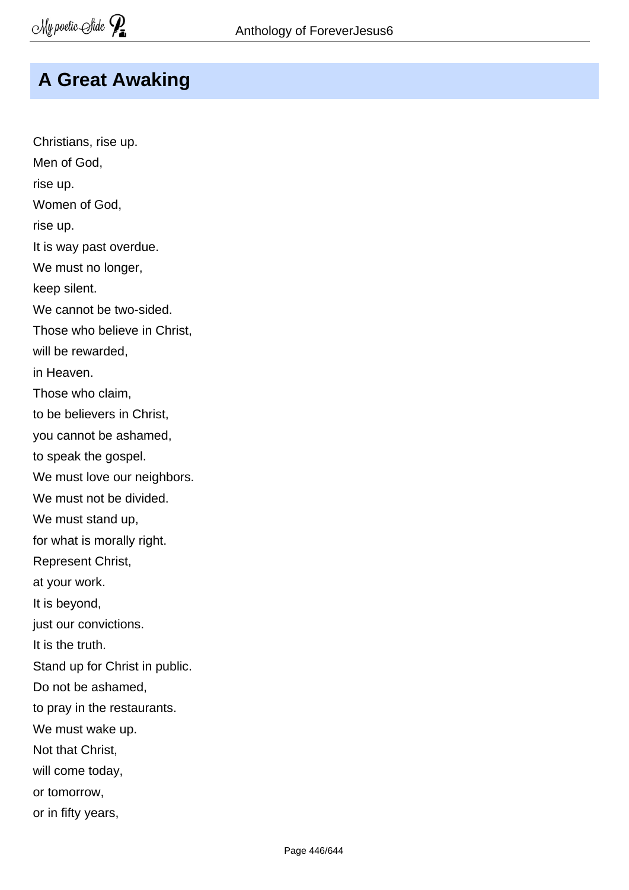## A Great Awaking

Christians, rise up.  
Men of God,  
rise up.  
Women of God,  
rise up.  
It is way past overdue.  
We must no longer,  
keep silent.  
We cannot be two-sided.  
Those who believe in Christ,  
will be rewarded,  
in Heaven.  
Those who claim,  
to be believers in Christ,  
you cannot be ashamed,  
to speak the gospel.  
We must love our neighbors.  
We must not be divided.  
We must stand up,  
for what is morally right.  
Represent Christ,  
at your work.  
It is beyond,  
just our convictions.  
It is the truth.  
Stand up for Christ in public.  
Do not be ashamed,  
to pray in the restaurants.  
We must wake up.  
Not that Christ,  
will come today,  
or tomorrow,  
or in fifty years,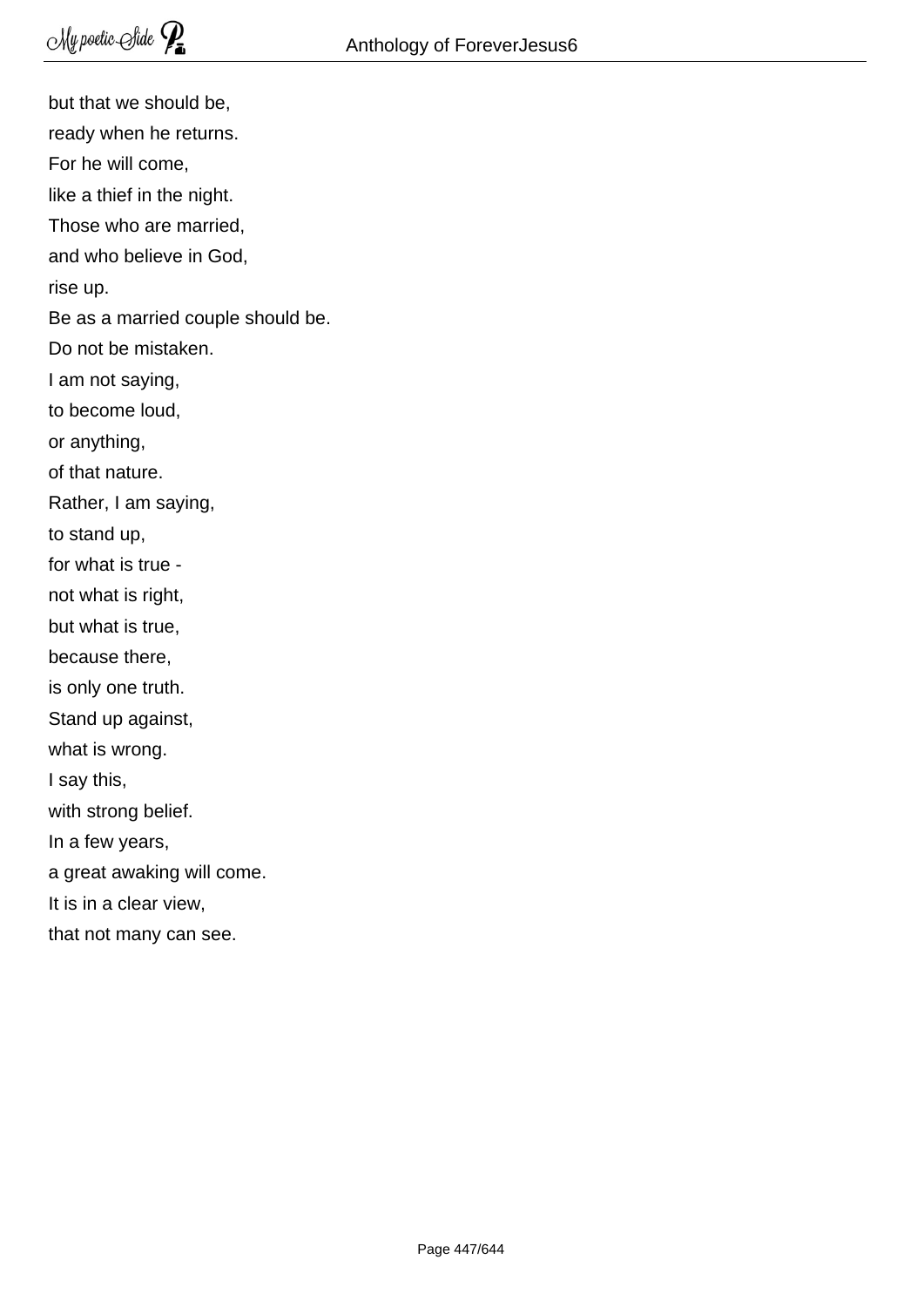but that we should be,  
ready when he returns.  
For he will come,  
like a thief in the night.  
Those who are married,  
and who believe in God,  
rise up.  
Be as a married couple should be.  
Do not be mistaken.  
I am not saying,  
to become loud,  
or anything,  
of that nature.  
Rather, I am saying,  
to stand up,  
for what is true -  
not what is right,  
but what is true,  
because there,  
is only one truth.  
Stand up against,  
what is wrong.  
I say this,  
with strong belief.  
In a few years,  
a great awaking will come.  
It is in a clear view,  
that not many can see.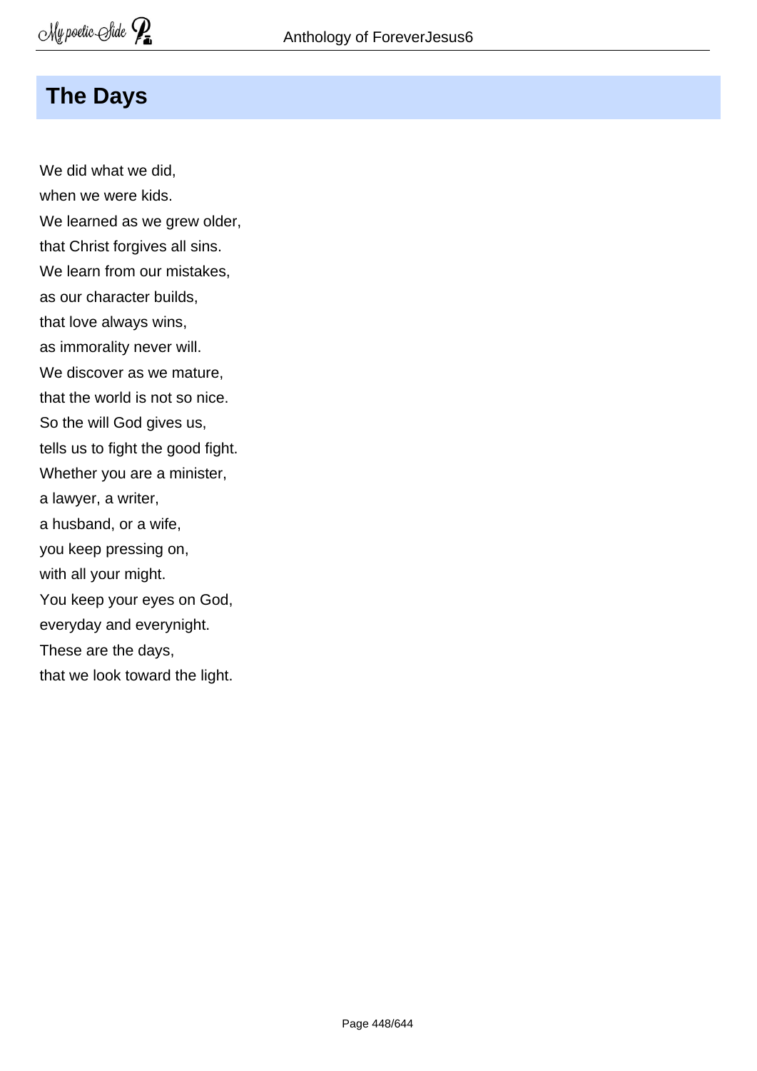## The Days

We did what we did,  
when we were kids.  
We learned as we grew older,  
that Christ forgives all sins.  
We learn from our mistakes,  
as our character builds,  
that love always wins,  
as immorality never will.  
We discover as we mature,  
that the world is not so nice.  
So the will God gives us,  
tells us to fight the good fight.  
Whether you are a minister,  
a lawyer, a writer,  
a husband, or a wife,  
you keep pressing on,  
with all your might.  
You keep your eyes on God,  
everyday and everynight.  
These are the days,  
that we look toward the light.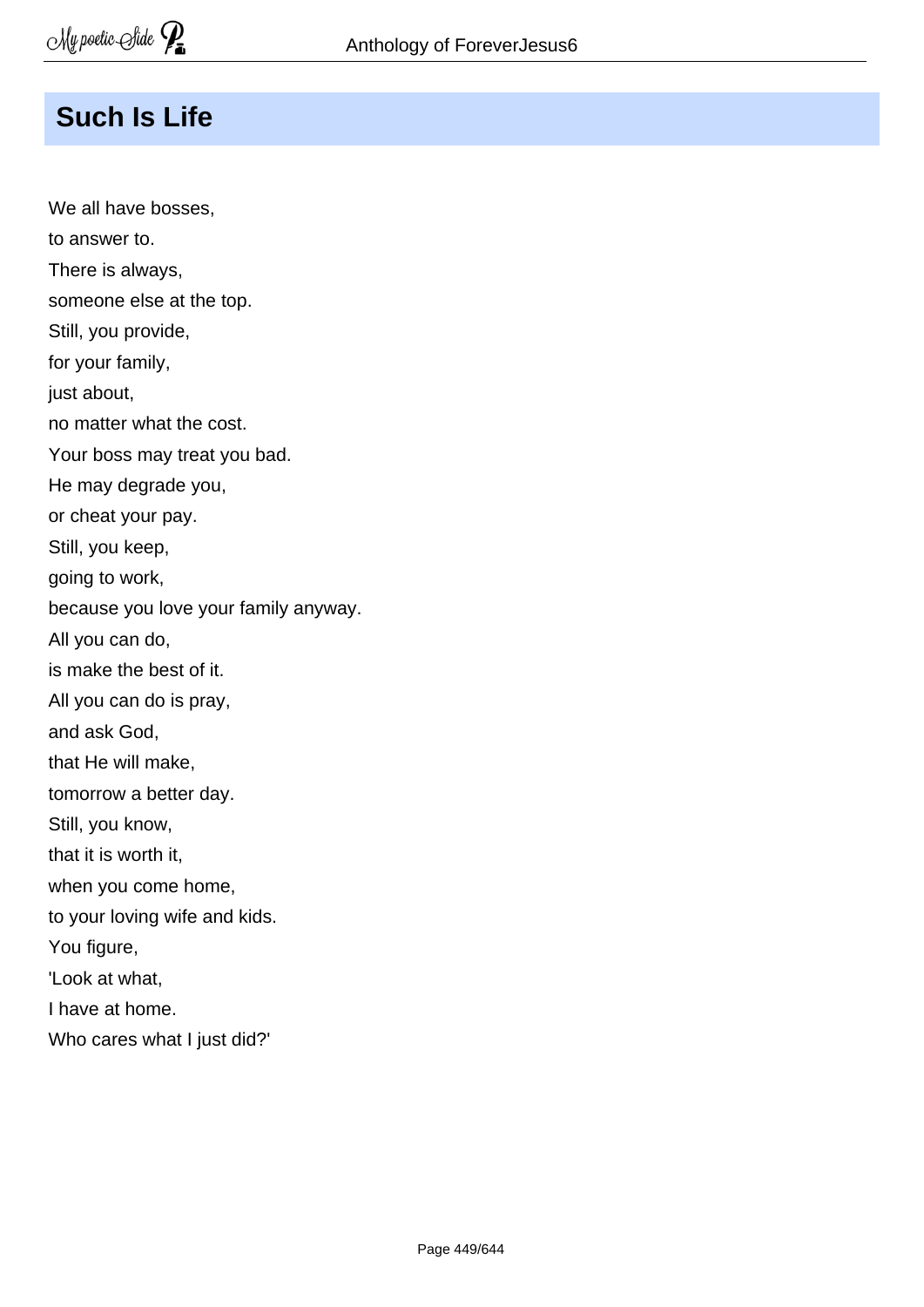## Such Is Life

We all have bosses,  
to answer to.  
There is always,  
someone else at the top.  
Still, you provide,  
for your family,  
just about,  
no matter what the cost.  
Your boss may treat you bad.  
He may degrade you,  
or cheat your pay.  
Still, you keep,  
going to work,  
because you love your family anyway.  
All you can do,  
is make the best of it.  
All you can do is pray,  
and ask God,  
that He will make,  
tomorrow a better day.  
Still, you know,  
that it is worth it,  
when you come home,  
to your loving wife and kids.  
You figure,  
'Look at what,  
I have at home.  
Who cares what I just did?'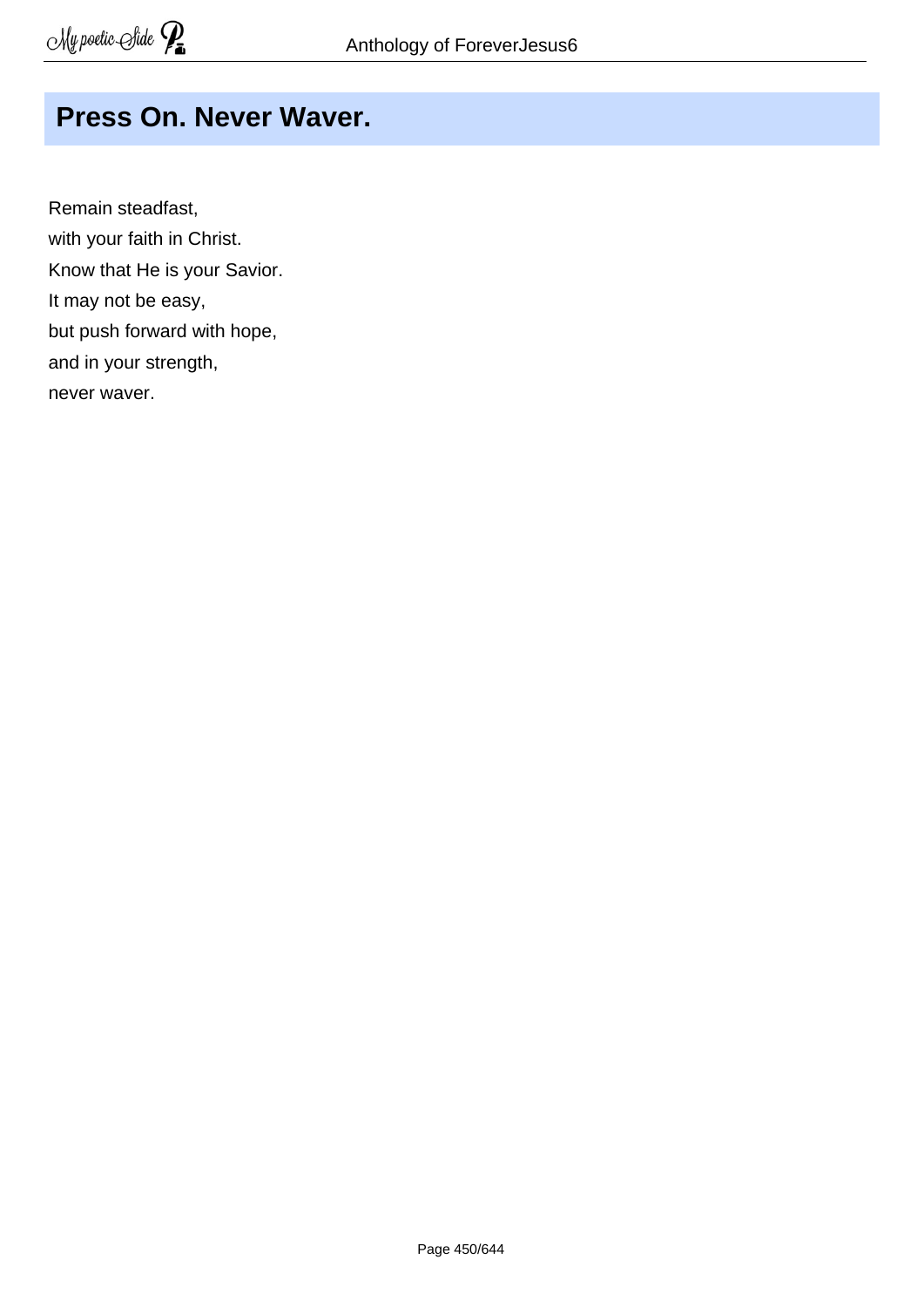## Press On. Never Waver.

Remain steadfast,  
with your faith in Christ.  
Know that He is your Savior.  
It may not be easy,  
but push forward with hope,  
and in your strength,  
never waver.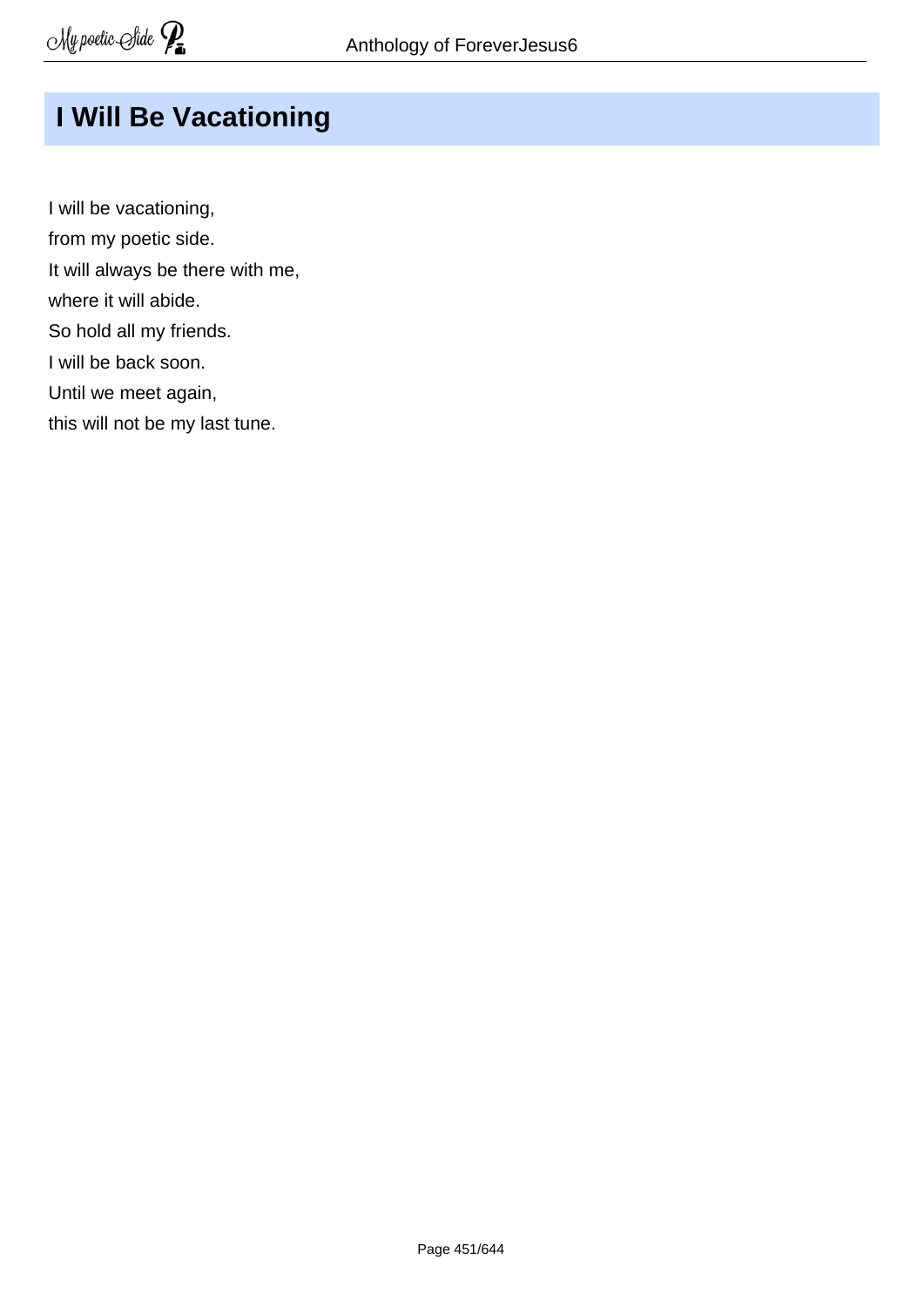# I Will Be Vacationing

I will be vacationing,
from my poetic side.
It will always be there with me,
where it will abide.
So hold all my friends.
I will be back soon.
Until we meet again,
this will not be my last tune.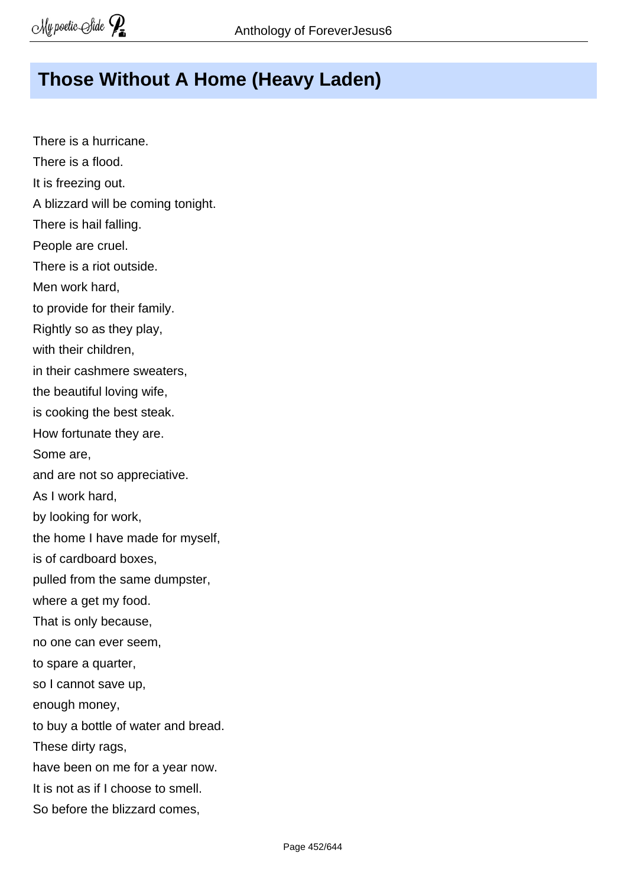## Those Without A Home (Heavy Laden)

There is a hurricane.  
There is a flood.  
It is freezing out.  
A blizzard will be coming tonight.  
There is hail falling.  
People are cruel.  
There is a riot outside.  
Men work hard,  
to provide for their family.  
Rightly so as they play,  
with their children,  
in their cashmere sweaters,  
the beautiful loving wife,  
is cooking the best steak.  
How fortunate they are.  
Some are,  
and are not so appreciative.  
As I work hard,  
by looking for work,  
the home I have made for myself,  
is of cardboard boxes,  
pulled from the same dumpster,  
where a get my food.  
That is only because,  
no one can ever seem,  
to spare a quarter,  
so I cannot save up,  
enough money,  
to buy a bottle of water and bread.  
These dirty rags,  
have been on me for a year now.  
It is not as if I choose to smell.  
So before the blizzard comes,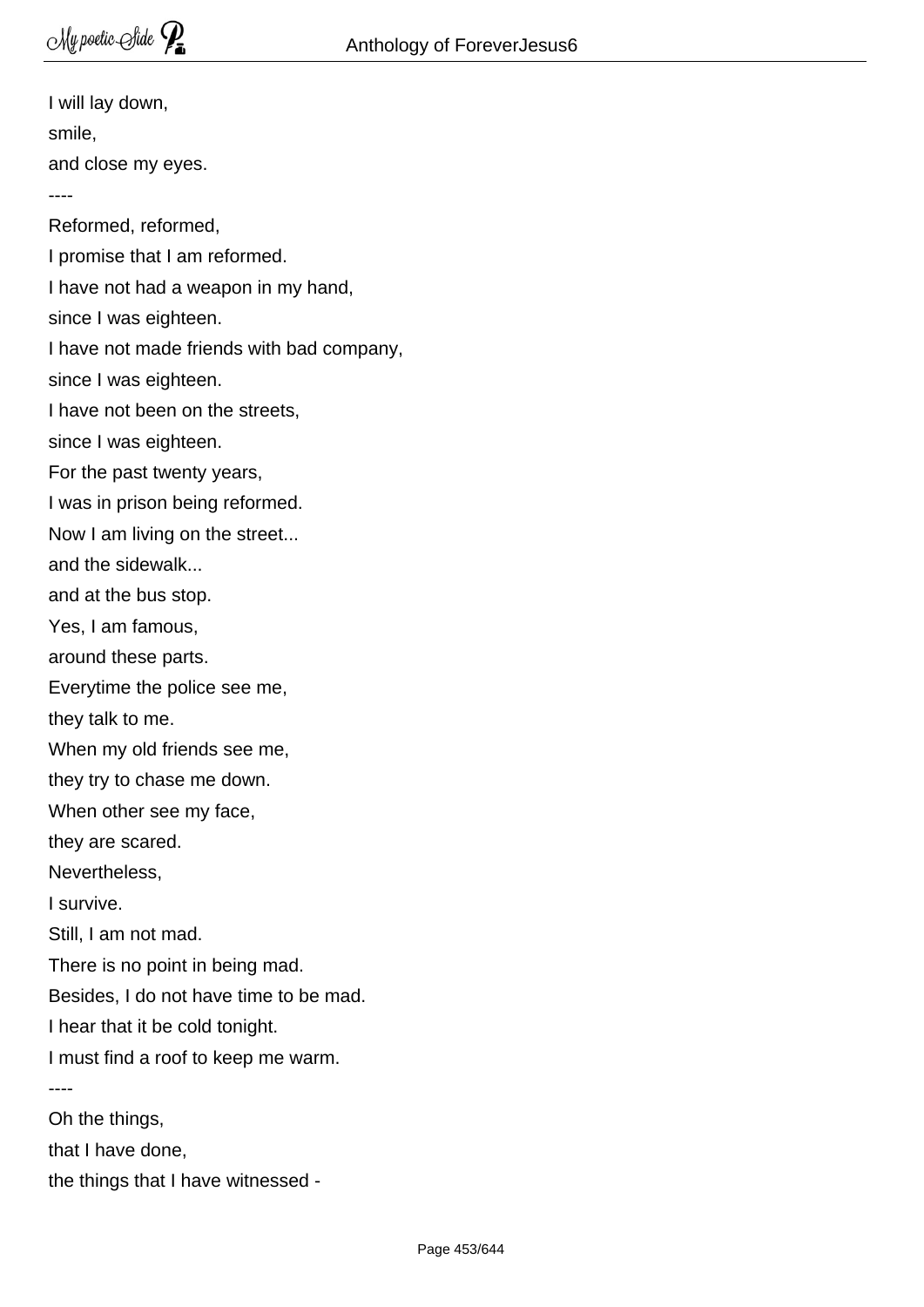I will lay down,
smile,
and close my eyes.

----

Reformed, reformed,
I promise that I am reformed.
I have not had a weapon in my hand,
since I was eighteen.
I have not made friends with bad company,
since I was eighteen.
I have not been on the streets,
since I was eighteen.
For the past twenty years,
I was in prison being reformed.
Now I am living on the street...
and the sidewalk...
and at the bus stop.
Yes, I am famous,
around these parts.
Everytime the police see me,
they talk to me.
When my old friends see me,
they try to chase me down.
When other see my face,
they are scared.
Nevertheless,
I survive.
Still, I am not mad.
There is no point in being mad.
Besides, I do not have time to be mad.
I hear that it be cold tonight.
I must find a roof to keep me warm.

----

Oh the things,
that I have done,
the things that I have witnessed -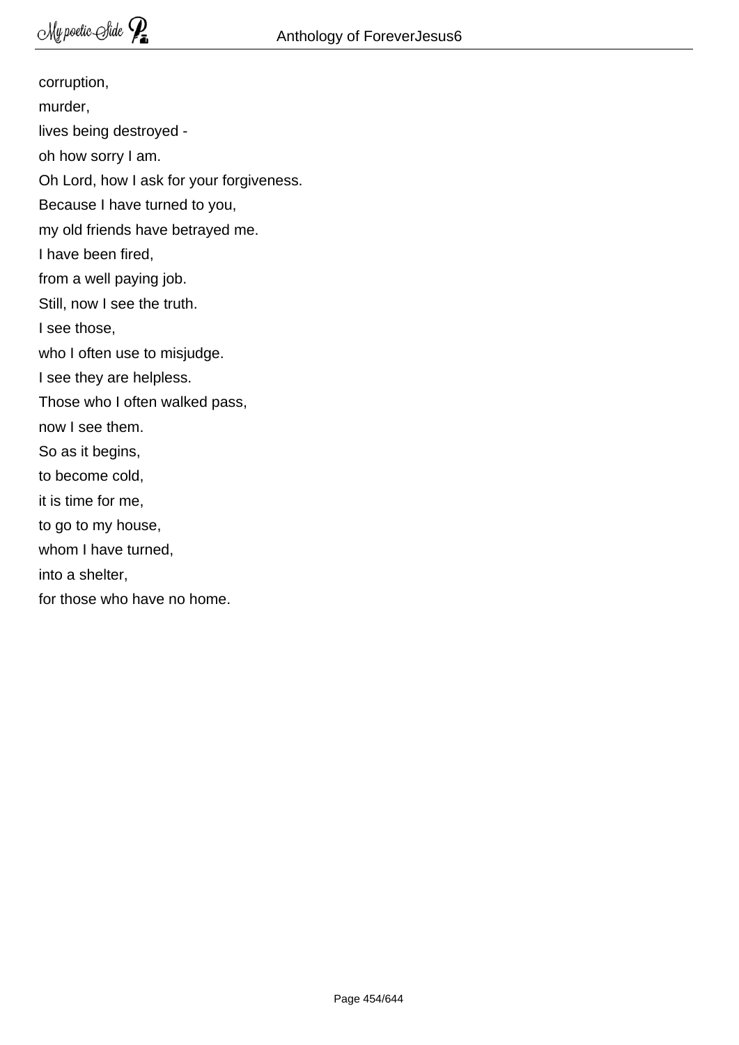corruption,  
murder,  
lives being destroyed -  
oh how sorry I am.  
Oh Lord, how I ask for your forgiveness.  
Because I have turned to you,  
my old friends have betrayed me.  
I have been fired,  
from a well paying job.  
Still, now I see the truth.  
I see those,  
who I often use to misjudge.  
I see they are helpless.  
Those who I often walked pass,  
now I see them.  
So as it begins,  
to become cold,  
it is time for me,  
to go to my house,  
whom I have turned,  
into a shelter,  
for those who have no home.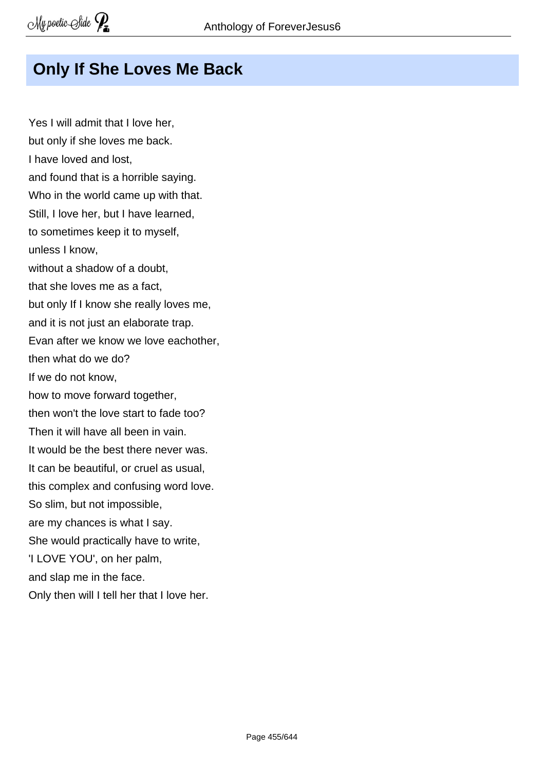## Only If She Loves Me Back

Yes I will admit that I love her,  
but only if she loves me back.  
I have loved and lost,  
and found that is a horrible saying.  
Who in the world came up with that.  
Still, I love her, but I have learned,  
to sometimes keep it to myself,  
unless I know,  
without a shadow of a doubt,  
that she loves me as a fact,  
but only If I know she really loves me,  
and it is not just an elaborate trap.  
Evan after we know we love eachother,  
then what do we do?  
If we do not know,  
how to move forward together,  
then won't the love start to fade too?  
Then it will have all been in vain.  
It would be the best there never was.  
It can be beautiful, or cruel as usual,  
this complex and confusing word love.  
So slim, but not impossible,  
are my chances is what I say.  
She would practically have to write,  
'I LOVE YOU', on her palm,  
and slap me in the face.  
Only then will I tell her that I love her.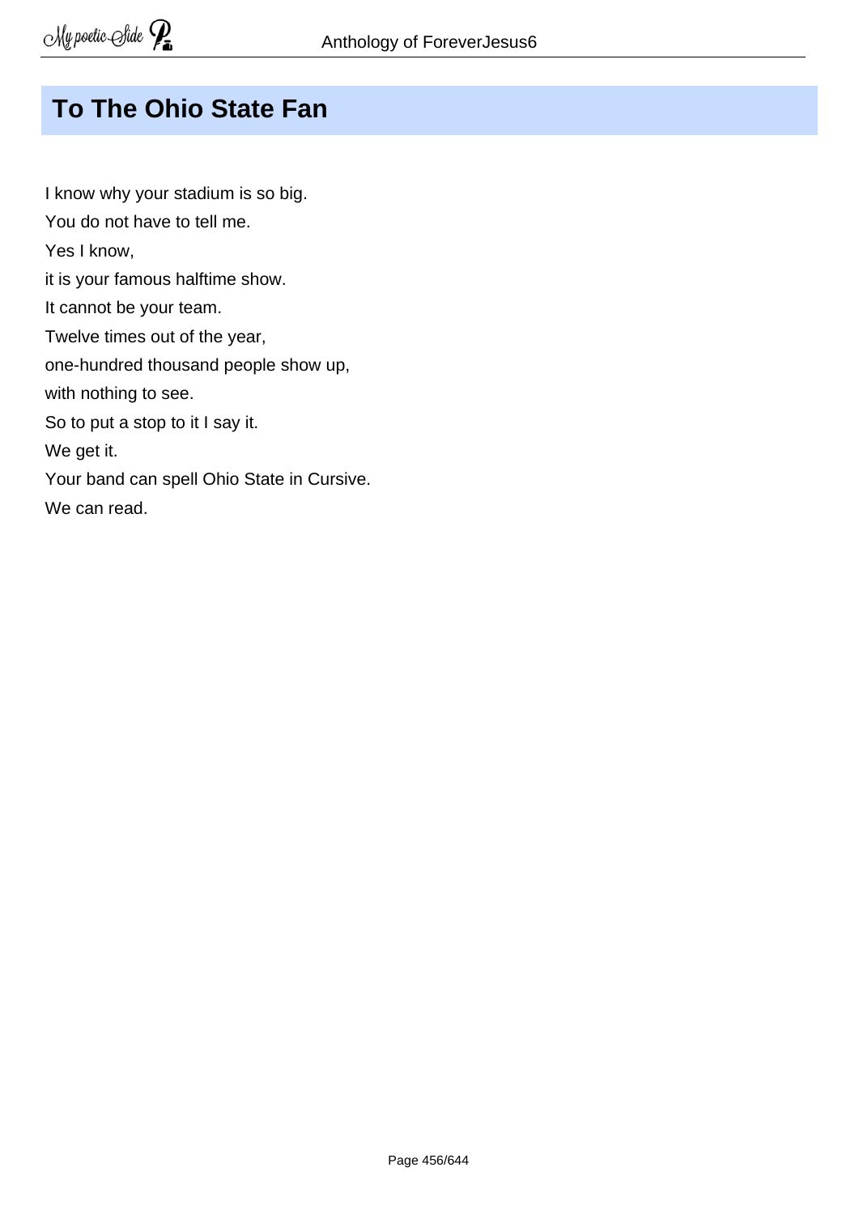# To The Ohio State Fan

I know why your stadium is so big.  
You do not have to tell me.  
Yes I know,  
it is your famous halftime show.  
It cannot be your team.  
Twelve times out of the year,  
one-hundred thousand people show up,  
with nothing to see.  
So to put a stop to it I say it.  
We get it.  
Your band can spell Ohio State in Cursive.  
We can read.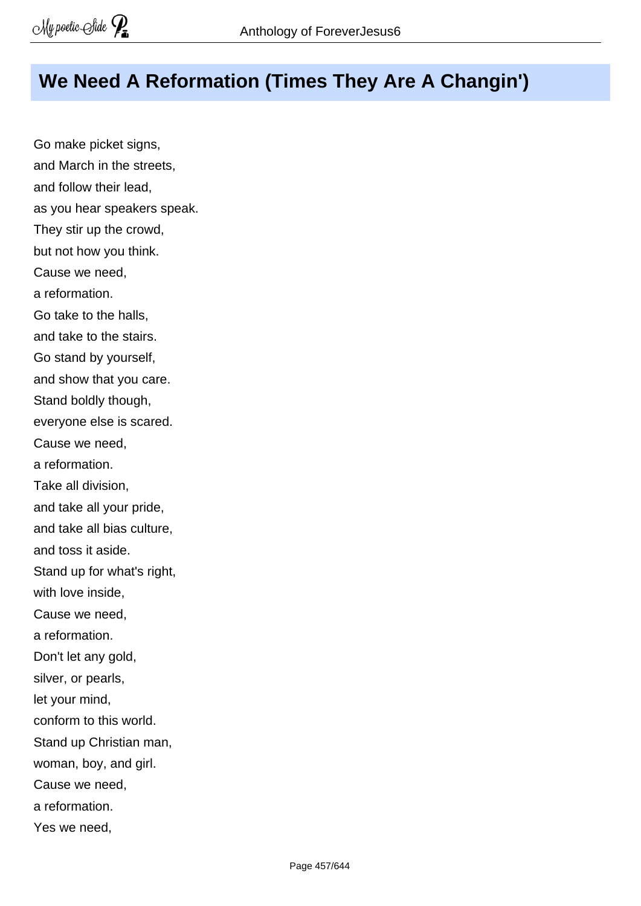# We Need A Reformation (Times They Are A Changin')

Go make picket signs,  
and March in the streets,  
and follow their lead,  
as you hear speakers speak.  
They stir up the crowd,  
but not how you think.  
Cause we need,  
a reformation.  
Go take to the halls,  
and take to the stairs.  
Go stand by yourself,  
and show that you care.  
Stand boldly though,  
everyone else is scared.  
Cause we need,  
a reformation.  
Take all division,  
and take all your pride,  
and take all bias culture,  
and toss it aside.  
Stand up for what's right,  
with love inside,  
Cause we need,  
a reformation.  
Don't let any gold,  
silver, or pearls,  
let your mind,  
conform to this world.  
Stand up Christian man,  
woman, boy, and girl.  
Cause we need,  
a reformation.  
Yes we need,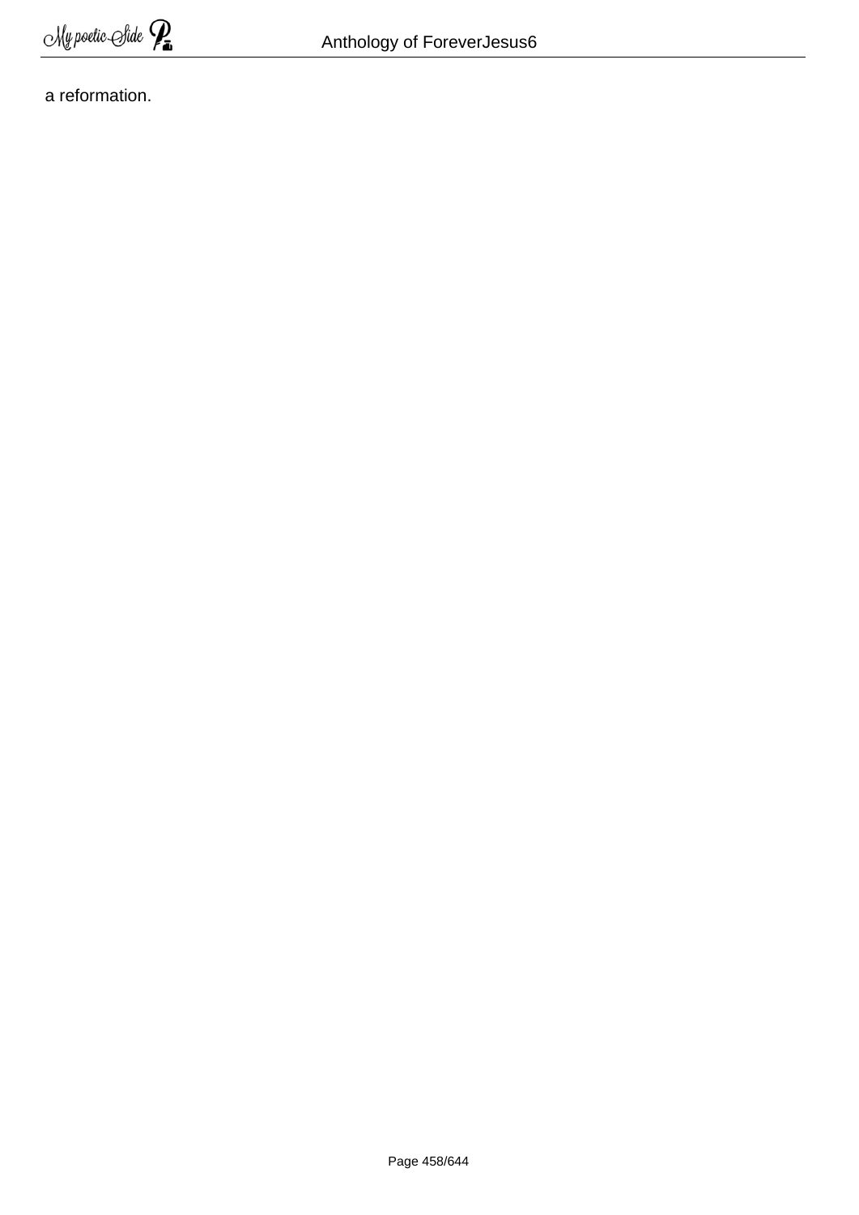a reformation.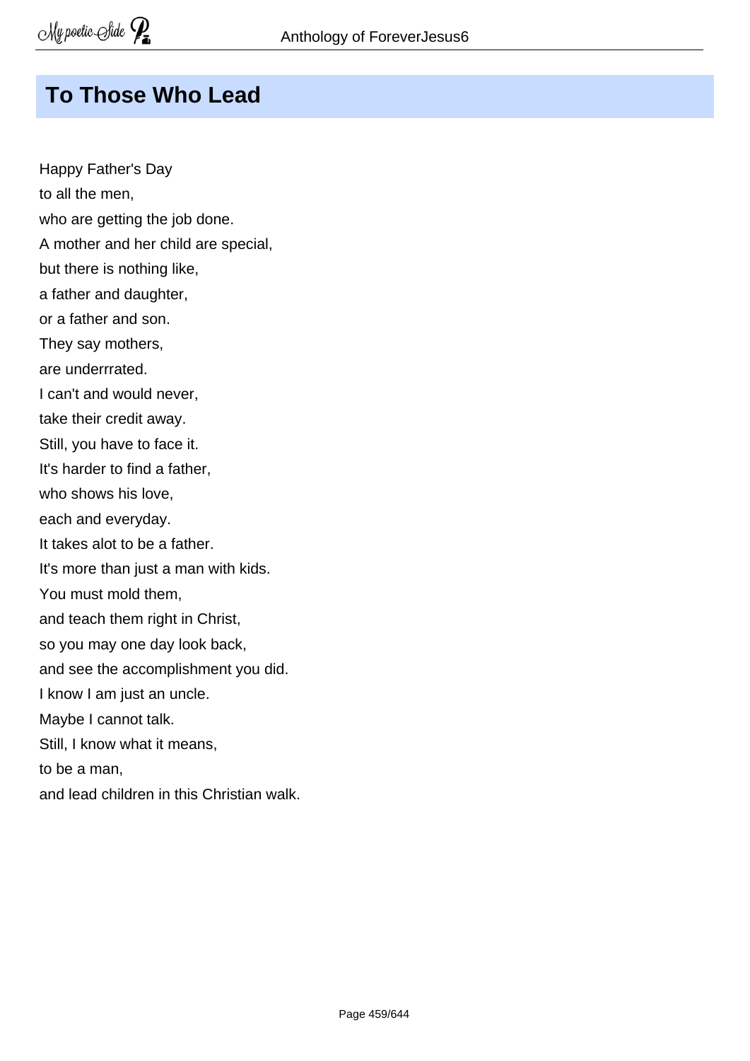## To Those Who Lead

Happy Father's Day  
to all the men,  
who are getting the job done.  
A mother and her child are special,  
but there is nothing like,  
a father and daughter,  
or a father and son.  
They say mothers,  
are underrrated.  
I can't and would never,  
take their credit away.  
Still, you have to face it.  
It's harder to find a father,  
who shows his love,  
each and everyday.  
It takes alot to be a father.  
It's more than just a man with kids.  
You must mold them,  
and teach them right in Christ,  
so you may one day look back,  
and see the accomplishment you did.  
I know I am just an uncle.  
Maybe I cannot talk.  
Still, I know what it means,  
to be a man,  
and lead children in this Christian walk.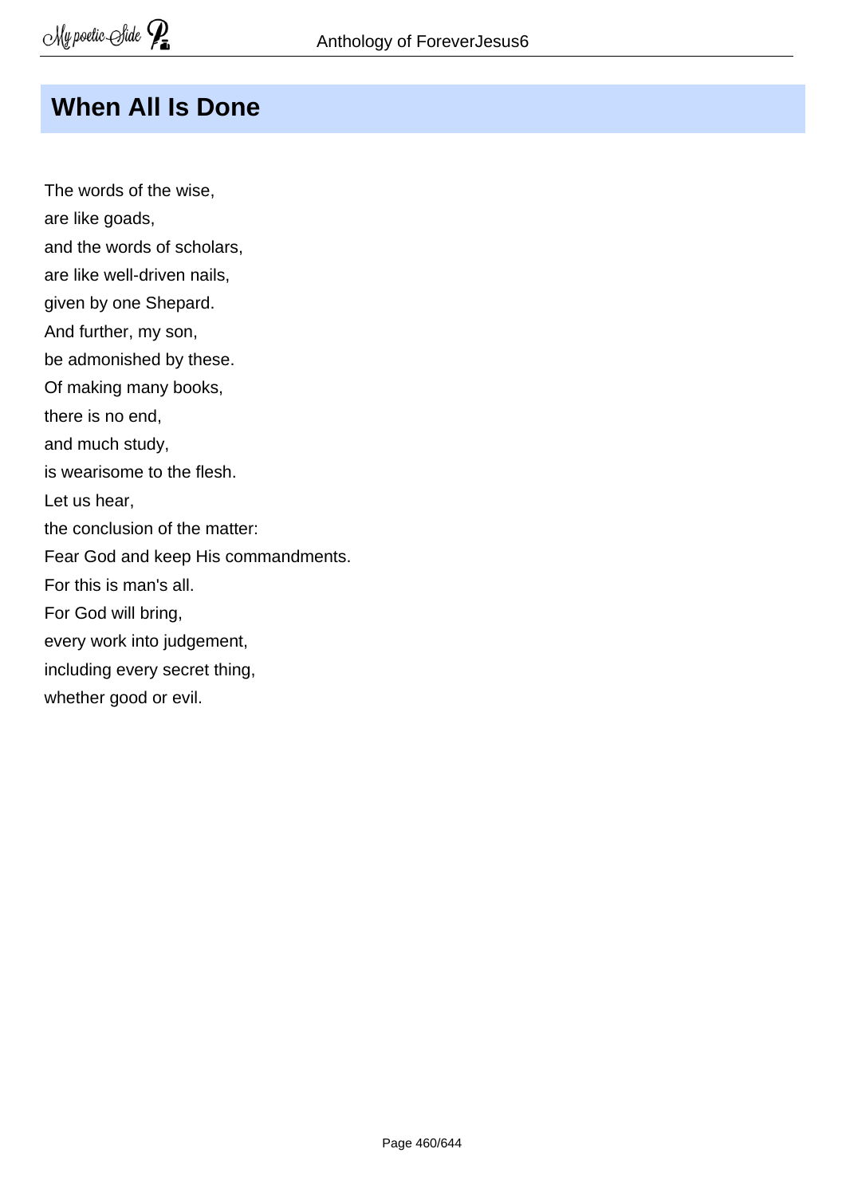# When All Is Done

The words of the wise,
are like goads,
and the words of scholars,
are like well-driven nails,
given by one Shepard.
And further, my son,
be admonished by these.
Of making many books,
there is no end,
and much study,
is wearisome to the flesh.
Let us hear,
the conclusion of the matter:
Fear God and keep His commandments.
For this is man's all.
For God will bring,
every work into judgement,
including every secret thing,
whether good or evil.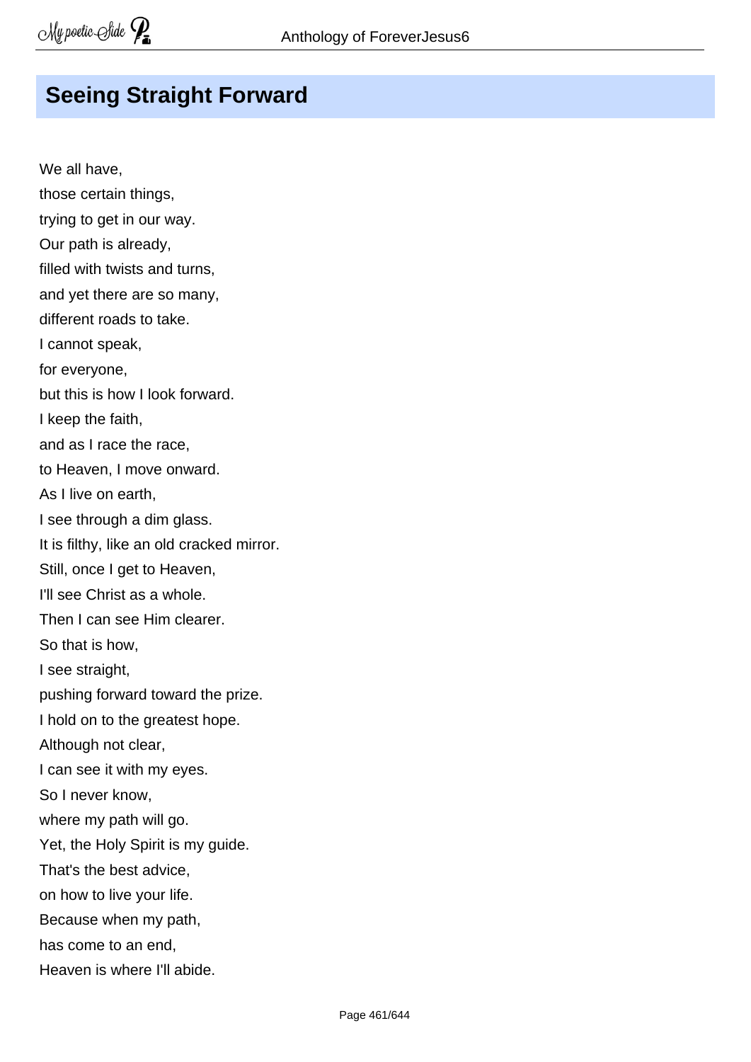# Seeing Straight Forward

We all have,  
those certain things,  
trying to get in our way.  
Our path is already,  
filled with twists and turns,  
and yet there are so many,  
different roads to take.  
I cannot speak,  
for everyone,  
but this is how I look forward.  
I keep the faith,  
and as I race the race,  
to Heaven, I move onward.  
As I live on earth,  
I see through a dim glass.  
It is filthy, like an old cracked mirror.  
Still, once I get to Heaven,  
I'll see Christ as a whole.  
Then I can see Him clearer.  
So that is how,  
I see straight,  
pushing forward toward the prize.  
I hold on to the greatest hope.  
Although not clear,  
I can see it with my eyes.  
So I never know,  
where my path will go.  
Yet, the Holy Spirit is my guide.  
That's the best advice,  
on how to live your life.  
Because when my path,  
has come to an end,  
Heaven is where I'll abide.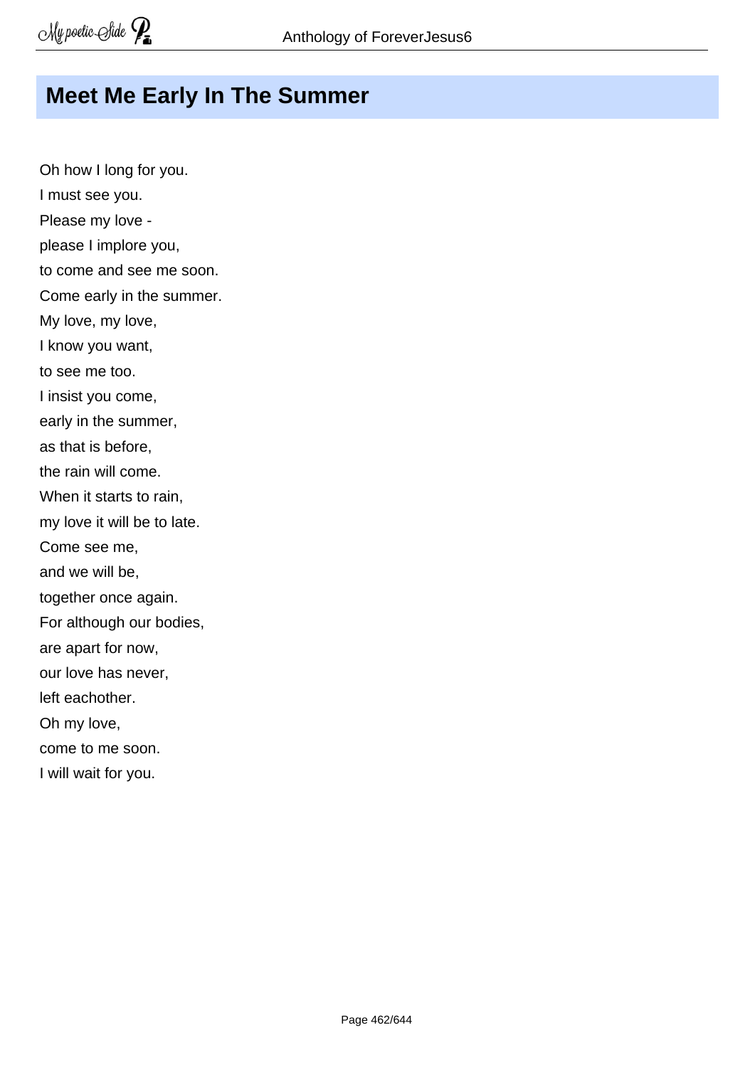# Meet Me Early In The Summer

Oh how I long for you.  
I must see you.  
Please my love -  
please I implore you,  
to come and see me soon.  
Come early in the summer.  
My love, my love,  
I know you want,  
to see me too.  
I insist you come,  
early in the summer,  
as that is before,  
the rain will come.  
When it starts to rain,  
my love it will be to late.  
Come see me,  
and we will be,  
together once again.  
For although our bodies,  
are apart for now,  
our love has never,  
left eachother.  
Oh my love,  
come to me soon.  
I will wait for you.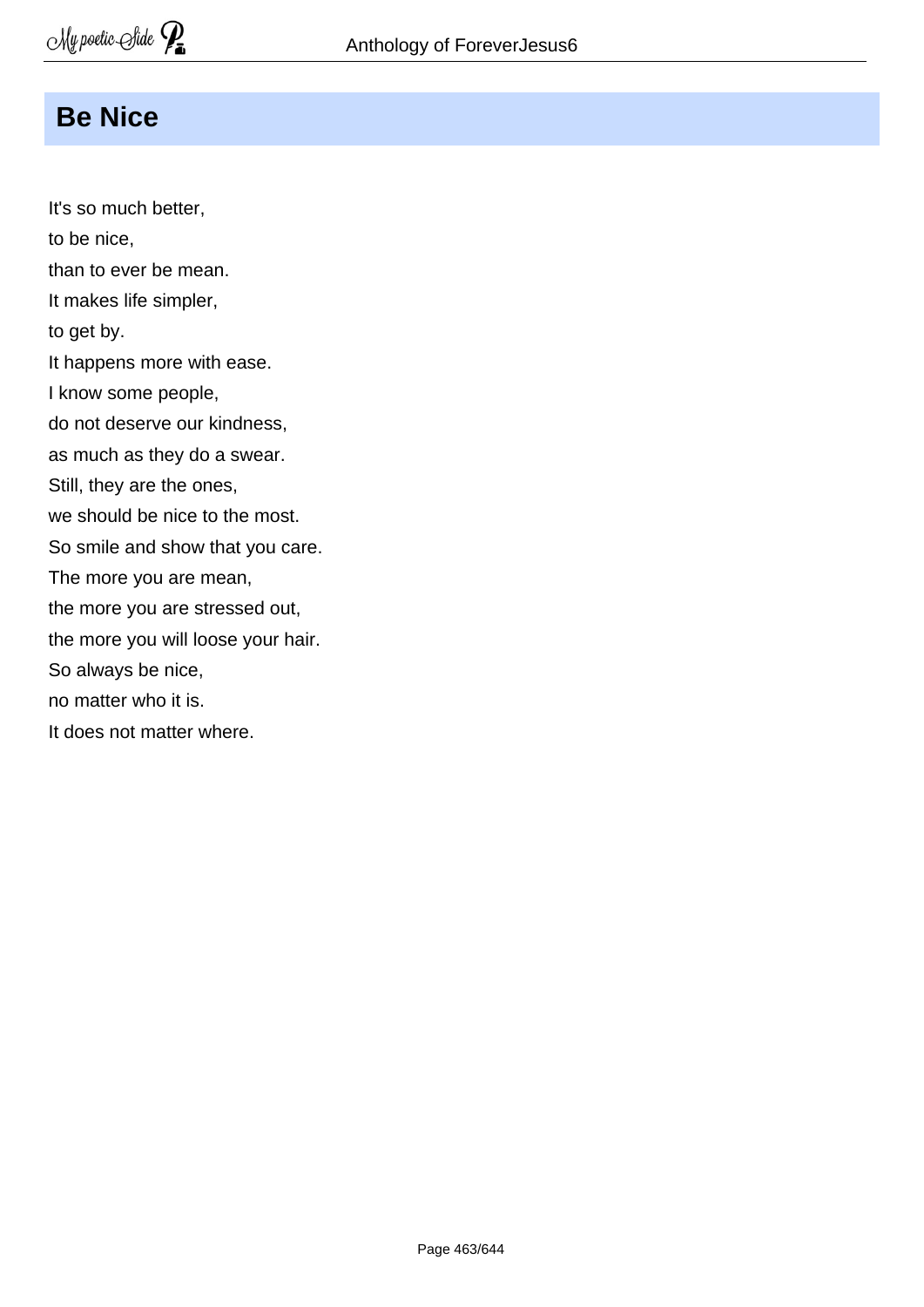# Be Nice

It's so much better,
to be nice,
than to ever be mean.
It makes life simpler,
to get by.
It happens more with ease.
I know some people,
do not deserve our kindness,
as much as they do a swear.
Still, they are the ones,
we should be nice to the most.
So smile and show that you care.
The more you are mean,
the more you are stressed out,
the more you will loose your hair.
So always be nice,
no matter who it is.
It does not matter where.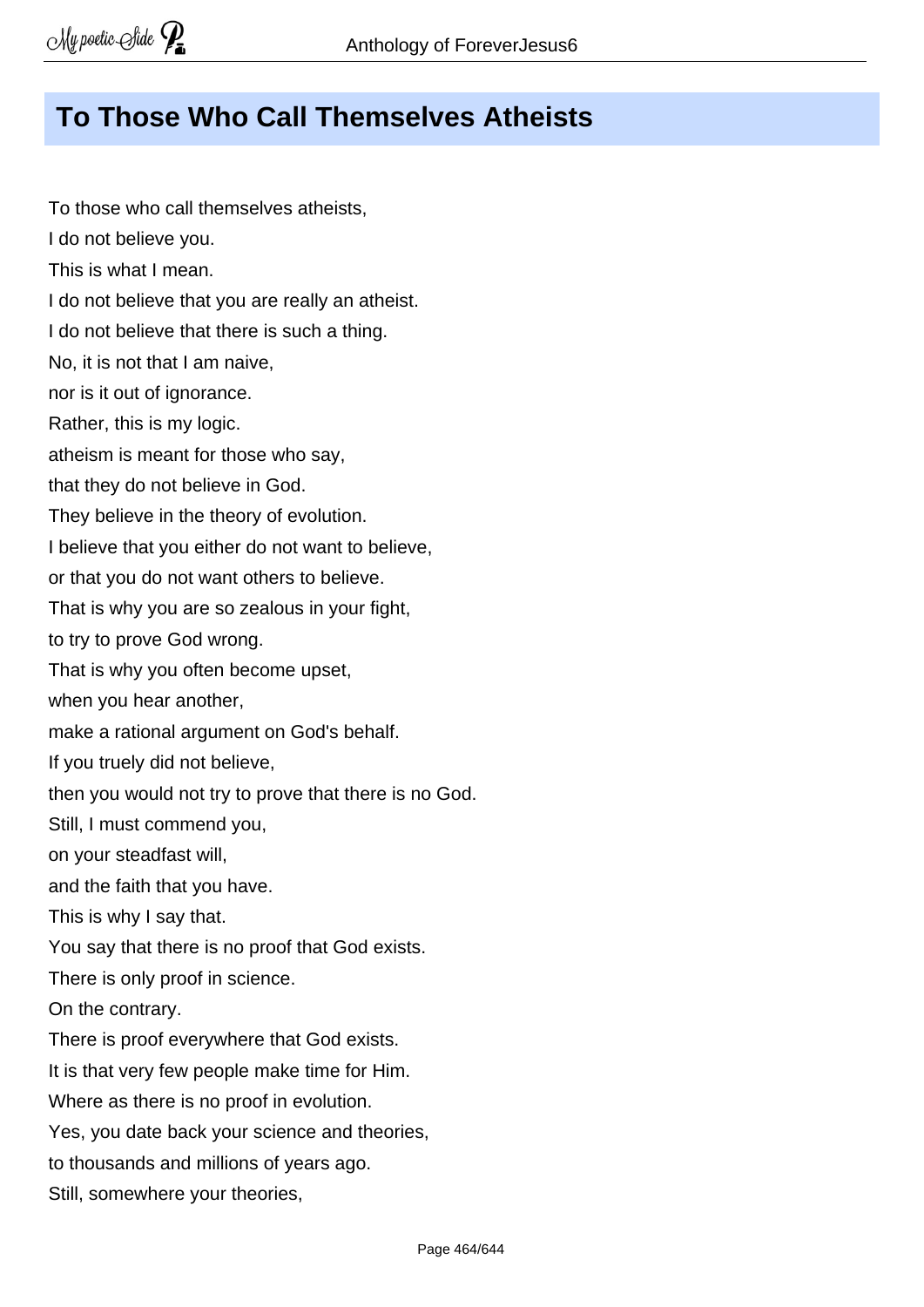## To Those Who Call Themselves Atheists

To those who call themselves atheists,
I do not believe you.
This is what I mean.
I do not believe that you are really an atheist.
I do not believe that there is such a thing.
No, it is not that I am naive,
nor is it out of ignorance.
Rather, this is my logic.
atheism is meant for those who say,
that they do not believe in God.
They believe in the theory of evolution.
I believe that you either do not want to believe,
or that you do not want others to believe.
That is why you are so zealous in your fight,
to try to prove God wrong.
That is why you often become upset,
when you hear another,
make a rational argument on God's behalf.
If you truely did not believe,
then you would not try to prove that there is no God.
Still, I must commend you,
on your steadfast will,
and the faith that you have.
This is why I say that.
You say that there is no proof that God exists.
There is only proof in science.
On the contrary.
There is proof everywhere that God exists.
It is that very few people make time for Him.
Where as there is no proof in evolution.
Yes, you date back your science and theories,
to thousands and millions of years ago.
Still, somewhere your theories,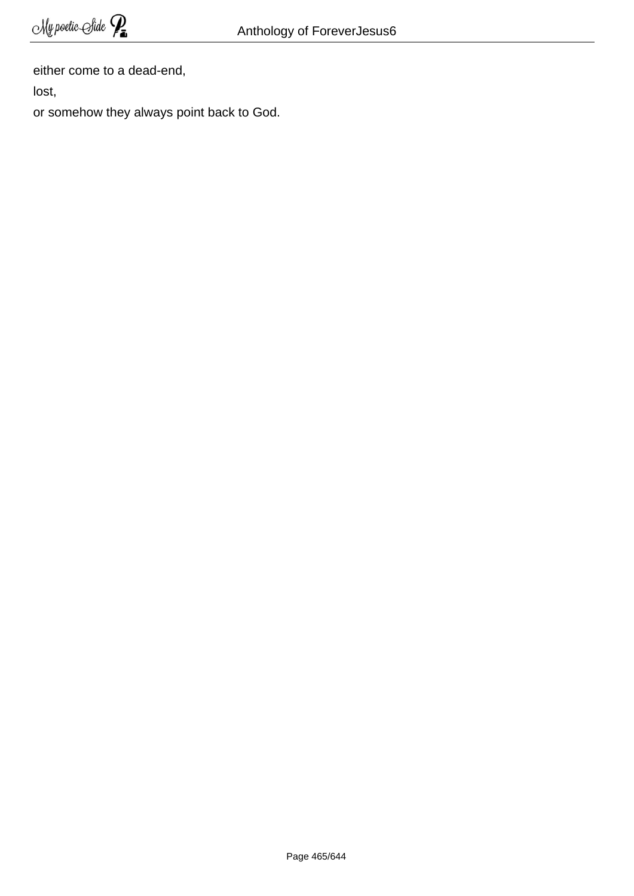either come to a dead-end,

lost,

or somehow they always point back to God.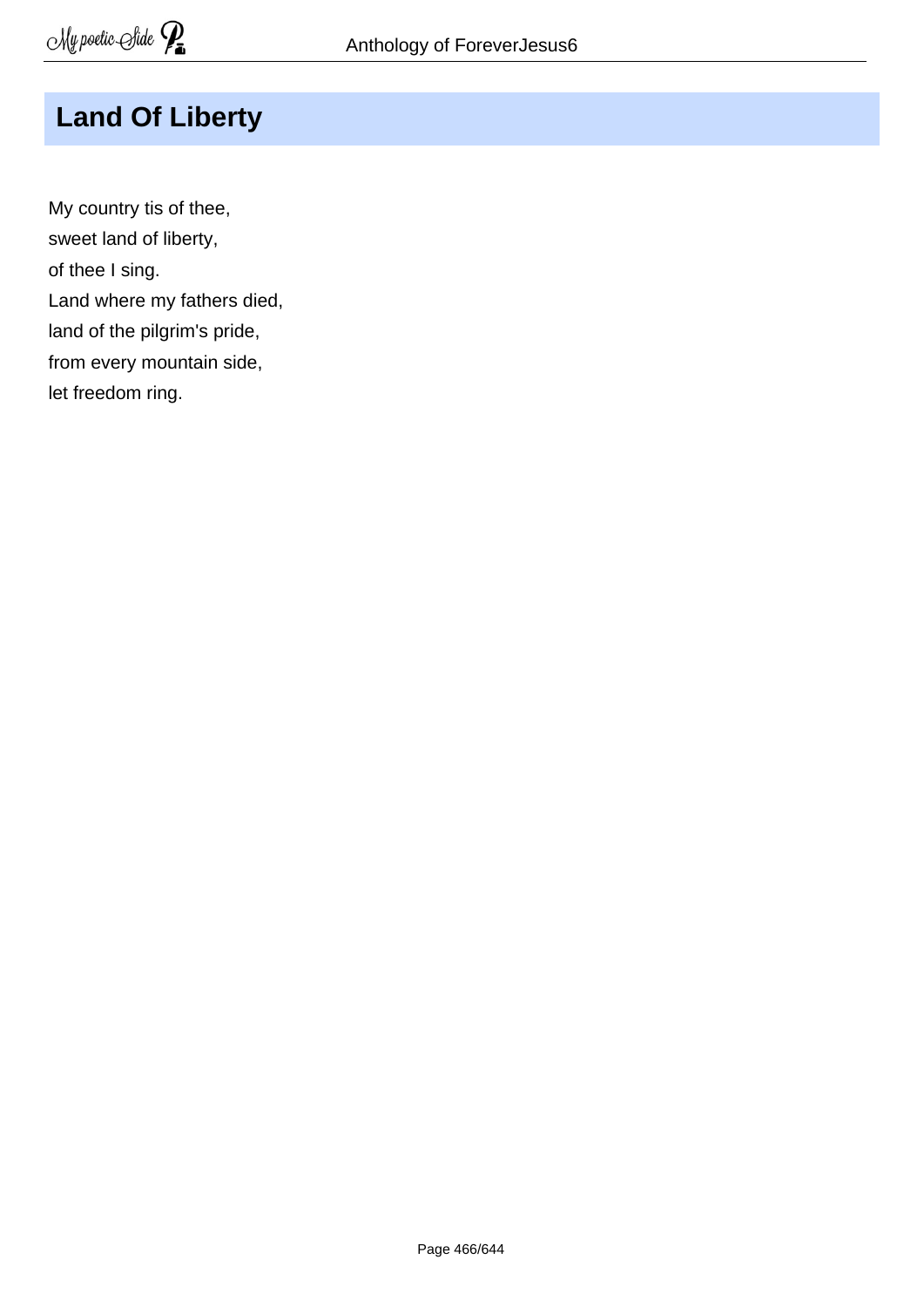## Land Of Liberty

My country tis of thee,
sweet land of liberty,
of thee I sing.
Land where my fathers died,
land of the pilgrim's pride,
from every mountain side,
let freedom ring.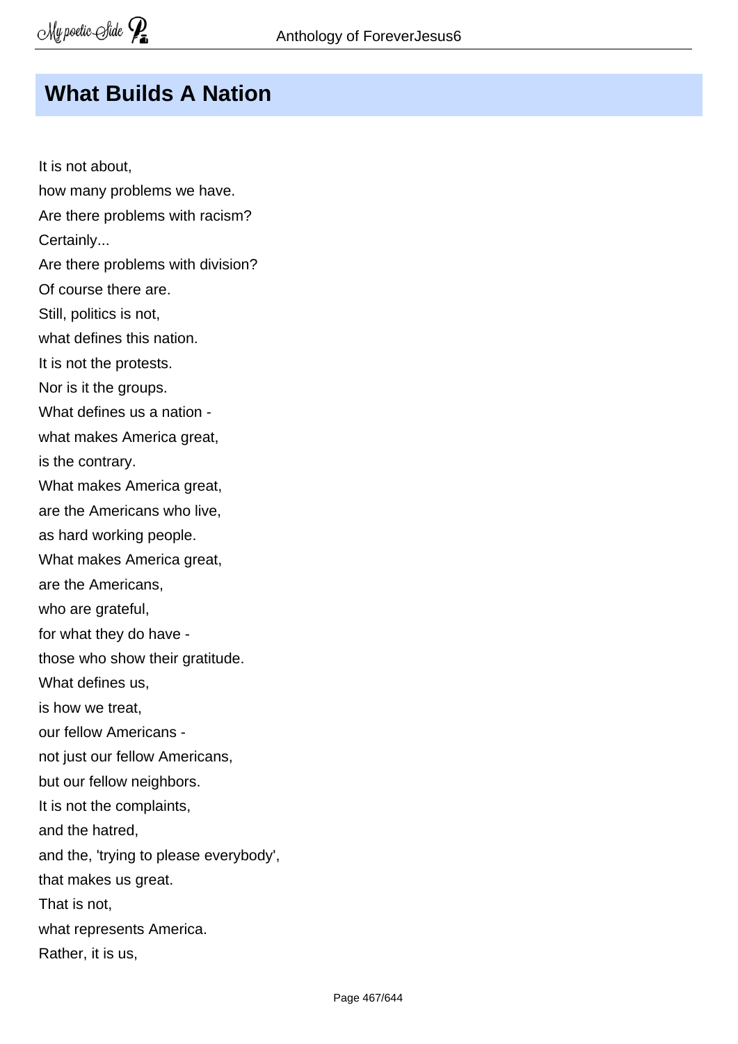## What Builds A Nation

It is not about,  
how many problems we have.  
Are there problems with racism?  
Certainly...  
Are there problems with division?  
Of course there are.  
Still, politics is not,  
what defines this nation.  
It is not the protests.  
Nor is it the groups.  
What defines us a nation -  
what makes America great,  
is the contrary.  
What makes America great,  
are the Americans who live,  
as hard working people.  
What makes America great,  
are the Americans,  
who are grateful,  
for what they do have -  
those who show their gratitude.  
What defines us,  
is how we treat,  
our fellow Americans -  
not just our fellow Americans,  
but our fellow neighbors.  
It is not the complaints,  
and the hatred,  
and the, 'trying to please everybody',  
that makes us great.  
That is not,  
what represents America.  
Rather, it is us,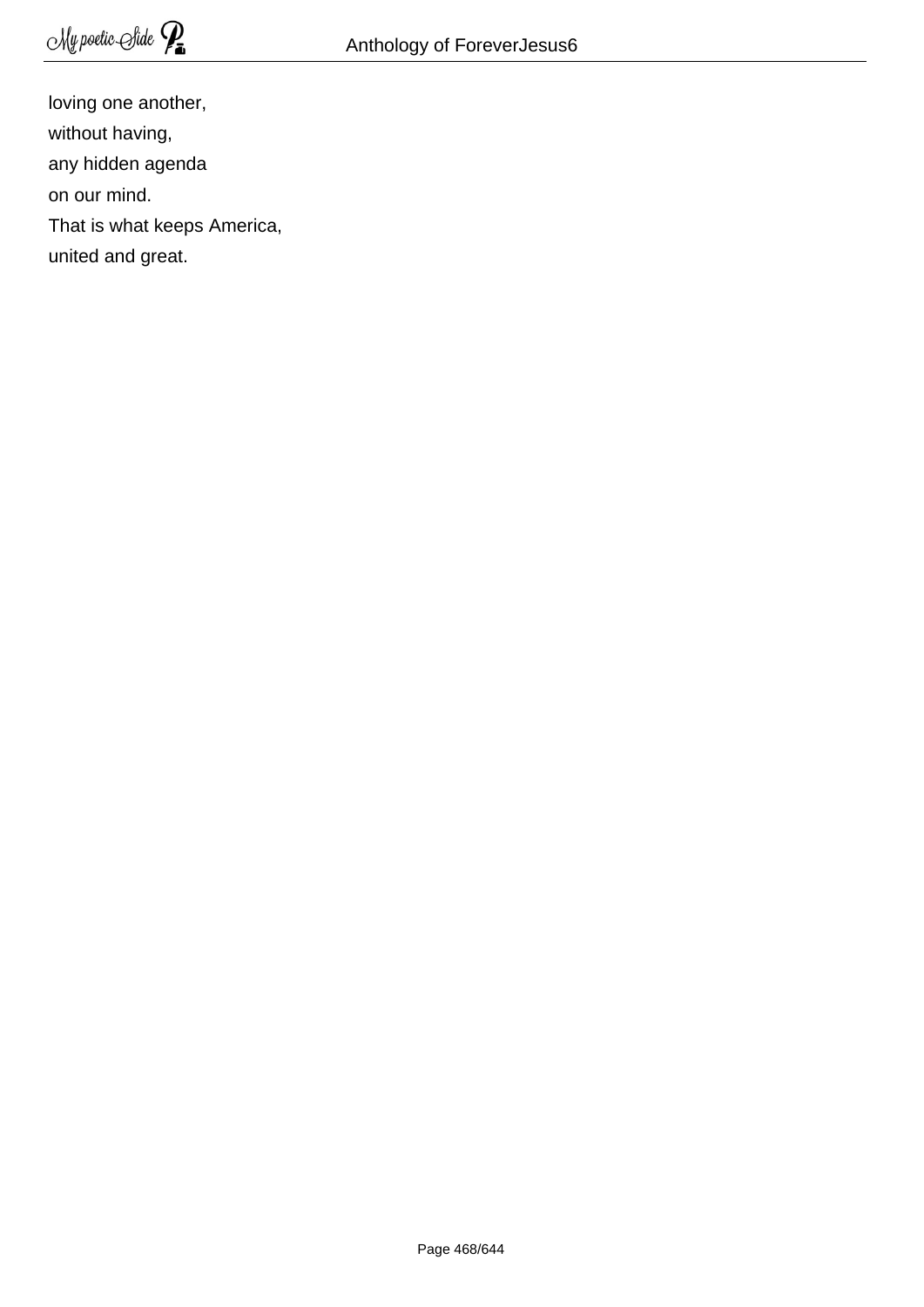loving one another,
without having,
any hidden agenda
on our mind.
That is what keeps America,
united and great.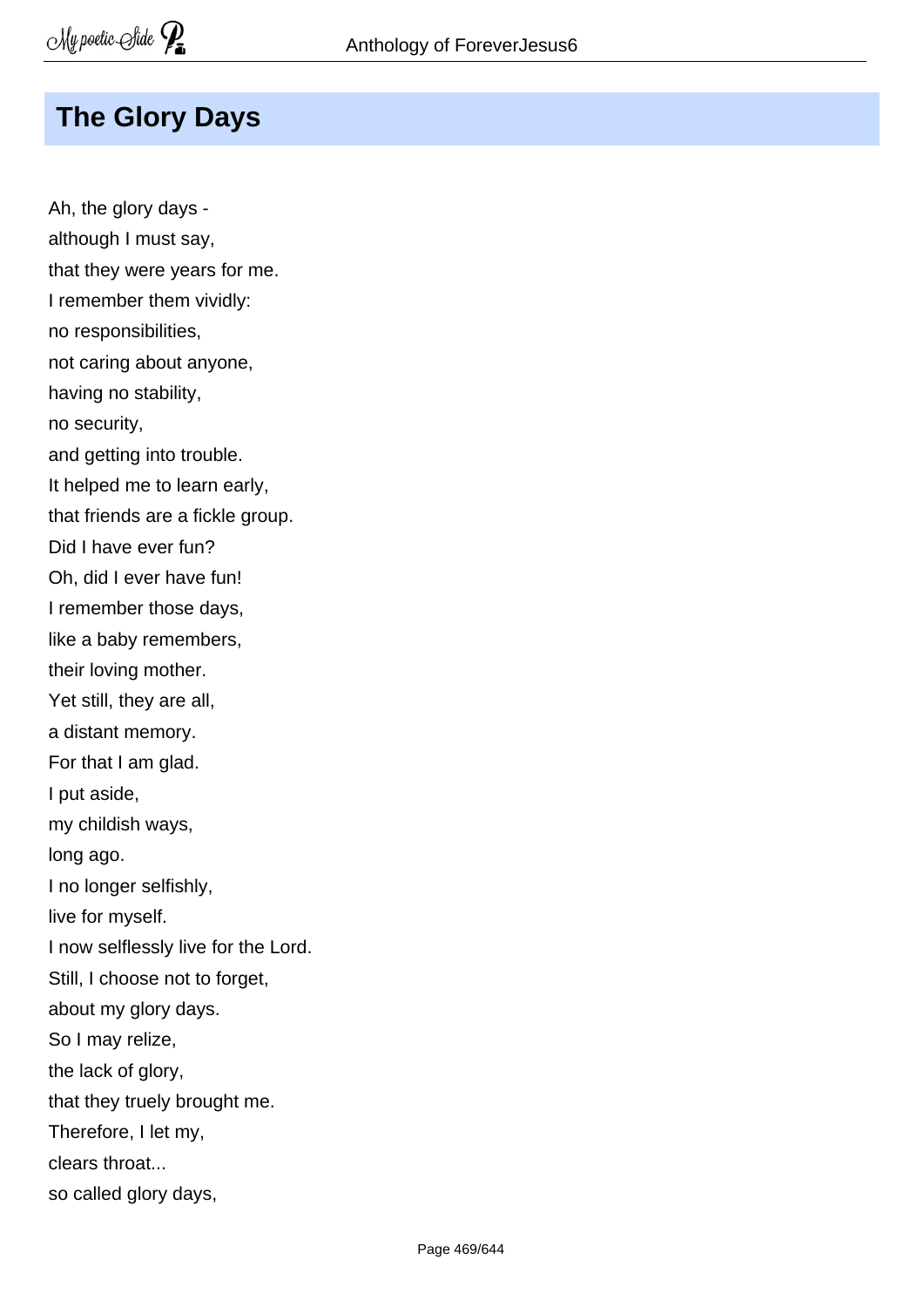## The Glory Days

Ah, the glory days -  
although I must say,  
that they were years for me.  
I remember them vividly:  
no responsibilities,  
not caring about anyone,  
having no stability,  
no security,  
and getting into trouble.  
It helped me to learn early,  
that friends are a fickle group.  
Did I have ever fun?  
Oh, did I ever have fun!  
I remember those days,  
like a baby remembers,  
their loving mother.  
Yet still, they are all,  
a distant memory.  
For that I am glad.  
I put aside,  
my childish ways,  
long ago.  
I no longer selfishly,  
live for myself.  
I now selflessly live for the Lord.  
Still, I choose not to forget,  
about my glory days.  
So I may relize,  
the lack of glory,  
that they truely brought me.  
Therefore, I let my,  
clears throat...  
so called glory days,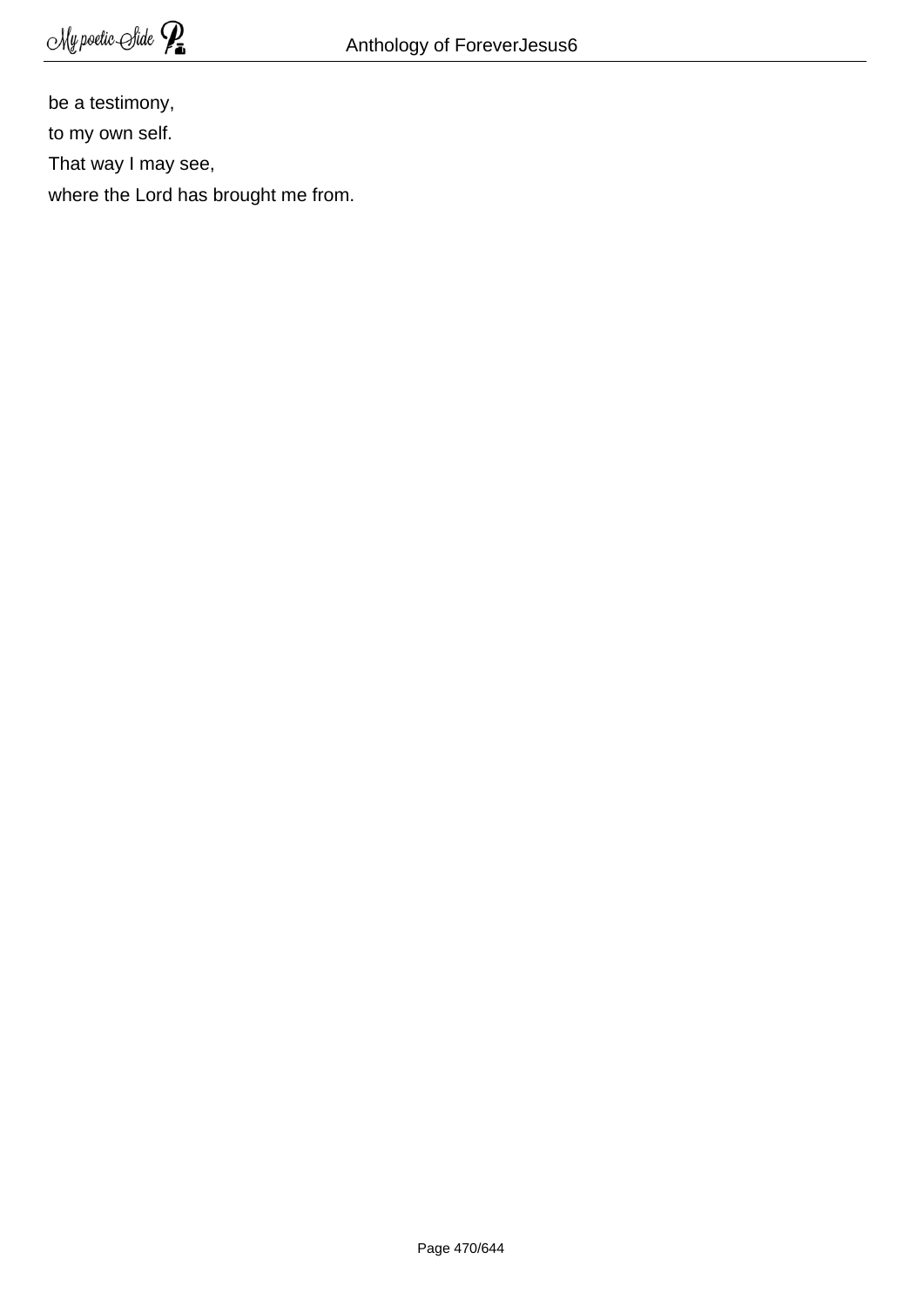be a testimony,

to my own self.

That way I may see,

where the Lord has brought me from.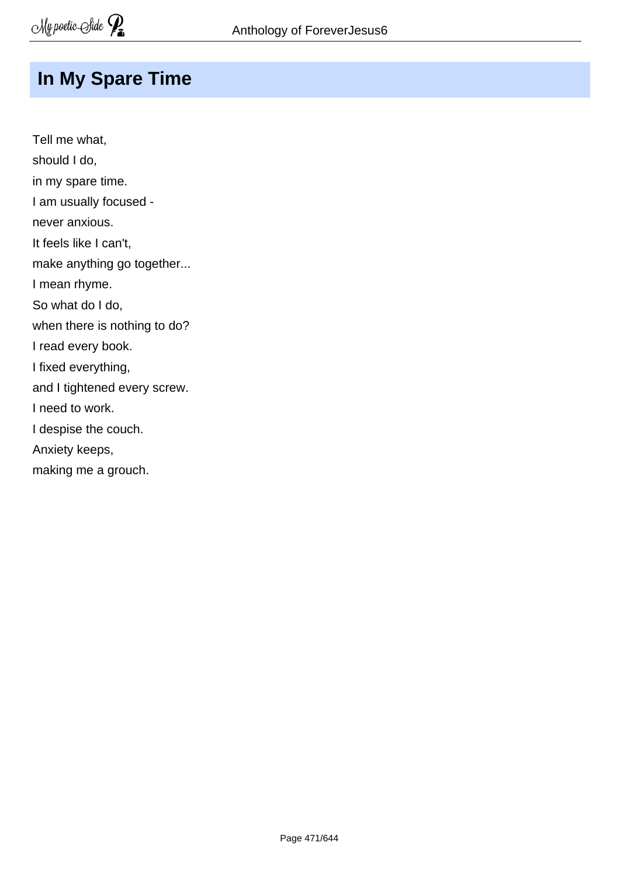## In My Spare Time

Tell me what,  
should I do,  
in my spare time.  
I am usually focused -  
never anxious.  
It feels like I can't,  
make anything go together...  
I mean rhyme.  
So what do I do,  
when there is nothing to do?  
I read every book.  
I fixed everything,  
and I tightened every screw.  
I need to work.  
I despise the couch.  
Anxiety keeps,  
making me a grouch.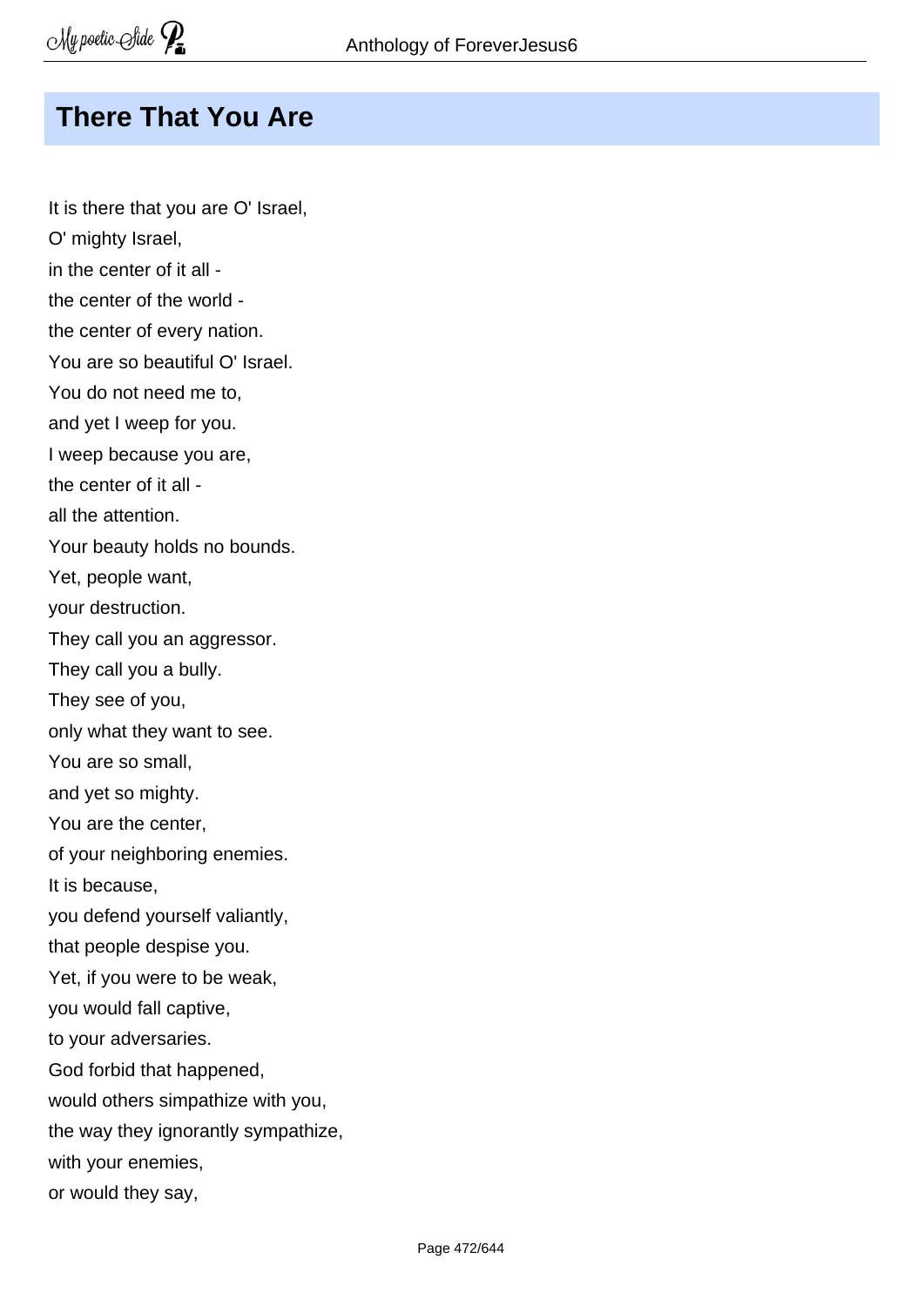## There That You Are

It is there that you are O' Israel,
O' mighty Israel,
in the center of it all -
the center of the world -
the center of every nation.
You are so beautiful O' Israel.
You do not need me to,
and yet I weep for you.
I weep because you are,
the center of it all -
all the attention.
Your beauty holds no bounds.
Yet, people want,
your destruction.
They call you an aggressor.
They call you a bully.
They see of you,
only what they want to see.
You are so small,
and yet so mighty.
You are the center,
of your neighboring enemies.
It is because,
you defend yourself valiantly,
that people despise you.
Yet, if you were to be weak,
you would fall captive,
to your adversaries.
God forbid that happened,
would others simpathize with you,
the way they ignorantly sympathize,
with your enemies,
or would they say,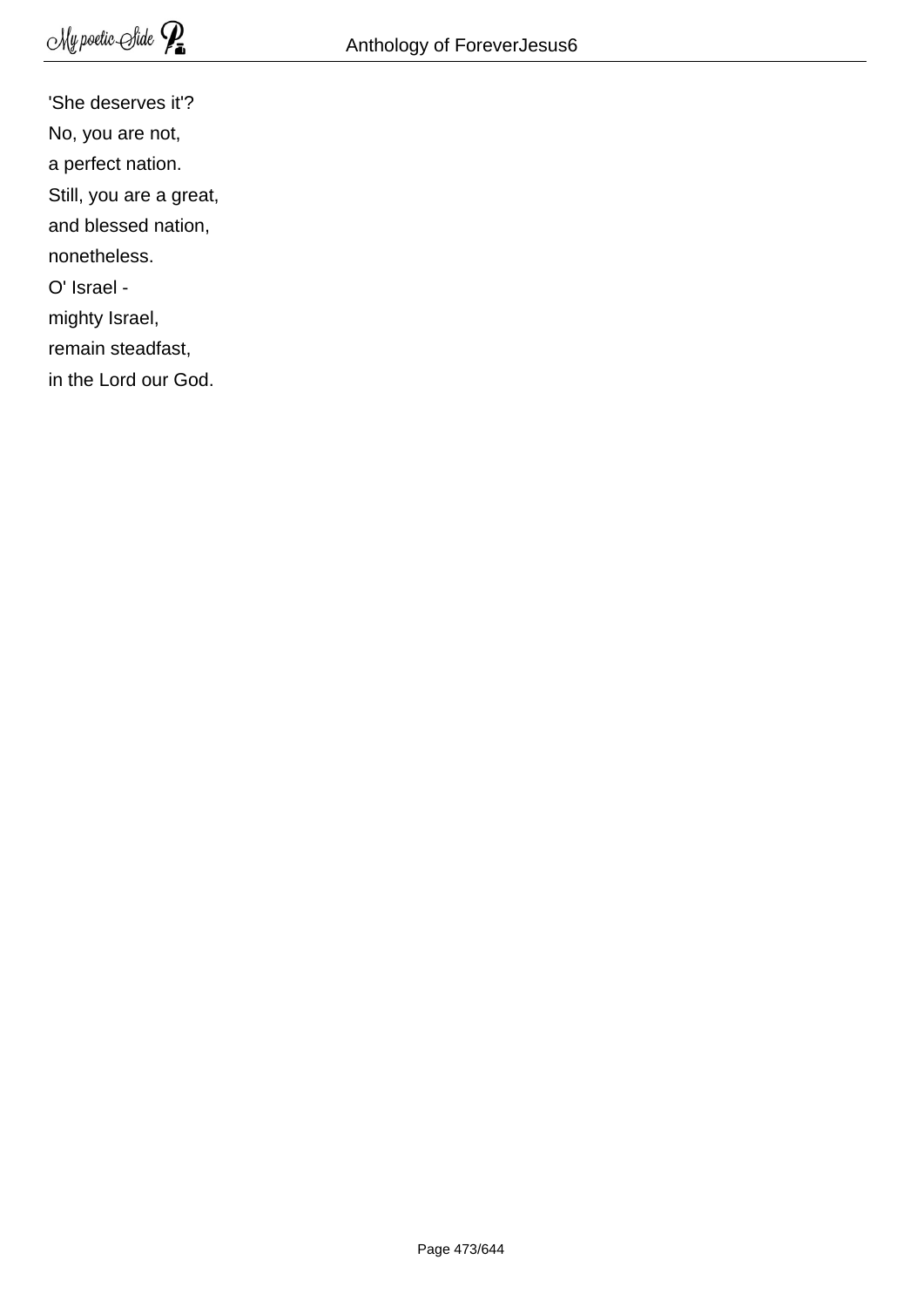'She deserves it'?
No, you are not,
a perfect nation.
Still, you are a great,
and blessed nation,
nonetheless.
O' Israel -
mighty Israel,
remain steadfast,
in the Lord our God.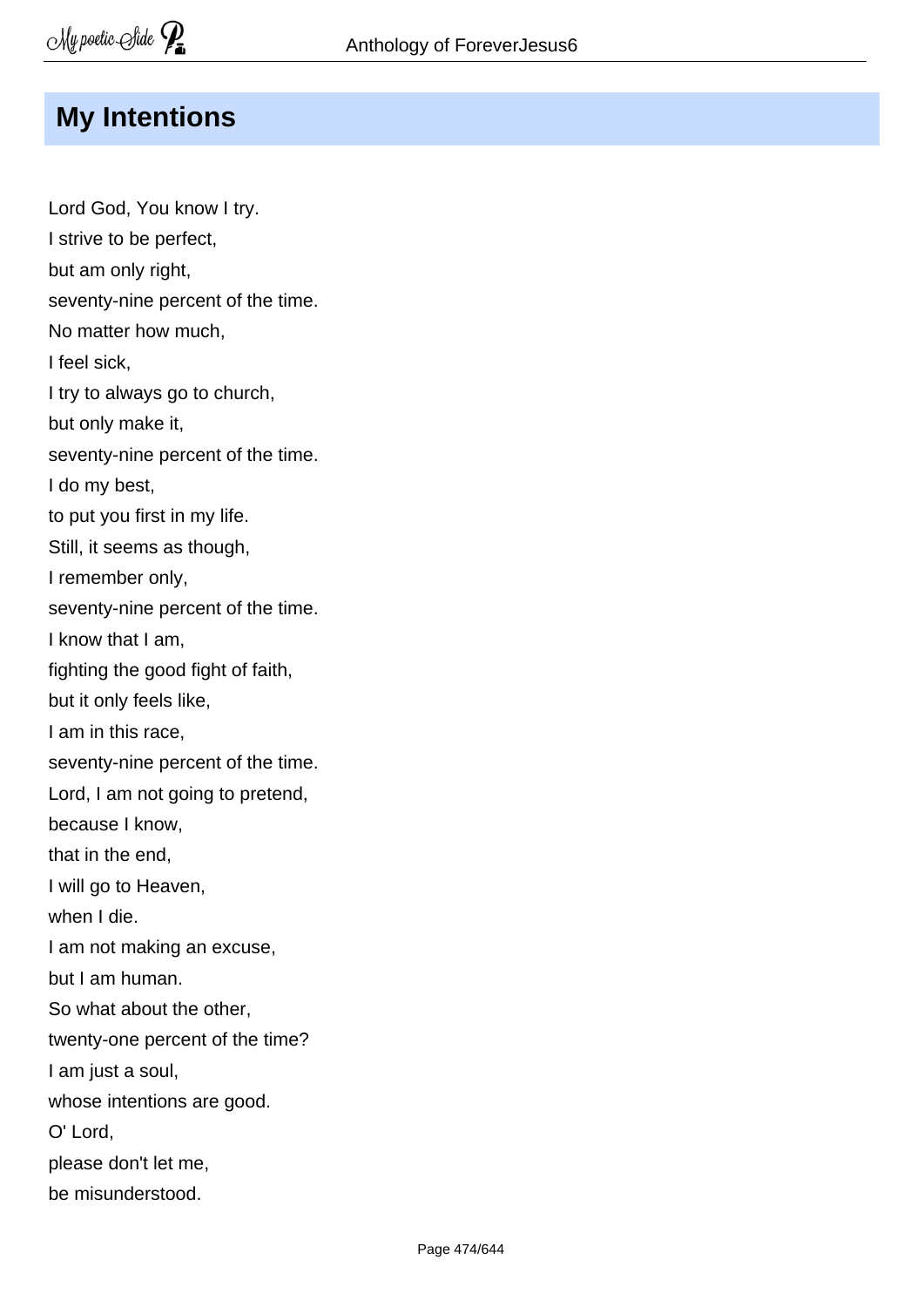## My Intentions

Lord God, You know I try.  
I strive to be perfect,  
but am only right,  
seventy-nine percent of the time.  
No matter how much,  
I feel sick,  
I try to always go to church,  
but only make it,  
seventy-nine percent of the time.  
I do my best,  
to put you first in my life.  
Still, it seems as though,  
I remember only,  
seventy-nine percent of the time.  
I know that I am,  
fighting the good fight of faith,  
but it only feels like,  
I am in this race,  
seventy-nine percent of the time.  
Lord, I am not going to pretend,  
because I know,  
that in the end,  
I will go to Heaven,  
when I die.  
I am not making an excuse,  
but I am human.  
So what about the other,  
twenty-one percent of the time?  
I am just a soul,  
whose intentions are good.  
O' Lord,  
please don't let me,  
be misunderstood.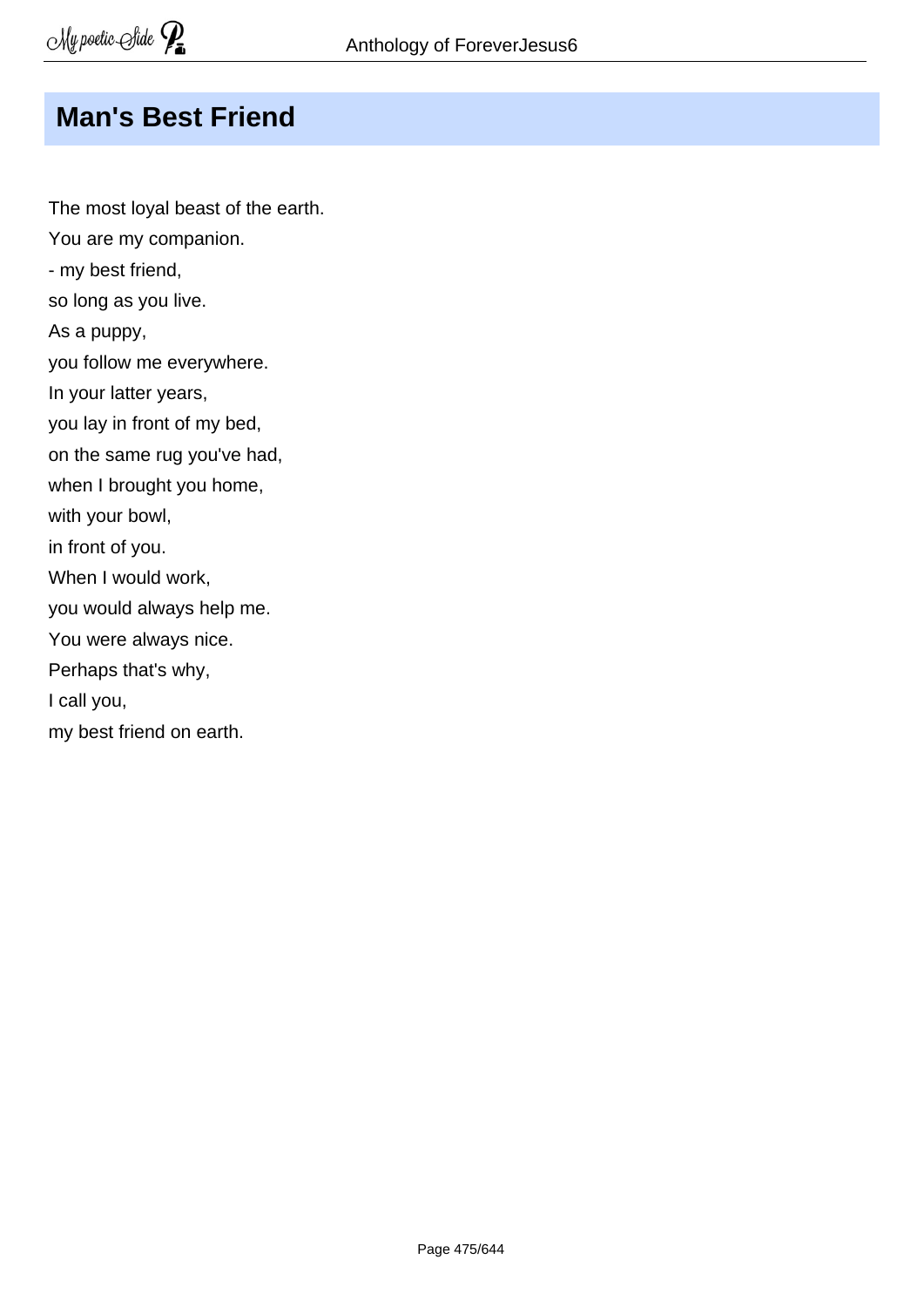## Man's Best Friend

The most loyal beast of the earth.  
You are my companion.  
- my best friend,  
so long as you live.  
As a puppy,  
you follow me everywhere.  
In your latter years,  
you lay in front of my bed,  
on the same rug you've had,  
when I brought you home,  
with your bowl,  
in front of you.  
When I would work,  
you would always help me.  
You were always nice.  
Perhaps that's why,  
I call you,  
my best friend on earth.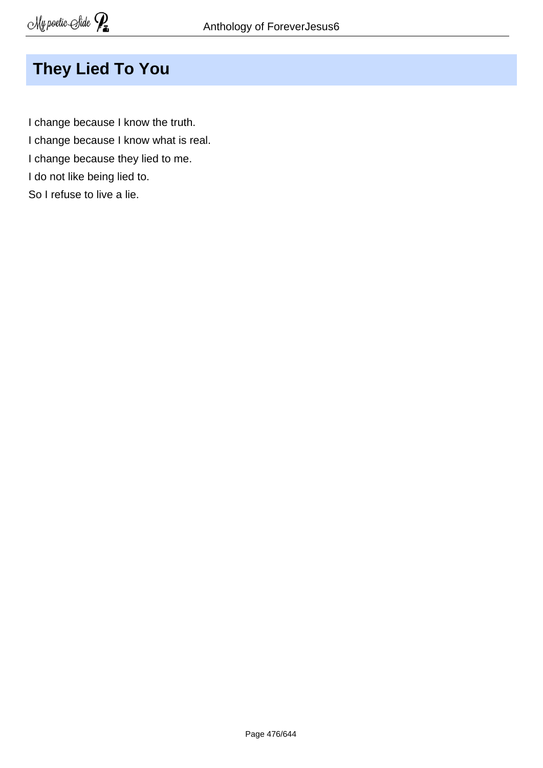# They Lied To You

I change because I know the truth.
I change because I know what is real.
I change because they lied to me.
I do not like being lied to.
So I refuse to live a lie.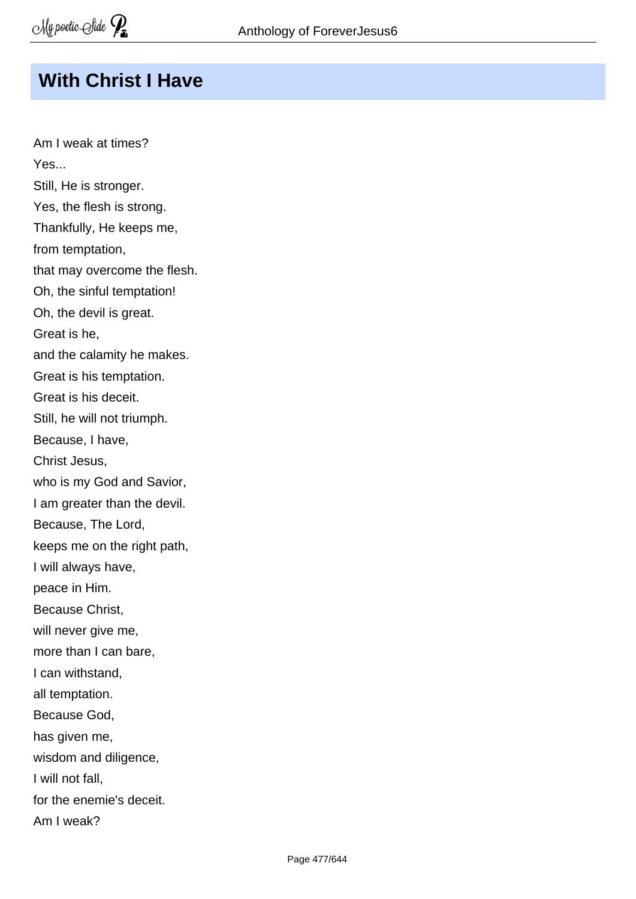## With Christ I Have

Am I weak at times?
Yes...
Still, He is stronger.
Yes, the flesh is strong.
Thankfully, He keeps me,
from temptation,
that may overcome the flesh.
Oh, the sinful temptation!
Oh, the devil is great.
Great is he,
and the calamity he makes.
Great is his temptation.
Great is his deceit.
Still, he will not triumph.
Because, I have,
Christ Jesus,
who is my God and Savior,
I am greater than the devil.
Because, The Lord,
keeps me on the right path,
I will always have,
peace in Him.
Because Christ,
will never give me,
more than I can bare,
I can withstand,
all temptation.
Because God,
has given me,
wisdom and diligence,
I will not fall,
for the enemie's deceit.
Am I weak?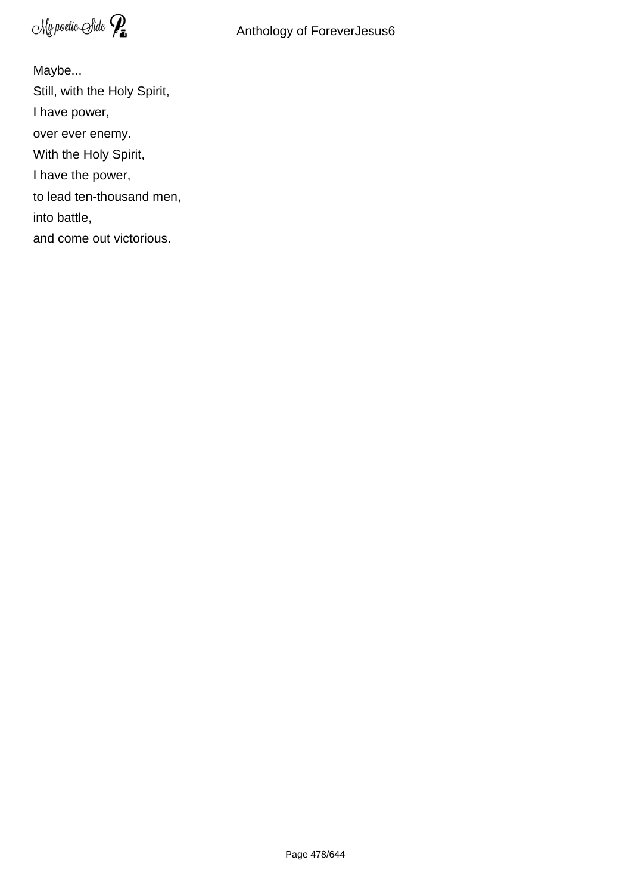Maybe...  
Still, with the Holy Spirit,  
I have power,  
over ever enemy.  
With the Holy Spirit,  
I have the power,  
to lead ten-thousand men,  
into battle,  
and come out victorious.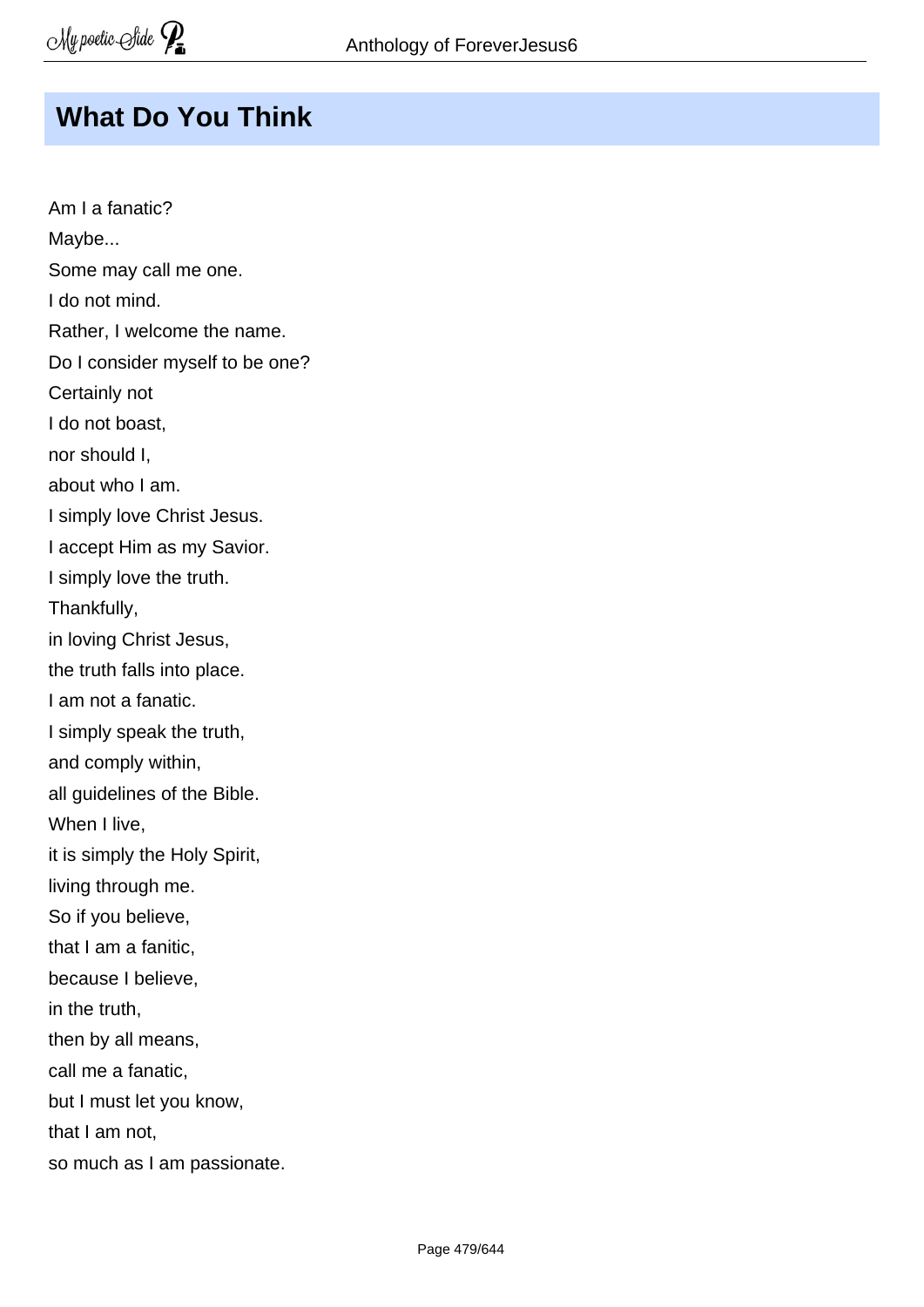## What Do You Think

Am I a fanatic?  
Maybe...  
Some may call me one.  
I do not mind.  
Rather, I welcome the name.  
Do I consider myself to be one?  
Certainly not  
I do not boast,  
nor should I,  
about who I am.  
I simply love Christ Jesus.  
I accept Him as my Savior.  
I simply love the truth.  
Thankfully,  
in loving Christ Jesus,  
the truth falls into place.  
I am not a fanatic.  
I simply speak the truth,  
and comply within,  
all guidelines of the Bible.  
When I live,  
it is simply the Holy Spirit,  
living through me.  
So if you believe,  
that I am a fanitic,  
because I believe,  
in the truth,  
then by all means,  
call me a fanatic,  
but I must let you know,  
that I am not,  
so much as I am passionate.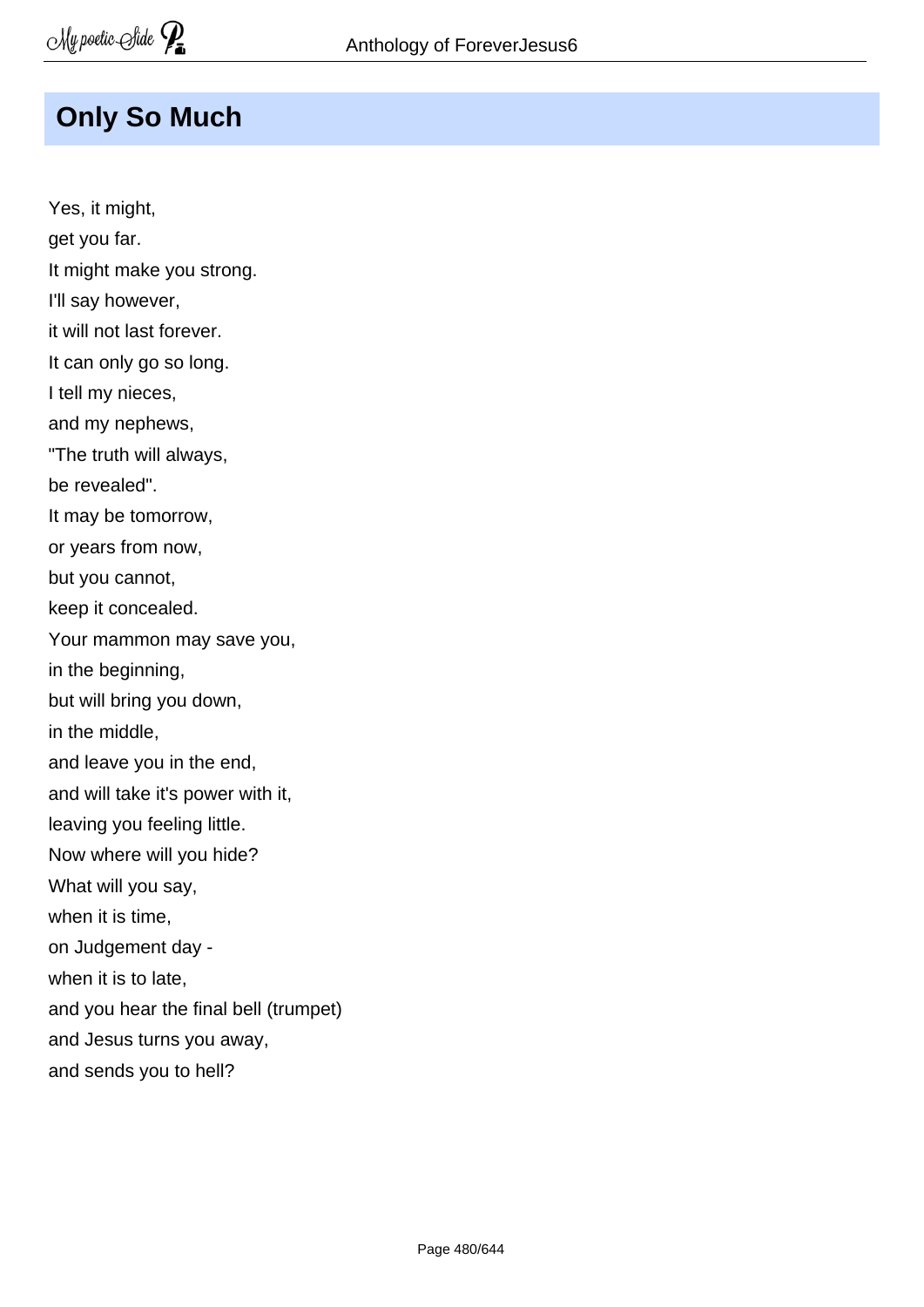## Only So Much

Yes, it might,  
get you far.  
It might make you strong.  
I'll say however,  
it will not last forever.  
It can only go so long.  
I tell my nieces,  
and my nephews,  
"The truth will always,  
be revealed".  
It may be tomorrow,  
or years from now,  
but you cannot,  
keep it concealed.  
Your mammon may save you,  
in the beginning,  
but will bring you down,  
in the middle,  
and leave you in the end,  
and will take it's power with it,  
leaving you feeling little.  
Now where will you hide?  
What will you say,  
when it is time,  
on Judgement day -  
when it is to late,  
and you hear the final bell (trumpet)  
and Jesus turns you away,  
and sends you to hell?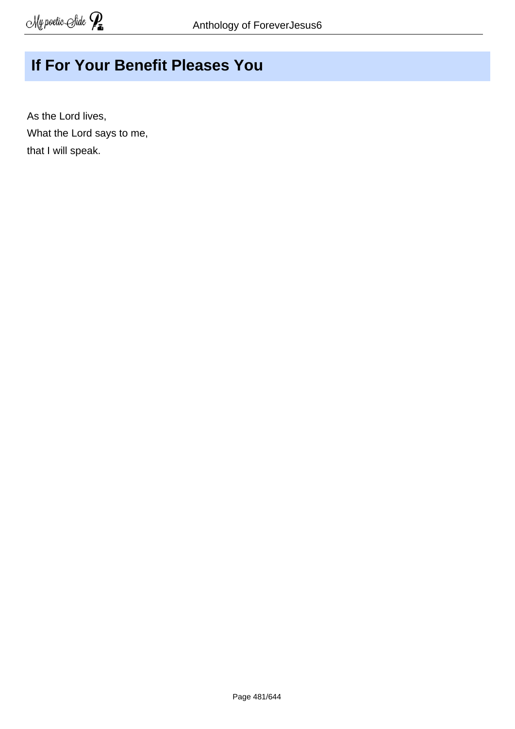## If For Your Benefit Pleases You

As the Lord lives,
What the Lord says to me,
that I will speak.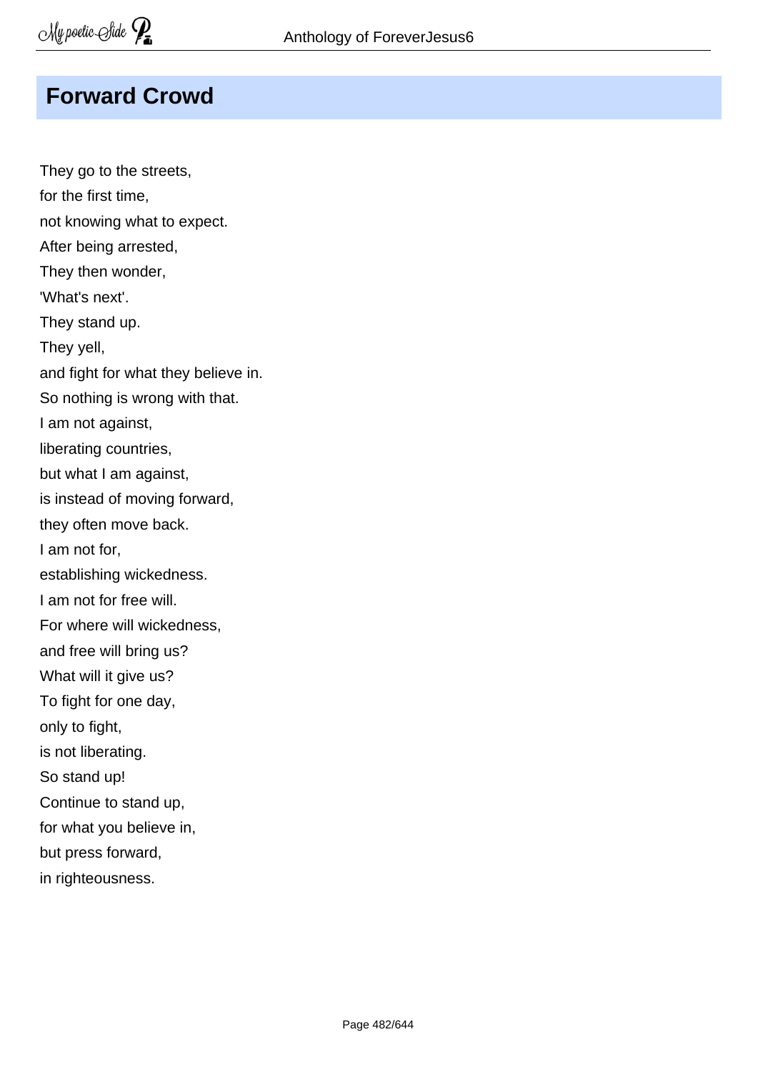## Forward Crowd

They go to the streets,
for the first time,
not knowing what to expect.
After being arrested,
They then wonder,
'What's next'.
They stand up.
They yell,
and fight for what they believe in.
So nothing is wrong with that.
I am not against,
liberating countries,
but what I am against,
is instead of moving forward,
they often move back.
I am not for,
establishing wickedness.
I am not for free will.
For where will wickedness,
and free will bring us?
What will it give us?
To fight for one day,
only to fight,
is not liberating.
So stand up!
Continue to stand up,
for what you believe in,
but press forward,
in righteousness.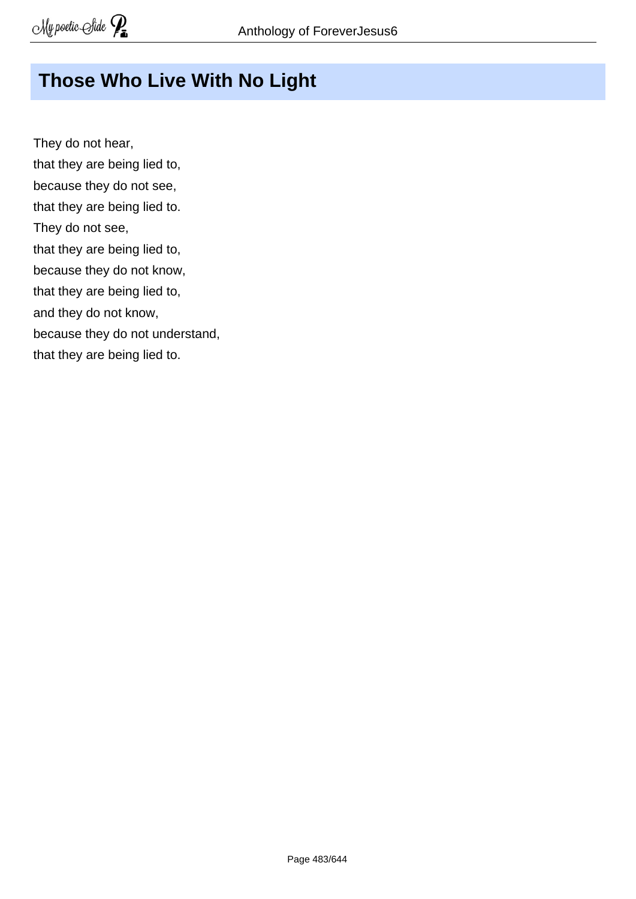## Those Who Live With No Light

They do not hear,  
that they are being lied to,  
because they do not see,  
that they are being lied to.  
They do not see,  
that they are being lied to,  
because they do not know,  
that they are being lied to,  
and they do not know,  
because they do not understand,  
that they are being lied to.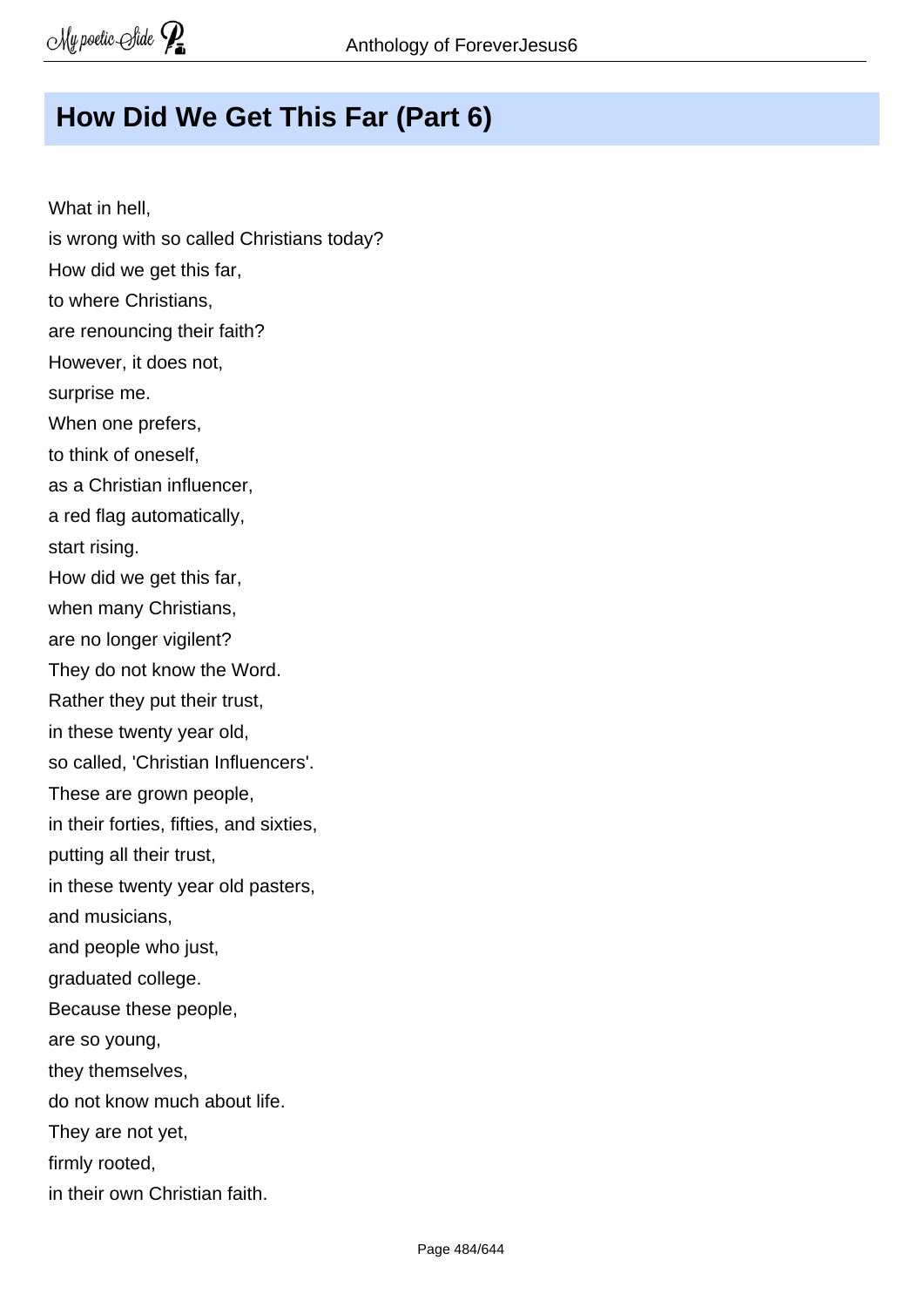## How Did We Get This Far (Part 6)

What in hell,  
is wrong with so called Christians today?  
How did we get this far,  
to where Christians,  
are renouncing their faith?  
However, it does not,  
surprise me.  
When one prefers,  
to think of oneself,  
as a Christian influencer,  
a red flag automatically,  
start rising.  
How did we get this far,  
when many Christians,  
are no longer vigilent?  
They do not know the Word.  
Rather they put their trust,  
in these twenty year old,  
so called, 'Christian Influencers'.  
These are grown people,  
in their forties, fifties, and sixties,  
putting all their trust,  
in these twenty year old pasters,  
and musicians,  
and people who just,  
graduated college.  
Because these people,  
are so young,  
they themselves,  
do not know much about life.  
They are not yet,  
firmly rooted,  
in their own Christian faith.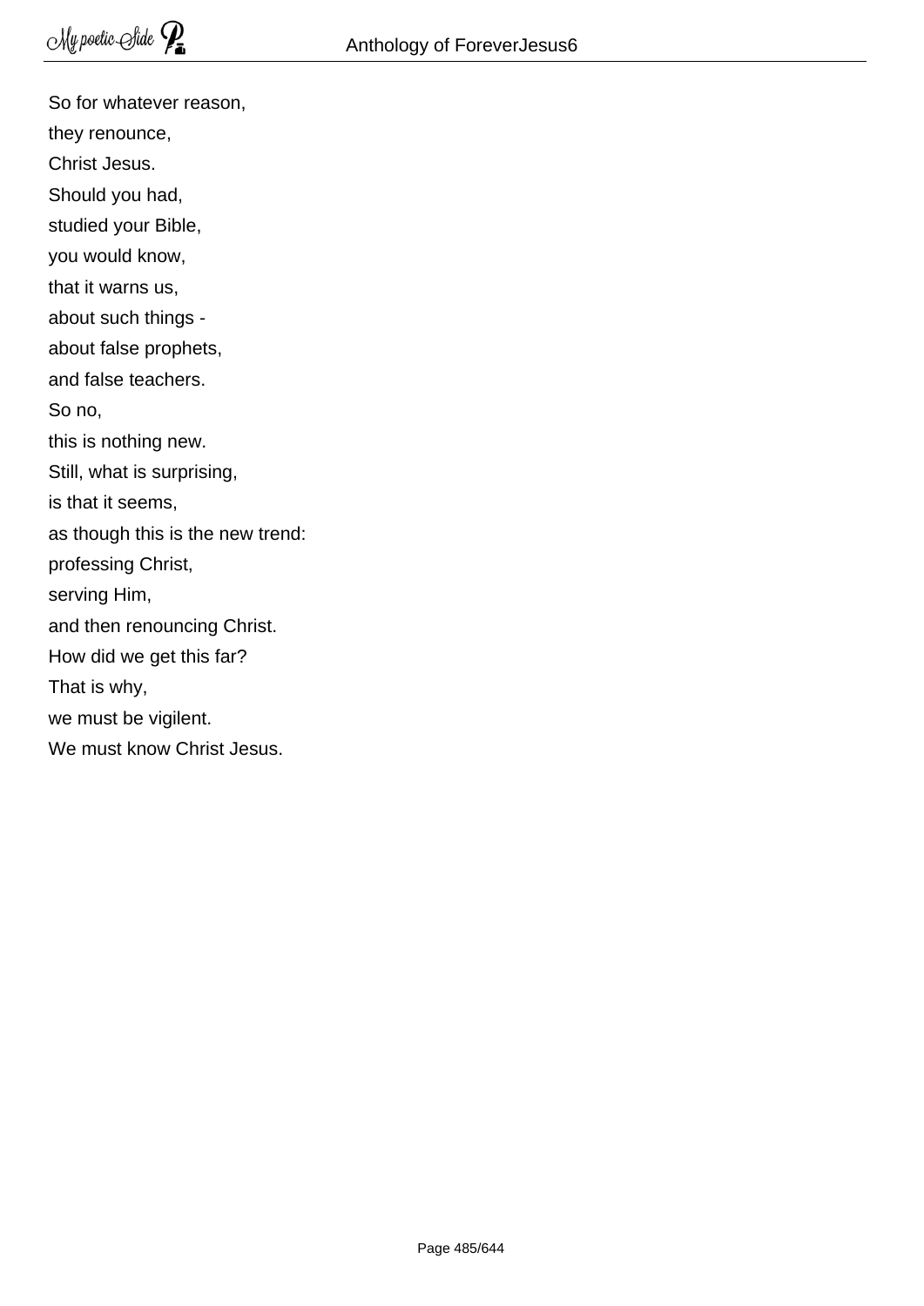So for whatever reason,  
they renounce,  
Christ Jesus.  
Should you had,  
studied your Bible,  
you would know,  
that it warns us,  
about such things -  
about false prophets,  
and false teachers.  
So no,  
this is nothing new.  
Still, what is surprising,  
is that it seems,  
as though this is the new trend:  
professing Christ,  
serving Him,  
and then renouncing Christ.  
How did we get this far?  
That is why,  
we must be vigilent.  
We must know Christ Jesus.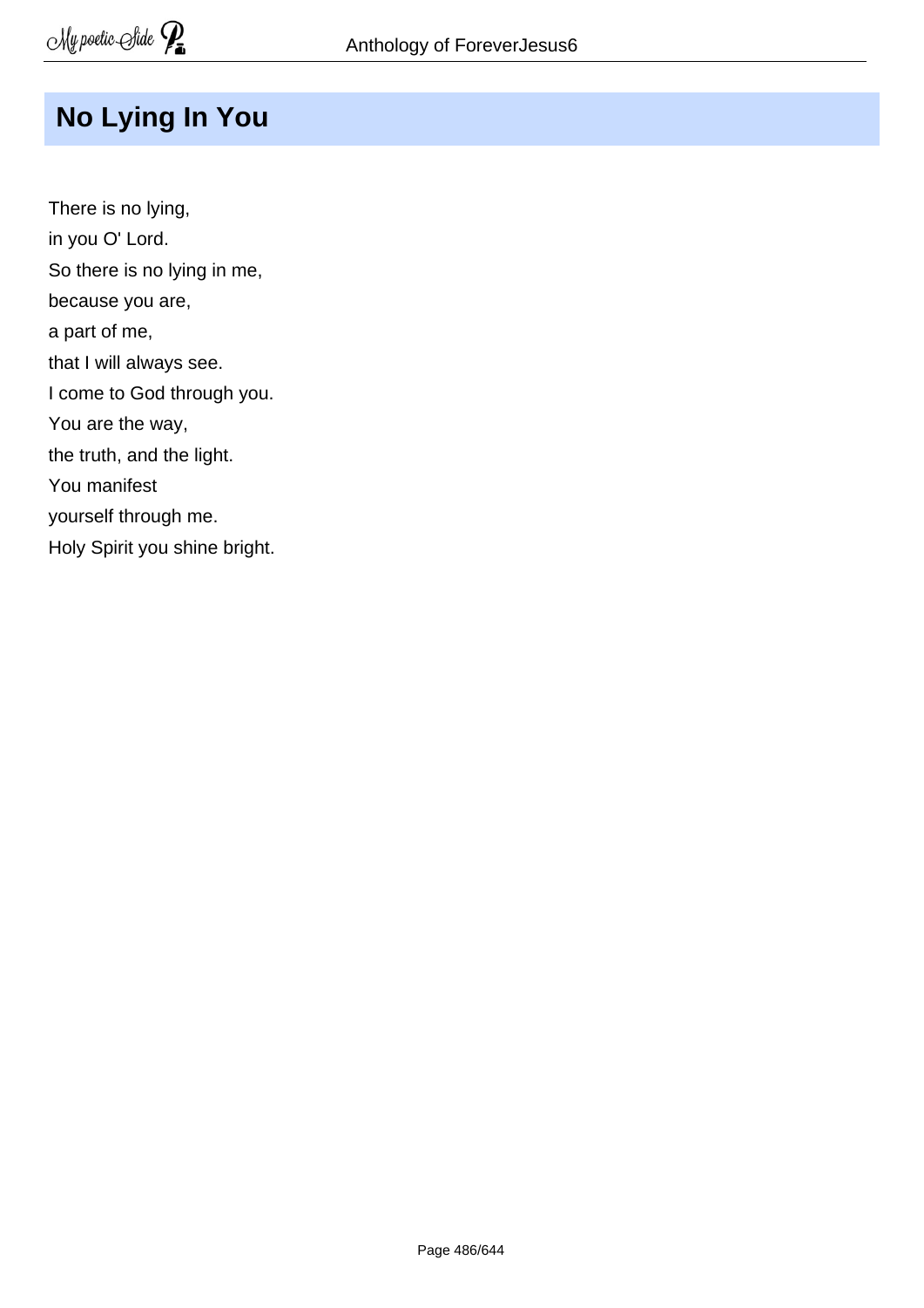## No Lying In You

There is no lying,
in you O' Lord.
So there is no lying in me,
because you are,
a part of me,
that I will always see.
I come to God through you.
You are the way,
the truth, and the light.
You manifest
yourself through me.
Holy Spirit you shine bright.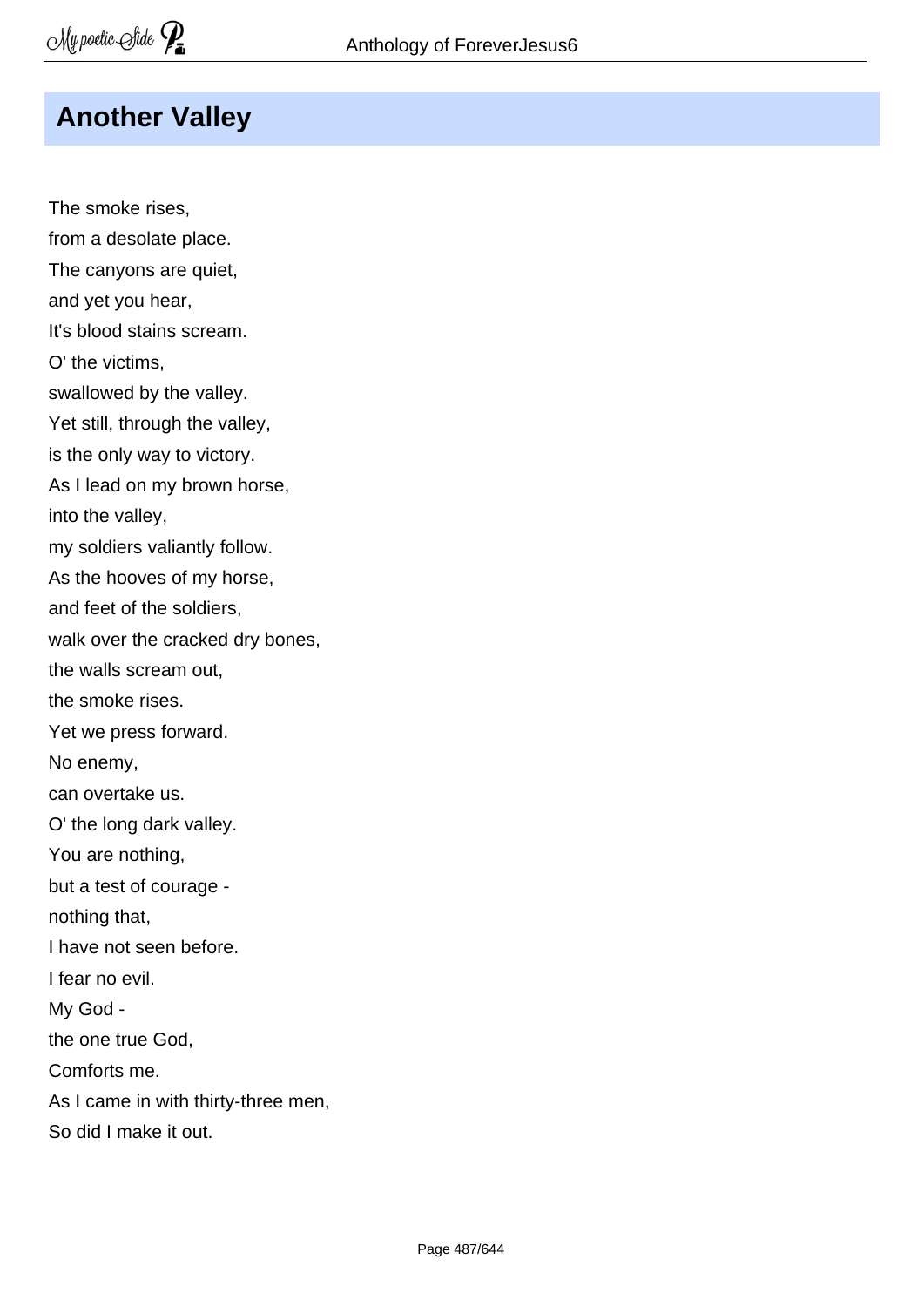## Another Valley

The smoke rises,  
from a desolate place.  
The canyons are quiet,  
and yet you hear,  
It's blood stains scream.  
O' the victims,  
swallowed by the valley.  
Yet still, through the valley,  
is the only way to victory.  
As I lead on my brown horse,  
into the valley,  
my soldiers valiantly follow.  
As the hooves of my horse,  
and feet of the soldiers,  
walk over the cracked dry bones,  
the walls scream out,  
the smoke rises.  
Yet we press forward.  
No enemy,  
can overtake us.  
O' the long dark valley.  
You are nothing,  
but a test of courage -  
nothing that,  
I have not seen before.  
I fear no evil.  
My God -  
the one true God,  
Comforts me.  
As I came in with thirty-three men,  
So did I make it out.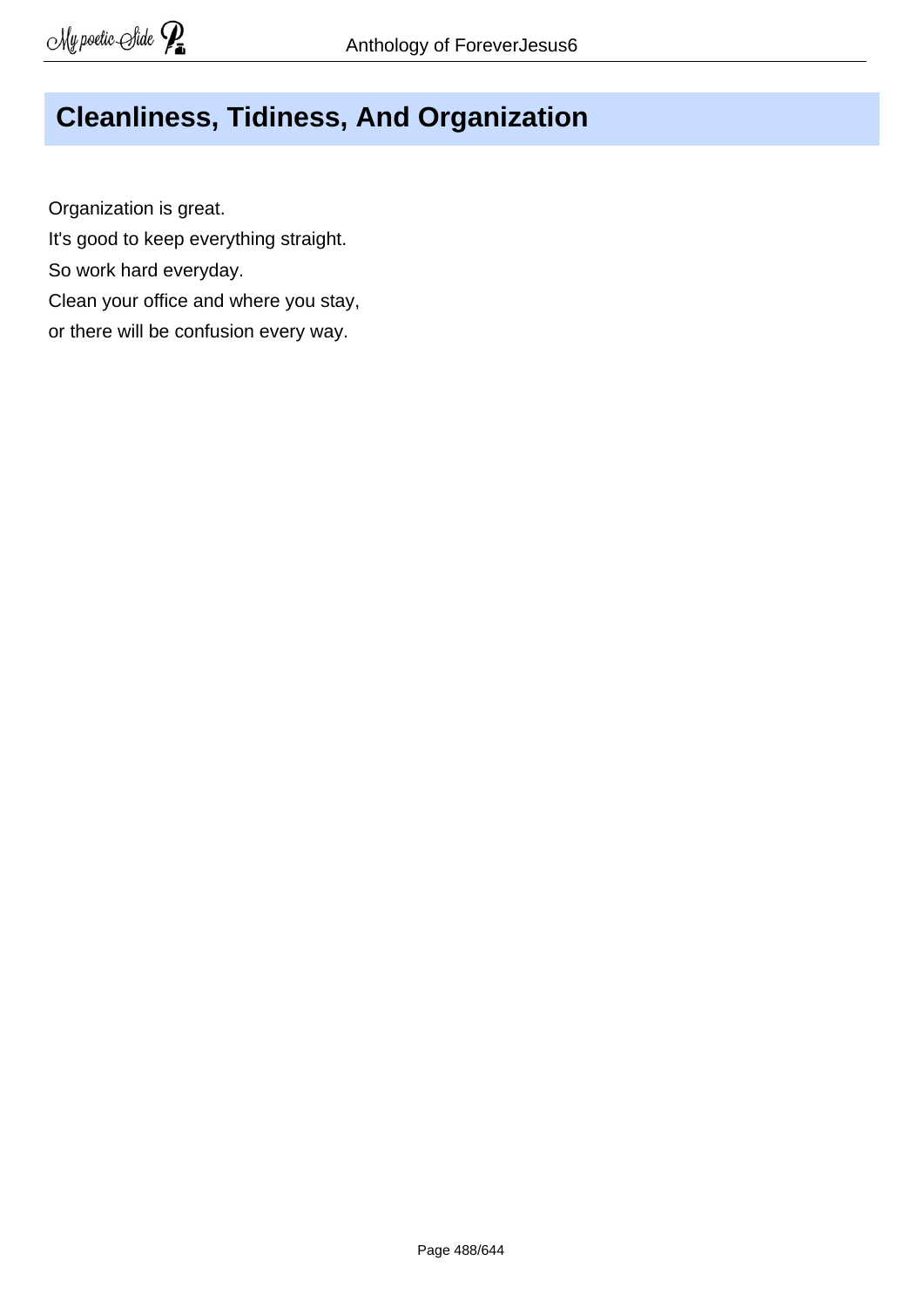## Cleanliness, Tidiness, And Organization

Organization is great.
It's good to keep everything straight.
So work hard everyday.
Clean your office and where you stay,
or there will be confusion every way.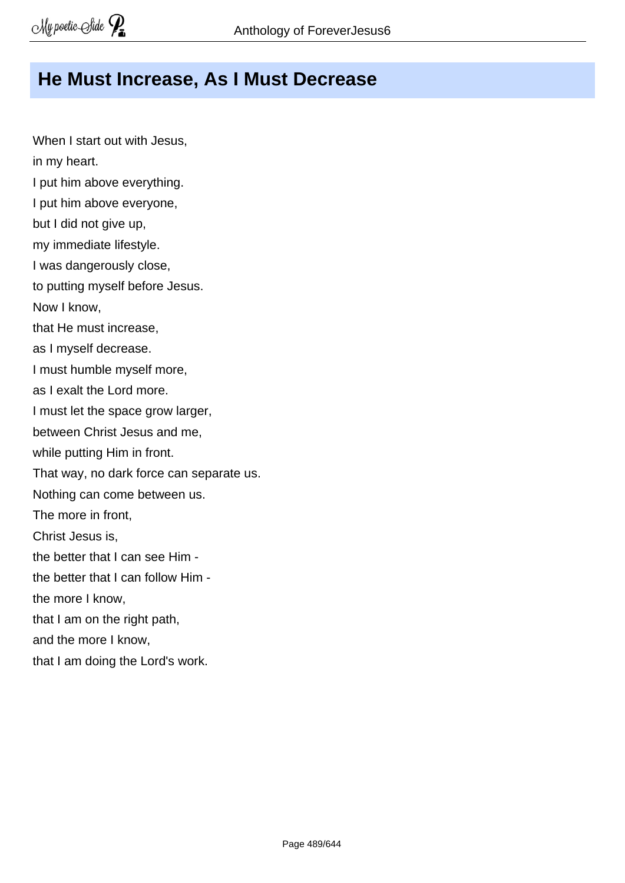## He Must Increase, As I Must Decrease

When I start out with Jesus,  
in my heart.  
I put him above everything.  
I put him above everyone,  
but I did not give up,  
my immediate lifestyle.  
I was dangerously close,  
to putting myself before Jesus.  
Now I know,  
that He must increase,  
as I myself decrease.  
I must humble myself more,  
as I exalt the Lord more.  
I must let the space grow larger,  
between Christ Jesus and me,  
while putting Him in front.  
That way, no dark force can separate us.  
Nothing can come between us.  
The more in front,  
Christ Jesus is,  
the better that I can see Him -  
the better that I can follow Him -  
the more I know,  
that I am on the right path,  
and the more I know,  
that I am doing the Lord's work.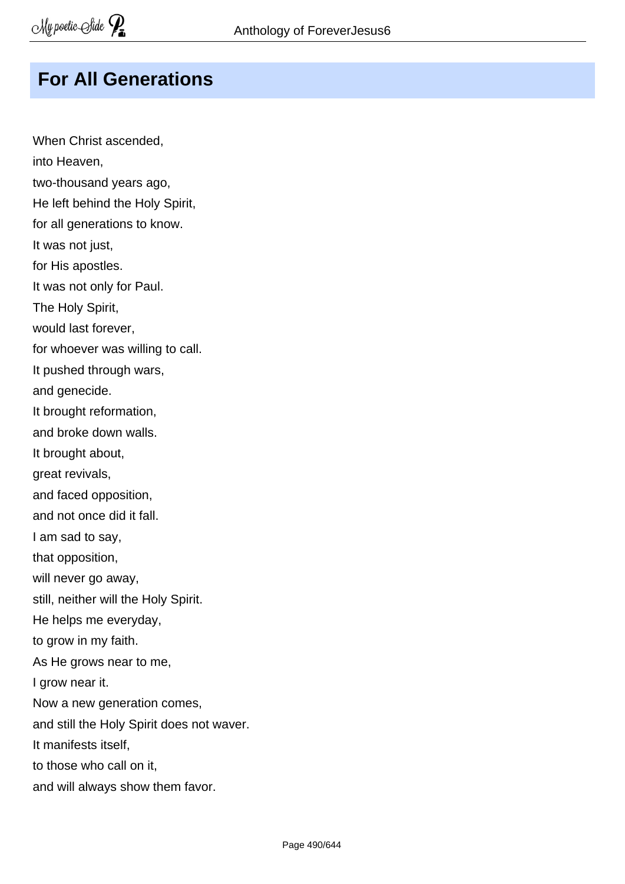# For All Generations

When Christ ascended,  
into Heaven,  
two-thousand years ago,  
He left behind the Holy Spirit,  
for all generations to know.  
It was not just,  
for His apostles.  
It was not only for Paul.  
The Holy Spirit,  
would last forever,  
for whoever was willing to call.  
It pushed through wars,  
and genecide.  
It brought reformation,  
and broke down walls.  
It brought about,  
great revivals,  
and faced opposition,  
and not once did it fall.  
I am sad to say,  
that opposition,  
will never go away,  
still, neither will the Holy Spirit.  
He helps me everyday,  
to grow in my faith.  
As He grows near to me,  
I grow near it.  
Now a new generation comes,  
and still the Holy Spirit does not waver.  
It manifests itself,  
to those who call on it,  
and will always show them favor.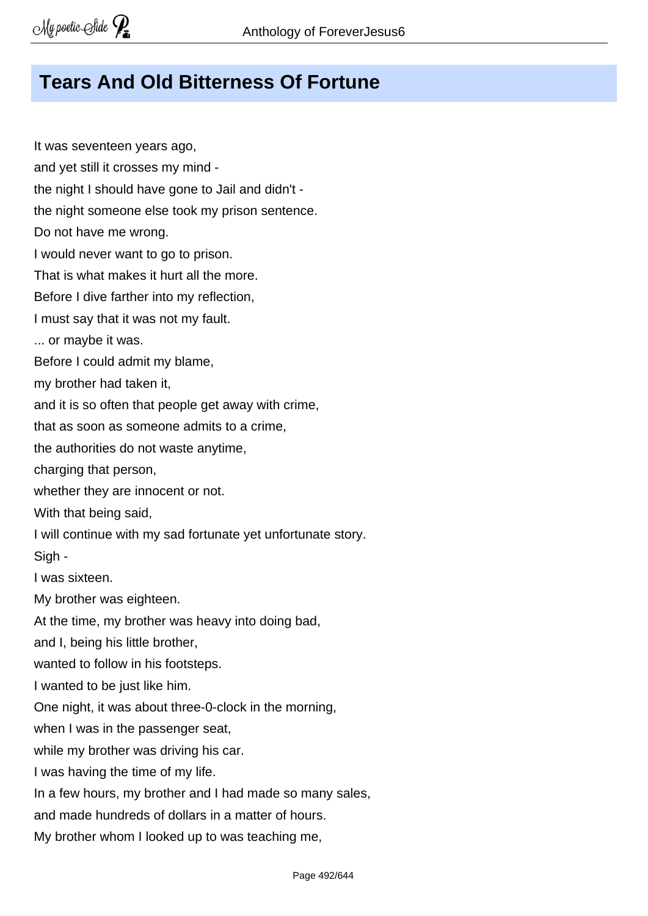# Tears And Old Bitterness Of Fortune

It was seventeen years ago,  
and yet still it crosses my mind -  
the night I should have gone to Jail and didn't -  
the night someone else took my prison sentence.  
Do not have me wrong.  
I would never want to go to prison.  
That is what makes it hurt all the more.  
Before I dive farther into my reflection,  
I must say that it was not my fault.  
... or maybe it was.  
Before I could admit my blame,  
my brother had taken it,  
and it is so often that people get away with crime,  
that as soon as someone admits to a crime,  
the authorities do not waste anytime,  
charging that person,  
whether they are innocent or not.  
With that being said,  
I will continue with my sad fortunate yet unfortunate story.  
Sigh -  
I was sixteen.  
My brother was eighteen.  
At the time, my brother was heavy into doing bad,  
and I, being his little brother,  
wanted to follow in his footsteps.  
I wanted to be just like him.  
One night, it was about three-0-clock in the morning,  
when I was in the passenger seat,  
while my brother was driving his car.  
I was having the time of my life.  
In a few hours, my brother and I had made so many sales,  
and made hundreds of dollars in a matter of hours.  
My brother whom I looked up to was teaching me,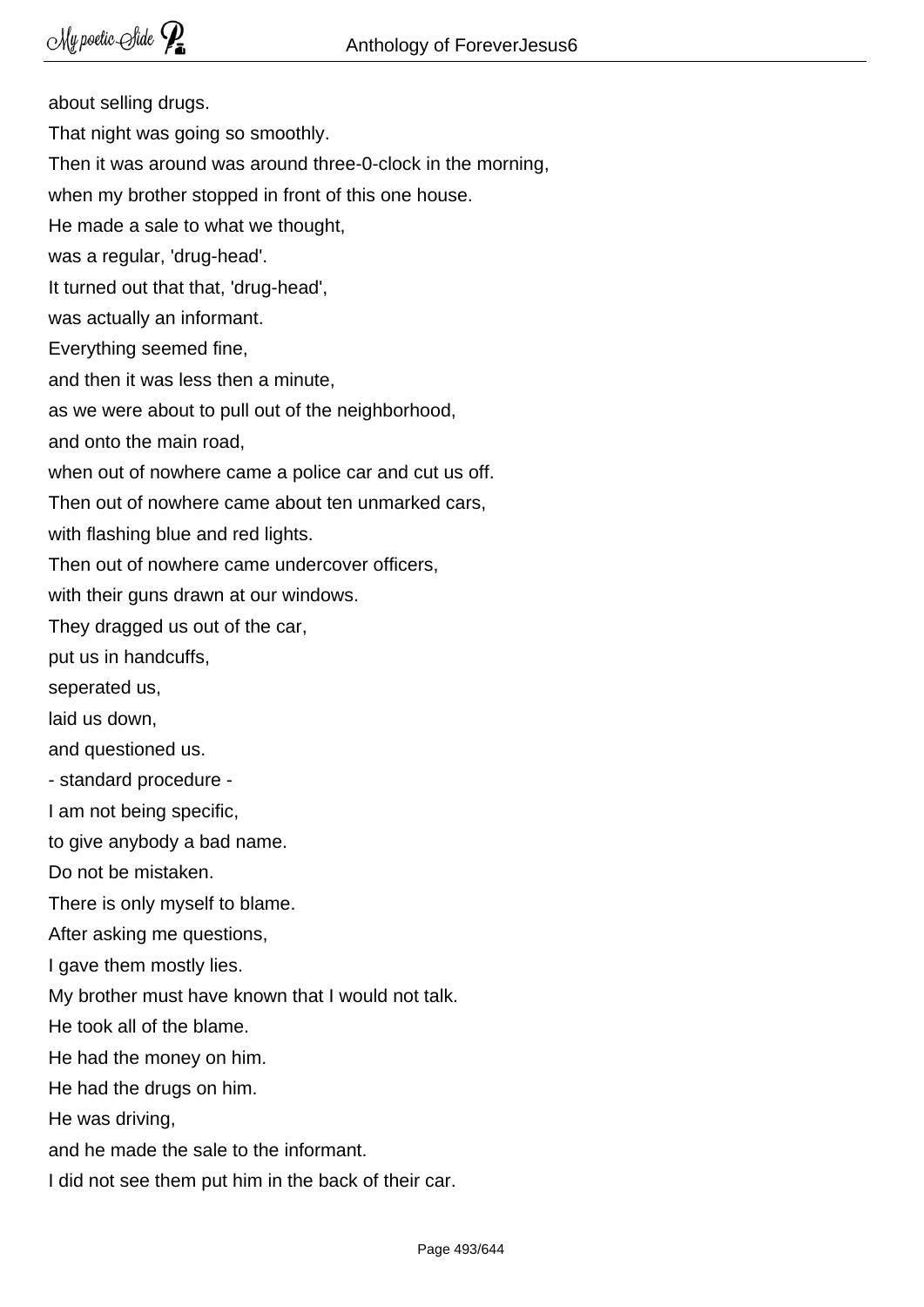about selling drugs.
That night was going so smoothly.
Then it was around was around three-0-clock in the morning,
when my brother stopped in front of this one house.
He made a sale to what we thought,
was a regular, 'drug-head'.
It turned out that that, 'drug-head',
was actually an informant.
Everything seemed fine,
and then it was less then a minute,
as we were about to pull out of the neighborhood,
and onto the main road,
when out of nowhere came a police car and cut us off.
Then out of nowhere came about ten unmarked cars,
with flashing blue and red lights.
Then out of nowhere came undercover officers,
with their guns drawn at our windows.
They dragged us out of the car,
put us in handcuffs,
seperated us,
laid us down,
and questioned us.
- standard procedure -
I am not being specific,
to give anybody a bad name.
Do not be mistaken.
There is only myself to blame.
After asking me questions,
I gave them mostly lies.
My brother must have known that I would not talk.
He took all of the blame.
He had the money on him.
He had the drugs on him.
He was driving,
and he made the sale to the informant.
I did not see them put him in the back of their car.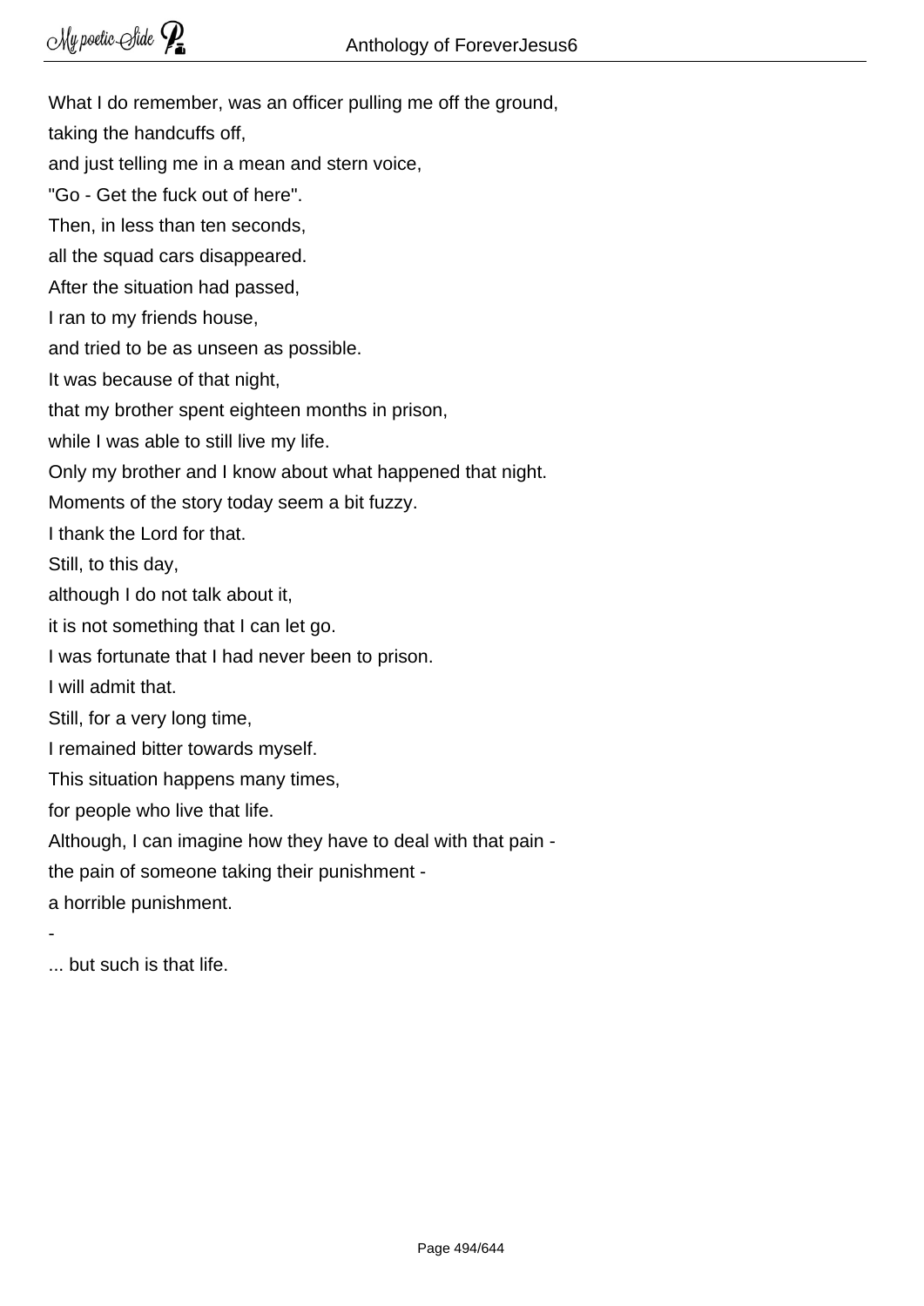What I do remember, was an officer pulling me off the ground,

taking the handcuffs off,

and just telling me in a mean and stern voice,

"Go - Get the fuck out of here".

Then, in less than ten seconds,

all the squad cars disappeared.

After the situation had passed,

I ran to my friends house,

and tried to be as unseen as possible.

It was because of that night,

that my brother spent eighteen months in prison,

while I was able to still live my life.

Only my brother and I know about what happened that night.

Moments of the story today seem a bit fuzzy.

I thank the Lord for that.

Still, to this day,

although I do not talk about it,

it is not something that I can let go.

I was fortunate that I had never been to prison.

I will admit that.

Still, for a very long time,

I remained bitter towards myself.

This situation happens many times,

for people who live that life.

Although, I can imagine how they have to deal with that pain -

the pain of someone taking their punishment -

a horrible punishment.

\-

... but such is that life.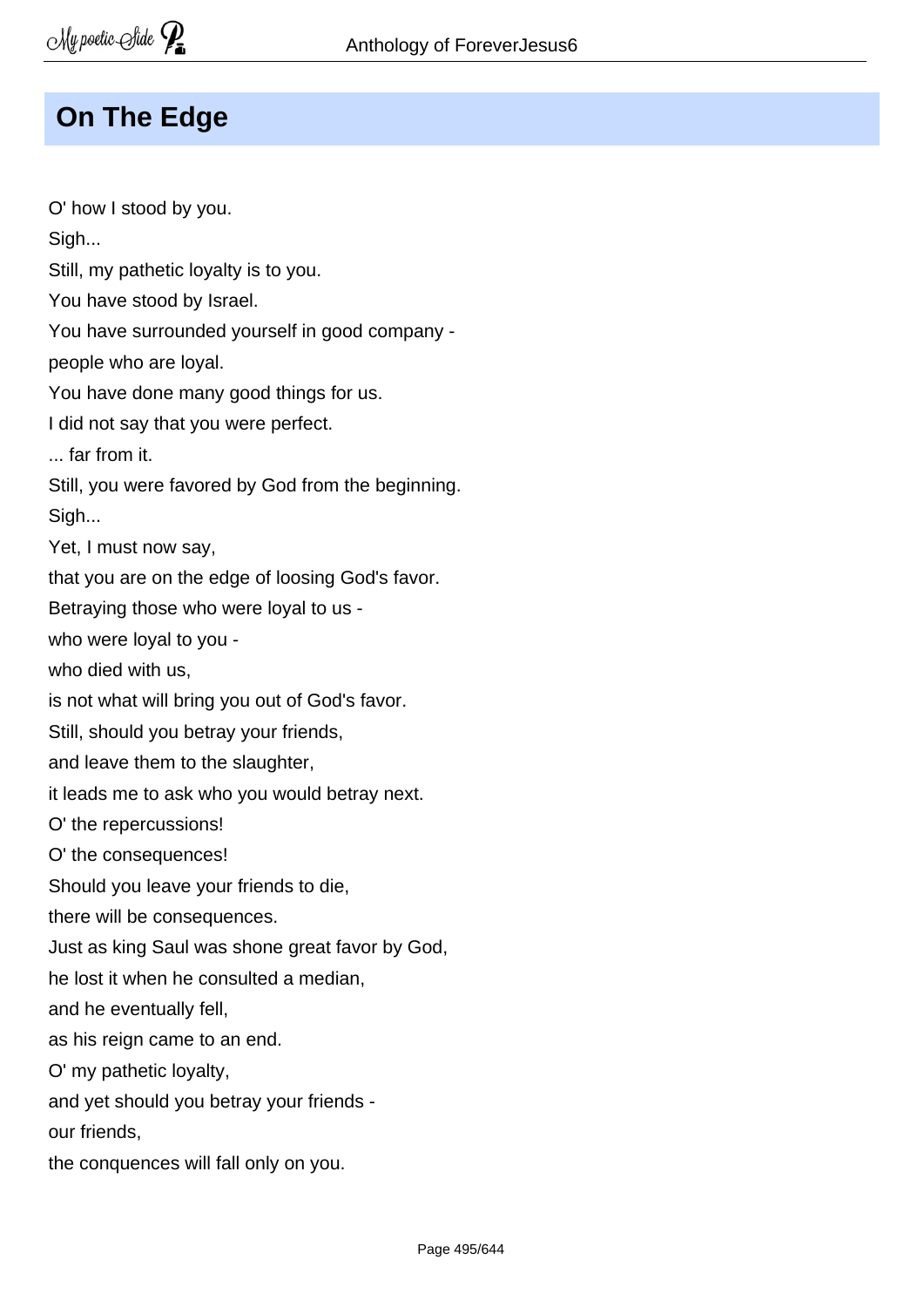## On The Edge

O' how I stood by you.  
Sigh...  
Still, my pathetic loyalty is to you.  
You have stood by Israel.  
You have surrounded yourself in good company -  
people who are loyal.  
You have done many good things for us.  
I did not say that you were perfect.  
... far from it.  
Still, you were favored by God from the beginning.  
Sigh...  
Yet, I must now say,  
that you are on the edge of loosing God's favor.  
Betraying those who were loyal to us -  
who were loyal to you -  
who died with us,  
is not what will bring you out of God's favor.  
Still, should you betray your friends,  
and leave them to the slaughter,  
it leads me to ask who you would betray next.  
O' the repercussions!  
O' the consequences!  
Should you leave your friends to die,  
there will be consequences.  
Just as king Saul was shone great favor by God,  
he lost it when he consulted a median,  
and he eventually fell,  
as his reign came to an end.  
O' my pathetic loyalty,  
and yet should you betray your friends -  
our friends,  
the conquences will fall only on you.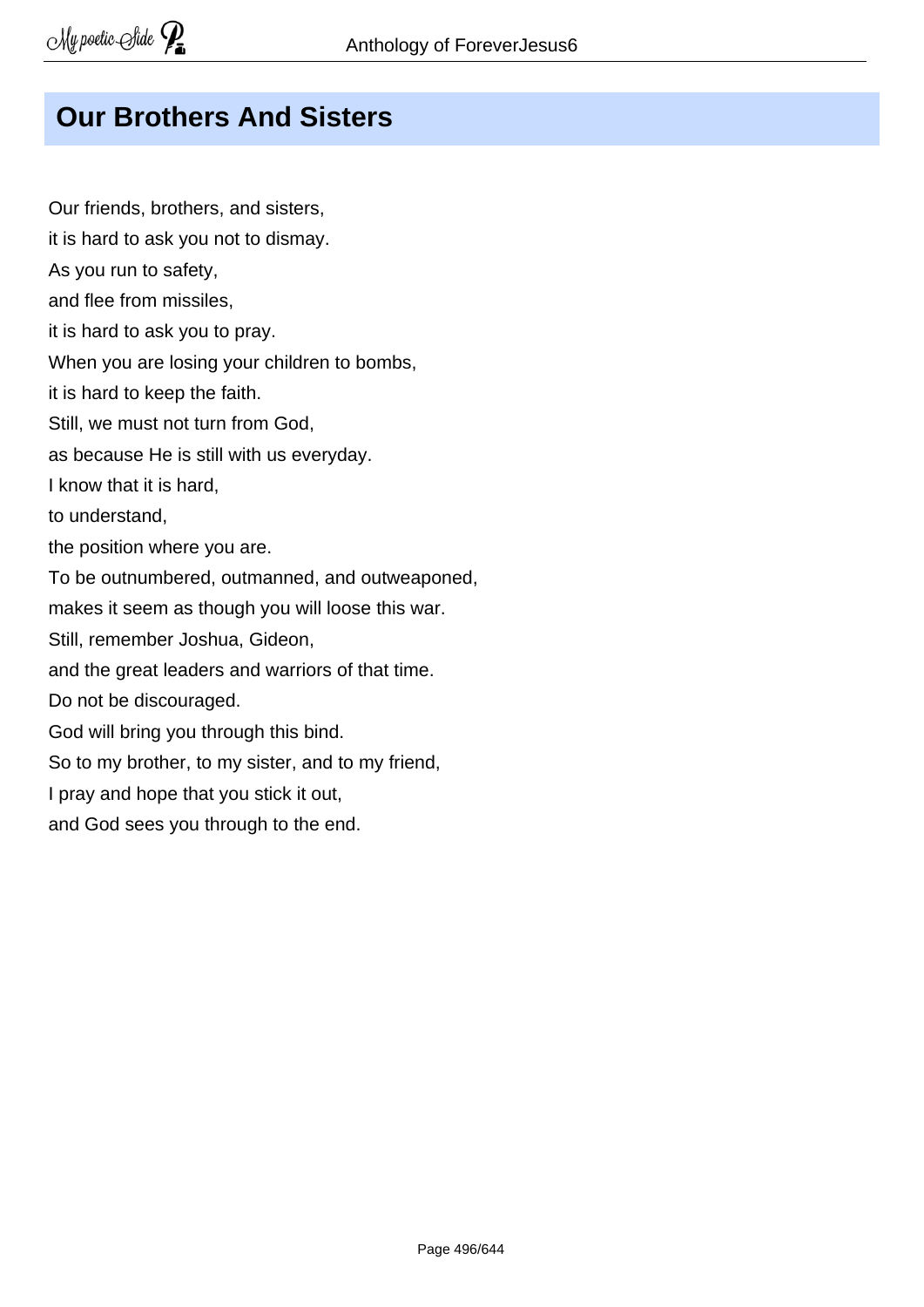## Our Brothers And Sisters

Our friends, brothers, and sisters,  
it is hard to ask you not to dismay.  
As you run to safety,  
and flee from missiles,  
it is hard to ask you to pray.  
When you are losing your children to bombs,  
it is hard to keep the faith.  
Still, we must not turn from God,  
as because He is still with us everyday.  
I know that it is hard,  
to understand,  
the position where you are.  
To be outnumbered, outmanned, and outweaponed,  
makes it seem as though you will loose this war.  
Still, remember Joshua, Gideon,  
and the great leaders and warriors of that time.  
Do not be discouraged.  
God will bring you through this bind.  
So to my brother, to my sister, and to my friend,  
I pray and hope that you stick it out,  
and God sees you through to the end.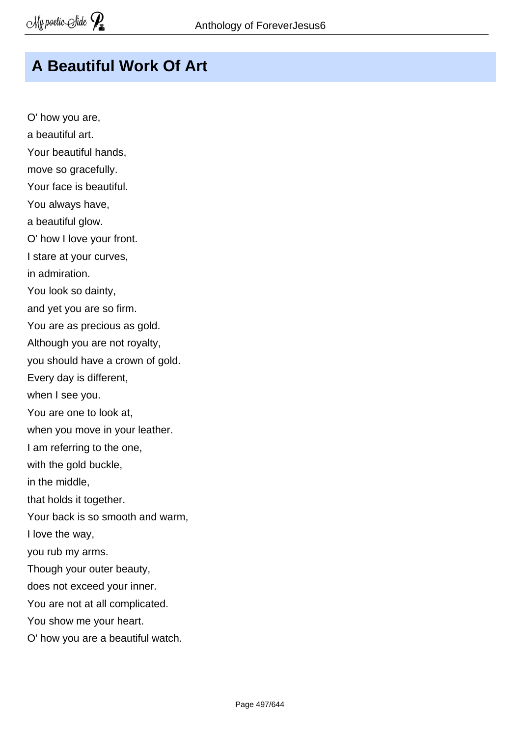## A Beautiful Work Of Art

O' how you are,  
a beautiful art.  
Your beautiful hands,  
move so gracefully.  
Your face is beautiful.  
You always have,  
a beautiful glow.  
O' how I love your front.  
I stare at your curves,  
in admiration.  
You look so dainty,  
and yet you are so firm.  
You are as precious as gold.  
Although you are not royalty,  
you should have a crown of gold.  
Every day is different,  
when I see you.  
You are one to look at,  
when you move in your leather.  
I am referring to the one,  
with the gold buckle,  
in the middle,  
that holds it together.  
Your back is so smooth and warm,  
I love the way,  
you rub my arms.  
Though your outer beauty,  
does not exceed your inner.  
You are not at all complicated.  
You show me your heart.  
O' how you are a beautiful watch.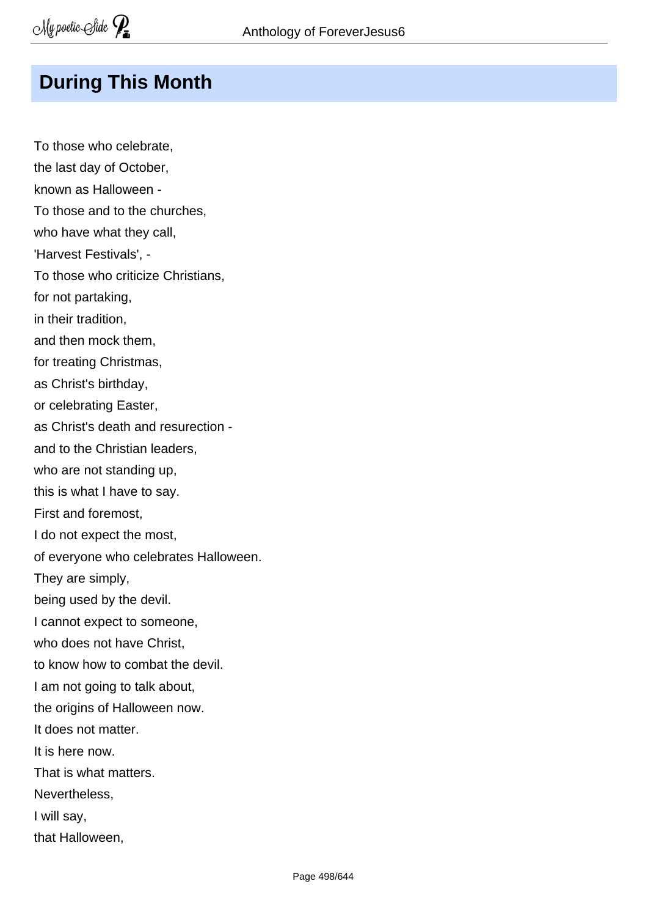## During This Month

To those who celebrate,  
the last day of October,  
known as Halloween -  
To those and to the churches,  
who have what they call,  
'Harvest Festivals', -  
To those who criticize Christians,  
for not partaking,  
in their tradition,  
and then mock them,  
for treating Christmas,  
as Christ's birthday,  
or celebrating Easter,  
as Christ's death and resurection -  
and to the Christian leaders,  
who are not standing up,  
this is what I have to say.  
First and foremost,  
I do not expect the most,  
of everyone who celebrates Halloween.  
They are simply,  
being used by the devil.  
I cannot expect to someone,  
who does not have Christ,  
to know how to combat the devil.  
I am not going to talk about,  
the origins of Halloween now.  
It does not matter.  
It is here now.  
That is what matters.  
Nevertheless,  
I will say,  
that Halloween,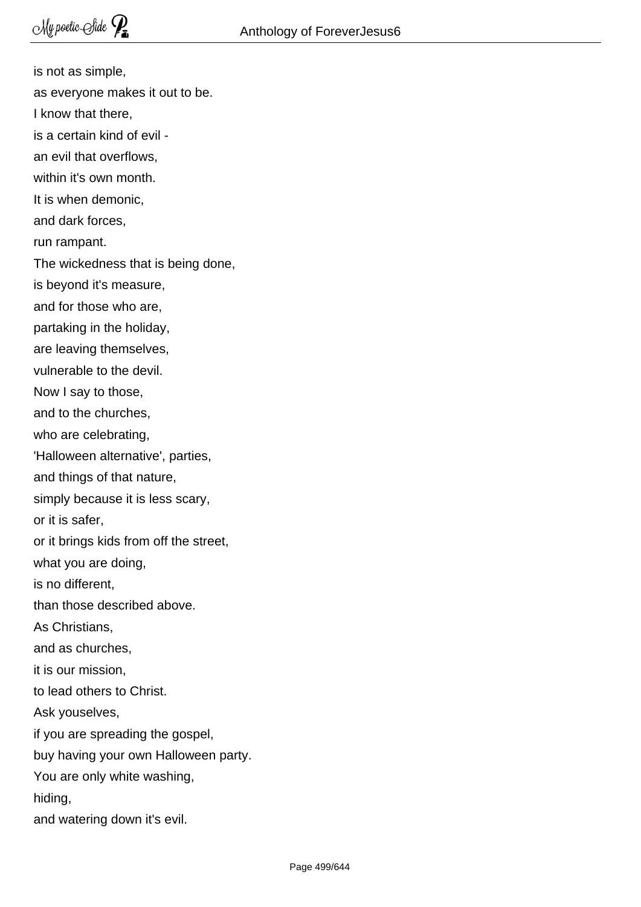is not as simple,  
as everyone makes it out to be.  
I know that there,  
is a certain kind of evil -  
an evil that overflows,  
within it's own month.  
It is when demonic,  
and dark forces,  
run rampant.  
The wickedness that is being done,  
is beyond it's measure,  
and for those who are,  
partaking in the holiday,  
are leaving themselves,  
vulnerable to the devil.  
Now I say to those,  
and to the churches,  
who are celebrating,  
'Halloween alternative', parties,  
and things of that nature,  
simply because it is less scary,  
or it is safer,  
or it brings kids from off the street,  
what you are doing,  
is no different,  
than those described above.  
As Christians,  
and as churches,  
it is our mission,  
to lead others to Christ.  
Ask youselves,  
if you are spreading the gospel,  
buy having your own Halloween party.  
You are only white washing,  
hiding,  
and watering down it's evil.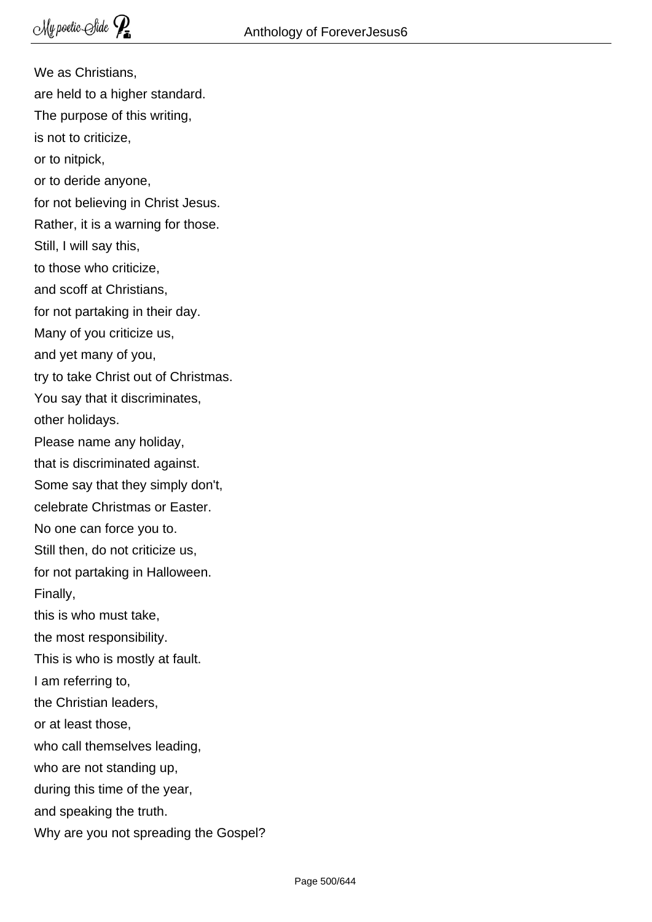We as Christians,  
are held to a higher standard.  
The purpose of this writing,  
is not to criticize,  
or to nitpick,  
or to deride anyone,  
for not believing in Christ Jesus.  
Rather, it is a warning for those.  
Still, I will say this,  
to those who criticize,  
and scoff at Christians,  
for not partaking in their day.  
Many of you criticize us,  
and yet many of you,  
try to take Christ out of Christmas.  
You say that it discriminates,  
other holidays.  
Please name any holiday,  
that is discriminated against.  
Some say that they simply don't,  
celebrate Christmas or Easter.  
No one can force you to.  
Still then, do not criticize us,  
for not partaking in Halloween.  
Finally,  
this is who must take,  
the most responsibility.  
This is who is mostly at fault.  
I am referring to,  
the Christian leaders,  
or at least those,  
who call themselves leading,  
who are not standing up,  
during this time of the year,  
and speaking the truth.  
Why are you not spreading the Gospel?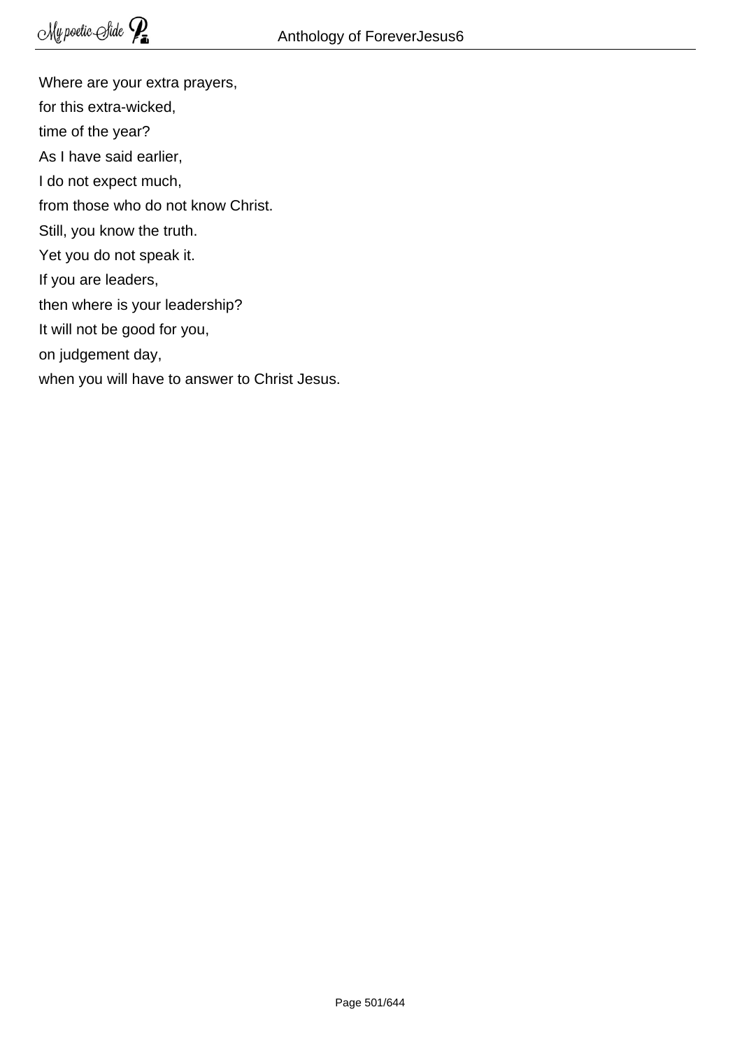Where are your extra prayers,
for this extra-wicked,
time of the year?
As I have said earlier,
I do not expect much,
from those who do not know Christ.
Still, you know the truth.
Yet you do not speak it.
If you are leaders,
then where is your leadership?
It will not be good for you,
on judgement day,
when you will have to answer to Christ Jesus.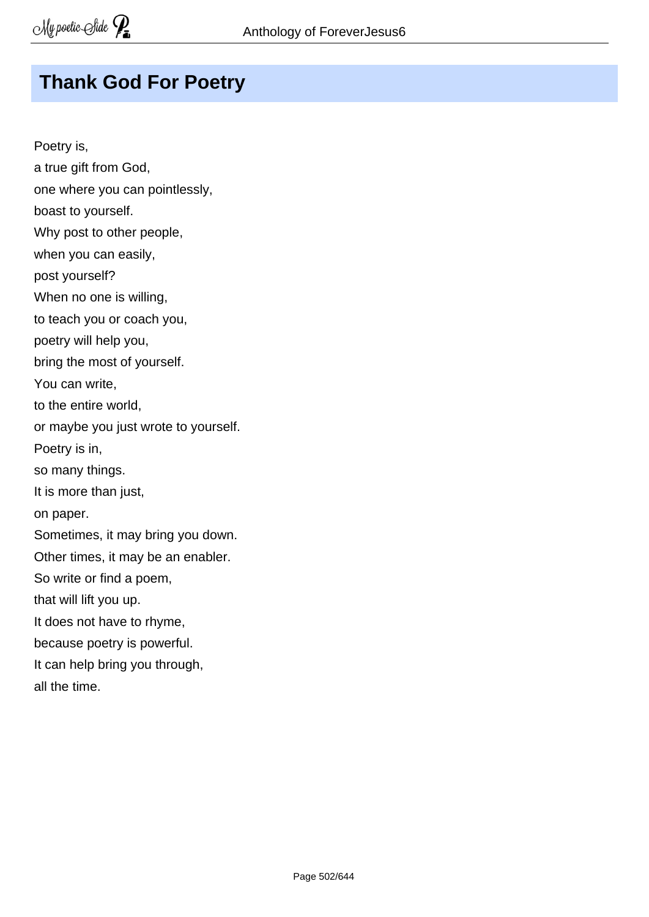## Thank God For Poetry

Poetry is,  
a true gift from God,  
one where you can pointlessly,  
boast to yourself.  
Why post to other people,  
when you can easily,  
post yourself?  
When no one is willing,  
to teach you or coach you,  
poetry will help you,  
bring the most of yourself.  
You can write,  
to the entire world,  
or maybe you just wrote to yourself.  
Poetry is in,  
so many things.  
It is more than just,  
on paper.  
Sometimes, it may bring you down.  
Other times, it may be an enabler.  
So write or find a poem,  
that will lift you up.  
It does not have to rhyme,  
because poetry is powerful.  
It can help bring you through,  
all the time.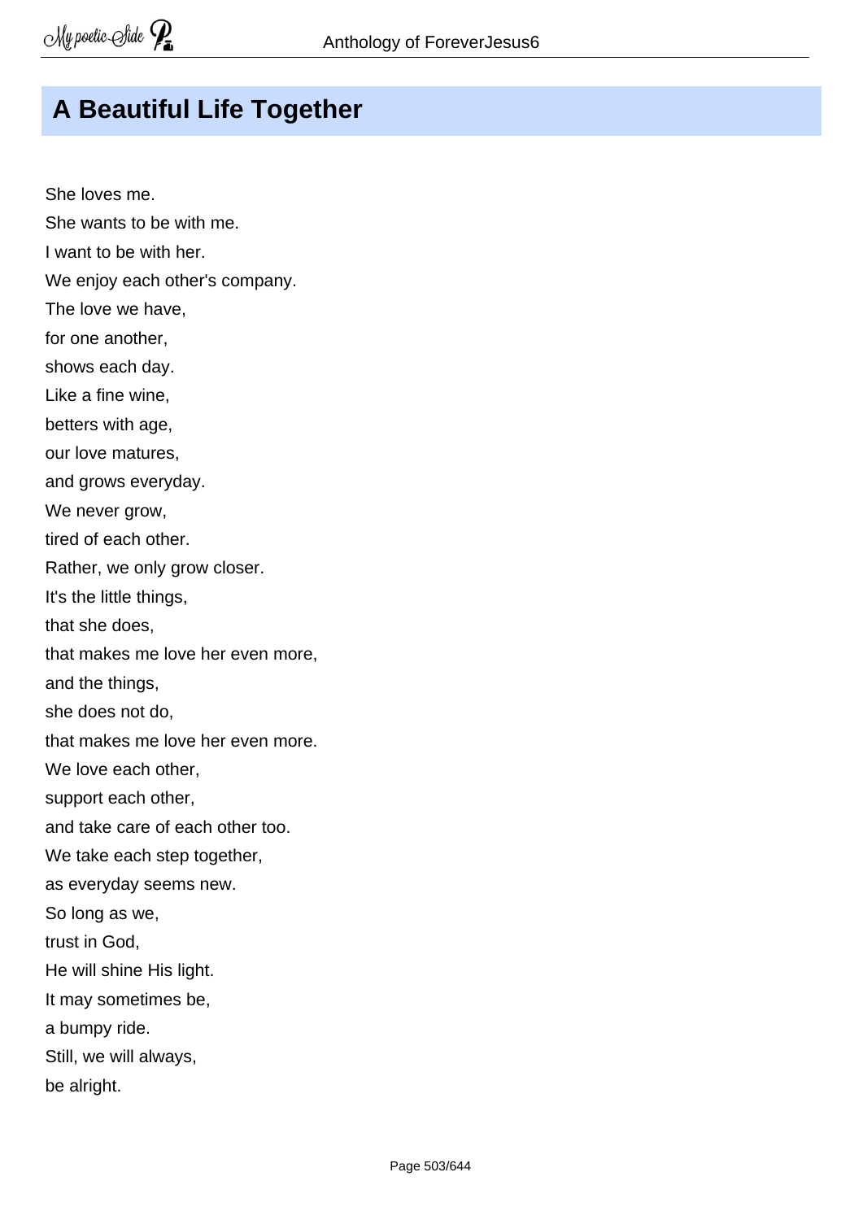## A Beautiful Life Together

She loves me.  
She wants to be with me.  
I want to be with her.  
We enjoy each other's company.  
The love we have,  
for one another,  
shows each day.  
Like a fine wine,  
betters with age,  
our love matures,  
and grows everyday.  
We never grow,  
tired of each other.  
Rather, we only grow closer.  
It's the little things,  
that she does,  
that makes me love her even more,  
and the things,  
she does not do,  
that makes me love her even more.  
We love each other,  
support each other,  
and take care of each other too.  
We take each step together,  
as everyday seems new.  
So long as we,  
trust in God,  
He will shine His light.  
It may sometimes be,  
a bumpy ride.  
Still, we will always,  
be alright.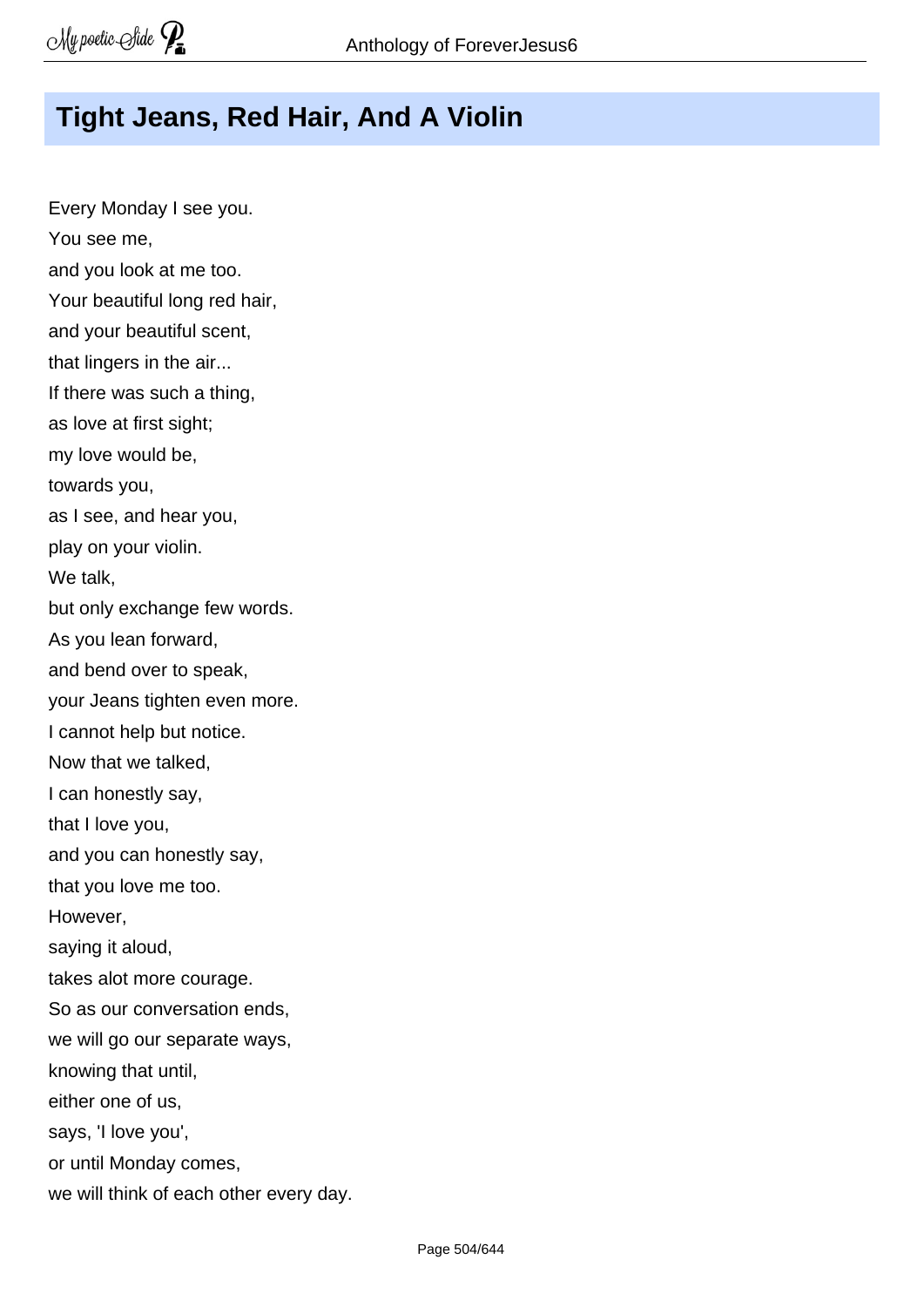# Tight Jeans, Red Hair, And A Violin

Every Monday I see you.
You see me,
and you look at me too.
Your beautiful long red hair,
and your beautiful scent,
that lingers in the air...
If there was such a thing,
as love at first sight;
my love would be,
towards you,
as I see, and hear you,
play on your violin.
We talk,
but only exchange few words.
As you lean forward,
and bend over to speak,
your Jeans tighten even more.
I cannot help but notice.
Now that we talked,
I can honestly say,
that I love you,
and you can honestly say,
that you love me too.
However,
saying it aloud,
takes alot more courage.
So as our conversation ends,
we will go our separate ways,
knowing that until,
either one of us,
says, 'I love you',
or until Monday comes,
we will think of each other every day.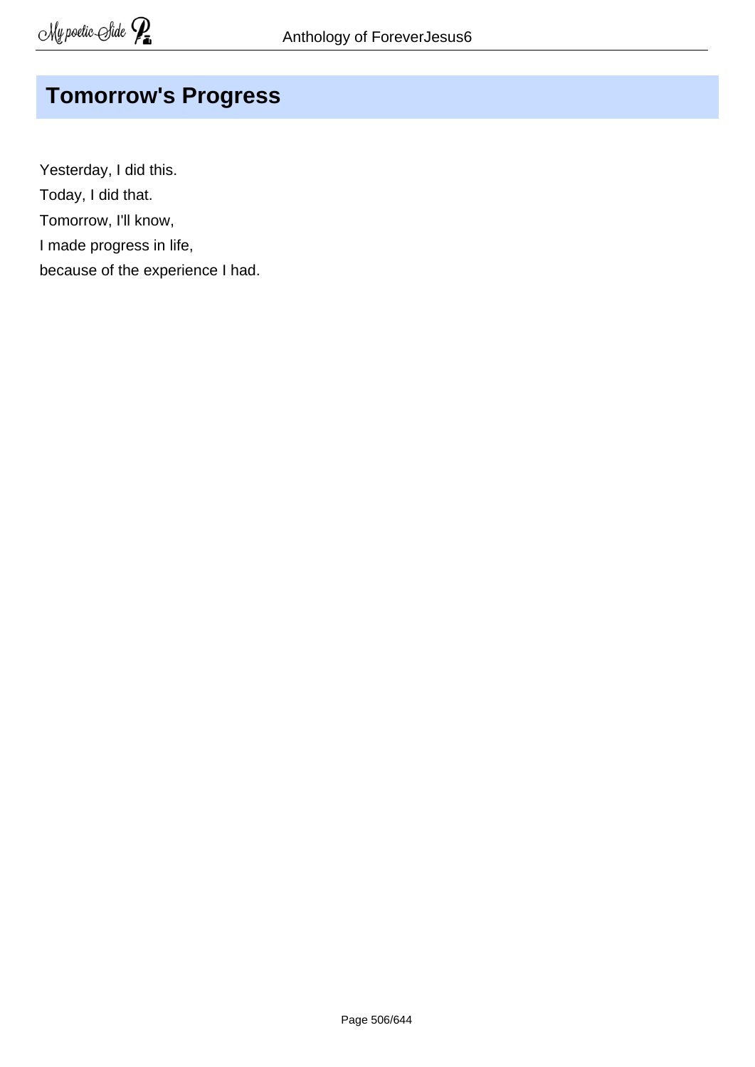## Tomorrow's Progress

Yesterday, I did this.  
Today, I did that.  
Tomorrow, I'll know,  
I made progress in life,  
because of the experience I had.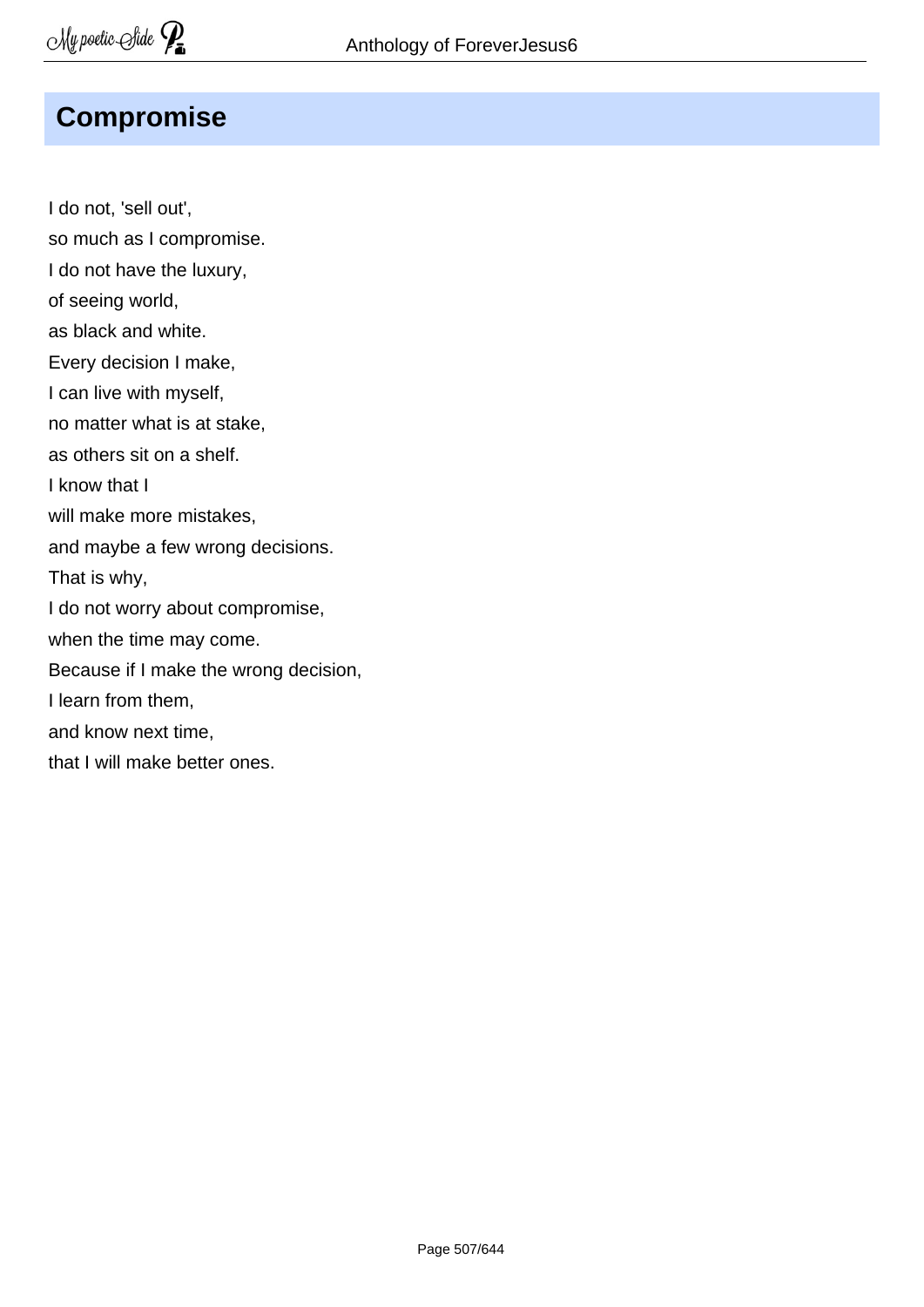## Compromise

I do not, 'sell out',  
so much as I compromise.  
I do not have the luxury,  
of seeing world,  
as black and white.  
Every decision I make,  
I can live with myself,  
no matter what is at stake,  
as others sit on a shelf.  
I know that I  
will make more mistakes,  
and maybe a few wrong decisions.  
That is why,  
I do not worry about compromise,  
when the time may come.  
Because if I make the wrong decision,  
I learn from them,  
and know next time,  
that I will make better ones.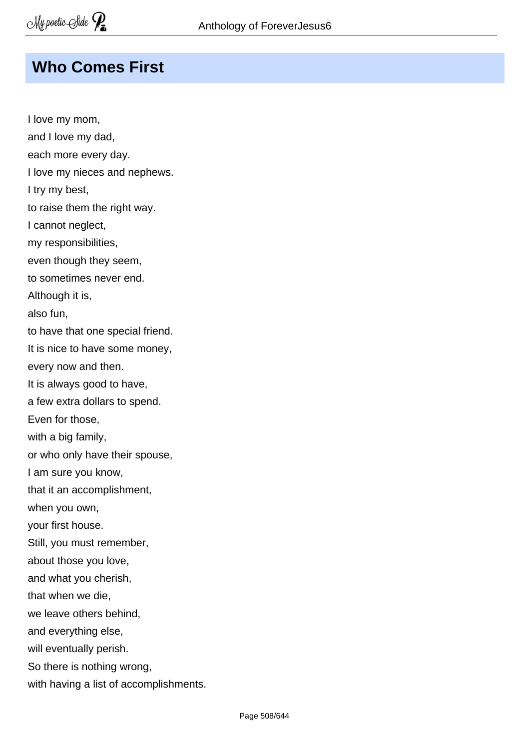## Who Comes First

I love my mom,
and I love my dad,
each more every day.
I love my nieces and nephews.
I try my best,
to raise them the right way.
I cannot neglect,
my responsibilities,
even though they seem,
to sometimes never end.
Although it is,
also fun,
to have that one special friend.
It is nice to have some money,
every now and then.
It is always good to have,
a few extra dollars to spend.
Even for those,
with a big family,
or who only have their spouse,
I am sure you know,
that it an accomplishment,
when you own,
your first house.
Still, you must remember,
about those you love,
and what you cherish,
that when we die,
we leave others behind,
and everything else,
will eventually perish.
So there is nothing wrong,
with having a list of accomplishments.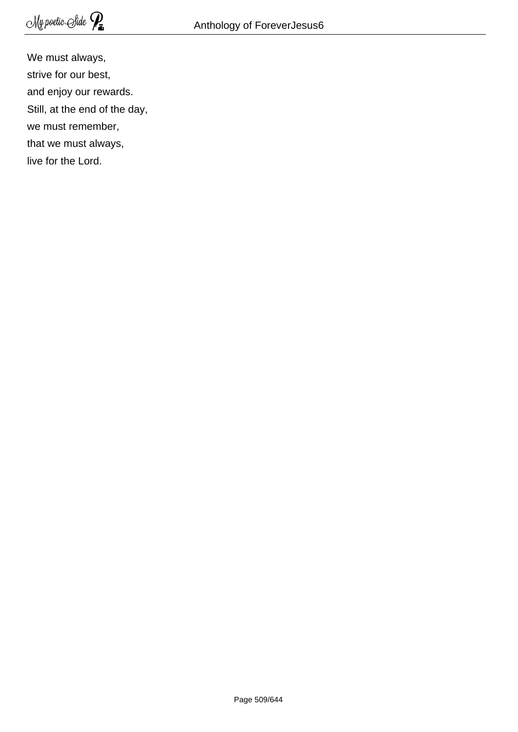We must always,  
strive for our best,  
and enjoy our rewards.  
Still, at the end of the day,  
we must remember,  
that we must always,  
live for the Lord.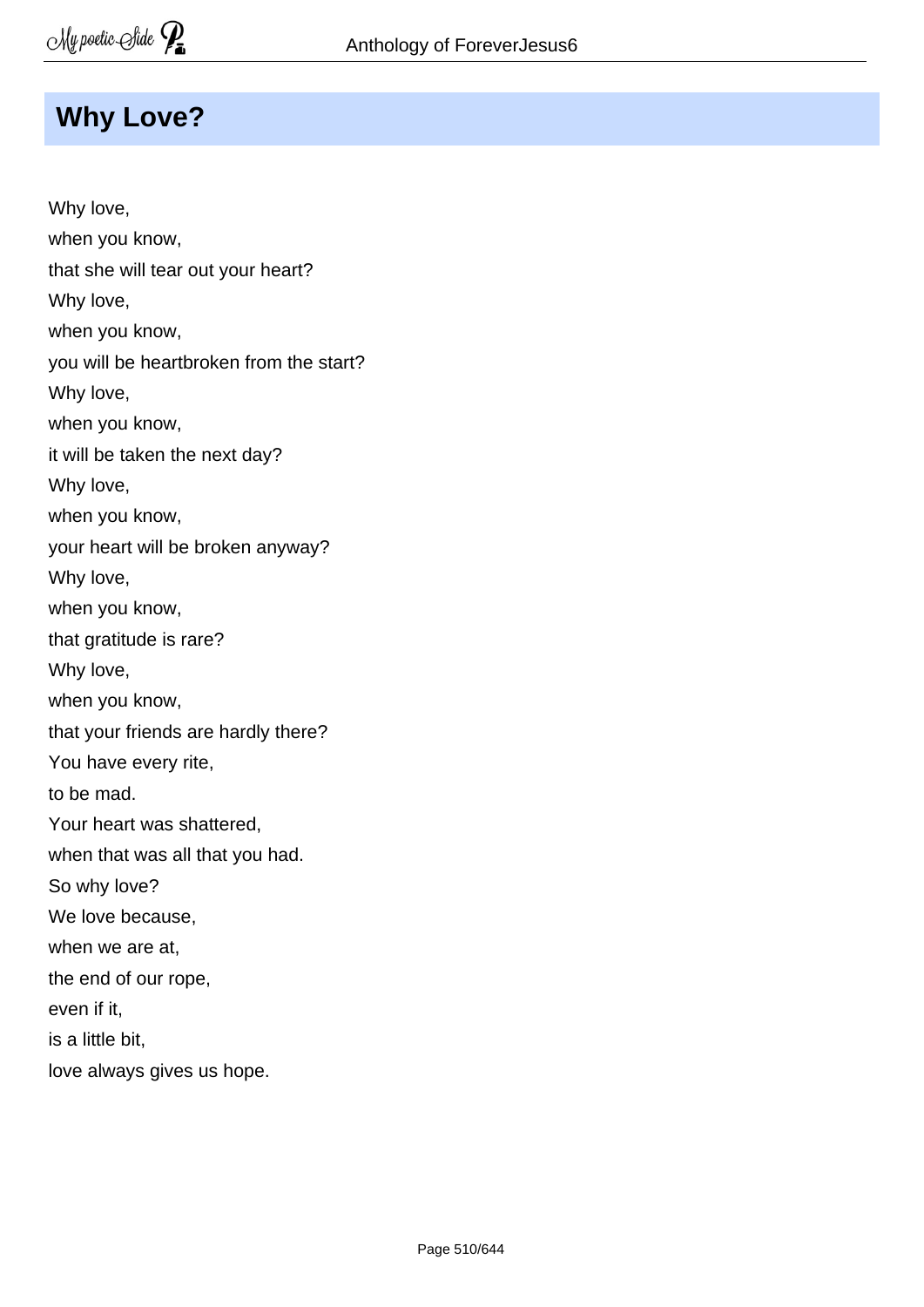# Why Love?

Why love,
when you know,
that she will tear out your heart?
Why love,
when you know,
you will be heartbroken from the start?
Why love,
when you know,
it will be taken the next day?
Why love,
when you know,
your heart will be broken anyway?
Why love,
when you know,
that gratitude is rare?
Why love,
when you know,
that your friends are hardly there?
You have every rite,
to be mad.
Your heart was shattered,
when that was all that you had.
So why love?
We love because,
when we are at,
the end of our rope,
even if it,
is a little bit,
love always gives us hope.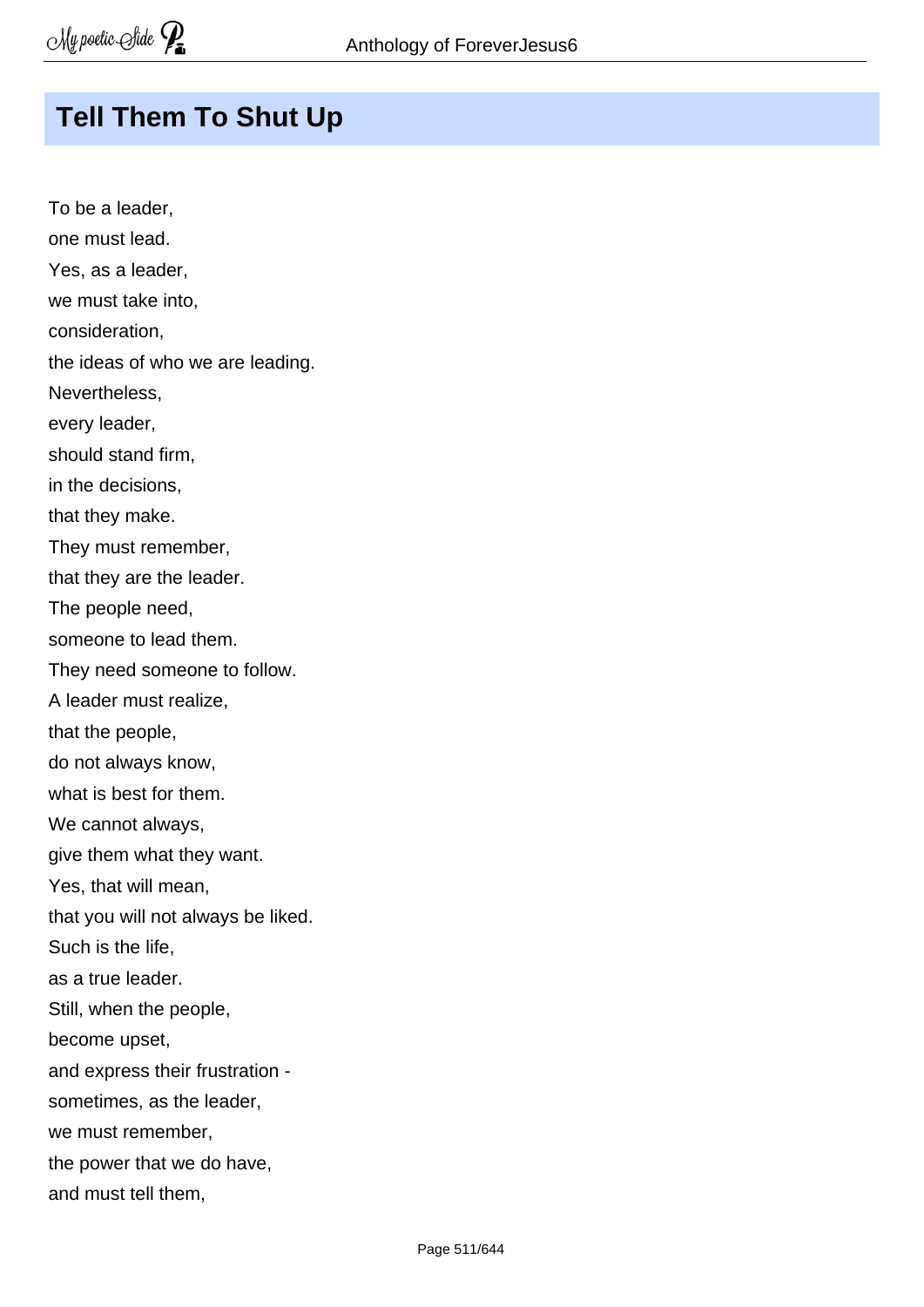## Tell Them To Shut Up

To be a leader,
one must lead.
Yes, as a leader,
we must take into,
consideration,
the ideas of who we are leading.
Nevertheless,
every leader,
should stand firm,
in the decisions,
that they make.
They must remember,
that they are the leader.
The people need,
someone to lead them.
They need someone to follow.
A leader must realize,
that the people,
do not always know,
what is best for them.
We cannot always,
give them what they want.
Yes, that will mean,
that you will not always be liked.
Such is the life,
as a true leader.
Still, when the people,
become upset,
and express their frustration -
sometimes, as the leader,
we must remember,
the power that we do have,
and must tell them,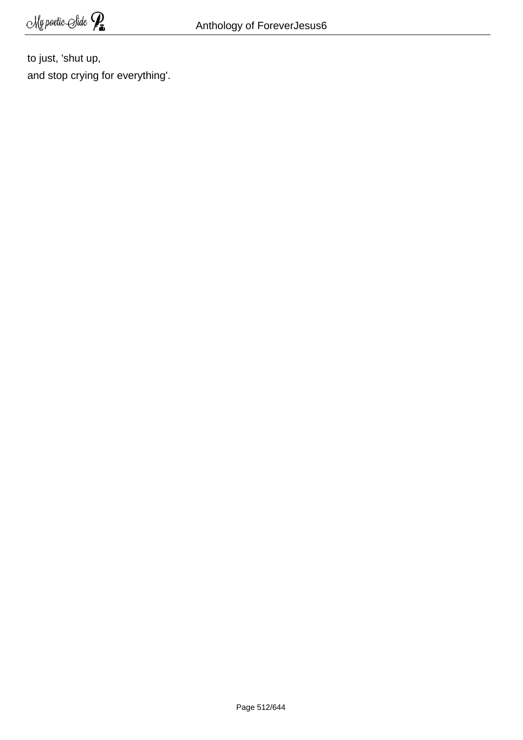to just, 'shut up,  
and stop crying for everything'.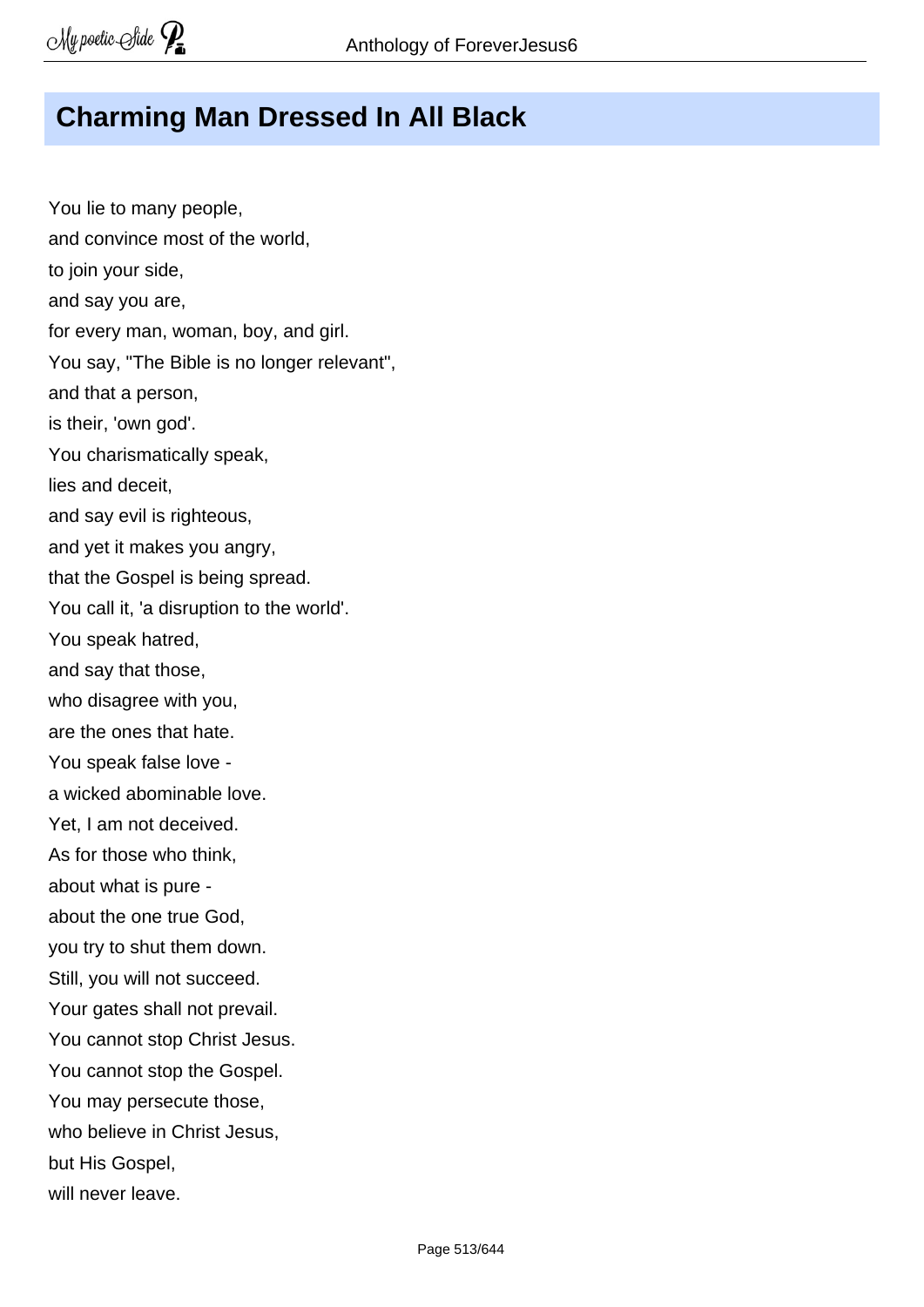## Charming Man Dressed In All Black

You lie to many people,
and convince most of the world,
to join your side,
and say you are,
for every man, woman, boy, and girl.
You say, "The Bible is no longer relevant",
and that a person,
is their, 'own god'.
You charismatically speak,
lies and deceit,
and say evil is righteous,
and yet it makes you angry,
that the Gospel is being spread.
You call it, 'a disruption to the world'.
You speak hatred,
and say that those,
who disagree with you,
are the ones that hate.
You speak false love -
a wicked abominable love.
Yet, I am not deceived.
As for those who think,
about what is pure -
about the one true God,
you try to shut them down.
Still, you will not succeed.
Your gates shall not prevail.
You cannot stop Christ Jesus.
You cannot stop the Gospel.
You may persecute those,
who believe in Christ Jesus,
but His Gospel,
will never leave.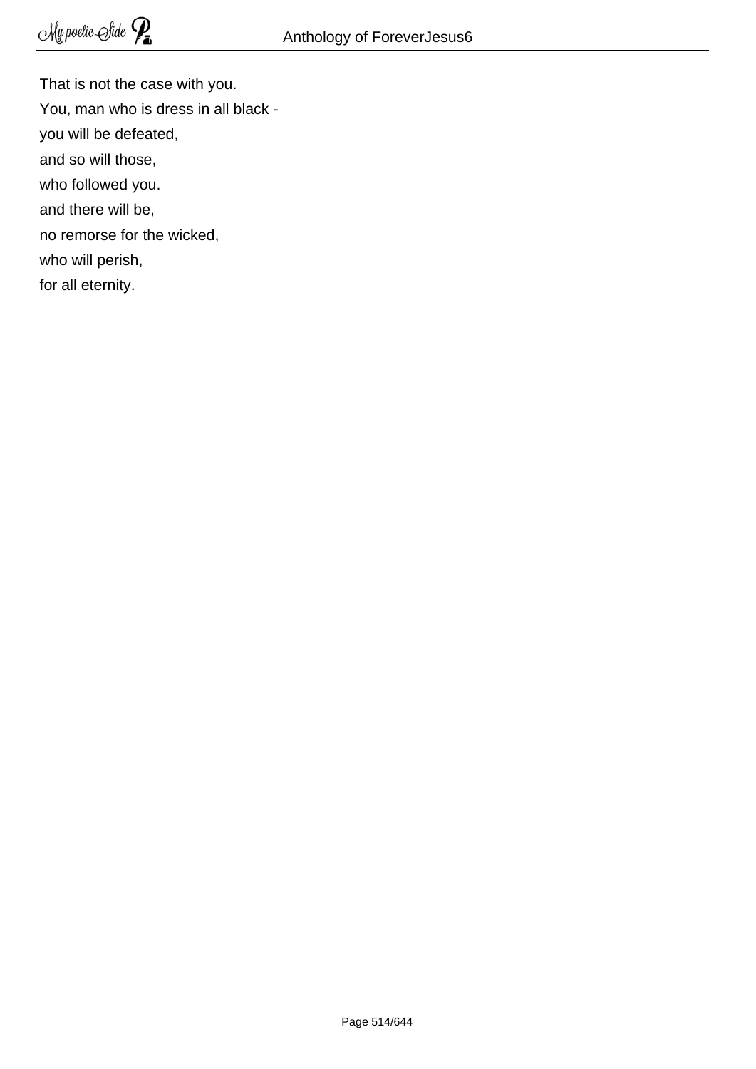That is not the case with you.  
You, man who is dress in all black -  
you will be defeated,  
and so will those,  
who followed you.  
and there will be,  
no remorse for the wicked,  
who will perish,  
for all eternity.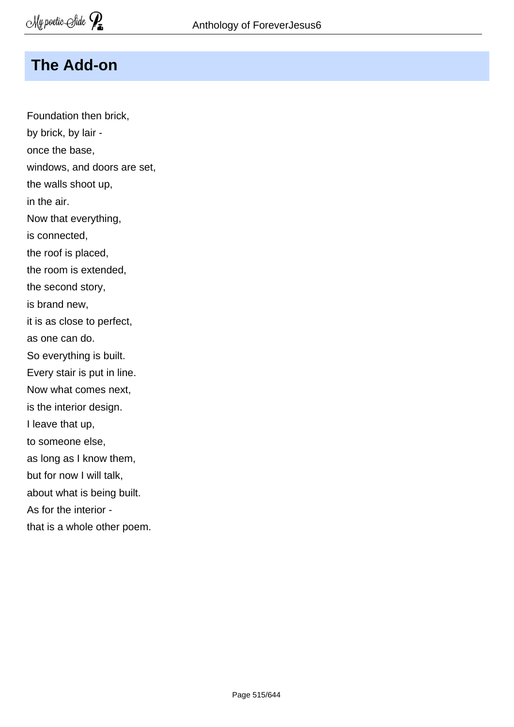## The Add-on

Foundation then brick,  
by brick, by lair -  
once the base,  
windows, and doors are set,  
the walls shoot up,  
in the air.  
Now that everything,  
is connected,  
the roof is placed,  
the room is extended,  
the second story,  
is brand new,  
it is as close to perfect,  
as one can do.  
So everything is built.  
Every stair is put in line.  
Now what comes next,  
is the interior design.  
I leave that up,  
to someone else,  
as long as I know them,  
but for now I will talk,  
about what is being built.  
As for the interior -  
that is a whole other poem.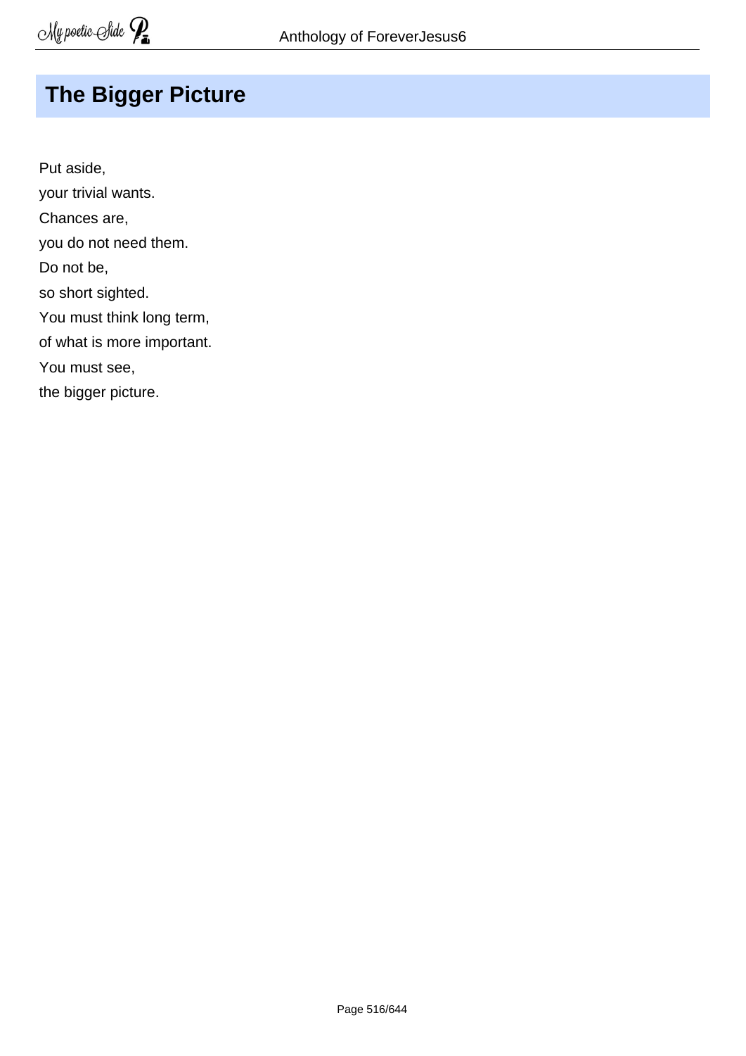# The Bigger Picture

Put aside,  
your trivial wants.  
Chances are,  
you do not need them.  
Do not be,  
so short sighted.  
You must think long term,  
of what is more important.  
You must see,  
the bigger picture.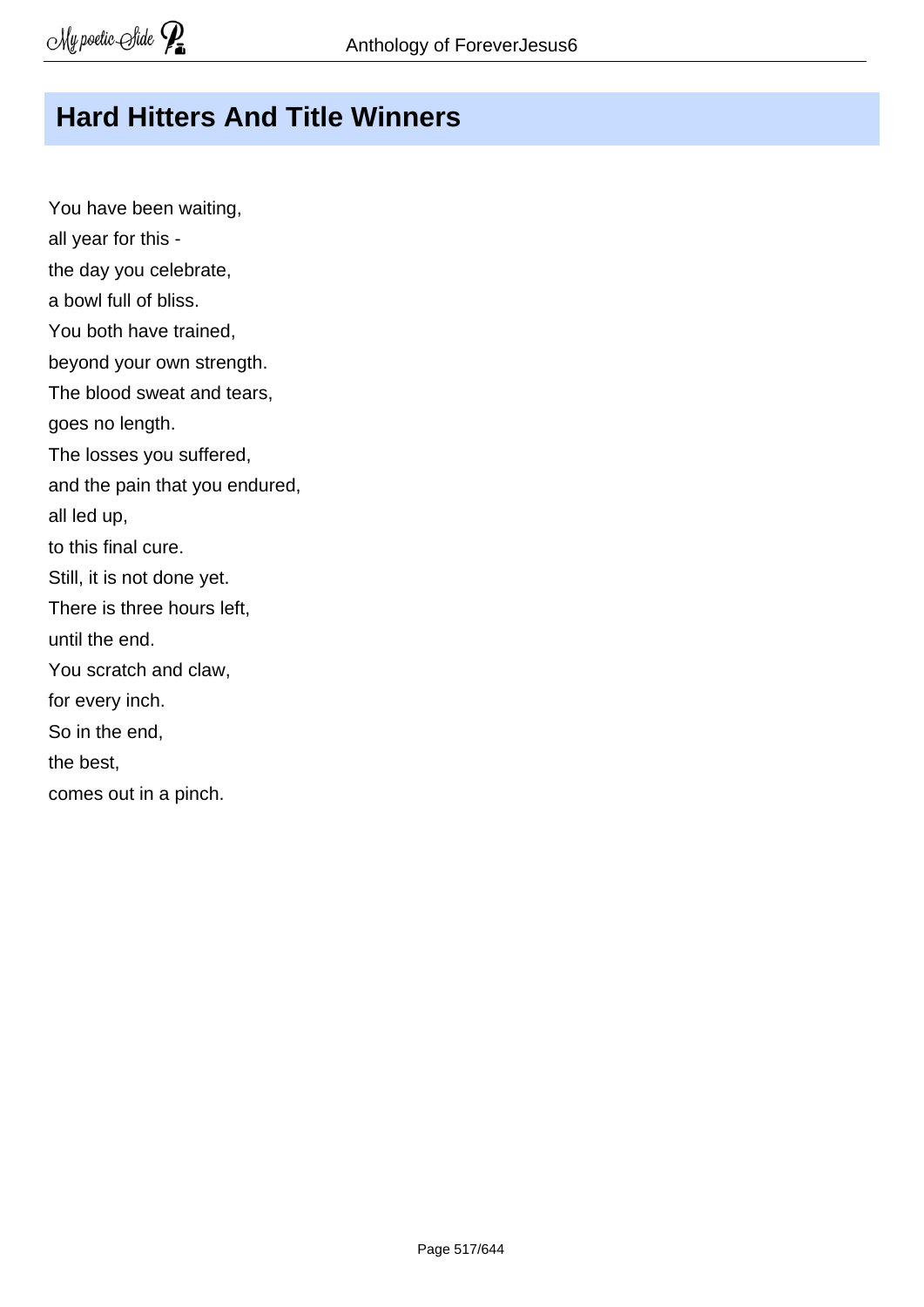## Hard Hitters And Title Winners

You have been waiting,
all year for this -
the day you celebrate,
a bowl full of bliss.
You both have trained,
beyond your own strength.
The blood sweat and tears,
goes no length.
The losses you suffered,
and the pain that you endured,
all led up,
to this final cure.
Still, it is not done yet.
There is three hours left,
until the end.
You scratch and claw,
for every inch.
So in the end,
the best,
comes out in a pinch.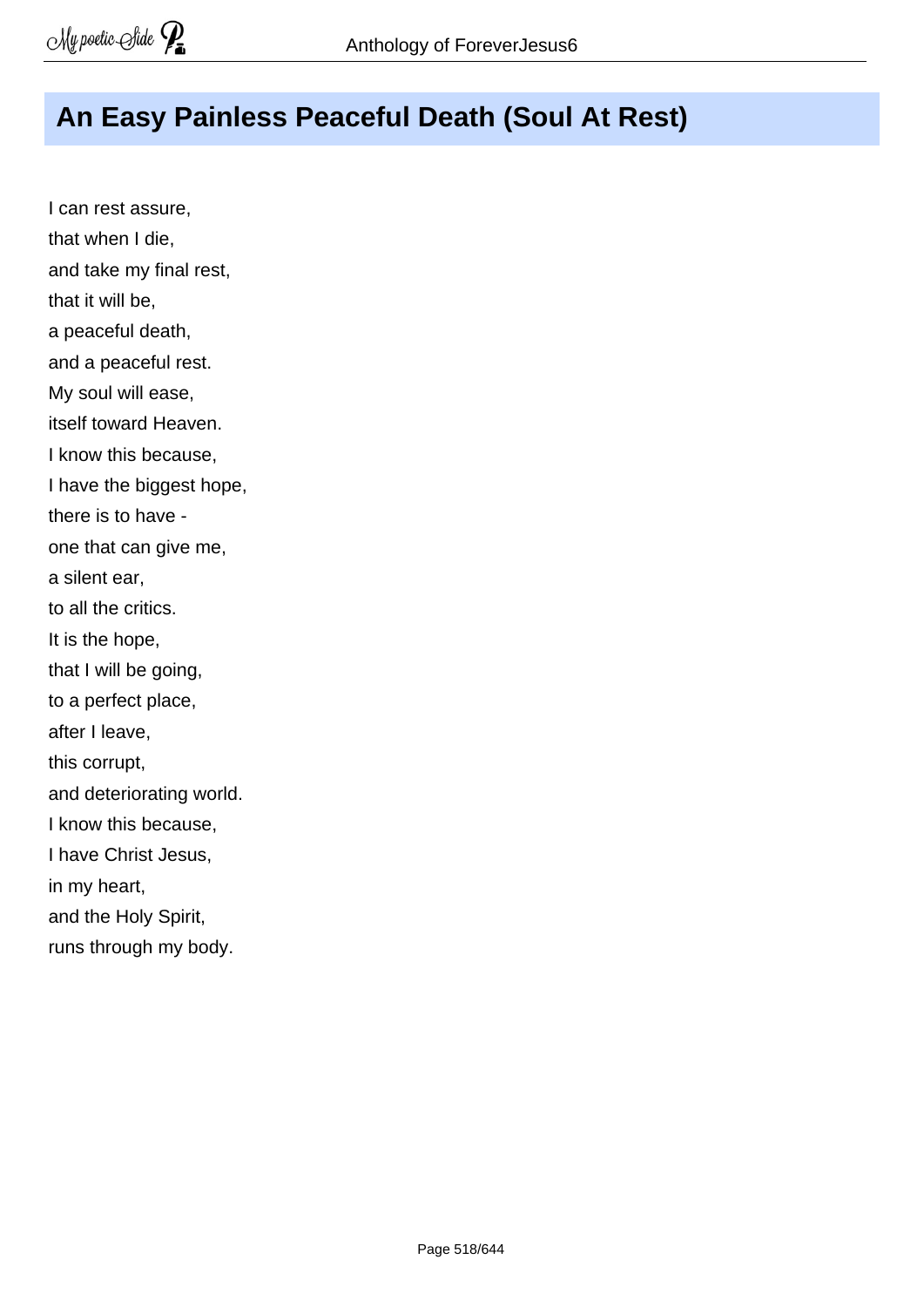## An Easy Painless Peaceful Death (Soul At Rest)

I can rest assure,  
that when I die,  
and take my final rest,  
that it will be,  
a peaceful death,  
and a peaceful rest.  
My soul will ease,  
itself toward Heaven.  
I know this because,  
I have the biggest hope,  
there is to have -  
one that can give me,  
a silent ear,  
to all the critics.  
It is the hope,  
that I will be going,  
to a perfect place,  
after I leave,  
this corrupt,  
and deteriorating world.  
I know this because,  
I have Christ Jesus,  
in my heart,  
and the Holy Spirit,  
runs through my body.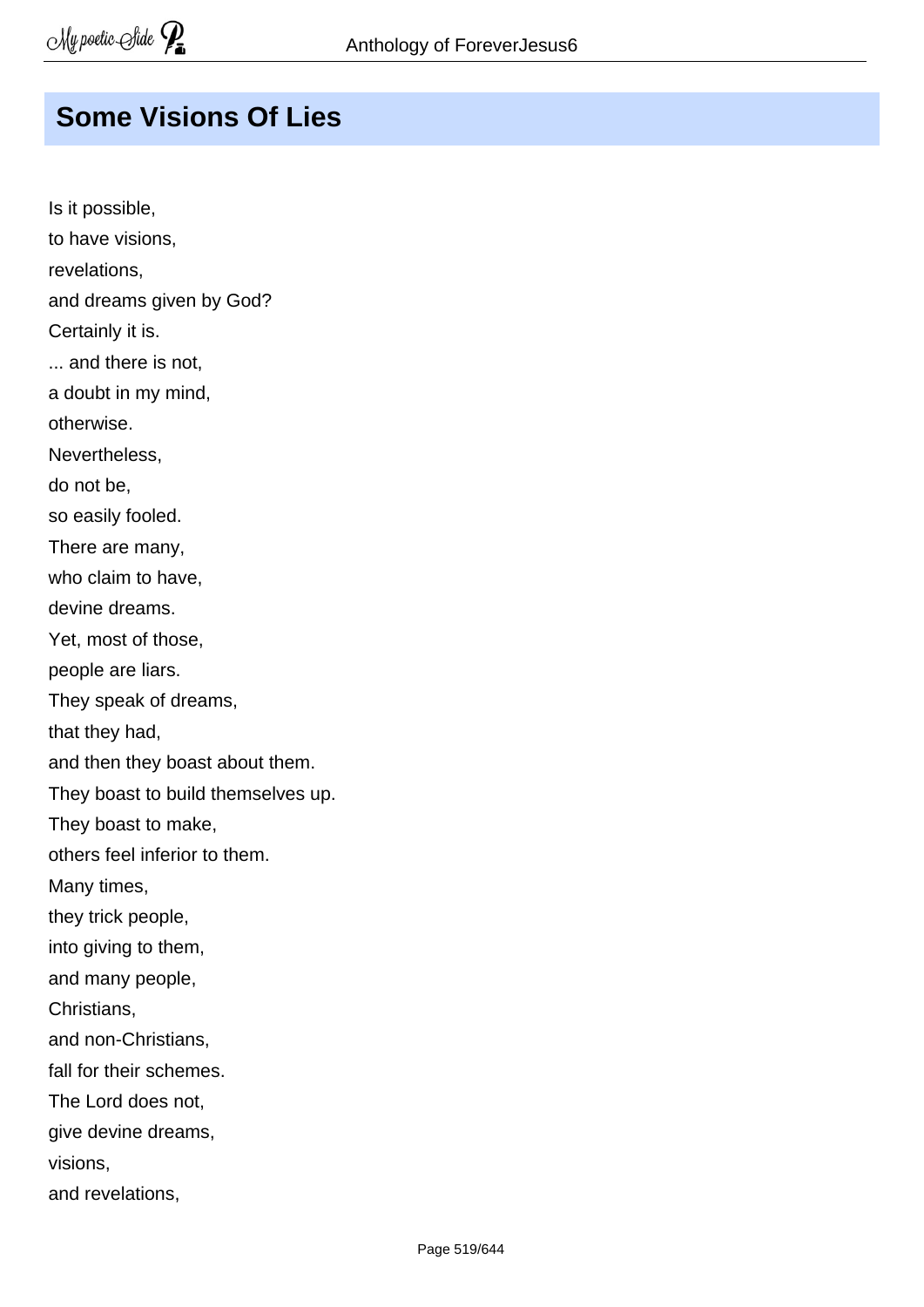## Some Visions Of Lies

Is it possible,  
to have visions,  
revelations,  
and dreams given by God?  
Certainly it is.  
... and there is not,  
a doubt in my mind,  
otherwise.  
Nevertheless,  
do not be,  
so easily fooled.  
There are many,  
who claim to have,  
devine dreams.  
Yet, most of those,  
people are liars.  
They speak of dreams,  
that they had,  
and then they boast about them.  
They boast to build themselves up.  
They boast to make,  
others feel inferior to them.  
Many times,  
they trick people,  
into giving to them,  
and many people,  
Christians,  
and non-Christians,  
fall for their schemes.  
The Lord does not,  
give devine dreams,  
visions,  
and revelations,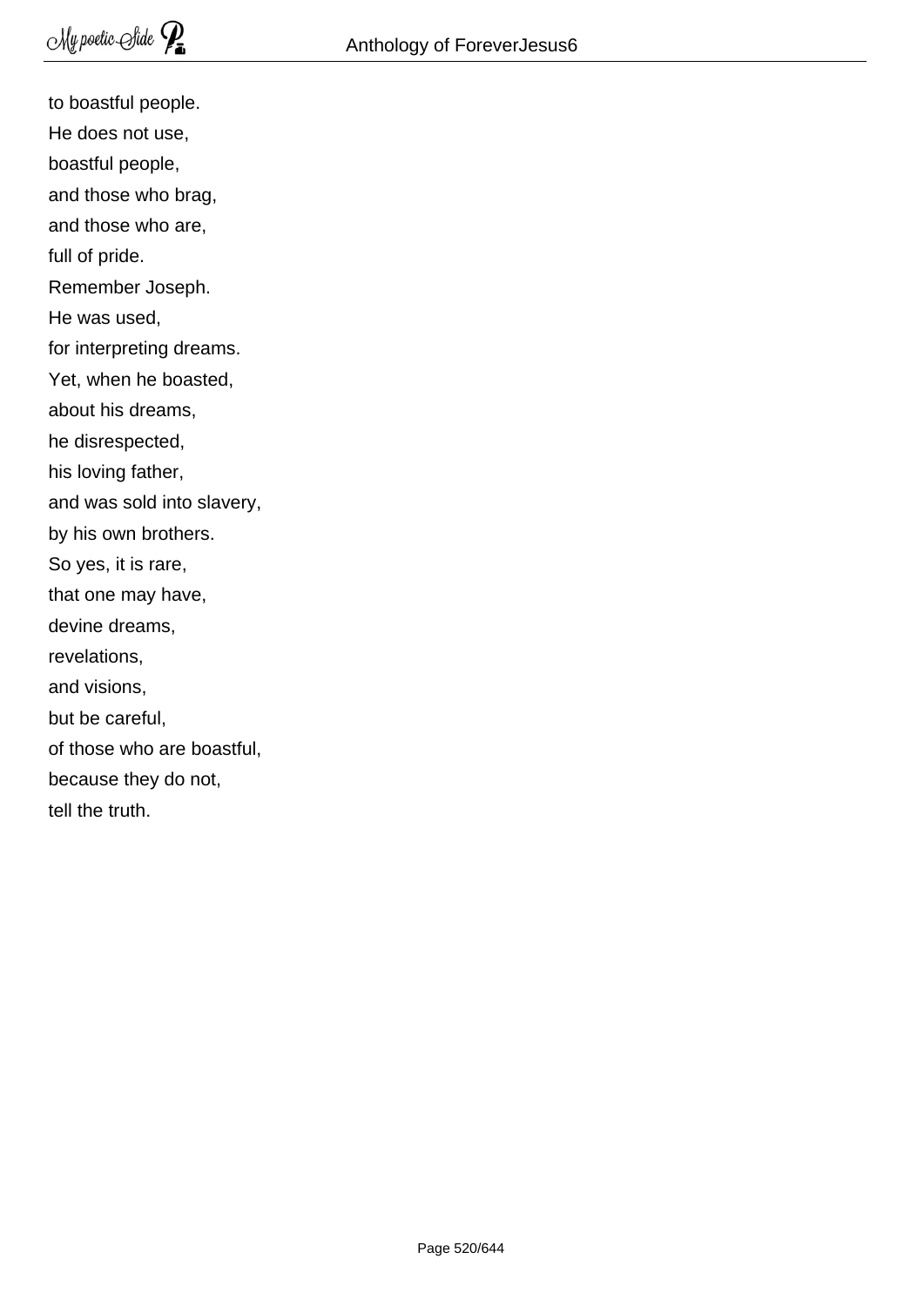to boastful people.
He does not use,
boastful people,
and those who brag,
and those who are,
full of pride.
Remember Joseph.
He was used,
for interpreting dreams.
Yet, when he boasted,
about his dreams,
he disrespected,
his loving father,
and was sold into slavery,
by his own brothers.
So yes, it is rare,
that one may have,
devine dreams,
revelations,
and visions,
but be careful,
of those who are boastful,
because they do not,
tell the truth.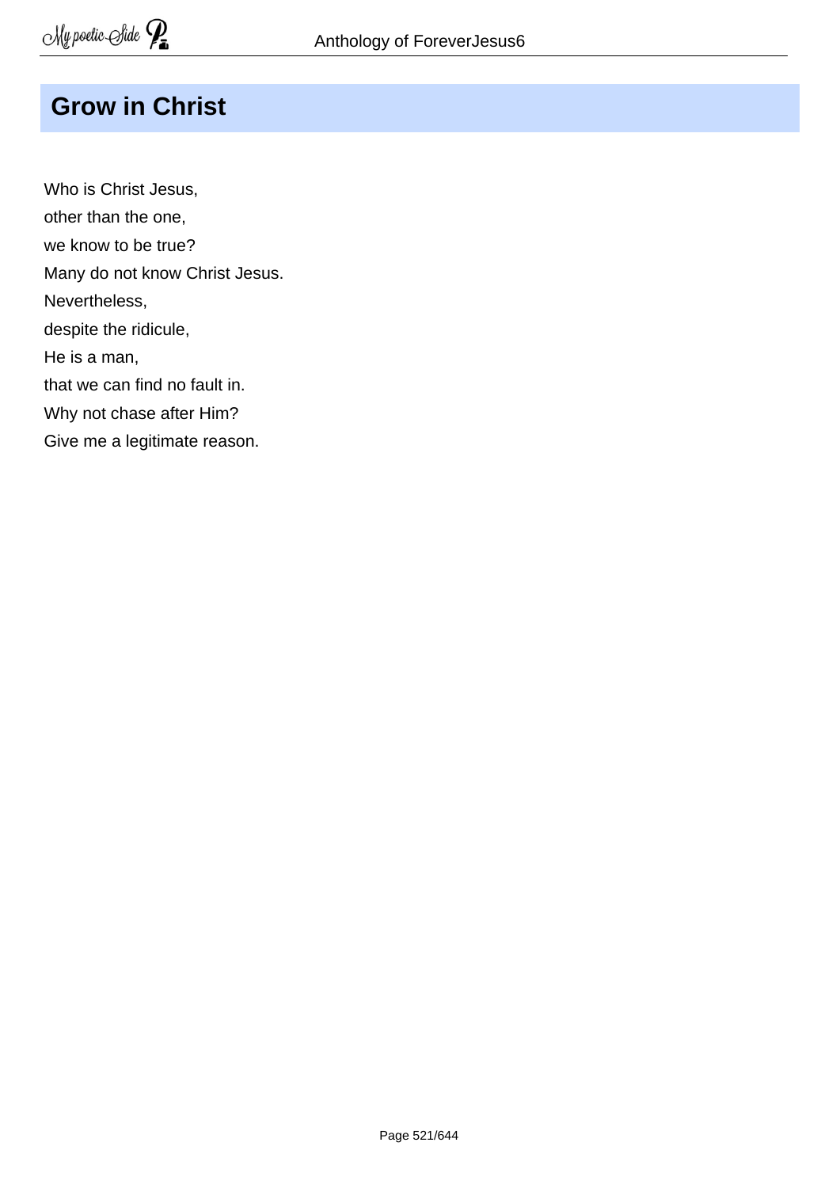## Grow in Christ

Who is Christ Jesus,  
other than the one,  
we know to be true?  
Many do not know Christ Jesus.  
Nevertheless,  
despite the ridicule,  
He is a man,  
that we can find no fault in.  
Why not chase after Him?  
Give me a legitimate reason.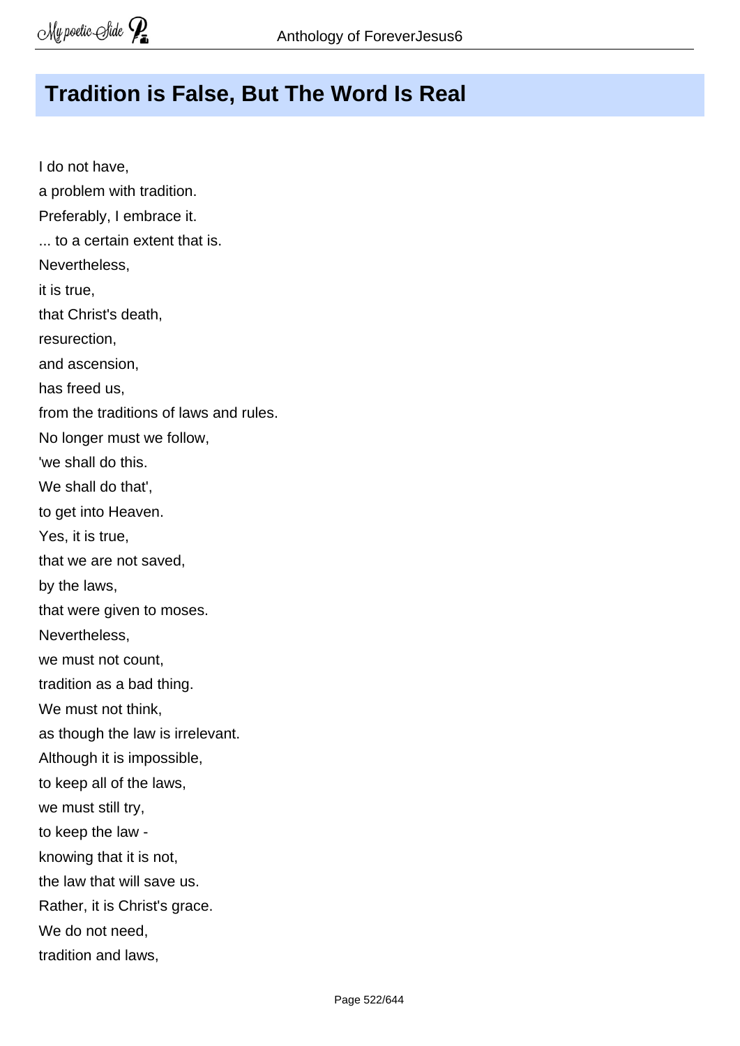## Tradition is False, But The Word Is Real

I do not have,  
a problem with tradition.  
Preferably, I embrace it.  
... to a certain extent that is.  
Nevertheless,  
it is true,  
that Christ's death,  
resurection,  
and ascension,  
has freed us,  
from the traditions of laws and rules.  
No longer must we follow,  
'we shall do this.  
We shall do that',  
to get into Heaven.  
Yes, it is true,  
that we are not saved,  
by the laws,  
that were given to moses.  
Nevertheless,  
we must not count,  
tradition as a bad thing.  
We must not think,  
as though the law is irrelevant.  
Although it is impossible,  
to keep all of the laws,  
we must still try,  
to keep the law -  
knowing that it is not,  
the law that will save us.  
Rather, it is Christ's grace.  
We do not need,  
tradition and laws,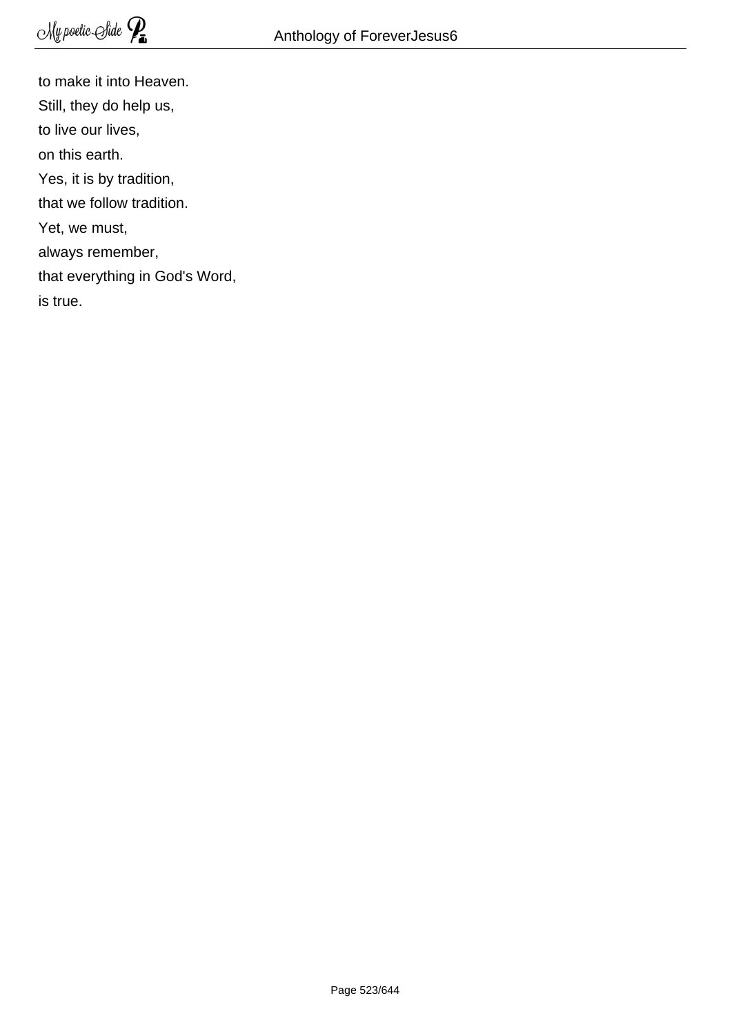to make it into Heaven.  
Still, they do help us,  
to live our lives,  
on this earth.  
Yes, it is by tradition,  
that we follow tradition.  
Yet, we must,  
always remember,  
that everything in God's Word,  
is true.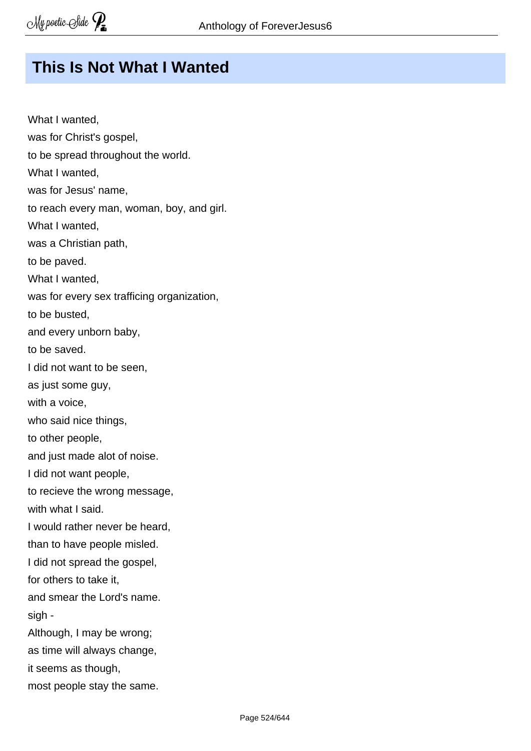## This Is Not What I Wanted

What I wanted,
was for Christ's gospel,
to be spread throughout the world.
What I wanted,
was for Jesus' name,
to reach every man, woman, boy, and girl.
What I wanted,
was a Christian path,
to be paved.
What I wanted,
was for every sex trafficing organization,
to be busted,
and every unborn baby,
to be saved.
I did not want to be seen,
as just some guy,
with a voice,
who said nice things,
to other people,
and just made alot of noise.
I did not want people,
to recieve the wrong message,
with what I said.
I would rather never be heard,
than to have people misled.
I did not spread the gospel,
for others to take it,
and smear the Lord's name.
sigh -
Although, I may be wrong;
as time will always change,
it seems as though,
most people stay the same.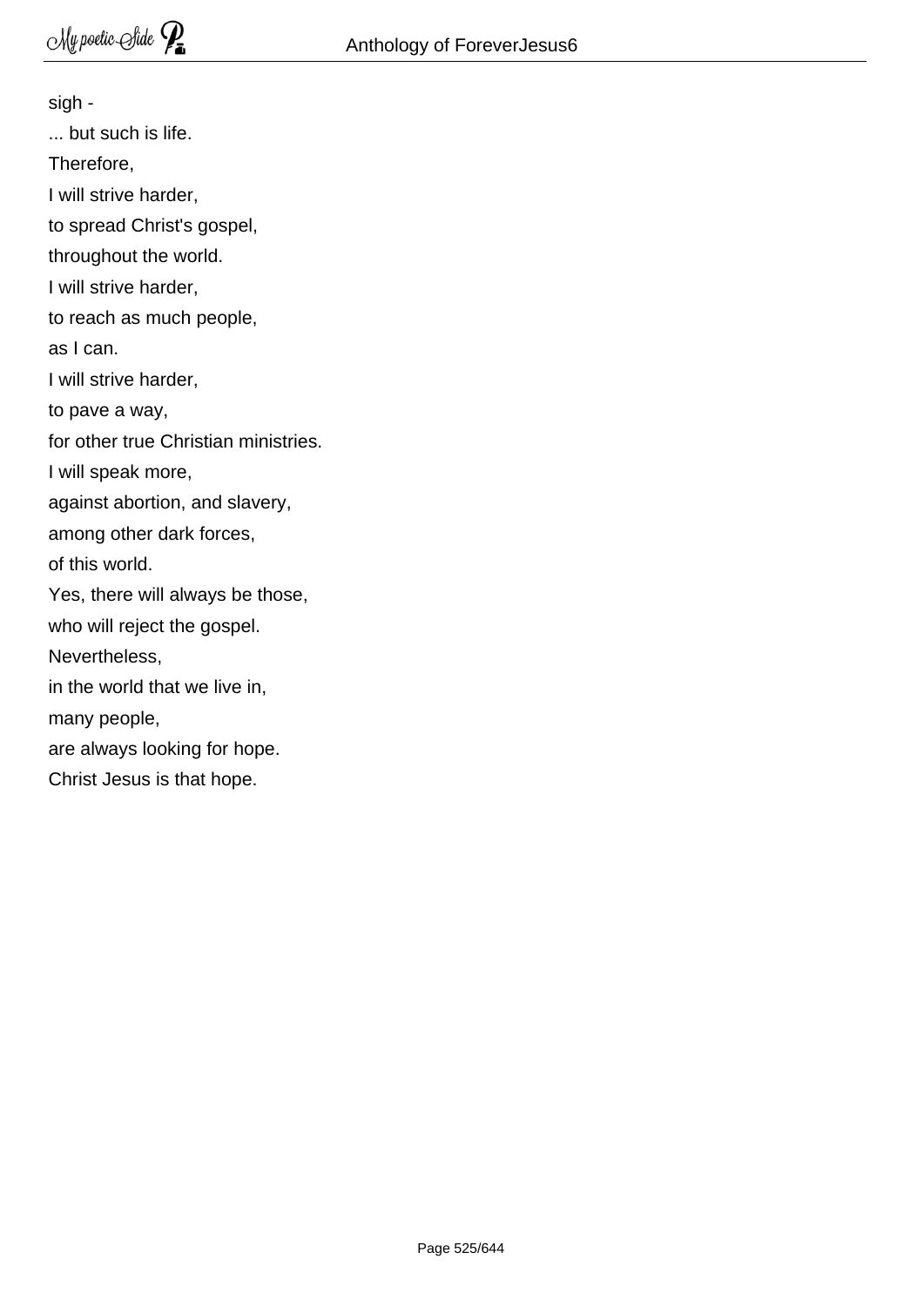sigh -

... but such is life.

Therefore,

I will strive harder,

to spread Christ's gospel,

throughout the world.

I will strive harder,

to reach as much people,

as I can.

I will strive harder,

to pave a way,

for other true Christian ministries.

I will speak more,

against abortion, and slavery,

among other dark forces,

of this world.

Yes, there will always be those,

who will reject the gospel.

Nevertheless,

in the world that we live in,

many people,

are always looking for hope.

Christ Jesus is that hope.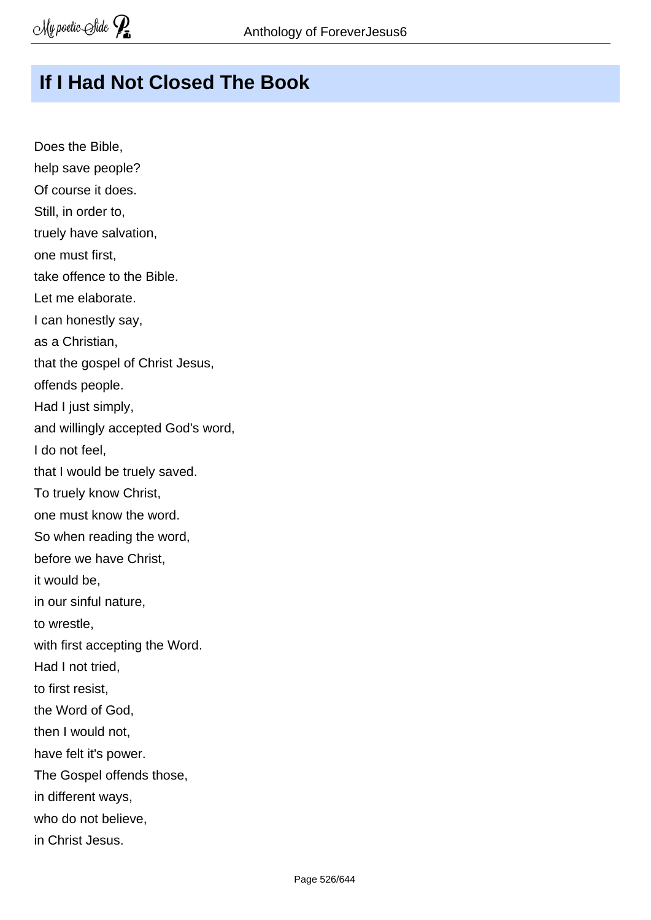# If I Had Not Closed The Book

Does the Bible,
help save people?
Of course it does.
Still, in order to,
truely have salvation,
one must first,
take offence to the Bible.
Let me elaborate.
I can honestly say,
as a Christian,
that the gospel of Christ Jesus,
offends people.
Had I just simply,
and willingly accepted God's word,
I do not feel,
that I would be truely saved.
To truely know Christ,
one must know the word.
So when reading the word,
before we have Christ,
it would be,
in our sinful nature,
to wrestle,
with first accepting the Word.
Had I not tried,
to first resist,
the Word of God,
then I would not,
have felt it's power.
The Gospel offends those,
in different ways,
who do not believe,
in Christ Jesus.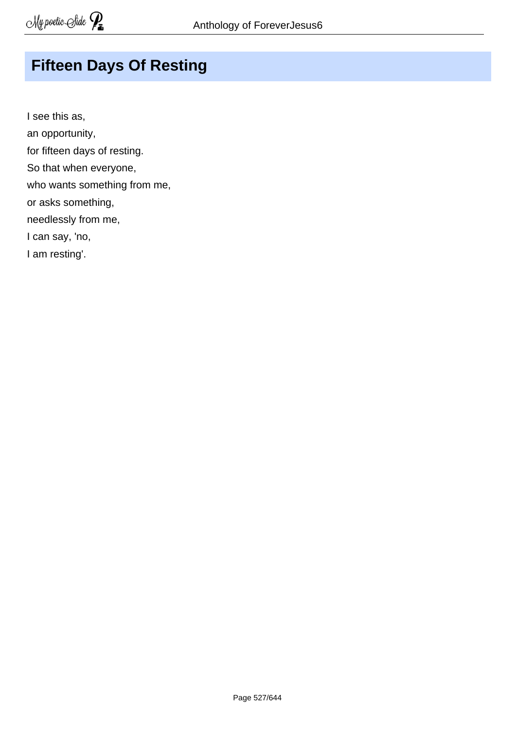# Fifteen Days Of Resting

I see this as,  
an opportunity,  
for fifteen days of resting.  
So that when everyone,  
who wants something from me,  
or asks something,  
needlessly from me,  
I can say, 'no,  
I am resting'.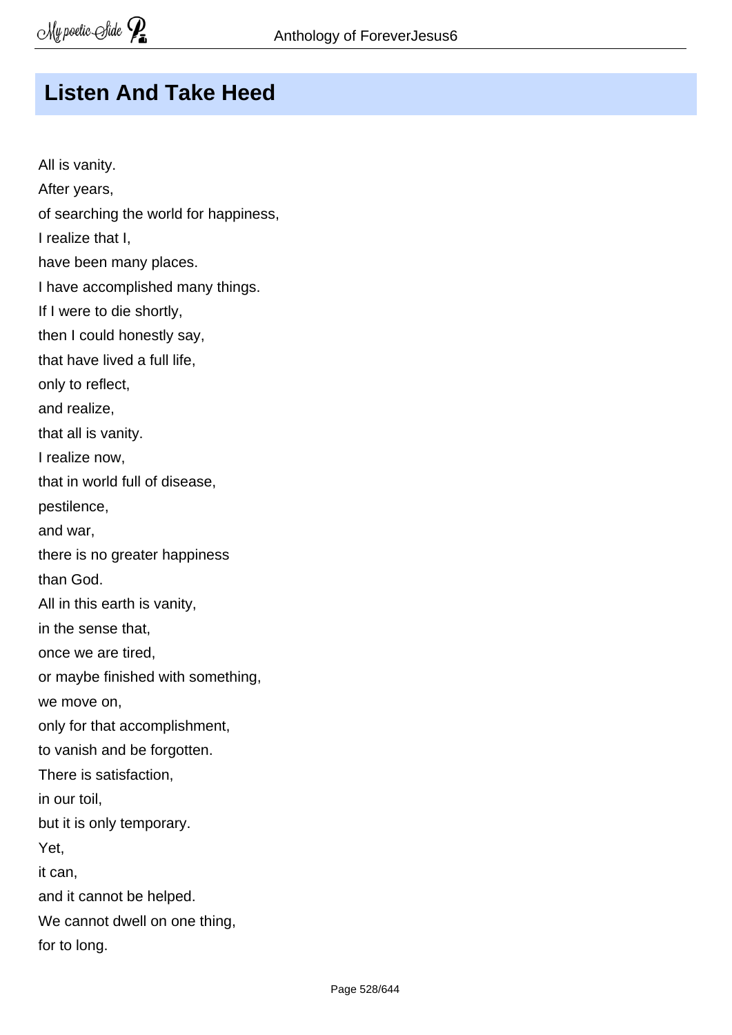## Listen And Take Heed

All is vanity.
After years,
of searching the world for happiness,
I realize that I,
have been many places.
I have accomplished many things.
If I were to die shortly,
then I could honestly say,
that have lived a full life,
only to reflect,
and realize,
that all is vanity.
I realize now,
that in world full of disease,
pestilence,
and war,
there is no greater happiness
than God.
All in this earth is vanity,
in the sense that,
once we are tired,
or maybe finished with something,
we move on,
only for that accomplishment,
to vanish and be forgotten.
There is satisfaction,
in our toil,
but it is only temporary.
Yet,
it can,
and it cannot be helped.
We cannot dwell on one thing,
for to long.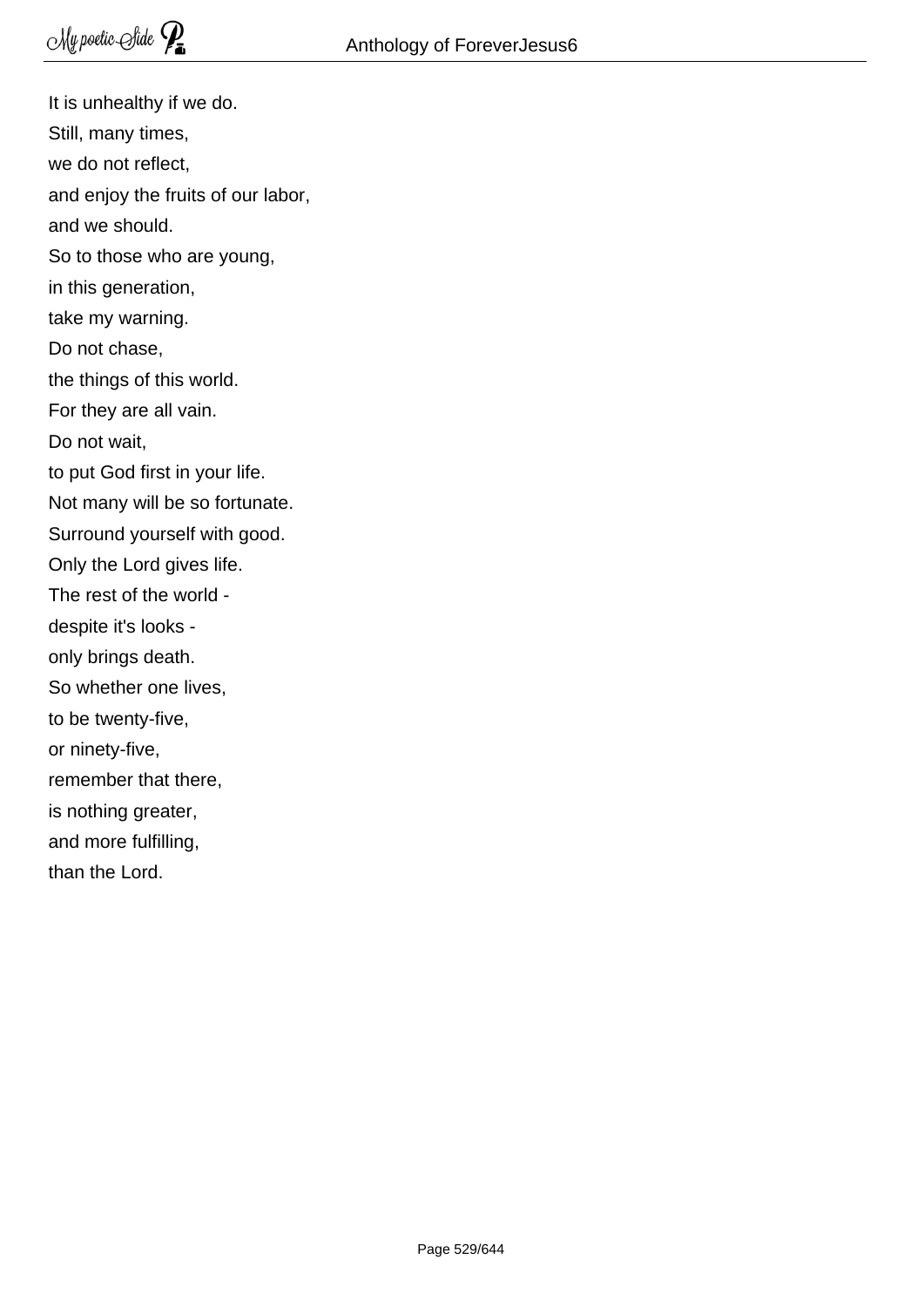It is unhealthy if we do.  
Still, many times,  
we do not reflect,  
and enjoy the fruits of our labor,  
and we should.  
So to those who are young,  
in this generation,  
take my warning.  
Do not chase,  
the things of this world.  
For they are all vain.  
Do not wait,  
to put God first in your life.  
Not many will be so fortunate.  
Surround yourself with good.  
Only the Lord gives life.  
The rest of the world -  
despite it's looks -  
only brings death.  
So whether one lives,  
to be twenty-five,  
or ninety-five,  
remember that there,  
is nothing greater,  
and more fulfilling,  
than the Lord.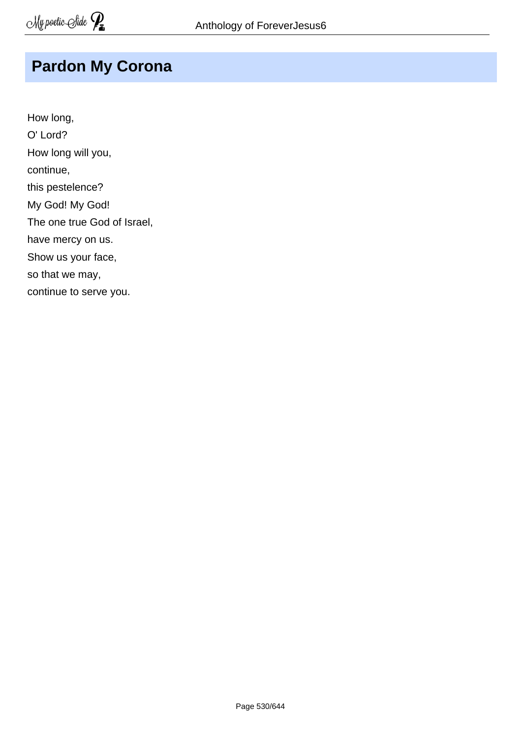# Pardon My Corona

How long,  
O' Lord?  
How long will you,  
continue,  
this pestelence?  
My God! My God!  
The one true God of Israel,  
have mercy on us.  
Show us your face,  
so that we may,  
continue to serve you.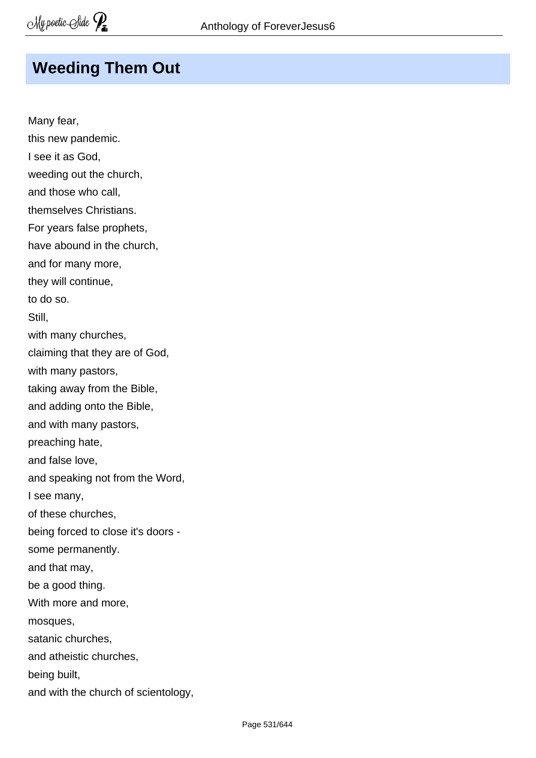## Weeding Them Out

Many fear,  
this new pandemic.  
I see it as God,  
weeding out the church,  
and those who call,  
themselves Christians.  
For years false prophets,  
have abound in the church,  
and for many more,  
they will continue,  
to do so.  
Still,  
with many churches,  
claiming that they are of God,  
with many pastors,  
taking away from the Bible,  
and adding onto the Bible,  
and with many pastors,  
preaching hate,  
and false love,  
and speaking not from the Word,  
I see many,  
of these churches,  
being forced to close it's doors -  
some permanently.  
and that may,  
be a good thing.  
With more and more,  
mosques,  
satanic churches,  
and atheistic churches,  
being built,  
and with the church of scientology,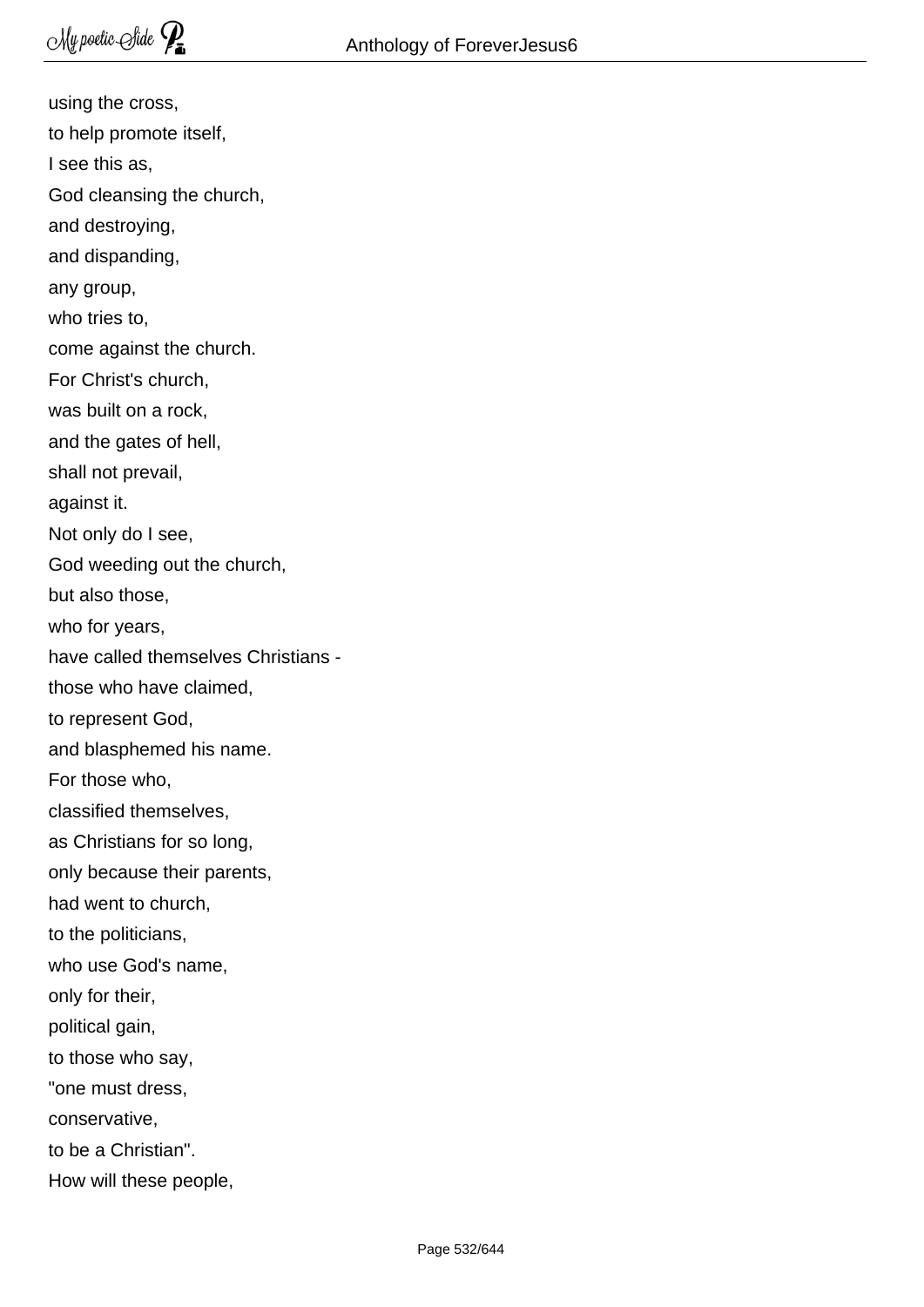using the cross,  
to help promote itself,  
I see this as,  
God cleansing the church,  
and destroying,  
and dispanding,  
any group,  
who tries to,  
come against the church.  
For Christ's church,  
was built on a rock,  
and the gates of hell,  
shall not prevail,  
against it.  
Not only do I see,  
God weeding out the church,  
but also those,  
who for years,  
have called themselves Christians -  
those who have claimed,  
to represent God,  
and blasphemed his name.  
For those who,  
classified themselves,  
as Christians for so long,  
only because their parents,  
had went to church,  
to the politicians,  
who use God's name,  
only for their,  
political gain,  
to those who say,  
"one must dress,  
conservative,  
to be a Christian".  
How will these people,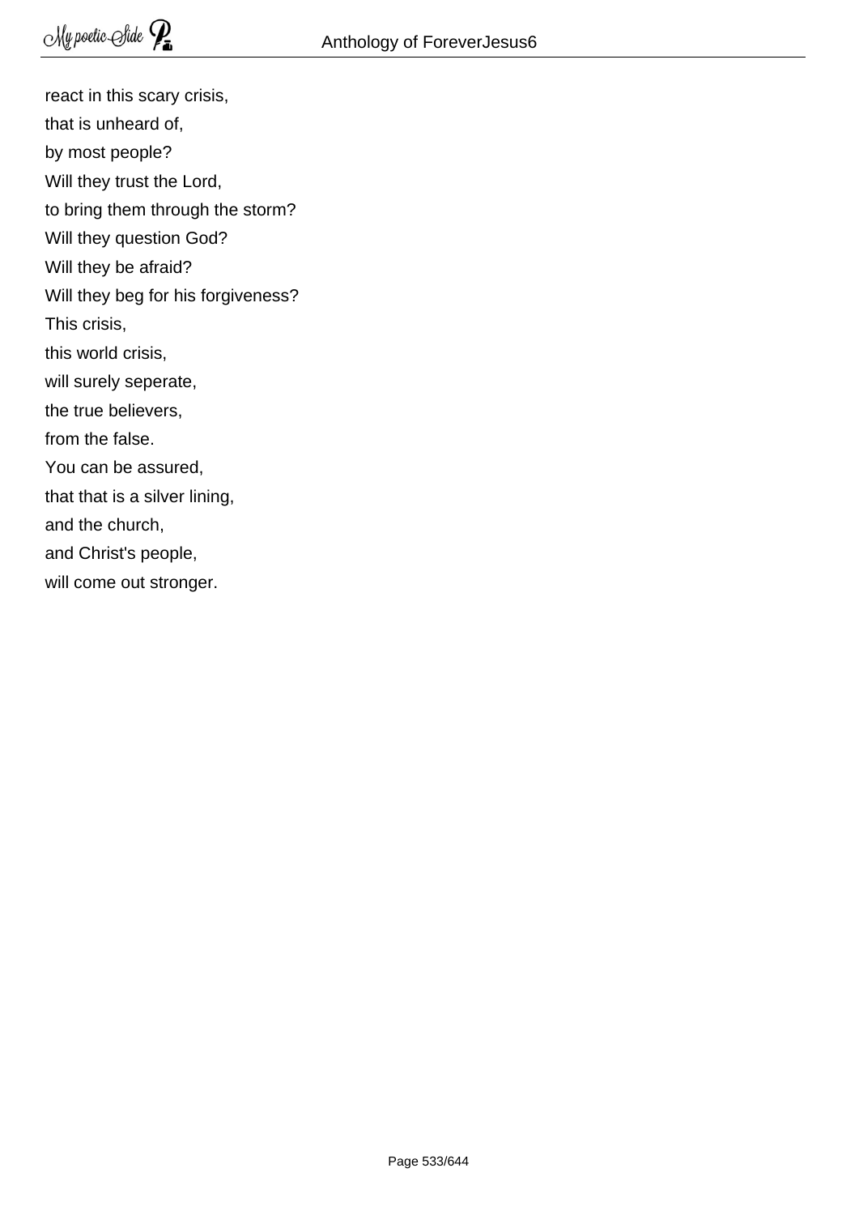react in this scary crisis,
that is unheard of,
by most people?
Will they trust the Lord,
to bring them through the storm?
Will they question God?
Will they be afraid?
Will they beg for his forgiveness?
This crisis,
this world crisis,
will surely seperate,
the true believers,
from the false.
You can be assured,
that that is a silver lining,
and the church,
and Christ's people,
will come out stronger.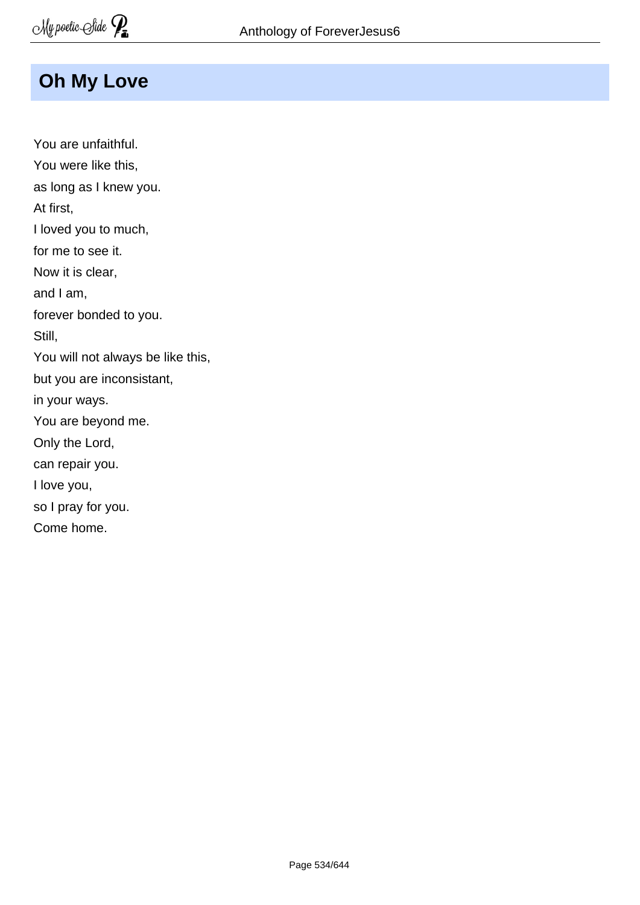## Oh My Love

You are unfaithful.  
You were like this,  
as long as I knew you.  
At first,  
I loved you to much,  
for me to see it.  
Now it is clear,  
and I am,  
forever bonded to you.  
Still,  
You will not always be like this,  
but you are inconsistant,  
in your ways.  
You are beyond me.  
Only the Lord,  
can repair you.  
I love you,  
so I pray for you.  
Come home.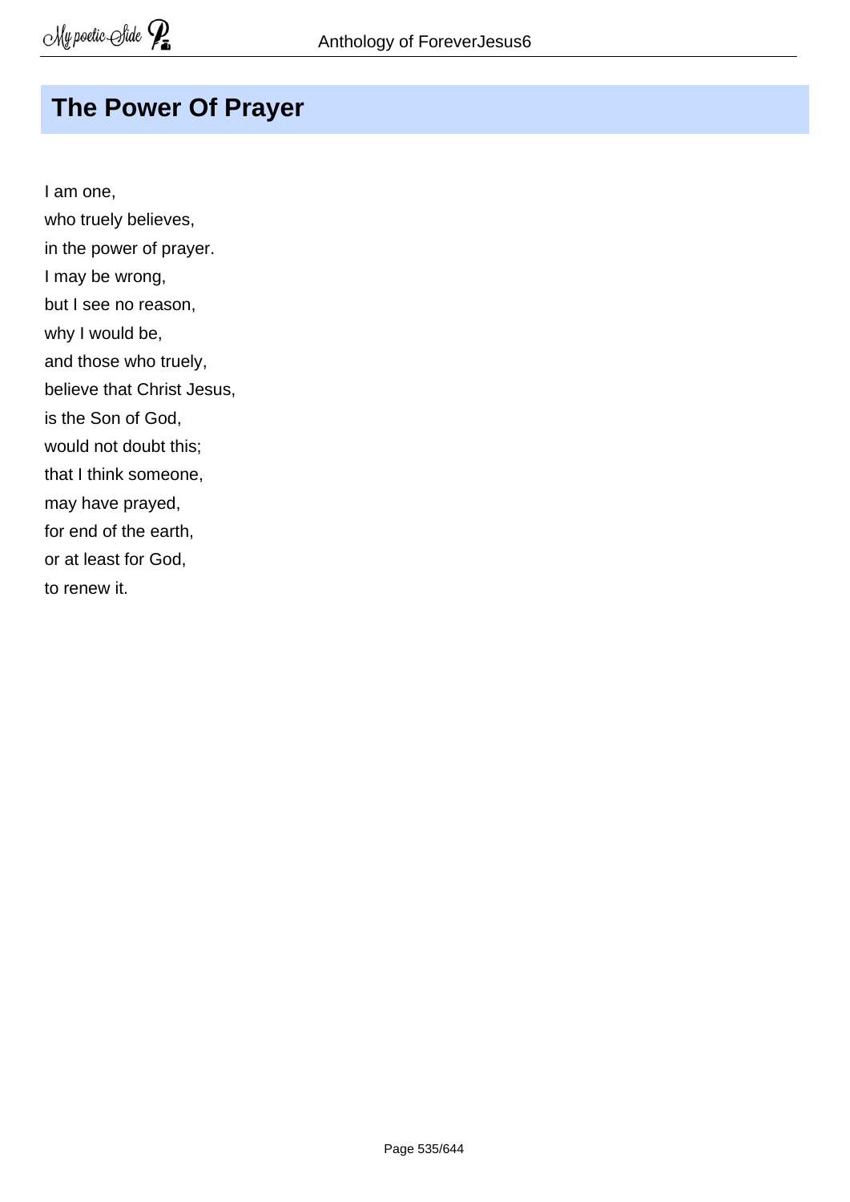## The Power Of Prayer

I am one,
who truely believes,
in the power of prayer.
I may be wrong,
but I see no reason,
why I would be,
and those who truely,
believe that Christ Jesus,
is the Son of God,
would not doubt this;
that I think someone,
may have prayed,
for end of the earth,
or at least for God,
to renew it.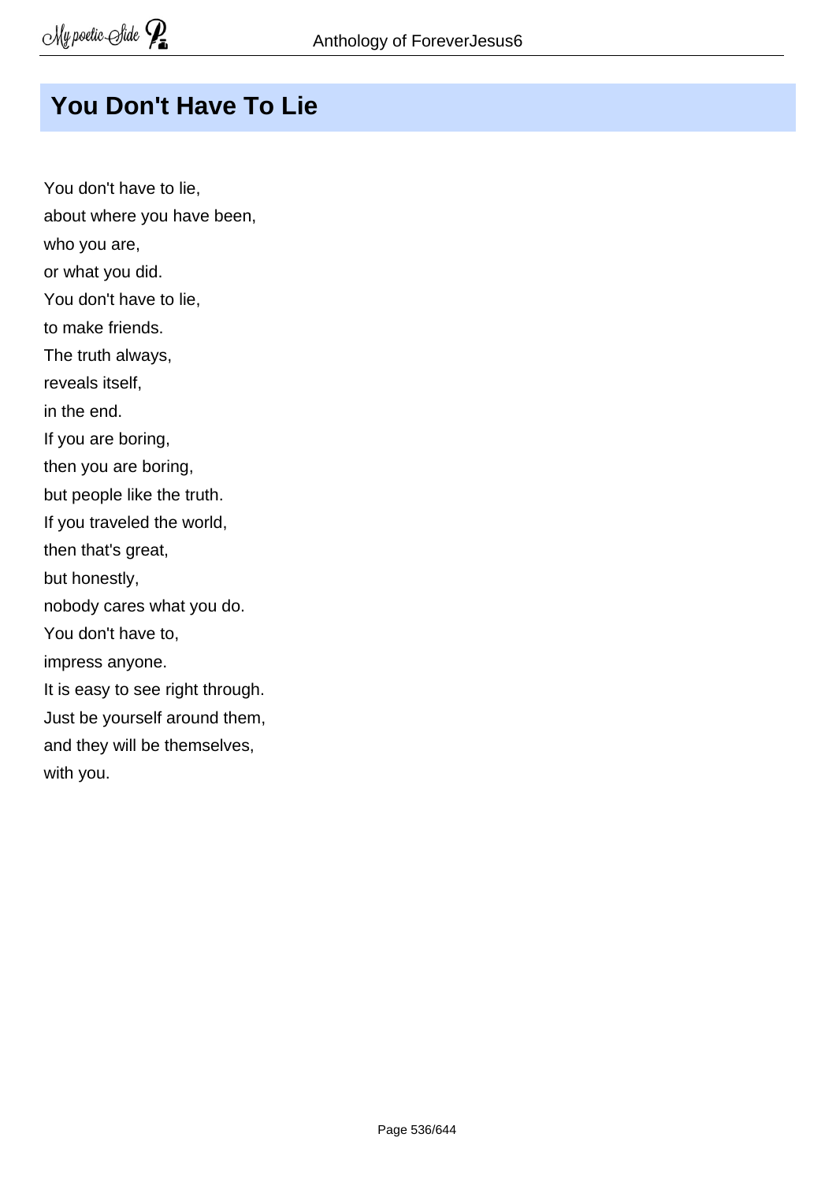## You Don't Have To Lie

You don't have to lie,  
about where you have been,  
who you are,  
or what you did.  
You don't have to lie,  
to make friends.  
The truth always,  
reveals itself,  
in the end.  
If you are boring,  
then you are boring,  
but people like the truth.  
If you traveled the world,  
then that's great,  
but honestly,  
nobody cares what you do.  
You don't have to,  
impress anyone.  
It is easy to see right through.  
Just be yourself around them,  
and they will be themselves,  
with you.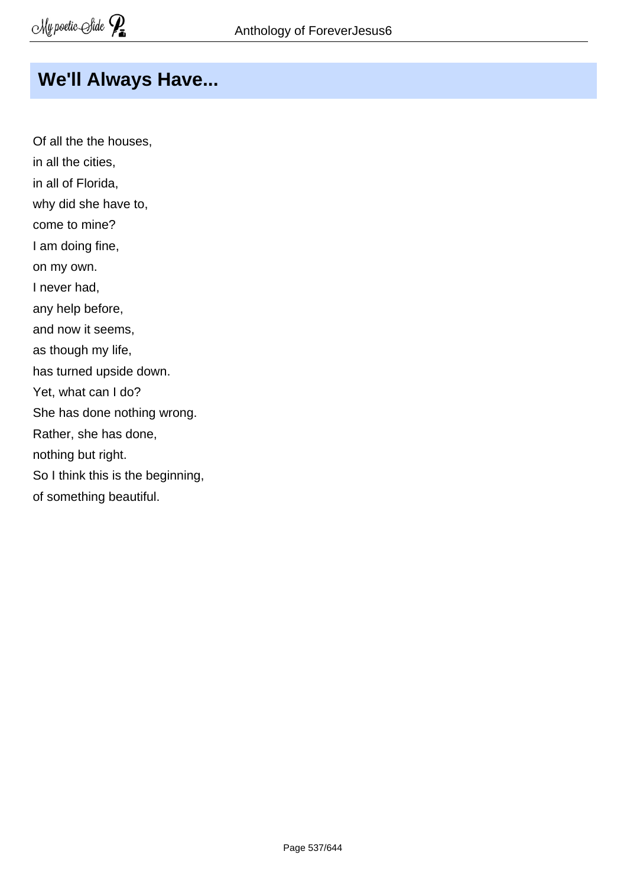## We'll Always Have...

Of all the the houses,  
in all the cities,  
in all of Florida,  
why did she have to,  
come to mine?  
I am doing fine,  
on my own.  
I never had,  
any help before,  
and now it seems,  
as though my life,  
has turned upside down.  
Yet, what can I do?  
She has done nothing wrong.  
Rather, she has done,  
nothing but right.  
So I think this is the beginning,  
of something beautiful.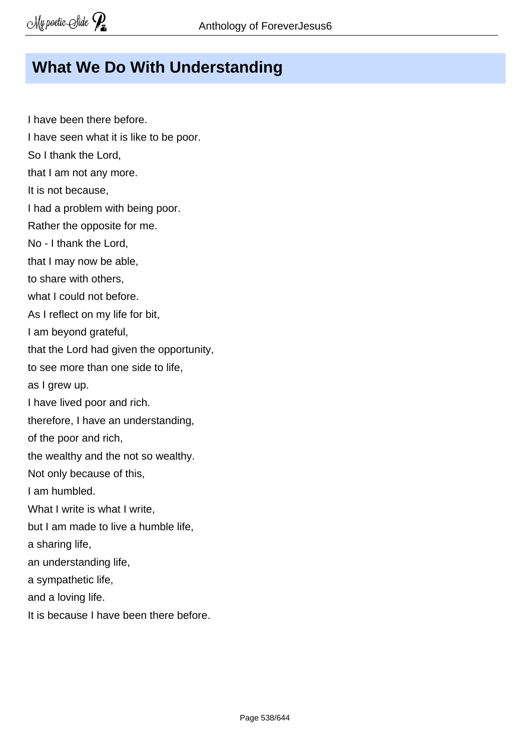## What We Do With Understanding

I have been there before.  
I have seen what it is like to be poor.  
So I thank the Lord,  
that I am not any more.  
It is not because,  
I had a problem with being poor.  
Rather the opposite for me.  
No - I thank the Lord,  
that I may now be able,  
to share with others,  
what I could not before.  
As I reflect on my life for bit,  
I am beyond grateful,  
that the Lord had given the opportunity,  
to see more than one side to life,  
as I grew up.  
I have lived poor and rich.  
therefore, I have an understanding,  
of the poor and rich,  
the wealthy and the not so wealthy.  
Not only because of this,  
I am humbled.  
What I write is what I write,  
but I am made to live a humble life,  
a sharing life,  
an understanding life,  
a sympathetic life,  
and a loving life.  
It is because I have been there before.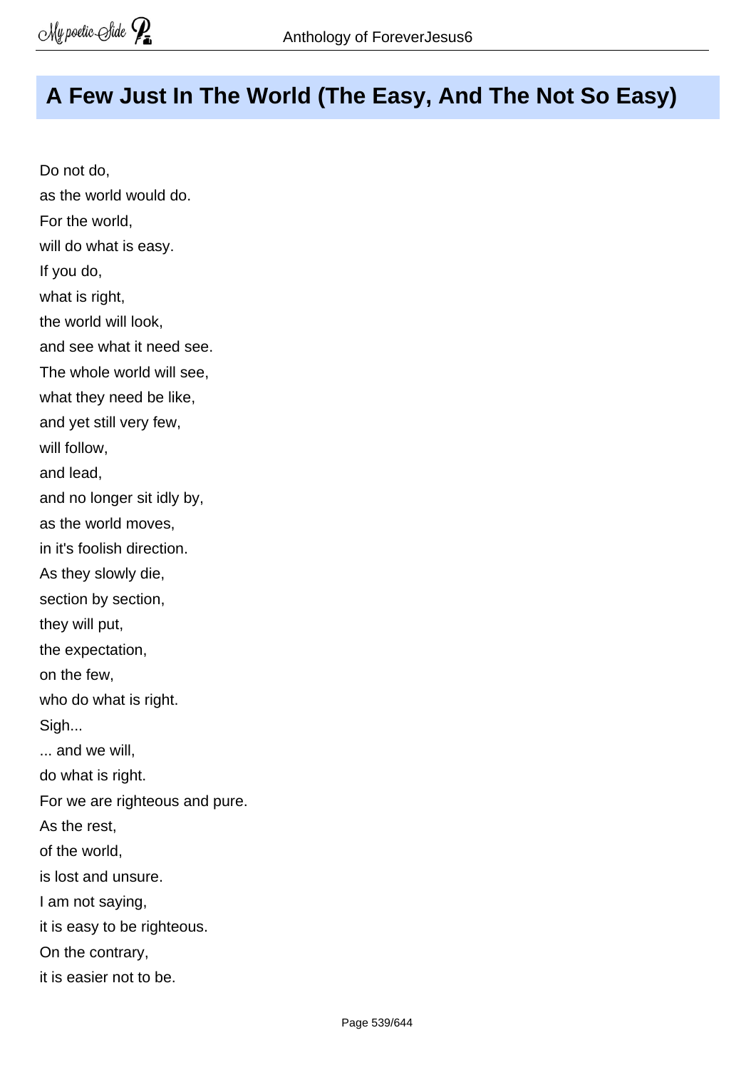## A Few Just In The World (The Easy, And The Not So Easy)

Do not do,
as the world would do.
For the world,
will do what is easy.
If you do,
what is right,
the world will look,
and see what it need see.
The whole world will see,
what they need be like,
and yet still very few,
will follow,
and lead,
and no longer sit idly by,
as the world moves,
in it's foolish direction.
As they slowly die,
section by section,
they will put,
the expectation,
on the few,
who do what is right.
Sigh...
... and we will,
do what is right.
For we are righteous and pure.
As the rest,
of the world,
is lost and unsure.
I am not saying,
it is easy to be righteous.
On the contrary,
it is easier not to be.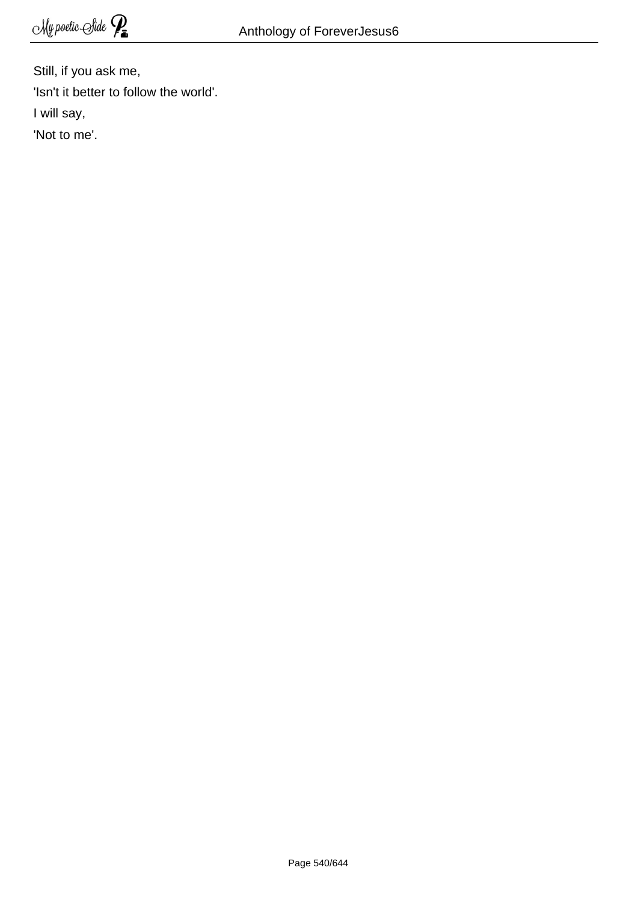Still, if you ask me,

'Isn't it better to follow the world'.

I will say,

'Not to me'.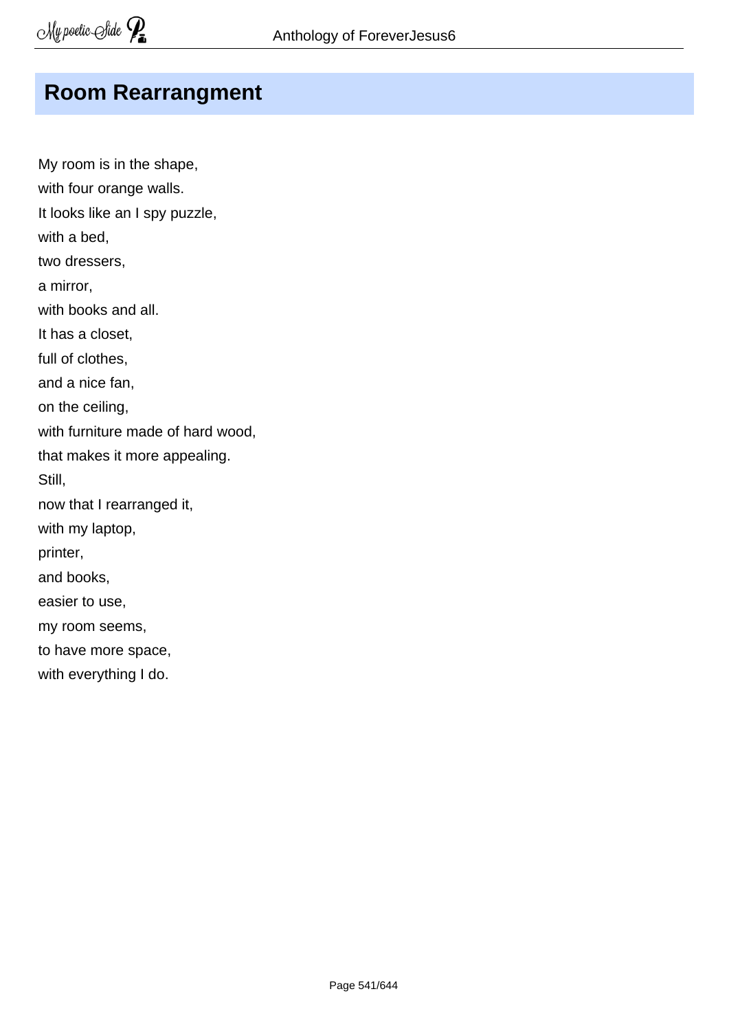## Room Rearrangment

My room is in the shape,  
with four orange walls.  
It looks like an I spy puzzle,  
with a bed,  
two dressers,  
a mirror,  
with books and all.  
It has a closet,  
full of clothes,  
and a nice fan,  
on the ceiling,  
with furniture made of hard wood,  
that makes it more appealing.  
Still,  
now that I rearranged it,  
with my laptop,  
printer,  
and books,  
easier to use,  
my room seems,  
to have more space,  
with everything I do.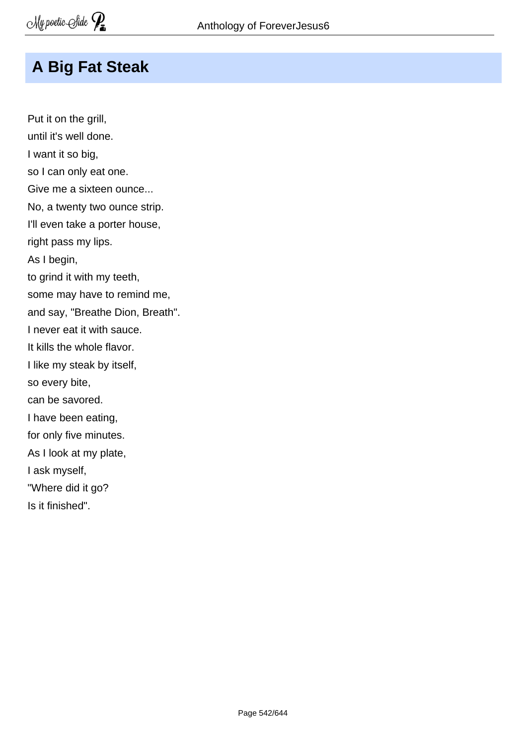# A Big Fat Steak

Put it on the grill,  
until it's well done.  
I want it so big,  
so I can only eat one.  
Give me a sixteen ounce...  
No, a twenty two ounce strip.  
I'll even take a porter house,  
right pass my lips.  
As I begin,  
to grind it with my teeth,  
some may have to remind me,  
and say, "Breathe Dion, Breath".  
I never eat it with sauce.  
It kills the whole flavor.  
I like my steak by itself,  
so every bite,  
can be savored.  
I have been eating,  
for only five minutes.  
As I look at my plate,  
I ask myself,  
"Where did it go?  
Is it finished".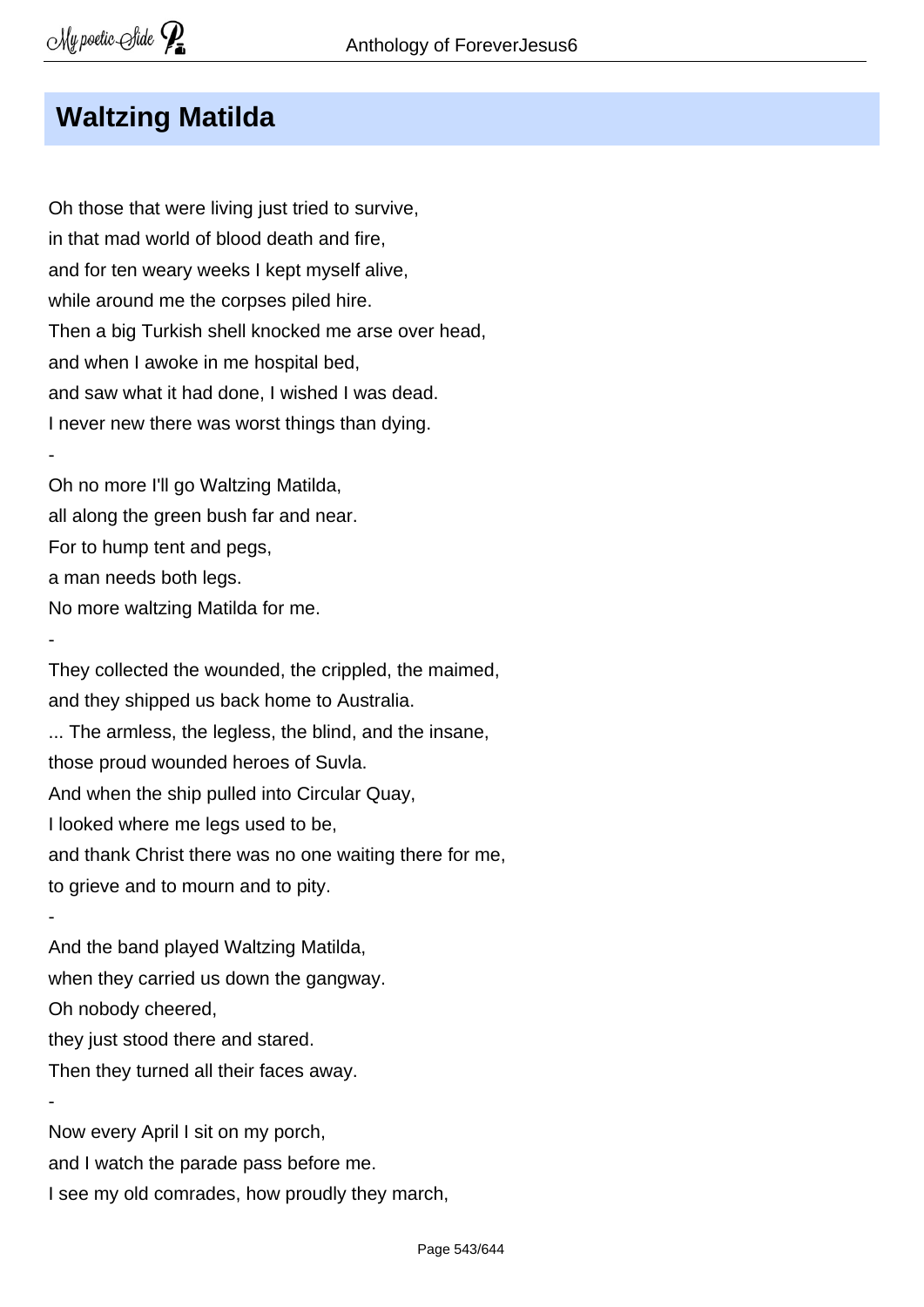## Waltzing Matilda

Oh those that were living just tried to survive,
in that mad world of blood death and fire,
and for ten weary weeks I kept myself alive,
while around me the corpses piled hire.
Then a big Turkish shell knocked me arse over head,
and when I awoke in me hospital bed,
and saw what it had done, I wished I was dead.
I never new there was worst things than dying.

-

Oh no more I'll go Waltzing Matilda,
all along the green bush far and near.
For to hump tent and pegs,
a man needs both legs.
No more waltzing Matilda for me.

-

They collected the wounded, the crippled, the maimed,
and they shipped us back home to Australia.
... The armless, the legless, the blind, and the insane,
those proud wounded heroes of Suvla.
And when the ship pulled into Circular Quay,
I looked where me legs used to be,
and thank Christ there was no one waiting there for me,
to grieve and to mourn and to pity.

-

And the band played Waltzing Matilda,
when they carried us down the gangway.
Oh nobody cheered,
they just stood there and stared.
Then they turned all their faces away.

-

Now every April I sit on my porch,
and I watch the parade pass before me.
I see my old comrades, how proudly they march,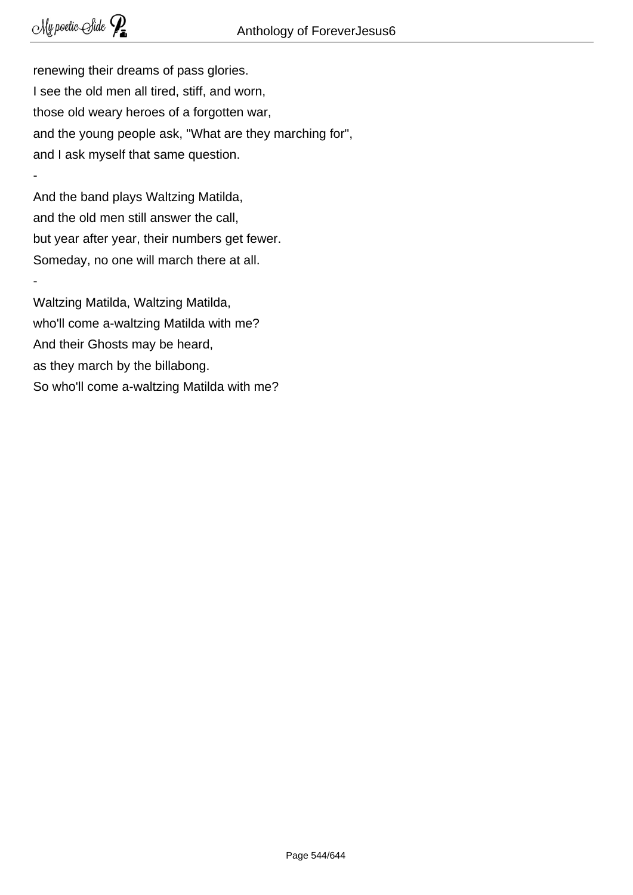renewing their dreams of pass glories.  
I see the old men all tired, stiff, and worn,  
those old weary heroes of a forgotten war,  
and the young people ask, "What are they marching for",  
and I ask myself that same question.

-

And the band plays Waltzing Matilda,  
and the old men still answer the call,  
but year after year, their numbers get fewer.  
Someday, no one will march there at all.

-

Waltzing Matilda, Waltzing Matilda,  
who'll come a-waltzing Matilda with me?  
And their Ghosts may be heard,  
as they march by the billabong.  
So who'll come a-waltzing Matilda with me?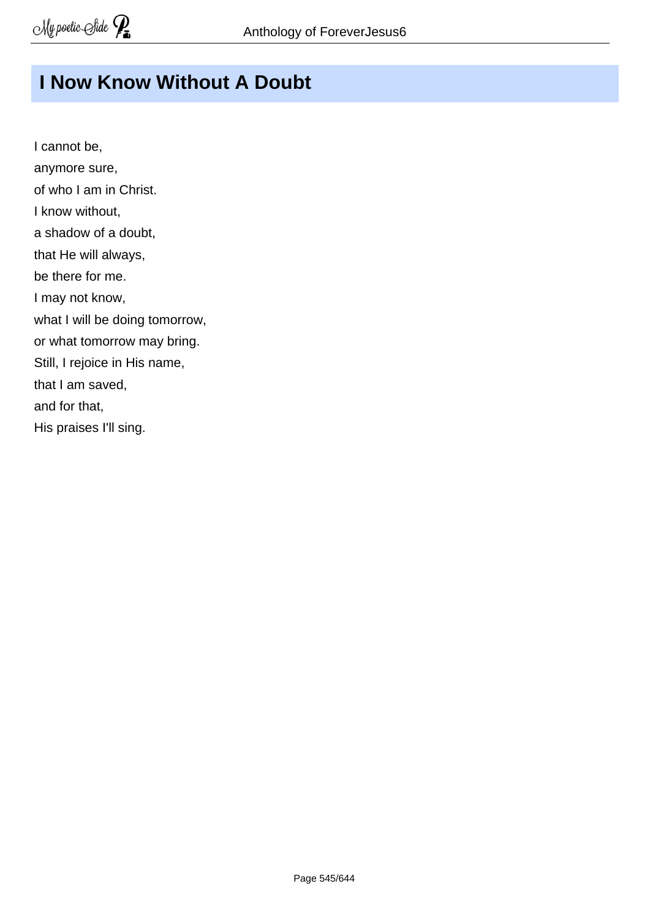# I Now Know Without A Doubt

I cannot be,  
anymore sure,  
of who I am in Christ.  
I know without,  
a shadow of a doubt,  
that He will always,  
be there for me.  
I may not know,  
what I will be doing tomorrow,  
or what tomorrow may bring.  
Still, I rejoice in His name,  
that I am saved,  
and for that,  
His praises I'll sing.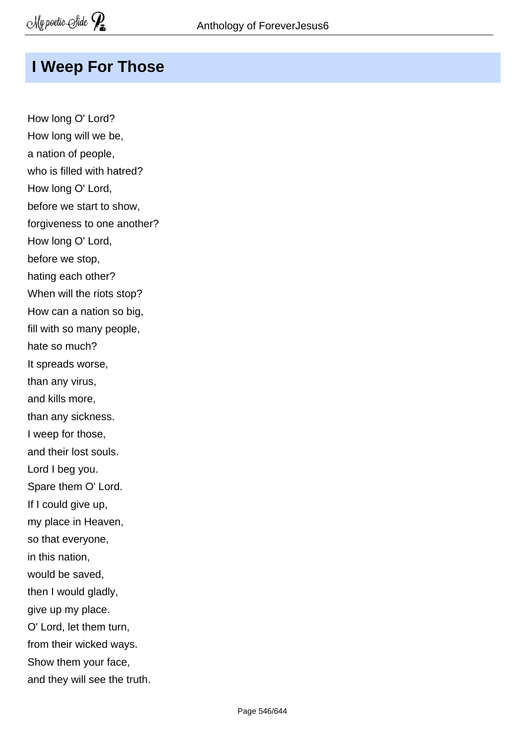## I Weep For Those

How long O' Lord?
How long will we be,
a nation of people,
who is filled with hatred?
How long O' Lord,
before we start to show,
forgiveness to one another?
How long O' Lord,
before we stop,
hating each other?
When will the riots stop?
How can a nation so big,
fill with so many people,
hate so much?
It spreads worse,
than any virus,
and kills more,
than any sickness.
I weep for those,
and their lost souls.
Lord I beg you.
Spare them O' Lord.
If I could give up,
my place in Heaven,
so that everyone,
in this nation,
would be saved,
then I would gladly,
give up my place.
O' Lord, let them turn,
from their wicked ways.
Show them your face,
and they will see the truth.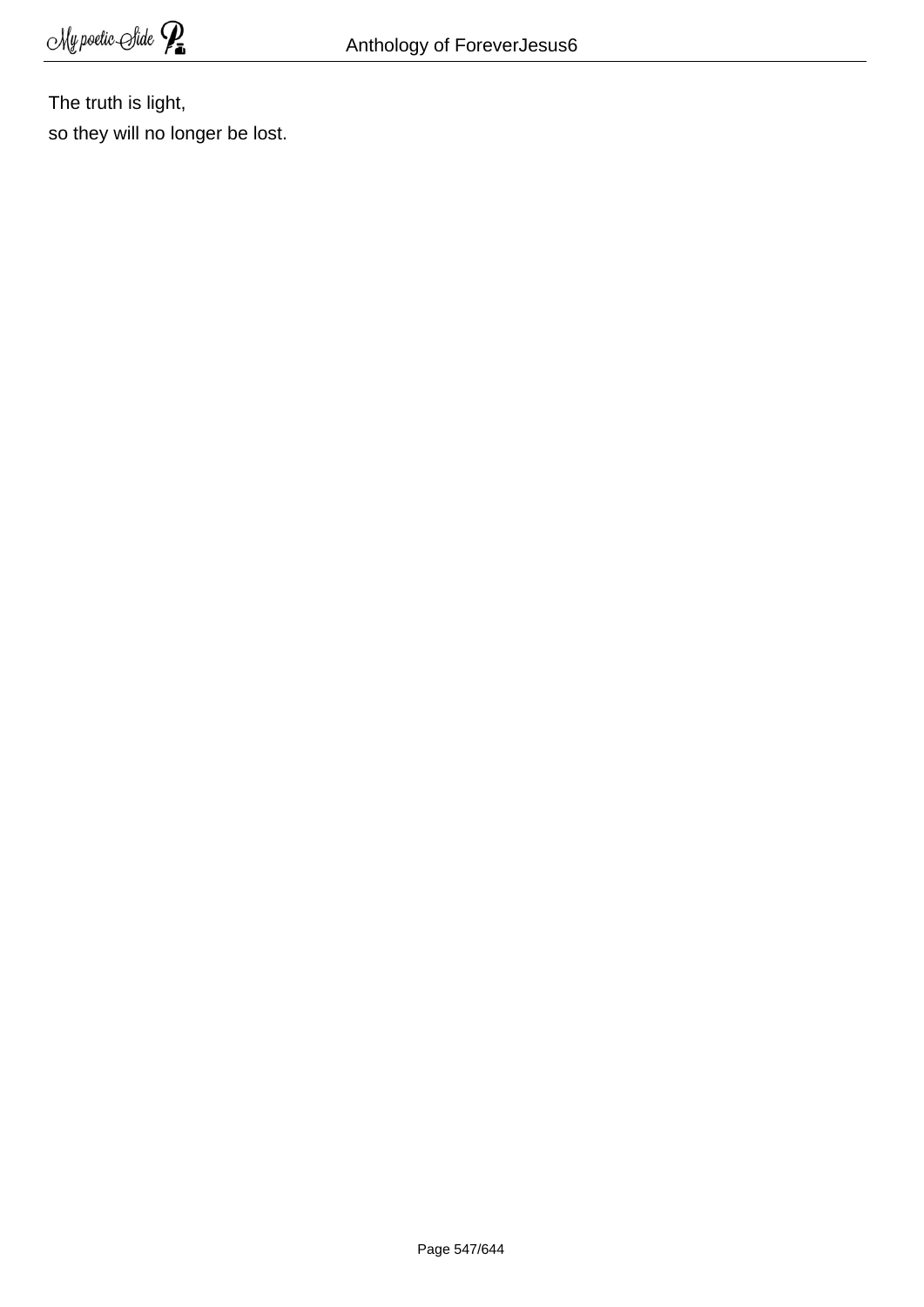The truth is light,  
so they will no longer be lost.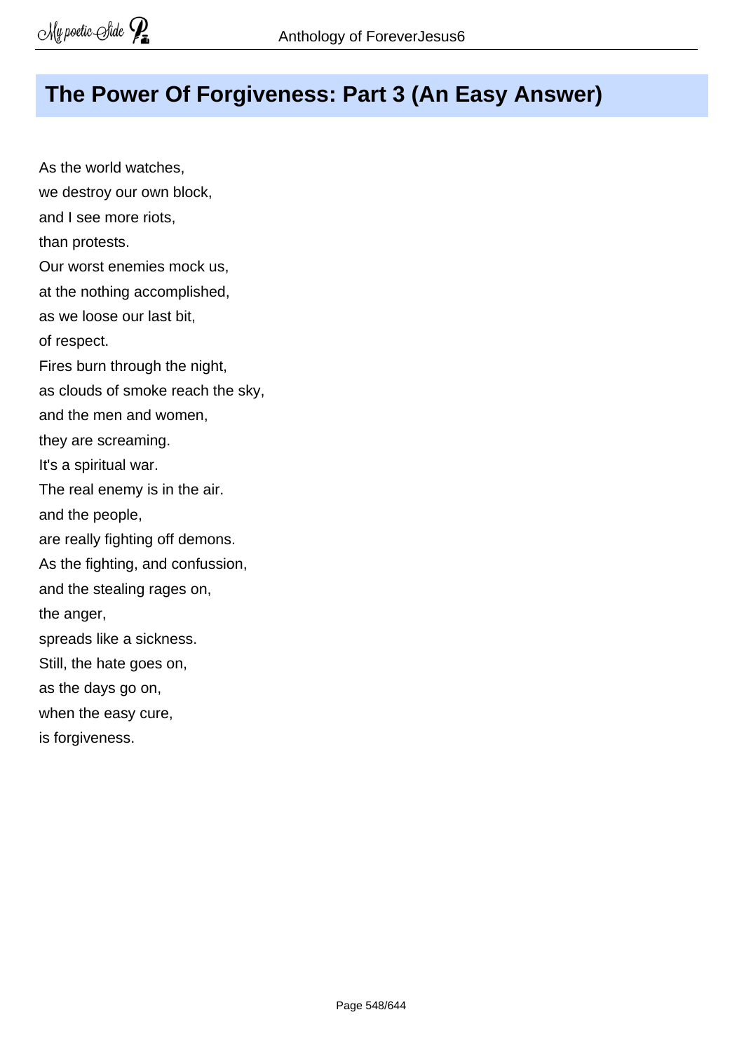# The Power Of Forgiveness: Part 3 (An Easy Answer)

As the world watches,
we destroy our own block,
and I see more riots,
than protests.
Our worst enemies mock us,
at the nothing accomplished,
as we loose our last bit,
of respect.
Fires burn through the night,
as clouds of smoke reach the sky,
and the men and women,
they are screaming.
It's a spiritual war.
The real enemy is in the air.
and the people,
are really fighting off demons.
As the fighting, and confussion,
and the stealing rages on,
the anger,
spreads like a sickness.
Still, the hate goes on,
as the days go on,
when the easy cure,
is forgiveness.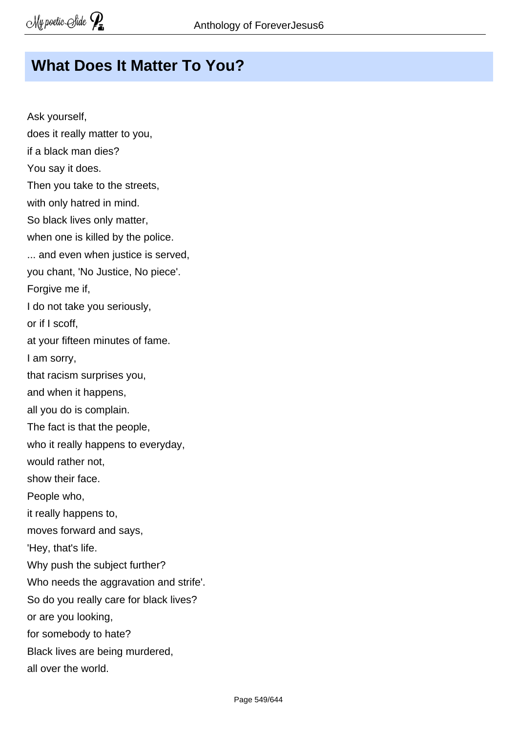# What Does It Matter To You?

Ask yourself,  
does it really matter to you,  
if a black man dies?  
You say it does.  
Then you take to the streets,  
with only hatred in mind.  
So black lives only matter,  
when one is killed by the police.  
... and even when justice is served,  
you chant, 'No Justice, No piece'.  
Forgive me if,  
I do not take you seriously,  
or if I scoff,  
at your fifteen minutes of fame.  
I am sorry,  
that racism surprises you,  
and when it happens,  
all you do is complain.  
The fact is that the people,  
who it really happens to everyday,  
would rather not,  
show their face.  
People who,  
it really happens to,  
moves forward and says,  
'Hey, that's life.  
Why push the subject further?  
Who needs the aggravation and strife'.  
So do you really care for black lives?  
or are you looking,  
for somebody to hate?  
Black lives are being murdered,  
all over the world.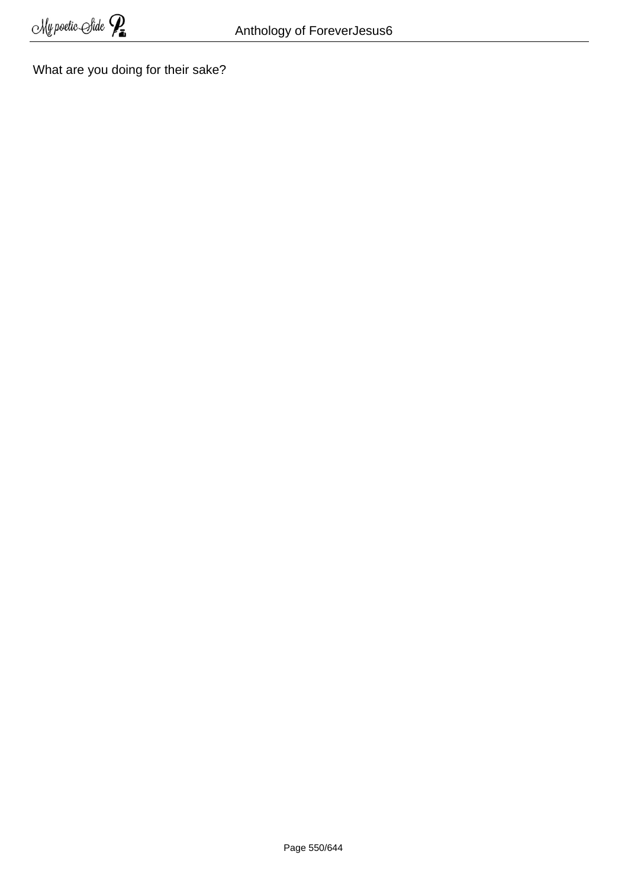What are you doing for their sake?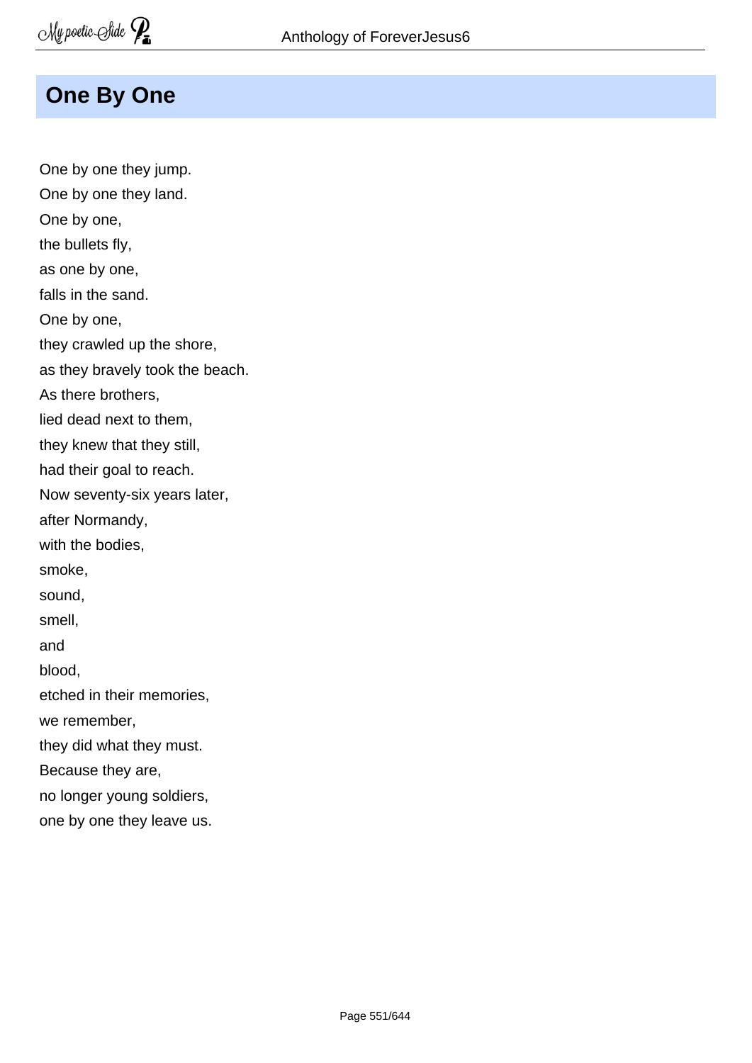## One By One

One by one they jump.  
One by one they land.  
One by one,  
the bullets fly,  
as one by one,  
falls in the sand.  
One by one,  
they crawled up the shore,  
as they bravely took the beach.  
As there brothers,  
lied dead next to them,  
they knew that they still,  
had their goal to reach.  
Now seventy-six years later,  
after Normandy,  
with the bodies,  
smoke,  
sound,  
smell,  
and  
blood,  
etched in their memories,  
we remember,  
they did what they must.  
Because they are,  
no longer young soldiers,  
one by one they leave us.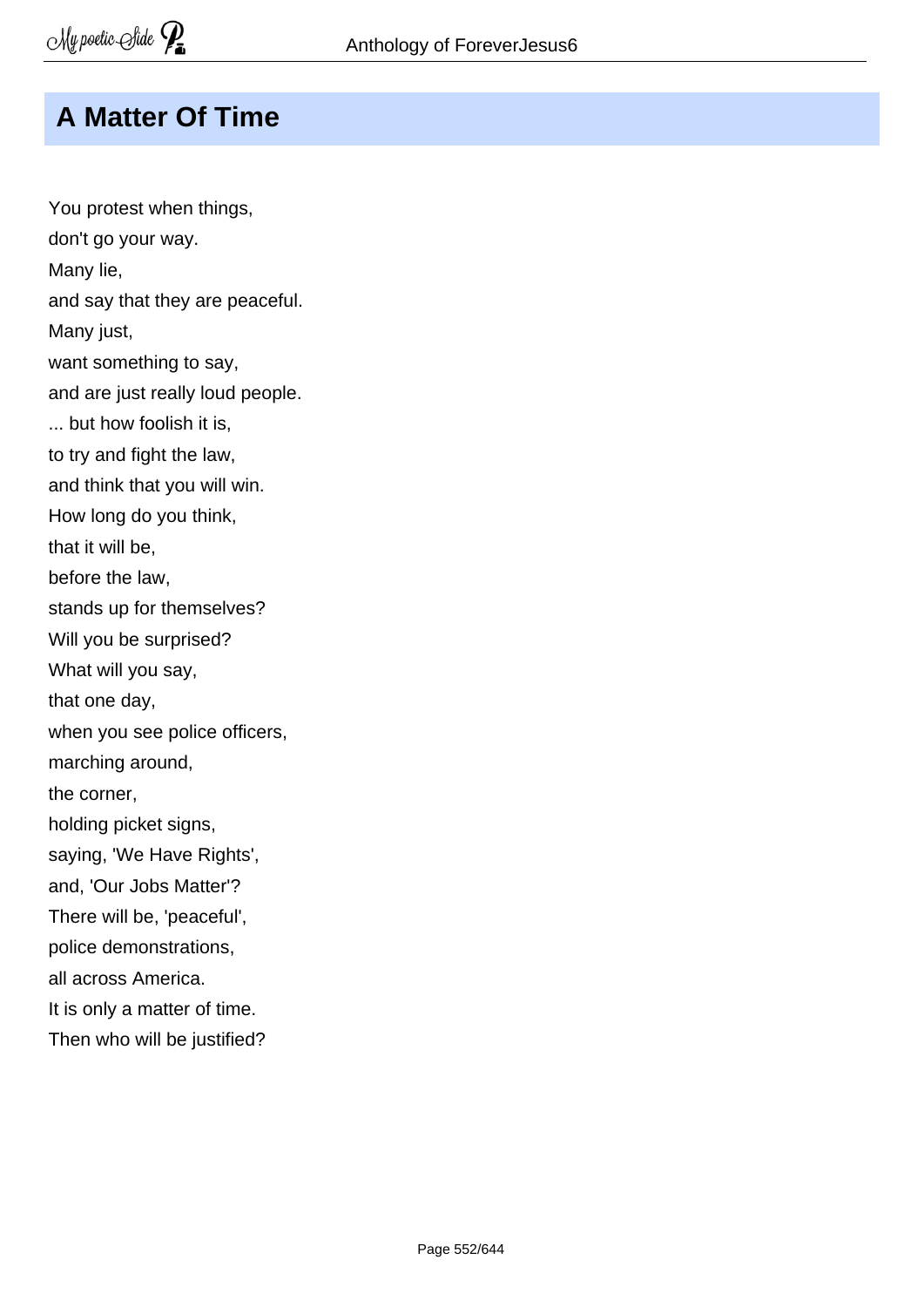## A Matter Of Time

You protest when things,  
don't go your way.  
Many lie,  
and say that they are peaceful.  
Many just,  
want something to say,  
and are just really loud people.  
... but how foolish it is,  
to try and fight the law,  
and think that you will win.  
How long do you think,  
that it will be,  
before the law,  
stands up for themselves?  
Will you be surprised?  
What will you say,  
that one day,  
when you see police officers,  
marching around,  
the corner,  
holding picket signs,  
saying, 'We Have Rights',  
and, 'Our Jobs Matter'?  
There will be, 'peaceful',  
police demonstrations,  
all across America.  
It is only a matter of time.  
Then who will be justified?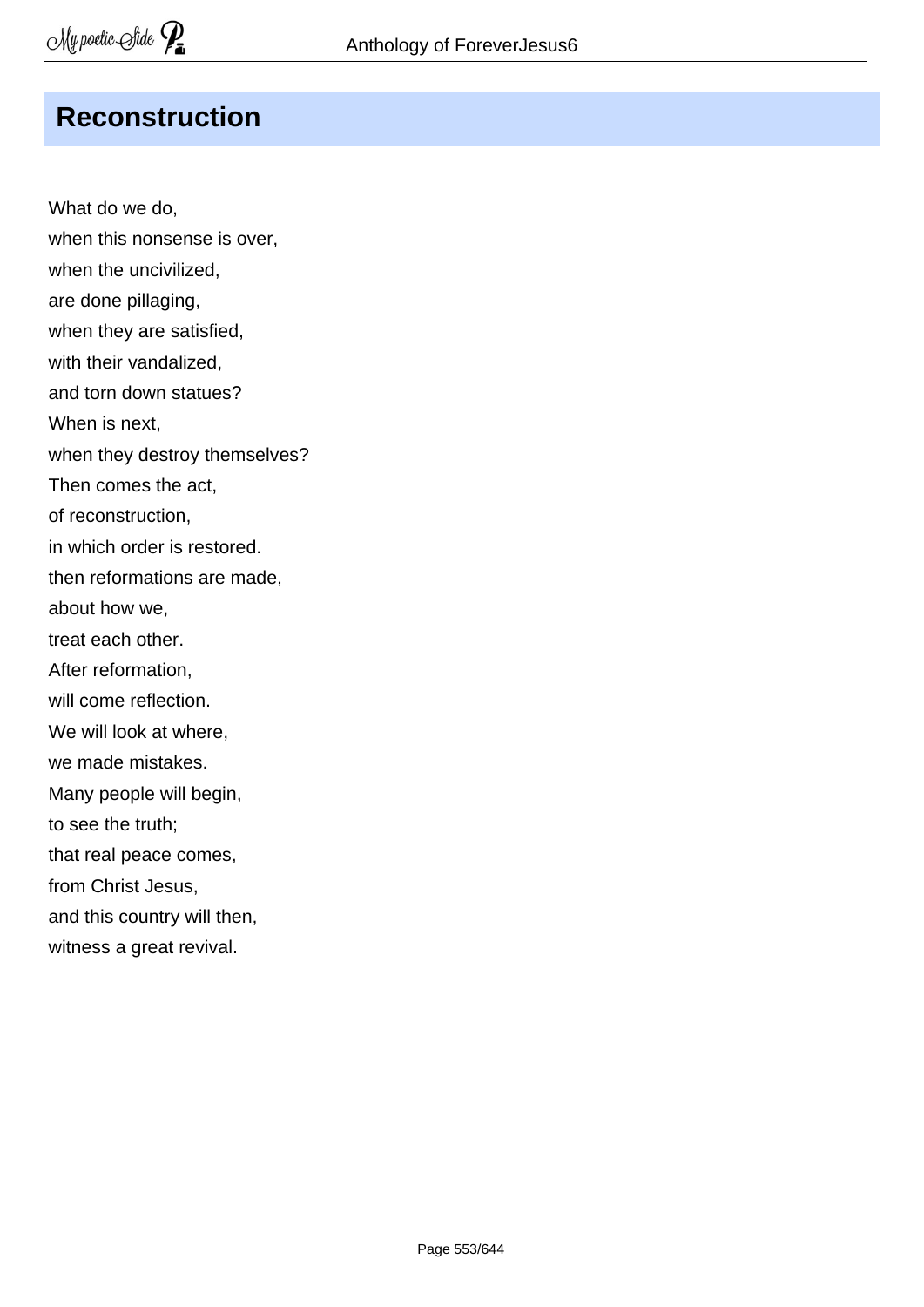## Reconstruction

What do we do,  
when this nonsense is over,  
when the uncivilized,  
are done pillaging,  
when they are satisfied,  
with their vandalized,  
and torn down statues?  
When is next,  
when they destroy themselves?  
Then comes the act,  
of reconstruction,  
in which order is restored.  
then reformations are made,  
about how we,  
treat each other.  
After reformation,  
will come reflection.  
We will look at where,  
we made mistakes.  
Many people will begin,  
to see the truth;  
that real peace comes,  
from Christ Jesus,  
and this country will then,  
witness a great revival.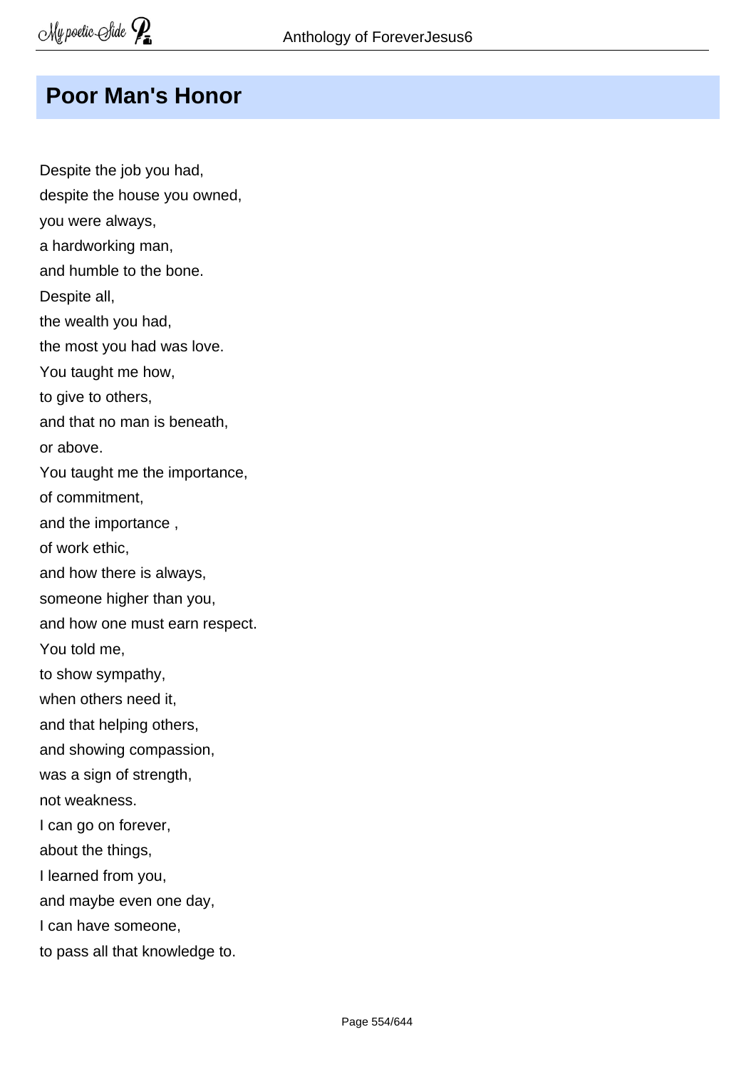## Poor Man's Honor

Despite the job you had,  
despite the house you owned,  
you were always,  
a hardworking man,  
and humble to the bone.  
Despite all,  
the wealth you had,  
the most you had was love.  
You taught me how,  
to give to others,  
and that no man is beneath,  
or above.  
You taught me the importance,  
of commitment,  
and the importance ,  
of work ethic,  
and how there is always,  
someone higher than you,  
and how one must earn respect.  
You told me,  
to show sympathy,  
when others need it,  
and that helping others,  
and showing compassion,  
was a sign of strength,  
not weakness.  
I can go on forever,  
about the things,  
I learned from you,  
and maybe even one day,  
I can have someone,  
to pass all that knowledge to.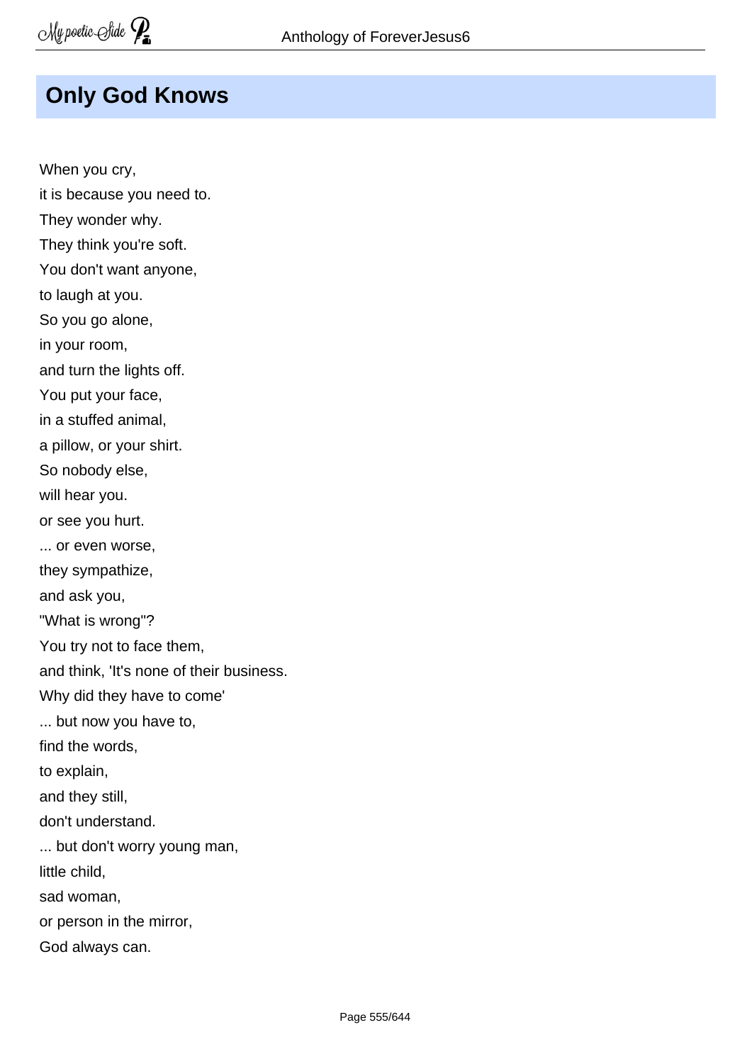## Only God Knows

When you cry,  
it is because you need to.  
They wonder why.  
They think you're soft.  
You don't want anyone,  
to laugh at you.  
So you go alone,  
in your room,  
and turn the lights off.  
You put your face,  
in a stuffed animal,  
a pillow, or your shirt.  
So nobody else,  
will hear you.  
or see you hurt.  
... or even worse,  
they sympathize,  
and ask you,  
"What is wrong"?  
You try not to face them,  
and think, 'It's none of their business.  
Why did they have to come'  
... but now you have to,  
find the words,  
to explain,  
and they still,  
don't understand.  
... but don't worry young man,  
little child,  
sad woman,  
or person in the mirror,  
God always can.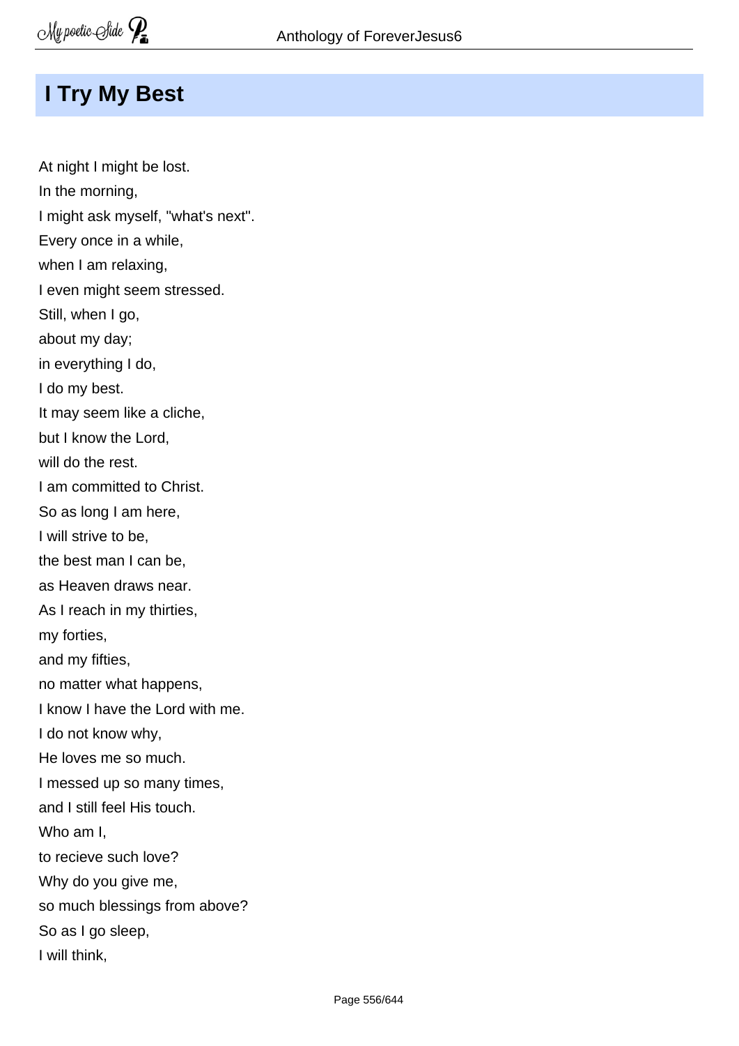## I Try My Best

At night I might be lost.  
In the morning,  
I might ask myself, "what's next".  
Every once in a while,  
when I am relaxing,  
I even might seem stressed.  
Still, when I go,  
about my day;  
in everything I do,  
I do my best.  
It may seem like a cliche,  
but I know the Lord,  
will do the rest.  
I am committed to Christ.  
So as long I am here,  
I will strive to be,  
the best man I can be,  
as Heaven draws near.  
As I reach in my thirties,  
my forties,  
and my fifties,  
no matter what happens,  
I know I have the Lord with me.  
I do not know why,  
He loves me so much.  
I messed up so many times,  
and I still feel His touch.  
Who am I,  
to recieve such love?  
Why do you give me,  
so much blessings from above?  
So as I go sleep,  
I will think,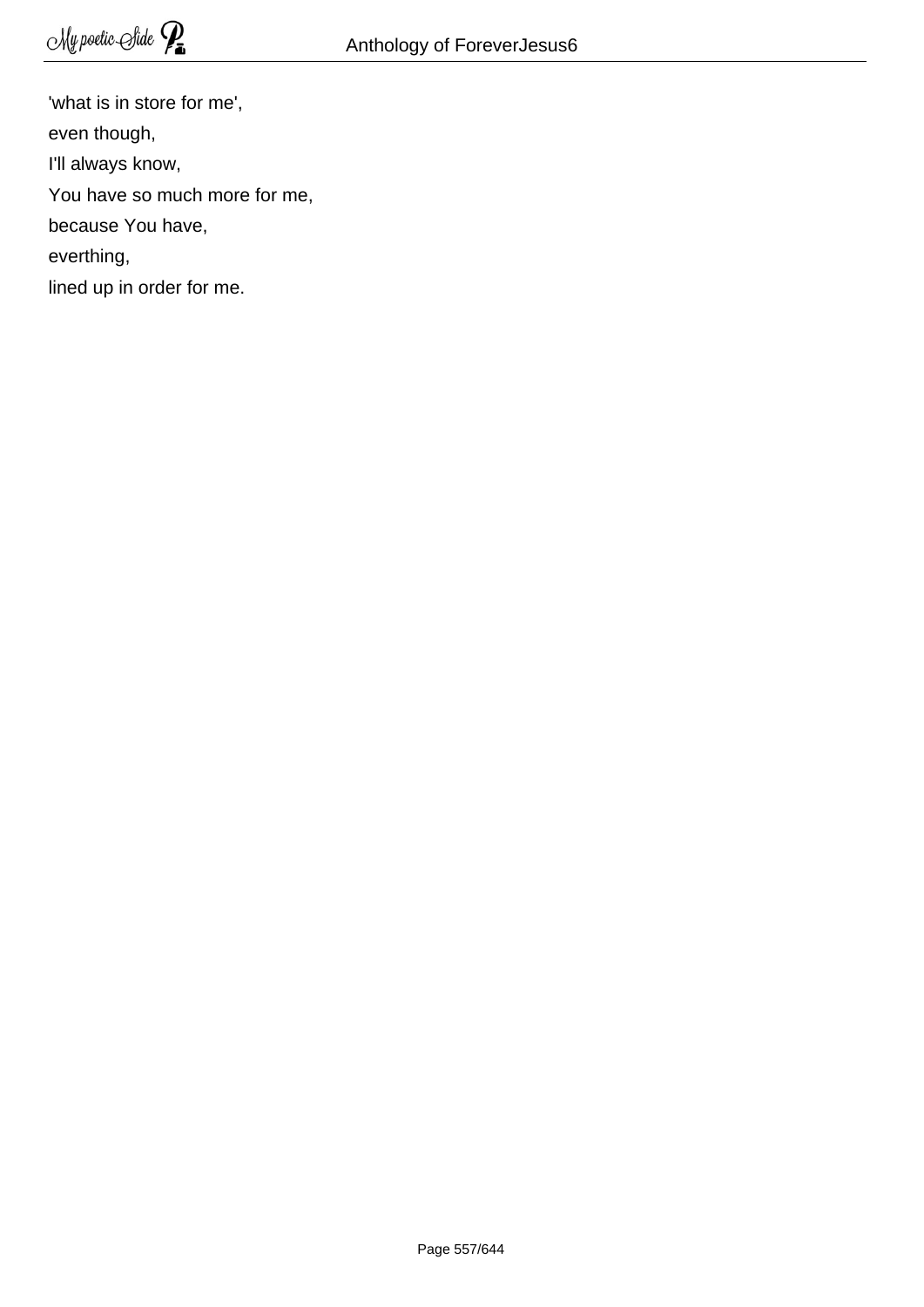'what is in store for me',

even though,

I'll always know,

You have so much more for me,

because You have,

everthing,

lined up in order for me.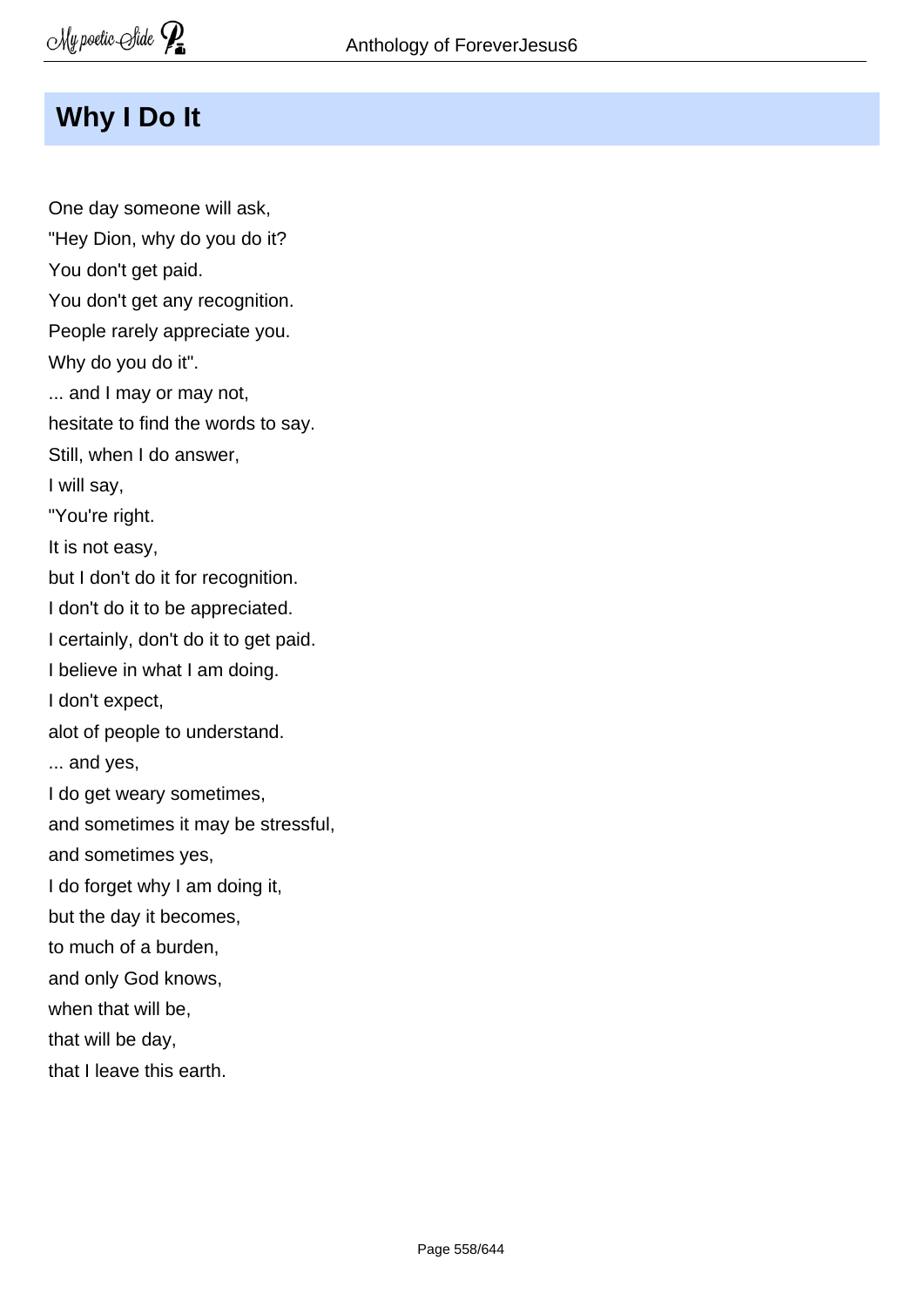## Why I Do It

One day someone will ask,  
"Hey Dion, why do you do it?  
You don't get paid.  
You don't get any recognition.  
People rarely appreciate you.  
Why do you do it".  
... and I may or may not,  
hesitate to find the words to say.  
Still, when I do answer,  
I will say,  
"You're right.  
It is not easy,  
but I don't do it for recognition.  
I don't do it to be appreciated.  
I certainly, don't do it to get paid.  
I believe in what I am doing.  
I don't expect,  
alot of people to understand.  
... and yes,  
I do get weary sometimes,  
and sometimes it may be stressful,  
and sometimes yes,  
I do forget why I am doing it,  
but the day it becomes,  
to much of a burden,  
and only God knows,  
when that will be,  
that will be day,  
that I leave this earth.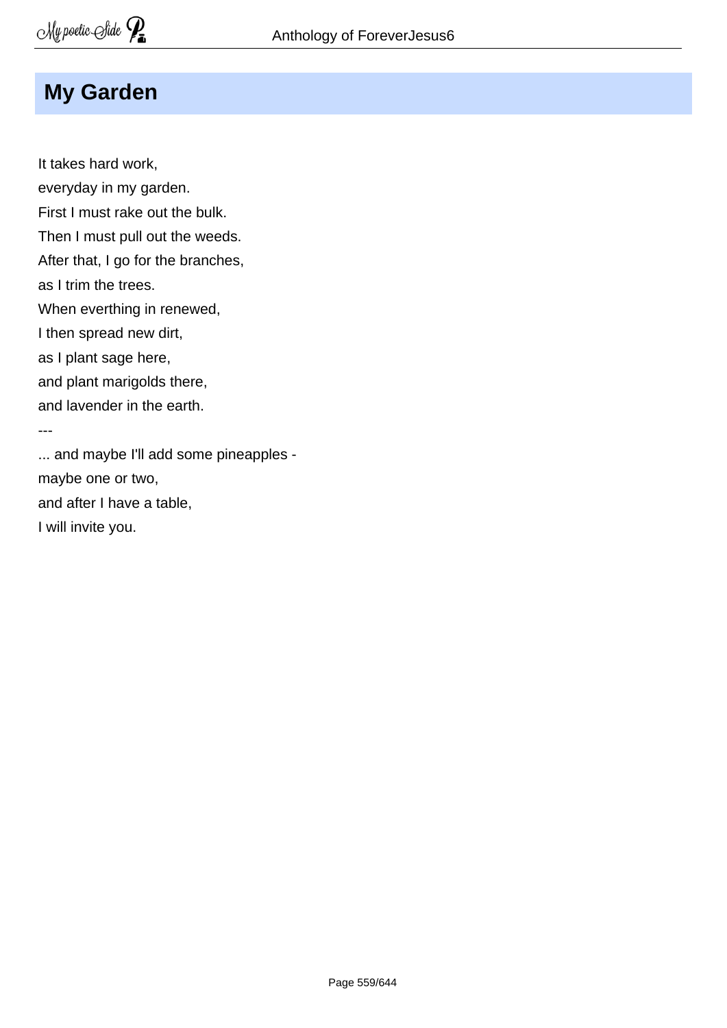# My Garden

It takes hard work,  
everyday in my garden.  
First I must rake out the bulk.  
Then I must pull out the weeds.  
After that, I go for the branches,  
as I trim the trees.  
When everthing in renewed,  
I then spread new dirt,  
as I plant sage here,  
and plant marigolds there,  
and lavender in the earth.

---

... and maybe I'll add some pineapples -  
maybe one or two,  
and after I have a table,  
I will invite you.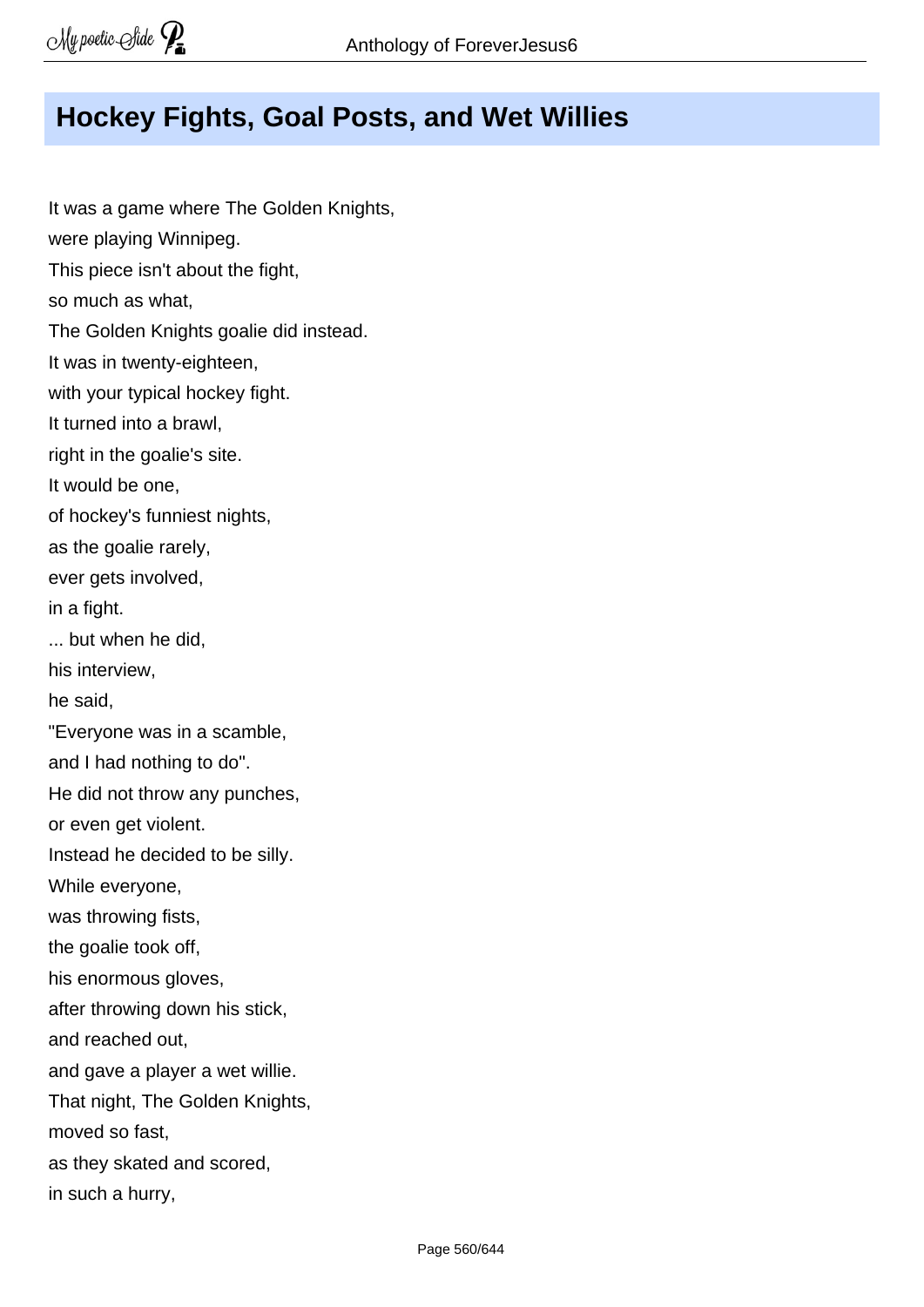## Hockey Fights, Goal Posts, and Wet Willies

It was a game where The Golden Knights,
were playing Winnipeg.
This piece isn't about the fight,
so much as what,
The Golden Knights goalie did instead.
It was in twenty-eighteen,
with your typical hockey fight.
It turned into a brawl,
right in the goalie's site.
It would be one,
of hockey's funniest nights,
as the goalie rarely,
ever gets involved,
in a fight.
... but when he did,
his interview,
he said,
"Everyone was in a scamble,
and I had nothing to do".
He did not throw any punches,
or even get violent.
Instead he decided to be silly.
While everyone,
was throwing fists,
the goalie took off,
his enormous gloves,
after throwing down his stick,
and reached out,
and gave a player a wet willie.
That night, The Golden Knights,
moved so fast,
as they skated and scored,
in such a hurry,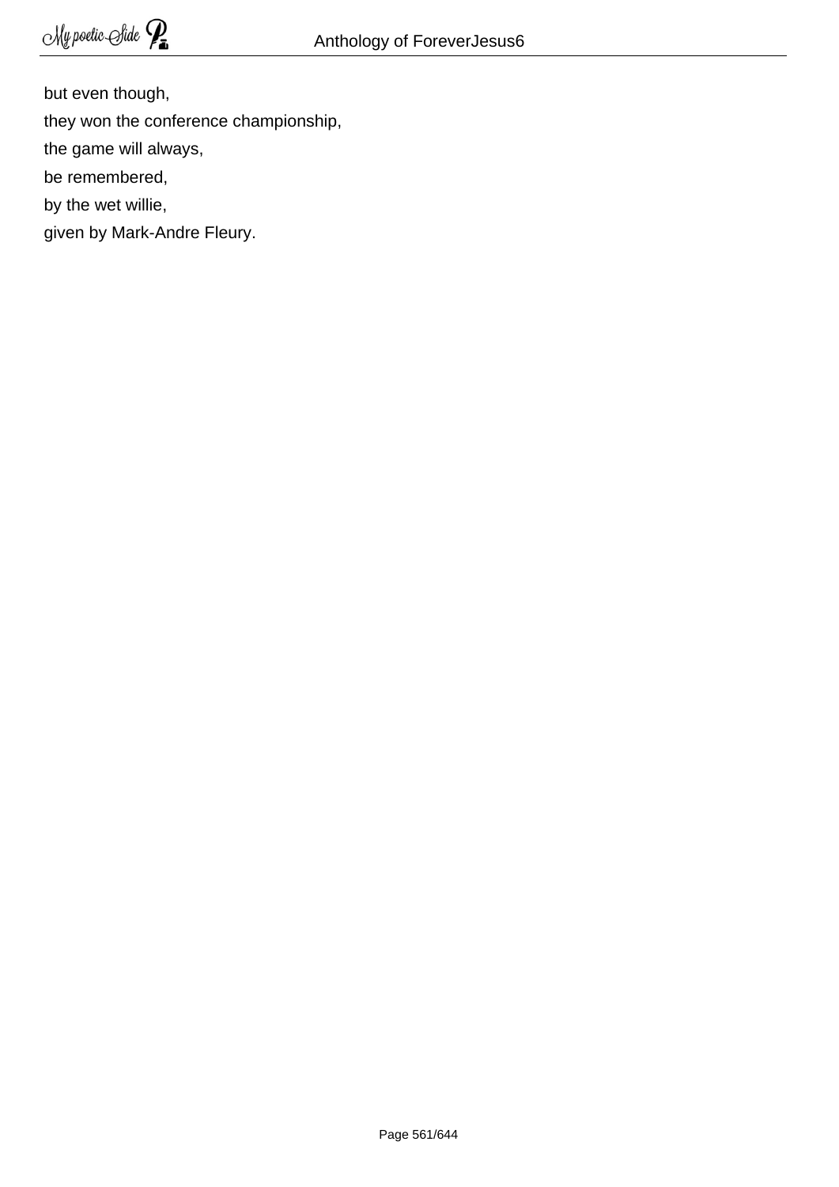but even though,
they won the conference championship,
the game will always,
be remembered,
by the wet willie,
given by Mark-Andre Fleury.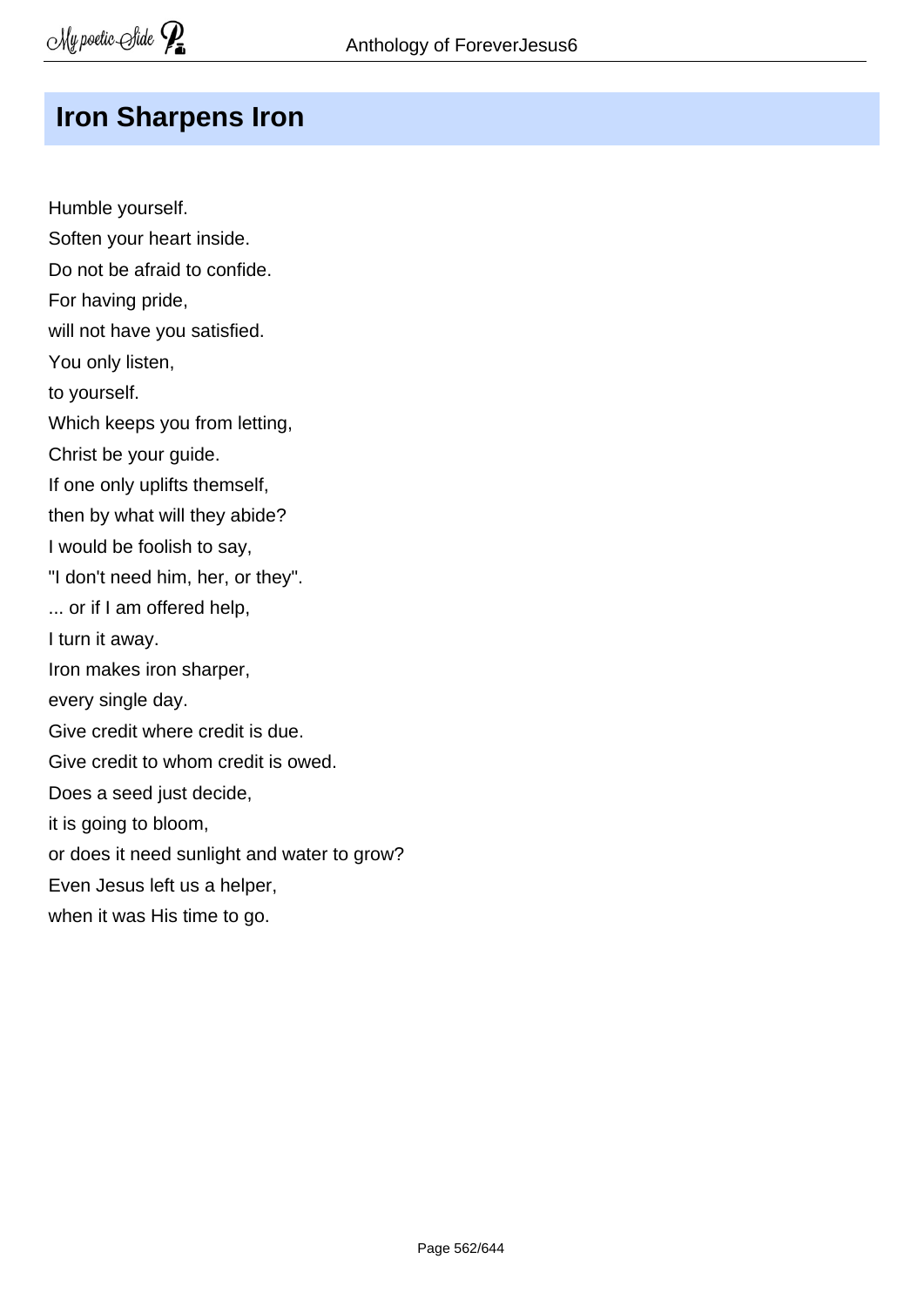## Iron Sharpens Iron

Humble yourself.  
Soften your heart inside.  
Do not be afraid to confide.  
For having pride,  
will not have you satisfied.  
You only listen,  
to yourself.  
Which keeps you from letting,  
Christ be your guide.  
If one only uplifts themself,  
then by what will they abide?  
I would be foolish to say,  
"I don't need him, her, or they".  
... or if I am offered help,  
I turn it away.  
Iron makes iron sharper,  
every single day.  
Give credit where credit is due.  
Give credit to whom credit is owed.  
Does a seed just decide,  
it is going to bloom,  
or does it need sunlight and water to grow?  
Even Jesus left us a helper,  
when it was His time to go.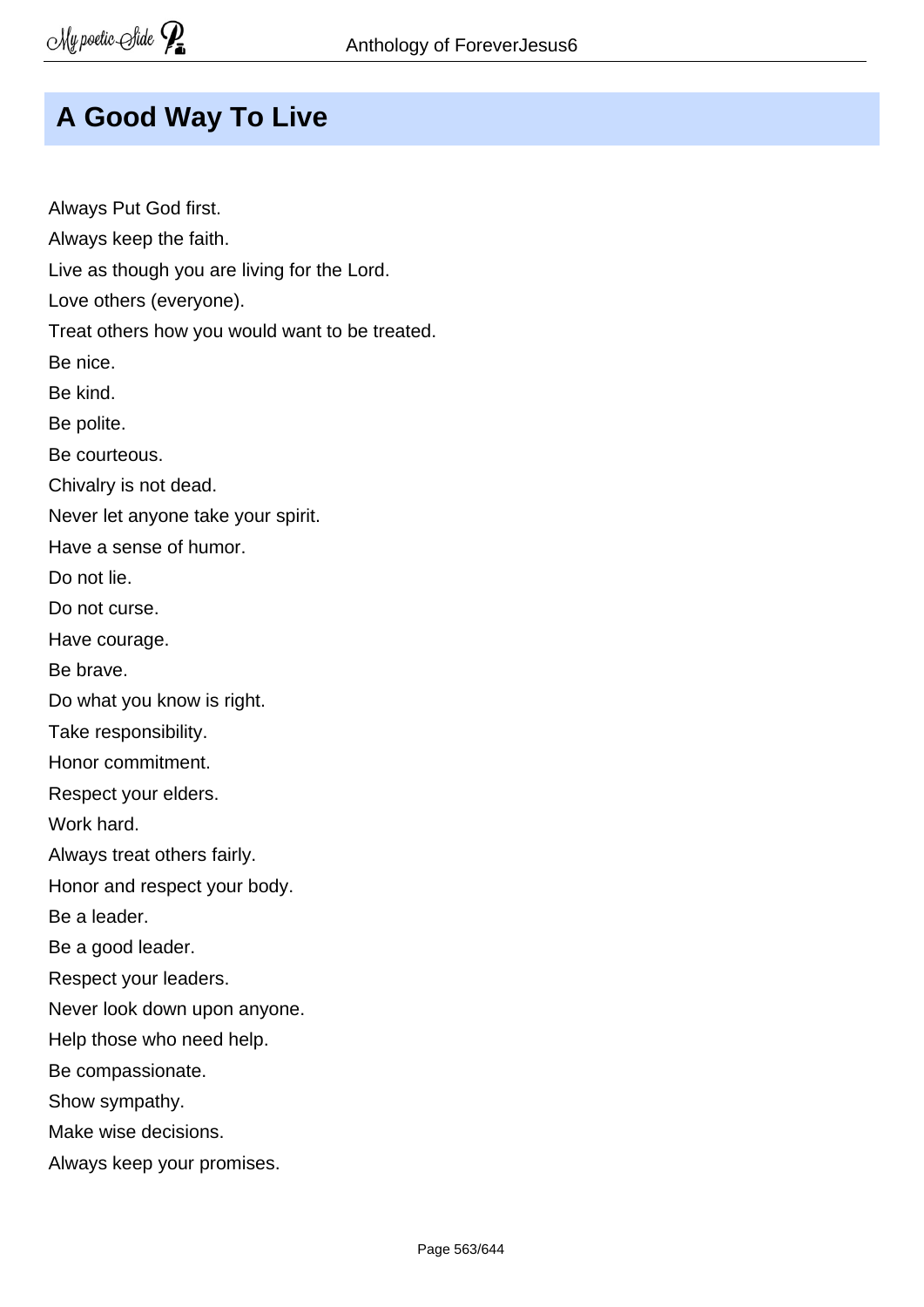# A Good Way To Live

Always Put God first.

Always keep the faith.

Live as though you are living for the Lord.

Love others (everyone).

Treat others how you would want to be treated.

Be nice.

Be kind.

Be polite.

Be courteous.

Chivalry is not dead.

Never let anyone take your spirit.

Have a sense of humor.

Do not lie.

Do not curse.

Have courage.

Be brave.

Do what you know is right.

Take responsibility.

Honor commitment.

Respect your elders.

Work hard.

Always treat others fairly.

Honor and respect your body.

Be a leader.

Be a good leader.

Respect your leaders.

Never look down upon anyone.

Help those who need help.

Be compassionate.

Show sympathy.

Make wise decisions.

Always keep your promises.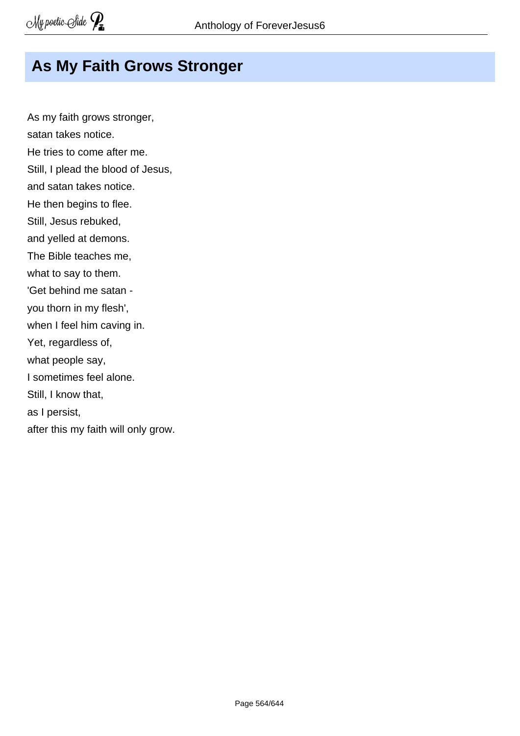## As My Faith Grows Stronger

As my faith grows stronger,
satan takes notice.
He tries to come after me.
Still, I plead the blood of Jesus,
and satan takes notice.
He then begins to flee.
Still, Jesus rebuked,
and yelled at demons.
The Bible teaches me,
what to say to them.
'Get behind me satan -
you thorn in my flesh',
when I feel him caving in.
Yet, regardless of,
what people say,
I sometimes feel alone.
Still, I know that,
as I persist,
after this my faith will only grow.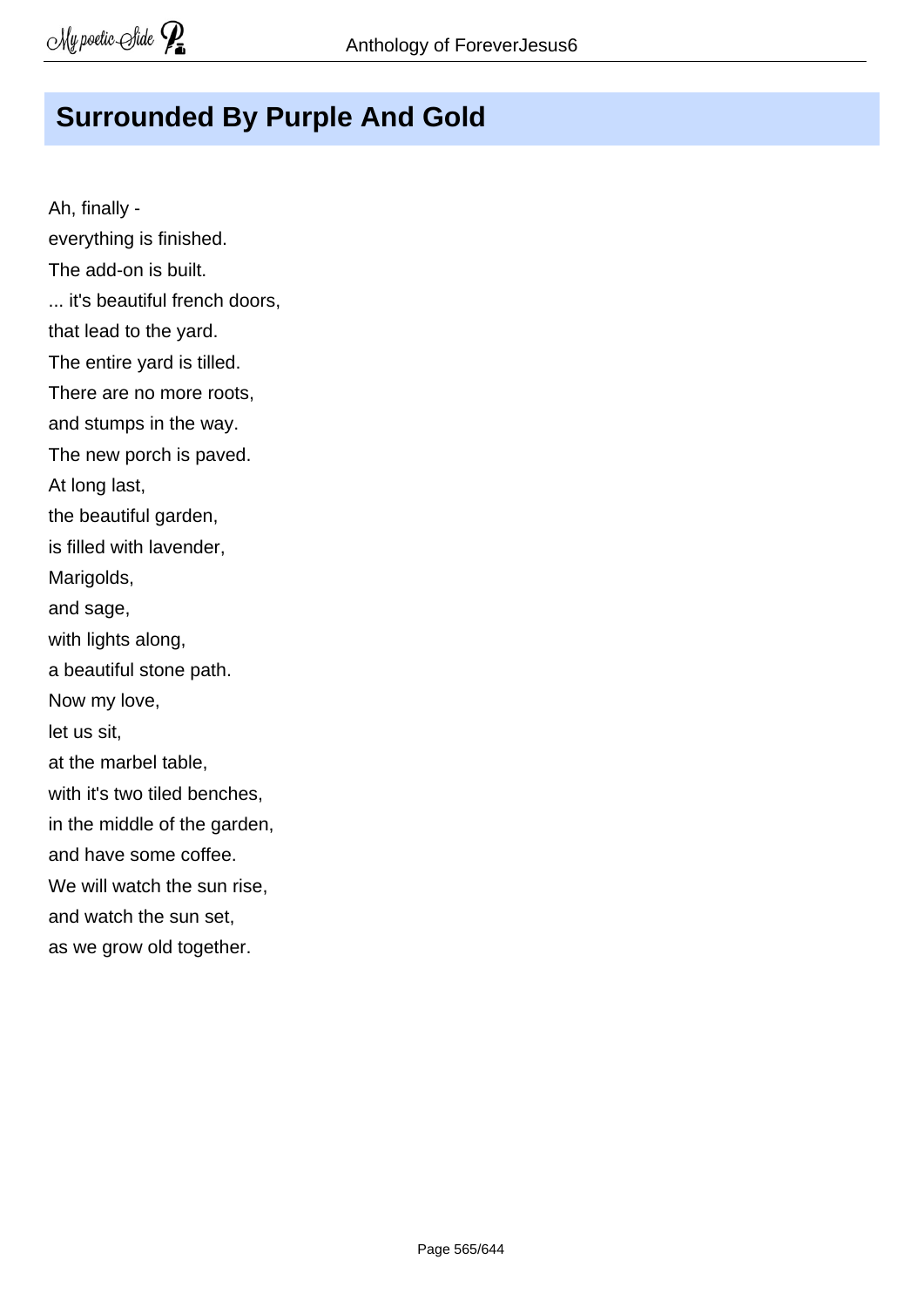# Surrounded By Purple And Gold

Ah, finally -
everything is finished.
The add-on is built.
... it's beautiful french doors,
that lead to the yard.
The entire yard is tilled.
There are no more roots,
and stumps in the way.
The new porch is paved.
At long last,
the beautiful garden,
is filled with lavender,
Marigolds,
and sage,
with lights along,
a beautiful stone path.
Now my love,
let us sit,
at the marbel table,
with it's two tiled benches,
in the middle of the garden,
and have some coffee.
We will watch the sun rise,
and watch the sun set,
as we grow old together.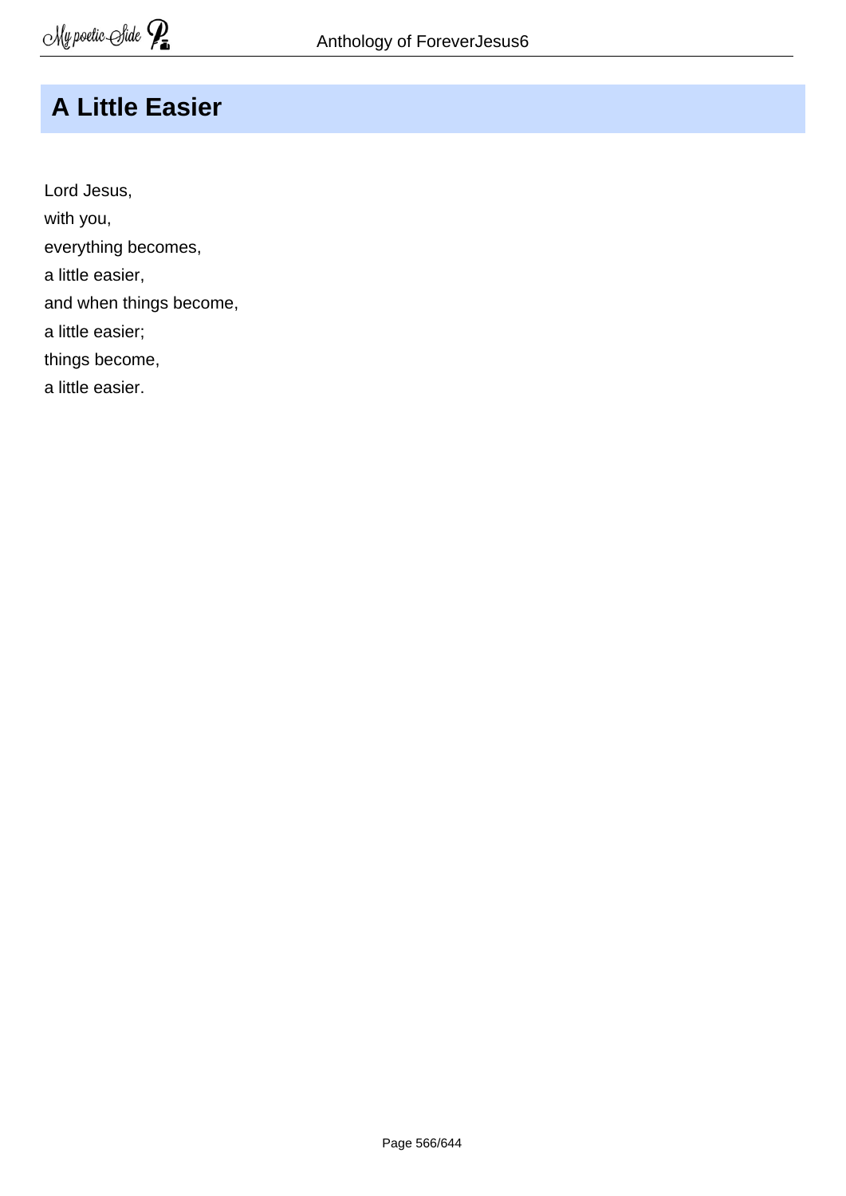# A Little Easier

Lord Jesus,  
with you,  
everything becomes,  
a little easier,  
and when things become,  
a little easier;  
things become,  
a little easier.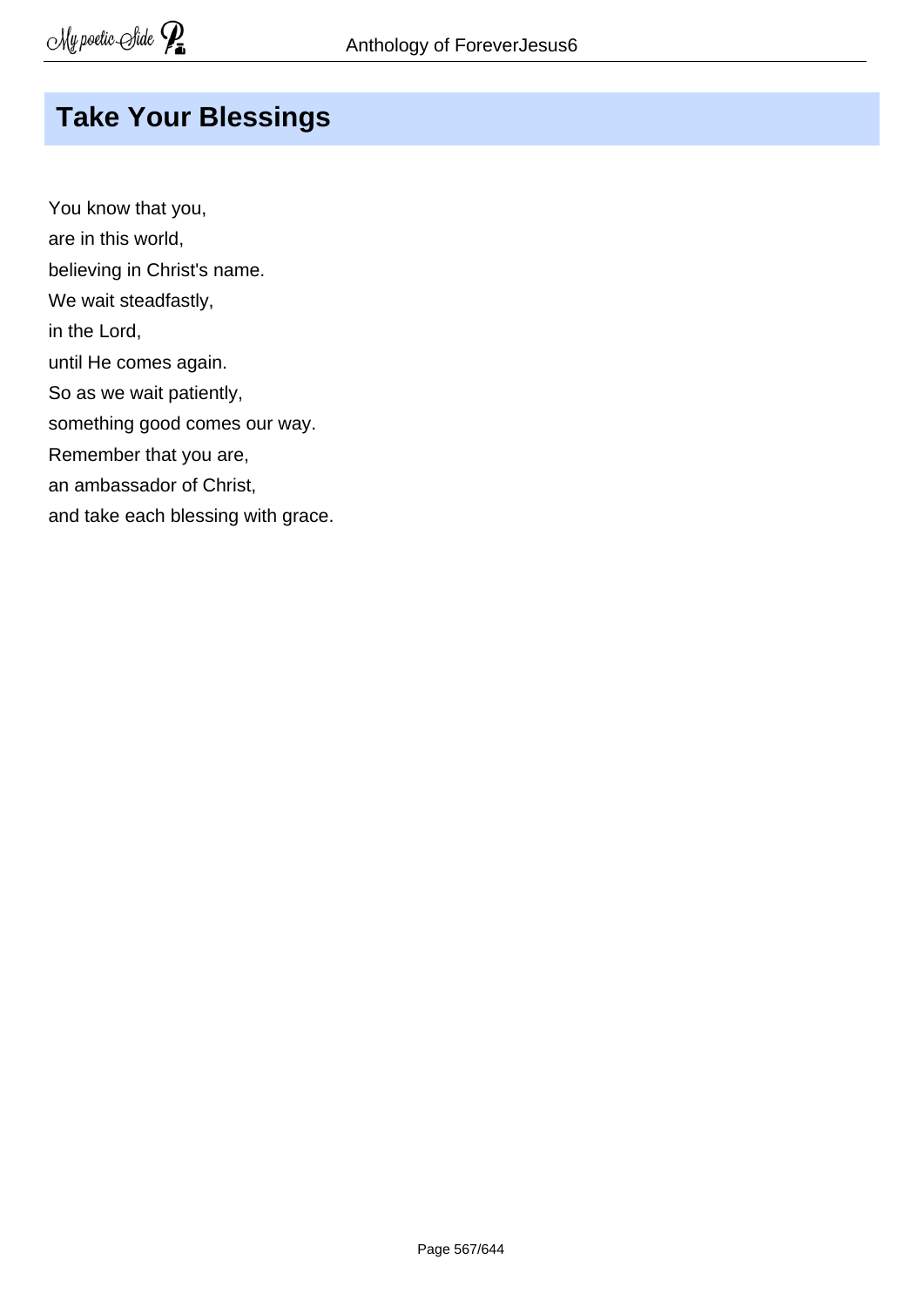## Take Your Blessings

You know that you,  
are in this world,  
believing in Christ's name.  
We wait steadfastly,  
in the Lord,  
until He comes again.  
So as we wait patiently,  
something good comes our way.  
Remember that you are,  
an ambassador of Christ,  
and take each blessing with grace.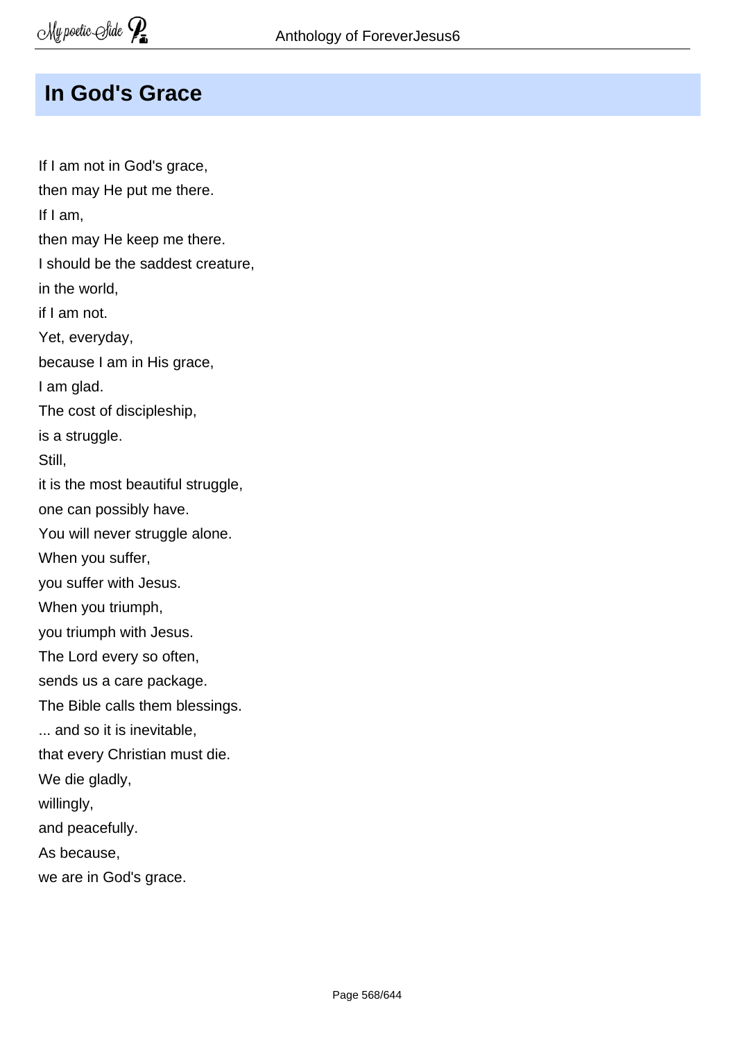# In God's Grace

If I am not in God's grace,
then may He put me there.
If I am,
then may He keep me there.
I should be the saddest creature,
in the world,
if I am not.
Yet, everyday,
because I am in His grace,
I am glad.
The cost of discipleship,
is a struggle.
Still,
it is the most beautiful struggle,
one can possibly have.
You will never struggle alone.
When you suffer,
you suffer with Jesus.
When you triumph,
you triumph with Jesus.
The Lord every so often,
sends us a care package.
The Bible calls them blessings.
... and so it is inevitable,
that every Christian must die.
We die gladly,
willingly,
and peacefully.
As because,
we are in God's grace.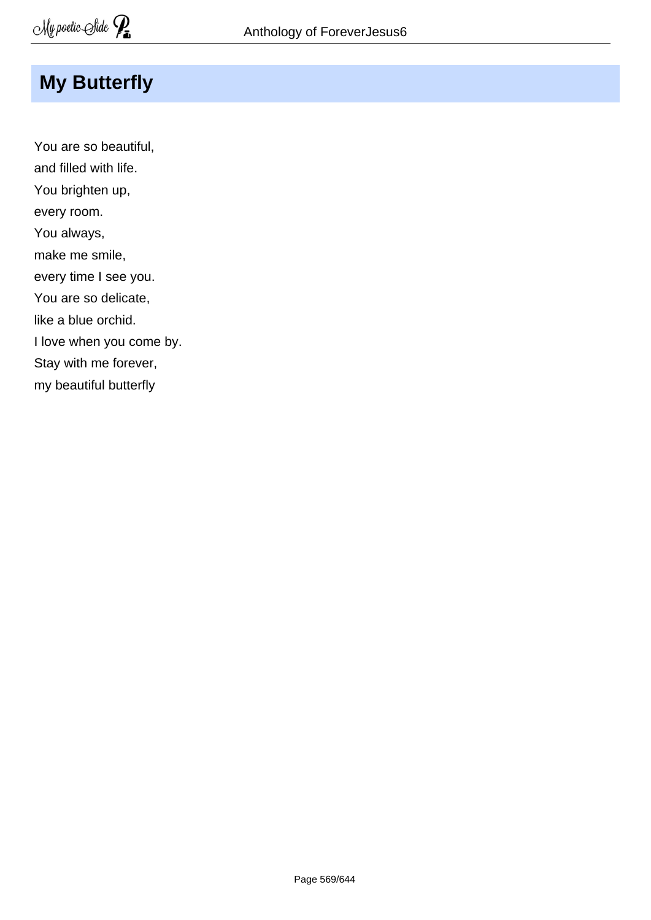## My Butterfly

You are so beautiful,
and filled with life.
You brighten up,
every room.
You always,
make me smile,
every time I see you.
You are so delicate,
like a blue orchid.
I love when you come by.
Stay with me forever,
my beautiful butterfly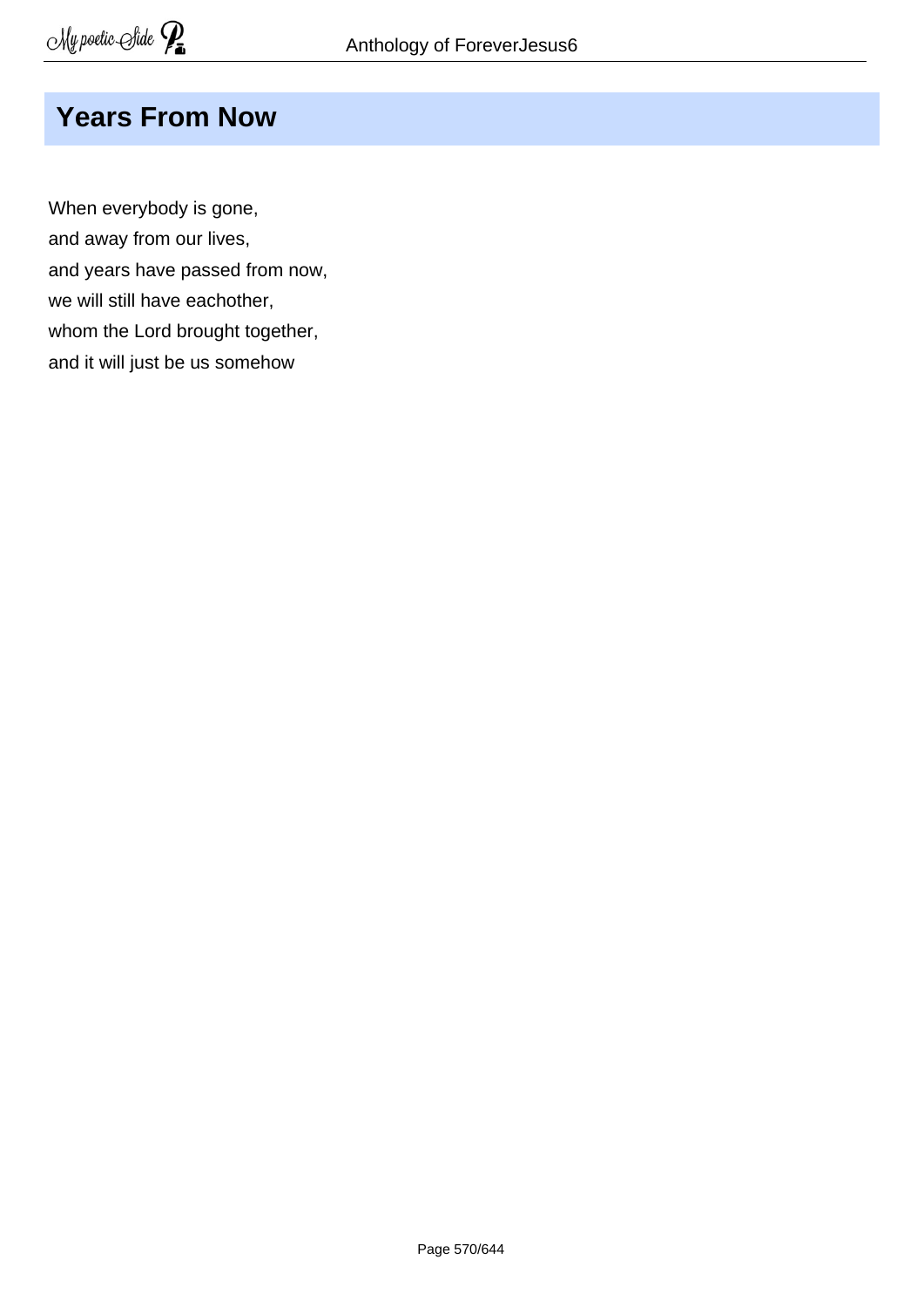## Years From Now

When everybody is gone,  
and away from our lives,  
and years have passed from now,  
we will still have eachother,  
whom the Lord brought together,  
and it will just be us somehow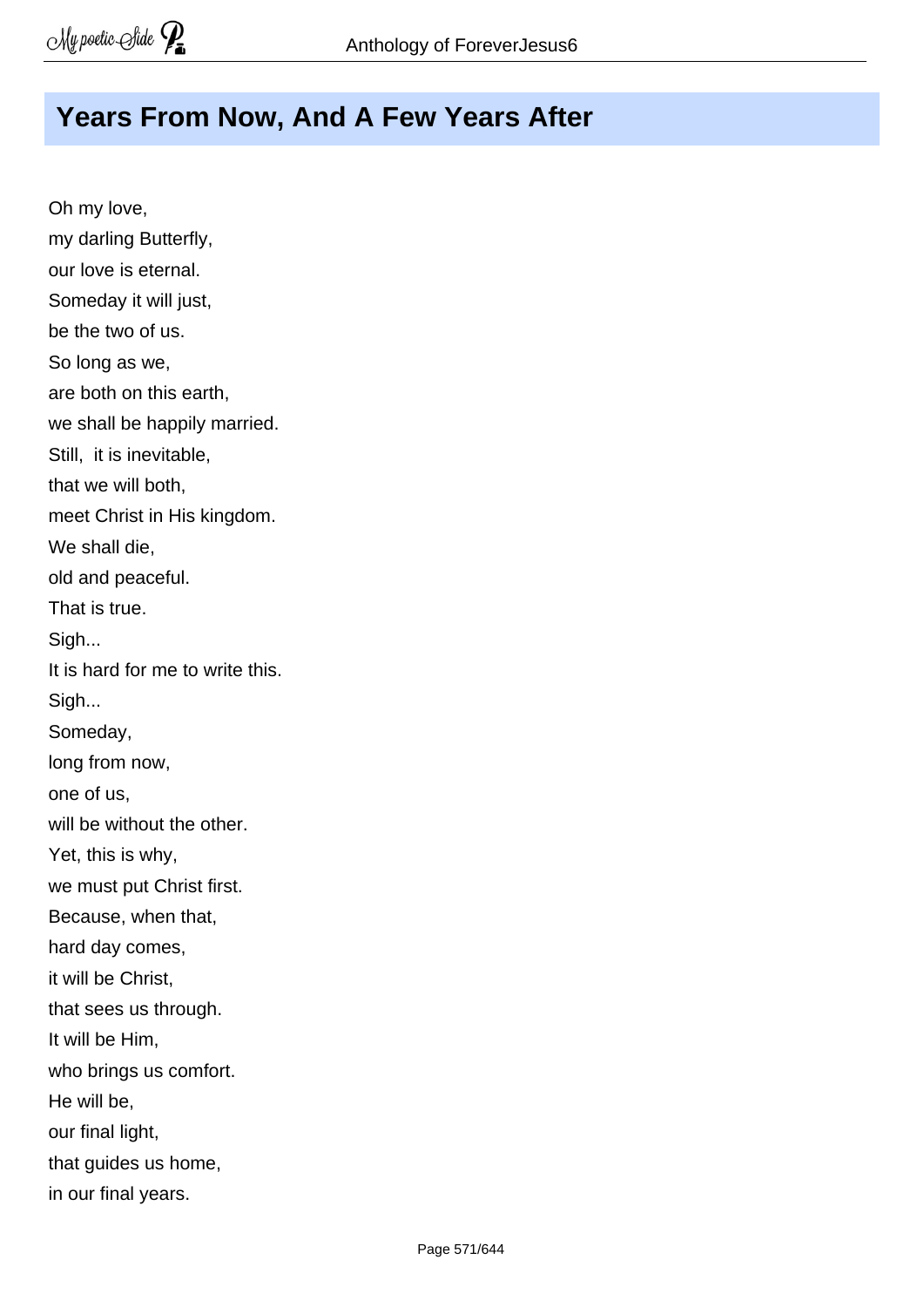# Years From Now, And A Few Years After

Oh my love,
my darling Butterfly,
our love is eternal.
Someday it will just,
be the two of us.
So long as we,
are both on this earth,
we shall be happily married.
Still,  it is inevitable,
that we will both,
meet Christ in His kingdom.
We shall die,
old and peaceful.
That is true.
Sigh...
It is hard for me to write this.
Sigh...
Someday,
long from now,
one of us,
will be without the other.
Yet, this is why,
we must put Christ first.
Because, when that,
hard day comes,
it will be Christ,
that sees us through.
It will be Him,
who brings us comfort.
He will be,
our final light,
that guides us home,
in our final years.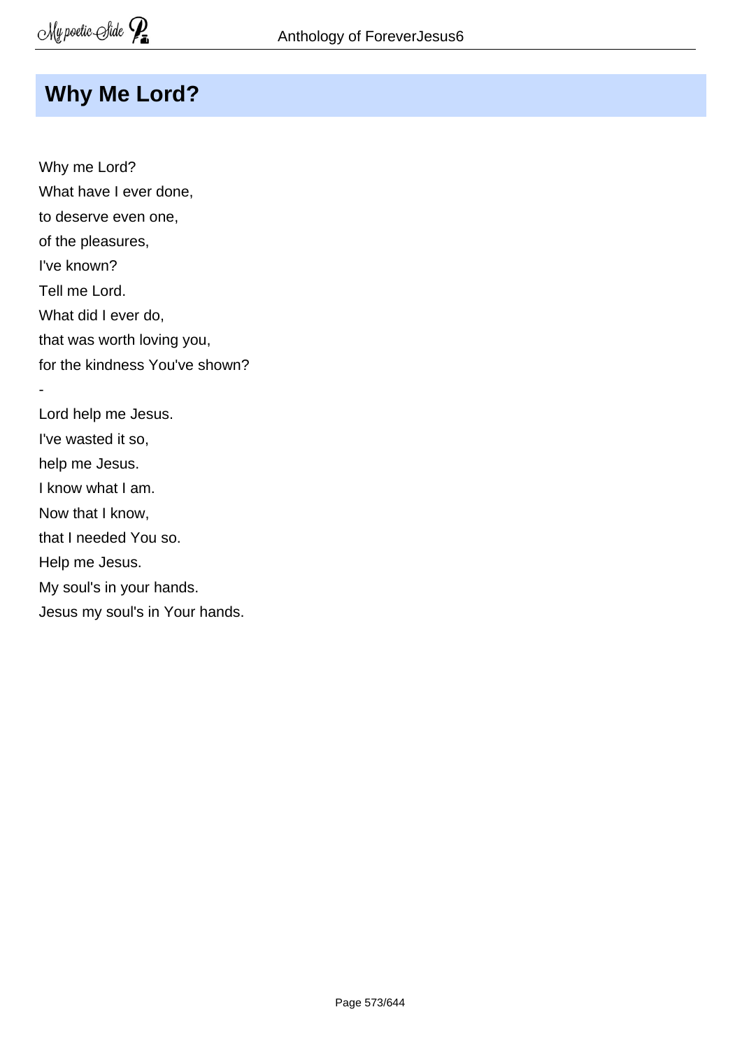# Why Me Lord?

Why me Lord?
What have I ever done,
to deserve even one,
of the pleasures,
I've known?
Tell me Lord.
What did I ever do,
that was worth loving you,
for the kindness You've shown?
-
Lord help me Jesus.
I've wasted it so,
help me Jesus.
I know what I am.
Now that I know,
that I needed You so.
Help me Jesus.
My soul's in your hands.
Jesus my soul's in Your hands.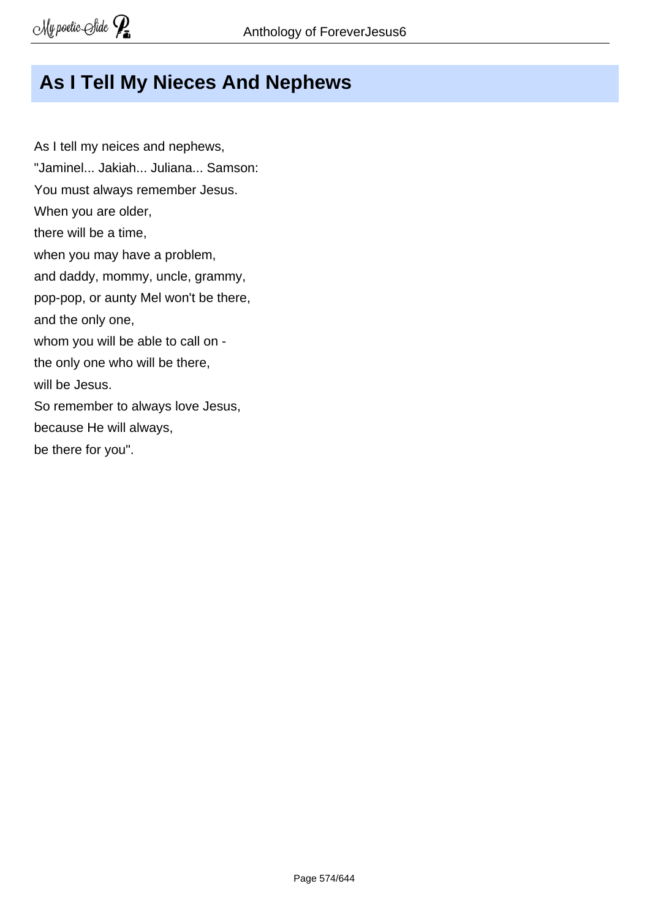## As I Tell My Nieces And Nephews

As I tell my neices and nephews,
"Jaminel... Jakiah... Juliana... Samson:
You must always remember Jesus.
When you are older,
there will be a time,
when you may have a problem,
and daddy, mommy, uncle, grammy,
pop-pop, or aunty Mel won't be there,
and the only one,
whom you will be able to call on -
the only one who will be there,
will be Jesus.
So remember to always love Jesus,
because He will always,
be there for you".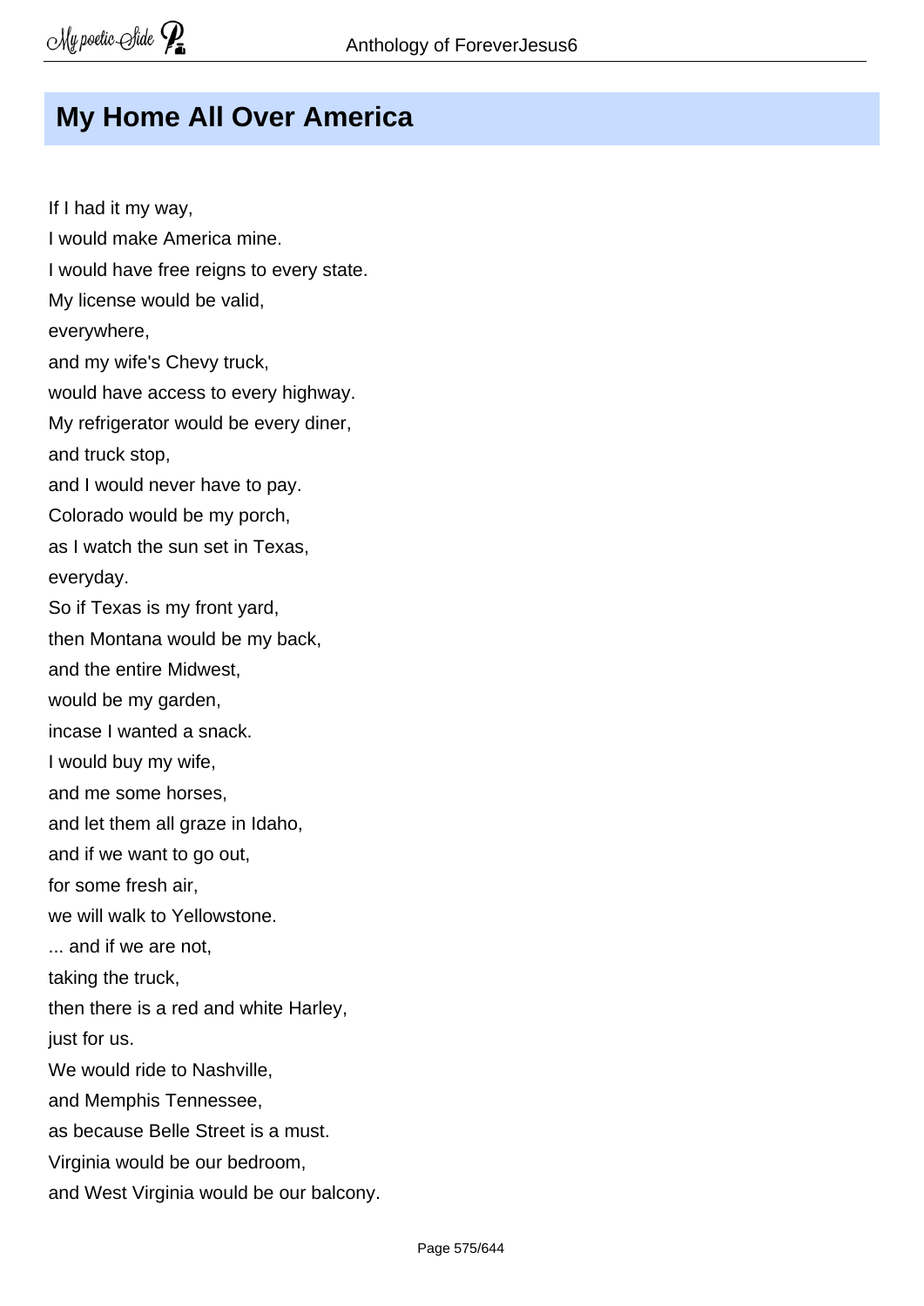## My Home All Over America

If I had it my way,
I would make America mine.
I would have free reigns to every state.
My license would be valid,
everywhere,
and my wife's Chevy truck,
would have access to every highway.
My refrigerator would be every diner,
and truck stop,
and I would never have to pay.
Colorado would be my porch,
as I watch the sun set in Texas,
everyday.
So if Texas is my front yard,
then Montana would be my back,
and the entire Midwest,
would be my garden,
incase I wanted a snack.
I would buy my wife,
and me some horses,
and let them all graze in Idaho,
and if we want to go out,
for some fresh air,
we will walk to Yellowstone.
... and if we are not,
taking the truck,
then there is a red and white Harley,
just for us.
We would ride to Nashville,
and Memphis Tennessee,
as because Belle Street is a must.
Virginia would be our bedroom,
and West Virginia would be our balcony.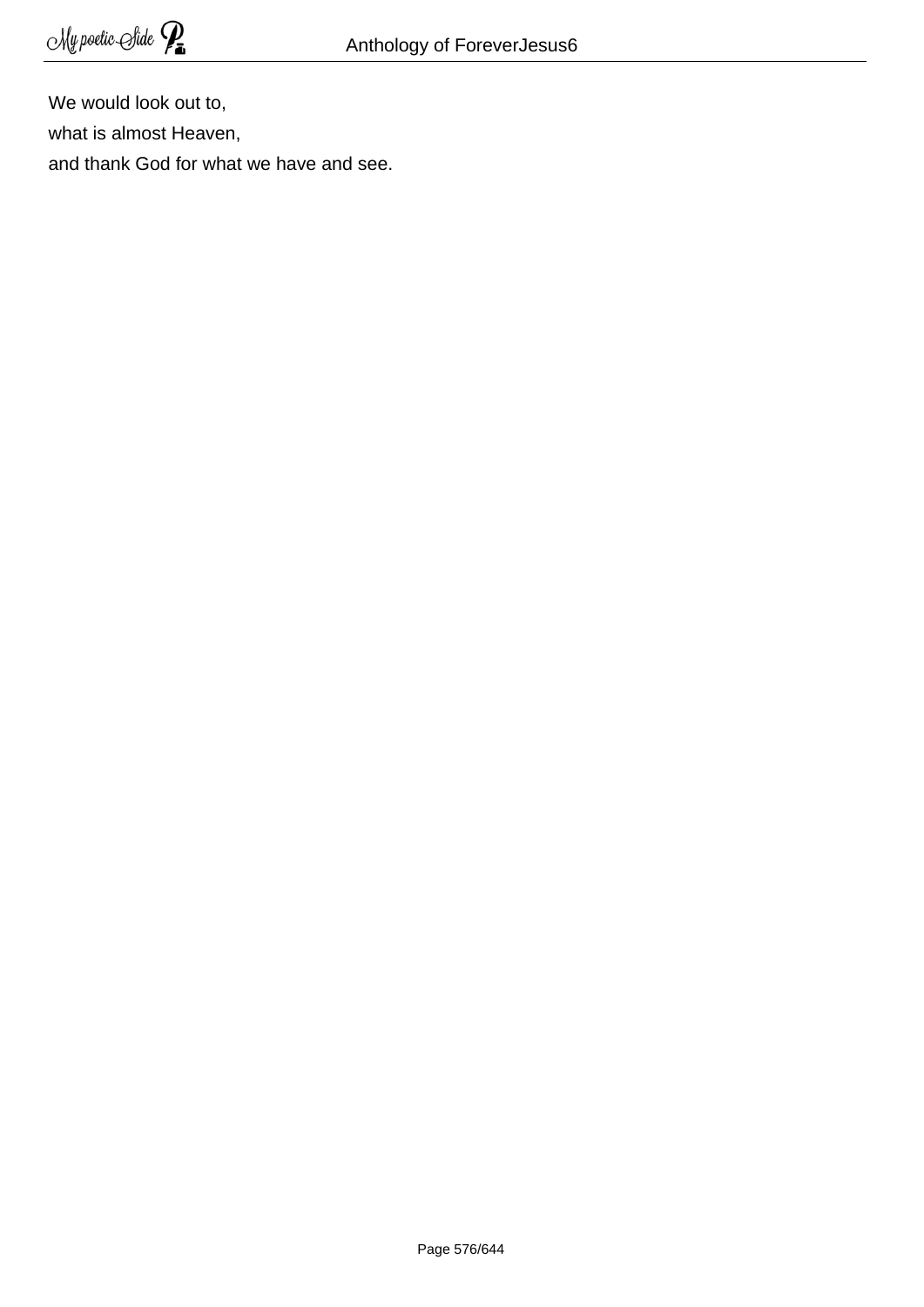We would look out to,

what is almost Heaven,

and thank God for what we have and see.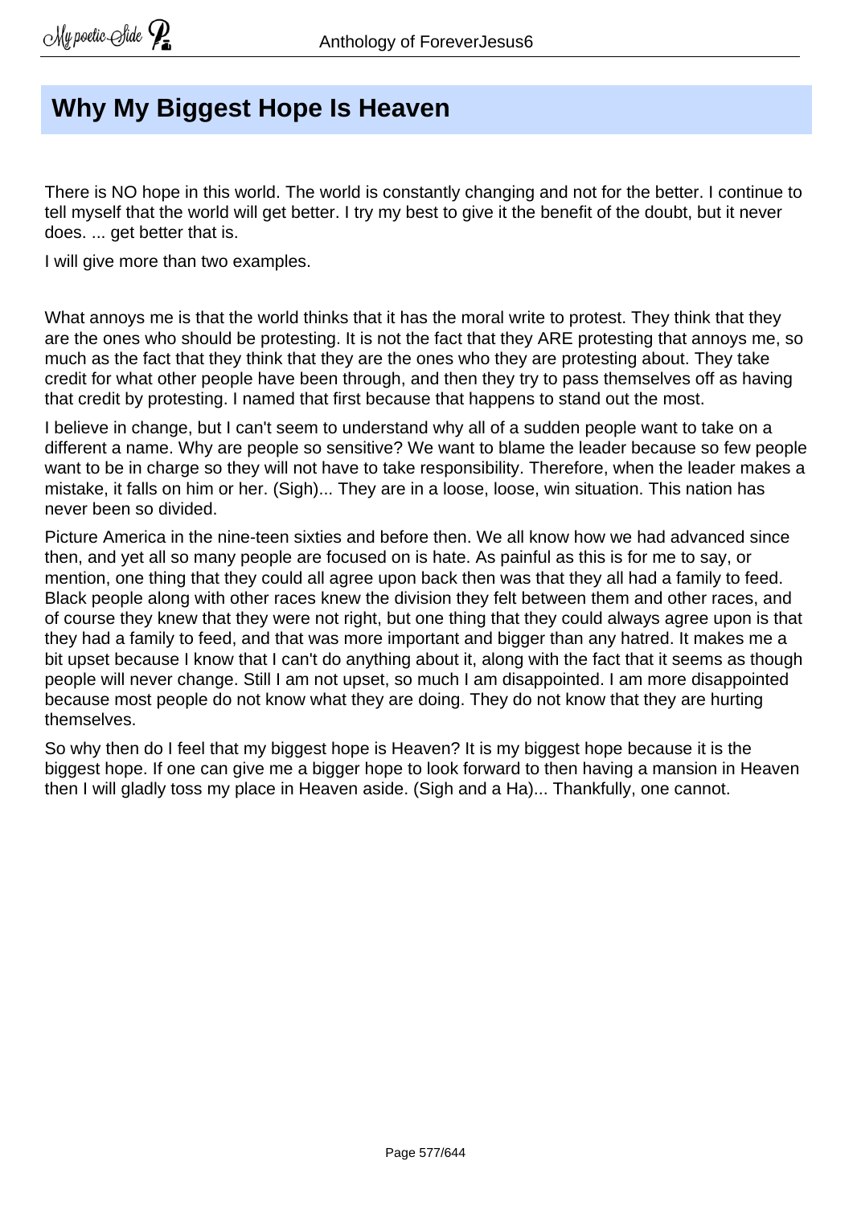## Why My Biggest Hope Is Heaven

There is NO hope in this world. The world is constantly changing and not for the better. I continue to tell myself that the world will get better. I try my best to give it the benefit of the doubt, but it never does. ... get better that is.

I will give more than two examples.

What annoys me is that the world thinks that it has the moral write to protest. They think that they are the ones who should be protesting. It is not the fact that they ARE protesting that annoys me, so much as the fact that they think that they are the ones who they are protesting about. They take credit for what other people have been through, and then they try to pass themselves off as having that credit by protesting. I named that first because that happens to stand out the most.

I believe in change, but I can't seem to understand why all of a sudden people want to take on a different a name. Why are people so sensitive? We want to blame the leader because so few people want to be in charge so they will not have to take responsibility. Therefore, when the leader makes a mistake, it falls on him or her. (Sigh)... They are in a loose, loose, win situation. This nation has never been so divided.

Picture America in the nine-teen sixties and before then. We all know how we had advanced since then, and yet all so many people are focused on is hate. As painful as this is for me to say, or mention, one thing that they could all agree upon back then was that they all had a family to feed. Black people along with other races knew the division they felt between them and other races, and of course they knew that they were not right, but one thing that they could always agree upon is that they had a family to feed, and that was more important and bigger than any hatred. It makes me a bit upset because I know that I can't do anything about it, along with the fact that it seems as though people will never change. Still I am not upset, so much I am disappointed. I am more disappointed because most people do not know what they are doing. They do not know that they are hurting themselves.

So why then do I feel that my biggest hope is Heaven? It is my biggest hope because it is the biggest hope. If one can give me a bigger hope to look forward to then having a mansion in Heaven then I will gladly toss my place in Heaven aside. (Sigh and a Ha)... Thankfully, one cannot.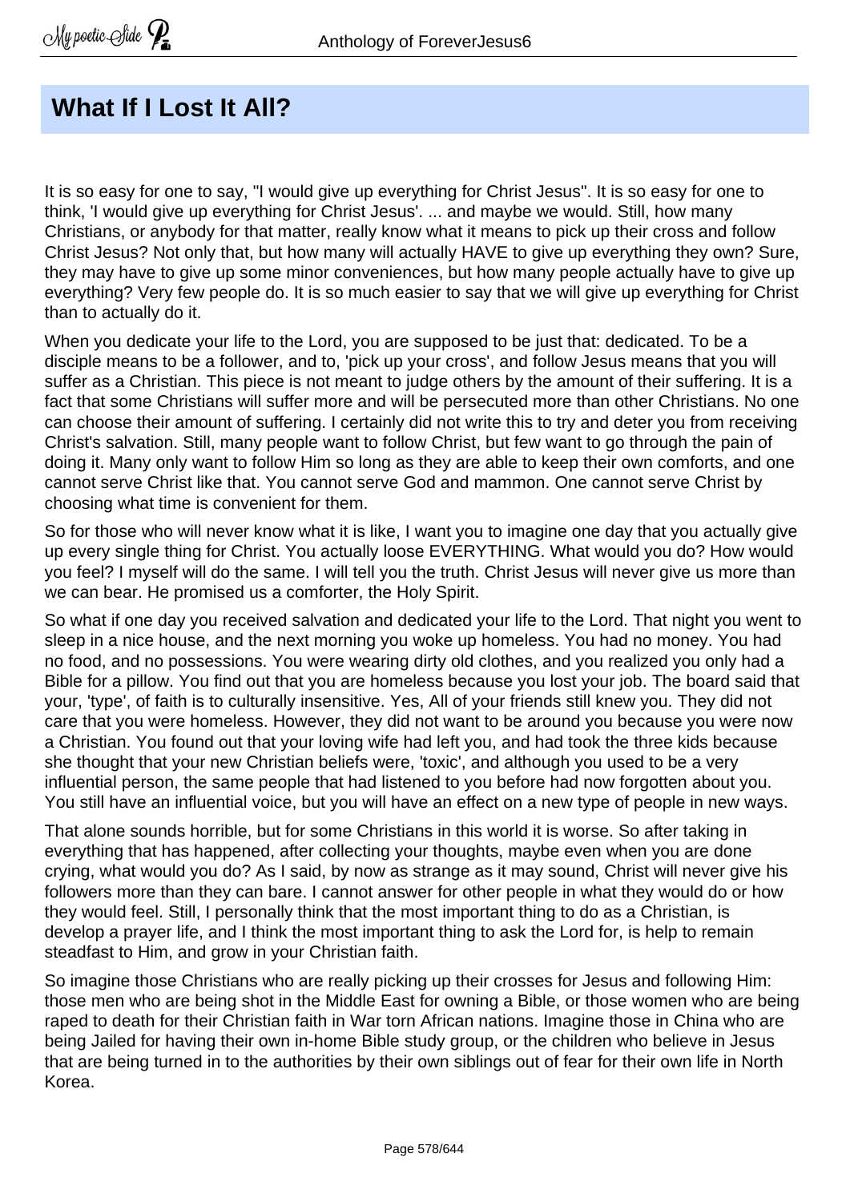# What If I Lost It All?

It is so easy for one to say, "I would give up everything for Christ Jesus". It is so easy for one to think, 'I would give up everything for Christ Jesus'. ... and maybe we would. Still, how many Christians, or anybody for that matter, really know what it means to pick up their cross and follow Christ Jesus? Not only that, but how many will actually HAVE to give up everything they own? Sure, they may have to give up some minor conveniences, but how many people actually have to give up everything? Very few people do. It is so much easier to say that we will give up everything for Christ than to actually do it.

When you dedicate your life to the Lord, you are supposed to be just that: dedicated. To be a disciple means to be a follower, and to, 'pick up your cross', and follow Jesus means that you will suffer as a Christian. This piece is not meant to judge others by the amount of their suffering. It is a fact that some Christians will suffer more and will be persecuted more than other Christians. No one can choose their amount of suffering. I certainly did not write this to try and deter you from receiving Christ's salvation. Still, many people want to follow Christ, but few want to go through the pain of doing it. Many only want to follow Him so long as they are able to keep their own comforts, and one cannot serve Christ like that. You cannot serve God and mammon. One cannot serve Christ by choosing what time is convenient for them.

So for those who will never know what it is like, I want you to imagine one day that you actually give up every single thing for Christ. You actually loose EVERYTHING. What would you do? How would you feel? I myself will do the same. I will tell you the truth. Christ Jesus will never give us more than we can bear. He promised us a comforter, the Holy Spirit.

So what if one day you received salvation and dedicated your life to the Lord. That night you went to sleep in a nice house, and the next morning you woke up homeless. You had no money. You had no food, and no possessions. You were wearing dirty old clothes, and you realized you only had a Bible for a pillow. You find out that you are homeless because you lost your job. The board said that your, 'type', of faith is to culturally insensitive. Yes, All of your friends still knew you. They did not care that you were homeless. However, they did not want to be around you because you were now a Christian. You found out that your loving wife had left you, and had took the three kids because she thought that your new Christian beliefs were, 'toxic', and although you used to be a very influential person, the same people that had listened to you before had now forgotten about you. You still have an influential voice, but you will have an effect on a new type of people in new ways.

That alone sounds horrible, but for some Christians in this world it is worse. So after taking in everything that has happened, after collecting your thoughts, maybe even when you are done crying, what would you do? As I said, by now as strange as it may sound, Christ will never give his followers more than they can bare. I cannot answer for other people in what they would do or how they would feel. Still, I personally think that the most important thing to do as a Christian, is develop a prayer life, and I think the most important thing to ask the Lord for, is help to remain steadfast to Him, and grow in your Christian faith.

So imagine those Christians who are really picking up their crosses for Jesus and following Him: those men who are being shot in the Middle East for owning a Bible, or those women who are being raped to death for their Christian faith in War torn African nations. Imagine those in China who are being Jailed for having their own in-home Bible study group, or the children who believe in Jesus that are being turned in to the authorities by their own siblings out of fear for their own life in North Korea.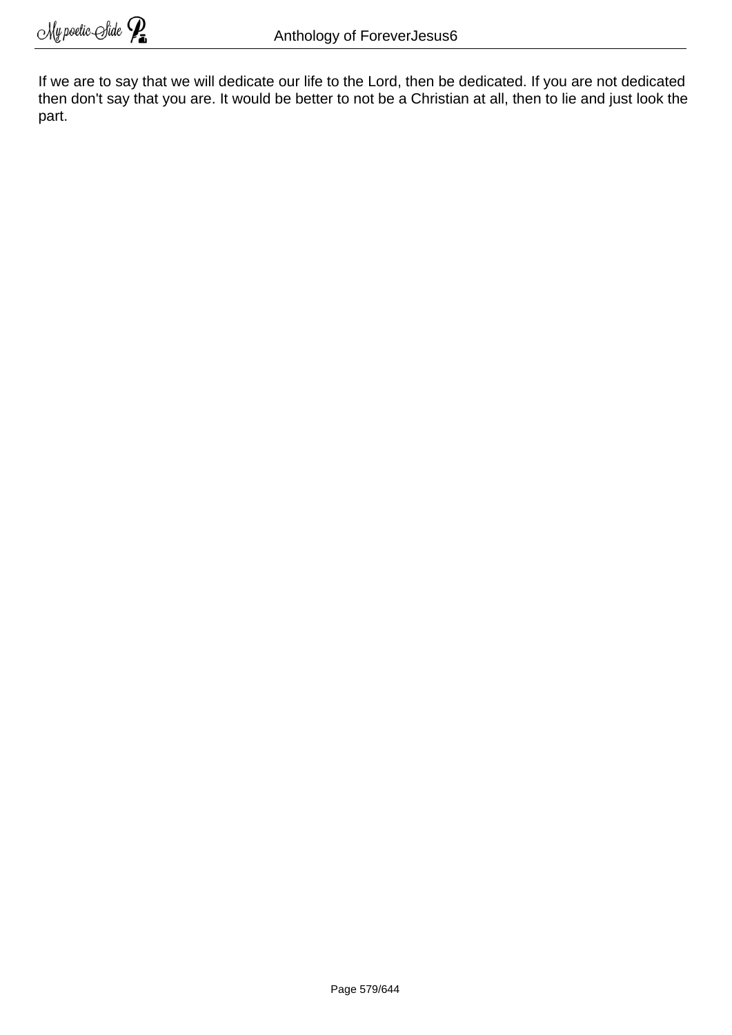If we are to say that we will dedicate our life to the Lord, then be dedicated. If you are not dedicated then don't say that you are. It would be better to not be a Christian at all, then to lie and just look the part.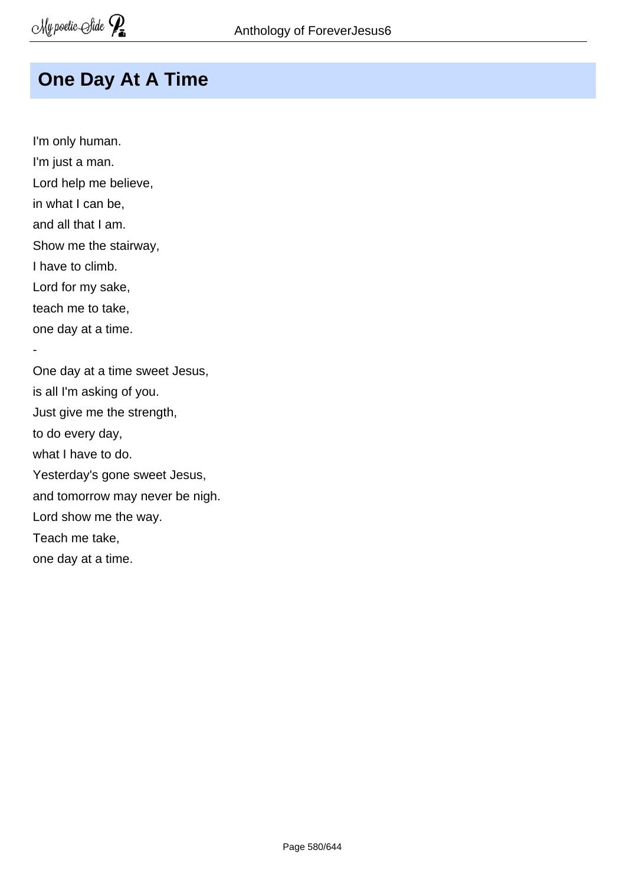# One Day At A Time

I'm only human.  
I'm just a man.  
Lord help me believe,  
in what I can be,  
and all that I am.  
Show me the stairway,  
I have to climb.  
Lord for my sake,  
teach me to take,  
one day at a time.  
-  
One day at a time sweet Jesus,  
is all I'm asking of you.  
Just give me the strength,  
to do every day,  
what I have to do.  
Yesterday's gone sweet Jesus,  
and tomorrow may never be nigh.  
Lord show me the way.  
Teach me take,  
one day at a time.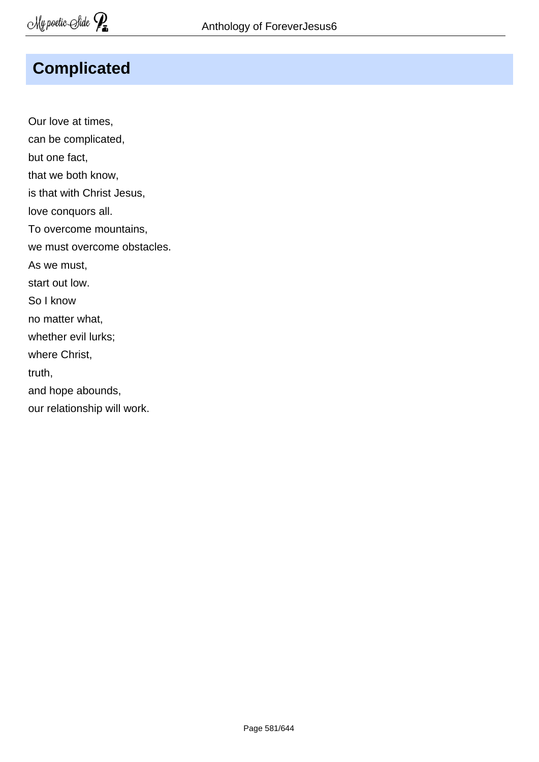# Complicated

Our love at times,  
can be complicated,  
but one fact,  
that we both know,  
is that with Christ Jesus,  
love conquors all.  
To overcome mountains,  
we must overcome obstacles.  
As we must,  
start out low.  
So I know  
no matter what,  
whether evil lurks;  
where Christ,  
truth,  
and hope abounds,  
our relationship will work.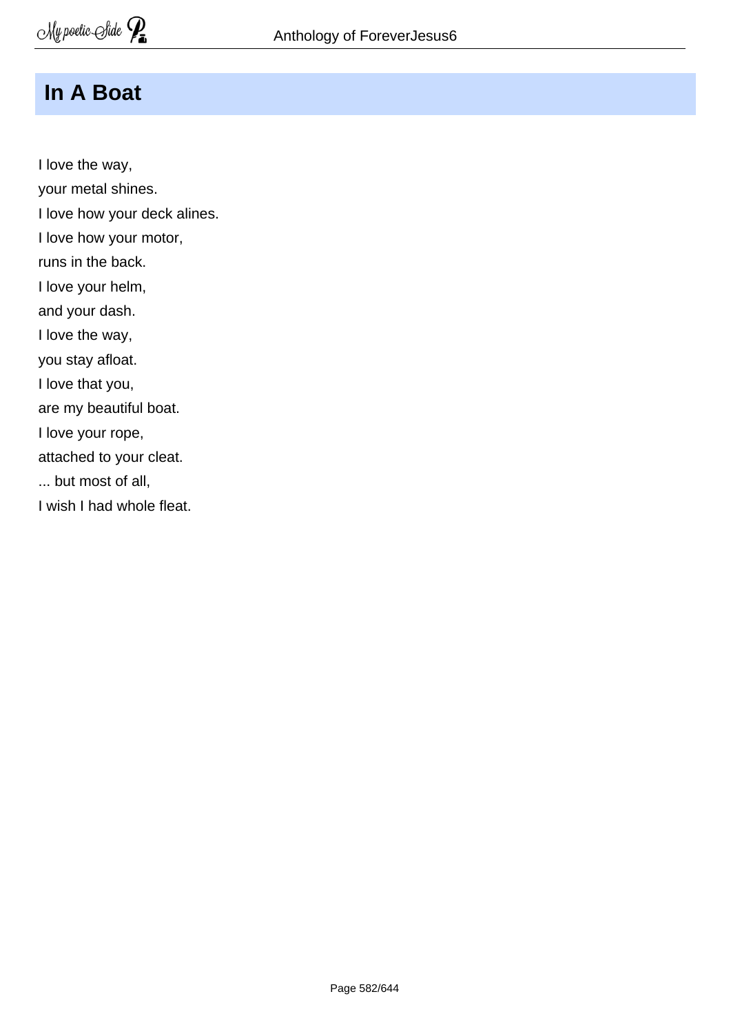## In A Boat

I love the way,  
your metal shines.  
I love how your deck alines.  
I love how your motor,  
runs in the back.  
I love your helm,  
and your dash.  
I love the way,  
you stay afloat.  
I love that you,  
are my beautiful boat.  
I love your rope,  
attached to your cleat.  
... but most of all,  
I wish I had whole fleat.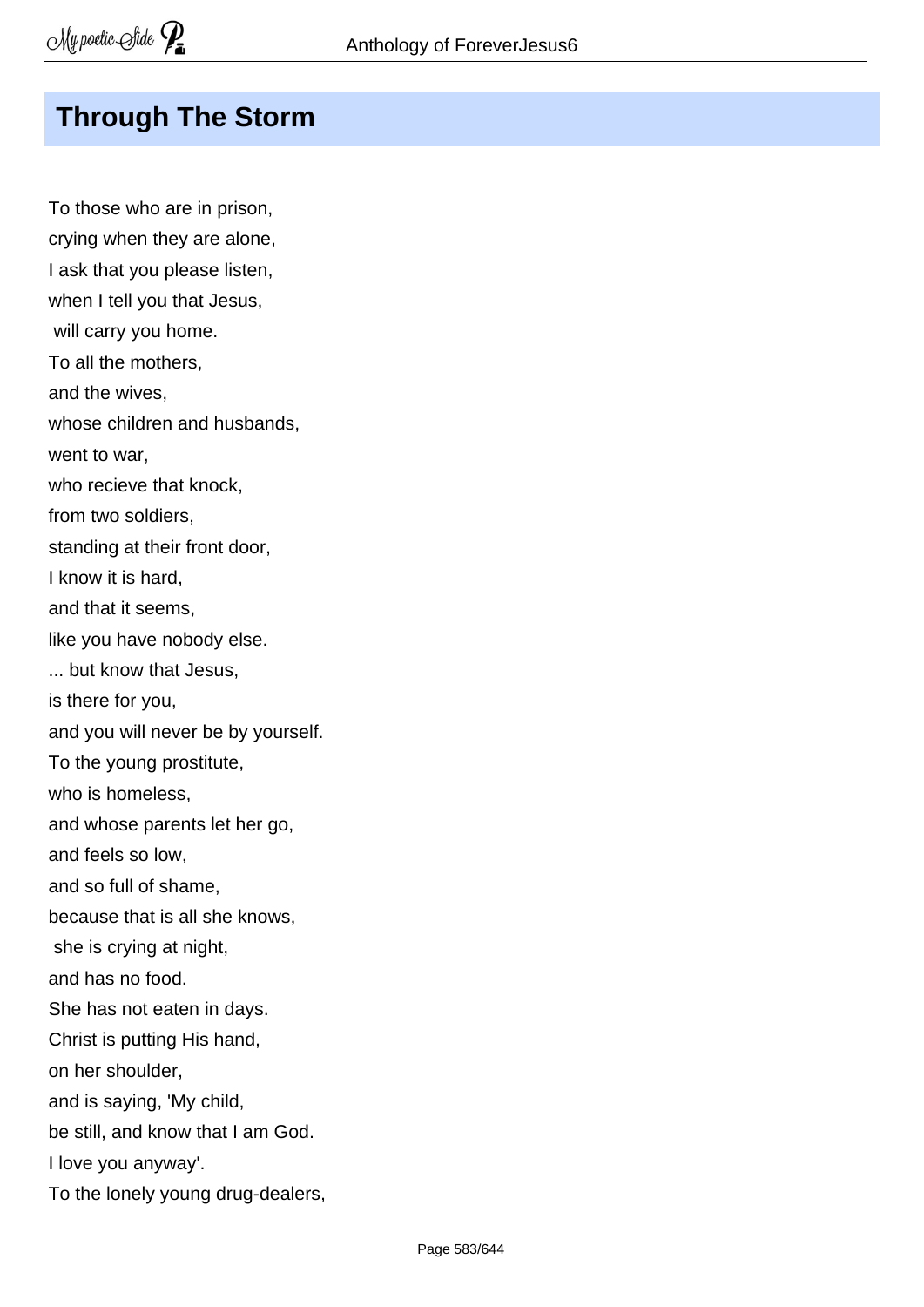## Through The Storm

To those who are in prison,  
crying when they are alone,  
I ask that you please listen,  
when I tell you that Jesus,  
 will carry you home.  
To all the mothers,  
and the wives,  
whose children and husbands,  
went to war,  
who recieve that knock,  
from two soldiers,  
standing at their front door,  
I know it is hard,  
and that it seems,  
like you have nobody else.  
... but know that Jesus,  
is there for you,  
and you will never be by yourself.  
To the young prostitute,  
who is homeless,  
and whose parents let her go,  
and feels so low,  
and so full of shame,  
because that is all she knows,  
 she is crying at night,  
and has no food.  
She has not eaten in days.  
Christ is putting His hand,  
on her shoulder,  
and is saying, 'My child,  
be still, and know that I am God.  
I love you anyway'.  
To the lonely young drug-dealers,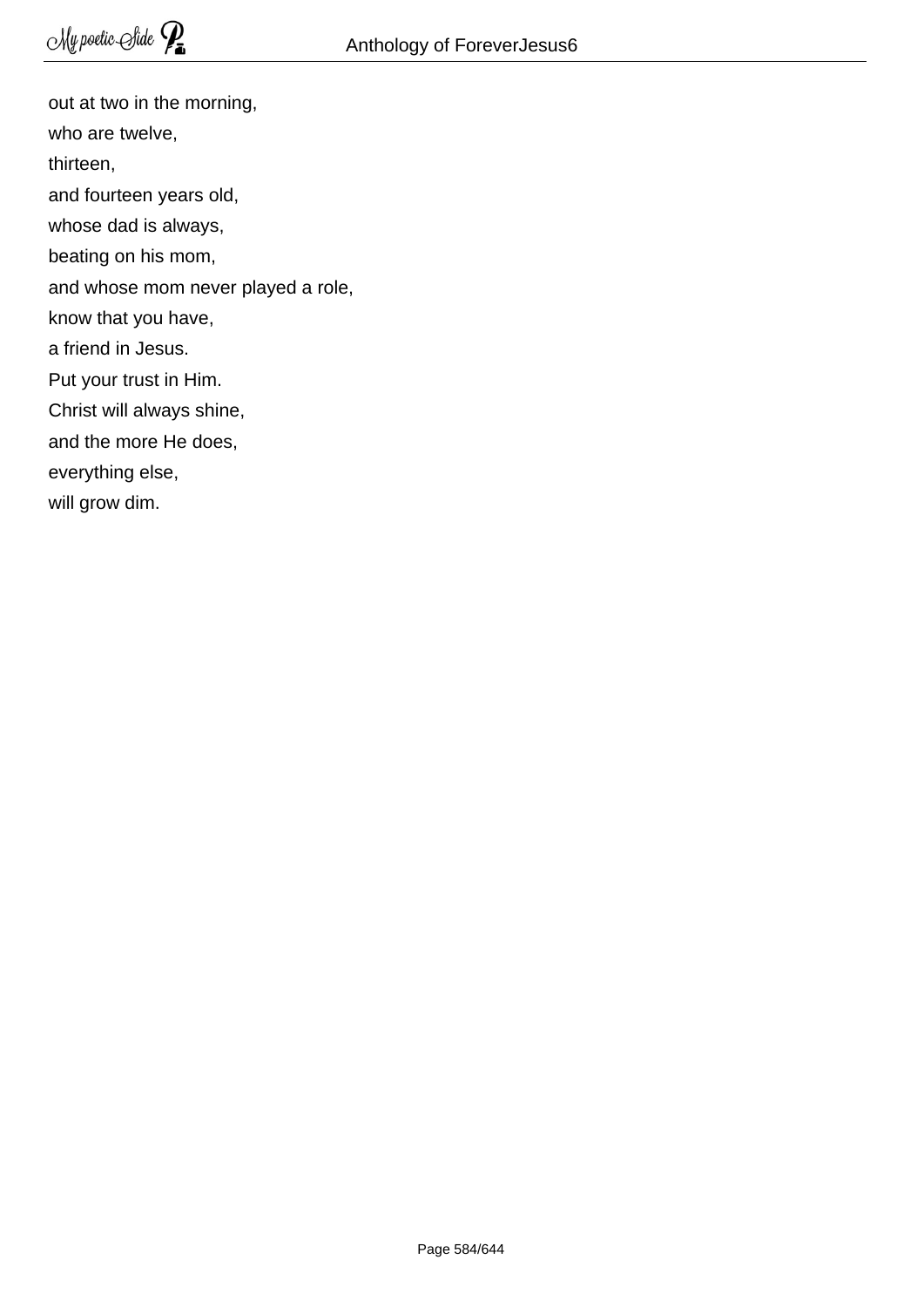out at two in the morning,  
who are twelve,  
thirteen,  
and fourteen years old,  
whose dad is always,  
beating on his mom,  
and whose mom never played a role,  
know that you have,  
a friend in Jesus.  
Put your trust in Him.  
Christ will always shine,  
and the more He does,  
everything else,  
will grow dim.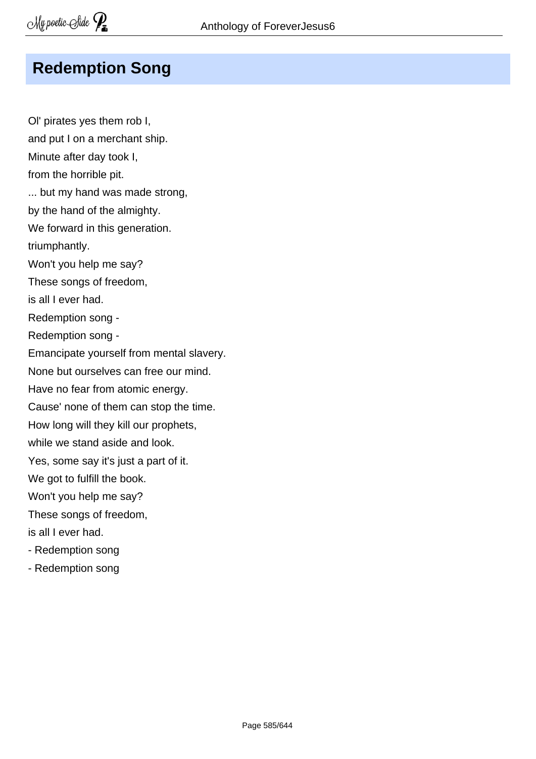## Redemption Song

Ol' pirates yes them rob I,  
and put I on a merchant ship.  
Minute after day took I,  
from the horrible pit.  
... but my hand was made strong,  
by the hand of the almighty.  
We forward in this generation.  
triumphantly.  
Won't you help me say?  
These songs of freedom,  
is all I ever had.  
Redemption song -  
Redemption song -  
Emancipate yourself from mental slavery.  
None but ourselves can free our mind.  
Have no fear from atomic energy.  
Cause' none of them can stop the time.  
How long will they kill our prophets,  
while we stand aside and look.  
Yes, some say it's just a part of it.  
We got to fulfill the book.  
Won't you help me say?  
These songs of freedom,  
is all I ever had.  
- Redemption song  
- Redemption song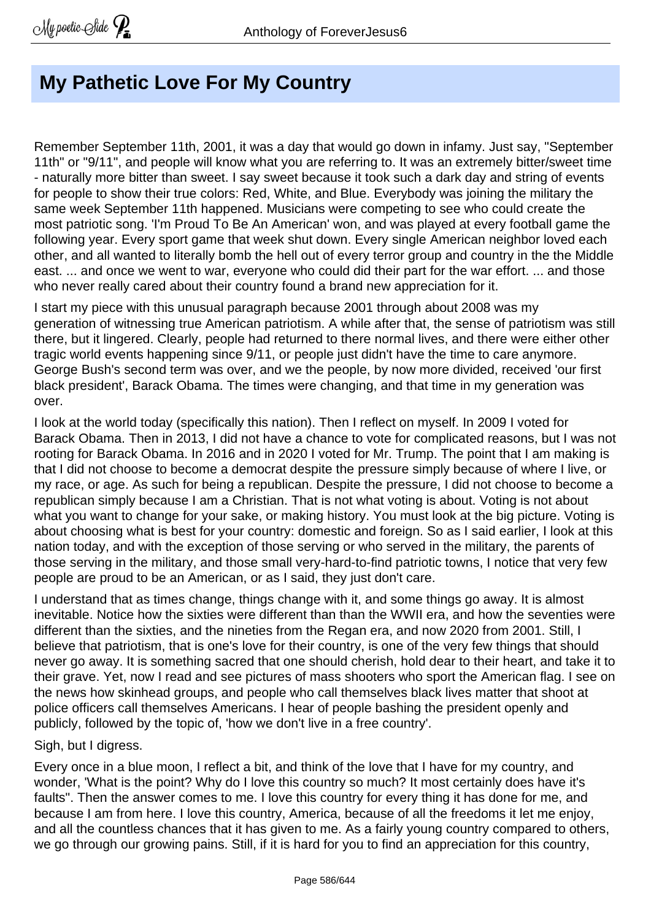## My Pathetic Love For My Country

Remember September 11th, 2001, it was a day that would go down in infamy. Just say, "September 11th" or "9/11", and people will know what you are referring to. It was an extremely bitter/sweet time - naturally more bitter than sweet. I say sweet because it took such a dark day and string of events for people to show their true colors: Red, White, and Blue. Everybody was joining the military the same week September 11th happened. Musicians were competing to see who could create the most patriotic song. 'I'm Proud To Be An American' won, and was played at every football game the following year. Every sport game that week shut down. Every single American neighbor loved each other, and all wanted to literally bomb the hell out of every terror group and country in the the Middle east. ... and once we went to war, everyone who could did their part for the war effort. ... and those who never really cared about their country found a brand new appreciation for it.

I start my piece with this unusual paragraph because 2001 through about 2008 was my generation of witnessing true American patriotism. A while after that, the sense of patriotism was still there, but it lingered. Clearly, people had returned to there normal lives, and there were either other tragic world events happening since 9/11, or people just didn't have the time to care anymore. George Bush's second term was over, and we the people, by now more divided, received 'our first black president', Barack Obama. The times were changing, and that time in my generation was over.

I look at the world today (specifically this nation). Then I reflect on myself. In 2009 I voted for Barack Obama. Then in 2013, I did not have a chance to vote for complicated reasons, but I was not rooting for Barack Obama. In 2016 and in 2020 I voted for Mr. Trump. The point that I am making is that I did not choose to become a democrat despite the pressure simply because of where I live, or my race, or age. As such for being a republican. Despite the pressure, I did not choose to become a republican simply because I am a Christian. That is not what voting is about. Voting is not about what you want to change for your sake, or making history. You must look at the big picture. Voting is about choosing what is best for your country: domestic and foreign. So as I said earlier, I look at this nation today, and with the exception of those serving or who served in the military, the parents of those serving in the military, and those small very-hard-to-find patriotic towns, I notice that very few people are proud to be an American, or as I said, they just don't care.

I understand that as times change, things change with it, and some things go away. It is almost inevitable. Notice how the sixties were different than than the WWII era, and how the seventies were different than the sixties, and the nineties from the Regan era, and now 2020 from 2001. Still, I believe that patriotism, that is one's love for their country, is one of the very few things that should never go away. It is something sacred that one should cherish, hold dear to their heart, and take it to their grave. Yet, now I read and see pictures of mass shooters who sport the American flag. I see on the news how skinhead groups, and people who call themselves black lives matter that shoot at police officers call themselves Americans. I hear of people bashing the president openly and publicly, followed by the topic of, 'how we don't live in a free country'.

Sigh, but I digress.

Every once in a blue moon, I reflect a bit, and think of the love that I have for my country, and wonder, 'What is the point? Why do I love this country so much? It most certainly does have it's faults". Then the answer comes to me. I love this country for every thing it has done for me, and because I am from here. I love this country, America, because of all the freedoms it let me enjoy, and all the countless chances that it has given to me. As a fairly young country compared to others, we go through our growing pains. Still, if it is hard for you to find an appreciation for this country,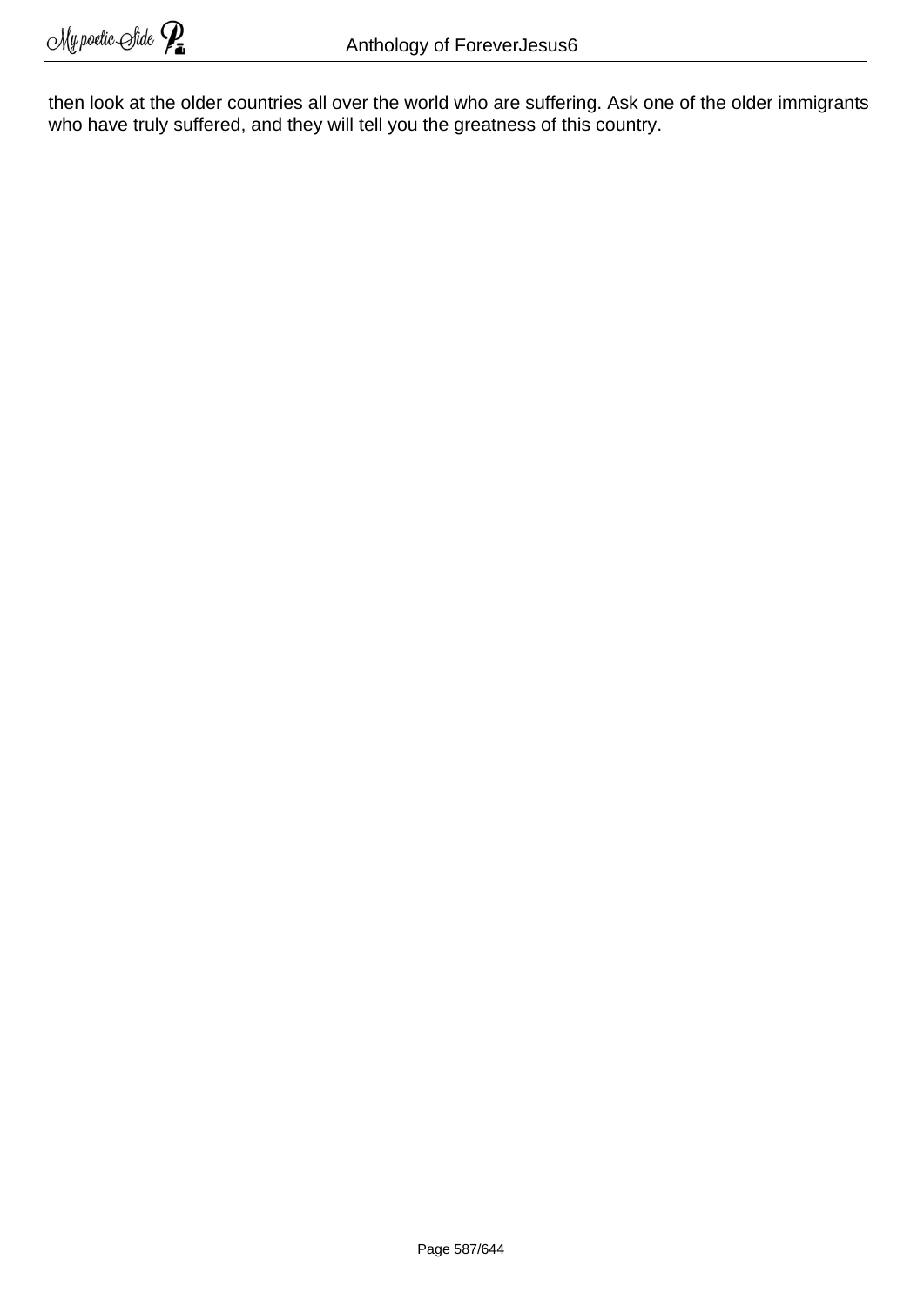then look at the older countries all over the world who are suffering. Ask one of the older immigrants who have truly suffered, and they will tell you the greatness of this country.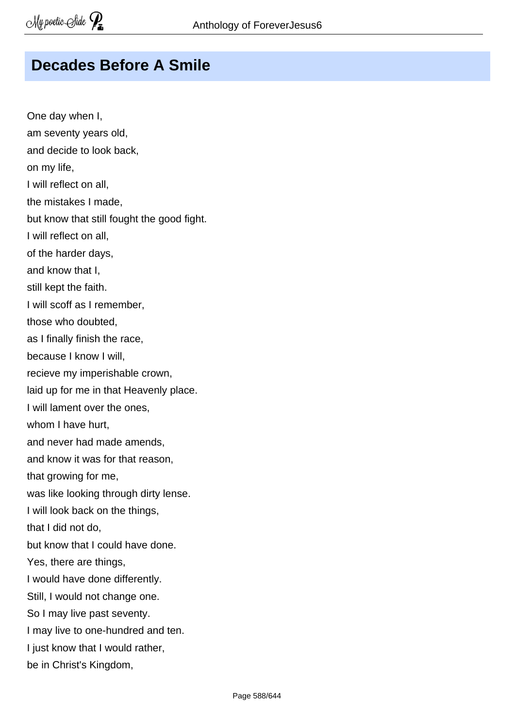## Decades Before A Smile

One day when I,
am seventy years old,
and decide to look back,
on my life,
I will reflect on all,
the mistakes I made,
but know that still fought the good fight.
I will reflect on all,
of the harder days,
and know that I,
still kept the faith.
I will scoff as I remember,
those who doubted,
as I finally finish the race,
because I know I will,
recieve my imperishable crown,
laid up for me in that Heavenly place.
I will lament over the ones,
whom I have hurt,
and never had made amends,
and know it was for that reason,
that growing for me,
was like looking through dirty lense.
I will look back on the things,
that I did not do,
but know that I could have done.
Yes, there are things,
I would have done differently.
Still, I would not change one.
So I may live past seventy.
I may live to one-hundred and ten.
I just know that I would rather,
be in Christ's Kingdom,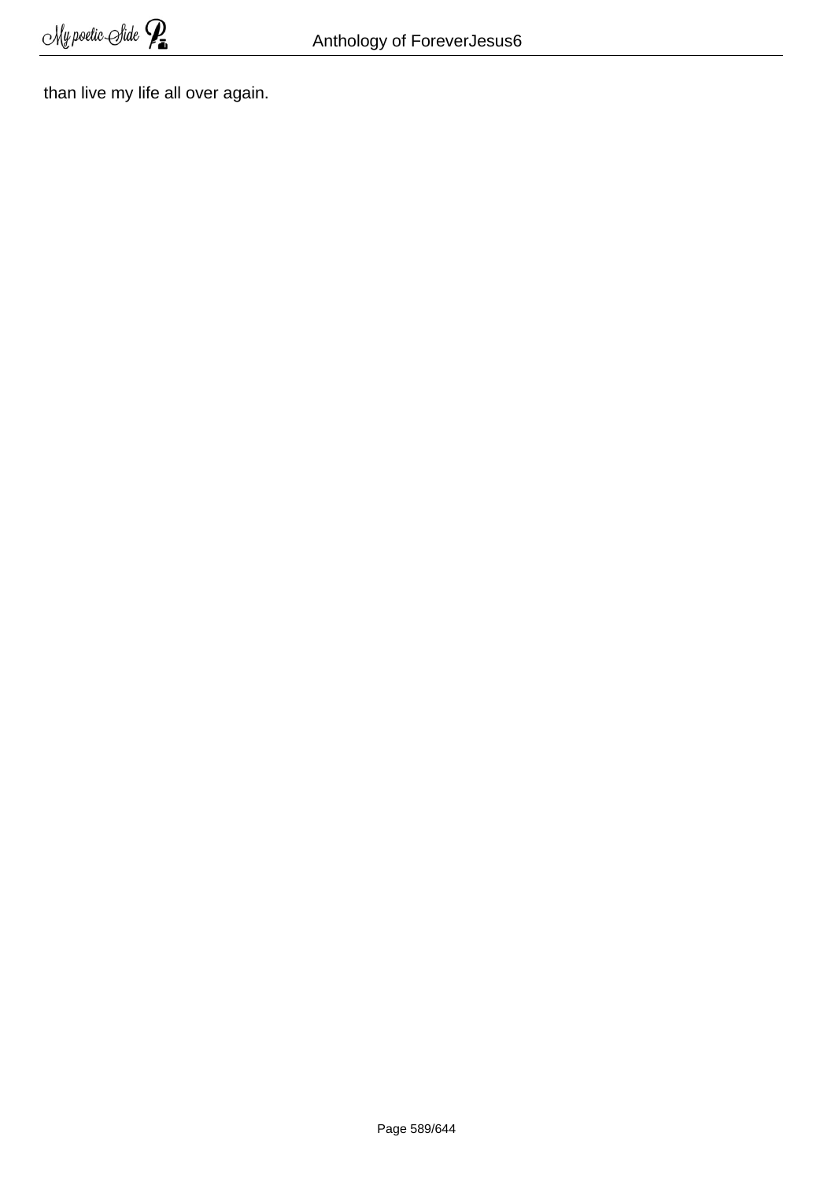than live my life all over again.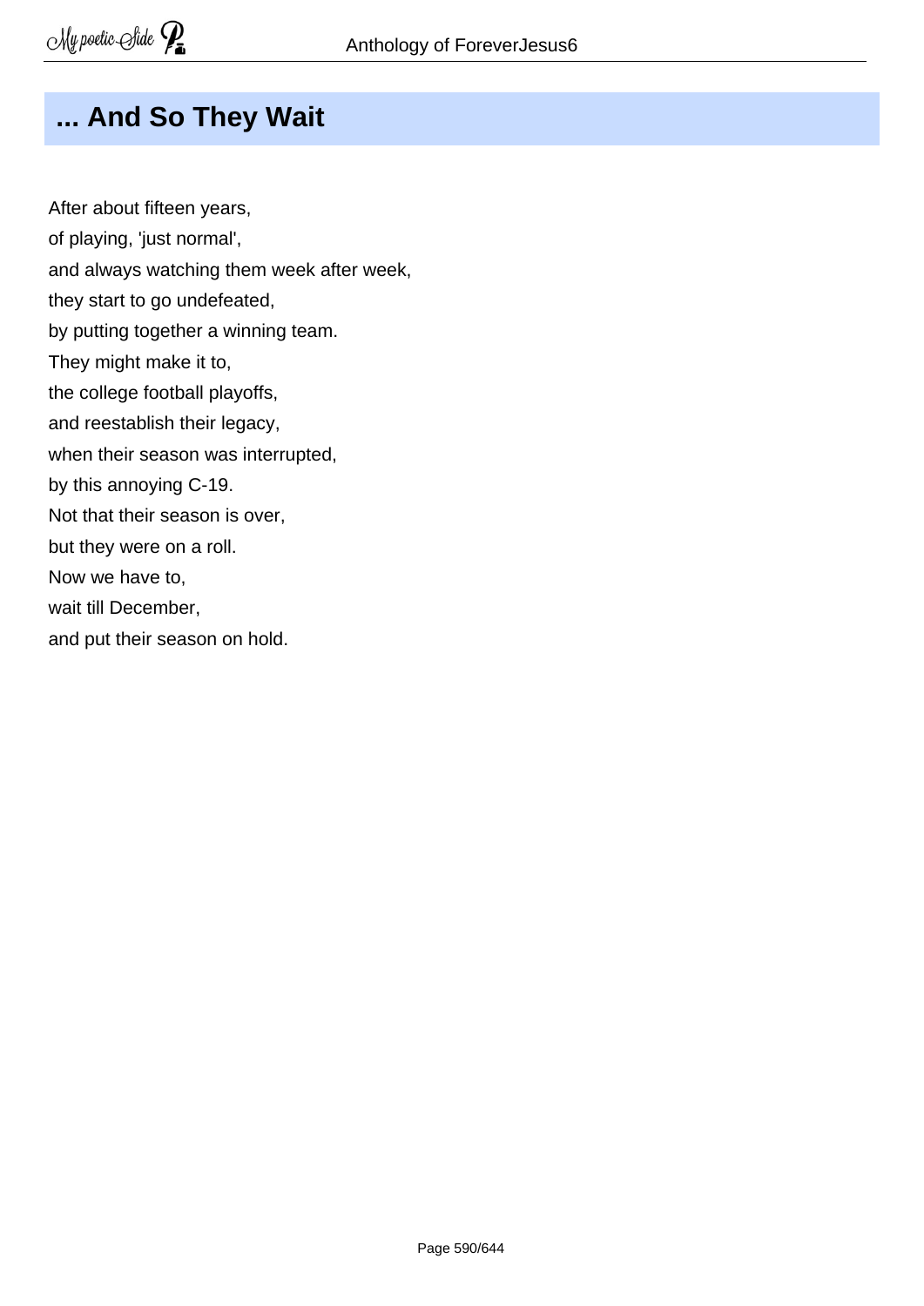# ... And So They Wait

After about fifteen years,  
of playing, 'just normal',  
and always watching them week after week,  
they start to go undefeated,  
by putting together a winning team.  
They might make it to,  
the college football playoffs,  
and reestablish their legacy,  
when their season was interrupted,  
by this annoying C-19.  
Not that their season is over,  
but they were on a roll.  
Now we have to,  
wait till December,  
and put their season on hold.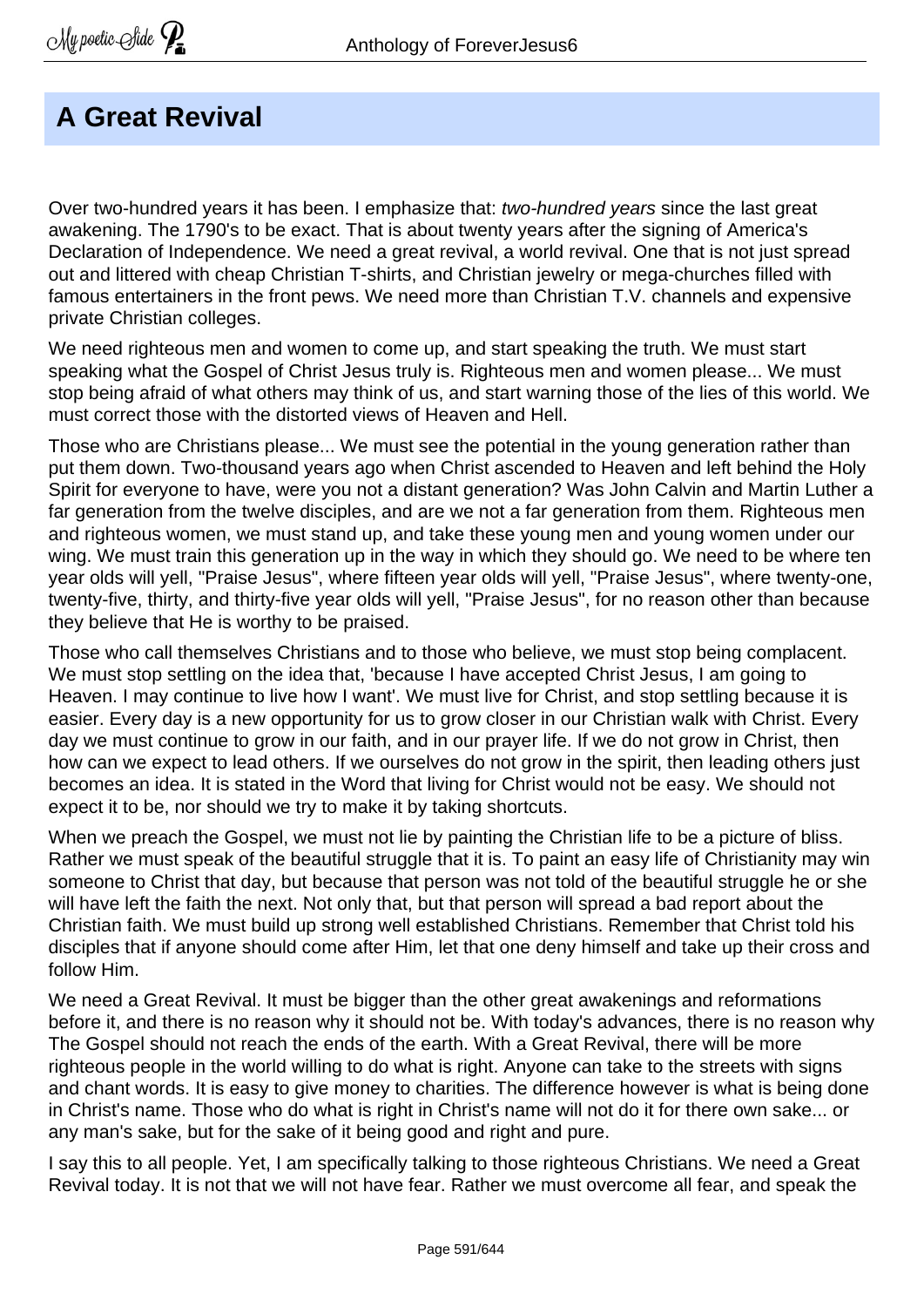# A Great Revival

Over two-hundred years it has been. I emphasize that: *two-hundred years* since the last great awakening. The 1790's to be exact. That is about twenty years after the signing of America's Declaration of Independence. We need a great revival, a world revival. One that is not just spread out and littered with cheap Christian T-shirts, and Christian jewelry or mega-churches filled with famous entertainers in the front pews. We need more than Christian T.V. channels and expensive private Christian colleges.

We need righteous men and women to come up, and start speaking the truth. We must start speaking what the Gospel of Christ Jesus truly is. Righteous men and women please... We must stop being afraid of what others may think of us, and start warning those of the lies of this world. We must correct those with the distorted views of Heaven and Hell.

Those who are Christians please... We must see the potential in the young generation rather than put them down. Two-thousand years ago when Christ ascended to Heaven and left behind the Holy Spirit for everyone to have, were you not a distant generation? Was John Calvin and Martin Luther a far generation from the twelve disciples, and are we not a far generation from them. Righteous men and righteous women, we must stand up, and take these young men and young women under our wing. We must train this generation up in the way in which they should go. We need to be where ten year olds will yell, "Praise Jesus", where fifteen year olds will yell, "Praise Jesus", where twenty-one, twenty-five, thirty, and thirty-five year olds will yell, "Praise Jesus", for no reason other than because they believe that He is worthy to be praised.

Those who call themselves Christians and to those who believe, we must stop being complacent. We must stop settling on the idea that, 'because I have accepted Christ Jesus, I am going to Heaven. I may continue to live how I want'. We must live for Christ, and stop settling because it is easier. Every day is a new opportunity for us to grow closer in our Christian walk with Christ. Every day we must continue to grow in our faith, and in our prayer life. If we do not grow in Christ, then how can we expect to lead others. If we ourselves do not grow in the spirit, then leading others just becomes an idea. It is stated in the Word that living for Christ would not be easy. We should not expect it to be, nor should we try to make it by taking shortcuts.

When we preach the Gospel, we must not lie by painting the Christian life to be a picture of bliss. Rather we must speak of the beautiful struggle that it is. To paint an easy life of Christianity may win someone to Christ that day, but because that person was not told of the beautiful struggle he or she will have left the faith the next. Not only that, but that person will spread a bad report about the Christian faith. We must build up strong well established Christians. Remember that Christ told his disciples that if anyone should come after Him, let that one deny himself and take up their cross and follow Him.

We need a Great Revival. It must be bigger than the other great awakenings and reformations before it, and there is no reason why it should not be. With today's advances, there is no reason why The Gospel should not reach the ends of the earth. With a Great Revival, there will be more righteous people in the world willing to do what is right. Anyone can take to the streets with signs and chant words. It is easy to give money to charities. The difference however is what is being done in Christ's name. Those who do what is right in Christ's name will not do it for there own sake... or any man's sake, but for the sake of it being good and right and pure.

I say this to all people. Yet, I am specifically talking to those righteous Christians. We need a Great Revival today. It is not that we will not have fear. Rather we must overcome all fear, and speak the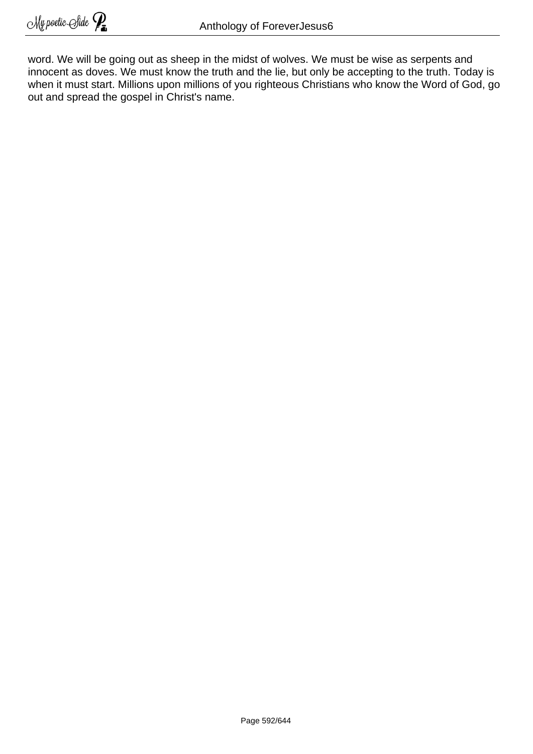word. We will be going out as sheep in the midst of wolves. We must be wise as serpents and innocent as doves. We must know the truth and the lie, but only be accepting to the truth. Today is when it must start. Millions upon millions of you righteous Christians who know the Word of God, go out and spread the gospel in Christ's name.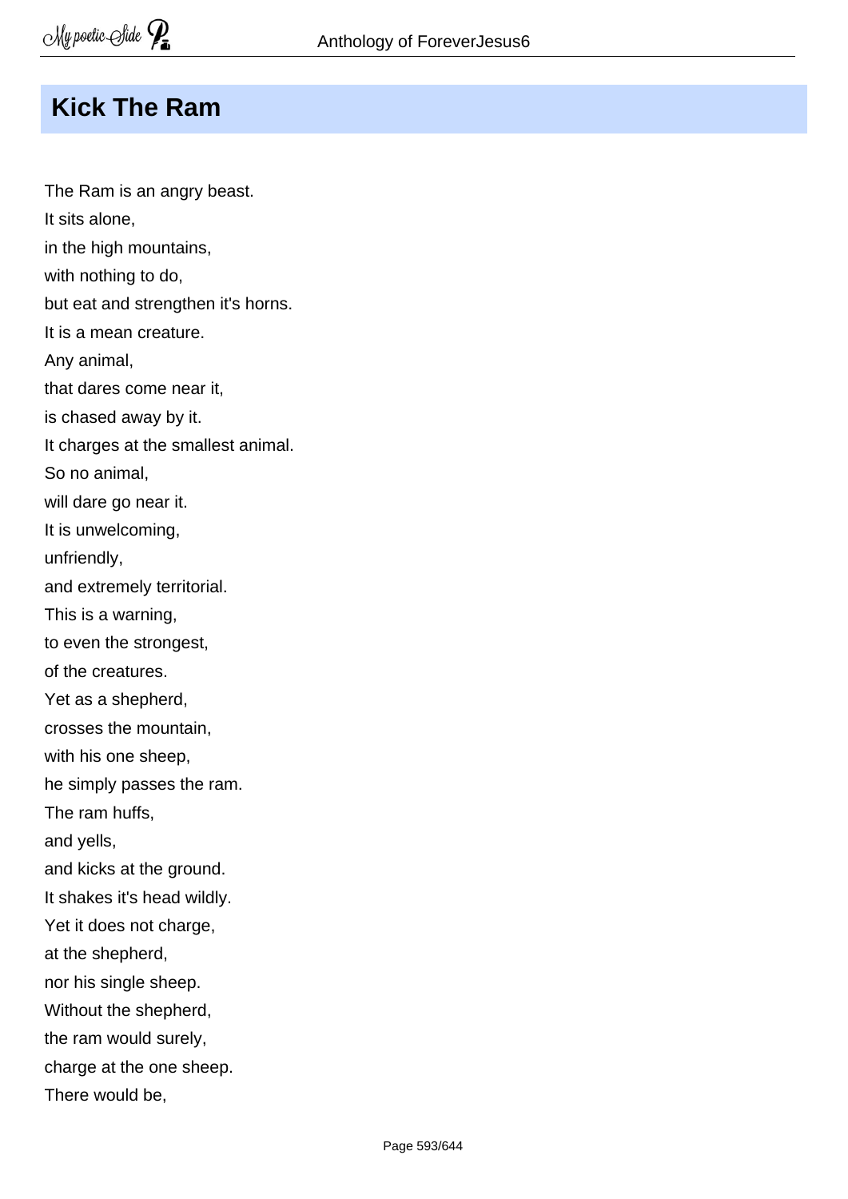## Kick The Ram

The Ram is an angry beast.  
It sits alone,  
in the high mountains,  
with nothing to do,  
but eat and strengthen it's horns.  
It is a mean creature.  
Any animal,  
that dares come near it,  
is chased away by it.  
It charges at the smallest animal.  
So no animal,  
will dare go near it.  
It is unwelcoming,  
unfriendly,  
and extremely territorial.  
This is a warning,  
to even the strongest,  
of the creatures.  
Yet as a shepherd,  
crosses the mountain,  
with his one sheep,  
he simply passes the ram.  
The ram huffs,  
and yells,  
and kicks at the ground.  
It shakes it's head wildly.  
Yet it does not charge,  
at the shepherd,  
nor his single sheep.  
Without the shepherd,  
the ram would surely,  
charge at the one sheep.  
There would be,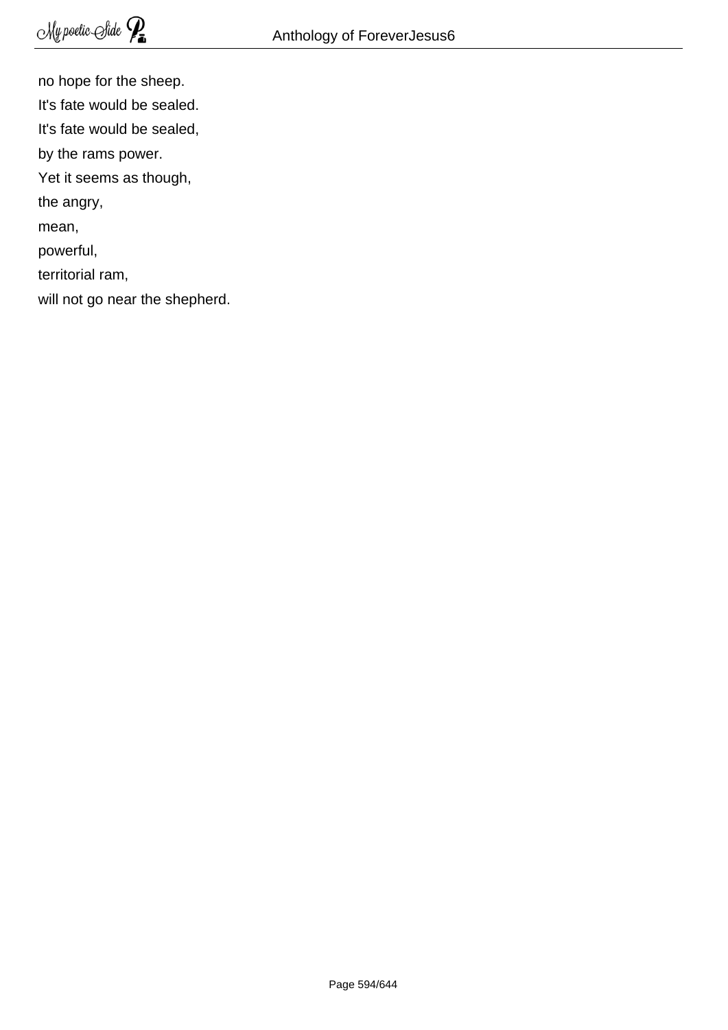no hope for the sheep.
It's fate would be sealed.
It's fate would be sealed,
by the rams power.
Yet it seems as though,
the angry,
mean,
powerful,
territorial ram,
will not go near the shepherd.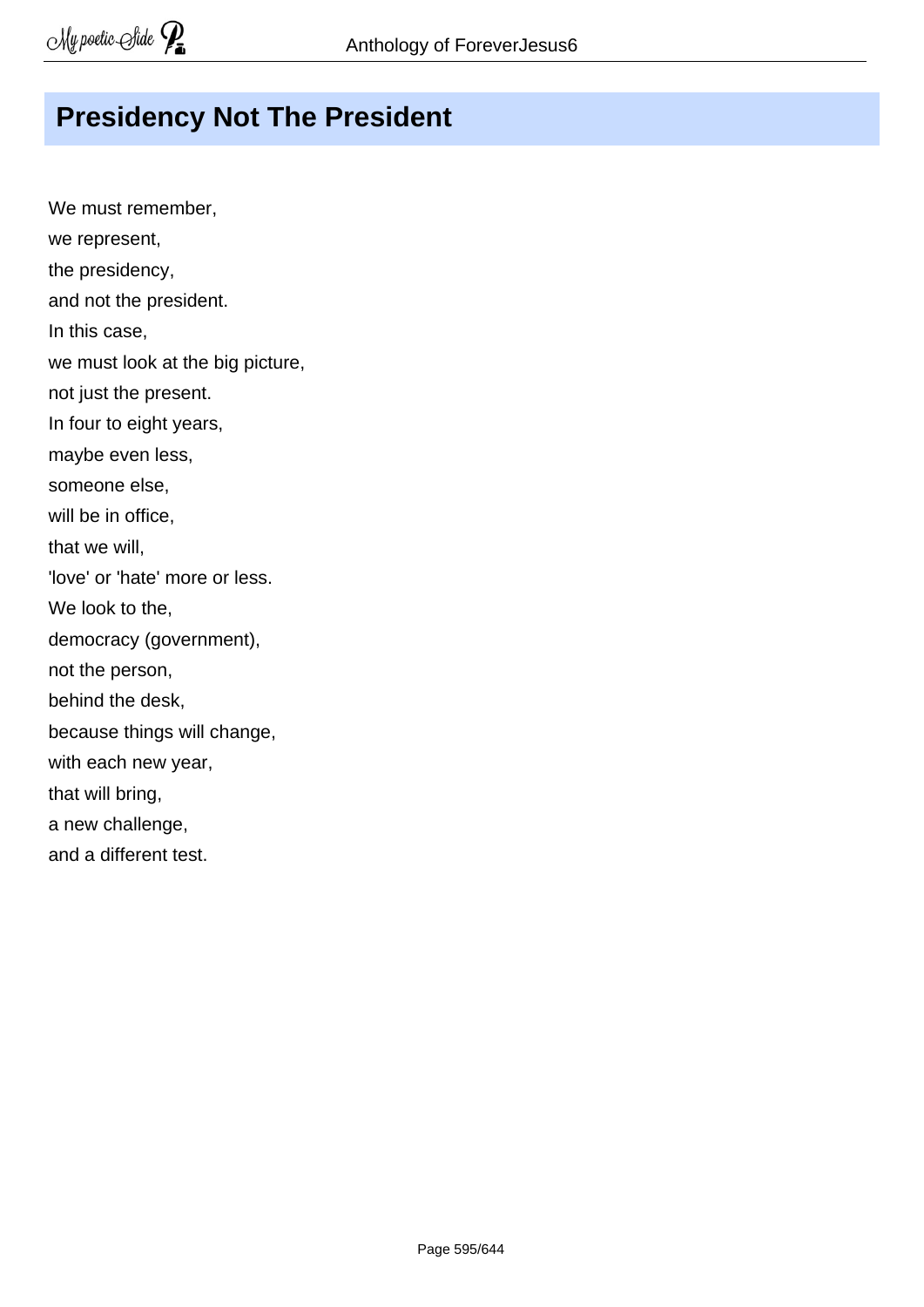## Presidency Not The President

We must remember,
we represent,
the presidency,
and not the president.
In this case,
we must look at the big picture,
not just the present.
In four to eight years,
maybe even less,
someone else,
will be in office,
that we will,
'love' or 'hate' more or less.
We look to the,
democracy (government),
not the person,
behind the desk,
because things will change,
with each new year,
that will bring,
a new challenge,
and a different test.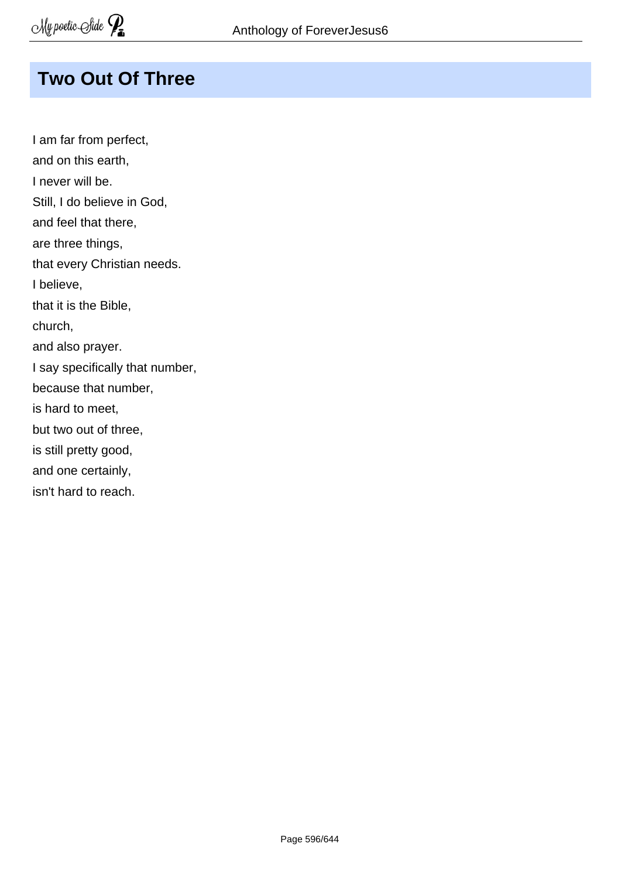## Two Out Of Three

I am far from perfect,  
and on this earth,  
I never will be.  
Still, I do believe in God,  
and feel that there,  
are three things,  
that every Christian needs.  
I believe,  
that it is the Bible,  
church,  
and also prayer.  
I say specifically that number,  
because that number,  
is hard to meet,  
but two out of three,  
is still pretty good,  
and one certainly,  
isn't hard to reach.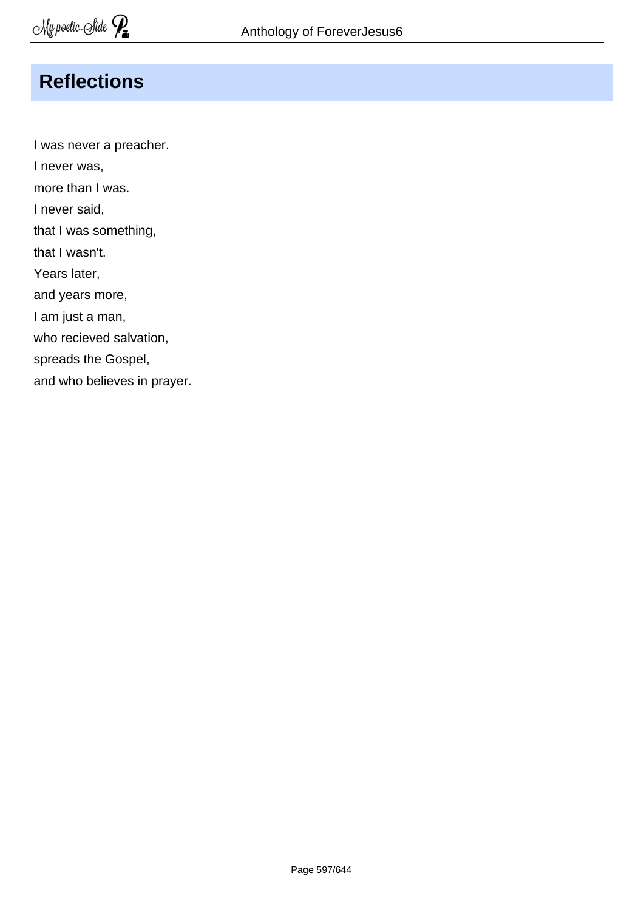## Reflections

I was never a preacher.  
I never was,  
more than I was.  
I never said,  
that I was something,  
that I wasn't.  
Years later,  
and years more,  
I am just a man,  
who recieved salvation,  
spreads the Gospel,  
and who believes in prayer.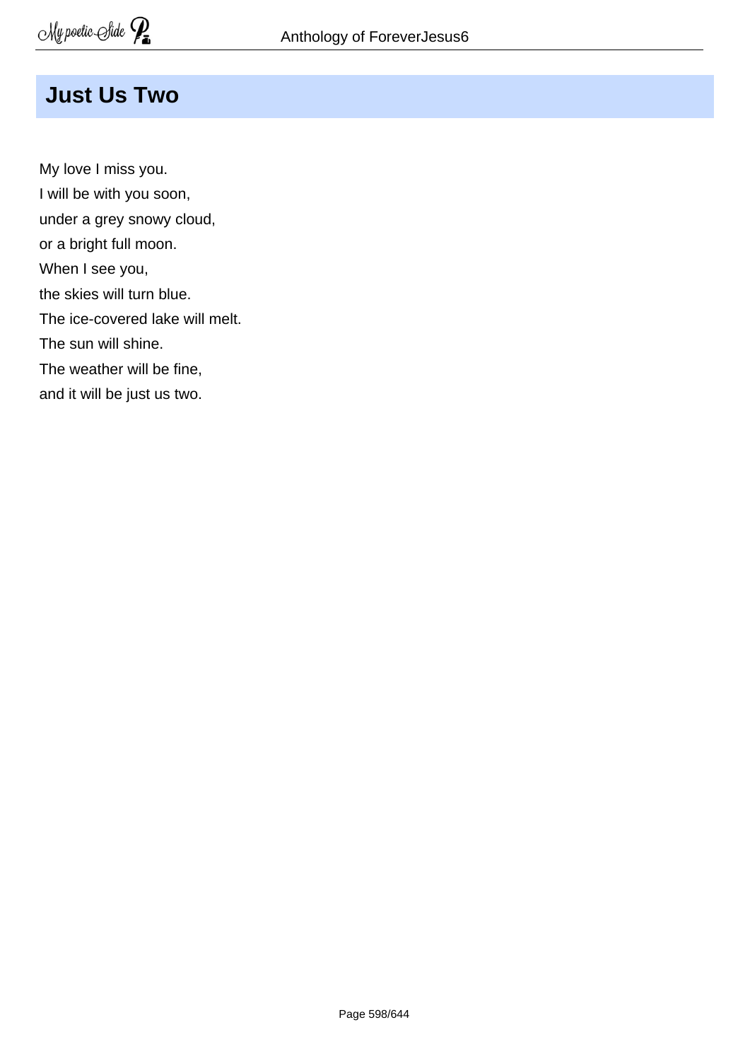## Just Us Two

My love I miss you.  
I will be with you soon,  
under a grey snowy cloud,  
or a bright full moon.  
When I see you,  
the skies will turn blue.  
The ice-covered lake will melt.  
The sun will shine.  
The weather will be fine,  
and it will be just us two.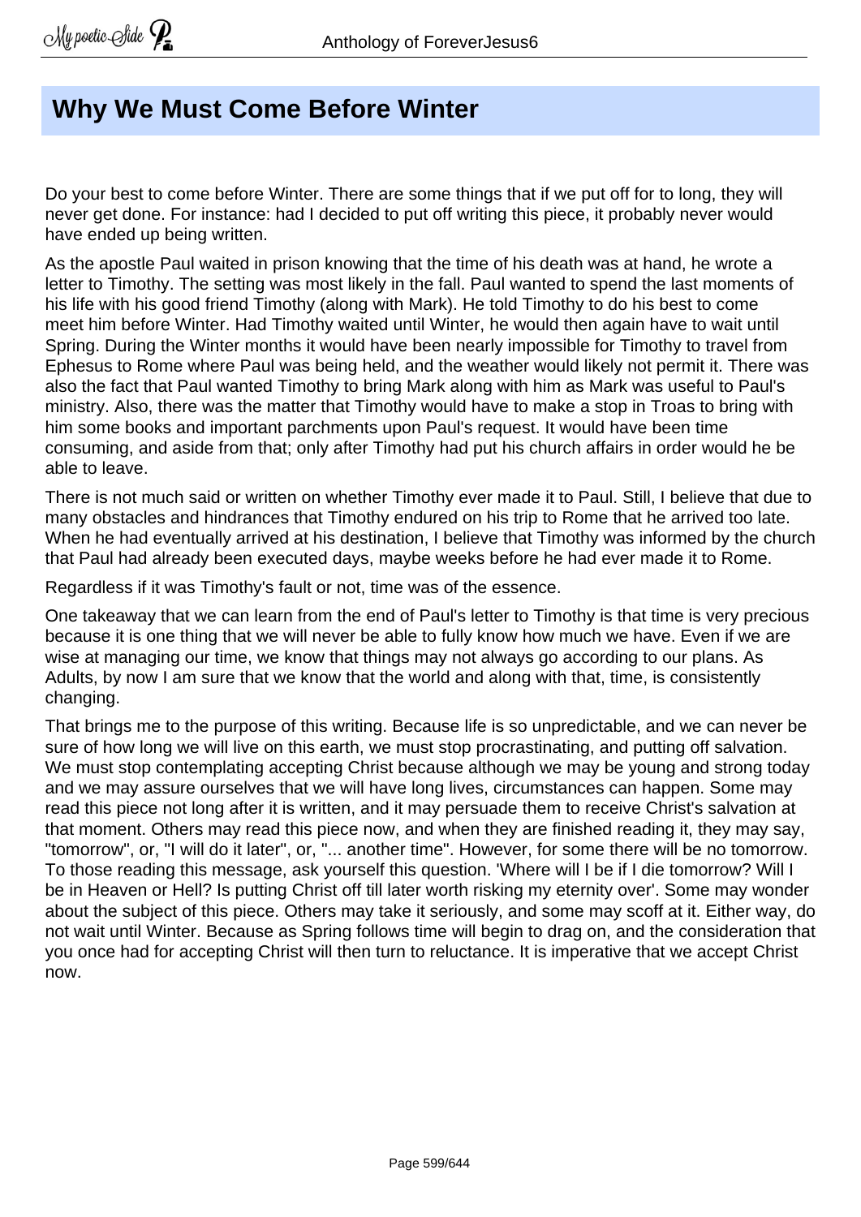# Why We Must Come Before Winter

Do your best to come before Winter. There are some things that if we put off for to long, they will never get done. For instance: had I decided to put off writing this piece, it probably never would have ended up being written.

As the apostle Paul waited in prison knowing that the time of his death was at hand, he wrote a letter to Timothy. The setting was most likely in the fall. Paul wanted to spend the last moments of his life with his good friend Timothy (along with Mark). He told Timothy to do his best to come meet him before Winter. Had Timothy waited until Winter, he would then again have to wait until Spring. During the Winter months it would have been nearly impossible for Timothy to travel from Ephesus to Rome where Paul was being held, and the weather would likely not permit it. There was also the fact that Paul wanted Timothy to bring Mark along with him as Mark was useful to Paul's ministry. Also, there was the matter that Timothy would have to make a stop in Troas to bring with him some books and important parchments upon Paul's request. It would have been time consuming, and aside from that; only after Timothy had put his church affairs in order would he be able to leave.

There is not much said or written on whether Timothy ever made it to Paul. Still, I believe that due to many obstacles and hindrances that Timothy endured on his trip to Rome that he arrived too late. When he had eventually arrived at his destination, I believe that Timothy was informed by the church that Paul had already been executed days, maybe weeks before he had ever made it to Rome.

Regardless if it was Timothy's fault or not, time was of the essence.

One takeaway that we can learn from the end of Paul's letter to Timothy is that time is very precious because it is one thing that we will never be able to fully know how much we have. Even if we are wise at managing our time, we know that things may not always go according to our plans. As Adults, by now I am sure that we know that the world and along with that, time, is consistently changing.

That brings me to the purpose of this writing. Because life is so unpredictable, and we can never be sure of how long we will live on this earth, we must stop procrastinating, and putting off salvation. We must stop contemplating accepting Christ because although we may be young and strong today and we may assure ourselves that we will have long lives, circumstances can happen. Some may read this piece not long after it is written, and it may persuade them to receive Christ's salvation at that moment. Others may read this piece now, and when they are finished reading it, they may say, "tomorrow", or, "I will do it later", or, "... another time". However, for some there will be no tomorrow. To those reading this message, ask yourself this question. 'Where will I be if I die tomorrow? Will I be in Heaven or Hell? Is putting Christ off till later worth risking my eternity over'. Some may wonder about the subject of this piece. Others may take it seriously, and some may scoff at it. Either way, do not wait until Winter. Because as Spring follows time will begin to drag on, and the consideration that you once had for accepting Christ will then turn to reluctance. It is imperative that we accept Christ now.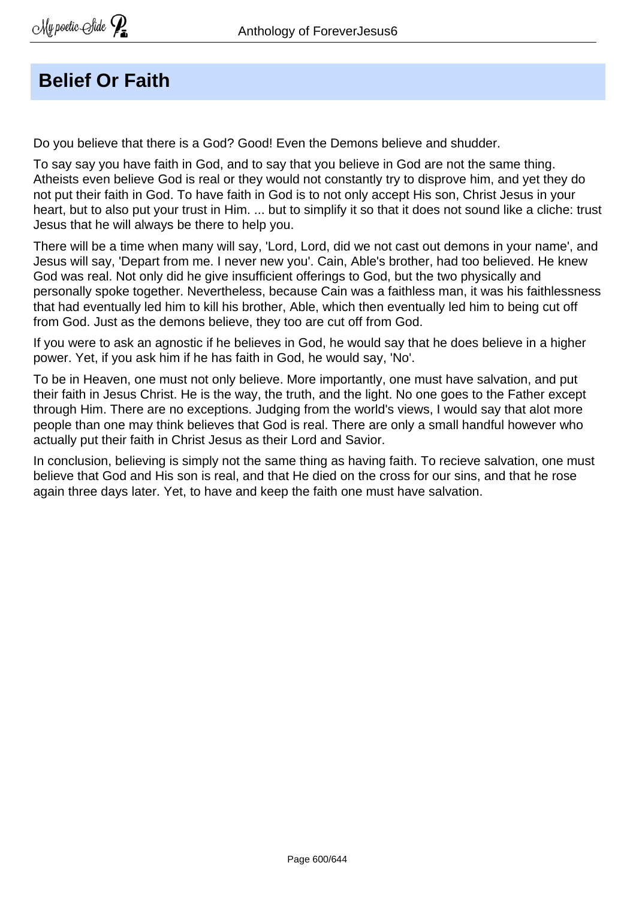# Belief Or Faith

Do you believe that there is a God? Good! Even the Demons believe and shudder.

To say say you have faith in God, and to say that you believe in God are not the same thing. Atheists even believe God is real or they would not constantly try to disprove him, and yet they do not put their faith in God. To have faith in God is to not only accept His son, Christ Jesus in your heart, but to also put your trust in Him. ... but to simplify it so that it does not sound like a cliche: trust Jesus that he will always be there to help you.

There will be a time when many will say, 'Lord, Lord, did we not cast out demons in your name', and Jesus will say, 'Depart from me. I never new you'. Cain, Able's brother, had too believed. He knew God was real. Not only did he give insufficient offerings to God, but the two physically and personally spoke together. Nevertheless, because Cain was a faithless man, it was his faithlessness that had eventually led him to kill his brother, Able, which then eventually led him to being cut off from God. Just as the demons believe, they too are cut off from God.

If you were to ask an agnostic if he believes in God, he would say that he does believe in a higher power. Yet, if you ask him if he has faith in God, he would say, 'No'.

To be in Heaven, one must not only believe. More importantly, one must have salvation, and put their faith in Jesus Christ. He is the way, the truth, and the light. No one goes to the Father except through Him. There are no exceptions. Judging from the world's views, I would say that alot more people than one may think believes that God is real. There are only a small handful however who actually put their faith in Christ Jesus as their Lord and Savior.

In conclusion, believing is simply not the same thing as having faith. To recieve salvation, one must believe that God and His son is real, and that He died on the cross for our sins, and that he rose again three days later. Yet, to have and keep the faith one must have salvation.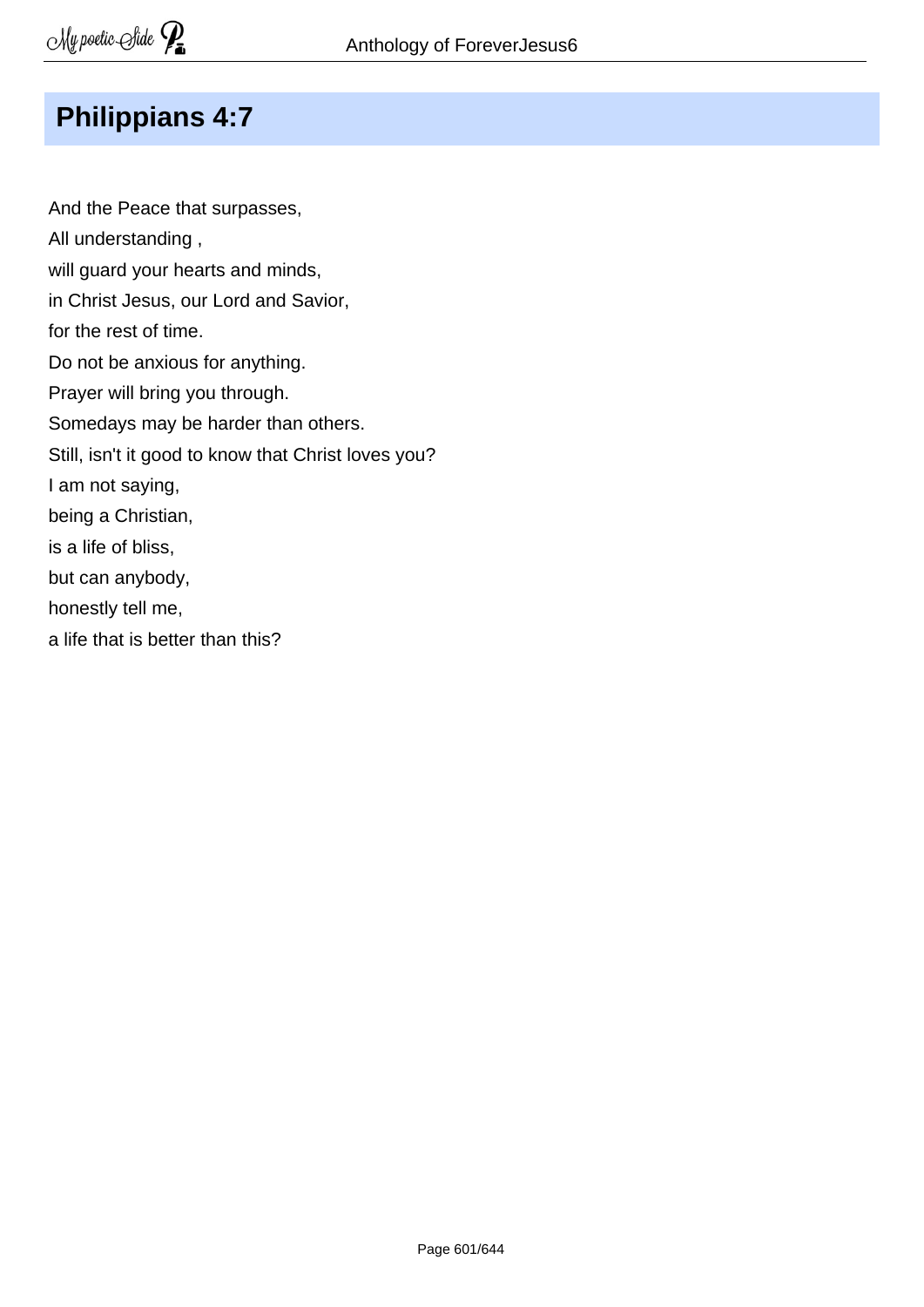## Philippians 4:7

And the Peace that surpasses,  
All understanding ,  
will guard your hearts and minds,  
in Christ Jesus, our Lord and Savior,  
for the rest of time.  
Do not be anxious for anything.  
Prayer will bring you through.  
Somedays may be harder than others.  
Still, isn't it good to know that Christ loves you?  
I am not saying,  
being a Christian,  
is a life of bliss,  
but can anybody,  
honestly tell me,  
a life that is better than this?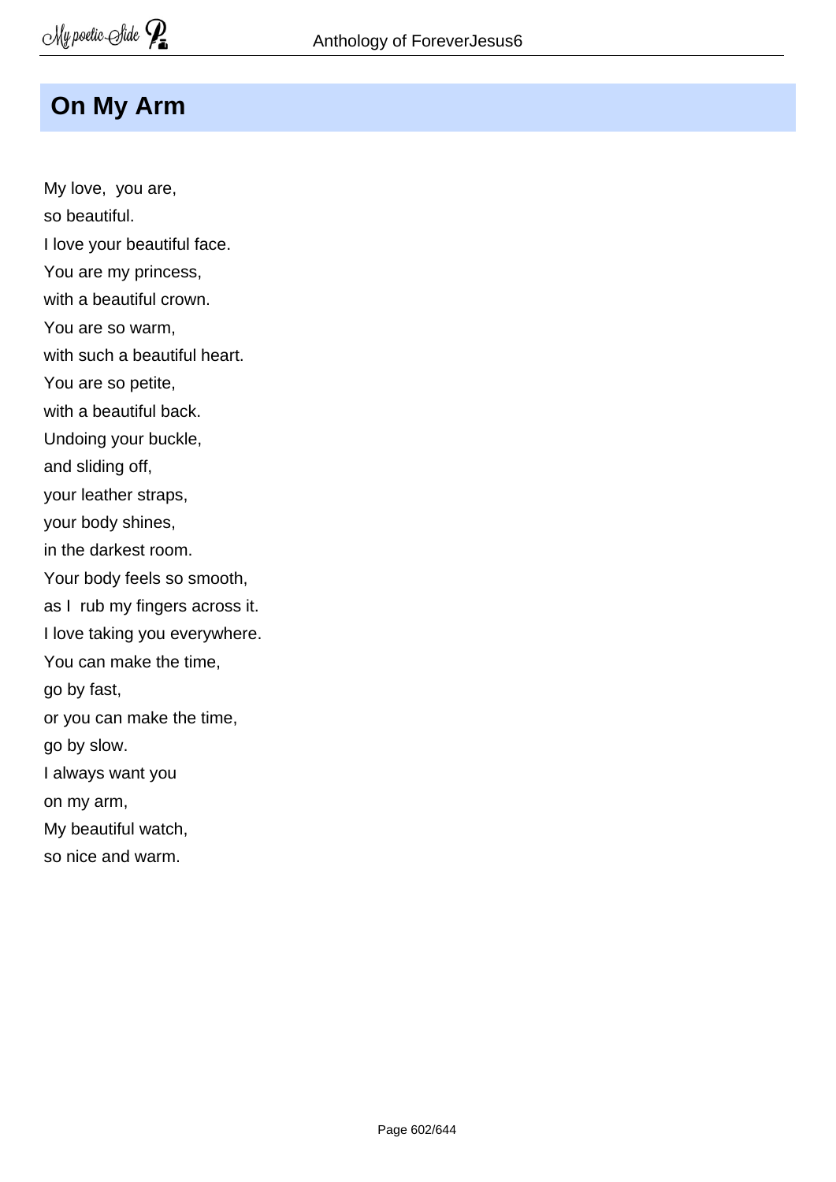## On My Arm

My love,  you are,
so beautiful.
I love your beautiful face.
You are my princess,
with a beautiful crown.
You are so warm,
with such a beautiful heart.
You are so petite,
with a beautiful back.
Undoing your buckle,
and sliding off,
your leather straps,
your body shines,
in the darkest room.
Your body feels so smooth,
as I  rub my fingers across it.
I love taking you everywhere.
You can make the time,
go by fast,
or you can make the time,
go by slow.
I always want you
on my arm,
My beautiful watch,
so nice and warm.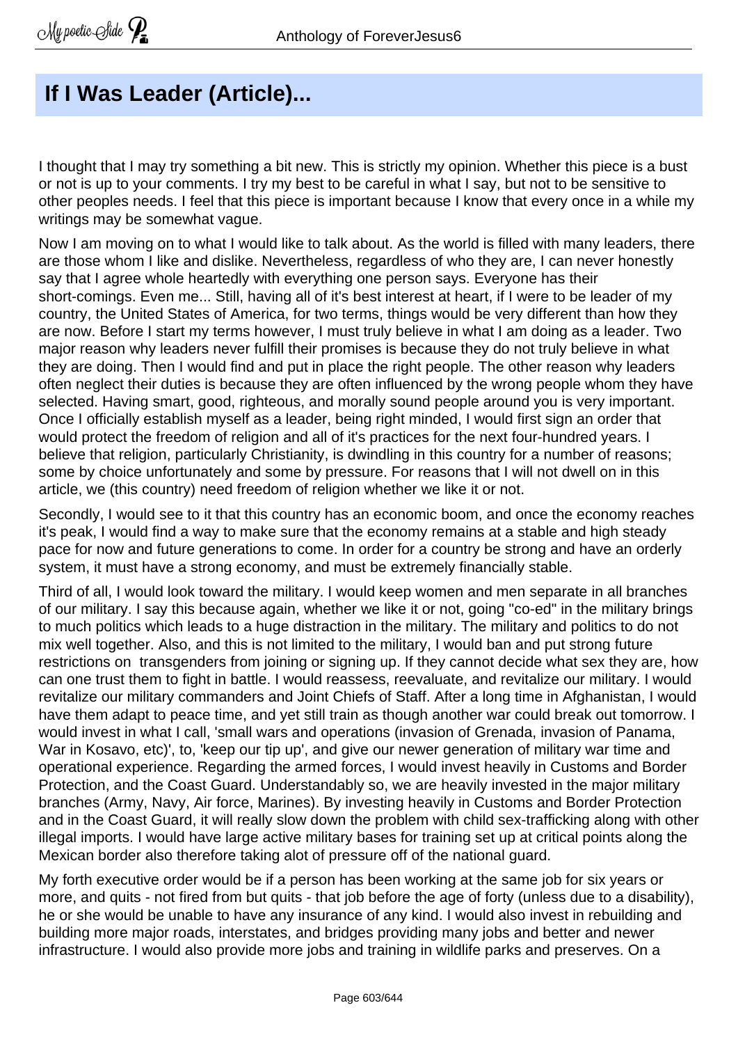# If I Was Leader (Article)...

I thought that I may try something a bit new. This is strictly my opinion. Whether this piece is a bust or not is up to your comments. I try my best to be careful in what I say, but not to be sensitive to other peoples needs. I feel that this piece is important because I know that every once in a while my writings may be somewhat vague.

Now I am moving on to what I would like to talk about. As the world is filled with many leaders, there are those whom I like and dislike. Nevertheless, regardless of who they are, I can never honestly say that I agree whole heartedly with everything one person says. Everyone has their short-comings. Even me... Still, having all of it's best interest at heart, if I were to be leader of my country, the United States of America, for two terms, things would be very different than how they are now. Before I start my terms however, I must truly believe in what I am doing as a leader. Two major reason why leaders never fulfill their promises is because they do not truly believe in what they are doing. Then I would find and put in place the right people. The other reason why leaders often neglect their duties is because they are often influenced by the wrong people whom they have selected. Having smart, good, righteous, and morally sound people around you is very important. Once I officially establish myself as a leader, being right minded, I would first sign an order that would protect the freedom of religion and all of it's practices for the next four-hundred years. I believe that religion, particularly Christianity, is dwindling in this country for a number of reasons; some by choice unfortunately and some by pressure. For reasons that I will not dwell on in this article, we (this country) need freedom of religion whether we like it or not.

Secondly, I would see to it that this country has an economic boom, and once the economy reaches it's peak, I would find a way to make sure that the economy remains at a stable and high steady pace for now and future generations to come. In order for a country be strong and have an orderly system, it must have a strong economy, and must be extremely financially stable.

Third of all, I would look toward the military. I would keep women and men separate in all branches of our military. I say this because again, whether we like it or not, going "co-ed" in the military brings to much politics which leads to a huge distraction in the military. The military and politics to do not mix well together. Also, and this is not limited to the military, I would ban and put strong future restrictions on transgenders from joining or signing up. If they cannot decide what sex they are, how can one trust them to fight in battle. I would reassess, reevaluate, and revitalize our military. I would revitalize our military commanders and Joint Chiefs of Staff. After a long time in Afghanistan, I would have them adapt to peace time, and yet still train as though another war could break out tomorrow. I would invest in what I call, 'small wars and operations (invasion of Grenada, invasion of Panama, War in Kosavo, etc)', to, 'keep our tip up', and give our newer generation of military war time and operational experience. Regarding the armed forces, I would invest heavily in Customs and Border Protection, and the Coast Guard. Understandably so, we are heavily invested in the major military branches (Army, Navy, Air force, Marines). By investing heavily in Customs and Border Protection and in the Coast Guard, it will really slow down the problem with child sex-trafficking along with other illegal imports. I would have large active military bases for training set up at critical points along the Mexican border also therefore taking alot of pressure off of the national guard.

My forth executive order would be if a person has been working at the same job for six years or more, and quits - not fired from but quits - that job before the age of forty (unless due to a disability), he or she would be unable to have any insurance of any kind. I would also invest in rebuilding and building more major roads, interstates, and bridges providing many jobs and better and newer infrastructure. I would also provide more jobs and training in wildlife parks and preserves. On a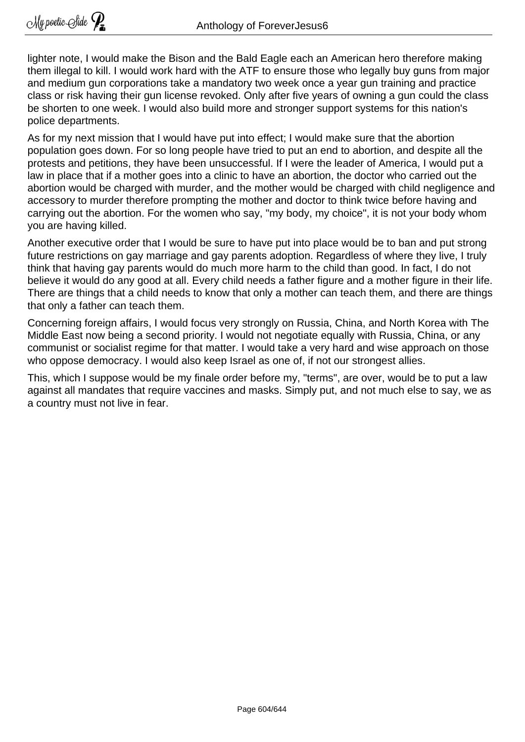lighter note, I would make the Bison and the Bald Eagle each an American hero therefore making them illegal to kill. I would work hard with the ATF to ensure those who legally buy guns from major and medium gun corporations take a mandatory two week once a year gun training and practice class or risk having their gun license revoked. Only after five years of owning a gun could the class be shorten to one week. I would also build more and stronger support systems for this nation's police departments.

As for my next mission that I would have put into effect; I would make sure that the abortion population goes down. For so long people have tried to put an end to abortion, and despite all the protests and petitions, they have been unsuccessful. If I were the leader of America, I would put a law in place that if a mother goes into a clinic to have an abortion, the doctor who carried out the abortion would be charged with murder, and the mother would be charged with child negligence and accessory to murder therefore prompting the mother and doctor to think twice before having and carrying out the abortion. For the women who say, "my body, my choice", it is not your body whom you are having killed.

Another executive order that I would be sure to have put into place would be to ban and put strong future restrictions on gay marriage and gay parents adoption. Regardless of where they live, I truly think that having gay parents would do much more harm to the child than good. In fact, I do not believe it would do any good at all. Every child needs a father figure and a mother figure in their life. There are things that a child needs to know that only a mother can teach them, and there are things that only a father can teach them.

Concerning foreign affairs, I would focus very strongly on Russia, China, and North Korea with The Middle East now being a second priority. I would not negotiate equally with Russia, China, or any communist or socialist regime for that matter. I would take a very hard and wise approach on those who oppose democracy. I would also keep Israel as one of, if not our strongest allies.

This, which I suppose would be my finale order before my, "terms", are over, would be to put a law against all mandates that require vaccines and masks. Simply put, and not much else to say, we as a country must not live in fear.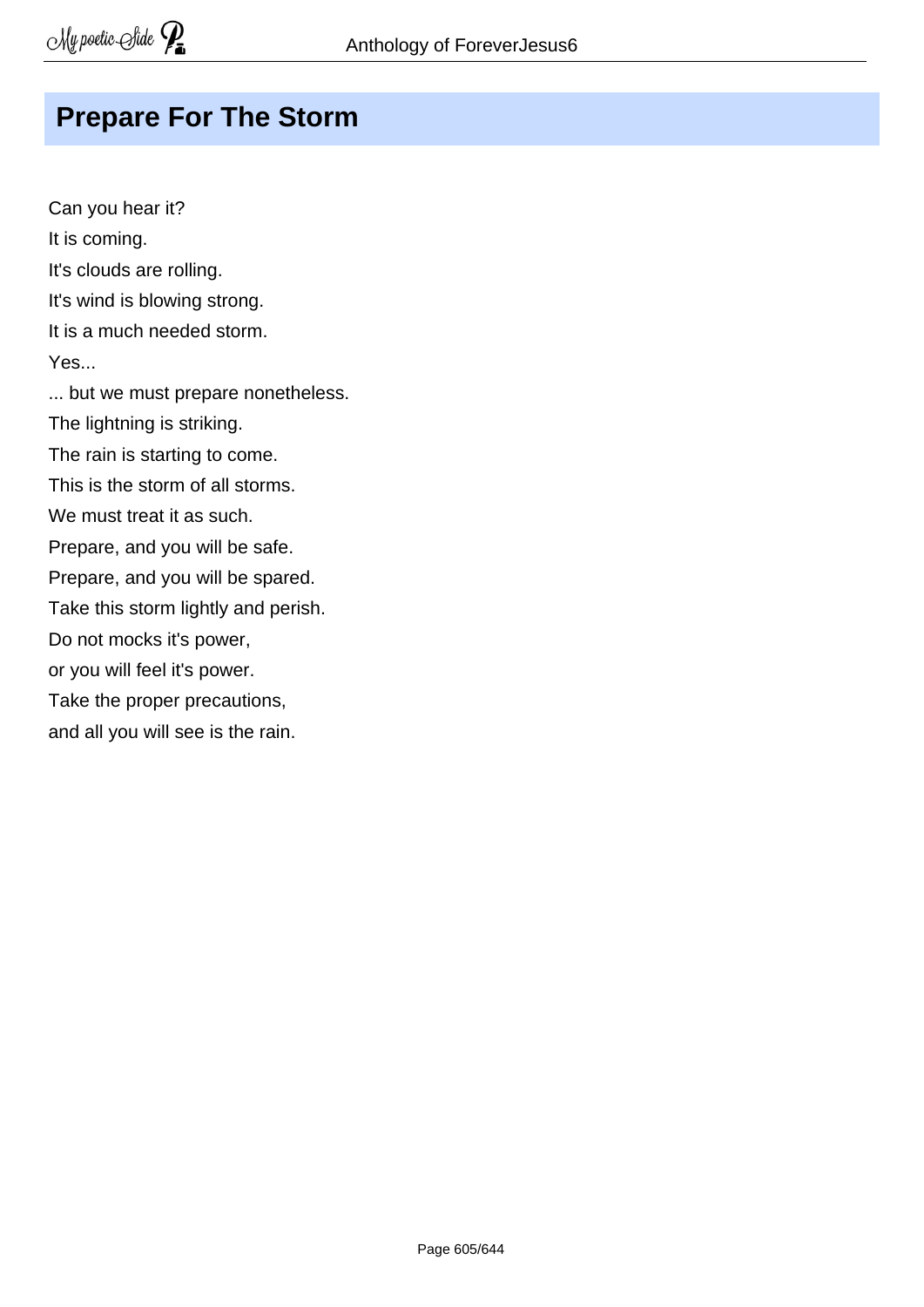# Prepare For The Storm

Can you hear it?  
It is coming.  
It's clouds are rolling.  
It's wind is blowing strong.  
It is a much needed storm.  
Yes...  
... but we must prepare nonetheless.  
The lightning is striking.  
The rain is starting to come.  
This is the storm of all storms.  
We must treat it as such.  
Prepare, and you will be safe.  
Prepare, and you will be spared.  
Take this storm lightly and perish.  
Do not mocks it's power,  
or you will feel it's power.  
Take the proper precautions,  
and all you will see is the rain.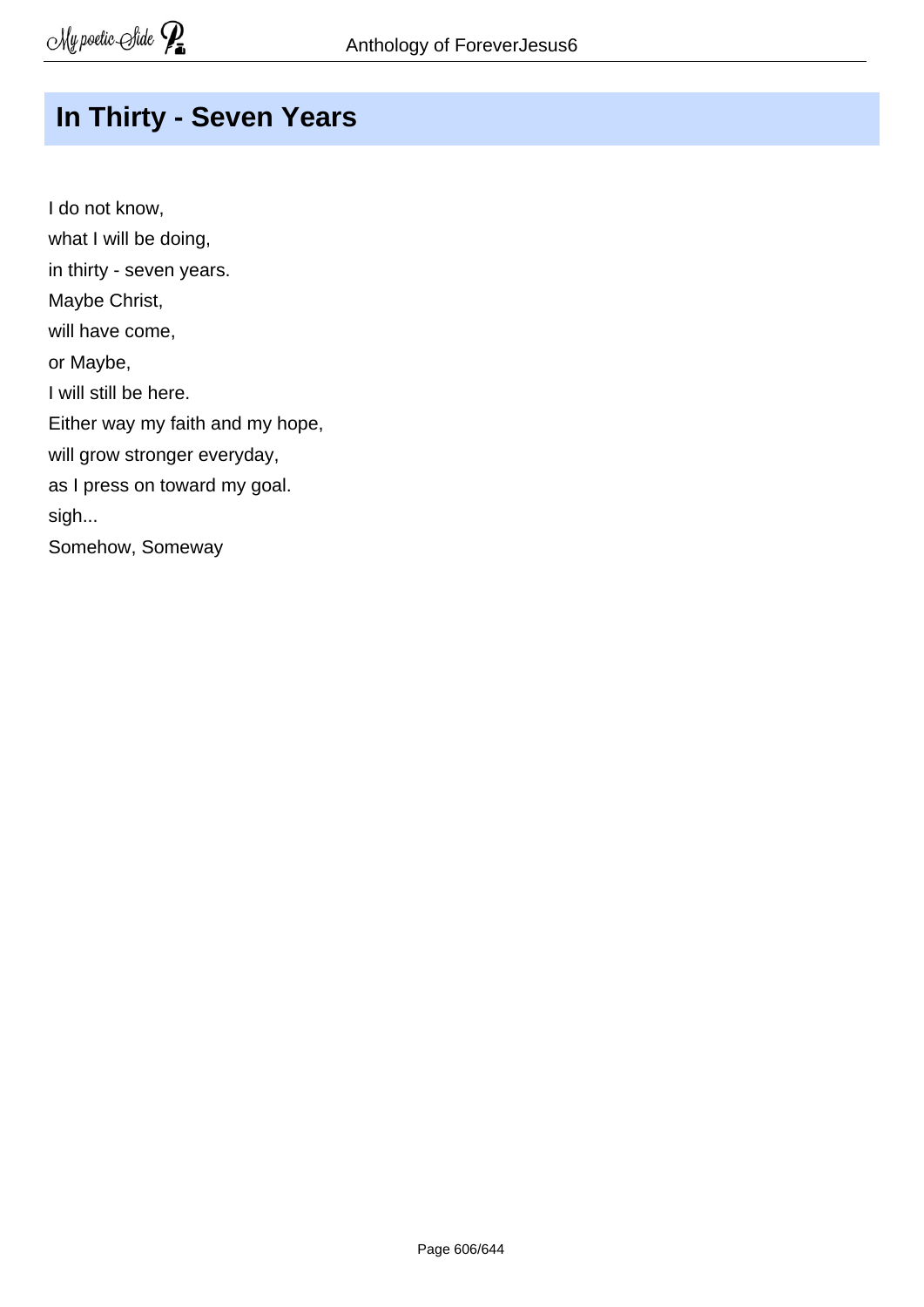# In Thirty - Seven Years

I do not know,  
what I will be doing,  
in thirty - seven years.  
Maybe Christ,  
will have come,  
or Maybe,  
I will still be here.  
Either way my faith and my hope,  
will grow stronger everyday,  
as I press on toward my goal.  
sigh...  
Somehow, Someway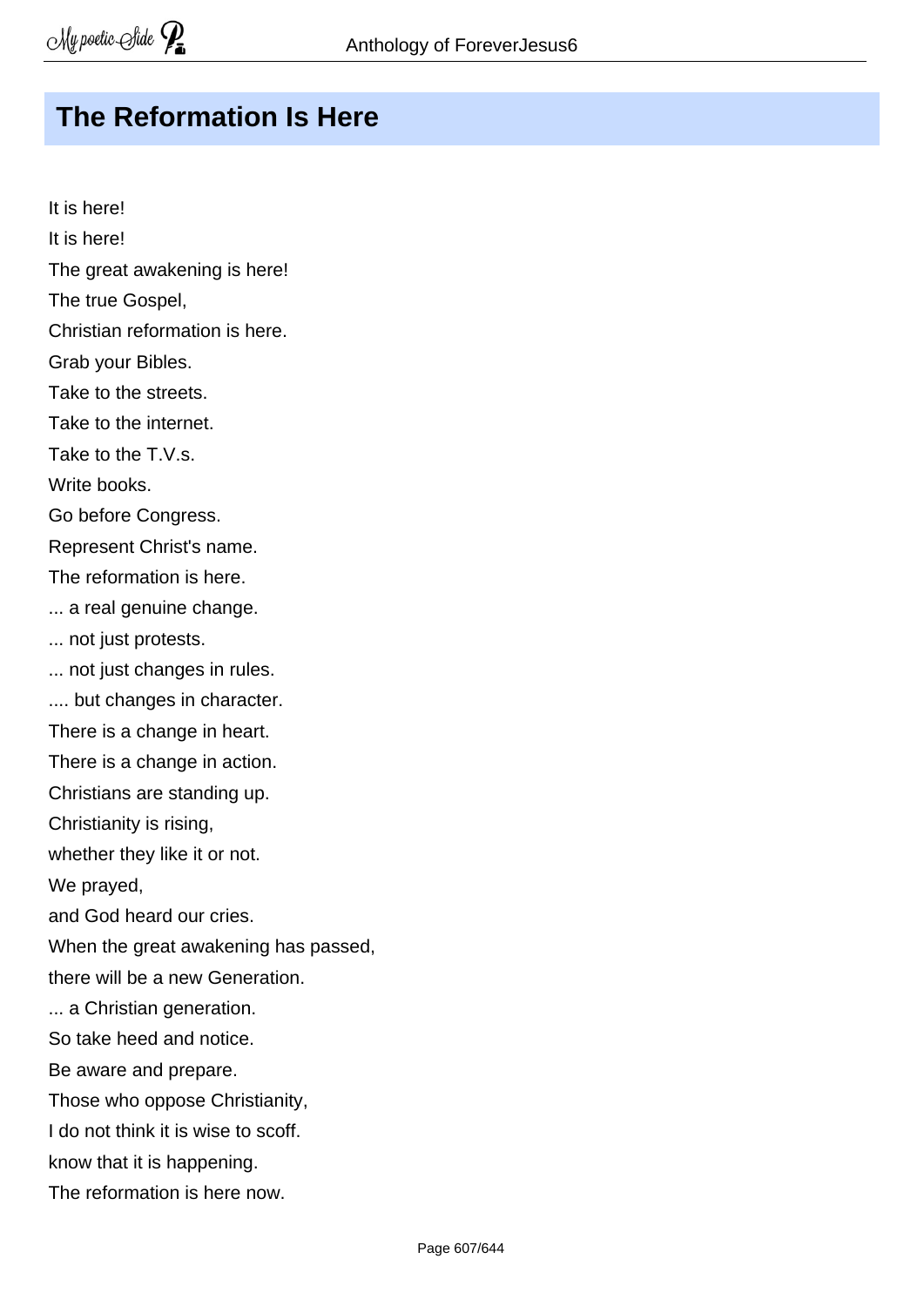# The Reformation Is Here

It is here!  
It is here!  
The great awakening is here!  
The true Gospel,  
Christian reformation is here.  
Grab your Bibles.  
Take to the streets.  
Take to the internet.  
Take to the T.V.s.  
Write books.  
Go before Congress.  
Represent Christ's name.  
The reformation is here.  
... a real genuine change.  
... not just protests.  
... not just changes in rules.  
.... but changes in character.  
There is a change in heart.  
There is a change in action.  
Christians are standing up.  
Christianity is rising,  
whether they like it or not.  
We prayed,  
and God heard our cries.  
When the great awakening has passed,  
there will be a new Generation.  
... a Christian generation.  
So take heed and notice.  
Be aware and prepare.  
Those who oppose Christianity,  
I do not think it is wise to scoff.  
know that it is happening.  
The reformation is here now.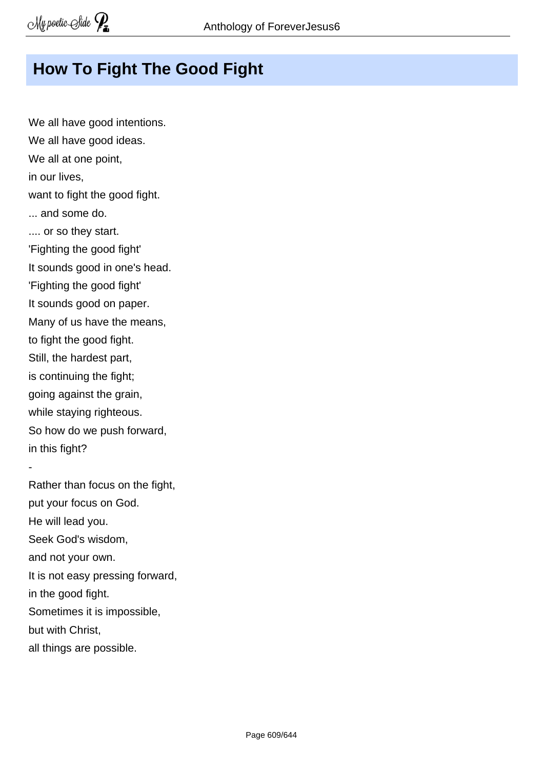# How To Fight The Good Fight

We all have good intentions.  
We all have good ideas.  
We all at one point,  
in our lives,  
want to fight the good fight.  
... and some do.  
.... or so they start.  
'Fighting the good fight'  
It sounds good in one's head.  
'Fighting the good fight'  
It sounds good on paper.  
Many of us have the means,  
to fight the good fight.  
Still, the hardest part,  
is continuing the fight;  
going against the grain,  
while staying righteous.  
So how do we push forward,  
in this fight?  
-  
Rather than focus on the fight,  
put your focus on God.  
He will lead you.  
Seek God's wisdom,  
and not your own.  
It is not easy pressing forward,  
in the good fight.  
Sometimes it is impossible,  
but with Christ,  
all things are possible.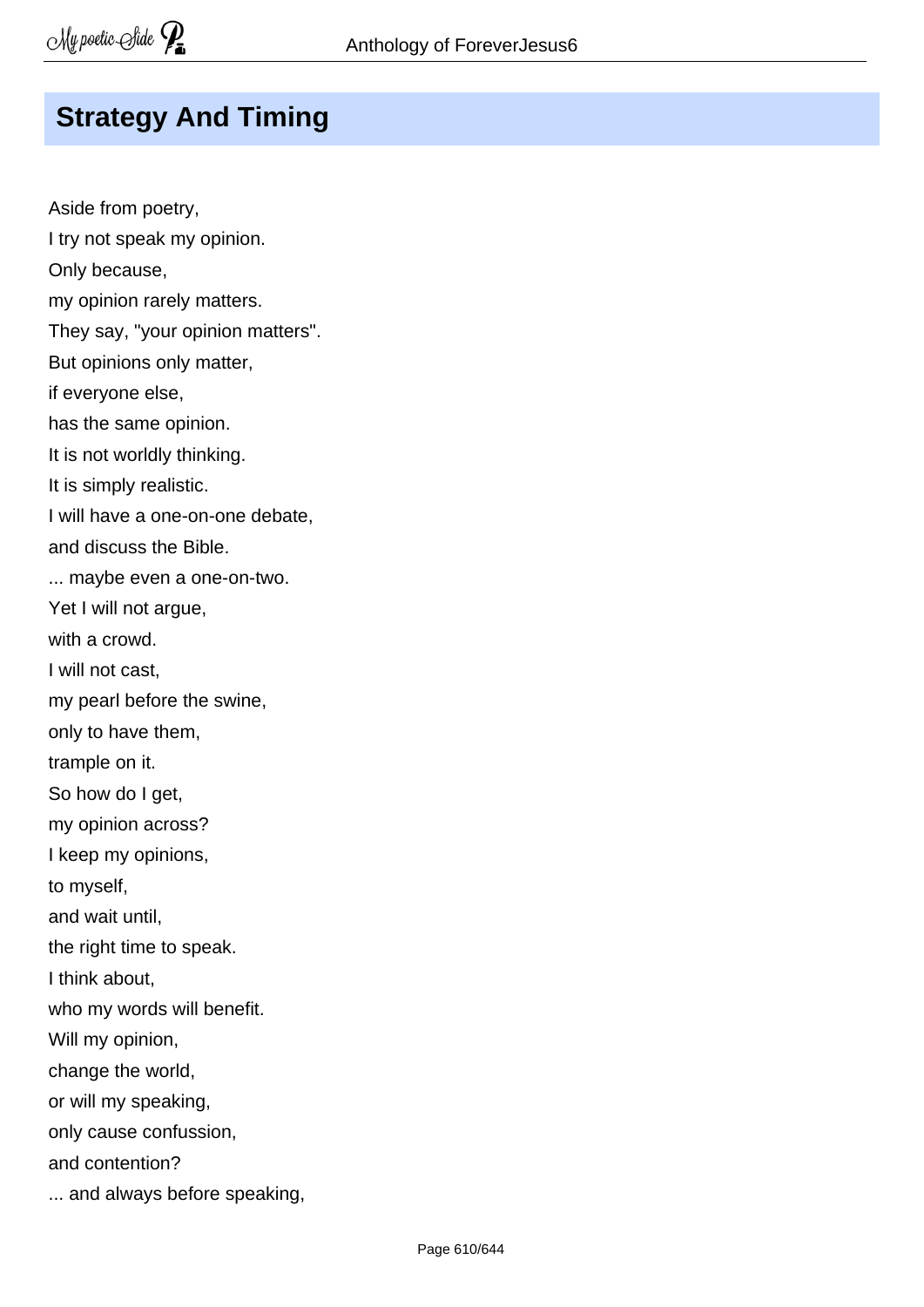## Strategy And Timing

Aside from poetry,
I try not speak my opinion.
Only because,
my opinion rarely matters.
They say, "your opinion matters".
But opinions only matter,
if everyone else,
has the same opinion.
It is not worldly thinking.
It is simply realistic.
I will have a one-on-one debate,
and discuss the Bible.
... maybe even a one-on-two.
Yet I will not argue,
with a crowd.
I will not cast,
my pearl before the swine,
only to have them,
trample on it.
So how do I get,
my opinion across?
I keep my opinions,
to myself,
and wait until,
the right time to speak.
I think about,
who my words will benefit.
Will my opinion,
change the world,
or will my speaking,
only cause confussion,
and contention?
... and always before speaking,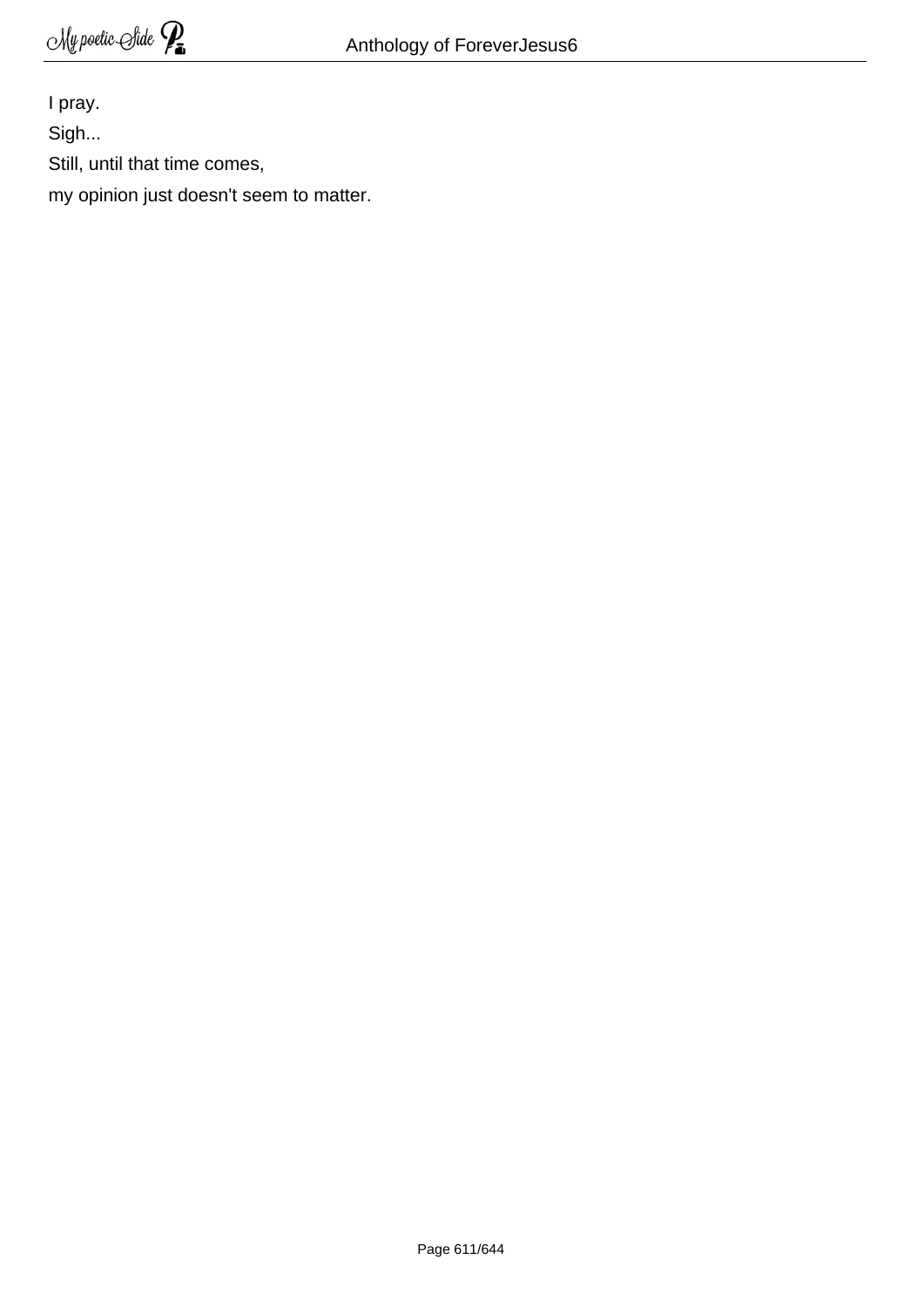I pray.

Sigh...

Still, until that time comes,

my opinion just doesn't seem to matter.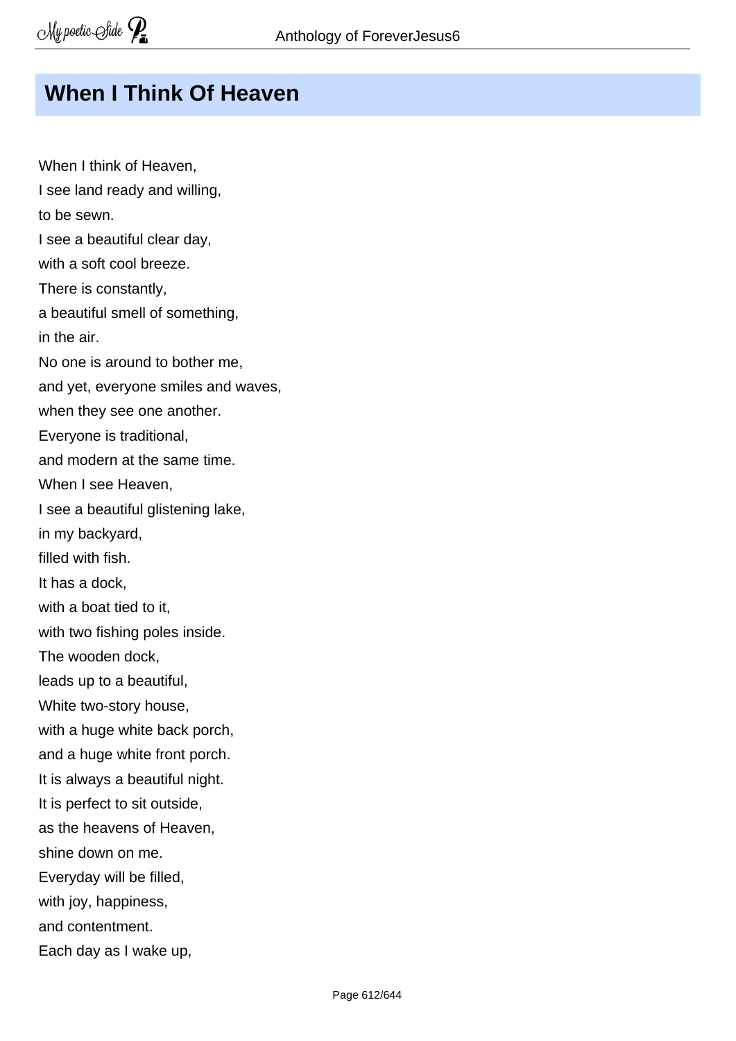## When I Think Of Heaven

When I think of Heaven,  
I see land ready and willing,  
to be sewn.  
I see a beautiful clear day,  
with a soft cool breeze.  
There is constantly,  
a beautiful smell of something,  
in the air.  
No one is around to bother me,  
and yet, everyone smiles and waves,  
when they see one another.  
Everyone is traditional,  
and modern at the same time.  
When I see Heaven,  
I see a beautiful glistening lake,  
in my backyard,  
filled with fish.  
It has a dock,  
with a boat tied to it,  
with two fishing poles inside.  
The wooden dock,  
leads up to a beautiful,  
White two-story house,  
with a huge white back porch,  
and a huge white front porch.  
It is always a beautiful night.  
It is perfect to sit outside,  
as the heavens of Heaven,  
shine down on me.  
Everyday will be filled,  
with joy, happiness,  
and contentment.  
Each day as I wake up,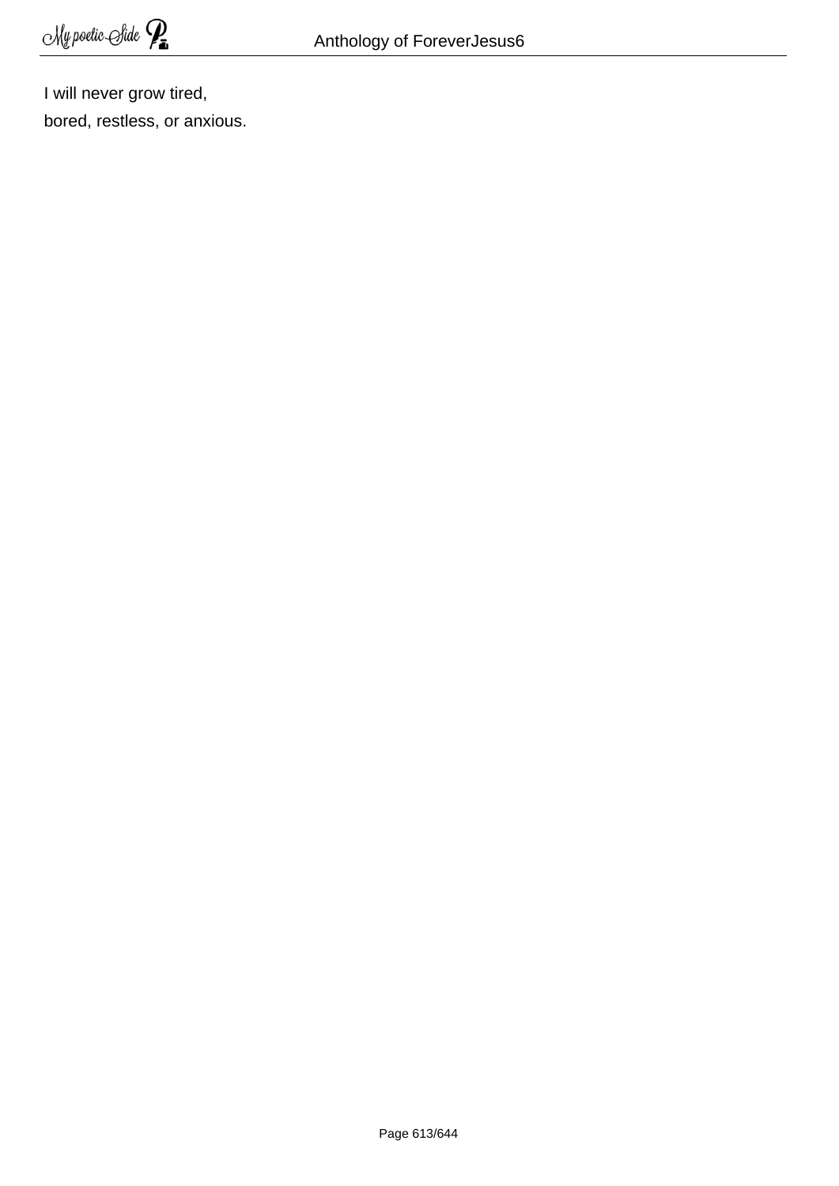I will never grow tired,
bored, restless, or anxious.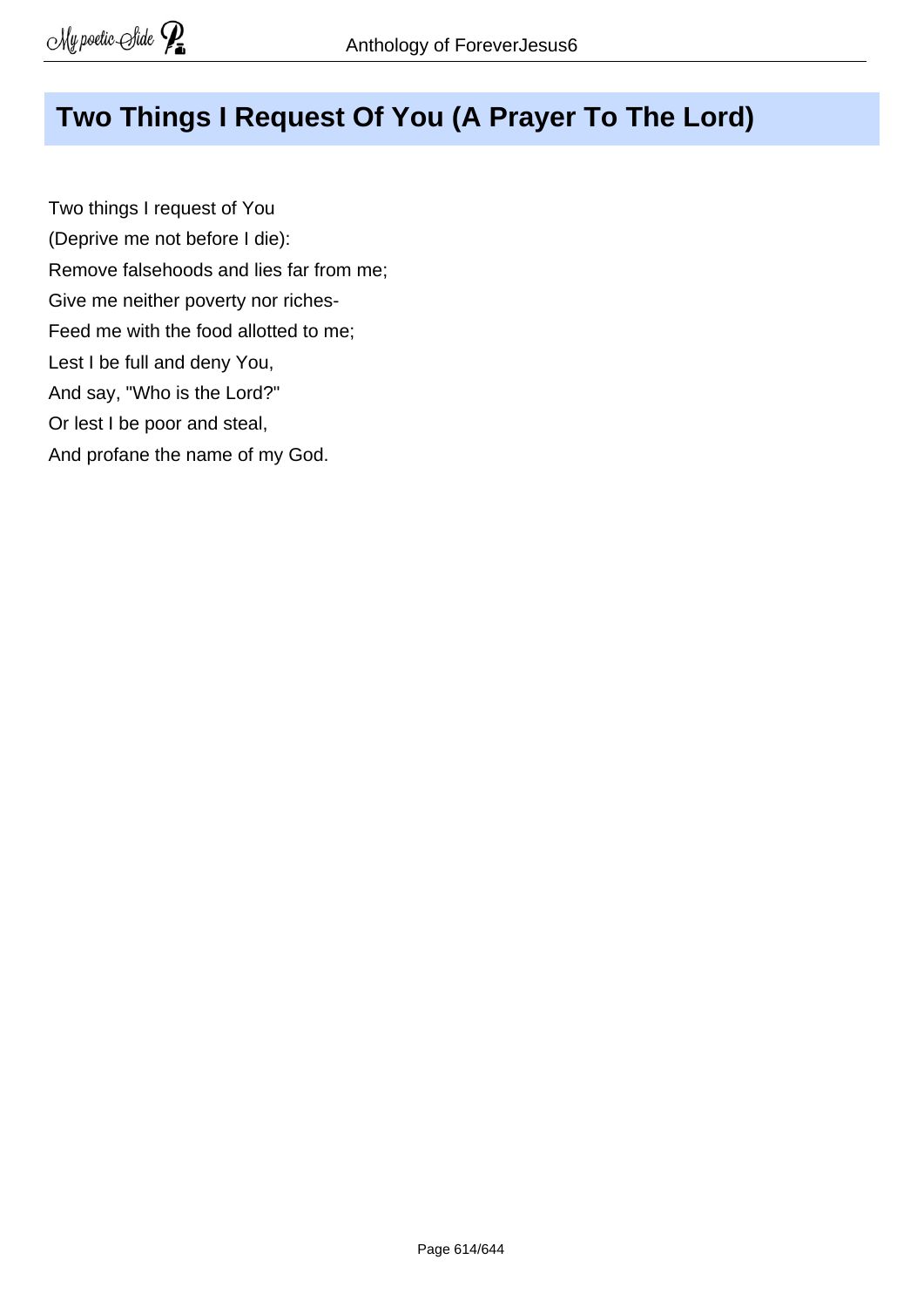## Two Things I Request Of You (A Prayer To The Lord)

Two things I request of You  
(Deprive me not before I die):  
Remove falsehoods and lies far from me;  
Give me neither poverty nor riches-  
Feed me with the food allotted to me;  
Lest I be full and deny You,  
And say, "Who is the Lord?"  
Or lest I be poor and steal,  
And profane the name of my God.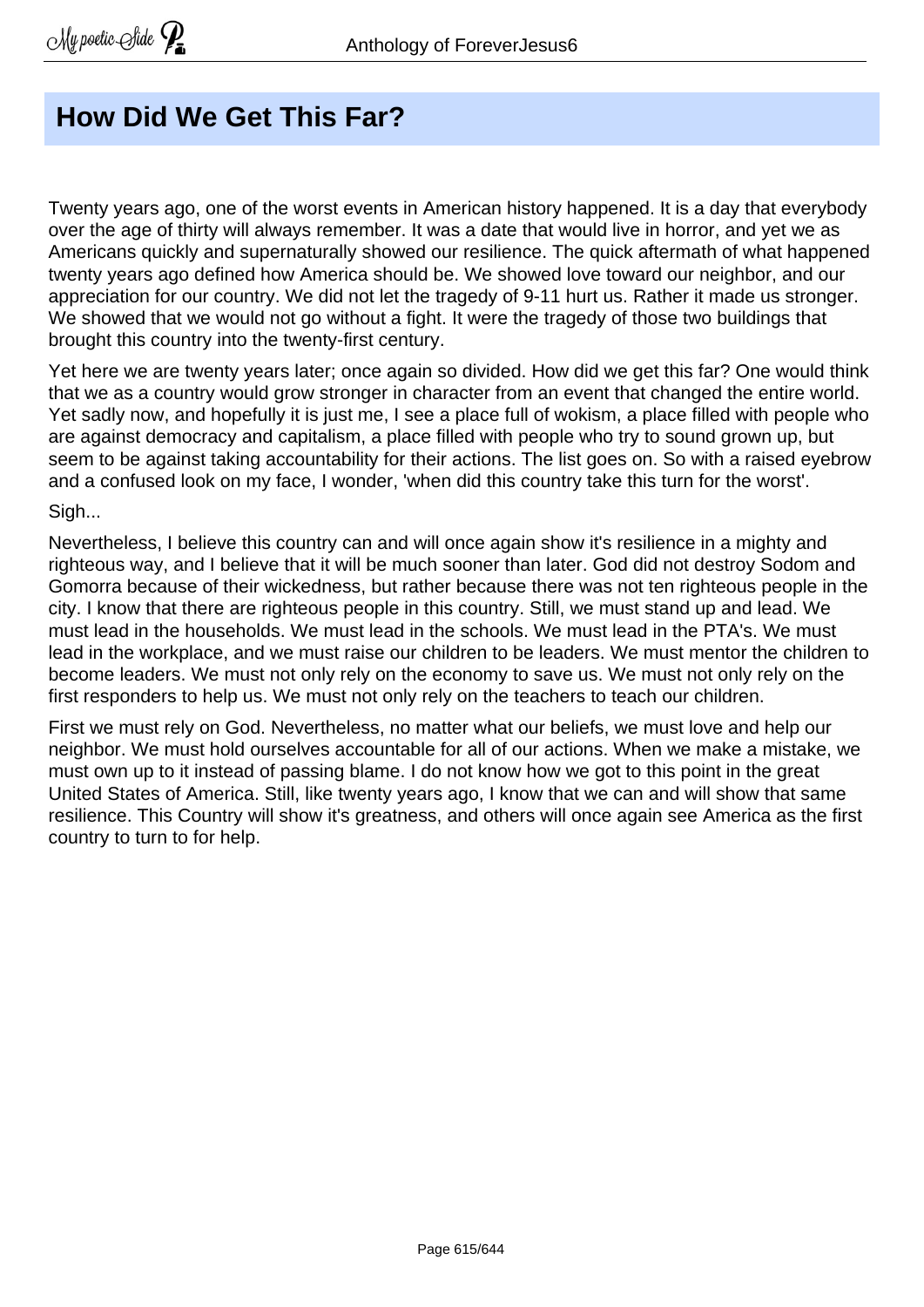# How Did We Get This Far?

Twenty years ago, one of the worst events in American history happened. It is a day that everybody over the age of thirty will always remember. It was a date that would live in horror, and yet we as Americans quickly and supernaturally showed our resilience. The quick aftermath of what happened twenty years ago defined how America should be. We showed love toward our neighbor, and our appreciation for our country. We did not let the tragedy of 9-11 hurt us. Rather it made us stronger. We showed that we would not go without a fight. It were the tragedy of those two buildings that brought this country into the twenty-first century.

Yet here we are twenty years later; once again so divided. How did we get this far? One would think that we as a country would grow stronger in character from an event that changed the entire world. Yet sadly now, and hopefully it is just me, I see a place full of wokism, a place filled with people who are against democracy and capitalism, a place filled with people who try to sound grown up, but seem to be against taking accountability for their actions. The list goes on. So with a raised eyebrow and a confused look on my face, I wonder, 'when did this country take this turn for the worst'.

Sigh...

Nevertheless, I believe this country can and will once again show it's resilience in a mighty and righteous way, and I believe that it will be much sooner than later. God did not destroy Sodom and Gomorra because of their wickedness, but rather because there was not ten righteous people in the city. I know that there are righteous people in this country. Still, we must stand up and lead. We must lead in the households. We must lead in the schools. We must lead in the PTA's. We must lead in the workplace, and we must raise our children to be leaders. We must mentor the children to become leaders. We must not only rely on the economy to save us. We must not only rely on the first responders to help us. We must not only rely on the teachers to teach our children.

First we must rely on God. Nevertheless, no matter what our beliefs, we must love and help our neighbor. We must hold ourselves accountable for all of our actions. When we make a mistake, we must own up to it instead of passing blame. I do not know how we got to this point in the great United States of America. Still, like twenty years ago, I know that we can and will show that same resilience. This Country will show it's greatness, and others will once again see America as the first country to turn to for help.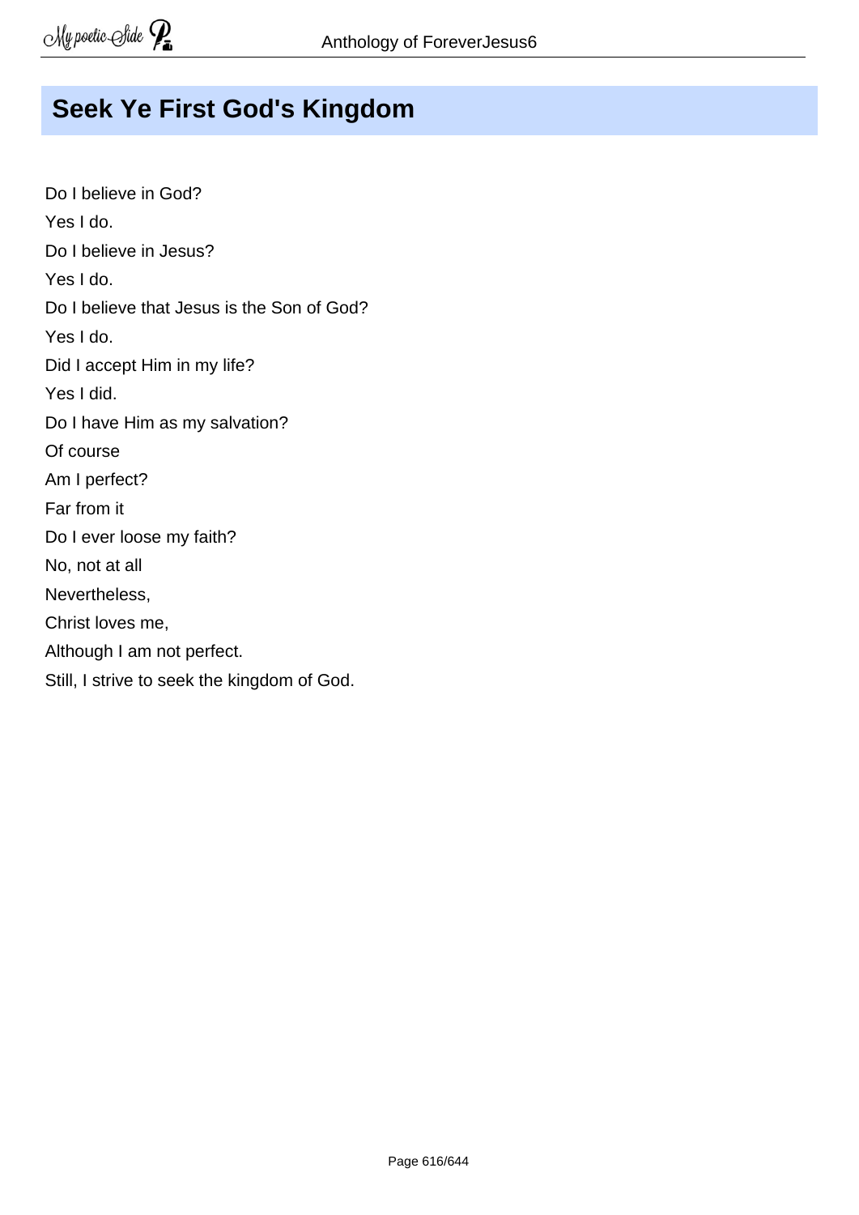# Seek Ye First God's Kingdom

Do I believe in God?  
Yes I do.  
Do I believe in Jesus?  
Yes I do.  
Do I believe that Jesus is the Son of God?  
Yes I do.  
Did I accept Him in my life?  
Yes I did.  
Do I have Him as my salvation?  
Of course  
Am I perfect?  
Far from it  
Do I ever loose my faith?  
No, not at all  
Nevertheless,  
Christ loves me,  
Although I am not perfect.  
Still, I strive to seek the kingdom of God.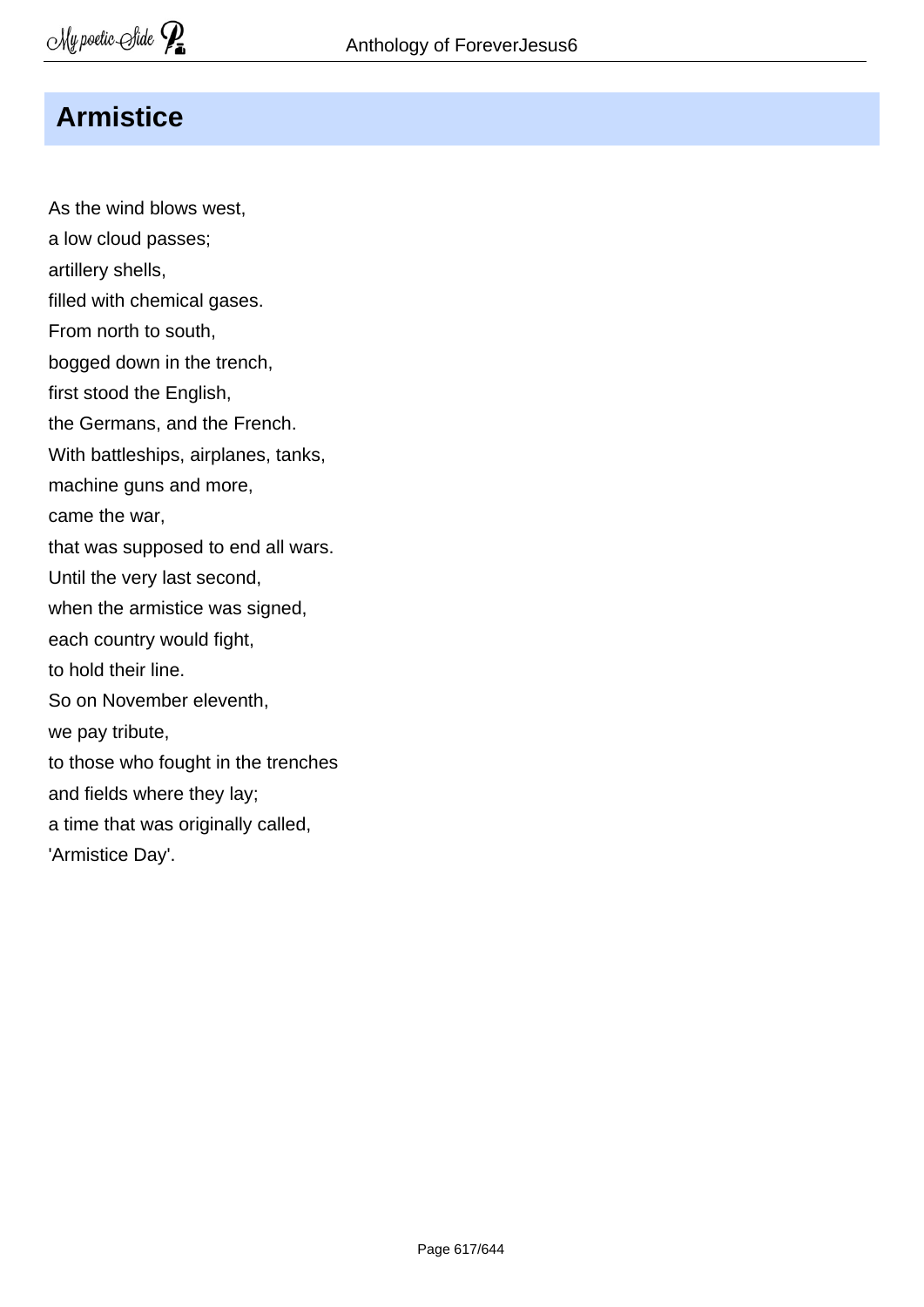## Armistice

As the wind blows west,
a low cloud passes;
artillery shells,
filled with chemical gases.
From north to south,
bogged down in the trench,
first stood the English,
the Germans, and the French.
With battleships, airplanes, tanks,
machine guns and more,
came the war,
that was supposed to end all wars.
Until the very last second,
when the armistice was signed,
each country would fight,
to hold their line.
So on November eleventh,
we pay tribute,
to those who fought in the trenches
and fields where they lay;
a time that was originally called,
'Armistice Day'.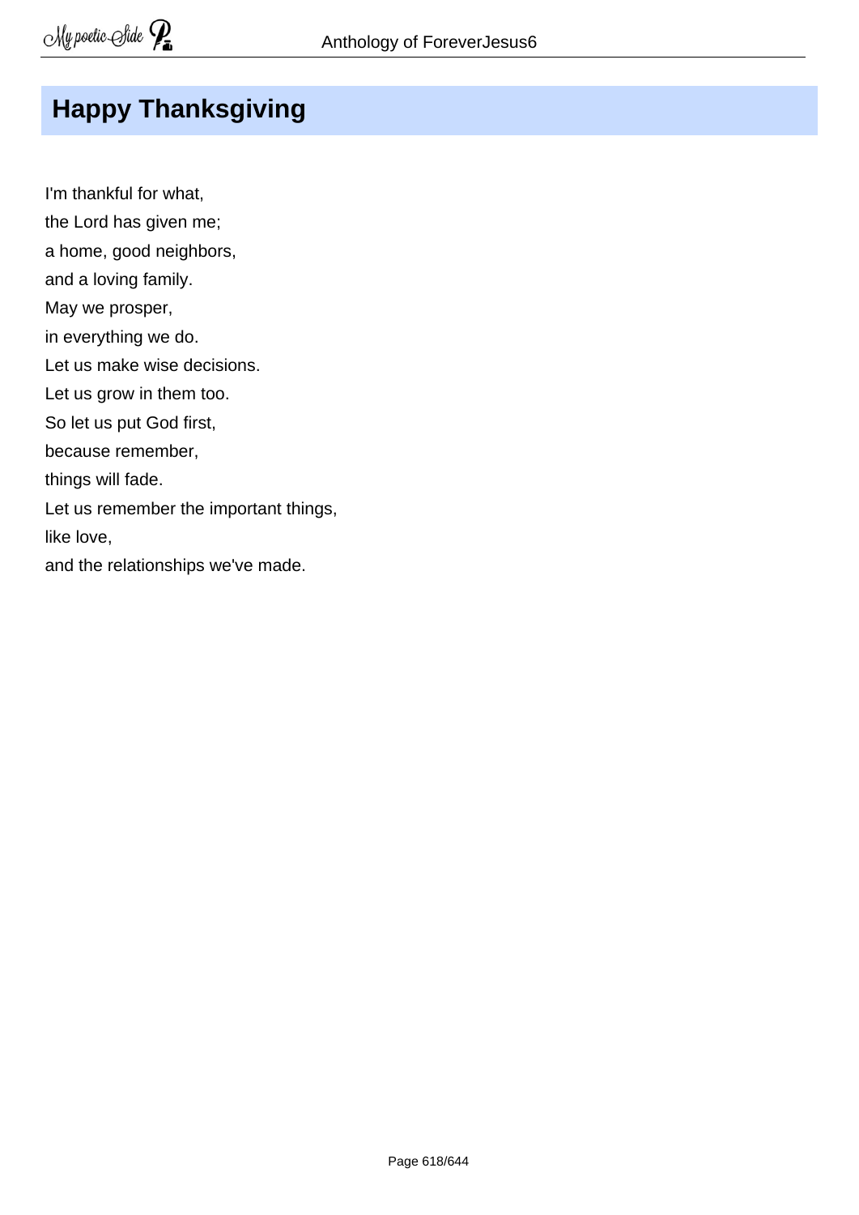# Happy Thanksgiving

I'm thankful for what,  
the Lord has given me;  
a home, good neighbors,  
and a loving family.  
May we prosper,  
in everything we do.  
Let us make wise decisions.  
Let us grow in them too.  
So let us put God first,  
because remember,  
things will fade.  
Let us remember the important things,  
like love,  
and the relationships we've made.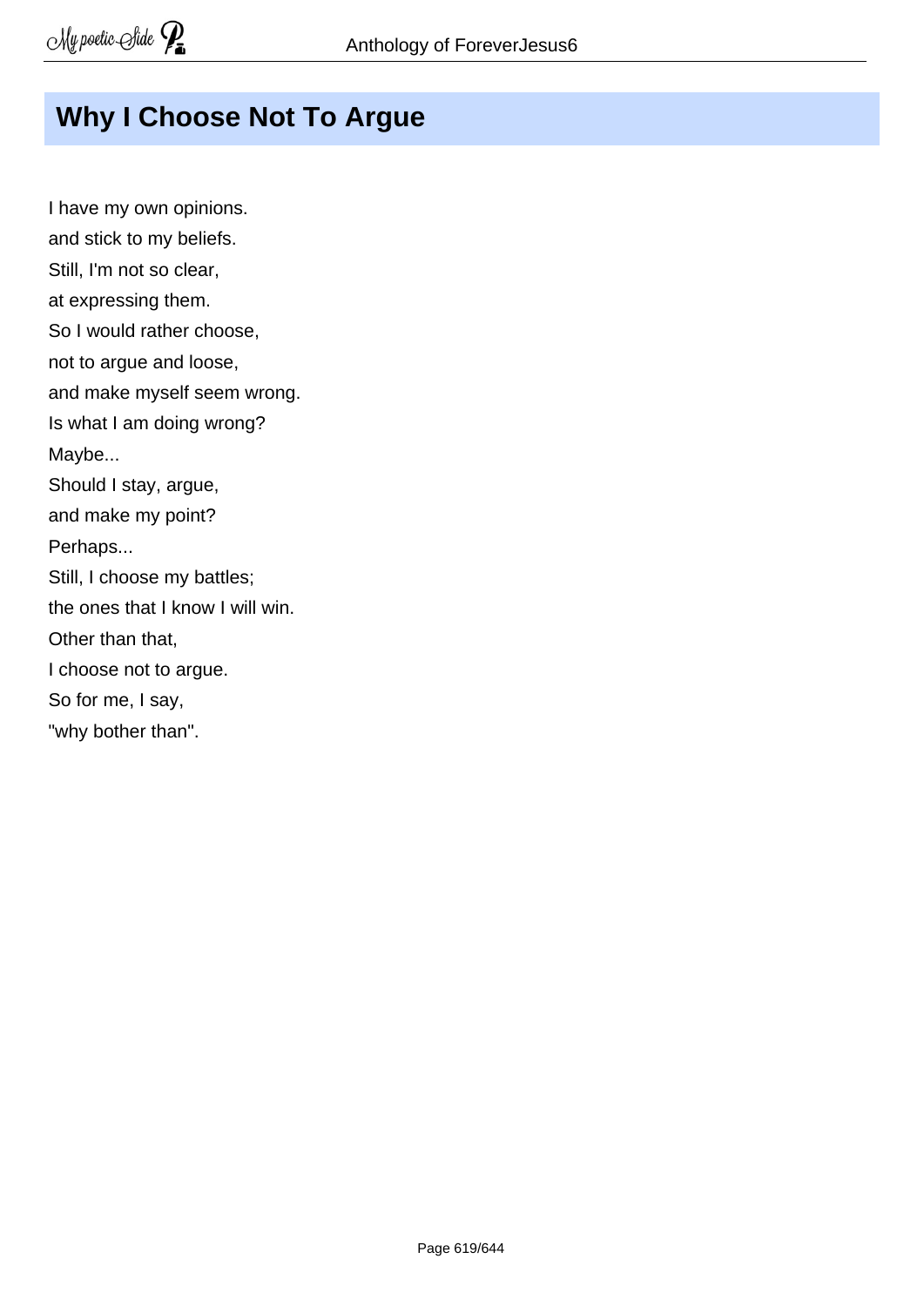## Why I Choose Not To Argue

I have my own opinions.  
and stick to my beliefs.  
Still, I'm not so clear,  
at expressing them.  
So I would rather choose,  
not to argue and loose,  
and make myself seem wrong.  
Is what I am doing wrong?  
Maybe...  
Should I stay, argue,  
and make my point?  
Perhaps...  
Still, I choose my battles;  
the ones that I know I will win.  
Other than that,  
I choose not to argue.  
So for me, I say,  
"why bother than".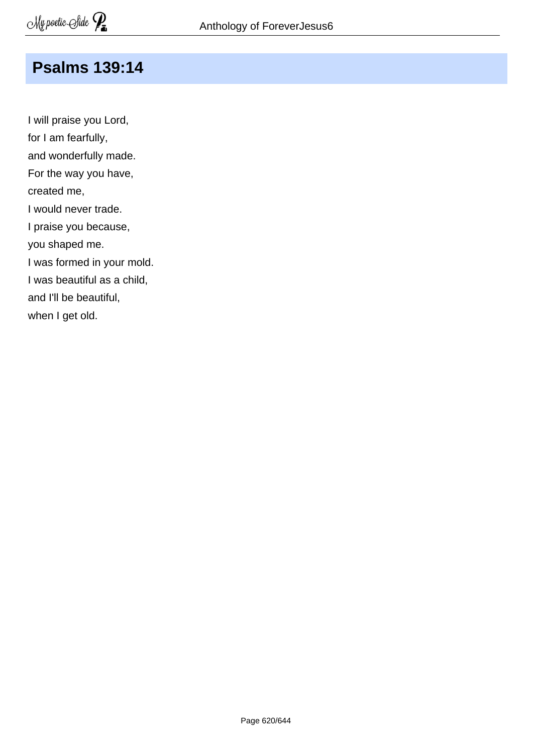## Psalms 139:14

I will praise you Lord,  
for I am fearfully,  
and wonderfully made.  
For the way you have,  
created me,  
I would never trade.  
I praise you because,  
you shaped me.  
I was formed in your mold.  
I was beautiful as a child,  
and I'll be beautiful,  
when I get old.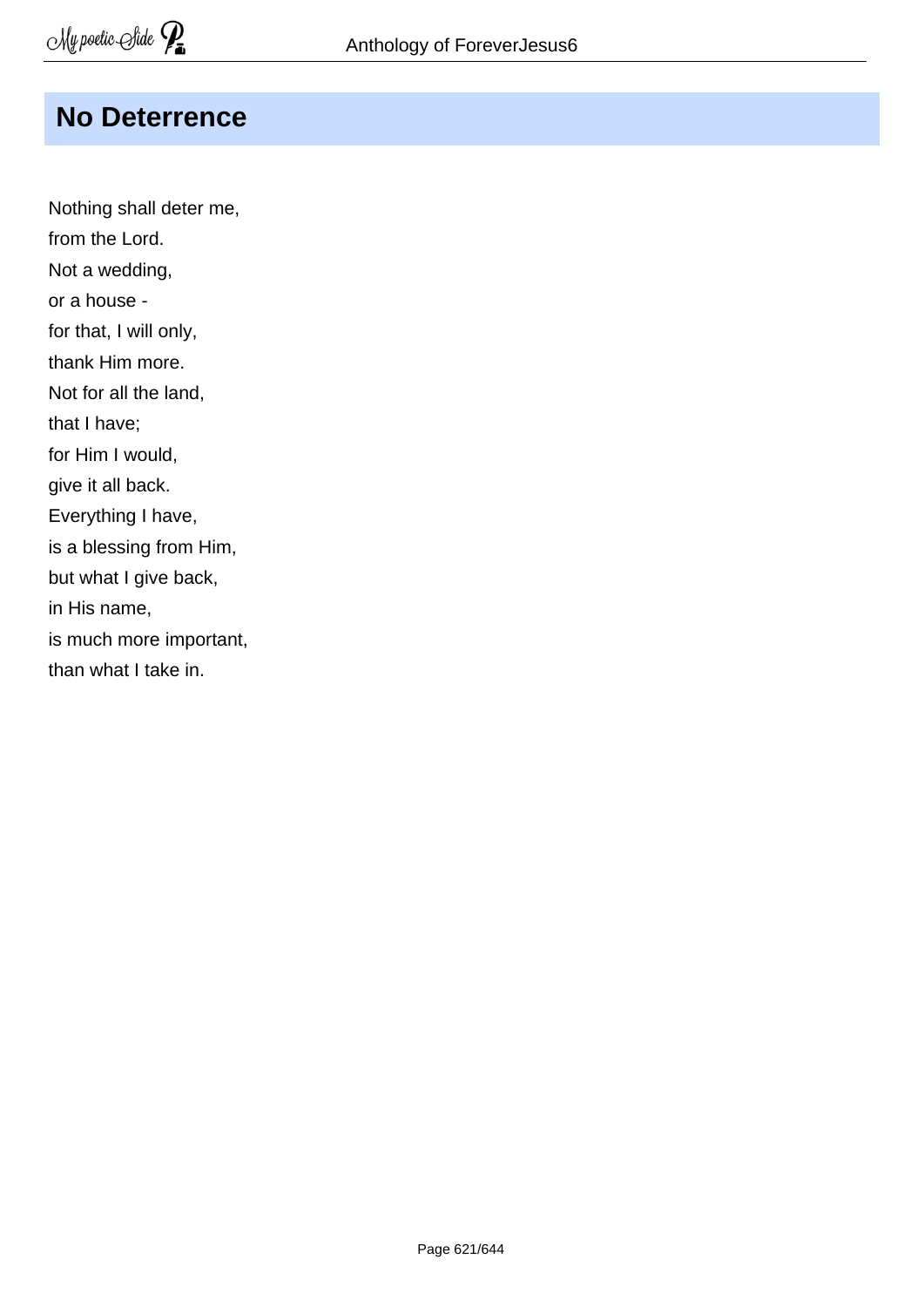## No Deterrence

Nothing shall deter me,  
from the Lord.  
Not a wedding,  
or a house -  
for that, I will only,  
thank Him more.  
Not for all the land,  
that I have;  
for Him I would,  
give it all back.  
Everything I have,  
is a blessing from Him,  
but what I give back,  
in His name,  
is much more important,  
than what I take in.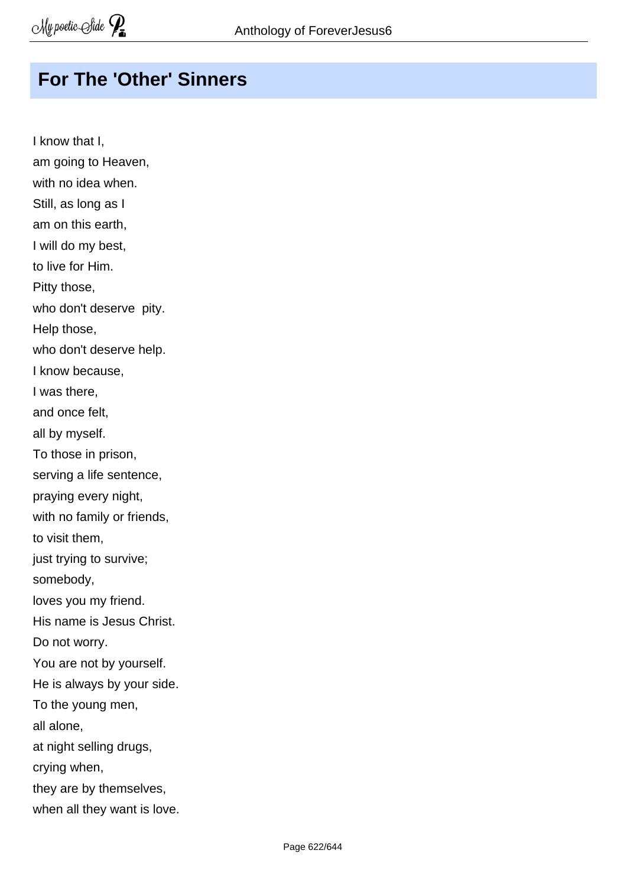## For The 'Other' Sinners

I know that I,
am going to Heaven,
with no idea when.
Still, as long as I
am on this earth,
I will do my best,
to live for Him.
Pitty those,
who don't deserve  pity.
Help those,
who don't deserve help.
I know because,
I was there,
and once felt,
all by myself.
To those in prison,
serving a life sentence,
praying every night,
with no family or friends,
to visit them,
just trying to survive;
somebody,
loves you my friend.
His name is Jesus Christ.
Do not worry.
You are not by yourself.
He is always by your side.
To the young men,
all alone,
at night selling drugs,
crying when,
they are by themselves,
when all they want is love.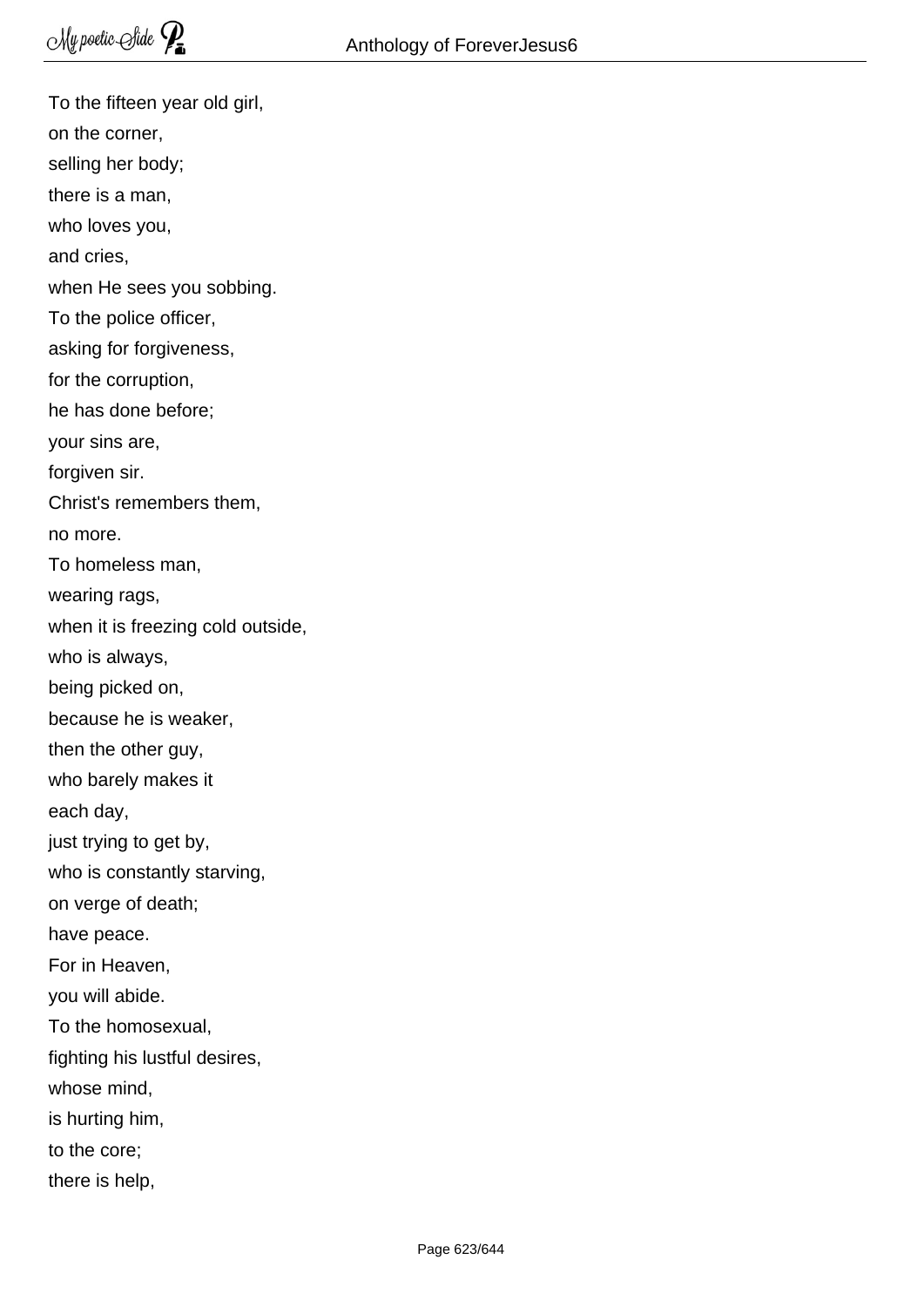To the fifteen year old girl,  
on the corner,  
selling her body;  
there is a man,  
who loves you,  
and cries,  
when He sees you sobbing.  
To the police officer,  
asking for forgiveness,  
for the corruption,  
he has done before;  
your sins are,  
forgiven sir.  
Christ's remembers them,  
no more.  
To homeless man,  
wearing rags,  
when it is freezing cold outside,  
who is always,  
being picked on,  
because he is weaker,  
then the other guy,  
who barely makes it  
each day,  
just trying to get by,  
who is constantly starving,  
on verge of death;  
have peace.  
For in Heaven,  
you will abide.  
To the homosexual,  
fighting his lustful desires,  
whose mind,  
is hurting him,  
to the core;  
there is help,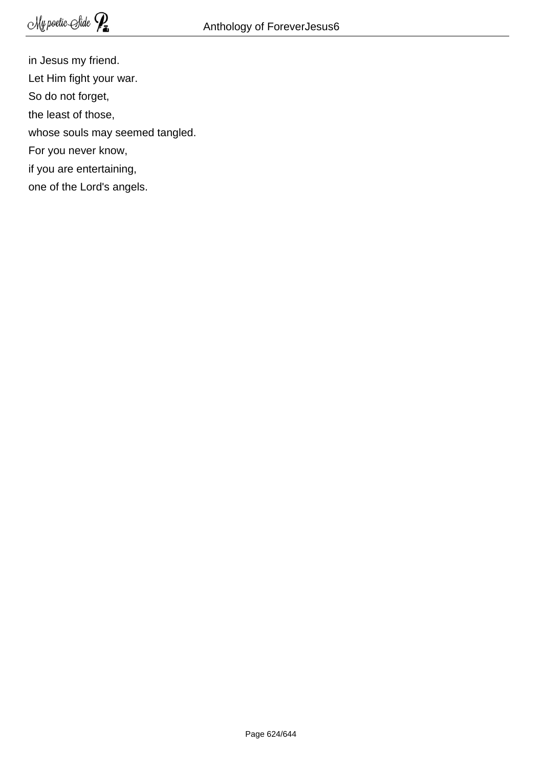in Jesus my friend.

Let Him fight your war.

So do not forget,

the least of those,

whose souls may seemed tangled.

For you never know,

if you are entertaining,

one of the Lord's angels.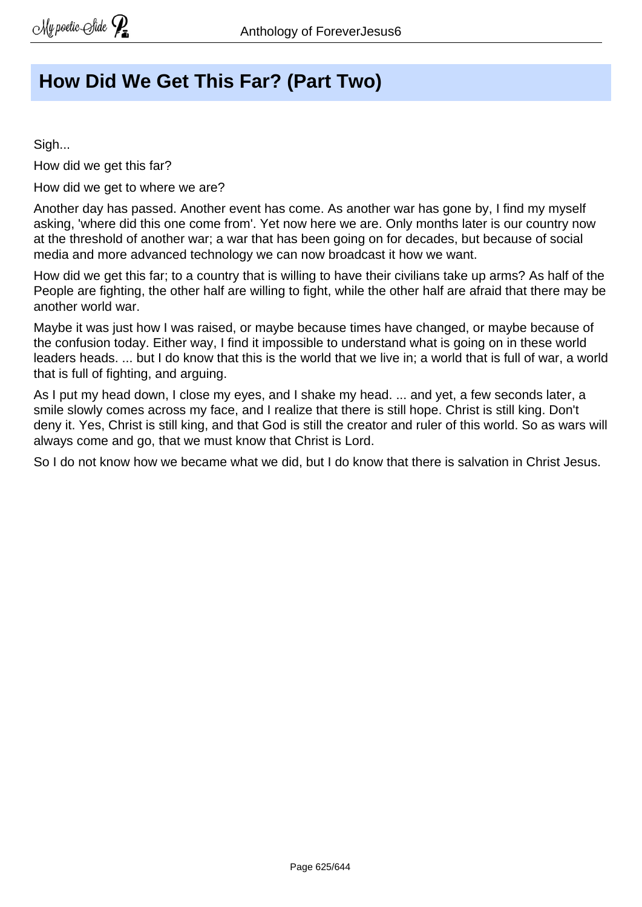# How Did We Get This Far? (Part Two)

Sigh...

How did we get this far?

How did we get to where we are?

Another day has passed. Another event has come. As another war has gone by, I find my myself asking, 'where did this one come from'. Yet now here we are. Only months later is our country now at the threshold of another war; a war that has been going on for decades, but because of social media and more advanced technology we can now broadcast it how we want.

How did we get this far; to a country that is willing to have their civilians take up arms? As half of the People are fighting, the other half are willing to fight, while the other half are afraid that there may be another world war.

Maybe it was just how I was raised, or maybe because times have changed, or maybe because of the confusion today. Either way, I find it impossible to understand what is going on in these world leaders heads. ... but I do know that this is the world that we live in; a world that is full of war, a world that is full of fighting, and arguing.

As I put my head down, I close my eyes, and I shake my head. ... and yet, a few seconds later, a smile slowly comes across my face, and I realize that there is still hope. Christ is still king. Don't deny it. Yes, Christ is still king, and that God is still the creator and ruler of this world. So as wars will always come and go, that we must know that Christ is Lord.

So I do not know how we became what we did, but I do know that there is salvation in Christ Jesus.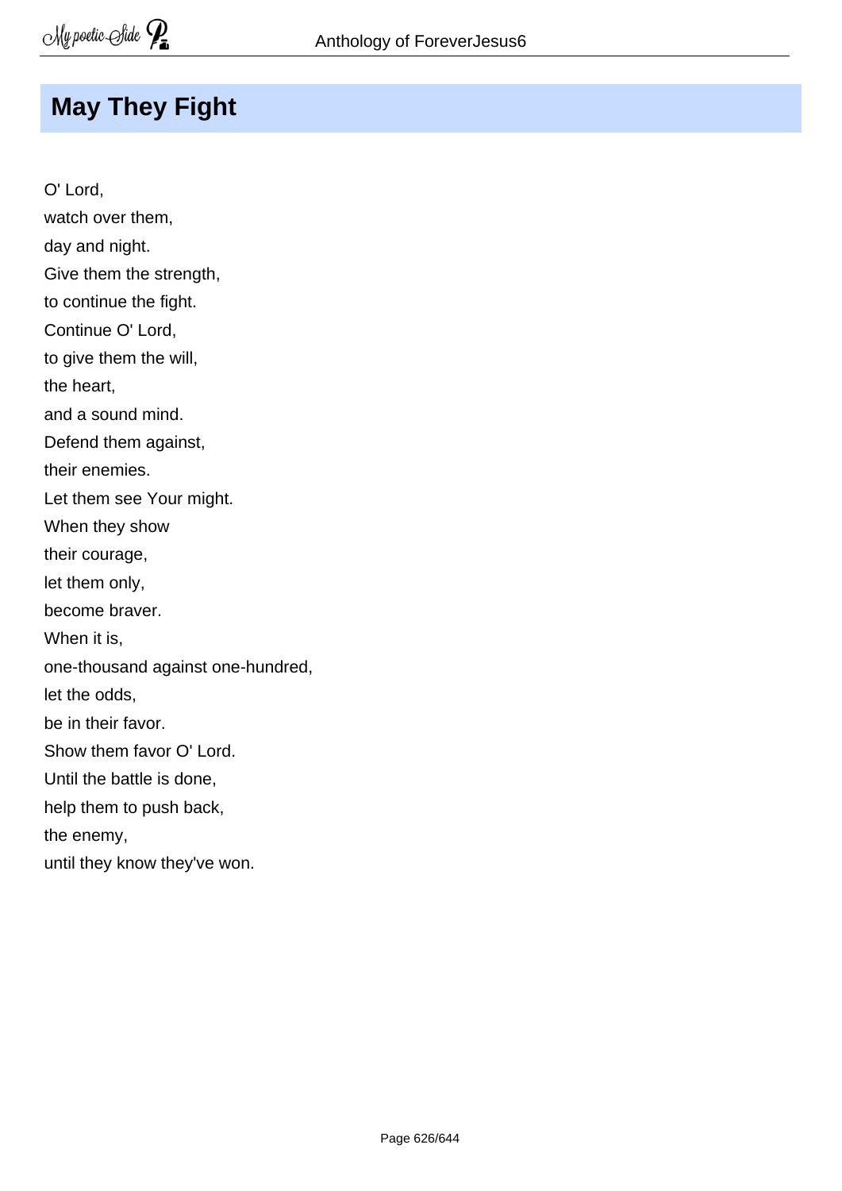## May They Fight

O' Lord,
watch over them,
day and night.
Give them the strength,
to continue the fight.
Continue O' Lord,
to give them the will,
the heart,
and a sound mind.
Defend them against,
their enemies.
Let them see Your might.
When they show
their courage,
let them only,
become braver.
When it is,
one-thousand against one-hundred,
let the odds,
be in their favor.
Show them favor O' Lord.
Until the battle is done,
help them to push back,
the enemy,
until they know they've won.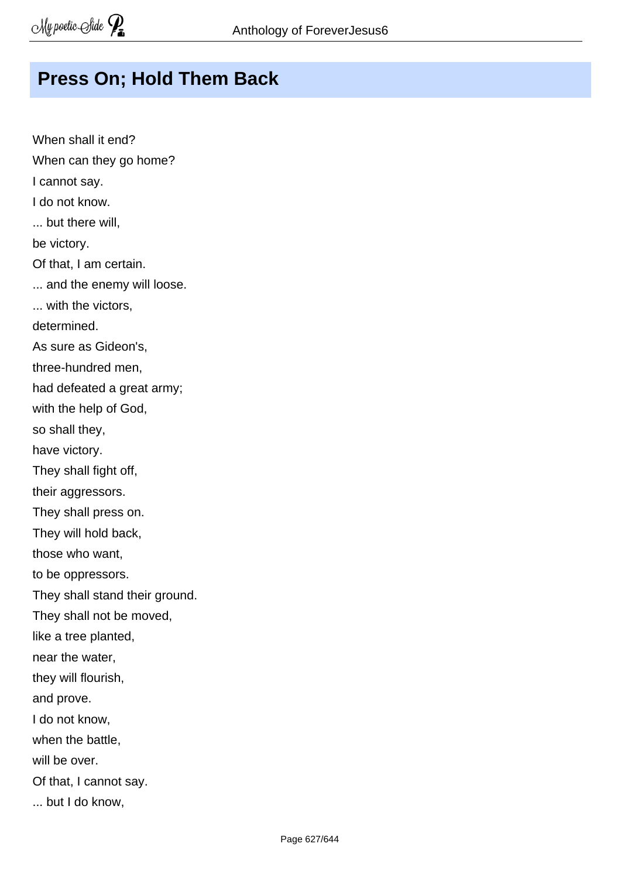## Press On; Hold Them Back

When shall it end?
When can they go home?
I cannot say.
I do not know.
... but there will,
be victory.
Of that, I am certain.
... and the enemy will loose.
... with the victors,
determined.
As sure as Gideon's,
three-hundred men,
had defeated a great army;
with the help of God,
so shall they,
have victory.
They shall fight off,
their aggressors.
They shall press on.
They will hold back,
those who want,
to be oppressors.
They shall stand their ground.
They shall not be moved,
like a tree planted,
near the water,
they will flourish,
and prove.
I do not know,
when the battle,
will be over.
Of that, I cannot say.
... but I do know,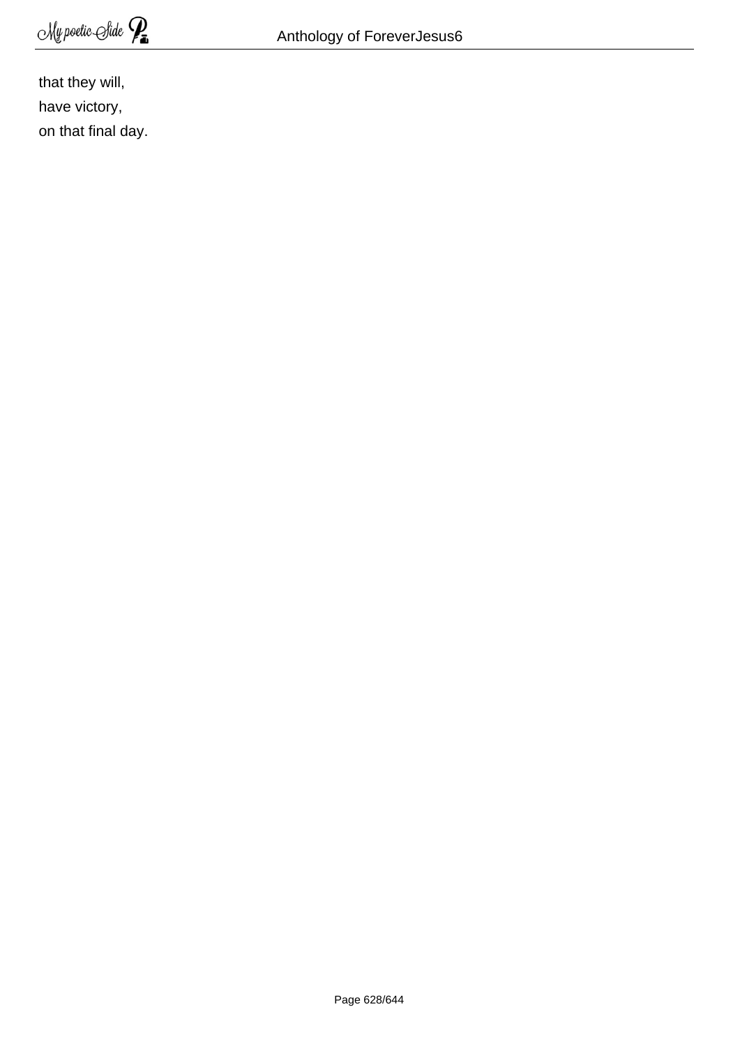that they will,  
have victory,  
on that final day.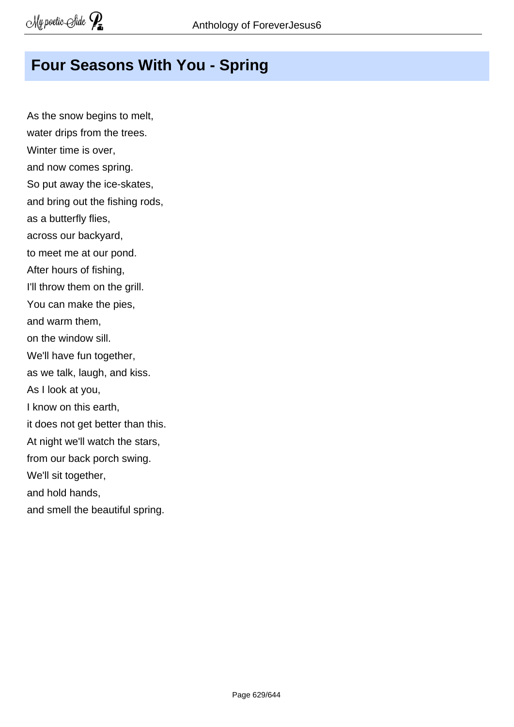# Four Seasons With You - Spring

As the snow begins to melt,
water drips from the trees.
Winter time is over,
and now comes spring.
So put away the ice-skates,
and bring out the fishing rods,
as a butterfly flies,
across our backyard,
to meet me at our pond.
After hours of fishing,
I'll throw them on the grill.
You can make the pies,
and warm them,
on the window sill.
We'll have fun together,
as we talk, laugh, and kiss.
As I look at you,
I know on this earth,
it does not get better than this.
At night we'll watch the stars,
from our back porch swing.
We'll sit together,
and hold hands,
and smell the beautiful spring.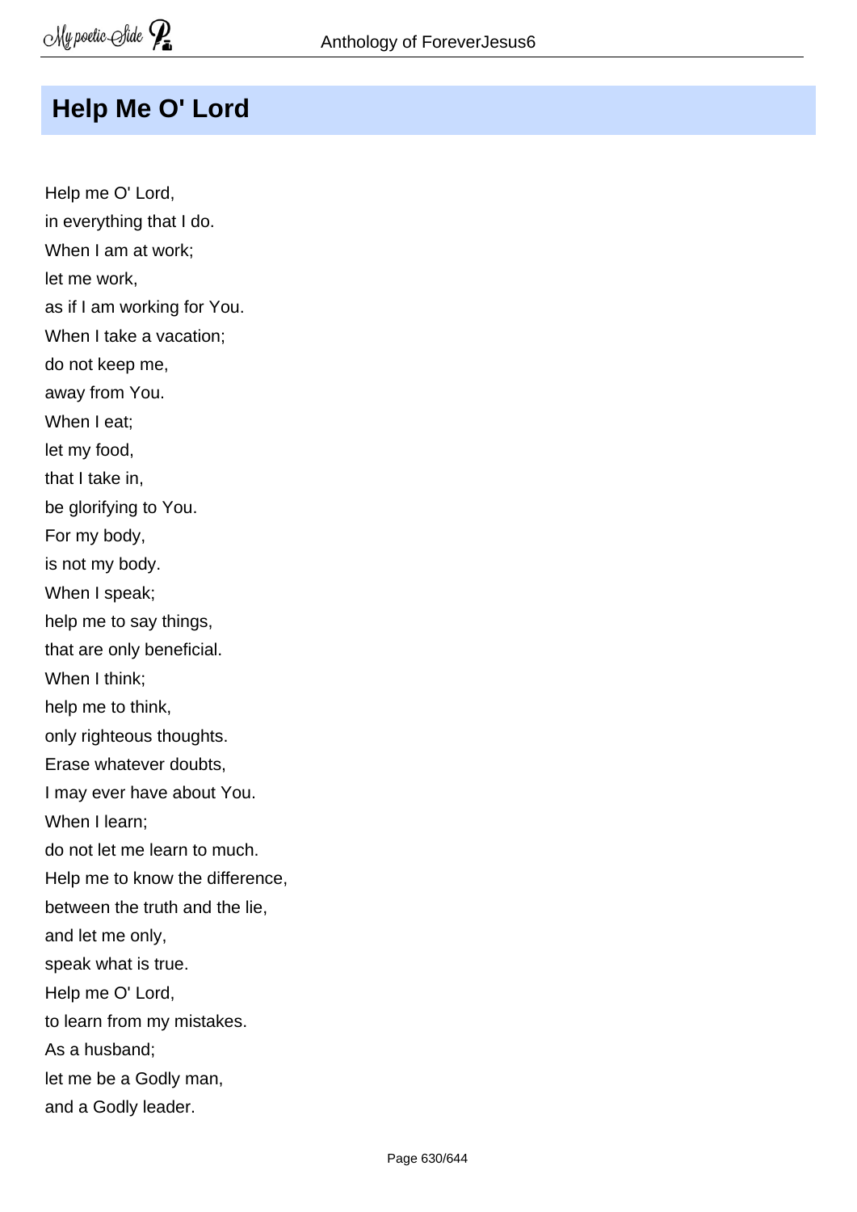## Help Me O' Lord

Help me O' Lord,  
in everything that I do.  
When I am at work;  
let me work,  
as if I am working for You.  
When I take a vacation;  
do not keep me,  
away from You.  
When I eat;  
let my food,  
that I take in,  
be glorifying to You.  
For my body,  
is not my body.  
When I speak;  
help me to say things,  
that are only beneficial.  
When I think;  
help me to think,  
only righteous thoughts.  
Erase whatever doubts,  
I may ever have about You.  
When I learn;  
do not let me learn to much.  
Help me to know the difference,  
between the truth and the lie,  
and let me only,  
speak what is true.  
Help me O' Lord,  
to learn from my mistakes.  
As a husband;  
let me be a Godly man,  
and a Godly leader.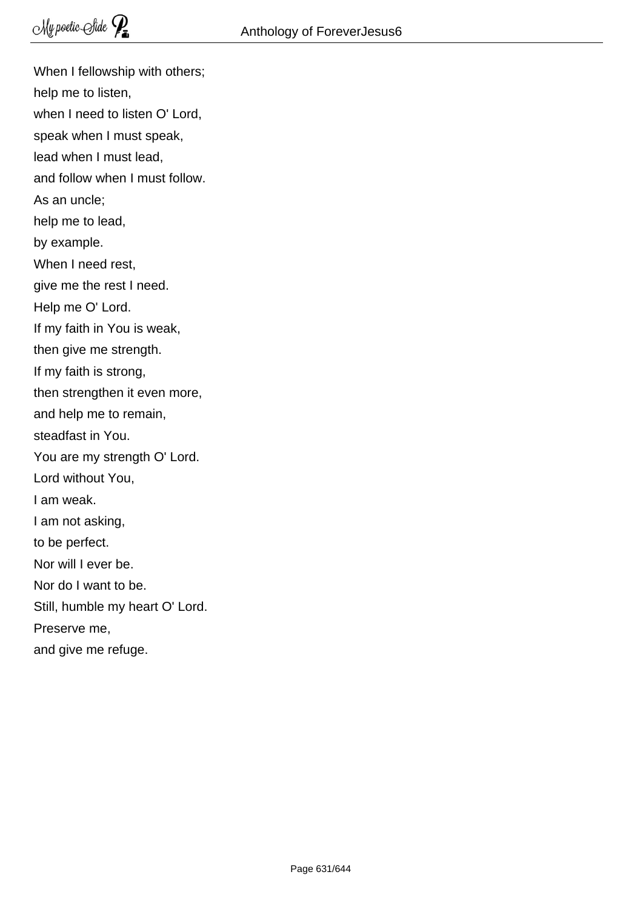When I fellowship with others;  
help me to listen,  
when I need to listen O' Lord,  
speak when I must speak,  
lead when I must lead,  
and follow when I must follow.  
As an uncle;  
help me to lead,  
by example.  
When I need rest,  
give me the rest I need.  
Help me O' Lord.  
If my faith in You is weak,  
then give me strength.  
If my faith is strong,  
then strengthen it even more,  
and help me to remain,  
steadfast in You.  
You are my strength O' Lord.  
Lord without You,  
I am weak.  
I am not asking,  
to be perfect.  
Nor will I ever be.  
Nor do I want to be.  
Still, humble my heart O' Lord.  
Preserve me,  
and give me refuge.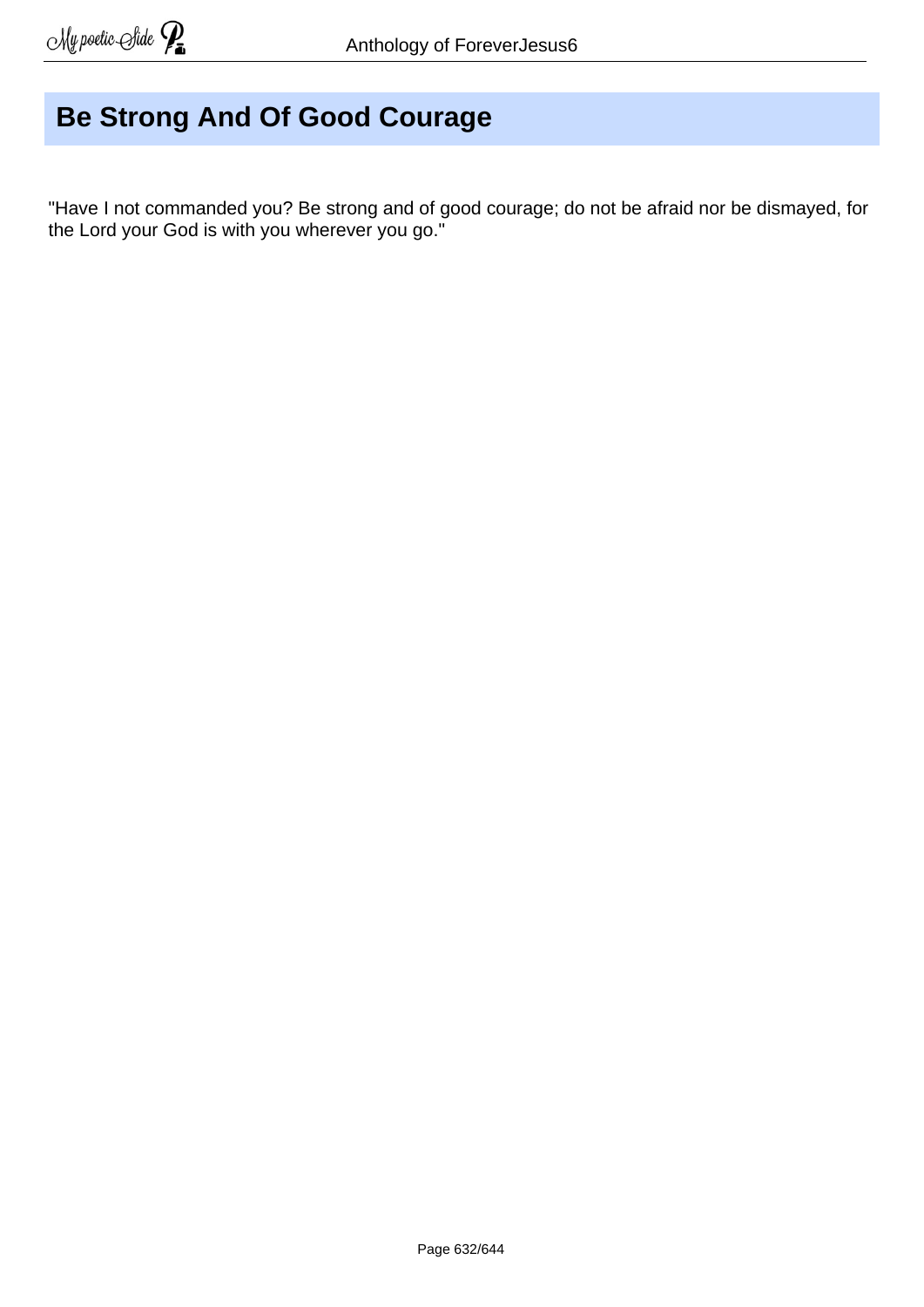# Be Strong And Of Good Courage

"Have I not commanded you? Be strong and of good courage; do not be afraid nor be dismayed, for the Lord your God is with you wherever you go."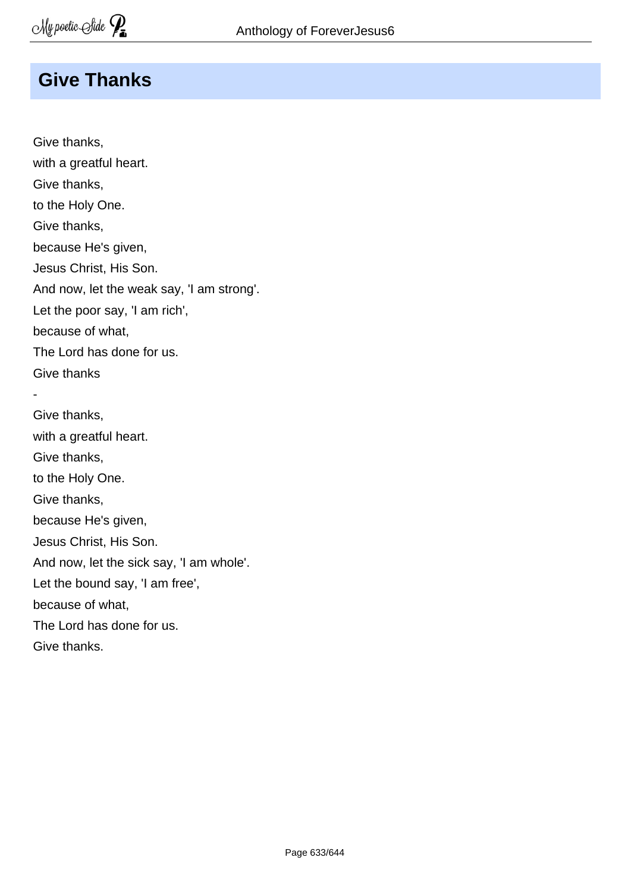## Give Thanks

Give thanks,  
with a greatful heart.  
Give thanks,  
to the Holy One.  
Give thanks,  
because He's given,  
Jesus Christ, His Son.  
And now, let the weak say, 'I am strong'.  
Let the poor say, 'I am rich',  
because of what,  
The Lord has done for us.  
Give thanks

-

Give thanks,  
with a greatful heart.  
Give thanks,  
to the Holy One.  
Give thanks,  
because He's given,  
Jesus Christ, His Son.  
And now, let the sick say, 'I am whole'.  
Let the bound say, 'I am free',  
because of what,  
The Lord has done for us.  
Give thanks.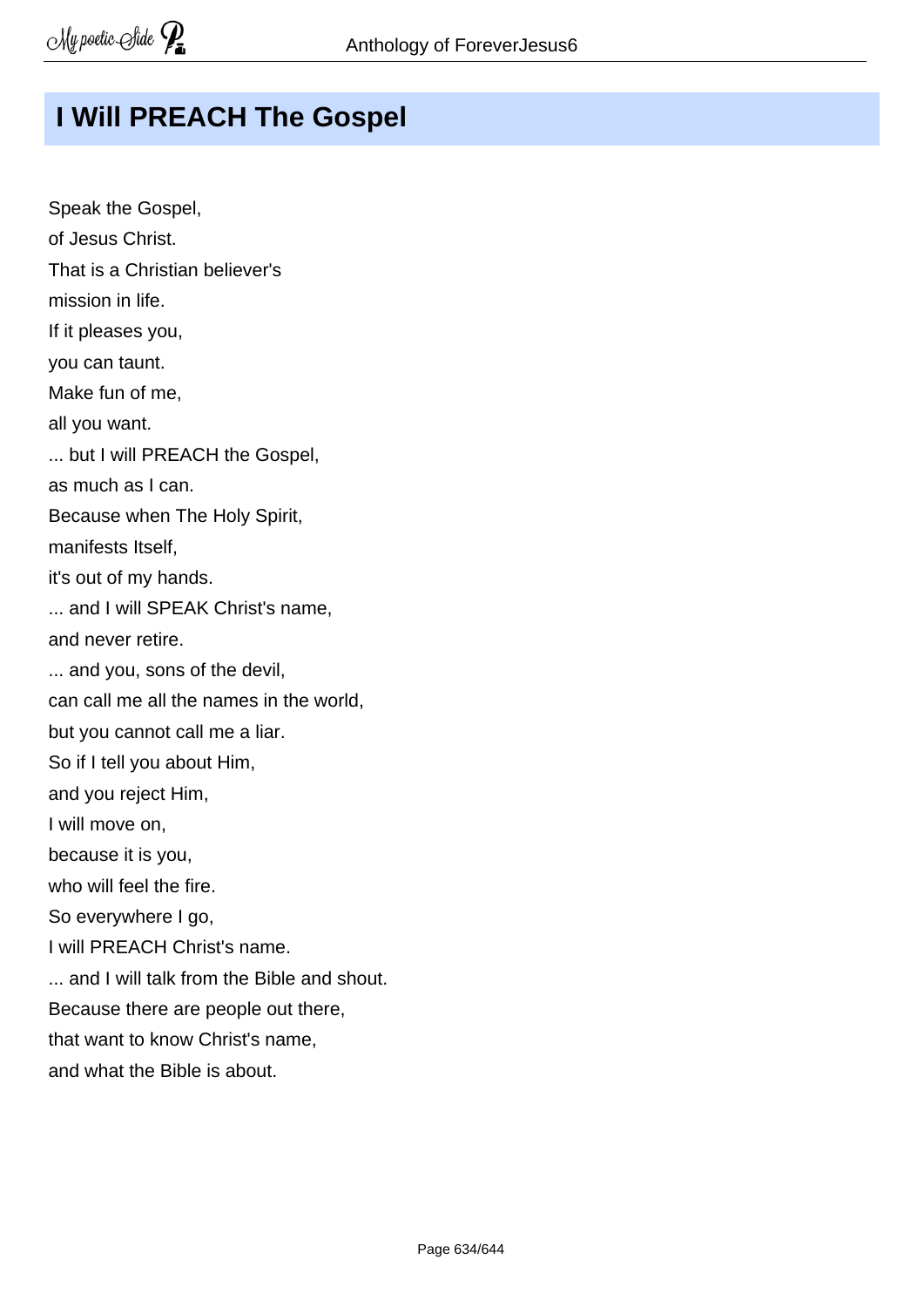# I Will PREACH The Gospel

Speak the Gospel,  
of Jesus Christ.  
That is a Christian believer's  
mission in life.  
If it pleases you,  
you can taunt.  
Make fun of me,  
all you want.  
... but I will PREACH the Gospel,  
as much as I can.  
Because when The Holy Spirit,  
manifests Itself,  
it's out of my hands.  
... and I will SPEAK Christ's name,  
and never retire.  
... and you, sons of the devil,  
can call me all the names in the world,  
but you cannot call me a liar.  
So if I tell you about Him,  
and you reject Him,  
I will move on,  
because it is you,  
who will feel the fire.  
So everywhere I go,  
I will PREACH Christ's name.  
... and I will talk from the Bible and shout.  
Because there are people out there,  
that want to know Christ's name,  
and what the Bible is about.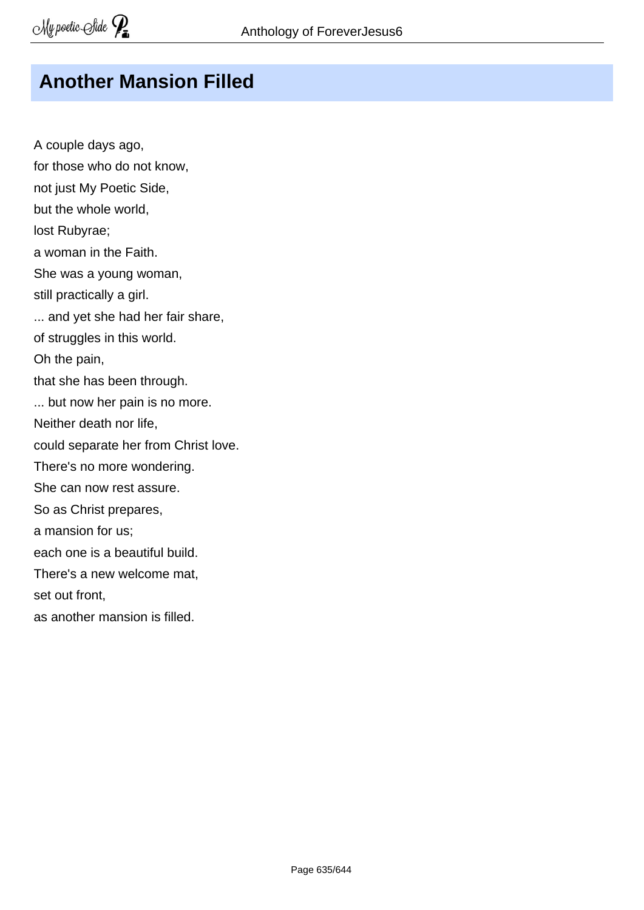## Another Mansion Filled

A couple days ago,  
for those who do not know,  
not just My Poetic Side,  
but the whole world,  
lost Rubyrae;  
a woman in the Faith.  
She was a young woman,  
still practically a girl.  
... and yet she had her fair share,  
of struggles in this world.  
Oh the pain,  
that she has been through.  
... but now her pain is no more.  
Neither death nor life,  
could separate her from Christ love.  
There's no more wondering.  
She can now rest assure.  
So as Christ prepares,  
a mansion for us;  
each one is a beautiful build.  
There's a new welcome mat,  
set out front,  
as another mansion is filled.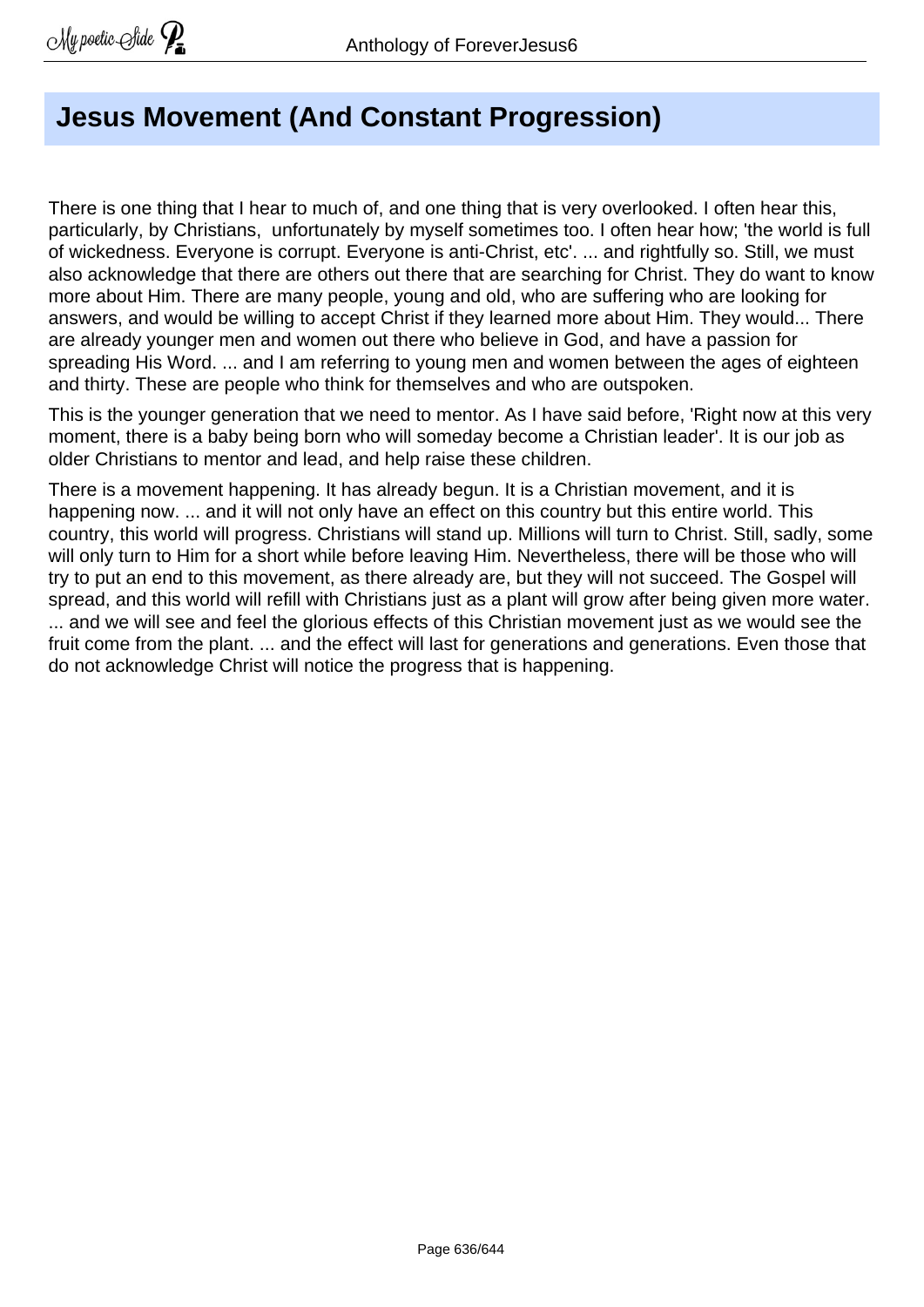# Jesus Movement (And Constant Progression)

There is one thing that I hear to much of, and one thing that is very overlooked. I often hear this, particularly, by Christians,  unfortunately by myself sometimes too. I often hear how; 'the world is full of wickedness. Everyone is corrupt. Everyone is anti-Christ, etc'. ... and rightfully so. Still, we must also acknowledge that there are others out there that are searching for Christ. They do want to know more about Him. There are many people, young and old, who are suffering who are looking for answers, and would be willing to accept Christ if they learned more about Him. They would... There are already younger men and women out there who believe in God, and have a passion for spreading His Word. ... and I am referring to young men and women between the ages of eighteen and thirty. These are people who think for themselves and who are outspoken.

This is the younger generation that we need to mentor. As I have said before, 'Right now at this very moment, there is a baby being born who will someday become a Christian leader'. It is our job as older Christians to mentor and lead, and help raise these children.

There is a movement happening. It has already begun. It is a Christian movement, and it is happening now. ... and it will not only have an effect on this country but this entire world. This country, this world will progress. Christians will stand up. Millions will turn to Christ. Still, sadly, some will only turn to Him for a short while before leaving Him. Nevertheless, there will be those who will try to put an end to this movement, as there already are, but they will not succeed. The Gospel will spread, and this world will refill with Christians just as a plant will grow after being given more water. ... and we will see and feel the glorious effects of this Christian movement just as we would see the fruit come from the plant. ... and the effect will last for generations and generations. Even those that do not acknowledge Christ will notice the progress that is happening.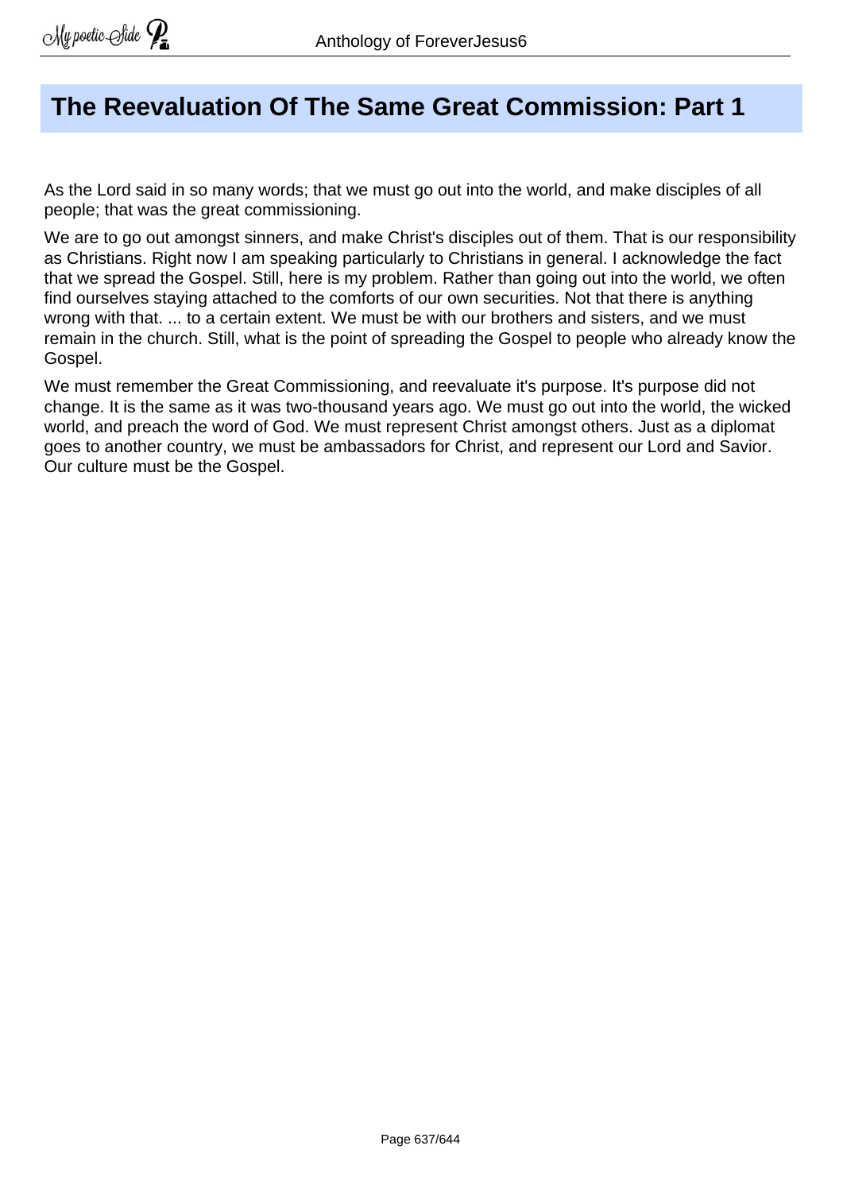## The Reevaluation Of The Same Great Commission: Part 1

As the Lord said in so many words; that we must go out into the world, and make disciples of all people; that was the great commissioning.

We are to go out amongst sinners, and make Christ's disciples out of them. That is our responsibility as Christians. Right now I am speaking particularly to Christians in general. I acknowledge the fact that we spread the Gospel. Still, here is my problem. Rather than going out into the world, we often find ourselves staying attached to the comforts of our own securities. Not that there is anything wrong with that. ... to a certain extent. We must be with our brothers and sisters, and we must remain in the church. Still, what is the point of spreading the Gospel to people who already know the Gospel.

We must remember the Great Commissioning, and reevaluate it's purpose. It's purpose did not change. It is the same as it was two-thousand years ago. We must go out into the world, the wicked world, and preach the word of God. We must represent Christ amongst others. Just as a diplomat goes to another country, we must be ambassadors for Christ, and represent our Lord and Savior. Our culture must be the Gospel.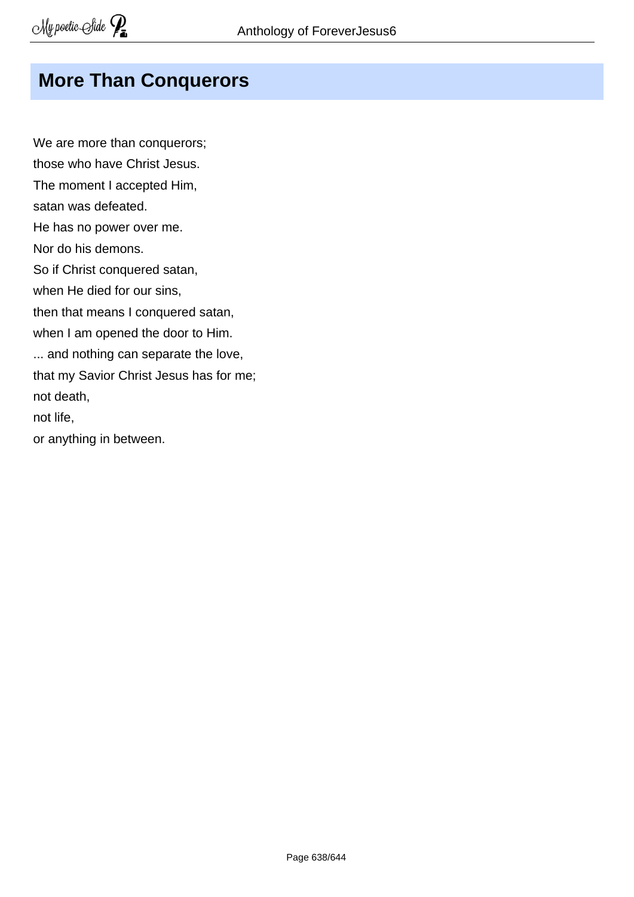## More Than Conquerors

We are more than conquerors;  
those who have Christ Jesus.  
The moment I accepted Him,  
satan was defeated.  
He has no power over me.  
Nor do his demons.  
So if Christ conquered satan,  
when He died for our sins,  
then that means I conquered satan,  
when I am opened the door to Him.  
... and nothing can separate the love,  
that my Savior Christ Jesus has for me;  
not death,  
not life,  
or anything in between.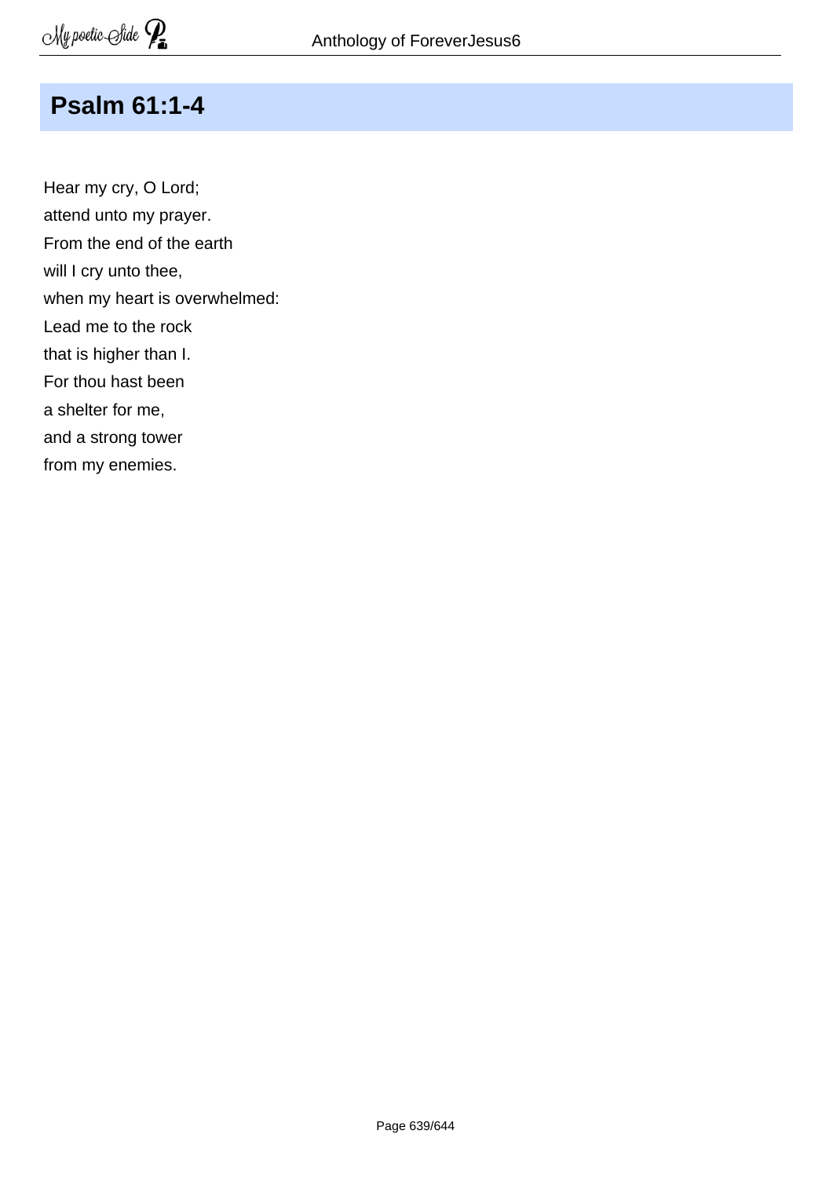## Psalm 61:1-4

Hear my cry, O Lord;  
attend unto my prayer.  
From the end of the earth  
will I cry unto thee,  
when my heart is overwhelmed:  
Lead me to the rock  
that is higher than I.  
For thou hast been  
a shelter for me,  
and a strong tower  
from my enemies.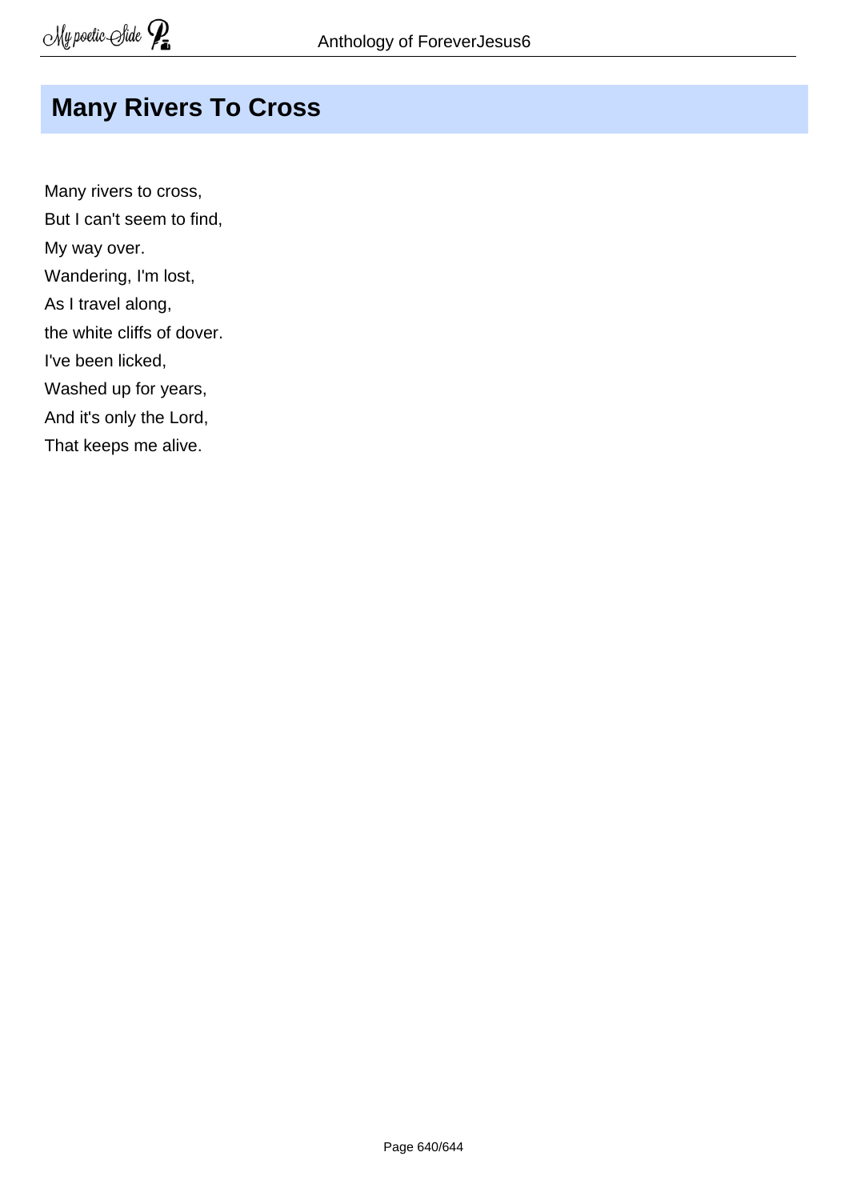## Many Rivers To Cross

Many rivers to cross,  
But I can't seem to find,  
My way over.  
Wandering, I'm lost,  
As I travel along,  
the white cliffs of dover.  
I've been licked,  
Washed up for years,  
And it's only the Lord,  
That keeps me alive.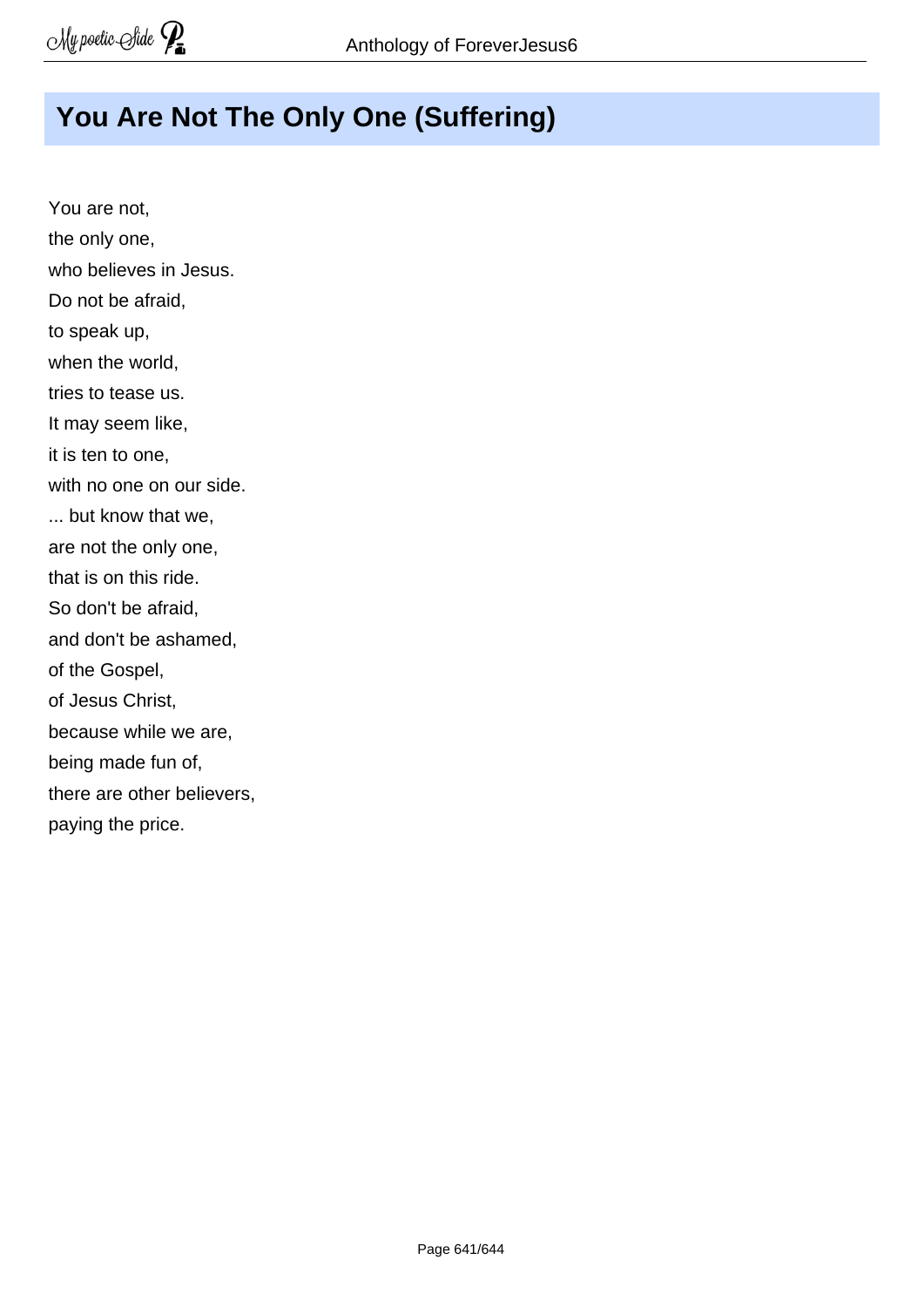# You Are Not The Only One (Suffering)

You are not,
the only one,
who believes in Jesus.
Do not be afraid,
to speak up,
when the world,
tries to tease us.
It may seem like,
it is ten to one,
with no one on our side.
... but know that we,
are not the only one,
that is on this ride.
So don't be afraid,
and don't be ashamed,
of the Gospel,
of Jesus Christ,
because while we are,
being made fun of,
there are other believers,
paying the price.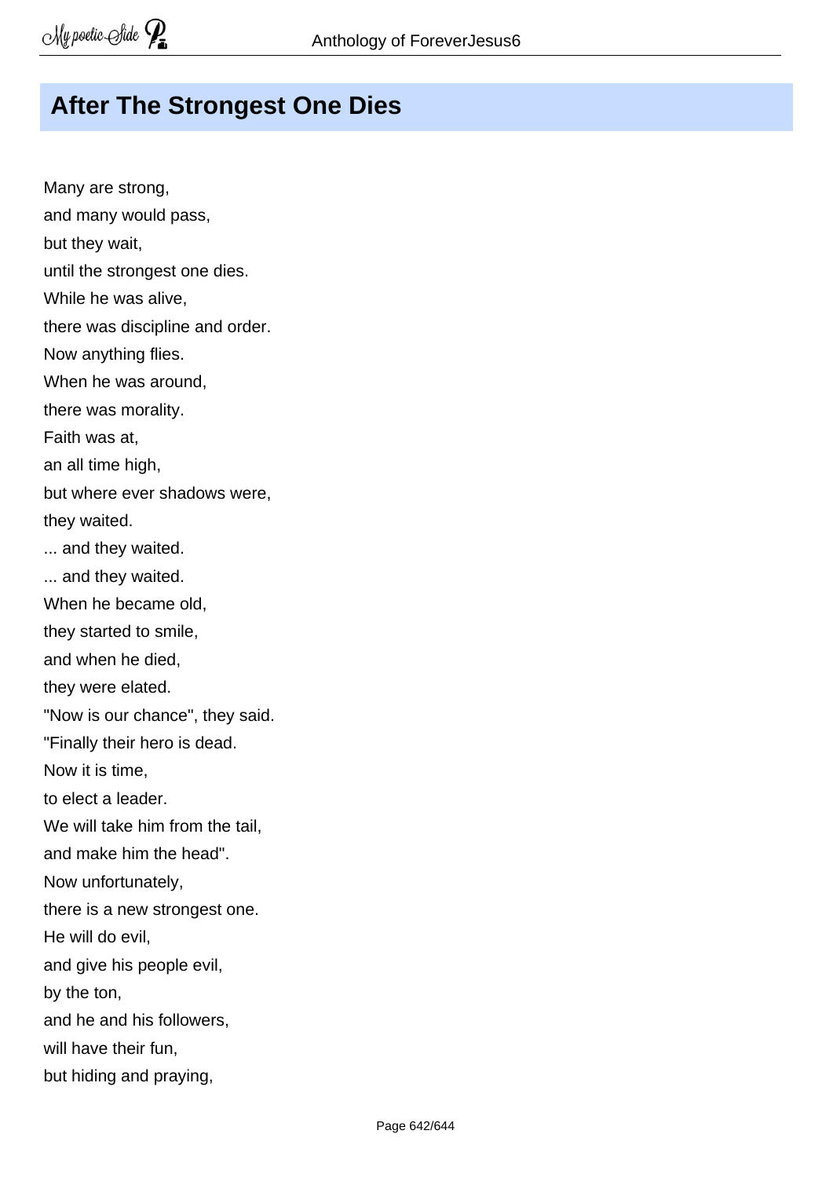## After The Strongest One Dies

Many are strong,  
and many would pass,  
but they wait,  
until the strongest one dies.  
While he was alive,  
there was discipline and order.  
Now anything flies.  
When he was around,  
there was morality.  
Faith was at,  
an all time high,  
but where ever shadows were,  
they waited.  
... and they waited.  
... and they waited.  
When he became old,  
they started to smile,  
and when he died,  
they were elated.  
"Now is our chance", they said.  
"Finally their hero is dead.  
Now it is time,  
to elect a leader.  
We will take him from the tail,  
and make him the head".  
Now unfortunately,  
there is a new strongest one.  
He will do evil,  
and give his people evil,  
by the ton,  
and he and his followers,  
will have their fun,  
but hiding and praying,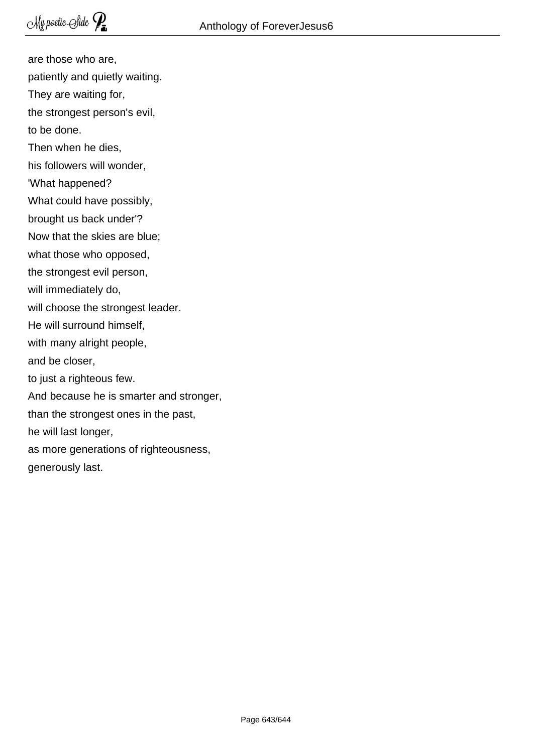are those who are,  
patiently and quietly waiting.  
They are waiting for,  
the strongest person's evil,  
to be done.  
Then when he dies,  
his followers will wonder,  
'What happened?  
What could have possibly,  
brought us back under'?  
Now that the skies are blue;  
what those who opposed,  
the strongest evil person,  
will immediately do,  
will choose the strongest leader.  
He will surround himself,  
with many alright people,  
and be closer,  
to just a righteous few.  
And because he is smarter and stronger,  
than the strongest ones in the past,  
he will last longer,  
as more generations of righteousness,  
generously last.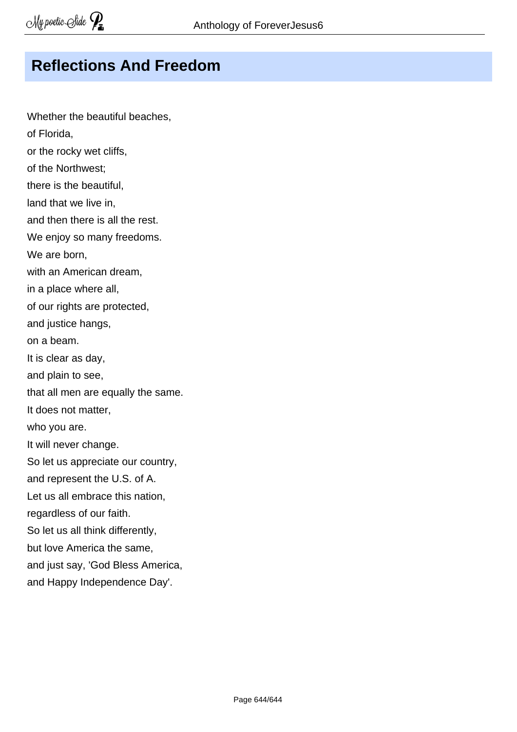# Reflections And Freedom

Whether the beautiful beaches,
of Florida,
or the rocky wet cliffs,
of the Northwest;
there is the beautiful,
land that we live in,
and then there is all the rest.
We enjoy so many freedoms.
We are born,
with an American dream,
in a place where all,
of our rights are protected,
and justice hangs,
on a beam.
It is clear as day,
and plain to see,
that all men are equally the same.
It does not matter,
who you are.
It will never change.
So let us appreciate our country,
and represent the U.S. of A.
Let us all embrace this nation,
regardless of our faith.
So let us all think differently,
but love America the same,
and just say, 'God Bless America,
and Happy Independence Day'.